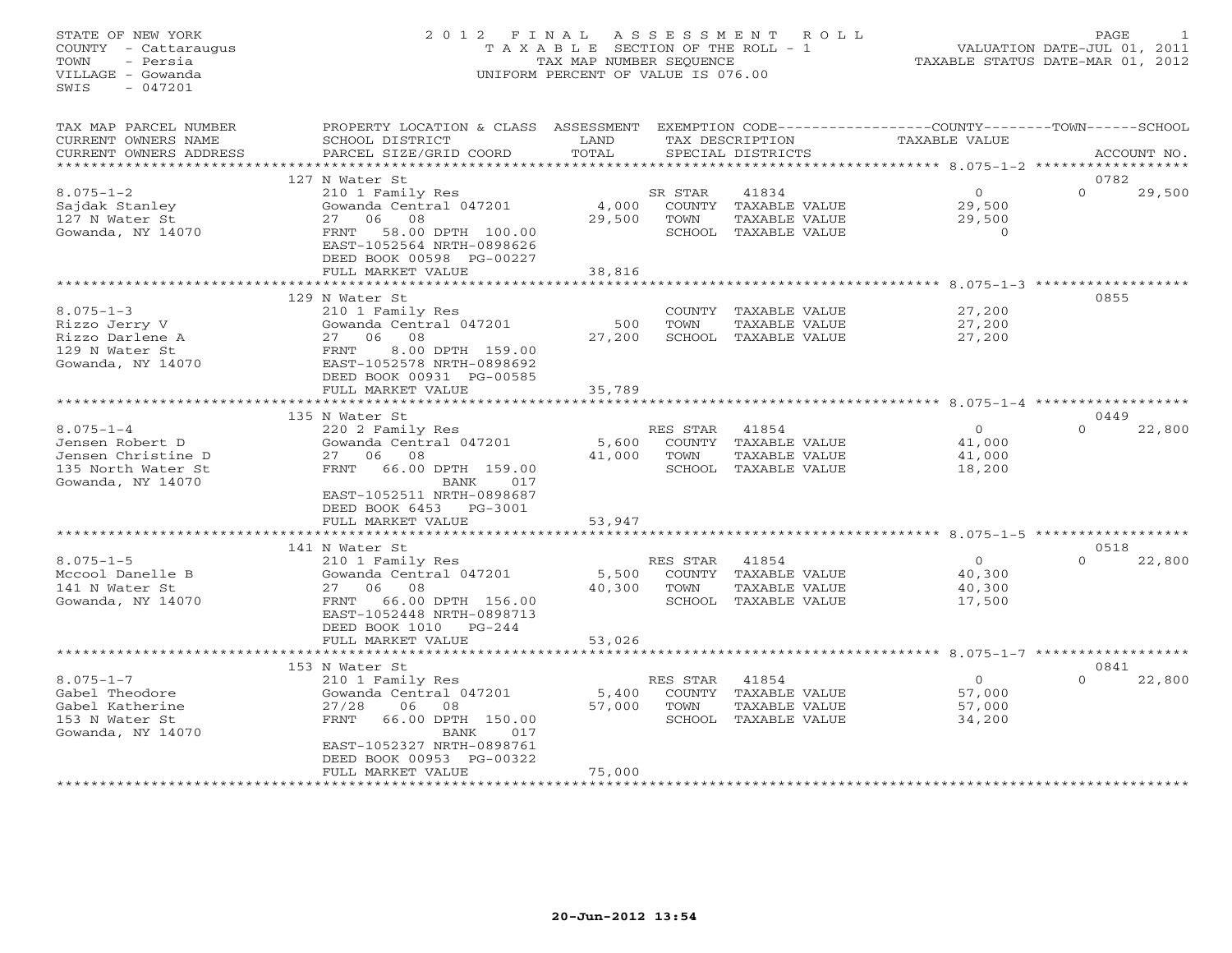STATE OF NEW YORK
COUNTY - Cattaraugus
TOWN - Persia
VILLAGE - Gowanda
SWIS - 047201

# 2012 FINAL ASSESSMENT ROLL

TAXABLE SECTION OF THE ROLL - 1
TAX MAP NUMBER SEQUENCE
UNIFORM PERCENT OF VALUE IS 076.00

VALUATION DATE-JUL 01, 2011
TAXABLE STATUS DATE-MAR 01, 2012

| TAX MAP PARCEL NUMBER / CURRENT OWNERS NAME / CURRENT OWNERS ADDRESS | PROPERTY LOCATION & CLASS / SCHOOL DISTRICT / PARCEL SIZE/GRID COORD | ASSESSMENT LAND / TOTAL | EXEMPTION CODE / TAX DESCRIPTION / SPECIAL DISTRICTS | COUNTY / TOWN TAXABLE VALUE | SCHOOL / ACCOUNT NO. |
|---|---|---|---|---|---|
| | 127 N Water St | | | | 0782 |
| 8.075-1-2 | 210 1 Family Res | | SR STAR 41834 | 0 | 0 29,500 |
| Sajdak Stanley | Gowanda Central 047201 | 4,000 | COUNTY TAXABLE VALUE | 29,500 | |
| 127 N Water St | 27 06 08 | 29,500 | TOWN TAXABLE VALUE | 29,500 | |
| Gowanda, NY 14070 | FRNT 58.00 DPTH 100.00 | | SCHOOL TAXABLE VALUE | 0 | |
| | EAST-1052564 NRTH-0898626 | | | | |
| | DEED BOOK 00598 PG-00227 | | | | |
| | FULL MARKET VALUE | 38,816 | | | |
| | 129 N Water St | | | | 0855 |
| 8.075-1-3 | 210 1 Family Res | | COUNTY TAXABLE VALUE | 27,200 | |
| Rizzo Jerry V | Gowanda Central 047201 | 500 | TOWN TAXABLE VALUE | 27,200 | |
| Rizzo Darlene A | 27 06 08 | 27,200 | SCHOOL TAXABLE VALUE | 27,200 | |
| 129 N Water St | FRNT 8.00 DPTH 159.00 | | | | |
| Gowanda, NY 14070 | EAST-1052578 NRTH-0898692 | | | | |
| | DEED BOOK 00931 PG-00585 | | | | |
| | FULL MARKET VALUE | 35,789 | | | |
| | 135 N Water St | | | | 0449 |
| 8.075-1-4 | 220 2 Family Res | | RES STAR 41854 | 0 | 0 22,800 |
| Jensen Robert D | Gowanda Central 047201 | 5,600 | COUNTY TAXABLE VALUE | 41,000 | |
| Jensen Christine D | 27 06 08 | 41,000 | TOWN TAXABLE VALUE | 41,000 | |
| 135 North Water St | FRNT 66.00 DPTH 159.00 | | SCHOOL TAXABLE VALUE | 18,200 | |
| Gowanda, NY 14070 | BANK 017 | | | | |
| | EAST-1052511 NRTH-0898687 | | | | |
| | DEED BOOK 6453 PG-3001 | | | | |
| | FULL MARKET VALUE | 53,947 | | | |
| | 141 N Water St | | | | 0518 |
| 8.075-1-5 | 210 1 Family Res | | RES STAR 41854 | 0 | 0 22,800 |
| Mccool Danelle B | Gowanda Central 047201 | 5,500 | COUNTY TAXABLE VALUE | 40,300 | |
| 141 N Water St | 27 06 08 | 40,300 | TOWN TAXABLE VALUE | 40,300 | |
| Gowanda, NY 14070 | FRNT 66.00 DPTH 156.00 | | SCHOOL TAXABLE VALUE | 17,500 | |
| | EAST-1052448 NRTH-0898713 | | | | |
| | DEED BOOK 1010 PG-244 | | | | |
| | FULL MARKET VALUE | 53,026 | | | |
| | 153 N Water St | | | | 0841 |
| 8.075-1-7 | 210 1 Family Res | | RES STAR 41854 | 0 | 0 22,800 |
| Gabel Theodore | Gowanda Central 047201 | 5,400 | COUNTY TAXABLE VALUE | 57,000 | |
| Gabel Katherine | 27/28 06 08 | 57,000 | TOWN TAXABLE VALUE | 57,000 | |
| 153 N Water St | FRNT 66.00 DPTH 150.00 | | SCHOOL TAXABLE VALUE | 34,200 | |
| Gowanda, NY 14070 | BANK 017 | | | | |
| | EAST-1052327 NRTH-0898761 | | | | |
| | DEED BOOK 00953 PG-00322 | | | | |
| | FULL MARKET VALUE | 75,000 | | | |

20-Jun-2012 13:54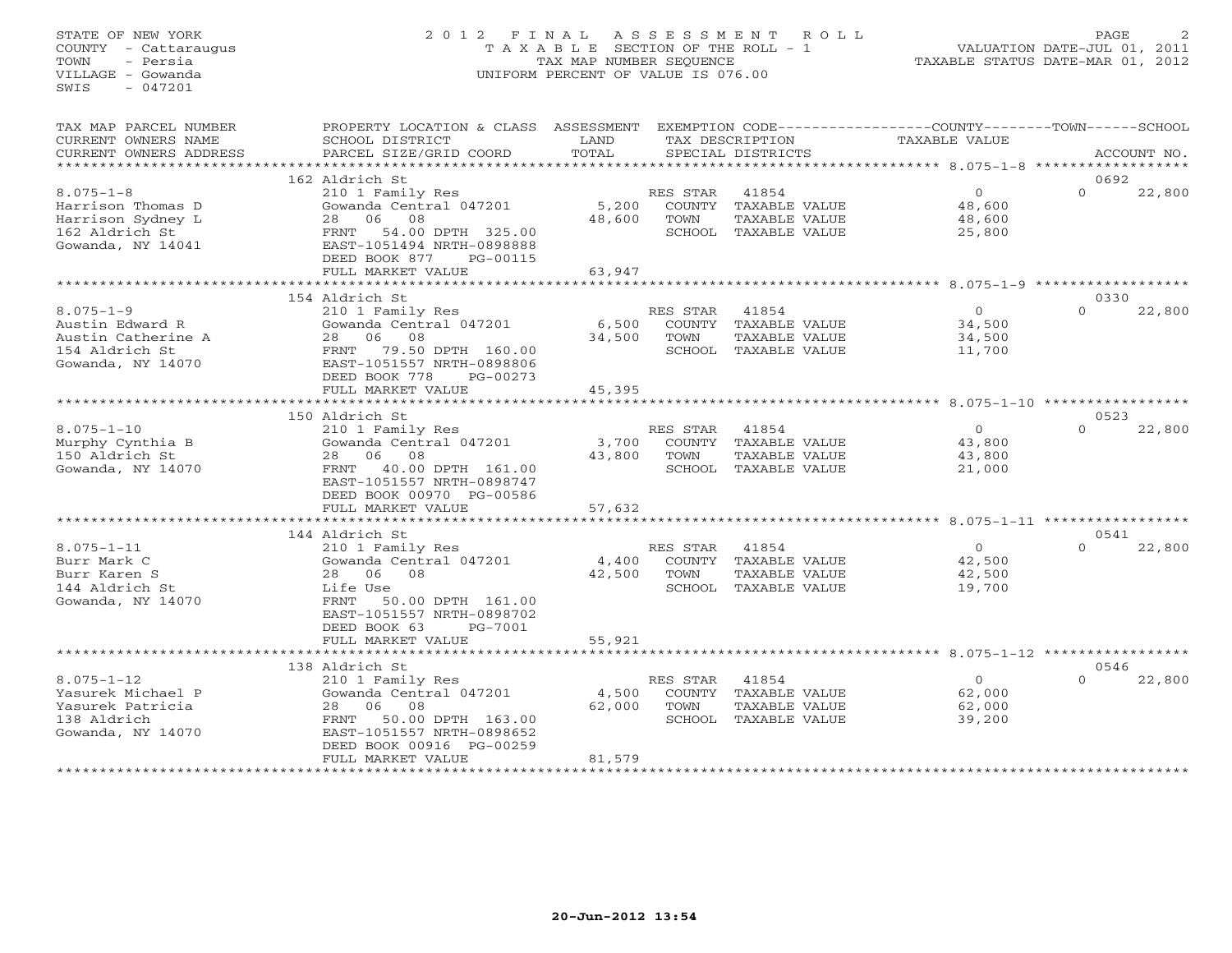STATE OF NEW YORK
COUNTY - Cattaraugus
TOWN - Persia
VILLAGE - Gowanda
SWIS - 047201

2012 FINAL ASSESSMENT ROLL
TAXABLE SECTION OF THE ROLL - 1
TAX MAP NUMBER SEQUENCE
UNIFORM PERCENT OF VALUE IS 076.00

VALUATION DATE-JUL 01, 2011
TAXABLE STATUS DATE-MAR 01, 2012

| TAX MAP PARCEL NUMBER / CURRENT OWNERS NAME / CURRENT OWNERS ADDRESS | PROPERTY LOCATION & CLASS / SCHOOL DISTRICT / PARCEL SIZE/GRID COORD | ASSESSMENT LAND / TOTAL | EXEMPTION CODE / TAX DESCRIPTION / SPECIAL DISTRICTS | COUNTY / TOWN TAXABLE VALUE | SCHOOL / ACCOUNT NO. |
|---|---|---|---|---|---|
| | 162 Aldrich St | | | | 0692 |
| 8.075-1-8 | 210 1 Family Res | | RES STAR 41854 | 0 | 0 22,800 |
| Harrison Thomas D | Gowanda Central 047201 | 5,200 | COUNTY TAXABLE VALUE | 48,600 | |
| Harrison Sydney L | 28 06 08 | 48,600 | TOWN TAXABLE VALUE | 48,600 | |
| 162 Aldrich St | FRNT 54.00 DPTH 325.00 | | SCHOOL TAXABLE VALUE | 25,800 | |
| Gowanda, NY 14041 | EAST-1051494 NRTH-0898888 | | | | |
| | DEED BOOK 877 PG-00115 | | | | |
| | FULL MARKET VALUE | 63,947 | | | |
| | 154 Aldrich St | | | | 0330 |
| 8.075-1-9 | 210 1 Family Res | | RES STAR 41854 | 0 | 0 22,800 |
| Austin Edward R | Gowanda Central 047201 | 6,500 | COUNTY TAXABLE VALUE | 34,500 | |
| Austin Catherine A | 28 06 08 | 34,500 | TOWN TAXABLE VALUE | 34,500 | |
| 154 Aldrich St | FRNT 79.50 DPTH 160.00 | | SCHOOL TAXABLE VALUE | 11,700 | |
| Gowanda, NY 14070 | EAST-1051557 NRTH-0898806 | | | | |
| | DEED BOOK 778 PG-00273 | | | | |
| | FULL MARKET VALUE | 45,395 | | | |
| | 150 Aldrich St | | | | 0523 |
| 8.075-1-10 | 210 1 Family Res | | RES STAR 41854 | 0 | 0 22,800 |
| Murphy Cynthia B | Gowanda Central 047201 | 3,700 | COUNTY TAXABLE VALUE | 43,800 | |
| 150 Aldrich St | 28 06 08 | 43,800 | TOWN TAXABLE VALUE | 43,800 | |
| Gowanda, NY 14070 | FRNT 40.00 DPTH 161.00 | | SCHOOL TAXABLE VALUE | 21,000 | |
| | EAST-1051557 NRTH-0898747 | | | | |
| | DEED BOOK 00970 PG-00586 | | | | |
| | FULL MARKET VALUE | 57,632 | | | |
| | 144 Aldrich St | | | | 0541 |
| 8.075-1-11 | 210 1 Family Res | | RES STAR 41854 | 0 | 0 22,800 |
| Burr Mark C | Gowanda Central 047201 | 4,400 | COUNTY TAXABLE VALUE | 42,500 | |
| Burr Karen S | 28 06 08 | 42,500 | TOWN TAXABLE VALUE | 42,500 | |
| 144 Aldrich St | Life Use | | SCHOOL TAXABLE VALUE | 19,700 | |
| Gowanda, NY 14070 | FRNT 50.00 DPTH 161.00 | | | | |
| | EAST-1051557 NRTH-0898702 | | | | |
| | DEED BOOK 63 PG-7001 | | | | |
| | FULL MARKET VALUE | 55,921 | | | |
| | 138 Aldrich St | | | | 0546 |
| 8.075-1-12 | 210 1 Family Res | | RES STAR 41854 | 0 | 0 22,800 |
| Yasurek Michael P | Gowanda Central 047201 | 4,500 | COUNTY TAXABLE VALUE | 62,000 | |
| Yasurek Patricia | 28 06 08 | 62,000 | TOWN TAXABLE VALUE | 62,000 | |
| 138 Aldrich | FRNT 50.00 DPTH 163.00 | | SCHOOL TAXABLE VALUE | 39,200 | |
| Gowanda, NY 14070 | EAST-1051557 NRTH-0898652 | | | | |
| | DEED BOOK 00916 PG-00259 | | | | |
| | FULL MARKET VALUE | 81,579 | | | |

20-Jun-2012 13:54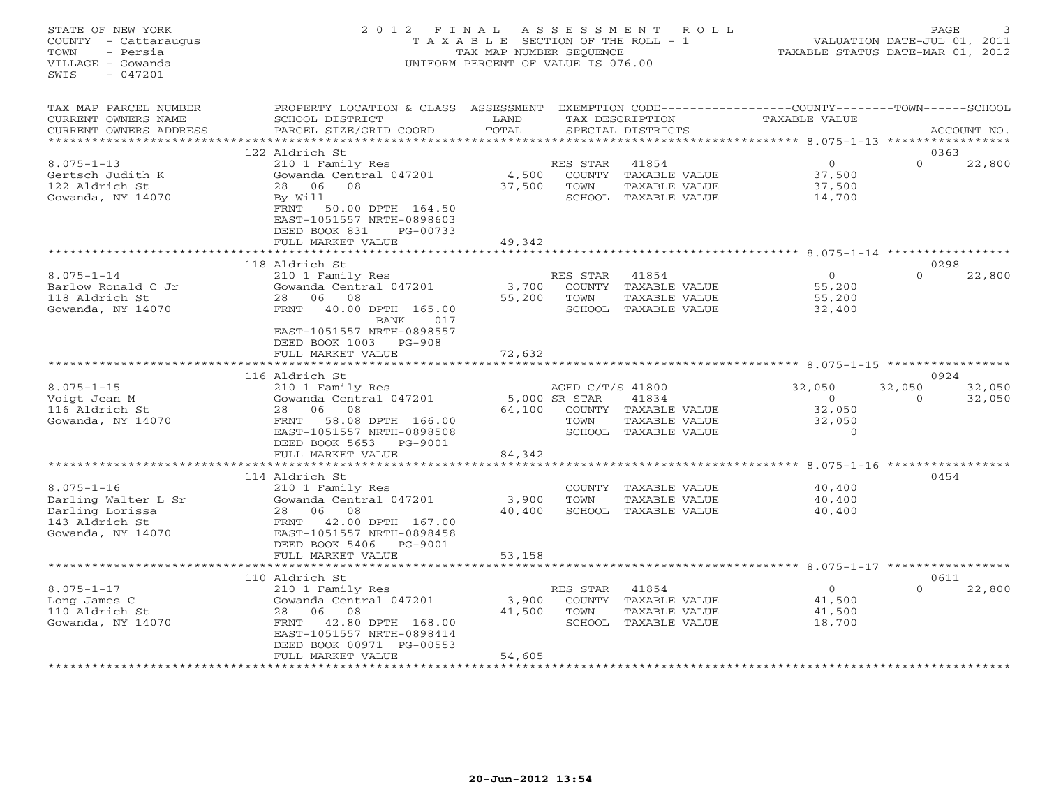STATE OF NEW YORK
COUNTY - Cattaraugus
TOWN - Persia
VILLAGE - Gowanda
SWIS - 047201

# 2012 FINAL ASSESSMENT ROLL

TAXABLE SECTION OF THE ROLL - 1
TAX MAP NUMBER SEQUENCE
UNIFORM PERCENT OF VALUE IS 076.00

VALUATION DATE-JUL 01, 2011
TAXABLE STATUS DATE-MAR 01, 2012

| TAX MAP PARCEL NUMBER / CURRENT OWNERS NAME / CURRENT OWNERS ADDRESS | PROPERTY LOCATION & CLASS / SCHOOL DISTRICT / PARCEL SIZE/GRID COORD | ASSESSMENT LAND / TOTAL | EXEMPTION CODE / TAX DESCRIPTION / SPECIAL DISTRICTS | COUNTY TAXABLE VALUE | TOWN | SCHOOL / ACCOUNT NO. |
|---|---|---|---|---|---|---|
| **8.075-1-13** | 122 Aldrich St | | | | | 0363 |
| Gertsch Judith K | 210 1 Family Res | | RES STAR 41854 | 0 | 0 | 22,800 |
| 122 Aldrich St | Gowanda Central 047201 | 4,500 | COUNTY TAXABLE VALUE | 37,500 | | |
| Gowanda, NY 14070 | 28 06 08 | 37,500 | TOWN TAXABLE VALUE | 37,500 | | |
| | By Will | | SCHOOL TAXABLE VALUE | 14,700 | | |
| | FRNT 50.00 DPTH 164.50 | | | | | |
| | EAST-1051557 NRTH-0898603 | | | | | |
| | DEED BOOK 831 PG-00733 | | | | | |
| | FULL MARKET VALUE | 49,342 | | | | |
| **8.075-1-14** | 118 Aldrich St | | | | | 0298 |
| Barlow Ronald C Jr | 210 1 Family Res | | RES STAR 41854 | 0 | 0 | 22,800 |
| 118 Aldrich St | Gowanda Central 047201 | 3,700 | COUNTY TAXABLE VALUE | 55,200 | | |
| Gowanda, NY 14070 | 28 06 08 | 55,200 | TOWN TAXABLE VALUE | 55,200 | | |
| | FRNT 40.00 DPTH 165.00 | | SCHOOL TAXABLE VALUE | 32,400 | | |
| | BANK 017 | | | | | |
| | EAST-1051557 NRTH-0898557 | | | | | |
| | DEED BOOK 1003 PG-908 | | | | | |
| | FULL MARKET VALUE | 72,632 | | | | |
| **8.075-1-15** | 116 Aldrich St | | | | | 0924 |
| Voigt Jean M | 210 1 Family Res | | AGED C/T/S 41800 | 32,050 | 32,050 | 32,050 |
| 116 Aldrich St | Gowanda Central 047201 | 5,000 | SR STAR 41834 | 0 | 0 | 32,050 |
| Gowanda, NY 14070 | 28 06 08 | 64,100 | COUNTY TAXABLE VALUE | 32,050 | | |
| | FRNT 58.08 DPTH 166.00 | | TOWN TAXABLE VALUE | 32,050 | | |
| | EAST-1051557 NRTH-0898508 | | SCHOOL TAXABLE VALUE | 0 | | |
| | DEED BOOK 5653 PG-9001 | | | | | |
| | FULL MARKET VALUE | 84,342 | | | | |
| **8.075-1-16** | 114 Aldrich St | | | | | 0454 |
| Darling Walter L Sr | 210 1 Family Res | | COUNTY TAXABLE VALUE | 40,400 | | |
| Darling Lorissa | Gowanda Central 047201 | 3,900 | TOWN TAXABLE VALUE | 40,400 | | |
| 143 Aldrich St | 28 06 08 | 40,400 | SCHOOL TAXABLE VALUE | 40,400 | | |
| Gowanda, NY 14070 | FRNT 42.00 DPTH 167.00 | | | | | |
| | EAST-1051557 NRTH-0898458 | | | | | |
| | DEED BOOK 5406 PG-9001 | | | | | |
| | FULL MARKET VALUE | 53,158 | | | | |
| **8.075-1-17** | 110 Aldrich St | | | | | 0611 |
| Long James C | 210 1 Family Res | | RES STAR 41854 | 0 | 0 | 22,800 |
| 110 Aldrich St | Gowanda Central 047201 | 3,900 | COUNTY TAXABLE VALUE | 41,500 | | |
| Gowanda, NY 14070 | 28 06 08 | 41,500 | TOWN TAXABLE VALUE | 41,500 | | |
| | FRNT 42.80 DPTH 168.00 | | SCHOOL TAXABLE VALUE | 18,700 | | |
| | EAST-1051557 NRTH-0898414 | | | | | |
| | DEED BOOK 00971 PG-00553 | | | | | |
| | FULL MARKET VALUE | 54,605 | | | | |

20-Jun-2012 13:54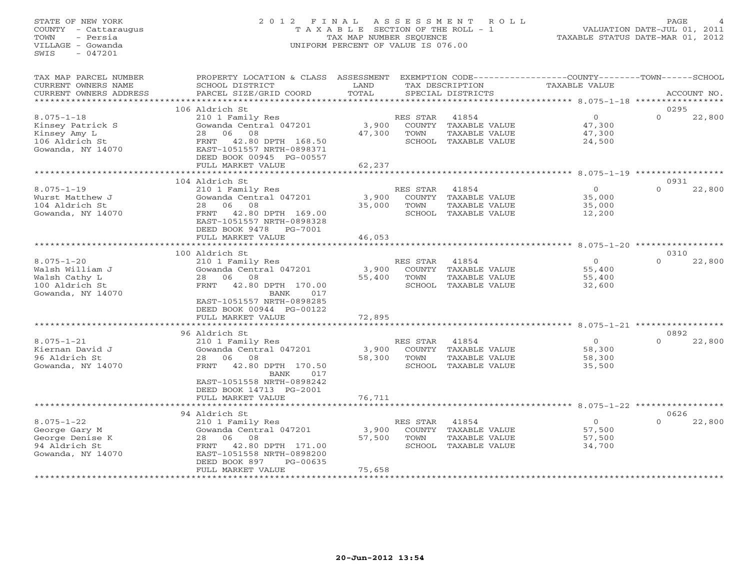STATE OF NEW YORK
COUNTY - Cattaraugus
TOWN - Persia
VILLAGE - Gowanda
SWIS - 047201

2012 FINAL ASSESSMENT ROLL
TAXABLE SECTION OF THE ROLL - 1
TAX MAP NUMBER SEQUENCE
UNIFORM PERCENT OF VALUE IS 076.00

VALUATION DATE-JUL 01, 2011
TAXABLE STATUS DATE-MAR 01, 2012

| TAX MAP PARCEL NUMBER / CURRENT OWNERS NAME / CURRENT OWNERS ADDRESS | PROPERTY LOCATION & CLASS / SCHOOL DISTRICT / PARCEL SIZE/GRID COORD | ASSESSMENT LAND / TOTAL | EXEMPTION CODE / TAX DESCRIPTION / SPECIAL DISTRICTS | COUNTY TAXABLE VALUE | TOWN | SCHOOL | ACCOUNT NO. |
|---|---|---|---|---|---|---|---|
| 8.075-1-18 | 106 Aldrich St | | | | | | 0295 |
| Kinsey Patrick S | 210 1 Family Res | | RES STAR 41854 | 0 | 0 | 22,800 | |
| Kinsey Amy L | Gowanda Central 047201 | 3,900 | COUNTY TAXABLE VALUE | 47,300 | | | |
| 106 Aldrich St | 28 06 08 | 47,300 | TOWN TAXABLE VALUE | 47,300 | | | |
| Gowanda, NY 14070 | FRNT 42.80 DPTH 168.50 | | SCHOOL TAXABLE VALUE | 24,500 | | | |
| | EAST-1051557 NRTH-0898371 | | | | | | |
| | DEED BOOK 00945 PG-00557 | | | | | | |
| | FULL MARKET VALUE | 62,237 | | | | | |
| 8.075-1-19 | 104 Aldrich St | | | | | | 0931 |
| Wurst Matthew J | 210 1 Family Res | | RES STAR 41854 | 0 | 0 | 22,800 | |
| 104 Aldrich St | Gowanda Central 047201 | 3,900 | COUNTY TAXABLE VALUE | 35,000 | | | |
| Gowanda, NY 14070 | 28 06 08 | 35,000 | TOWN TAXABLE VALUE | 35,000 | | | |
| | FRNT 42.80 DPTH 169.00 | | SCHOOL TAXABLE VALUE | 12,200 | | | |
| | EAST-1051557 NRTH-0898328 | | | | | | |
| | DEED BOOK 9478 PG-7001 | | | | | | |
| | FULL MARKET VALUE | 46,053 | | | | | |
| 8.075-1-20 | 100 Aldrich St | | | | | | 0310 |
| Walsh William J | 210 1 Family Res | | RES STAR 41854 | 0 | 0 | 22,800 | |
| Walsh Cathy L | Gowanda Central 047201 | 3,900 | COUNTY TAXABLE VALUE | 55,400 | | | |
| 100 Aldrich St | 28 06 08 | 55,400 | TOWN TAXABLE VALUE | 55,400 | | | |
| Gowanda, NY 14070 | FRNT 42.80 DPTH 170.00 | | SCHOOL TAXABLE VALUE | 32,600 | | | |
| | BANK 017 | | | | | | |
| | EAST-1051557 NRTH-0898285 | | | | | | |
| | DEED BOOK 00944 PG-00122 | | | | | | |
| | FULL MARKET VALUE | 72,895 | | | | | |
| 8.075-1-21 | 96 Aldrich St | | | | | | 0892 |
| Kiernan David J | 210 1 Family Res | | RES STAR 41854 | 0 | 0 | 22,800 | |
| 96 Aldrich St | Gowanda Central 047201 | 3,900 | COUNTY TAXABLE VALUE | 58,300 | | | |
| Gowanda, NY 14070 | 28 06 08 | 58,300 | TOWN TAXABLE VALUE | 58,300 | | | |
| | FRNT 42.80 DPTH 170.50 | | SCHOOL TAXABLE VALUE | 35,500 | | | |
| | BANK 017 | | | | | | |
| | EAST-1051558 NRTH-0898242 | | | | | | |
| | DEED BOOK 14713 PG-2001 | | | | | | |
| | FULL MARKET VALUE | 76,711 | | | | | |
| 8.075-1-22 | 94 Aldrich St | | | | | | 0626 |
| George Gary M | 210 1 Family Res | | RES STAR 41854 | 0 | 0 | 22,800 | |
| George Denise K | Gowanda Central 047201 | 3,900 | COUNTY TAXABLE VALUE | 57,500 | | | |
| 94 Aldrich St | 28 06 08 | 57,500 | TOWN TAXABLE VALUE | 57,500 | | | |
| Gowanda, NY 14070 | FRNT 42.80 DPTH 171.00 | | SCHOOL TAXABLE VALUE | 34,700 | | | |
| | EAST-1051558 NRTH-0898200 | | | | | | |
| | DEED BOOK 897 PG-00635 | | | | | | |
| | FULL MARKET VALUE | 75,658 | | | | | |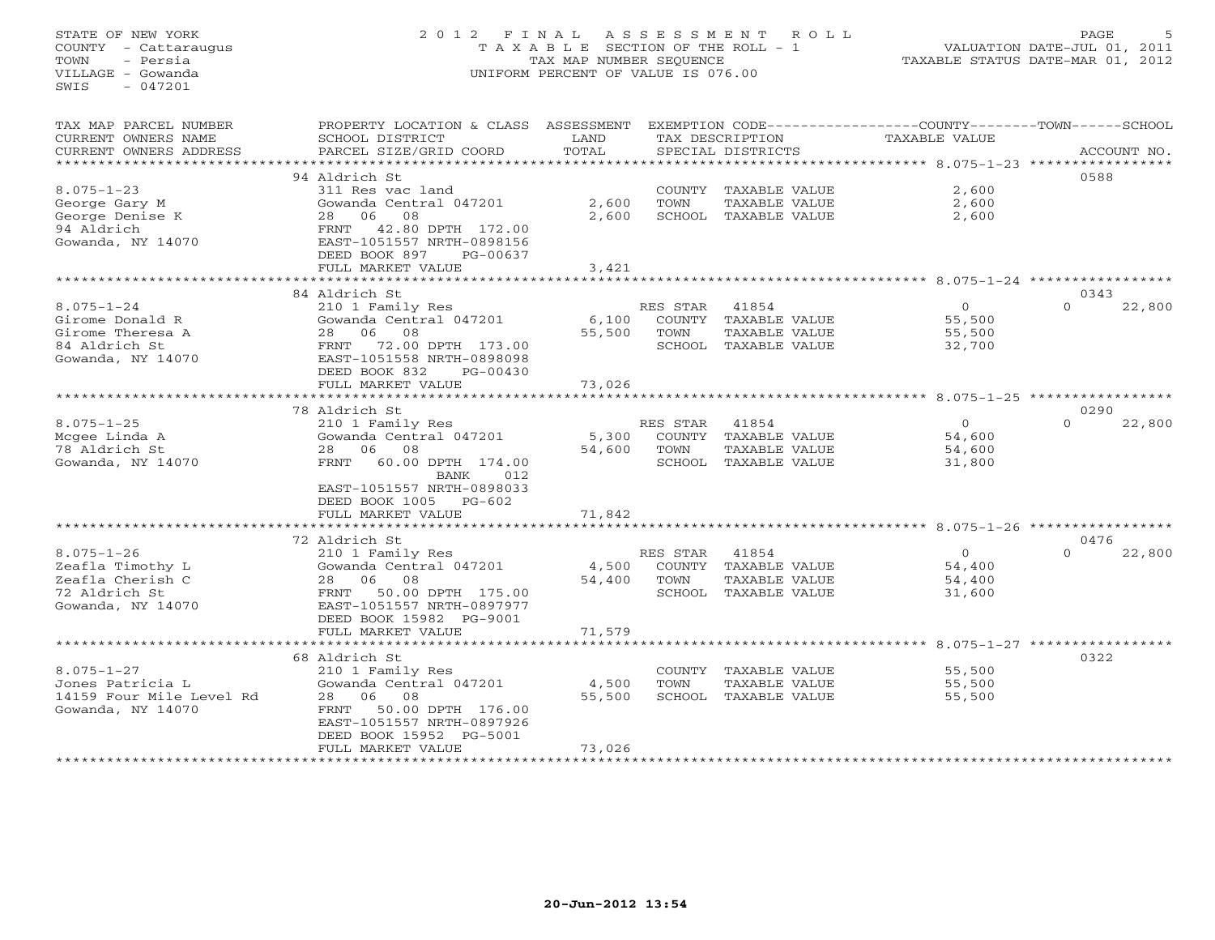STATE OF NEW YORK
COUNTY - Cattaraugus
TOWN - Persia
VILLAGE - Gowanda
SWIS - 047201

2 0 1 2 F I N A L A S S E S S M E N T R O L L
T A X A B L E SECTION OF THE ROLL - 1
TAX MAP NUMBER SEQUENCE
UNIFORM PERCENT OF VALUE IS 076.00

VALUATION DATE-JUL 01, 2011
TAXABLE STATUS DATE-MAR 01, 2012

| TAX MAP PARCEL NUMBER / CURRENT OWNERS NAME / CURRENT OWNERS ADDRESS | PROPERTY LOCATION & CLASS / SCHOOL DISTRICT / PARCEL SIZE/GRID COORD | ASSESSMENT LAND | ASSESSMENT TOTAL | EXEMPTION CODE / TAX DESCRIPTION / SPECIAL DISTRICTS | COUNTY TAXABLE VALUE | TOWN | SCHOOL | ACCOUNT NO. |
|---|---|---|---|---|---|---|---|---|
| | 94 Aldrich St | | | | | | | 0588 |
| 8.075-1-23 | 311 Res vac land | | | COUNTY TAXABLE VALUE | 2,600 | | | |
| George Gary M | Gowanda Central 047201 | 2,600 | | TOWN TAXABLE VALUE | 2,600 | | | |
| George Denise K | 28 06 08 | | 2,600 | SCHOOL TAXABLE VALUE | 2,600 | | | |
| 94 Aldrich | FRNT 42.80 DPTH 172.00 | | | | | | | |
| Gowanda, NY 14070 | EAST-1051557 NRTH-0898156 | | | | | | | |
| | DEED BOOK 897 PG-00637 | | | | | | | |
| | FULL MARKET VALUE | | 3,421 | | | | | |
| | 84 Aldrich St | | | | | | | 0343 |
| 8.075-1-24 | 210 1 Family Res | | | RES STAR 41854 | 0 | | 0 | 22,800 |
| Girome Donald R | Gowanda Central 047201 | 6,100 | | COUNTY TAXABLE VALUE | 55,500 | | | |
| Girome Theresa A | 28 06 08 | | 55,500 | TOWN TAXABLE VALUE | 55,500 | | | |
| 84 Aldrich St | FRNT 72.00 DPTH 173.00 | | | SCHOOL TAXABLE VALUE | 32,700 | | | |
| Gowanda, NY 14070 | EAST-1051558 NRTH-0898098 | | | | | | | |
| | DEED BOOK 832 PG-00430 | | | | | | | |
| | FULL MARKET VALUE | | 73,026 | | | | | |
| | 78 Aldrich St | | | | | | | 0290 |
| 8.075-1-25 | 210 1 Family Res | | | RES STAR 41854 | 0 | | 0 | 22,800 |
| Mcgee Linda A | Gowanda Central 047201 | 5,300 | | COUNTY TAXABLE VALUE | 54,600 | | | |
| 78 Aldrich St | 28 06 08 | | 54,600 | TOWN TAXABLE VALUE | 54,600 | | | |
| Gowanda, NY 14070 | FRNT 60.00 DPTH 174.00 | | | SCHOOL TAXABLE VALUE | 31,800 | | | |
| | BANK 012 | | | | | | | |
| | EAST-1051557 NRTH-0898033 | | | | | | | |
| | DEED BOOK 1005 PG-602 | | | | | | | |
| | FULL MARKET VALUE | | 71,842 | | | | | |
| | 72 Aldrich St | | | | | | | 0476 |
| 8.075-1-26 | 210 1 Family Res | | | RES STAR 41854 | 0 | | 0 | 22,800 |
| Zeafla Timothy L | Gowanda Central 047201 | 4,500 | | COUNTY TAXABLE VALUE | 54,400 | | | |
| Zeafla Cherish C | 28 06 08 | | 54,400 | TOWN TAXABLE VALUE | 54,400 | | | |
| 72 Aldrich St | FRNT 50.00 DPTH 175.00 | | | SCHOOL TAXABLE VALUE | 31,600 | | | |
| Gowanda, NY 14070 | EAST-1051557 NRTH-0897977 | | | | | | | |
| | DEED BOOK 15982 PG-9001 | | | | | | | |
| | FULL MARKET VALUE | | 71,579 | | | | | |
| | 68 Aldrich St | | | | | | | 0322 |
| 8.075-1-27 | 210 1 Family Res | | | COUNTY TAXABLE VALUE | 55,500 | | | |
| Jones Patricia L | Gowanda Central 047201 | 4,500 | | TOWN TAXABLE VALUE | 55,500 | | | |
| 14159 Four Mile Level Rd | 28 06 08 | | 55,500 | SCHOOL TAXABLE VALUE | 55,500 | | | |
| Gowanda, NY 14070 | FRNT 50.00 DPTH 176.00 | | | | | | | |
| | EAST-1051557 NRTH-0897926 | | | | | | | |
| | DEED BOOK 15952 PG-5001 | | | | | | | |
| | FULL MARKET VALUE | | 73,026 | | | | | |

20-Jun-2012 13:54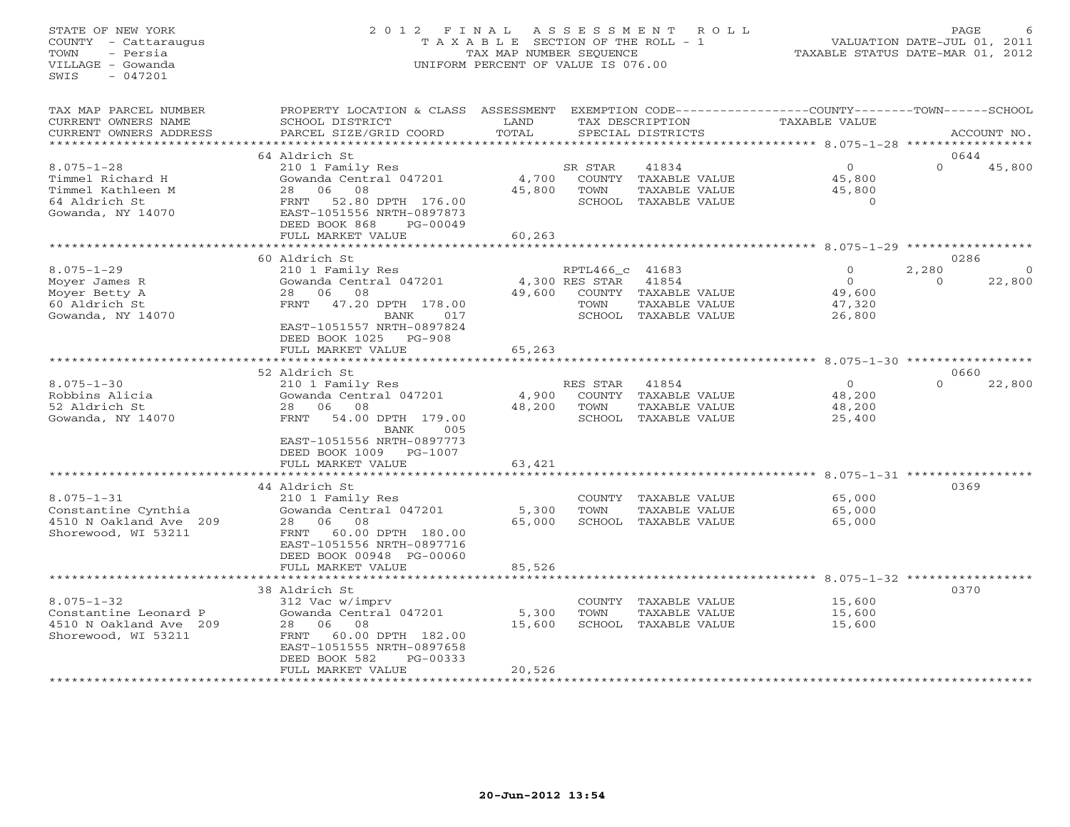STATE OF NEW YORK
COUNTY - Cattaraugus
TOWN - Persia
VILLAGE - Gowanda
SWIS - 047201

2012 FINAL ASSESSMENT ROLL
TAXABLE SECTION OF THE ROLL - 1
TAX MAP NUMBER SEQUENCE
UNIFORM PERCENT OF VALUE IS 076.00

VALUATION DATE-JUL 01, 2011
TAXABLE STATUS DATE-MAR 01, 2012

| TAX MAP PARCEL NUMBER / CURRENT OWNERS NAME / CURRENT OWNERS ADDRESS | PROPERTY LOCATION & CLASS / SCHOOL DISTRICT / PARCEL SIZE/GRID COORD | ASSESSMENT LAND / TOTAL | EXEMPTION CODE / TAX DESCRIPTION / SPECIAL DISTRICTS | COUNTY TAXABLE VALUE | TOWN | SCHOOL / ACCOUNT NO. |
|---|---|---|---|---|---|---|
| | 64 Aldrich St | | | | | 0644 |
| 8.075-1-28 | 210 1 Family Res | | SR STAR 41834 | 0 | 0 | 45,800 |
| Timmel Richard H | Gowanda Central 047201 | 4,700 | COUNTY TAXABLE VALUE | 45,800 | | |
| Timmel Kathleen M | 28 06 08 | 45,800 | TOWN TAXABLE VALUE | 45,800 | | |
| 64 Aldrich St | FRNT 52.80 DPTH 176.00 | | SCHOOL TAXABLE VALUE | 0 | | |
| Gowanda, NY 14070 | EAST-1051556 NRTH-0897873 | | | | | |
| | DEED BOOK 868 PG-00049 | | | | | |
| | FULL MARKET VALUE | 60,263 | | | | |
| | 60 Aldrich St | | | | | 0286 |
| 8.075-1-29 | 210 1 Family Res | | RPTL466_c 41683 | 0 | 2,280 | 0 |
| Moyer James R | Gowanda Central 047201 | 4,300 | RES STAR 41854 | 0 | 0 | 22,800 |
| Moyer Betty A | 28 06 08 | 49,600 | COUNTY TAXABLE VALUE | 49,600 | | |
| 60 Aldrich St | FRNT 47.20 DPTH 178.00 | | TOWN TAXABLE VALUE | 47,320 | | |
| Gowanda, NY 14070 | BANK 017 | | SCHOOL TAXABLE VALUE | 26,800 | | |
| | EAST-1051557 NRTH-0897824 | | | | | |
| | DEED BOOK 1025 PG-908 | | | | | |
| | FULL MARKET VALUE | 65,263 | | | | |
| | 52 Aldrich St | | | | | 0660 |
| 8.075-1-30 | 210 1 Family Res | | RES STAR 41854 | 0 | 0 | 22,800 |
| Robbins Alicia | Gowanda Central 047201 | 4,900 | COUNTY TAXABLE VALUE | 48,200 | | |
| 52 Aldrich St | 28 06 08 | 48,200 | TOWN TAXABLE VALUE | 48,200 | | |
| Gowanda, NY 14070 | FRNT 54.00 DPTH 179.00 | | SCHOOL TAXABLE VALUE | 25,400 | | |
| | BANK 005 | | | | | |
| | EAST-1051556 NRTH-0897773 | | | | | |
| | DEED BOOK 1009 PG-1007 | | | | | |
| | FULL MARKET VALUE | 63,421 | | | | |
| | 44 Aldrich St | | | | | 0369 |
| 8.075-1-31 | 210 1 Family Res | | COUNTY TAXABLE VALUE | 65,000 | | |
| Constantine Cynthia | Gowanda Central 047201 | 5,300 | TOWN TAXABLE VALUE | 65,000 | | |
| 4510 N Oakland Ave 209 | 28 06 08 | 65,000 | SCHOOL TAXABLE VALUE | 65,000 | | |
| Shorewood, WI 53211 | FRNT 60.00 DPTH 180.00 | | | | | |
| | EAST-1051556 NRTH-0897716 | | | | | |
| | DEED BOOK 00948 PG-00060 | | | | | |
| | FULL MARKET VALUE | 85,526 | | | | |
| | 38 Aldrich St | | | | | 0370 |
| 8.075-1-32 | 312 Vac w/imprv | | COUNTY TAXABLE VALUE | 15,600 | | |
| Constantine Leonard P | Gowanda Central 047201 | 5,300 | TOWN TAXABLE VALUE | 15,600 | | |
| 4510 N Oakland Ave 209 | 28 06 08 | 15,600 | SCHOOL TAXABLE VALUE | 15,600 | | |
| Shorewood, WI 53211 | FRNT 60.00 DPTH 182.00 | | | | | |
| | EAST-1051555 NRTH-0897658 | | | | | |
| | DEED BOOK 582 PG-00333 | | | | | |
| | FULL MARKET VALUE | 20,526 | | | | |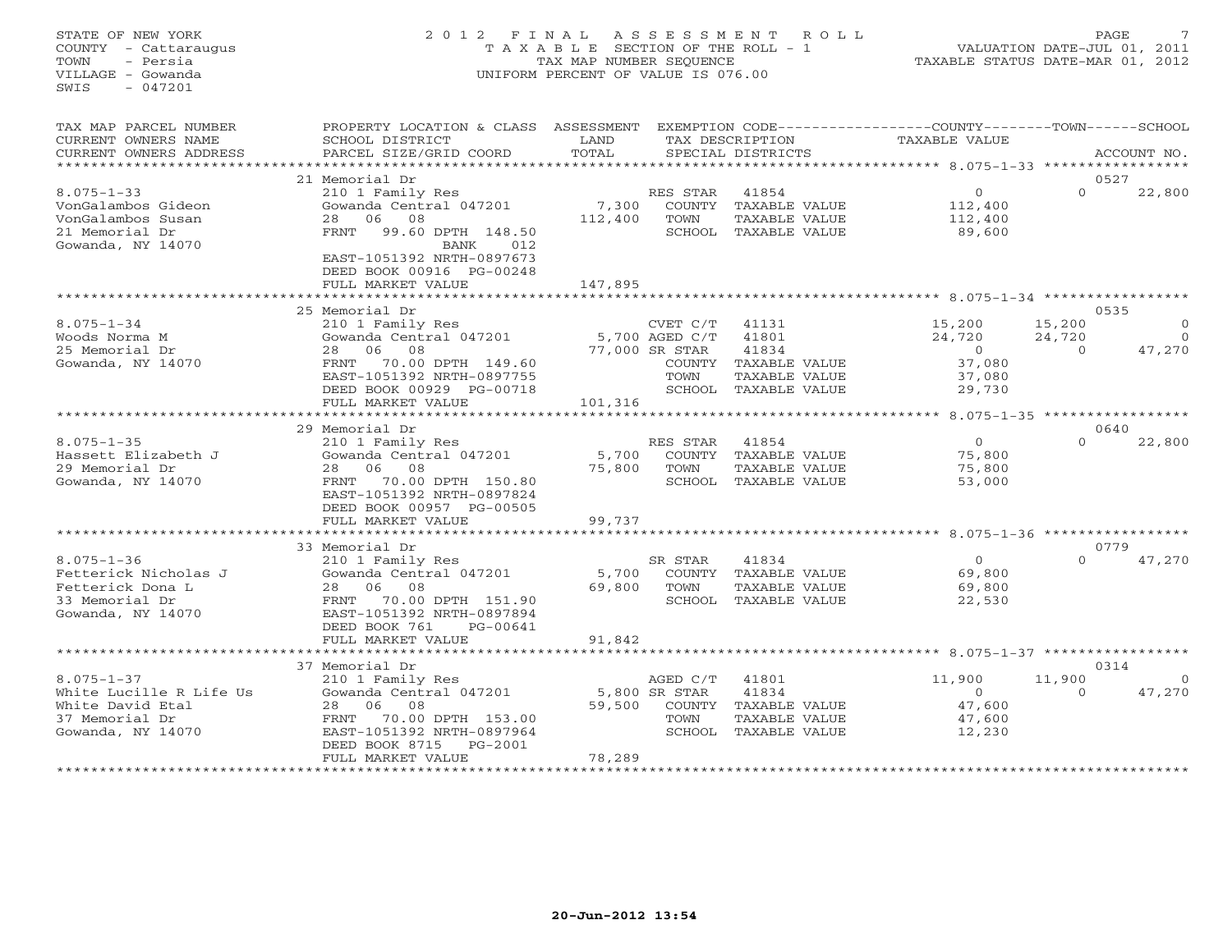STATE OF NEW YORK
COUNTY - Cattaraugus
TOWN - Persia
VILLAGE - Gowanda
SWIS - 047201

2012 FINAL ASSESSMENT ROLL
TAXABLE SECTION OF THE ROLL - 1
TAX MAP NUMBER SEQUENCE
UNIFORM PERCENT OF VALUE IS 076.00

VALUATION DATE-JUL 01, 2011
TAXABLE STATUS DATE-MAR 01, 2012

| TAX MAP PARCEL NUMBER / CURRENT OWNERS NAME / CURRENT OWNERS ADDRESS | PROPERTY LOCATION & CLASS / SCHOOL DISTRICT / PARCEL SIZE/GRID COORD | ASSESSMENT LAND / TOTAL | EXEMPTION CODE / TAX DESCRIPTION / SPECIAL DISTRICTS | COUNTY TAXABLE VALUE | TOWN | SCHOOL | ACCOUNT NO. |
|---|---|---|---|---|---|---|---|
| | 21 Memorial Dr | | | | | | 0527 |
| 8.075-1-33 | 210 1 Family Res | | RES STAR 41854 | 0 | 0 | 22,800 | |
| VonGalambos Gideon | Gowanda Central 047201 | 7,300 | COUNTY TAXABLE VALUE | 112,400 | | | |
| VonGalambos Susan | 28 06 08 | 112,400 | TOWN TAXABLE VALUE | 112,400 | | | |
| 21 Memorial Dr | FRNT 99.60 DPTH 148.50 | | SCHOOL TAXABLE VALUE | 89,600 | | | |
| Gowanda, NY 14070 | BANK 012 | | | | | | |
| | EAST-1051392 NRTH-0897673 | | | | | | |
| | DEED BOOK 00916 PG-00248 | | | | | | |
| | FULL MARKET VALUE | 147,895 | | | | | |
| | 25 Memorial Dr | | | | | | 0535 |
| 8.075-1-34 | 210 1 Family Res | | CVET C/T 41131 | 15,200 | 15,200 | 0 | |
| Woods Norma M | Gowanda Central 047201 | 5,700 | AGED C/T 41801 | 24,720 | 24,720 | 0 | |
| 25 Memorial Dr | 28 06 08 | 77,000 | SR STAR 41834 | 0 | 0 | 47,270 | |
| Gowanda, NY 14070 | FRNT 70.00 DPTH 149.60 | | COUNTY TAXABLE VALUE | 37,080 | | | |
| | EAST-1051392 NRTH-0897755 | | TOWN TAXABLE VALUE | 37,080 | | | |
| | DEED BOOK 00929 PG-00718 | | SCHOOL TAXABLE VALUE | 29,730 | | | |
| | FULL MARKET VALUE | 101,316 | | | | | |
| | 29 Memorial Dr | | | | | | 0640 |
| 8.075-1-35 | 210 1 Family Res | | RES STAR 41854 | 0 | 0 | 22,800 | |
| Hassett Elizabeth J | Gowanda Central 047201 | 5,700 | COUNTY TAXABLE VALUE | 75,800 | | | |
| 29 Memorial Dr | 28 06 08 | 75,800 | TOWN TAXABLE VALUE | 75,800 | | | |
| Gowanda, NY 14070 | FRNT 70.00 DPTH 150.80 | | SCHOOL TAXABLE VALUE | 53,000 | | | |
| | EAST-1051392 NRTH-0897824 | | | | | | |
| | DEED BOOK 00957 PG-00505 | | | | | | |
| | FULL MARKET VALUE | 99,737 | | | | | |
| | 33 Memorial Dr | | | | | | 0779 |
| 8.075-1-36 | 210 1 Family Res | | SR STAR 41834 | 0 | 0 | 47,270 | |
| Fetterick Nicholas J | Gowanda Central 047201 | 5,700 | COUNTY TAXABLE VALUE | 69,800 | | | |
| Fetterick Dona L | 28 06 08 | 69,800 | TOWN TAXABLE VALUE | 69,800 | | | |
| 33 Memorial Dr | FRNT 70.00 DPTH 151.90 | | SCHOOL TAXABLE VALUE | 22,530 | | | |
| Gowanda, NY 14070 | EAST-1051392 NRTH-0897894 | | | | | | |
| | DEED BOOK 761 PG-00641 | | | | | | |
| | FULL MARKET VALUE | 91,842 | | | | | |
| | 37 Memorial Dr | | | | | | 0314 |
| 8.075-1-37 | 210 1 Family Res | | AGED C/T 41801 | 11,900 | 11,900 | 0 | |
| White Lucille R Life Us | Gowanda Central 047201 | 5,800 | SR STAR 41834 | 0 | 0 | 47,270 | |
| White David Etal | 28 06 08 | 59,500 | COUNTY TAXABLE VALUE | 47,600 | | | |
| 37 Memorial Dr | FRNT 70.00 DPTH 153.00 | | TOWN TAXABLE VALUE | 47,600 | | | |
| Gowanda, NY 14070 | EAST-1051392 NRTH-0897964 | | SCHOOL TAXABLE VALUE | 12,230 | | | |
| | DEED BOOK 8715 PG-2001 | | | | | | |
| | FULL MARKET VALUE | 78,289 | | | | | |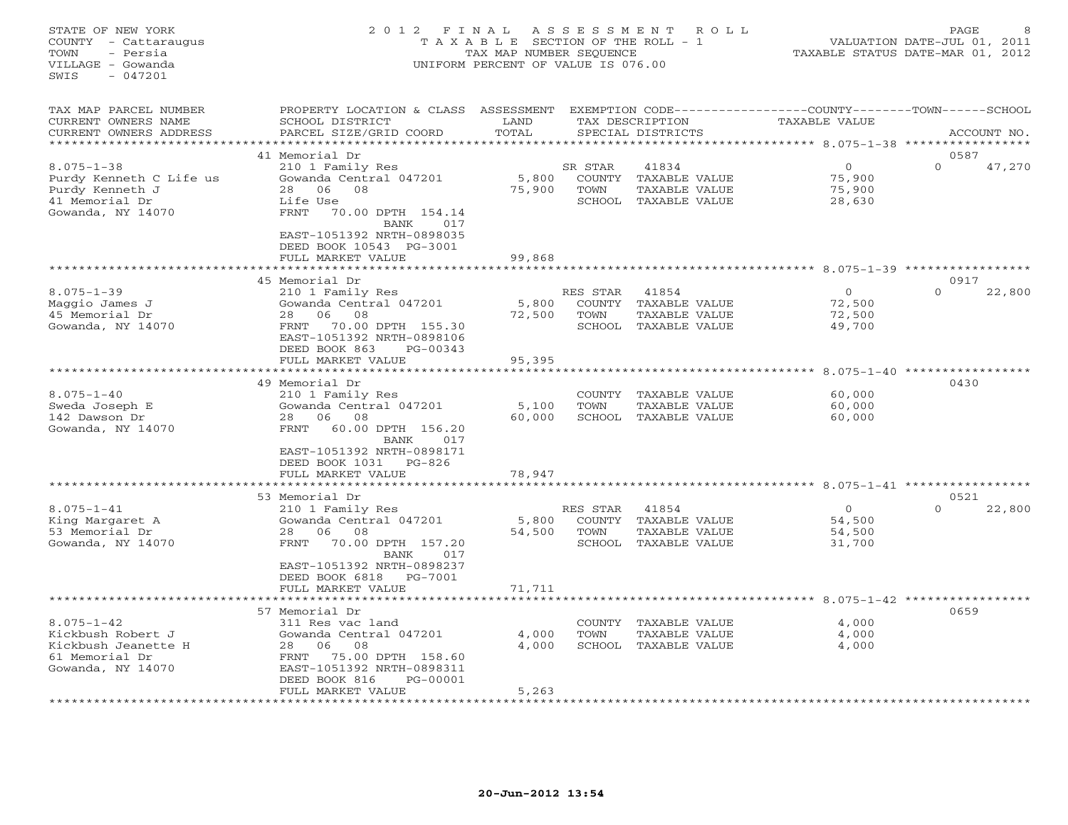STATE OF NEW YORK
COUNTY - Cattaraugus
TOWN - Persia
VILLAGE - Gowanda
SWIS - 047201

2 0 1 2 F I N A L A S S E S S M E N T R O L L
T A X A B L E SECTION OF THE ROLL - 1
TAX MAP NUMBER SEQUENCE
UNIFORM PERCENT OF VALUE IS 076.00

VALUATION DATE-JUL 01, 2011
TAXABLE STATUS DATE-MAR 01, 2012

| TAX MAP PARCEL NUMBER / CURRENT OWNERS NAME / CURRENT OWNERS ADDRESS | PROPERTY LOCATION & CLASS / SCHOOL DISTRICT / PARCEL SIZE/GRID COORD | ASSESSMENT LAND / TOTAL | EXEMPTION CODE / TAX DESCRIPTION / SPECIAL DISTRICTS | COUNTY / TAXABLE VALUE | TOWN | SCHOOL / ACCOUNT NO. |
|---|---|---|---|---|---|---|
| | 41 Memorial Dr | | | | | 0587 |
| 8.075-1-38 | 210 1 Family Res | | SR STAR 41834 | 0 | 0 | 47,270 |
| Purdy Kenneth C Life us | Gowanda Central 047201 | 5,800 | COUNTY TAXABLE VALUE | 75,900 | | |
| Purdy Kenneth J | 28 06 08 | 75,900 | TOWN TAXABLE VALUE | 75,900 | | |
| 41 Memorial Dr | Life Use | | SCHOOL TAXABLE VALUE | 28,630 | | |
| Gowanda, NY 14070 | FRNT 70.00 DPTH 154.14 | | | | | |
| | BANK 017 | | | | | |
| | EAST-1051392 NRTH-0898035 | | | | | |
| | DEED BOOK 10543 PG-3001 | | | | | |
| | FULL MARKET VALUE | 99,868 | | | | |
| | 45 Memorial Dr | | | | | 0917 |
| 8.075-1-39 | 210 1 Family Res | | RES STAR 41854 | 0 | 0 | 22,800 |
| Maggio James J | Gowanda Central 047201 | 5,800 | COUNTY TAXABLE VALUE | 72,500 | | |
| 45 Memorial Dr | 28 06 08 | 72,500 | TOWN TAXABLE VALUE | 72,500 | | |
| Gowanda, NY 14070 | FRNT 70.00 DPTH 155.30 | | SCHOOL TAXABLE VALUE | 49,700 | | |
| | EAST-1051392 NRTH-0898106 | | | | | |
| | DEED BOOK 863 PG-00343 | | | | | |
| | FULL MARKET VALUE | 95,395 | | | | |
| | 49 Memorial Dr | | | | | 0430 |
| 8.075-1-40 | 210 1 Family Res | | COUNTY TAXABLE VALUE | 60,000 | | |
| Sweda Joseph E | Gowanda Central 047201 | 5,100 | TOWN TAXABLE VALUE | 60,000 | | |
| 142 Dawson Dr | 28 06 08 | 60,000 | SCHOOL TAXABLE VALUE | 60,000 | | |
| Gowanda, NY 14070 | FRNT 60.00 DPTH 156.20 | | | | | |
| | BANK 017 | | | | | |
| | EAST-1051392 NRTH-0898171 | | | | | |
| | DEED BOOK 1031 PG-826 | | | | | |
| | FULL MARKET VALUE | 78,947 | | | | |
| | 53 Memorial Dr | | | | | 0521 |
| 8.075-1-41 | 210 1 Family Res | | RES STAR 41854 | 0 | 0 | 22,800 |
| King Margaret A | Gowanda Central 047201 | 5,800 | COUNTY TAXABLE VALUE | 54,500 | | |
| 53 Memorial Dr | 28 06 08 | 54,500 | TOWN TAXABLE VALUE | 54,500 | | |
| Gowanda, NY 14070 | FRNT 70.00 DPTH 157.20 | | SCHOOL TAXABLE VALUE | 31,700 | | |
| | BANK 017 | | | | | |
| | EAST-1051392 NRTH-0898237 | | | | | |
| | DEED BOOK 6818 PG-7001 | | | | | |
| | FULL MARKET VALUE | 71,711 | | | | |
| | 57 Memorial Dr | | | | | 0659 |
| 8.075-1-42 | 311 Res vac land | | COUNTY TAXABLE VALUE | 4,000 | | |
| Kickbush Robert J | Gowanda Central 047201 | 4,000 | TOWN TAXABLE VALUE | 4,000 | | |
| Kickbush Jeanette H | 28 06 08 | 4,000 | SCHOOL TAXABLE VALUE | 4,000 | | |
| 61 Memorial Dr | FRNT 75.00 DPTH 158.60 | | | | | |
| Gowanda, NY 14070 | EAST-1051392 NRTH-0898311 | | | | | |
| | DEED BOOK 816 PG-00001 | | | | | |
| | FULL MARKET VALUE | 5,263 | | | | |

20-Jun-2012 13:54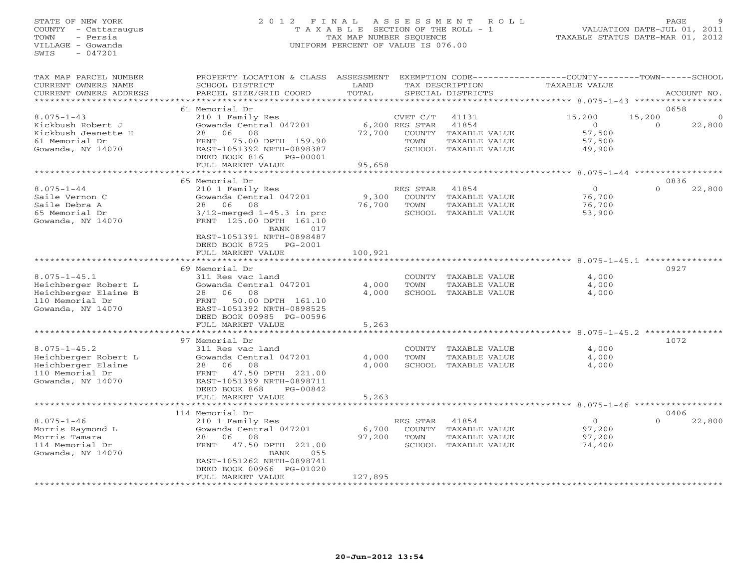STATE OF NEW YORK
COUNTY - Cattaraugus
TOWN - Persia
VILLAGE - Gowanda
SWIS - 047201

# 2012 FINAL ASSESSMENT ROLL

TAXABLE SECTION OF THE ROLL - 1
TAX MAP NUMBER SEQUENCE
UNIFORM PERCENT OF VALUE IS 076.00

VALUATION DATE-JUL 01, 2011
TAXABLE STATUS DATE-MAR 01, 2012

| TAX MAP PARCEL NUMBER / CURRENT OWNERS NAME / CURRENT OWNERS ADDRESS | PROPERTY LOCATION & CLASS / SCHOOL DISTRICT / PARCEL SIZE/GRID COORD | ASSESSMENT LAND / TOTAL | EXEMPTION CODE / TAX DESCRIPTION / SPECIAL DISTRICTS | COUNTY TAXABLE VALUE | TOWN | SCHOOL | ACCOUNT NO. |
|---|---|---|---|---|---|---|---|
| **8.075-1-43** | 61 Memorial Dr | | | | | | 0658 |
| 8.075-1-43 | 210 1 Family Res | | CVET C/T 41131 | 15,200 | 15,200 | 0 | |
| Kickbush Robert J | Gowanda Central 047201 | 6,200 | RES STAR 41854 | 0 | 0 | 22,800 | |
| Kickbush Jeanette H | 28 06 08 | 72,700 | COUNTY TAXABLE VALUE | 57,500 | | | |
| 61 Memorial Dr | FRNT 75.00 DPTH 159.90 | | TOWN TAXABLE VALUE | 57,500 | | | |
| Gowanda, NY 14070 | EAST-1051392 NRTH-0898387 | | SCHOOL TAXABLE VALUE | 49,900 | | | |
| | DEED BOOK 816 PG-00001 | | | | | | |
| | FULL MARKET VALUE | 95,658 | | | | | |
| **8.075-1-44** | 65 Memorial Dr | | | | | | 0836 |
| 8.075-1-44 | 210 1 Family Res | | RES STAR 41854 | 0 | 0 | 22,800 | |
| Saile Vernon C | Gowanda Central 047201 | 9,300 | COUNTY TAXABLE VALUE | 76,700 | | | |
| Saile Debra A | 28 06 08 | 76,700 | TOWN TAXABLE VALUE | 76,700 | | | |
| 65 Memorial Dr | 3/12-merged 1-45.3 in prc | | SCHOOL TAXABLE VALUE | 53,900 | | | |
| Gowanda, NY 14070 | FRNT 125.00 DPTH 161.10 | | | | | | |
| | BANK 017 | | | | | | |
| | EAST-1051391 NRTH-0898487 | | | | | | |
| | DEED BOOK 8725 PG-2001 | | | | | | |
| | FULL MARKET VALUE | 100,921 | | | | | |
| **8.075-1-45.1** | 69 Memorial Dr | | | | | | 0927 |
| 8.075-1-45.1 | 311 Res vac land | | COUNTY TAXABLE VALUE | 4,000 | | | |
| Heichberger Robert L | Gowanda Central 047201 | 4,000 | TOWN TAXABLE VALUE | 4,000 | | | |
| Heichberger Elaine B | 28 06 08 | 4,000 | SCHOOL TAXABLE VALUE | 4,000 | | | |
| 110 Memorial Dr | FRNT 50.00 DPTH 161.10 | | | | | | |
| Gowanda, NY 14070 | EAST-1051392 NRTH-0898525 | | | | | | |
| | DEED BOOK 00985 PG-00596 | | | | | | |
| | FULL MARKET VALUE | 5,263 | | | | | |
| **8.075-1-45.2** | 97 Memorial Dr | | | | | | 1072 |
| 8.075-1-45.2 | 311 Res vac land | | COUNTY TAXABLE VALUE | 4,000 | | | |
| Heichberger Robert L | Gowanda Central 047201 | 4,000 | TOWN TAXABLE VALUE | 4,000 | | | |
| Heichberger Elaine | 28 06 08 | 4,000 | SCHOOL TAXABLE VALUE | 4,000 | | | |
| 110 Memorial Dr | FRNT 47.50 DPTH 221.00 | | | | | | |
| Gowanda, NY 14070 | EAST-1051399 NRTH-0898711 | | | | | | |
| | DEED BOOK 868 PG-00842 | | | | | | |
| | FULL MARKET VALUE | 5,263 | | | | | |
| **8.075-1-46** | 114 Memorial Dr | | | | | | 0406 |
| 8.075-1-46 | 210 1 Family Res | | RES STAR 41854 | 0 | 0 | 22,800 | |
| Morris Raymond L | Gowanda Central 047201 | 6,700 | COUNTY TAXABLE VALUE | 97,200 | | | |
| Morris Tamara | 28 06 08 | 97,200 | TOWN TAXABLE VALUE | 97,200 | | | |
| 114 Memorial Dr | FRNT 47.50 DPTH 221.00 | | SCHOOL TAXABLE VALUE | 74,400 | | | |
| Gowanda, NY 14070 | BANK 055 | | | | | | |
| | EAST-1051262 NRTH-0898741 | | | | | | |
| | DEED BOOK 00966 PG-01020 | | | | | | |
| | FULL MARKET VALUE | 127,895 | | | | | |

20-Jun-2012 13:54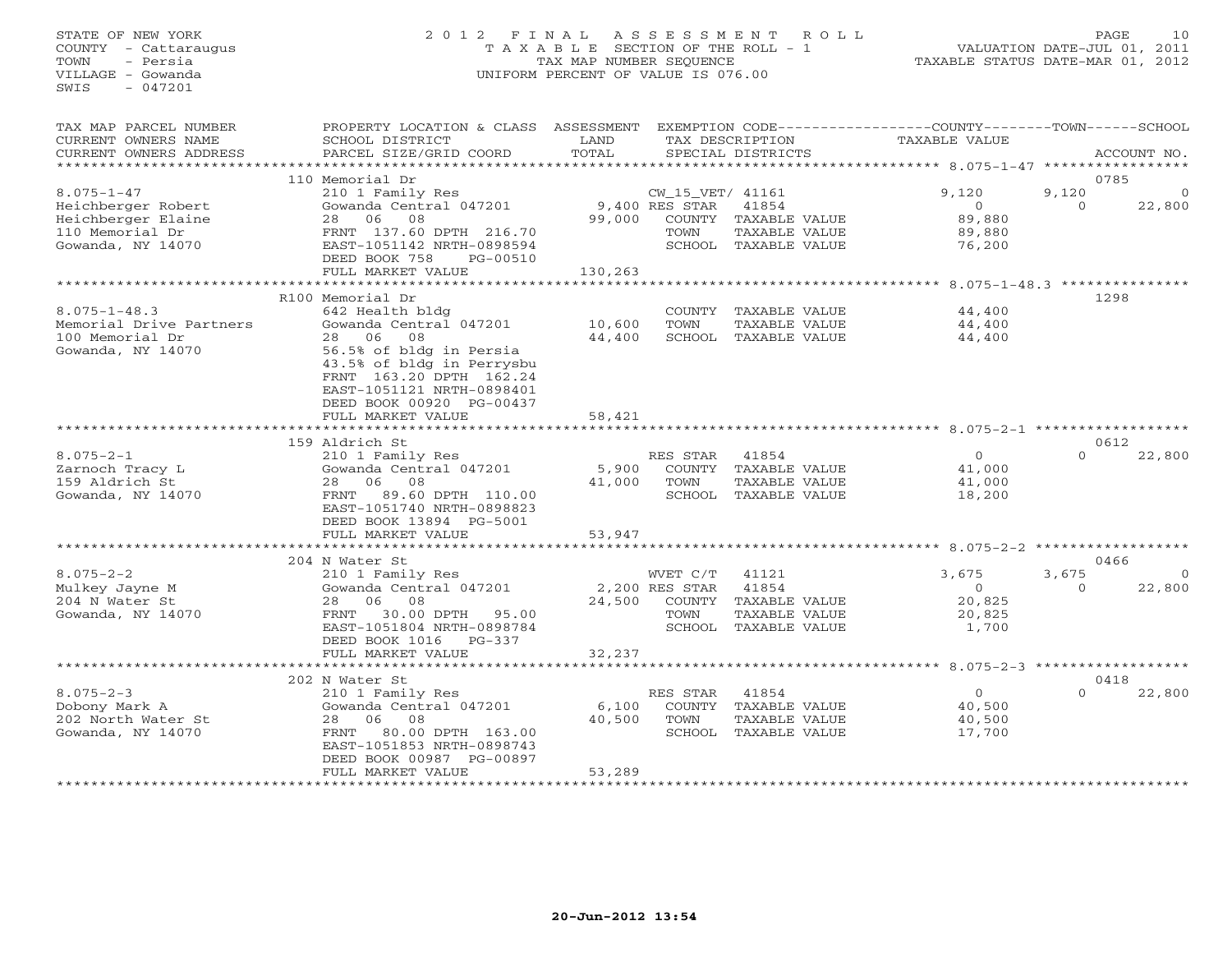STATE OF NEW YORK
COUNTY - Cattaraugus
TOWN - Persia
VILLAGE - Gowanda
SWIS - 047201

# 2012 FINAL ASSESSMENT ROLL

TAXABLE SECTION OF THE ROLL - 1
TAX MAP NUMBER SEQUENCE
UNIFORM PERCENT OF VALUE IS 076.00

VALUATION DATE-JUL 01, 2011
TAXABLE STATUS DATE-MAR 01, 2012

| TAX MAP PARCEL NUMBER / CURRENT OWNERS NAME / CURRENT OWNERS ADDRESS | PROPERTY LOCATION & CLASS / SCHOOL DISTRICT / PARCEL SIZE/GRID COORD | ASSESSMENT LAND / TOTAL | EXEMPTION CODE / TAX DESCRIPTION / SPECIAL DISTRICTS | COUNTY TAXABLE VALUE | TOWN | SCHOOL | ACCOUNT NO. |
|---|---|---|---|---|---|---|---|
| 8.075-1-47 | 110 Memorial Dr | | | | | | 0785 |
| Heichberger Robert | 210 1 Family Res | | CW_15_VET/ 41161 | 9,120 | 9,120 | 0 | |
| Heichberger Elaine | Gowanda Central 047201 | 9,400 | RES STAR 41854 | 0 | 0 | 22,800 | |
| 110 Memorial Dr | 28 06 08 | 99,000 | COUNTY TAXABLE VALUE | 89,880 | | | |
| Gowanda, NY 14070 | FRNT 137.60 DPTH 216.70 | | TOWN TAXABLE VALUE | 89,880 | | | |
| | EAST-1051142 NRTH-0898594 | | SCHOOL TAXABLE VALUE | 76,200 | | | |
| | DEED BOOK 758 PG-00510 | | | | | | |
| | FULL MARKET VALUE | 130,263 | | | | | |
| 8.075-1-48.3 | R100 Memorial Dr | | | | | | 1298 |
| Memorial Drive Partners | 642 Health bldg | | COUNTY TAXABLE VALUE | 44,400 | | | |
| 100 Memorial Dr | Gowanda Central 047201 | 10,600 | TOWN TAXABLE VALUE | 44,400 | | | |
| Gowanda, NY 14070 | 28 06 08 | 44,400 | SCHOOL TAXABLE VALUE | 44,400 | | | |
| | 56.5% of bldg in Persia | | | | | | |
| | 43.5% of bldg in Perrysbu | | | | | | |
| | FRNT 163.20 DPTH 162.24 | | | | | | |
| | EAST-1051121 NRTH-0898401 | | | | | | |
| | DEED BOOK 00920 PG-00437 | | | | | | |
| | FULL MARKET VALUE | 58,421 | | | | | |
| 8.075-2-1 | 159 Aldrich St | | | | | | 0612 |
| Zarnoch Tracy L | 210 1 Family Res | | RES STAR 41854 | 0 | 0 | 22,800 | |
| 159 Aldrich St | Gowanda Central 047201 | 5,900 | COUNTY TAXABLE VALUE | 41,000 | | | |
| Gowanda, NY 14070 | 28 06 08 | 41,000 | TOWN TAXABLE VALUE | 41,000 | | | |
| | FRNT 89.60 DPTH 110.00 | | SCHOOL TAXABLE VALUE | 18,200 | | | |
| | EAST-1051740 NRTH-0898823 | | | | | | |
| | DEED BOOK 13894 PG-5001 | | | | | | |
| | FULL MARKET VALUE | 53,947 | | | | | |
| 8.075-2-2 | 204 N Water St | | | | | | 0466 |
| Mulkey Jayne M | 210 1 Family Res | | WVET C/T 41121 | 3,675 | 3,675 | 0 | |
| 204 N Water St | Gowanda Central 047201 | 2,200 | RES STAR 41854 | 0 | 0 | 22,800 | |
| Gowanda, NY 14070 | 28 06 08 | 24,500 | COUNTY TAXABLE VALUE | 20,825 | | | |
| | FRNT 30.00 DPTH 95.00 | | TOWN TAXABLE VALUE | 20,825 | | | |
| | EAST-1051804 NRTH-0898784 | | SCHOOL TAXABLE VALUE | 1,700 | | | |
| | DEED BOOK 1016 PG-337 | | | | | | |
| | FULL MARKET VALUE | 32,237 | | | | | |
| 8.075-2-3 | 202 N Water St | | | | | | 0418 |
| Dobony Mark A | 210 1 Family Res | | RES STAR 41854 | 0 | 0 | 22,800 | |
| 202 North Water St | Gowanda Central 047201 | 6,100 | COUNTY TAXABLE VALUE | 40,500 | | | |
| Gowanda, NY 14070 | 28 06 08 | 40,500 | TOWN TAXABLE VALUE | 40,500 | | | |
| | FRNT 80.00 DPTH 163.00 | | SCHOOL TAXABLE VALUE | 17,700 | | | |
| | EAST-1051853 NRTH-0898743 | | | | | | |
| | DEED BOOK 00987 PG-00897 | | | | | | |
| | FULL MARKET VALUE | 53,289 | | | | | |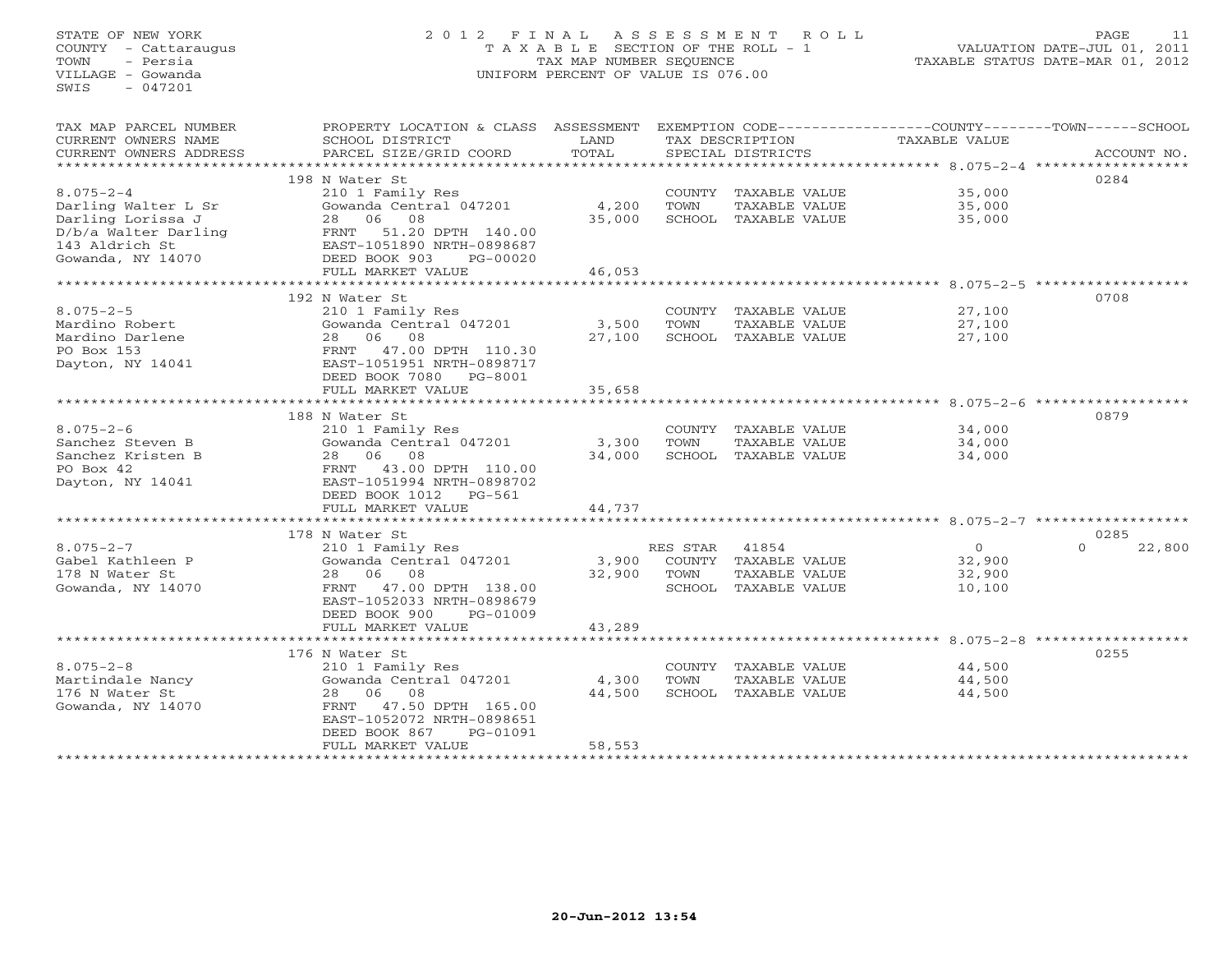STATE OF NEW YORK
COUNTY - Cattaraugus
TOWN - Persia
VILLAGE - Gowanda
SWIS - 047201

# 2012 FINAL ASSESSMENT ROLL

TAXABLE SECTION OF THE ROLL - 1
TAX MAP NUMBER SEQUENCE
UNIFORM PERCENT OF VALUE IS 076.00

VALUATION DATE-JUL 01, 2011
TAXABLE STATUS DATE-MAR 01, 2012

| TAX MAP PARCEL NUMBER / CURRENT OWNERS NAME / CURRENT OWNERS ADDRESS | PROPERTY LOCATION & CLASS / SCHOOL DISTRICT / PARCEL SIZE/GRID COORD | ASSESSMENT LAND / TOTAL | EXEMPTION CODE / TAX DESCRIPTION / SPECIAL DISTRICTS | COUNTY--------TOWN------SCHOOL TAXABLE VALUE | ACCOUNT NO. |
|---|---|---|---|---|---|
| 8.075-2-4 | 198 N Water St | | | | 0284 |
| 8.075-2-4 | 210 1 Family Res | | COUNTY TAXABLE VALUE | 35,000 | |
| Darling Walter L Sr | Gowanda Central 047201 | 4,200 | TOWN TAXABLE VALUE | 35,000 | |
| Darling Lorissa J | 28 06 08 | 35,000 | SCHOOL TAXABLE VALUE | 35,000 | |
| D/b/a Walter Darling | FRNT 51.20 DPTH 140.00 | | | | |
| 143 Aldrich St | EAST-1051890 NRTH-0898687 | | | | |
| Gowanda, NY 14070 | DEED BOOK 903 PG-00020 | | | | |
| | FULL MARKET VALUE | 46,053 | | | |
| 8.075-2-5 | 192 N Water St | | | | 0708 |
| 8.075-2-5 | 210 1 Family Res | | COUNTY TAXABLE VALUE | 27,100 | |
| Mardino Robert | Gowanda Central 047201 | 3,500 | TOWN TAXABLE VALUE | 27,100 | |
| Mardino Darlene | 28 06 08 | 27,100 | SCHOOL TAXABLE VALUE | 27,100 | |
| PO Box 153 | FRNT 47.00 DPTH 110.30 | | | | |
| Dayton, NY 14041 | EAST-1051951 NRTH-0898717 | | | | |
| | DEED BOOK 7080 PG-8001 | | | | |
| | FULL MARKET VALUE | 35,658 | | | |
| 8.075-2-6 | 188 N Water St | | | | 0879 |
| 8.075-2-6 | 210 1 Family Res | | COUNTY TAXABLE VALUE | 34,000 | |
| Sanchez Steven B | Gowanda Central 047201 | 3,300 | TOWN TAXABLE VALUE | 34,000 | |
| Sanchez Kristen B | 28 06 08 | 34,000 | SCHOOL TAXABLE VALUE | 34,000 | |
| PO Box 42 | FRNT 43.00 DPTH 110.00 | | | | |
| Dayton, NY 14041 | EAST-1051994 NRTH-0898702 | | | | |
| | DEED BOOK 1012 PG-561 | | | | |
| | FULL MARKET VALUE | 44,737 | | | |
| 8.075-2-7 | 178 N Water St | | | | 0285 |
| 8.075-2-7 | 210 1 Family Res | | RES STAR 41854 | 0 0 | 22,800 |
| Gabel Kathleen P | Gowanda Central 047201 | 3,900 | COUNTY TAXABLE VALUE | 32,900 | |
| 178 N Water St | 28 06 08 | 32,900 | TOWN TAXABLE VALUE | 32,900 | |
| Gowanda, NY 14070 | FRNT 47.00 DPTH 138.00 | | SCHOOL TAXABLE VALUE | 10,100 | |
| | EAST-1052033 NRTH-0898679 | | | | |
| | DEED BOOK 900 PG-01009 | | | | |
| | FULL MARKET VALUE | 43,289 | | | |
| 8.075-2-8 | 176 N Water St | | | | 0255 |
| 8.075-2-8 | 210 1 Family Res | | COUNTY TAXABLE VALUE | 44,500 | |
| Martindale Nancy | Gowanda Central 047201 | 4,300 | TOWN TAXABLE VALUE | 44,500 | |
| 176 N Water St | 28 06 08 | 44,500 | SCHOOL TAXABLE VALUE | 44,500 | |
| Gowanda, NY 14070 | FRNT 47.50 DPTH 165.00 | | | | |
| | EAST-1052072 NRTH-0898651 | | | | |
| | DEED BOOK 867 PG-01091 | | | | |
| | FULL MARKET VALUE | 58,553 | | | |

20-Jun-2012 13:54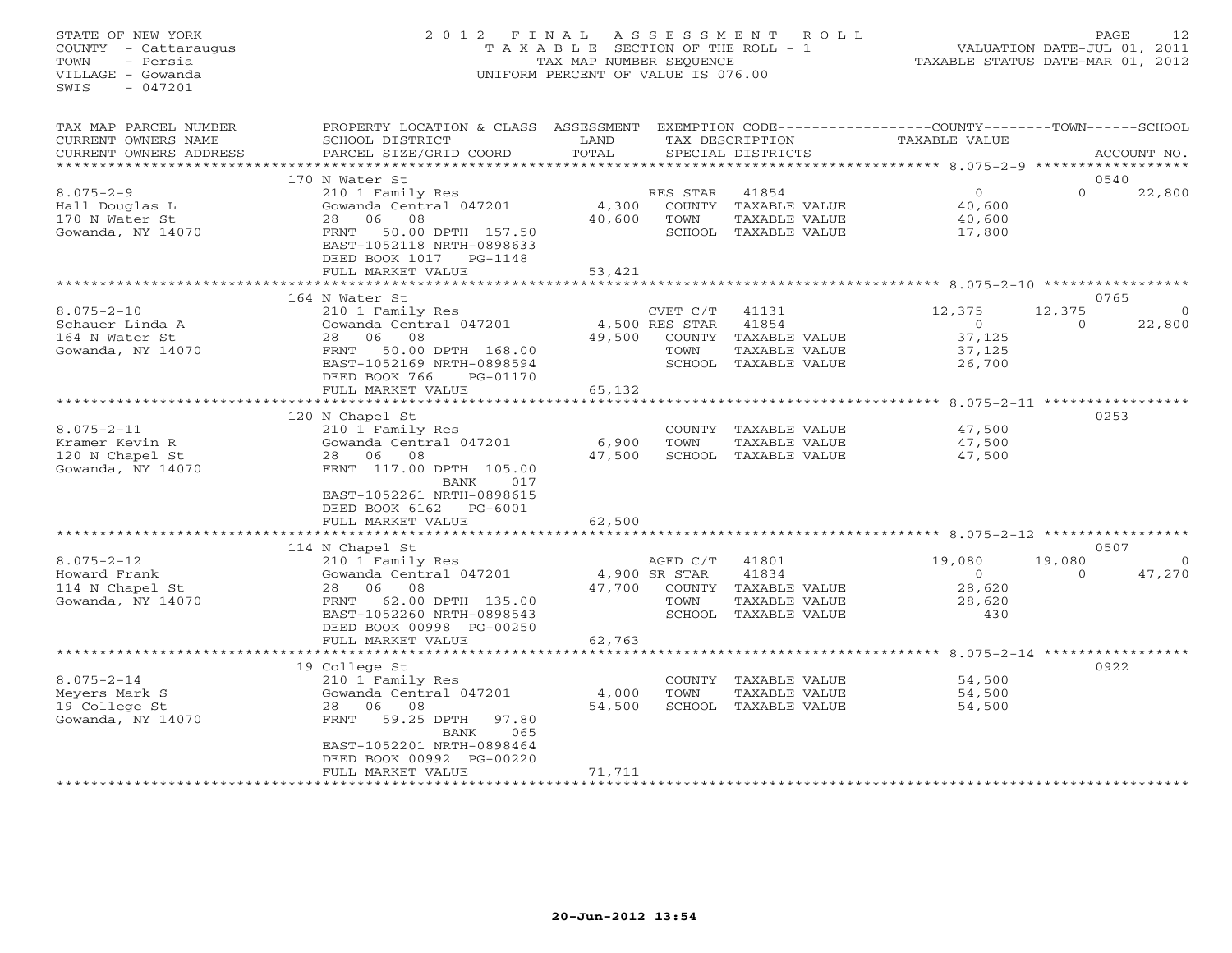STATE OF NEW YORK
COUNTY - Cattaraugus
TOWN - Persia
VILLAGE - Gowanda
SWIS - 047201

2012 FINAL ASSESSMENT ROLL
TAXABLE SECTION OF THE ROLL - 1
TAX MAP NUMBER SEQUENCE
UNIFORM PERCENT OF VALUE IS 076.00

VALUATION DATE-JUL 01, 2011
TAXABLE STATUS DATE-MAR 01, 2012

| TAX MAP PARCEL NUMBER / CURRENT OWNERS NAME / CURRENT OWNERS ADDRESS | PROPERTY LOCATION & CLASS / SCHOOL DISTRICT / PARCEL SIZE/GRID COORD | ASSESSMENT LAND / TOTAL | EXEMPTION CODE / TAX DESCRIPTION / SPECIAL DISTRICTS | COUNTY TAXABLE VALUE | TOWN | SCHOOL | ACCOUNT NO. |
|---|---|---|---|---|---|---|---|
| | 170 N Water St | | | | | | 0540 |
| 8.075-2-9 | 210 1 Family Res | | RES STAR 41854 | 0 | 0 | 22,800 | |
| Hall Douglas L | Gowanda Central 047201 | 4,300 | COUNTY TAXABLE VALUE | 40,600 | | | |
| 170 N Water St | 28 06 08 | 40,600 | TOWN TAXABLE VALUE | 40,600 | | | |
| Gowanda, NY 14070 | FRNT 50.00 DPTH 157.50 | | SCHOOL TAXABLE VALUE | 17,800 | | | |
| | EAST-1052118 NRTH-0898633 | | | | | | |
| | DEED BOOK 1017 PG-1148 | | | | | | |
| | FULL MARKET VALUE | 53,421 | | | | | |
| | 164 N Water St | | | | | | 0765 |
| 8.075-2-10 | 210 1 Family Res | | CVET C/T 41131 | 12,375 | 12,375 | 0 | |
| Schauer Linda A | Gowanda Central 047201 | 4,500 | RES STAR 41854 | 0 | 0 | 22,800 | |
| 164 N Water St | 28 06 08 | 49,500 | COUNTY TAXABLE VALUE | 37,125 | | | |
| Gowanda, NY 14070 | FRNT 50.00 DPTH 168.00 | | TOWN TAXABLE VALUE | 37,125 | | | |
| | EAST-1052169 NRTH-0898594 | | SCHOOL TAXABLE VALUE | 26,700 | | | |
| | DEED BOOK 766 PG-01170 | | | | | | |
| | FULL MARKET VALUE | 65,132 | | | | | |
| | 120 N Chapel St | | | | | | 0253 |
| 8.075-2-11 | 210 1 Family Res | | COUNTY TAXABLE VALUE | 47,500 | | | |
| Kramer Kevin R | Gowanda Central 047201 | 6,900 | TOWN TAXABLE VALUE | 47,500 | | | |
| 120 N Chapel St | 28 06 08 | 47,500 | SCHOOL TAXABLE VALUE | 47,500 | | | |
| Gowanda, NY 14070 | FRNT 117.00 DPTH 105.00 | | | | | | |
| | BANK 017 | | | | | | |
| | EAST-1052261 NRTH-0898615 | | | | | | |
| | DEED BOOK 6162 PG-6001 | | | | | | |
| | FULL MARKET VALUE | 62,500 | | | | | |
| | 114 N Chapel St | | | | | | 0507 |
| 8.075-2-12 | 210 1 Family Res | | AGED C/T 41801 | 19,080 | 19,080 | 0 | |
| Howard Frank | Gowanda Central 047201 | 4,900 | SR STAR 41834 | 0 | 0 | 47,270 | |
| 114 N Chapel St | 28 06 08 | 47,700 | COUNTY TAXABLE VALUE | 28,620 | | | |
| Gowanda, NY 14070 | FRNT 62.00 DPTH 135.00 | | TOWN TAXABLE VALUE | 28,620 | | | |
| | EAST-1052260 NRTH-0898543 | | SCHOOL TAXABLE VALUE | 430 | | | |
| | DEED BOOK 00998 PG-00250 | | | | | | |
| | FULL MARKET VALUE | 62,763 | | | | | |
| | 19 College St | | | | | | 0922 |
| 8.075-2-14 | 210 1 Family Res | | COUNTY TAXABLE VALUE | 54,500 | | | |
| Meyers Mark S | Gowanda Central 047201 | 4,000 | TOWN TAXABLE VALUE | 54,500 | | | |
| 19 College St | 28 06 08 | 54,500 | SCHOOL TAXABLE VALUE | 54,500 | | | |
| Gowanda, NY 14070 | FRNT 59.25 DPTH 97.80 | | | | | | |
| | BANK 065 | | | | | | |
| | EAST-1052201 NRTH-0898464 | | | | | | |
| | DEED BOOK 00992 PG-00220 | | | | | | |
| | FULL MARKET VALUE | 71,711 | | | | | |

20-Jun-2012 13:54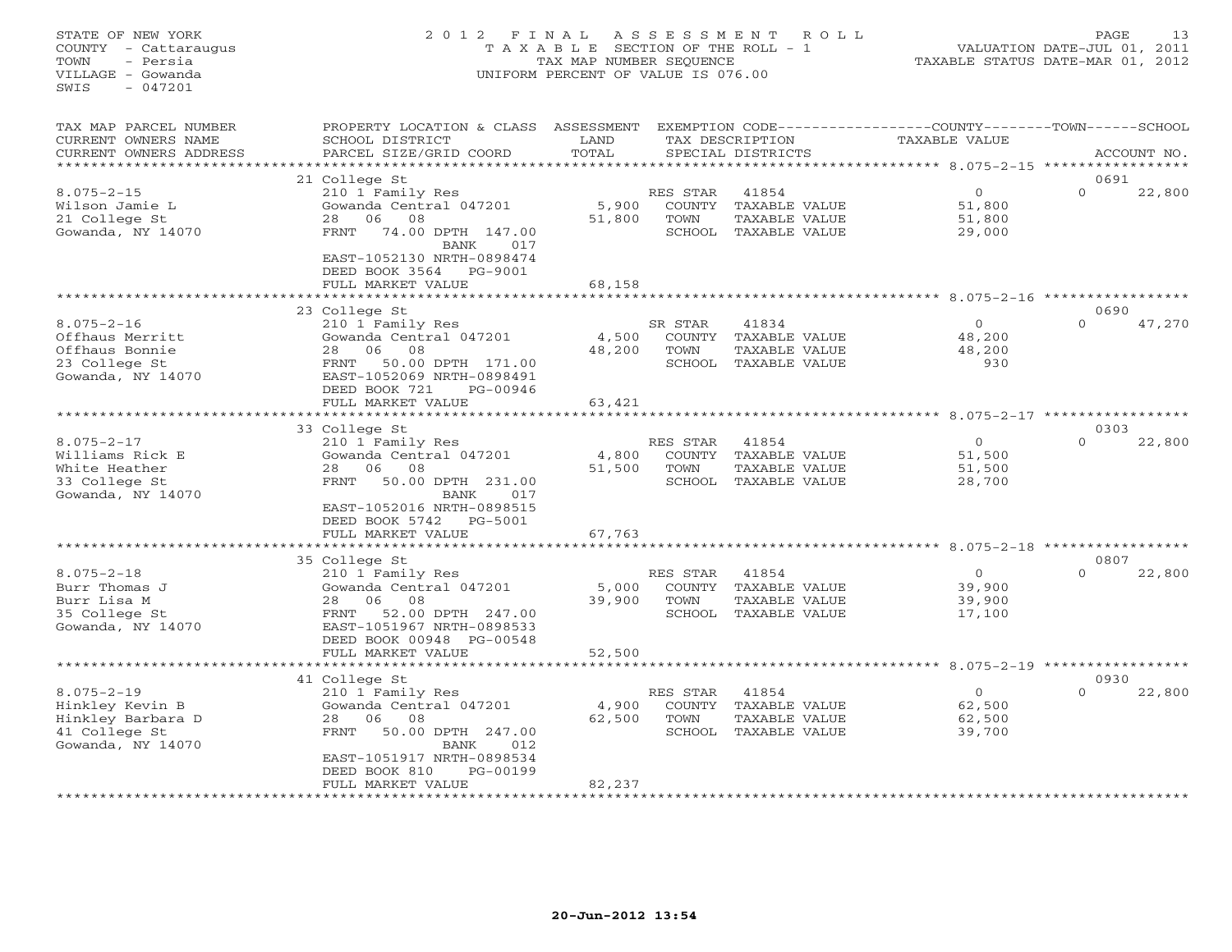STATE OF NEW YORK
COUNTY - Cattaraugus
TOWN - Persia
VILLAGE - Gowanda
SWIS - 047201

2 0 1 2 F I N A L A S S E S S M E N T R O L L
T A X A B L E SECTION OF THE ROLL - 1
TAX MAP NUMBER SEQUENCE
UNIFORM PERCENT OF VALUE IS 076.00

VALUATION DATE-JUL 01, 2011
TAXABLE STATUS DATE-MAR 01, 2012

| TAX MAP PARCEL NUMBER / CURRENT OWNERS NAME / CURRENT OWNERS ADDRESS | PROPERTY LOCATION & CLASS / SCHOOL DISTRICT / PARCEL SIZE/GRID COORD | ASSESSMENT LAND / TOTAL | EXEMPTION CODE / TAX DESCRIPTION / SPECIAL DISTRICTS | COUNTY / TAXABLE VALUE | TOWN | SCHOOL / ACCOUNT NO. |
|---|---|---|---|---|---|---|
| 8.075-2-15 | 21 College St | | | | | 0691 |
| 8.075-2-15 | 210 1 Family Res | | RES STAR 41854 | 0 | 0 | 22,800 |
| Wilson Jamie L | Gowanda Central 047201 | 5,900 | COUNTY TAXABLE VALUE | 51,800 | | |
| 21 College St | 28 06 08 | 51,800 | TOWN TAXABLE VALUE | 51,800 | | |
| Gowanda, NY 14070 | FRNT 74.00 DPTH 147.00 | | SCHOOL TAXABLE VALUE | 29,000 | | |
| | BANK 017 | | | | | |
| | EAST-1052130 NRTH-0898474 | | | | | |
| | DEED BOOK 3564 PG-9001 | | | | | |
| | FULL MARKET VALUE | 68,158 | | | | |
| 8.075-2-16 | 23 College St | | | | | 0690 |
| 8.075-2-16 | 210 1 Family Res | | SR STAR 41834 | 0 | 0 | 47,270 |
| Offhaus Merritt | Gowanda Central 047201 | 4,500 | COUNTY TAXABLE VALUE | 48,200 | | |
| Offhaus Bonnie | 28 06 08 | 48,200 | TOWN TAXABLE VALUE | 48,200 | | |
| 23 College St | FRNT 50.00 DPTH 171.00 | | SCHOOL TAXABLE VALUE | 930 | | |
| Gowanda, NY 14070 | EAST-1052069 NRTH-0898491 | | | | | |
| | DEED BOOK 721 PG-00946 | | | | | |
| | FULL MARKET VALUE | 63,421 | | | | |
| 8.075-2-17 | 33 College St | | | | | 0303 |
| 8.075-2-17 | 210 1 Family Res | | RES STAR 41854 | 0 | 0 | 22,800 |
| Williams Rick E | Gowanda Central 047201 | 4,800 | COUNTY TAXABLE VALUE | 51,500 | | |
| White Heather | 28 06 08 | 51,500 | TOWN TAXABLE VALUE | 51,500 | | |
| 33 College St | FRNT 50.00 DPTH 231.00 | | SCHOOL TAXABLE VALUE | 28,700 | | |
| Gowanda, NY 14070 | BANK 017 | | | | | |
| | EAST-1052016 NRTH-0898515 | | | | | |
| | DEED BOOK 5742 PG-5001 | | | | | |
| | FULL MARKET VALUE | 67,763 | | | | |
| 8.075-2-18 | 35 College St | | | | | 0807 |
| 8.075-2-18 | 210 1 Family Res | | RES STAR 41854 | 0 | 0 | 22,800 |
| Burr Thomas J | Gowanda Central 047201 | 5,000 | COUNTY TAXABLE VALUE | 39,900 | | |
| Burr Lisa M | 28 06 08 | 39,900 | TOWN TAXABLE VALUE | 39,900 | | |
| 35 College St | FRNT 52.00 DPTH 247.00 | | SCHOOL TAXABLE VALUE | 17,100 | | |
| Gowanda, NY 14070 | EAST-1051967 NRTH-0898533 | | | | | |
| | DEED BOOK 00948 PG-00548 | | | | | |
| | FULL MARKET VALUE | 52,500 | | | | |
| 8.075-2-19 | 41 College St | | | | | 0930 |
| 8.075-2-19 | 210 1 Family Res | | RES STAR 41854 | 0 | 0 | 22,800 |
| Hinkley Kevin B | Gowanda Central 047201 | 4,900 | COUNTY TAXABLE VALUE | 62,500 | | |
| Hinkley Barbara D | 28 06 08 | 62,500 | TOWN TAXABLE VALUE | 62,500 | | |
| 41 College St | FRNT 50.00 DPTH 247.00 | | SCHOOL TAXABLE VALUE | 39,700 | | |
| Gowanda, NY 14070 | BANK 012 | | | | | |
| | EAST-1051917 NRTH-0898534 | | | | | |
| | DEED BOOK 810 PG-00199 | | | | | |
| | FULL MARKET VALUE | 82,237 | | | | |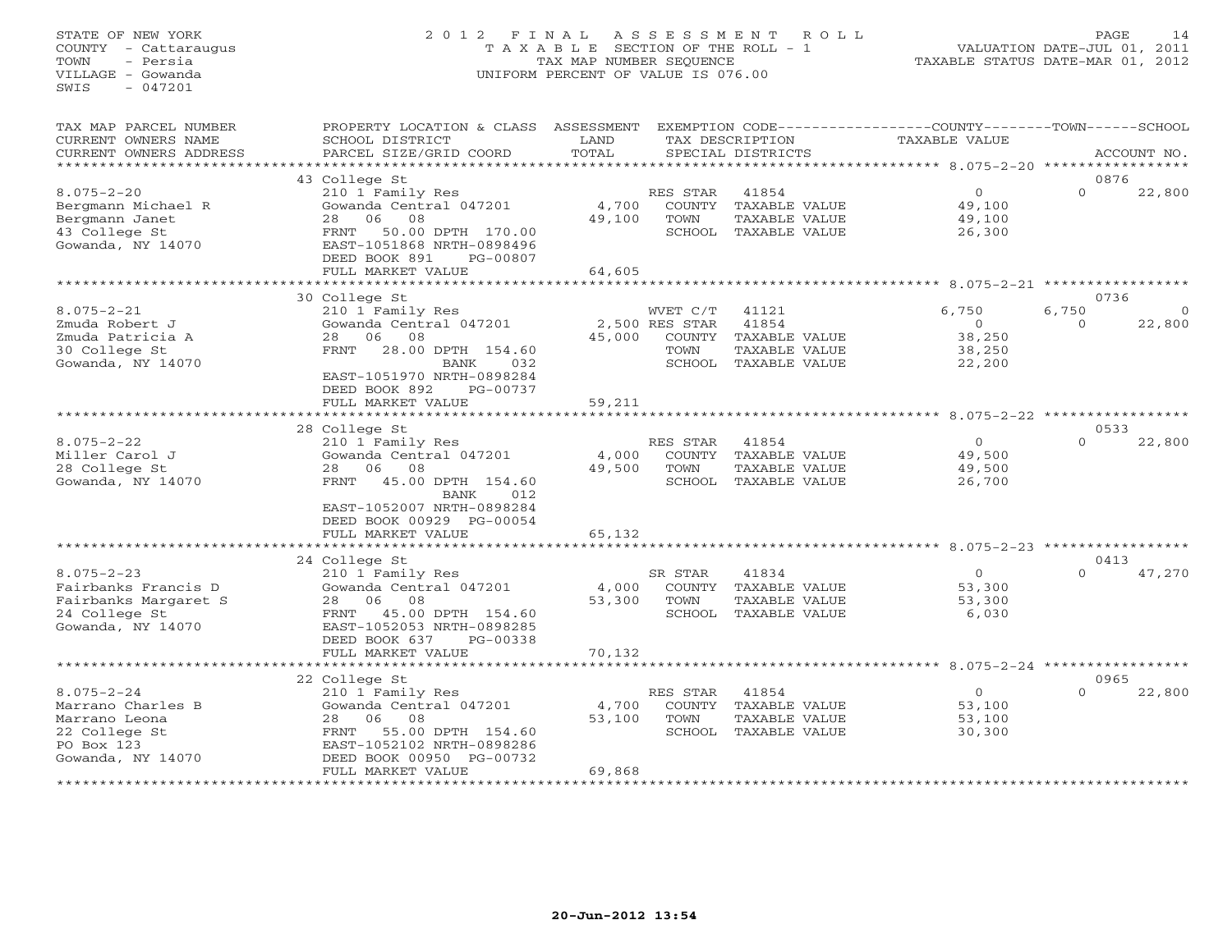STATE OF NEW YORK
COUNTY - Cattaraugus
TOWN - Persia
VILLAGE - Gowanda
SWIS - 047201

2012 FINAL ASSESSMENT ROLL
TAXABLE SECTION OF THE ROLL - 1
TAX MAP NUMBER SEQUENCE
UNIFORM PERCENT OF VALUE IS 076.00

VALUATION DATE-JUL 01, 2011
TAXABLE STATUS DATE-MAR 01, 2012

| TAX MAP PARCEL NUMBER / CURRENT OWNERS NAME / CURRENT OWNERS ADDRESS | PROPERTY LOCATION & CLASS / SCHOOL DISTRICT / PARCEL SIZE/GRID COORD | ASSESSMENT LAND / TOTAL | EXEMPTION CODE / TAX DESCRIPTION / SPECIAL DISTRICTS | COUNTY TAXABLE VALUE | TOWN | SCHOOL | ACCOUNT NO. |
|---|---|---|---|---|---|---|---|
| | 43 College St | | | | | | 0876 |
| 8.075-2-20 | 210 1 Family Res | | RES STAR 41854 | 0 | 0 | 22,800 | |
| Bergmann Michael R | Gowanda Central 047201 | 4,700 | COUNTY TAXABLE VALUE | 49,100 | | | |
| Bergmann Janet | 28 06 08 | 49,100 | TOWN TAXABLE VALUE | 49,100 | | | |
| 43 College St | FRNT 50.00 DPTH 170.00 | | SCHOOL TAXABLE VALUE | 26,300 | | | |
| Gowanda, NY 14070 | EAST-1051868 NRTH-0898496 | | | | | | |
| | DEED BOOK 891 PG-00807 | | | | | | |
| | FULL MARKET VALUE | 64,605 | | | | | |
| | 30 College St | | | | | | 0736 |
| 8.075-2-21 | 210 1 Family Res | | WVET C/T 41121 | 6,750 | 6,750 | 0 | |
| Zmuda Robert J | Gowanda Central 047201 | 2,500 | RES STAR 41854 | 0 | 0 | 22,800 | |
| Zmuda Patricia A | 28 06 08 | 45,000 | COUNTY TAXABLE VALUE | 38,250 | | | |
| 30 College St | FRNT 28.00 DPTH 154.60 | | TOWN TAXABLE VALUE | 38,250 | | | |
| Gowanda, NY 14070 | BANK 032 | | SCHOOL TAXABLE VALUE | 22,200 | | | |
| | EAST-1051970 NRTH-0898284 | | | | | | |
| | DEED BOOK 892 PG-00737 | | | | | | |
| | FULL MARKET VALUE | 59,211 | | | | | |
| | 28 College St | | | | | | 0533 |
| 8.075-2-22 | 210 1 Family Res | | RES STAR 41854 | 0 | 0 | 22,800 | |
| Miller Carol J | Gowanda Central 047201 | 4,000 | COUNTY TAXABLE VALUE | 49,500 | | | |
| 28 College St | 28 06 08 | 49,500 | TOWN TAXABLE VALUE | 49,500 | | | |
| Gowanda, NY 14070 | FRNT 45.00 DPTH 154.60 | | SCHOOL TAXABLE VALUE | 26,700 | | | |
| | BANK 012 | | | | | | |
| | EAST-1052007 NRTH-0898284 | | | | | | |
| | DEED BOOK 00929 PG-00054 | | | | | | |
| | FULL MARKET VALUE | 65,132 | | | | | |
| | 24 College St | | | | | | 0413 |
| 8.075-2-23 | 210 1 Family Res | | SR STAR 41834 | 0 | 0 | 47,270 | |
| Fairbanks Francis D | Gowanda Central 047201 | 4,000 | COUNTY TAXABLE VALUE | 53,300 | | | |
| Fairbanks Margaret S | 28 06 08 | 53,300 | TOWN TAXABLE VALUE | 53,300 | | | |
| 24 College St | FRNT 45.00 DPTH 154.60 | | SCHOOL TAXABLE VALUE | 6,030 | | | |
| Gowanda, NY 14070 | EAST-1052053 NRTH-0898285 | | | | | | |
| | DEED BOOK 637 PG-00338 | | | | | | |
| | FULL MARKET VALUE | 70,132 | | | | | |
| | 22 College St | | | | | | 0965 |
| 8.075-2-24 | 210 1 Family Res | | RES STAR 41854 | 0 | 0 | 22,800 | |
| Marrano Charles B | Gowanda Central 047201 | 4,700 | COUNTY TAXABLE VALUE | 53,100 | | | |
| Marrano Leona | 28 06 08 | 53,100 | TOWN TAXABLE VALUE | 53,100 | | | |
| 22 College St | FRNT 55.00 DPTH 154.60 | | SCHOOL TAXABLE VALUE | 30,300 | | | |
| PO Box 123 | EAST-1052102 NRTH-0898286 | | | | | | |
| Gowanda, NY 14070 | DEED BOOK 00950 PG-00732 | | | | | | |
| | FULL MARKET VALUE | 69,868 | | | | | |

20-Jun-2012 13:54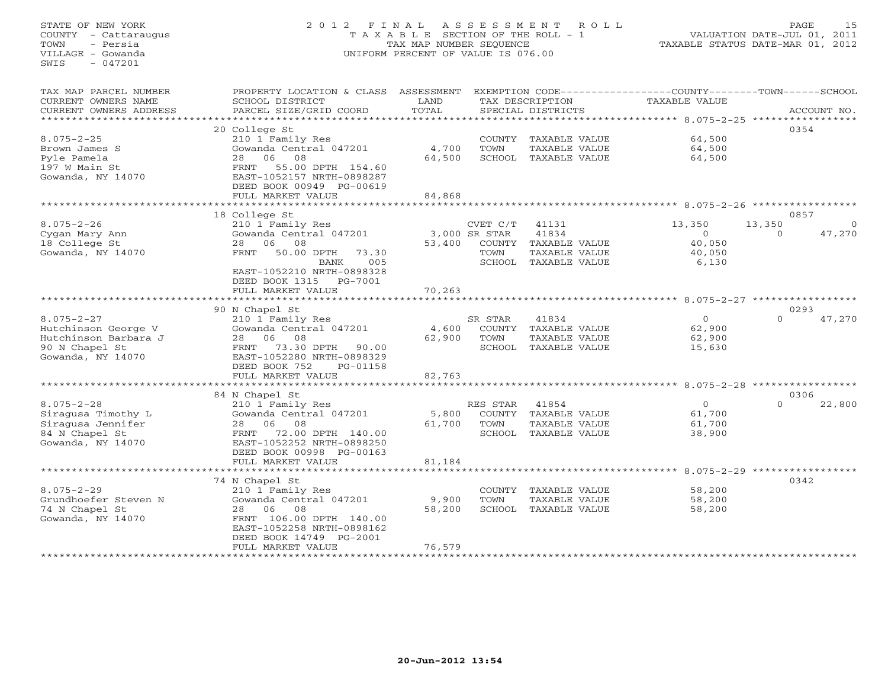STATE OF NEW YORK
COUNTY - Cattaraugus
TOWN - Persia
VILLAGE - Gowanda
SWIS - 047201

# 2012 FINAL ASSESSMENT ROLL

TAXABLE SECTION OF THE ROLL - 1
TAX MAP NUMBER SEQUENCE
UNIFORM PERCENT OF VALUE IS 076.00

VALUATION DATE-JUL 01, 2011
TAXABLE STATUS DATE-MAR 01, 2012

| TAX MAP PARCEL NUMBER / CURRENT OWNERS NAME / CURRENT OWNERS ADDRESS | PROPERTY LOCATION & CLASS / SCHOOL DISTRICT / PARCEL SIZE/GRID COORD | ASSESSMENT LAND / TOTAL | EXEMPTION CODE / TAX DESCRIPTION / SPECIAL DISTRICTS | COUNTY TAXABLE VALUE | TOWN | SCHOOL | ACCOUNT NO. |
|---|---|---|---|---|---|---|---|
| 8.075-2-25 | 20 College St | | | | | | 0354 |
| | 210 1 Family Res | | COUNTY TAXABLE VALUE | 64,500 | | | |
| Brown James S | Gowanda Central 047201 | 4,700 | TOWN TAXABLE VALUE | 64,500 | | | |
| Pyle Pamela | 28 06 08 | 64,500 | SCHOOL TAXABLE VALUE | 64,500 | | | |
| 197 W Main St | FRNT 55.00 DPTH 154.60 | | | | | | |
| Gowanda, NY 14070 | EAST-1052157 NRTH-0898287 | | | | | | |
| | DEED BOOK 00949 PG-00619 | | | | | | |
| | FULL MARKET VALUE | 84,868 | | | | | |
| 8.075-2-26 | 18 College St | | | | | | 0857 |
| | 210 1 Family Res | | CVET C/T 41131 | 13,350 | 13,350 | 0 | |
| Cygan Mary Ann | Gowanda Central 047201 | 3,000 | SR STAR 41834 | 0 | 0 | 47,270 | |
| 18 College St | 28 06 08 | 53,400 | COUNTY TAXABLE VALUE | 40,050 | | | |
| Gowanda, NY 14070 | FRNT 50.00 DPTH 73.30 | | TOWN TAXABLE VALUE | 40,050 | | | |
| | BANK 005 | | SCHOOL TAXABLE VALUE | 6,130 | | | |
| | EAST-1052210 NRTH-0898328 | | | | | | |
| | DEED BOOK 1315 PG-7001 | | | | | | |
| | FULL MARKET VALUE | 70,263 | | | | | |
| 8.075-2-27 | 90 N Chapel St | | | | | | 0293 |
| | 210 1 Family Res | | SR STAR 41834 | 0 | 0 | 47,270 | |
| Hutchinson George V | Gowanda Central 047201 | 4,600 | COUNTY TAXABLE VALUE | 62,900 | | | |
| Hutchinson Barbara J | 28 06 08 | 62,900 | TOWN TAXABLE VALUE | 62,900 | | | |
| 90 N Chapel St | FRNT 73.30 DPTH 90.00 | | SCHOOL TAXABLE VALUE | 15,630 | | | |
| Gowanda, NY 14070 | EAST-1052280 NRTH-0898329 | | | | | | |
| | DEED BOOK 752 PG-01158 | | | | | | |
| | FULL MARKET VALUE | 82,763 | | | | | |
| 8.075-2-28 | 84 N Chapel St | | | | | | 0306 |
| | 210 1 Family Res | | RES STAR 41854 | 0 | 0 | 22,800 | |
| Siragusa Timothy L | Gowanda Central 047201 | 5,800 | COUNTY TAXABLE VALUE | 61,700 | | | |
| Siragusa Jennifer | 28 06 08 | 61,700 | TOWN TAXABLE VALUE | 61,700 | | | |
| 84 N Chapel St | FRNT 72.00 DPTH 140.00 | | SCHOOL TAXABLE VALUE | 38,900 | | | |
| Gowanda, NY 14070 | EAST-1052252 NRTH-0898250 | | | | | | |
| | DEED BOOK 00998 PG-00163 | | | | | | |
| | FULL MARKET VALUE | 81,184 | | | | | |
| 8.075-2-29 | 74 N Chapel St | | | | | | 0342 |
| | 210 1 Family Res | | COUNTY TAXABLE VALUE | 58,200 | | | |
| Grundhoefer Steven N | Gowanda Central 047201 | 9,900 | TOWN TAXABLE VALUE | 58,200 | | | |
| 74 N Chapel St | 28 06 08 | 58,200 | SCHOOL TAXABLE VALUE | 58,200 | | | |
| Gowanda, NY 14070 | FRNT 106.00 DPTH 140.00 | | | | | | |
| | EAST-1052258 NRTH-0898162 | | | | | | |
| | DEED BOOK 14749 PG-2001 | | | | | | |
| | FULL MARKET VALUE | 76,579 | | | | | |

20-Jun-2012 13:54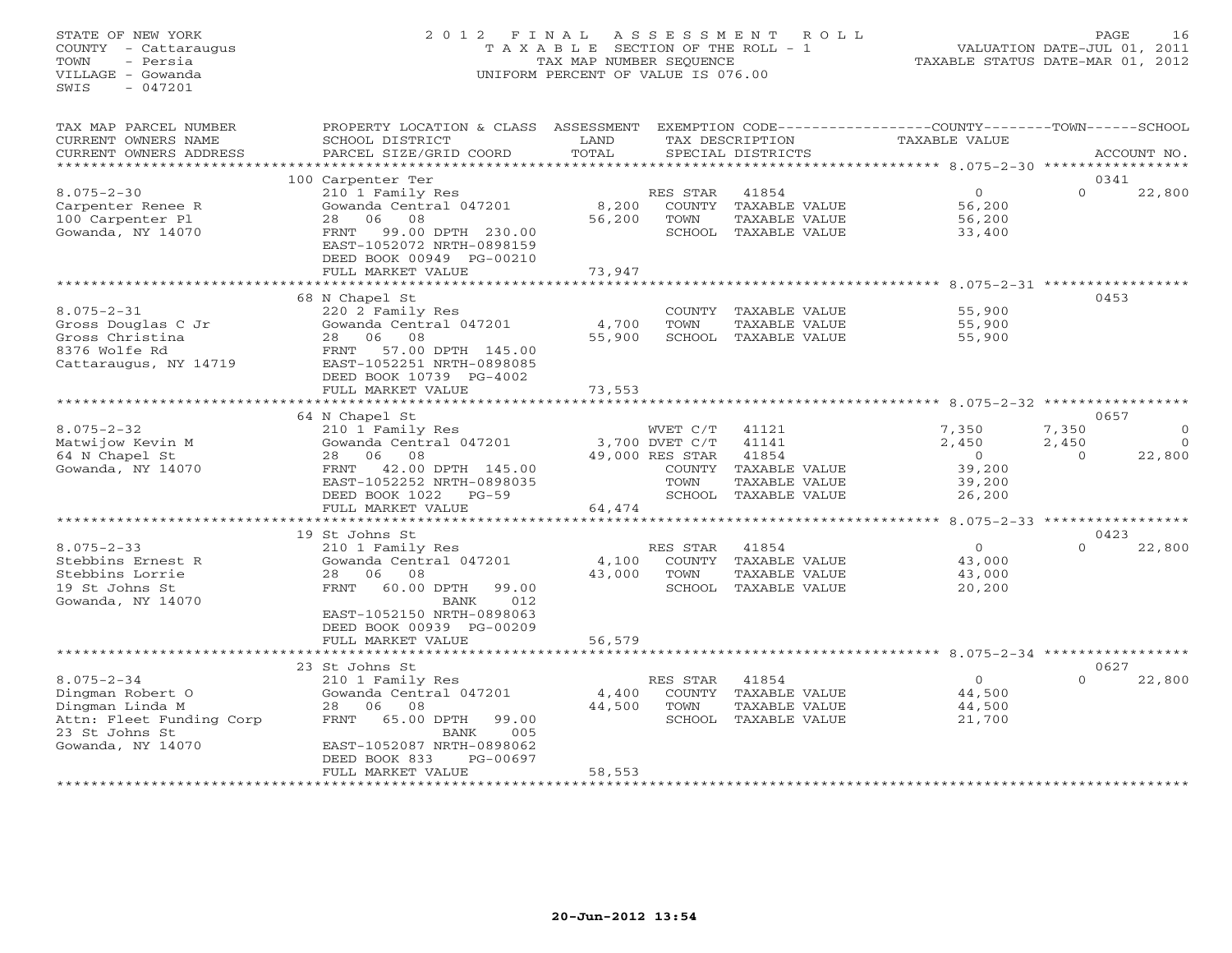STATE OF NEW YORK
COUNTY - Cattaraugus
TOWN - Persia
VILLAGE - Gowanda
SWIS - 047201

# 2012 FINAL ASSESSMENT ROLL

TAXABLE SECTION OF THE ROLL - 1
TAX MAP NUMBER SEQUENCE
UNIFORM PERCENT OF VALUE IS 076.00

VALUATION DATE-JUL 01, 2011
TAXABLE STATUS DATE-MAR 01, 2012

| TAX MAP PARCEL NUMBER / CURRENT OWNERS NAME / CURRENT OWNERS ADDRESS | PROPERTY LOCATION & CLASS / SCHOOL DISTRICT / PARCEL SIZE/GRID COORD | ASSESSMENT LAND / TOTAL | EXEMPTION CODE / TAX DESCRIPTION / SPECIAL DISTRICTS | COUNTY TAXABLE VALUE | TOWN | SCHOOL / ACCOUNT NO. |
|---|---|---|---|---|---|---|
| | 100 Carpenter Ter | | | | | 0341 |
| 8.075-2-30 | 210 1 Family Res | | RES STAR 41854 | 0 | 0 | 22,800 |
| Carpenter Renee R | Gowanda Central 047201 | 8,200 | COUNTY TAXABLE VALUE | 56,200 | | |
| 100 Carpenter Pl | 28 06 08 | 56,200 | TOWN TAXABLE VALUE | 56,200 | | |
| Gowanda, NY 14070 | FRNT 99.00 DPTH 230.00 | | SCHOOL TAXABLE VALUE | 33,400 | | |
| | EAST-1052072 NRTH-0898159 | | | | | |
| | DEED BOOK 00949 PG-00210 | | | | | |
| | FULL MARKET VALUE | 73,947 | | | | |
| | 68 N Chapel St | | | | | 0453 |
| 8.075-2-31 | 220 2 Family Res | | COUNTY TAXABLE VALUE | 55,900 | | |
| Gross Douglas C Jr | Gowanda Central 047201 | 4,700 | TOWN TAXABLE VALUE | 55,900 | | |
| Gross Christina | 28 06 08 | 55,900 | SCHOOL TAXABLE VALUE | 55,900 | | |
| 8376 Wolfe Rd | FRNT 57.00 DPTH 145.00 | | | | | |
| Cattaraugus, NY 14719 | EAST-1052251 NRTH-0898085 | | | | | |
| | DEED BOOK 10739 PG-4002 | | | | | |
| | FULL MARKET VALUE | 73,553 | | | | |
| | 64 N Chapel St | | | | | 0657 |
| 8.075-2-32 | 210 1 Family Res | | WVET C/T 41121 | 7,350 | 7,350 | 0 |
| Matwijow Kevin M | Gowanda Central 047201 | 3,700 | DVET C/T 41141 | 2,450 | 2,450 | 0 |
| 64 N Chapel St | 28 06 08 | 49,000 | RES STAR 41854 | 0 | 0 | 22,800 |
| Gowanda, NY 14070 | FRNT 42.00 DPTH 145.00 | | COUNTY TAXABLE VALUE | 39,200 | | |
| | EAST-1052252 NRTH-0898035 | | TOWN TAXABLE VALUE | 39,200 | | |
| | DEED BOOK 1022 PG-59 | | SCHOOL TAXABLE VALUE | 26,200 | | |
| | FULL MARKET VALUE | 64,474 | | | | |
| | 19 St Johns St | | | | | 0423 |
| 8.075-2-33 | 210 1 Family Res | | RES STAR 41854 | 0 | 0 | 22,800 |
| Stebbins Ernest R | Gowanda Central 047201 | 4,100 | COUNTY TAXABLE VALUE | 43,000 | | |
| Stebbins Lorrie | 28 06 08 | 43,000 | TOWN TAXABLE VALUE | 43,000 | | |
| 19 St Johns St | FRNT 60.00 DPTH 99.00 | | SCHOOL TAXABLE VALUE | 20,200 | | |
| Gowanda, NY 14070 | BANK 012 | | | | | |
| | EAST-1052150 NRTH-0898063 | | | | | |
| | DEED BOOK 00939 PG-00209 | | | | | |
| | FULL MARKET VALUE | 56,579 | | | | |
| | 23 St Johns St | | | | | 0627 |
| 8.075-2-34 | 210 1 Family Res | | RES STAR 41854 | 0 | 0 | 22,800 |
| Dingman Robert O | Gowanda Central 047201 | 4,400 | COUNTY TAXABLE VALUE | 44,500 | | |
| Dingman Linda M | 28 06 08 | 44,500 | TOWN TAXABLE VALUE | 44,500 | | |
| Attn: Fleet Funding Corp | FRNT 65.00 DPTH 99.00 | | SCHOOL TAXABLE VALUE | 21,700 | | |
| 23 St Johns St | BANK 005 | | | | | |
| Gowanda, NY 14070 | EAST-1052087 NRTH-0898062 | | | | | |
| | DEED BOOK 833 PG-00697 | | | | | |
| | FULL MARKET VALUE | 58,553 | | | | |

20-Jun-2012 13:54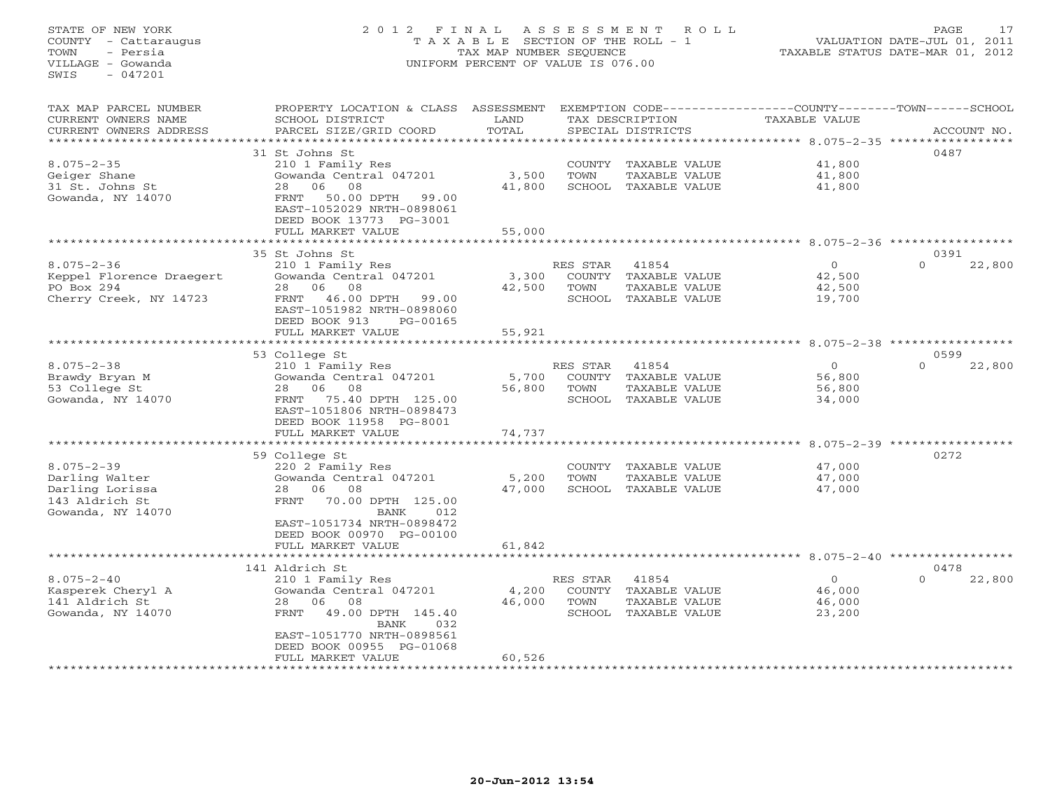STATE OF NEW YORK
COUNTY - Cattaraugus
TOWN - Persia
VILLAGE - Gowanda
SWIS - 047201

2012 FINAL ASSESSMENT ROLL
TAXABLE SECTION OF THE ROLL - 1
TAX MAP NUMBER SEQUENCE
UNIFORM PERCENT OF VALUE IS 076.00

VALUATION DATE-JUL 01, 2011
TAXABLE STATUS DATE-MAR 01, 2012

| TAX MAP PARCEL NUMBER / CURRENT OWNERS NAME / CURRENT OWNERS ADDRESS | PROPERTY LOCATION & CLASS / SCHOOL DISTRICT / PARCEL SIZE/GRID COORD | ASSESSMENT LAND / TOTAL | EXEMPTION CODE / TAX DESCRIPTION / SPECIAL DISTRICTS | COUNTY / TOWN / SCHOOL TAXABLE VALUE | ACCOUNT NO. |
|---|---|---|---|---|---|
| 31 St Johns St | | | | | 0487 |
| 8.075-2-35 | 210 1 Family Res | | COUNTY TAXABLE VALUE | 41,800 | |
| Geiger Shane | Gowanda Central 047201 | 3,500 | TOWN TAXABLE VALUE | 41,800 | |
| 31 St. Johns St | 28 06 08 | 41,800 | SCHOOL TAXABLE VALUE | 41,800 | |
| Gowanda, NY 14070 | FRNT 50.00 DPTH 99.00 | | | | |
| | EAST-1052029 NRTH-0898061 | | | | |
| | DEED BOOK 13773 PG-3001 | | | | |
| | FULL MARKET VALUE | 55,000 | | | |
| 35 St Johns St | | | | | 0391 |
| 8.075-2-36 | 210 1 Family Res | | RES STAR 41854 | 0 | 0 22,800 |
| Keppel Florence Draegert | Gowanda Central 047201 | 3,300 | COUNTY TAXABLE VALUE | 42,500 | |
| PO Box 294 | 28 06 08 | 42,500 | TOWN TAXABLE VALUE | 42,500 | |
| Cherry Creek, NY 14723 | FRNT 46.00 DPTH 99.00 | | SCHOOL TAXABLE VALUE | 19,700 | |
| | EAST-1051982 NRTH-0898060 | | | | |
| | DEED BOOK 913 PG-00165 | | | | |
| | FULL MARKET VALUE | 55,921 | | | |
| 53 College St | | | | | 0599 |
| 8.075-2-38 | 210 1 Family Res | | RES STAR 41854 | 0 | 0 22,800 |
| Brawdy Bryan M | Gowanda Central 047201 | 5,700 | COUNTY TAXABLE VALUE | 56,800 | |
| 53 College St | 28 06 08 | 56,800 | TOWN TAXABLE VALUE | 56,800 | |
| Gowanda, NY 14070 | FRNT 75.40 DPTH 125.00 | | SCHOOL TAXABLE VALUE | 34,000 | |
| | EAST-1051806 NRTH-0898473 | | | | |
| | DEED BOOK 11958 PG-8001 | | | | |
| | FULL MARKET VALUE | 74,737 | | | |
| 59 College St | | | | | 0272 |
| 8.075-2-39 | 220 2 Family Res | | COUNTY TAXABLE VALUE | 47,000 | |
| Darling Walter | Gowanda Central 047201 | 5,200 | TOWN TAXABLE VALUE | 47,000 | |
| Darling Lorissa | 28 06 08 | 47,000 | SCHOOL TAXABLE VALUE | 47,000 | |
| 143 Aldrich St | FRNT 70.00 DPTH 125.00 | | | | |
| Gowanda, NY 14070 | BANK 012 | | | | |
| | EAST-1051734 NRTH-0898472 | | | | |
| | DEED BOOK 00970 PG-00100 | | | | |
| | FULL MARKET VALUE | 61,842 | | | |
| 141 Aldrich St | | | | | 0478 |
| 8.075-2-40 | 210 1 Family Res | | RES STAR 41854 | 0 | 0 22,800 |
| Kasperek Cheryl A | Gowanda Central 047201 | 4,200 | COUNTY TAXABLE VALUE | 46,000 | |
| 141 Aldrich St | 28 06 08 | 46,000 | TOWN TAXABLE VALUE | 46,000 | |
| Gowanda, NY 14070 | FRNT 49.00 DPTH 145.40 | | SCHOOL TAXABLE VALUE | 23,200 | |
| | BANK 032 | | | | |
| | EAST-1051770 NRTH-0898561 | | | | |
| | DEED BOOK 00955 PG-01068 | | | | |
| | FULL MARKET VALUE | 60,526 | | | |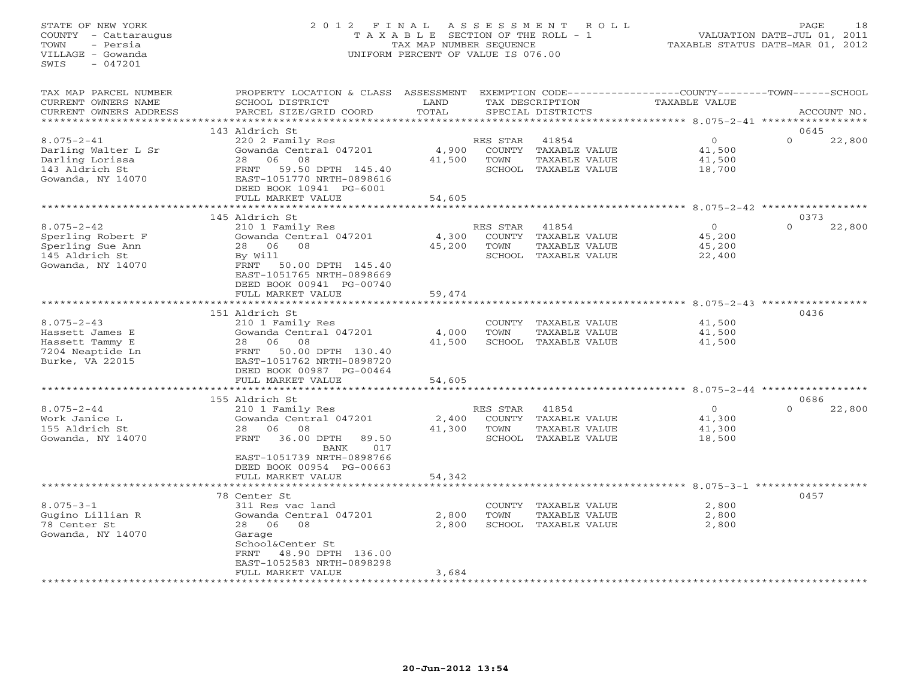STATE OF NEW YORK
COUNTY - Cattaraugus
TOWN - Persia
VILLAGE - Gowanda
SWIS - 047201

# 2012 FINAL ASSESSMENT ROLL

TAXABLE SECTION OF THE ROLL - 1
TAX MAP NUMBER SEQUENCE
UNIFORM PERCENT OF VALUE IS 076.00

VALUATION DATE-JUL 01, 2011
TAXABLE STATUS DATE-MAR 01, 2012

| TAX MAP PARCEL NUMBER / CURRENT OWNERS NAME / CURRENT OWNERS ADDRESS | PROPERTY LOCATION & CLASS / SCHOOL DISTRICT / PARCEL SIZE/GRID COORD | ASSESSMENT LAND / TOTAL | EXEMPTION CODE / TAX DESCRIPTION / SPECIAL DISTRICTS | COUNTY TAXABLE VALUE | TOWN | SCHOOL / ACCOUNT NO. |
|---|---|---|---|---|---|---|
| 8.075-2-41 | 143 Aldrich St | | | | | 0645 |
| | 220 2 Family Res | | RES STAR 41854 | 0 | | 0 22,800 |
| Darling Walter L Sr | Gowanda Central 047201 | 4,900 | COUNTY TAXABLE VALUE | 41,500 | | |
| Darling Lorissa | 28 06 08 | 41,500 | TOWN TAXABLE VALUE | 41,500 | | |
| 143 Aldrich St | FRNT 59.50 DPTH 145.40 | | SCHOOL TAXABLE VALUE | 18,700 | | |
| Gowanda, NY 14070 | EAST-1051770 NRTH-0898616 | | | | | |
| | DEED BOOK 10941 PG-6001 | | | | | |
| | FULL MARKET VALUE | 54,605 | | | | |
| 8.075-2-42 | 145 Aldrich St | | | | | 0373 |
| | 210 1 Family Res | | RES STAR 41854 | 0 | | 0 22,800 |
| Sperling Robert F | Gowanda Central 047201 | 4,300 | COUNTY TAXABLE VALUE | 45,200 | | |
| Sperling Sue Ann | 28 06 08 | 45,200 | TOWN TAXABLE VALUE | 45,200 | | |
| 145 Aldrich St | By Will | | SCHOOL TAXABLE VALUE | 22,400 | | |
| Gowanda, NY 14070 | FRNT 50.00 DPTH 145.40 | | | | | |
| | EAST-1051765 NRTH-0898669 | | | | | |
| | DEED BOOK 00941 PG-00740 | | | | | |
| | FULL MARKET VALUE | 59,474 | | | | |
| 8.075-2-43 | 151 Aldrich St | | | | | 0436 |
| | 210 1 Family Res | | COUNTY TAXABLE VALUE | 41,500 | | |
| Hassett James E | Gowanda Central 047201 | 4,000 | TOWN TAXABLE VALUE | 41,500 | | |
| Hassett Tammy E | 28 06 08 | 41,500 | SCHOOL TAXABLE VALUE | 41,500 | | |
| 7204 Neaptide Ln | FRNT 50.00 DPTH 130.40 | | | | | |
| Burke, VA 22015 | EAST-1051762 NRTH-0898720 | | | | | |
| | DEED BOOK 00987 PG-00464 | | | | | |
| | FULL MARKET VALUE | 54,605 | | | | |
| 8.075-2-44 | 155 Aldrich St | | | | | 0686 |
| | 210 1 Family Res | | RES STAR 41854 | 0 | | 0 22,800 |
| Work Janice L | Gowanda Central 047201 | 2,400 | COUNTY TAXABLE VALUE | 41,300 | | |
| 155 Aldrich St | 28 06 08 | 41,300 | TOWN TAXABLE VALUE | 41,300 | | |
| Gowanda, NY 14070 | FRNT 36.00 DPTH 89.50 | | SCHOOL TAXABLE VALUE | 18,500 | | |
| | BANK 017 | | | | | |
| | EAST-1051739 NRTH-0898766 | | | | | |
| | DEED BOOK 00954 PG-00663 | | | | | |
| | FULL MARKET VALUE | 54,342 | | | | |
| 8.075-3-1 | 78 Center St | | | | | 0457 |
| | 311 Res vac land | | COUNTY TAXABLE VALUE | 2,800 | | |
| Gugino Lillian R | Gowanda Central 047201 | 2,800 | TOWN TAXABLE VALUE | 2,800 | | |
| 78 Center St | 28 06 08 | 2,800 | SCHOOL TAXABLE VALUE | 2,800 | | |
| Gowanda, NY 14070 | Garage | | | | | |
| | School&Center St | | | | | |
| | FRNT 48.90 DPTH 136.00 | | | | | |
| | EAST-1052583 NRTH-0898298 | | | | | |
| | FULL MARKET VALUE | 3,684 | | | | |

20-Jun-2012 13:54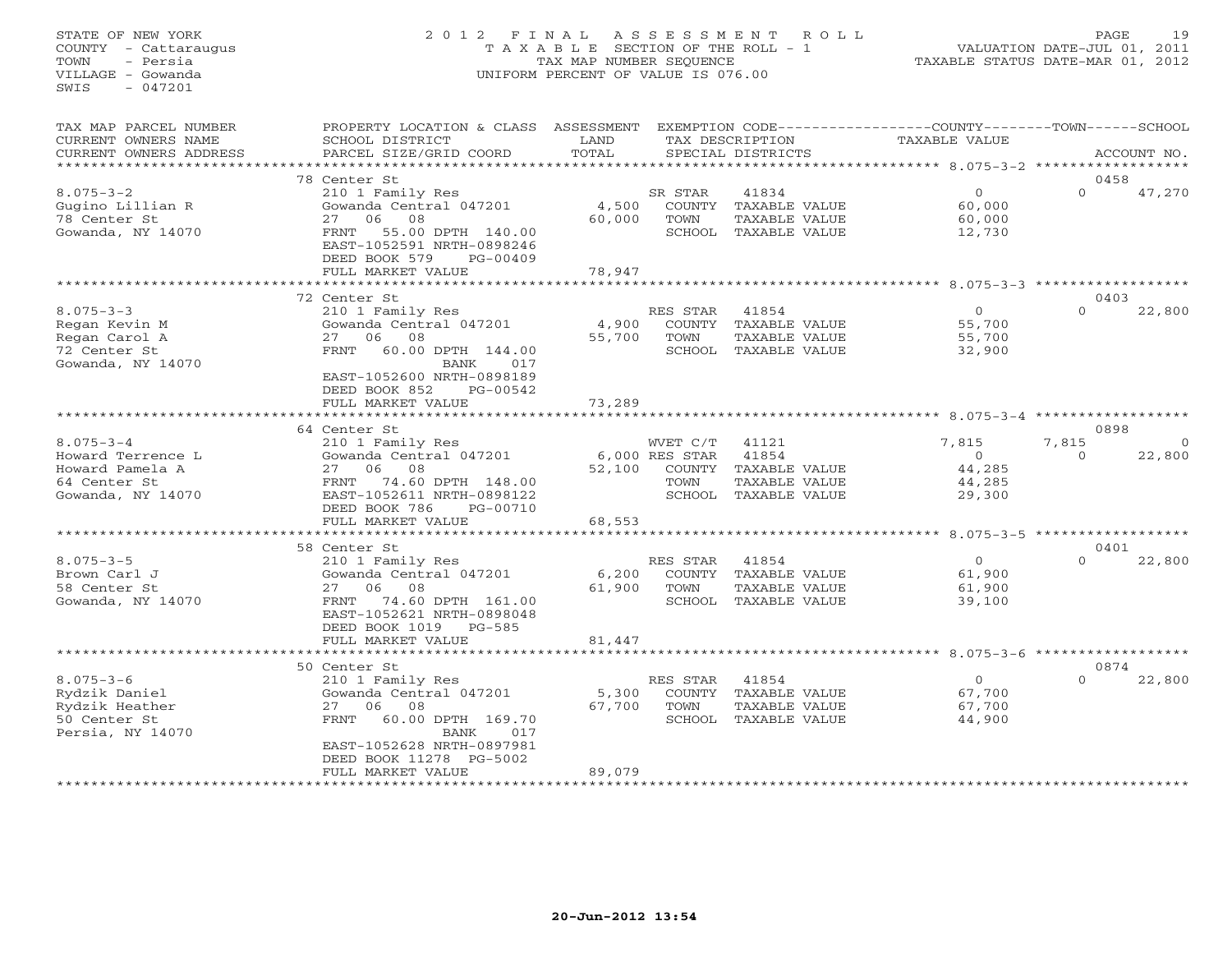STATE OF NEW YORK
COUNTY - Cattaraugus
TOWN - Persia
VILLAGE - Gowanda
SWIS - 047201

# 2012 FINAL ASSESSMENT ROLL

TAXABLE SECTION OF THE ROLL - 1
TAX MAP NUMBER SEQUENCE
UNIFORM PERCENT OF VALUE IS 076.00

VALUATION DATE-JUL 01, 2011
TAXABLE STATUS DATE-MAR 01, 2012

| TAX MAP PARCEL NUMBER / CURRENT OWNERS NAME / CURRENT OWNERS ADDRESS | PROPERTY LOCATION & CLASS / SCHOOL DISTRICT / PARCEL SIZE/GRID COORD | ASSESSMENT LAND / TOTAL | EXEMPTION CODE / TAX DESCRIPTION / SPECIAL DISTRICTS | | COUNTY TAXABLE VALUE | TOWN | SCHOOL / ACCOUNT NO. |
|---|---|---|---|---|---|---|---|
| | 78 Center St | | | | | | 0458 |
| 8.075-3-2 | 210 1 Family Res | | SR STAR | 41834 | 0 | 0 | 47,270 |
| Gugino Lillian R | Gowanda Central 047201 | 4,500 | COUNTY TAXABLE VALUE | | 60,000 | | |
| 78 Center St | 27 06 08 | 60,000 | TOWN TAXABLE VALUE | | 60,000 | | |
| Gowanda, NY 14070 | FRNT 55.00 DPTH 140.00 | | SCHOOL TAXABLE VALUE | | 12,730 | | |
| | EAST-1052591 NRTH-0898246 | | | | | | |
| | DEED BOOK 579 PG-00409 | | | | | | |
| | FULL MARKET VALUE | 78,947 | | | | | |
| | 72 Center St | | | | | | 0403 |
| 8.075-3-3 | 210 1 Family Res | | RES STAR | 41854 | 0 | 0 | 22,800 |
| Regan Kevin M | Gowanda Central 047201 | 4,900 | COUNTY TAXABLE VALUE | | 55,700 | | |
| Regan Carol A | 27 06 08 | 55,700 | TOWN TAXABLE VALUE | | 55,700 | | |
| 72 Center St | FRNT 60.00 DPTH 144.00 | | SCHOOL TAXABLE VALUE | | 32,900 | | |
| Gowanda, NY 14070 | BANK 017 | | | | | | |
| | EAST-1052600 NRTH-0898189 | | | | | | |
| | DEED BOOK 852 PG-00542 | | | | | | |
| | FULL MARKET VALUE | 73,289 | | | | | |
| | 64 Center St | | | | | | 0898 |
| 8.075-3-4 | 210 1 Family Res | | WVET C/T | 41121 | 7,815 | 7,815 | 0 |
| Howard Terrence L | Gowanda Central 047201 | 6,000 | RES STAR | 41854 | 0 | 0 | 22,800 |
| Howard Pamela A | 27 06 08 | 52,100 | COUNTY TAXABLE VALUE | | 44,285 | | |
| 64 Center St | FRNT 74.60 DPTH 148.00 | | TOWN TAXABLE VALUE | | 44,285 | | |
| Gowanda, NY 14070 | EAST-1052611 NRTH-0898122 | | SCHOOL TAXABLE VALUE | | 29,300 | | |
| | DEED BOOK 786 PG-00710 | | | | | | |
| | FULL MARKET VALUE | 68,553 | | | | | |
| | 58 Center St | | | | | | 0401 |
| 8.075-3-5 | 210 1 Family Res | | RES STAR | 41854 | 0 | 0 | 22,800 |
| Brown Carl J | Gowanda Central 047201 | 6,200 | COUNTY TAXABLE VALUE | | 61,900 | | |
| 58 Center St | 27 06 08 | 61,900 | TOWN TAXABLE VALUE | | 61,900 | | |
| Gowanda, NY 14070 | FRNT 74.60 DPTH 161.00 | | SCHOOL TAXABLE VALUE | | 39,100 | | |
| | EAST-1052621 NRTH-0898048 | | | | | | |
| | DEED BOOK 1019 PG-585 | | | | | | |
| | FULL MARKET VALUE | 81,447 | | | | | |
| | 50 Center St | | | | | | 0874 |
| 8.075-3-6 | 210 1 Family Res | | RES STAR | 41854 | 0 | 0 | 22,800 |
| Rydzik Daniel | Gowanda Central 047201 | 5,300 | COUNTY TAXABLE VALUE | | 67,700 | | |
| Rydzik Heather | 27 06 08 | 67,700 | TOWN TAXABLE VALUE | | 67,700 | | |
| 50 Center St | FRNT 60.00 DPTH 169.70 | | SCHOOL TAXABLE VALUE | | 44,900 | | |
| Persia, NY 14070 | BANK 017 | | | | | | |
| | EAST-1052628 NRTH-0897981 | | | | | | |
| | DEED BOOK 11278 PG-5002 | | | | | | |
| | FULL MARKET VALUE | 89,079 | | | | | |

20-Jun-2012 13:54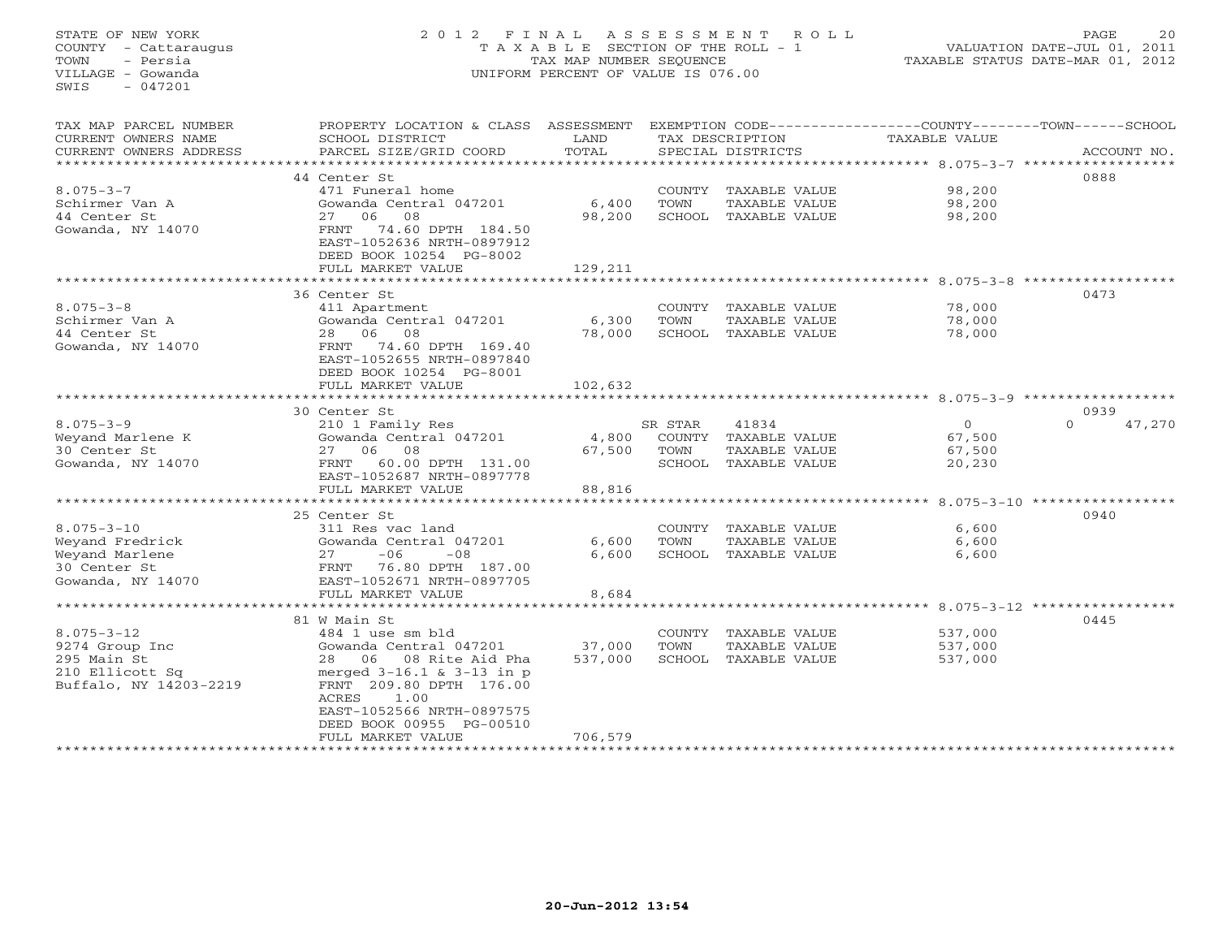STATE OF NEW YORK
COUNTY - Cattaraugus
TOWN - Persia
VILLAGE - Gowanda
SWIS - 047201

2 0 1 2 F I N A L A S S E S S M E N T R O L L
T A X A B L E SECTION OF THE ROLL - 1
TAX MAP NUMBER SEQUENCE
UNIFORM PERCENT OF VALUE IS 076.00

VALUATION DATE-JUL 01, 2011
TAXABLE STATUS DATE-MAR 01, 2012

| TAX MAP PARCEL NUMBER / CURRENT OWNERS NAME / CURRENT OWNERS ADDRESS | PROPERTY LOCATION & CLASS / SCHOOL DISTRICT / PARCEL SIZE/GRID COORD | ASSESSMENT LAND / TOTAL | EXEMPTION CODE / TAX DESCRIPTION / SPECIAL DISTRICTS | COUNTY / TOWN / SCHOOL TAXABLE VALUE | ACCOUNT NO. |
|---|---|---|---|---|---|
| **8.075-3-7** | 44 Center St | | | | 0888 |
| Schirmer Van A | 471 Funeral home | | COUNTY TAXABLE VALUE | 98,200 | |
| 44 Center St | Gowanda Central 047201 | 6,400 | TOWN TAXABLE VALUE | 98,200 | |
| Gowanda, NY 14070 | 27 06 08 | 98,200 | SCHOOL TAXABLE VALUE | 98,200 | |
| | FRNT 74.60 DPTH 184.50 | | | | |
| | EAST-1052636 NRTH-0897912 | | | | |
| | DEED BOOK 10254 PG-8002 | | | | |
| | FULL MARKET VALUE | 129,211 | | | |
| **8.075-3-8** | 36 Center St | | | | 0473 |
| Schirmer Van A | 411 Apartment | | COUNTY TAXABLE VALUE | 78,000 | |
| 44 Center St | Gowanda Central 047201 | 6,300 | TOWN TAXABLE VALUE | 78,000 | |
| Gowanda, NY 14070 | 28 06 08 | 78,000 | SCHOOL TAXABLE VALUE | 78,000 | |
| | FRNT 74.60 DPTH 169.40 | | | | |
| | EAST-1052655 NRTH-0897840 | | | | |
| | DEED BOOK 10254 PG-8001 | | | | |
| | FULL MARKET VALUE | 102,632 | | | |
| **8.075-3-9** | 30 Center St | | | | 0939 |
| Weyand Marlene K | 210 1 Family Res | | SR STAR 41834 | 0 / 0 / 47,270 | |
| 30 Center St | Gowanda Central 047201 | 4,800 | COUNTY TAXABLE VALUE | 67,500 | |
| Gowanda, NY 14070 | 27 06 08 | 67,500 | TOWN TAXABLE VALUE | 67,500 | |
| | FRNT 60.00 DPTH 131.00 | | SCHOOL TAXABLE VALUE | 20,230 | |
| | EAST-1052687 NRTH-0897778 | | | | |
| | FULL MARKET VALUE | 88,816 | | | |
| **8.075-3-10** | 25 Center St | | | | 0940 |
| Weyand Fredrick | 311 Res vac land | | COUNTY TAXABLE VALUE | 6,600 | |
| Weyand Marlene | Gowanda Central 047201 | 6,600 | TOWN TAXABLE VALUE | 6,600 | |
| 30 Center St | 27 -06 -08 | 6,600 | SCHOOL TAXABLE VALUE | 6,600 | |
| Gowanda, NY 14070 | FRNT 76.80 DPTH 187.00 | | | | |
| | EAST-1052671 NRTH-0897705 | | | | |
| | FULL MARKET VALUE | 8,684 | | | |
| **8.075-3-12** | 81 W Main St | | | | 0445 |
| 9274 Group Inc | 484 1 use sm bld | | COUNTY TAXABLE VALUE | 537,000 | |
| 295 Main St | Gowanda Central 047201 | 37,000 | TOWN TAXABLE VALUE | 537,000 | |
| 210 Ellicott Sq | 28 06 08 Rite Aid Pha | 537,000 | SCHOOL TAXABLE VALUE | 537,000 | |
| Buffalo, NY 14203-2219 | merged 3-16.1 & 3-13 in p | | | | |
| | FRNT 209.80 DPTH 176.00 | | | | |
| | ACRES 1.00 | | | | |
| | EAST-1052566 NRTH-0897575 | | | | |
| | DEED BOOK 00955 PG-00510 | | | | |
| | FULL MARKET VALUE | 706,579 | | | |

20-Jun-2012 13:54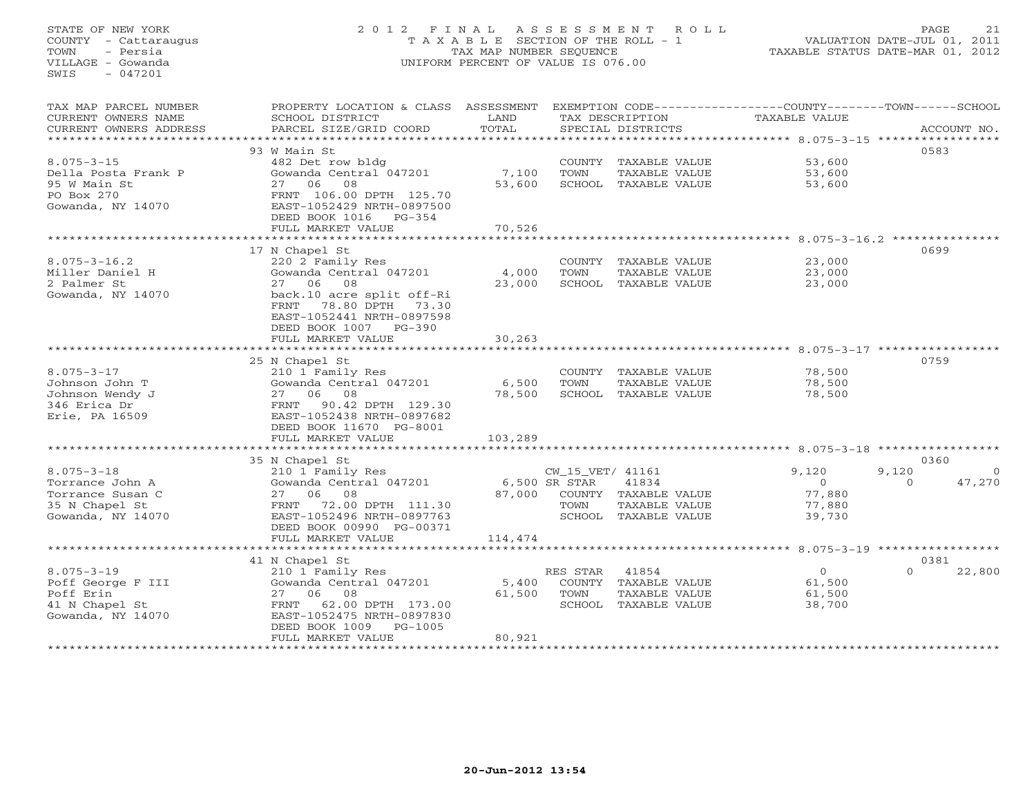STATE OF NEW YORK
COUNTY - Cattaraugus
TOWN - Persia
VILLAGE - Gowanda
SWIS - 047201

2012 FINAL ASSESSMENT ROLL
TAXABLE SECTION OF THE ROLL - 1
TAX MAP NUMBER SEQUENCE
UNIFORM PERCENT OF VALUE IS 076.00

VALUATION DATE-JUL 01, 2011
TAXABLE STATUS DATE-MAR 01, 2012

| TAX MAP PARCEL NUMBER / CURRENT OWNERS NAME / CURRENT OWNERS ADDRESS | PROPERTY LOCATION & CLASS / SCHOOL DISTRICT / PARCEL SIZE/GRID COORD | ASSESSMENT LAND / TOTAL | EXEMPTION CODE / TAX DESCRIPTION / SPECIAL DISTRICTS | COUNTY TAXABLE VALUE | TOWN | SCHOOL | ACCOUNT NO. |
|---|---|---|---|---|---|---|---|
| 8.075-3-15 | 93 W Main St | | | | | | 0583 |
| Della Posta Frank P | 482 Det row bldg | | COUNTY TAXABLE VALUE | 53,600 | | | |
| 95 W Main St | Gowanda Central 047201 | 7,100 | TOWN TAXABLE VALUE | 53,600 | | | |
| PO Box 270 | 27 06 08 | 53,600 | SCHOOL TAXABLE VALUE | 53,600 | | | |
| Gowanda, NY 14070 | FRNT 106.00 DPTH 125.70 | | | | | | |
| | EAST-1052429 NRTH-0897500 | | | | | | |
| | DEED BOOK 1016 PG-354 | | | | | | |
| | FULL MARKET VALUE | 70,526 | | | | | |
| 8.075-3-16.2 | 17 N Chapel St | | | | | | 0699 |
| Miller Daniel H | 220 2 Family Res | | COUNTY TAXABLE VALUE | 23,000 | | | |
| 2 Palmer St | Gowanda Central 047201 | 4,000 | TOWN TAXABLE VALUE | 23,000 | | | |
| Gowanda, NY 14070 | 27 06 08 | 23,000 | SCHOOL TAXABLE VALUE | 23,000 | | | |
| | back.10 acre split off-Ri | | | | | | |
| | FRNT 78.80 DPTH 73.30 | | | | | | |
| | EAST-1052441 NRTH-0897598 | | | | | | |
| | DEED BOOK 1007 PG-390 | | | | | | |
| | FULL MARKET VALUE | 30,263 | | | | | |
| 8.075-3-17 | 25 N Chapel St | | | | | | 0759 |
| Johnson John T | 210 1 Family Res | | COUNTY TAXABLE VALUE | 78,500 | | | |
| Johnson Wendy J | Gowanda Central 047201 | 6,500 | TOWN TAXABLE VALUE | 78,500 | | | |
| 346 Erica Dr | 27 06 08 | 78,500 | SCHOOL TAXABLE VALUE | 78,500 | | | |
| Erie, PA 16509 | FRNT 90.42 DPTH 129.30 | | | | | | |
| | EAST-1052438 NRTH-0897682 | | | | | | |
| | DEED BOOK 11670 PG-8001 | | | | | | |
| | FULL MARKET VALUE | 103,289 | | | | | |
| 8.075-3-18 | 35 N Chapel St | | | | | | 0360 |
| Torrance John A | 210 1 Family Res | | CW_15_VET/ 41161 | 9,120 | 9,120 | 0 | |
| Torrance Susan C | Gowanda Central 047201 | 6,500 | SR STAR 41834 | 0 | 0 | 47,270 | |
| 35 N Chapel St | 27 06 08 | 87,000 | COUNTY TAXABLE VALUE | 77,880 | | | |
| Gowanda, NY 14070 | FRNT 72.00 DPTH 111.30 | | TOWN TAXABLE VALUE | 77,880 | | | |
| | EAST-1052496 NRTH-0897763 | | SCHOOL TAXABLE VALUE | 39,730 | | | |
| | DEED BOOK 00990 PG-00371 | | | | | | |
| | FULL MARKET VALUE | 114,474 | | | | | |
| 8.075-3-19 | 41 N Chapel St | | | | | | 0381 |
| Poff George F III | 210 1 Family Res | | RES STAR 41854 | 0 | 0 | 22,800 | |
| Poff Erin | Gowanda Central 047201 | 5,400 | COUNTY TAXABLE VALUE | 61,500 | | | |
| 41 N Chapel St | 27 06 08 | 61,500 | TOWN TAXABLE VALUE | 61,500 | | | |
| Gowanda, NY 14070 | FRNT 62.00 DPTH 173.00 | | SCHOOL TAXABLE VALUE | 38,700 | | | |
| | EAST-1052475 NRTH-0897830 | | | | | | |
| | DEED BOOK 1009 PG-1005 | | | | | | |
| | FULL MARKET VALUE | 80,921 | | | | | |

20-Jun-2012 13:54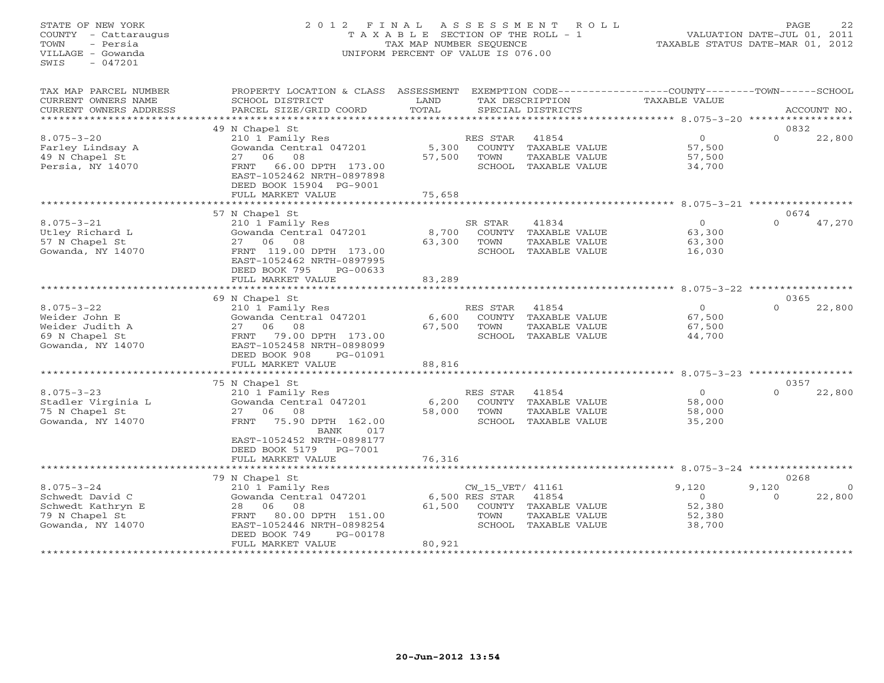STATE OF NEW YORK
COUNTY - Cattaraugus
TOWN - Persia
VILLAGE - Gowanda
SWIS - 047201

# 2012 FINAL ASSESSMENT ROLL

TAXABLE SECTION OF THE ROLL - 1
TAX MAP NUMBER SEQUENCE
UNIFORM PERCENT OF VALUE IS 076.00

VALUATION DATE-JUL 01, 2011
TAXABLE STATUS DATE-MAR 01, 2012

| TAX MAP PARCEL NUMBER / CURRENT OWNERS NAME / CURRENT OWNERS ADDRESS | PROPERTY LOCATION & CLASS / SCHOOL DISTRICT / PARCEL SIZE/GRID COORD | ASSESSMENT LAND / TOTAL | EXEMPTION CODE / TAX DESCRIPTION / SPECIAL DISTRICTS | COUNTY TAXABLE VALUE | TOWN | SCHOOL / ACCOUNT NO. |
|---|---|---|---|---|---|---|
| | 49 N Chapel St | | | | | 0832 |
| 8.075-3-20 | 210 1 Family Res | | RES STAR 41854 | 0 | 0 | 22,800 |
| Farley Lindsay A | Gowanda Central 047201 | 5,300 | COUNTY TAXABLE VALUE | 57,500 | | |
| 49 N Chapel St | 27 06 08 | 57,500 | TOWN TAXABLE VALUE | 57,500 | | |
| Persia, NY 14070 | FRNT 66.00 DPTH 173.00 | | SCHOOL TAXABLE VALUE | 34,700 | | |
| | EAST-1052462 NRTH-0897898 | | | | | |
| | DEED BOOK 15904 PG-9001 | | | | | |
| | FULL MARKET VALUE | 75,658 | | | | |
| | 57 N Chapel St | | | | | 0674 |
| 8.075-3-21 | 210 1 Family Res | | SR STAR 41834 | 0 | 0 | 47,270 |
| Utley Richard L | Gowanda Central 047201 | 8,700 | COUNTY TAXABLE VALUE | 63,300 | | |
| 57 N Chapel St | 27 06 08 | 63,300 | TOWN TAXABLE VALUE | 63,300 | | |
| Gowanda, NY 14070 | FRNT 119.00 DPTH 173.00 | | SCHOOL TAXABLE VALUE | 16,030 | | |
| | EAST-1052462 NRTH-0897995 | | | | | |
| | DEED BOOK 795 PG-00633 | | | | | |
| | FULL MARKET VALUE | 83,289 | | | | |
| | 69 N Chapel St | | | | | 0365 |
| 8.075-3-22 | 210 1 Family Res | | RES STAR 41854 | 0 | 0 | 22,800 |
| Weider John E | Gowanda Central 047201 | 6,600 | COUNTY TAXABLE VALUE | 67,500 | | |
| Weider Judith A | 27 06 08 | 67,500 | TOWN TAXABLE VALUE | 67,500 | | |
| 69 N Chapel St | FRNT 79.00 DPTH 173.00 | | SCHOOL TAXABLE VALUE | 44,700 | | |
| Gowanda, NY 14070 | EAST-1052458 NRTH-0898099 | | | | | |
| | DEED BOOK 908 PG-01091 | | | | | |
| | FULL MARKET VALUE | 88,816 | | | | |
| | 75 N Chapel St | | | | | 0357 |
| 8.075-3-23 | 210 1 Family Res | | RES STAR 41854 | 0 | 0 | 22,800 |
| Stadler Virginia L | Gowanda Central 047201 | 6,200 | COUNTY TAXABLE VALUE | 58,000 | | |
| 75 N Chapel St | 27 06 08 | 58,000 | TOWN TAXABLE VALUE | 58,000 | | |
| Gowanda, NY 14070 | FRNT 75.90 DPTH 162.00 | | SCHOOL TAXABLE VALUE | 35,200 | | |
| | BANK 017 | | | | | |
| | EAST-1052452 NRTH-0898177 | | | | | |
| | DEED BOOK 5179 PG-7001 | | | | | |
| | FULL MARKET VALUE | 76,316 | | | | |
| | 79 N Chapel St | | | | | 0268 |
| 8.075-3-24 | 210 1 Family Res | | CW_15_VET/ 41161 | 9,120 | 9,120 | 0 |
| Schwedt David C | Gowanda Central 047201 | 6,500 | RES STAR 41854 | 0 | 0 | 22,800 |
| Schwedt Kathryn E | 28 06 08 | 61,500 | COUNTY TAXABLE VALUE | 52,380 | | |
| 79 N Chapel St | FRNT 80.00 DPTH 151.00 | | TOWN TAXABLE VALUE | 52,380 | | |
| Gowanda, NY 14070 | EAST-1052446 NRTH-0898254 | | SCHOOL TAXABLE VALUE | 38,700 | | |
| | DEED BOOK 749 PG-00178 | | | | | |
| | FULL MARKET VALUE | 80,921 | | | | |

20-Jun-2012 13:54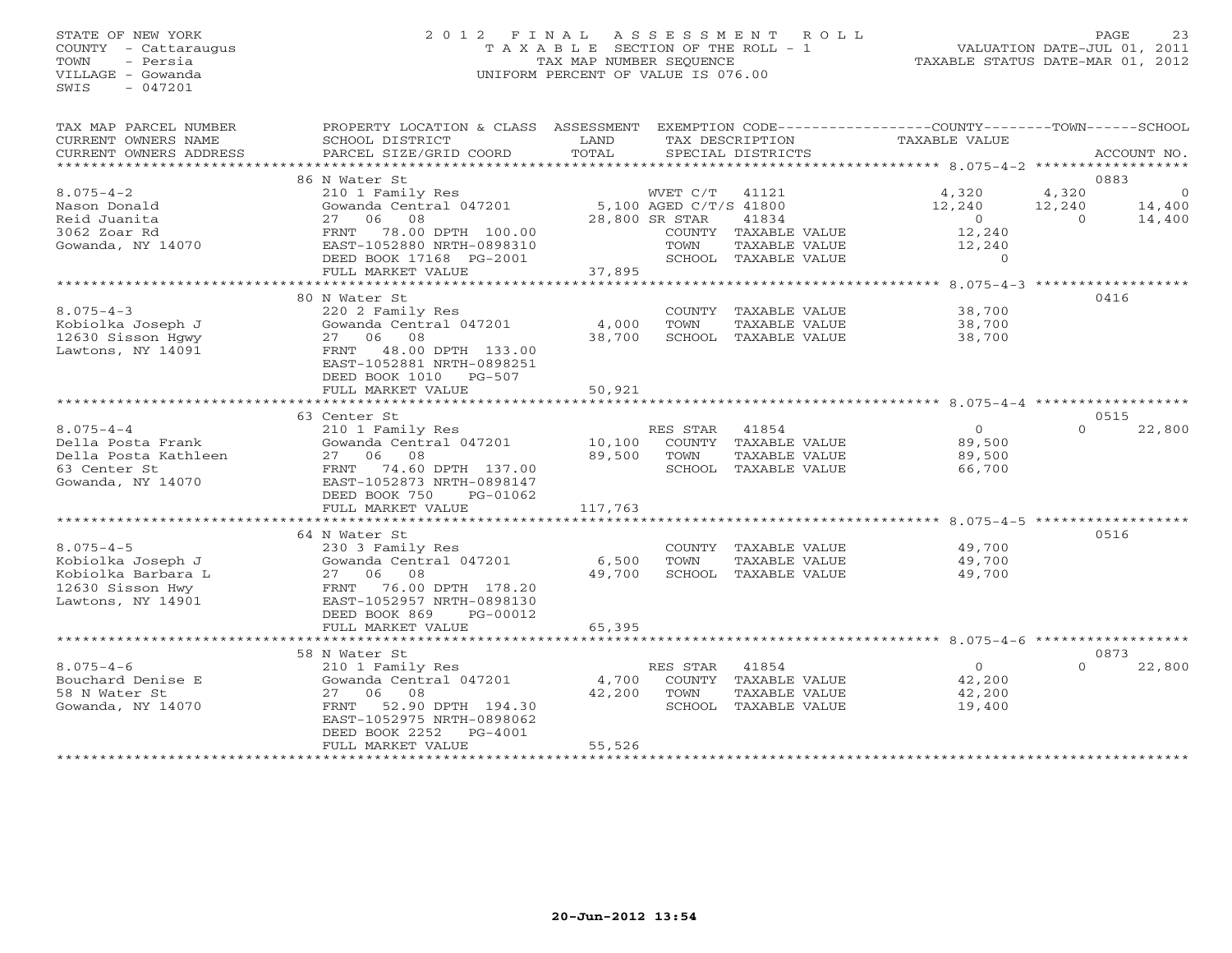STATE OF NEW YORK
COUNTY - Cattaraugus
TOWN - Persia
VILLAGE - Gowanda
SWIS - 047201

2012 FINAL ASSESSMENT ROLL
TAXABLE SECTION OF THE ROLL - 1
TAX MAP NUMBER SEQUENCE
UNIFORM PERCENT OF VALUE IS 076.00

VALUATION DATE-JUL 01, 2011
TAXABLE STATUS DATE-MAR 01, 2012

| TAX MAP PARCEL NUMBER / CURRENT OWNERS NAME / CURRENT OWNERS ADDRESS | PROPERTY LOCATION & CLASS / SCHOOL DISTRICT / PARCEL SIZE/GRID COORD | ASSESSMENT LAND / TOTAL | EXEMPTION CODE / TAX DESCRIPTION / SPECIAL DISTRICTS | COUNTY TAXABLE VALUE | TOWN | SCHOOL | ACCOUNT NO. |
|---|---|---|---|---|---|---|---|
| 8.075-4-2 | 86 N Water St | | | | | | 0883 |
| | 210 1 Family Res | | WVET C/T 41121 | 4,320 | 4,320 | 0 | |
| Nason Donald | Gowanda Central 047201 | 5,100 | AGED C/T/S 41800 | 12,240 | 12,240 | 14,400 | |
| Reid Juanita | 27 06 08 | 28,800 | SR STAR 41834 | 0 | 0 | 14,400 | |
| 3062 Zoar Rd | FRNT 78.00 DPTH 100.00 | | COUNTY TAXABLE VALUE | 12,240 | | | |
| Gowanda, NY 14070 | EAST-1052880 NRTH-0898310 | | TOWN TAXABLE VALUE | 12,240 | | | |
| | DEED BOOK 17168 PG-2001 | | SCHOOL TAXABLE VALUE | 0 | | | |
| | FULL MARKET VALUE | 37,895 | | | | | |
| 8.075-4-3 | 80 N Water St | | | | | | 0416 |
| | 220 2 Family Res | | COUNTY TAXABLE VALUE | 38,700 | | | |
| Kobiolka Joseph J | Gowanda Central 047201 | 4,000 | TOWN TAXABLE VALUE | 38,700 | | | |
| 12630 Sisson Hgwy | 27 06 08 | 38,700 | SCHOOL TAXABLE VALUE | 38,700 | | | |
| Lawtons, NY 14091 | FRNT 48.00 DPTH 133.00 | | | | | | |
| | EAST-1052881 NRTH-0898251 | | | | | | |
| | DEED BOOK 1010 PG-507 | | | | | | |
| | FULL MARKET VALUE | 50,921 | | | | | |
| 8.075-4-4 | 63 Center St | | | | | | 0515 |
| | 210 1 Family Res | | RES STAR 41854 | 0 | 0 | 22,800 | |
| Della Posta Frank | Gowanda Central 047201 | 10,100 | COUNTY TAXABLE VALUE | 89,500 | | | |
| Della Posta Kathleen | 27 06 08 | 89,500 | TOWN TAXABLE VALUE | 89,500 | | | |
| 63 Center St | FRNT 74.60 DPTH 137.00 | | SCHOOL TAXABLE VALUE | 66,700 | | | |
| Gowanda, NY 14070 | EAST-1052873 NRTH-0898147 | | | | | | |
| | DEED BOOK 750 PG-01062 | | | | | | |
| | FULL MARKET VALUE | 117,763 | | | | | |
| 8.075-4-5 | 64 N Water St | | | | | | 0516 |
| | 230 3 Family Res | | COUNTY TAXABLE VALUE | 49,700 | | | |
| Kobiolka Joseph J | Gowanda Central 047201 | 6,500 | TOWN TAXABLE VALUE | 49,700 | | | |
| Kobiolka Barbara L | 27 06 08 | 49,700 | SCHOOL TAXABLE VALUE | 49,700 | | | |
| 12630 Sisson Hwy | FRNT 76.00 DPTH 178.20 | | | | | | |
| Lawtons, NY 14901 | EAST-1052957 NRTH-0898130 | | | | | | |
| | DEED BOOK 869 PG-00012 | | | | | | |
| | FULL MARKET VALUE | 65,395 | | | | | |
| 8.075-4-6 | 58 N Water St | | | | | | 0873 |
| | 210 1 Family Res | | RES STAR 41854 | 0 | 0 | 22,800 | |
| Bouchard Denise E | Gowanda Central 047201 | 4,700 | COUNTY TAXABLE VALUE | 42,200 | | | |
| 58 N Water St | 27 06 08 | 42,200 | TOWN TAXABLE VALUE | 42,200 | | | |
| Gowanda, NY 14070 | FRNT 52.90 DPTH 194.30 | | SCHOOL TAXABLE VALUE | 19,400 | | | |
| | EAST-1052975 NRTH-0898062 | | | | | | |
| | DEED BOOK 2252 PG-4001 | | | | | | |
| | FULL MARKET VALUE | 55,526 | | | | | |

20-Jun-2012 13:54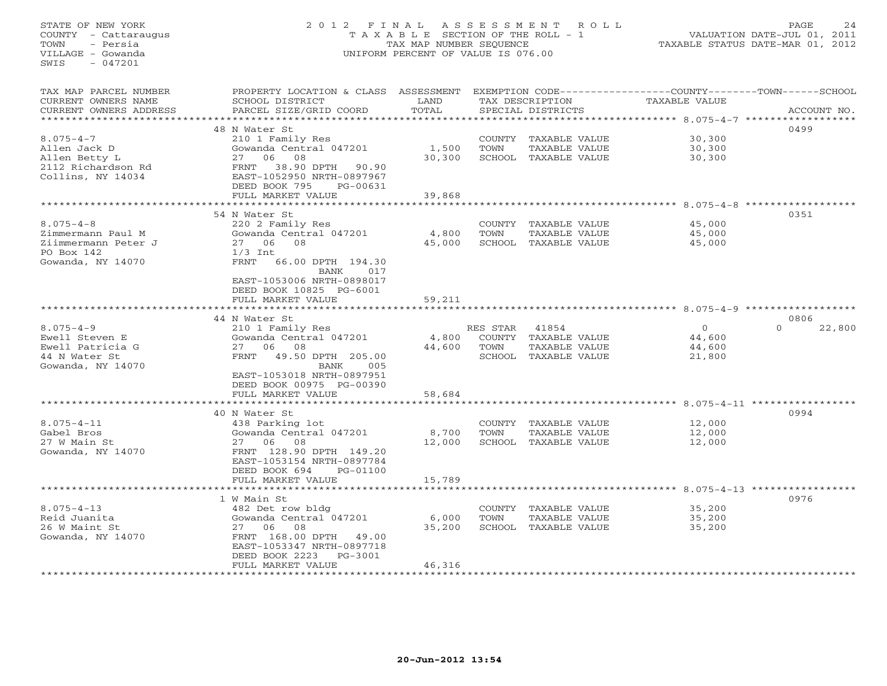STATE OF NEW YORK
COUNTY - Cattaraugus
TOWN - Persia
VILLAGE - Gowanda
SWIS - 047201

2012 FINAL ASSESSMENT ROLL
TAXABLE SECTION OF THE ROLL - 1
TAX MAP NUMBER SEQUENCE
UNIFORM PERCENT OF VALUE IS 076.00

VALUATION DATE-JUL 01, 2011
TAXABLE STATUS DATE-MAR 01, 2012

| TAX MAP PARCEL NUMBER / CURRENT OWNERS NAME / CURRENT OWNERS ADDRESS | PROPERTY LOCATION & CLASS / SCHOOL DISTRICT / PARCEL SIZE/GRID COORD | ASSESSMENT LAND / TOTAL | EXEMPTION CODE / TAX DESCRIPTION / SPECIAL DISTRICTS | COUNTY TAXABLE VALUE | TOWN | SCHOOL | ACCOUNT NO. |
|---|---|---|---|---|---|---|---|
| | 48 N Water St | | | | | | 0499 |
| 8.075-4-7 | 210 1 Family Res | | COUNTY TAXABLE VALUE | 30,300 | | | |
| Allen Jack D | Gowanda Central 047201 | 1,500 | TOWN TAXABLE VALUE | 30,300 | | | |
| Allen Betty L | 27 06 08 | 30,300 | SCHOOL TAXABLE VALUE | 30,300 | | | |
| 2112 Richardson Rd | FRNT 38.90 DPTH 90.90 | | | | | | |
| Collins, NY 14034 | EAST-1052950 NRTH-0897967 | | | | | | |
| | DEED BOOK 795 PG-00631 | | | | | | |
| | FULL MARKET VALUE | 39,868 | | | | | |
| | 54 N Water St | | | | | | 0351 |
| 8.075-4-8 | 220 2 Family Res | | COUNTY TAXABLE VALUE | 45,000 | | | |
| Zimmermann Paul M | Gowanda Central 047201 | 4,800 | TOWN TAXABLE VALUE | 45,000 | | | |
| Ziimmermann Peter J | 27 06 08 | 45,000 | SCHOOL TAXABLE VALUE | 45,000 | | | |
| PO Box 142 | 1/3 Int | | | | | | |
| Gowanda, NY 14070 | FRNT 66.00 DPTH 194.30 | | | | | | |
| | BANK 017 | | | | | | |
| | EAST-1053006 NRTH-0898017 | | | | | | |
| | DEED BOOK 10825 PG-6001 | | | | | | |
| | FULL MARKET VALUE | 59,211 | | | | | |
| | 44 N Water St | | | | | | 0806 |
| 8.075-4-9 | 210 1 Family Res | | RES STAR 41854 | 0 | | 0 | 22,800 |
| Ewell Steven E | Gowanda Central 047201 | 4,800 | COUNTY TAXABLE VALUE | 44,600 | | | |
| Ewell Patricia G | 27 06 08 | 44,600 | TOWN TAXABLE VALUE | 44,600 | | | |
| 44 N Water St | FRNT 49.50 DPTH 205.00 | | SCHOOL TAXABLE VALUE | 21,800 | | | |
| Gowanda, NY 14070 | BANK 005 | | | | | | |
| | EAST-1053018 NRTH-0897951 | | | | | | |
| | DEED BOOK 00975 PG-00390 | | | | | | |
| | FULL MARKET VALUE | 58,684 | | | | | |
| | 40 N Water St | | | | | | 0994 |
| 8.075-4-11 | 438 Parking lot | | COUNTY TAXABLE VALUE | 12,000 | | | |
| Gabel Bros | Gowanda Central 047201 | 8,700 | TOWN TAXABLE VALUE | 12,000 | | | |
| 27 W Main St | 27 06 08 | 12,000 | SCHOOL TAXABLE VALUE | 12,000 | | | |
| Gowanda, NY 14070 | FRNT 128.90 DPTH 149.20 | | | | | | |
| | EAST-1053154 NRTH-0897784 | | | | | | |
| | DEED BOOK 694 PG-01100 | | | | | | |
| | FULL MARKET VALUE | 15,789 | | | | | |
| | 1 W Main St | | | | | | 0976 |
| 8.075-4-13 | 482 Det row bldg | | COUNTY TAXABLE VALUE | 35,200 | | | |
| Reid Juanita | Gowanda Central 047201 | 6,000 | TOWN TAXABLE VALUE | 35,200 | | | |
| 26 W Maint St | 27 06 08 | 35,200 | SCHOOL TAXABLE VALUE | 35,200 | | | |
| Gowanda, NY 14070 | FRNT 168.00 DPTH 49.00 | | | | | | |
| | EAST-1053347 NRTH-0897718 | | | | | | |
| | DEED BOOK 2223 PG-3001 | | | | | | |
| | FULL MARKET VALUE | 46,316 | | | | | |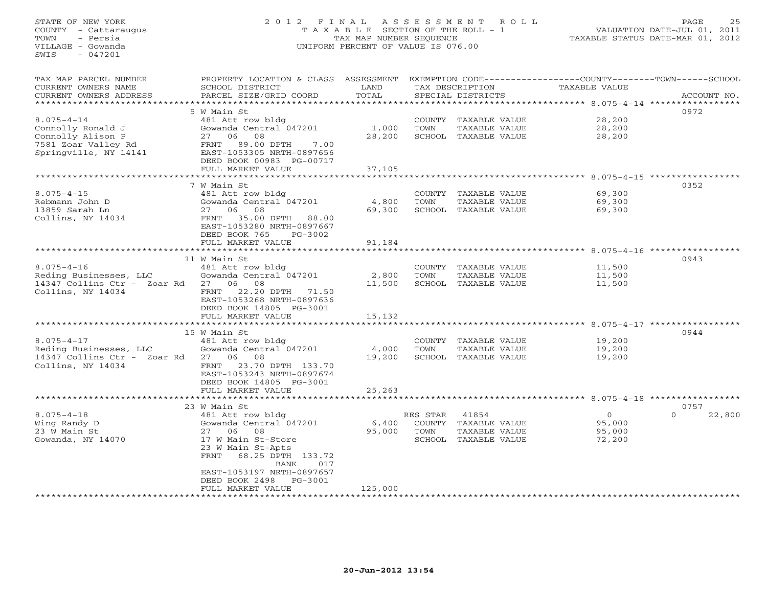STATE OF NEW YORK
COUNTY - Cattaraugus
TOWN - Persia
VILLAGE - Gowanda
SWIS - 047201

2012 FINAL ASSESSMENT ROLL
TAXABLE SECTION OF THE ROLL - 1
TAX MAP NUMBER SEQUENCE
UNIFORM PERCENT OF VALUE IS 076.00

VALUATION DATE-JUL 01, 2011
TAXABLE STATUS DATE-MAR 01, 2012

| TAX MAP PARCEL NUMBER / CURRENT OWNERS NAME / CURRENT OWNERS ADDRESS | PROPERTY LOCATION & CLASS / SCHOOL DISTRICT / PARCEL SIZE/GRID COORD | ASSESSMENT LAND / TOTAL | EXEMPTION CODE / TAX DESCRIPTION / SPECIAL DISTRICTS | COUNTY / TOWN / SCHOOL TAXABLE VALUE | ACCOUNT NO. |
|---|---|---|---|---|---|
| **8.075-4-14** | 5 W Main St | | | | 0972 |
| 8.075-4-14 | 481 Att row bldg | | COUNTY TAXABLE VALUE | 28,200 | |
| Connolly Ronald J | Gowanda Central 047201 | 1,000 | TOWN TAXABLE VALUE | 28,200 | |
| Connolly Alison P | 27 06 08 | 28,200 | SCHOOL TAXABLE VALUE | 28,200 | |
| 7581 Zoar Valley Rd | FRNT 89.00 DPTH 7.00 | | | | |
| Springville, NY 14141 | EAST-1053305 NRTH-0897656 | | | | |
| | DEED BOOK 00983 PG-00717 | | | | |
| | FULL MARKET VALUE | 37,105 | | | |
| **8.075-4-15** | 7 W Main St | | | | 0352 |
| 8.075-4-15 | 481 Att row bldg | | COUNTY TAXABLE VALUE | 69,300 | |
| Rebmann John D | Gowanda Central 047201 | 4,800 | TOWN TAXABLE VALUE | 69,300 | |
| 13859 Sarah Ln | 27 06 08 | 69,300 | SCHOOL TAXABLE VALUE | 69,300 | |
| Collins, NY 14034 | FRNT 35.00 DPTH 88.00 | | | | |
| | EAST-1053280 NRTH-0897667 | | | | |
| | DEED BOOK 765 PG-3002 | | | | |
| | FULL MARKET VALUE | 91,184 | | | |
| **8.075-4-16** | 11 W Main St | | | | 0943 |
| 8.075-4-16 | 481 Att row bldg | | COUNTY TAXABLE VALUE | 11,500 | |
| Reding Businesses, LLC | Gowanda Central 047201 | 2,800 | TOWN TAXABLE VALUE | 11,500 | |
| 14347 Collins Ctr - Zoar Rd | 27 06 08 | 11,500 | SCHOOL TAXABLE VALUE | 11,500 | |
| Collins, NY 14034 | FRNT 22.20 DPTH 71.50 | | | | |
| | EAST-1053268 NRTH-0897636 | | | | |
| | DEED BOOK 14805 PG-3001 | | | | |
| | FULL MARKET VALUE | 15,132 | | | |
| **8.075-4-17** | 15 W Main St | | | | 0944 |
| 8.075-4-17 | 481 Att row bldg | | COUNTY TAXABLE VALUE | 19,200 | |
| Reding Businesses, LLC | Gowanda Central 047201 | 4,000 | TOWN TAXABLE VALUE | 19,200 | |
| 14347 Collins Ctr - Zoar Rd | 27 06 08 | 19,200 | SCHOOL TAXABLE VALUE | 19,200 | |
| Collins, NY 14034 | FRNT 23.70 DPTH 133.70 | | | | |
| | EAST-1053243 NRTH-0897674 | | | | |
| | DEED BOOK 14805 PG-3001 | | | | |
| | FULL MARKET VALUE | 25,263 | | | |
| **8.075-4-18** | 23 W Main St | | | | 0757 |
| 8.075-4-18 | 481 Att row bldg | | RES STAR 41854 | 0 | 0 22,800 |
| Wing Randy D | Gowanda Central 047201 | 6,400 | COUNTY TAXABLE VALUE | 95,000 | |
| 23 W Main St | 27 06 08 | 95,000 | TOWN TAXABLE VALUE | 95,000 | |
| Gowanda, NY 14070 | 17 W Main St-Store | | SCHOOL TAXABLE VALUE | 72,200 | |
| | 23 W Main St-Apts | | | | |
| | FRNT 68.25 DPTH 133.72 | | | | |
| | BANK 017 | | | | |
| | EAST-1053197 NRTH-0897657 | | | | |
| | DEED BOOK 2498 PG-3001 | | | | |
| | FULL MARKET VALUE | 125,000 | | | |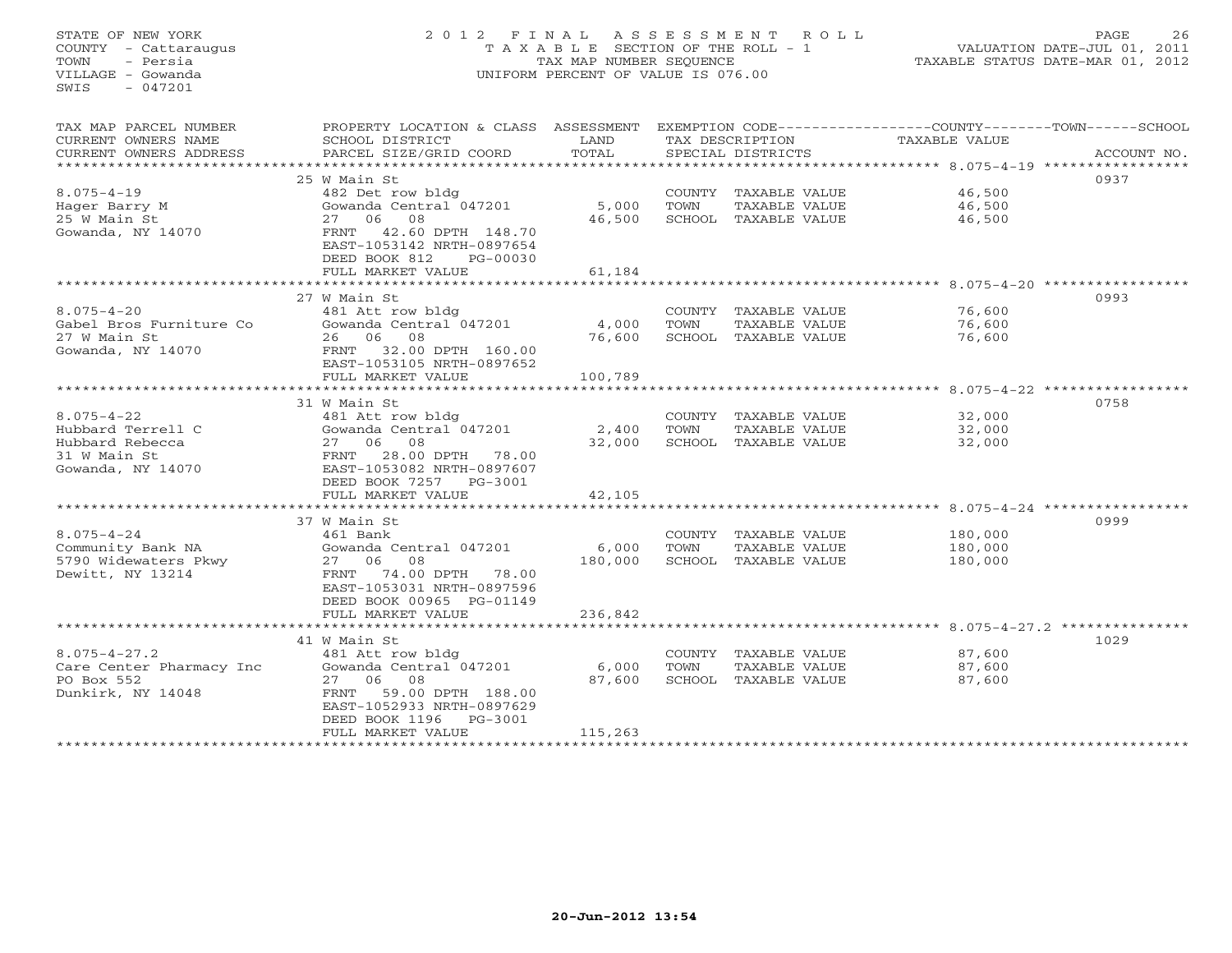STATE OF NEW YORK
COUNTY - Cattaraugus
TOWN - Persia
VILLAGE - Gowanda
SWIS - 047201

2012 FINAL ASSESSMENT ROLL
TAXABLE SECTION OF THE ROLL - 1
TAX MAP NUMBER SEQUENCE
UNIFORM PERCENT OF VALUE IS 076.00

VALUATION DATE-JUL 01, 2011
TAXABLE STATUS DATE-MAR 01, 2012

| TAX MAP PARCEL NUMBER / CURRENT OWNERS NAME / CURRENT OWNERS ADDRESS | PROPERTY LOCATION & CLASS / SCHOOL DISTRICT / PARCEL SIZE/GRID COORD | ASSESSMENT LAND / TOTAL | EXEMPTION CODE / TAX DESCRIPTION / SPECIAL DISTRICTS | TAXABLE VALUE (COUNTY / TOWN / SCHOOL) | ACCOUNT NO. |
|---|---|---|---|---|---|
| **8.075-4-19** | 25 W Main St | | | | 0937 |
| 8.075-4-19 | 482 Det row bldg | | COUNTY TAXABLE VALUE | 46,500 | |
| Hager Barry M | Gowanda Central 047201 | 5,000 | TOWN TAXABLE VALUE | 46,500 | |
| 25 W Main St | 27 06 08 | 46,500 | SCHOOL TAXABLE VALUE | 46,500 | |
| Gowanda, NY 14070 | FRNT 42.60 DPTH 148.70 | | | | |
| | EAST-1053142 NRTH-0897654 | | | | |
| | DEED BOOK 812 PG-00030 | | | | |
| | FULL MARKET VALUE | 61,184 | | | |
| **8.075-4-20** | 27 W Main St | | | | 0993 |
| 8.075-4-20 | 481 Att row bldg | | COUNTY TAXABLE VALUE | 76,600 | |
| Gabel Bros Furniture Co | Gowanda Central 047201 | 4,000 | TOWN TAXABLE VALUE | 76,600 | |
| 27 W Main St | 26 06 08 | 76,600 | SCHOOL TAXABLE VALUE | 76,600 | |
| Gowanda, NY 14070 | FRNT 32.00 DPTH 160.00 | | | | |
| | EAST-1053105 NRTH-0897652 | | | | |
| | FULL MARKET VALUE | 100,789 | | | |
| **8.075-4-22** | 31 W Main St | | | | 0758 |
| 8.075-4-22 | 481 Att row bldg | | COUNTY TAXABLE VALUE | 32,000 | |
| Hubbard Terrell C | Gowanda Central 047201 | 2,400 | TOWN TAXABLE VALUE | 32,000 | |
| Hubbard Rebecca | 27 06 08 | 32,000 | SCHOOL TAXABLE VALUE | 32,000 | |
| 31 W Main St | FRNT 28.00 DPTH 78.00 | | | | |
| Gowanda, NY 14070 | EAST-1053082 NRTH-0897607 | | | | |
| | DEED BOOK 7257 PG-3001 | | | | |
| | FULL MARKET VALUE | 42,105 | | | |
| **8.075-4-24** | 37 W Main St | | | | 0999 |
| 8.075-4-24 | 461 Bank | | COUNTY TAXABLE VALUE | 180,000 | |
| Community Bank NA | Gowanda Central 047201 | 6,000 | TOWN TAXABLE VALUE | 180,000 | |
| 5790 Widewaters Pkwy | 27 06 08 | 180,000 | SCHOOL TAXABLE VALUE | 180,000 | |
| Dewitt, NY 13214 | FRNT 74.00 DPTH 78.00 | | | | |
| | EAST-1053031 NRTH-0897596 | | | | |
| | DEED BOOK 00965 PG-01149 | | | | |
| | FULL MARKET VALUE | 236,842 | | | |
| **8.075-4-27.2** | 41 W Main St | | | | 1029 |
| 8.075-4-27.2 | 481 Att row bldg | | COUNTY TAXABLE VALUE | 87,600 | |
| Care Center Pharmacy Inc | Gowanda Central 047201 | 6,000 | TOWN TAXABLE VALUE | 87,600 | |
| PO Box 552 | 27 06 08 | 87,600 | SCHOOL TAXABLE VALUE | 87,600 | |
| Dunkirk, NY 14048 | FRNT 59.00 DPTH 188.00 | | | | |
| | EAST-1052933 NRTH-0897629 | | | | |
| | DEED BOOK 1196 PG-3001 | | | | |
| | FULL MARKET VALUE | 115,263 | | | |

20-Jun-2012 13:54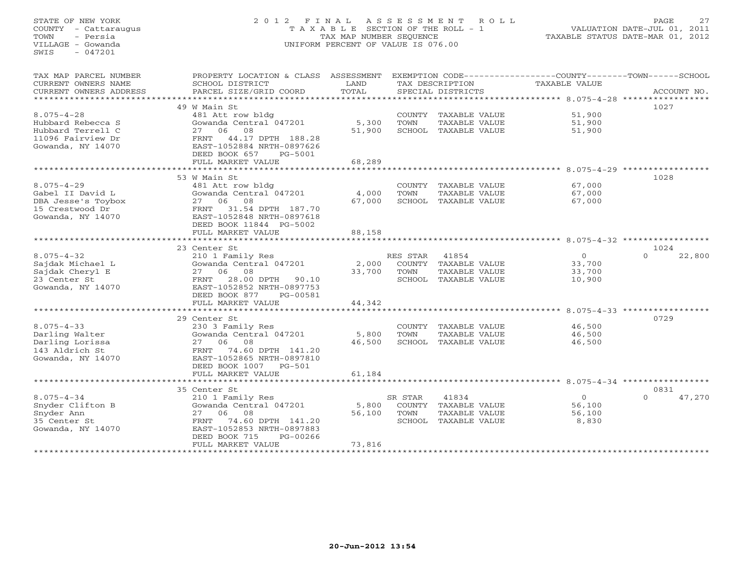STATE OF NEW YORK
COUNTY - Cattaraugus
TOWN - Persia
VILLAGE - Gowanda
SWIS - 047201

2012 FINAL ASSESSMENT ROLL
TAXABLE SECTION OF THE ROLL - 1
TAX MAP NUMBER SEQUENCE
UNIFORM PERCENT OF VALUE IS 076.00

VALUATION DATE-JUL 01, 2011
TAXABLE STATUS DATE-MAR 01, 2012

| TAX MAP PARCEL NUMBER / CURRENT OWNERS NAME / CURRENT OWNERS ADDRESS | PROPERTY LOCATION & CLASS / SCHOOL DISTRICT / PARCEL SIZE/GRID COORD | ASSESSMENT LAND | TOTAL | EXEMPTION CODE / TAX DESCRIPTION / SPECIAL DISTRICTS | TAXABLE VALUE COUNTY / TOWN / SCHOOL | ACCOUNT NO. |
|---|---|---|---|---|---|---|
| 8.075-4-28 | 49 W Main St | | | | | 1027 |
| 8.075-4-28 | 481 Att row bldg | | | COUNTY TAXABLE VALUE | 51,900 | |
| Hubbard Rebecca S | Gowanda Central 047201 | 5,300 | | TOWN TAXABLE VALUE | 51,900 | |
| Hubbard Terrell C | 27 06 08 | | 51,900 | SCHOOL TAXABLE VALUE | 51,900 | |
| 11096 Fairview Dr | FRNT 44.17 DPTH 188.28 | | | | | |
| Gowanda, NY 14070 | EAST-1052884 NRTH-0897626 | | | | | |
| | DEED BOOK 657 PG-5001 | | | | | |
| | FULL MARKET VALUE | | 68,289 | | | |
| 8.075-4-29 | 53 W Main St | | | | | 1028 |
| 8.075-4-29 | 481 Att row bldg | | | COUNTY TAXABLE VALUE | 67,000 | |
| Gabel II David L | Gowanda Central 047201 | 4,000 | | TOWN TAXABLE VALUE | 67,000 | |
| DBA Jesse's Toybox | 27 06 08 | | 67,000 | SCHOOL TAXABLE VALUE | 67,000 | |
| 15 Crestwood Dr | FRNT 31.54 DPTH 187.70 | | | | | |
| Gowanda, NY 14070 | EAST-1052848 NRTH-0897618 | | | | | |
| | DEED BOOK 11844 PG-5002 | | | | | |
| | FULL MARKET VALUE | | 88,158 | | | |
| 8.075-4-32 | 23 Center St | | | | | 1024 |
| 8.075-4-32 | 210 1 Family Res | | | RES STAR 41854 | 0 / 0 | 22,800 |
| Sajdak Michael L | Gowanda Central 047201 | 2,000 | | COUNTY TAXABLE VALUE | 33,700 | |
| Sajdak Cheryl E | 27 06 08 | | 33,700 | TOWN TAXABLE VALUE | 33,700 | |
| 23 Center St | FRNT 28.00 DPTH 90.10 | | | SCHOOL TAXABLE VALUE | 10,900 | |
| Gowanda, NY 14070 | EAST-1052852 NRTH-0897753 | | | | | |
| | DEED BOOK 877 PG-00581 | | | | | |
| | FULL MARKET VALUE | | 44,342 | | | |
| 8.075-4-33 | 29 Center St | | | | | 0729 |
| 8.075-4-33 | 230 3 Family Res | | | COUNTY TAXABLE VALUE | 46,500 | |
| Darling Walter | Gowanda Central 047201 | 5,800 | | TOWN TAXABLE VALUE | 46,500 | |
| Darling Lorissa | 27 06 08 | | 46,500 | SCHOOL TAXABLE VALUE | 46,500 | |
| 143 Aldrich St | FRNT 74.60 DPTH 141.20 | | | | | |
| Gowanda, NY 14070 | EAST-1052865 NRTH-0897810 | | | | | |
| | DEED BOOK 1007 PG-501 | | | | | |
| | FULL MARKET VALUE | | 61,184 | | | |
| 8.075-4-34 | 35 Center St | | | | | 0831 |
| 8.075-4-34 | 210 1 Family Res | | | SR STAR 41834 | 0 / 0 | 47,270 |
| Snyder Clifton B | Gowanda Central 047201 | 5,800 | | COUNTY TAXABLE VALUE | 56,100 | |
| Snyder Ann | 27 06 08 | | 56,100 | TOWN TAXABLE VALUE | 56,100 | |
| 35 Center St | FRNT 74.60 DPTH 141.20 | | | SCHOOL TAXABLE VALUE | 8,830 | |
| Gowanda, NY 14070 | EAST-1052853 NRTH-0897883 | | | | | |
| | DEED BOOK 715 PG-00266 | | | | | |
| | FULL MARKET VALUE | | 73,816 | | | |

20-Jun-2012 13:54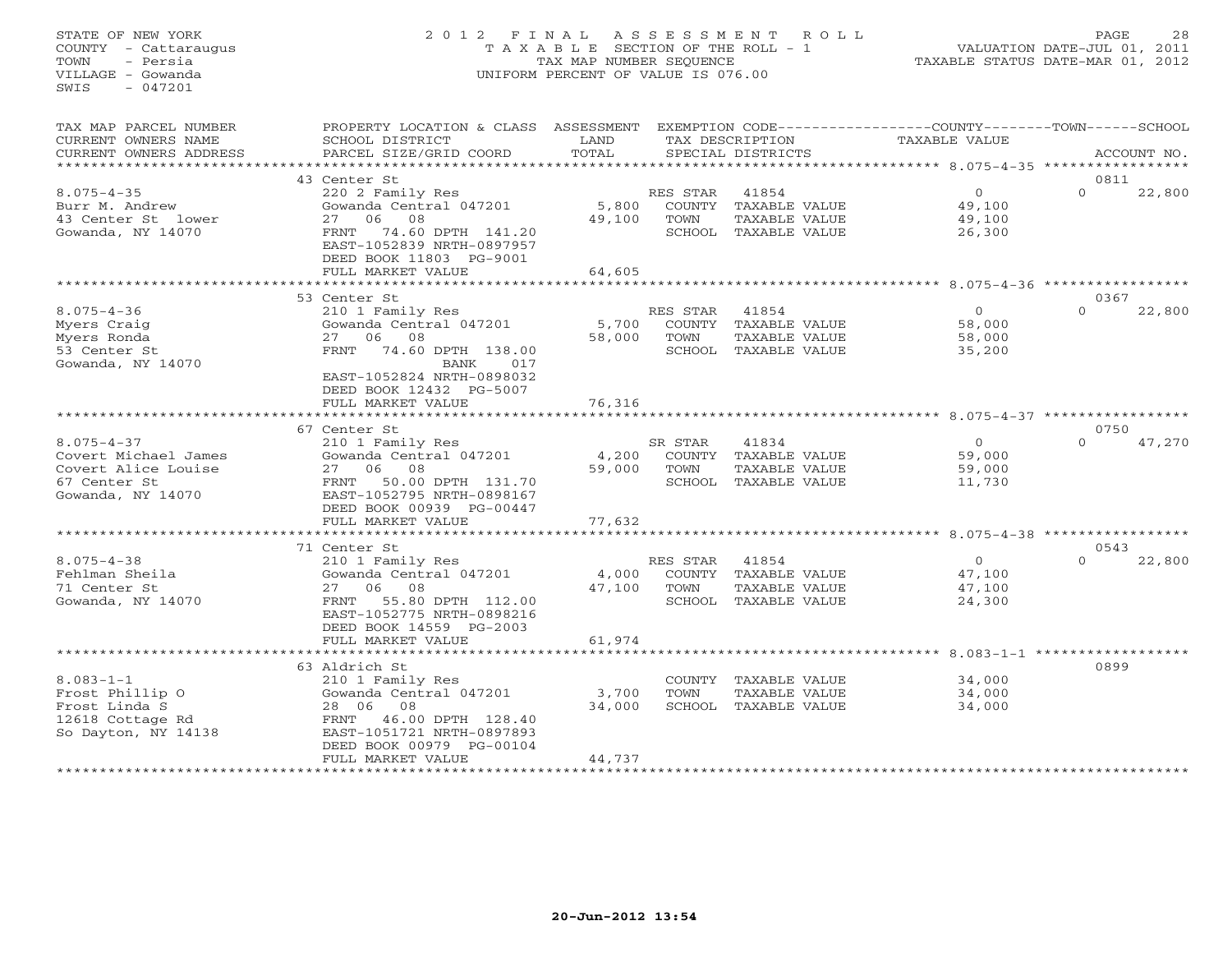STATE OF NEW YORK
COUNTY - Cattaraugus
TOWN - Persia
VILLAGE - Gowanda
SWIS - 047201

2012 FINAL ASSESSMENT ROLL
TAXABLE SECTION OF THE ROLL - 1
TAX MAP NUMBER SEQUENCE
UNIFORM PERCENT OF VALUE IS 076.00

VALUATION DATE-JUL 01, 2011
TAXABLE STATUS DATE-MAR 01, 2012

| TAX MAP PARCEL NUMBER / CURRENT OWNERS NAME / CURRENT OWNERS ADDRESS | PROPERTY LOCATION & CLASS / SCHOOL DISTRICT / PARCEL SIZE/GRID COORD | ASSESSMENT LAND / TOTAL | EXEMPTION CODE / TAX DESCRIPTION / SPECIAL DISTRICTS | COUNTY TAXABLE VALUE | TOWN | SCHOOL | ACCOUNT NO. |
|---|---|---|---|---|---|---|---|
| 43 Center St | | | | | | | 0811 |
| 8.075-4-35 | 220 2 Family Res | | RES STAR 41854 | 0 | | 0 22,800 | |
| Burr M. Andrew | Gowanda Central 047201 | 5,800 | COUNTY TAXABLE VALUE | 49,100 | | | |
| 43 Center St lower | 27 06 08 | 49,100 | TOWN TAXABLE VALUE | 49,100 | | | |
| Gowanda, NY 14070 | FRNT 74.60 DPTH 141.20 | | SCHOOL TAXABLE VALUE | 26,300 | | | |
| | EAST-1052839 NRTH-0897957 | | | | | | |
| | DEED BOOK 11803 PG-9001 | | | | | | |
| | FULL MARKET VALUE | 64,605 | | | | | |
| 53 Center St | | | | | | | 0367 |
| 8.075-4-36 | 210 1 Family Res | | RES STAR 41854 | 0 | | 0 22,800 | |
| Myers Craig | Gowanda Central 047201 | 5,700 | COUNTY TAXABLE VALUE | 58,000 | | | |
| Myers Ronda | 27 06 08 | 58,000 | TOWN TAXABLE VALUE | 58,000 | | | |
| 53 Center St | FRNT 74.60 DPTH 138.00 | | SCHOOL TAXABLE VALUE | 35,200 | | | |
| Gowanda, NY 14070 | BANK 017 | | | | | | |
| | EAST-1052824 NRTH-0898032 | | | | | | |
| | DEED BOOK 12432 PG-5007 | | | | | | |
| | FULL MARKET VALUE | 76,316 | | | | | |
| 67 Center St | | | | | | | 0750 |
| 8.075-4-37 | 210 1 Family Res | | SR STAR 41834 | 0 | | 0 47,270 | |
| Covert Michael James | Gowanda Central 047201 | 4,200 | COUNTY TAXABLE VALUE | 59,000 | | | |
| Covert Alice Louise | 27 06 08 | 59,000 | TOWN TAXABLE VALUE | 59,000 | | | |
| 67 Center St | FRNT 50.00 DPTH 131.70 | | SCHOOL TAXABLE VALUE | 11,730 | | | |
| Gowanda, NY 14070 | EAST-1052795 NRTH-0898167 | | | | | | |
| | DEED BOOK 00939 PG-00447 | | | | | | |
| | FULL MARKET VALUE | 77,632 | | | | | |
| 71 Center St | | | | | | | 0543 |
| 8.075-4-38 | 210 1 Family Res | | RES STAR 41854 | 0 | | 0 22,800 | |
| Fehlman Sheila | Gowanda Central 047201 | 4,000 | COUNTY TAXABLE VALUE | 47,100 | | | |
| 71 Center St | 27 06 08 | 47,100 | TOWN TAXABLE VALUE | 47,100 | | | |
| Gowanda, NY 14070 | FRNT 55.80 DPTH 112.00 | | SCHOOL TAXABLE VALUE | 24,300 | | | |
| | EAST-1052775 NRTH-0898216 | | | | | | |
| | DEED BOOK 14559 PG-2003 | | | | | | |
| | FULL MARKET VALUE | 61,974 | | | | | |
| 63 Aldrich St | | | | | | | 0899 |
| 8.083-1-1 | 210 1 Family Res | | COUNTY TAXABLE VALUE | 34,000 | | | |
| Frost Phillip O | Gowanda Central 047201 | 3,700 | TOWN TAXABLE VALUE | 34,000 | | | |
| Frost Linda S | 28 06 08 | 34,000 | SCHOOL TAXABLE VALUE | 34,000 | | | |
| 12618 Cottage Rd | FRNT 46.00 DPTH 128.40 | | | | | | |
| So Dayton, NY 14138 | EAST-1051721 NRTH-0897893 | | | | | | |
| | DEED BOOK 00979 PG-00104 | | | | | | |
| | FULL MARKET VALUE | 44,737 | | | | | |

20-Jun-2012 13:54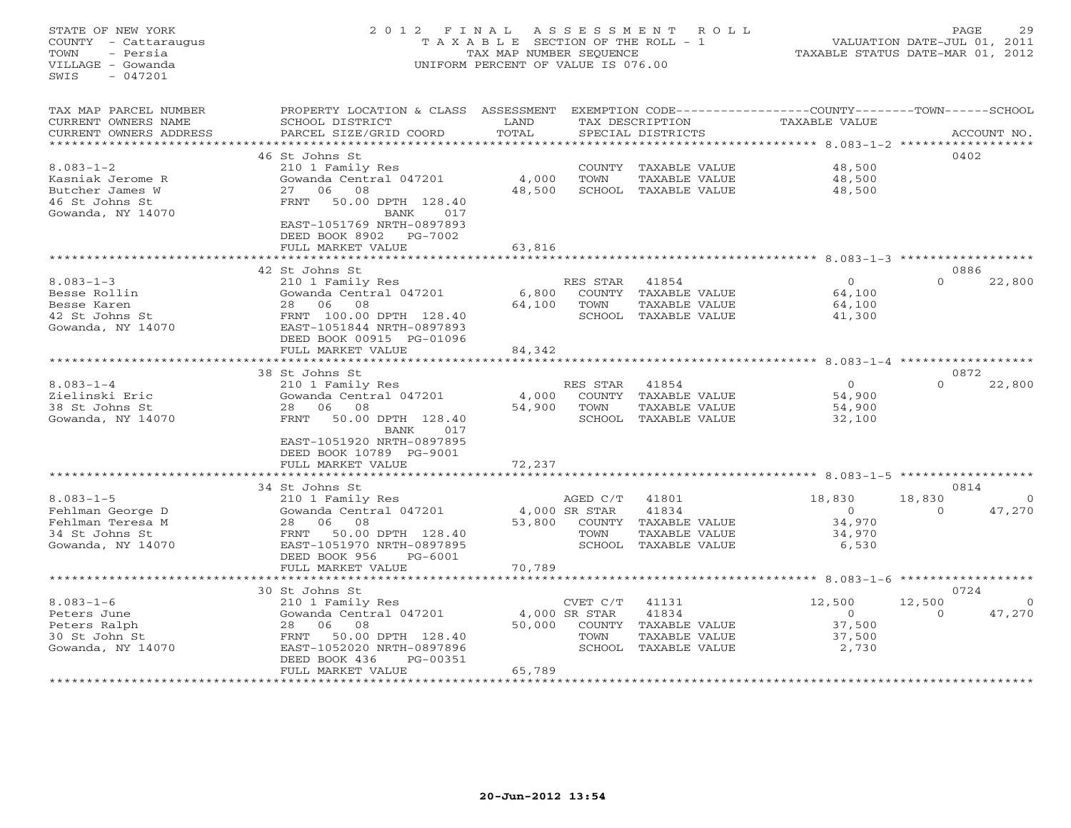STATE OF NEW YORK
COUNTY - Cattaraugus
TOWN - Persia
VILLAGE - Gowanda
SWIS - 047201

# 2012 FINAL ASSESSMENT ROLL

TAXABLE SECTION OF THE ROLL - 1
TAX MAP NUMBER SEQUENCE
UNIFORM PERCENT OF VALUE IS 076.00

VALUATION DATE-JUL 01, 2011
TAXABLE STATUS DATE-MAR 01, 2012

| TAX MAP PARCEL NUMBER / CURRENT OWNERS NAME / CURRENT OWNERS ADDRESS | PROPERTY LOCATION & CLASS / SCHOOL DISTRICT / PARCEL SIZE/GRID COORD | ASSESSMENT LAND / TOTAL | EXEMPTION CODE / TAX DESCRIPTION / SPECIAL DISTRICTS | | COUNTY TAXABLE VALUE | TOWN | SCHOOL / ACCOUNT NO. |
|---|---|---|---|---|---|---|---|
| | 46 St Johns St | | | | | | 0402 |
| 8.083-1-2 | 210 1 Family Res | | COUNTY TAXABLE VALUE | | 48,500 | | |
| Kasniak Jerome R | Gowanda Central 047201 | 4,000 | TOWN TAXABLE VALUE | | 48,500 | | |
| Butcher James W | 27 06 08 | 48,500 | SCHOOL TAXABLE VALUE | | 48,500 | | |
| 46 St Johns St | FRNT 50.00 DPTH 128.40 | | | | | | |
| Gowanda, NY 14070 | BANK 017 | | | | | | |
| | EAST-1051769 NRTH-0897893 | | | | | | |
| | DEED BOOK 8902 PG-7002 | | | | | | |
| | FULL MARKET VALUE | 63,816 | | | | | |
| | 42 St Johns St | | | | | | 0886 |
| 8.083-1-3 | 210 1 Family Res | | RES STAR | 41854 | 0 | 0 | 22,800 |
| Besse Rollin | Gowanda Central 047201 | 6,800 | COUNTY TAXABLE VALUE | | 64,100 | | |
| Besse Karen | 28 06 08 | 64,100 | TOWN TAXABLE VALUE | | 64,100 | | |
| 42 St Johns St | FRNT 100.00 DPTH 128.40 | | SCHOOL TAXABLE VALUE | | 41,300 | | |
| Gowanda, NY 14070 | EAST-1051844 NRTH-0897893 | | | | | | |
| | DEED BOOK 00915 PG-01096 | | | | | | |
| | FULL MARKET VALUE | 84,342 | | | | | |
| | 38 St Johns St | | | | | | 0872 |
| 8.083-1-4 | 210 1 Family Res | | RES STAR | 41854 | 0 | 0 | 22,800 |
| Zielinski Eric | Gowanda Central 047201 | 4,000 | COUNTY TAXABLE VALUE | | 54,900 | | |
| 38 St Johns St | 28 06 08 | 54,900 | TOWN TAXABLE VALUE | | 54,900 | | |
| Gowanda, NY 14070 | FRNT 50.00 DPTH 128.40 | | SCHOOL TAXABLE VALUE | | 32,100 | | |
| | BANK 017 | | | | | | |
| | EAST-1051920 NRTH-0897895 | | | | | | |
| | DEED BOOK 10789 PG-9001 | | | | | | |
| | FULL MARKET VALUE | 72,237 | | | | | |
| | 34 St Johns St | | | | | | 0814 |
| 8.083-1-5 | 210 1 Family Res | | AGED C/T | 41801 | 18,830 | 18,830 | 0 |
| Fehlman George D | Gowanda Central 047201 | 4,000 | SR STAR | 41834 | 0 | 0 | 47,270 |
| Fehlman Teresa M | 28 06 08 | 53,800 | COUNTY TAXABLE VALUE | | 34,970 | | |
| 34 St Johns St | FRNT 50.00 DPTH 128.40 | | TOWN TAXABLE VALUE | | 34,970 | | |
| Gowanda, NY 14070 | EAST-1051970 NRTH-0897895 | | SCHOOL TAXABLE VALUE | | 6,530 | | |
| | DEED BOOK 956 PG-6001 | | | | | | |
| | FULL MARKET VALUE | 70,789 | | | | | |
| | 30 St Johns St | | | | | | 0724 |
| 8.083-1-6 | 210 1 Family Res | | CVET C/T | 41131 | 12,500 | 12,500 | 0 |
| Peters June | Gowanda Central 047201 | 4,000 | SR STAR | 41834 | 0 | 0 | 47,270 |
| Peters Ralph | 28 06 08 | 50,000 | COUNTY TAXABLE VALUE | | 37,500 | | |
| 30 St John St | FRNT 50.00 DPTH 128.40 | | TOWN TAXABLE VALUE | | 37,500 | | |
| Gowanda, NY 14070 | EAST-1052020 NRTH-0897896 | | SCHOOL TAXABLE VALUE | | 2,730 | | |
| | DEED BOOK 436 PG-00351 | | | | | | |
| | FULL MARKET VALUE | 65,789 | | | | | |

20-Jun-2012 13:54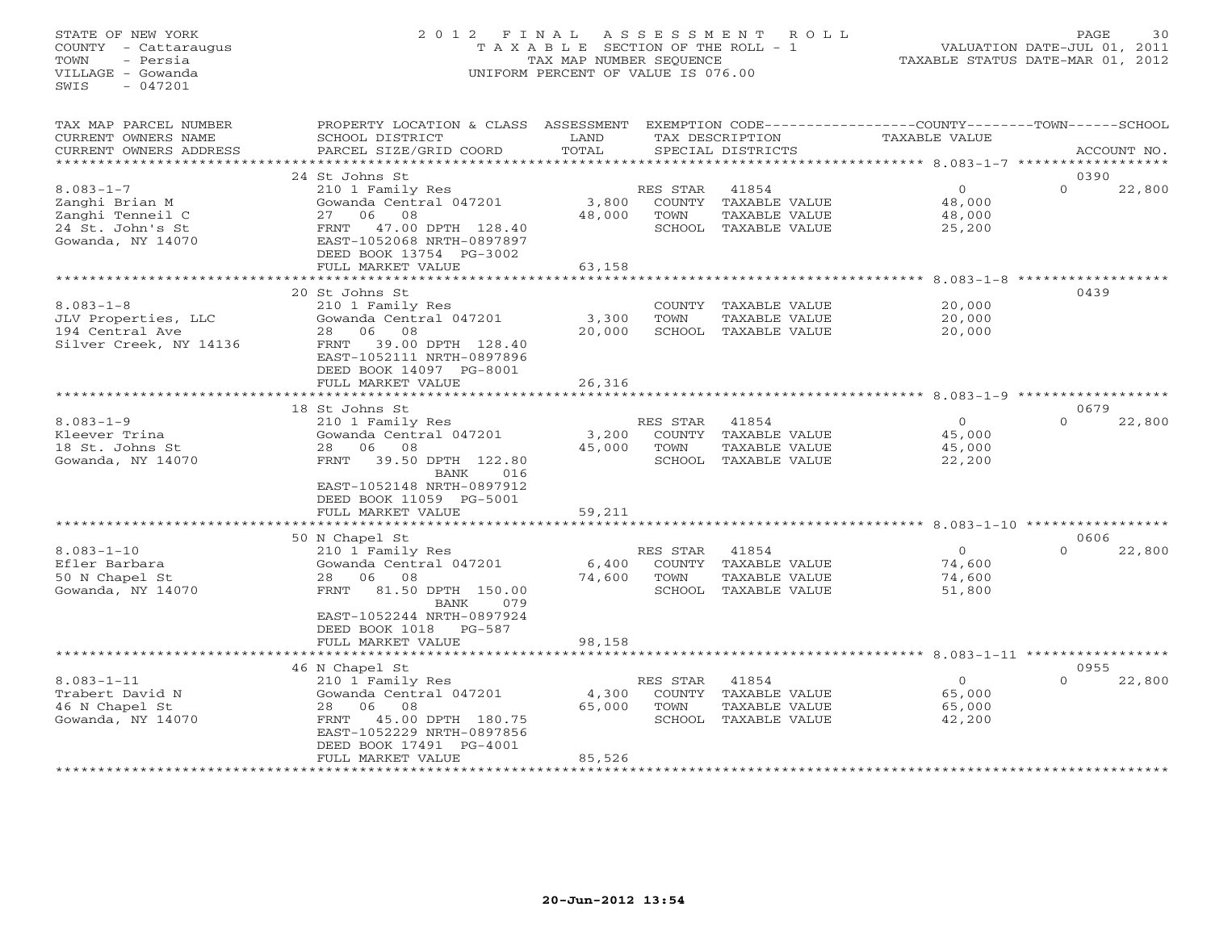STATE OF NEW YORK
COUNTY - Cattaraugus
TOWN - Persia
VILLAGE - Gowanda
SWIS - 047201

# 2012 FINAL ASSESSMENT ROLL

TAXABLE SECTION OF THE ROLL - 1
TAX MAP NUMBER SEQUENCE
UNIFORM PERCENT OF VALUE IS 076.00

VALUATION DATE-JUL 01, 2011
TAXABLE STATUS DATE-MAR 01, 2012

| TAX MAP PARCEL NUMBER / CURRENT OWNERS NAME / CURRENT OWNERS ADDRESS | PROPERTY LOCATION & CLASS / SCHOOL DISTRICT / PARCEL SIZE/GRID COORD | ASSESSMENT LAND / TOTAL | EXEMPTION CODE / TAX DESCRIPTION / SPECIAL DISTRICTS | COUNTY TAXABLE VALUE | TOWN | SCHOOL / ACCOUNT NO. |
|---|---|---|---|---|---|---|
| 8.083-1-7 | 24 St Johns St | | | | | 0390 |
| | 210 1 Family Res | | RES STAR 41854 | 0 | 0 | 22,800 |
| Zanghi Brian M | Gowanda Central 047201 | 3,800 | COUNTY TAXABLE VALUE | 48,000 | | |
| Zanghi Tenneil C | 27 06 08 | 48,000 | TOWN TAXABLE VALUE | 48,000 | | |
| 24 St. John's St | FRNT 47.00 DPTH 128.40 | | SCHOOL TAXABLE VALUE | 25,200 | | |
| Gowanda, NY 14070 | EAST-1052068 NRTH-0897897 | | | | | |
| | DEED BOOK 13754 PG-3002 | | | | | |
| | FULL MARKET VALUE | 63,158 | | | | |
| 8.083-1-8 | 20 St Johns St | | | | | 0439 |
| | 210 1 Family Res | | COUNTY TAXABLE VALUE | 20,000 | | |
| JLV Properties, LLC | Gowanda Central 047201 | 3,300 | TOWN TAXABLE VALUE | 20,000 | | |
| 194 Central Ave | 28 06 08 | 20,000 | SCHOOL TAXABLE VALUE | 20,000 | | |
| Silver Creek, NY 14136 | FRNT 39.00 DPTH 128.40 | | | | | |
| | EAST-1052111 NRTH-0897896 | | | | | |
| | DEED BOOK 14097 PG-8001 | | | | | |
| | FULL MARKET VALUE | 26,316 | | | | |
| 8.083-1-9 | 18 St Johns St | | | | | 0679 |
| | 210 1 Family Res | | RES STAR 41854 | 0 | 0 | 22,800 |
| Kleever Trina | Gowanda Central 047201 | 3,200 | COUNTY TAXABLE VALUE | 45,000 | | |
| 18 St. Johns St | 28 06 08 | 45,000 | TOWN TAXABLE VALUE | 45,000 | | |
| Gowanda, NY 14070 | FRNT 39.50 DPTH 122.80 | | SCHOOL TAXABLE VALUE | 22,200 | | |
| | BANK 016 | | | | | |
| | EAST-1052148 NRTH-0897912 | | | | | |
| | DEED BOOK 11059 PG-5001 | | | | | |
| | FULL MARKET VALUE | 59,211 | | | | |
| 8.083-1-10 | 50 N Chapel St | | | | | 0606 |
| | 210 1 Family Res | | RES STAR 41854 | 0 | 0 | 22,800 |
| Efler Barbara | Gowanda Central 047201 | 6,400 | COUNTY TAXABLE VALUE | 74,600 | | |
| 50 N Chapel St | 28 06 08 | 74,600 | TOWN TAXABLE VALUE | 74,600 | | |
| Gowanda, NY 14070 | FRNT 81.50 DPTH 150.00 | | SCHOOL TAXABLE VALUE | 51,800 | | |
| | BANK 079 | | | | | |
| | EAST-1052244 NRTH-0897924 | | | | | |
| | DEED BOOK 1018 PG-587 | | | | | |
| | FULL MARKET VALUE | 98,158 | | | | |
| 8.083-1-11 | 46 N Chapel St | | | | | 0955 |
| | 210 1 Family Res | | RES STAR 41854 | 0 | 0 | 22,800 |
| Trabert David N | Gowanda Central 047201 | 4,300 | COUNTY TAXABLE VALUE | 65,000 | | |
| 46 N Chapel St | 28 06 08 | 65,000 | TOWN TAXABLE VALUE | 65,000 | | |
| Gowanda, NY 14070 | FRNT 45.00 DPTH 180.75 | | SCHOOL TAXABLE VALUE | 42,200 | | |
| | EAST-1052229 NRTH-0897856 | | | | | |
| | DEED BOOK 17491 PG-4001 | | | | | |
| | FULL MARKET VALUE | 85,526 | | | | |

20-Jun-2012 13:54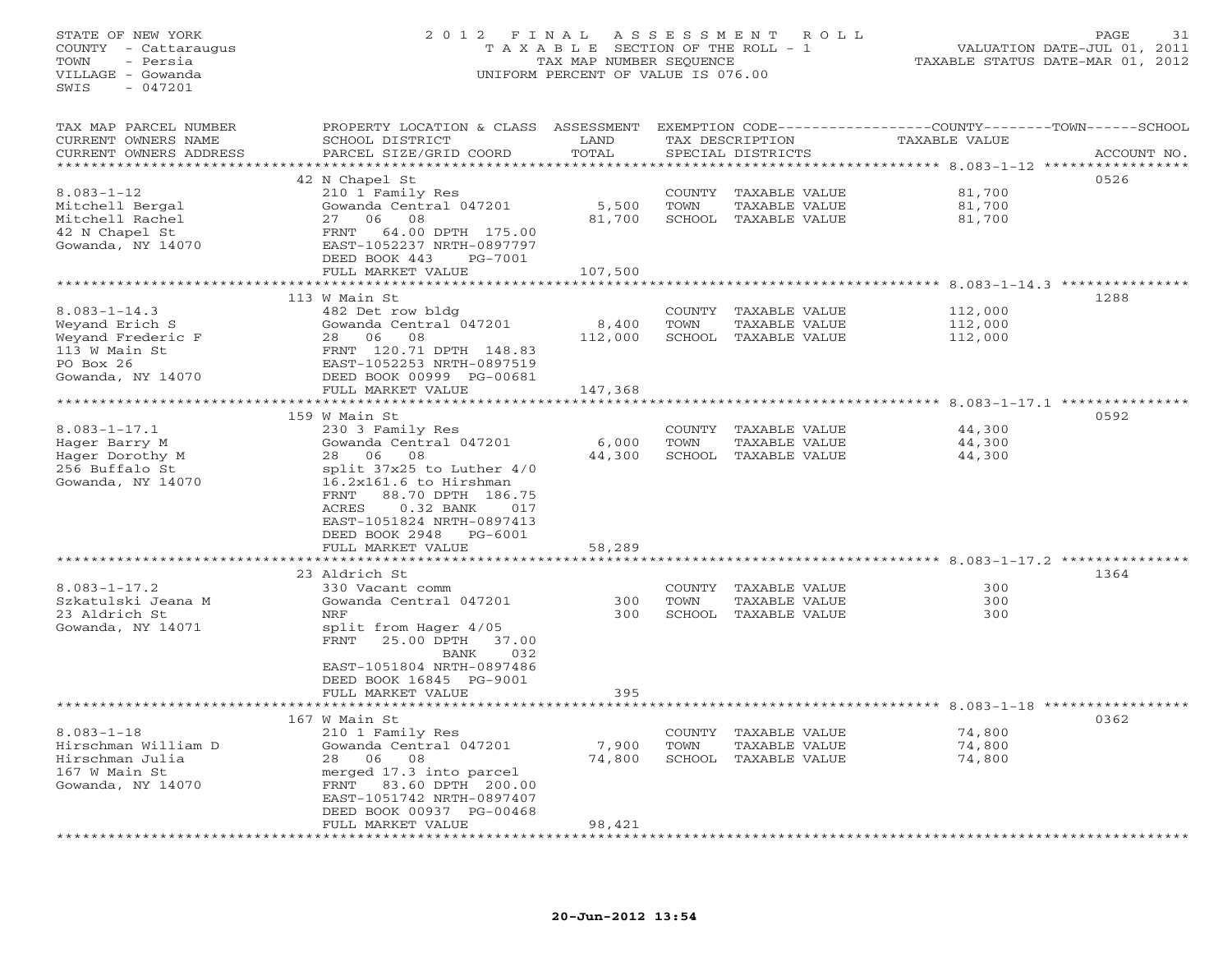STATE OF NEW YORK
COUNTY - Cattaraugus
TOWN - Persia
VILLAGE - Gowanda
SWIS - 047201

2 0 1 2 F I N A L A S S E S S M E N T R O L L
T A X A B L E SECTION OF THE ROLL - 1
TAX MAP NUMBER SEQUENCE
UNIFORM PERCENT OF VALUE IS 076.00

VALUATION DATE-JUL 01, 2011
TAXABLE STATUS DATE-MAR 01, 2012

| TAX MAP PARCEL NUMBER / CURRENT OWNERS NAME / CURRENT OWNERS ADDRESS | PROPERTY LOCATION & CLASS / SCHOOL DISTRICT / PARCEL SIZE/GRID COORD | ASSESSMENT LAND / TOTAL | EXEMPTION CODE / TAX DESCRIPTION / SPECIAL DISTRICTS | COUNTY--------TOWN------SCHOOL TAXABLE VALUE | ACCOUNT NO. |
|---|---|---|---|---|---|
| | 42 N Chapel St | | | | 0526 |
| 8.083-1-12 | 210 1 Family Res | | COUNTY TAXABLE VALUE | 81,700 | |
| Mitchell Bergal | Gowanda Central 047201 | 5,500 | TOWN TAXABLE VALUE | 81,700 | |
| Mitchell Rachel | 27 06 08 | 81,700 | SCHOOL TAXABLE VALUE | 81,700 | |
| 42 N Chapel St | FRNT 64.00 DPTH 175.00 | | | | |
| Gowanda, NY 14070 | EAST-1052237 NRTH-0897797 | | | | |
| | DEED BOOK 443 PG-7001 | | | | |
| | FULL MARKET VALUE | 107,500 | | | |
| | 113 W Main St | | | | 1288 |
| 8.083-1-14.3 | 482 Det row bldg | | COUNTY TAXABLE VALUE | 112,000 | |
| Weyand Erich S | Gowanda Central 047201 | 8,400 | TOWN TAXABLE VALUE | 112,000 | |
| Weyand Frederic F | 28 06 08 | 112,000 | SCHOOL TAXABLE VALUE | 112,000 | |
| 113 W Main St | FRNT 120.71 DPTH 148.83 | | | | |
| PO Box 26 | EAST-1052253 NRTH-0897519 | | | | |
| Gowanda, NY 14070 | DEED BOOK 00999 PG-00681 | | | | |
| | FULL MARKET VALUE | 147,368 | | | |
| | 159 W Main St | | | | 0592 |
| 8.083-1-17.1 | 230 3 Family Res | | COUNTY TAXABLE VALUE | 44,300 | |
| Hager Barry M | Gowanda Central 047201 | 6,000 | TOWN TAXABLE VALUE | 44,300 | |
| Hager Dorothy M | 28 06 08 | 44,300 | SCHOOL TAXABLE VALUE | 44,300 | |
| 256 Buffalo St | split 37x25 to Luther 4/0 | | | | |
| Gowanda, NY 14070 | 16.2x161.6 to Hirshman | | | | |
| | FRNT 88.70 DPTH 186.75 | | | | |
| | ACRES 0.32 BANK 017 | | | | |
| | EAST-1051824 NRTH-0897413 | | | | |
| | DEED BOOK 2948 PG-6001 | | | | |
| | FULL MARKET VALUE | 58,289 | | | |
| | 23 Aldrich St | | | | 1364 |
| 8.083-1-17.2 | 330 Vacant comm | | COUNTY TAXABLE VALUE | 300 | |
| Szkatulski Jeana M | Gowanda Central 047201 | 300 | TOWN TAXABLE VALUE | 300 | |
| 23 Aldrich St | NRF | 300 | SCHOOL TAXABLE VALUE | 300 | |
| Gowanda, NY 14071 | split from Hager 4/05 | | | | |
| | FRNT 25.00 DPTH 37.00 | | | | |
| | BANK 032 | | | | |
| | EAST-1051804 NRTH-0897486 | | | | |
| | DEED BOOK 16845 PG-9001 | | | | |
| | FULL MARKET VALUE | 395 | | | |
| | 167 W Main St | | | | 0362 |
| 8.083-1-18 | 210 1 Family Res | | COUNTY TAXABLE VALUE | 74,800 | |
| Hirschman William D | Gowanda Central 047201 | 7,900 | TOWN TAXABLE VALUE | 74,800 | |
| Hirschman Julia | 28 06 08 | 74,800 | SCHOOL TAXABLE VALUE | 74,800 | |
| 167 W Main St | merged 17.3 into parcel | | | | |
| Gowanda, NY 14070 | FRNT 83.60 DPTH 200.00 | | | | |
| | EAST-1051742 NRTH-0897407 | | | | |
| | DEED BOOK 00937 PG-00468 | | | | |
| | FULL MARKET VALUE | 98,421 | | | |

20-Jun-2012 13:54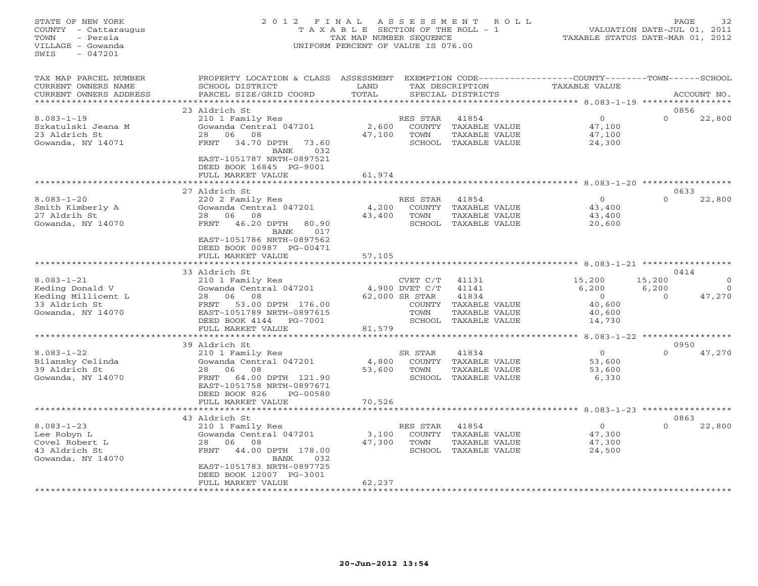STATE OF NEW YORK
COUNTY - Cattaraugus
TOWN - Persia
VILLAGE - Gowanda
SWIS - 047201

2012 FINAL ASSESSMENT ROLL
TAXABLE SECTION OF THE ROLL - 1
TAX MAP NUMBER SEQUENCE
UNIFORM PERCENT OF VALUE IS 076.00

VALUATION DATE-JUL 01, 2011
TAXABLE STATUS DATE-MAR 01, 2012

| TAX MAP PARCEL NUMBER<br>CURRENT OWNERS NAME<br>CURRENT OWNERS ADDRESS | PROPERTY LOCATION & CLASS<br>SCHOOL DISTRICT<br>PARCEL SIZE/GRID COORD | ASSESSMENT<br>LAND<br>TOTAL | EXEMPTION CODE<br>TAX DESCRIPTION<br>SPECIAL DISTRICTS | | COUNTY<br>TAXABLE VALUE | TOWN | SCHOOL<br>ACCOUNT NO. |
|---|---|---|---|---|---|---|---|
| | 23 Aldrich St | | | | | | 0856 |
| 8.083-1-19 | 210 1 Family Res | | RES STAR | 41854 | 0 | 0 | 22,800 |
| Szkatulski Jeana M | Gowanda Central 047201 | 2,600 | COUNTY TAXABLE VALUE | | 47,100 | | |
| 23 Aldrich St | 28 06 08 | 47,100 | TOWN TAXABLE VALUE | | 47,100 | | |
| Gowanda, NY 14071 | FRNT 34.70 DPTH 73.60 | | SCHOOL TAXABLE VALUE | | 24,300 | | |
| | BANK 032 | | | | | | |
| | EAST-1051787 NRTH-0897521 | | | | | | |
| | DEED BOOK 16845 PG-9001 | | | | | | |
| | FULL MARKET VALUE | 61,974 | | | | | |
| | 27 Aldrich St | | | | | | 0633 |
| 8.083-1-20 | 220 2 Family Res | | RES STAR | 41854 | 0 | 0 | 22,800 |
| Smith Kimberly A | Gowanda Central 047201 | 4,200 | COUNTY TAXABLE VALUE | | 43,400 | | |
| 27 Aldrih St | 28 06 08 | 43,400 | TOWN TAXABLE VALUE | | 43,400 | | |
| Gowanda, NY 14070 | FRNT 46.20 DPTH 80.90 | | SCHOOL TAXABLE VALUE | | 20,600 | | |
| | BANK 017 | | | | | | |
| | EAST-1051786 NRTH-0897562 | | | | | | |
| | DEED BOOK 00987 PG-00471 | | | | | | |
| | FULL MARKET VALUE | 57,105 | | | | | |
| | 33 Aldrich St | | | | | | 0414 |
| 8.083-1-21 | 210 1 Family Res | | CVET C/T | 41131 | 15,200 | 15,200 | 0 |
| Keding Donald V | Gowanda Central 047201 | 4,900 | DVET C/T | 41141 | 6,200 | 6,200 | 0 |
| Keding Millicent L | 28 06 08 | 62,000 | SR STAR | 41834 | 0 | 0 | 47,270 |
| 33 Aldrich St | FRNT 53.00 DPTH 176.00 | | COUNTY TAXABLE VALUE | | 40,600 | | |
| Gowanda, NY 14070 | EAST-1051789 NRTH-0897615 | | TOWN TAXABLE VALUE | | 40,600 | | |
| | DEED BOOK 4144 PG-7001 | | SCHOOL TAXABLE VALUE | | 14,730 | | |
| | FULL MARKET VALUE | 81,579 | | | | | |
| | 39 Aldrich St | | | | | | 0950 |
| 8.083-1-22 | 210 1 Family Res | | SR STAR | 41834 | 0 | 0 | 47,270 |
| Bilansky Celinda | Gowanda Central 047201 | 4,800 | COUNTY TAXABLE VALUE | | 53,600 | | |
| 39 Aldrich St | 28 06 08 | 53,600 | TOWN TAXABLE VALUE | | 53,600 | | |
| Gowanda, NY 14070 | FRNT 64.00 DPTH 121.90 | | SCHOOL TAXABLE VALUE | | 6,330 | | |
| | EAST-1051758 NRTH-0897671 | | | | | | |
| | DEED BOOK 826 PG-00580 | | | | | | |
| | FULL MARKET VALUE | 70,526 | | | | | |
| | 43 Aldrich St | | | | | | 0863 |
| 8.083-1-23 | 210 1 Family Res | | RES STAR | 41854 | 0 | 0 | 22,800 |
| Lee Robyn L | Gowanda Central 047201 | 3,100 | COUNTY TAXABLE VALUE | | 47,300 | | |
| Covel Robert L | 28 06 08 | 47,300 | TOWN TAXABLE VALUE | | 47,300 | | |
| 43 Aldrich St | FRNT 44.00 DPTH 178.00 | | SCHOOL TAXABLE VALUE | | 24,500 | | |
| Gowanda, NY 14070 | BANK 032 | | | | | | |
| | EAST-1051783 NRTH-0897725 | | | | | | |
| | DEED BOOK 12007 PG-3001 | | | | | | |
| | FULL MARKET VALUE | 62,237 | | | | | |

20-Jun-2012 13:54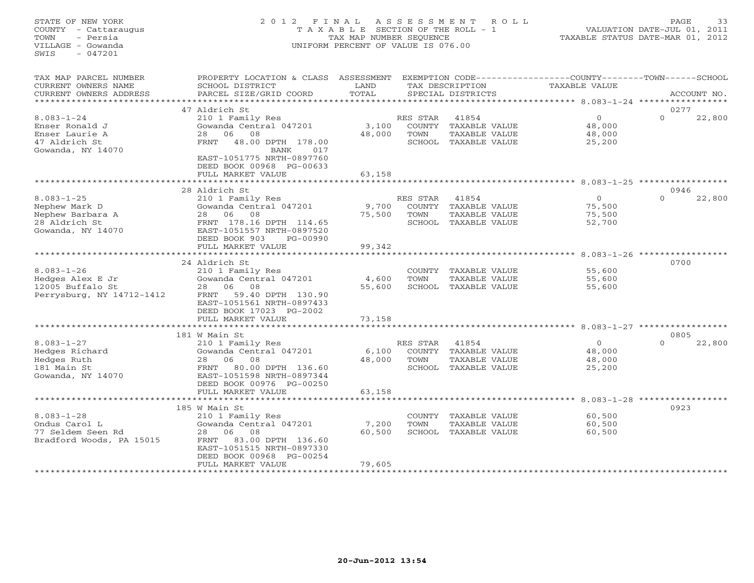STATE OF NEW YORK
COUNTY - Cattaraugus
TOWN - Persia
VILLAGE - Gowanda
SWIS - 047201

2012 FINAL ASSESSMENT ROLL
TAXABLE SECTION OF THE ROLL - 1
TAX MAP NUMBER SEQUENCE
UNIFORM PERCENT OF VALUE IS 076.00

VALUATION DATE-JUL 01, 2011
TAXABLE STATUS DATE-MAR 01, 2012

| TAX MAP PARCEL NUMBER / CURRENT OWNERS NAME / CURRENT OWNERS ADDRESS | PROPERTY LOCATION & CLASS / SCHOOL DISTRICT / PARCEL SIZE/GRID COORD | ASSESSMENT LAND / TOTAL | EXEMPTION CODE / TAX DESCRIPTION / SPECIAL DISTRICTS | COUNTY / TOWN / SCHOOL TAXABLE VALUE | ACCOUNT NO. |
|---|---|---|---|---|---|
| 8.083-1-24<br>Enser Ronald J<br>Enser Laurie A<br>47 Aldrich St<br>Gowanda, NY 14070 | 47 Aldrich St<br>210 1 Family Res<br>Gowanda Central 047201<br>28 06 08<br>FRNT 48.00 DPTH 178.00<br>BANK 017<br>EAST-1051775 NRTH-0897760<br>DEED BOOK 00968 PG-00633<br>FULL MARKET VALUE | 3,100<br>48,000<br>63,158 | RES STAR 41854<br>COUNTY TAXABLE VALUE<br>TOWN TAXABLE VALUE<br>SCHOOL TAXABLE VALUE | 0 / 0 / 22,800<br>48,000<br>48,000<br>25,200 | 0277 |
| 8.083-1-25<br>Nephew Mark D<br>Nephew Barbara A<br>28 Aldrich St<br>Gowanda, NY 14070 | 28 Aldrich St<br>210 1 Family Res<br>Gowanda Central 047201<br>28 06 08<br>FRNT 178.16 DPTH 114.65<br>EAST-1051557 NRTH-0897520<br>DEED BOOK 903 PG-00990<br>FULL MARKET VALUE | 9,700<br>75,500<br>99,342 | RES STAR 41854<br>COUNTY TAXABLE VALUE<br>TOWN TAXABLE VALUE<br>SCHOOL TAXABLE VALUE | 0 / 0 / 22,800<br>75,500<br>75,500<br>52,700 | 0946 |
| 8.083-1-26<br>Hedges Alex E Jr<br>12005 Buffalo St<br>Perrysburg, NY 14712-1412 | 24 Aldrich St<br>210 1 Family Res<br>Gowanda Central 047201<br>28 06 08<br>FRNT 59.40 DPTH 130.90<br>EAST-1051561 NRTH-0897433<br>DEED BOOK 17023 PG-2002<br>FULL MARKET VALUE | 4,600<br>55,600<br>73,158 | COUNTY TAXABLE VALUE<br>TOWN TAXABLE VALUE<br>SCHOOL TAXABLE VALUE | 55,600<br>55,600<br>55,600 | 0700 |
| 8.083-1-27<br>Hedges Richard<br>Hedges Ruth<br>181 Main St<br>Gowanda, NY 14070 | 181 W Main St<br>210 1 Family Res<br>Gowanda Central 047201<br>28 06 08<br>FRNT 80.00 DPTH 136.60<br>EAST-1051598 NRTH-0897344<br>DEED BOOK 00976 PG-00250<br>FULL MARKET VALUE | 6,100<br>48,000<br>63,158 | RES STAR 41854<br>COUNTY TAXABLE VALUE<br>TOWN TAXABLE VALUE<br>SCHOOL TAXABLE VALUE | 0 / 0 / 22,800<br>48,000<br>48,000<br>25,200 | 0805 |
| 8.083-1-28<br>Ondus Carol L<br>77 Seldem Seen Rd<br>Bradford Woods, PA 15015 | 185 W Main St<br>210 1 Family Res<br>Gowanda Central 047201<br>28 06 08<br>FRNT 83.00 DPTH 136.60<br>EAST-1051515 NRTH-0897330<br>DEED BOOK 00968 PG-00254<br>FULL MARKET VALUE | 7,200<br>60,500<br>79,605 | COUNTY TAXABLE VALUE<br>TOWN TAXABLE VALUE<br>SCHOOL TAXABLE VALUE | 60,500<br>60,500<br>60,500 | 0923 |

20-Jun-2012 13:54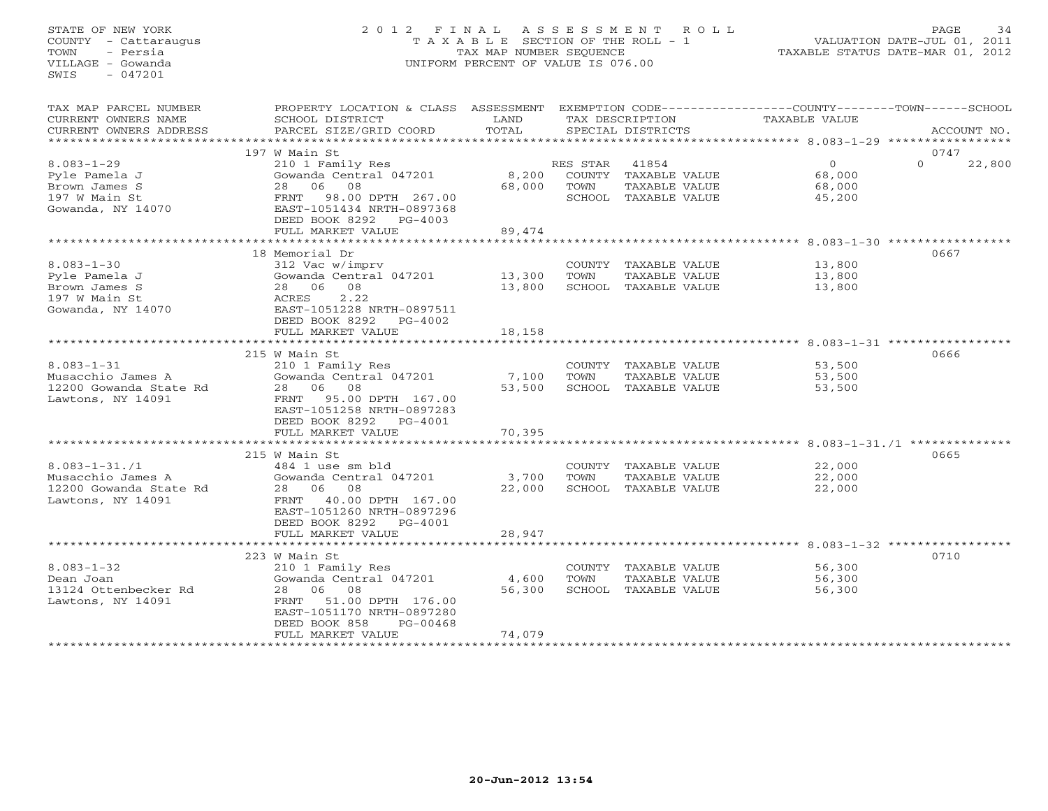STATE OF NEW YORK
COUNTY - Cattaraugus
TOWN - Persia
VILLAGE - Gowanda
SWIS - 047201

2012 FINAL ASSESSMENT ROLL
TAXABLE SECTION OF THE ROLL - 1
TAX MAP NUMBER SEQUENCE
UNIFORM PERCENT OF VALUE IS 076.00

VALUATION DATE-JUL 01, 2011
TAXABLE STATUS DATE-MAR 01, 2012

| TAX MAP PARCEL NUMBER / CURRENT OWNERS NAME / CURRENT OWNERS ADDRESS | PROPERTY LOCATION & CLASS / SCHOOL DISTRICT / PARCEL SIZE/GRID COORD | ASSESSMENT LAND / TOTAL | EXEMPTION CODE / TAX DESCRIPTION / SPECIAL DISTRICTS | COUNTY / TOWN TAXABLE VALUE | SCHOOL | ACCOUNT NO. |
|---|---|---|---|---|---|---|
| | 197 W Main St | | | | | 0747 |
| 8.083-1-29 | 210 1 Family Res | | RES STAR 41854 | 0 | 0 22,800 | |
| Pyle Pamela J | Gowanda Central 047201 | 8,200 | COUNTY TAXABLE VALUE | 68,000 | | |
| Brown James S | 28 06 08 | 68,000 | TOWN TAXABLE VALUE | 68,000 | | |
| 197 W Main St | FRNT 98.00 DPTH 267.00 | | SCHOOL TAXABLE VALUE | 45,200 | | |
| Gowanda, NY 14070 | EAST-1051434 NRTH-0897368 | | | | | |
| | DEED BOOK 8292 PG-4003 | | | | | |
| | FULL MARKET VALUE | 89,474 | | | | |
| | 18 Memorial Dr | | | | | 0667 |
| 8.083-1-30 | 312 Vac w/imprv | | COUNTY TAXABLE VALUE | 13,800 | | |
| Pyle Pamela J | Gowanda Central 047201 | 13,300 | TOWN TAXABLE VALUE | 13,800 | | |
| Brown James S | 28 06 08 | 13,800 | SCHOOL TAXABLE VALUE | 13,800 | | |
| 197 W Main St | ACRES 2.22 | | | | | |
| Gowanda, NY 14070 | EAST-1051228 NRTH-0897511 | | | | | |
| | DEED BOOK 8292 PG-4002 | | | | | |
| | FULL MARKET VALUE | 18,158 | | | | |
| | 215 W Main St | | | | | 0666 |
| 8.083-1-31 | 210 1 Family Res | | COUNTY TAXABLE VALUE | 53,500 | | |
| Musacchio James A | Gowanda Central 047201 | 7,100 | TOWN TAXABLE VALUE | 53,500 | | |
| 12200 Gowanda State Rd | 28 06 08 | 53,500 | SCHOOL TAXABLE VALUE | 53,500 | | |
| Lawtons, NY 14091 | FRNT 95.00 DPTH 167.00 | | | | | |
| | EAST-1051258 NRTH-0897283 | | | | | |
| | DEED BOOK 8292 PG-4001 | | | | | |
| | FULL MARKET VALUE | 70,395 | | | | |
| | 215 W Main St | | | | | 0665 |
| 8.083-1-31./1 | 484 1 use sm bld | | COUNTY TAXABLE VALUE | 22,000 | | |
| Musacchio James A | Gowanda Central 047201 | 3,700 | TOWN TAXABLE VALUE | 22,000 | | |
| 12200 Gowanda State Rd | 28 06 08 | 22,000 | SCHOOL TAXABLE VALUE | 22,000 | | |
| Lawtons, NY 14091 | FRNT 40.00 DPTH 167.00 | | | | | |
| | EAST-1051260 NRTH-0897296 | | | | | |
| | DEED BOOK 8292 PG-4001 | | | | | |
| | FULL MARKET VALUE | 28,947 | | | | |
| | 223 W Main St | | | | | 0710 |
| 8.083-1-32 | 210 1 Family Res | | COUNTY TAXABLE VALUE | 56,300 | | |
| Dean Joan | Gowanda Central 047201 | 4,600 | TOWN TAXABLE VALUE | 56,300 | | |
| 13124 Ottenbecker Rd | 28 06 08 | 56,300 | SCHOOL TAXABLE VALUE | 56,300 | | |
| Lawtons, NY 14091 | FRNT 51.00 DPTH 176.00 | | | | | |
| | EAST-1051170 NRTH-0897280 | | | | | |
| | DEED BOOK 858 PG-00468 | | | | | |
| | FULL MARKET VALUE | 74,079 | | | | |

20-Jun-2012 13:54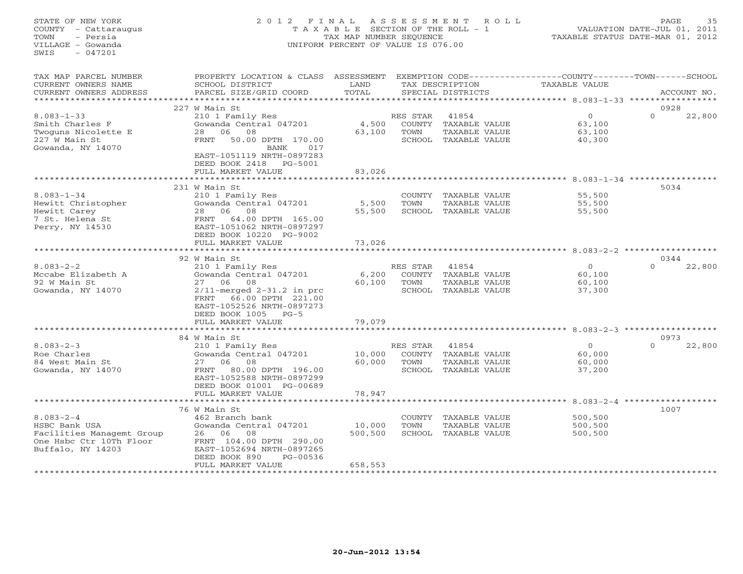STATE OF NEW YORK
COUNTY - Cattaraugus
TOWN - Persia
VILLAGE - Gowanda
SWIS - 047201

2012 FINAL ASSESSMENT ROLL
TAXABLE SECTION OF THE ROLL - 1
TAX MAP NUMBER SEQUENCE
UNIFORM PERCENT OF VALUE IS 076.00

VALUATION DATE-JUL 01, 2011
TAXABLE STATUS DATE-MAR 01, 2012

| TAX MAP PARCEL NUMBER / CURRENT OWNERS NAME / CURRENT OWNERS ADDRESS | PROPERTY LOCATION & CLASS / SCHOOL DISTRICT / PARCEL SIZE/GRID COORD | ASSESSMENT LAND / TOTAL | EXEMPTION CODE / TAX DESCRIPTION / SPECIAL DISTRICTS | COUNTY / TOWN / SCHOOL TAXABLE VALUE | ACCOUNT NO. |
|---|---|---|---|---|---|
| | 227 W Main St | | | | 0928 |
| 8.083-1-33 | 210 1 Family Res | | RES STAR 41854 | 0 | 0 22,800 |
| Smith Charles F | Gowanda Central 047201 | 4,500 | COUNTY TAXABLE VALUE | 63,100 | |
| Twoguns Nicolette E | 28 06 08 | 63,100 | TOWN TAXABLE VALUE | 63,100 | |
| 227 W Main St | FRNT 50.00 DPTH 170.00 | | SCHOOL TAXABLE VALUE | 40,300 | |
| Gowanda, NY 14070 | BANK 017 | | | | |
| | EAST-1051119 NRTH-0897283 | | | | |
| | DEED BOOK 2418 PG-5001 | | | | |
| | FULL MARKET VALUE | 83,026 | | | |
| | 231 W Main St | | | | 5034 |
| 8.083-1-34 | 210 1 Family Res | | COUNTY TAXABLE VALUE | 55,500 | |
| Hewitt Christopher | Gowanda Central 047201 | 5,500 | TOWN TAXABLE VALUE | 55,500 | |
| Hewitt Carey | 28 06 08 | 55,500 | SCHOOL TAXABLE VALUE | 55,500 | |
| 7 St. Helena St | FRNT 64.00 DPTH 165.00 | | | | |
| Perry, NY 14530 | EAST-1051062 NRTH-0897297 | | | | |
| | DEED BOOK 10220 PG-9002 | | | | |
| | FULL MARKET VALUE | 73,026 | | | |
| | 92 W Main St | | | | 0344 |
| 8.083-2-2 | 210 1 Family Res | | RES STAR 41854 | 0 | 0 22,800 |
| Mccabe Elizabeth A | Gowanda Central 047201 | 6,200 | COUNTY TAXABLE VALUE | 60,100 | |
| 92 W Main St | 27 06 08 | 60,100 | TOWN TAXABLE VALUE | 60,100 | |
| Gowanda, NY 14070 | 2/11-merged 2-31.2 in prc | | SCHOOL TAXABLE VALUE | 37,300 | |
| | FRNT 66.00 DPTH 221.00 | | | | |
| | EAST-1052526 NRTH-0897273 | | | | |
| | DEED BOOK 1005 PG-5 | | | | |
| | FULL MARKET VALUE | 79,079 | | | |
| | 84 W Main St | | | | 0973 |
| 8.083-2-3 | 210 1 Family Res | | RES STAR 41854 | 0 | 0 22,800 |
| Roe Charles | Gowanda Central 047201 | 10,000 | COUNTY TAXABLE VALUE | 60,000 | |
| 84 West Main St | 27 06 08 | 60,000 | TOWN TAXABLE VALUE | 60,000 | |
| Gowanda, NY 14070 | FRNT 80.00 DPTH 196.00 | | SCHOOL TAXABLE VALUE | 37,200 | |
| | EAST-1052588 NRTH-0897299 | | | | |
| | DEED BOOK 01001 PG-00689 | | | | |
| | FULL MARKET VALUE | 78,947 | | | |
| | 76 W Main St | | | | 1007 |
| 8.083-2-4 | 462 Branch bank | | COUNTY TAXABLE VALUE | 500,500 | |
| HSBC Bank USA | Gowanda Central 047201 | 10,000 | TOWN TAXABLE VALUE | 500,500 | |
| Facilities Managemt Group | 26 06 08 | 500,500 | SCHOOL TAXABLE VALUE | 500,500 | |
| One Hsbc Ctr 10Th Floor | FRNT 104.00 DPTH 290.00 | | | | |
| Buffalo, NY 14203 | EAST-1052694 NRTH-0897265 | | | | |
| | DEED BOOK 890 PG-00536 | | | | |
| | FULL MARKET VALUE | 658,553 | | | |

20-Jun-2012 13:54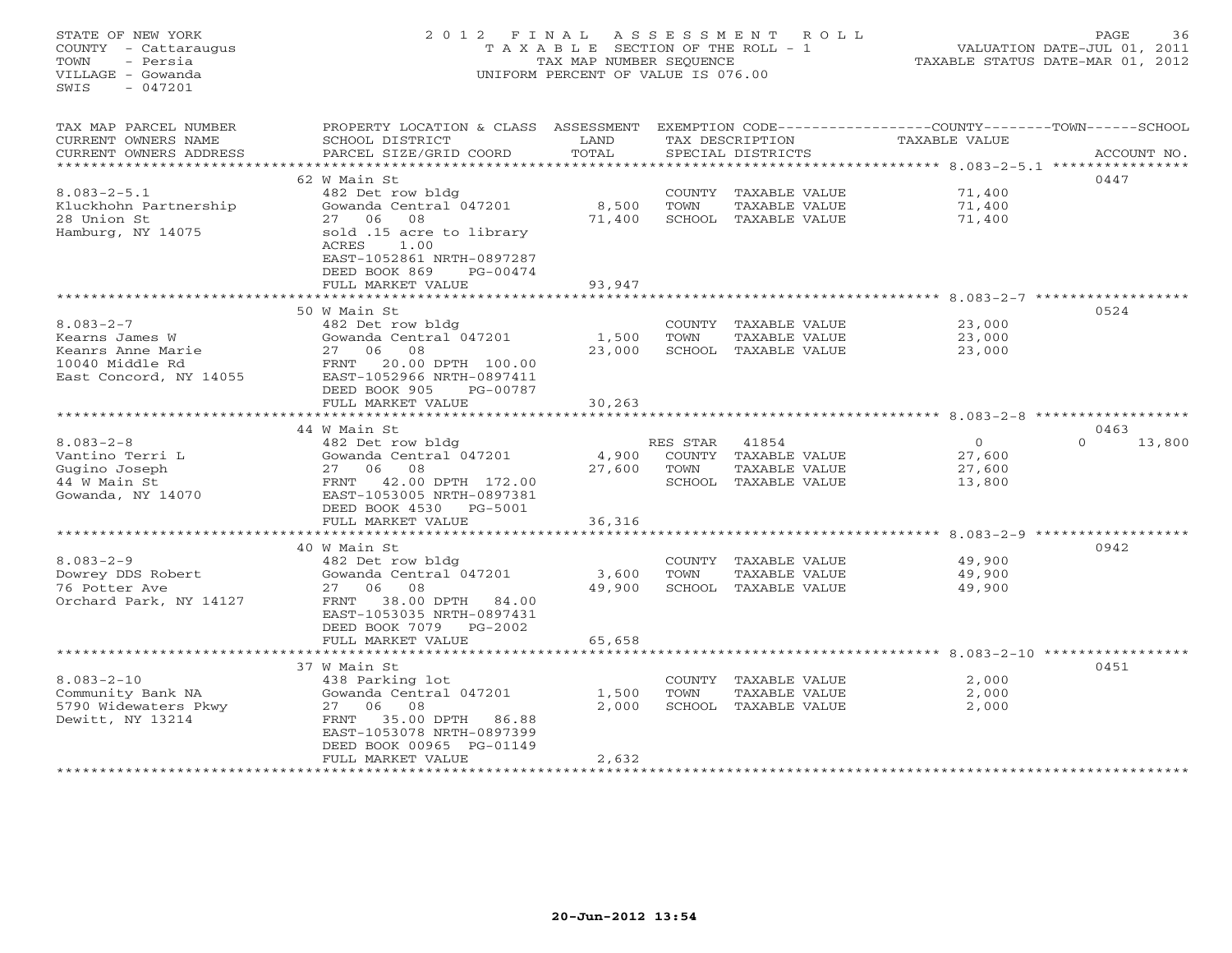STATE OF NEW YORK
COUNTY - Cattaraugus
TOWN - Persia
VILLAGE - Gowanda
SWIS - 047201

# 2012 FINAL ASSESSMENT ROLL

TAXABLE SECTION OF THE ROLL - 1
TAX MAP NUMBER SEQUENCE
UNIFORM PERCENT OF VALUE IS 076.00

VALUATION DATE-JUL 01, 2011
TAXABLE STATUS DATE-MAR 01, 2012

| TAX MAP PARCEL NUMBER / CURRENT OWNERS NAME / CURRENT OWNERS ADDRESS | PROPERTY LOCATION & CLASS / SCHOOL DISTRICT / PARCEL SIZE/GRID COORD | ASSESSMENT LAND / TOTAL | EXEMPTION CODE / TAX DESCRIPTION / SPECIAL DISTRICTS | COUNTY / TOWN TAXABLE VALUE | SCHOOL | ACCOUNT NO. |
|---|---|---|---|---|---|---|
| 8.083-2-5.1 | 62 W Main St | | | | | 0447 |
| 8.083-2-5.1 | 482 Det row bldg | | COUNTY TAXABLE VALUE | 71,400 | | |
| Kluckhohn Partnership | Gowanda Central 047201 | 8,500 | TOWN TAXABLE VALUE | 71,400 | | |
| 28 Union St | 27 06 08 | 71,400 | SCHOOL TAXABLE VALUE | 71,400 | | |
| Hamburg, NY 14075 | sold .15 acre to library | | | | | |
| | ACRES 1.00 | | | | | |
| | EAST-1052861 NRTH-0897287 | | | | | |
| | DEED BOOK 869 PG-00474 | | | | | |
| | FULL MARKET VALUE | 93,947 | | | | |
| 8.083-2-7 | 50 W Main St | | | | | 0524 |
| 8.083-2-7 | 482 Det row bldg | | COUNTY TAXABLE VALUE | 23,000 | | |
| Kearns James W | Gowanda Central 047201 | 1,500 | TOWN TAXABLE VALUE | 23,000 | | |
| Keanrs Anne Marie | 27 06 08 | 23,000 | SCHOOL TAXABLE VALUE | 23,000 | | |
| 10040 Middle Rd | FRNT 20.00 DPTH 100.00 | | | | | |
| East Concord, NY 14055 | EAST-1052966 NRTH-0897411 | | | | | |
| | DEED BOOK 905 PG-00787 | | | | | |
| | FULL MARKET VALUE | 30,263 | | | | |
| 8.083-2-8 | 44 W Main St | | | | | 0463 |
| 8.083-2-8 | 482 Det row bldg | | RES STAR 41854 | 0 | 0 | 13,800 |
| Vantino Terri L | Gowanda Central 047201 | 4,900 | COUNTY TAXABLE VALUE | 27,600 | | |
| Gugino Joseph | 27 06 08 | 27,600 | TOWN TAXABLE VALUE | 27,600 | | |
| 44 W Main St | FRNT 42.00 DPTH 172.00 | | SCHOOL TAXABLE VALUE | 13,800 | | |
| Gowanda, NY 14070 | EAST-1053005 NRTH-0897381 | | | | | |
| | DEED BOOK 4530 PG-5001 | | | | | |
| | FULL MARKET VALUE | 36,316 | | | | |
| 8.083-2-9 | 40 W Main St | | | | | 0942 |
| 8.083-2-9 | 482 Det row bldg | | COUNTY TAXABLE VALUE | 49,900 | | |
| Dowrey DDS Robert | Gowanda Central 047201 | 3,600 | TOWN TAXABLE VALUE | 49,900 | | |
| 76 Potter Ave | 27 06 08 | 49,900 | SCHOOL TAXABLE VALUE | 49,900 | | |
| Orchard Park, NY 14127 | FRNT 38.00 DPTH 84.00 | | | | | |
| | EAST-1053035 NRTH-0897431 | | | | | |
| | DEED BOOK 7079 PG-2002 | | | | | |
| | FULL MARKET VALUE | 65,658 | | | | |
| 8.083-2-10 | 37 W Main St | | | | | 0451 |
| 8.083-2-10 | 438 Parking lot | | COUNTY TAXABLE VALUE | 2,000 | | |
| Community Bank NA | Gowanda Central 047201 | 1,500 | TOWN TAXABLE VALUE | 2,000 | | |
| 5790 Widewaters Pkwy | 27 06 08 | 2,000 | SCHOOL TAXABLE VALUE | 2,000 | | |
| Dewitt, NY 13214 | FRNT 35.00 DPTH 86.88 | | | | | |
| | EAST-1053078 NRTH-0897399 | | | | | |
| | DEED BOOK 00965 PG-01149 | | | | | |
| | FULL MARKET VALUE | 2,632 | | | | |

20-Jun-2012 13:54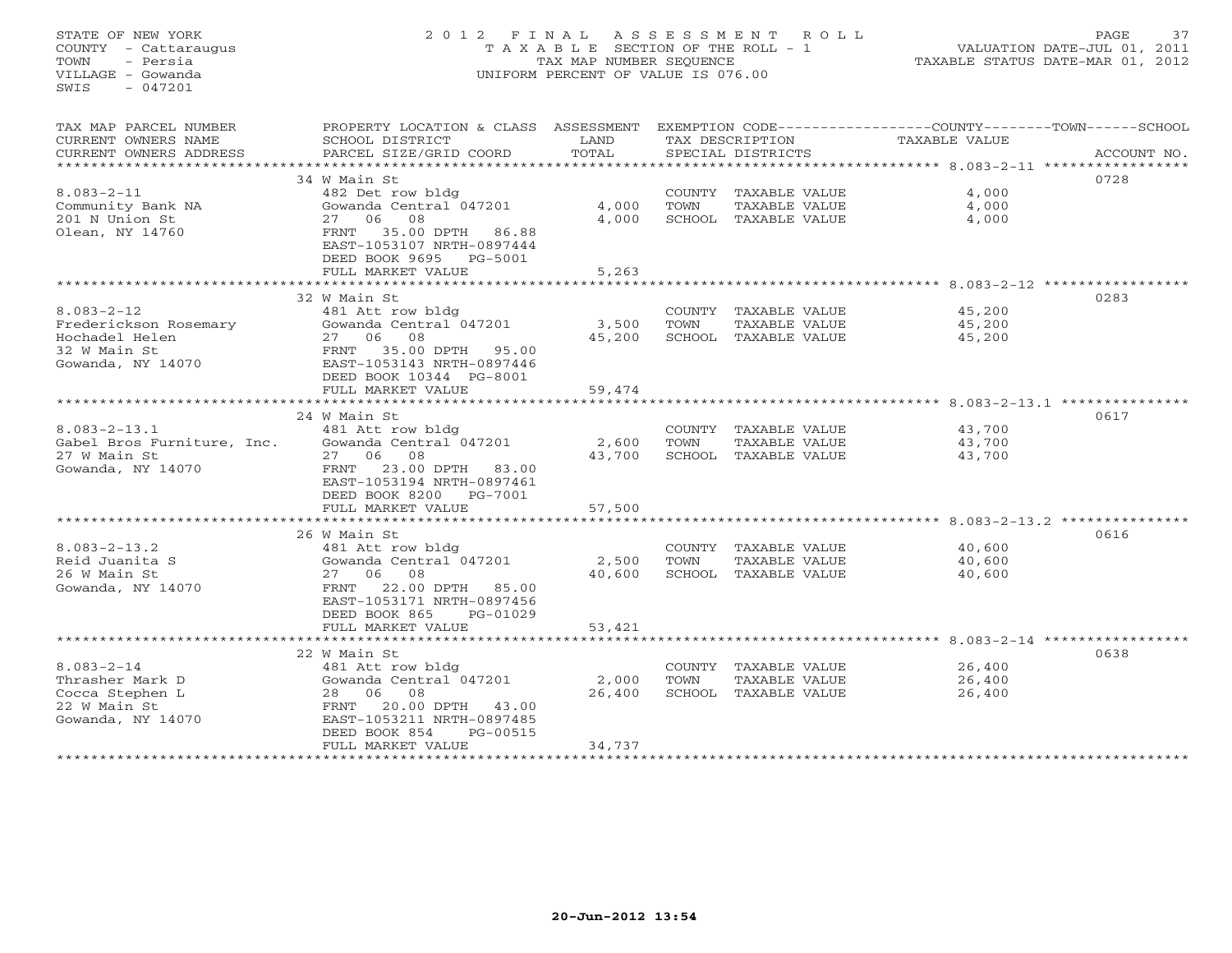STATE OF NEW YORK
COUNTY - Cattaraugus
TOWN - Persia
VILLAGE - Gowanda
SWIS - 047201

# 2012 FINAL ASSESSMENT ROLL
TAXABLE SECTION OF THE ROLL - 1
TAX MAP NUMBER SEQUENCE
UNIFORM PERCENT OF VALUE IS 076.00

VALUATION DATE-JUL 01, 2011
TAXABLE STATUS DATE-MAR 01, 2012

| TAX MAP PARCEL NUMBER / CURRENT OWNERS NAME / CURRENT OWNERS ADDRESS | PROPERTY LOCATION & CLASS / SCHOOL DISTRICT / PARCEL SIZE/GRID COORD | ASSESSMENT LAND | TOTAL | EXEMPTION CODE / TAX DESCRIPTION / SPECIAL DISTRICTS | COUNTY-TOWN-SCHOOL TAXABLE VALUE | ACCOUNT NO. |
|---|---|---|---|---|---|---|
| 8.083-2-11 | 34 W Main St | | | | | 0728 |
| 8.083-2-11 | 482 Det row bldg | | | COUNTY TAXABLE VALUE | 4,000 | |
| Community Bank NA | Gowanda Central 047201 | 4,000 | | TOWN TAXABLE VALUE | 4,000 | |
| 201 N Union St | 27 06 08 | | 4,000 | SCHOOL TAXABLE VALUE | 4,000 | |
| Olean, NY 14760 | FRNT 35.00 DPTH 86.88 | | | | | |
| | EAST-1053107 NRTH-0897444 | | | | | |
| | DEED BOOK 9695 PG-5001 | | | | | |
| | FULL MARKET VALUE | | 5,263 | | | |
| 8.083-2-12 | 32 W Main St | | | | | 0283 |
| 8.083-2-12 | 481 Att row bldg | | | COUNTY TAXABLE VALUE | 45,200 | |
| Frederickson Rosemary | Gowanda Central 047201 | 3,500 | | TOWN TAXABLE VALUE | 45,200 | |
| Hochadel Helen | 27 06 08 | | 45,200 | SCHOOL TAXABLE VALUE | 45,200 | |
| 32 W Main St | FRNT 35.00 DPTH 95.00 | | | | | |
| Gowanda, NY 14070 | EAST-1053143 NRTH-0897446 | | | | | |
| | DEED BOOK 10344 PG-8001 | | | | | |
| | FULL MARKET VALUE | | 59,474 | | | |
| 8.083-2-13.1 | 24 W Main St | | | | | 0617 |
| 8.083-2-13.1 | 481 Att row bldg | | | COUNTY TAXABLE VALUE | 43,700 | |
| Gabel Bros Furniture, Inc. | Gowanda Central 047201 | 2,600 | | TOWN TAXABLE VALUE | 43,700 | |
| 27 W Main St | 27 06 08 | | 43,700 | SCHOOL TAXABLE VALUE | 43,700 | |
| Gowanda, NY 14070 | FRNT 23.00 DPTH 83.00 | | | | | |
| | EAST-1053194 NRTH-0897461 | | | | | |
| | DEED BOOK 8200 PG-7001 | | | | | |
| | FULL MARKET VALUE | | 57,500 | | | |
| 8.083-2-13.2 | 26 W Main St | | | | | 0616 |
| 8.083-2-13.2 | 481 Att row bldg | | | COUNTY TAXABLE VALUE | 40,600 | |
| Reid Juanita S | Gowanda Central 047201 | 2,500 | | TOWN TAXABLE VALUE | 40,600 | |
| 26 W Main St | 27 06 08 | | 40,600 | SCHOOL TAXABLE VALUE | 40,600 | |
| Gowanda, NY 14070 | FRNT 22.00 DPTH 85.00 | | | | | |
| | EAST-1053171 NRTH-0897456 | | | | | |
| | DEED BOOK 865 PG-01029 | | | | | |
| | FULL MARKET VALUE | | 53,421 | | | |
| 8.083-2-14 | 22 W Main St | | | | | 0638 |
| 8.083-2-14 | 481 Att row bldg | | | COUNTY TAXABLE VALUE | 26,400 | |
| Thrasher Mark D | Gowanda Central 047201 | 2,000 | | TOWN TAXABLE VALUE | 26,400 | |
| Cocca Stephen L | 28 06 08 | | 26,400 | SCHOOL TAXABLE VALUE | 26,400 | |
| 22 W Main St | FRNT 20.00 DPTH 43.00 | | | | | |
| Gowanda, NY 14070 | EAST-1053211 NRTH-0897485 | | | | | |
| | DEED BOOK 854 PG-00515 | | | | | |
| | FULL MARKET VALUE | | 34,737 | | | |

20-Jun-2012 13:54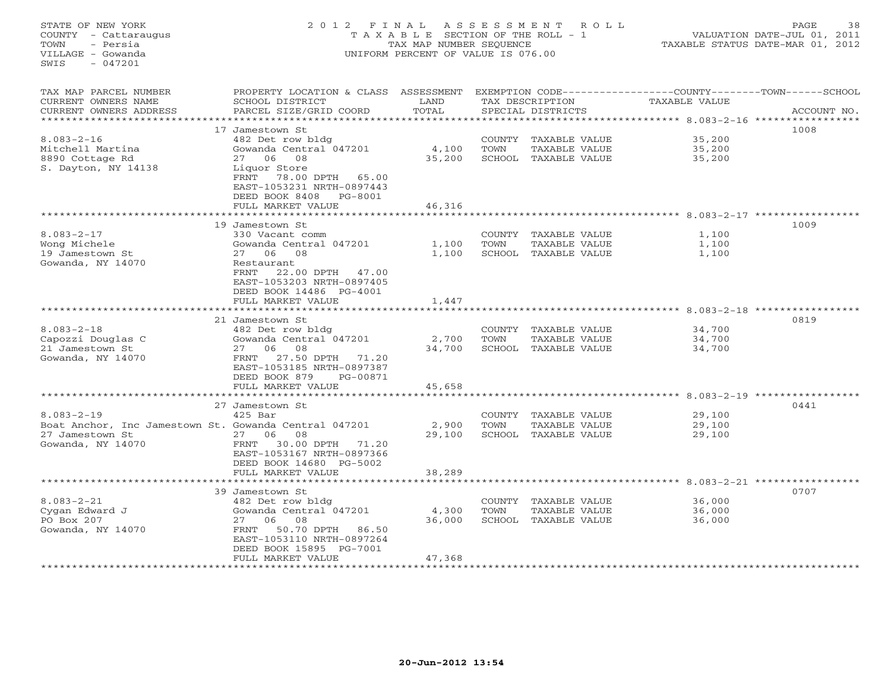STATE OF NEW YORK
COUNTY - Cattaraugus
TOWN - Persia
VILLAGE - Gowanda
SWIS - 047201

# 2012 FINAL ASSESSMENT ROLL

TAXABLE SECTION OF THE ROLL - 1
TAX MAP NUMBER SEQUENCE
UNIFORM PERCENT OF VALUE IS 076.00

VALUATION DATE-JUL 01, 2011
TAXABLE STATUS DATE-MAR 01, 2012

| TAX MAP PARCEL NUMBER / CURRENT OWNERS NAME / CURRENT OWNERS ADDRESS | PROPERTY LOCATION & CLASS / SCHOOL DISTRICT / PARCEL SIZE/GRID COORD | ASSESSMENT LAND / TOTAL | EXEMPTION CODE / TAX DESCRIPTION / SPECIAL DISTRICTS | TAXABLE VALUE | ACCOUNT NO. |
|---|---|---|---|---|---|
| | 17 Jamestown St | | | | 1008 |
| 8.083-2-16 | 482 Det row bldg | | COUNTY TAXABLE VALUE | 35,200 | |
| Mitchell Martina | Gowanda Central 047201 | 4,100 | TOWN TAXABLE VALUE | 35,200 | |
| 8890 Cottage Rd | 27 06 08 | 35,200 | SCHOOL TAXABLE VALUE | 35,200 | |
| S. Dayton, NY 14138 | Liquor Store | | | | |
| | FRNT 78.00 DPTH 65.00 | | | | |
| | EAST-1053231 NRTH-0897443 | | | | |
| | DEED BOOK 8408 PG-8001 | | | | |
| | FULL MARKET VALUE | 46,316 | | | |
| | 19 Jamestown St | | | | 1009 |
| 8.083-2-17 | 330 Vacant comm | | COUNTY TAXABLE VALUE | 1,100 | |
| Wong Michele | Gowanda Central 047201 | 1,100 | TOWN TAXABLE VALUE | 1,100 | |
| 19 Jamestown St | 27 06 08 | 1,100 | SCHOOL TAXABLE VALUE | 1,100 | |
| Gowanda, NY 14070 | Restaurant | | | | |
| | FRNT 22.00 DPTH 47.00 | | | | |
| | EAST-1053203 NRTH-0897405 | | | | |
| | DEED BOOK 14486 PG-4001 | | | | |
| | FULL MARKET VALUE | 1,447 | | | |
| | 21 Jamestown St | | | | 0819 |
| 8.083-2-18 | 482 Det row bldg | | COUNTY TAXABLE VALUE | 34,700 | |
| Capozzi Douglas C | Gowanda Central 047201 | 2,700 | TOWN TAXABLE VALUE | 34,700 | |
| 21 Jamestown St | 27 06 08 | 34,700 | SCHOOL TAXABLE VALUE | 34,700 | |
| Gowanda, NY 14070 | FRNT 27.50 DPTH 71.20 | | | | |
| | EAST-1053185 NRTH-0897387 | | | | |
| | DEED BOOK 879 PG-00871 | | | | |
| | FULL MARKET VALUE | 45,658 | | | |
| | 27 Jamestown St | | | | 0441 |
| 8.083-2-19 | 425 Bar | | COUNTY TAXABLE VALUE | 29,100 | |
| Boat Anchor, Inc Jamestown St. | Gowanda Central 047201 | 2,900 | TOWN TAXABLE VALUE | 29,100 | |
| 27 Jamestown St | 27 06 08 | 29,100 | SCHOOL TAXABLE VALUE | 29,100 | |
| Gowanda, NY 14070 | FRNT 30.00 DPTH 71.20 | | | | |
| | EAST-1053167 NRTH-0897366 | | | | |
| | DEED BOOK 14680 PG-5002 | | | | |
| | FULL MARKET VALUE | 38,289 | | | |
| | 39 Jamestown St | | | | 0707 |
| 8.083-2-21 | 482 Det row bldg | | COUNTY TAXABLE VALUE | 36,000 | |
| Cygan Edward J | Gowanda Central 047201 | 4,300 | TOWN TAXABLE VALUE | 36,000 | |
| PO Box 207 | 27 06 08 | 36,000 | SCHOOL TAXABLE VALUE | 36,000 | |
| Gowanda, NY 14070 | FRNT 50.70 DPTH 86.50 | | | | |
| | EAST-1053110 NRTH-0897264 | | | | |
| | DEED BOOK 15895 PG-7001 | | | | |
| | FULL MARKET VALUE | 47,368 | | | |

20-Jun-2012 13:54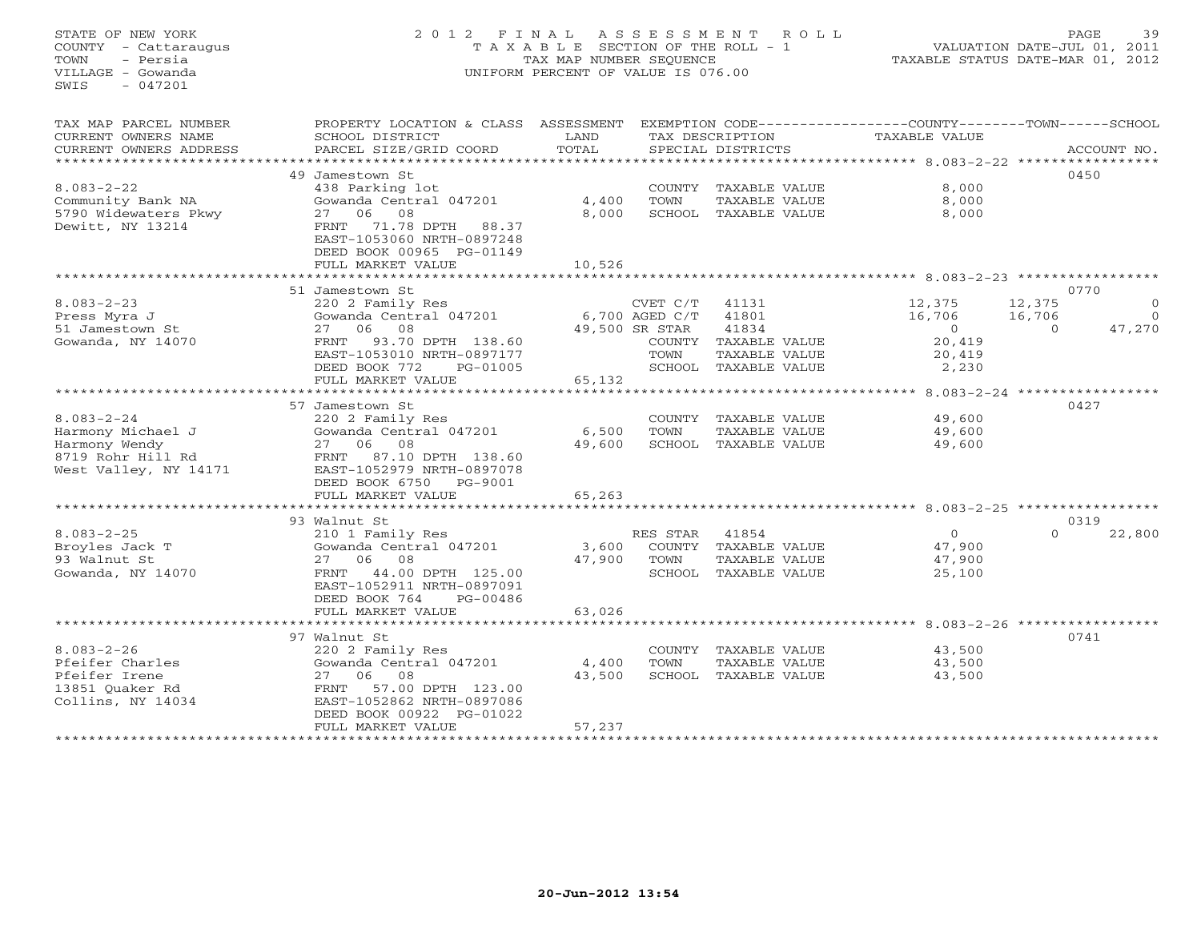STATE OF NEW YORK
COUNTY - Cattaraugus
TOWN - Persia
VILLAGE - Gowanda
SWIS - 047201

# 2012 FINAL ASSESSMENT ROLL

TAXABLE SECTION OF THE ROLL - 1
TAX MAP NUMBER SEQUENCE
UNIFORM PERCENT OF VALUE IS 076.00

VALUATION DATE-JUL 01, 2011
TAXABLE STATUS DATE-MAR 01, 2012

| TAX MAP PARCEL NUMBER / CURRENT OWNERS NAME / CURRENT OWNERS ADDRESS | PROPERTY LOCATION & CLASS / SCHOOL DISTRICT / PARCEL SIZE/GRID COORD | ASSESSMENT LAND / TOTAL | EXEMPTION CODE / TAX DESCRIPTION / SPECIAL DISTRICTS | COUNTY TAXABLE VALUE | TOWN | SCHOOL | ACCOUNT NO. |
|---|---|---|---|---|---|---|---|
| 8.083-2-22 | 49 Jamestown St | | | | | | 0450 |
| | 438 Parking lot | | COUNTY TAXABLE VALUE | 8,000 | | | |
| Community Bank NA | Gowanda Central 047201 | 4,400 | TOWN TAXABLE VALUE | 8,000 | | | |
| 5790 Widewaters Pkwy | 27 06 08 | 8,000 | SCHOOL TAXABLE VALUE | 8,000 | | | |
| Dewitt, NY 13214 | FRNT 71.78 DPTH 88.37 | | | | | | |
| | EAST-1053060 NRTH-0897248 | | | | | | |
| | DEED BOOK 00965 PG-01149 | | | | | | |
| | FULL MARKET VALUE | 10,526 | | | | | |
| 8.083-2-23 | 51 Jamestown St | | | | | | 0770 |
| | 220 2 Family Res | | CVET C/T 41131 | 12,375 | 12,375 | 0 | |
| Press Myra J | Gowanda Central 047201 | 6,700 | AGED C/T 41801 | 16,706 | 16,706 | 0 | |
| 51 Jamestown St | 27 06 08 | 49,500 | SR STAR 41834 | 0 | 0 | 47,270 | |
| Gowanda, NY 14070 | FRNT 93.70 DPTH 138.60 | | COUNTY TAXABLE VALUE | 20,419 | | | |
| | EAST-1053010 NRTH-0897177 | | TOWN TAXABLE VALUE | 20,419 | | | |
| | DEED BOOK 772 PG-01005 | | SCHOOL TAXABLE VALUE | 2,230 | | | |
| | FULL MARKET VALUE | 65,132 | | | | | |
| 8.083-2-24 | 57 Jamestown St | | | | | | 0427 |
| | 220 2 Family Res | | COUNTY TAXABLE VALUE | 49,600 | | | |
| Harmony Michael J | Gowanda Central 047201 | 6,500 | TOWN TAXABLE VALUE | 49,600 | | | |
| Harmony Wendy | 27 06 08 | 49,600 | SCHOOL TAXABLE VALUE | 49,600 | | | |
| 8719 Rohr Hill Rd | FRNT 87.10 DPTH 138.60 | | | | | | |
| West Valley, NY 14171 | EAST-1052979 NRTH-0897078 | | | | | | |
| | DEED BOOK 6750 PG-9001 | | | | | | |
| | FULL MARKET VALUE | 65,263 | | | | | |
| 8.083-2-25 | 93 Walnut St | | | | | | 0319 |
| | 210 1 Family Res | | RES STAR 41854 | 0 | 0 | 22,800 | |
| Broyles Jack T | Gowanda Central 047201 | 3,600 | COUNTY TAXABLE VALUE | 47,900 | | | |
| 93 Walnut St | 27 06 08 | 47,900 | TOWN TAXABLE VALUE | 47,900 | | | |
| Gowanda, NY 14070 | FRNT 44.00 DPTH 125.00 | | SCHOOL TAXABLE VALUE | 25,100 | | | |
| | EAST-1052911 NRTH-0897091 | | | | | | |
| | DEED BOOK 764 PG-00486 | | | | | | |
| | FULL MARKET VALUE | 63,026 | | | | | |
| 8.083-2-26 | 97 Walnut St | | | | | | 0741 |
| | 220 2 Family Res | | COUNTY TAXABLE VALUE | 43,500 | | | |
| Pfeifer Charles | Gowanda Central 047201 | 4,400 | TOWN TAXABLE VALUE | 43,500 | | | |
| Pfeifer Irene | 27 06 08 | 43,500 | SCHOOL TAXABLE VALUE | 43,500 | | | |
| 13851 Quaker Rd | FRNT 57.00 DPTH 123.00 | | | | | | |
| Collins, NY 14034 | EAST-1052862 NRTH-0897086 | | | | | | |
| | DEED BOOK 00922 PG-01022 | | | | | | |
| | FULL MARKET VALUE | 57,237 | | | | | |

20-Jun-2012 13:54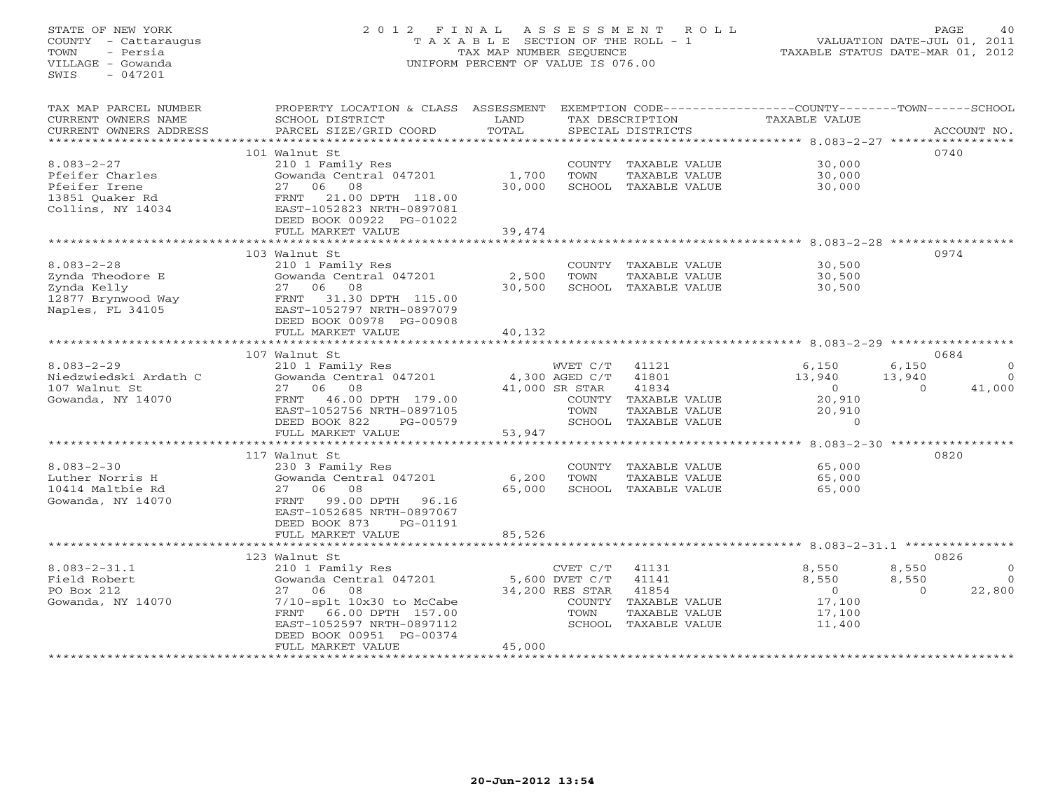STATE OF NEW YORK
COUNTY - Cattaraugus
TOWN - Persia
VILLAGE - Gowanda
SWIS - 047201

2012 FINAL ASSESSMENT ROLL
TAXABLE SECTION OF THE ROLL - 1
TAX MAP NUMBER SEQUENCE
UNIFORM PERCENT OF VALUE IS 076.00

VALUATION DATE-JUL 01, 2011
TAXABLE STATUS DATE-MAR 01, 2012

| TAX MAP PARCEL NUMBER / CURRENT OWNERS NAME / CURRENT OWNERS ADDRESS | PROPERTY LOCATION & CLASS / SCHOOL DISTRICT / PARCEL SIZE/GRID COORD | ASSESSMENT LAND / TOTAL | EXEMPTION CODE / TAX DESCRIPTION / SPECIAL DISTRICTS | COUNTY TAXABLE VALUE | TOWN | SCHOOL | ACCOUNT NO. |
|---|---|---|---|---|---|---|---|
| | 101 Walnut St | | | | | | 0740 |
| 8.083-2-27 | 210 1 Family Res | | COUNTY TAXABLE VALUE | 30,000 | | | |
| Pfeifer Charles | Gowanda Central 047201 | 1,700 | TOWN TAXABLE VALUE | 30,000 | | | |
| Pfeifer Irene | 27 06 08 | 30,000 | SCHOOL TAXABLE VALUE | 30,000 | | | |
| 13851 Quaker Rd | FRNT 21.00 DPTH 118.00 | | | | | | |
| Collins, NY 14034 | EAST-1052823 NRTH-0897081 | | | | | | |
| | DEED BOOK 00922 PG-01022 | | | | | | |
| | FULL MARKET VALUE | 39,474 | | | | | |
| | 103 Walnut St | | | | | | 0974 |
| 8.083-2-28 | 210 1 Family Res | | COUNTY TAXABLE VALUE | 30,500 | | | |
| Zynda Theodore E | Gowanda Central 047201 | 2,500 | TOWN TAXABLE VALUE | 30,500 | | | |
| Zynda Kelly | 27 06 08 | 30,500 | SCHOOL TAXABLE VALUE | 30,500 | | | |
| 12877 Brynwood Way | FRNT 31.30 DPTH 115.00 | | | | | | |
| Naples, FL 34105 | EAST-1052797 NRTH-0897079 | | | | | | |
| | DEED BOOK 00978 PG-00908 | | | | | | |
| | FULL MARKET VALUE | 40,132 | | | | | |
| | 107 Walnut St | | | | | | 0684 |
| 8.083-2-29 | 210 1 Family Res | | WVET C/T 41121 | 6,150 | 6,150 | 0 | |
| Niedzwiedski Ardath C | Gowanda Central 047201 | 4,300 | AGED C/T 41801 | 13,940 | 13,940 | 0 | |
| 107 Walnut St | 27 06 08 | 41,000 | SR STAR 41834 | 0 | 0 | 41,000 | |
| Gowanda, NY 14070 | FRNT 46.00 DPTH 179.00 | | COUNTY TAXABLE VALUE | 20,910 | | | |
| | EAST-1052756 NRTH-0897105 | | TOWN TAXABLE VALUE | 20,910 | | | |
| | DEED BOOK 822 PG-00579 | | SCHOOL TAXABLE VALUE | 0 | | | |
| | FULL MARKET VALUE | 53,947 | | | | | |
| | 117 Walnut St | | | | | | 0820 |
| 8.083-2-30 | 230 3 Family Res | | COUNTY TAXABLE VALUE | 65,000 | | | |
| Luther Norris H | Gowanda Central 047201 | 6,200 | TOWN TAXABLE VALUE | 65,000 | | | |
| 10414 Maltbie Rd | 27 06 08 | 65,000 | SCHOOL TAXABLE VALUE | 65,000 | | | |
| Gowanda, NY 14070 | FRNT 99.00 DPTH 96.16 | | | | | | |
| | EAST-1052685 NRTH-0897067 | | | | | | |
| | DEED BOOK 873 PG-01191 | | | | | | |
| | FULL MARKET VALUE | 85,526 | | | | | |
| | 123 Walnut St | | | | | | 0826 |
| 8.083-2-31.1 | 210 1 Family Res | | CVET C/T 41131 | 8,550 | 8,550 | 0 | |
| Field Robert | Gowanda Central 047201 | 5,600 | DVET C/T 41141 | 8,550 | 8,550 | 0 | |
| PO Box 212 | 27 06 08 | 34,200 | RES STAR 41854 | 0 | 0 | 22,800 | |
| Gowanda, NY 14070 | 7/10-splt 10x30 to McCabe | | COUNTY TAXABLE VALUE | 17,100 | | | |
| | FRNT 66.00 DPTH 157.00 | | TOWN TAXABLE VALUE | 17,100 | | | |
| | EAST-1052597 NRTH-0897112 | | SCHOOL TAXABLE VALUE | 11,400 | | | |
| | DEED BOOK 00951 PG-00374 | | | | | | |
| | FULL MARKET VALUE | 45,000 | | | | | |

20-Jun-2012 13:54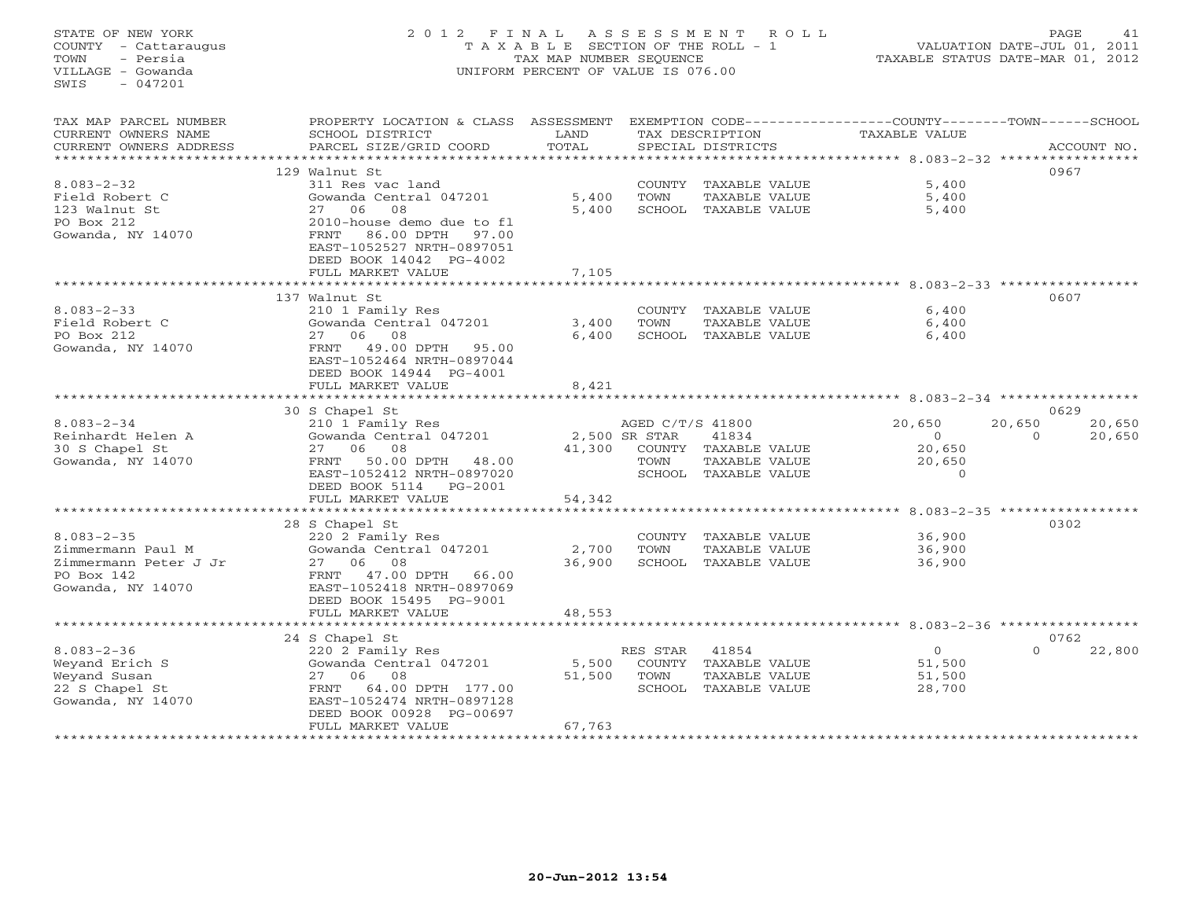STATE OF NEW YORK
COUNTY - Cattaraugus
TOWN - Persia
VILLAGE - Gowanda
SWIS - 047201

2012 FINAL ASSESSMENT ROLL
TAXABLE SECTION OF THE ROLL - 1
TAX MAP NUMBER SEQUENCE
UNIFORM PERCENT OF VALUE IS 076.00

VALUATION DATE-JUL 01, 2011
TAXABLE STATUS DATE-MAR 01, 2012

| TAX MAP PARCEL NUMBER / CURRENT OWNERS NAME / CURRENT OWNERS ADDRESS | PROPERTY LOCATION & CLASS / SCHOOL DISTRICT / PARCEL SIZE/GRID COORD | ASSESSMENT LAND / TOTAL | EXEMPTION CODE / TAX DESCRIPTION / SPECIAL DISTRICTS | COUNTY TAXABLE VALUE | TOWN | SCHOOL | ACCOUNT NO. |
|---|---|---|---|---|---|---|---|
| **8.083-2-32** | 129 Walnut St | | | | | | 0967 |
| 8.083-2-32 | 311 Res vac land | | COUNTY TAXABLE VALUE | 5,400 | | | |
| Field Robert C | Gowanda Central 047201 | 5,400 | TOWN TAXABLE VALUE | 5,400 | | | |
| 123 Walnut St | 27 06 08 | 5,400 | SCHOOL TAXABLE VALUE | 5,400 | | | |
| PO Box 212 | 2010-house demo due to fl | | | | | | |
| Gowanda, NY 14070 | FRNT 86.00 DPTH 97.00 | | | | | | |
| | EAST-1052527 NRTH-0897051 | | | | | | |
| | DEED BOOK 14042 PG-4002 | | | | | | |
| | FULL MARKET VALUE | 7,105 | | | | | |
| **8.083-2-33** | 137 Walnut St | | | | | | 0607 |
| 8.083-2-33 | 210 1 Family Res | | COUNTY TAXABLE VALUE | 6,400 | | | |
| Field Robert C | Gowanda Central 047201 | 3,400 | TOWN TAXABLE VALUE | 6,400 | | | |
| PO Box 212 | 27 06 08 | 6,400 | SCHOOL TAXABLE VALUE | 6,400 | | | |
| Gowanda, NY 14070 | FRNT 49.00 DPTH 95.00 | | | | | | |
| | EAST-1052464 NRTH-0897044 | | | | | | |
| | DEED BOOK 14944 PG-4001 | | | | | | |
| | FULL MARKET VALUE | 8,421 | | | | | |
| **8.083-2-34** | 30 S Chapel St | | | | | | 0629 |
| 8.083-2-34 | 210 1 Family Res | | AGED C/T/S 41800 | 20,650 | 20,650 | 20,650 | |
| Reinhardt Helen A | Gowanda Central 047201 | 2,500 | SR STAR 41834 | 0 | 0 | 20,650 | |
| 30 S Chapel St | 27 06 08 | 41,300 | COUNTY TAXABLE VALUE | 20,650 | | | |
| Gowanda, NY 14070 | FRNT 50.00 DPTH 48.00 | | TOWN TAXABLE VALUE | 20,650 | | | |
| | EAST-1052412 NRTH-0897020 | | SCHOOL TAXABLE VALUE | 0 | | | |
| | DEED BOOK 5114 PG-2001 | | | | | | |
| | FULL MARKET VALUE | 54,342 | | | | | |
| **8.083-2-35** | 28 S Chapel St | | | | | | 0302 |
| 8.083-2-35 | 220 2 Family Res | | COUNTY TAXABLE VALUE | 36,900 | | | |
| Zimmermann Paul M | Gowanda Central 047201 | 2,700 | TOWN TAXABLE VALUE | 36,900 | | | |
| Zimmermann Peter J Jr | 27 06 08 | 36,900 | SCHOOL TAXABLE VALUE | 36,900 | | | |
| PO Box 142 | FRNT 47.00 DPTH 66.00 | | | | | | |
| Gowanda, NY 14070 | EAST-1052418 NRTH-0897069 | | | | | | |
| | DEED BOOK 15495 PG-9001 | | | | | | |
| | FULL MARKET VALUE | 48,553 | | | | | |
| **8.083-2-36** | 24 S Chapel St | | | | | | 0762 |
| 8.083-2-36 | 220 2 Family Res | | RES STAR 41854 | 0 | 0 | 22,800 | |
| Weyand Erich S | Gowanda Central 047201 | 5,500 | COUNTY TAXABLE VALUE | 51,500 | | | |
| Weyand Susan | 27 06 08 | 51,500 | TOWN TAXABLE VALUE | 51,500 | | | |
| 22 S Chapel St | FRNT 64.00 DPTH 177.00 | | SCHOOL TAXABLE VALUE | 28,700 | | | |
| Gowanda, NY 14070 | EAST-1052474 NRTH-0897128 | | | | | | |
| | DEED BOOK 00928 PG-00697 | | | | | | |
| | FULL MARKET VALUE | 67,763 | | | | | |

20-Jun-2012 13:54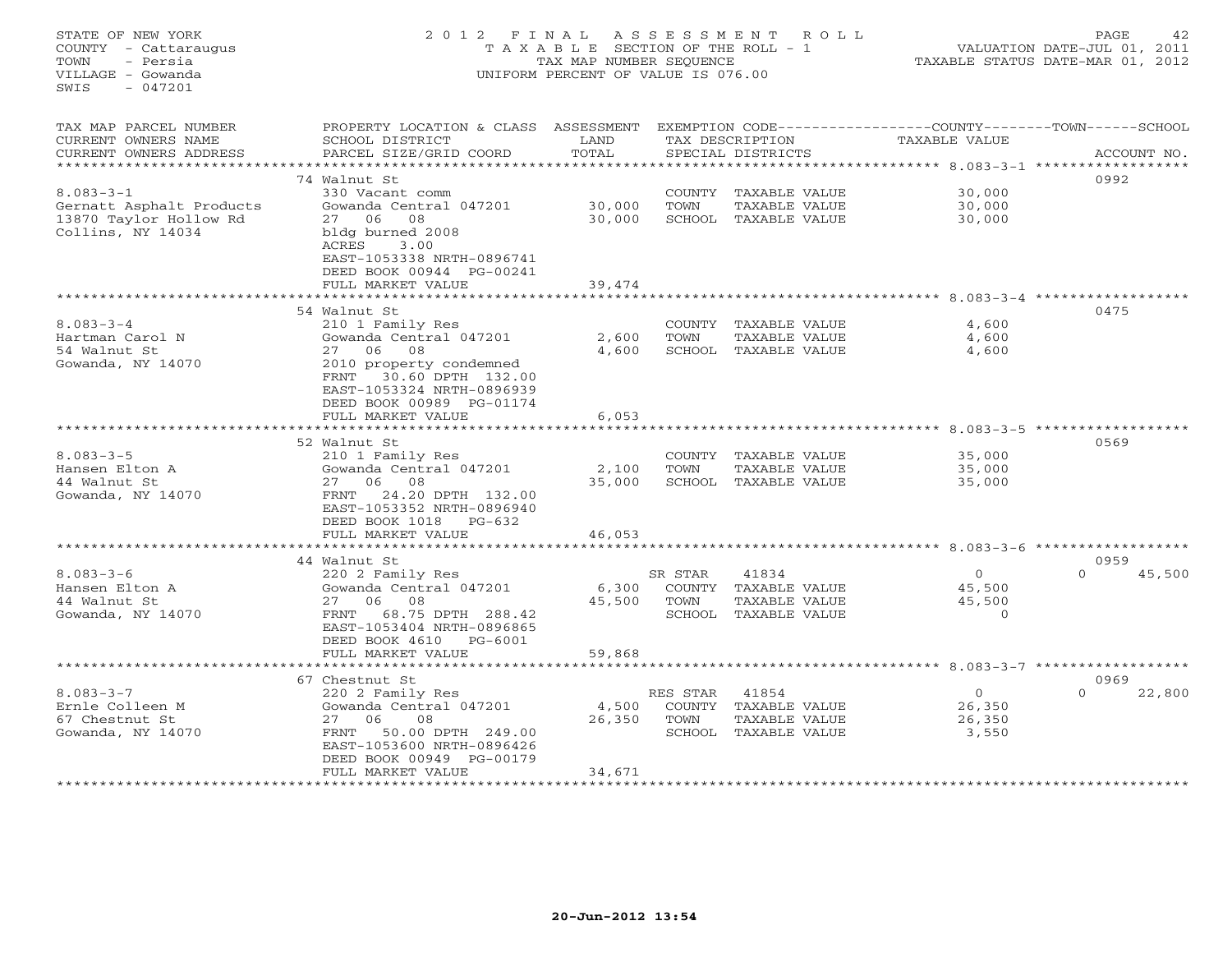STATE OF NEW YORK
COUNTY - Cattaraugus
TOWN - Persia
VILLAGE - Gowanda
SWIS - 047201

# 2012 FINAL ASSESSMENT ROLL

TAXABLE SECTION OF THE ROLL - 1
TAX MAP NUMBER SEQUENCE
UNIFORM PERCENT OF VALUE IS 076.00

VALUATION DATE-JUL 01, 2011
TAXABLE STATUS DATE-MAR 01, 2012

| TAX MAP PARCEL NUMBER / CURRENT OWNERS NAME / CURRENT OWNERS ADDRESS | PROPERTY LOCATION & CLASS / SCHOOL DISTRICT / PARCEL SIZE/GRID COORD | ASSESSMENT LAND / TOTAL | EXEMPTION CODE / TAX DESCRIPTION / SPECIAL DISTRICTS | COUNTY / TAXABLE VALUE | TOWN | SCHOOL / ACCOUNT NO. |
|---|---|---|---|---|---|---|
| 8.083-3-1 | 74 Walnut St | | | | | 0992 |
| Gernatt Asphalt Products | 330 Vacant comm | | COUNTY TAXABLE VALUE | 30,000 | | |
| 13870 Taylor Hollow Rd | Gowanda Central 047201 | 30,000 | TOWN TAXABLE VALUE | 30,000 | | |
| Collins, NY 14034 | 27 06 08 | 30,000 | SCHOOL TAXABLE VALUE | 30,000 | | |
| | bldg burned 2008 | | | | | |
| | ACRES 3.00 | | | | | |
| | EAST-1053338 NRTH-0896741 | | | | | |
| | DEED BOOK 00944 PG-00241 | | | | | |
| | FULL MARKET VALUE | 39,474 | | | | |
| 8.083-3-4 | 54 Walnut St | | | | | 0475 |
| Hartman Carol N | 210 1 Family Res | | COUNTY TAXABLE VALUE | 4,600 | | |
| 54 Walnut St | Gowanda Central 047201 | 2,600 | TOWN TAXABLE VALUE | 4,600 | | |
| Gowanda, NY 14070 | 27 06 08 | 4,600 | SCHOOL TAXABLE VALUE | 4,600 | | |
| | 2010 property condemned | | | | | |
| | FRNT 30.60 DPTH 132.00 | | | | | |
| | EAST-1053324 NRTH-0896939 | | | | | |
| | DEED BOOK 00989 PG-01174 | | | | | |
| | FULL MARKET VALUE | 6,053 | | | | |
| 8.083-3-5 | 52 Walnut St | | | | | 0569 |
| Hansen Elton A | 210 1 Family Res | | COUNTY TAXABLE VALUE | 35,000 | | |
| 44 Walnut St | Gowanda Central 047201 | 2,100 | TOWN TAXABLE VALUE | 35,000 | | |
| Gowanda, NY 14070 | 27 06 08 | 35,000 | SCHOOL TAXABLE VALUE | 35,000 | | |
| | FRNT 24.20 DPTH 132.00 | | | | | |
| | EAST-1053352 NRTH-0896940 | | | | | |
| | DEED BOOK 1018 PG-632 | | | | | |
| | FULL MARKET VALUE | 46,053 | | | | |
| 8.083-3-6 | 44 Walnut St | | | | | 0959 |
| Hansen Elton A | 220 2 Family Res | | SR STAR 41834 | 0 | 0 | 45,500 |
| 44 Walnut St | Gowanda Central 047201 | 6,300 | COUNTY TAXABLE VALUE | 45,500 | | |
| Gowanda, NY 14070 | 27 06 08 | 45,500 | TOWN TAXABLE VALUE | 45,500 | | |
| | FRNT 68.75 DPTH 288.42 | | SCHOOL TAXABLE VALUE | 0 | | |
| | EAST-1053404 NRTH-0896865 | | | | | |
| | DEED BOOK 4610 PG-6001 | | | | | |
| | FULL MARKET VALUE | 59,868 | | | | |
| 8.083-3-7 | 67 Chestnut St | | | | | 0969 |
| Ernle Colleen M | 220 2 Family Res | | RES STAR 41854 | 0 | 0 | 22,800 |
| 67 Chestnut St | Gowanda Central 047201 | 4,500 | COUNTY TAXABLE VALUE | 26,350 | | |
| Gowanda, NY 14070 | 27 06 08 | 26,350 | TOWN TAXABLE VALUE | 26,350 | | |
| | FRNT 50.00 DPTH 249.00 | | SCHOOL TAXABLE VALUE | 3,550 | | |
| | EAST-1053600 NRTH-0896426 | | | | | |
| | DEED BOOK 00949 PG-00179 | | | | | |
| | FULL MARKET VALUE | 34,671 | | | | |

20-Jun-2012 13:54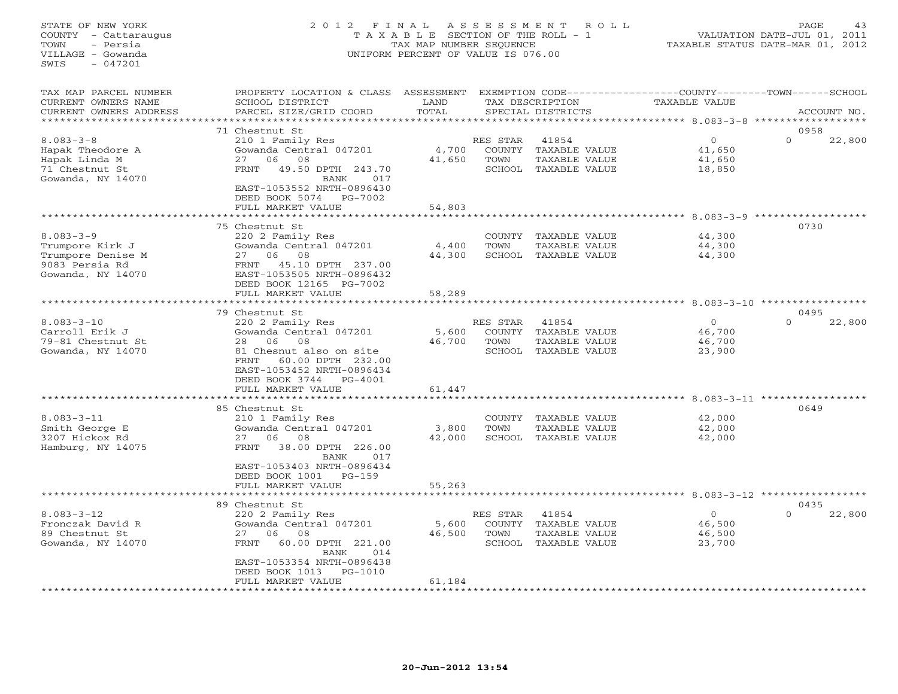STATE OF NEW YORK
COUNTY - Cattaraugus
TOWN - Persia
VILLAGE - Gowanda
SWIS - 047201

2 0 1 2 F I N A L A S S E S S M E N T R O L L
T A X A B L E SECTION OF THE ROLL - 1
TAX MAP NUMBER SEQUENCE
UNIFORM PERCENT OF VALUE IS 076.00

VALUATION DATE-JUL 01, 2011
TAXABLE STATUS DATE-MAR 01, 2012

| TAX MAP PARCEL NUMBER / CURRENT OWNERS NAME / CURRENT OWNERS ADDRESS | PROPERTY LOCATION & CLASS / SCHOOL DISTRICT / PARCEL SIZE/GRID COORD | ASSESSMENT LAND / TOTAL | EXEMPTION CODE / TAX DESCRIPTION / SPECIAL DISTRICTS | COUNTY TAXABLE VALUE | TOWN | SCHOOL | ACCOUNT NO. |
|---|---|---|---|---|---|---|---|
| 8.083-3-8 | 71 Chestnut St | | | | | | 0958 |
| Hapak Theodore A | 210 1 Family Res | | RES STAR 41854 | 0 | | 0 22,800 | |
| Hapak Linda M | Gowanda Central 047201 | 4,700 | COUNTY TAXABLE VALUE | 41,650 | | | |
| 71 Chestnut St | 27 06 08 | 41,650 | TOWN TAXABLE VALUE | 41,650 | | | |
| Gowanda, NY 14070 | FRNT 49.50 DPTH 243.70 BANK 017 | | SCHOOL TAXABLE VALUE | 18,850 | | | |
| | EAST-1053552 NRTH-0896430 | | | | | | |
| | DEED BOOK 5074 PG-7002 | | | | | | |
| | FULL MARKET VALUE | 54,803 | | | | | |
| 8.083-3-9 | 75 Chestnut St | | | | | | 0730 |
| Trumpore Kirk J | 220 2 Family Res | | COUNTY TAXABLE VALUE | 44,300 | | | |
| Trumpore Denise M | Gowanda Central 047201 | 4,400 | TOWN TAXABLE VALUE | 44,300 | | | |
| 9083 Persia Rd | 27 06 08 | 44,300 | SCHOOL TAXABLE VALUE | 44,300 | | | |
| Gowanda, NY 14070 | FRNT 45.10 DPTH 237.00 | | | | | | |
| | EAST-1053505 NRTH-0896432 | | | | | | |
| | DEED BOOK 12165 PG-7002 | | | | | | |
| | FULL MARKET VALUE | 58,289 | | | | | |
| 8.083-3-10 | 79 Chestnut St | | | | | | 0495 |
| Carroll Erik J | 220 2 Family Res | | RES STAR 41854 | 0 | | 0 22,800 | |
| 79-81 Chestnut St | Gowanda Central 047201 | 5,600 | COUNTY TAXABLE VALUE | 46,700 | | | |
| Gowanda, NY 14070 | 28 06 08 | 46,700 | TOWN TAXABLE VALUE | 46,700 | | | |
| | 81 Chesnut also on site | | SCHOOL TAXABLE VALUE | 23,900 | | | |
| | FRNT 60.00 DPTH 232.00 | | | | | | |
| | EAST-1053452 NRTH-0896434 | | | | | | |
| | DEED BOOK 3744 PG-4001 | | | | | | |
| | FULL MARKET VALUE | 61,447 | | | | | |
| 8.083-3-11 | 85 Chestnut St | | | | | | 0649 |
| Smith George E | 210 1 Family Res | | COUNTY TAXABLE VALUE | 42,000 | | | |
| 3207 Hickox Rd | Gowanda Central 047201 | 3,800 | TOWN TAXABLE VALUE | 42,000 | | | |
| Hamburg, NY 14075 | 27 06 08 | 42,000 | SCHOOL TAXABLE VALUE | 42,000 | | | |
| | FRNT 38.00 DPTH 226.00 BANK 017 | | | | | | |
| | EAST-1053403 NRTH-0896434 | | | | | | |
| | DEED BOOK 1001 PG-159 | | | | | | |
| | FULL MARKET VALUE | 55,263 | | | | | |
| 8.083-3-12 | 89 Chestnut St | | | | | | 0435 |
| Fronczak David R | 220 2 Family Res | | RES STAR 41854 | 0 | | 0 22,800 | |
| 89 Chestnut St | Gowanda Central 047201 | 5,600 | COUNTY TAXABLE VALUE | 46,500 | | | |
| Gowanda, NY 14070 | 27 06 08 | 46,500 | TOWN TAXABLE VALUE | 46,500 | | | |
| | FRNT 60.00 DPTH 221.00 BANK 014 | | SCHOOL TAXABLE VALUE | 23,700 | | | |
| | EAST-1053354 NRTH-0896438 | | | | | | |
| | DEED BOOK 1013 PG-1010 | | | | | | |
| | FULL MARKET VALUE | 61,184 | | | | | |

20-Jun-2012 13:54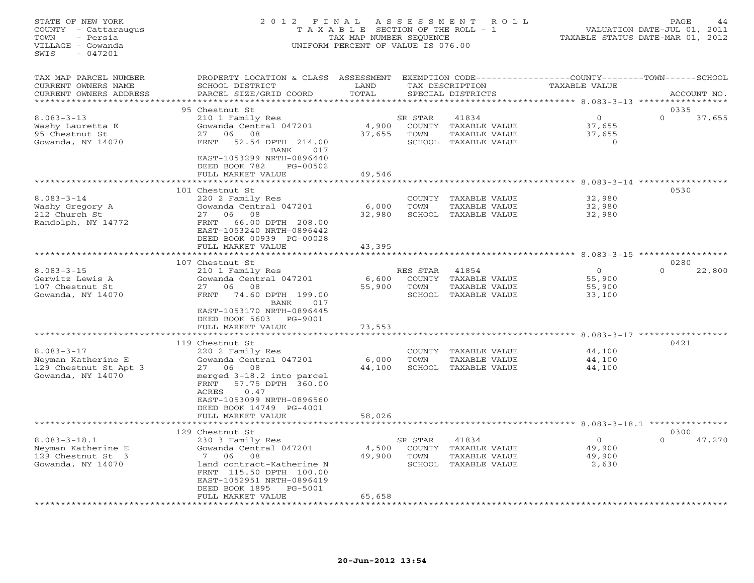STATE OF NEW YORK
COUNTY - Cattaraugus
TOWN - Persia
VILLAGE - Gowanda
SWIS - 047201

2 0 1 2 F I N A L A S S E S S M E N T R O L L
T A X A B L E SECTION OF THE ROLL - 1
TAX MAP NUMBER SEQUENCE
UNIFORM PERCENT OF VALUE IS 076.00

VALUATION DATE-JUL 01, 2011
TAXABLE STATUS DATE-MAR 01, 2012

| TAX MAP PARCEL NUMBER / CURRENT OWNERS NAME / CURRENT OWNERS ADDRESS | PROPERTY LOCATION & CLASS / SCHOOL DISTRICT / PARCEL SIZE/GRID COORD | ASSESSMENT LAND / TOTAL | EXEMPTION CODE / TAX DESCRIPTION / SPECIAL DISTRICTS | COUNTY TAXABLE VALUE | TOWN | SCHOOL / ACCOUNT NO. |
|---|---|---|---|---|---|---|
| | 95 Chestnut St | | | | | 0335 |
| 8.083-3-13 | 210 1 Family Res | | SR STAR 41834 | 0 | | 0 37,655 |
| Washy Lauretta E | Gowanda Central 047201 | 4,900 | COUNTY TAXABLE VALUE | 37,655 | | |
| 95 Chestnut St | 27 06 08 | 37,655 | TOWN TAXABLE VALUE | 37,655 | | |
| Gowanda, NY 14070 | FRNT 52.54 DPTH 214.00 | | SCHOOL TAXABLE VALUE | 0 | | |
| | BANK 017 | | | | | |
| | EAST-1053299 NRTH-0896440 | | | | | |
| | DEED BOOK 782 PG-00502 | | | | | |
| | FULL MARKET VALUE | 49,546 | | | | |
| | 101 Chestnut St | | | | | 0530 |
| 8.083-3-14 | 220 2 Family Res | | COUNTY TAXABLE VALUE | 32,980 | | |
| Washy Gregory A | Gowanda Central 047201 | 6,000 | TOWN TAXABLE VALUE | 32,980 | | |
| 212 Church St | 27 06 08 | 32,980 | SCHOOL TAXABLE VALUE | 32,980 | | |
| Randolph, NY 14772 | FRNT 66.00 DPTH 208.00 | | | | | |
| | EAST-1053240 NRTH-0896442 | | | | | |
| | DEED BOOK 00939 PG-00028 | | | | | |
| | FULL MARKET VALUE | 43,395 | | | | |
| | 107 Chestnut St | | | | | 0280 |
| 8.083-3-15 | 210 1 Family Res | | RES STAR 41854 | 0 | | 0 22,800 |
| Gerwitz Lewis A | Gowanda Central 047201 | 6,600 | COUNTY TAXABLE VALUE | 55,900 | | |
| 107 Chestnut St | 27 06 08 | 55,900 | TOWN TAXABLE VALUE | 55,900 | | |
| Gowanda, NY 14070 | FRNT 74.60 DPTH 199.00 | | SCHOOL TAXABLE VALUE | 33,100 | | |
| | BANK 017 | | | | | |
| | EAST-1053170 NRTH-0896445 | | | | | |
| | DEED BOOK 5603 PG-9001 | | | | | |
| | FULL MARKET VALUE | 73,553 | | | | |
| | 119 Chestnut St | | | | | 0421 |
| 8.083-3-17 | 220 2 Family Res | | COUNTY TAXABLE VALUE | 44,100 | | |
| Neyman Katherine E | Gowanda Central 047201 | 6,000 | TOWN TAXABLE VALUE | 44,100 | | |
| 129 Chestnut St Apt 3 | 27 06 08 | 44,100 | SCHOOL TAXABLE VALUE | 44,100 | | |
| Gowanda, NY 14070 | merged 3-18.2 into parcel | | | | | |
| | FRNT 57.75 DPTH 360.00 | | | | | |
| | ACRES 0.47 | | | | | |
| | EAST-1053099 NRTH-0896560 | | | | | |
| | DEED BOOK 14749 PG-4001 | | | | | |
| | FULL MARKET VALUE | 58,026 | | | | |
| | 129 Chestnut St | | | | | 0300 |
| 8.083-3-18.1 | 230 3 Family Res | | SR STAR 41834 | 0 | | 0 47,270 |
| Neyman Katherine E | Gowanda Central 047201 | 4,500 | COUNTY TAXABLE VALUE | 49,900 | | |
| 129 Chestnut St 3 | 7 06 08 | 49,900 | TOWN TAXABLE VALUE | 49,900 | | |
| Gowanda, NY 14070 | land contract-Katherine N | | SCHOOL TAXABLE VALUE | 2,630 | | |
| | FRNT 115.50 DPTH 100.00 | | | | | |
| | EAST-1052951 NRTH-0896419 | | | | | |
| | DEED BOOK 1895 PG-5001 | | | | | |
| | FULL MARKET VALUE | 65,658 | | | | |

20-Jun-2012 13:54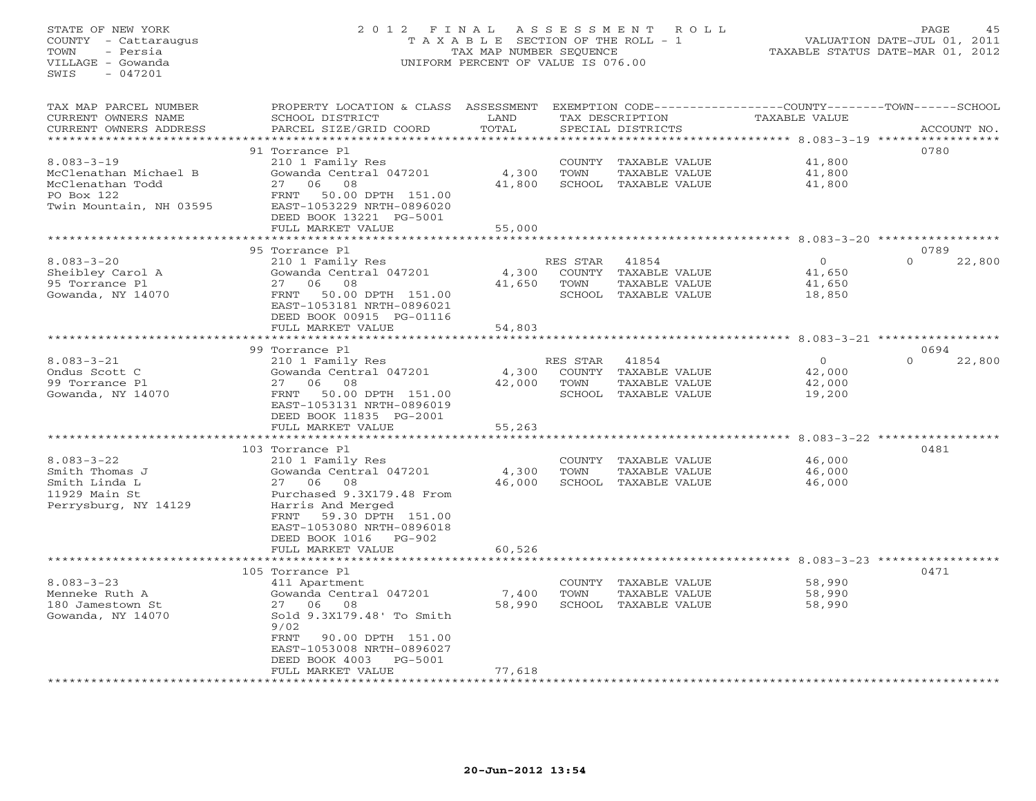STATE OF NEW YORK
COUNTY - Cattaraugus
TOWN - Persia
VILLAGE - Gowanda
SWIS - 047201

2 0 1 2 F I N A L A S S E S S M E N T R O L L
T A X A B L E SECTION OF THE ROLL - 1
TAX MAP NUMBER SEQUENCE
UNIFORM PERCENT OF VALUE IS 076.00

VALUATION DATE-JUL 01, 2011
TAXABLE STATUS DATE-MAR 01, 2012

| TAX MAP PARCEL NUMBER / CURRENT OWNERS NAME / CURRENT OWNERS ADDRESS | PROPERTY LOCATION & CLASS / SCHOOL DISTRICT / PARCEL SIZE/GRID COORD | ASSESSMENT LAND / TOTAL | EXEMPTION CODE / TAX DESCRIPTION / SPECIAL DISTRICTS | COUNTY TAXABLE VALUE | TOWN | SCHOOL | ACCOUNT NO. |
|---|---|---|---|---|---|---|---|
| | 91 Torrance Pl | | | | | | 0780 |
| 8.083-3-19 | 210 1 Family Res | | COUNTY TAXABLE VALUE | 41,800 | | | |
| McClenathan Michael B | Gowanda Central 047201 | 4,300 | TOWN TAXABLE VALUE | 41,800 | | | |
| McClenathan Todd | 27 06 08 | 41,800 | SCHOOL TAXABLE VALUE | 41,800 | | | |
| PO Box 122 | FRNT 50.00 DPTH 151.00 | | | | | | |
| Twin Mountain, NH 03595 | EAST-1053229 NRTH-0896020 | | | | | | |
| | DEED BOOK 13221 PG-5001 | | | | | | |
| | FULL MARKET VALUE | 55,000 | | | | | |
| | 95 Torrance Pl | | | | | | 0789 |
| 8.083-3-20 | 210 1 Family Res | | RES STAR 41854 | 0 | | 0 | 22,800 |
| Sheibley Carol A | Gowanda Central 047201 | 4,300 | COUNTY TAXABLE VALUE | 41,650 | | | |
| 95 Torrance Pl | 27 06 08 | 41,650 | TOWN TAXABLE VALUE | 41,650 | | | |
| Gowanda, NY 14070 | FRNT 50.00 DPTH 151.00 | | SCHOOL TAXABLE VALUE | 18,850 | | | |
| | EAST-1053181 NRTH-0896021 | | | | | | |
| | DEED BOOK 00915 PG-01116 | | | | | | |
| | FULL MARKET VALUE | 54,803 | | | | | |
| | 99 Torrance Pl | | | | | | 0694 |
| 8.083-3-21 | 210 1 Family Res | | RES STAR 41854 | 0 | | 0 | 22,800 |
| Ondus Scott C | Gowanda Central 047201 | 4,300 | COUNTY TAXABLE VALUE | 42,000 | | | |
| 99 Torrance Pl | 27 06 08 | 42,000 | TOWN TAXABLE VALUE | 42,000 | | | |
| Gowanda, NY 14070 | FRNT 50.00 DPTH 151.00 | | SCHOOL TAXABLE VALUE | 19,200 | | | |
| | EAST-1053131 NRTH-0896019 | | | | | | |
| | DEED BOOK 11835 PG-2001 | | | | | | |
| | FULL MARKET VALUE | 55,263 | | | | | |
| | 103 Torrance Pl | | | | | | 0481 |
| 8.083-3-22 | 210 1 Family Res | | COUNTY TAXABLE VALUE | 46,000 | | | |
| Smith Thomas J | Gowanda Central 047201 | 4,300 | TOWN TAXABLE VALUE | 46,000 | | | |
| Smith Linda L | 27 06 08 | 46,000 | SCHOOL TAXABLE VALUE | 46,000 | | | |
| 11929 Main St | Purchased 9.3X179.48 From | | | | | | |
| Perrysburg, NY 14129 | Harris And Merged | | | | | | |
| | FRNT 59.30 DPTH 151.00 | | | | | | |
| | EAST-1053080 NRTH-0896018 | | | | | | |
| | DEED BOOK 1016 PG-902 | | | | | | |
| | FULL MARKET VALUE | 60,526 | | | | | |
| | 105 Torrance Pl | | | | | | 0471 |
| 8.083-3-23 | 411 Apartment | | COUNTY TAXABLE VALUE | 58,990 | | | |
| Menneke Ruth A | Gowanda Central 047201 | 7,400 | TOWN TAXABLE VALUE | 58,990 | | | |
| 180 Jamestown St | 27 06 08 | 58,990 | SCHOOL TAXABLE VALUE | 58,990 | | | |
| Gowanda, NY 14070 | Sold 9.3X179.48' To Smith 9/02 | | | | | | |
| | FRNT 90.00 DPTH 151.00 | | | | | | |
| | EAST-1053008 NRTH-0896027 | | | | | | |
| | DEED BOOK 4003 PG-5001 | | | | | | |
| | FULL MARKET VALUE | 77,618 | | | | | |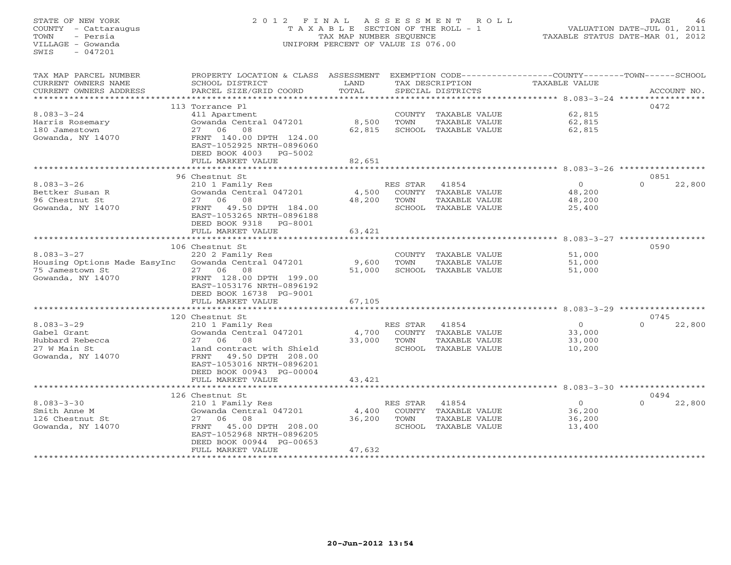STATE OF NEW YORK
COUNTY - Cattaraugus
TOWN - Persia
VILLAGE - Gowanda
SWIS - 047201

2012 FINAL ASSESSMENT ROLL
TAXABLE SECTION OF THE ROLL - 1
TAX MAP NUMBER SEQUENCE
UNIFORM PERCENT OF VALUE IS 076.00

VALUATION DATE-JUL 01, 2011
TAXABLE STATUS DATE-MAR 01, 2012

| TAX MAP PARCEL NUMBER / CURRENT OWNERS NAME / CURRENT OWNERS ADDRESS | PROPERTY LOCATION & CLASS / SCHOOL DISTRICT / PARCEL SIZE/GRID COORD | ASSESSMENT LAND / TOTAL | EXEMPTION CODE / TAX DESCRIPTION / SPECIAL DISTRICTS | COUNTY TAXABLE VALUE | TOWN | SCHOOL | ACCOUNT NO. |
|---|---|---|---|---|---|---|---|
| 8.083-3-24 | 113 Torrance Pl | | | | | | 0472 |
| Harris Rosemary | 411 Apartment | | COUNTY TAXABLE VALUE | 62,815 | | | |
| 180 Jamestown | Gowanda Central 047201 | 8,500 | TOWN TAXABLE VALUE | 62,815 | | | |
| Gowanda, NY 14070 | 27 06 08 | 62,815 | SCHOOL TAXABLE VALUE | 62,815 | | | |
| | FRNT 140.00 DPTH 124.00 | | | | | | |
| | EAST-1052925 NRTH-0896060 | | | | | | |
| | DEED BOOK 4003 PG-5002 | | | | | | |
| | FULL MARKET VALUE | 82,651 | | | | | |
| 8.083-3-26 | 96 Chestnut St | | | | | | 0851 |
| Bettker Susan R | 210 1 Family Res | | RES STAR 41854 | 0 | | 0 | 22,800 |
| 96 Chestnut St | Gowanda Central 047201 | 4,500 | COUNTY TAXABLE VALUE | 48,200 | | | |
| Gowanda, NY 14070 | 27 06 08 | 48,200 | TOWN TAXABLE VALUE | 48,200 | | | |
| | FRNT 49.50 DPTH 184.00 | | SCHOOL TAXABLE VALUE | 25,400 | | | |
| | EAST-1053265 NRTH-0896188 | | | | | | |
| | DEED BOOK 9318 PG-8001 | | | | | | |
| | FULL MARKET VALUE | 63,421 | | | | | |
| 8.083-3-27 | 106 Chestnut St | | | | | | 0590 |
| Housing Options Made EasyInc | 220 2 Family Res | | COUNTY TAXABLE VALUE | 51,000 | | | |
| 75 Jamestown St | Gowanda Central 047201 | 9,600 | TOWN TAXABLE VALUE | 51,000 | | | |
| Gowanda, NY 14070 | 27 06 08 | 51,000 | SCHOOL TAXABLE VALUE | 51,000 | | | |
| | FRNT 128.00 DPTH 199.00 | | | | | | |
| | EAST-1053176 NRTH-0896192 | | | | | | |
| | DEED BOOK 16738 PG-9001 | | | | | | |
| | FULL MARKET VALUE | 67,105 | | | | | |
| 8.083-3-29 | 120 Chestnut St | | | | | | 0745 |
| Gabel Grant | 210 1 Family Res | | RES STAR 41854 | 0 | | 0 | 22,800 |
| Hubbard Rebecca | Gowanda Central 047201 | 4,700 | COUNTY TAXABLE VALUE | 33,000 | | | |
| 27 W Main St | 27 06 08 | 33,000 | TOWN TAXABLE VALUE | 33,000 | | | |
| Gowanda, NY 14070 | land contract with Shield | | SCHOOL TAXABLE VALUE | 10,200 | | | |
| | FRNT 49.50 DPTH 208.00 | | | | | | |
| | EAST-1053016 NRTH-0896201 | | | | | | |
| | DEED BOOK 00943 PG-00004 | | | | | | |
| | FULL MARKET VALUE | 43,421 | | | | | |
| 8.083-3-30 | 126 Chestnut St | | | | | | 0494 |
| Smith Anne M | 210 1 Family Res | | RES STAR 41854 | 0 | | 0 | 22,800 |
| 126 Chestnut St | Gowanda Central 047201 | 4,400 | COUNTY TAXABLE VALUE | 36,200 | | | |
| Gowanda, NY 14070 | 27 06 08 | 36,200 | TOWN TAXABLE VALUE | 36,200 | | | |
| | FRNT 45.00 DPTH 208.00 | | SCHOOL TAXABLE VALUE | 13,400 | | | |
| | EAST-1052968 NRTH-0896205 | | | | | | |
| | DEED BOOK 00944 PG-00653 | | | | | | |
| | FULL MARKET VALUE | 47,632 | | | | | |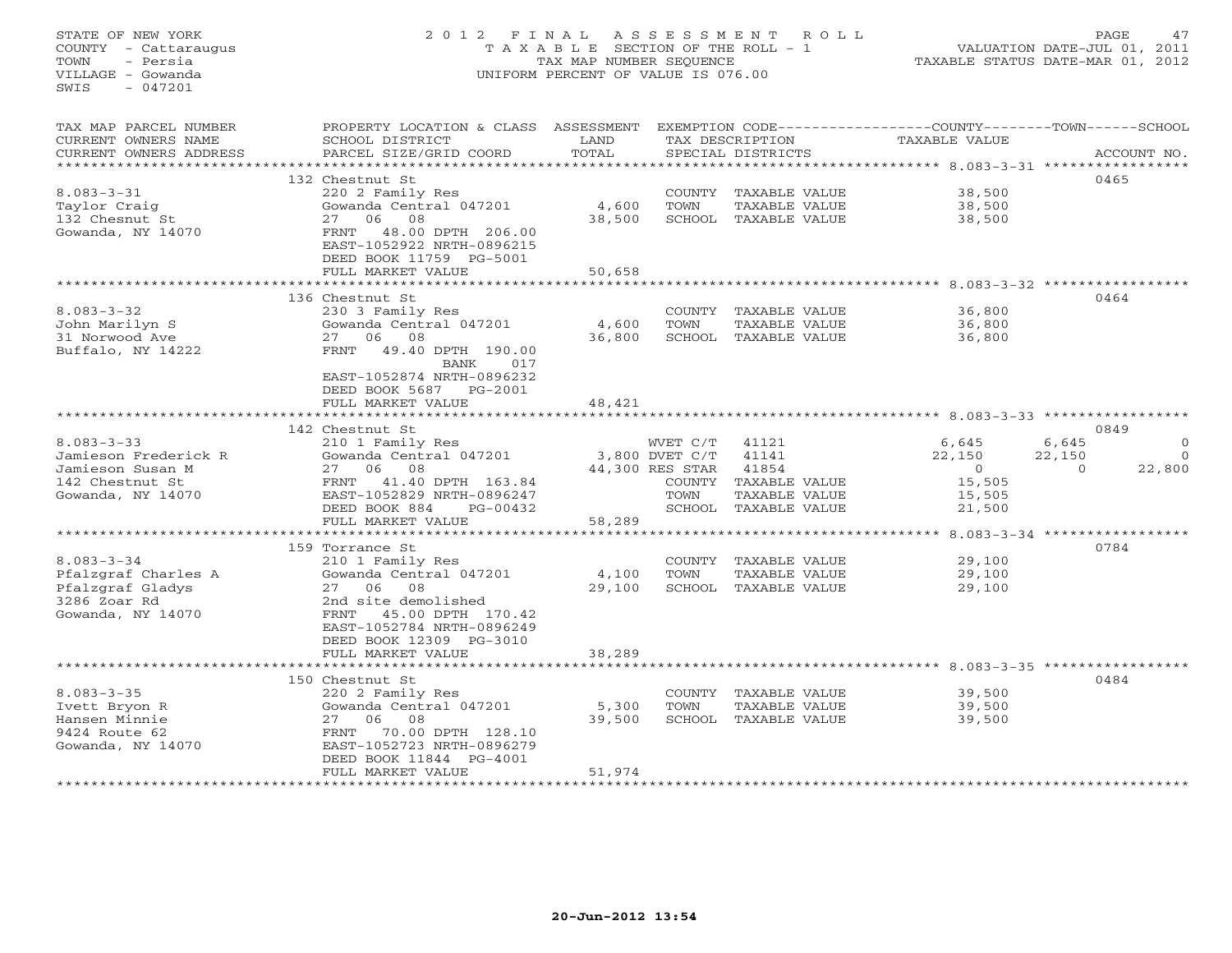STATE OF NEW YORK
COUNTY - Cattaraugus
TOWN - Persia
VILLAGE - Gowanda
SWIS - 047201

# 2012 FINAL ASSESSMENT ROLL

TAXABLE SECTION OF THE ROLL - 1
TAX MAP NUMBER SEQUENCE
UNIFORM PERCENT OF VALUE IS 076.00

VALUATION DATE-JUL 01, 2011
TAXABLE STATUS DATE-MAR 01, 2012

| TAX MAP PARCEL NUMBER / CURRENT OWNERS NAME / CURRENT OWNERS ADDRESS | PROPERTY LOCATION & CLASS / SCHOOL DISTRICT / PARCEL SIZE/GRID COORD | ASSESSMENT LAND / TOTAL | EXEMPTION CODE / TAX DESCRIPTION / SPECIAL DISTRICTS | COUNTY TAXABLE VALUE | TOWN | SCHOOL | ACCOUNT NO. |
|---|---|---|---|---|---|---|---|
| **8.083-3-31** | 132 Chestnut St | | | | | | 0465 |
| Taylor Craig | 220 2 Family Res | | COUNTY TAXABLE VALUE | 38,500 | | | |
| 132 Chesnut St | Gowanda Central 047201 | 4,600 | TOWN TAXABLE VALUE | 38,500 | | | |
| Gowanda, NY 14070 | 27 06 08 | 38,500 | SCHOOL TAXABLE VALUE | 38,500 | | | |
| | FRNT 48.00 DPTH 206.00 | | | | | | |
| | EAST-1052922 NRTH-0896215 | | | | | | |
| | DEED BOOK 11759 PG-5001 | | | | | | |
| | FULL MARKET VALUE | 50,658 | | | | | |
| **8.083-3-32** | 136 Chestnut St | | | | | | 0464 |
| John Marilyn S | 230 3 Family Res | | COUNTY TAXABLE VALUE | 36,800 | | | |
| 31 Norwood Ave | Gowanda Central 047201 | 4,600 | TOWN TAXABLE VALUE | 36,800 | | | |
| Buffalo, NY 14222 | 27 06 08 | 36,800 | SCHOOL TAXABLE VALUE | 36,800 | | | |
| | FRNT 49.40 DPTH 190.00 | | | | | | |
| | BANK 017 | | | | | | |
| | EAST-1052874 NRTH-0896232 | | | | | | |
| | DEED BOOK 5687 PG-2001 | | | | | | |
| | FULL MARKET VALUE | 48,421 | | | | | |
| **8.083-3-33** | 142 Chestnut St | | | | | | 0849 |
| Jamieson Frederick R | 210 1 Family Res | | WVET C/T 41121 | 6,645 | 6,645 | 0 | |
| Jamieson Susan M | Gowanda Central 047201 | 3,800 | DVET C/T 41141 | 22,150 | 22,150 | 0 | |
| 142 Chestnut St | 27 06 08 | 44,300 | RES STAR 41854 | 0 | 0 | 22,800 | |
| Gowanda, NY 14070 | FRNT 41.40 DPTH 163.84 | | COUNTY TAXABLE VALUE | 15,505 | | | |
| | EAST-1052829 NRTH-0896247 | | TOWN TAXABLE VALUE | 15,505 | | | |
| | DEED BOOK 884 PG-00432 | | SCHOOL TAXABLE VALUE | 21,500 | | | |
| | FULL MARKET VALUE | 58,289 | | | | | |
| **8.083-3-34** | 159 Torrance St | | | | | | 0784 |
| Pfalzgraf Charles A | 210 1 Family Res | | COUNTY TAXABLE VALUE | 29,100 | | | |
| Pfalzgraf Gladys | Gowanda Central 047201 | 4,100 | TOWN TAXABLE VALUE | 29,100 | | | |
| 3286 Zoar Rd | 27 06 08 | 29,100 | SCHOOL TAXABLE VALUE | 29,100 | | | |
| Gowanda, NY 14070 | 2nd site demolished | | | | | | |
| | FRNT 45.00 DPTH 170.42 | | | | | | |
| | EAST-1052784 NRTH-0896249 | | | | | | |
| | DEED BOOK 12309 PG-3010 | | | | | | |
| | FULL MARKET VALUE | 38,289 | | | | | |
| **8.083-3-35** | 150 Chestnut St | | | | | | 0484 |
| Ivett Bryon R | 220 2 Family Res | | COUNTY TAXABLE VALUE | 39,500 | | | |
| Hansen Minnie | Gowanda Central 047201 | 5,300 | TOWN TAXABLE VALUE | 39,500 | | | |
| 9424 Route 62 | 27 06 08 | 39,500 | SCHOOL TAXABLE VALUE | 39,500 | | | |
| Gowanda, NY 14070 | FRNT 70.00 DPTH 128.10 | | | | | | |
| | EAST-1052723 NRTH-0896279 | | | | | | |
| | DEED BOOK 11844 PG-4001 | | | | | | |
| | FULL MARKET VALUE | 51,974 | | | | | |

20-Jun-2012 13:54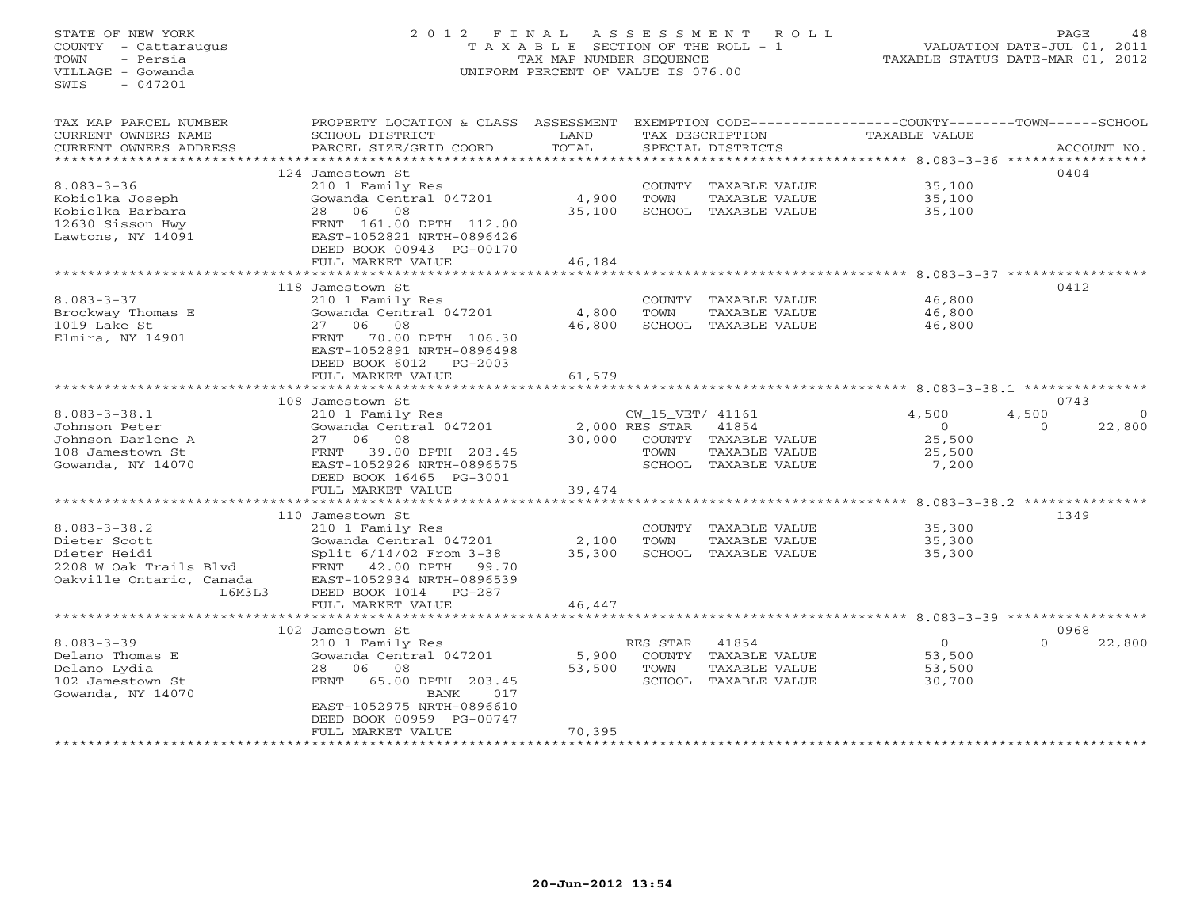STATE OF NEW YORK
COUNTY - Cattaraugus
TOWN - Persia
VILLAGE - Gowanda
SWIS - 047201

2 0 1 2 F I N A L A S S E S S M E N T R O L L
T A X A B L E SECTION OF THE ROLL - 1
TAX MAP NUMBER SEQUENCE
UNIFORM PERCENT OF VALUE IS 076.00

VALUATION DATE-JUL 01, 2011
TAXABLE STATUS DATE-MAR 01, 2012

| TAX MAP PARCEL NUMBER / CURRENT OWNERS NAME / CURRENT OWNERS ADDRESS | PROPERTY LOCATION & CLASS / SCHOOL DISTRICT / PARCEL SIZE/GRID COORD | ASSESSMENT LAND / TOTAL | EXEMPTION CODE / TAX DESCRIPTION / SPECIAL DISTRICTS | COUNTY TAXABLE VALUE | TOWN | SCHOOL | ACCOUNT NO. |
|---|---|---|---|---|---|---|---|
| | 124 Jamestown St | | | | | | 0404 |
| 8.083-3-36 | 210 1 Family Res | | COUNTY TAXABLE VALUE | 35,100 | | | |
| Kobiolka Joseph | Gowanda Central 047201 | 4,900 | TOWN TAXABLE VALUE | 35,100 | | | |
| Kobiolka Barbara | 28 06 08 | 35,100 | SCHOOL TAXABLE VALUE | 35,100 | | | |
| 12630 Sisson Hwy | FRNT 161.00 DPTH 112.00 | | | | | | |
| Lawtons, NY 14091 | EAST-1052821 NRTH-0896426 | | | | | | |
| | DEED BOOK 00943 PG-00170 | | | | | | |
| | FULL MARKET VALUE | 46,184 | | | | | |
| | 118 Jamestown St | | | | | | 0412 |
| 8.083-3-37 | 210 1 Family Res | | COUNTY TAXABLE VALUE | 46,800 | | | |
| Brockway Thomas E | Gowanda Central 047201 | 4,800 | TOWN TAXABLE VALUE | 46,800 | | | |
| 1019 Lake St | 27 06 08 | 46,800 | SCHOOL TAXABLE VALUE | 46,800 | | | |
| Elmira, NY 14901 | FRNT 70.00 DPTH 106.30 | | | | | | |
| | EAST-1052891 NRTH-0896498 | | | | | | |
| | DEED BOOK 6012 PG-2003 | | | | | | |
| | FULL MARKET VALUE | 61,579 | | | | | |
| | 108 Jamestown St | | | | | | 0743 |
| 8.083-3-38.1 | 210 1 Family Res | | CW_15_VET/ 41161 | 4,500 | 4,500 | 0 | |
| Johnson Peter | Gowanda Central 047201 | 2,000 | RES STAR 41854 | 0 | 0 | 22,800 | |
| Johnson Darlene A | 27 06 08 | 30,000 | COUNTY TAXABLE VALUE | 25,500 | | | |
| 108 Jamestown St | FRNT 39.00 DPTH 203.45 | | TOWN TAXABLE VALUE | 25,500 | | | |
| Gowanda, NY 14070 | EAST-1052926 NRTH-0896575 | | SCHOOL TAXABLE VALUE | 7,200 | | | |
| | DEED BOOK 16465 PG-3001 | | | | | | |
| | FULL MARKET VALUE | 39,474 | | | | | |
| | 110 Jamestown St | | | | | | 1349 |
| 8.083-3-38.2 | 210 1 Family Res | | COUNTY TAXABLE VALUE | 35,300 | | | |
| Dieter Scott | Gowanda Central 047201 | 2,100 | TOWN TAXABLE VALUE | 35,300 | | | |
| Dieter Heidi | Split 6/14/02 From 3-38 | 35,300 | SCHOOL TAXABLE VALUE | 35,300 | | | |
| 2208 W Oak Trails Blvd | FRNT 42.00 DPTH 99.70 | | | | | | |
| Oakville Ontario, Canada | EAST-1052934 NRTH-0896539 | | | | | | |
| L6M3L3 | DEED BOOK 1014 PG-287 | | | | | | |
| | FULL MARKET VALUE | 46,447 | | | | | |
| | 102 Jamestown St | | | | | | 0968 |
| 8.083-3-39 | 210 1 Family Res | | RES STAR 41854 | 0 | 0 | 22,800 | |
| Delano Thomas E | Gowanda Central 047201 | 5,900 | COUNTY TAXABLE VALUE | 53,500 | | | |
| Delano Lydia | 28 06 08 | 53,500 | TOWN TAXABLE VALUE | 53,500 | | | |
| 102 Jamestown St | FRNT 65.00 DPTH 203.45 | | SCHOOL TAXABLE VALUE | 30,700 | | | |
| Gowanda, NY 14070 | BANK 017 | | | | | | |
| | EAST-1052975 NRTH-0896610 | | | | | | |
| | DEED BOOK 00959 PG-00747 | | | | | | |
| | FULL MARKET VALUE | 70,395 | | | | | |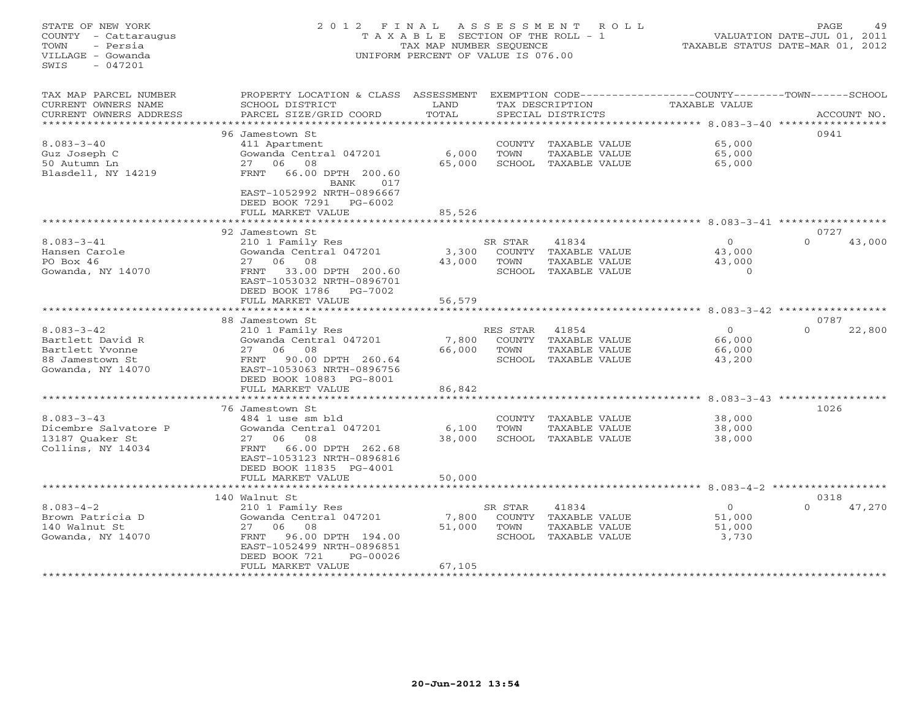STATE OF NEW YORK
COUNTY - Cattaraugus
TOWN - Persia
VILLAGE - Gowanda
SWIS - 047201

2012 FINAL ASSESSMENT ROLL
TAXABLE SECTION OF THE ROLL - 1
TAX MAP NUMBER SEQUENCE
UNIFORM PERCENT OF VALUE IS 076.00

VALUATION DATE-JUL 01, 2011
TAXABLE STATUS DATE-MAR 01, 2012

| TAX MAP PARCEL NUMBER / CURRENT OWNERS NAME / CURRENT OWNERS ADDRESS | PROPERTY LOCATION & CLASS / SCHOOL DISTRICT / PARCEL SIZE/GRID COORD | ASSESSMENT LAND / TOTAL | EXEMPTION CODE / TAX DESCRIPTION / SPECIAL DISTRICTS | COUNTY / TAXABLE VALUE | TOWN | SCHOOL | ACCOUNT NO. |
|---|---|---|---|---|---|---|---|
| 8.083-3-40 | 96 Jamestown St | | | | | | 0941 |
| | 411 Apartment | | COUNTY TAXABLE VALUE | 65,000 | | | |
| Guz Joseph C | Gowanda Central 047201 | 6,000 | TOWN TAXABLE VALUE | 65,000 | | | |
| 50 Autumn Ln | 27 06 08 | 65,000 | SCHOOL TAXABLE VALUE | 65,000 | | | |
| Blasdell, NY 14219 | FRNT 66.00 DPTH 200.60 | | | | | | |
| | BANK 017 | | | | | | |
| | EAST-1052992 NRTH-0896667 | | | | | | |
| | DEED BOOK 7291 PG-6002 | | | | | | |
| | FULL MARKET VALUE | 85,526 | | | | | |
| 8.083-3-41 | 92 Jamestown St | | | | | | 0727 |
| | 210 1 Family Res | | SR STAR 41834 | 0 | 0 | 43,000 | |
| Hansen Carole | Gowanda Central 047201 | 3,300 | COUNTY TAXABLE VALUE | 43,000 | | | |
| PO Box 46 | 27 06 08 | 43,000 | TOWN TAXABLE VALUE | 43,000 | | | |
| Gowanda, NY 14070 | FRNT 33.00 DPTH 200.60 | | SCHOOL TAXABLE VALUE | 0 | | | |
| | EAST-1053032 NRTH-0896701 | | | | | | |
| | DEED BOOK 1786 PG-7002 | | | | | | |
| | FULL MARKET VALUE | 56,579 | | | | | |
| 8.083-3-42 | 88 Jamestown St | | | | | | 0787 |
| | 210 1 Family Res | | RES STAR 41854 | 0 | 0 | 22,800 | |
| Bartlett David R | Gowanda Central 047201 | 7,800 | COUNTY TAXABLE VALUE | 66,000 | | | |
| Bartlett Yvonne | 27 06 08 | 66,000 | TOWN TAXABLE VALUE | 66,000 | | | |
| 88 Jamestown St | FRNT 90.00 DPTH 260.64 | | SCHOOL TAXABLE VALUE | 43,200 | | | |
| Gowanda, NY 14070 | EAST-1053063 NRTH-0896756 | | | | | | |
| | DEED BOOK 10883 PG-8001 | | | | | | |
| | FULL MARKET VALUE | 86,842 | | | | | |
| 8.083-3-43 | 76 Jamestown St | | | | | | 1026 |
| | 484 1 use sm bld | | COUNTY TAXABLE VALUE | 38,000 | | | |
| Dicembre Salvatore P | Gowanda Central 047201 | 6,100 | TOWN TAXABLE VALUE | 38,000 | | | |
| 13187 Quaker St | 27 06 08 | 38,000 | SCHOOL TAXABLE VALUE | 38,000 | | | |
| Collins, NY 14034 | FRNT 66.00 DPTH 262.68 | | | | | | |
| | EAST-1053123 NRTH-0896816 | | | | | | |
| | DEED BOOK 11835 PG-4001 | | | | | | |
| | FULL MARKET VALUE | 50,000 | | | | | |
| 8.083-4-2 | 140 Walnut St | | | | | | 0318 |
| | 210 1 Family Res | | SR STAR 41834 | 0 | 0 | 47,270 | |
| Brown Patricia D | Gowanda Central 047201 | 7,800 | COUNTY TAXABLE VALUE | 51,000 | | | |
| 140 Walnut St | 27 06 08 | 51,000 | TOWN TAXABLE VALUE | 51,000 | | | |
| Gowanda, NY 14070 | FRNT 96.00 DPTH 194.00 | | SCHOOL TAXABLE VALUE | 3,730 | | | |
| | EAST-1052499 NRTH-0896851 | | | | | | |
| | DEED BOOK 721 PG-00026 | | | | | | |
| | FULL MARKET VALUE | 67,105 | | | | | |

20-Jun-2012 13:54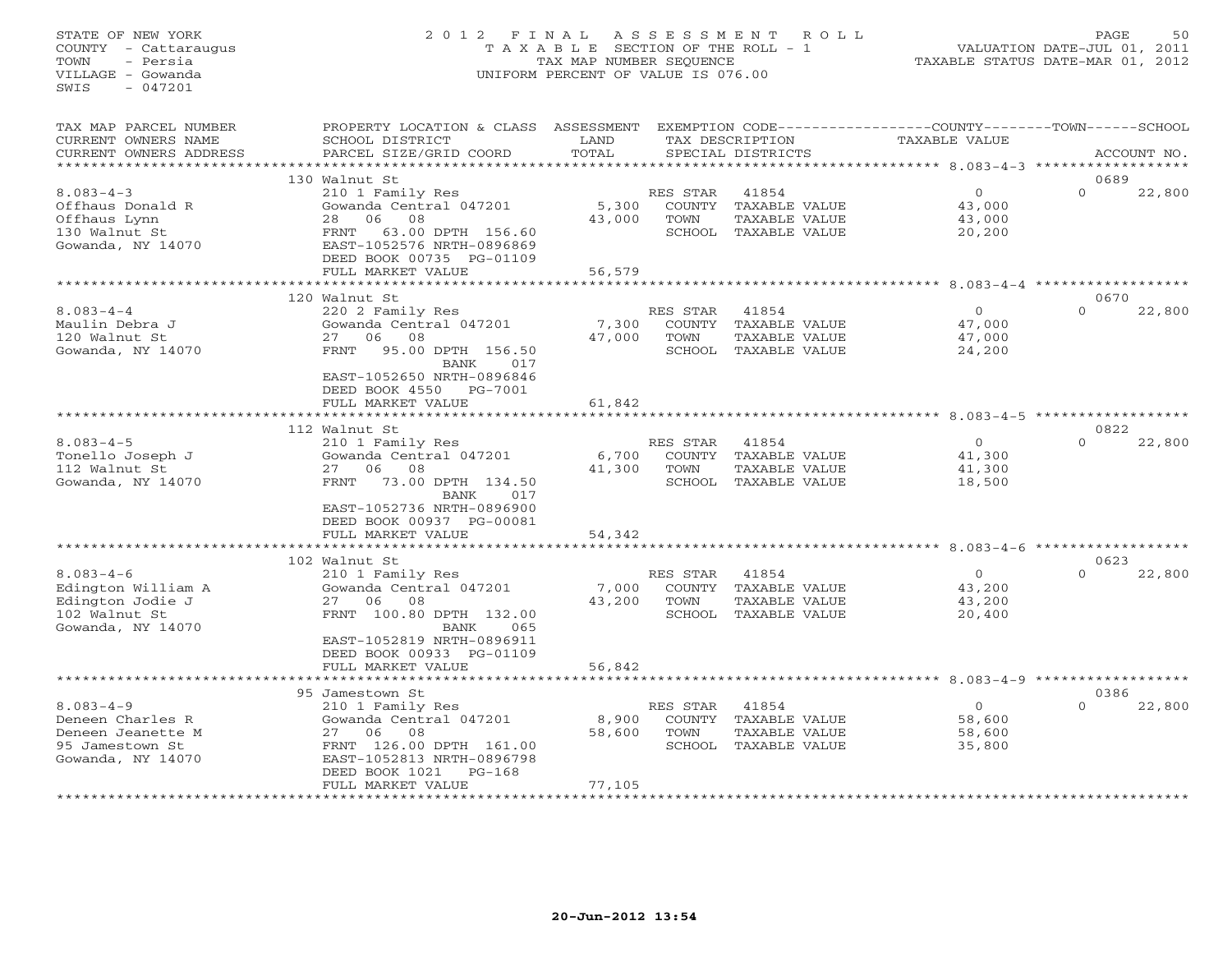STATE OF NEW YORK
COUNTY - Cattaraugus
TOWN - Persia
VILLAGE - Gowanda
SWIS - 047201

2012 FINAL ASSESSMENT ROLL
TAXABLE SECTION OF THE ROLL - 1
TAX MAP NUMBER SEQUENCE
UNIFORM PERCENT OF VALUE IS 076.00

VALUATION DATE-JUL 01, 2011
TAXABLE STATUS DATE-MAR 01, 2012

| TAX MAP PARCEL NUMBER / CURRENT OWNERS NAME / CURRENT OWNERS ADDRESS | PROPERTY LOCATION & CLASS / SCHOOL DISTRICT / PARCEL SIZE/GRID COORD | ASSESSMENT LAND / TOTAL | EXEMPTION CODE / TAX DESCRIPTION / SPECIAL DISTRICTS | COUNTY / TOWN / SCHOOL TAXABLE VALUE | ACCOUNT NO. |
|---|---|---|---|---|---|
| | 130 Walnut St | | | | 0689 |
| 8.083-4-3 | 210 1 Family Res | | RES STAR 41854 | 0 | 0 22,800 |
| Offhaus Donald R | Gowanda Central 047201 | 5,300 | COUNTY TAXABLE VALUE | 43,000 | |
| Offhaus Lynn | 28 06 08 | 43,000 | TOWN TAXABLE VALUE | 43,000 | |
| 130 Walnut St | FRNT 63.00 DPTH 156.60 | | SCHOOL TAXABLE VALUE | 20,200 | |
| Gowanda, NY 14070 | EAST-1052576 NRTH-0896869 | | | | |
| | DEED BOOK 00735 PG-01109 | | | | |
| | FULL MARKET VALUE | 56,579 | | | |
| | 120 Walnut St | | | | 0670 |
| 8.083-4-4 | 220 2 Family Res | | RES STAR 41854 | 0 | 0 22,800 |
| Maulin Debra J | Gowanda Central 047201 | 7,300 | COUNTY TAXABLE VALUE | 47,000 | |
| 120 Walnut St | 27 06 08 | 47,000 | TOWN TAXABLE VALUE | 47,000 | |
| Gowanda, NY 14070 | FRNT 95.00 DPTH 156.50 | | SCHOOL TAXABLE VALUE | 24,200 | |
| | BANK 017 | | | | |
| | EAST-1052650 NRTH-0896846 | | | | |
| | DEED BOOK 4550 PG-7001 | | | | |
| | FULL MARKET VALUE | 61,842 | | | |
| | 112 Walnut St | | | | 0822 |
| 8.083-4-5 | 210 1 Family Res | | RES STAR 41854 | 0 | 0 22,800 |
| Tonello Joseph J | Gowanda Central 047201 | 6,700 | COUNTY TAXABLE VALUE | 41,300 | |
| 112 Walnut St | 27 06 08 | 41,300 | TOWN TAXABLE VALUE | 41,300 | |
| Gowanda, NY 14070 | FRNT 73.00 DPTH 134.50 | | SCHOOL TAXABLE VALUE | 18,500 | |
| | BANK 017 | | | | |
| | EAST-1052736 NRTH-0896900 | | | | |
| | DEED BOOK 00937 PG-00081 | | | | |
| | FULL MARKET VALUE | 54,342 | | | |
| | 102 Walnut St | | | | 0623 |
| 8.083-4-6 | 210 1 Family Res | | RES STAR 41854 | 0 | 0 22,800 |
| Edington William A | Gowanda Central 047201 | 7,000 | COUNTY TAXABLE VALUE | 43,200 | |
| Edington Jodie J | 27 06 08 | 43,200 | TOWN TAXABLE VALUE | 43,200 | |
| 102 Walnut St | FRNT 100.80 DPTH 132.00 | | SCHOOL TAXABLE VALUE | 20,400 | |
| Gowanda, NY 14070 | BANK 065 | | | | |
| | EAST-1052819 NRTH-0896911 | | | | |
| | DEED BOOK 00933 PG-01109 | | | | |
| | FULL MARKET VALUE | 56,842 | | | |
| | 95 Jamestown St | | | | 0386 |
| 8.083-4-9 | 210 1 Family Res | | RES STAR 41854 | 0 | 0 22,800 |
| Deneen Charles R | Gowanda Central 047201 | 8,900 | COUNTY TAXABLE VALUE | 58,600 | |
| Deneen Jeanette M | 27 06 08 | 58,600 | TOWN TAXABLE VALUE | 58,600 | |
| 95 Jamestown St | FRNT 126.00 DPTH 161.00 | | SCHOOL TAXABLE VALUE | 35,800 | |
| Gowanda, NY 14070 | EAST-1052813 NRTH-0896798 | | | | |
| | DEED BOOK 1021 PG-168 | | | | |
| | FULL MARKET VALUE | 77,105 | | | |

20-Jun-2012 13:54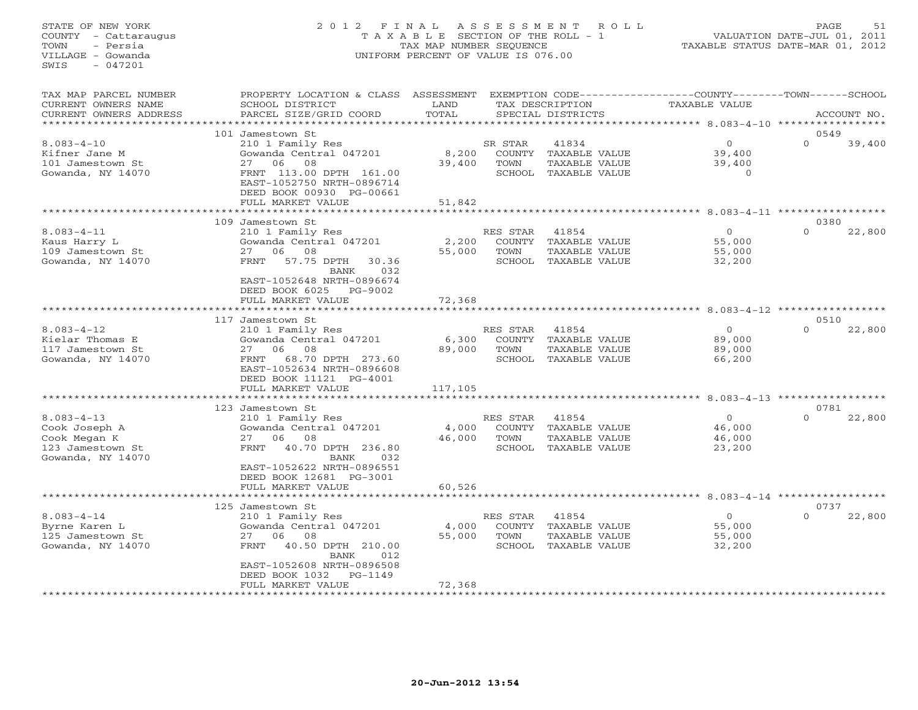STATE OF NEW YORK
COUNTY - Cattaraugus
TOWN - Persia
VILLAGE - Gowanda
SWIS - 047201

2012 FINAL ASSESSMENT ROLL
TAXABLE SECTION OF THE ROLL - 1
TAX MAP NUMBER SEQUENCE
UNIFORM PERCENT OF VALUE IS 076.00

VALUATION DATE-JUL 01, 2011
TAXABLE STATUS DATE-MAR 01, 2012

| TAX MAP PARCEL NUMBER / CURRENT OWNERS NAME / CURRENT OWNERS ADDRESS | PROPERTY LOCATION & CLASS / SCHOOL DISTRICT / PARCEL SIZE/GRID COORD | ASSESSMENT LAND | TOTAL | EXEMPTION CODE / TAX DESCRIPTION / SPECIAL DISTRICTS | COUNTY TAXABLE VALUE | TOWN | SCHOOL / ACCOUNT NO. |
|---|---|---|---|---|---|---|---|
| | 101 Jamestown St | | | | | | 0549 |
| 8.083-4-10 | 210 1 Family Res | | | SR STAR 41834 | 0 | 0 | 39,400 |
| Kifner Jane M | Gowanda Central 047201 | 8,200 | | COUNTY TAXABLE VALUE | 39,400 | | |
| 101 Jamestown St | 27 06 08 | | 39,400 | TOWN TAXABLE VALUE | 39,400 | | |
| Gowanda, NY 14070 | FRNT 113.00 DPTH 161.00 | | | SCHOOL TAXABLE VALUE | 0 | | |
| | EAST-1052750 NRTH-0896714 | | | | | | |
| | DEED BOOK 00930 PG-00661 | | | | | | |
| | FULL MARKET VALUE | | 51,842 | | | | |
| | 109 Jamestown St | | | | | | 0380 |
| 8.083-4-11 | 210 1 Family Res | | | RES STAR 41854 | 0 | 0 | 22,800 |
| Kaus Harry L | Gowanda Central 047201 | 2,200 | | COUNTY TAXABLE VALUE | 55,000 | | |
| 109 Jamestown St | 27 06 08 | | 55,000 | TOWN TAXABLE VALUE | 55,000 | | |
| Gowanda, NY 14070 | FRNT 57.75 DPTH 30.36 | | | SCHOOL TAXABLE VALUE | 32,200 | | |
| | BANK 032 | | | | | | |
| | EAST-1052648 NRTH-0896674 | | | | | | |
| | DEED BOOK 6025 PG-9002 | | | | | | |
| | FULL MARKET VALUE | | 72,368 | | | | |
| | 117 Jamestown St | | | | | | 0510 |
| 8.083-4-12 | 210 1 Family Res | | | RES STAR 41854 | 0 | 0 | 22,800 |
| Kielar Thomas E | Gowanda Central 047201 | 6,300 | | COUNTY TAXABLE VALUE | 89,000 | | |
| 117 Jamestown St | 27 06 08 | | 89,000 | TOWN TAXABLE VALUE | 89,000 | | |
| Gowanda, NY 14070 | FRNT 68.70 DPTH 273.60 | | | SCHOOL TAXABLE VALUE | 66,200 | | |
| | EAST-1052634 NRTH-0896608 | | | | | | |
| | DEED BOOK 11121 PG-4001 | | | | | | |
| | FULL MARKET VALUE | | 117,105 | | | | |
| | 123 Jamestown St | | | | | | 0781 |
| 8.083-4-13 | 210 1 Family Res | | | RES STAR 41854 | 0 | 0 | 22,800 |
| Cook Joseph A | Gowanda Central 047201 | 4,000 | | COUNTY TAXABLE VALUE | 46,000 | | |
| Cook Megan K | 27 06 08 | | 46,000 | TOWN TAXABLE VALUE | 46,000 | | |
| 123 Jamestown St | FRNT 40.70 DPTH 236.80 | | | SCHOOL TAXABLE VALUE | 23,200 | | |
| Gowanda, NY 14070 | BANK 032 | | | | | | |
| | EAST-1052622 NRTH-0896551 | | | | | | |
| | DEED BOOK 12681 PG-3001 | | | | | | |
| | FULL MARKET VALUE | | 60,526 | | | | |
| | 125 Jamestown St | | | | | | 0737 |
| 8.083-4-14 | 210 1 Family Res | | | RES STAR 41854 | 0 | 0 | 22,800 |
| Byrne Karen L | Gowanda Central 047201 | 4,000 | | COUNTY TAXABLE VALUE | 55,000 | | |
| 125 Jamestown St | 27 06 08 | | 55,000 | TOWN TAXABLE VALUE | 55,000 | | |
| Gowanda, NY 14070 | FRNT 40.50 DPTH 210.00 | | | SCHOOL TAXABLE VALUE | 32,200 | | |
| | BANK 012 | | | | | | |
| | EAST-1052608 NRTH-0896508 | | | | | | |
| | DEED BOOK 1032 PG-1149 | | | | | | |
| | FULL MARKET VALUE | | 72,368 | | | | |

20-Jun-2012 13:54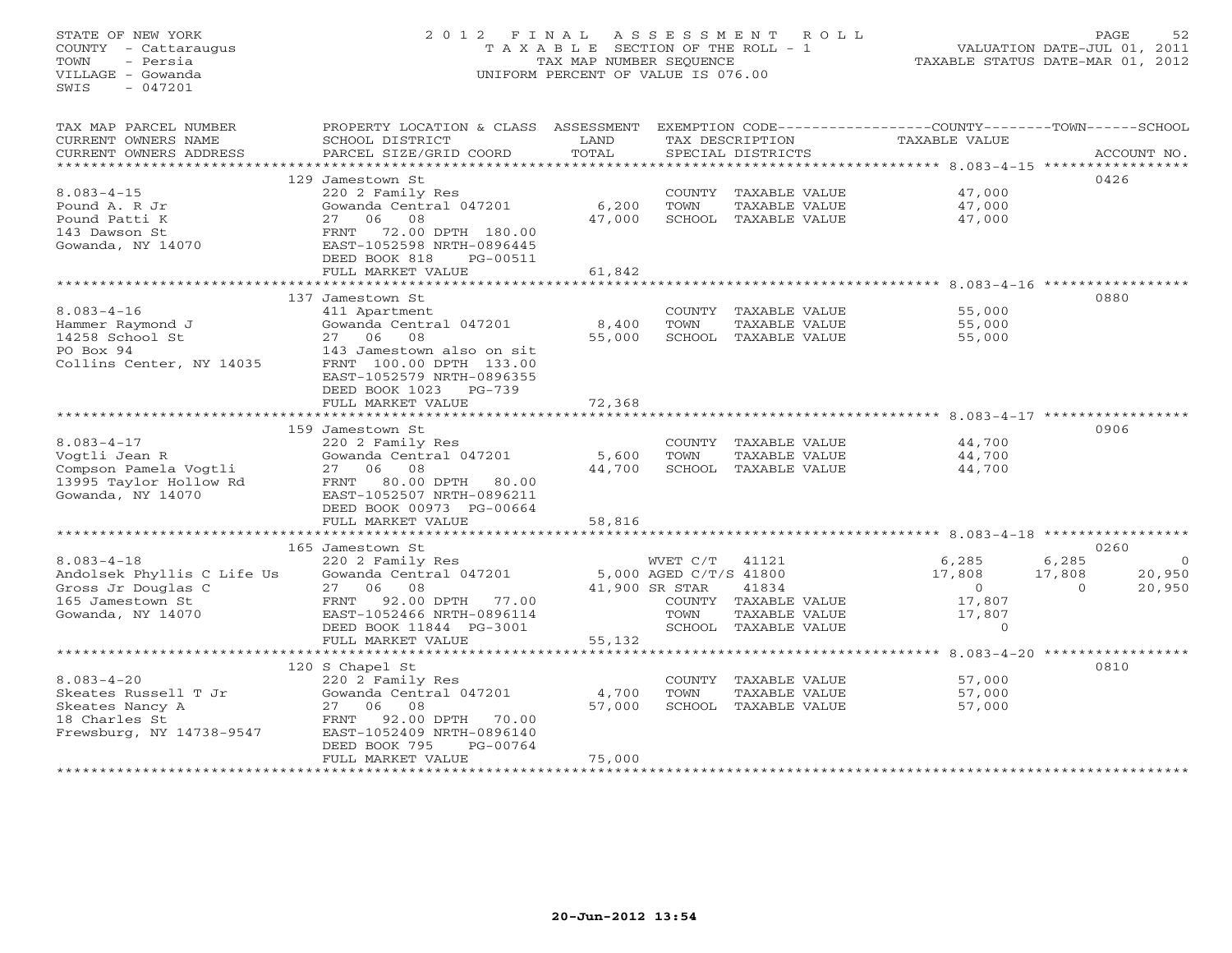STATE OF NEW YORK
COUNTY - Cattaraugus
TOWN - Persia
VILLAGE - Gowanda
SWIS - 047201

# 2012 FINAL ASSESSMENT ROLL

TAXABLE SECTION OF THE ROLL - 1
TAX MAP NUMBER SEQUENCE
UNIFORM PERCENT OF VALUE IS 076.00

VALUATION DATE-JUL 01, 2011
TAXABLE STATUS DATE-MAR 01, 2012

| TAX MAP PARCEL NUMBER / CURRENT OWNERS NAME / CURRENT OWNERS ADDRESS | PROPERTY LOCATION & CLASS / SCHOOL DISTRICT / PARCEL SIZE/GRID COORD | ASSESSMENT LAND / TOTAL | EXEMPTION CODE / TAX DESCRIPTION / SPECIAL DISTRICTS | COUNTY TAXABLE VALUE | TOWN | SCHOOL | ACCOUNT NO. |
|---|---|---|---|---|---|---|---|
| 8.083-4-15 | 129 Jamestown St | | | | | | 0426 |
| Pound A. R Jr | 220 2 Family Res | | COUNTY TAXABLE VALUE | 47,000 | | | |
| Pound Patti K | Gowanda Central 047201 | 6,200 | TOWN TAXABLE VALUE | 47,000 | | | |
| 143 Dawson St | 27 06 08 | 47,000 | SCHOOL TAXABLE VALUE | 47,000 | | | |
| Gowanda, NY 14070 | FRNT 72.00 DPTH 180.00 | | | | | | |
| | EAST-1052598 NRTH-0896445 | | | | | | |
| | DEED BOOK 818 PG-00511 | | | | | | |
| | FULL MARKET VALUE | 61,842 | | | | | |
| 8.083-4-16 | 137 Jamestown St | | | | | | 0880 |
| Hammer Raymond J | 411 Apartment | | COUNTY TAXABLE VALUE | 55,000 | | | |
| 14258 School St | Gowanda Central 047201 | 8,400 | TOWN TAXABLE VALUE | 55,000 | | | |
| PO Box 94 | 27 06 08 | 55,000 | SCHOOL TAXABLE VALUE | 55,000 | | | |
| Collins Center, NY 14035 | 143 Jamestown also on sit | | | | | | |
| | FRNT 100.00 DPTH 133.00 | | | | | | |
| | EAST-1052579 NRTH-0896355 | | | | | | |
| | DEED BOOK 1023 PG-739 | | | | | | |
| | FULL MARKET VALUE | 72,368 | | | | | |
| 8.083-4-17 | 159 Jamestown St | | | | | | 0906 |
| Vogtli Jean R | 220 2 Family Res | | COUNTY TAXABLE VALUE | 44,700 | | | |
| Compson Pamela Vogtli | Gowanda Central 047201 | 5,600 | TOWN TAXABLE VALUE | 44,700 | | | |
| 13995 Taylor Hollow Rd | 27 06 08 | 44,700 | SCHOOL TAXABLE VALUE | 44,700 | | | |
| Gowanda, NY 14070 | FRNT 80.00 DPTH 80.00 | | | | | | |
| | EAST-1052507 NRTH-0896211 | | | | | | |
| | DEED BOOK 00973 PG-00664 | | | | | | |
| | FULL MARKET VALUE | 58,816 | | | | | |
| 8.083-4-18 | 165 Jamestown St | | | | | | 0260 |
| Andolsek Phyllis C Life Us | 220 2 Family Res | | WVET C/T 41121 | 6,285 | 6,285 | 0 | |
| Gross Jr Douglas C | Gowanda Central 047201 | 5,000 | AGED C/T/S 41800 | 17,808 | 17,808 | 20,950 | |
| 165 Jamestown St | 27 06 08 | 41,900 | SR STAR 41834 | 0 | 0 | 20,950 | |
| Gowanda, NY 14070 | FRNT 92.00 DPTH 77.00 | | COUNTY TAXABLE VALUE | 17,807 | | | |
| | EAST-1052466 NRTH-0896114 | | TOWN TAXABLE VALUE | 17,807 | | | |
| | DEED BOOK 11844 PG-3001 | | SCHOOL TAXABLE VALUE | 0 | | | |
| | FULL MARKET VALUE | 55,132 | | | | | |
| 8.083-4-20 | 120 S Chapel St | | | | | | 0810 |
| Skeates Russell T Jr | 220 2 Family Res | | COUNTY TAXABLE VALUE | 57,000 | | | |
| Skeates Nancy A | Gowanda Central 047201 | 4,700 | TOWN TAXABLE VALUE | 57,000 | | | |
| 18 Charles St | 27 06 08 | 57,000 | SCHOOL TAXABLE VALUE | 57,000 | | | |
| Frewsburg, NY 14738-9547 | FRNT 92.00 DPTH 70.00 | | | | | | |
| | EAST-1052409 NRTH-0896140 | | | | | | |
| | DEED BOOK 795 PG-00764 | | | | | | |
| | FULL MARKET VALUE | 75,000 | | | | | |

20-Jun-2012 13:54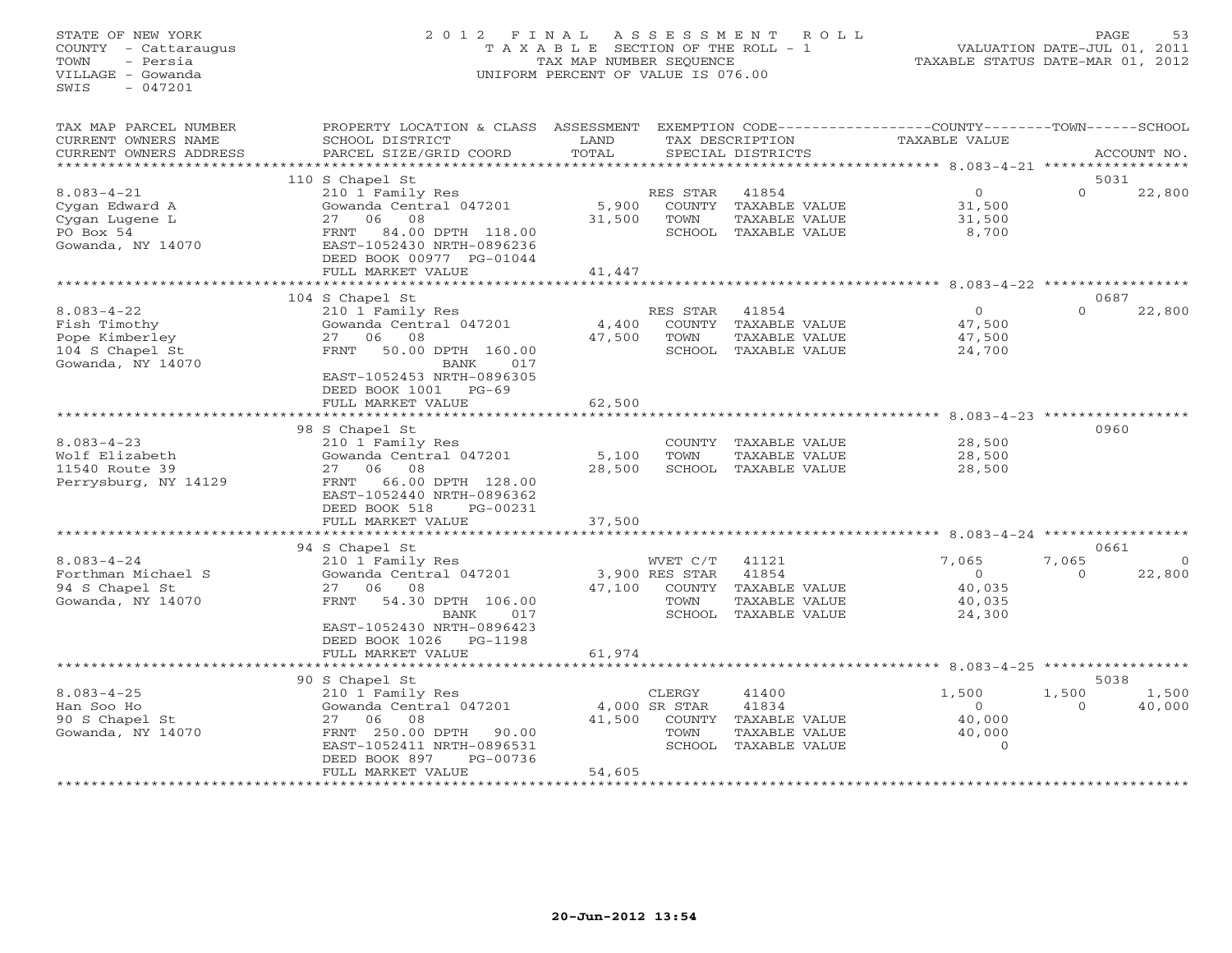STATE OF NEW YORK
COUNTY - Cattaraugus
TOWN - Persia
VILLAGE - Gowanda
SWIS - 047201

2012 FINAL ASSESSMENT ROLL
TAXABLE SECTION OF THE ROLL - 1
TAX MAP NUMBER SEQUENCE
UNIFORM PERCENT OF VALUE IS 076.00

VALUATION DATE-JUL 01, 2011
TAXABLE STATUS DATE-MAR 01, 2012

| TAX MAP PARCEL NUMBER / CURRENT OWNERS NAME / CURRENT OWNERS ADDRESS | PROPERTY LOCATION & CLASS / SCHOOL DISTRICT / PARCEL SIZE/GRID COORD | ASSESSMENT LAND / TOTAL | EXEMPTION CODE / TAX DESCRIPTION / SPECIAL DISTRICTS | COUNTY TAXABLE VALUE | TOWN | SCHOOL | ACCOUNT NO. |
|---|---|---|---|---|---|---|---|
| | 110 S Chapel St | | | | | | 5031 |
| 8.083-4-21 | 210 1 Family Res | | RES STAR 41854 | 0 | 0 | 22,800 | |
| Cygan Edward A | Gowanda Central 047201 | 5,900 | COUNTY TAXABLE VALUE | 31,500 | | | |
| Cygan Lugene L | 27 06 08 | 31,500 | TOWN TAXABLE VALUE | 31,500 | | | |
| PO Box 54 | FRNT 84.00 DPTH 118.00 | | SCHOOL TAXABLE VALUE | 8,700 | | | |
| Gowanda, NY 14070 | EAST-1052430 NRTH-0896236 | | | | | | |
| | DEED BOOK 00977 PG-01044 | | | | | | |
| | FULL MARKET VALUE | 41,447 | | | | | |
| | 104 S Chapel St | | | | | | 0687 |
| 8.083-4-22 | 210 1 Family Res | | RES STAR 41854 | 0 | 0 | 22,800 | |
| Fish Timothy | Gowanda Central 047201 | 4,400 | COUNTY TAXABLE VALUE | 47,500 | | | |
| Pope Kimberley | 27 06 08 | 47,500 | TOWN TAXABLE VALUE | 47,500 | | | |
| 104 S Chapel St | FRNT 50.00 DPTH 160.00 | | SCHOOL TAXABLE VALUE | 24,700 | | | |
| Gowanda, NY 14070 | BANK 017 | | | | | | |
| | EAST-1052453 NRTH-0896305 | | | | | | |
| | DEED BOOK 1001 PG-69 | | | | | | |
| | FULL MARKET VALUE | 62,500 | | | | | |
| | 98 S Chapel St | | | | | | 0960 |
| 8.083-4-23 | 210 1 Family Res | | COUNTY TAXABLE VALUE | 28,500 | | | |
| Wolf Elizabeth | Gowanda Central 047201 | 5,100 | TOWN TAXABLE VALUE | 28,500 | | | |
| 11540 Route 39 | 27 06 08 | 28,500 | SCHOOL TAXABLE VALUE | 28,500 | | | |
| Perrysburg, NY 14129 | FRNT 66.00 DPTH 128.00 | | | | | | |
| | EAST-1052440 NRTH-0896362 | | | | | | |
| | DEED BOOK 518 PG-00231 | | | | | | |
| | FULL MARKET VALUE | 37,500 | | | | | |
| | 94 S Chapel St | | | | | | 0661 |
| 8.083-4-24 | 210 1 Family Res | | WVET C/T 41121 | 7,065 | 7,065 | 0 | |
| Forthman Michael S | Gowanda Central 047201 | 3,900 | RES STAR 41854 | 0 | 0 | 22,800 | |
| 94 S Chapel St | 27 06 08 | 47,100 | COUNTY TAXABLE VALUE | 40,035 | | | |
| Gowanda, NY 14070 | FRNT 54.30 DPTH 106.00 | | TOWN TAXABLE VALUE | 40,035 | | | |
| | BANK 017 | | SCHOOL TAXABLE VALUE | 24,300 | | | |
| | EAST-1052430 NRTH-0896423 | | | | | | |
| | DEED BOOK 1026 PG-1198 | | | | | | |
| | FULL MARKET VALUE | 61,974 | | | | | |
| | 90 S Chapel St | | | | | | 5038 |
| 8.083-4-25 | 210 1 Family Res | | CLERGY 41400 | 1,500 | 1,500 | 1,500 | |
| Han Soo Ho | Gowanda Central 047201 | 4,000 | SR STAR 41834 | 0 | 0 | 40,000 | |
| 90 S Chapel St | 27 06 08 | 41,500 | COUNTY TAXABLE VALUE | 40,000 | | | |
| Gowanda, NY 14070 | FRNT 250.00 DPTH 90.00 | | TOWN TAXABLE VALUE | 40,000 | | | |
| | EAST-1052411 NRTH-0896531 | | SCHOOL TAXABLE VALUE | 0 | | | |
| | DEED BOOK 897 PG-00736 | | | | | | |
| | FULL MARKET VALUE | 54,605 | | | | | |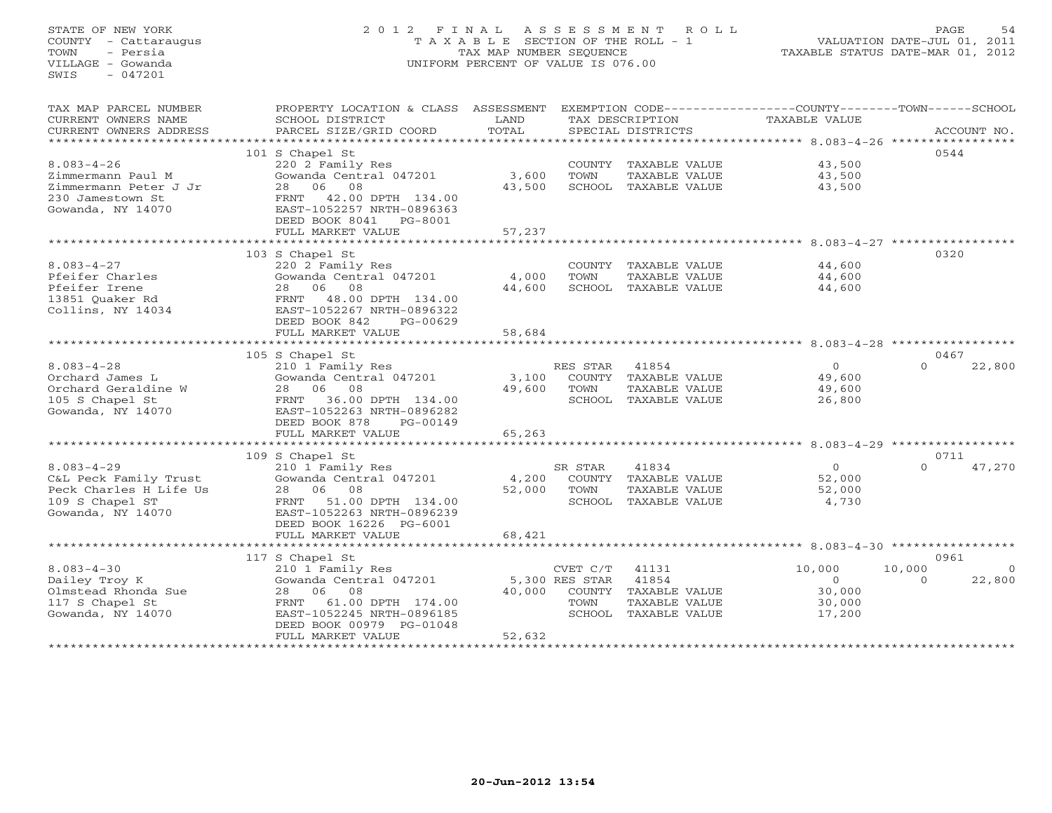STATE OF NEW YORK
COUNTY - Cattaraugus
TOWN - Persia
VILLAGE - Gowanda
SWIS - 047201

# 2012 FINAL ASSESSMENT ROLL

TAXABLE SECTION OF THE ROLL - 1
TAX MAP NUMBER SEQUENCE
UNIFORM PERCENT OF VALUE IS 076.00

VALUATION DATE-JUL 01, 2011
TAXABLE STATUS DATE-MAR 01, 2012

| TAX MAP PARCEL NUMBER / CURRENT OWNERS NAME / CURRENT OWNERS ADDRESS | PROPERTY LOCATION & CLASS / SCHOOL DISTRICT / PARCEL SIZE/GRID COORD | ASSESSMENT LAND | TOTAL | EXEMPTION CODE / TAX DESCRIPTION / SPECIAL DISTRICTS | COUNTY TAXABLE VALUE | TOWN | SCHOOL | ACCOUNT NO. |
|---|---|---|---|---|---|---|---|---|
| 8.083-4-26 | 101 S Chapel St | | | | | | | 0544 |
| | 220 2 Family Res | | | COUNTY TAXABLE VALUE | 43,500 | | | |
| Zimmermann Paul M | Gowanda Central 047201 | 3,600 | | TOWN TAXABLE VALUE | 43,500 | | | |
| Zimmermann Peter J Jr | 28 06 08 | | 43,500 | SCHOOL TAXABLE VALUE | 43,500 | | | |
| 230 Jamestown St | FRNT 42.00 DPTH 134.00 | | | | | | | |
| Gowanda, NY 14070 | EAST-1052257 NRTH-0896363 | | | | | | | |
| | DEED BOOK 8041 PG-8001 | | | | | | | |
| | FULL MARKET VALUE | | 57,237 | | | | | |
| 8.083-4-27 | 103 S Chapel St | | | | | | | 0320 |
| | 220 2 Family Res | | | COUNTY TAXABLE VALUE | 44,600 | | | |
| Pfeifer Charles | Gowanda Central 047201 | 4,000 | | TOWN TAXABLE VALUE | 44,600 | | | |
| Pfeifer Irene | 28 06 08 | | 44,600 | SCHOOL TAXABLE VALUE | 44,600 | | | |
| 13851 Quaker Rd | FRNT 48.00 DPTH 134.00 | | | | | | | |
| Collins, NY 14034 | EAST-1052267 NRTH-0896322 | | | | | | | |
| | DEED BOOK 842 PG-00629 | | | | | | | |
| | FULL MARKET VALUE | | 58,684 | | | | | |
| 8.083-4-28 | 105 S Chapel St | | | | | | | 0467 |
| | 210 1 Family Res | | | RES STAR 41854 | 0 | | 0 | 22,800 |
| Orchard James L | Gowanda Central 047201 | 3,100 | | COUNTY TAXABLE VALUE | 49,600 | | | |
| Orchard Geraldine W | 28 06 08 | | 49,600 | TOWN TAXABLE VALUE | 49,600 | | | |
| 105 S Chapel St | FRNT 36.00 DPTH 134.00 | | | SCHOOL TAXABLE VALUE | 26,800 | | | |
| Gowanda, NY 14070 | EAST-1052263 NRTH-0896282 | | | | | | | |
| | DEED BOOK 878 PG-00149 | | | | | | | |
| | FULL MARKET VALUE | | 65,263 | | | | | |
| 8.083-4-29 | 109 S Chapel St | | | | | | | 0711 |
| | 210 1 Family Res | | | SR STAR 41834 | 0 | | 0 | 47,270 |
| C&L Peck Family Trust | Gowanda Central 047201 | 4,200 | | COUNTY TAXABLE VALUE | 52,000 | | | |
| Peck Charles H Life Us | 28 06 08 | | 52,000 | TOWN TAXABLE VALUE | 52,000 | | | |
| 109 S Chapel ST | FRNT 51.00 DPTH 134.00 | | | SCHOOL TAXABLE VALUE | 4,730 | | | |
| Gowanda, NY 14070 | EAST-1052263 NRTH-0896239 | | | | | | | |
| | DEED BOOK 16226 PG-6001 | | | | | | | |
| | FULL MARKET VALUE | | 68,421 | | | | | |
| 8.083-4-30 | 117 S Chapel St | | | | | | | 0961 |
| | 210 1 Family Res | | | CVET C/T 41131 | 10,000 | 10,000 | | 0 |
| Dailey Troy K | Gowanda Central 047201 | 5,300 | | RES STAR 41854 | 0 | | 0 | 22,800 |
| Olmstead Rhonda Sue | 28 06 08 | | 40,000 | COUNTY TAXABLE VALUE | 30,000 | | | |
| 117 S Chapel St | FRNT 61.00 DPTH 174.00 | | | TOWN TAXABLE VALUE | 30,000 | | | |
| Gowanda, NY 14070 | EAST-1052245 NRTH-0896185 | | | SCHOOL TAXABLE VALUE | 17,200 | | | |
| | DEED BOOK 00979 PG-01048 | | | | | | | |
| | FULL MARKET VALUE | | 52,632 | | | | | |

20-Jun-2012 13:54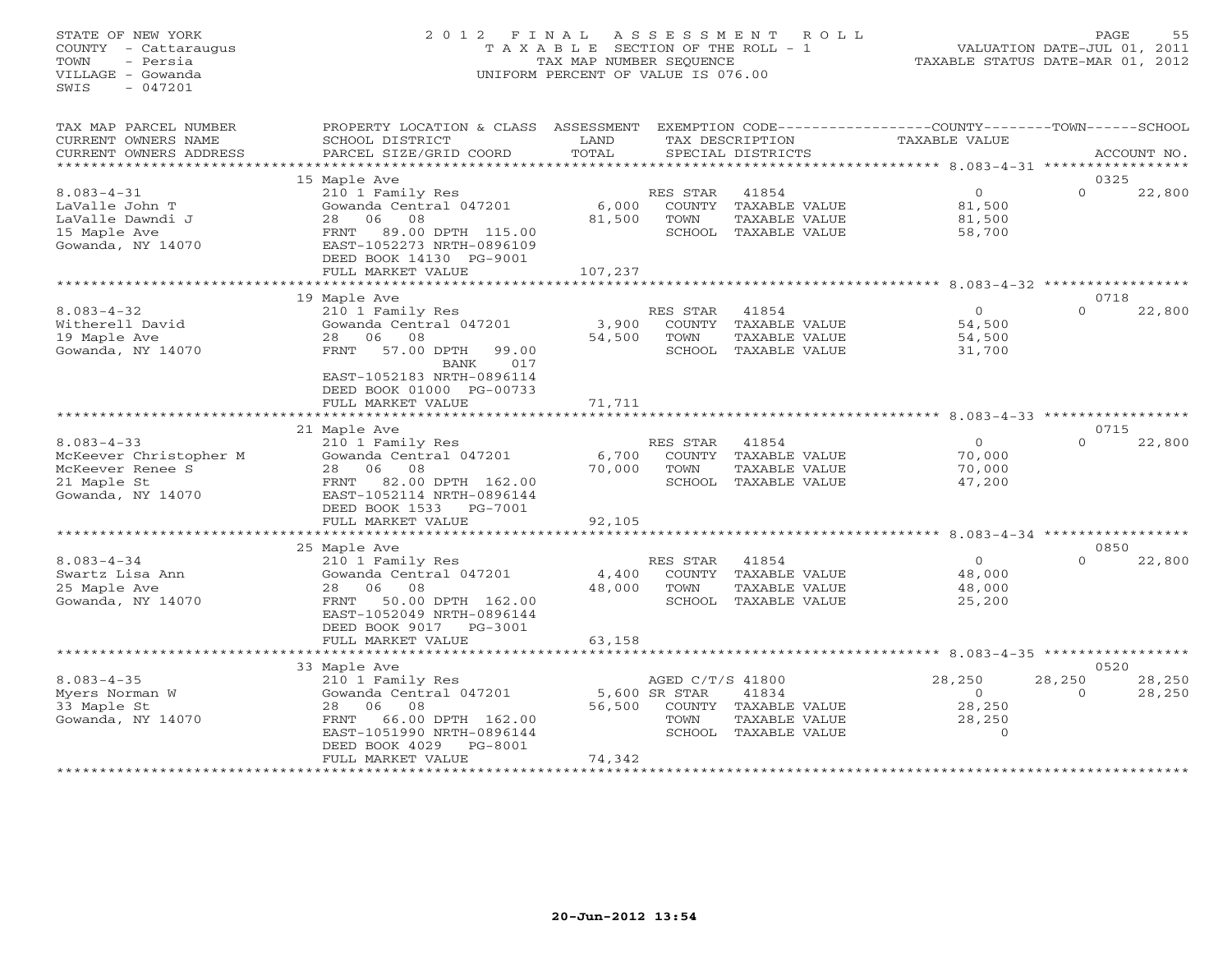STATE OF NEW YORK
COUNTY - Cattaraugus
TOWN - Persia
VILLAGE - Gowanda
SWIS - 047201

2012 FINAL ASSESSMENT ROLL
TAXABLE SECTION OF THE ROLL - 1
TAX MAP NUMBER SEQUENCE
UNIFORM PERCENT OF VALUE IS 076.00

VALUATION DATE-JUL 01, 2011
TAXABLE STATUS DATE-MAR 01, 2012

| TAX MAP PARCEL NUMBER / CURRENT OWNERS NAME / CURRENT OWNERS ADDRESS | PROPERTY LOCATION & CLASS / SCHOOL DISTRICT / PARCEL SIZE/GRID COORD | ASSESSMENT LAND / TOTAL | EXEMPTION CODE / TAX DESCRIPTION / SPECIAL DISTRICTS | COUNTY TAXABLE VALUE | TOWN | SCHOOL | ACCOUNT NO. |
|---|---|---|---|---|---|---|---|
| | 15 Maple Ave | | | | | | 0325 |
| 8.083-4-31 | 210 1 Family Res | | RES STAR 41854 | 0 | 0 | 22,800 | |
| LaValle John T | Gowanda Central 047201 | 6,000 | COUNTY TAXABLE VALUE | 81,500 | | | |
| LaValle Dawndi J | 28 06 08 | 81,500 | TOWN TAXABLE VALUE | 81,500 | | | |
| 15 Maple Ave | FRNT 89.00 DPTH 115.00 | | SCHOOL TAXABLE VALUE | 58,700 | | | |
| Gowanda, NY 14070 | EAST-1052273 NRTH-0896109 | | | | | | |
| | DEED BOOK 14130 PG-9001 | | | | | | |
| | FULL MARKET VALUE | 107,237 | | | | | |
| | 19 Maple Ave | | | | | | 0718 |
| 8.083-4-32 | 210 1 Family Res | | RES STAR 41854 | 0 | 0 | 22,800 | |
| Witherell David | Gowanda Central 047201 | 3,900 | COUNTY TAXABLE VALUE | 54,500 | | | |
| 19 Maple Ave | 28 06 08 | 54,500 | TOWN TAXABLE VALUE | 54,500 | | | |
| Gowanda, NY 14070 | FRNT 57.00 DPTH 99.00 | | SCHOOL TAXABLE VALUE | 31,700 | | | |
| | BANK 017 | | | | | | |
| | EAST-1052183 NRTH-0896114 | | | | | | |
| | DEED BOOK 01000 PG-00733 | | | | | | |
| | FULL MARKET VALUE | 71,711 | | | | | |
| | 21 Maple Ave | | | | | | 0715 |
| 8.083-4-33 | 210 1 Family Res | | RES STAR 41854 | 0 | 0 | 22,800 | |
| McKeever Christopher M | Gowanda Central 047201 | 6,700 | COUNTY TAXABLE VALUE | 70,000 | | | |
| McKeever Renee S | 28 06 08 | 70,000 | TOWN TAXABLE VALUE | 70,000 | | | |
| 21 Maple St | FRNT 82.00 DPTH 162.00 | | SCHOOL TAXABLE VALUE | 47,200 | | | |
| Gowanda, NY 14070 | EAST-1052114 NRTH-0896144 | | | | | | |
| | DEED BOOK 1533 PG-7001 | | | | | | |
| | FULL MARKET VALUE | 92,105 | | | | | |
| | 25 Maple Ave | | | | | | 0850 |
| 8.083-4-34 | 210 1 Family Res | | RES STAR 41854 | 0 | 0 | 22,800 | |
| Swartz Lisa Ann | Gowanda Central 047201 | 4,400 | COUNTY TAXABLE VALUE | 48,000 | | | |
| 25 Maple Ave | 28 06 08 | 48,000 | TOWN TAXABLE VALUE | 48,000 | | | |
| Gowanda, NY 14070 | FRNT 50.00 DPTH 162.00 | | SCHOOL TAXABLE VALUE | 25,200 | | | |
| | EAST-1052049 NRTH-0896144 | | | | | | |
| | DEED BOOK 9017 PG-3001 | | | | | | |
| | FULL MARKET VALUE | 63,158 | | | | | |
| | 33 Maple Ave | | | | | | 0520 |
| 8.083-4-35 | 210 1 Family Res | | AGED C/T/S 41800 | 28,250 | 28,250 | 28,250 | |
| Myers Norman W | Gowanda Central 047201 | 5,600 | SR STAR 41834 | 0 | 0 | 28,250 | |
| 33 Maple St | 28 06 08 | 56,500 | COUNTY TAXABLE VALUE | 28,250 | | | |
| Gowanda, NY 14070 | FRNT 66.00 DPTH 162.00 | | TOWN TAXABLE VALUE | 28,250 | | | |
| | EAST-1051990 NRTH-0896144 | | SCHOOL TAXABLE VALUE | 0 | | | |
| | DEED BOOK 4029 PG-8001 | | | | | | |
| | FULL MARKET VALUE | 74,342 | | | | | |

20-Jun-2012 13:54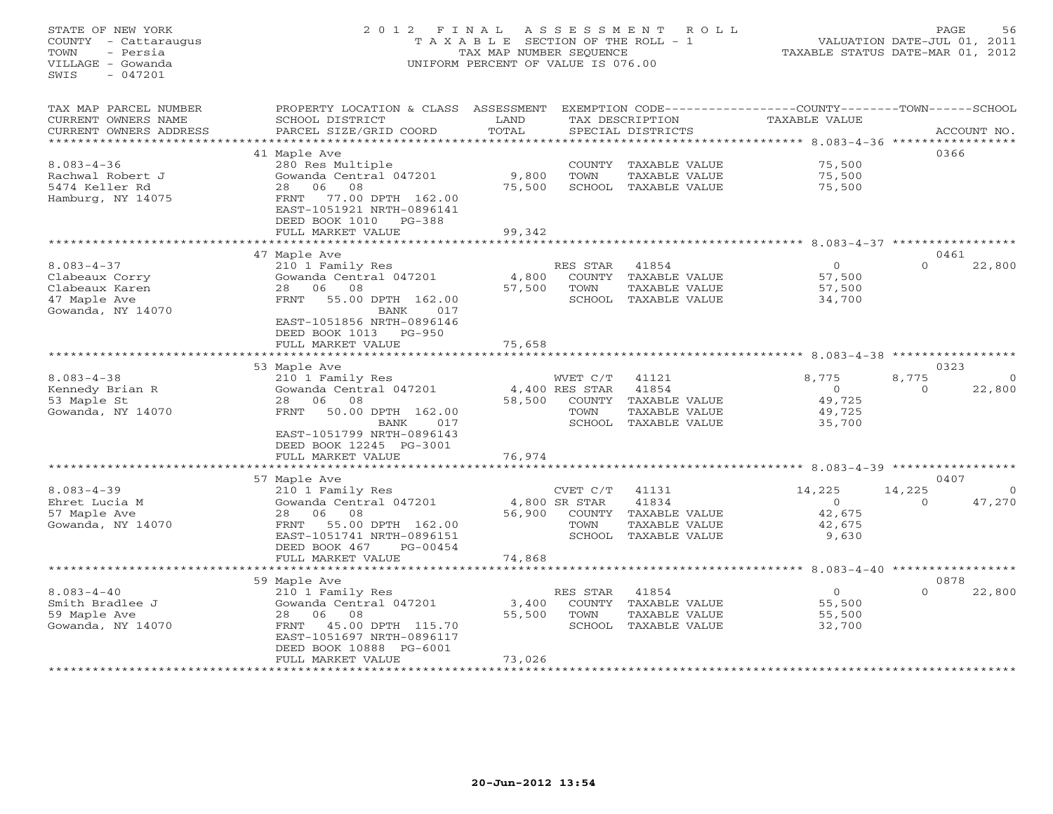STATE OF NEW YORK
COUNTY - Cattaraugus
TOWN - Persia
VILLAGE - Gowanda
SWIS - 047201

2012 FINAL ASSESSMENT ROLL
TAXABLE SECTION OF THE ROLL - 1
TAX MAP NUMBER SEQUENCE
UNIFORM PERCENT OF VALUE IS 076.00

VALUATION DATE-JUL 01, 2011
TAXABLE STATUS DATE-MAR 01, 2012

| TAX MAP PARCEL NUMBER / CURRENT OWNERS NAME / CURRENT OWNERS ADDRESS | PROPERTY LOCATION & CLASS / SCHOOL DISTRICT / PARCEL SIZE/GRID COORD | ASSESSMENT LAND / TOTAL | EXEMPTION CODE / TAX DESCRIPTION / SPECIAL DISTRICTS | COUNTY TAXABLE VALUE | TOWN | SCHOOL | ACCOUNT NO. |
|---|---|---|---|---|---|---|---|
| | 41 Maple Ave | | | | | | 0366 |
| 8.083-4-36 | 280 Res Multiple | | COUNTY TAXABLE VALUE | 75,500 | | | |
| Rachwal Robert J | Gowanda Central 047201 | 9,800 | TOWN TAXABLE VALUE | 75,500 | | | |
| 5474 Keller Rd | 28 06 08 | 75,500 | SCHOOL TAXABLE VALUE | 75,500 | | | |
| Hamburg, NY 14075 | FRNT 77.00 DPTH 162.00 | | | | | | |
| | EAST-1051921 NRTH-0896141 | | | | | | |
| | DEED BOOK 1010 PG-388 | | | | | | |
| | FULL MARKET VALUE | 99,342 | | | | | |
| | 47 Maple Ave | | | | | | 0461 |
| 8.083-4-37 | 210 1 Family Res | | RES STAR 41854 | 0 | 0 | 22,800 | |
| Clabeaux Corry | Gowanda Central 047201 | 4,800 | COUNTY TAXABLE VALUE | 57,500 | | | |
| Clabeaux Karen | 28 06 08 | 57,500 | TOWN TAXABLE VALUE | 57,500 | | | |
| 47 Maple Ave | FRNT 55.00 DPTH 162.00 | | SCHOOL TAXABLE VALUE | 34,700 | | | |
| Gowanda, NY 14070 | BANK 017 | | | | | | |
| | EAST-1051856 NRTH-0896146 | | | | | | |
| | DEED BOOK 1013 PG-950 | | | | | | |
| | FULL MARKET VALUE | 75,658 | | | | | |
| | 53 Maple Ave | | | | | | 0323 |
| 8.083-4-38 | 210 1 Family Res | | WVET C/T 41121 | 8,775 | 8,775 | 0 | |
| Kennedy Brian R | Gowanda Central 047201 | 4,400 | RES STAR 41854 | 0 | 0 | 22,800 | |
| 53 Maple St | 28 06 08 | 58,500 | COUNTY TAXABLE VALUE | 49,725 | | | |
| Gowanda, NY 14070 | FRNT 50.00 DPTH 162.00 | | TOWN TAXABLE VALUE | 49,725 | | | |
| | BANK 017 | | SCHOOL TAXABLE VALUE | 35,700 | | | |
| | EAST-1051799 NRTH-0896143 | | | | | | |
| | DEED BOOK 12245 PG-3001 | | | | | | |
| | FULL MARKET VALUE | 76,974 | | | | | |
| | 57 Maple Ave | | | | | | 0407 |
| 8.083-4-39 | 210 1 Family Res | | CVET C/T 41131 | 14,225 | 14,225 | 0 | |
| Ehret Lucia M | Gowanda Central 047201 | 4,800 | SR STAR 41834 | 0 | 0 | 47,270 | |
| 57 Maple Ave | 28 06 08 | 56,900 | COUNTY TAXABLE VALUE | 42,675 | | | |
| Gowanda, NY 14070 | FRNT 55.00 DPTH 162.00 | | TOWN TAXABLE VALUE | 42,675 | | | |
| | EAST-1051741 NRTH-0896151 | | SCHOOL TAXABLE VALUE | 9,630 | | | |
| | DEED BOOK 467 PG-00454 | | | | | | |
| | FULL MARKET VALUE | 74,868 | | | | | |
| | 59 Maple Ave | | | | | | 0878 |
| 8.083-4-40 | 210 1 Family Res | | RES STAR 41854 | 0 | 0 | 22,800 | |
| Smith Bradlee J | Gowanda Central 047201 | 3,400 | COUNTY TAXABLE VALUE | 55,500 | | | |
| 59 Maple Ave | 28 06 08 | 55,500 | TOWN TAXABLE VALUE | 55,500 | | | |
| Gowanda, NY 14070 | FRNT 45.00 DPTH 115.70 | | SCHOOL TAXABLE VALUE | 32,700 | | | |
| | EAST-1051697 NRTH-0896117 | | | | | | |
| | DEED BOOK 10888 PG-6001 | | | | | | |
| | FULL MARKET VALUE | 73,026 | | | | | |

20-Jun-2012 13:54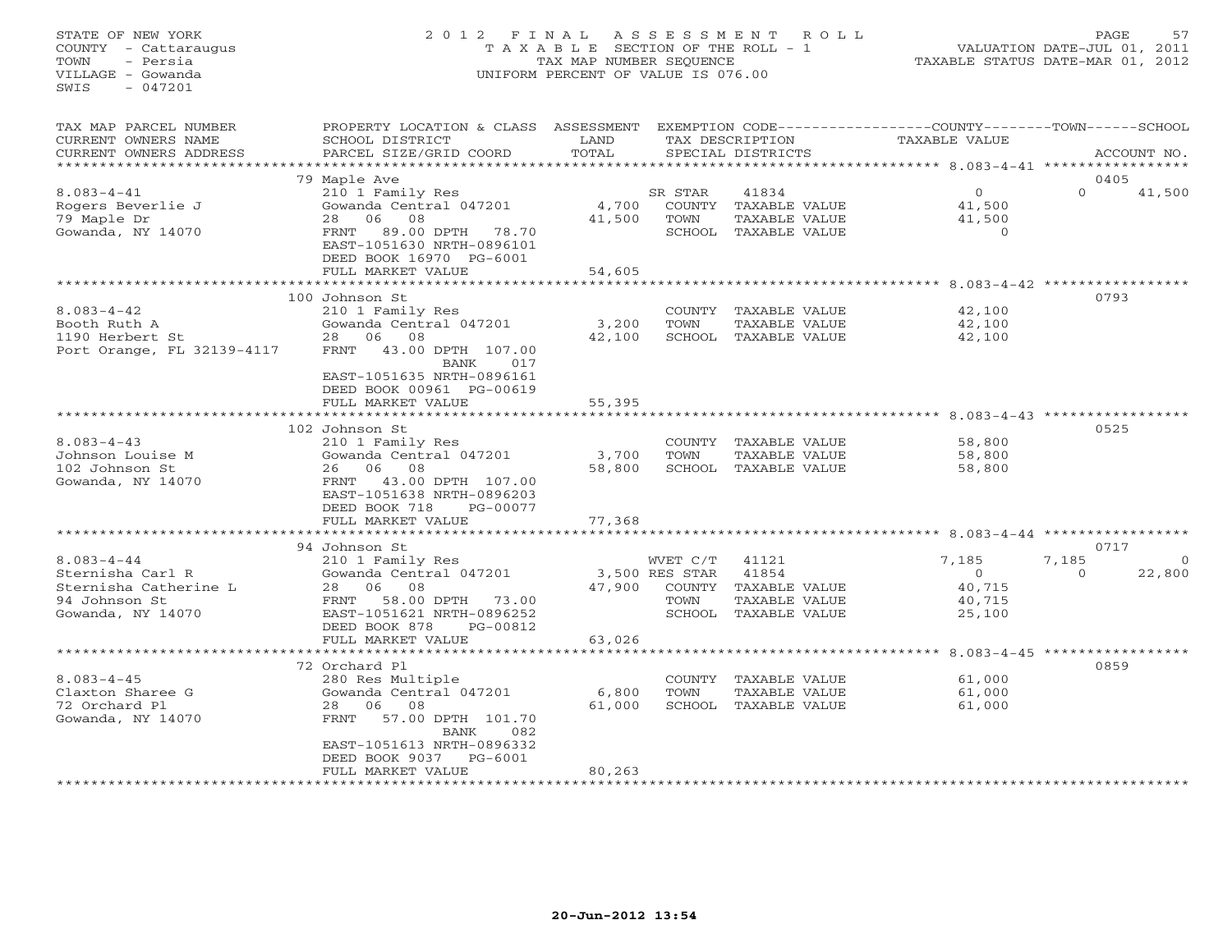STATE OF NEW YORK
COUNTY - Cattaraugus
TOWN - Persia
VILLAGE - Gowanda
SWIS - 047201

2012 FINAL ASSESSMENT ROLL
TAXABLE SECTION OF THE ROLL - 1
TAX MAP NUMBER SEQUENCE
UNIFORM PERCENT OF VALUE IS 076.00

VALUATION DATE-JUL 01, 2011
TAXABLE STATUS DATE-MAR 01, 2012

| TAX MAP PARCEL NUMBER / CURRENT OWNERS NAME / CURRENT OWNERS ADDRESS | PROPERTY LOCATION & CLASS / SCHOOL DISTRICT / PARCEL SIZE/GRID COORD | ASSESSMENT LAND / TOTAL | EXEMPTION CODE / TAX DESCRIPTION / SPECIAL DISTRICTS | COUNTY TAXABLE VALUE | TOWN | SCHOOL | ACCOUNT NO. |
|---|---|---|---|---|---|---|---|
| | 79 Maple Ave | | | | | | 0405 |
| 8.083-4-41 | 210 1 Family Res | | SR STAR 41834 | 0 | 0 | 41,500 | |
| Rogers Beverlie J | Gowanda Central 047201 | 4,700 | COUNTY TAXABLE VALUE | 41,500 | | | |
| 79 Maple Dr | 28 06 08 | 41,500 | TOWN TAXABLE VALUE | 41,500 | | | |
| Gowanda, NY 14070 | FRNT 89.00 DPTH 78.70 | | SCHOOL TAXABLE VALUE | 0 | | | |
| | EAST-1051630 NRTH-0896101 | | | | | | |
| | DEED BOOK 16970 PG-6001 | | | | | | |
| | FULL MARKET VALUE | 54,605 | | | | | |
| | 100 Johnson St | | | | | | 0793 |
| 8.083-4-42 | 210 1 Family Res | | COUNTY TAXABLE VALUE | 42,100 | | | |
| Booth Ruth A | Gowanda Central 047201 | 3,200 | TOWN TAXABLE VALUE | 42,100 | | | |
| 1190 Herbert St | 28 06 08 | 42,100 | SCHOOL TAXABLE VALUE | 42,100 | | | |
| Port Orange, FL 32139-4117 | FRNT 43.00 DPTH 107.00 | | | | | | |
| | BANK 017 | | | | | | |
| | EAST-1051635 NRTH-0896161 | | | | | | |
| | DEED BOOK 00961 PG-00619 | | | | | | |
| | FULL MARKET VALUE | 55,395 | | | | | |
| | 102 Johnson St | | | | | | 0525 |
| 8.083-4-43 | 210 1 Family Res | | COUNTY TAXABLE VALUE | 58,800 | | | |
| Johnson Louise M | Gowanda Central 047201 | 3,700 | TOWN TAXABLE VALUE | 58,800 | | | |
| 102 Johnson St | 26 06 08 | 58,800 | SCHOOL TAXABLE VALUE | 58,800 | | | |
| Gowanda, NY 14070 | FRNT 43.00 DPTH 107.00 | | | | | | |
| | EAST-1051638 NRTH-0896203 | | | | | | |
| | DEED BOOK 718 PG-00077 | | | | | | |
| | FULL MARKET VALUE | 77,368 | | | | | |
| | 94 Johnson St | | | | | | 0717 |
| 8.083-4-44 | 210 1 Family Res | | WVET C/T 41121 | 7,185 | 7,185 | 0 | |
| Sternisha Carl R | Gowanda Central 047201 | 3,500 | RES STAR 41854 | 0 | 0 | 22,800 | |
| Sternisha Catherine L | 28 06 08 | 47,900 | COUNTY TAXABLE VALUE | 40,715 | | | |
| 94 Johnson St | FRNT 58.00 DPTH 73.00 | | TOWN TAXABLE VALUE | 40,715 | | | |
| Gowanda, NY 14070 | EAST-1051621 NRTH-0896252 | | SCHOOL TAXABLE VALUE | 25,100 | | | |
| | DEED BOOK 878 PG-00812 | | | | | | |
| | FULL MARKET VALUE | 63,026 | | | | | |
| | 72 Orchard Pl | | | | | | 0859 |
| 8.083-4-45 | 280 Res Multiple | | COUNTY TAXABLE VALUE | 61,000 | | | |
| Claxton Sharee G | Gowanda Central 047201 | 6,800 | TOWN TAXABLE VALUE | 61,000 | | | |
| 72 Orchard Pl | 28 06 08 | 61,000 | SCHOOL TAXABLE VALUE | 61,000 | | | |
| Gowanda, NY 14070 | FRNT 57.00 DPTH 101.70 | | | | | | |
| | BANK 082 | | | | | | |
| | EAST-1051613 NRTH-0896332 | | | | | | |
| | DEED BOOK 9037 PG-6001 | | | | | | |
| | FULL MARKET VALUE | 80,263 | | | | | |

20-Jun-2012 13:54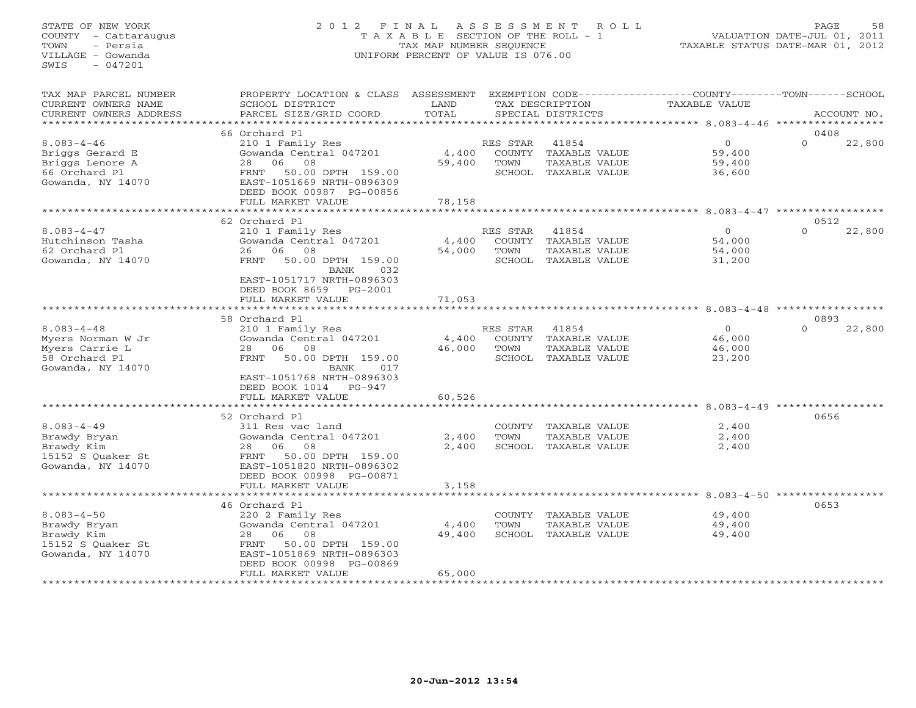STATE OF NEW YORK
COUNTY - Cattaraugus
TOWN - Persia
VILLAGE - Gowanda
SWIS - 047201

2012 FINAL ASSESSMENT ROLL
TAXABLE SECTION OF THE ROLL - 1
TAX MAP NUMBER SEQUENCE
UNIFORM PERCENT OF VALUE IS 076.00

VALUATION DATE-JUL 01, 2011
TAXABLE STATUS DATE-MAR 01, 2012

| TAX MAP PARCEL NUMBER / CURRENT OWNERS NAME / CURRENT OWNERS ADDRESS | PROPERTY LOCATION & CLASS / SCHOOL DISTRICT / PARCEL SIZE/GRID COORD | ASSESSMENT LAND / TOTAL | EXEMPTION CODE / TAX DESCRIPTION / SPECIAL DISTRICTS | COUNTY / TOWN / SCHOOL TAXABLE VALUE | ACCOUNT NO. |
|---|---|---|---|---|---|
| 8.083-4-46 | 66 Orchard Pl | | | | 0408 |
| | 210 1 Family Res | | RES STAR 41854 | 0 | 0 22,800 |
| Briggs Gerard E | Gowanda Central 047201 | 4,400 | COUNTY TAXABLE VALUE | 59,400 | |
| Briggs Lenore A | 28 06 08 | 59,400 | TOWN TAXABLE VALUE | 59,400 | |
| 66 Orchard Pl | FRNT 50.00 DPTH 159.00 | | SCHOOL TAXABLE VALUE | 36,600 | |
| Gowanda, NY 14070 | EAST-1051669 NRTH-0896309 | | | | |
| | DEED BOOK 00987 PG-00856 | | | | |
| | FULL MARKET VALUE | 78,158 | | | |
| 8.083-4-47 | 62 Orchard Pl | | | | 0512 |
| | 210 1 Family Res | | RES STAR 41854 | 0 | 0 22,800 |
| Hutchinson Tasha | Gowanda Central 047201 | 4,400 | COUNTY TAXABLE VALUE | 54,000 | |
| 62 Orchard Pl | 26 06 08 | 54,000 | TOWN TAXABLE VALUE | 54,000 | |
| Gowanda, NY 14070 | FRNT 50.00 DPTH 159.00 | | SCHOOL TAXABLE VALUE | 31,200 | |
| | BANK 032 | | | | |
| | EAST-1051717 NRTH-0896303 | | | | |
| | DEED BOOK 8659 PG-2001 | | | | |
| | FULL MARKET VALUE | 71,053 | | | |
| 8.083-4-48 | 58 Orchard Pl | | | | 0893 |
| | 210 1 Family Res | | RES STAR 41854 | 0 | 0 22,800 |
| Myers Norman W Jr | Gowanda Central 047201 | 4,400 | COUNTY TAXABLE VALUE | 46,000 | |
| Myers Carrie L | 28 06 08 | 46,000 | TOWN TAXABLE VALUE | 46,000 | |
| 58 Orchard Pl | FRNT 50.00 DPTH 159.00 | | SCHOOL TAXABLE VALUE | 23,200 | |
| Gowanda, NY 14070 | BANK 017 | | | | |
| | EAST-1051768 NRTH-0896303 | | | | |
| | DEED BOOK 1014 PG-947 | | | | |
| | FULL MARKET VALUE | 60,526 | | | |
| 8.083-4-49 | 52 Orchard Pl | | | | 0656 |
| | 311 Res vac land | | COUNTY TAXABLE VALUE | 2,400 | |
| Brawdy Bryan | Gowanda Central 047201 | 2,400 | TOWN TAXABLE VALUE | 2,400 | |
| Brawdy Kim | 28 06 08 | 2,400 | SCHOOL TAXABLE VALUE | 2,400 | |
| 15152 S Quaker St | FRNT 50.00 DPTH 159.00 | | | | |
| Gowanda, NY 14070 | EAST-1051820 NRTH-0896302 | | | | |
| | DEED BOOK 00998 PG-00871 | | | | |
| | FULL MARKET VALUE | 3,158 | | | |
| 8.083-4-50 | 46 Orchard Pl | | | | 0653 |
| | 220 2 Family Res | | COUNTY TAXABLE VALUE | 49,400 | |
| Brawdy Bryan | Gowanda Central 047201 | 4,400 | TOWN TAXABLE VALUE | 49,400 | |
| Brawdy Kim | 28 06 08 | 49,400 | SCHOOL TAXABLE VALUE | 49,400 | |
| 15152 S Quaker St | FRNT 50.00 DPTH 159.00 | | | | |
| Gowanda, NY 14070 | EAST-1051869 NRTH-0896303 | | | | |
| | DEED BOOK 00998 PG-00869 | | | | |
| | FULL MARKET VALUE | 65,000 | | | |

20-Jun-2012 13:54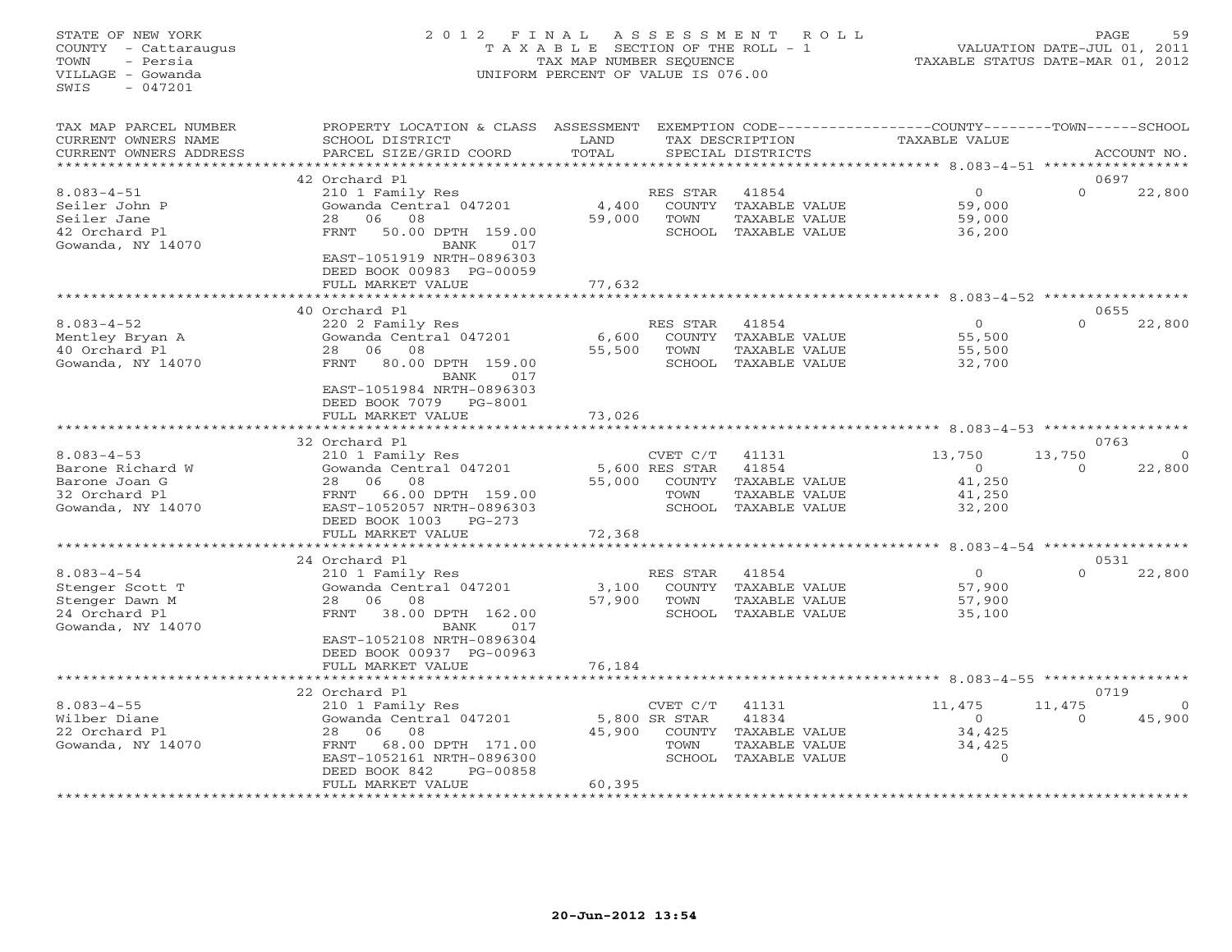STATE OF NEW YORK
COUNTY - Cattaraugus
TOWN - Persia
VILLAGE - Gowanda
SWIS - 047201

2012 FINAL ASSESSMENT ROLL
TAXABLE SECTION OF THE ROLL - 1
TAX MAP NUMBER SEQUENCE
UNIFORM PERCENT OF VALUE IS 076.00

VALUATION DATE-JUL 01, 2011
TAXABLE STATUS DATE-MAR 01, 2012

| TAX MAP PARCEL NUMBER / CURRENT OWNERS NAME / CURRENT OWNERS ADDRESS | PROPERTY LOCATION & CLASS / SCHOOL DISTRICT / PARCEL SIZE/GRID COORD | ASSESSMENT LAND / TOTAL | EXEMPTION CODE / TAX DESCRIPTION / SPECIAL DISTRICTS | COUNTY TAXABLE VALUE | TOWN | SCHOOL | ACCOUNT NO. |
|---|---|---|---|---|---|---|---|
| | 42 Orchard Pl | | | | | | 0697 |
| 8.083-4-51 | 210 1 Family Res | | RES STAR 41854 | 0 | 0 | 22,800 | |
| Seiler John P | Gowanda Central 047201 | 4,400 | COUNTY TAXABLE VALUE | 59,000 | | | |
| Seiler Jane | 28 06 08 | 59,000 | TOWN TAXABLE VALUE | 59,000 | | | |
| 42 Orchard Pl | FRNT 50.00 DPTH 159.00 | | SCHOOL TAXABLE VALUE | 36,200 | | | |
| Gowanda, NY 14070 | BANK 017 | | | | | | |
| | EAST-1051919 NRTH-0896303 | | | | | | |
| | DEED BOOK 00983 PG-00059 | | | | | | |
| | FULL MARKET VALUE | 77,632 | | | | | |
| | 40 Orchard Pl | | | | | | 0655 |
| 8.083-4-52 | 220 2 Family Res | | RES STAR 41854 | 0 | 0 | 22,800 | |
| Mentley Bryan A | Gowanda Central 047201 | 6,600 | COUNTY TAXABLE VALUE | 55,500 | | | |
| 40 Orchard Pl | 28 06 08 | 55,500 | TOWN TAXABLE VALUE | 55,500 | | | |
| Gowanda, NY 14070 | FRNT 80.00 DPTH 159.00 | | SCHOOL TAXABLE VALUE | 32,700 | | | |
| | BANK 017 | | | | | | |
| | EAST-1051984 NRTH-0896303 | | | | | | |
| | DEED BOOK 7079 PG-8001 | | | | | | |
| | FULL MARKET VALUE | 73,026 | | | | | |
| | 32 Orchard Pl | | | | | | 0763 |
| 8.083-4-53 | 210 1 Family Res | | CVET C/T 41131 | 13,750 | 13,750 | 0 | |
| Barone Richard W | Gowanda Central 047201 | 5,600 | RES STAR 41854 | 0 | 0 | 22,800 | |
| Barone Joan G | 28 06 08 | 55,000 | COUNTY TAXABLE VALUE | 41,250 | | | |
| 32 Orchard Pl | FRNT 66.00 DPTH 159.00 | | TOWN TAXABLE VALUE | 41,250 | | | |
| Gowanda, NY 14070 | EAST-1052057 NRTH-0896303 | | SCHOOL TAXABLE VALUE | 32,200 | | | |
| | DEED BOOK 1003 PG-273 | | | | | | |
| | FULL MARKET VALUE | 72,368 | | | | | |
| | 24 Orchard Pl | | | | | | 0531 |
| 8.083-4-54 | 210 1 Family Res | | RES STAR 41854 | 0 | 0 | 22,800 | |
| Stenger Scott T | Gowanda Central 047201 | 3,100 | COUNTY TAXABLE VALUE | 57,900 | | | |
| Stenger Dawn M | 28 06 08 | 57,900 | TOWN TAXABLE VALUE | 57,900 | | | |
| 24 Orchard Pl | FRNT 38.00 DPTH 162.00 | | SCHOOL TAXABLE VALUE | 35,100 | | | |
| Gowanda, NY 14070 | BANK 017 | | | | | | |
| | EAST-1052108 NRTH-0896304 | | | | | | |
| | DEED BOOK 00937 PG-00963 | | | | | | |
| | FULL MARKET VALUE | 76,184 | | | | | |
| | 22 Orchard Pl | | | | | | 0719 |
| 8.083-4-55 | 210 1 Family Res | | CVET C/T 41131 | 11,475 | 11,475 | 0 | |
| Wilber Diane | Gowanda Central 047201 | 5,800 | SR STAR 41834 | 0 | 0 | 45,900 | |
| 22 Orchard Pl | 28 06 08 | 45,900 | COUNTY TAXABLE VALUE | 34,425 | | | |
| Gowanda, NY 14070 | FRNT 68.00 DPTH 171.00 | | TOWN TAXABLE VALUE | 34,425 | | | |
| | EAST-1052161 NRTH-0896300 | | SCHOOL TAXABLE VALUE | 0 | | | |
| | DEED BOOK 842 PG-00858 | | | | | | |
| | FULL MARKET VALUE | 60,395 | | | | | |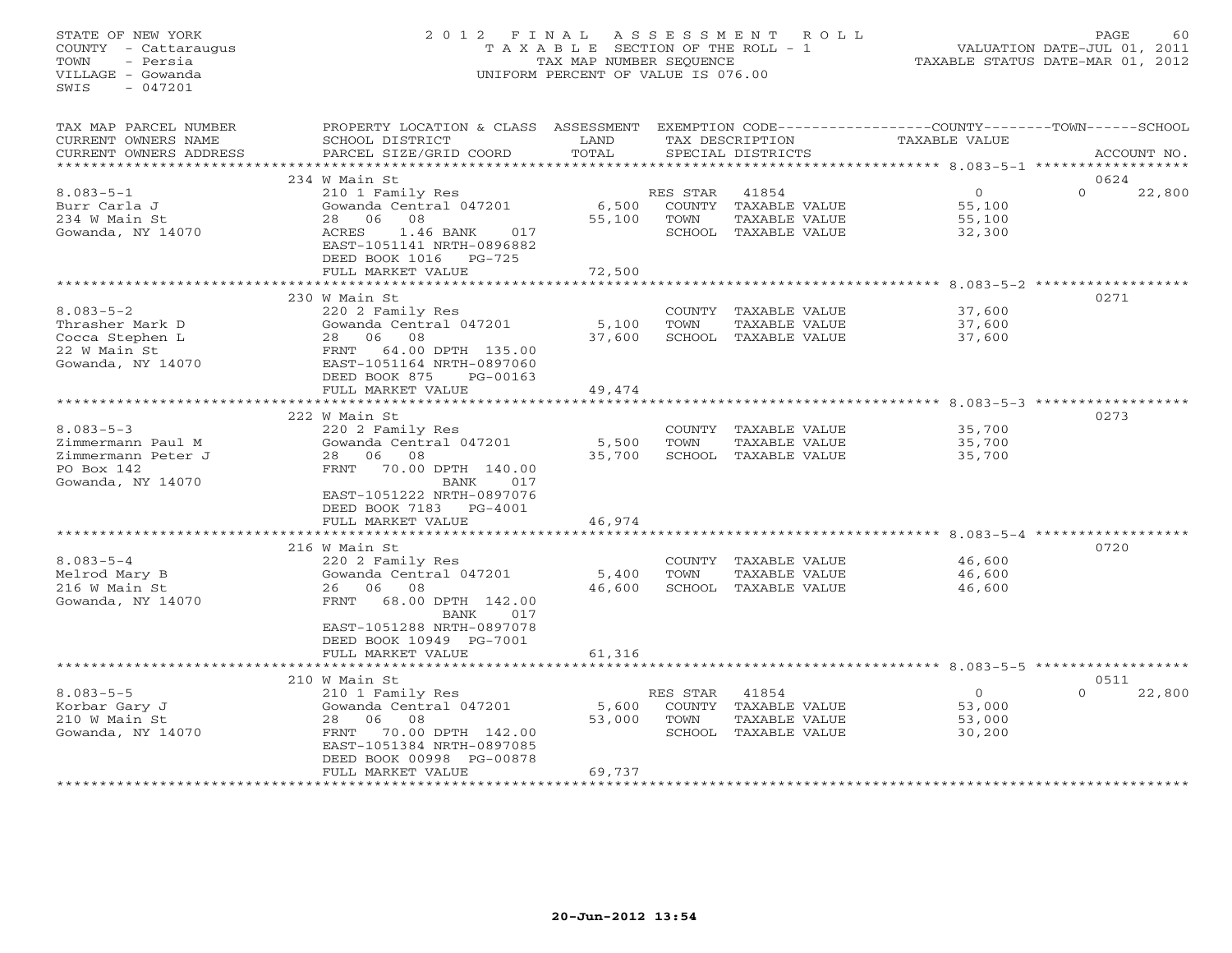STATE OF NEW YORK
COUNTY - Cattaraugus
TOWN - Persia
VILLAGE - Gowanda
SWIS - 047201

# 2012 FINAL ASSESSMENT ROLL

TAXABLE SECTION OF THE ROLL - 1
TAX MAP NUMBER SEQUENCE
UNIFORM PERCENT OF VALUE IS 076.00

VALUATION DATE-JUL 01, 2011
TAXABLE STATUS DATE-MAR 01, 2012

| TAX MAP PARCEL NUMBER / CURRENT OWNERS NAME / CURRENT OWNERS ADDRESS | PROPERTY LOCATION & CLASS / SCHOOL DISTRICT / PARCEL SIZE/GRID COORD | ASSESSMENT LAND / TOTAL | EXEMPTION CODE / TAX DESCRIPTION / SPECIAL DISTRICTS | COUNTY TAXABLE VALUE | TOWN | SCHOOL / ACCOUNT NO. |
|---|---|---|---|---|---|---|
| | 234 W Main St | | | | | 0624 |
| 8.083-5-1 | 210 1 Family Res | | RES STAR 41854 | 0 | | 0 22,800 |
| Burr Carla J | Gowanda Central 047201 | 6,500 | COUNTY TAXABLE VALUE | 55,100 | | |
| 234 W Main St | 28 06 08 | 55,100 | TOWN TAXABLE VALUE | 55,100 | | |
| Gowanda, NY 14070 | ACRES 1.46 BANK 017 | | SCHOOL TAXABLE VALUE | 32,300 | | |
| | EAST-1051141 NRTH-0896882 | | | | | |
| | DEED BOOK 1016 PG-725 | | | | | |
| | FULL MARKET VALUE | 72,500 | | | | |
| | 230 W Main St | | | | | 0271 |
| 8.083-5-2 | 220 2 Family Res | | COUNTY TAXABLE VALUE | 37,600 | | |
| Thrasher Mark D | Gowanda Central 047201 | 5,100 | TOWN TAXABLE VALUE | 37,600 | | |
| Cocca Stephen L | 28 06 08 | 37,600 | SCHOOL TAXABLE VALUE | 37,600 | | |
| 22 W Main St | FRNT 64.00 DPTH 135.00 | | | | | |
| Gowanda, NY 14070 | EAST-1051164 NRTH-0897060 | | | | | |
| | DEED BOOK 875 PG-00163 | | | | | |
| | FULL MARKET VALUE | 49,474 | | | | |
| | 222 W Main St | | | | | 0273 |
| 8.083-5-3 | 220 2 Family Res | | COUNTY TAXABLE VALUE | 35,700 | | |
| Zimmermann Paul M | Gowanda Central 047201 | 5,500 | TOWN TAXABLE VALUE | 35,700 | | |
| Zimmermann Peter J | 28 06 08 | 35,700 | SCHOOL TAXABLE VALUE | 35,700 | | |
| PO Box 142 | FRNT 70.00 DPTH 140.00 | | | | | |
| Gowanda, NY 14070 | BANK 017 | | | | | |
| | EAST-1051222 NRTH-0897076 | | | | | |
| | DEED BOOK 7183 PG-4001 | | | | | |
| | FULL MARKET VALUE | 46,974 | | | | |
| | 216 W Main St | | | | | 0720 |
| 8.083-5-4 | 220 2 Family Res | | COUNTY TAXABLE VALUE | 46,600 | | |
| Melrod Mary B | Gowanda Central 047201 | 5,400 | TOWN TAXABLE VALUE | 46,600 | | |
| 216 W Main St | 26 06 08 | 46,600 | SCHOOL TAXABLE VALUE | 46,600 | | |
| Gowanda, NY 14070 | FRNT 68.00 DPTH 142.00 | | | | | |
| | BANK 017 | | | | | |
| | EAST-1051288 NRTH-0897078 | | | | | |
| | DEED BOOK 10949 PG-7001 | | | | | |
| | FULL MARKET VALUE | 61,316 | | | | |
| | 210 W Main St | | | | | 0511 |
| 8.083-5-5 | 210 1 Family Res | | RES STAR 41854 | 0 | | 0 22,800 |
| Korbar Gary J | Gowanda Central 047201 | 5,600 | COUNTY TAXABLE VALUE | 53,000 | | |
| 210 W Main St | 28 06 08 | 53,000 | TOWN TAXABLE VALUE | 53,000 | | |
| Gowanda, NY 14070 | FRNT 70.00 DPTH 142.00 | | SCHOOL TAXABLE VALUE | 30,200 | | |
| | EAST-1051384 NRTH-0897085 | | | | | |
| | DEED BOOK 00998 PG-00878 | | | | | |
| | FULL MARKET VALUE | 69,737 | | | | |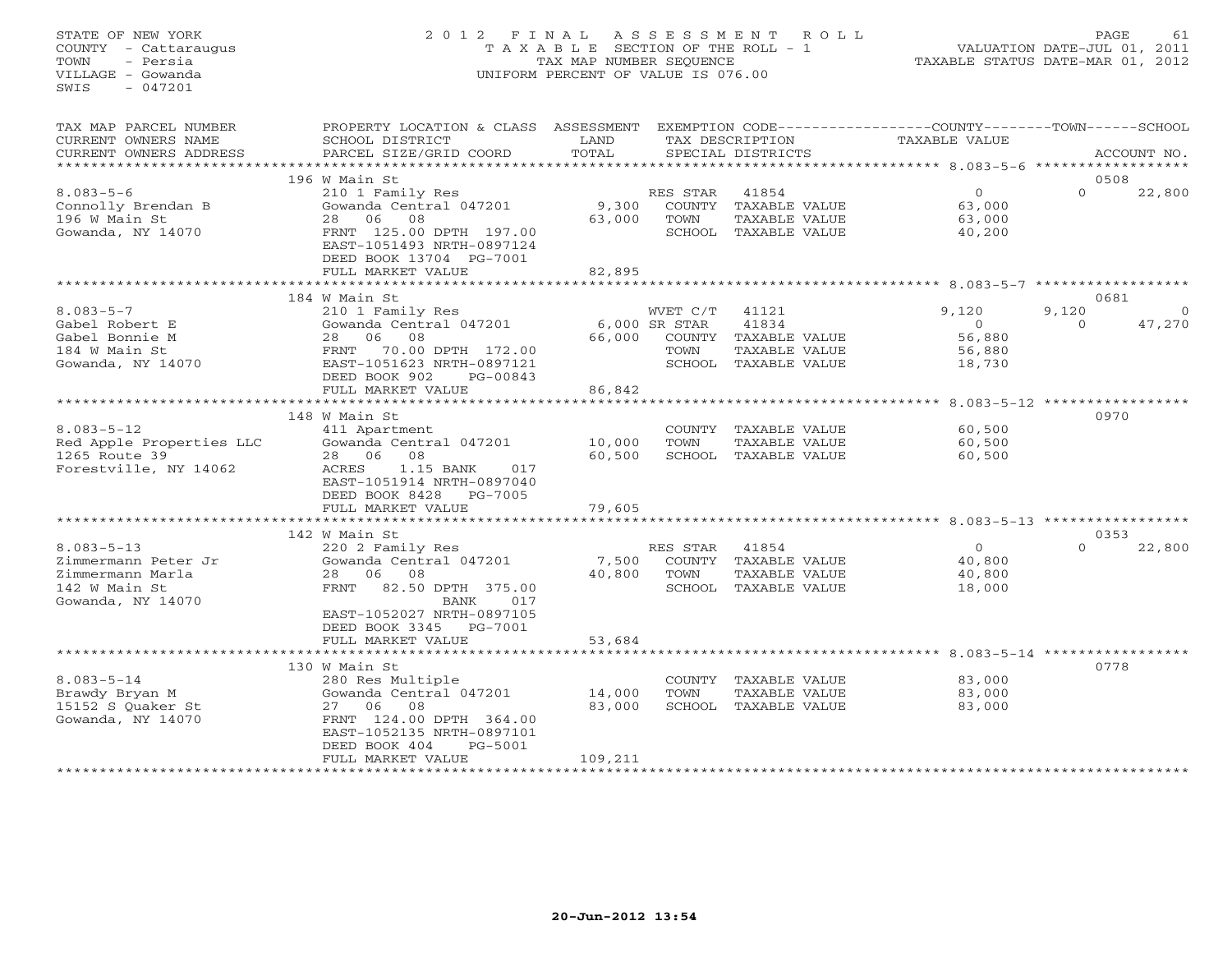STATE OF NEW YORK
COUNTY - Cattaraugus
TOWN - Persia
VILLAGE - Gowanda
SWIS - 047201

2012 FINAL ASSESSMENT ROLL
TAXABLE SECTION OF THE ROLL - 1
TAX MAP NUMBER SEQUENCE
UNIFORM PERCENT OF VALUE IS 076.00

VALUATION DATE-JUL 01, 2011
TAXABLE STATUS DATE-MAR 01, 2012

| TAX MAP PARCEL NUMBER / CURRENT OWNERS NAME / CURRENT OWNERS ADDRESS | PROPERTY LOCATION & CLASS / SCHOOL DISTRICT / PARCEL SIZE/GRID COORD | ASSESSMENT LAND / TOTAL | EXEMPTION CODE / TAX DESCRIPTION / SPECIAL DISTRICTS | COUNTY TAXABLE VALUE | TOWN | SCHOOL / ACCOUNT NO. |
|---|---|---|---|---|---|---|
| | 196 W Main St | | | | | 0508 |
| 8.083-5-6 | 210 1 Family Res | | RES STAR 41854 | 0 | 0 | 22,800 |
| Connolly Brendan B | Gowanda Central 047201 | 9,300 | COUNTY TAXABLE VALUE | 63,000 | | |
| 196 W Main St | 28 06 08 | 63,000 | TOWN TAXABLE VALUE | 63,000 | | |
| Gowanda, NY 14070 | FRNT 125.00 DPTH 197.00 | | SCHOOL TAXABLE VALUE | 40,200 | | |
| | EAST-1051493 NRTH-0897124 | | | | | |
| | DEED BOOK 13704 PG-7001 | | | | | |
| | FULL MARKET VALUE | 82,895 | | | | |
| | 184 W Main St | | | | | 0681 |
| 8.083-5-7 | 210 1 Family Res | | WVET C/T 41121 | 9,120 | 9,120 | 0 |
| Gabel Robert E | Gowanda Central 047201 | 6,000 | SR STAR 41834 | 0 | 0 | 47,270 |
| Gabel Bonnie M | 28 06 08 | 66,000 | COUNTY TAXABLE VALUE | 56,880 | | |
| 184 W Main St | FRNT 70.00 DPTH 172.00 | | TOWN TAXABLE VALUE | 56,880 | | |
| Gowanda, NY 14070 | EAST-1051623 NRTH-0897121 | | SCHOOL TAXABLE VALUE | 18,730 | | |
| | DEED BOOK 902 PG-00843 | | | | | |
| | FULL MARKET VALUE | 86,842 | | | | |
| | 148 W Main St | | | | | 0970 |
| 8.083-5-12 | 411 Apartment | | COUNTY TAXABLE VALUE | 60,500 | | |
| Red Apple Properties LLC | Gowanda Central 047201 | 10,000 | TOWN TAXABLE VALUE | 60,500 | | |
| 1265 Route 39 | 28 06 08 | 60,500 | SCHOOL TAXABLE VALUE | 60,500 | | |
| Forestville, NY 14062 | ACRES 1.15 BANK 017 | | | | | |
| | EAST-1051914 NRTH-0897040 | | | | | |
| | DEED BOOK 8428 PG-7005 | | | | | |
| | FULL MARKET VALUE | 79,605 | | | | |
| | 142 W Main St | | | | | 0353 |
| 8.083-5-13 | 220 2 Family Res | | RES STAR 41854 | 0 | 0 | 22,800 |
| Zimmermann Peter Jr | Gowanda Central 047201 | 7,500 | COUNTY TAXABLE VALUE | 40,800 | | |
| Zimmermann Marla | 28 06 08 | 40,800 | TOWN TAXABLE VALUE | 40,800 | | |
| 142 W Main St | FRNT 82.50 DPTH 375.00 | | SCHOOL TAXABLE VALUE | 18,000 | | |
| Gowanda, NY 14070 | BANK 017 | | | | | |
| | EAST-1052027 NRTH-0897105 | | | | | |
| | DEED BOOK 3345 PG-7001 | | | | | |
| | FULL MARKET VALUE | 53,684 | | | | |
| | 130 W Main St | | | | | 0778 |
| 8.083-5-14 | 280 Res Multiple | | COUNTY TAXABLE VALUE | 83,000 | | |
| Brawdy Bryan M | Gowanda Central 047201 | 14,000 | TOWN TAXABLE VALUE | 83,000 | | |
| 15152 S Quaker St | 27 06 08 | 83,000 | SCHOOL TAXABLE VALUE | 83,000 | | |
| Gowanda, NY 14070 | FRNT 124.00 DPTH 364.00 | | | | | |
| | EAST-1052135 NRTH-0897101 | | | | | |
| | DEED BOOK 404 PG-5001 | | | | | |
| | FULL MARKET VALUE | 109,211 | | | | |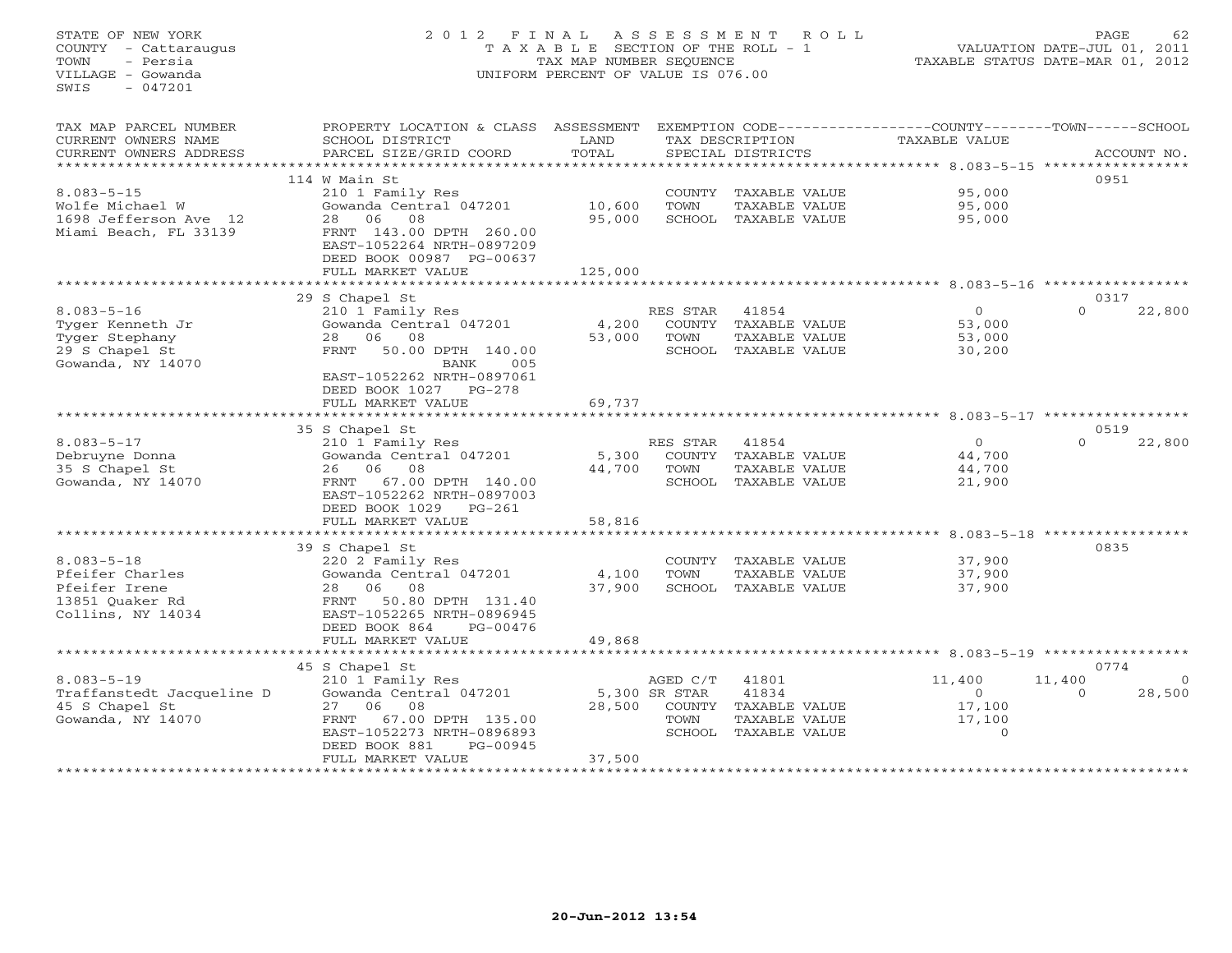STATE OF NEW YORK
COUNTY - Cattaraugus
TOWN - Persia
VILLAGE - Gowanda
SWIS - 047201

# 2012 FINAL ASSESSMENT ROLL
TAXABLE SECTION OF THE ROLL - 1
TAX MAP NUMBER SEQUENCE
UNIFORM PERCENT OF VALUE IS 076.00

VALUATION DATE-JUL 01, 2011
TAXABLE STATUS DATE-MAR 01, 2012

| TAX MAP PARCEL NUMBER / CURRENT OWNERS NAME / CURRENT OWNERS ADDRESS | PROPERTY LOCATION & CLASS / SCHOOL DISTRICT / PARCEL SIZE/GRID COORD | ASSESSMENT LAND / TOTAL | EXEMPTION CODE / TAX DESCRIPTION / SPECIAL DISTRICTS | COUNTY TAXABLE VALUE | TOWN | SCHOOL | ACCOUNT NO. |
|---|---|---|---|---|---|---|---|
| | 114 W Main St | | | | | | 0951 |
| 8.083-5-15 | 210 1 Family Res | | COUNTY TAXABLE VALUE | 95,000 | | | |
| Wolfe Michael W | Gowanda Central 047201 | 10,600 | TOWN TAXABLE VALUE | 95,000 | | | |
| 1698 Jefferson Ave 12 | 28 06 08 | 95,000 | SCHOOL TAXABLE VALUE | 95,000 | | | |
| Miami Beach, FL 33139 | FRNT 143.00 DPTH 260.00 | | | | | | |
| | EAST-1052264 NRTH-0897209 | | | | | | |
| | DEED BOOK 00987 PG-00637 | | | | | | |
| | FULL MARKET VALUE | 125,000 | | | | | |
| | 29 S Chapel St | | | | | | 0317 |
| 8.083-5-16 | 210 1 Family Res | | RES STAR 41854 | 0 | 0 | 22,800 | |
| Tyger Kenneth Jr | Gowanda Central 047201 | 4,200 | COUNTY TAXABLE VALUE | 53,000 | | | |
| Tyger Stephany | 28 06 08 | 53,000 | TOWN TAXABLE VALUE | 53,000 | | | |
| 29 S Chapel St | FRNT 50.00 DPTH 140.00 | | SCHOOL TAXABLE VALUE | 30,200 | | | |
| Gowanda, NY 14070 | BANK 005 | | | | | | |
| | EAST-1052262 NRTH-0897061 | | | | | | |
| | DEED BOOK 1027 PG-278 | | | | | | |
| | FULL MARKET VALUE | 69,737 | | | | | |
| | 35 S Chapel St | | | | | | 0519 |
| 8.083-5-17 | 210 1 Family Res | | RES STAR 41854 | 0 | 0 | 22,800 | |
| Debruyne Donna | Gowanda Central 047201 | 5,300 | COUNTY TAXABLE VALUE | 44,700 | | | |
| 35 S Chapel St | 26 06 08 | 44,700 | TOWN TAXABLE VALUE | 44,700 | | | |
| Gowanda, NY 14070 | FRNT 67.00 DPTH 140.00 | | SCHOOL TAXABLE VALUE | 21,900 | | | |
| | EAST-1052262 NRTH-0897003 | | | | | | |
| | DEED BOOK 1029 PG-261 | | | | | | |
| | FULL MARKET VALUE | 58,816 | | | | | |
| | 39 S Chapel St | | | | | | 0835 |
| 8.083-5-18 | 220 2 Family Res | | COUNTY TAXABLE VALUE | 37,900 | | | |
| Pfeifer Charles | Gowanda Central 047201 | 4,100 | TOWN TAXABLE VALUE | 37,900 | | | |
| Pfeifer Irene | 28 06 08 | 37,900 | SCHOOL TAXABLE VALUE | 37,900 | | | |
| 13851 Quaker Rd | FRNT 50.80 DPTH 131.40 | | | | | | |
| Collins, NY 14034 | EAST-1052265 NRTH-0896945 | | | | | | |
| | DEED BOOK 864 PG-00476 | | | | | | |
| | FULL MARKET VALUE | 49,868 | | | | | |
| | 45 S Chapel St | | | | | | 0774 |
| 8.083-5-19 | 210 1 Family Res | | AGED C/T 41801 | 11,400 | 11,400 | 0 | |
| Traffanstedt Jacqueline D | Gowanda Central 047201 | 5,300 | SR STAR 41834 | 0 | 0 | 28,500 | |
| 45 S Chapel St | 27 06 08 | 28,500 | COUNTY TAXABLE VALUE | 17,100 | | | |
| Gowanda, NY 14070 | FRNT 67.00 DPTH 135.00 | | TOWN TAXABLE VALUE | 17,100 | | | |
| | EAST-1052273 NRTH-0896893 | | SCHOOL TAXABLE VALUE | 0 | | | |
| | DEED BOOK 881 PG-00945 | | | | | | |
| | FULL MARKET VALUE | 37,500 | | | | | |

20-Jun-2012 13:54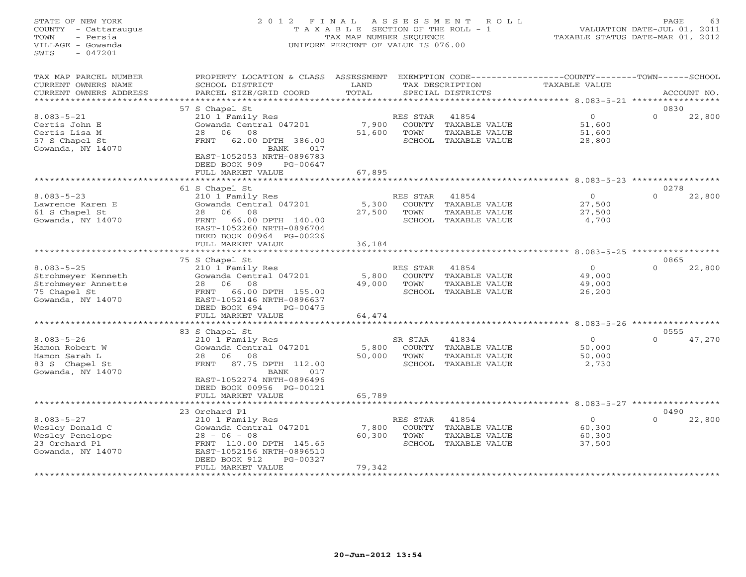STATE OF NEW YORK
COUNTY - Cattaraugus
TOWN - Persia
VILLAGE - Gowanda
SWIS - 047201

2 0 1 2 F I N A L A S S E S S M E N T R O L L
T A X A B L E SECTION OF THE ROLL - 1
TAX MAP NUMBER SEQUENCE
UNIFORM PERCENT OF VALUE IS 076.00

VALUATION DATE-JUL 01, 2011
TAXABLE STATUS DATE-MAR 01, 2012

| TAX MAP PARCEL NUMBER / CURRENT OWNERS NAME / CURRENT OWNERS ADDRESS | PROPERTY LOCATION & CLASS / SCHOOL DISTRICT / PARCEL SIZE/GRID COORD | ASSESSMENT LAND / TOTAL | EXEMPTION CODE / TAX DESCRIPTION / SPECIAL DISTRICTS | COUNTY / TOWN TAXABLE VALUE | SCHOOL / ACCOUNT NO. |
|---|---|---|---|---|---|
| | 57 S Chapel St | | | | 0830 |
| 8.083-5-21 | 210 1 Family Res | | RES STAR 41854 | 0 | 0 22,800 |
| Certis John E | Gowanda Central 047201 | 7,900 | COUNTY TAXABLE VALUE | 51,600 | |
| Certis Lisa M | 28 06 08 | 51,600 | TOWN TAXABLE VALUE | 51,600 | |
| 57 S Chapel St | FRNT 62.00 DPTH 386.00 | | SCHOOL TAXABLE VALUE | 28,800 | |
| Gowanda, NY 14070 | BANK 017 | | | | |
| | EAST-1052053 NRTH-0896783 | | | | |
| | DEED BOOK 909 PG-00647 | | | | |
| | FULL MARKET VALUE | 67,895 | | | |
| | 61 S Chapel St | | | | 0278 |
| 8.083-5-23 | 210 1 Family Res | | RES STAR 41854 | 0 | 0 22,800 |
| Lawrence Karen E | Gowanda Central 047201 | 5,300 | COUNTY TAXABLE VALUE | 27,500 | |
| 61 S Chapel St | 28 06 08 | 27,500 | TOWN TAXABLE VALUE | 27,500 | |
| Gowanda, NY 14070 | FRNT 66.00 DPTH 140.00 | | SCHOOL TAXABLE VALUE | 4,700 | |
| | EAST-1052260 NRTH-0896704 | | | | |
| | DEED BOOK 00964 PG-00226 | | | | |
| | FULL MARKET VALUE | 36,184 | | | |
| | 75 S Chapel St | | | | 0865 |
| 8.083-5-25 | 210 1 Family Res | | RES STAR 41854 | 0 | 0 22,800 |
| Strohmeyer Kenneth | Gowanda Central 047201 | 5,800 | COUNTY TAXABLE VALUE | 49,000 | |
| Strohmeyer Annette | 28 06 08 | 49,000 | TOWN TAXABLE VALUE | 49,000 | |
| 75 Chapel St | FRNT 66.00 DPTH 155.00 | | SCHOOL TAXABLE VALUE | 26,200 | |
| Gowanda, NY 14070 | EAST-1052146 NRTH-0896637 | | | | |
| | DEED BOOK 694 PG-00475 | | | | |
| | FULL MARKET VALUE | 64,474 | | | |
| | 83 S Chapel St | | | | 0555 |
| 8.083-5-26 | 210 1 Family Res | | SR STAR 41834 | 0 | 0 47,270 |
| Hamon Robert W | Gowanda Central 047201 | 5,800 | COUNTY TAXABLE VALUE | 50,000 | |
| Hamon Sarah L | 28 06 08 | 50,000 | TOWN TAXABLE VALUE | 50,000 | |
| 83 S Chapel St | FRNT 87.75 DPTH 112.00 | | SCHOOL TAXABLE VALUE | 2,730 | |
| Gowanda, NY 14070 | BANK 017 | | | | |
| | EAST-1052274 NRTH-0896496 | | | | |
| | DEED BOOK 00956 PG-00121 | | | | |
| | FULL MARKET VALUE | 65,789 | | | |
| | 23 Orchard Pl | | | | 0490 |
| 8.083-5-27 | 210 1 Family Res | | RES STAR 41854 | 0 | 0 22,800 |
| Wesley Donald C | Gowanda Central 047201 | 7,800 | COUNTY TAXABLE VALUE | 60,300 | |
| Wesley Penelope | 28 - 06 - 08 | 60,300 | TOWN TAXABLE VALUE | 60,300 | |
| 23 Orchard Pl | FRNT 110.00 DPTH 145.65 | | SCHOOL TAXABLE VALUE | 37,500 | |
| Gowanda, NY 14070 | EAST-1052156 NRTH-0896510 | | | | |
| | DEED BOOK 912 PG-00327 | | | | |
| | FULL MARKET VALUE | 79,342 | | | |

20-Jun-2012 13:54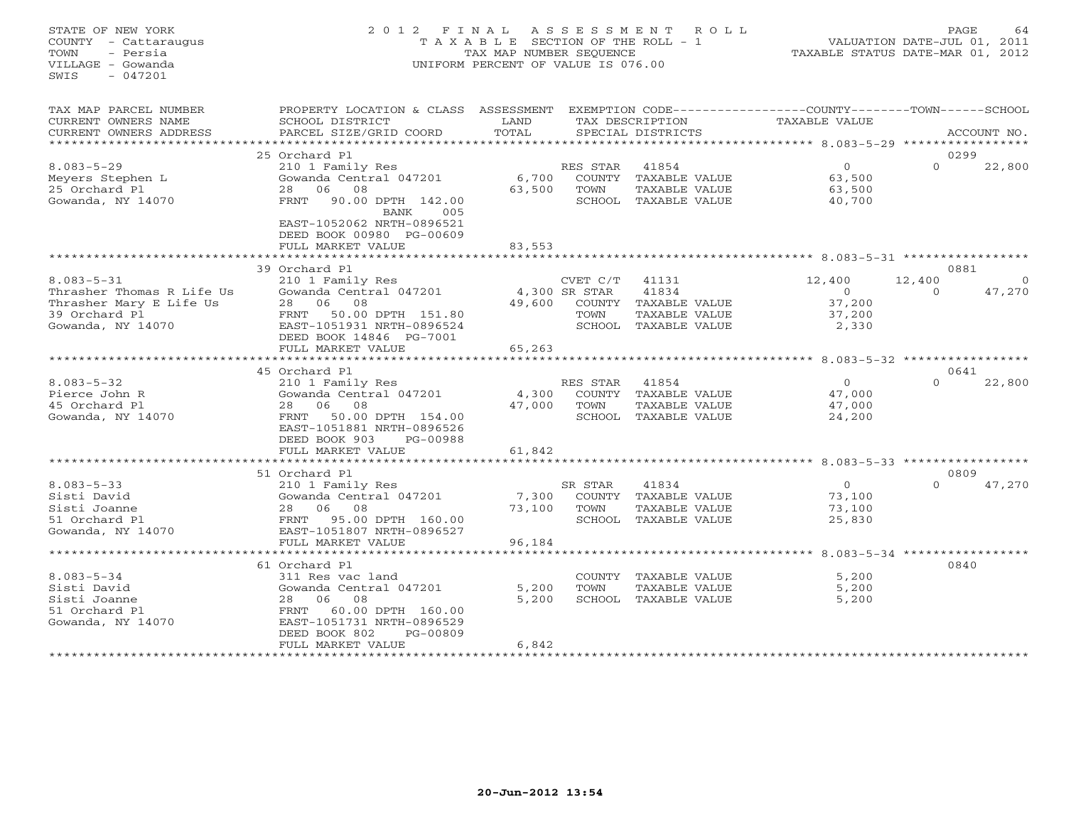STATE OF NEW YORK
COUNTY - Cattaraugus
TOWN - Persia
VILLAGE - Gowanda
SWIS - 047201

2012 FINAL ASSESSMENT ROLL
TAXABLE SECTION OF THE ROLL - 1
TAX MAP NUMBER SEQUENCE
UNIFORM PERCENT OF VALUE IS 076.00

VALUATION DATE-JUL 01, 2011
TAXABLE STATUS DATE-MAR 01, 2012

| TAX MAP PARCEL NUMBER / CURRENT OWNERS NAME / CURRENT OWNERS ADDRESS | PROPERTY LOCATION & CLASS / SCHOOL DISTRICT / PARCEL SIZE/GRID COORD | ASSESSMENT LAND / TOTAL | EXEMPTION CODE / TAX DESCRIPTION / SPECIAL DISTRICTS | COUNTY TAXABLE VALUE | TOWN | SCHOOL | ACCOUNT NO. |
|---|---|---|---|---|---|---|---|
| | 25 Orchard Pl | | | | | | 0299 |
| 8.083-5-29 | 210 1 Family Res | | RES STAR 41854 | 0 | 0 | 22,800 | |
| Meyers Stephen L | Gowanda Central 047201 | 6,700 | COUNTY TAXABLE VALUE | 63,500 | | | |
| 25 Orchard Pl | 28 06 08 | 63,500 | TOWN TAXABLE VALUE | 63,500 | | | |
| Gowanda, NY 14070 | FRNT 90.00 DPTH 142.00 | | SCHOOL TAXABLE VALUE | 40,700 | | | |
| | BANK 005 | | | | | | |
| | EAST-1052062 NRTH-0896521 | | | | | | |
| | DEED BOOK 00980 PG-00609 | | | | | | |
| | FULL MARKET VALUE | 83,553 | | | | | |
| | 39 Orchard Pl | | | | | | 0881 |
| 8.083-5-31 | 210 1 Family Res | | CVET C/T 41131 | 12,400 | 12,400 | 0 | |
| Thrasher Thomas R Life Us | Gowanda Central 047201 | 4,300 | SR STAR 41834 | 0 | 0 | 47,270 | |
| Thrasher Mary E Life Us | 28 06 08 | 49,600 | COUNTY TAXABLE VALUE | 37,200 | | | |
| 39 Orchard Pl | FRNT 50.00 DPTH 151.80 | | TOWN TAXABLE VALUE | 37,200 | | | |
| Gowanda, NY 14070 | EAST-1051931 NRTH-0896524 | | SCHOOL TAXABLE VALUE | 2,330 | | | |
| | DEED BOOK 14846 PG-7001 | | | | | | |
| | FULL MARKET VALUE | 65,263 | | | | | |
| | 45 Orchard Pl | | | | | | 0641 |
| 8.083-5-32 | 210 1 Family Res | | RES STAR 41854 | 0 | 0 | 22,800 | |
| Pierce John R | Gowanda Central 047201 | 4,300 | COUNTY TAXABLE VALUE | 47,000 | | | |
| 45 Orchard Pl | 28 06 08 | 47,000 | TOWN TAXABLE VALUE | 47,000 | | | |
| Gowanda, NY 14070 | FRNT 50.00 DPTH 154.00 | | SCHOOL TAXABLE VALUE | 24,200 | | | |
| | EAST-1051881 NRTH-0896526 | | | | | | |
| | DEED BOOK 903 PG-00988 | | | | | | |
| | FULL MARKET VALUE | 61,842 | | | | | |
| | 51 Orchard Pl | | | | | | 0809 |
| 8.083-5-33 | 210 1 Family Res | | SR STAR 41834 | 0 | 0 | 47,270 | |
| Sisti David | Gowanda Central 047201 | 7,300 | COUNTY TAXABLE VALUE | 73,100 | | | |
| Sisti Joanne | 28 06 08 | 73,100 | TOWN TAXABLE VALUE | 73,100 | | | |
| 51 Orchard Pl | FRNT 95.00 DPTH 160.00 | | SCHOOL TAXABLE VALUE | 25,830 | | | |
| Gowanda, NY 14070 | EAST-1051807 NRTH-0896527 | | | | | | |
| | FULL MARKET VALUE | 96,184 | | | | | |
| | 61 Orchard Pl | | | | | | 0840 |
| 8.083-5-34 | 311 Res vac land | | COUNTY TAXABLE VALUE | 5,200 | | | |
| Sisti David | Gowanda Central 047201 | 5,200 | TOWN TAXABLE VALUE | 5,200 | | | |
| Sisti Joanne | 28 06 08 | 5,200 | SCHOOL TAXABLE VALUE | 5,200 | | | |
| 51 Orchard Pl | FRNT 60.00 DPTH 160.00 | | | | | | |
| Gowanda, NY 14070 | EAST-1051731 NRTH-0896529 | | | | | | |
| | DEED BOOK 802 PG-00809 | | | | | | |
| | FULL MARKET VALUE | 6,842 | | | | | |

20-Jun-2012 13:54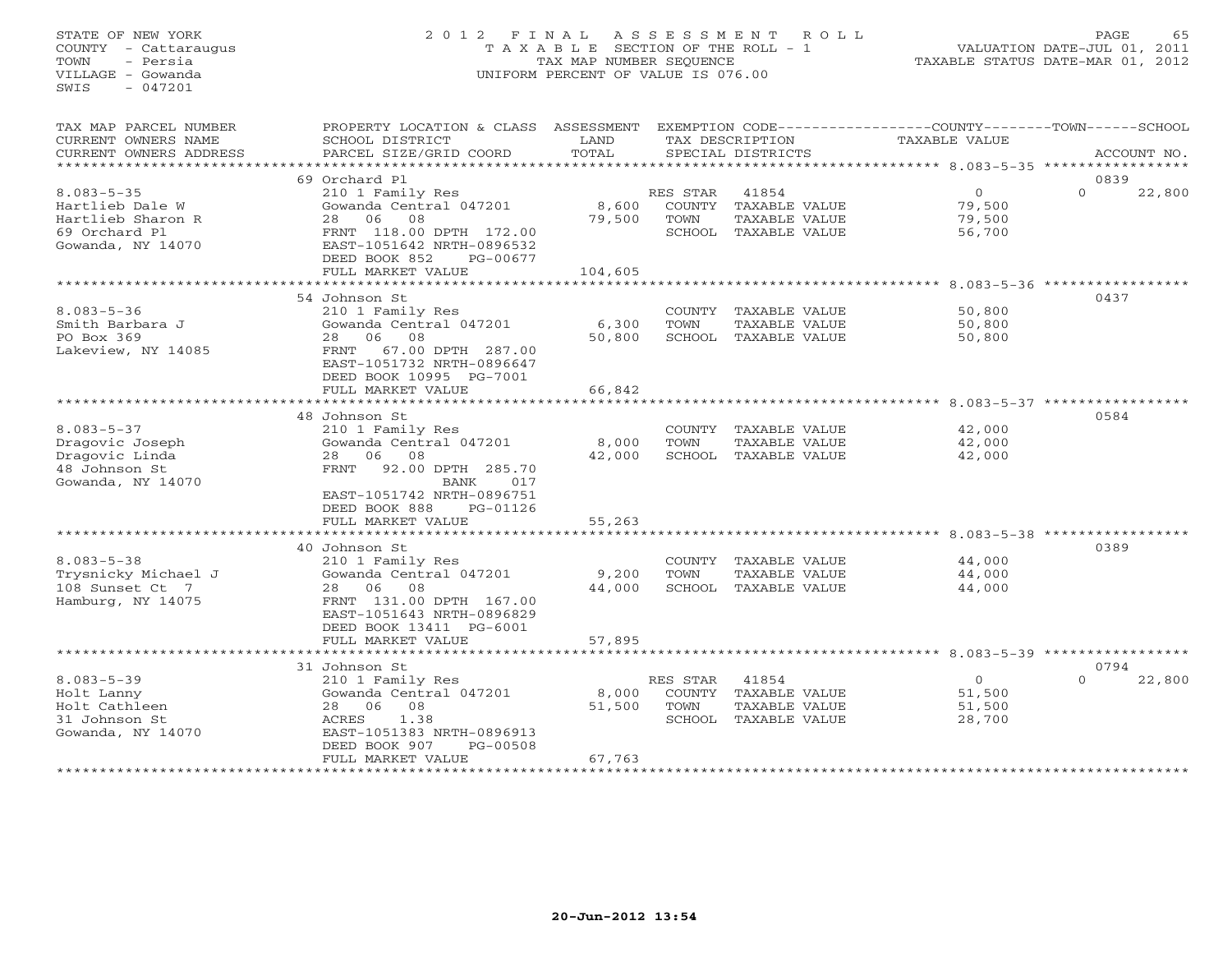STATE OF NEW YORK
COUNTY - Cattaraugus
TOWN - Persia
VILLAGE - Gowanda
SWIS - 047201

# 2012 FINAL ASSESSMENT ROLL
TAXABLE SECTION OF THE ROLL - 1
TAX MAP NUMBER SEQUENCE
UNIFORM PERCENT OF VALUE IS 076.00

VALUATION DATE-JUL 01, 2011
TAXABLE STATUS DATE-MAR 01, 2012

| TAX MAP PARCEL NUMBER / CURRENT OWNERS NAME / CURRENT OWNERS ADDRESS | PROPERTY LOCATION & CLASS / SCHOOL DISTRICT / PARCEL SIZE/GRID COORD | ASSESSMENT LAND / TOTAL | EXEMPTION CODE / TAX DESCRIPTION / SPECIAL DISTRICTS | COUNTY / TOWN TAXABLE VALUE | SCHOOL / ACCOUNT NO. |
|---|---|---|---|---|---|
| **8.083-5-35** | 69 Orchard Pl | | | | 0839 |
| Hartlieb Dale W | 210 1 Family Res | | RES STAR 41854 | 0 | 0 22,800 |
| Hartlieb Sharon R | Gowanda Central 047201 | 8,600 | COUNTY TAXABLE VALUE | 79,500 | |
| 69 Orchard Pl | 28 06 08 | 79,500 | TOWN TAXABLE VALUE | 79,500 | |
| Gowanda, NY 14070 | FRNT 118.00 DPTH 172.00 | | SCHOOL TAXABLE VALUE | 56,700 | |
| | EAST-1051642 NRTH-0896532 | | | | |
| | DEED BOOK 852 PG-00677 | | | | |
| | FULL MARKET VALUE | 104,605 | | | |
| **8.083-5-36** | 54 Johnson St | | | | 0437 |
| Smith Barbara J | 210 1 Family Res | | COUNTY TAXABLE VALUE | 50,800 | |
| PO Box 369 | Gowanda Central 047201 | 6,300 | TOWN TAXABLE VALUE | 50,800 | |
| Lakeview, NY 14085 | 28 06 08 | 50,800 | SCHOOL TAXABLE VALUE | 50,800 | |
| | FRNT 67.00 DPTH 287.00 | | | | |
| | EAST-1051732 NRTH-0896647 | | | | |
| | DEED BOOK 10995 PG-7001 | | | | |
| | FULL MARKET VALUE | 66,842 | | | |
| **8.083-5-37** | 48 Johnson St | | | | 0584 |
| Dragovic Joseph | 210 1 Family Res | | COUNTY TAXABLE VALUE | 42,000 | |
| Dragovic Linda | Gowanda Central 047201 | 8,000 | TOWN TAXABLE VALUE | 42,000 | |
| 48 Johnson St | 28 06 08 | 42,000 | SCHOOL TAXABLE VALUE | 42,000 | |
| Gowanda, NY 14070 | FRNT 92.00 DPTH 285.70 | | | | |
| | BANK 017 | | | | |
| | EAST-1051742 NRTH-0896751 | | | | |
| | DEED BOOK 888 PG-01126 | | | | |
| | FULL MARKET VALUE | 55,263 | | | |
| **8.083-5-38** | 40 Johnson St | | | | 0389 |
| Trysnicky Michael J | 210 1 Family Res | | COUNTY TAXABLE VALUE | 44,000 | |
| 108 Sunset Ct 7 | Gowanda Central 047201 | 9,200 | TOWN TAXABLE VALUE | 44,000 | |
| Hamburg, NY 14075 | 28 06 08 | 44,000 | SCHOOL TAXABLE VALUE | 44,000 | |
| | FRNT 131.00 DPTH 167.00 | | | | |
| | EAST-1051643 NRTH-0896829 | | | | |
| | DEED BOOK 13411 PG-6001 | | | | |
| | FULL MARKET VALUE | 57,895 | | | |
| **8.083-5-39** | 31 Johnson St | | | | 0794 |
| Holt Lanny | 210 1 Family Res | | RES STAR 41854 | 0 | 0 22,800 |
| Holt Cathleen | Gowanda Central 047201 | 8,000 | COUNTY TAXABLE VALUE | 51,500 | |
| 31 Johnson St | 28 06 08 | 51,500 | TOWN TAXABLE VALUE | 51,500 | |
| Gowanda, NY 14070 | ACRES 1.38 | | SCHOOL TAXABLE VALUE | 28,700 | |
| | EAST-1051383 NRTH-0896913 | | | | |
| | DEED BOOK 907 PG-00508 | | | | |
| | FULL MARKET VALUE | 67,763 | | | |

20-Jun-2012 13:54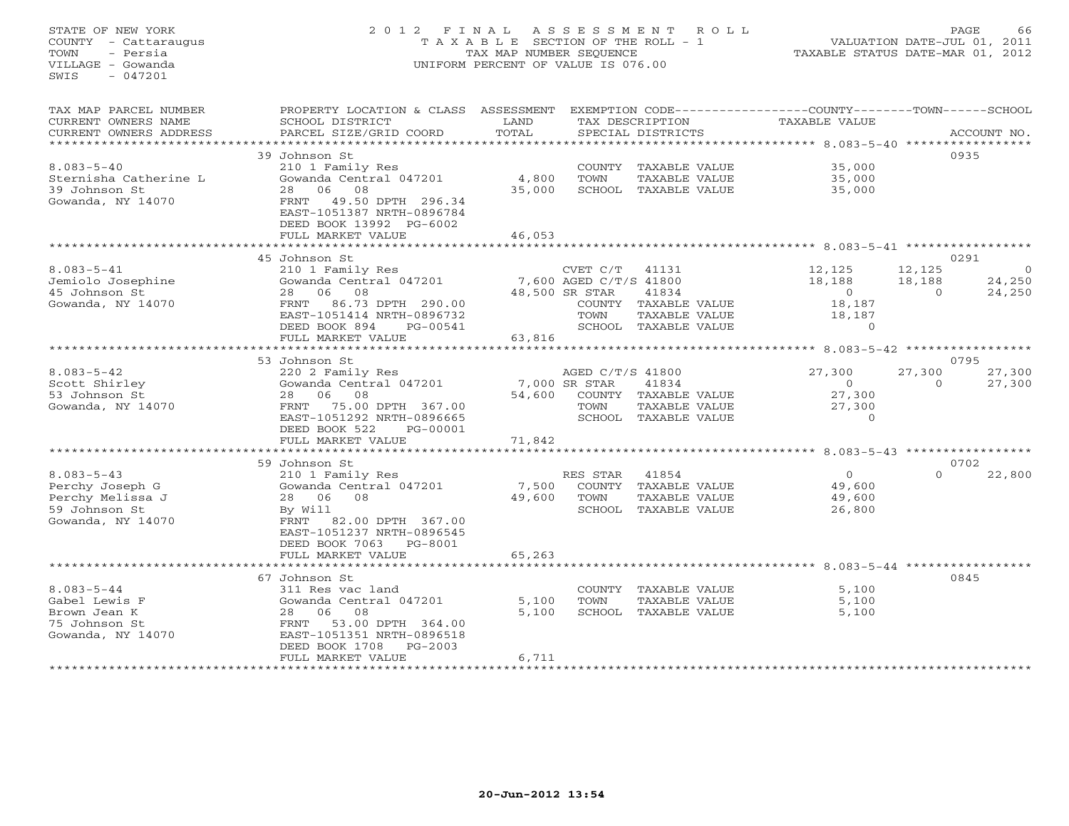STATE OF NEW YORK
COUNTY - Cattaraugus
TOWN - Persia
VILLAGE - Gowanda
SWIS - 047201

# 2012 FINAL ASSESSMENT ROLL

TAXABLE SECTION OF THE ROLL - 1
TAX MAP NUMBER SEQUENCE
UNIFORM PERCENT OF VALUE IS 076.00

VALUATION DATE-JUL 01, 2011
TAXABLE STATUS DATE-MAR 01, 2012

| TAX MAP PARCEL NUMBER / CURRENT OWNERS NAME / CURRENT OWNERS ADDRESS | PROPERTY LOCATION & CLASS / SCHOOL DISTRICT / PARCEL SIZE/GRID COORD | ASSESSMENT LAND | TOTAL | EXEMPTION CODE / TAX DESCRIPTION / SPECIAL DISTRICTS | COUNTY TAXABLE VALUE | TOWN | SCHOOL | ACCOUNT NO. |
|---|---|---|---|---|---|---|---|---|
| 8.083-5-40 | 39 Johnson St | | | | | | | 0935 |
| Sternisha Catherine L | 210 1 Family Res | | | COUNTY TAXABLE VALUE | 35,000 | | | |
| 39 Johnson St | Gowanda Central 047201 | 4,800 | | TOWN TAXABLE VALUE | 35,000 | | | |
| Gowanda, NY 14070 | 28 06 08 | | 35,000 | SCHOOL TAXABLE VALUE | 35,000 | | | |
| | FRNT 49.50 DPTH 296.34 | | | | | | | |
| | EAST-1051387 NRTH-0896784 | | | | | | | |
| | DEED BOOK 13992 PG-6002 | | | | | | | |
| | FULL MARKET VALUE | | 46,053 | | | | | |
| 8.083-5-41 | 45 Johnson St | | | | | | | 0291 |
| Jemiolo Josephine | 210 1 Family Res | | | CVET C/T 41131 | 12,125 | 12,125 | 0 | |
| 45 Johnson St | Gowanda Central 047201 | 7,600 | | AGED C/T/S 41800 | 18,188 | 18,188 | 24,250 | |
| Gowanda, NY 14070 | 28 06 08 | | 48,500 | SR STAR 41834 | 0 | 0 | 24,250 | |
| | FRNT 86.73 DPTH 290.00 | | | COUNTY TAXABLE VALUE | 18,187 | | | |
| | EAST-1051414 NRTH-0896732 | | | TOWN TAXABLE VALUE | 18,187 | | | |
| | DEED BOOK 894 PG-00541 | | | SCHOOL TAXABLE VALUE | 0 | | | |
| | FULL MARKET VALUE | | 63,816 | | | | | |
| 8.083-5-42 | 53 Johnson St | | | | | | | 0795 |
| Scott Shirley | 220 2 Family Res | | | AGED C/T/S 41800 | 27,300 | 27,300 | 27,300 | |
| 53 Johnson St | Gowanda Central 047201 | 7,000 | | SR STAR 41834 | 0 | 0 | 27,300 | |
| Gowanda, NY 14070 | 28 06 08 | | 54,600 | COUNTY TAXABLE VALUE | 27,300 | | | |
| | FRNT 75.00 DPTH 367.00 | | | TOWN TAXABLE VALUE | 27,300 | | | |
| | EAST-1051292 NRTH-0896665 | | | SCHOOL TAXABLE VALUE | 0 | | | |
| | DEED BOOK 522 PG-00001 | | | | | | | |
| | FULL MARKET VALUE | | 71,842 | | | | | |
| 8.083-5-43 | 59 Johnson St | | | | | | | 0702 |
| Perchy Joseph G | 210 1 Family Res | | | RES STAR 41854 | 0 | 0 | 22,800 | |
| Perchy Melissa J | Gowanda Central 047201 | 7,500 | | COUNTY TAXABLE VALUE | 49,600 | | | |
| 59 Johnson St | 28 06 08 | | 49,600 | TOWN TAXABLE VALUE | 49,600 | | | |
| Gowanda, NY 14070 | By Will | | | SCHOOL TAXABLE VALUE | 26,800 | | | |
| | FRNT 82.00 DPTH 367.00 | | | | | | | |
| | EAST-1051237 NRTH-0896545 | | | | | | | |
| | DEED BOOK 7063 PG-8001 | | | | | | | |
| | FULL MARKET VALUE | | 65,263 | | | | | |
| 8.083-5-44 | 67 Johnson St | | | | | | | 0845 |
| Gabel Lewis F | 311 Res vac land | | | COUNTY TAXABLE VALUE | 5,100 | | | |
| Brown Jean K | Gowanda Central 047201 | 5,100 | | TOWN TAXABLE VALUE | 5,100 | | | |
| 75 Johnson St | 28 06 08 | | 5,100 | SCHOOL TAXABLE VALUE | 5,100 | | | |
| Gowanda, NY 14070 | FRNT 53.00 DPTH 364.00 | | | | | | | |
| | EAST-1051351 NRTH-0896518 | | | | | | | |
| | DEED BOOK 1708 PG-2003 | | | | | | | |
| | FULL MARKET VALUE | | 6,711 | | | | | |

20-Jun-2012 13:54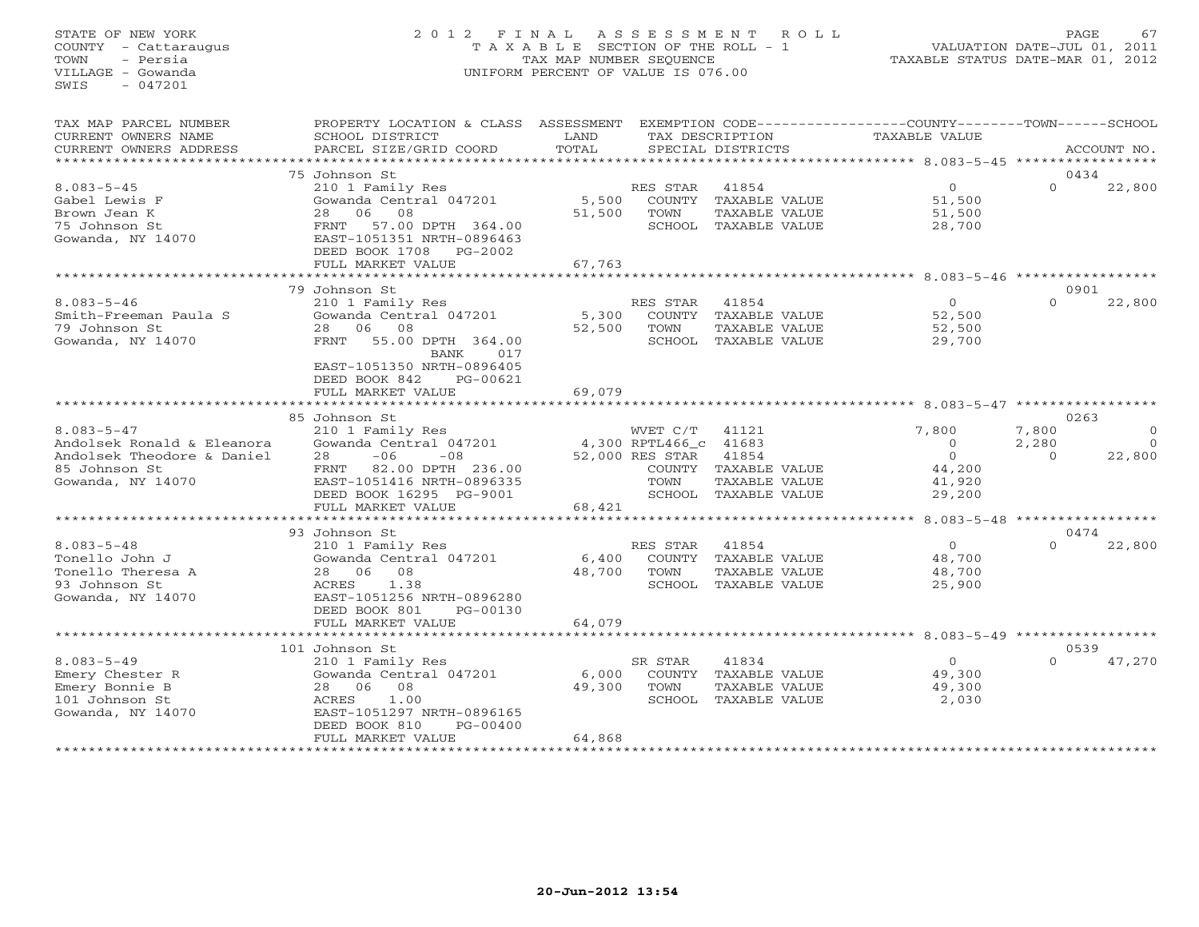STATE OF NEW YORK
COUNTY - Cattaraugus
TOWN - Persia
VILLAGE - Gowanda
SWIS - 047201

2012 FINAL ASSESSMENT ROLL
TAXABLE SECTION OF THE ROLL - 1
TAX MAP NUMBER SEQUENCE
UNIFORM PERCENT OF VALUE IS 076.00

VALUATION DATE-JUL 01, 2011
TAXABLE STATUS DATE-MAR 01, 2012

| TAX MAP PARCEL NUMBER / CURRENT OWNERS NAME / CURRENT OWNERS ADDRESS | PROPERTY LOCATION & CLASS / SCHOOL DISTRICT / PARCEL SIZE/GRID COORD | ASSESSMENT LAND / TOTAL | EXEMPTION CODE / TAX DESCRIPTION / SPECIAL DISTRICTS | COUNTY TAXABLE VALUE | TOWN | SCHOOL / ACCOUNT NO. |
|---|---|---|---|---|---|---|
| | 75 Johnson St | | | | | 0434 |
| 8.083-5-45 | 210 1 Family Res | | RES STAR 41854 | 0 | 0 | 22,800 |
| Gabel Lewis F | Gowanda Central 047201 | 5,500 | COUNTY TAXABLE VALUE | 51,500 | | |
| Brown Jean K | 28 06 08 | 51,500 | TOWN TAXABLE VALUE | 51,500 | | |
| 75 Johnson St | FRNT 57.00 DPTH 364.00 | | SCHOOL TAXABLE VALUE | 28,700 | | |
| Gowanda, NY 14070 | EAST-1051351 NRTH-0896463 | | | | | |
| | DEED BOOK 1708 PG-2002 | | | | | |
| | FULL MARKET VALUE | 67,763 | | | | |
| | 79 Johnson St | | | | | 0901 |
| 8.083-5-46 | 210 1 Family Res | | RES STAR 41854 | 0 | 0 | 22,800 |
| Smith-Freeman Paula S | Gowanda Central 047201 | 5,300 | COUNTY TAXABLE VALUE | 52,500 | | |
| 79 Johnson St | 28 06 08 | 52,500 | TOWN TAXABLE VALUE | 52,500 | | |
| Gowanda, NY 14070 | FRNT 55.00 DPTH 364.00 | | SCHOOL TAXABLE VALUE | 29,700 | | |
| | BANK 017 | | | | | |
| | EAST-1051350 NRTH-0896405 | | | | | |
| | DEED BOOK 842 PG-00621 | | | | | |
| | FULL MARKET VALUE | 69,079 | | | | |
| | 85 Johnson St | | | | | 0263 |
| 8.083-5-47 | 210 1 Family Res | | WVET C/T 41121 | 7,800 | 7,800 | 0 |
| Andolsek Ronald & Eleanora | Gowanda Central 047201 | 4,300 | RPTL466_c 41683 | 0 | 2,280 | 0 |
| Andolsek Theodore & Daniel | 28 -06 -08 | 52,000 | RES STAR 41854 | 0 | 0 | 22,800 |
| 85 Johnson St | FRNT 82.00 DPTH 236.00 | | COUNTY TAXABLE VALUE | 44,200 | | |
| Gowanda, NY 14070 | EAST-1051416 NRTH-0896335 | | TOWN TAXABLE VALUE | 41,920 | | |
| | DEED BOOK 16295 PG-9001 | | SCHOOL TAXABLE VALUE | 29,200 | | |
| | FULL MARKET VALUE | 68,421 | | | | |
| | 93 Johnson St | | | | | 0474 |
| 8.083-5-48 | 210 1 Family Res | | RES STAR 41854 | 0 | 0 | 22,800 |
| Tonello John J | Gowanda Central 047201 | 6,400 | COUNTY TAXABLE VALUE | 48,700 | | |
| Tonello Theresa A | 28 06 08 | 48,700 | TOWN TAXABLE VALUE | 48,700 | | |
| 93 Johnson St | ACRES 1.38 | | SCHOOL TAXABLE VALUE | 25,900 | | |
| Gowanda, NY 14070 | EAST-1051256 NRTH-0896280 | | | | | |
| | DEED BOOK 801 PG-00130 | | | | | |
| | FULL MARKET VALUE | 64,079 | | | | |
| | 101 Johnson St | | | | | 0539 |
| 8.083-5-49 | 210 1 Family Res | | SR STAR 41834 | 0 | 0 | 47,270 |
| Emery Chester R | Gowanda Central 047201 | 6,000 | COUNTY TAXABLE VALUE | 49,300 | | |
| Emery Bonnie B | 28 06 08 | 49,300 | TOWN TAXABLE VALUE | 49,300 | | |
| 101 Johnson St | ACRES 1.00 | | SCHOOL TAXABLE VALUE | 2,030 | | |
| Gowanda, NY 14070 | EAST-1051297 NRTH-0896165 | | | | | |
| | DEED BOOK 810 PG-00400 | | | | | |
| | FULL MARKET VALUE | 64,868 | | | | |

20-Jun-2012 13:54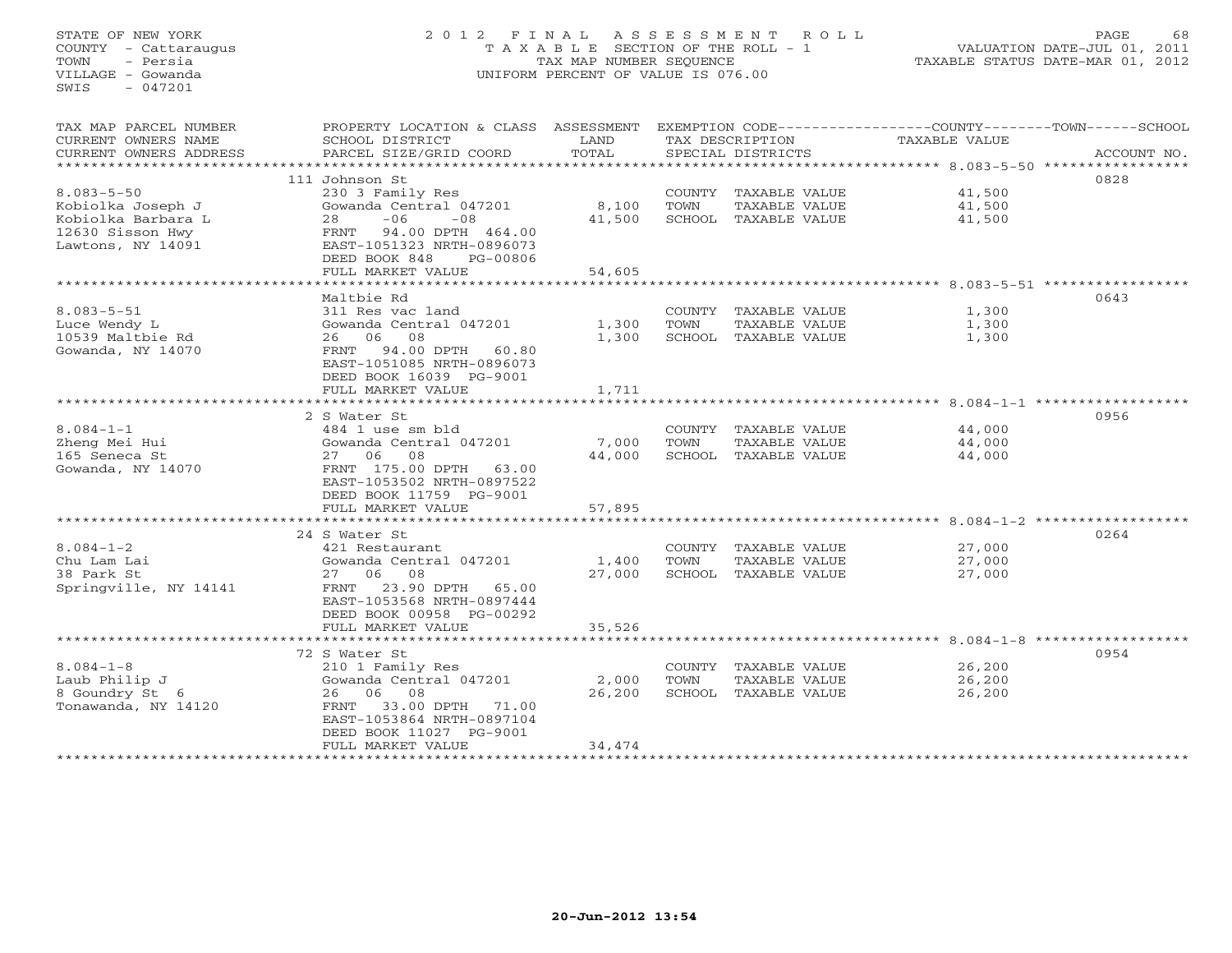STATE OF NEW YORK
COUNTY - Cattaraugus
TOWN - Persia
VILLAGE - Gowanda
SWIS - 047201

# 2012 FINAL ASSESSMENT ROLL

TAXABLE SECTION OF THE ROLL - 1
TAX MAP NUMBER SEQUENCE
UNIFORM PERCENT OF VALUE IS 076.00

VALUATION DATE-JUL 01, 2011
TAXABLE STATUS DATE-MAR 01, 2012

| TAX MAP PARCEL NUMBER / CURRENT OWNERS NAME / CURRENT OWNERS ADDRESS | PROPERTY LOCATION & CLASS / SCHOOL DISTRICT / PARCEL SIZE/GRID COORD | ASSESSMENT LAND / TOTAL | EXEMPTION CODE / TAX DESCRIPTION / SPECIAL DISTRICTS | TAXABLE VALUE | ACCOUNT NO. |
|---|---|---|---|---|---|
| **8.083-5-50** | 111 Johnson St | | | | 0828 |
| 8.083-5-50 | 230 3 Family Res | | COUNTY TAXABLE VALUE | 41,500 | |
| Kobiolka Joseph J | Gowanda Central 047201 | 8,100 | TOWN TAXABLE VALUE | 41,500 | |
| Kobiolka Barbara L | 28 -06 -08 | 41,500 | SCHOOL TAXABLE VALUE | 41,500 | |
| 12630 Sisson Hwy | FRNT 94.00 DPTH 464.00 | | | | |
| Lawtons, NY 14091 | EAST-1051323 NRTH-0896073 | | | | |
| | DEED BOOK 848 PG-00806 | | | | |
| | FULL MARKET VALUE | 54,605 | | | |
| **8.083-5-51** | Maltbie Rd | | | | 0643 |
| 8.083-5-51 | 311 Res vac land | | COUNTY TAXABLE VALUE | 1,300 | |
| Luce Wendy L | Gowanda Central 047201 | 1,300 | TOWN TAXABLE VALUE | 1,300 | |
| 10539 Maltbie Rd | 26 06 08 | 1,300 | SCHOOL TAXABLE VALUE | 1,300 | |
| Gowanda, NY 14070 | FRNT 94.00 DPTH 60.80 | | | | |
| | EAST-1051085 NRTH-0896073 | | | | |
| | DEED BOOK 16039 PG-9001 | | | | |
| | FULL MARKET VALUE | 1,711 | | | |
| **8.084-1-1** | 2 S Water St | | | | 0956 |
| 8.084-1-1 | 484 1 use sm bld | | COUNTY TAXABLE VALUE | 44,000 | |
| Zheng Mei Hui | Gowanda Central 047201 | 7,000 | TOWN TAXABLE VALUE | 44,000 | |
| 165 Seneca St | 27 06 08 | 44,000 | SCHOOL TAXABLE VALUE | 44,000 | |
| Gowanda, NY 14070 | FRNT 175.00 DPTH 63.00 | | | | |
| | EAST-1053502 NRTH-0897522 | | | | |
| | DEED BOOK 11759 PG-9001 | | | | |
| | FULL MARKET VALUE | 57,895 | | | |
| **8.084-1-2** | 24 S Water St | | | | 0264 |
| 8.084-1-2 | 421 Restaurant | | COUNTY TAXABLE VALUE | 27,000 | |
| Chu Lam Lai | Gowanda Central 047201 | 1,400 | TOWN TAXABLE VALUE | 27,000 | |
| 38 Park St | 27 06 08 | 27,000 | SCHOOL TAXABLE VALUE | 27,000 | |
| Springville, NY 14141 | FRNT 23.90 DPTH 65.00 | | | | |
| | EAST-1053568 NRTH-0897444 | | | | |
| | DEED BOOK 00958 PG-00292 | | | | |
| | FULL MARKET VALUE | 35,526 | | | |
| **8.084-1-8** | 72 S Water St | | | | 0954 |
| 8.084-1-8 | 210 1 Family Res | | COUNTY TAXABLE VALUE | 26,200 | |
| Laub Philip J | Gowanda Central 047201 | 2,000 | TOWN TAXABLE VALUE | 26,200 | |
| 8 Goundry St 6 | 26 06 08 | 26,200 | SCHOOL TAXABLE VALUE | 26,200 | |
| Tonawanda, NY 14120 | FRNT 33.00 DPTH 71.00 | | | | |
| | EAST-1053864 NRTH-0897104 | | | | |
| | DEED BOOK 11027 PG-9001 | | | | |
| | FULL MARKET VALUE | 34,474 | | | |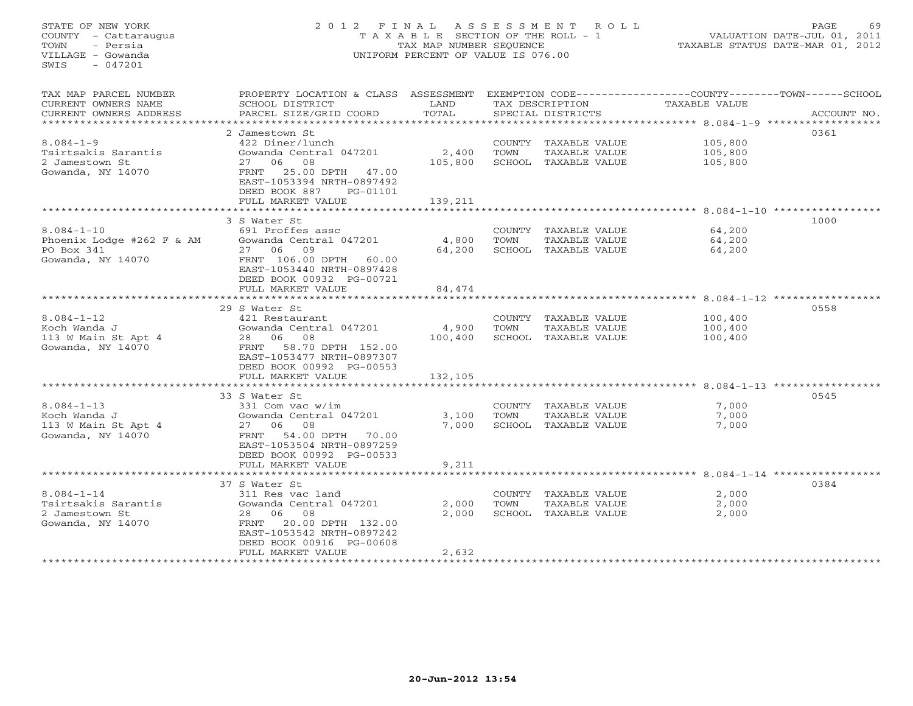STATE OF NEW YORK
COUNTY - Cattaraugus
TOWN - Persia
VILLAGE - Gowanda
SWIS - 047201

# 2012 FINAL ASSESSMENT ROLL

TAXABLE SECTION OF THE ROLL - 1
TAX MAP NUMBER SEQUENCE
UNIFORM PERCENT OF VALUE IS 076.00

VALUATION DATE-JUL 01, 2011
TAXABLE STATUS DATE-MAR 01, 2012

| TAX MAP PARCEL NUMBER / CURRENT OWNERS NAME / CURRENT OWNERS ADDRESS | PROPERTY LOCATION & CLASS / SCHOOL DISTRICT / PARCEL SIZE/GRID COORD | ASSESSMENT LAND / TOTAL | EXEMPTION CODE / TAX DESCRIPTION / SPECIAL DISTRICTS | TAXABLE VALUE | ACCOUNT NO. |
|---|---|---|---|---|---|
| | 2 Jamestown St | | | | 0361 |
| 8.084-1-9 | 422 Diner/lunch | | COUNTY TAXABLE VALUE | 105,800 | |
| Tsirtsakis Sarantis | Gowanda Central 047201 | 2,400 | TOWN TAXABLE VALUE | 105,800 | |
| 2 Jamestown St | 27 06 08 | 105,800 | SCHOOL TAXABLE VALUE | 105,800 | |
| Gowanda, NY 14070 | FRNT 25.00 DPTH 47.00 | | | | |
| | EAST-1053394 NRTH-0897492 | | | | |
| | DEED BOOK 887 PG-01101 | | | | |
| | FULL MARKET VALUE | 139,211 | | | |
| | 3 S Water St | | | | 1000 |
| 8.084-1-10 | 691 Proffes assc | | COUNTY TAXABLE VALUE | 64,200 | |
| Phoenix Lodge #262 F & AM | Gowanda Central 047201 | 4,800 | TOWN TAXABLE VALUE | 64,200 | |
| PO Box 341 | 27 06 09 | 64,200 | SCHOOL TAXABLE VALUE | 64,200 | |
| Gowanda, NY 14070 | FRNT 106.00 DPTH 60.00 | | | | |
| | EAST-1053440 NRTH-0897428 | | | | |
| | DEED BOOK 00932 PG-00721 | | | | |
| | FULL MARKET VALUE | 84,474 | | | |
| | 29 S Water St | | | | 0558 |
| 8.084-1-12 | 421 Restaurant | | COUNTY TAXABLE VALUE | 100,400 | |
| Koch Wanda J | Gowanda Central 047201 | 4,900 | TOWN TAXABLE VALUE | 100,400 | |
| 113 W Main St Apt 4 | 28 06 08 | 100,400 | SCHOOL TAXABLE VALUE | 100,400 | |
| Gowanda, NY 14070 | FRNT 58.70 DPTH 152.00 | | | | |
| | EAST-1053477 NRTH-0897307 | | | | |
| | DEED BOOK 00992 PG-00553 | | | | |
| | FULL MARKET VALUE | 132,105 | | | |
| | 33 S Water St | | | | 0545 |
| 8.084-1-13 | 331 Com vac w/im | | COUNTY TAXABLE VALUE | 7,000 | |
| Koch Wanda J | Gowanda Central 047201 | 3,100 | TOWN TAXABLE VALUE | 7,000 | |
| 113 W Main St Apt 4 | 27 06 08 | 7,000 | SCHOOL TAXABLE VALUE | 7,000 | |
| Gowanda, NY 14070 | FRNT 54.00 DPTH 70.00 | | | | |
| | EAST-1053504 NRTH-0897259 | | | | |
| | DEED BOOK 00992 PG-00533 | | | | |
| | FULL MARKET VALUE | 9,211 | | | |
| | 37 S Water St | | | | 0384 |
| 8.084-1-14 | 311 Res vac land | | COUNTY TAXABLE VALUE | 2,000 | |
| Tsirtsakis Sarantis | Gowanda Central 047201 | 2,000 | TOWN TAXABLE VALUE | 2,000 | |
| 2 Jamestown St | 28 06 08 | 2,000 | SCHOOL TAXABLE VALUE | 2,000 | |
| Gowanda, NY 14070 | FRNT 20.00 DPTH 132.00 | | | | |
| | EAST-1053542 NRTH-0897242 | | | | |
| | DEED BOOK 00916 PG-00608 | | | | |
| | FULL MARKET VALUE | 2,632 | | | |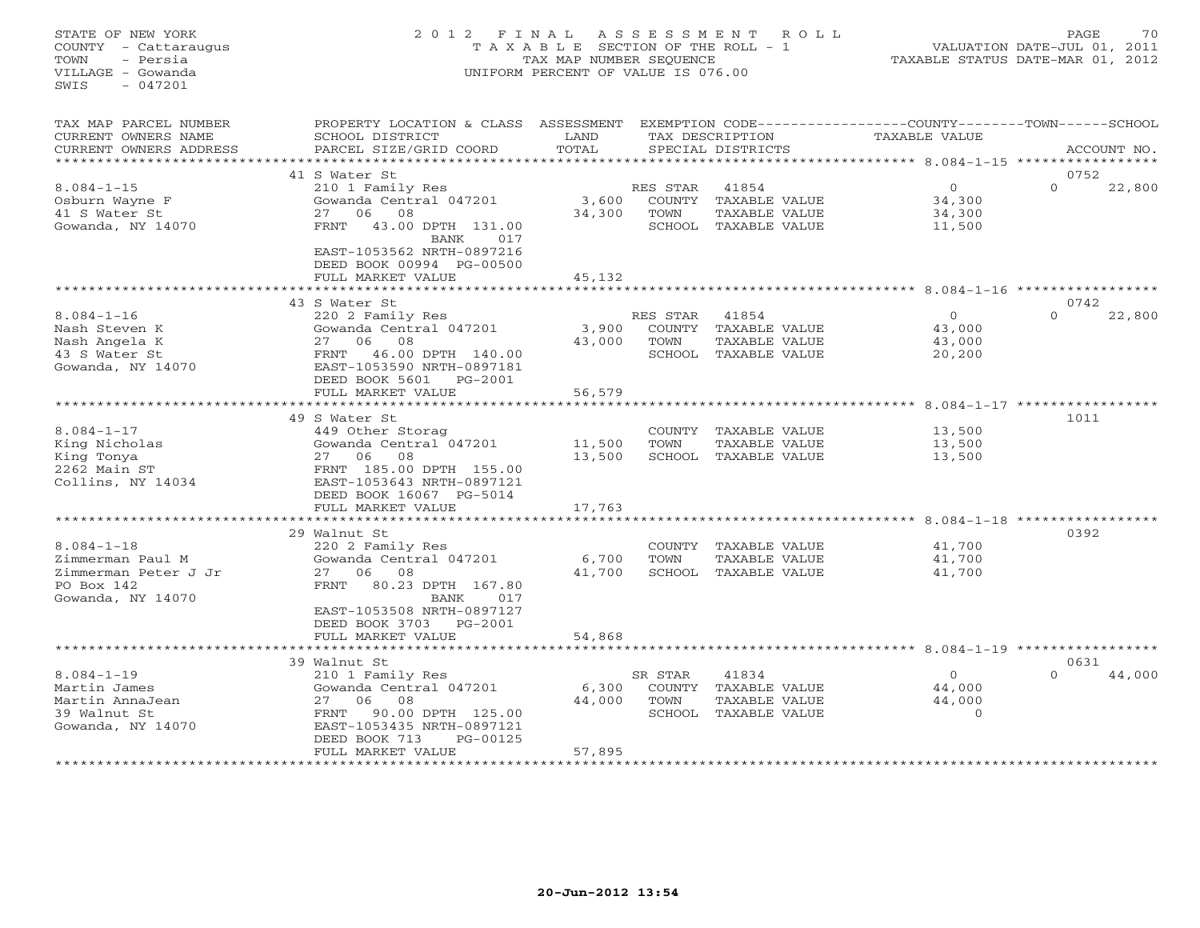STATE OF NEW YORK
COUNTY - Cattaraugus
TOWN - Persia
VILLAGE - Gowanda
SWIS - 047201

2012 FINAL ASSESSMENT ROLL
TAXABLE SECTION OF THE ROLL - 1
TAX MAP NUMBER SEQUENCE
UNIFORM PERCENT OF VALUE IS 076.00

VALUATION DATE-JUL 01, 2011
TAXABLE STATUS DATE-MAR 01, 2012

| TAX MAP PARCEL NUMBER / CURRENT OWNERS NAME / CURRENT OWNERS ADDRESS | PROPERTY LOCATION & CLASS / SCHOOL DISTRICT / PARCEL SIZE/GRID COORD | ASSESSMENT LAND / TOTAL | EXEMPTION CODE / TAX DESCRIPTION / SPECIAL DISTRICTS | COUNTY / TAXABLE VALUE | TOWN | SCHOOL | ACCOUNT NO. |
|---|---|---|---|---|---|---|---|
| | 41 S Water St | | | | | | 0752 |
| 8.084-1-15 | 210 1 Family Res | | RES STAR 41854 | 0 | | 0 22,800 | |
| Osburn Wayne F | Gowanda Central 047201 | 3,600 | COUNTY TAXABLE VALUE | 34,300 | | | |
| 41 S Water St | 27 06 08 | 34,300 | TOWN TAXABLE VALUE | 34,300 | | | |
| Gowanda, NY 14070 | FRNT 43.00 DPTH 131.00 | | SCHOOL TAXABLE VALUE | 11,500 | | | |
| | BANK 017 | | | | | | |
| | EAST-1053562 NRTH-0897216 | | | | | | |
| | DEED BOOK 00994 PG-00500 | | | | | | |
| | FULL MARKET VALUE | 45,132 | | | | | |
| | 43 S Water St | | | | | | 0742 |
| 8.084-1-16 | 220 2 Family Res | | RES STAR 41854 | 0 | | 0 22,800 | |
| Nash Steven K | Gowanda Central 047201 | 3,900 | COUNTY TAXABLE VALUE | 43,000 | | | |
| Nash Angela K | 27 06 08 | 43,000 | TOWN TAXABLE VALUE | 43,000 | | | |
| 43 S Water St | FRNT 46.00 DPTH 140.00 | | SCHOOL TAXABLE VALUE | 20,200 | | | |
| Gowanda, NY 14070 | EAST-1053590 NRTH-0897181 | | | | | | |
| | DEED BOOK 5601 PG-2001 | | | | | | |
| | FULL MARKET VALUE | 56,579 | | | | | |
| | 49 S Water St | | | | | | 1011 |
| 8.084-1-17 | 449 Other Storag | | COUNTY TAXABLE VALUE | 13,500 | | | |
| King Nicholas | Gowanda Central 047201 | 11,500 | TOWN TAXABLE VALUE | 13,500 | | | |
| King Tonya | 27 06 08 | 13,500 | SCHOOL TAXABLE VALUE | 13,500 | | | |
| 2262 Main ST | FRNT 185.00 DPTH 155.00 | | | | | | |
| Collins, NY 14034 | EAST-1053643 NRTH-0897121 | | | | | | |
| | DEED BOOK 16067 PG-5014 | | | | | | |
| | FULL MARKET VALUE | 17,763 | | | | | |
| | 29 Walnut St | | | | | | 0392 |
| 8.084-1-18 | 220 2 Family Res | | COUNTY TAXABLE VALUE | 41,700 | | | |
| Zimmerman Paul M | Gowanda Central 047201 | 6,700 | TOWN TAXABLE VALUE | 41,700 | | | |
| Zimmerman Peter J Jr | 27 06 08 | 41,700 | SCHOOL TAXABLE VALUE | 41,700 | | | |
| PO Box 142 | FRNT 80.23 DPTH 167.80 | | | | | | |
| Gowanda, NY 14070 | BANK 017 | | | | | | |
| | EAST-1053508 NRTH-0897127 | | | | | | |
| | DEED BOOK 3703 PG-2001 | | | | | | |
| | FULL MARKET VALUE | 54,868 | | | | | |
| | 39 Walnut St | | | | | | 0631 |
| 8.084-1-19 | 210 1 Family Res | | SR STAR 41834 | 0 | | 0 44,000 | |
| Martin James | Gowanda Central 047201 | 6,300 | COUNTY TAXABLE VALUE | 44,000 | | | |
| Martin AnnaJean | 27 06 08 | 44,000 | TOWN TAXABLE VALUE | 44,000 | | | |
| 39 Walnut St | FRNT 90.00 DPTH 125.00 | | SCHOOL TAXABLE VALUE | 0 | | | |
| Gowanda, NY 14070 | EAST-1053435 NRTH-0897121 | | | | | | |
| | DEED BOOK 713 PG-00125 | | | | | | |
| | FULL MARKET VALUE | 57,895 | | | | | |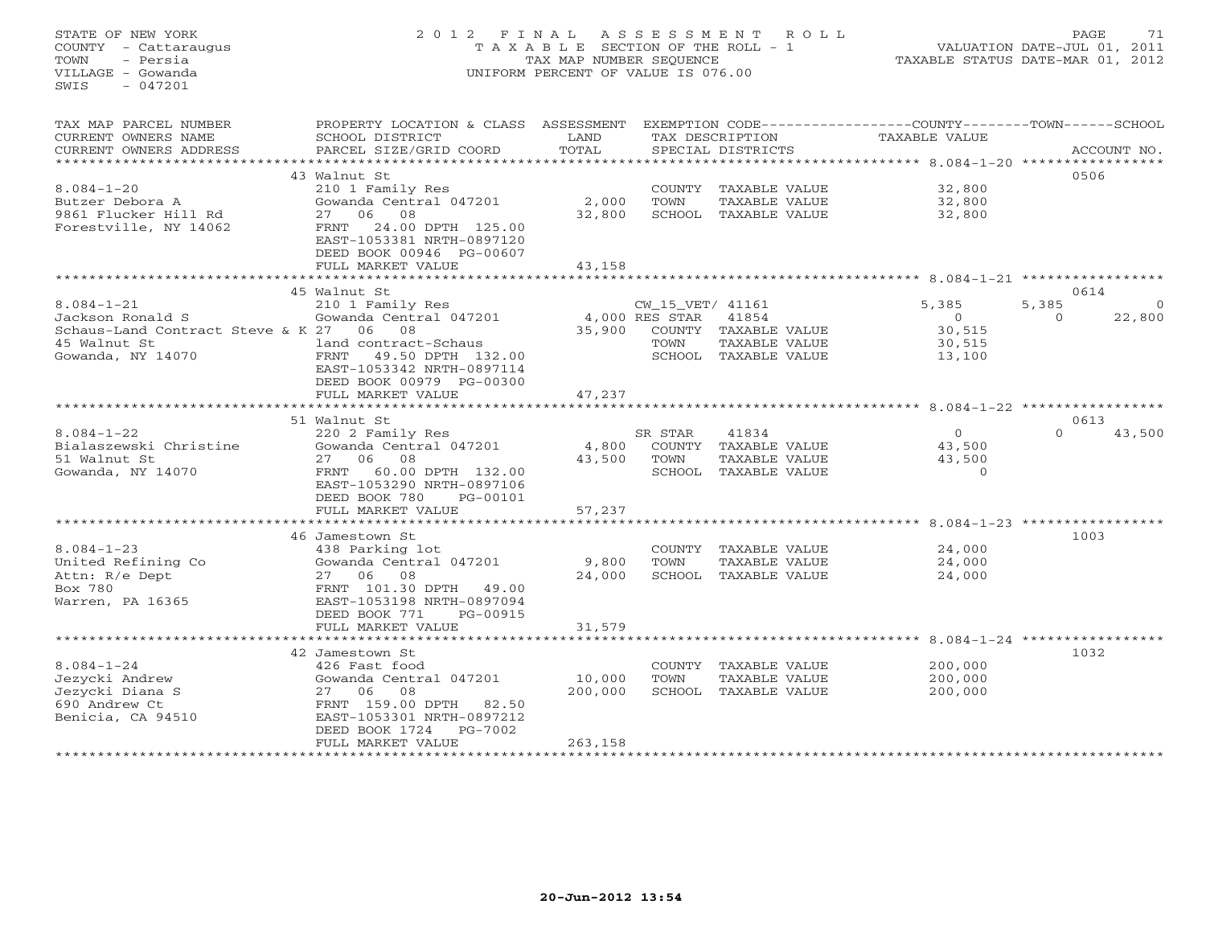STATE OF NEW YORK
COUNTY - Cattaraugus
TOWN - Persia
VILLAGE - Gowanda
SWIS - 047201

2012 FINAL ASSESSMENT ROLL
TAXABLE SECTION OF THE ROLL - 1
TAX MAP NUMBER SEQUENCE
UNIFORM PERCENT OF VALUE IS 076.00

VALUATION DATE-JUL 01, 2011
TAXABLE STATUS DATE-MAR 01, 2012

| TAX MAP PARCEL NUMBER / CURRENT OWNERS NAME / CURRENT OWNERS ADDRESS | PROPERTY LOCATION & CLASS / SCHOOL DISTRICT / PARCEL SIZE/GRID COORD | ASSESSMENT LAND | TOTAL | EXEMPTION CODE / TAX DESCRIPTION / SPECIAL DISTRICTS | COUNTY TAXABLE VALUE | TOWN | SCHOOL | ACCOUNT NO. |
|---|---|---|---|---|---|---|---|---|
| **8.084-1-20** | 43 Walnut St | | | | | | | 0506 |
| 8.084-1-20 | 210 1 Family Res | | | COUNTY TAXABLE VALUE | 32,800 | | | |
| Butzer Debora A | Gowanda Central 047201 | 2,000 | | TOWN TAXABLE VALUE | 32,800 | | | |
| 9861 Flucker Hill Rd | 27 06 08 | | 32,800 | SCHOOL TAXABLE VALUE | 32,800 | | | |
| Forestville, NY 14062 | FRNT 24.00 DPTH 125.00 | | | | | | | |
| | EAST-1053381 NRTH-0897120 | | | | | | | |
| | DEED BOOK 00946 PG-00607 | | | | | | | |
| | FULL MARKET VALUE | | 43,158 | | | | | |
| **8.084-1-21** | 45 Walnut St | | | | | | | 0614 |
| 8.084-1-21 | 210 1 Family Res | | | CW_15_VET/ 41161 | 5,385 | 5,385 | 0 | |
| Jackson Ronald S | Gowanda Central 047201 | 4,000 | | RES STAR 41854 | 0 | 0 | 22,800 | |
| Schaus-Land Contract Steve & K | 27 06 08 | | 35,900 | COUNTY TAXABLE VALUE | 30,515 | | | |
| 45 Walnut St | land contract-Schaus | | | TOWN TAXABLE VALUE | 30,515 | | | |
| Gowanda, NY 14070 | FRNT 49.50 DPTH 132.00 | | | SCHOOL TAXABLE VALUE | 13,100 | | | |
| | EAST-1053342 NRTH-0897114 | | | | | | | |
| | DEED BOOK 00979 PG-00300 | | | | | | | |
| | FULL MARKET VALUE | | 47,237 | | | | | |
| **8.084-1-22** | 51 Walnut St | | | | | | | 0613 |
| 8.084-1-22 | 220 2 Family Res | | | SR STAR 41834 | 0 | 0 | 43,500 | |
| Bialaszewski Christine | Gowanda Central 047201 | 4,800 | | COUNTY TAXABLE VALUE | 43,500 | | | |
| 51 Walnut St | 27 06 08 | | 43,500 | TOWN TAXABLE VALUE | 43,500 | | | |
| Gowanda, NY 14070 | FRNT 60.00 DPTH 132.00 | | | SCHOOL TAXABLE VALUE | 0 | | | |
| | EAST-1053290 NRTH-0897106 | | | | | | | |
| | DEED BOOK 780 PG-00101 | | | | | | | |
| | FULL MARKET VALUE | | 57,237 | | | | | |
| **8.084-1-23** | 46 Jamestown St | | | | | | | 1003 |
| 8.084-1-23 | 438 Parking lot | | | COUNTY TAXABLE VALUE | 24,000 | | | |
| United Refining Co | Gowanda Central 047201 | 9,800 | | TOWN TAXABLE VALUE | 24,000 | | | |
| Attn: R/e Dept | 27 06 08 | | 24,000 | SCHOOL TAXABLE VALUE | 24,000 | | | |
| Box 780 | FRNT 101.30 DPTH 49.00 | | | | | | | |
| Warren, PA 16365 | EAST-1053198 NRTH-0897094 | | | | | | | |
| | DEED BOOK 771 PG-00915 | | | | | | | |
| | FULL MARKET VALUE | | 31,579 | | | | | |
| **8.084-1-24** | 42 Jamestown St | | | | | | | 1032 |
| 8.084-1-24 | 426 Fast food | | | COUNTY TAXABLE VALUE | 200,000 | | | |
| Jezycki Andrew | Gowanda Central 047201 | 10,000 | | TOWN TAXABLE VALUE | 200,000 | | | |
| Jezycki Diana S | 27 06 08 | | 200,000 | SCHOOL TAXABLE VALUE | 200,000 | | | |
| 690 Andrew Ct | FRNT 159.00 DPTH 82.50 | | | | | | | |
| Benicia, CA 94510 | EAST-1053301 NRTH-0897212 | | | | | | | |
| | DEED BOOK 1724 PG-7002 | | | | | | | |
| | FULL MARKET VALUE | | 263,158 | | | | | |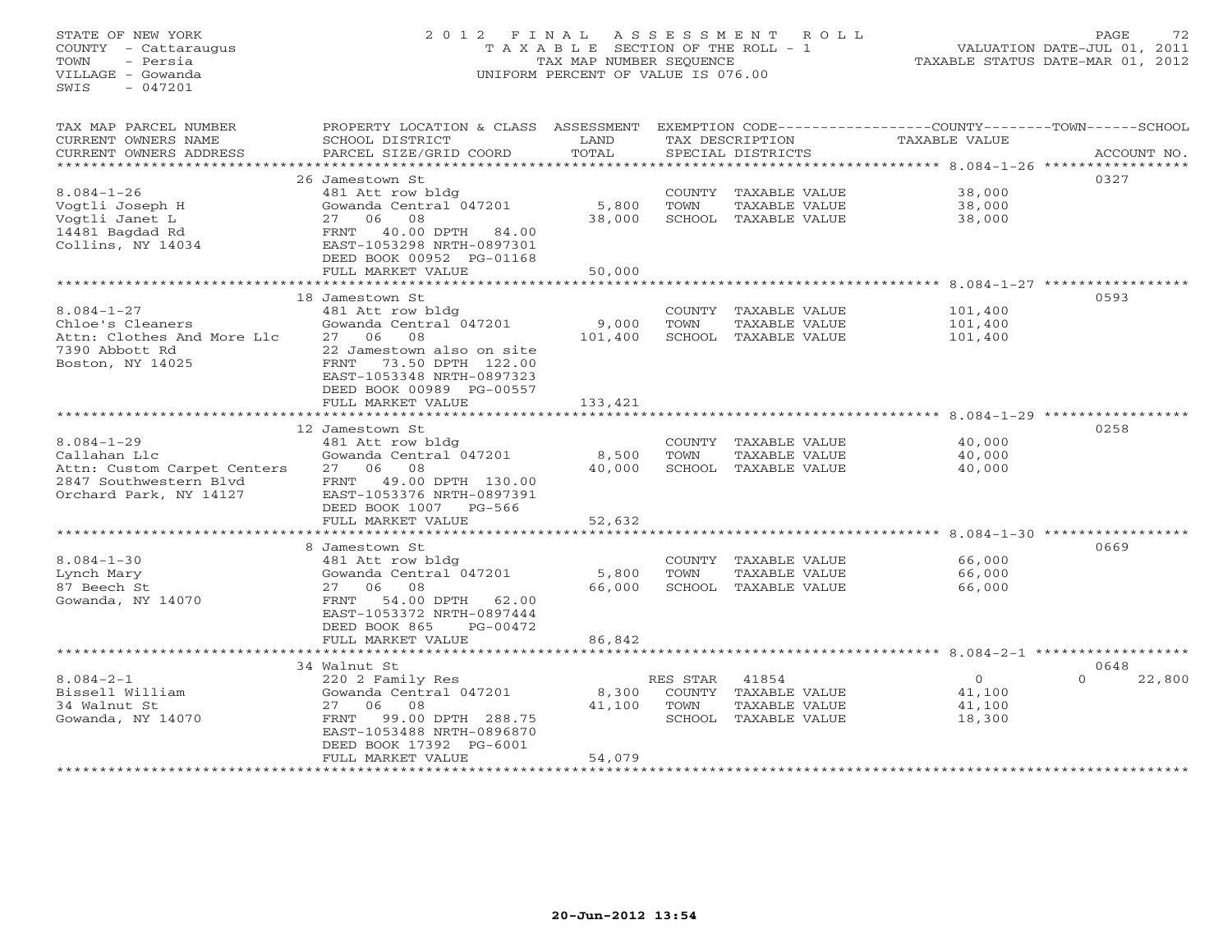STATE OF NEW YORK
COUNTY - Cattaraugus
TOWN - Persia
VILLAGE - Gowanda
SWIS - 047201

# 2012 FINAL ASSESSMENT ROLL

TAXABLE SECTION OF THE ROLL - 1
TAX MAP NUMBER SEQUENCE
UNIFORM PERCENT OF VALUE IS 076.00

VALUATION DATE-JUL 01, 2011
TAXABLE STATUS DATE-MAR 01, 2012

| TAX MAP PARCEL NUMBER / CURRENT OWNERS NAME / CURRENT OWNERS ADDRESS | PROPERTY LOCATION & CLASS / SCHOOL DISTRICT / PARCEL SIZE/GRID COORD | ASSESSMENT LAND | TOTAL | EXEMPTION CODE / TAX DESCRIPTION / SPECIAL DISTRICTS | COUNTY/TOWN/SCHOOL TAXABLE VALUE | ACCOUNT NO. |
|---|---|---|---|---|---|---|
| 8.084-1-26 | 26 Jamestown St | | | | | 0327 |
| Vogtli Joseph H | 481 Att row bldg | | | COUNTY TAXABLE VALUE | 38,000 | |
| Vogtli Janet L | Gowanda Central 047201 | 5,800 | | TOWN TAXABLE VALUE | 38,000 | |
| 14481 Bagdad Rd | 27 06 08 | | 38,000 | SCHOOL TAXABLE VALUE | 38,000 | |
| Collins, NY 14034 | FRNT 40.00 DPTH 84.00 | | | | | |
| | EAST-1053298 NRTH-0897301 | | | | | |
| | DEED BOOK 00952 PG-01168 | | | | | |
| | FULL MARKET VALUE | | 50,000 | | | |
| 8.084-1-27 | 18 Jamestown St | | | | | 0593 |
| Chloe's Cleaners | 481 Att row bldg | | | COUNTY TAXABLE VALUE | 101,400 | |
| Attn: Clothes And More Llc | Gowanda Central 047201 | 9,000 | | TOWN TAXABLE VALUE | 101,400 | |
| 7390 Abbott Rd | 27 06 08 | | 101,400 | SCHOOL TAXABLE VALUE | 101,400 | |
| Boston, NY 14025 | 22 Jamestown also on site | | | | | |
| | FRNT 73.50 DPTH 122.00 | | | | | |
| | EAST-1053348 NRTH-0897323 | | | | | |
| | DEED BOOK 00989 PG-00557 | | | | | |
| | FULL MARKET VALUE | | 133,421 | | | |
| 8.084-1-29 | 12 Jamestown St | | | | | 0258 |
| Callahan Llc | 481 Att row bldg | | | COUNTY TAXABLE VALUE | 40,000 | |
| Attn: Custom Carpet Centers | Gowanda Central 047201 | 8,500 | | TOWN TAXABLE VALUE | 40,000 | |
| 2847 Southwestern Blvd | 27 06 08 | | 40,000 | SCHOOL TAXABLE VALUE | 40,000 | |
| Orchard Park, NY 14127 | FRNT 49.00 DPTH 130.00 | | | | | |
| | EAST-1053376 NRTH-0897391 | | | | | |
| | DEED BOOK 1007 PG-566 | | | | | |
| | FULL MARKET VALUE | | 52,632 | | | |
| 8.084-1-30 | 8 Jamestown St | | | | | 0669 |
| Lynch Mary | 481 Att row bldg | | | COUNTY TAXABLE VALUE | 66,000 | |
| 87 Beech St | Gowanda Central 047201 | 5,800 | | TOWN TAXABLE VALUE | 66,000 | |
| Gowanda, NY 14070 | 27 06 08 | | 66,000 | SCHOOL TAXABLE VALUE | 66,000 | |
| | FRNT 54.00 DPTH 62.00 | | | | | |
| | EAST-1053372 NRTH-0897444 | | | | | |
| | DEED BOOK 865 PG-00472 | | | | | |
| | FULL MARKET VALUE | | 86,842 | | | |
| 8.084-2-1 | 34 Walnut St | | | | | 0648 |
| Bissell William | 220 2 Family Res | | | RES STAR 41854 | 0 | 0 22,800 |
| 34 Walnut St | Gowanda Central 047201 | 8,300 | | COUNTY TAXABLE VALUE | 41,100 | |
| Gowanda, NY 14070 | 27 06 08 | | 41,100 | TOWN TAXABLE VALUE | 41,100 | |
| | FRNT 99.00 DPTH 288.75 | | | SCHOOL TAXABLE VALUE | 18,300 | |
| | EAST-1053488 NRTH-0896870 | | | | | |
| | DEED BOOK 17392 PG-6001 | | | | | |
| | FULL MARKET VALUE | | 54,079 | | | |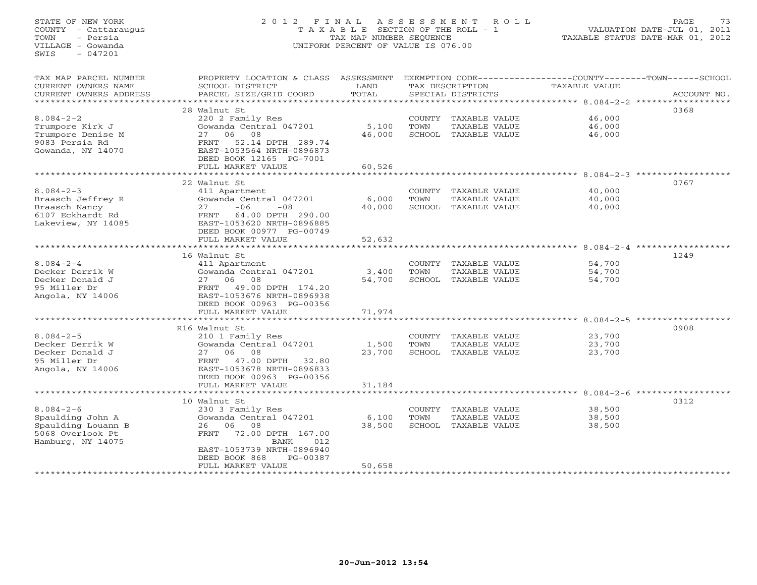STATE OF NEW YORK
COUNTY - Cattaraugus
TOWN - Persia
VILLAGE - Gowanda
SWIS - 047201

# 2012 FINAL ASSESSMENT ROLL

TAXABLE SECTION OF THE ROLL - 1
TAX MAP NUMBER SEQUENCE
UNIFORM PERCENT OF VALUE IS 076.00

VALUATION DATE-JUL 01, 2011
TAXABLE STATUS DATE-MAR 01, 2012

| TAX MAP PARCEL NUMBER / CURRENT OWNERS NAME / CURRENT OWNERS ADDRESS | PROPERTY LOCATION & CLASS / SCHOOL DISTRICT / PARCEL SIZE/GRID COORD | ASSESSMENT LAND | TOTAL | EXEMPTION CODE / TAX DESCRIPTION / SPECIAL DISTRICTS | TAXABLE VALUE | ACCOUNT NO. |
|---|---|---|---|---|---|---|
| 8.084-2-2 | 28 Walnut St | | | | | 0368 |
| Trumpore Kirk J | 220 2 Family Res | | | COUNTY TAXABLE VALUE | 46,000 | |
| Trumpore Denise M | Gowanda Central 047201 | 5,100 | | TOWN TAXABLE VALUE | 46,000 | |
| 9083 Persia Rd | 27 06 08 | | 46,000 | SCHOOL TAXABLE VALUE | 46,000 | |
| Gowanda, NY 14070 | FRNT 52.14 DPTH 289.74 | | | | | |
| | EAST-1053564 NRTH-0896873 | | | | | |
| | DEED BOOK 12165 PG-7001 | | | | | |
| | FULL MARKET VALUE | | 60,526 | | | |
| 8.084-2-3 | 22 Walnut St | | | | | 0767 |
| Braasch Jeffrey R | 411 Apartment | | | COUNTY TAXABLE VALUE | 40,000 | |
| Braasch Nancy | Gowanda Central 047201 | 6,000 | | TOWN TAXABLE VALUE | 40,000 | |
| 6107 Eckhardt Rd | 27 -06 -08 | | 40,000 | SCHOOL TAXABLE VALUE | 40,000 | |
| Lakeview, NY 14085 | FRNT 64.00 DPTH 290.00 | | | | | |
| | EAST-1053620 NRTH-0896885 | | | | | |
| | DEED BOOK 00977 PG-00749 | | | | | |
| | FULL MARKET VALUE | | 52,632 | | | |
| 8.084-2-4 | 16 Walnut St | | | | | 1249 |
| Decker Derrik W | 411 Apartment | | | COUNTY TAXABLE VALUE | 54,700 | |
| Decker Donald J | Gowanda Central 047201 | 3,400 | | TOWN TAXABLE VALUE | 54,700 | |
| 95 Miller Dr | 27 06 08 | | 54,700 | SCHOOL TAXABLE VALUE | 54,700 | |
| Angola, NY 14006 | FRNT 49.00 DPTH 174.20 | | | | | |
| | EAST-1053676 NRTH-0896938 | | | | | |
| | DEED BOOK 00963 PG-00356 | | | | | |
| | FULL MARKET VALUE | | 71,974 | | | |
| 8.084-2-5 | R16 Walnut St | | | | | 0908 |
| Decker Derrik W | 210 1 Family Res | | | COUNTY TAXABLE VALUE | 23,700 | |
| Decker Donald J | Gowanda Central 047201 | 1,500 | | TOWN TAXABLE VALUE | 23,700 | |
| 95 Miller Dr | 27 06 08 | | 23,700 | SCHOOL TAXABLE VALUE | 23,700 | |
| Angola, NY 14006 | FRNT 47.00 DPTH 32.80 | | | | | |
| | EAST-1053678 NRTH-0896833 | | | | | |
| | DEED BOOK 00963 PG-00356 | | | | | |
| | FULL MARKET VALUE | | 31,184 | | | |
| 8.084-2-6 | 10 Walnut St | | | | | 0312 |
| Spaulding John A | 230 3 Family Res | | | COUNTY TAXABLE VALUE | 38,500 | |
| Spaulding Louann B | Gowanda Central 047201 | 6,100 | | TOWN TAXABLE VALUE | 38,500 | |
| 5068 Overlook Pt | 26 06 08 | | 38,500 | SCHOOL TAXABLE VALUE | 38,500 | |
| Hamburg, NY 14075 | FRNT 72.00 DPTH 167.00 | | | | | |
| | BANK 012 | | | | | |
| | EAST-1053739 NRTH-0896940 | | | | | |
| | DEED BOOK 868 PG-00387 | | | | | |
| | FULL MARKET VALUE | | 50,658 | | | |

20-Jun-2012 13:54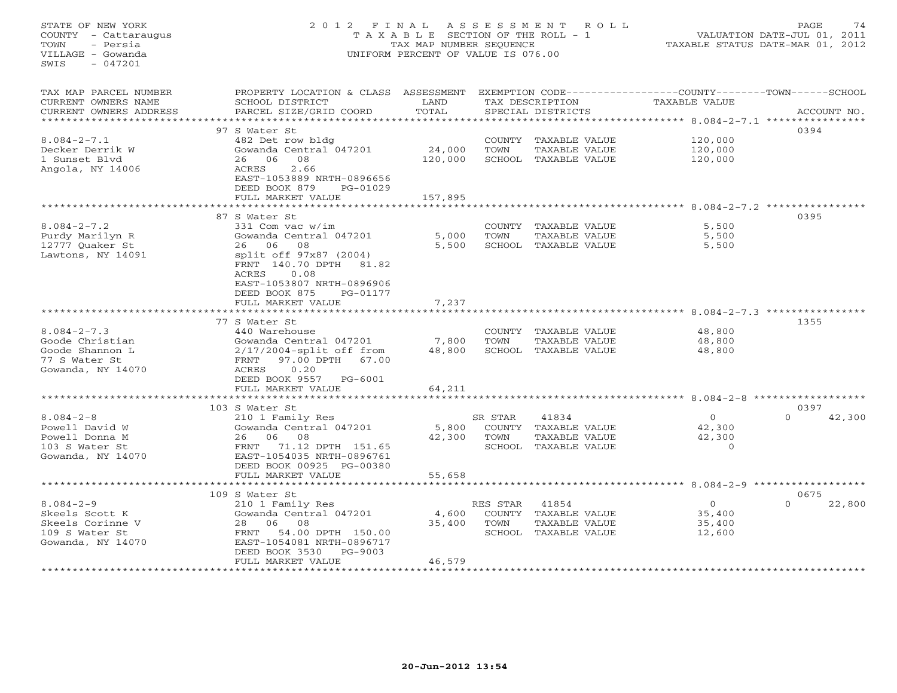STATE OF NEW YORK
COUNTY - Cattaraugus
TOWN - Persia
VILLAGE - Gowanda
SWIS - 047201

# 2012 FINAL ASSESSMENT ROLL

TAXABLE SECTION OF THE ROLL - 1
TAX MAP NUMBER SEQUENCE
UNIFORM PERCENT OF VALUE IS 076.00

VALUATION DATE-JUL 01, 2011
TAXABLE STATUS DATE-MAR 01, 2012

| TAX MAP PARCEL NUMBER / CURRENT OWNERS NAME / CURRENT OWNERS ADDRESS | PROPERTY LOCATION & CLASS / SCHOOL DISTRICT / PARCEL SIZE/GRID COORD | ASSESSMENT LAND / TOTAL | EXEMPTION CODE / TAX DESCRIPTION / SPECIAL DISTRICTS | COUNTY / TOWN / SCHOOL TAXABLE VALUE | ACCOUNT NO. |
|---|---|---|---|---|---|
| | 97 S Water St | | | | 0394 |
| 8.084-2-7.1 | 482 Det row bldg | | COUNTY TAXABLE VALUE | 120,000 | |
| Decker Derrik W | Gowanda Central 047201 | 24,000 | TOWN TAXABLE VALUE | 120,000 | |
| 1 Sunset Blvd | 26 06 08 | 120,000 | SCHOOL TAXABLE VALUE | 120,000 | |
| Angola, NY 14006 | ACRES 2.66 | | | | |
| | EAST-1053889 NRTH-0896656 | | | | |
| | DEED BOOK 879 PG-01029 | | | | |
| | FULL MARKET VALUE | 157,895 | | | |
| | 87 S Water St | | | | 0395 |
| 8.084-2-7.2 | 331 Com vac w/im | | COUNTY TAXABLE VALUE | 5,500 | |
| Purdy Marilyn R | Gowanda Central 047201 | 5,000 | TOWN TAXABLE VALUE | 5,500 | |
| 12777 Quaker St | 26 06 08 | 5,500 | SCHOOL TAXABLE VALUE | 5,500 | |
| Lawtons, NY 14091 | split off 97x87 (2004) | | | | |
| | FRNT 140.70 DPTH 81.82 | | | | |
| | ACRES 0.08 | | | | |
| | EAST-1053807 NRTH-0896906 | | | | |
| | DEED BOOK 875 PG-01177 | | | | |
| | FULL MARKET VALUE | 7,237 | | | |
| | 77 S Water St | | | | 1355 |
| 8.084-2-7.3 | 440 Warehouse | | COUNTY TAXABLE VALUE | 48,800 | |
| Goode Christian | Gowanda Central 047201 | 7,800 | TOWN TAXABLE VALUE | 48,800 | |
| Goode Shannon L | 2/17/2004-split off from | 48,800 | SCHOOL TAXABLE VALUE | 48,800 | |
| 77 S Water St | FRNT 97.00 DPTH 67.00 | | | | |
| Gowanda, NY 14070 | ACRES 0.20 | | | | |
| | DEED BOOK 9557 PG-6001 | | | | |
| | FULL MARKET VALUE | 64,211 | | | |
| | 103 S Water St | | | | 0397 |
| 8.084-2-8 | 210 1 Family Res | | SR STAR 41834 | 0 / 0 / 42,300 | |
| Powell David W | Gowanda Central 047201 | 5,800 | COUNTY TAXABLE VALUE | 42,300 | |
| Powell Donna M | 26 06 08 | 42,300 | TOWN TAXABLE VALUE | 42,300 | |
| 103 S Water St | FRNT 71.12 DPTH 151.65 | | SCHOOL TAXABLE VALUE | 0 | |
| Gowanda, NY 14070 | EAST-1054035 NRTH-0896761 | | | | |
| | DEED BOOK 00925 PG-00380 | | | | |
| | FULL MARKET VALUE | 55,658 | | | |
| | 109 S Water St | | | | 0675 |
| 8.084-2-9 | 210 1 Family Res | | RES STAR 41854 | 0 / 0 / 22,800 | |
| Skeels Scott K | Gowanda Central 047201 | 4,600 | COUNTY TAXABLE VALUE | 35,400 | |
| Skeels Corinne V | 28 06 08 | 35,400 | TOWN TAXABLE VALUE | 35,400 | |
| 109 S Water St | FRNT 54.00 DPTH 150.00 | | SCHOOL TAXABLE VALUE | 12,600 | |
| Gowanda, NY 14070 | EAST-1054081 NRTH-0896717 | | | | |
| | DEED BOOK 3530 PG-9003 | | | | |
| | FULL MARKET VALUE | 46,579 | | | |

20-Jun-2012 13:54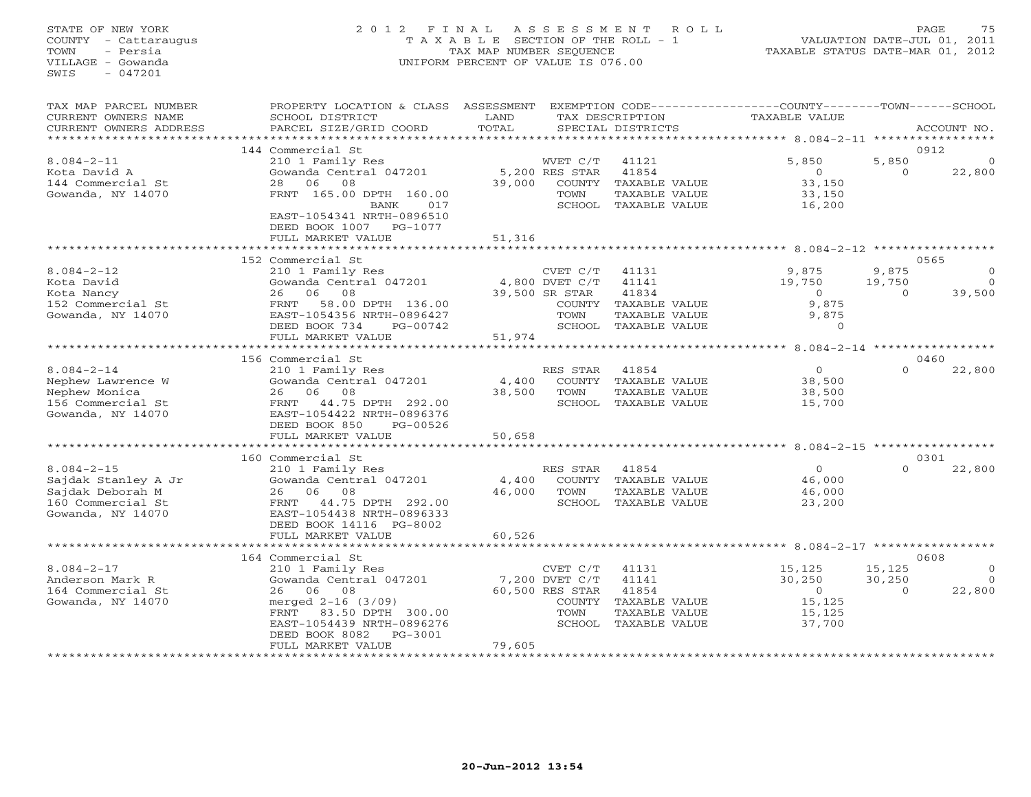STATE OF NEW YORK
COUNTY - Cattaraugus
TOWN - Persia
VILLAGE - Gowanda
SWIS - 047201

# 2012 FINAL ASSESSMENT ROLL

TAXABLE SECTION OF THE ROLL - 1
TAX MAP NUMBER SEQUENCE
UNIFORM PERCENT OF VALUE IS 076.00

VALUATION DATE-JUL 01, 2011
TAXABLE STATUS DATE-MAR 01, 2012

| TAX MAP PARCEL NUMBER / CURRENT OWNERS NAME / CURRENT OWNERS ADDRESS | PROPERTY LOCATION & CLASS / SCHOOL DISTRICT / PARCEL SIZE/GRID COORD | ASSESSMENT LAND / TOTAL | EXEMPTION CODE / TAX DESCRIPTION / SPECIAL DISTRICTS | | COUNTY TAXABLE VALUE | TOWN | SCHOOL / ACCOUNT NO. |
|---|---|---|---|---|---|---|---|
| | 144 Commercial St | | | | | | 0912 |
| 8.084-2-11 | 210 1 Family Res | | WVET C/T | 41121 | 5,850 | 5,850 | 0 |
| Kota David A | Gowanda Central 047201 | 5,200 | RES STAR | 41854 | 0 | 0 | 22,800 |
| 144 Commercial St | 28 06 08 | 39,000 | COUNTY | TAXABLE VALUE | 33,150 | | |
| Gowanda, NY 14070 | FRNT 165.00 DPTH 160.00 | | TOWN | TAXABLE VALUE | 33,150 | | |
| | BANK 017 | | SCHOOL | TAXABLE VALUE | 16,200 | | |
| | EAST-1054341 NRTH-0896510 | | | | | | |
| | DEED BOOK 1007 PG-1077 | | | | | | |
| | FULL MARKET VALUE | 51,316 | | | | | |
| | 152 Commercial St | | | | | | 0565 |
| 8.084-2-12 | 210 1 Family Res | | CVET C/T | 41131 | 9,875 | 9,875 | 0 |
| Kota David | Gowanda Central 047201 | 4,800 | DVET C/T | 41141 | 19,750 | 19,750 | 0 |
| Kota Nancy | 26 06 08 | 39,500 | SR STAR | 41834 | 0 | 0 | 39,500 |
| 152 Commercial St | FRNT 58.00 DPTH 136.00 | | COUNTY | TAXABLE VALUE | 9,875 | | |
| Gowanda, NY 14070 | EAST-1054356 NRTH-0896427 | | TOWN | TAXABLE VALUE | 9,875 | | |
| | DEED BOOK 734 PG-00742 | | SCHOOL | TAXABLE VALUE | 0 | | |
| | FULL MARKET VALUE | 51,974 | | | | | |
| | 156 Commercial St | | | | | | 0460 |
| 8.084-2-14 | 210 1 Family Res | | RES STAR | 41854 | 0 | 0 | 22,800 |
| Nephew Lawrence W | Gowanda Central 047201 | 4,400 | COUNTY | TAXABLE VALUE | 38,500 | | |
| Nephew Monica | 26 06 08 | 38,500 | TOWN | TAXABLE VALUE | 38,500 | | |
| 156 Commercial St | FRNT 44.75 DPTH 292.00 | | SCHOOL | TAXABLE VALUE | 15,700 | | |
| Gowanda, NY 14070 | EAST-1054422 NRTH-0896376 | | | | | | |
| | DEED BOOK 850 PG-00526 | | | | | | |
| | FULL MARKET VALUE | 50,658 | | | | | |
| | 160 Commercial St | | | | | | 0301 |
| 8.084-2-15 | 210 1 Family Res | | RES STAR | 41854 | 0 | 0 | 22,800 |
| Sajdak Stanley A Jr | Gowanda Central 047201 | 4,400 | COUNTY | TAXABLE VALUE | 46,000 | | |
| Sajdak Deborah M | 26 06 08 | 46,000 | TOWN | TAXABLE VALUE | 46,000 | | |
| 160 Commercial St | FRNT 44.75 DPTH 292.00 | | SCHOOL | TAXABLE VALUE | 23,200 | | |
| Gowanda, NY 14070 | EAST-1054438 NRTH-0896333 | | | | | | |
| | DEED BOOK 14116 PG-8002 | | | | | | |
| | FULL MARKET VALUE | 60,526 | | | | | |
| | 164 Commercial St | | | | | | 0608 |
| 8.084-2-17 | 210 1 Family Res | | CVET C/T | 41131 | 15,125 | 15,125 | 0 |
| Anderson Mark R | Gowanda Central 047201 | 7,200 | DVET C/T | 41141 | 30,250 | 30,250 | 0 |
| 164 Commercial St | 26 06 08 | 60,500 | RES STAR | 41854 | 0 | 0 | 22,800 |
| Gowanda, NY 14070 | merged 2-16 (3/09) | | COUNTY | TAXABLE VALUE | 15,125 | | |
| | FRNT 83.50 DPTH 300.00 | | TOWN | TAXABLE VALUE | 15,125 | | |
| | EAST-1054439 NRTH-0896276 | | SCHOOL | TAXABLE VALUE | 37,700 | | |
| | DEED BOOK 8082 PG-3001 | | | | | | |
| | FULL MARKET VALUE | 79,605 | | | | | |

20-Jun-2012 13:54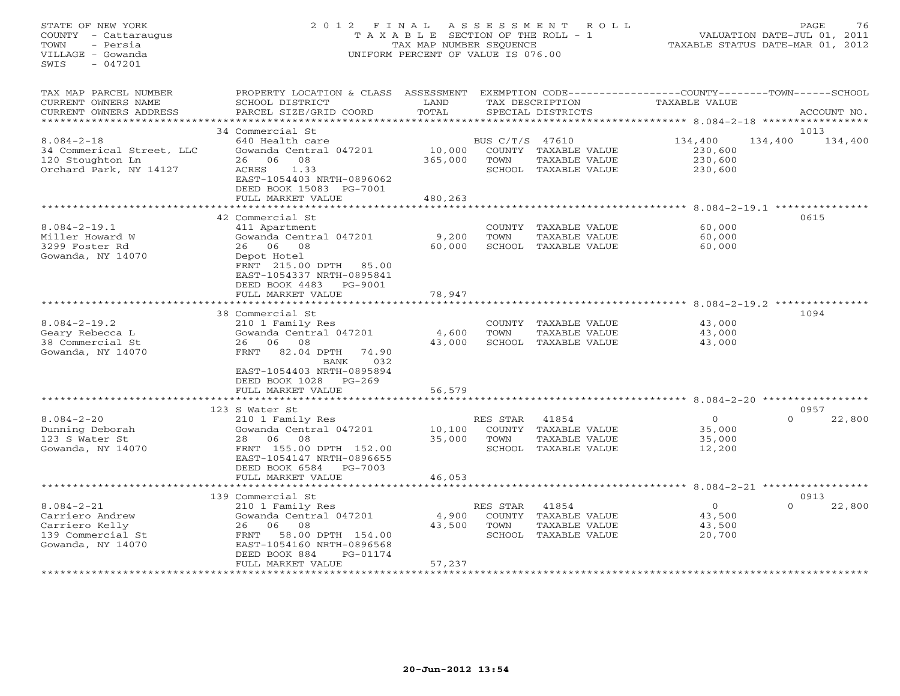STATE OF NEW YORK
COUNTY - Cattaraugus
TOWN - Persia
VILLAGE - Gowanda
SWIS - 047201

# 2012 FINAL ASSESSMENT ROLL

TAXABLE SECTION OF THE ROLL - 1
TAX MAP NUMBER SEQUENCE
UNIFORM PERCENT OF VALUE IS 076.00

VALUATION DATE-JUL 01, 2011
TAXABLE STATUS DATE-MAR 01, 2012

| TAX MAP PARCEL NUMBER / CURRENT OWNERS NAME / CURRENT OWNERS ADDRESS | PROPERTY LOCATION & CLASS / SCHOOL DISTRICT / PARCEL SIZE/GRID COORD | ASSESSMENT LAND | TOTAL | EXEMPTION CODE / TAX DESCRIPTION / SPECIAL DISTRICTS | COUNTY TAXABLE VALUE | TOWN | SCHOOL | ACCOUNT NO. |
|---|---|---|---|---|---|---|---|---|
| 8.084-2-18 | 34 Commercial St | | | | | | | 1013 |
| 34 Commerical Street, LLC | 640 Health care | | | BUS C/T/S 47610 | 134,400 | 134,400 | 134,400 | |
| 120 Stoughton Ln | Gowanda Central 047201 | 10,000 | | COUNTY TAXABLE VALUE | 230,600 | | | |
| Orchard Park, NY 14127 | 26 06 08 | | 365,000 | TOWN TAXABLE VALUE | 230,600 | | | |
| | ACRES 1.33 | | | SCHOOL TAXABLE VALUE | 230,600 | | | |
| | EAST-1054403 NRTH-0896062 | | | | | | | |
| | DEED BOOK 15083 PG-7001 | | | | | | | |
| | FULL MARKET VALUE | | 480,263 | | | | | |
| 8.084-2-19.1 | 42 Commercial St | | | | | | | 0615 |
| Miller Howard W | 411 Apartment | | | COUNTY TAXABLE VALUE | 60,000 | | | |
| 3299 Foster Rd | Gowanda Central 047201 | 9,200 | | TOWN TAXABLE VALUE | 60,000 | | | |
| Gowanda, NY 14070 | 26 06 08 | | 60,000 | SCHOOL TAXABLE VALUE | 60,000 | | | |
| | Depot Hotel | | | | | | | |
| | FRNT 215.00 DPTH 85.00 | | | | | | | |
| | EAST-1054337 NRTH-0895841 | | | | | | | |
| | DEED BOOK 4483 PG-9001 | | | | | | | |
| | FULL MARKET VALUE | | 78,947 | | | | | |
| 8.084-2-19.2 | 38 Commercial St | | | | | | | 1094 |
| Geary Rebecca L | 210 1 Family Res | | | COUNTY TAXABLE VALUE | 43,000 | | | |
| 38 Commercial St | Gowanda Central 047201 | 4,600 | | TOWN TAXABLE VALUE | 43,000 | | | |
| Gowanda, NY 14070 | 26 06 08 | | 43,000 | SCHOOL TAXABLE VALUE | 43,000 | | | |
| | FRNT 82.04 DPTH 74.90 | | | | | | | |
| | BANK 032 | | | | | | | |
| | EAST-1054403 NRTH-0895894 | | | | | | | |
| | DEED BOOK 1028 PG-269 | | | | | | | |
| | FULL MARKET VALUE | | 56,579 | | | | | |
| 8.084-2-20 | 123 S Water St | | | | | | | 0957 |
| Dunning Deborah | 210 1 Family Res | | | RES STAR 41854 | 0 | 0 | 22,800 | |
| 123 S Water St | Gowanda Central 047201 | 10,100 | | COUNTY TAXABLE VALUE | 35,000 | | | |
| Gowanda, NY 14070 | 28 06 08 | | 35,000 | TOWN TAXABLE VALUE | 35,000 | | | |
| | FRNT 155.00 DPTH 152.00 | | | SCHOOL TAXABLE VALUE | 12,200 | | | |
| | EAST-1054147 NRTH-0896655 | | | | | | | |
| | DEED BOOK 6584 PG-7003 | | | | | | | |
| | FULL MARKET VALUE | | 46,053 | | | | | |
| 8.084-2-21 | 139 Commercial St | | | | | | | 0913 |
| Carriero Andrew | 210 1 Family Res | | | RES STAR 41854 | 0 | 0 | 22,800 | |
| Carriero Kelly | Gowanda Central 047201 | 4,900 | | COUNTY TAXABLE VALUE | 43,500 | | | |
| 139 Commercial St | 26 06 08 | | 43,500 | TOWN TAXABLE VALUE | 43,500 | | | |
| Gowanda, NY 14070 | FRNT 58.00 DPTH 154.00 | | | SCHOOL TAXABLE VALUE | 20,700 | | | |
| | EAST-1054160 NRTH-0896568 | | | | | | | |
| | DEED BOOK 884 PG-01174 | | | | | | | |
| | FULL MARKET VALUE | | 57,237 | | | | | |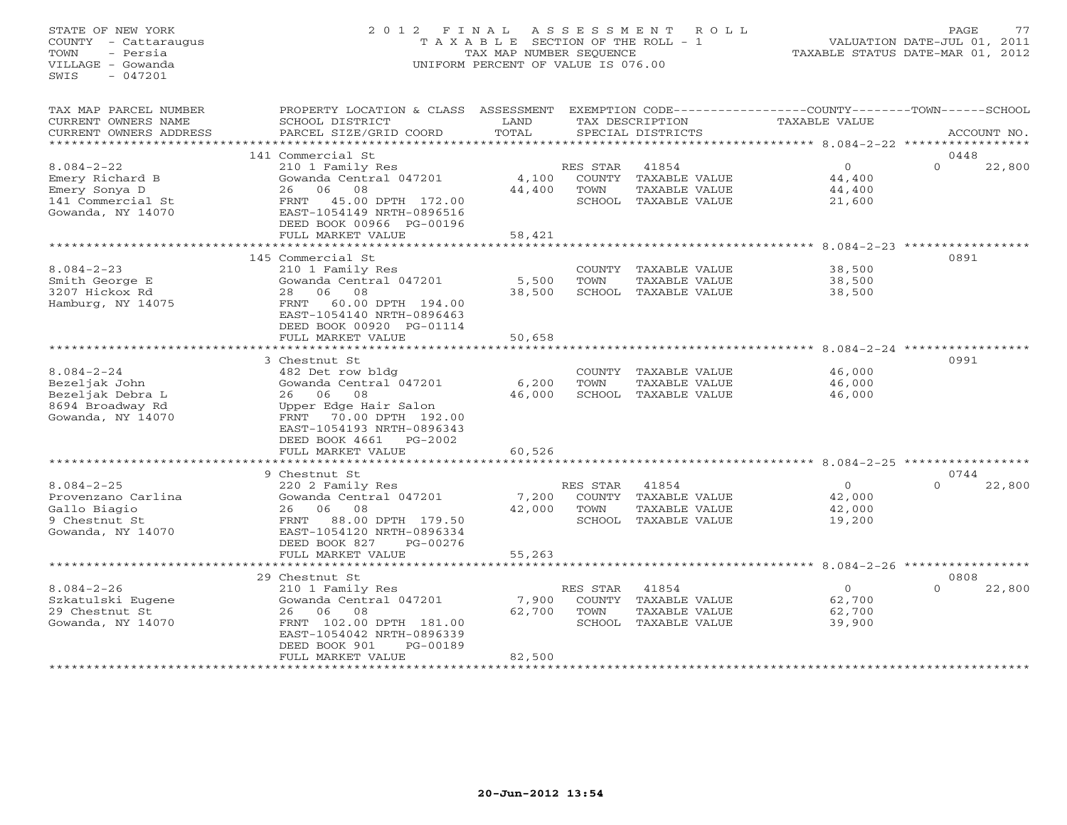STATE OF NEW YORK
COUNTY - Cattaraugus
TOWN - Persia
VILLAGE - Gowanda
SWIS - 047201

# 2012 FINAL ASSESSMENT ROLL

TAXABLE SECTION OF THE ROLL - 1
TAX MAP NUMBER SEQUENCE
UNIFORM PERCENT OF VALUE IS 076.00

VALUATION DATE-JUL 01, 2011
TAXABLE STATUS DATE-MAR 01, 2012

| TAX MAP PARCEL NUMBER / CURRENT OWNERS NAME / CURRENT OWNERS ADDRESS | PROPERTY LOCATION & CLASS / SCHOOL DISTRICT / PARCEL SIZE/GRID COORD | ASSESSMENT LAND / TOTAL | EXEMPTION CODE / TAX DESCRIPTION / SPECIAL DISTRICTS | COUNTY / TOWN TAXABLE VALUE | SCHOOL | ACCOUNT NO. |
|---|---|---|---|---|---|---|
| | 141 Commercial St | | | | | 0448 |
| 8.084-2-22 | 210 1 Family Res | | RES STAR 41854 | 0 | 0 | 22,800 |
| Emery Richard B | Gowanda Central 047201 | 4,100 | COUNTY TAXABLE VALUE | 44,400 | | |
| Emery Sonya D | 26 06 08 | 44,400 | TOWN TAXABLE VALUE | 44,400 | | |
| 141 Commercial St | FRNT 45.00 DPTH 172.00 | | SCHOOL TAXABLE VALUE | 21,600 | | |
| Gowanda, NY 14070 | EAST-1054149 NRTH-0896516 | | | | | |
| | DEED BOOK 00966 PG-00196 | | | | | |
| | FULL MARKET VALUE | 58,421 | | | | |
| | 145 Commercial St | | | | | 0891 |
| 8.084-2-23 | 210 1 Family Res | | COUNTY TAXABLE VALUE | 38,500 | | |
| Smith George E | Gowanda Central 047201 | 5,500 | TOWN TAXABLE VALUE | 38,500 | | |
| 3207 Hickox Rd | 28 06 08 | 38,500 | SCHOOL TAXABLE VALUE | 38,500 | | |
| Hamburg, NY 14075 | FRNT 60.00 DPTH 194.00 | | | | | |
| | EAST-1054140 NRTH-0896463 | | | | | |
| | DEED BOOK 00920 PG-01114 | | | | | |
| | FULL MARKET VALUE | 50,658 | | | | |
| | 3 Chestnut St | | | | | 0991 |
| 8.084-2-24 | 482 Det row bldg | | COUNTY TAXABLE VALUE | 46,000 | | |
| Bezeljak John | Gowanda Central 047201 | 6,200 | TOWN TAXABLE VALUE | 46,000 | | |
| Bezeljak Debra L | 26 06 08 | 46,000 | SCHOOL TAXABLE VALUE | 46,000 | | |
| 8694 Broadway Rd | Upper Edge Hair Salon | | | | | |
| Gowanda, NY 14070 | FRNT 70.00 DPTH 192.00 | | | | | |
| | EAST-1054193 NRTH-0896343 | | | | | |
| | DEED BOOK 4661 PG-2002 | | | | | |
| | FULL MARKET VALUE | 60,526 | | | | |
| | 9 Chestnut St | | | | | 0744 |
| 8.084-2-25 | 220 2 Family Res | | RES STAR 41854 | 0 | 0 | 22,800 |
| Provenzano Carlina | Gowanda Central 047201 | 7,200 | COUNTY TAXABLE VALUE | 42,000 | | |
| Gallo Biagio | 26 06 08 | 42,000 | TOWN TAXABLE VALUE | 42,000 | | |
| 9 Chestnut St | FRNT 88.00 DPTH 179.50 | | SCHOOL TAXABLE VALUE | 19,200 | | |
| Gowanda, NY 14070 | EAST-1054120 NRTH-0896334 | | | | | |
| | DEED BOOK 827 PG-00276 | | | | | |
| | FULL MARKET VALUE | 55,263 | | | | |
| | 29 Chestnut St | | | | | 0808 |
| 8.084-2-26 | 210 1 Family Res | | RES STAR 41854 | 0 | 0 | 22,800 |
| Szkatulski Eugene | Gowanda Central 047201 | 7,900 | COUNTY TAXABLE VALUE | 62,700 | | |
| 29 Chestnut St | 26 06 08 | 62,700 | TOWN TAXABLE VALUE | 62,700 | | |
| Gowanda, NY 14070 | FRNT 102.00 DPTH 181.00 | | SCHOOL TAXABLE VALUE | 39,900 | | |
| | EAST-1054042 NRTH-0896339 | | | | | |
| | DEED BOOK 901 PG-00189 | | | | | |
| | FULL MARKET VALUE | 82,500 | | | | |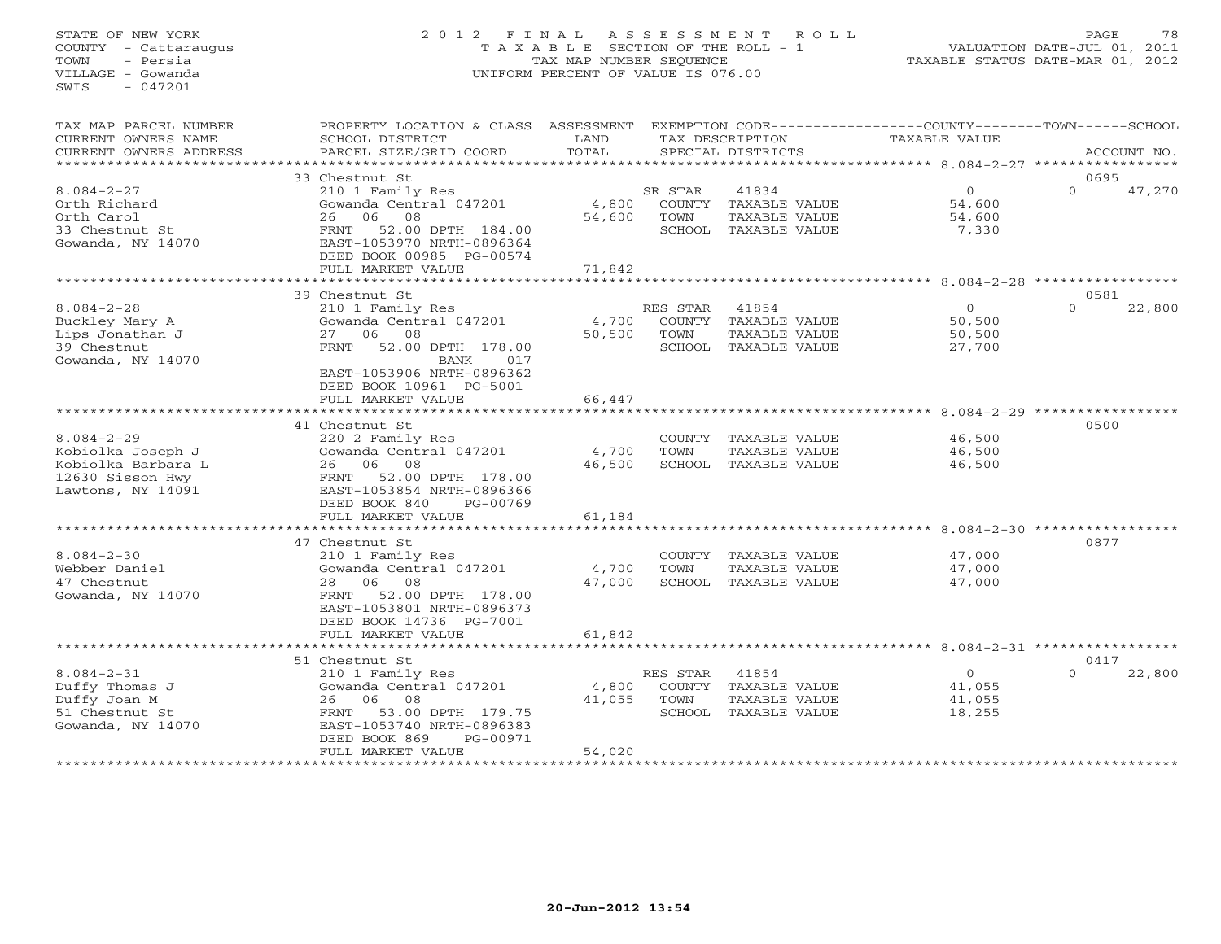STATE OF NEW YORK
COUNTY - Cattaraugus
TOWN - Persia
VILLAGE - Gowanda
SWIS - 047201

2012 FINAL ASSESSMENT ROLL
TAXABLE SECTION OF THE ROLL - 1
TAX MAP NUMBER SEQUENCE
UNIFORM PERCENT OF VALUE IS 076.00

VALUATION DATE-JUL 01, 2011
TAXABLE STATUS DATE-MAR 01, 2012

| TAX MAP PARCEL NUMBER / CURRENT OWNERS NAME / CURRENT OWNERS ADDRESS | PROPERTY LOCATION & CLASS / SCHOOL DISTRICT / PARCEL SIZE/GRID COORD | ASSESSMENT LAND / TOTAL | EXEMPTION CODE / TAX DESCRIPTION / SPECIAL DISTRICTS | | COUNTY / TAXABLE VALUE | TOWN | SCHOOL | ACCOUNT NO. |
|---|---|---|---|---|---|---|---|---|
| | 33 Chestnut St | | | | | | | 0695 |
| 8.084-2-27 | 210 1 Family Res | | SR STAR | 41834 | 0 | 0 | 47,270 | |
| Orth Richard | Gowanda Central 047201 | 4,800 | COUNTY | TAXABLE VALUE | 54,600 | | | |
| Orth Carol | 26 06 08 | 54,600 | TOWN | TAXABLE VALUE | 54,600 | | | |
| 33 Chestnut St | FRNT 52.00 DPTH 184.00 | | SCHOOL | TAXABLE VALUE | 7,330 | | | |
| Gowanda, NY 14070 | EAST-1053970 NRTH-0896364 | | | | | | | |
| | DEED BOOK 00985 PG-00574 | | | | | | | |
| | FULL MARKET VALUE | 71,842 | | | | | | |
| | 39 Chestnut St | | | | | | | 0581 |
| 8.084-2-28 | 210 1 Family Res | | RES STAR | 41854 | 0 | 0 | 22,800 | |
| Buckley Mary A | Gowanda Central 047201 | 4,700 | COUNTY | TAXABLE VALUE | 50,500 | | | |
| Lips Jonathan J | 27 06 08 | 50,500 | TOWN | TAXABLE VALUE | 50,500 | | | |
| 39 Chestnut | FRNT 52.00 DPTH 178.00 | | SCHOOL | TAXABLE VALUE | 27,700 | | | |
| Gowanda, NY 14070 | BANK 017 | | | | | | | |
| | EAST-1053906 NRTH-0896362 | | | | | | | |
| | DEED BOOK 10961 PG-5001 | | | | | | | |
| | FULL MARKET VALUE | 66,447 | | | | | | |
| | 41 Chestnut St | | | | | | | 0500 |
| 8.084-2-29 | 220 2 Family Res | | COUNTY | TAXABLE VALUE | 46,500 | | | |
| Kobiolka Joseph J | Gowanda Central 047201 | 4,700 | TOWN | TAXABLE VALUE | 46,500 | | | |
| Kobiolka Barbara L | 26 06 08 | 46,500 | SCHOOL | TAXABLE VALUE | 46,500 | | | |
| 12630 Sisson Hwy | FRNT 52.00 DPTH 178.00 | | | | | | | |
| Lawtons, NY 14091 | EAST-1053854 NRTH-0896366 | | | | | | | |
| | DEED BOOK 840 PG-00769 | | | | | | | |
| | FULL MARKET VALUE | 61,184 | | | | | | |
| | 47 Chestnut St | | | | | | | 0877 |
| 8.084-2-30 | 210 1 Family Res | | COUNTY | TAXABLE VALUE | 47,000 | | | |
| Webber Daniel | Gowanda Central 047201 | 4,700 | TOWN | TAXABLE VALUE | 47,000 | | | |
| 47 Chestnut | 28 06 08 | 47,000 | SCHOOL | TAXABLE VALUE | 47,000 | | | |
| Gowanda, NY 14070 | FRNT 52.00 DPTH 178.00 | | | | | | | |
| | EAST-1053801 NRTH-0896373 | | | | | | | |
| | DEED BOOK 14736 PG-7001 | | | | | | | |
| | FULL MARKET VALUE | 61,842 | | | | | | |
| | 51 Chestnut St | | | | | | | 0417 |
| 8.084-2-31 | 210 1 Family Res | | RES STAR | 41854 | 0 | 0 | 22,800 | |
| Duffy Thomas J | Gowanda Central 047201 | 4,800 | COUNTY | TAXABLE VALUE | 41,055 | | | |
| Duffy Joan M | 26 06 08 | 41,055 | TOWN | TAXABLE VALUE | 41,055 | | | |
| 51 Chestnut St | FRNT 53.00 DPTH 179.75 | | SCHOOL | TAXABLE VALUE | 18,255 | | | |
| Gowanda, NY 14070 | EAST-1053740 NRTH-0896383 | | | | | | | |
| | DEED BOOK 869 PG-00971 | | | | | | | |
| | FULL MARKET VALUE | 54,020 | | | | | | |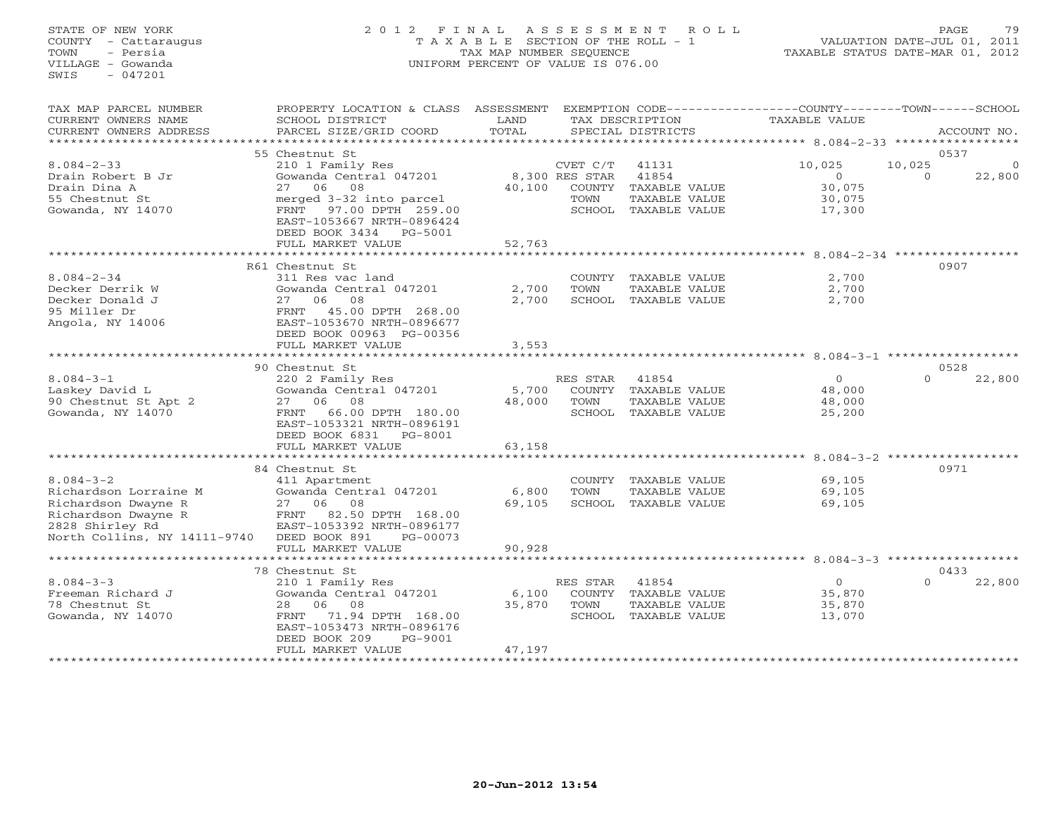STATE OF NEW YORK
COUNTY - Cattaraugus
TOWN - Persia
VILLAGE - Gowanda
SWIS - 047201

2 0 1 2 F I N A L A S S E S S M E N T R O L L
T A X A B L E SECTION OF THE ROLL - 1
TAX MAP NUMBER SEQUENCE
UNIFORM PERCENT OF VALUE IS 076.00

VALUATION DATE-JUL 01, 2011
TAXABLE STATUS DATE-MAR 01, 2012

| TAX MAP PARCEL NUMBER / CURRENT OWNERS NAME / CURRENT OWNERS ADDRESS | PROPERTY LOCATION & CLASS / SCHOOL DISTRICT / PARCEL SIZE/GRID COORD | ASSESSMENT LAND / TOTAL | EXEMPTION CODE / TAX DESCRIPTION / SPECIAL DISTRICTS | | COUNTY TAXABLE VALUE | TOWN | SCHOOL | ACCOUNT NO. |
|---|---|---|---|---|---|---|---|---|
| | 55 Chestnut St | | | | | | | 0537 |
| 8.084-2-33 | 210 1 Family Res | | CVET C/T | 41131 | 10,025 | 10,025 | 0 | |
| Drain Robert B Jr | Gowanda Central 047201 | 8,300 | RES STAR | 41854 | 0 | 0 | 22,800 | |
| Drain Dina A | 27 06 08 | 40,100 | COUNTY TAXABLE VALUE | | 30,075 | | | |
| 55 Chestnut St | merged 3-32 into parcel | | TOWN TAXABLE VALUE | | 30,075 | | | |
| Gowanda, NY 14070 | FRNT 97.00 DPTH 259.00 | | SCHOOL TAXABLE VALUE | | 17,300 | | | |
| | EAST-1053667 NRTH-0896424 | | | | | | | |
| | DEED BOOK 3434 PG-5001 | | | | | | | |
| | FULL MARKET VALUE | 52,763 | | | | | | |
| | R61 Chestnut St | | | | | | | 0907 |
| 8.084-2-34 | 311 Res vac land | | COUNTY TAXABLE VALUE | | 2,700 | | | |
| Decker Derrik W | Gowanda Central 047201 | 2,700 | TOWN TAXABLE VALUE | | 2,700 | | | |
| Decker Donald J | 27 06 08 | 2,700 | SCHOOL TAXABLE VALUE | | 2,700 | | | |
| 95 Miller Dr | FRNT 45.00 DPTH 268.00 | | | | | | | |
| Angola, NY 14006 | EAST-1053670 NRTH-0896677 | | | | | | | |
| | DEED BOOK 00963 PG-00356 | | | | | | | |
| | FULL MARKET VALUE | 3,553 | | | | | | |
| | 90 Chestnut St | | | | | | | 0528 |
| 8.084-3-1 | 220 2 Family Res | | RES STAR | 41854 | 0 | 0 | 22,800 | |
| Laskey David L | Gowanda Central 047201 | 5,700 | COUNTY TAXABLE VALUE | | 48,000 | | | |
| 90 Chestnut St Apt 2 | 27 06 08 | 48,000 | TOWN TAXABLE VALUE | | 48,000 | | | |
| Gowanda, NY 14070 | FRNT 66.00 DPTH 180.00 | | SCHOOL TAXABLE VALUE | | 25,200 | | | |
| | EAST-1053321 NRTH-0896191 | | | | | | | |
| | DEED BOOK 6831 PG-8001 | | | | | | | |
| | FULL MARKET VALUE | 63,158 | | | | | | |
| | 84 Chestnut St | | | | | | | 0971 |
| 8.084-3-2 | 411 Apartment | | COUNTY TAXABLE VALUE | | 69,105 | | | |
| Richardson Lorraine M | Gowanda Central 047201 | 6,800 | TOWN TAXABLE VALUE | | 69,105 | | | |
| Richardson Dwayne R | 27 06 08 | 69,105 | SCHOOL TAXABLE VALUE | | 69,105 | | | |
| Richardson Dwayne R | FRNT 82.50 DPTH 168.00 | | | | | | | |
| 2828 Shirley Rd | EAST-1053392 NRTH-0896177 | | | | | | | |
| North Collins, NY 14111-9740 | DEED BOOK 891 PG-00073 | | | | | | | |
| | FULL MARKET VALUE | 90,928 | | | | | | |
| | 78 Chestnut St | | | | | | | 0433 |
| 8.084-3-3 | 210 1 Family Res | | RES STAR | 41854 | 0 | 0 | 22,800 | |
| Freeman Richard J | Gowanda Central 047201 | 6,100 | COUNTY TAXABLE VALUE | | 35,870 | | | |
| 78 Chestnut St | 28 06 08 | 35,870 | TOWN TAXABLE VALUE | | 35,870 | | | |
| Gowanda, NY 14070 | FRNT 71.94 DPTH 168.00 | | SCHOOL TAXABLE VALUE | | 13,070 | | | |
| | EAST-1053473 NRTH-0896176 | | | | | | | |
| | DEED BOOK 209 PG-9001 | | | | | | | |
| | FULL MARKET VALUE | 47,197 | | | | | | |

20-Jun-2012 13:54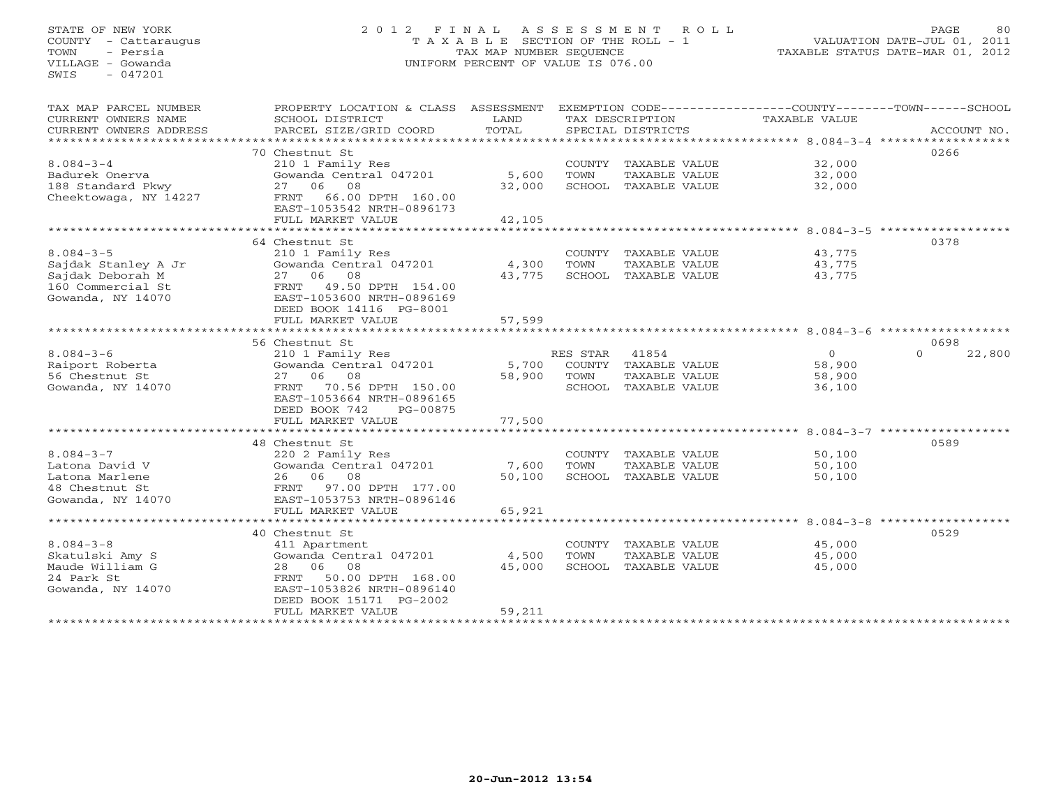STATE OF NEW YORK
COUNTY - Cattaraugus
TOWN - Persia
VILLAGE - Gowanda
SWIS - 047201

# 2012 FINAL ASSESSMENT ROLL

TAXABLE SECTION OF THE ROLL - 1
TAX MAP NUMBER SEQUENCE
UNIFORM PERCENT OF VALUE IS 076.00

VALUATION DATE-JUL 01, 2011
TAXABLE STATUS DATE-MAR 01, 2012

| TAX MAP PARCEL NUMBER / CURRENT OWNERS NAME / CURRENT OWNERS ADDRESS | PROPERTY LOCATION & CLASS / SCHOOL DISTRICT / PARCEL SIZE/GRID COORD | ASSESSMENT LAND / TOTAL | EXEMPTION CODE / TAX DESCRIPTION / SPECIAL DISTRICTS | COUNTY TAXABLE VALUE | TOWN | SCHOOL | ACCOUNT NO. |
|---|---|---|---|---|---|---|---|
| 8.084-3-4 | 70 Chestnut St | | | | | | 0266 |
| | 210 1 Family Res | | COUNTY TAXABLE VALUE | 32,000 | | | |
| Badurek Onerva | Gowanda Central 047201 | 5,600 | TOWN TAXABLE VALUE | 32,000 | | | |
| 188 Standard Pkwy | 27 06 08 | 32,000 | SCHOOL TAXABLE VALUE | 32,000 | | | |
| Cheektowaga, NY 14227 | FRNT 66.00 DPTH 160.00 | | | | | | |
| | EAST-1053542 NRTH-0896173 | | | | | | |
| | FULL MARKET VALUE | 42,105 | | | | | |
| 8.084-3-5 | 64 Chestnut St | | | | | | 0378 |
| | 210 1 Family Res | | COUNTY TAXABLE VALUE | 43,775 | | | |
| Sajdak Stanley A Jr | Gowanda Central 047201 | 4,300 | TOWN TAXABLE VALUE | 43,775 | | | |
| Sajdak Deborah M | 27 06 08 | 43,775 | SCHOOL TAXABLE VALUE | 43,775 | | | |
| 160 Commercial St | FRNT 49.50 DPTH 154.00 | | | | | | |
| Gowanda, NY 14070 | EAST-1053600 NRTH-0896169 | | | | | | |
| | DEED BOOK 14116 PG-8001 | | | | | | |
| | FULL MARKET VALUE | 57,599 | | | | | |
| 8.084-3-6 | 56 Chestnut St | | | | | | 0698 |
| | 210 1 Family Res | | RES STAR 41854 | 0 | | 0 | 22,800 |
| Raiport Roberta | Gowanda Central 047201 | 5,700 | COUNTY TAXABLE VALUE | 58,900 | | | |
| 56 Chestnut St | 27 06 08 | 58,900 | TOWN TAXABLE VALUE | 58,900 | | | |
| Gowanda, NY 14070 | FRNT 70.56 DPTH 150.00 | | SCHOOL TAXABLE VALUE | 36,100 | | | |
| | EAST-1053664 NRTH-0896165 | | | | | | |
| | DEED BOOK 742 PG-00875 | | | | | | |
| | FULL MARKET VALUE | 77,500 | | | | | |
| 8.084-3-7 | 48 Chestnut St | | | | | | 0589 |
| | 220 2 Family Res | | COUNTY TAXABLE VALUE | 50,100 | | | |
| Latona David V | Gowanda Central 047201 | 7,600 | TOWN TAXABLE VALUE | 50,100 | | | |
| Latona Marlene | 26 06 08 | 50,100 | SCHOOL TAXABLE VALUE | 50,100 | | | |
| 48 Chestnut St | FRNT 97.00 DPTH 177.00 | | | | | | |
| Gowanda, NY 14070 | EAST-1053753 NRTH-0896146 | | | | | | |
| | FULL MARKET VALUE | 65,921 | | | | | |
| 8.084-3-8 | 40 Chestnut St | | | | | | 0529 |
| | 411 Apartment | | COUNTY TAXABLE VALUE | 45,000 | | | |
| Skatulski Amy S | Gowanda Central 047201 | 4,500 | TOWN TAXABLE VALUE | 45,000 | | | |
| Maude William G | 28 06 08 | 45,000 | SCHOOL TAXABLE VALUE | 45,000 | | | |
| 24 Park St | FRNT 50.00 DPTH 168.00 | | | | | | |
| Gowanda, NY 14070 | EAST-1053826 NRTH-0896140 | | | | | | |
| | DEED BOOK 15171 PG-2002 | | | | | | |
| | FULL MARKET VALUE | 59,211 | | | | | |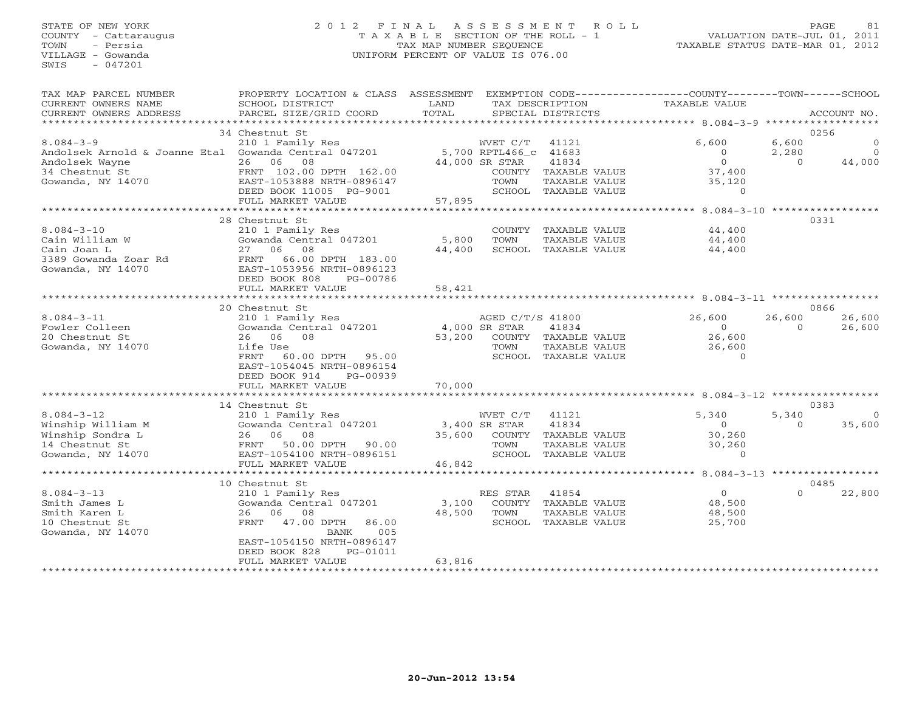STATE OF NEW YORK
COUNTY - Cattaraugus
TOWN - Persia
VILLAGE - Gowanda
SWIS - 047201

# 2012 FINAL ASSESSMENT ROLL

TAXABLE SECTION OF THE ROLL - 1
TAX MAP NUMBER SEQUENCE
UNIFORM PERCENT OF VALUE IS 076.00

VALUATION DATE-JUL 01, 2011
TAXABLE STATUS DATE-MAR 01, 2012

| TAX MAP PARCEL NUMBER / CURRENT OWNERS NAME / CURRENT OWNERS ADDRESS | PROPERTY LOCATION & CLASS / SCHOOL DISTRICT / PARCEL SIZE/GRID COORD | ASSESSMENT LAND / TOTAL | EXEMPTION CODE / TAX DESCRIPTION / SPECIAL DISTRICTS | COUNTY TAXABLE VALUE | TOWN | SCHOOL | ACCOUNT NO. |
|---|---|---|---|---|---|---|---|
| 8.084-3-9 | 34 Chestnut St | | | | | | 0256 |
| | 210 1 Family Res | | WVET C/T 41121 | 6,600 | 6,600 | 0 | |
| Andolsek Arnold & Joanne Etal | Gowanda Central 047201 | 5,700 | RPTL466_c 41683 | 0 | 2,280 | 0 | |
| Andolsek Wayne | 26 06 08 | 44,000 | SR STAR 41834 | 0 | 0 | 44,000 | |
| 34 Chestnut St | FRNT 102.00 DPTH 162.00 | | COUNTY TAXABLE VALUE | 37,400 | | | |
| Gowanda, NY 14070 | EAST-1053888 NRTH-0896147 | | TOWN TAXABLE VALUE | 35,120 | | | |
| | DEED BOOK 11005 PG-9001 | | SCHOOL TAXABLE VALUE | 0 | | | |
| | FULL MARKET VALUE | 57,895 | | | | | |
| 8.084-3-10 | 28 Chestnut St | | | | | | 0331 |
| Cain William W | 210 1 Family Res | | COUNTY TAXABLE VALUE | 44,400 | | | |
| Cain Joan L | Gowanda Central 047201 | 5,800 | TOWN TAXABLE VALUE | 44,400 | | | |
| 3389 Gowanda Zoar Rd | 27 06 08 | 44,400 | SCHOOL TAXABLE VALUE | 44,400 | | | |
| Gowanda, NY 14070 | FRNT 66.00 DPTH 183.00 | | | | | | |
| | EAST-1053956 NRTH-0896123 | | | | | | |
| | DEED BOOK 808 PG-00786 | | | | | | |
| | FULL MARKET VALUE | 58,421 | | | | | |
| 8.084-3-11 | 20 Chestnut St | | | | | | 0866 |
| Fowler Colleen | 210 1 Family Res | | AGED C/T/S 41800 | 26,600 | 26,600 | 26,600 | |
| 20 Chestnut St | Gowanda Central 047201 | 4,000 | SR STAR 41834 | 0 | 0 | 26,600 | |
| Gowanda, NY 14070 | 26 06 08 | 53,200 | COUNTY TAXABLE VALUE | 26,600 | | | |
| | Life Use | | TOWN TAXABLE VALUE | 26,600 | | | |
| | FRNT 60.00 DPTH 95.00 | | SCHOOL TAXABLE VALUE | 0 | | | |
| | EAST-1054045 NRTH-0896154 | | | | | | |
| | DEED BOOK 914 PG-00939 | | | | | | |
| | FULL MARKET VALUE | 70,000 | | | | | |
| 8.084-3-12 | 14 Chestnut St | | | | | | 0383 |
| Winship William M | 210 1 Family Res | | WVET C/T 41121 | 5,340 | 5,340 | 0 | |
| Winship Sondra L | Gowanda Central 047201 | 3,400 | SR STAR 41834 | 0 | 0 | 35,600 | |
| 14 Chestnut St | 26 06 08 | 35,600 | COUNTY TAXABLE VALUE | 30,260 | | | |
| Gowanda, NY 14070 | FRNT 50.00 DPTH 90.00 | | TOWN TAXABLE VALUE | 30,260 | | | |
| | EAST-1054100 NRTH-0896151 | | SCHOOL TAXABLE VALUE | 0 | | | |
| | FULL MARKET VALUE | 46,842 | | | | | |
| 8.084-3-13 | 10 Chestnut St | | | | | | 0485 |
| Smith James L | 210 1 Family Res | | RES STAR 41854 | 0 | 0 | 22,800 | |
| Smith Karen L | Gowanda Central 047201 | 3,100 | COUNTY TAXABLE VALUE | 48,500 | | | |
| 10 Chestnut St | 26 06 08 | 48,500 | TOWN TAXABLE VALUE | 48,500 | | | |
| Gowanda, NY 14070 | FRNT 47.00 DPTH 86.00 | | SCHOOL TAXABLE VALUE | 25,700 | | | |
| | BANK 005 | | | | | | |
| | EAST-1054150 NRTH-0896147 | | | | | | |
| | DEED BOOK 828 PG-01011 | | | | | | |
| | FULL MARKET VALUE | 63,816 | | | | | |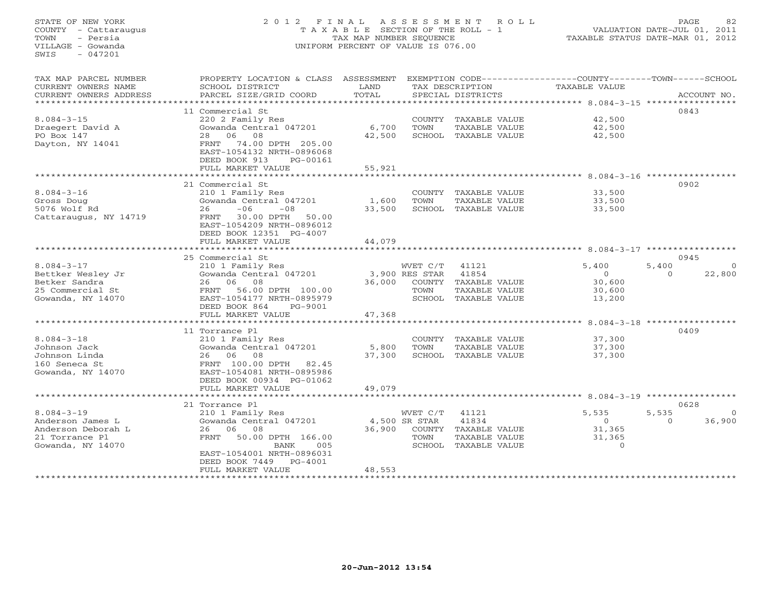STATE OF NEW YORK
COUNTY - Cattaraugus
TOWN - Persia
VILLAGE - Gowanda
SWIS - 047201

2012 FINAL ASSESSMENT ROLL
TAXABLE SECTION OF THE ROLL - 1
TAX MAP NUMBER SEQUENCE
UNIFORM PERCENT OF VALUE IS 076.00

VALUATION DATE-JUL 01, 2011
TAXABLE STATUS DATE-MAR 01, 2012

| TAX MAP PARCEL NUMBER / CURRENT OWNERS NAME / CURRENT OWNERS ADDRESS | PROPERTY LOCATION & CLASS / SCHOOL DISTRICT / PARCEL SIZE/GRID COORD | ASSESSMENT LAND / TOTAL | EXEMPTION CODE / TAX DESCRIPTION / SPECIAL DISTRICTS | COUNTY TAXABLE VALUE | TOWN | SCHOOL | ACCOUNT NO. |
|---|---|---|---|---|---|---|---|
| | 11 Commercial St | | | | | | 0843 |
| 8.084-3-15 | 220 2 Family Res | | COUNTY TAXABLE VALUE | 42,500 | | | |
| Draegert David A | Gowanda Central 047201 | 6,700 | TOWN TAXABLE VALUE | 42,500 | | | |
| PO Box 147 | 28 06 08 | 42,500 | SCHOOL TAXABLE VALUE | 42,500 | | | |
| Dayton, NY 14041 | FRNT 74.00 DPTH 205.00 | | | | | | |
| | EAST-1054132 NRTH-0896068 | | | | | | |
| | DEED BOOK 913 PG-00161 | | | | | | |
| | FULL MARKET VALUE | 55,921 | | | | | |
| | 21 Commercial St | | | | | | 0902 |
| 8.084-3-16 | 210 1 Family Res | | COUNTY TAXABLE VALUE | 33,500 | | | |
| Gross Doug | Gowanda Central 047201 | 1,600 | TOWN TAXABLE VALUE | 33,500 | | | |
| 5076 Wolf Rd | 26 -06 -08 | 33,500 | SCHOOL TAXABLE VALUE | 33,500 | | | |
| Cattaraugus, NY 14719 | FRNT 30.00 DPTH 50.00 | | | | | | |
| | EAST-1054209 NRTH-0896012 | | | | | | |
| | DEED BOOK 12351 PG-4007 | | | | | | |
| | FULL MARKET VALUE | 44,079 | | | | | |
| | 25 Commercial St | | | | | | 0945 |
| 8.084-3-17 | 210 1 Family Res | | WVET C/T 41121 | 5,400 | 5,400 | 0 | |
| Bettker Wesley Jr | Gowanda Central 047201 | 3,900 | RES STAR 41854 | 0 | 0 | 22,800 | |
| Betker Sandra | 26 06 08 | 36,000 | COUNTY TAXABLE VALUE | 30,600 | | | |
| 25 Commercial St | FRNT 56.00 DPTH 100.00 | | TOWN TAXABLE VALUE | 30,600 | | | |
| Gowanda, NY 14070 | EAST-1054177 NRTH-0895979 | | SCHOOL TAXABLE VALUE | 13,200 | | | |
| | DEED BOOK 864 PG-9001 | | | | | | |
| | FULL MARKET VALUE | 47,368 | | | | | |
| | 11 Torrance Pl | | | | | | 0409 |
| 8.084-3-18 | 210 1 Family Res | | COUNTY TAXABLE VALUE | 37,300 | | | |
| Johnson Jack | Gowanda Central 047201 | 5,800 | TOWN TAXABLE VALUE | 37,300 | | | |
| Johnson Linda | 26 06 08 | 37,300 | SCHOOL TAXABLE VALUE | 37,300 | | | |
| 160 Seneca St | FRNT 100.00 DPTH 82.45 | | | | | | |
| Gowanda, NY 14070 | EAST-1054081 NRTH-0895986 | | | | | | |
| | DEED BOOK 00934 PG-01062 | | | | | | |
| | FULL MARKET VALUE | 49,079 | | | | | |
| | 21 Torrance Pl | | | | | | 0628 |
| 8.084-3-19 | 210 1 Family Res | | WVET C/T 41121 | 5,535 | 5,535 | 0 | |
| Anderson James L | Gowanda Central 047201 | 4,500 | SR STAR 41834 | 0 | 0 | 36,900 | |
| Anderson Deborah L | 26 06 08 | 36,900 | COUNTY TAXABLE VALUE | 31,365 | | | |
| 21 Torrance Pl | FRNT 50.00 DPTH 166.00 | | TOWN TAXABLE VALUE | 31,365 | | | |
| Gowanda, NY 14070 | BANK 005 | | SCHOOL TAXABLE VALUE | 0 | | | |
| | EAST-1054001 NRTH-0896031 | | | | | | |
| | DEED BOOK 7449 PG-4001 | | | | | | |
| | FULL MARKET VALUE | 48,553 | | | | | |

20-Jun-2012 13:54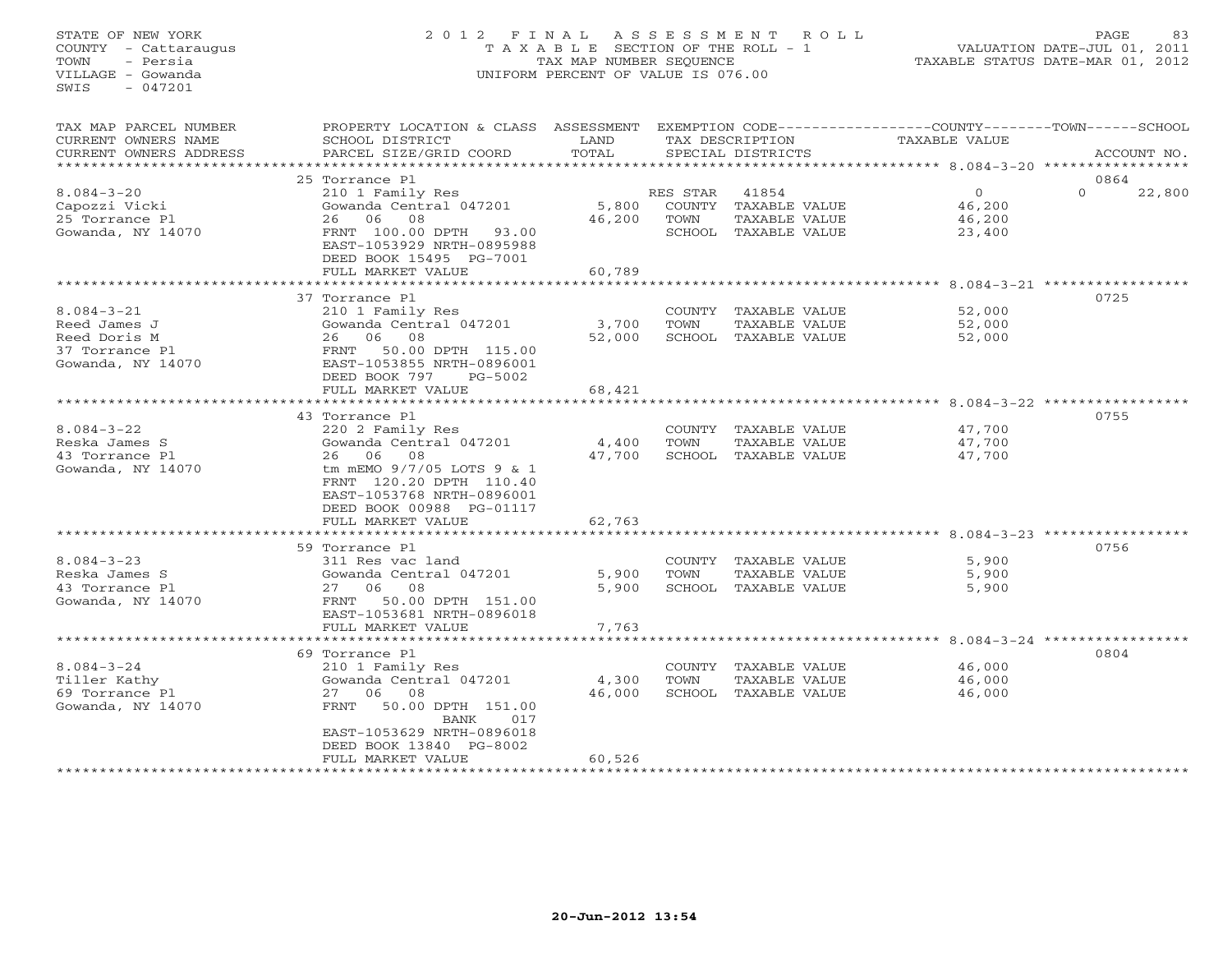STATE OF NEW YORK
COUNTY - Cattaraugus
TOWN - Persia
VILLAGE - Gowanda
SWIS - 047201

2012 FINAL ASSESSMENT ROLL
TAXABLE SECTION OF THE ROLL - 1
TAX MAP NUMBER SEQUENCE
UNIFORM PERCENT OF VALUE IS 076.00

VALUATION DATE-JUL 01, 2011
TAXABLE STATUS DATE-MAR 01, 2012

| TAX MAP PARCEL NUMBER / CURRENT OWNERS NAME / CURRENT OWNERS ADDRESS | PROPERTY LOCATION & CLASS / SCHOOL DISTRICT / PARCEL SIZE/GRID COORD | ASSESSMENT LAND / TOTAL | EXEMPTION CODE / TAX DESCRIPTION / SPECIAL DISTRICTS | COUNTY / TOWN / SCHOOL TAXABLE VALUE | ACCOUNT NO. |
|---|---|---|---|---|---|
| 8.084-3-20 | 25 Torrance Pl | | | | 0864 |
| Capozzi Vicki | 210 1 Family Res | | RES STAR 41854 | 0 | 0 22,800 |
| 25 Torrance Pl | Gowanda Central 047201 | 5,800 | COUNTY TAXABLE VALUE | 46,200 | |
| Gowanda, NY 14070 | 26 06 08 | 46,200 | TOWN TAXABLE VALUE | 46,200 | |
| | FRNT 100.00 DPTH 93.00 | | SCHOOL TAXABLE VALUE | 23,400 | |
| | EAST-1053929 NRTH-0895988 | | | | |
| | DEED BOOK 15495 PG-7001 | | | | |
| | FULL MARKET VALUE | 60,789 | | | |
| 8.084-3-21 | 37 Torrance Pl | | | | 0725 |
| Reed James J | 210 1 Family Res | | COUNTY TAXABLE VALUE | 52,000 | |
| Reed Doris M | Gowanda Central 047201 | 3,700 | TOWN TAXABLE VALUE | 52,000 | |
| 37 Torrance Pl | 26 06 08 | 52,000 | SCHOOL TAXABLE VALUE | 52,000 | |
| Gowanda, NY 14070 | FRNT 50.00 DPTH 115.00 | | | | |
| | EAST-1053855 NRTH-0896001 | | | | |
| | DEED BOOK 797 PG-5002 | | | | |
| | FULL MARKET VALUE | 68,421 | | | |
| 8.084-3-22 | 43 Torrance Pl | | | | 0755 |
| Reska James S | 220 2 Family Res | | COUNTY TAXABLE VALUE | 47,700 | |
| 43 Torrance Pl | Gowanda Central 047201 | 4,400 | TOWN TAXABLE VALUE | 47,700 | |
| Gowanda, NY 14070 | 26 06 08 | 47,700 | SCHOOL TAXABLE VALUE | 47,700 | |
| | tm mEMO 9/7/05 LOTS 9 & 1 | | | | |
| | FRNT 120.20 DPTH 110.40 | | | | |
| | EAST-1053768 NRTH-0896001 | | | | |
| | DEED BOOK 00988 PG-01117 | | | | |
| | FULL MARKET VALUE | 62,763 | | | |
| 8.084-3-23 | 59 Torrance Pl | | | | 0756 |
| Reska James S | 311 Res vac land | | COUNTY TAXABLE VALUE | 5,900 | |
| 43 Torrance Pl | Gowanda Central 047201 | 5,900 | TOWN TAXABLE VALUE | 5,900 | |
| Gowanda, NY 14070 | 27 06 08 | 5,900 | SCHOOL TAXABLE VALUE | 5,900 | |
| | FRNT 50.00 DPTH 151.00 | | | | |
| | EAST-1053681 NRTH-0896018 | | | | |
| | FULL MARKET VALUE | 7,763 | | | |
| 8.084-3-24 | 69 Torrance Pl | | | | 0804 |
| Tiller Kathy | 210 1 Family Res | | COUNTY TAXABLE VALUE | 46,000 | |
| 69 Torrance Pl | Gowanda Central 047201 | 4,300 | TOWN TAXABLE VALUE | 46,000 | |
| Gowanda, NY 14070 | 27 06 08 | 46,000 | SCHOOL TAXABLE VALUE | 46,000 | |
| | FRNT 50.00 DPTH 151.00 | | | | |
| | BANK 017 | | | | |
| | EAST-1053629 NRTH-0896018 | | | | |
| | DEED BOOK 13840 PG-8002 | | | | |
| | FULL MARKET VALUE | 60,526 | | | |

20-Jun-2012 13:54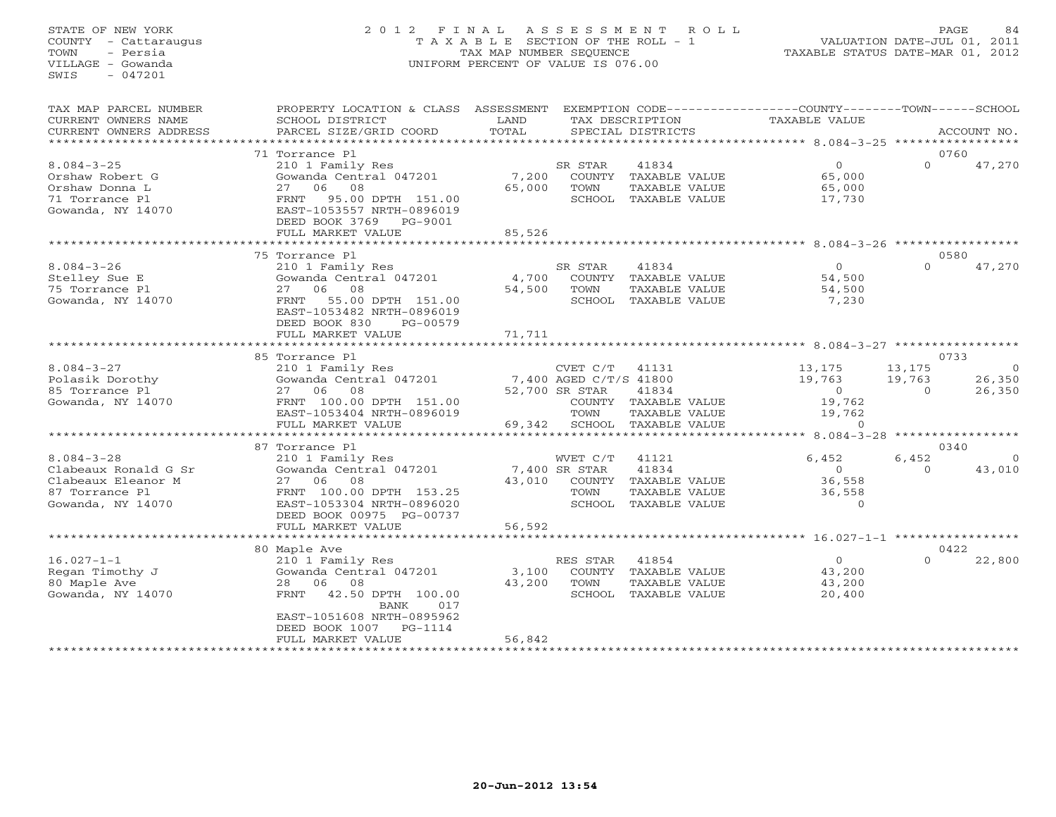STATE OF NEW YORK
COUNTY - Cattaraugus
TOWN - Persia
VILLAGE - Gowanda
SWIS - 047201

# 2012 FINAL ASSESSMENT ROLL
TAXABLE SECTION OF THE ROLL - 1
TAX MAP NUMBER SEQUENCE
UNIFORM PERCENT OF VALUE IS 076.00

VALUATION DATE-JUL 01, 2011
TAXABLE STATUS DATE-MAR 01, 2012

| TAX MAP PARCEL NUMBER / CURRENT OWNERS NAME / CURRENT OWNERS ADDRESS | PROPERTY LOCATION & CLASS / SCHOOL DISTRICT / PARCEL SIZE/GRID COORD | ASSESSMENT LAND / TOTAL | EXEMPTION CODE / TAX DESCRIPTION / SPECIAL DISTRICTS | COUNTY TAXABLE VALUE | TOWN | SCHOOL / ACCOUNT NO. |
|---|---|---|---|---|---|---|
| | 71 Torrance Pl | | | | | 0760 |
| 8.084-3-25 | 210 1 Family Res | | SR STAR 41834 | 0 | 0 | 47,270 |
| Orshaw Robert G | Gowanda Central 047201 | 7,200 | COUNTY TAXABLE VALUE | 65,000 | | |
| Orshaw Donna L | 27 06 08 | 65,000 | TOWN TAXABLE VALUE | 65,000 | | |
| 71 Torrance Pl | FRNT 95.00 DPTH 151.00 | | SCHOOL TAXABLE VALUE | 17,730 | | |
| Gowanda, NY 14070 | EAST-1053557 NRTH-0896019 | | | | | |
| | DEED BOOK 3769 PG-9001 | | | | | |
| | FULL MARKET VALUE | 85,526 | | | | |
| | 75 Torrance Pl | | | | | 0580 |
| 8.084-3-26 | 210 1 Family Res | | SR STAR 41834 | 0 | 0 | 47,270 |
| Stelley Sue E | Gowanda Central 047201 | 4,700 | COUNTY TAXABLE VALUE | 54,500 | | |
| 75 Torrance Pl | 27 06 08 | 54,500 | TOWN TAXABLE VALUE | 54,500 | | |
| Gowanda, NY 14070 | FRNT 55.00 DPTH 151.00 | | SCHOOL TAXABLE VALUE | 7,230 | | |
| | EAST-1053482 NRTH-0896019 | | | | | |
| | DEED BOOK 830 PG-00579 | | | | | |
| | FULL MARKET VALUE | 71,711 | | | | |
| | 85 Torrance Pl | | | | | 0733 |
| 8.084-3-27 | 210 1 Family Res | | CVET C/T 41131 | 13,175 | 13,175 | 0 |
| Polasik Dorothy | Gowanda Central 047201 | 7,400 | AGED C/T/S 41800 | 19,763 | 19,763 | 26,350 |
| 85 Torrance Pl | 27 06 08 | 52,700 | SR STAR 41834 | 0 | 0 | 26,350 |
| Gowanda, NY 14070 | FRNT 100.00 DPTH 151.00 | | COUNTY TAXABLE VALUE | 19,762 | | |
| | EAST-1053404 NRTH-0896019 | | TOWN TAXABLE VALUE | 19,762 | | |
| | FULL MARKET VALUE | 69,342 | SCHOOL TAXABLE VALUE | 0 | | |
| | 87 Torrance Pl | | | | | 0340 |
| 8.084-3-28 | 210 1 Family Res | | WVET C/T 41121 | 6,452 | 6,452 | 0 |
| Clabeaux Ronald G Sr | Gowanda Central 047201 | 7,400 | SR STAR 41834 | 0 | 0 | 43,010 |
| Clabeaux Eleanor M | 27 06 08 | 43,010 | COUNTY TAXABLE VALUE | 36,558 | | |
| 87 Torrance Pl | FRNT 100.00 DPTH 153.25 | | TOWN TAXABLE VALUE | 36,558 | | |
| Gowanda, NY 14070 | EAST-1053304 NRTH-0896020 | | SCHOOL TAXABLE VALUE | 0 | | |
| | DEED BOOK 00975 PG-00737 | | | | | |
| | FULL MARKET VALUE | 56,592 | | | | |
| | 80 Maple Ave | | | | | 0422 |
| 16.027-1-1 | 210 1 Family Res | | RES STAR 41854 | 0 | 0 | 22,800 |
| Regan Timothy J | Gowanda Central 047201 | 3,100 | COUNTY TAXABLE VALUE | 43,200 | | |
| 80 Maple Ave | 28 06 08 | 43,200 | TOWN TAXABLE VALUE | 43,200 | | |
| Gowanda, NY 14070 | FRNT 42.50 DPTH 100.00 | | SCHOOL TAXABLE VALUE | 20,400 | | |
| | BANK 017 | | | | | |
| | EAST-1051608 NRTH-0895962 | | | | | |
| | DEED BOOK 1007 PG-1114 | | | | | |
| | FULL MARKET VALUE | 56,842 | | | | |

20-Jun-2012 13:54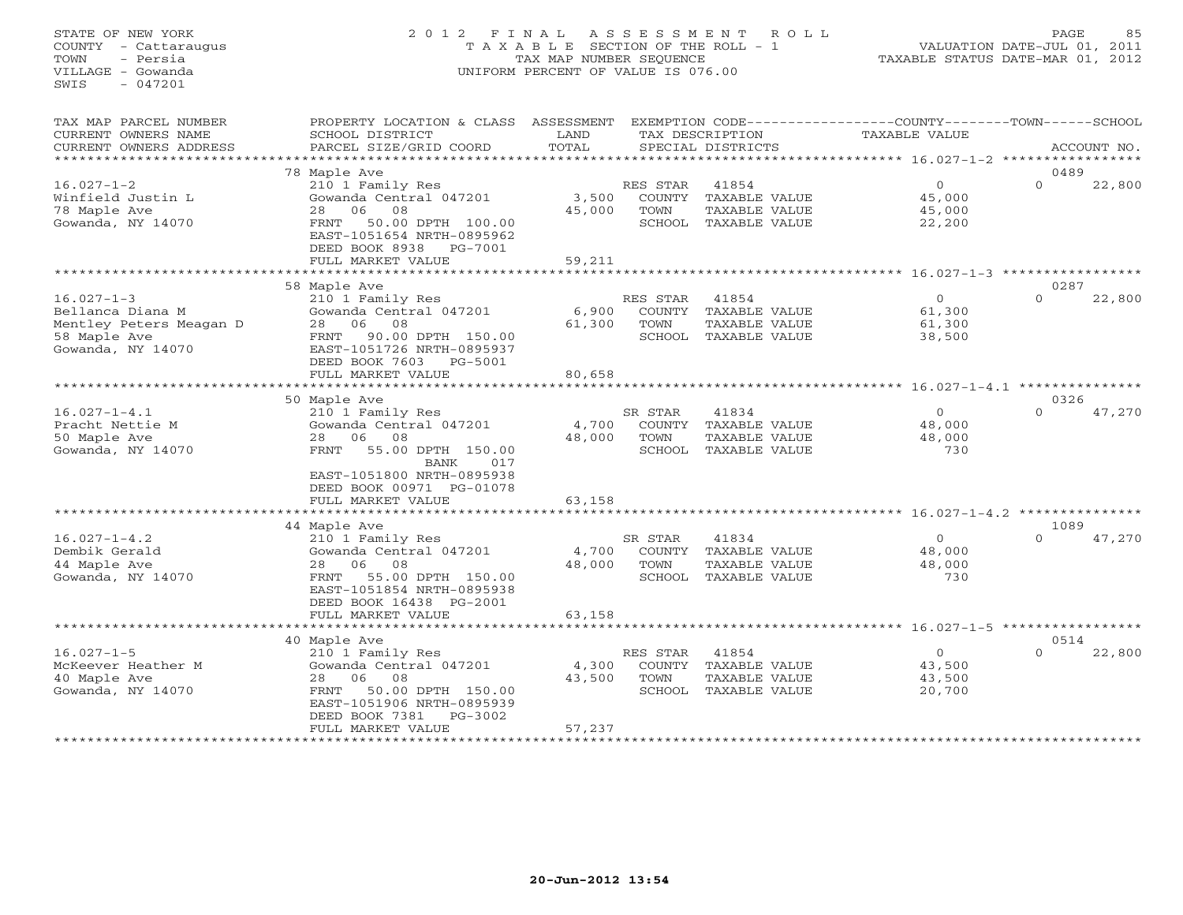STATE OF NEW YORK
COUNTY - Cattaraugus
TOWN - Persia
VILLAGE - Gowanda
SWIS - 047201

# 2012 FINAL ASSESSMENT ROLL

TAXABLE SECTION OF THE ROLL - 1
TAX MAP NUMBER SEQUENCE
UNIFORM PERCENT OF VALUE IS 076.00

VALUATION DATE-JUL 01, 2011
TAXABLE STATUS DATE-MAR 01, 2012

| TAX MAP PARCEL NUMBER / CURRENT OWNERS NAME / CURRENT OWNERS ADDRESS | PROPERTY LOCATION & CLASS / SCHOOL DISTRICT / PARCEL SIZE/GRID COORD | ASSESSMENT LAND / TOTAL | EXEMPTION CODE / TAX DESCRIPTION / SPECIAL DISTRICTS | COUNTY / TOWN / SCHOOL TAXABLE VALUE | ACCOUNT NO. |
|---|---|---|---|---|---|
| | 78 Maple Ave | | | | 0489 |
| 16.027-1-2 | 210 1 Family Res | | RES STAR 41854 | 0 | 0 22,800 |
| Winfield Justin L | Gowanda Central 047201 | 3,500 | COUNTY TAXABLE VALUE | 45,000 | |
| 78 Maple Ave | 28 06 08 | 45,000 | TOWN TAXABLE VALUE | 45,000 | |
| Gowanda, NY 14070 | FRNT 50.00 DPTH 100.00 | | SCHOOL TAXABLE VALUE | 22,200 | |
| | EAST-1051654 NRTH-0895962 | | | | |
| | DEED BOOK 8938 PG-7001 | | | | |
| | FULL MARKET VALUE | 59,211 | | | |
| | 58 Maple Ave | | | | 0287 |
| 16.027-1-3 | 210 1 Family Res | | RES STAR 41854 | 0 | 0 22,800 |
| Bellanca Diana M | Gowanda Central 047201 | 6,900 | COUNTY TAXABLE VALUE | 61,300 | |
| Mentley Peters Meagan D | 28 06 08 | 61,300 | TOWN TAXABLE VALUE | 61,300 | |
| 58 Maple Ave | FRNT 90.00 DPTH 150.00 | | SCHOOL TAXABLE VALUE | 38,500 | |
| Gowanda, NY 14070 | EAST-1051726 NRTH-0895937 | | | | |
| | DEED BOOK 7603 PG-5001 | | | | |
| | FULL MARKET VALUE | 80,658 | | | |
| | 50 Maple Ave | | | | 0326 |
| 16.027-1-4.1 | 210 1 Family Res | | SR STAR 41834 | 0 | 0 47,270 |
| Pracht Nettie M | Gowanda Central 047201 | 4,700 | COUNTY TAXABLE VALUE | 48,000 | |
| 50 Maple Ave | 28 06 08 | 48,000 | TOWN TAXABLE VALUE | 48,000 | |
| Gowanda, NY 14070 | FRNT 55.00 DPTH 150.00 | | SCHOOL TAXABLE VALUE | 730 | |
| | BANK 017 | | | | |
| | EAST-1051800 NRTH-0895938 | | | | |
| | DEED BOOK 00971 PG-01078 | | | | |
| | FULL MARKET VALUE | 63,158 | | | |
| | 44 Maple Ave | | | | 1089 |
| 16.027-1-4.2 | 210 1 Family Res | | SR STAR 41834 | 0 | 0 47,270 |
| Dembik Gerald | Gowanda Central 047201 | 4,700 | COUNTY TAXABLE VALUE | 48,000 | |
| 44 Maple Ave | 28 06 08 | 48,000 | TOWN TAXABLE VALUE | 48,000 | |
| Gowanda, NY 14070 | FRNT 55.00 DPTH 150.00 | | SCHOOL TAXABLE VALUE | 730 | |
| | EAST-1051854 NRTH-0895938 | | | | |
| | DEED BOOK 16438 PG-2001 | | | | |
| | FULL MARKET VALUE | 63,158 | | | |
| | 40 Maple Ave | | | | 0514 |
| 16.027-1-5 | 210 1 Family Res | | RES STAR 41854 | 0 | 0 22,800 |
| McKeever Heather M | Gowanda Central 047201 | 4,300 | COUNTY TAXABLE VALUE | 43,500 | |
| 40 Maple Ave | 28 06 08 | 43,500 | TOWN TAXABLE VALUE | 43,500 | |
| Gowanda, NY 14070 | FRNT 50.00 DPTH 150.00 | | SCHOOL TAXABLE VALUE | 20,700 | |
| | EAST-1051906 NRTH-0895939 | | | | |
| | DEED BOOK 7381 PG-3002 | | | | |
| | FULL MARKET VALUE | 57,237 | | | |

20-Jun-2012 13:54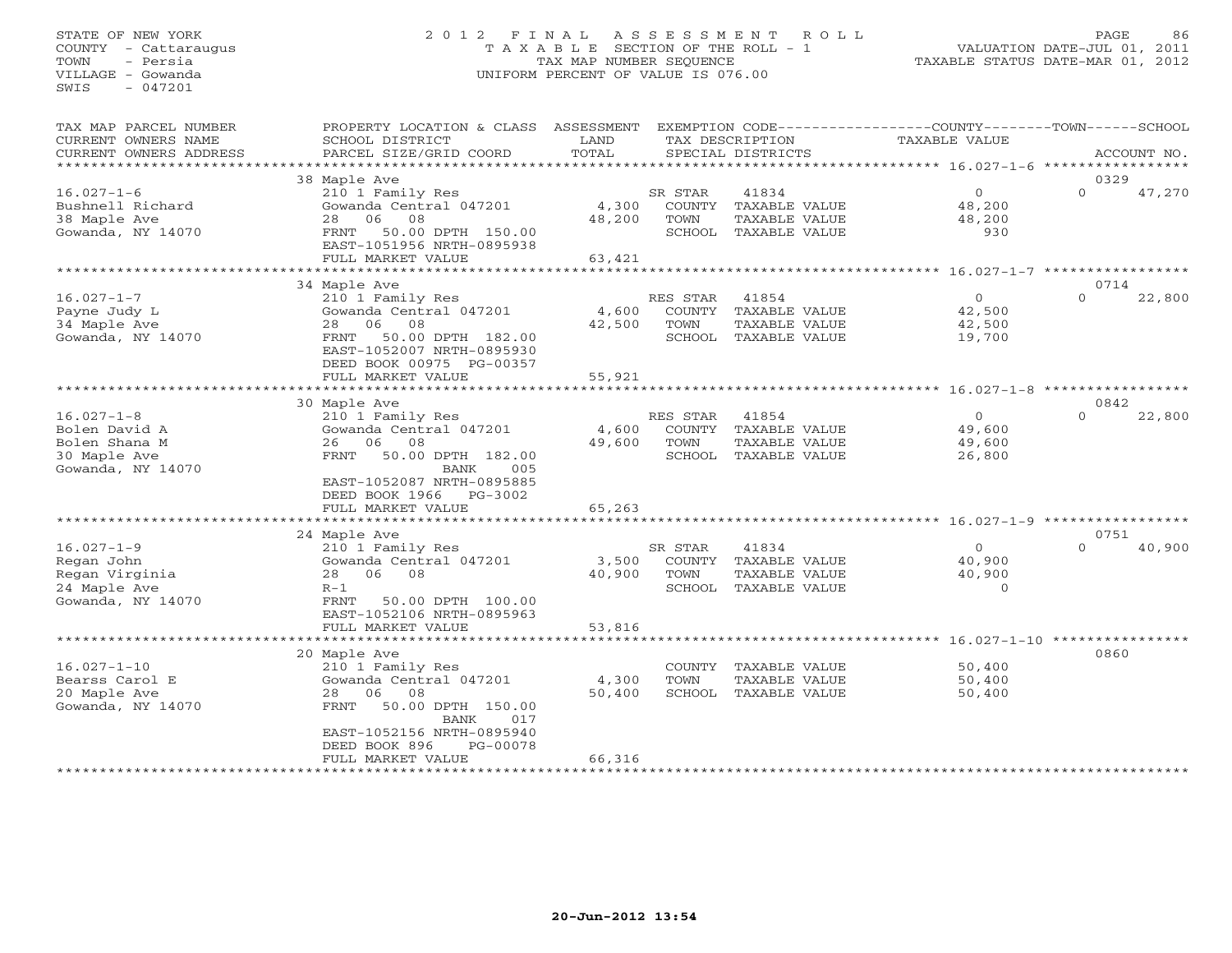STATE OF NEW YORK
COUNTY - Cattaraugus
TOWN - Persia
VILLAGE - Gowanda
SWIS - 047201

# 2012 FINAL ASSESSMENT ROLL

TAXABLE SECTION OF THE ROLL - 1
TAX MAP NUMBER SEQUENCE
UNIFORM PERCENT OF VALUE IS 076.00

VALUATION DATE-JUL 01, 2011
TAXABLE STATUS DATE-MAR 01, 2012

| TAX MAP PARCEL NUMBER / CURRENT OWNERS NAME / CURRENT OWNERS ADDRESS | PROPERTY LOCATION & CLASS / SCHOOL DISTRICT / PARCEL SIZE/GRID COORD | ASSESSMENT LAND / TOTAL | EXEMPTION CODE / TAX DESCRIPTION / SPECIAL DISTRICTS | | COUNTY / TOWN / SCHOOL TAXABLE VALUE | ACCOUNT NO. |
|---|---|---|---|---|---|---|
| | 38 Maple Ave | | | | | 0329 |
| 16.027-1-6 | 210 1 Family Res | | SR STAR | 41834 | 0 | 0 47,270 |
| Bushnell Richard | Gowanda Central 047201 | 4,300 | COUNTY | TAXABLE VALUE | 48,200 | |
| 38 Maple Ave | 28 06 08 | 48,200 | TOWN | TAXABLE VALUE | 48,200 | |
| Gowanda, NY 14070 | FRNT 50.00 DPTH 150.00 | | SCHOOL | TAXABLE VALUE | 930 | |
| | EAST-1051956 NRTH-0895938 | | | | | |
| | FULL MARKET VALUE | 63,421 | | | | |
| | 34 Maple Ave | | | | | 0714 |
| 16.027-1-7 | 210 1 Family Res | | RES STAR | 41854 | 0 | 0 22,800 |
| Payne Judy L | Gowanda Central 047201 | 4,600 | COUNTY | TAXABLE VALUE | 42,500 | |
| 34 Maple Ave | 28 06 08 | 42,500 | TOWN | TAXABLE VALUE | 42,500 | |
| Gowanda, NY 14070 | FRNT 50.00 DPTH 182.00 | | SCHOOL | TAXABLE VALUE | 19,700 | |
| | EAST-1052007 NRTH-0895930 | | | | | |
| | DEED BOOK 00975 PG-00357 | | | | | |
| | FULL MARKET VALUE | 55,921 | | | | |
| | 30 Maple Ave | | | | | 0842 |
| 16.027-1-8 | 210 1 Family Res | | RES STAR | 41854 | 0 | 0 22,800 |
| Bolen David A | Gowanda Central 047201 | 4,600 | COUNTY | TAXABLE VALUE | 49,600 | |
| Bolen Shana M | 26 06 08 | 49,600 | TOWN | TAXABLE VALUE | 49,600 | |
| 30 Maple Ave | FRNT 50.00 DPTH 182.00 | | SCHOOL | TAXABLE VALUE | 26,800 | |
| Gowanda, NY 14070 | BANK 005 | | | | | |
| | EAST-1052087 NRTH-0895885 | | | | | |
| | DEED BOOK 1966 PG-3002 | | | | | |
| | FULL MARKET VALUE | 65,263 | | | | |
| | 24 Maple Ave | | | | | 0751 |
| 16.027-1-9 | 210 1 Family Res | | SR STAR | 41834 | 0 | 0 40,900 |
| Regan John | Gowanda Central 047201 | 3,500 | COUNTY | TAXABLE VALUE | 40,900 | |
| Regan Virginia | 28 06 08 | 40,900 | TOWN | TAXABLE VALUE | 40,900 | |
| 24 Maple Ave | R-1 | | SCHOOL | TAXABLE VALUE | 0 | |
| Gowanda, NY 14070 | FRNT 50.00 DPTH 100.00 | | | | | |
| | EAST-1052106 NRTH-0895963 | | | | | |
| | FULL MARKET VALUE | 53,816 | | | | |
| | 20 Maple Ave | | | | | 0860 |
| 16.027-1-10 | 210 1 Family Res | | COUNTY | TAXABLE VALUE | 50,400 | |
| Bearss Carol E | Gowanda Central 047201 | 4,300 | TOWN | TAXABLE VALUE | 50,400 | |
| 20 Maple Ave | 28 06 08 | 50,400 | SCHOOL | TAXABLE VALUE | 50,400 | |
| Gowanda, NY 14070 | FRNT 50.00 DPTH 150.00 | | | | | |
| | BANK 017 | | | | | |
| | EAST-1052156 NRTH-0895940 | | | | | |
| | DEED BOOK 896 PG-00078 | | | | | |
| | FULL MARKET VALUE | 66,316 | | | | |

20-Jun-2012 13:54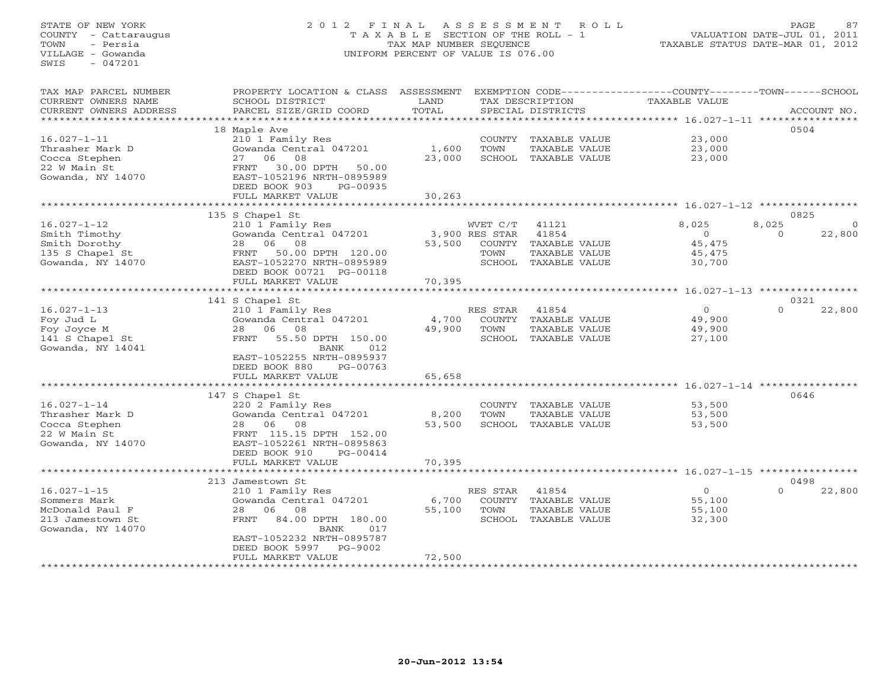STATE OF NEW YORK
COUNTY - Cattaraugus
TOWN - Persia
VILLAGE - Gowanda
SWIS - 047201

2012 FINAL ASSESSMENT ROLL
TAXABLE SECTION OF THE ROLL - 1
TAX MAP NUMBER SEQUENCE
UNIFORM PERCENT OF VALUE IS 076.00

VALUATION DATE-JUL 01, 2011
TAXABLE STATUS DATE-MAR 01, 2012

| TAX MAP PARCEL NUMBER / CURRENT OWNERS NAME / CURRENT OWNERS ADDRESS | PROPERTY LOCATION & CLASS / SCHOOL DISTRICT / PARCEL SIZE/GRID COORD | ASSESSMENT LAND / TOTAL | EXEMPTION CODE / TAX DESCRIPTION / SPECIAL DISTRICTS | COUNTY | TOWN | SCHOOL / ACCOUNT NO. |
|---|---|---|---|---|---|---|
| | 18 Maple Ave | | | | | 0504 |
| 16.027-1-11 | 210 1 Family Res | | COUNTY TAXABLE VALUE | 23,000 | | |
| Thrasher Mark D | Gowanda Central 047201 | 1,600 | TOWN TAXABLE VALUE | 23,000 | | |
| Cocca Stephen | 27 06 08 | 23,000 | SCHOOL TAXABLE VALUE | 23,000 | | |
| 22 W Main St | FRNT 30.00 DPTH 50.00 | | | | | |
| Gowanda, NY 14070 | EAST-1052196 NRTH-0895989 | | | | | |
| | DEED BOOK 903 PG-00935 | | | | | |
| | FULL MARKET VALUE | 30,263 | | | | |
| | 135 S Chapel St | | | | | 0825 |
| 16.027-1-12 | 210 1 Family Res | | WVET C/T 41121 | 8,025 | 8,025 | 0 |
| Smith Timothy | Gowanda Central 047201 | 3,900 | RES STAR 41854 | 0 | 0 | 22,800 |
| Smith Dorothy | 28 06 08 | 53,500 | COUNTY TAXABLE VALUE | 45,475 | | |
| 135 S Chapel St | FRNT 50.00 DPTH 120.00 | | TOWN TAXABLE VALUE | 45,475 | | |
| Gowanda, NY 14070 | EAST-1052270 NRTH-0895989 | | SCHOOL TAXABLE VALUE | 30,700 | | |
| | DEED BOOK 00721 PG-00118 | | | | | |
| | FULL MARKET VALUE | 70,395 | | | | |
| | 141 S Chapel St | | | | | 0321 |
| 16.027-1-13 | 210 1 Family Res | | RES STAR 41854 | 0 | 0 | 22,800 |
| Foy Jud L | Gowanda Central 047201 | 4,700 | COUNTY TAXABLE VALUE | 49,900 | | |
| Foy Joyce M | 28 06 08 | 49,900 | TOWN TAXABLE VALUE | 49,900 | | |
| 141 S Chapel St | FRNT 55.50 DPTH 150.00 | | SCHOOL TAXABLE VALUE | 27,100 | | |
| Gowanda, NY 14041 | BANK 012 | | | | | |
| | EAST-1052255 NRTH-0895937 | | | | | |
| | DEED BOOK 880 PG-00763 | | | | | |
| | FULL MARKET VALUE | 65,658 | | | | |
| | 147 S Chapel St | | | | | 0646 |
| 16.027-1-14 | 220 2 Family Res | | COUNTY TAXABLE VALUE | 53,500 | | |
| Thrasher Mark D | Gowanda Central 047201 | 8,200 | TOWN TAXABLE VALUE | 53,500 | | |
| Cocca Stephen | 28 06 08 | 53,500 | SCHOOL TAXABLE VALUE | 53,500 | | |
| 22 W Main St | FRNT 115.15 DPTH 152.00 | | | | | |
| Gowanda, NY 14070 | EAST-1052261 NRTH-0895863 | | | | | |
| | DEED BOOK 910 PG-00414 | | | | | |
| | FULL MARKET VALUE | 70,395 | | | | |
| | 213 Jamestown St | | | | | 0498 |
| 16.027-1-15 | 210 1 Family Res | | RES STAR 41854 | 0 | 0 | 22,800 |
| Sommers Mark | Gowanda Central 047201 | 6,700 | COUNTY TAXABLE VALUE | 55,100 | | |
| McDonald Paul F | 28 06 08 | 55,100 | TOWN TAXABLE VALUE | 55,100 | | |
| 213 Jamestown St | FRNT 84.00 DPTH 180.00 | | SCHOOL TAXABLE VALUE | 32,300 | | |
| Gowanda, NY 14070 | BANK 017 | | | | | |
| | EAST-1052232 NRTH-0895787 | | | | | |
| | DEED BOOK 5997 PG-9002 | | | | | |
| | FULL MARKET VALUE | 72,500 | | | | |

20-Jun-2012 13:54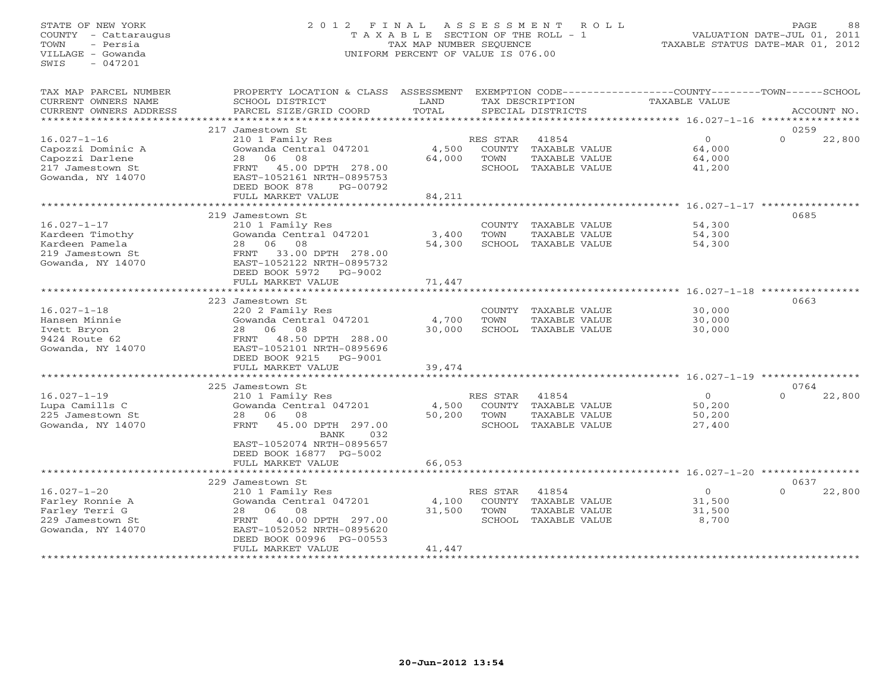STATE OF NEW YORK
COUNTY - Cattaraugus
TOWN - Persia
VILLAGE - Gowanda
SWIS - 047201

# 2012 FINAL ASSESSMENT ROLL

TAXABLE SECTION OF THE ROLL - 1
TAX MAP NUMBER SEQUENCE
UNIFORM PERCENT OF VALUE IS 076.00

VALUATION DATE-JUL 01, 2011
TAXABLE STATUS DATE-MAR 01, 2012

| TAX MAP PARCEL NUMBER / CURRENT OWNERS NAME / CURRENT OWNERS ADDRESS | PROPERTY LOCATION & CLASS / SCHOOL DISTRICT / PARCEL SIZE/GRID COORD | ASSESSMENT LAND | TOTAL | EXEMPTION CODE / TAX DESCRIPTION / SPECIAL DISTRICTS | COUNTY / TOWN / SCHOOL TAXABLE VALUE | ACCOUNT NO. |
|---|---|---|---|---|---|---|
| | 217 Jamestown St | | | | | 0259 |
| 16.027-1-16 | 210 1 Family Res | | | RES STAR 41854 | 0 | 0 22,800 |
| Capozzi Dominic A | Gowanda Central 047201 | 4,500 | | COUNTY TAXABLE VALUE | 64,000 | |
| Capozzi Darlene | 28 06 08 | | 64,000 | TOWN TAXABLE VALUE | 64,000 | |
| 217 Jamestown St | FRNT 45.00 DPTH 278.00 | | | SCHOOL TAXABLE VALUE | 41,200 | |
| Gowanda, NY 14070 | EAST-1052161 NRTH-0895753 | | | | | |
| | DEED BOOK 878 PG-00792 | | | | | |
| | FULL MARKET VALUE | | 84,211 | | | |
| | 219 Jamestown St | | | | | 0685 |
| 16.027-1-17 | 210 1 Family Res | | | COUNTY TAXABLE VALUE | 54,300 | |
| Kardeen Timothy | Gowanda Central 047201 | 3,400 | | TOWN TAXABLE VALUE | 54,300 | |
| Kardeen Pamela | 28 06 08 | | 54,300 | SCHOOL TAXABLE VALUE | 54,300 | |
| 219 Jamestown St | FRNT 33.00 DPTH 278.00 | | | | | |
| Gowanda, NY 14070 | EAST-1052122 NRTH-0895732 | | | | | |
| | DEED BOOK 5972 PG-9002 | | | | | |
| | FULL MARKET VALUE | | 71,447 | | | |
| | 223 Jamestown St | | | | | 0663 |
| 16.027-1-18 | 220 2 Family Res | | | COUNTY TAXABLE VALUE | 30,000 | |
| Hansen Minnie | Gowanda Central 047201 | 4,700 | | TOWN TAXABLE VALUE | 30,000 | |
| Ivett Bryon | 28 06 08 | | 30,000 | SCHOOL TAXABLE VALUE | 30,000 | |
| 9424 Route 62 | FRNT 48.50 DPTH 288.00 | | | | | |
| Gowanda, NY 14070 | EAST-1052101 NRTH-0895696 | | | | | |
| | DEED BOOK 9215 PG-9001 | | | | | |
| | FULL MARKET VALUE | | 39,474 | | | |
| | 225 Jamestown St | | | | | 0764 |
| 16.027-1-19 | 210 1 Family Res | | | RES STAR 41854 | 0 | 0 22,800 |
| Lupa Camills C | Gowanda Central 047201 | 4,500 | | COUNTY TAXABLE VALUE | 50,200 | |
| 225 Jamestown St | 28 06 08 | | 50,200 | TOWN TAXABLE VALUE | 50,200 | |
| Gowanda, NY 14070 | FRNT 45.00 DPTH 297.00 | | | SCHOOL TAXABLE VALUE | 27,400 | |
| | BANK 032 | | | | | |
| | EAST-1052074 NRTH-0895657 | | | | | |
| | DEED BOOK 16877 PG-5002 | | | | | |
| | FULL MARKET VALUE | | 66,053 | | | |
| | 229 Jamestown St | | | | | 0637 |
| 16.027-1-20 | 210 1 Family Res | | | RES STAR 41854 | 0 | 0 22,800 |
| Farley Ronnie A | Gowanda Central 047201 | 4,100 | | COUNTY TAXABLE VALUE | 31,500 | |
| Farley Terri G | 28 06 08 | | 31,500 | TOWN TAXABLE VALUE | 31,500 | |
| 229 Jamestown St | FRNT 40.00 DPTH 297.00 | | | SCHOOL TAXABLE VALUE | 8,700 | |
| Gowanda, NY 14070 | EAST-1052052 NRTH-0895620 | | | | | |
| | DEED BOOK 00996 PG-00553 | | | | | |
| | FULL MARKET VALUE | | 41,447 | | | |

20-Jun-2012 13:54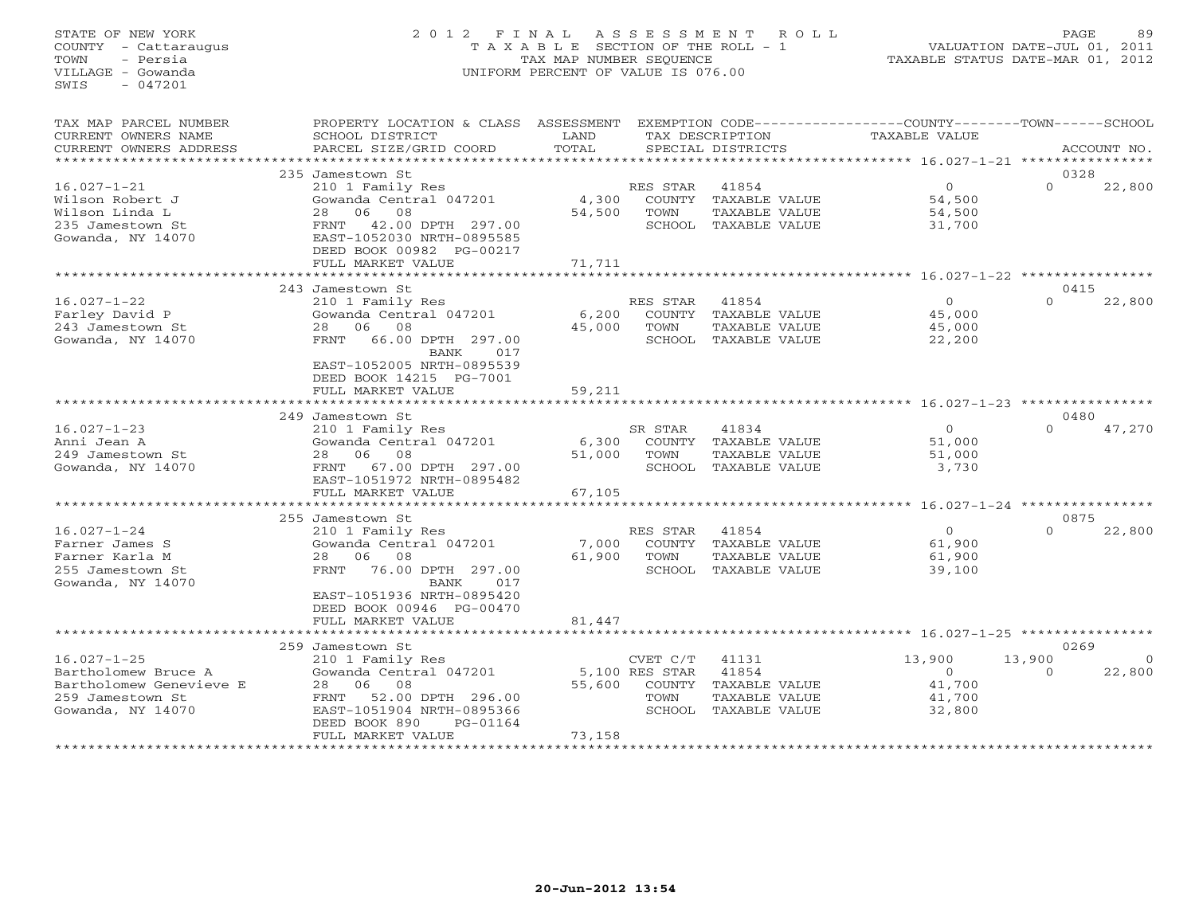STATE OF NEW YORK
COUNTY - Cattaraugus
TOWN - Persia
VILLAGE - Gowanda
SWIS - 047201

2012 FINAL ASSESSMENT ROLL
TAXABLE SECTION OF THE ROLL - 1
TAX MAP NUMBER SEQUENCE
UNIFORM PERCENT OF VALUE IS 076.00

VALUATION DATE-JUL 01, 2011
TAXABLE STATUS DATE-MAR 01, 2012

| TAX MAP PARCEL NUMBER / CURRENT OWNERS NAME / CURRENT OWNERS ADDRESS | PROPERTY LOCATION & CLASS / SCHOOL DISTRICT / PARCEL SIZE/GRID COORD | ASSESSMENT LAND / TOTAL | EXEMPTION CODE / TAX DESCRIPTION / SPECIAL DISTRICTS | COUNTY TAXABLE VALUE | TOWN | SCHOOL / ACCOUNT NO. |
|---|---|---|---|---|---|---|
| | 235 Jamestown St | | | | | 0328 |
| 16.027-1-21 | 210 1 Family Res | | RES STAR 41854 | 0 | 0 | 22,800 |
| Wilson Robert J | Gowanda Central 047201 | 4,300 | COUNTY TAXABLE VALUE | 54,500 | | |
| Wilson Linda L | 28 06 08 | 54,500 | TOWN TAXABLE VALUE | 54,500 | | |
| 235 Jamestown St | FRNT 42.00 DPTH 297.00 | | SCHOOL TAXABLE VALUE | 31,700 | | |
| Gowanda, NY 14070 | EAST-1052030 NRTH-0895585 | | | | | |
| | DEED BOOK 00982 PG-00217 | | | | | |
| | FULL MARKET VALUE | 71,711 | | | | |
| | 243 Jamestown St | | | | | 0415 |
| 16.027-1-22 | 210 1 Family Res | | RES STAR 41854 | 0 | 0 | 22,800 |
| Farley David P | Gowanda Central 047201 | 6,200 | COUNTY TAXABLE VALUE | 45,000 | | |
| 243 Jamestown St | 28 06 08 | 45,000 | TOWN TAXABLE VALUE | 45,000 | | |
| Gowanda, NY 14070 | FRNT 66.00 DPTH 297.00 | | SCHOOL TAXABLE VALUE | 22,200 | | |
| | BANK 017 | | | | | |
| | EAST-1052005 NRTH-0895539 | | | | | |
| | DEED BOOK 14215 PG-7001 | | | | | |
| | FULL MARKET VALUE | 59,211 | | | | |
| | 249 Jamestown St | | | | | 0480 |
| 16.027-1-23 | 210 1 Family Res | | SR STAR 41834 | 0 | 0 | 47,270 |
| Anni Jean A | Gowanda Central 047201 | 6,300 | COUNTY TAXABLE VALUE | 51,000 | | |
| 249 Jamestown St | 28 06 08 | 51,000 | TOWN TAXABLE VALUE | 51,000 | | |
| Gowanda, NY 14070 | FRNT 67.00 DPTH 297.00 | | SCHOOL TAXABLE VALUE | 3,730 | | |
| | EAST-1051972 NRTH-0895482 | | | | | |
| | FULL MARKET VALUE | 67,105 | | | | |
| | 255 Jamestown St | | | | | 0875 |
| 16.027-1-24 | 210 1 Family Res | | RES STAR 41854 | 0 | 0 | 22,800 |
| Farner James S | Gowanda Central 047201 | 7,000 | COUNTY TAXABLE VALUE | 61,900 | | |
| Farner Karla M | 28 06 08 | 61,900 | TOWN TAXABLE VALUE | 61,900 | | |
| 255 Jamestown St | FRNT 76.00 DPTH 297.00 | | SCHOOL TAXABLE VALUE | 39,100 | | |
| Gowanda, NY 14070 | BANK 017 | | | | | |
| | EAST-1051936 NRTH-0895420 | | | | | |
| | DEED BOOK 00946 PG-00470 | | | | | |
| | FULL MARKET VALUE | 81,447 | | | | |
| | 259 Jamestown St | | | | | 0269 |
| 16.027-1-25 | 210 1 Family Res | | CVET C/T 41131 | 13,900 | 13,900 | 0 |
| Bartholomew Bruce A | Gowanda Central 047201 | 5,100 | RES STAR 41854 | 0 | 0 | 22,800 |
| Bartholomew Genevieve E | 28 06 08 | 55,600 | COUNTY TAXABLE VALUE | 41,700 | | |
| 259 Jamestown St | FRNT 52.00 DPTH 296.00 | | TOWN TAXABLE VALUE | 41,700 | | |
| Gowanda, NY 14070 | EAST-1051904 NRTH-0895366 | | SCHOOL TAXABLE VALUE | 32,800 | | |
| | DEED BOOK 890 PG-01164 | | | | | |
| | FULL MARKET VALUE | 73,158 | | | | |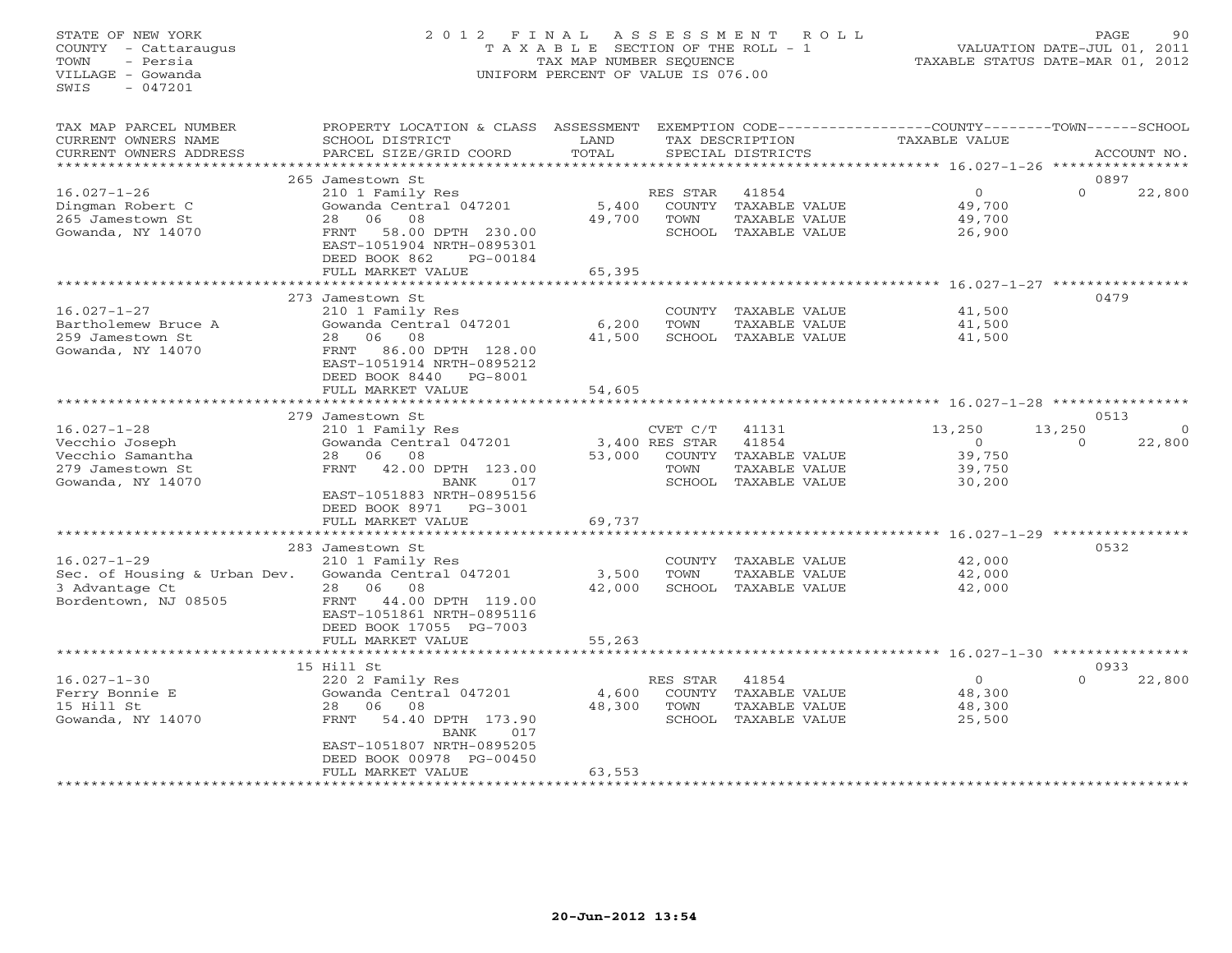STATE OF NEW YORK
COUNTY - Cattaraugus
TOWN - Persia
VILLAGE - Gowanda
SWIS - 047201

# 2012 FINAL ASSESSMENT ROLL

TAXABLE SECTION OF THE ROLL - 1
TAX MAP NUMBER SEQUENCE
UNIFORM PERCENT OF VALUE IS 076.00

VALUATION DATE-JUL 01, 2011
TAXABLE STATUS DATE-MAR 01, 2012

| TAX MAP PARCEL NUMBER / CURRENT OWNERS NAME / CURRENT OWNERS ADDRESS | PROPERTY LOCATION & CLASS / SCHOOL DISTRICT / PARCEL SIZE/GRID COORD | ASSESSMENT LAND / TOTAL | EXEMPTION CODE / TAX DESCRIPTION / SPECIAL DISTRICTS | COUNTY TAXABLE VALUE | TOWN | SCHOOL | ACCOUNT NO. |
|---|---|---|---|---|---|---|---|
| | 265 Jamestown St | | | | | | 0897 |
| 16.027-1-26 | 210 1 Family Res | | RES STAR 41854 | 0 | 0 | 22,800 | |
| Dingman Robert C | Gowanda Central 047201 | 5,400 | COUNTY TAXABLE VALUE | 49,700 | | | |
| 265 Jamestown St | 28 06 08 | 49,700 | TOWN TAXABLE VALUE | 49,700 | | | |
| Gowanda, NY 14070 | FRNT 58.00 DPTH 230.00 | | SCHOOL TAXABLE VALUE | 26,900 | | | |
| | EAST-1051904 NRTH-0895301 | | | | | | |
| | DEED BOOK 862 PG-00184 | | | | | | |
| | FULL MARKET VALUE | 65,395 | | | | | |
| | 273 Jamestown St | | | | | | 0479 |
| 16.027-1-27 | 210 1 Family Res | | COUNTY TAXABLE VALUE | 41,500 | | | |
| Bartholemew Bruce A | Gowanda Central 047201 | 6,200 | TOWN TAXABLE VALUE | 41,500 | | | |
| 259 Jamestown St | 28 06 08 | 41,500 | SCHOOL TAXABLE VALUE | 41,500 | | | |
| Gowanda, NY 14070 | FRNT 86.00 DPTH 128.00 | | | | | | |
| | EAST-1051914 NRTH-0895212 | | | | | | |
| | DEED BOOK 8440 PG-8001 | | | | | | |
| | FULL MARKET VALUE | 54,605 | | | | | |
| | 279 Jamestown St | | | | | | 0513 |
| 16.027-1-28 | 210 1 Family Res | | CVET C/T 41131 | 13,250 | 13,250 | 0 | |
| Vecchio Joseph | Gowanda Central 047201 | 3,400 | RES STAR 41854 | 0 | 0 | 22,800 | |
| Vecchio Samantha | 28 06 08 | 53,000 | COUNTY TAXABLE VALUE | 39,750 | | | |
| 279 Jamestown St | FRNT 42.00 DPTH 123.00 | | TOWN TAXABLE VALUE | 39,750 | | | |
| Gowanda, NY 14070 | BANK 017 | | SCHOOL TAXABLE VALUE | 30,200 | | | |
| | EAST-1051883 NRTH-0895156 | | | | | | |
| | DEED BOOK 8971 PG-3001 | | | | | | |
| | FULL MARKET VALUE | 69,737 | | | | | |
| | 283 Jamestown St | | | | | | 0532 |
| 16.027-1-29 | 210 1 Family Res | | COUNTY TAXABLE VALUE | 42,000 | | | |
| Sec. of Housing & Urban Dev. | Gowanda Central 047201 | 3,500 | TOWN TAXABLE VALUE | 42,000 | | | |
| 3 Advantage Ct | 28 06 08 | 42,000 | SCHOOL TAXABLE VALUE | 42,000 | | | |
| Bordentown, NJ 08505 | FRNT 44.00 DPTH 119.00 | | | | | | |
| | EAST-1051861 NRTH-0895116 | | | | | | |
| | DEED BOOK 17055 PG-7003 | | | | | | |
| | FULL MARKET VALUE | 55,263 | | | | | |
| | 15 Hill St | | | | | | 0933 |
| 16.027-1-30 | 220 2 Family Res | | RES STAR 41854 | 0 | 0 | 22,800 | |
| Ferry Bonnie E | Gowanda Central 047201 | 4,600 | COUNTY TAXABLE VALUE | 48,300 | | | |
| 15 Hill St | 28 06 08 | 48,300 | TOWN TAXABLE VALUE | 48,300 | | | |
| Gowanda, NY 14070 | FRNT 54.40 DPTH 173.90 | | SCHOOL TAXABLE VALUE | 25,500 | | | |
| | BANK 017 | | | | | | |
| | EAST-1051807 NRTH-0895205 | | | | | | |
| | DEED BOOK 00978 PG-00450 | | | | | | |
| | FULL MARKET VALUE | 63,553 | | | | | |

20-Jun-2012 13:54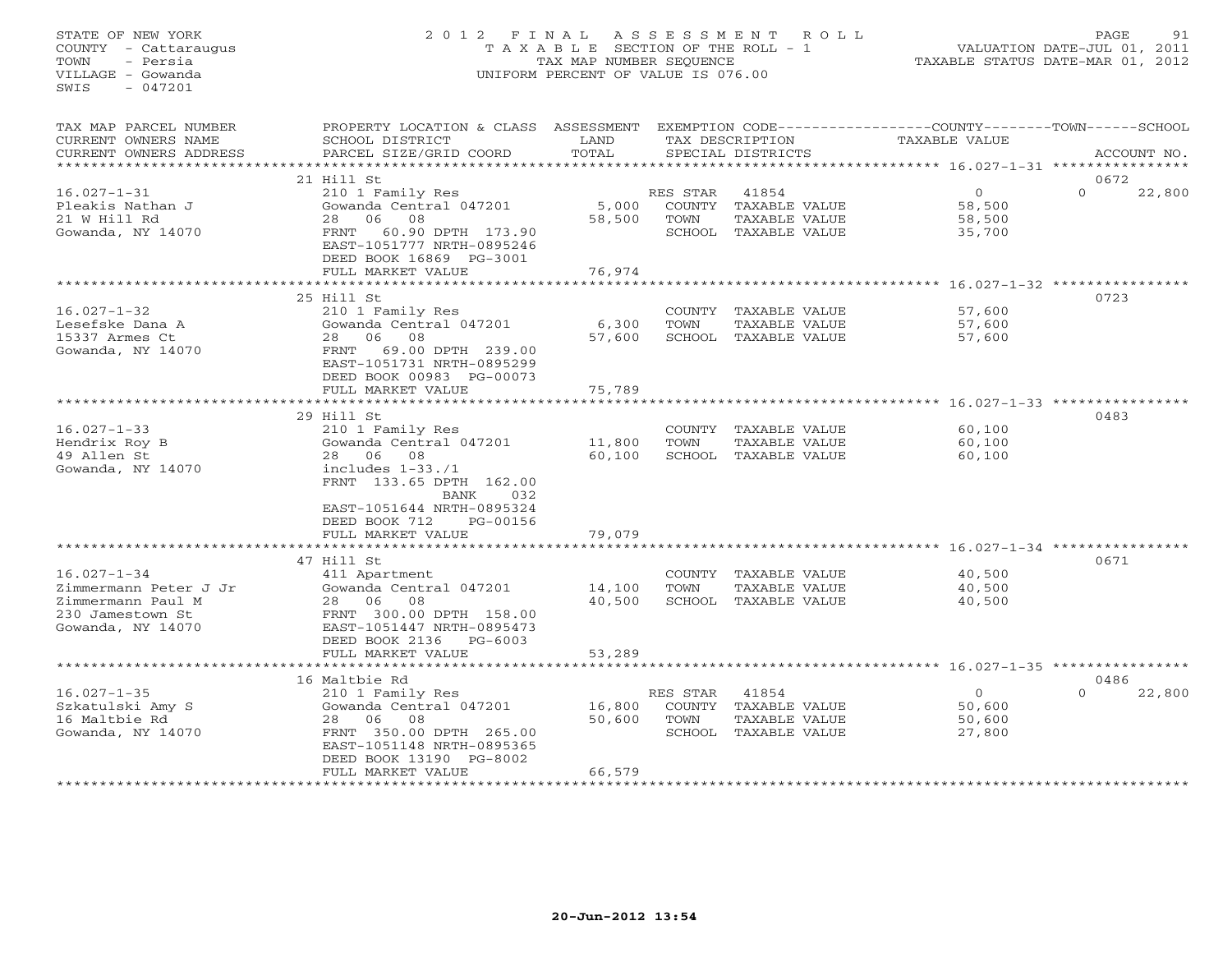STATE OF NEW YORK
COUNTY - Cattaraugus
TOWN - Persia
VILLAGE - Gowanda
SWIS - 047201

2012 FINAL ASSESSMENT ROLL
TAXABLE SECTION OF THE ROLL - 1
TAX MAP NUMBER SEQUENCE
UNIFORM PERCENT OF VALUE IS 076.00

VALUATION DATE-JUL 01, 2011
TAXABLE STATUS DATE-MAR 01, 2012

| TAX MAP PARCEL NUMBER / CURRENT OWNERS NAME / CURRENT OWNERS ADDRESS | PROPERTY LOCATION & CLASS / SCHOOL DISTRICT / PARCEL SIZE/GRID COORD | ASSESSMENT LAND / TOTAL | EXEMPTION CODE / TAX DESCRIPTION / SPECIAL DISTRICTS | COUNTY TAXABLE VALUE | TOWN | SCHOOL | ACCOUNT NO. |
|---|---|---|---|---|---|---|---|
| 16.027-1-31 | 21 Hill St | | | | | | 0672 |
| Pleakis Nathan J | 210 1 Family Res | | RES STAR 41854 | 0 | | 0 | 22,800 |
| 21 W Hill Rd | Gowanda Central 047201 | 5,000 | COUNTY TAXABLE VALUE | 58,500 | | | |
| Gowanda, NY 14070 | 28 06 08 | 58,500 | TOWN TAXABLE VALUE | 58,500 | | | |
| | FRNT 60.90 DPTH 173.90 | | SCHOOL TAXABLE VALUE | 35,700 | | | |
| | EAST-1051777 NRTH-0895246 | | | | | | |
| | DEED BOOK 16869 PG-3001 | | | | | | |
| | FULL MARKET VALUE | 76,974 | | | | | |
| 16.027-1-32 | 25 Hill St | | | | | | 0723 |
| Lesefske Dana A | 210 1 Family Res | | COUNTY TAXABLE VALUE | 57,600 | | | |
| 15337 Armes Ct | Gowanda Central 047201 | 6,300 | TOWN TAXABLE VALUE | 57,600 | | | |
| Gowanda, NY 14070 | 28 06 08 | 57,600 | SCHOOL TAXABLE VALUE | 57,600 | | | |
| | FRNT 69.00 DPTH 239.00 | | | | | | |
| | EAST-1051731 NRTH-0895299 | | | | | | |
| | DEED BOOK 00983 PG-00073 | | | | | | |
| | FULL MARKET VALUE | 75,789 | | | | | |
| 16.027-1-33 | 29 Hill St | | | | | | 0483 |
| Hendrix Roy B | 210 1 Family Res | | COUNTY TAXABLE VALUE | 60,100 | | | |
| 49 Allen St | Gowanda Central 047201 | 11,800 | TOWN TAXABLE VALUE | 60,100 | | | |
| Gowanda, NY 14070 | 28 06 08 | 60,100 | SCHOOL TAXABLE VALUE | 60,100 | | | |
| | includes 1-33./1 | | | | | | |
| | FRNT 133.65 DPTH 162.00 | | | | | | |
| | BANK 032 | | | | | | |
| | EAST-1051644 NRTH-0895324 | | | | | | |
| | DEED BOOK 712 PG-00156 | | | | | | |
| | FULL MARKET VALUE | 79,079 | | | | | |
| 16.027-1-34 | 47 Hill St | | | | | | 0671 |
| Zimmermann Peter J Jr | 411 Apartment | | COUNTY TAXABLE VALUE | 40,500 | | | |
| Zimmermann Paul M | Gowanda Central 047201 | 14,100 | TOWN TAXABLE VALUE | 40,500 | | | |
| 230 Jamestown St | 28 06 08 | 40,500 | SCHOOL TAXABLE VALUE | 40,500 | | | |
| Gowanda, NY 14070 | FRNT 300.00 DPTH 158.00 | | | | | | |
| | EAST-1051447 NRTH-0895473 | | | | | | |
| | DEED BOOK 2136 PG-6003 | | | | | | |
| | FULL MARKET VALUE | 53,289 | | | | | |
| 16.027-1-35 | 16 Maltbie Rd | | | | | | 0486 |
| Szkatulski Amy S | 210 1 Family Res | | RES STAR 41854 | 0 | | 0 | 22,800 |
| 16 Maltbie Rd | Gowanda Central 047201 | 16,800 | COUNTY TAXABLE VALUE | 50,600 | | | |
| Gowanda, NY 14070 | 28 06 08 | 50,600 | TOWN TAXABLE VALUE | 50,600 | | | |
| | FRNT 350.00 DPTH 265.00 | | SCHOOL TAXABLE VALUE | 27,800 | | | |
| | EAST-1051148 NRTH-0895365 | | | | | | |
| | DEED BOOK 13190 PG-8002 | | | | | | |
| | FULL MARKET VALUE | 66,579 | | | | | |

20-Jun-2012 13:54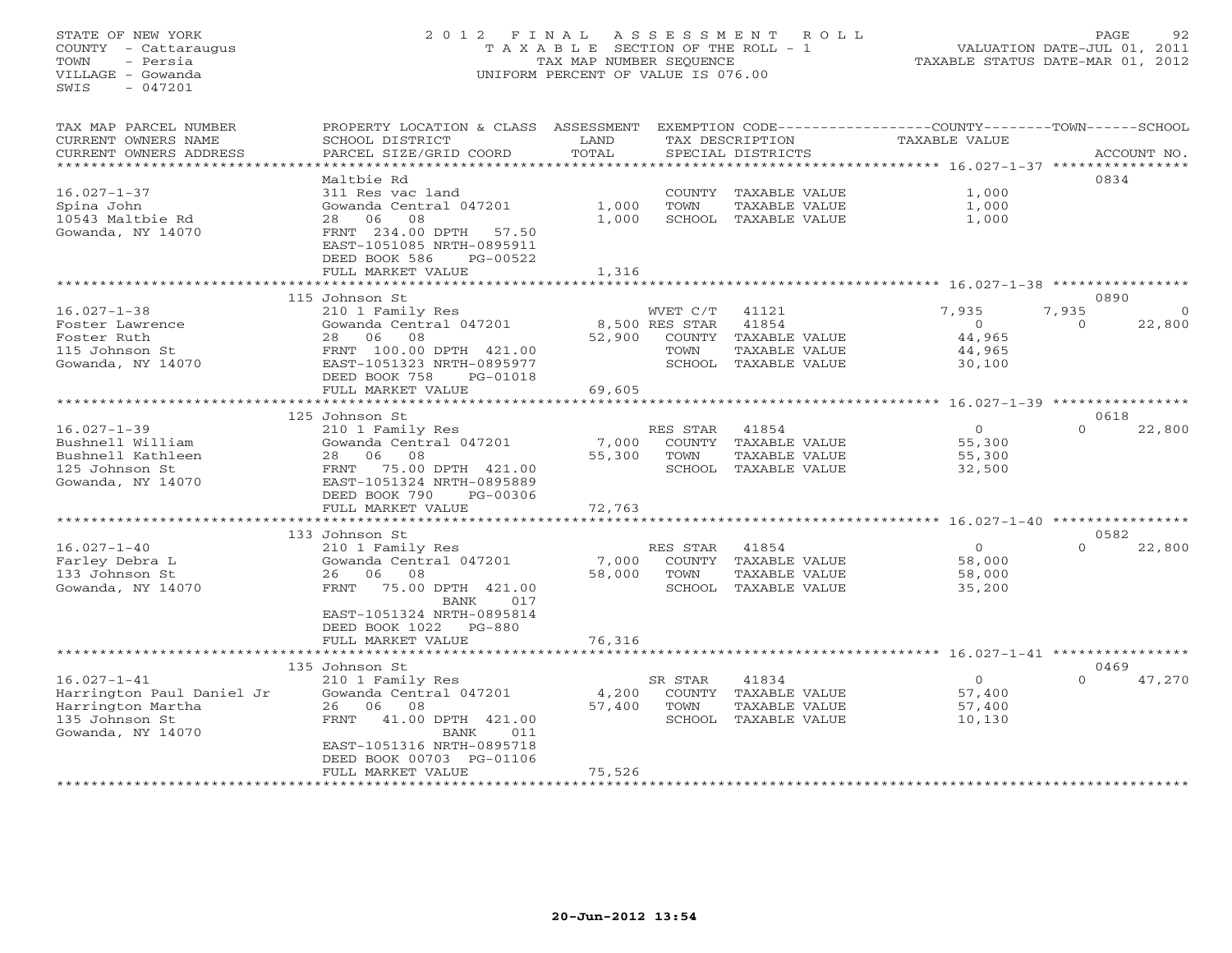STATE OF NEW YORK
COUNTY - Cattaraugus
TOWN - Persia
VILLAGE - Gowanda
SWIS - 047201

# 2012 FINAL ASSESSMENT ROLL

TAXABLE SECTION OF THE ROLL - 1
TAX MAP NUMBER SEQUENCE
UNIFORM PERCENT OF VALUE IS 076.00

VALUATION DATE-JUL 01, 2011
TAXABLE STATUS DATE-MAR 01, 2012

| TAX MAP PARCEL NUMBER / CURRENT OWNERS NAME / CURRENT OWNERS ADDRESS | PROPERTY LOCATION & CLASS / SCHOOL DISTRICT / PARCEL SIZE/GRID COORD | ASSESSMENT LAND / TOTAL | EXEMPTION CODE / TAX DESCRIPTION / SPECIAL DISTRICTS | COUNTY TAXABLE VALUE | TOWN | SCHOOL | ACCOUNT NO. |
|---|---|---|---|---|---|---|---|
| **16.027-1-37** | Maltbie Rd | | | | | | 0834 |
| Spina John | 311 Res vac land | | COUNTY TAXABLE VALUE | 1,000 | | | |
| 10543 Maltbie Rd | Gowanda Central 047201 | 1,000 | TOWN TAXABLE VALUE | 1,000 | | | |
| Gowanda, NY 14070 | 28 06 08 | 1,000 | SCHOOL TAXABLE VALUE | 1,000 | | | |
| | FRNT 234.00 DPTH 57.50 | | | | | | |
| | EAST-1051085 NRTH-0895911 | | | | | | |
| | DEED BOOK 586 PG-00522 | | | | | | |
| | FULL MARKET VALUE | 1,316 | | | | | |
| **16.027-1-38** | 115 Johnson St | | | | | | 0890 |
| Foster Lawrence | 210 1 Family Res | | WVET C/T 41121 | 7,935 | 7,935 | 0 | |
| Foster Ruth | Gowanda Central 047201 | 8,500 | RES STAR 41854 | 0 | 0 | 22,800 | |
| 115 Johnson St | 28 06 08 | 52,900 | COUNTY TAXABLE VALUE | 44,965 | | | |
| Gowanda, NY 14070 | FRNT 100.00 DPTH 421.00 | | TOWN TAXABLE VALUE | 44,965 | | | |
| | EAST-1051323 NRTH-0895977 | | SCHOOL TAXABLE VALUE | 30,100 | | | |
| | DEED BOOK 758 PG-01018 | | | | | | |
| | FULL MARKET VALUE | 69,605 | | | | | |
| **16.027-1-39** | 125 Johnson St | | | | | | 0618 |
| Bushnell William | 210 1 Family Res | | RES STAR 41854 | 0 | 0 | 22,800 | |
| Bushnell Kathleen | Gowanda Central 047201 | 7,000 | COUNTY TAXABLE VALUE | 55,300 | | | |
| 125 Johnson St | 28 06 08 | 55,300 | TOWN TAXABLE VALUE | 55,300 | | | |
| Gowanda, NY 14070 | FRNT 75.00 DPTH 421.00 | | SCHOOL TAXABLE VALUE | 32,500 | | | |
| | EAST-1051324 NRTH-0895889 | | | | | | |
| | DEED BOOK 790 PG-00306 | | | | | | |
| | FULL MARKET VALUE | 72,763 | | | | | |
| **16.027-1-40** | 133 Johnson St | | | | | | 0582 |
| Farley Debra L | 210 1 Family Res | | RES STAR 41854 | 0 | 0 | 22,800 | |
| 133 Johnson St | Gowanda Central 047201 | 7,000 | COUNTY TAXABLE VALUE | 58,000 | | | |
| Gowanda, NY 14070 | 26 06 08 | 58,000 | TOWN TAXABLE VALUE | 58,000 | | | |
| | FRNT 75.00 DPTH 421.00 | | SCHOOL TAXABLE VALUE | 35,200 | | | |
| | BANK 017 | | | | | | |
| | EAST-1051324 NRTH-0895814 | | | | | | |
| | DEED BOOK 1022 PG-880 | | | | | | |
| | FULL MARKET VALUE | 76,316 | | | | | |
| **16.027-1-41** | 135 Johnson St | | | | | | 0469 |
| Harrington Paul Daniel Jr | 210 1 Family Res | | SR STAR 41834 | 0 | 0 | 47,270 | |
| Harrington Martha | Gowanda Central 047201 | 4,200 | COUNTY TAXABLE VALUE | 57,400 | | | |
| 135 Johnson St | 26 06 08 | 57,400 | TOWN TAXABLE VALUE | 57,400 | | | |
| Gowanda, NY 14070 | FRNT 41.00 DPTH 421.00 | | SCHOOL TAXABLE VALUE | 10,130 | | | |
| | BANK 011 | | | | | | |
| | EAST-1051316 NRTH-0895718 | | | | | | |
| | DEED BOOK 00703 PG-01106 | | | | | | |
| | FULL MARKET VALUE | 75,526 | | | | | |

20-Jun-2012 13:54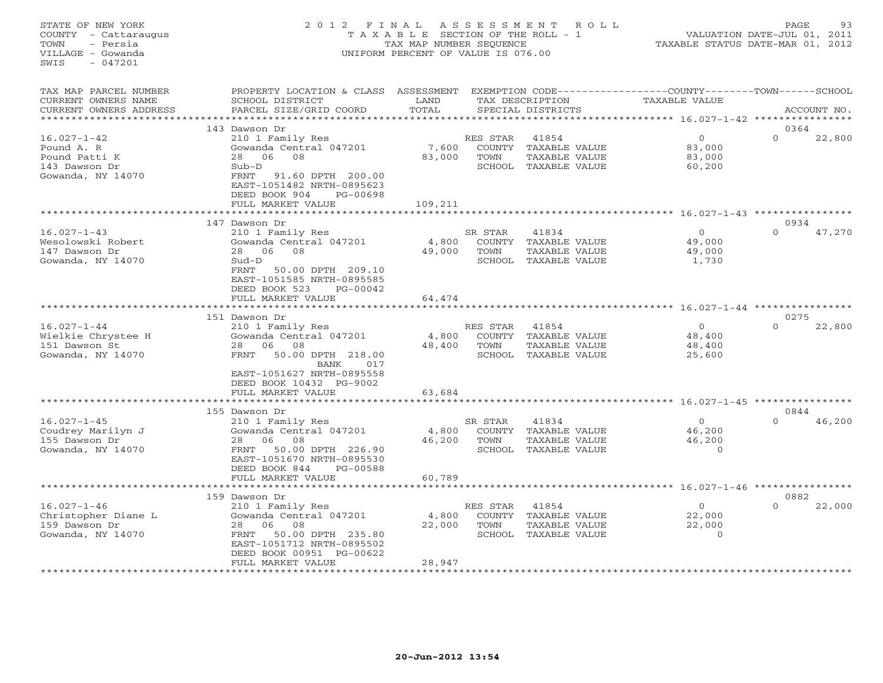STATE OF NEW YORK
COUNTY - Cattaraugus
TOWN - Persia
VILLAGE - Gowanda
SWIS - 047201

# 2012 FINAL ASSESSMENT ROLL

TAXABLE SECTION OF THE ROLL - 1
TAX MAP NUMBER SEQUENCE
UNIFORM PERCENT OF VALUE IS 076.00

VALUATION DATE-JUL 01, 2011
TAXABLE STATUS DATE-MAR 01, 2012

| TAX MAP PARCEL NUMBER / CURRENT OWNERS NAME / CURRENT OWNERS ADDRESS | PROPERTY LOCATION & CLASS / SCHOOL DISTRICT / PARCEL SIZE/GRID COORD | ASSESSMENT LAND | TOTAL | EXEMPTION CODE / TAX DESCRIPTION / SPECIAL DISTRICTS | COUNTY TAXABLE VALUE | TOWN | SCHOOL / ACCOUNT NO. |
|---|---|---|---|---|---|---|---|
| | 143 Dawson Dr | | | | | | 0364 |
| 16.027-1-42 | 210 1 Family Res | | | RES STAR 41854 | 0 | 0 | 22,800 |
| Pound A. R | Gowanda Central 047201 | 7,600 | | COUNTY TAXABLE VALUE | 83,000 | | |
| Pound Patti K | 28 06 08 | | 83,000 | TOWN TAXABLE VALUE | 83,000 | | |
| 143 Dawson Dr | Sub-D | | | SCHOOL TAXABLE VALUE | 60,200 | | |
| Gowanda, NY 14070 | FRNT 91.60 DPTH 200.00 | | | | | | |
| | EAST-1051482 NRTH-0895623 | | | | | | |
| | DEED BOOK 904 PG-00698 | | | | | | |
| | FULL MARKET VALUE | | 109,211 | | | | |
| | 147 Dawson Dr | | | | | | 0934 |
| 16.027-1-43 | 210 1 Family Res | | | SR STAR 41834 | 0 | 0 | 47,270 |
| Wesolowski Robert | Gowanda Central 047201 | 4,800 | | COUNTY TAXABLE VALUE | 49,000 | | |
| 147 Dawson Dr | 28 06 08 | | 49,000 | TOWN TAXABLE VALUE | 49,000 | | |
| Gowanda, NY 14070 | Sud-D | | | SCHOOL TAXABLE VALUE | 1,730 | | |
| | FRNT 50.00 DPTH 209.10 | | | | | | |
| | EAST-1051585 NRTH-0895585 | | | | | | |
| | DEED BOOK 523 PG-00042 | | | | | | |
| | FULL MARKET VALUE | | 64,474 | | | | |
| | 151 Dawson Dr | | | | | | 0275 |
| 16.027-1-44 | 210 1 Family Res | | | RES STAR 41854 | 0 | 0 | 22,800 |
| Wielkie Chrystee H | Gowanda Central 047201 | 4,800 | | COUNTY TAXABLE VALUE | 48,400 | | |
| 151 Dawson St | 28 06 08 | | 48,400 | TOWN TAXABLE VALUE | 48,400 | | |
| Gowanda, NY 14070 | FRNT 50.00 DPTH 218.00 | | | SCHOOL TAXABLE VALUE | 25,600 | | |
| | BANK 017 | | | | | | |
| | EAST-1051627 NRTH-0895558 | | | | | | |
| | DEED BOOK 10432 PG-9002 | | | | | | |
| | FULL MARKET VALUE | | 63,684 | | | | |
| | 155 Dawson Dr | | | | | | 0844 |
| 16.027-1-45 | 210 1 Family Res | | | SR STAR 41834 | 0 | 0 | 46,200 |
| Coudrey Marilyn J | Gowanda Central 047201 | 4,800 | | COUNTY TAXABLE VALUE | 46,200 | | |
| 155 Dawson Dr | 28 06 08 | | 46,200 | TOWN TAXABLE VALUE | 46,200 | | |
| Gowanda, NY 14070 | FRNT 50.00 DPTH 226.90 | | | SCHOOL TAXABLE VALUE | 0 | | |
| | EAST-1051670 NRTH-0895530 | | | | | | |
| | DEED BOOK 844 PG-00588 | | | | | | |
| | FULL MARKET VALUE | | 60,789 | | | | |
| | 159 Dawson Dr | | | | | | 0882 |
| 16.027-1-46 | 210 1 Family Res | | | RES STAR 41854 | 0 | 0 | 22,000 |
| Christopher Diane L | Gowanda Central 047201 | 4,800 | | COUNTY TAXABLE VALUE | 22,000 | | |
| 159 Dawson Dr | 28 06 08 | | 22,000 | TOWN TAXABLE VALUE | 22,000 | | |
| Gowanda, NY 14070 | FRNT 50.00 DPTH 235.80 | | | SCHOOL TAXABLE VALUE | 0 | | |
| | EAST-1051712 NRTH-0895502 | | | | | | |
| | DEED BOOK 00951 PG-00622 | | | | | | |
| | FULL MARKET VALUE | | 28,947 | | | | |

20-Jun-2012 13:54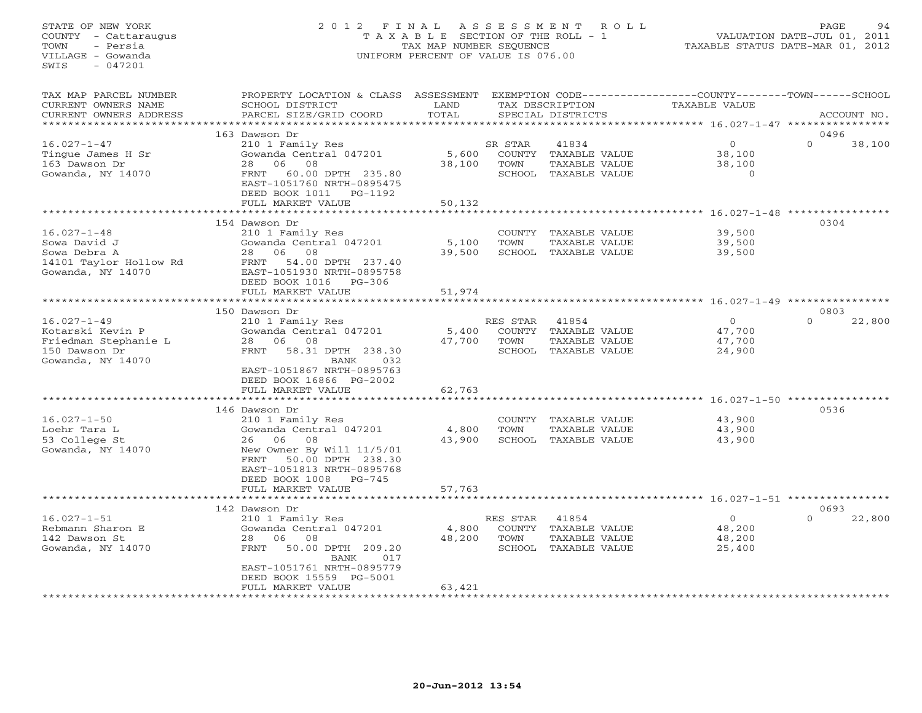STATE OF NEW YORK
COUNTY - Cattaraugus
TOWN - Persia
VILLAGE - Gowanda
SWIS - 047201

2012 FINAL ASSESSMENT ROLL
TAXABLE SECTION OF THE ROLL - 1
TAX MAP NUMBER SEQUENCE
UNIFORM PERCENT OF VALUE IS 076.00

VALUATION DATE-JUL 01, 2011
TAXABLE STATUS DATE-MAR 01, 2012

| TAX MAP PARCEL NUMBER / CURRENT OWNERS NAME / CURRENT OWNERS ADDRESS | PROPERTY LOCATION & CLASS / SCHOOL DISTRICT / PARCEL SIZE/GRID COORD | ASSESSMENT LAND / TOTAL | EXEMPTION CODE / TAX DESCRIPTION / SPECIAL DISTRICTS | COUNTY / TOWN TAXABLE VALUE | SCHOOL / ACCOUNT NO. |
|---|---|---|---|---|---|
| | 163 Dawson Dr | | | | 0496 |
| 16.027-1-47 | 210 1 Family Res | | SR STAR 41834 | 0 | 0 38,100 |
| Tingue James H Sr | Gowanda Central 047201 | 5,600 | COUNTY TAXABLE VALUE | 38,100 | |
| 163 Dawson Dr | 28 06 08 | 38,100 | TOWN TAXABLE VALUE | 38,100 | |
| Gowanda, NY 14070 | FRNT 60.00 DPTH 235.80 | | SCHOOL TAXABLE VALUE | 0 | |
| | EAST-1051760 NRTH-0895475 | | | | |
| | DEED BOOK 1011 PG-1192 | | | | |
| | FULL MARKET VALUE | 50,132 | | | |
| | 154 Dawson Dr | | | | 0304 |
| 16.027-1-48 | 210 1 Family Res | | COUNTY TAXABLE VALUE | 39,500 | |
| Sowa David J | Gowanda Central 047201 | 5,100 | TOWN TAXABLE VALUE | 39,500 | |
| Sowa Debra A | 28 06 08 | 39,500 | SCHOOL TAXABLE VALUE | 39,500 | |
| 14101 Taylor Hollow Rd | FRNT 54.00 DPTH 237.40 | | | | |
| Gowanda, NY 14070 | EAST-1051930 NRTH-0895758 | | | | |
| | DEED BOOK 1016 PG-306 | | | | |
| | FULL MARKET VALUE | 51,974 | | | |
| | 150 Dawson Dr | | | | 0803 |
| 16.027-1-49 | 210 1 Family Res | | RES STAR 41854 | 0 | 0 22,800 |
| Kotarski Kevin P | Gowanda Central 047201 | 5,400 | COUNTY TAXABLE VALUE | 47,700 | |
| Friedman Stephanie L | 28 06 08 | 47,700 | TOWN TAXABLE VALUE | 47,700 | |
| 150 Dawson Dr | FRNT 58.31 DPTH 238.30 | | SCHOOL TAXABLE VALUE | 24,900 | |
| Gowanda, NY 14070 | BANK 032 | | | | |
| | EAST-1051867 NRTH-0895763 | | | | |
| | DEED BOOK 16866 PG-2002 | | | | |
| | FULL MARKET VALUE | 62,763 | | | |
| | 146 Dawson Dr | | | | 0536 |
| 16.027-1-50 | 210 1 Family Res | | COUNTY TAXABLE VALUE | 43,900 | |
| Loehr Tara L | Gowanda Central 047201 | 4,800 | TOWN TAXABLE VALUE | 43,900 | |
| 53 College St | 26 06 08 | 43,900 | SCHOOL TAXABLE VALUE | 43,900 | |
| Gowanda, NY 14070 | New Owner By Will 11/5/01 | | | | |
| | FRNT 50.00 DPTH 238.30 | | | | |
| | EAST-1051813 NRTH-0895768 | | | | |
| | DEED BOOK 1008 PG-745 | | | | |
| | FULL MARKET VALUE | 57,763 | | | |
| | 142 Dawson Dr | | | | 0693 |
| 16.027-1-51 | 210 1 Family Res | | RES STAR 41854 | 0 | 0 22,800 |
| Rebmann Sharon E | Gowanda Central 047201 | 4,800 | COUNTY TAXABLE VALUE | 48,200 | |
| 142 Dawson St | 28 06 08 | 48,200 | TOWN TAXABLE VALUE | 48,200 | |
| Gowanda, NY 14070 | FRNT 50.00 DPTH 209.20 | | SCHOOL TAXABLE VALUE | 25,400 | |
| | BANK 017 | | | | |
| | EAST-1051761 NRTH-0895779 | | | | |
| | DEED BOOK 15559 PG-5001 | | | | |
| | FULL MARKET VALUE | 63,421 | | | |

20-Jun-2012 13:54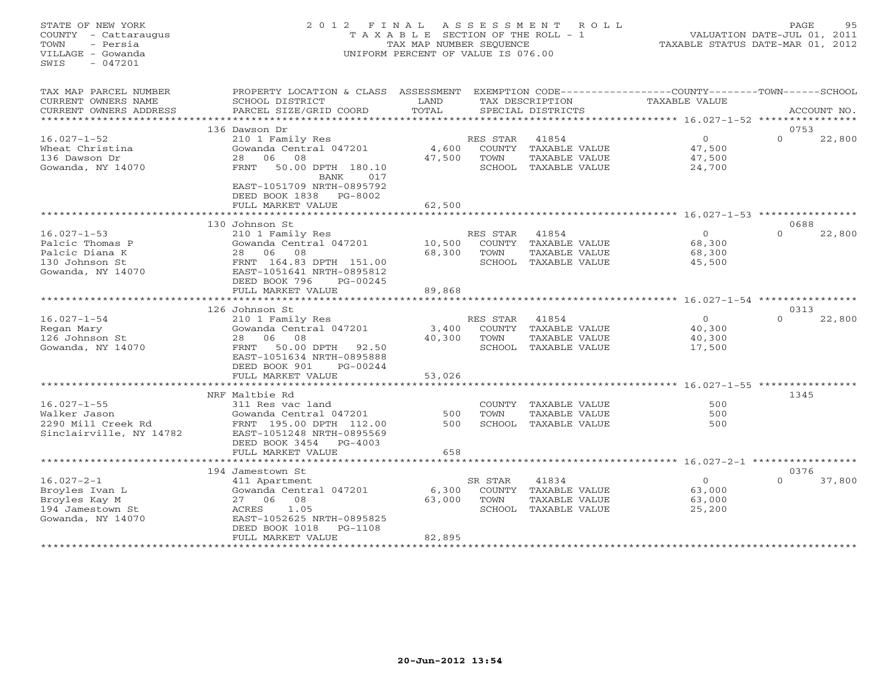STATE OF NEW YORK
COUNTY - Cattaraugus
TOWN - Persia
VILLAGE - Gowanda
SWIS - 047201

2012 FINAL ASSESSMENT ROLL
TAXABLE SECTION OF THE ROLL - 1
TAX MAP NUMBER SEQUENCE
UNIFORM PERCENT OF VALUE IS 076.00

VALUATION DATE-JUL 01, 2011
TAXABLE STATUS DATE-MAR 01, 2012

| TAX MAP PARCEL NUMBER / CURRENT OWNERS NAME / CURRENT OWNERS ADDRESS | PROPERTY LOCATION & CLASS / SCHOOL DISTRICT / PARCEL SIZE/GRID COORD | ASSESSMENT LAND / TOTAL | EXEMPTION CODE / TAX DESCRIPTION / SPECIAL DISTRICTS | COUNTY / TOWN / SCHOOL TAXABLE VALUE | ACCOUNT NO. |
|---|---|---|---|---|---|
| 16.027-1-52 | 136 Dawson Dr | | | | 0753 |
| Wheat Christina | 210 1 Family Res | | RES STAR 41854 | 0 | 0 22,800 |
| 136 Dawson Dr | Gowanda Central 047201 | 4,600 | COUNTY TAXABLE VALUE | 47,500 | |
| Gowanda, NY 14070 | 28 06 08 | 47,500 | TOWN TAXABLE VALUE | 47,500 | |
| | FRNT 50.00 DPTH 180.10 BANK 017 | | SCHOOL TAXABLE VALUE | 24,700 | |
| | EAST-1051709 NRTH-0895792 | | | | |
| | DEED BOOK 1838 PG-8002 | | | | |
| | FULL MARKET VALUE | 62,500 | | | |
| 16.027-1-53 | 130 Johnson St | | | | 0688 |
| Palcic Thomas P | 210 1 Family Res | | RES STAR 41854 | 0 | 0 22,800 |
| Palcic Diana K | Gowanda Central 047201 | 10,500 | COUNTY TAXABLE VALUE | 68,300 | |
| 130 Johnson St | 28 06 08 | 68,300 | TOWN TAXABLE VALUE | 68,300 | |
| Gowanda, NY 14070 | FRNT 164.83 DPTH 151.00 | | SCHOOL TAXABLE VALUE | 45,500 | |
| | EAST-1051641 NRTH-0895812 | | | | |
| | DEED BOOK 796 PG-00245 | | | | |
| | FULL MARKET VALUE | 89,868 | | | |
| 16.027-1-54 | 126 Johnson St | | | | 0313 |
| Regan Mary | 210 1 Family Res | | RES STAR 41854 | 0 | 0 22,800 |
| 126 Johnson St | Gowanda Central 047201 | 3,400 | COUNTY TAXABLE VALUE | 40,300 | |
| Gowanda, NY 14070 | 28 06 08 | 40,300 | TOWN TAXABLE VALUE | 40,300 | |
| | FRNT 50.00 DPTH 92.50 | | SCHOOL TAXABLE VALUE | 17,500 | |
| | EAST-1051634 NRTH-0895888 | | | | |
| | DEED BOOK 901 PG-00244 | | | | |
| | FULL MARKET VALUE | 53,026 | | | |
| 16.027-1-55 | NRF Maltbie Rd | | | | 1345 |
| Walker Jason | 311 Res vac land | | COUNTY TAXABLE VALUE | 500 | |
| 2290 Mill Creek Rd | Gowanda Central 047201 | 500 | TOWN TAXABLE VALUE | 500 | |
| Sinclairville, NY 14782 | FRNT 195.00 DPTH 112.00 | 500 | SCHOOL TAXABLE VALUE | 500 | |
| | EAST-1051248 NRTH-0895569 | | | | |
| | DEED BOOK 3454 PG-4003 | | | | |
| | FULL MARKET VALUE | 658 | | | |
| 16.027-2-1 | 194 Jamestown St | | | | 0376 |
| Broyles Ivan L | 411 Apartment | | SR STAR 41834 | 0 | 0 37,800 |
| Broyles Kay M | Gowanda Central 047201 | 6,300 | COUNTY TAXABLE VALUE | 63,000 | |
| 194 Jamestown St | 27 06 08 | 63,000 | TOWN TAXABLE VALUE | 63,000 | |
| Gowanda, NY 14070 | ACRES 1.05 | | SCHOOL TAXABLE VALUE | 25,200 | |
| | EAST-1052625 NRTH-0895825 | | | | |
| | DEED BOOK 1018 PG-1108 | | | | |
| | FULL MARKET VALUE | 82,895 | | | |

20-Jun-2012 13:54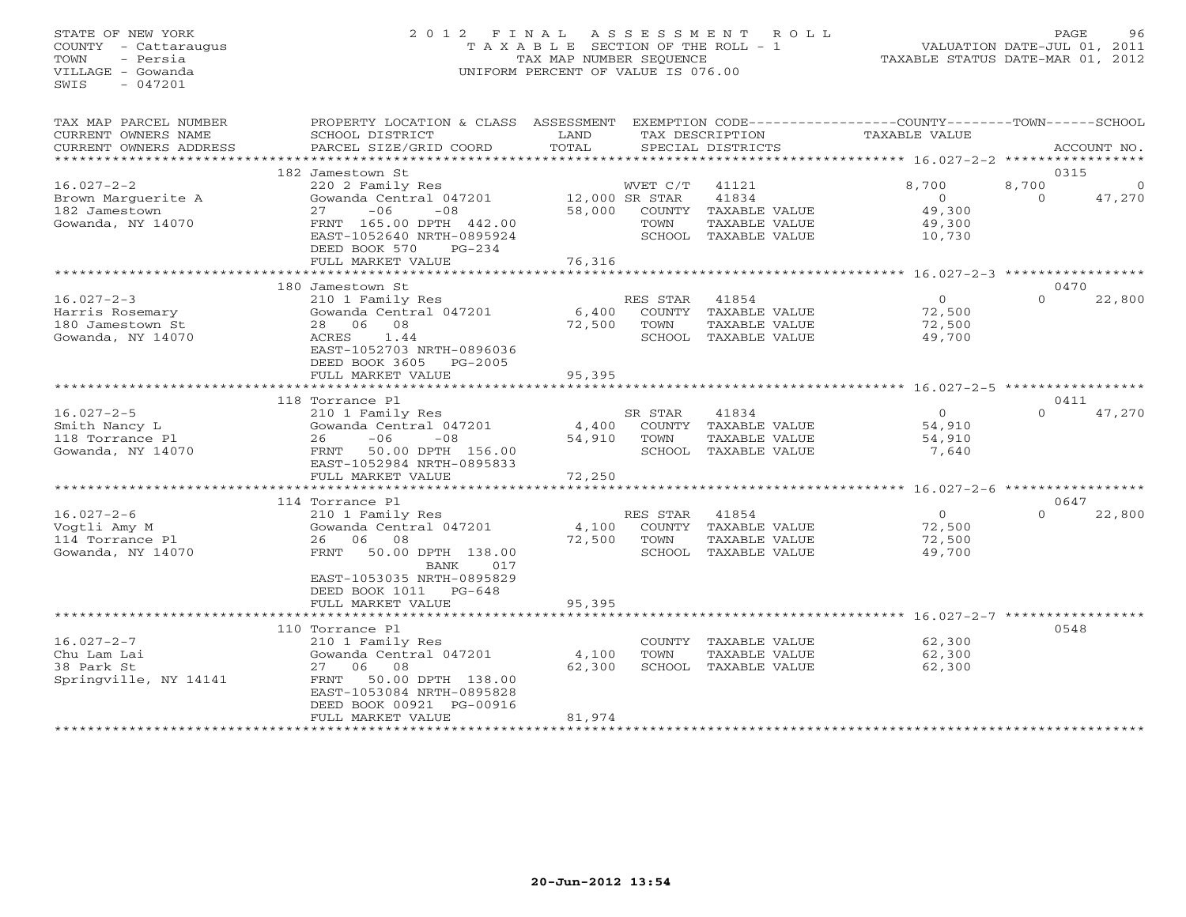STATE OF NEW YORK
COUNTY - Cattaraugus
TOWN - Persia
VILLAGE - Gowanda
SWIS - 047201

2 0 1 2 F I N A L A S S E S S M E N T R O L L
T A X A B L E SECTION OF THE ROLL - 1
TAX MAP NUMBER SEQUENCE
UNIFORM PERCENT OF VALUE IS 076.00

VALUATION DATE-JUL 01, 2011
TAXABLE STATUS DATE-MAR 01, 2012

| TAX MAP PARCEL NUMBER / CURRENT OWNERS NAME / CURRENT OWNERS ADDRESS | PROPERTY LOCATION & CLASS / SCHOOL DISTRICT / PARCEL SIZE/GRID COORD | ASSESSMENT LAND / TOTAL | EXEMPTION CODE / TAX DESCRIPTION / SPECIAL DISTRICTS | COUNTY TAXABLE VALUE | TOWN | SCHOOL | ACCOUNT NO. |
|---|---|---|---|---|---|---|---|
| | 182 Jamestown St | | | | | | 0315 |
| 16.027-2-2 | 220 2 Family Res | | WVET C/T 41121 | 8,700 | 8,700 | 0 | |
| Brown Marguerite A | Gowanda Central 047201 | 12,000 | SR STAR 41834 | 0 | 0 | 47,270 | |
| 182 Jamestown | 27 -06 -08 | 58,000 | COUNTY TAXABLE VALUE | 49,300 | | | |
| Gowanda, NY 14070 | FRNT 165.00 DPTH 442.00 | | TOWN TAXABLE VALUE | 49,300 | | | |
| | EAST-1052640 NRTH-0895924 | | SCHOOL TAXABLE VALUE | 10,730 | | | |
| | DEED BOOK 570 PG-234 | | | | | | |
| | FULL MARKET VALUE | 76,316 | | | | | |
| | 180 Jamestown St | | | | | | 0470 |
| 16.027-2-3 | 210 1 Family Res | | RES STAR 41854 | 0 | 0 | 22,800 | |
| Harris Rosemary | Gowanda Central 047201 | 6,400 | COUNTY TAXABLE VALUE | 72,500 | | | |
| 180 Jamestown St | 28 06 08 | 72,500 | TOWN TAXABLE VALUE | 72,500 | | | |
| Gowanda, NY 14070 | ACRES 1.44 | | SCHOOL TAXABLE VALUE | 49,700 | | | |
| | EAST-1052703 NRTH-0896036 | | | | | | |
| | DEED BOOK 3605 PG-2005 | | | | | | |
| | FULL MARKET VALUE | 95,395 | | | | | |
| | 118 Torrance Pl | | | | | | 0411 |
| 16.027-2-5 | 210 1 Family Res | | SR STAR 41834 | 0 | 0 | 47,270 | |
| Smith Nancy L | Gowanda Central 047201 | 4,400 | COUNTY TAXABLE VALUE | 54,910 | | | |
| 118 Torrance Pl | 26 -06 -08 | 54,910 | TOWN TAXABLE VALUE | 54,910 | | | |
| Gowanda, NY 14070 | FRNT 50.00 DPTH 156.00 | | SCHOOL TAXABLE VALUE | 7,640 | | | |
| | EAST-1052984 NRTH-0895833 | | | | | | |
| | FULL MARKET VALUE | 72,250 | | | | | |
| | 114 Torrance Pl | | | | | | 0647 |
| 16.027-2-6 | 210 1 Family Res | | RES STAR 41854 | 0 | 0 | 22,800 | |
| Vogtli Amy M | Gowanda Central 047201 | 4,100 | COUNTY TAXABLE VALUE | 72,500 | | | |
| 114 Torrance Pl | 26 06 08 | 72,500 | TOWN TAXABLE VALUE | 72,500 | | | |
| Gowanda, NY 14070 | FRNT 50.00 DPTH 138.00 | | SCHOOL TAXABLE VALUE | 49,700 | | | |
| | BANK 017 | | | | | | |
| | EAST-1053035 NRTH-0895829 | | | | | | |
| | DEED BOOK 1011 PG-648 | | | | | | |
| | FULL MARKET VALUE | 95,395 | | | | | |
| | 110 Torrance Pl | | | | | | 0548 |
| 16.027-2-7 | 210 1 Family Res | | COUNTY TAXABLE VALUE | 62,300 | | | |
| Chu Lam Lai | Gowanda Central 047201 | 4,100 | TOWN TAXABLE VALUE | 62,300 | | | |
| 38 Park St | 27 06 08 | 62,300 | SCHOOL TAXABLE VALUE | 62,300 | | | |
| Springville, NY 14141 | FRNT 50.00 DPTH 138.00 | | | | | | |
| | EAST-1053084 NRTH-0895828 | | | | | | |
| | DEED BOOK 00921 PG-00916 | | | | | | |
| | FULL MARKET VALUE | 81,974 | | | | | |

20-Jun-2012 13:54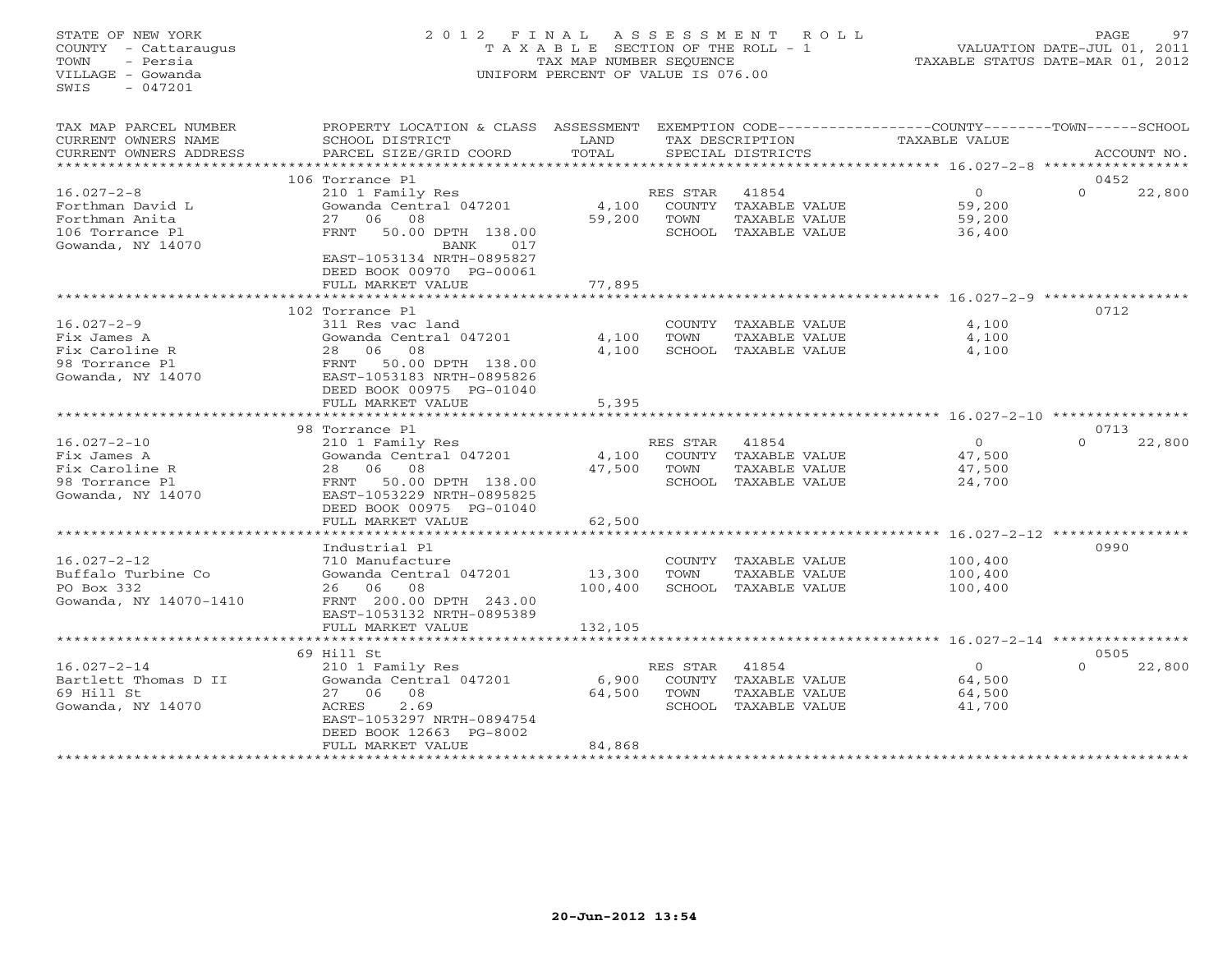STATE OF NEW YORK
COUNTY - Cattaraugus
TOWN - Persia
VILLAGE - Gowanda
SWIS - 047201

2012 FINAL ASSESSMENT ROLL
TAXABLE SECTION OF THE ROLL - 1
TAX MAP NUMBER SEQUENCE
UNIFORM PERCENT OF VALUE IS 076.00

VALUATION DATE-JUL 01, 2011
TAXABLE STATUS DATE-MAR 01, 2012

| TAX MAP PARCEL NUMBER / CURRENT OWNERS NAME / CURRENT OWNERS ADDRESS | PROPERTY LOCATION & CLASS / SCHOOL DISTRICT / PARCEL SIZE/GRID COORD | ASSESSMENT LAND / TOTAL | EXEMPTION CODE / TAX DESCRIPTION / SPECIAL DISTRICTS | COUNTY / TOWN TAXABLE VALUE | SCHOOL / ACCOUNT NO. |
|---|---|---|---|---|---|
| | 106 Torrance Pl | | | | 0452 |
| 16.027-2-8 | 210 1 Family Res | | RES STAR 41854 | 0 | 0 22,800 |
| Forthman David L | Gowanda Central 047201 | 4,100 | COUNTY TAXABLE VALUE | 59,200 | |
| Forthman Anita | 27 06 08 | 59,200 | TOWN TAXABLE VALUE | 59,200 | |
| 106 Torrance Pl | FRNT 50.00 DPTH 138.00 | | SCHOOL TAXABLE VALUE | 36,400 | |
| Gowanda, NY 14070 | BANK 017 | | | | |
| | EAST-1053134 NRTH-0895827 | | | | |
| | DEED BOOK 00970 PG-00061 | | | | |
| | FULL MARKET VALUE | 77,895 | | | |
| | 102 Torrance Pl | | | | 0712 |
| 16.027-2-9 | 311 Res vac land | | COUNTY TAXABLE VALUE | 4,100 | |
| Fix James A | Gowanda Central 047201 | 4,100 | TOWN TAXABLE VALUE | 4,100 | |
| Fix Caroline R | 28 06 08 | 4,100 | SCHOOL TAXABLE VALUE | 4,100 | |
| 98 Torrance Pl | FRNT 50.00 DPTH 138.00 | | | | |
| Gowanda, NY 14070 | EAST-1053183 NRTH-0895826 | | | | |
| | DEED BOOK 00975 PG-01040 | | | | |
| | FULL MARKET VALUE | 5,395 | | | |
| | 98 Torrance Pl | | | | 0713 |
| 16.027-2-10 | 210 1 Family Res | | RES STAR 41854 | 0 | 0 22,800 |
| Fix James A | Gowanda Central 047201 | 4,100 | COUNTY TAXABLE VALUE | 47,500 | |
| Fix Caroline R | 28 06 08 | 47,500 | TOWN TAXABLE VALUE | 47,500 | |
| 98 Torrance Pl | FRNT 50.00 DPTH 138.00 | | SCHOOL TAXABLE VALUE | 24,700 | |
| Gowanda, NY 14070 | EAST-1053229 NRTH-0895825 | | | | |
| | DEED BOOK 00975 PG-01040 | | | | |
| | FULL MARKET VALUE | 62,500 | | | |
| | Industrial Pl | | | | 0990 |
| 16.027-2-12 | 710 Manufacture | | COUNTY TAXABLE VALUE | 100,400 | |
| Buffalo Turbine Co | Gowanda Central 047201 | 13,300 | TOWN TAXABLE VALUE | 100,400 | |
| PO Box 332 | 26 06 08 | 100,400 | SCHOOL TAXABLE VALUE | 100,400 | |
| Gowanda, NY 14070-1410 | FRNT 200.00 DPTH 243.00 | | | | |
| | EAST-1053132 NRTH-0895389 | | | | |
| | FULL MARKET VALUE | 132,105 | | | |
| | 69 Hill St | | | | 0505 |
| 16.027-2-14 | 210 1 Family Res | | RES STAR 41854 | 0 | 0 22,800 |
| Bartlett Thomas D II | Gowanda Central 047201 | 6,900 | COUNTY TAXABLE VALUE | 64,500 | |
| 69 Hill St | 27 06 08 | 64,500 | TOWN TAXABLE VALUE | 64,500 | |
| Gowanda, NY 14070 | ACRES 2.69 | | SCHOOL TAXABLE VALUE | 41,700 | |
| | EAST-1053297 NRTH-0894754 | | | | |
| | DEED BOOK 12663 PG-8002 | | | | |
| | FULL MARKET VALUE | 84,868 | | | |

20-Jun-2012 13:54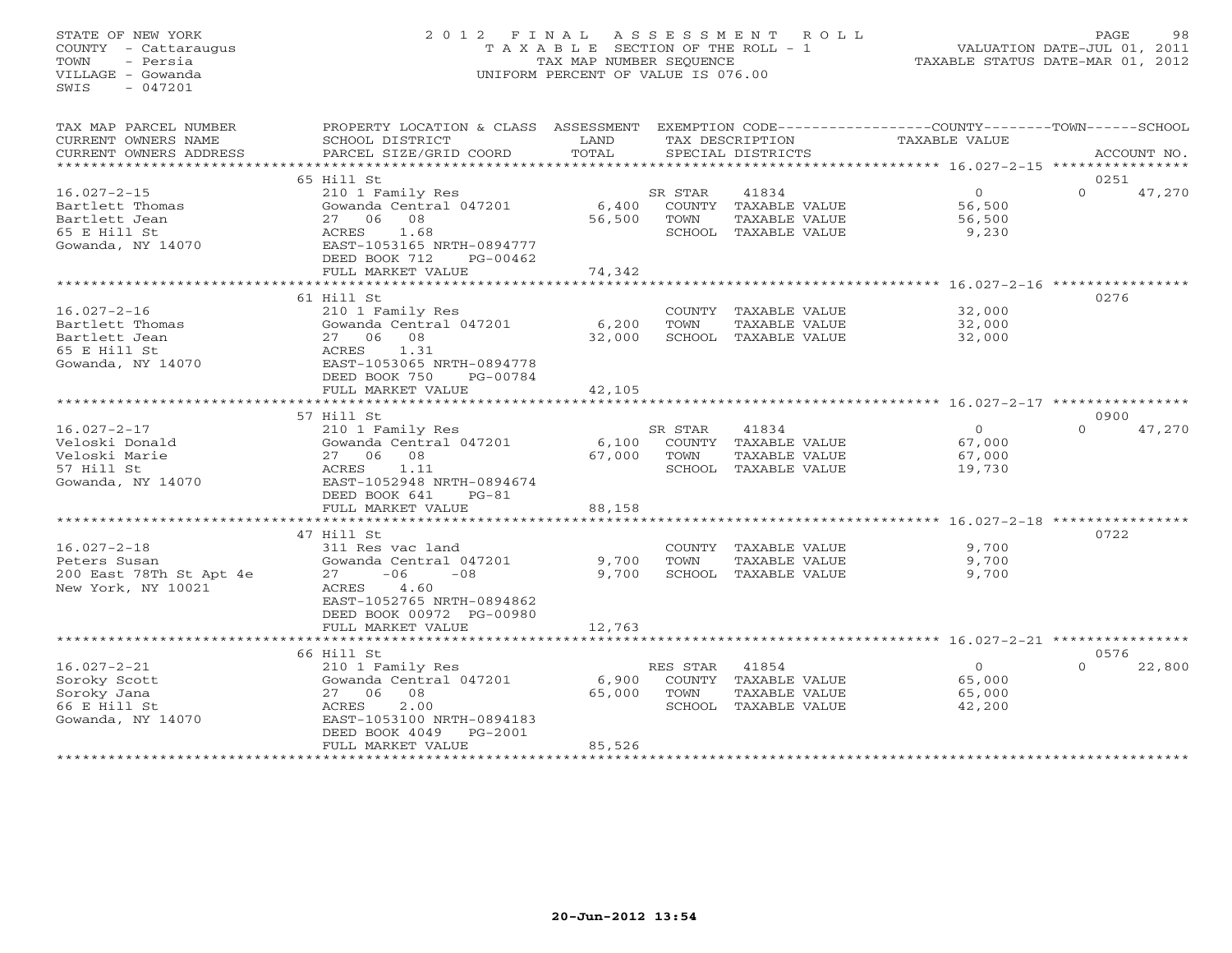STATE OF NEW YORK
COUNTY - Cattaraugus
TOWN - Persia
VILLAGE - Gowanda
SWIS - 047201

2012 FINAL ASSESSMENT ROLL
TAXABLE SECTION OF THE ROLL - 1
TAX MAP NUMBER SEQUENCE
UNIFORM PERCENT OF VALUE IS 076.00

VALUATION DATE-JUL 01, 2011
TAXABLE STATUS DATE-MAR 01, 2012

| TAX MAP PARCEL NUMBER / CURRENT OWNERS NAME / CURRENT OWNERS ADDRESS | PROPERTY LOCATION & CLASS / SCHOOL DISTRICT / PARCEL SIZE/GRID COORD | ASSESSMENT LAND / TOTAL | EXEMPTION CODE / TAX DESCRIPTION / SPECIAL DISTRICTS | COUNTY / TOWN TAXABLE VALUE | SCHOOL | ACCOUNT NO. |
|---|---|---|---|---|---|---|
| 16.027-2-15 | 65 Hill St | | | | | 0251 |
| Bartlett Thomas | 210 1 Family Res | | SR STAR 41834 | 0 | 0 | 47,270 |
| Bartlett Jean | Gowanda Central 047201 | 6,400 | COUNTY TAXABLE VALUE | 56,500 | | |
| 65 E Hill St | 27 06 08 | 56,500 | TOWN TAXABLE VALUE | 56,500 | | |
| Gowanda, NY 14070 | ACRES 1.68 | | SCHOOL TAXABLE VALUE | 9,230 | | |
| | EAST-1053165 NRTH-0894777 | | | | | |
| | DEED BOOK 712 PG-00462 | | | | | |
| | FULL MARKET VALUE | 74,342 | | | | |
| 16.027-2-16 | 61 Hill St | | | | | 0276 |
| Bartlett Thomas | 210 1 Family Res | | COUNTY TAXABLE VALUE | 32,000 | | |
| Bartlett Jean | Gowanda Central 047201 | 6,200 | TOWN TAXABLE VALUE | 32,000 | | |
| 65 E Hill St | 27 06 08 | 32,000 | SCHOOL TAXABLE VALUE | 32,000 | | |
| Gowanda, NY 14070 | ACRES 1.31 | | | | | |
| | EAST-1053065 NRTH-0894778 | | | | | |
| | DEED BOOK 750 PG-00784 | | | | | |
| | FULL MARKET VALUE | 42,105 | | | | |
| 16.027-2-17 | 57 Hill St | | | | | 0900 |
| Veloski Donald | 210 1 Family Res | | SR STAR 41834 | 0 | 0 | 47,270 |
| Veloski Marie | Gowanda Central 047201 | 6,100 | COUNTY TAXABLE VALUE | 67,000 | | |
| 57 Hill St | 27 06 08 | 67,000 | TOWN TAXABLE VALUE | 67,000 | | |
| Gowanda, NY 14070 | ACRES 1.11 | | SCHOOL TAXABLE VALUE | 19,730 | | |
| | EAST-1052948 NRTH-0894674 | | | | | |
| | DEED BOOK 641 PG-81 | | | | | |
| | FULL MARKET VALUE | 88,158 | | | | |
| 16.027-2-18 | 47 Hill St | | | | | 0722 |
| Peters Susan | 311 Res vac land | | COUNTY TAXABLE VALUE | 9,700 | | |
| 200 East 78Th St Apt 4e | Gowanda Central 047201 | 9,700 | TOWN TAXABLE VALUE | 9,700 | | |
| New York, NY 10021 | 27 -06 -08 | 9,700 | SCHOOL TAXABLE VALUE | 9,700 | | |
| | ACRES 4.60 | | | | | |
| | EAST-1052765 NRTH-0894862 | | | | | |
| | DEED BOOK 00972 PG-00980 | | | | | |
| | FULL MARKET VALUE | 12,763 | | | | |
| 16.027-2-21 | 66 Hill St | | | | | 0576 |
| Soroky Scott | 210 1 Family Res | | RES STAR 41854 | 0 | 0 | 22,800 |
| Soroky Jana | Gowanda Central 047201 | 6,900 | COUNTY TAXABLE VALUE | 65,000 | | |
| 66 E Hill St | 27 06 08 | 65,000 | TOWN TAXABLE VALUE | 65,000 | | |
| Gowanda, NY 14070 | ACRES 2.00 | | SCHOOL TAXABLE VALUE | 42,200 | | |
| | EAST-1053100 NRTH-0894183 | | | | | |
| | DEED BOOK 4049 PG-2001 | | | | | |
| | FULL MARKET VALUE | 85,526 | | | | |

20-Jun-2012 13:54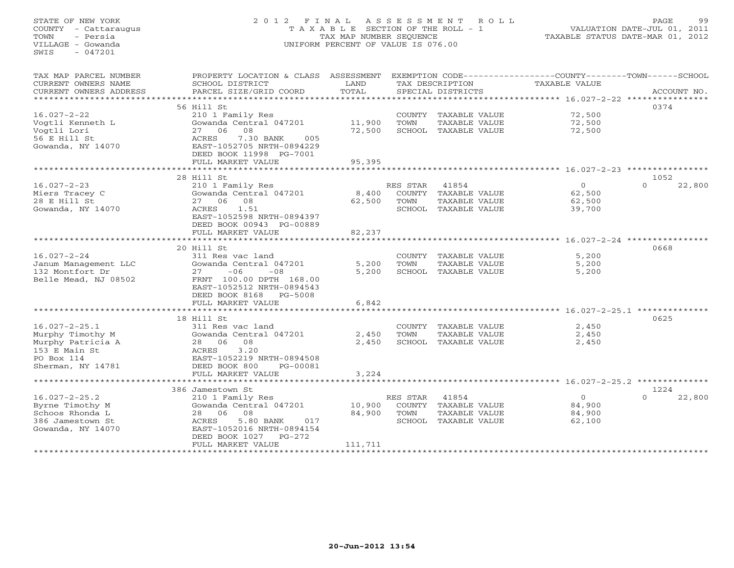STATE OF NEW YORK
COUNTY - Cattaraugus
TOWN - Persia
VILLAGE - Gowanda
SWIS - 047201

2012 FINAL ASSESSMENT ROLL
TAXABLE SECTION OF THE ROLL - 1
TAX MAP NUMBER SEQUENCE
UNIFORM PERCENT OF VALUE IS 076.00

VALUATION DATE-JUL 01, 2011
TAXABLE STATUS DATE-MAR 01, 2012

| TAX MAP PARCEL NUMBER / CURRENT OWNERS NAME / CURRENT OWNERS ADDRESS | PROPERTY LOCATION & CLASS / SCHOOL DISTRICT / PARCEL SIZE/GRID COORD | ASSESSMENT LAND / TOTAL | EXEMPTION CODE / TAX DESCRIPTION / SPECIAL DISTRICTS | COUNTY / TOWN / SCHOOL TAXABLE VALUE | ACCOUNT NO. |
|---|---|---|---|---|---|
| 16.027-2-22 | 56 Hill St | | | | 0374 |
| Vogtli Kenneth L | 210 1 Family Res | | COUNTY TAXABLE VALUE | 72,500 | |
| Vogtli Lori | Gowanda Central 047201 | 11,900 | TOWN TAXABLE VALUE | 72,500 | |
| 56 E Hill St | 27 06 08 | 72,500 | SCHOOL TAXABLE VALUE | 72,500 | |
| Gowanda, NY 14070 | ACRES 7.30 BANK 005 | | | | |
| | EAST-1052705 NRTH-0894229 | | | | |
| | DEED BOOK 11998 PG-7001 | | | | |
| | FULL MARKET VALUE | 95,395 | | | |
| 16.027-2-23 | 28 Hill St | | | | 1052 |
| Miers Tracey C | 210 1 Family Res | | RES STAR 41854 | 0 / 0 / 22,800 | |
| 28 E Hill St | Gowanda Central 047201 | 8,400 | COUNTY TAXABLE VALUE | 62,500 | |
| Gowanda, NY 14070 | 27 06 08 | 62,500 | TOWN TAXABLE VALUE | 62,500 | |
| | ACRES 1.51 | | SCHOOL TAXABLE VALUE | 39,700 | |
| | EAST-1052598 NRTH-0894397 | | | | |
| | DEED BOOK 00943 PG-00889 | | | | |
| | FULL MARKET VALUE | 82,237 | | | |
| 16.027-2-24 | 20 Hill St | | | | 0668 |
| Janum Management LLC | 311 Res vac land | | COUNTY TAXABLE VALUE | 5,200 | |
| 132 Montfort Dr | Gowanda Central 047201 | 5,200 | TOWN TAXABLE VALUE | 5,200 | |
| Belle Mead, NJ 08502 | 27 -06 -08 | 5,200 | SCHOOL TAXABLE VALUE | 5,200 | |
| | FRNT 100.00 DPTH 168.00 | | | | |
| | EAST-1052512 NRTH-0894543 | | | | |
| | DEED BOOK 8168 PG-5008 | | | | |
| | FULL MARKET VALUE | 6,842 | | | |
| 16.027-2-25.1 | 18 Hill St | | | | 0625 |
| Murphy Timothy M | 311 Res vac land | | COUNTY TAXABLE VALUE | 2,450 | |
| Murphy Patricia A | Gowanda Central 047201 | 2,450 | TOWN TAXABLE VALUE | 2,450 | |
| 153 E Main St | 28 06 08 | 2,450 | SCHOOL TAXABLE VALUE | 2,450 | |
| PO Box 114 | ACRES 3.20 | | | | |
| Sherman, NY 14781 | EAST-1052219 NRTH-0894508 | | | | |
| | DEED BOOK 800 PG-00081 | | | | |
| | FULL MARKET VALUE | 3,224 | | | |
| 16.027-2-25.2 | 386 Jamestown St | | | | 1224 |
| Byrne Timothy M | 210 1 Family Res | | RES STAR 41854 | 0 / 0 / 22,800 | |
| Schoos Rhonda L | Gowanda Central 047201 | 10,900 | COUNTY TAXABLE VALUE | 84,900 | |
| 386 Jamestown St | 28 06 08 | 84,900 | TOWN TAXABLE VALUE | 84,900 | |
| Gowanda, NY 14070 | ACRES 5.80 BANK 017 | | SCHOOL TAXABLE VALUE | 62,100 | |
| | EAST-1052016 NRTH-0894154 | | | | |
| | DEED BOOK 1027 PG-272 | | | | |
| | FULL MARKET VALUE | 111,711 | | | |

20-Jun-2012 13:54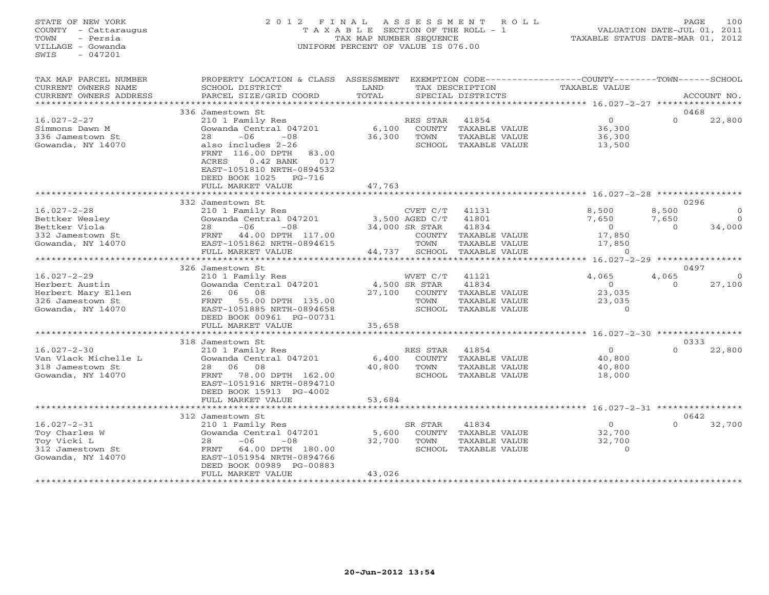STATE OF NEW YORK
COUNTY - Cattaraugus
TOWN - Persia
VILLAGE - Gowanda
SWIS - 047201

2012 FINAL ASSESSMENT ROLL
TAXABLE SECTION OF THE ROLL - 1
TAX MAP NUMBER SEQUENCE
UNIFORM PERCENT OF VALUE IS 076.00

VALUATION DATE-JUL 01, 2011
TAXABLE STATUS DATE-MAR 01, 2012

| TAX MAP PARCEL NUMBER / CURRENT OWNERS NAME / CURRENT OWNERS ADDRESS | PROPERTY LOCATION & CLASS / SCHOOL DISTRICT / PARCEL SIZE/GRID COORD | ASSESSMENT LAND / TOTAL | EXEMPTION CODE / TAX DESCRIPTION / SPECIAL DISTRICTS | | COUNTY TAXABLE VALUE | TOWN | SCHOOL / ACCOUNT NO. |
|---|---|---|---|---|---|---|---|
| | 336 Jamestown St | | | | | | 0468 |
| 16.027-2-27 | 210 1 Family Res | | RES STAR | 41854 | 0 | 0 | 22,800 |
| Simmons Dawn M | Gowanda Central 047201 | 6,100 | COUNTY TAXABLE VALUE | | 36,300 | | |
| 336 Jamestown St | 28 -06 -08 | 36,300 | TOWN TAXABLE VALUE | | 36,300 | | |
| Gowanda, NY 14070 | also includes 2-26 | | SCHOOL TAXABLE VALUE | | 13,500 | | |
| | FRNT 116.00 DPTH 83.00 | | | | | | |
| | ACRES 0.42 BANK 017 | | | | | | |
| | EAST-1051810 NRTH-0894532 | | | | | | |
| | DEED BOOK 1025 PG-716 | | | | | | |
| | FULL MARKET VALUE | 47,763 | | | | | |
| | 332 Jamestown St | | | | | | 0296 |
| 16.027-2-28 | 210 1 Family Res | | CVET C/T | 41131 | 8,500 | 8,500 | 0 |
| Bettker Wesley | Gowanda Central 047201 | 3,500 | AGED C/T | 41801 | 7,650 | 7,650 | 0 |
| Bettker Viola | 28 -06 -08 | 34,000 | SR STAR | 41834 | 0 | 0 | 34,000 |
| 332 Jamestown St | FRNT 44.00 DPTH 117.00 | | COUNTY TAXABLE VALUE | | 17,850 | | |
| Gowanda, NY 14070 | EAST-1051862 NRTH-0894615 | | TOWN TAXABLE VALUE | | 17,850 | | |
| | FULL MARKET VALUE | 44,737 | SCHOOL TAXABLE VALUE | | 0 | | |
| | 326 Jamestown St | | | | | | 0497 |
| 16.027-2-29 | 210 1 Family Res | | WVET C/T | 41121 | 4,065 | 4,065 | 0 |
| Herbert Austin | Gowanda Central 047201 | 4,500 | SR STAR | 41834 | 0 | 0 | 27,100 |
| Herbert Mary Ellen | 26 06 08 | 27,100 | COUNTY TAXABLE VALUE | | 23,035 | | |
| 326 Jamestown St | FRNT 55.00 DPTH 135.00 | | TOWN TAXABLE VALUE | | 23,035 | | |
| Gowanda, NY 14070 | EAST-1051885 NRTH-0894658 | | SCHOOL TAXABLE VALUE | | 0 | | |
| | DEED BOOK 00961 PG-00731 | | | | | | |
| | FULL MARKET VALUE | 35,658 | | | | | |
| | 318 Jamestown St | | | | | | 0333 |
| 16.027-2-30 | 210 1 Family Res | | RES STAR | 41854 | 0 | 0 | 22,800 |
| Van Vlack Michelle L | Gowanda Central 047201 | 6,400 | COUNTY TAXABLE VALUE | | 40,800 | | |
| 318 Jamestown St | 28 06 08 | 40,800 | TOWN TAXABLE VALUE | | 40,800 | | |
| Gowanda, NY 14070 | FRNT 78.00 DPTH 162.00 | | SCHOOL TAXABLE VALUE | | 18,000 | | |
| | EAST-1051916 NRTH-0894710 | | | | | | |
| | DEED BOOK 15913 PG-4002 | | | | | | |
| | FULL MARKET VALUE | 53,684 | | | | | |
| | 312 Jamestown St | | | | | | 0642 |
| 16.027-2-31 | 210 1 Family Res | | SR STAR | 41834 | 0 | 0 | 32,700 |
| Toy Charles W | Gowanda Central 047201 | 5,600 | COUNTY TAXABLE VALUE | | 32,700 | | |
| Toy Vicki L | 28 -06 -08 | 32,700 | TOWN TAXABLE VALUE | | 32,700 | | |
| 312 Jamestown St | FRNT 64.00 DPTH 180.00 | | SCHOOL TAXABLE VALUE | | 0 | | |
| Gowanda, NY 14070 | EAST-1051954 NRTH-0894766 | | | | | | |
| | DEED BOOK 00989 PG-00883 | | | | | | |
| | FULL MARKET VALUE | 43,026 | | | | | |

20-Jun-2012 13:54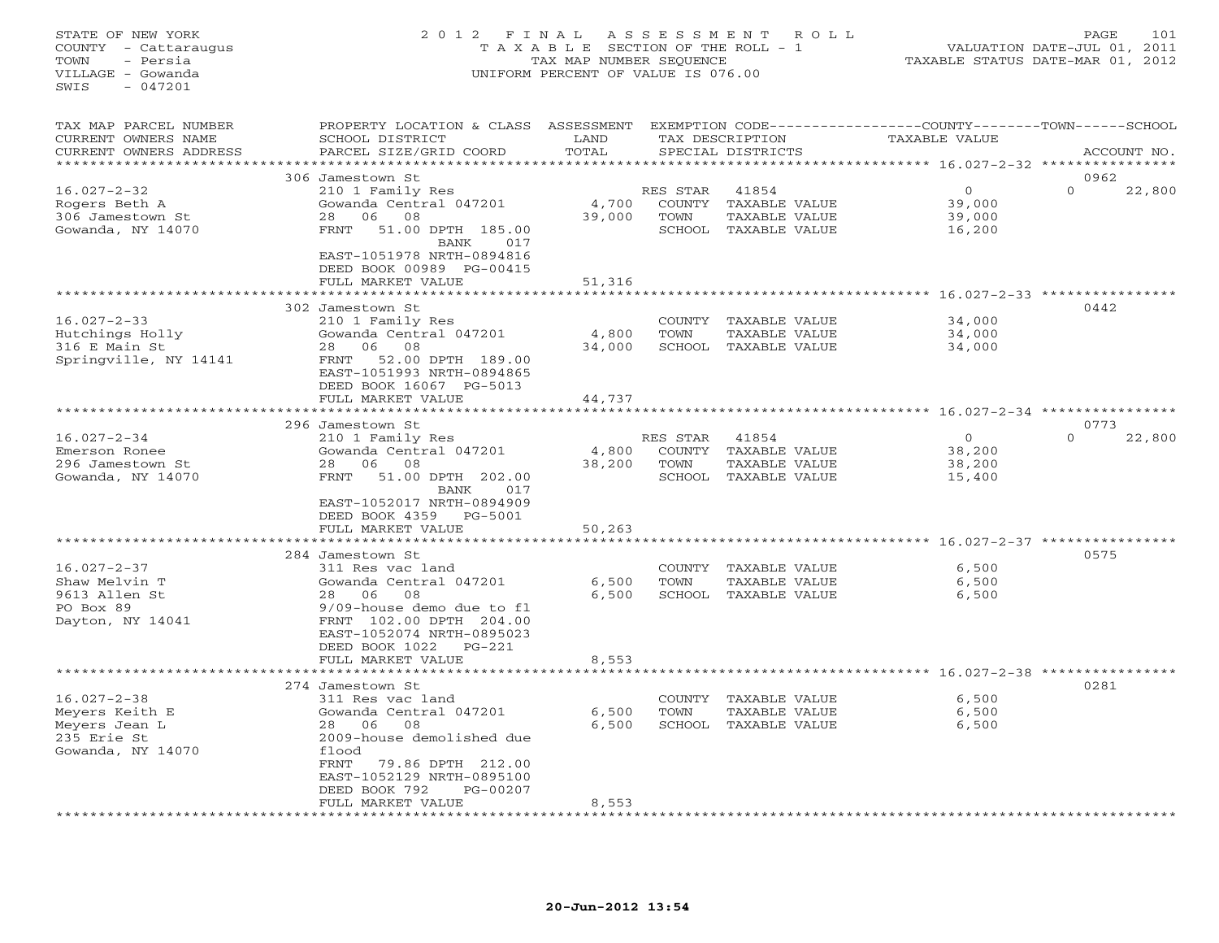STATE OF NEW YORK
COUNTY - Cattaraugus
TOWN - Persia
VILLAGE - Gowanda
SWIS - 047201

# 2012 FINAL ASSESSMENT ROLL
TAXABLE SECTION OF THE ROLL - 1
TAX MAP NUMBER SEQUENCE
UNIFORM PERCENT OF VALUE IS 076.00

VALUATION DATE-JUL 01, 2011
TAXABLE STATUS DATE-MAR 01, 2012

| TAX MAP PARCEL NUMBER / CURRENT OWNERS NAME / CURRENT OWNERS ADDRESS | PROPERTY LOCATION & CLASS / SCHOOL DISTRICT / PARCEL SIZE/GRID COORD | ASSESSMENT LAND | TOTAL | EXEMPTION CODE / TAX DESCRIPTION / SPECIAL DISTRICTS | COUNTY TAXABLE VALUE | TOWN | SCHOOL | ACCOUNT NO. |
|---|---|---|---|---|---|---|---|---|
| | 306 Jamestown St | | | | | | | 0962 |
| 16.027-2-32 | 210 1 Family Res | | | RES STAR 41854 | 0 | | 0 | 22,800 |
| Rogers Beth A | Gowanda Central 047201 | 4,700 | | COUNTY TAXABLE VALUE | 39,000 | | | |
| 306 Jamestown St | 28 06 08 | | 39,000 | TOWN TAXABLE VALUE | 39,000 | | | |
| Gowanda, NY 14070 | FRNT 51.00 DPTH 185.00 BANK 017 | | | SCHOOL TAXABLE VALUE | 16,200 | | | |
| | EAST-1051978 NRTH-0894816 | | | | | | | |
| | DEED BOOK 00989 PG-00415 | | | | | | | |
| | FULL MARKET VALUE | | 51,316 | | | | | |
| | 302 Jamestown St | | | | | | | 0442 |
| 16.027-2-33 | 210 1 Family Res | | | COUNTY TAXABLE VALUE | 34,000 | | | |
| Hutchings Holly | Gowanda Central 047201 | 4,800 | | TOWN TAXABLE VALUE | 34,000 | | | |
| 316 E Main St | 28 06 08 | | 34,000 | SCHOOL TAXABLE VALUE | 34,000 | | | |
| Springville, NY 14141 | FRNT 52.00 DPTH 189.00 | | | | | | | |
| | EAST-1051993 NRTH-0894865 | | | | | | | |
| | DEED BOOK 16067 PG-5013 | | | | | | | |
| | FULL MARKET VALUE | | 44,737 | | | | | |
| | 296 Jamestown St | | | | | | | 0773 |
| 16.027-2-34 | 210 1 Family Res | | | RES STAR 41854 | 0 | | 0 | 22,800 |
| Emerson Ronee | Gowanda Central 047201 | 4,800 | | COUNTY TAXABLE VALUE | 38,200 | | | |
| 296 Jamestown St | 28 06 08 | | 38,200 | TOWN TAXABLE VALUE | 38,200 | | | |
| Gowanda, NY 14070 | FRNT 51.00 DPTH 202.00 BANK 017 | | | SCHOOL TAXABLE VALUE | 15,400 | | | |
| | EAST-1052017 NRTH-0894909 | | | | | | | |
| | DEED BOOK 4359 PG-5001 | | | | | | | |
| | FULL MARKET VALUE | | 50,263 | | | | | |
| | 284 Jamestown St | | | | | | | 0575 |
| 16.027-2-37 | 311 Res vac land | | | COUNTY TAXABLE VALUE | 6,500 | | | |
| Shaw Melvin T | Gowanda Central 047201 | 6,500 | | TOWN TAXABLE VALUE | 6,500 | | | |
| 9613 Allen St | 28 06 08 | | 6,500 | SCHOOL TAXABLE VALUE | 6,500 | | | |
| PO Box 89 | 9/09-house demo due to fl | | | | | | | |
| Dayton, NY 14041 | FRNT 102.00 DPTH 204.00 | | | | | | | |
| | EAST-1052074 NRTH-0895023 | | | | | | | |
| | DEED BOOK 1022 PG-221 | | | | | | | |
| | FULL MARKET VALUE | | 8,553 | | | | | |
| | 274 Jamestown St | | | | | | | 0281 |
| 16.027-2-38 | 311 Res vac land | | | COUNTY TAXABLE VALUE | 6,500 | | | |
| Meyers Keith E | Gowanda Central 047201 | 6,500 | | TOWN TAXABLE VALUE | 6,500 | | | |
| Meyers Jean L | 28 06 08 | | 6,500 | SCHOOL TAXABLE VALUE | 6,500 | | | |
| 235 Erie St | 2009-house demolished due | | | | | | | |
| Gowanda, NY 14070 | flood | | | | | | | |
| | FRNT 79.86 DPTH 212.00 | | | | | | | |
| | EAST-1052129 NRTH-0895100 | | | | | | | |
| | DEED BOOK 792 PG-00207 | | | | | | | |
| | FULL MARKET VALUE | | 8,553 | | | | | |

20-Jun-2012 13:54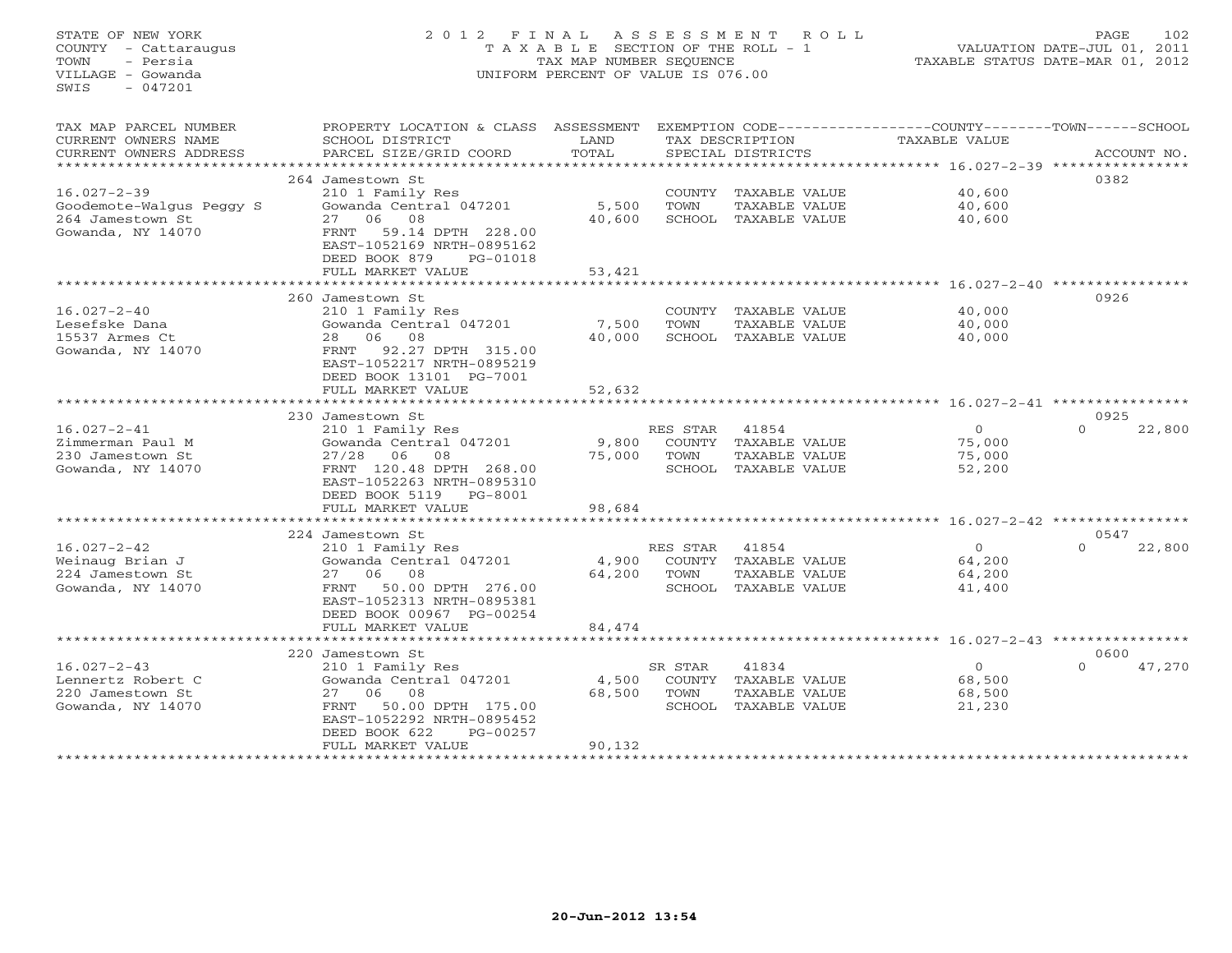STATE OF NEW YORK
COUNTY - Cattaraugus
TOWN - Persia
VILLAGE - Gowanda
SWIS - 047201

2012 FINAL ASSESSMENT ROLL
TAXABLE SECTION OF THE ROLL - 1
TAX MAP NUMBER SEQUENCE
UNIFORM PERCENT OF VALUE IS 076.00

VALUATION DATE-JUL 01, 2011
TAXABLE STATUS DATE-MAR 01, 2012

| TAX MAP PARCEL NUMBER / CURRENT OWNERS NAME / CURRENT OWNERS ADDRESS | PROPERTY LOCATION & CLASS / SCHOOL DISTRICT / PARCEL SIZE/GRID COORD | ASSESSMENT LAND | TOTAL | EXEMPTION CODE / TAX DESCRIPTION / SPECIAL DISTRICTS | COUNTY TAXABLE VALUE | TOWN | SCHOOL | ACCOUNT NO. |
|---|---|---|---|---|---|---|---|---|
| 16.027-2-39 | 264 Jamestown St | | | | | | | 0382 |
| Goodemote-Walgus Peggy S | 210 1 Family Res | | | COUNTY TAXABLE VALUE | 40,600 | | | |
| 264 Jamestown St | Gowanda Central 047201 | 5,500 | | TOWN TAXABLE VALUE | 40,600 | | | |
| Gowanda, NY 14070 | 27 06 08 | | 40,600 | SCHOOL TAXABLE VALUE | 40,600 | | | |
| | FRNT 59.14 DPTH 228.00 | | | | | | | |
| | EAST-1052169 NRTH-0895162 | | | | | | | |
| | DEED BOOK 879 PG-01018 | | | | | | | |
| | FULL MARKET VALUE | | 53,421 | | | | | |
| 16.027-2-40 | 260 Jamestown St | | | | | | | 0926 |
| Lesefske Dana | 210 1 Family Res | | | COUNTY TAXABLE VALUE | 40,000 | | | |
| 15537 Armes Ct | Gowanda Central 047201 | 7,500 | | TOWN TAXABLE VALUE | 40,000 | | | |
| Gowanda, NY 14070 | 28 06 08 | | 40,000 | SCHOOL TAXABLE VALUE | 40,000 | | | |
| | FRNT 92.27 DPTH 315.00 | | | | | | | |
| | EAST-1052217 NRTH-0895219 | | | | | | | |
| | DEED BOOK 13101 PG-7001 | | | | | | | |
| | FULL MARKET VALUE | | 52,632 | | | | | |
| 16.027-2-41 | 230 Jamestown St | | | | | | | 0925 |
| Zimmerman Paul M | 210 1 Family Res | | | RES STAR 41854 | 0 | 0 | 22,800 | |
| 230 Jamestown St | Gowanda Central 047201 | 9,800 | | COUNTY TAXABLE VALUE | 75,000 | | | |
| Gowanda, NY 14070 | 27/28 06 08 | | 75,000 | TOWN TAXABLE VALUE | 75,000 | | | |
| | FRNT 120.48 DPTH 268.00 | | | SCHOOL TAXABLE VALUE | 52,200 | | | |
| | EAST-1052263 NRTH-0895310 | | | | | | | |
| | DEED BOOK 5119 PG-8001 | | | | | | | |
| | FULL MARKET VALUE | | 98,684 | | | | | |
| 16.027-2-42 | 224 Jamestown St | | | | | | | 0547 |
| Weinaug Brian J | 210 1 Family Res | | | RES STAR 41854 | 0 | 0 | 22,800 | |
| 224 Jamestown St | Gowanda Central 047201 | 4,900 | | COUNTY TAXABLE VALUE | 64,200 | | | |
| Gowanda, NY 14070 | 27 06 08 | | 64,200 | TOWN TAXABLE VALUE | 64,200 | | | |
| | FRNT 50.00 DPTH 276.00 | | | SCHOOL TAXABLE VALUE | 41,400 | | | |
| | EAST-1052313 NRTH-0895381 | | | | | | | |
| | DEED BOOK 00967 PG-00254 | | | | | | | |
| | FULL MARKET VALUE | | 84,474 | | | | | |
| 16.027-2-43 | 220 Jamestown St | | | | | | | 0600 |
| Lennertz Robert C | 210 1 Family Res | | | SR STAR 41834 | 0 | 0 | 47,270 | |
| 220 Jamestown St | Gowanda Central 047201 | 4,500 | | COUNTY TAXABLE VALUE | 68,500 | | | |
| Gowanda, NY 14070 | 27 06 08 | | 68,500 | TOWN TAXABLE VALUE | 68,500 | | | |
| | FRNT 50.00 DPTH 175.00 | | | SCHOOL TAXABLE VALUE | 21,230 | | | |
| | EAST-1052292 NRTH-0895452 | | | | | | | |
| | DEED BOOK 622 PG-00257 | | | | | | | |
| | FULL MARKET VALUE | | 90,132 | | | | | |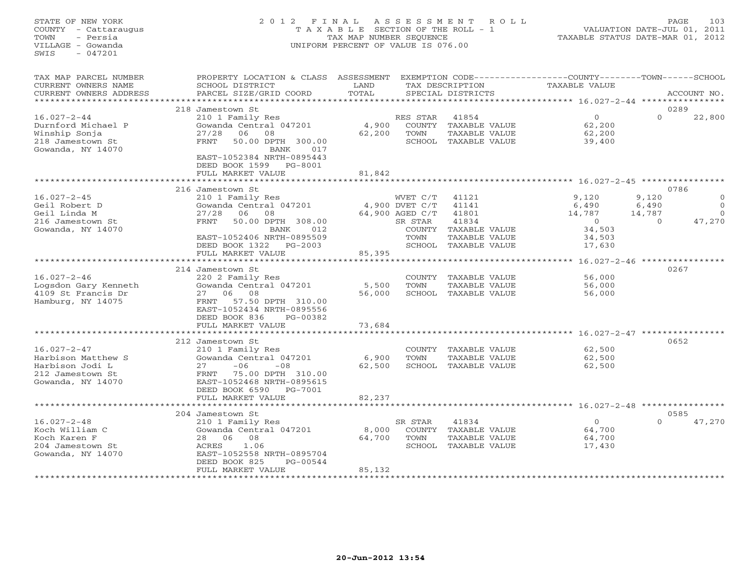STATE OF NEW YORK
COUNTY - Cattaraugus
TOWN - Persia
VILLAGE - Gowanda
SWIS - 047201

# 2012 FINAL ASSESSMENT ROLL
TAXABLE SECTION OF THE ROLL - 1
TAX MAP NUMBER SEQUENCE
UNIFORM PERCENT OF VALUE IS 076.00

VALUATION DATE-JUL 01, 2011
TAXABLE STATUS DATE-MAR 01, 2012

| TAX MAP PARCEL NUMBER / CURRENT OWNERS NAME / CURRENT OWNERS ADDRESS | PROPERTY LOCATION & CLASS / SCHOOL DISTRICT / PARCEL SIZE/GRID COORD | ASSESSMENT LAND / TOTAL | EXEMPTION CODE / TAX DESCRIPTION / SPECIAL DISTRICTS | | COUNTY TAXABLE VALUE | TOWN | SCHOOL | ACCOUNT NO. |
|---|---|---|---|---|---|---|---|---|
| | 218 Jamestown St | | | | | | | 0289 |
| 16.027-2-44 | 210 1 Family Res | | RES STAR | 41854 | 0 | 0 | 22,800 | |
| Durnford Michael P | Gowanda Central 047201 | 4,900 | COUNTY | TAXABLE VALUE | 62,200 | | | |
| Winship Sonja | 27/28 06 08 | 62,200 | TOWN | TAXABLE VALUE | 62,200 | | | |
| 218 Jamestown St | FRNT 50.00 DPTH 300.00 | | SCHOOL | TAXABLE VALUE | 39,400 | | | |
| Gowanda, NY 14070 | BANK 017 | | | | | | | |
| | EAST-1052384 NRTH-0895443 | | | | | | | |
| | DEED BOOK 1599 PG-8001 | | | | | | | |
| | FULL MARKET VALUE | 81,842 | | | | | | |
| | 216 Jamestown St | | | | | | | 0786 |
| 16.027-2-45 | 210 1 Family Res | | WVET C/T | 41121 | 9,120 | 9,120 | 0 | |
| Geil Robert D | Gowanda Central 047201 | 4,900 | DVET C/T | 41141 | 6,490 | 6,490 | 0 | |
| Geil Linda M | 27/28 06 08 | 64,900 | AGED C/T | 41801 | 14,787 | 14,787 | 0 | |
| 216 Jamestown St | FRNT 50.00 DPTH 308.00 | | SR STAR | 41834 | 0 | 0 | 47,270 | |
| Gowanda, NY 14070 | BANK 012 | | COUNTY | TAXABLE VALUE | 34,503 | | | |
| | EAST-1052406 NRTH-0895509 | | TOWN | TAXABLE VALUE | 34,503 | | | |
| | DEED BOOK 1322 PG-2003 | | SCHOOL | TAXABLE VALUE | 17,630 | | | |
| | FULL MARKET VALUE | 85,395 | | | | | | |
| | 214 Jamestown St | | | | | | | 0267 |
| 16.027-2-46 | 220 2 Family Res | | COUNTY | TAXABLE VALUE | 56,000 | | | |
| Logsdon Gary Kenneth | Gowanda Central 047201 | 5,500 | TOWN | TAXABLE VALUE | 56,000 | | | |
| 4109 St Francis Dr | 27 06 08 | 56,000 | SCHOOL | TAXABLE VALUE | 56,000 | | | |
| Hamburg, NY 14075 | FRNT 57.50 DPTH 310.00 | | | | | | | |
| | EAST-1052434 NRTH-0895556 | | | | | | | |
| | DEED BOOK 836 PG-00382 | | | | | | | |
| | FULL MARKET VALUE | 73,684 | | | | | | |
| | 212 Jamestown St | | | | | | | 0652 |
| 16.027-2-47 | 210 1 Family Res | | COUNTY | TAXABLE VALUE | 62,500 | | | |
| Harbison Matthew S | Gowanda Central 047201 | 6,900 | TOWN | TAXABLE VALUE | 62,500 | | | |
| Harbison Jodi L | 27 -06 -08 | 62,500 | SCHOOL | TAXABLE VALUE | 62,500 | | | |
| 212 Jamestown St | FRNT 75.00 DPTH 310.00 | | | | | | | |
| Gowanda, NY 14070 | EAST-1052468 NRTH-0895615 | | | | | | | |
| | DEED BOOK 6590 PG-7001 | | | | | | | |
| | FULL MARKET VALUE | 82,237 | | | | | | |
| | 204 Jamestown St | | | | | | | 0585 |
| 16.027-2-48 | 210 1 Family Res | | SR STAR | 41834 | 0 | 0 | 47,270 | |
| Koch William C | Gowanda Central 047201 | 8,000 | COUNTY | TAXABLE VALUE | 64,700 | | | |
| Koch Karen F | 28 06 08 | 64,700 | TOWN | TAXABLE VALUE | 64,700 | | | |
| 204 Jamestown St | ACRES 1.06 | | SCHOOL | TAXABLE VALUE | 17,430 | | | |
| Gowanda, NY 14070 | EAST-1052558 NRTH-0895704 | | | | | | | |
| | DEED BOOK 825 PG-00544 | | | | | | | |
| | FULL MARKET VALUE | 85,132 | | | | | | |

20-Jun-2012 13:54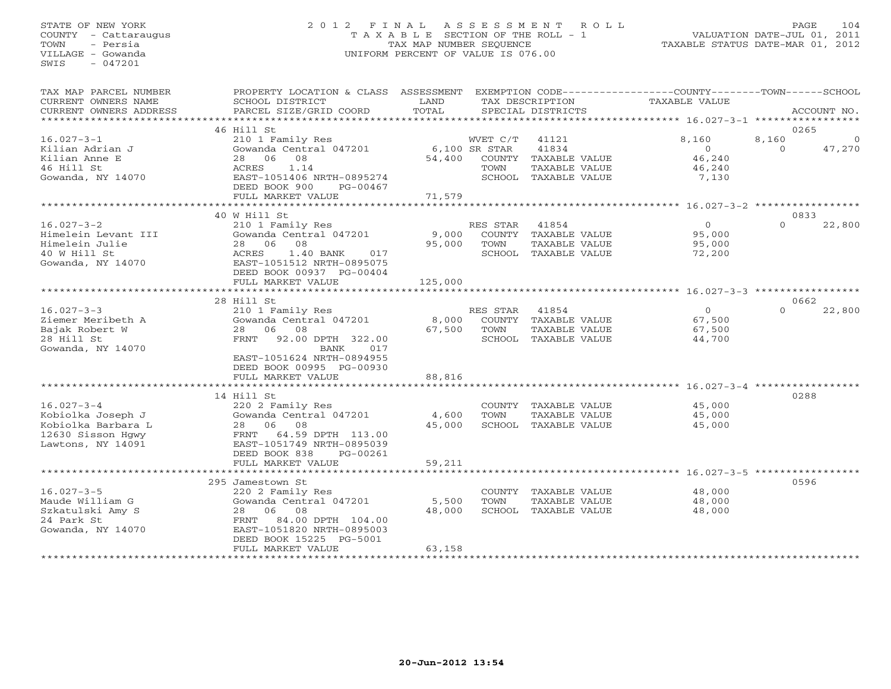STATE OF NEW YORK
COUNTY - Cattaraugus
TOWN - Persia
VILLAGE - Gowanda
SWIS - 047201

2012 FINAL ASSESSMENT ROLL
TAXABLE SECTION OF THE ROLL - 1
TAX MAP NUMBER SEQUENCE
UNIFORM PERCENT OF VALUE IS 076.00

VALUATION DATE-JUL 01, 2011
TAXABLE STATUS DATE-MAR 01, 2012

| TAX MAP PARCEL NUMBER / CURRENT OWNERS NAME / CURRENT OWNERS ADDRESS | PROPERTY LOCATION & CLASS / SCHOOL DISTRICT / PARCEL SIZE/GRID COORD | ASSESSMENT LAND / TOTAL | EXEMPTION CODE / TAX DESCRIPTION / SPECIAL DISTRICTS | COUNTY TAXABLE VALUE | TOWN | SCHOOL | ACCOUNT NO. |
|---|---|---|---|---|---|---|---|
| **16.027-3-1** | 46 Hill St | | | | | | 0265 |
| Kilian Adrian J | 210 1 Family Res | | WVET C/T 41121 | 8,160 | 8,160 | 0 | |
| Kilian Anne E | Gowanda Central 047201 | 6,100 | SR STAR 41834 | 0 | 0 | 47,270 | |
| 46 Hill St | 28 06 08 | 54,400 | COUNTY TAXABLE VALUE | 46,240 | | | |
| Gowanda, NY 14070 | ACRES 1.14 | | TOWN TAXABLE VALUE | 46,240 | | | |
| | EAST-1051406 NRTH-0895274 | | SCHOOL TAXABLE VALUE | 7,130 | | | |
| | DEED BOOK 900 PG-00467 | | | | | | |
| | FULL MARKET VALUE | 71,579 | | | | | |
| **16.027-3-2** | 40 W Hill St | | | | | | 0833 |
| Himelein Levant III | 210 1 Family Res | | RES STAR 41854 | 0 | 0 | 22,800 | |
| Himelein Julie | Gowanda Central 047201 | 9,000 | COUNTY TAXABLE VALUE | 95,000 | | | |
| 40 W Hill St | 28 06 08 | 95,000 | TOWN TAXABLE VALUE | 95,000 | | | |
| Gowanda, NY 14070 | ACRES 1.40 BANK 017 | | SCHOOL TAXABLE VALUE | 72,200 | | | |
| | EAST-1051512 NRTH-0895075 | | | | | | |
| | DEED BOOK 00937 PG-00404 | | | | | | |
| | FULL MARKET VALUE | 125,000 | | | | | |
| **16.027-3-3** | 28 Hill St | | | | | | 0662 |
| Ziemer Meribeth A | 210 1 Family Res | | RES STAR 41854 | 0 | 0 | 22,800 | |
| Bajak Robert W | Gowanda Central 047201 | 8,000 | COUNTY TAXABLE VALUE | 67,500 | | | |
| 28 Hill St | 28 06 08 | 67,500 | TOWN TAXABLE VALUE | 67,500 | | | |
| Gowanda, NY 14070 | FRNT 92.00 DPTH 322.00 | | SCHOOL TAXABLE VALUE | 44,700 | | | |
| | BANK 017 | | | | | | |
| | EAST-1051624 NRTH-0894955 | | | | | | |
| | DEED BOOK 00995 PG-00930 | | | | | | |
| | FULL MARKET VALUE | 88,816 | | | | | |
| **16.027-3-4** | 14 Hill St | | | | | | 0288 |
| Kobiolka Joseph J | 220 2 Family Res | | COUNTY TAXABLE VALUE | 45,000 | | | |
| Kobiolka Barbara L | Gowanda Central 047201 | 4,600 | TOWN TAXABLE VALUE | 45,000 | | | |
| 12630 Sisson Hgwy | 28 06 08 | 45,000 | SCHOOL TAXABLE VALUE | 45,000 | | | |
| Lawtons, NY 14091 | FRNT 64.59 DPTH 113.00 | | | | | | |
| | EAST-1051749 NRTH-0895039 | | | | | | |
| | DEED BOOK 838 PG-00261 | | | | | | |
| | FULL MARKET VALUE | 59,211 | | | | | |
| **16.027-3-5** | 295 Jamestown St | | | | | | 0596 |
| Maude William G | 220 2 Family Res | | COUNTY TAXABLE VALUE | 48,000 | | | |
| Szkatulski Amy S | Gowanda Central 047201 | 5,500 | TOWN TAXABLE VALUE | 48,000 | | | |
| 24 Park St | 28 06 08 | 48,000 | SCHOOL TAXABLE VALUE | 48,000 | | | |
| Gowanda, NY 14070 | FRNT 84.00 DPTH 104.00 | | | | | | |
| | EAST-1051820 NRTH-0895003 | | | | | | |
| | DEED BOOK 15225 PG-5001 | | | | | | |
| | FULL MARKET VALUE | 63,158 | | | | | |

20-Jun-2012 13:54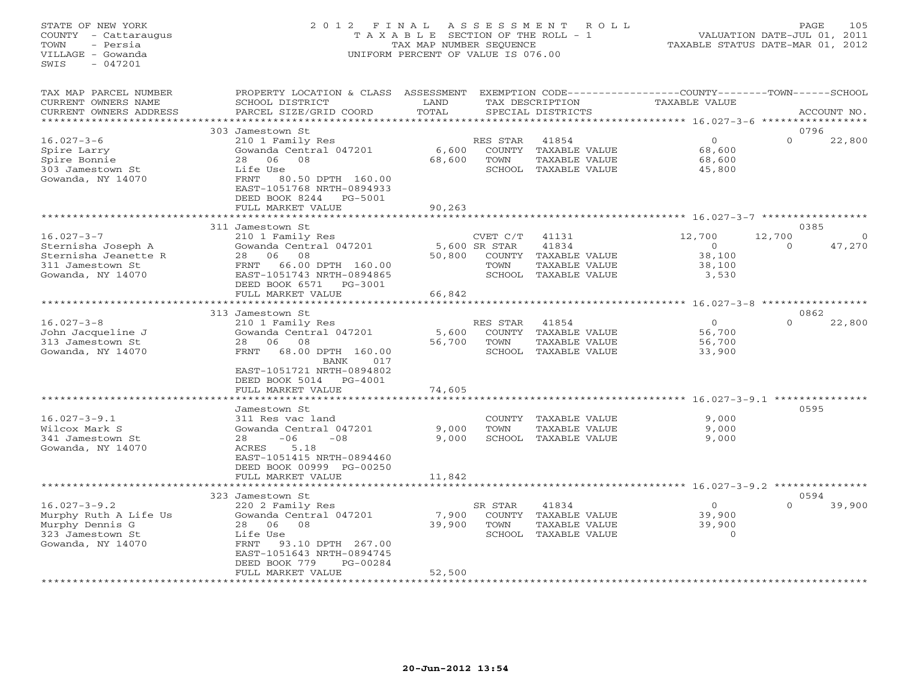STATE OF NEW YORK
COUNTY - Cattaraugus
TOWN - Persia
VILLAGE - Gowanda
SWIS - 047201

# 2012 FINAL ASSESSMENT ROLL
TAXABLE SECTION OF THE ROLL - 1
TAX MAP NUMBER SEQUENCE
UNIFORM PERCENT OF VALUE IS 076.00

VALUATION DATE-JUL 01, 2011
TAXABLE STATUS DATE-MAR 01, 2012

| TAX MAP PARCEL NUMBER / CURRENT OWNERS NAME / CURRENT OWNERS ADDRESS | PROPERTY LOCATION & CLASS / SCHOOL DISTRICT / PARCEL SIZE/GRID COORD | ASSESSMENT LAND / TOTAL | EXEMPTION CODE / TAX DESCRIPTION / SPECIAL DISTRICTS | COUNTY TAXABLE VALUE | TOWN | SCHOOL | ACCOUNT NO. |
|---|---|---|---|---|---|---|---|
| | 303 Jamestown St | | | | | | 0796 |
| 16.027-3-6 | 210 1 Family Res | | RES STAR 41854 | 0 | 0 | 22,800 | |
| Spire Larry | Gowanda Central 047201 | 6,600 | COUNTY TAXABLE VALUE | 68,600 | | | |
| Spire Bonnie | 28 06 08 | 68,600 | TOWN TAXABLE VALUE | 68,600 | | | |
| 303 Jamestown St | Life Use | | SCHOOL TAXABLE VALUE | 45,800 | | | |
| Gowanda, NY 14070 | FRNT 80.50 DPTH 160.00 | | | | | | |
| | EAST-1051768 NRTH-0894933 | | | | | | |
| | DEED BOOK 8244 PG-5001 | | | | | | |
| | FULL MARKET VALUE | 90,263 | | | | | |
| | 311 Jamestown St | | | | | | 0385 |
| 16.027-3-7 | 210 1 Family Res | | CVET C/T 41131 | 12,700 | 12,700 | 0 | |
| Sternisha Joseph A | Gowanda Central 047201 | 5,600 | SR STAR 41834 | 0 | 0 | 47,270 | |
| Sternisha Jeanette R | 28 06 08 | 50,800 | COUNTY TAXABLE VALUE | 38,100 | | | |
| 311 Jamestown St | FRNT 66.00 DPTH 160.00 | | TOWN TAXABLE VALUE | 38,100 | | | |
| Gowanda, NY 14070 | EAST-1051743 NRTH-0894865 | | SCHOOL TAXABLE VALUE | 3,530 | | | |
| | DEED BOOK 6571 PG-3001 | | | | | | |
| | FULL MARKET VALUE | 66,842 | | | | | |
| | 313 Jamestown St | | | | | | 0862 |
| 16.027-3-8 | 210 1 Family Res | | RES STAR 41854 | 0 | 0 | 22,800 | |
| John Jacqueline J | Gowanda Central 047201 | 5,600 | COUNTY TAXABLE VALUE | 56,700 | | | |
| 313 Jamestown St | 28 06 08 | 56,700 | TOWN TAXABLE VALUE | 56,700 | | | |
| Gowanda, NY 14070 | FRNT 68.00 DPTH 160.00 | | SCHOOL TAXABLE VALUE | 33,900 | | | |
| | BANK 017 | | | | | | |
| | EAST-1051721 NRTH-0894802 | | | | | | |
| | DEED BOOK 5014 PG-4001 | | | | | | |
| | FULL MARKET VALUE | 74,605 | | | | | |
| | Jamestown St | | | | | | 0595 |
| 16.027-3-9.1 | 311 Res vac land | | COUNTY TAXABLE VALUE | 9,000 | | | |
| Wilcox Mark S | Gowanda Central 047201 | 9,000 | TOWN TAXABLE VALUE | 9,000 | | | |
| 341 Jamestown St | 28 -06 -08 | 9,000 | SCHOOL TAXABLE VALUE | 9,000 | | | |
| Gowanda, NY 14070 | ACRES 5.18 | | | | | | |
| | EAST-1051415 NRTH-0894460 | | | | | | |
| | DEED BOOK 00999 PG-00250 | | | | | | |
| | FULL MARKET VALUE | 11,842 | | | | | |
| | 323 Jamestown St | | | | | | 0594 |
| 16.027-3-9.2 | 220 2 Family Res | | SR STAR 41834 | 0 | 0 | 39,900 | |
| Murphy Ruth A Life Us | Gowanda Central 047201 | 7,900 | COUNTY TAXABLE VALUE | 39,900 | | | |
| Murphy Dennis G | 28 06 08 | 39,900 | TOWN TAXABLE VALUE | 39,900 | | | |
| 323 Jamestown St | Life Use | | SCHOOL TAXABLE VALUE | 0 | | | |
| Gowanda, NY 14070 | FRNT 93.10 DPTH 267.00 | | | | | | |
| | EAST-1051643 NRTH-0894745 | | | | | | |
| | DEED BOOK 779 PG-00284 | | | | | | |
| | FULL MARKET VALUE | 52,500 | | | | | |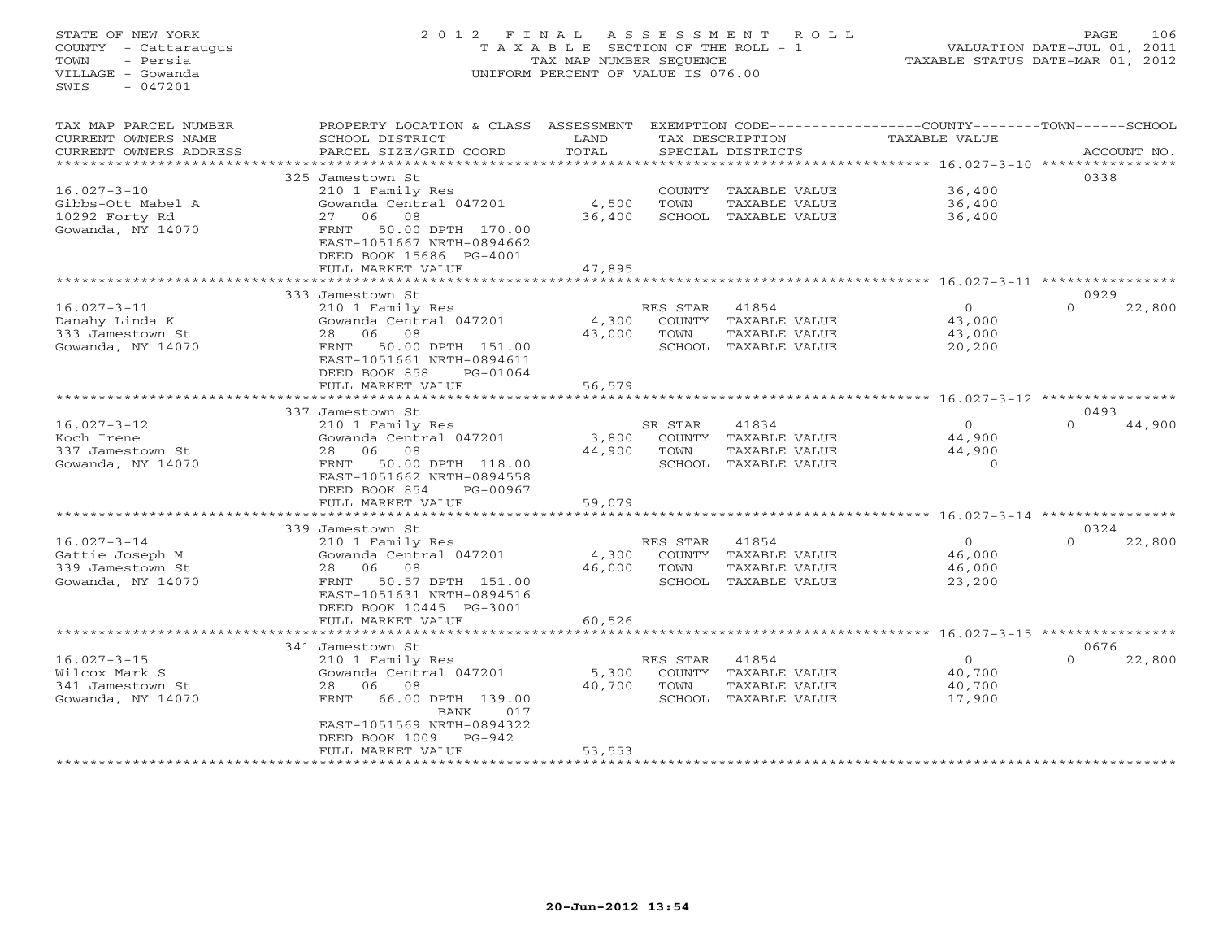STATE OF NEW YORK
COUNTY - Cattaraugus
TOWN - Persia
VILLAGE - Gowanda
SWIS - 047201

# 2012 FINAL ASSESSMENT ROLL

TAXABLE SECTION OF THE ROLL - 1
TAX MAP NUMBER SEQUENCE
UNIFORM PERCENT OF VALUE IS 076.00

VALUATION DATE-JUL 01, 2011
TAXABLE STATUS DATE-MAR 01, 2012

| TAX MAP PARCEL NUMBER / CURRENT OWNERS NAME / CURRENT OWNERS ADDRESS | PROPERTY LOCATION & CLASS / SCHOOL DISTRICT / PARCEL SIZE/GRID COORD | ASSESSMENT LAND / TOTAL | EXEMPTION CODE / TAX DESCRIPTION / SPECIAL DISTRICTS | COUNTY / TOWN TAXABLE VALUE | SCHOOL / ACCOUNT NO. |
|---|---|---|---|---|---|
| 16.027-3-10 | 325 Jamestown St | | | | 0338 |
| Gibbs-Ott Mabel A | 210 1 Family Res | | COUNTY TAXABLE VALUE | 36,400 | |
| 10292 Forty Rd | Gowanda Central 047201 | 4,500 | TOWN TAXABLE VALUE | 36,400 | |
| Gowanda, NY 14070 | 27 06 08 | 36,400 | SCHOOL TAXABLE VALUE | 36,400 | |
| | FRNT 50.00 DPTH 170.00 | | | | |
| | EAST-1051667 NRTH-0894662 | | | | |
| | DEED BOOK 15686 PG-4001 | | | | |
| | FULL MARKET VALUE | 47,895 | | | |
| 16.027-3-11 | 333 Jamestown St | | | | 0929 |
| Danahy Linda K | 210 1 Family Res | | RES STAR 41854 | 0 | 0 / 22,800 |
| 333 Jamestown St | Gowanda Central 047201 | 4,300 | COUNTY TAXABLE VALUE | 43,000 | |
| Gowanda, NY 14070 | 28 06 08 | 43,000 | TOWN TAXABLE VALUE | 43,000 | |
| | FRNT 50.00 DPTH 151.00 | | SCHOOL TAXABLE VALUE | 20,200 | |
| | EAST-1051661 NRTH-0894611 | | | | |
| | DEED BOOK 858 PG-01064 | | | | |
| | FULL MARKET VALUE | 56,579 | | | |
| 16.027-3-12 | 337 Jamestown St | | | | 0493 |
| Koch Irene | 210 1 Family Res | | SR STAR 41834 | 0 | 0 / 44,900 |
| 337 Jamestown St | Gowanda Central 047201 | 3,800 | COUNTY TAXABLE VALUE | 44,900 | |
| Gowanda, NY 14070 | 28 06 08 | 44,900 | TOWN TAXABLE VALUE | 44,900 | |
| | FRNT 50.00 DPTH 118.00 | | SCHOOL TAXABLE VALUE | 0 | |
| | EAST-1051662 NRTH-0894558 | | | | |
| | DEED BOOK 854 PG-00967 | | | | |
| | FULL MARKET VALUE | 59,079 | | | |
| 16.027-3-14 | 339 Jamestown St | | | | 0324 |
| Gattie Joseph M | 210 1 Family Res | | RES STAR 41854 | 0 | 0 / 22,800 |
| 339 Jamestown St | Gowanda Central 047201 | 4,300 | COUNTY TAXABLE VALUE | 46,000 | |
| Gowanda, NY 14070 | 28 06 08 | 46,000 | TOWN TAXABLE VALUE | 46,000 | |
| | FRNT 50.57 DPTH 151.00 | | SCHOOL TAXABLE VALUE | 23,200 | |
| | EAST-1051631 NRTH-0894516 | | | | |
| | DEED BOOK 10445 PG-3001 | | | | |
| | FULL MARKET VALUE | 60,526 | | | |
| 16.027-3-15 | 341 Jamestown St | | | | 0676 |
| Wilcox Mark S | 210 1 Family Res | | RES STAR 41854 | 0 | 0 / 22,800 |
| 341 Jamestown St | Gowanda Central 047201 | 5,300 | COUNTY TAXABLE VALUE | 40,700 | |
| Gowanda, NY 14070 | 28 06 08 | 40,700 | TOWN TAXABLE VALUE | 40,700 | |
| | FRNT 66.00 DPTH 139.00 | | SCHOOL TAXABLE VALUE | 17,900 | |
| | BANK 017 | | | | |
| | EAST-1051569 NRTH-0894322 | | | | |
| | DEED BOOK 1009 PG-942 | | | | |
| | FULL MARKET VALUE | 53,553 | | | |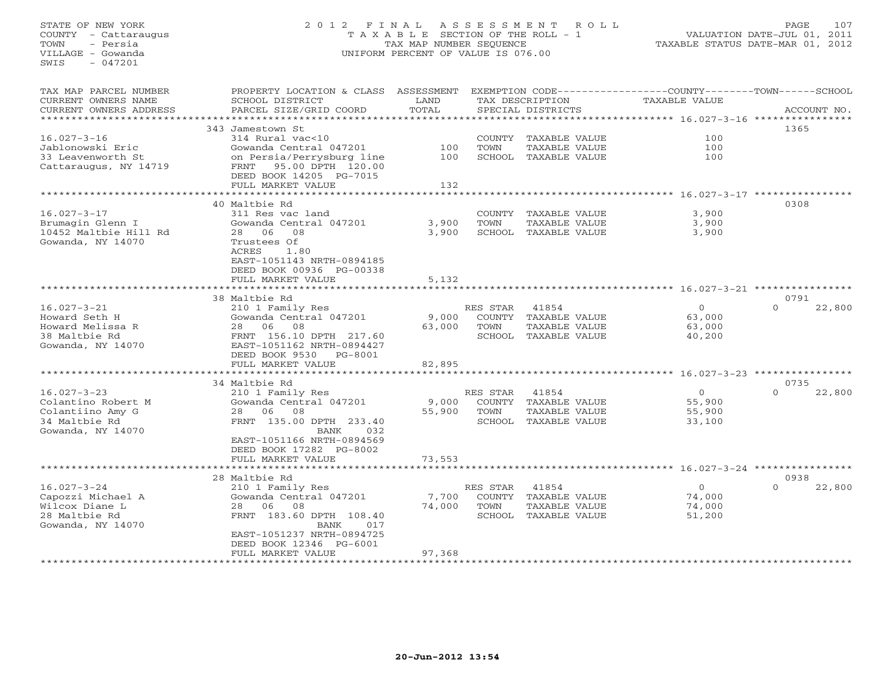STATE OF NEW YORK
COUNTY - Cattaraugus
TOWN - Persia
VILLAGE - Gowanda
SWIS - 047201

# 2012 FINAL ASSESSMENT ROLL
TAXABLE SECTION OF THE ROLL - 1
TAX MAP NUMBER SEQUENCE
UNIFORM PERCENT OF VALUE IS 076.00

VALUATION DATE-JUL 01, 2011
TAXABLE STATUS DATE-MAR 01, 2012

| TAX MAP PARCEL NUMBER / CURRENT OWNERS NAME / CURRENT OWNERS ADDRESS | PROPERTY LOCATION & CLASS / SCHOOL DISTRICT / PARCEL SIZE/GRID COORD | ASSESSMENT LAND / TOTAL | EXEMPTION CODE / TAX DESCRIPTION / SPECIAL DISTRICTS | | COUNTY / TAXABLE VALUE | TOWN | SCHOOL / ACCOUNT NO. |
|---|---|---|---|---|---|---|---|
| | 343 Jamestown St | | | | | | 1365 |
| 16.027-3-16 | 314 Rural vac<10 | | COUNTY TAXABLE VALUE | | 100 | | |
| Jablonowski Eric | Gowanda Central 047201 | 100 | TOWN TAXABLE VALUE | | 100 | | |
| 33 Leavenworth St | on Persia/Perrysburg line | 100 | SCHOOL TAXABLE VALUE | | 100 | | |
| Cattaraugus, NY 14719 | FRNT 95.00 DPTH 120.00 | | | | | | |
| | DEED BOOK 14205 PG-7015 | | | | | | |
| | FULL MARKET VALUE | 132 | | | | | |
| | 40 Maltbie Rd | | | | | | 0308 |
| 16.027-3-17 | 311 Res vac land | | COUNTY TAXABLE VALUE | | 3,900 | | |
| Brumagin Glenn I | Gowanda Central 047201 | 3,900 | TOWN TAXABLE VALUE | | 3,900 | | |
| 10452 Maltbie Hill Rd | 28 06 08 | 3,900 | SCHOOL TAXABLE VALUE | | 3,900 | | |
| Gowanda, NY 14070 | Trustees Of | | | | | | |
| | ACRES 1.80 | | | | | | |
| | EAST-1051143 NRTH-0894185 | | | | | | |
| | DEED BOOK 00936 PG-00338 | | | | | | |
| | FULL MARKET VALUE | 5,132 | | | | | |
| | 38 Maltbie Rd | | | | | | 0791 |
| 16.027-3-21 | 210 1 Family Res | | RES STAR | 41854 | 0 | 0 | 22,800 |
| Howard Seth H | Gowanda Central 047201 | 9,000 | COUNTY TAXABLE VALUE | | 63,000 | | |
| Howard Melissa R | 28 06 08 | 63,000 | TOWN TAXABLE VALUE | | 63,000 | | |
| 38 Maltbie Rd | FRNT 156.10 DPTH 217.60 | | SCHOOL TAXABLE VALUE | | 40,200 | | |
| Gowanda, NY 14070 | EAST-1051162 NRTH-0894427 | | | | | | |
| | DEED BOOK 9530 PG-8001 | | | | | | |
| | FULL MARKET VALUE | 82,895 | | | | | |
| | 34 Maltbie Rd | | | | | | 0735 |
| 16.027-3-23 | 210 1 Family Res | | RES STAR | 41854 | 0 | 0 | 22,800 |
| Colantino Robert M | Gowanda Central 047201 | 9,000 | COUNTY TAXABLE VALUE | | 55,900 | | |
| Colantiino Amy G | 28 06 08 | 55,900 | TOWN TAXABLE VALUE | | 55,900 | | |
| 34 Maltbie Rd | FRNT 135.00 DPTH 233.40 | | SCHOOL TAXABLE VALUE | | 33,100 | | |
| Gowanda, NY 14070 | BANK 032 | | | | | | |
| | EAST-1051166 NRTH-0894569 | | | | | | |
| | DEED BOOK 17282 PG-8002 | | | | | | |
| | FULL MARKET VALUE | 73,553 | | | | | |
| | 28 Maltbie Rd | | | | | | 0938 |
| 16.027-3-24 | 210 1 Family Res | | RES STAR | 41854 | 0 | 0 | 22,800 |
| Capozzi Michael A | Gowanda Central 047201 | 7,700 | COUNTY TAXABLE VALUE | | 74,000 | | |
| Wilcox Diane L | 28 06 08 | 74,000 | TOWN TAXABLE VALUE | | 74,000 | | |
| 28 Maltbie Rd | FRNT 183.60 DPTH 108.40 | | SCHOOL TAXABLE VALUE | | 51,200 | | |
| Gowanda, NY 14070 | BANK 017 | | | | | | |
| | EAST-1051237 NRTH-0894725 | | | | | | |
| | DEED BOOK 12346 PG-6001 | | | | | | |
| | FULL MARKET VALUE | 97,368 | | | | | |

20-Jun-2012 13:54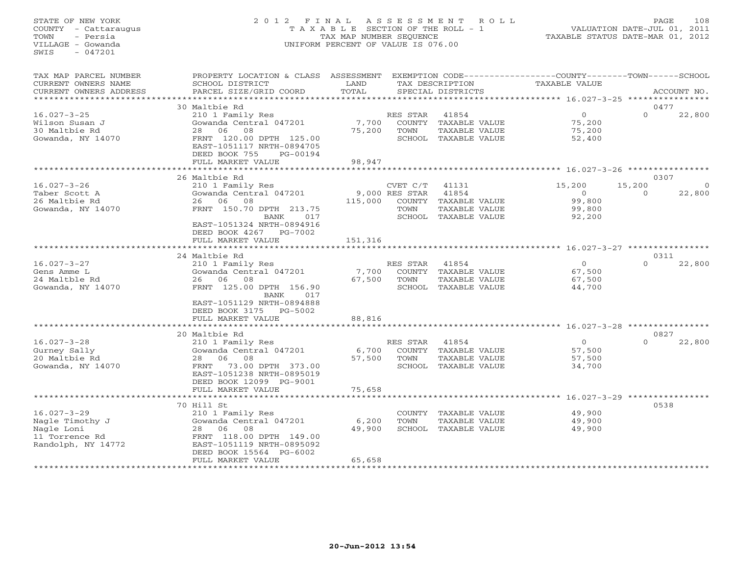STATE OF NEW YORK
COUNTY - Cattaraugus
TOWN - Persia
VILLAGE - Gowanda
SWIS - 047201

# 2012 FINAL ASSESSMENT ROLL

TAXABLE SECTION OF THE ROLL - 1
TAX MAP NUMBER SEQUENCE
UNIFORM PERCENT OF VALUE IS 076.00

VALUATION DATE-JUL 01, 2011
TAXABLE STATUS DATE-MAR 01, 2012

| TAX MAP PARCEL NUMBER / CURRENT OWNERS NAME / CURRENT OWNERS ADDRESS | PROPERTY LOCATION & CLASS / SCHOOL DISTRICT / PARCEL SIZE/GRID COORD | ASSESSMENT LAND | TOTAL | EXEMPTION CODE / TAX DESCRIPTION / SPECIAL DISTRICTS | COUNTY TAXABLE VALUE | TOWN | SCHOOL | ACCOUNT NO. |
|---|---|---|---|---|---|---|---|---|
| | 30 Maltbie Rd | | | | | | | 0477 |
| 16.027-3-25 | 210 1 Family Res | | | RES STAR 41854 | 0 | 0 | 22,800 | |
| Wilson Susan J | Gowanda Central 047201 | 7,700 | | COUNTY TAXABLE VALUE | 75,200 | | | |
| 30 Maltbie Rd | 28 06 08 | | 75,200 | TOWN TAXABLE VALUE | 75,200 | | | |
| Gowanda, NY 14070 | FRNT 120.00 DPTH 125.00 | | | SCHOOL TAXABLE VALUE | 52,400 | | | |
| | EAST-1051117 NRTH-0894705 | | | | | | | |
| | DEED BOOK 755 PG-00194 | | | | | | | |
| | FULL MARKET VALUE | | 98,947 | | | | | |
| | 26 Maltbie Rd | | | | | | | 0307 |
| 16.027-3-26 | 210 1 Family Res | | | CVET C/T 41131 | 15,200 | 15,200 | 0 | |
| Taber Scott A | Gowanda Central 047201 | 9,000 | | RES STAR 41854 | 0 | 0 | 22,800 | |
| 26 Maltbie Rd | 26 06 08 | | 115,000 | COUNTY TAXABLE VALUE | 99,800 | | | |
| Gowanda, NY 14070 | FRNT 150.70 DPTH 213.75 | | | TOWN TAXABLE VALUE | 99,800 | | | |
| | BANK 017 | | | SCHOOL TAXABLE VALUE | 92,200 | | | |
| | EAST-1051324 NRTH-0894916 | | | | | | | |
| | DEED BOOK 4267 PG-7002 | | | | | | | |
| | FULL MARKET VALUE | | 151,316 | | | | | |
| | 24 Maltbie Rd | | | | | | | 0311 |
| 16.027-3-27 | 210 1 Family Res | | | RES STAR 41854 | 0 | 0 | 22,800 | |
| Gens Amme L | Gowanda Central 047201 | 7,700 | | COUNTY TAXABLE VALUE | 67,500 | | | |
| 24 Maltble Rd | 26 06 08 | | 67,500 | TOWN TAXABLE VALUE | 67,500 | | | |
| Gowanda, NY 14070 | FRNT 125.00 DPTH 156.90 | | | SCHOOL TAXABLE VALUE | 44,700 | | | |
| | BANK 017 | | | | | | | |
| | EAST-1051129 NRTH-0894888 | | | | | | | |
| | DEED BOOK 3175 PG-5002 | | | | | | | |
| | FULL MARKET VALUE | | 88,816 | | | | | |
| | 20 Maltbie Rd | | | | | | | 0827 |
| 16.027-3-28 | 210 1 Family Res | | | RES STAR 41854 | 0 | 0 | 22,800 | |
| Gurney Sally | Gowanda Central 047201 | 6,700 | | COUNTY TAXABLE VALUE | 57,500 | | | |
| 20 Maltbie Rd | 28 06 08 | | 57,500 | TOWN TAXABLE VALUE | 57,500 | | | |
| Gowanda, NY 14070 | FRNT 73.00 DPTH 373.00 | | | SCHOOL TAXABLE VALUE | 34,700 | | | |
| | EAST-1051238 NRTH-0895019 | | | | | | | |
| | DEED BOOK 12099 PG-9001 | | | | | | | |
| | FULL MARKET VALUE | | 75,658 | | | | | |
| | 70 Hill St | | | | | | | 0538 |
| 16.027-3-29 | 210 1 Family Res | | | COUNTY TAXABLE VALUE | 49,900 | | | |
| Nagle Timothy J | Gowanda Central 047201 | 6,200 | | TOWN TAXABLE VALUE | 49,900 | | | |
| Nagle Loni | 28 06 08 | | 49,900 | SCHOOL TAXABLE VALUE | 49,900 | | | |
| 11 Torrence Rd | FRNT 118.00 DPTH 149.00 | | | | | | | |
| Randolph, NY 14772 | EAST-1051119 NRTH-0895092 | | | | | | | |
| | DEED BOOK 15564 PG-6002 | | | | | | | |
| | FULL MARKET VALUE | | 65,658 | | | | | |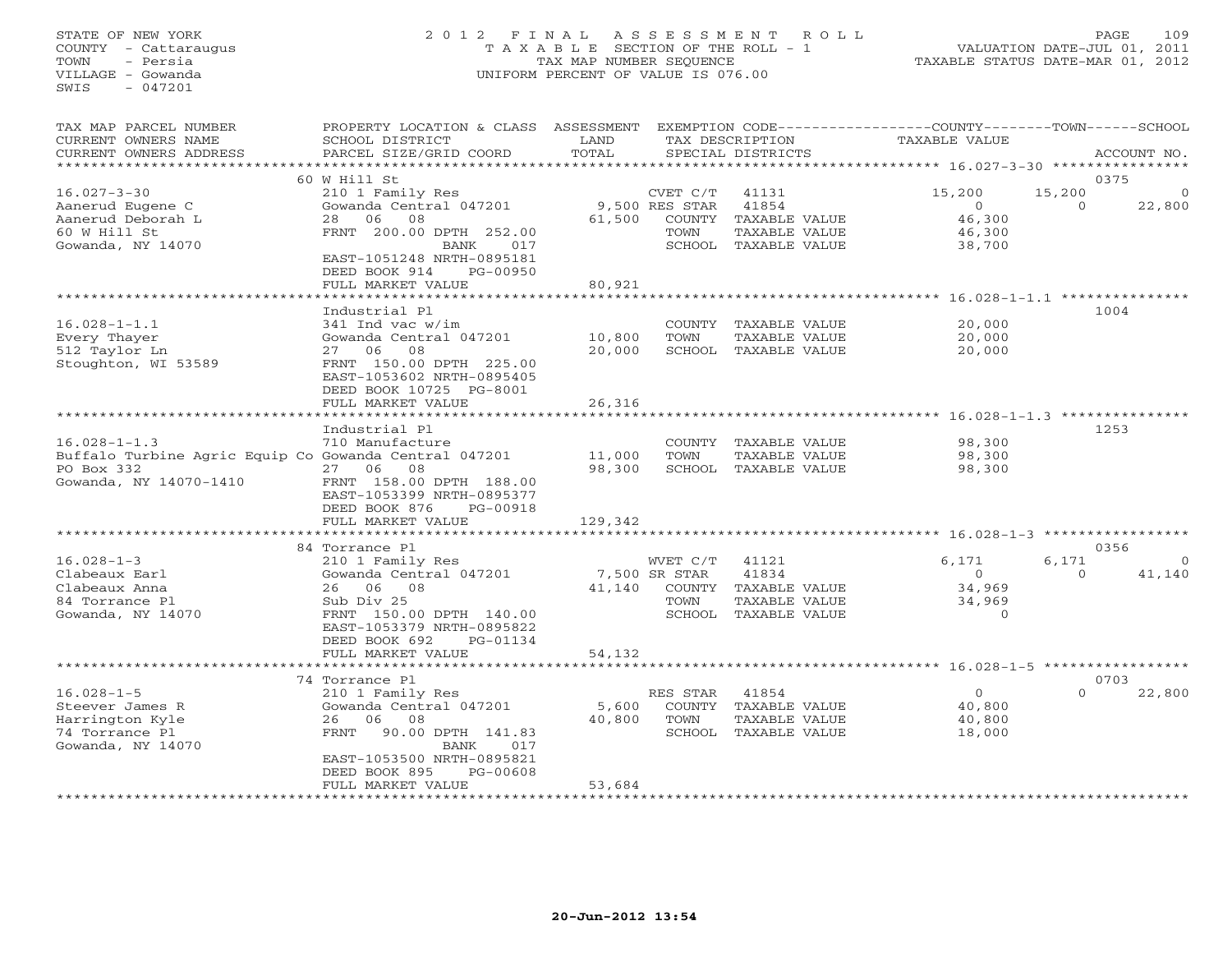STATE OF NEW YORK
COUNTY - Cattaraugus
TOWN - Persia
VILLAGE - Gowanda
SWIS - 047201

# 2012 FINAL ASSESSMENT ROLL

TAXABLE SECTION OF THE ROLL - 1
TAX MAP NUMBER SEQUENCE
UNIFORM PERCENT OF VALUE IS 076.00

VALUATION DATE-JUL 01, 2011
TAXABLE STATUS DATE-MAR 01, 2012

| TAX MAP PARCEL NUMBER / CURRENT OWNERS NAME / CURRENT OWNERS ADDRESS | PROPERTY LOCATION & CLASS / SCHOOL DISTRICT / PARCEL SIZE/GRID COORD | ASSESSMENT LAND / TOTAL | EXEMPTION CODE / TAX DESCRIPTION / SPECIAL DISTRICTS | COUNTY TAXABLE VALUE | TOWN | SCHOOL | ACCOUNT NO. |
|---|---|---|---|---|---|---|---|
| **16.027-3-30** | 60 W Hill St | | | | | | 0375 |
| | 210 1 Family Res | | CVET C/T 41131 | 15,200 | 15,200 | 0 | |
| Aanerud Eugene C | Gowanda Central 047201 | 9,500 | RES STAR 41854 | 0 | 0 | 22,800 | |
| Aanerud Deborah L | 28 06 08 | 61,500 | COUNTY TAXABLE VALUE | 46,300 | | | |
| 60 W Hill St | FRNT 200.00 DPTH 252.00 | | TOWN TAXABLE VALUE | 46,300 | | | |
| Gowanda, NY 14070 | BANK 017 | | SCHOOL TAXABLE VALUE | 38,700 | | | |
| | EAST-1051248 NRTH-0895181 | | | | | | |
| | DEED BOOK 914 PG-00950 | | | | | | |
| | FULL MARKET VALUE | 80,921 | | | | | |
| **16.028-1-1.1** | Industrial Pl | | | | | | 1004 |
| | 341 Ind vac w/im | | COUNTY TAXABLE VALUE | 20,000 | | | |
| Every Thayer | Gowanda Central 047201 | 10,800 | TOWN TAXABLE VALUE | 20,000 | | | |
| 512 Taylor Ln | 27 06 08 | 20,000 | SCHOOL TAXABLE VALUE | 20,000 | | | |
| Stoughton, WI 53589 | FRNT 150.00 DPTH 225.00 | | | | | | |
| | EAST-1053602 NRTH-0895405 | | | | | | |
| | DEED BOOK 10725 PG-8001 | | | | | | |
| | FULL MARKET VALUE | 26,316 | | | | | |
| **16.028-1-1.3** | Industrial Pl | | | | | | 1253 |
| | 710 Manufacture | | COUNTY TAXABLE VALUE | 98,300 | | | |
| Buffalo Turbine Agric Equip Co | Gowanda Central 047201 | 11,000 | TOWN TAXABLE VALUE | 98,300 | | | |
| PO Box 332 | 27 06 08 | 98,300 | SCHOOL TAXABLE VALUE | 98,300 | | | |
| Gowanda, NY 14070-1410 | FRNT 158.00 DPTH 188.00 | | | | | | |
| | EAST-1053399 NRTH-0895377 | | | | | | |
| | DEED BOOK 876 PG-00918 | | | | | | |
| | FULL MARKET VALUE | 129,342 | | | | | |
| **16.028-1-3** | 84 Torrance Pl | | | | | | 0356 |
| | 210 1 Family Res | | WVET C/T 41121 | 6,171 | 6,171 | 0 | |
| Clabeaux Earl | Gowanda Central 047201 | 7,500 | SR STAR 41834 | 0 | 0 | 41,140 | |
| Clabeaux Anna | 26 06 08 | 41,140 | COUNTY TAXABLE VALUE | 34,969 | | | |
| 84 Torrance Pl | Sub Div 25 | | TOWN TAXABLE VALUE | 34,969 | | | |
| Gowanda, NY 14070 | FRNT 150.00 DPTH 140.00 | | SCHOOL TAXABLE VALUE | 0 | | | |
| | EAST-1053379 NRTH-0895822 | | | | | | |
| | DEED BOOK 692 PG-01134 | | | | | | |
| | FULL MARKET VALUE | 54,132 | | | | | |
| **16.028-1-5** | 74 Torrance Pl | | | | | | 0703 |
| | 210 1 Family Res | | RES STAR 41854 | 0 | 0 | 22,800 | |
| Steever James R | Gowanda Central 047201 | 5,600 | COUNTY TAXABLE VALUE | 40,800 | | | |
| Harrington Kyle | 26 06 08 | 40,800 | TOWN TAXABLE VALUE | 40,800 | | | |
| 74 Torrance Pl | FRNT 90.00 DPTH 141.83 | | SCHOOL TAXABLE VALUE | 18,000 | | | |
| Gowanda, NY 14070 | BANK 017 | | | | | | |
| | EAST-1053500 NRTH-0895821 | | | | | | |
| | DEED BOOK 895 PG-00608 | | | | | | |
| | FULL MARKET VALUE | 53,684 | | | | | |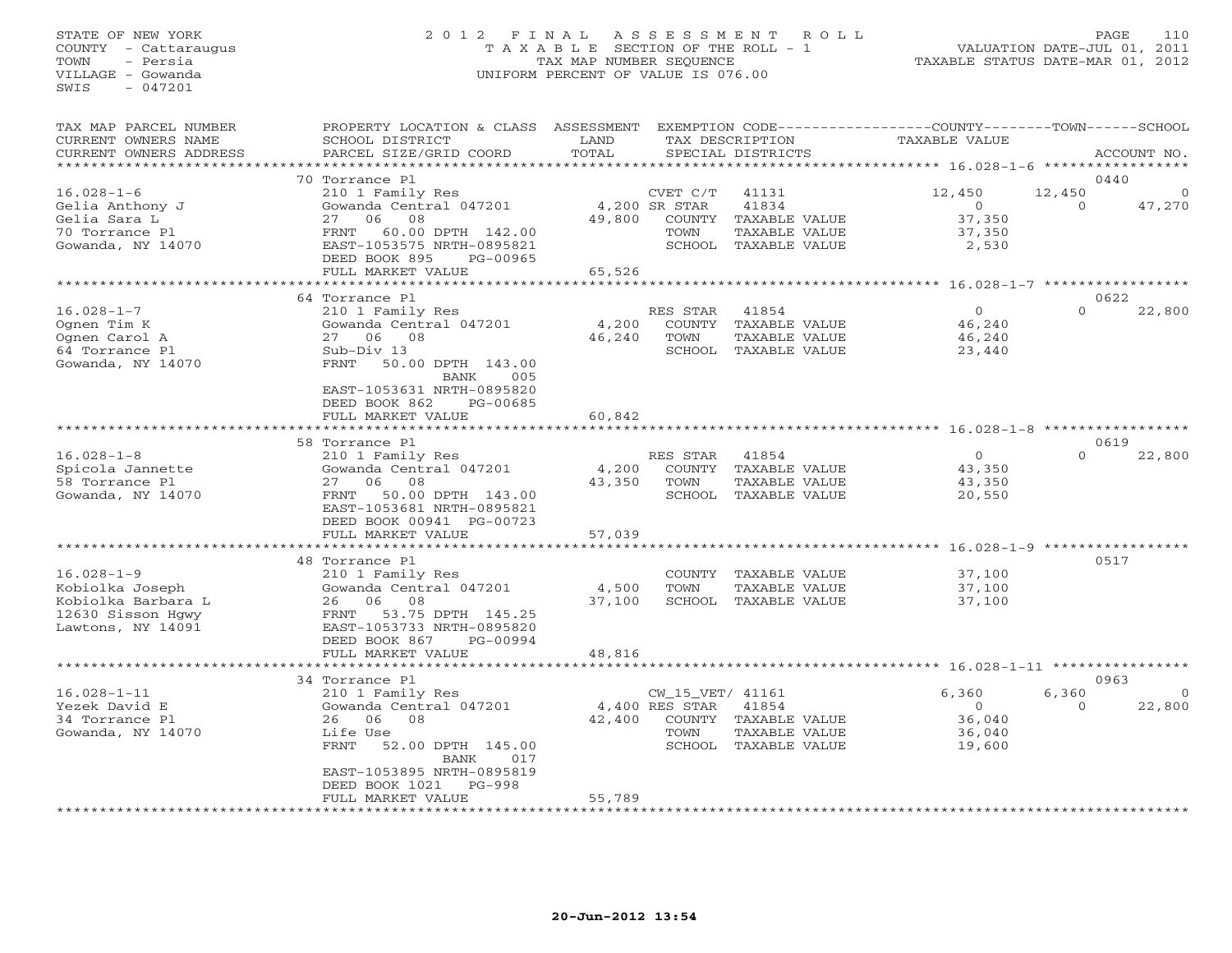STATE OF NEW YORK
COUNTY - Cattaraugus
TOWN - Persia
VILLAGE - Gowanda
SWIS - 047201

# 2012 FINAL ASSESSMENT ROLL

TAXABLE SECTION OF THE ROLL - 1
TAX MAP NUMBER SEQUENCE
UNIFORM PERCENT OF VALUE IS 076.00

VALUATION DATE-JUL 01, 2011
TAXABLE STATUS DATE-MAR 01, 2012

| TAX MAP PARCEL NUMBER / CURRENT OWNERS NAME / CURRENT OWNERS ADDRESS | PROPERTY LOCATION & CLASS / SCHOOL DISTRICT / PARCEL SIZE/GRID COORD | ASSESSMENT LAND / TOTAL | EXEMPTION CODE / TAX DESCRIPTION / SPECIAL DISTRICTS | COUNTY TAXABLE VALUE | TOWN | SCHOOL / ACCOUNT NO. |
|---|---|---|---|---|---|---|
| **16.028-1-6** | 70 Torrance Pl | | | | | 0440 |
| Gelia Anthony J | 210 1 Family Res | | CVET C/T 41131 | 12,450 | 12,450 | 0 |
| Gelia Sara L | Gowanda Central 047201 | 4,200 | SR STAR 41834 | 0 | 0 | 47,270 |
| 70 Torrance Pl | 27 06 08 | 49,800 | COUNTY TAXABLE VALUE | 37,350 | | |
| Gowanda, NY 14070 | FRNT 60.00 DPTH 142.00 | | TOWN TAXABLE VALUE | 37,350 | | |
| | EAST-1053575 NRTH-0895821 | | SCHOOL TAXABLE VALUE | 2,530 | | |
| | DEED BOOK 895 PG-00965 | | | | | |
| | FULL MARKET VALUE | 65,526 | | | | |
| **16.028-1-7** | 64 Torrance Pl | | | | | 0622 |
| Ognen Tim K | 210 1 Family Res | | RES STAR 41854 | 0 | 0 | 22,800 |
| Ognen Carol A | Gowanda Central 047201 | 4,200 | COUNTY TAXABLE VALUE | 46,240 | | |
| 64 Torrance Pl | 27 06 08 | 46,240 | TOWN TAXABLE VALUE | 46,240 | | |
| Gowanda, NY 14070 | Sub-Div 13 | | SCHOOL TAXABLE VALUE | 23,440 | | |
| | FRNT 50.00 DPTH 143.00 | | | | | |
| | BANK 005 | | | | | |
| | EAST-1053631 NRTH-0895820 | | | | | |
| | DEED BOOK 862 PG-00685 | | | | | |
| | FULL MARKET VALUE | 60,842 | | | | |
| **16.028-1-8** | 58 Torrance Pl | | | | | 0619 |
| Spicola Jannette | 210 1 Family Res | | RES STAR 41854 | 0 | 0 | 22,800 |
| 58 Torrance Pl | Gowanda Central 047201 | 4,200 | COUNTY TAXABLE VALUE | 43,350 | | |
| Gowanda, NY 14070 | 27 06 08 | 43,350 | TOWN TAXABLE VALUE | 43,350 | | |
| | FRNT 50.00 DPTH 143.00 | | SCHOOL TAXABLE VALUE | 20,550 | | |
| | EAST-1053681 NRTH-0895821 | | | | | |
| | DEED BOOK 00941 PG-00723 | | | | | |
| | FULL MARKET VALUE | 57,039 | | | | |
| **16.028-1-9** | 48 Torrance Pl | | | | | 0517 |
| Kobiolka Joseph | 210 1 Family Res | | COUNTY TAXABLE VALUE | 37,100 | | |
| Kobiolka Barbara L | Gowanda Central 047201 | 4,500 | TOWN TAXABLE VALUE | 37,100 | | |
| 12630 Sisson Hgwy | 26 06 08 | 37,100 | SCHOOL TAXABLE VALUE | 37,100 | | |
| Lawtons, NY 14091 | FRNT 53.75 DPTH 145.25 | | | | | |
| | EAST-1053733 NRTH-0895820 | | | | | |
| | DEED BOOK 867 PG-00994 | | | | | |
| | FULL MARKET VALUE | 48,816 | | | | |
| **16.028-1-11** | 34 Torrance Pl | | | | | 0963 |
| Yezek David E | 210 1 Family Res | | CW_15_VET/ 41161 | 6,360 | 6,360 | 0 |
| 34 Torrance Pl | Gowanda Central 047201 | 4,400 | RES STAR 41854 | 0 | 0 | 22,800 |
| Gowanda, NY 14070 | 26 06 08 | 42,400 | COUNTY TAXABLE VALUE | 36,040 | | |
| | Life Use | | TOWN TAXABLE VALUE | 36,040 | | |
| | FRNT 52.00 DPTH 145.00 | | SCHOOL TAXABLE VALUE | 19,600 | | |
| | BANK 017 | | | | | |
| | EAST-1053895 NRTH-0895819 | | | | | |
| | DEED BOOK 1021 PG-998 | | | | | |
| | FULL MARKET VALUE | 55,789 | | | | |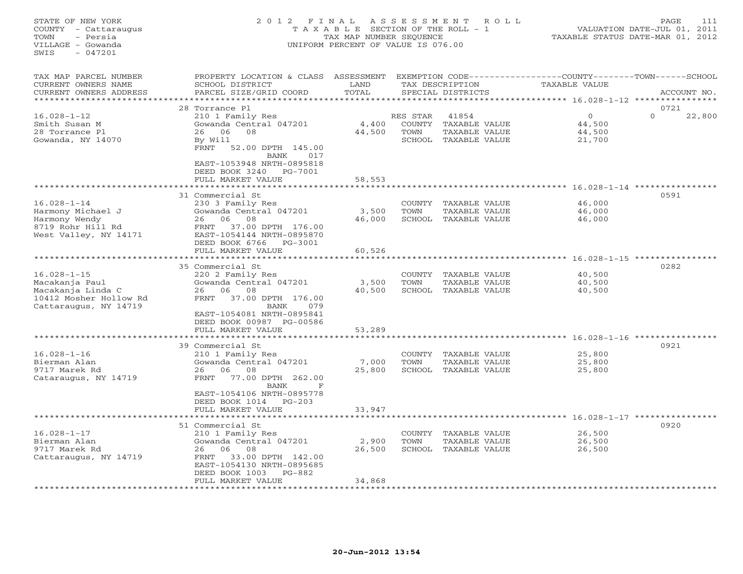STATE OF NEW YORK
COUNTY - Cattaraugus
TOWN - Persia
VILLAGE - Gowanda
SWIS - 047201

2012 FINAL ASSESSMENT ROLL
TAXABLE SECTION OF THE ROLL - 1
TAX MAP NUMBER SEQUENCE
UNIFORM PERCENT OF VALUE IS 076.00

VALUATION DATE-JUL 01, 2011
TAXABLE STATUS DATE-MAR 01, 2012

| TAX MAP PARCEL NUMBER / CURRENT OWNERS NAME / CURRENT OWNERS ADDRESS | PROPERTY LOCATION & CLASS / SCHOOL DISTRICT / PARCEL SIZE/GRID COORD | ASSESSMENT LAND / TOTAL | EXEMPTION CODE / TAX DESCRIPTION / SPECIAL DISTRICTS | COUNTY / TOWN TAXABLE VALUE | SCHOOL / ACCOUNT NO. |
|---|---|---|---|---|---|
| | 28 Torrance Pl | | | | 0721 |
| 16.028-1-12 | 210 1 Family Res | | RES STAR 41854 | 0 | 0 22,800 |
| Smith Susan M | Gowanda Central 047201 | 4,400 | COUNTY TAXABLE VALUE | 44,500 | |
| 28 Torrance Pl | 26 06 08 | 44,500 | TOWN TAXABLE VALUE | 44,500 | |
| Gowanda, NY 14070 | By Will | | SCHOOL TAXABLE VALUE | 21,700 | |
| | FRNT 52.00 DPTH 145.00 | | | | |
| | BANK 017 | | | | |
| | EAST-1053948 NRTH-0895818 | | | | |
| | DEED BOOK 3240 PG-7001 | | | | |
| | FULL MARKET VALUE | 58,553 | | | |
| | 31 Commercial St | | | | 0591 |
| 16.028-1-14 | 230 3 Family Res | | COUNTY TAXABLE VALUE | 46,000 | |
| Harmony Michael J | Gowanda Central 047201 | 3,500 | TOWN TAXABLE VALUE | 46,000 | |
| Harmony Wendy | 26 06 08 | 46,000 | SCHOOL TAXABLE VALUE | 46,000 | |
| 8719 Rohr Hill Rd | FRNT 37.00 DPTH 176.00 | | | | |
| West Valley, NY 14171 | EAST-1054144 NRTH-0895870 | | | | |
| | DEED BOOK 6766 PG-3001 | | | | |
| | FULL MARKET VALUE | 60,526 | | | |
| | 35 Commercial St | | | | 0282 |
| 16.028-1-15 | 220 2 Family Res | | COUNTY TAXABLE VALUE | 40,500 | |
| Macakanja Paul | Gowanda Central 047201 | 3,500 | TOWN TAXABLE VALUE | 40,500 | |
| Macakanja Linda C | 26 06 08 | 40,500 | SCHOOL TAXABLE VALUE | 40,500 | |
| 10412 Mosher Hollow Rd | FRNT 37.00 DPTH 176.00 | | | | |
| Cattaraugus, NY 14719 | BANK 079 | | | | |
| | EAST-1054081 NRTH-0895841 | | | | |
| | DEED BOOK 00987 PG-00586 | | | | |
| | FULL MARKET VALUE | 53,289 | | | |
| | 39 Commercial St | | | | 0921 |
| 16.028-1-16 | 210 1 Family Res | | COUNTY TAXABLE VALUE | 25,800 | |
| Bierman Alan | Gowanda Central 047201 | 7,000 | TOWN TAXABLE VALUE | 25,800 | |
| 9717 Marek Rd | 26 06 08 | 25,800 | SCHOOL TAXABLE VALUE | 25,800 | |
| Cataraugus, NY 14719 | FRNT 77.00 DPTH 262.00 | | | | |
| | BANK F | | | | |
| | EAST-1054106 NRTH-0895778 | | | | |
| | DEED BOOK 1014 PG-203 | | | | |
| | FULL MARKET VALUE | 33,947 | | | |
| | 51 Commercial St | | | | 0920 |
| 16.028-1-17 | 210 1 Family Res | | COUNTY TAXABLE VALUE | 26,500 | |
| Bierman Alan | Gowanda Central 047201 | 2,900 | TOWN TAXABLE VALUE | 26,500 | |
| 9717 Marek Rd | 26 06 08 | 26,500 | SCHOOL TAXABLE VALUE | 26,500 | |
| Cattaraugus, NY 14719 | FRNT 33.00 DPTH 142.00 | | | | |
| | EAST-1054130 NRTH-0895685 | | | | |
| | DEED BOOK 1003 PG-882 | | | | |
| | FULL MARKET VALUE | 34,868 | | | |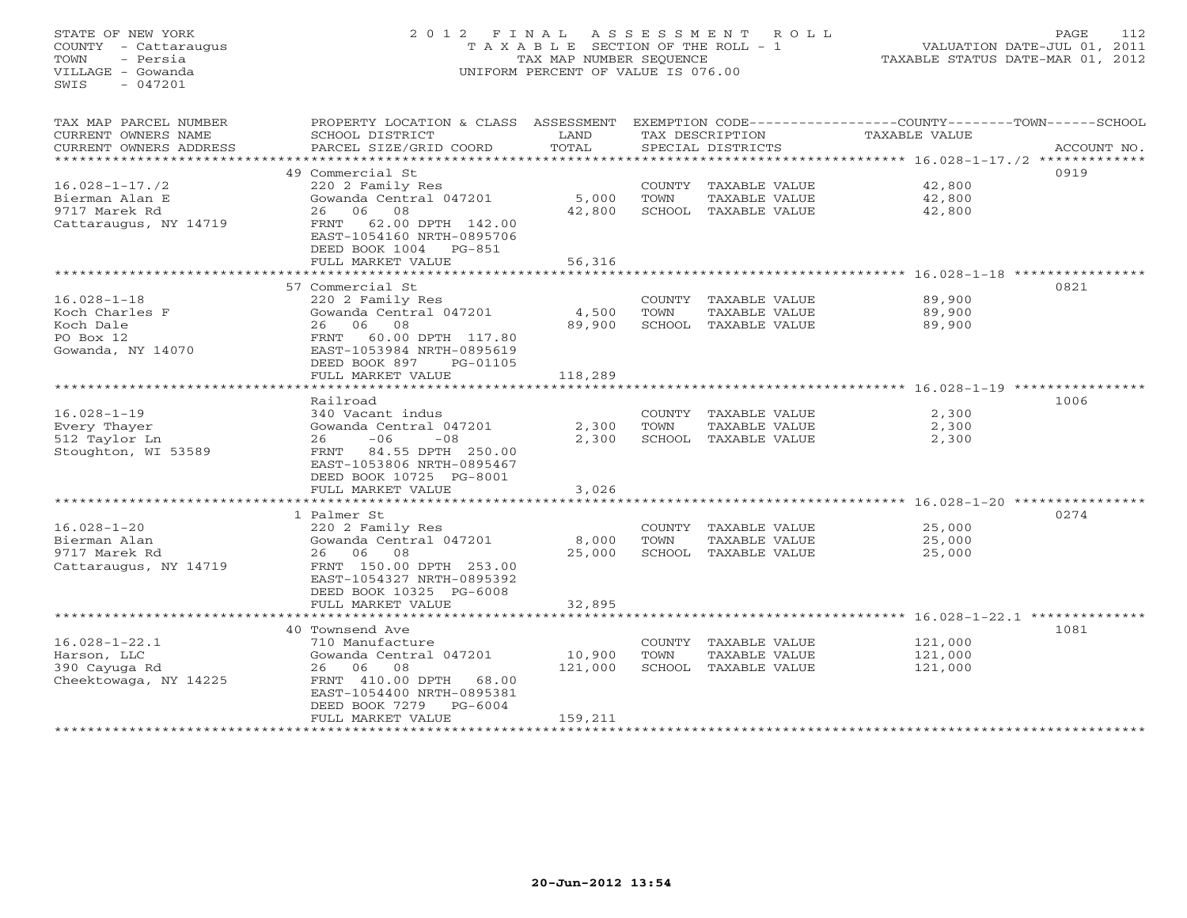STATE OF NEW YORK
COUNTY - Cattaraugus
TOWN - Persia
VILLAGE - Gowanda
SWIS - 047201

2012 FINAL ASSESSMENT ROLL
TAXABLE SECTION OF THE ROLL - 1
TAX MAP NUMBER SEQUENCE
UNIFORM PERCENT OF VALUE IS 076.00

VALUATION DATE-JUL 01, 2011
TAXABLE STATUS DATE-MAR 01, 2012

| TAX MAP PARCEL NUMBER / CURRENT OWNERS NAME / CURRENT OWNERS ADDRESS | PROPERTY LOCATION & CLASS / SCHOOL DISTRICT / PARCEL SIZE/GRID COORD | ASSESSMENT LAND / TOTAL | EXEMPTION CODE / TAX DESCRIPTION / SPECIAL DISTRICTS | TAXABLE VALUE (COUNTY / TOWN / SCHOOL) | ACCOUNT NO. |
|---|---|---|---|---|---|
| 16.028-1-17./2 | 49 Commercial St | | | | 0919 |
| | 220 2 Family Res | | COUNTY TAXABLE VALUE | 42,800 | |
| Bierman Alan E | Gowanda Central 047201 | 5,000 | TOWN TAXABLE VALUE | 42,800 | |
| 9717 Marek Rd | 26 06 08 | 42,800 | SCHOOL TAXABLE VALUE | 42,800 | |
| Cattaraugus, NY 14719 | FRNT 62.00 DPTH 142.00 | | | | |
| | EAST-1054160 NRTH-0895706 | | | | |
| | DEED BOOK 1004 PG-851 | | | | |
| | FULL MARKET VALUE | 56,316 | | | |
| 16.028-1-18 | 57 Commercial St | | | | 0821 |
| | 220 2 Family Res | | COUNTY TAXABLE VALUE | 89,900 | |
| Koch Charles F | Gowanda Central 047201 | 4,500 | TOWN TAXABLE VALUE | 89,900 | |
| Koch Dale | 26 06 08 | 89,900 | SCHOOL TAXABLE VALUE | 89,900 | |
| PO Box 12 | FRNT 60.00 DPTH 117.80 | | | | |
| Gowanda, NY 14070 | EAST-1053984 NRTH-0895619 | | | | |
| | DEED BOOK 897 PG-01105 | | | | |
| | FULL MARKET VALUE | 118,289 | | | |
| 16.028-1-19 | Railroad | | | | 1006 |
| | 340 Vacant indus | | COUNTY TAXABLE VALUE | 2,300 | |
| Every Thayer | Gowanda Central 047201 | 2,300 | TOWN TAXABLE VALUE | 2,300 | |
| 512 Taylor Ln | 26 -06 -08 | 2,300 | SCHOOL TAXABLE VALUE | 2,300 | |
| Stoughton, WI 53589 | FRNT 84.55 DPTH 250.00 | | | | |
| | EAST-1053806 NRTH-0895467 | | | | |
| | DEED BOOK 10725 PG-8001 | | | | |
| | FULL MARKET VALUE | 3,026 | | | |
| 16.028-1-20 | 1 Palmer St | | | | 0274 |
| | 220 2 Family Res | | COUNTY TAXABLE VALUE | 25,000 | |
| Bierman Alan | Gowanda Central 047201 | 8,000 | TOWN TAXABLE VALUE | 25,000 | |
| 9717 Marek Rd | 26 06 08 | 25,000 | SCHOOL TAXABLE VALUE | 25,000 | |
| Cattaraugus, NY 14719 | FRNT 150.00 DPTH 253.00 | | | | |
| | EAST-1054327 NRTH-0895392 | | | | |
| | DEED BOOK 10325 PG-6008 | | | | |
| | FULL MARKET VALUE | 32,895 | | | |
| 16.028-1-22.1 | 40 Townsend Ave | | | | 1081 |
| | 710 Manufacture | | COUNTY TAXABLE VALUE | 121,000 | |
| Harson, LLC | Gowanda Central 047201 | 10,900 | TOWN TAXABLE VALUE | 121,000 | |
| 390 Cayuga Rd | 26 06 08 | 121,000 | SCHOOL TAXABLE VALUE | 121,000 | |
| Cheektowaga, NY 14225 | FRNT 410.00 DPTH 68.00 | | | | |
| | EAST-1054400 NRTH-0895381 | | | | |
| | DEED BOOK 7279 PG-6004 | | | | |
| | FULL MARKET VALUE | 159,211 | | | |

20-Jun-2012 13:54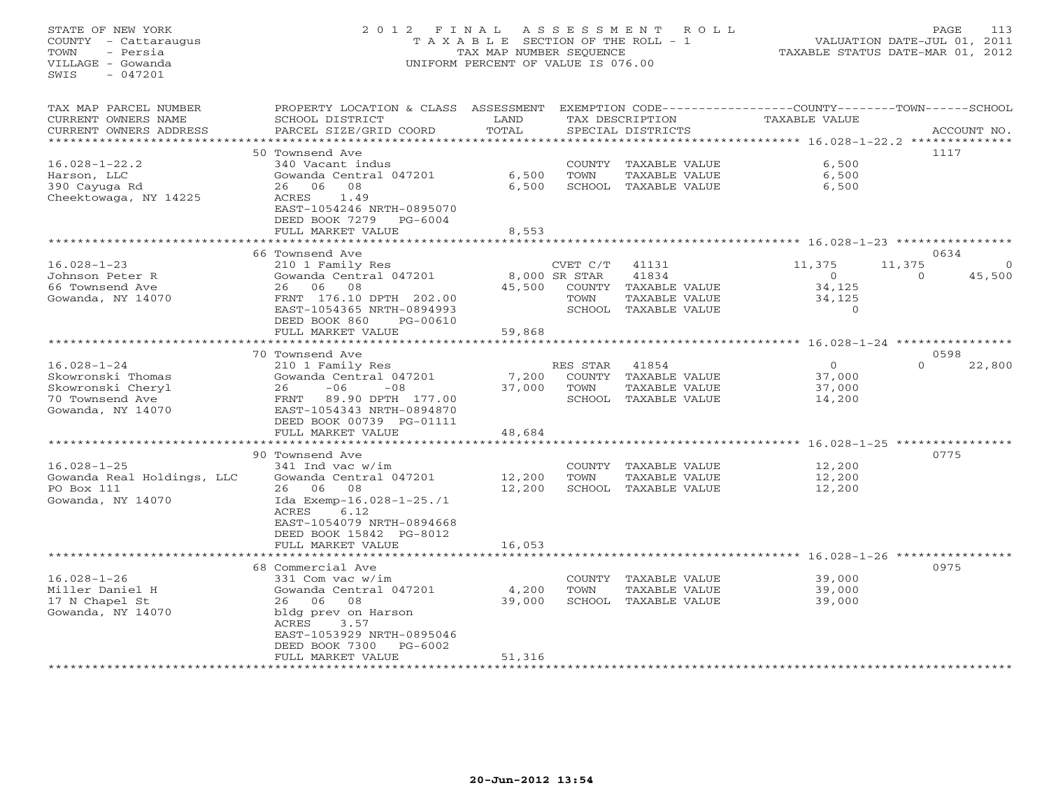STATE OF NEW YORK
COUNTY - Cattaraugus
TOWN - Persia
VILLAGE - Gowanda
SWIS - 047201

2012 FINAL ASSESSMENT ROLL
TAXABLE SECTION OF THE ROLL - 1
TAX MAP NUMBER SEQUENCE
UNIFORM PERCENT OF VALUE IS 076.00

VALUATION DATE-JUL 01, 2011
TAXABLE STATUS DATE-MAR 01, 2012

| TAX MAP PARCEL NUMBER / CURRENT OWNERS NAME / CURRENT OWNERS ADDRESS | PROPERTY LOCATION & CLASS / SCHOOL DISTRICT / PARCEL SIZE/GRID COORD | ASSESSMENT LAND | TOTAL | EXEMPTION CODE / TAX DESCRIPTION / SPECIAL DISTRICTS | COUNTY TAXABLE VALUE | TOWN | SCHOOL | ACCOUNT NO. |
|---|---|---|---|---|---|---|---|---|
| 16.028-1-22.2 | 50 Townsend Ave | | | | | | | 1117 |
| Harson, LLC | 340 Vacant indus | | | COUNTY TAXABLE VALUE | 6,500 | | | |
| 390 Cayuga Rd | Gowanda Central 047201 | 6,500 | | TOWN TAXABLE VALUE | 6,500 | | | |
| Cheektowaga, NY 14225 | 26 06 08 | | 6,500 | SCHOOL TAXABLE VALUE | 6,500 | | | |
| | ACRES 1.49 | | | | | | | |
| | EAST-1054246 NRTH-0895070 | | | | | | | |
| | DEED BOOK 7279 PG-6004 | | | | | | | |
| | FULL MARKET VALUE | | 8,553 | | | | | |
| 16.028-1-23 | 66 Townsend Ave | | | | | | | 0634 |
| Johnson Peter R | 210 1 Family Res | | | CVET C/T 41131 | 11,375 | 11,375 | 0 | |
| 66 Townsend Ave | Gowanda Central 047201 | 8,000 | | SR STAR 41834 | 0 | 0 | 45,500 | |
| Gowanda, NY 14070 | 26 06 08 | | 45,500 | COUNTY TAXABLE VALUE | 34,125 | | | |
| | FRNT 176.10 DPTH 202.00 | | | TOWN TAXABLE VALUE | 34,125 | | | |
| | EAST-1054365 NRTH-0894993 | | | SCHOOL TAXABLE VALUE | 0 | | | |
| | DEED BOOK 860 PG-00610 | | | | | | | |
| | FULL MARKET VALUE | | 59,868 | | | | | |
| 16.028-1-24 | 70 Townsend Ave | | | | | | | 0598 |
| Skowronski Thomas | 210 1 Family Res | | | RES STAR 41854 | 0 | 0 | 22,800 | |
| Skowronski Cheryl | Gowanda Central 047201 | 7,200 | | COUNTY TAXABLE VALUE | 37,000 | | | |
| 70 Townsend Ave | 26 -06 -08 | | 37,000 | TOWN TAXABLE VALUE | 37,000 | | | |
| Gowanda, NY 14070 | FRNT 89.90 DPTH 177.00 | | | SCHOOL TAXABLE VALUE | 14,200 | | | |
| | EAST-1054343 NRTH-0894870 | | | | | | | |
| | DEED BOOK 00739 PG-01111 | | | | | | | |
| | FULL MARKET VALUE | | 48,684 | | | | | |
| 16.028-1-25 | 90 Townsend Ave | | | | | | | 0775 |
| Gowanda Real Holdings, LLC | 341 Ind vac w/im | | | COUNTY TAXABLE VALUE | 12,200 | | | |
| PO Box 111 | Gowanda Central 047201 | 12,200 | | TOWN TAXABLE VALUE | 12,200 | | | |
| Gowanda, NY 14070 | 26 06 08 | | 12,200 | SCHOOL TAXABLE VALUE | 12,200 | | | |
| | Ida Exemp-16.028-1-25./1 | | | | | | | |
| | ACRES 6.12 | | | | | | | |
| | EAST-1054079 NRTH-0894668 | | | | | | | |
| | DEED BOOK 15842 PG-8012 | | | | | | | |
| | FULL MARKET VALUE | | 16,053 | | | | | |
| 16.028-1-26 | 68 Commercial Ave | | | | | | | 0975 |
| Miller Daniel H | 331 Com vac w/im | | | COUNTY TAXABLE VALUE | 39,000 | | | |
| 17 N Chapel St | Gowanda Central 047201 | 4,200 | | TOWN TAXABLE VALUE | 39,000 | | | |
| Gowanda, NY 14070 | 26 06 08 | | 39,000 | SCHOOL TAXABLE VALUE | 39,000 | | | |
| | bldg prev on Harson | | | | | | | |
| | ACRES 3.57 | | | | | | | |
| | EAST-1053929 NRTH-0895046 | | | | | | | |
| | DEED BOOK 7300 PG-6002 | | | | | | | |
| | FULL MARKET VALUE | | 51,316 | | | | | |

20-Jun-2012 13:54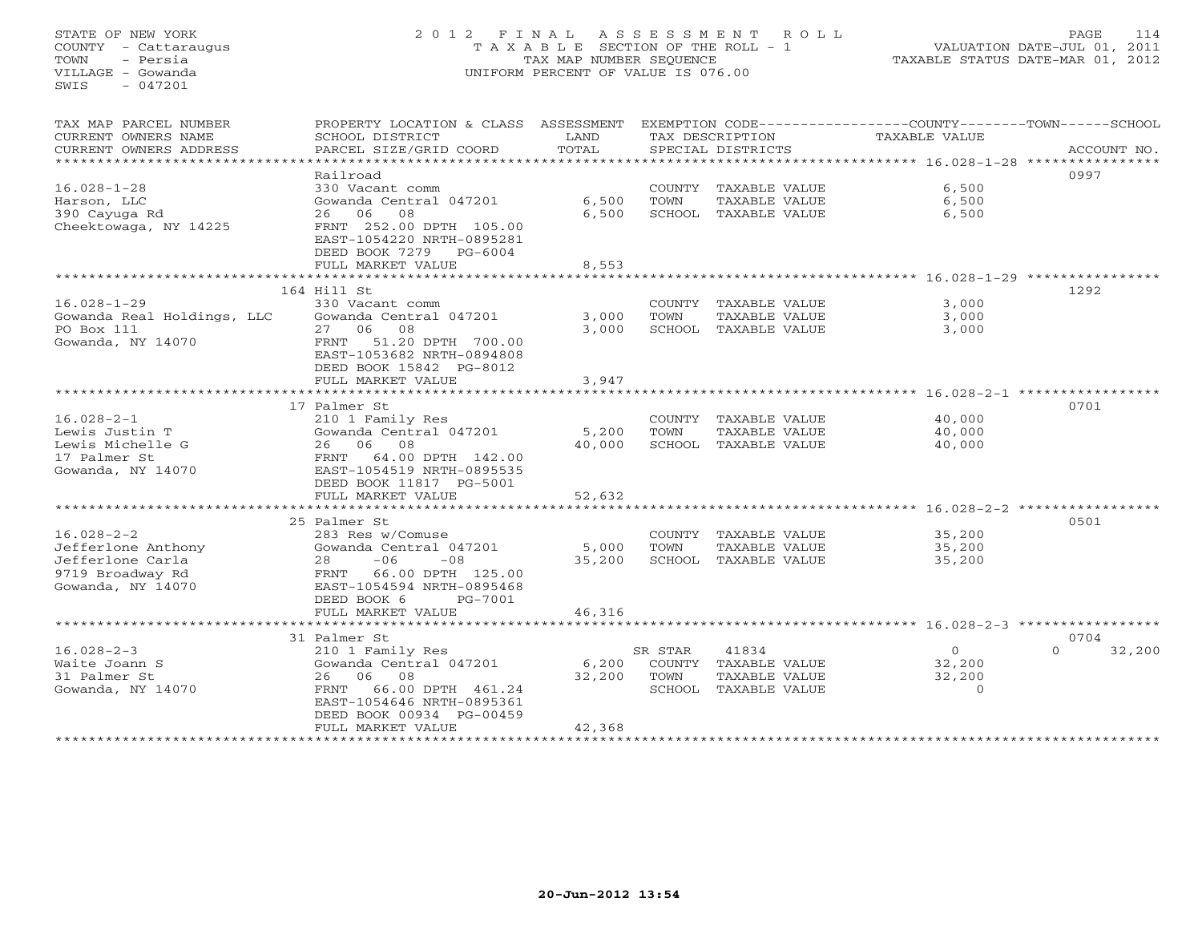STATE OF NEW YORK
COUNTY - Cattaraugus
TOWN - Persia
VILLAGE - Gowanda
SWIS - 047201

2012 FINAL ASSESSMENT ROLL
TAXABLE SECTION OF THE ROLL - 1
TAX MAP NUMBER SEQUENCE
UNIFORM PERCENT OF VALUE IS 076.00

VALUATION DATE-JUL 01, 2011
TAXABLE STATUS DATE-MAR 01, 2012

| TAX MAP PARCEL NUMBER / CURRENT OWNERS NAME / CURRENT OWNERS ADDRESS | PROPERTY LOCATION & CLASS / SCHOOL DISTRICT / PARCEL SIZE/GRID COORD | ASSESSMENT LAND / TOTAL | EXEMPTION CODE / TAX DESCRIPTION / SPECIAL DISTRICTS | COUNTY / TOWN / SCHOOL TAXABLE VALUE | ACCOUNT NO. |
|---|---|---|---|---|---|
| 16.028-1-28 | Railroad | | | | 0997 |
| | 330 Vacant comm | | COUNTY TAXABLE VALUE | 6,500 | |
| Harson, LLC | Gowanda Central 047201 | 6,500 | TOWN TAXABLE VALUE | 6,500 | |
| 390 Cayuga Rd | 26 06 08 | 6,500 | SCHOOL TAXABLE VALUE | 6,500 | |
| Cheektowaga, NY 14225 | FRNT 252.00 DPTH 105.00 | | | | |
| | EAST-1054220 NRTH-0895281 | | | | |
| | DEED BOOK 7279 PG-6004 | | | | |
| | FULL MARKET VALUE | 8,553 | | | |
| 16.028-1-29 | 164 Hill St | | | | 1292 |
| | 330 Vacant comm | | COUNTY TAXABLE VALUE | 3,000 | |
| Gowanda Real Holdings, LLC | Gowanda Central 047201 | 3,000 | TOWN TAXABLE VALUE | 3,000 | |
| PO Box 111 | 27 06 08 | 3,000 | SCHOOL TAXABLE VALUE | 3,000 | |
| Gowanda, NY 14070 | FRNT 51.20 DPTH 700.00 | | | | |
| | EAST-1053682 NRTH-0894808 | | | | |
| | DEED BOOK 15842 PG-8012 | | | | |
| | FULL MARKET VALUE | 3,947 | | | |
| 16.028-2-1 | 17 Palmer St | | | | 0701 |
| | 210 1 Family Res | | COUNTY TAXABLE VALUE | 40,000 | |
| Lewis Justin T | Gowanda Central 047201 | 5,200 | TOWN TAXABLE VALUE | 40,000 | |
| Lewis Michelle G | 26 06 08 | 40,000 | SCHOOL TAXABLE VALUE | 40,000 | |
| 17 Palmer St | FRNT 64.00 DPTH 142.00 | | | | |
| Gowanda, NY 14070 | EAST-1054519 NRTH-0895535 | | | | |
| | DEED BOOK 11817 PG-5001 | | | | |
| | FULL MARKET VALUE | 52,632 | | | |
| 16.028-2-2 | 25 Palmer St | | | | 0501 |
| | 283 Res w/Comuse | | COUNTY TAXABLE VALUE | 35,200 | |
| Jefferlone Anthony | Gowanda Central 047201 | 5,000 | TOWN TAXABLE VALUE | 35,200 | |
| Jefferlone Carla | 28 -06 -08 | 35,200 | SCHOOL TAXABLE VALUE | 35,200 | |
| 9719 Broadway Rd | FRNT 66.00 DPTH 125.00 | | | | |
| Gowanda, NY 14070 | EAST-1054594 NRTH-0895468 | | | | |
| | DEED BOOK 6 PG-7001 | | | | |
| | FULL MARKET VALUE | 46,316 | | | |
| 16.028-2-3 | 31 Palmer St | | | | 0704 |
| | 210 1 Family Res | | SR STAR 41834 | 0 / 0 / 32,200 | |
| Waite Joann S | Gowanda Central 047201 | 6,200 | COUNTY TAXABLE VALUE | 32,200 | |
| 31 Palmer St | 26 06 08 | 32,200 | TOWN TAXABLE VALUE | 32,200 | |
| Gowanda, NY 14070 | FRNT 66.00 DPTH 461.24 | | SCHOOL TAXABLE VALUE | 0 | |
| | EAST-1054646 NRTH-0895361 | | | | |
| | DEED BOOK 00934 PG-00459 | | | | |
| | FULL MARKET VALUE | 42,368 | | | |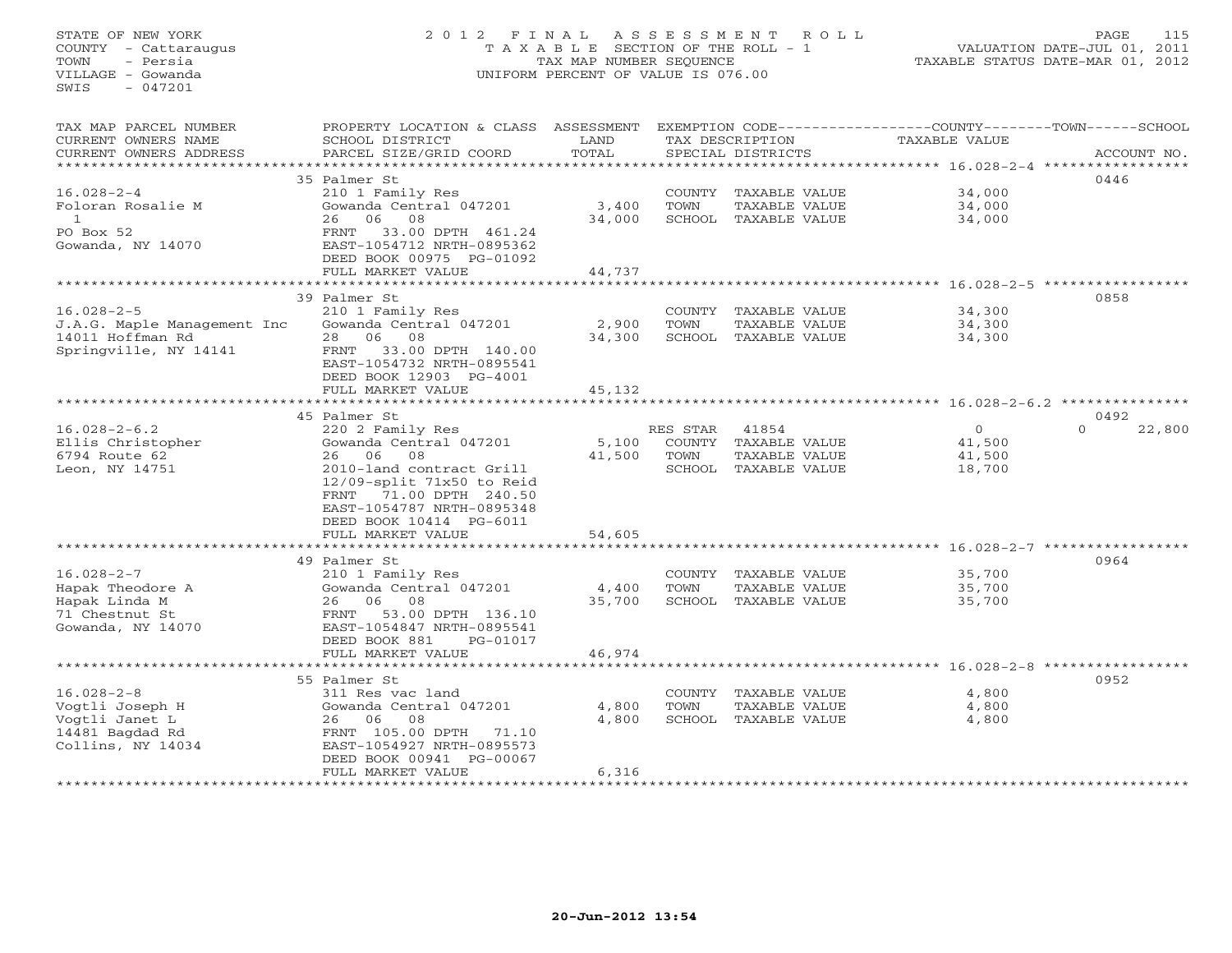STATE OF NEW YORK
COUNTY - Cattaraugus
TOWN - Persia
VILLAGE - Gowanda
SWIS - 047201

2 0 1 2 F I N A L A S S E S S M E N T R O L L
T A X A B L E SECTION OF THE ROLL - 1
TAX MAP NUMBER SEQUENCE
UNIFORM PERCENT OF VALUE IS 076.00

VALUATION DATE-JUL 01, 2011
TAXABLE STATUS DATE-MAR 01, 2012

| TAX MAP PARCEL NUMBER / CURRENT OWNERS NAME / CURRENT OWNERS ADDRESS | PROPERTY LOCATION & CLASS / SCHOOL DISTRICT / PARCEL SIZE/GRID COORD | ASSESSMENT LAND / TOTAL | EXEMPTION CODE / TAX DESCRIPTION / SPECIAL DISTRICTS | COUNTY TAXABLE VALUE | TOWN | SCHOOL | ACCOUNT NO. |
|---|---|---|---|---|---|---|---|
| 16.028-2-4 | 35 Palmer St | | | | | | 0446 |
| Foloran Rosalie M | 210 1 Family Res | | COUNTY TAXABLE VALUE | 34,000 | | | |
| 1 | Gowanda Central 047201 | 3,400 | TOWN TAXABLE VALUE | 34,000 | | | |
| PO Box 52 | 26 06 08 | 34,000 | SCHOOL TAXABLE VALUE | 34,000 | | | |
| Gowanda, NY 14070 | FRNT 33.00 DPTH 461.24 | | | | | | |
| | EAST-1054712 NRTH-0895362 | | | | | | |
| | DEED BOOK 00975 PG-01092 | | | | | | |
| | FULL MARKET VALUE | 44,737 | | | | | |
| 16.028-2-5 | 39 Palmer St | | | | | | 0858 |
| J.A.G. Maple Management Inc | 210 1 Family Res | | COUNTY TAXABLE VALUE | 34,300 | | | |
| 14011 Hoffman Rd | Gowanda Central 047201 | 2,900 | TOWN TAXABLE VALUE | 34,300 | | | |
| Springville, NY 14141 | 28 06 08 | 34,300 | SCHOOL TAXABLE VALUE | 34,300 | | | |
| | FRNT 33.00 DPTH 140.00 | | | | | | |
| | EAST-1054732 NRTH-0895541 | | | | | | |
| | DEED BOOK 12903 PG-4001 | | | | | | |
| | FULL MARKET VALUE | 45,132 | | | | | |
| 16.028-2-6.2 | 45 Palmer St | | | | | | 0492 |
| Ellis Christopher | 220 2 Family Res | | RES STAR 41854 | 0 | | 0 | 22,800 |
| 6794 Route 62 | Gowanda Central 047201 | 5,100 | COUNTY TAXABLE VALUE | 41,500 | | | |
| Leon, NY 14751 | 26 06 08 | 41,500 | TOWN TAXABLE VALUE | 41,500 | | | |
| | 2010-land contract Grill | | SCHOOL TAXABLE VALUE | 18,700 | | | |
| | 12/09-split 71x50 to Reid | | | | | | |
| | FRNT 71.00 DPTH 240.50 | | | | | | |
| | EAST-1054787 NRTH-0895348 | | | | | | |
| | DEED BOOK 10414 PG-6011 | | | | | | |
| | FULL MARKET VALUE | 54,605 | | | | | |
| 16.028-2-7 | 49 Palmer St | | | | | | 0964 |
| Hapak Theodore A | 210 1 Family Res | | COUNTY TAXABLE VALUE | 35,700 | | | |
| Hapak Linda M | Gowanda Central 047201 | 4,400 | TOWN TAXABLE VALUE | 35,700 | | | |
| 71 Chestnut St | 26 06 08 | 35,700 | SCHOOL TAXABLE VALUE | 35,700 | | | |
| Gowanda, NY 14070 | FRNT 53.00 DPTH 136.10 | | | | | | |
| | EAST-1054847 NRTH-0895541 | | | | | | |
| | DEED BOOK 881 PG-01017 | | | | | | |
| | FULL MARKET VALUE | 46,974 | | | | | |
| 16.028-2-8 | 55 Palmer St | | | | | | 0952 |
| Vogtli Joseph H | 311 Res vac land | | COUNTY TAXABLE VALUE | 4,800 | | | |
| Vogtli Janet L | Gowanda Central 047201 | 4,800 | TOWN TAXABLE VALUE | 4,800 | | | |
| 14481 Bagdad Rd | 26 06 08 | 4,800 | SCHOOL TAXABLE VALUE | 4,800 | | | |
| Collins, NY 14034 | FRNT 105.00 DPTH 71.10 | | | | | | |
| | EAST-1054927 NRTH-0895573 | | | | | | |
| | DEED BOOK 00941 PG-00067 | | | | | | |
| | FULL MARKET VALUE | 6,316 | | | | | |

20-Jun-2012 13:54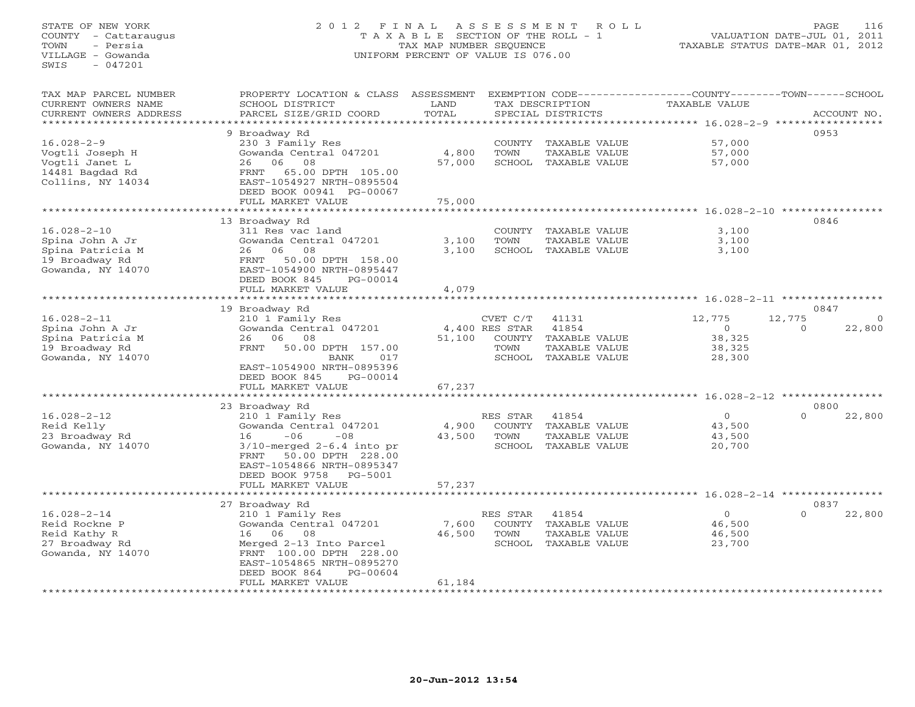STATE OF NEW YORK
COUNTY - Cattaraugus
TOWN - Persia
VILLAGE - Gowanda
SWIS - 047201

2 0 1 2 F I N A L A S S E S S M E N T R O L L
T A X A B L E SECTION OF THE ROLL - 1
TAX MAP NUMBER SEQUENCE
UNIFORM PERCENT OF VALUE IS 076.00

VALUATION DATE-JUL 01, 2011
TAXABLE STATUS DATE-MAR 01, 2012

| TAX MAP PARCEL NUMBER<br>CURRENT OWNERS NAME<br>CURRENT OWNERS ADDRESS | PROPERTY LOCATION & CLASS<br>SCHOOL DISTRICT<br>PARCEL SIZE/GRID COORD | ASSESSMENT<br>LAND<br>TOTAL | EXEMPTION CODE<br>TAX DESCRIPTION<br>SPECIAL DISTRICTS | | COUNTY<br>TAXABLE VALUE | TOWN | SCHOOL<br>ACCOUNT NO. |
|---|---|---|---|---|---|---|---|
| | 9 Broadway Rd | | | | | | 0953 |
| 16.028-2-9 | 230 3 Family Res | | COUNTY | TAXABLE VALUE | 57,000 | | |
| Vogtli Joseph H | Gowanda Central 047201 | 4,800 | TOWN | TAXABLE VALUE | 57,000 | | |
| Vogtli Janet L | 26 06 08 | 57,000 | SCHOOL | TAXABLE VALUE | 57,000 | | |
| 14481 Bagdad Rd | FRNT 65.00 DPTH 105.00 | | | | | | |
| Collins, NY 14034 | EAST-1054927 NRTH-0895504 | | | | | | |
| | DEED BOOK 00941 PG-00067 | | | | | | |
| | FULL MARKET VALUE | 75,000 | | | | | |
| | 13 Broadway Rd | | | | | | 0846 |
| 16.028-2-10 | 311 Res vac land | | COUNTY | TAXABLE VALUE | 3,100 | | |
| Spina John A Jr | Gowanda Central 047201 | 3,100 | TOWN | TAXABLE VALUE | 3,100 | | |
| Spina Patricia M | 26 06 08 | 3,100 | SCHOOL | TAXABLE VALUE | 3,100 | | |
| 19 Broadway Rd | FRNT 50.00 DPTH 158.00 | | | | | | |
| Gowanda, NY 14070 | EAST-1054900 NRTH-0895447 | | | | | | |
| | DEED BOOK 845 PG-00014 | | | | | | |
| | FULL MARKET VALUE | 4,079 | | | | | |
| | 19 Broadway Rd | | | | | | 0847 |
| 16.028-2-11 | 210 1 Family Res | | CVET C/T | 41131 | 12,775 | 12,775 | 0 |
| Spina John A Jr | Gowanda Central 047201 | 4,400 | RES STAR | 41854 | 0 | 0 | 22,800 |
| Spina Patricia M | 26 06 08 | 51,100 | COUNTY | TAXABLE VALUE | 38,325 | | |
| 19 Broadway Rd | FRNT 50.00 DPTH 157.00 | | TOWN | TAXABLE VALUE | 38,325 | | |
| Gowanda, NY 14070 | BANK 017 | | SCHOOL | TAXABLE VALUE | 28,300 | | |
| | EAST-1054900 NRTH-0895396 | | | | | | |
| | DEED BOOK 845 PG-00014 | | | | | | |
| | FULL MARKET VALUE | 67,237 | | | | | |
| | 23 Broadway Rd | | | | | | 0800 |
| 16.028-2-12 | 210 1 Family Res | | RES STAR | 41854 | 0 | 0 | 22,800 |
| Reid Kelly | Gowanda Central 047201 | 4,900 | COUNTY | TAXABLE VALUE | 43,500 | | |
| 23 Broadway Rd | 16 -06 -08 | 43,500 | TOWN | TAXABLE VALUE | 43,500 | | |
| Gowanda, NY 14070 | 3/10-merged 2-6.4 into pr | | SCHOOL | TAXABLE VALUE | 20,700 | | |
| | FRNT 50.00 DPTH 228.00 | | | | | | |
| | EAST-1054866 NRTH-0895347 | | | | | | |
| | DEED BOOK 9758 PG-5001 | | | | | | |
| | FULL MARKET VALUE | 57,237 | | | | | |
| | 27 Broadway Rd | | | | | | 0837 |
| 16.028-2-14 | 210 1 Family Res | | RES STAR | 41854 | 0 | 0 | 22,800 |
| Reid Rockne P | Gowanda Central 047201 | 7,600 | COUNTY | TAXABLE VALUE | 46,500 | | |
| Reid Kathy R | 16 06 08 | 46,500 | TOWN | TAXABLE VALUE | 46,500 | | |
| 27 Broadway Rd | Merged 2-13 Into Parcel | | SCHOOL | TAXABLE VALUE | 23,700 | | |
| Gowanda, NY 14070 | FRNT 100.00 DPTH 228.00 | | | | | | |
| | EAST-1054865 NRTH-0895270 | | | | | | |
| | DEED BOOK 864 PG-00604 | | | | | | |
| | FULL MARKET VALUE | 61,184 | | | | | |

20-Jun-2012 13:54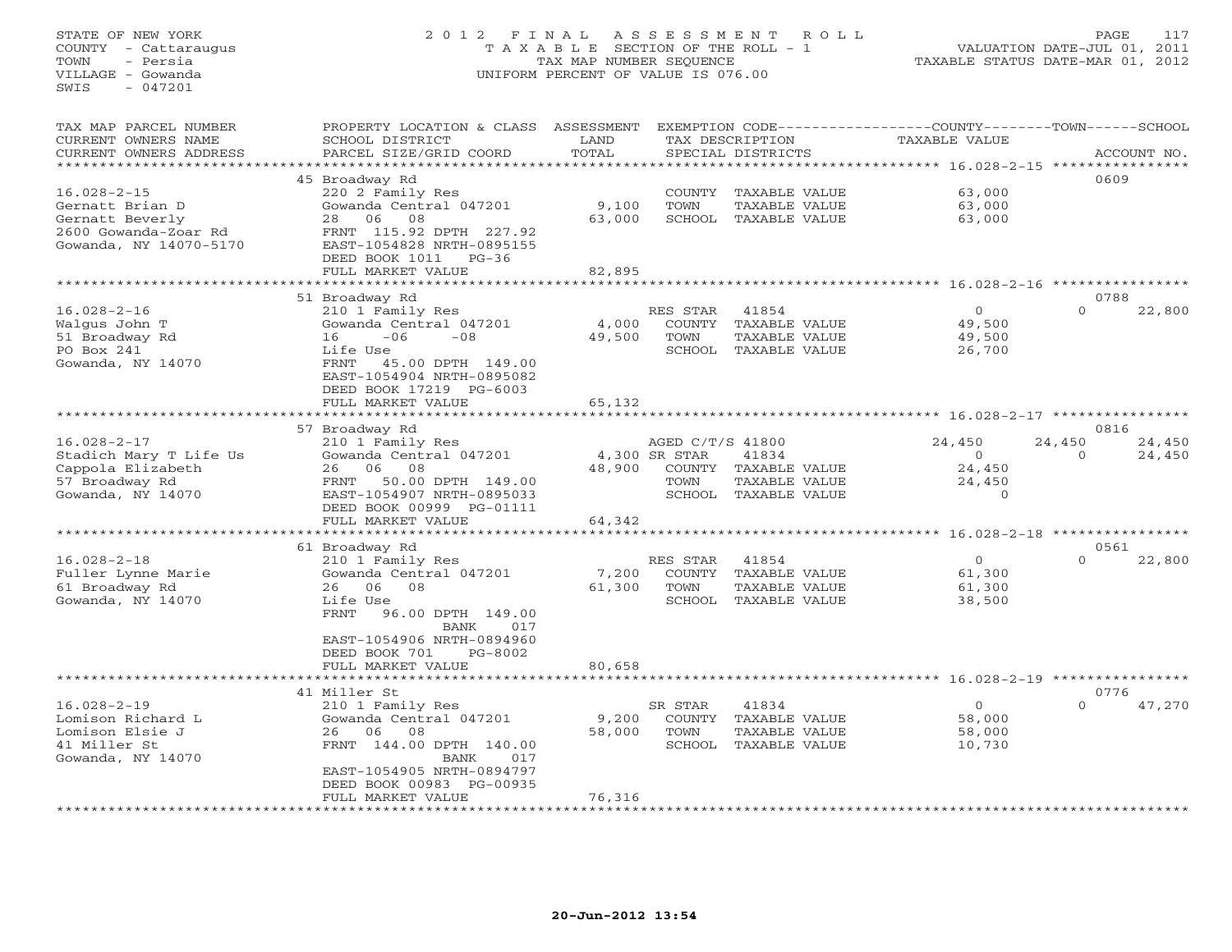STATE OF NEW YORK
COUNTY - Cattaraugus
TOWN - Persia
VILLAGE - Gowanda
SWIS - 047201

2 0 1 2 F I N A L A S S E S S M E N T R O L L
T A X A B L E SECTION OF THE ROLL - 1
TAX MAP NUMBER SEQUENCE
UNIFORM PERCENT OF VALUE IS 076.00

VALUATION DATE-JUL 01, 2011
TAXABLE STATUS DATE-MAR 01, 2012

| TAX MAP PARCEL NUMBER / CURRENT OWNERS NAME / CURRENT OWNERS ADDRESS | PROPERTY LOCATION & CLASS / SCHOOL DISTRICT / PARCEL SIZE/GRID COORD | ASSESSMENT LAND / TOTAL | EXEMPTION CODE / TAX DESCRIPTION / SPECIAL DISTRICTS | COUNTY TAXABLE VALUE | TOWN | SCHOOL | ACCOUNT NO. |
|---|---|---|---|---|---|---|---|
| | 45 Broadway Rd | | | | | | 0609 |
| 16.028-2-15 | 220 2 Family Res | | COUNTY TAXABLE VALUE | 63,000 | | | |
| Gernatt Brian D | Gowanda Central 047201 | 9,100 | TOWN TAXABLE VALUE | 63,000 | | | |
| Gernatt Beverly | 28 06 08 | 63,000 | SCHOOL TAXABLE VALUE | 63,000 | | | |
| 2600 Gowanda-Zoar Rd | FRNT 115.92 DPTH 227.92 | | | | | | |
| Gowanda, NY 14070-5170 | EAST-1054828 NRTH-0895155 | | | | | | |
| | DEED BOOK 1011 PG-36 | | | | | | |
| | FULL MARKET VALUE | 82,895 | | | | | |
| | 51 Broadway Rd | | | | | | 0788 |
| 16.028-2-16 | 210 1 Family Res | | RES STAR 41854 | 0 | 0 | 22,800 | |
| Walgus John T | Gowanda Central 047201 | 4,000 | COUNTY TAXABLE VALUE | 49,500 | | | |
| 51 Broadway Rd | 16 -06 -08 | 49,500 | TOWN TAXABLE VALUE | 49,500 | | | |
| PO Box 241 | Life Use | | SCHOOL TAXABLE VALUE | 26,700 | | | |
| Gowanda, NY 14070 | FRNT 45.00 DPTH 149.00 | | | | | | |
| | EAST-1054904 NRTH-0895082 | | | | | | |
| | DEED BOOK 17219 PG-6003 | | | | | | |
| | FULL MARKET VALUE | 65,132 | | | | | |
| | 57 Broadway Rd | | | | | | 0816 |
| 16.028-2-17 | 210 1 Family Res | | AGED C/T/S 41800 | 24,450 | 24,450 | 24,450 | |
| Stadich Mary T Life Us | Gowanda Central 047201 | 4,300 | SR STAR 41834 | 0 | 0 | 24,450 | |
| Cappola Elizabeth | 26 06 08 | 48,900 | COUNTY TAXABLE VALUE | 24,450 | | | |
| 57 Broadway Rd | FRNT 50.00 DPTH 149.00 | | TOWN TAXABLE VALUE | 24,450 | | | |
| Gowanda, NY 14070 | EAST-1054907 NRTH-0895033 | | SCHOOL TAXABLE VALUE | 0 | | | |
| | DEED BOOK 00999 PG-01111 | | | | | | |
| | FULL MARKET VALUE | 64,342 | | | | | |
| | 61 Broadway Rd | | | | | | 0561 |
| 16.028-2-18 | 210 1 Family Res | | RES STAR 41854 | 0 | 0 | 22,800 | |
| Fuller Lynne Marie | Gowanda Central 047201 | 7,200 | COUNTY TAXABLE VALUE | 61,300 | | | |
| 61 Broadway Rd | 26 06 08 | 61,300 | TOWN TAXABLE VALUE | 61,300 | | | |
| Gowanda, NY 14070 | Life Use | | SCHOOL TAXABLE VALUE | 38,500 | | | |
| | FRNT 96.00 DPTH 149.00 | | | | | | |
| | BANK 017 | | | | | | |
| | EAST-1054906 NRTH-0894960 | | | | | | |
| | DEED BOOK 701 PG-8002 | | | | | | |
| | FULL MARKET VALUE | 80,658 | | | | | |
| | 41 Miller St | | | | | | 0776 |
| 16.028-2-19 | 210 1 Family Res | | SR STAR 41834 | 0 | 0 | 47,270 | |
| Lomison Richard L | Gowanda Central 047201 | 9,200 | COUNTY TAXABLE VALUE | 58,000 | | | |
| Lomison Elsie J | 26 06 08 | 58,000 | TOWN TAXABLE VALUE | 58,000 | | | |
| 41 Miller St | FRNT 144.00 DPTH 140.00 | | SCHOOL TAXABLE VALUE | 10,730 | | | |
| Gowanda, NY 14070 | BANK 017 | | | | | | |
| | EAST-1054905 NRTH-0894797 | | | | | | |
| | DEED BOOK 00983 PG-00935 | | | | | | |
| | FULL MARKET VALUE | 76,316 | | | | | |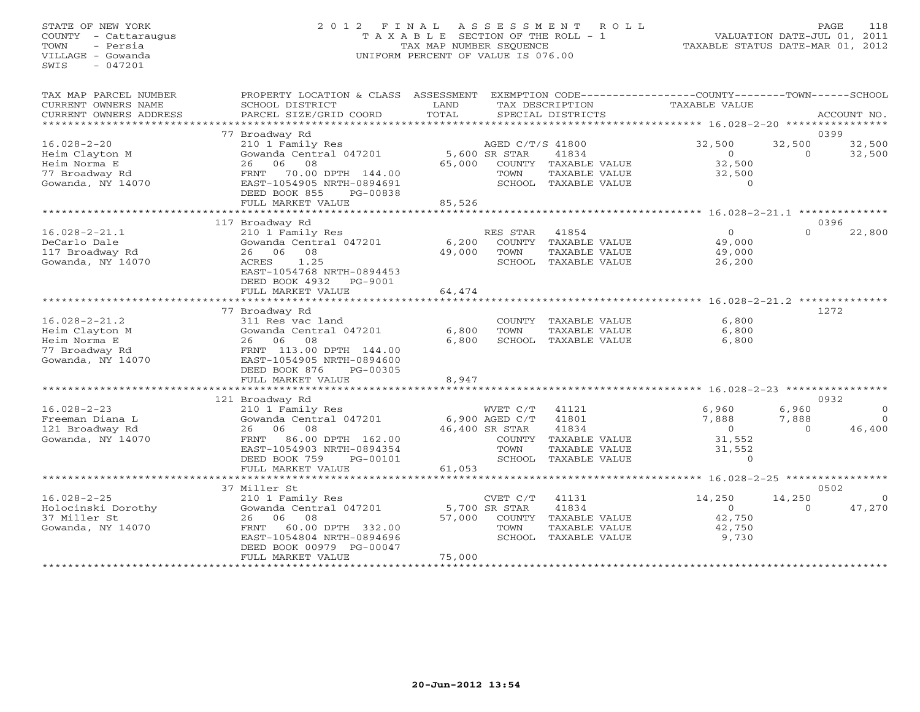STATE OF NEW YORK
COUNTY - Cattaraugus
TOWN - Persia
VILLAGE - Gowanda
SWIS - 047201

2012 FINAL ASSESSMENT ROLL
TAXABLE SECTION OF THE ROLL - 1
TAX MAP NUMBER SEQUENCE
UNIFORM PERCENT OF VALUE IS 076.00

VALUATION DATE-JUL 01, 2011
TAXABLE STATUS DATE-MAR 01, 2012

| TAX MAP PARCEL NUMBER / CURRENT OWNERS NAME / CURRENT OWNERS ADDRESS | PROPERTY LOCATION & CLASS / SCHOOL DISTRICT / PARCEL SIZE/GRID COORD | ASSESSMENT LAND / TOTAL | EXEMPTION CODE / TAX DESCRIPTION / SPECIAL DISTRICTS | COUNTY TAXABLE VALUE | TOWN | SCHOOL | ACCOUNT NO. |
|---|---|---|---|---|---|---|---|
| 16.028-2-20 | 77 Broadway Rd | | | | | | 0399 |
| | 210 1 Family Res | | AGED C/T/S 41800 | 32,500 | 32,500 | 32,500 | |
| Heim Clayton M | Gowanda Central 047201 | 5,600 | SR STAR 41834 | 0 | 0 | 32,500 | |
| Heim Norma E | 26 06 08 | 65,000 | COUNTY TAXABLE VALUE | 32,500 | | | |
| 77 Broadway Rd | FRNT 70.00 DPTH 144.00 | | TOWN TAXABLE VALUE | 32,500 | | | |
| Gowanda, NY 14070 | EAST-1054905 NRTH-0894691 | | SCHOOL TAXABLE VALUE | 0 | | | |
| | DEED BOOK 855 PG-00838 | | | | | | |
| | FULL MARKET VALUE | 85,526 | | | | | |
| 16.028-2-21.1 | 117 Broadway Rd | | | | | | 0396 |
| | 210 1 Family Res | | RES STAR 41854 | 0 | 0 | 22,800 | |
| DeCarlo Dale | Gowanda Central 047201 | 6,200 | COUNTY TAXABLE VALUE | 49,000 | | | |
| 117 Broadway Rd | 26 06 08 | 49,000 | TOWN TAXABLE VALUE | 49,000 | | | |
| Gowanda, NY 14070 | ACRES 1.25 | | SCHOOL TAXABLE VALUE | 26,200 | | | |
| | EAST-1054768 NRTH-0894453 | | | | | | |
| | DEED BOOK 4932 PG-9001 | | | | | | |
| | FULL MARKET VALUE | 64,474 | | | | | |
| 16.028-2-21.2 | 77 Broadway Rd | | | | | | 1272 |
| | 311 Res vac land | | COUNTY TAXABLE VALUE | 6,800 | | | |
| Heim Clayton M | Gowanda Central 047201 | 6,800 | TOWN TAXABLE VALUE | 6,800 | | | |
| Heim Norma E | 26 06 08 | 6,800 | SCHOOL TAXABLE VALUE | 6,800 | | | |
| 77 Broadway Rd | FRNT 113.00 DPTH 144.00 | | | | | | |
| Gowanda, NY 14070 | EAST-1054905 NRTH-0894600 | | | | | | |
| | DEED BOOK 876 PG-00305 | | | | | | |
| | FULL MARKET VALUE | 8,947 | | | | | |
| 16.028-2-23 | 121 Broadway Rd | | | | | | 0932 |
| | 210 1 Family Res | | WVET C/T 41121 | 6,960 | 6,960 | 0 | |
| Freeman Diana L | Gowanda Central 047201 | 6,900 | AGED C/T 41801 | 7,888 | 7,888 | 0 | |
| 121 Broadway Rd | 26 06 08 | 46,400 | SR STAR 41834 | 0 | 0 | 46,400 | |
| Gowanda, NY 14070 | FRNT 86.00 DPTH 162.00 | | COUNTY TAXABLE VALUE | 31,552 | | | |
| | EAST-1054903 NRTH-0894354 | | TOWN TAXABLE VALUE | 31,552 | | | |
| | DEED BOOK 759 PG-00101 | | SCHOOL TAXABLE VALUE | 0 | | | |
| | FULL MARKET VALUE | 61,053 | | | | | |
| 16.028-2-25 | 37 Miller St | | | | | | 0502 |
| | 210 1 Family Res | | CVET C/T 41131 | 14,250 | 14,250 | 0 | |
| Holocinski Dorothy | Gowanda Central 047201 | 5,700 | SR STAR 41834 | 0 | 0 | 47,270 | |
| 37 Miller St | 26 06 08 | 57,000 | COUNTY TAXABLE VALUE | 42,750 | | | |
| Gowanda, NY 14070 | FRNT 60.00 DPTH 332.00 | | TOWN TAXABLE VALUE | 42,750 | | | |
| | EAST-1054804 NRTH-0894696 | | SCHOOL TAXABLE VALUE | 9,730 | | | |
| | DEED BOOK 00979 PG-00047 | | | | | | |
| | FULL MARKET VALUE | 75,000 | | | | | |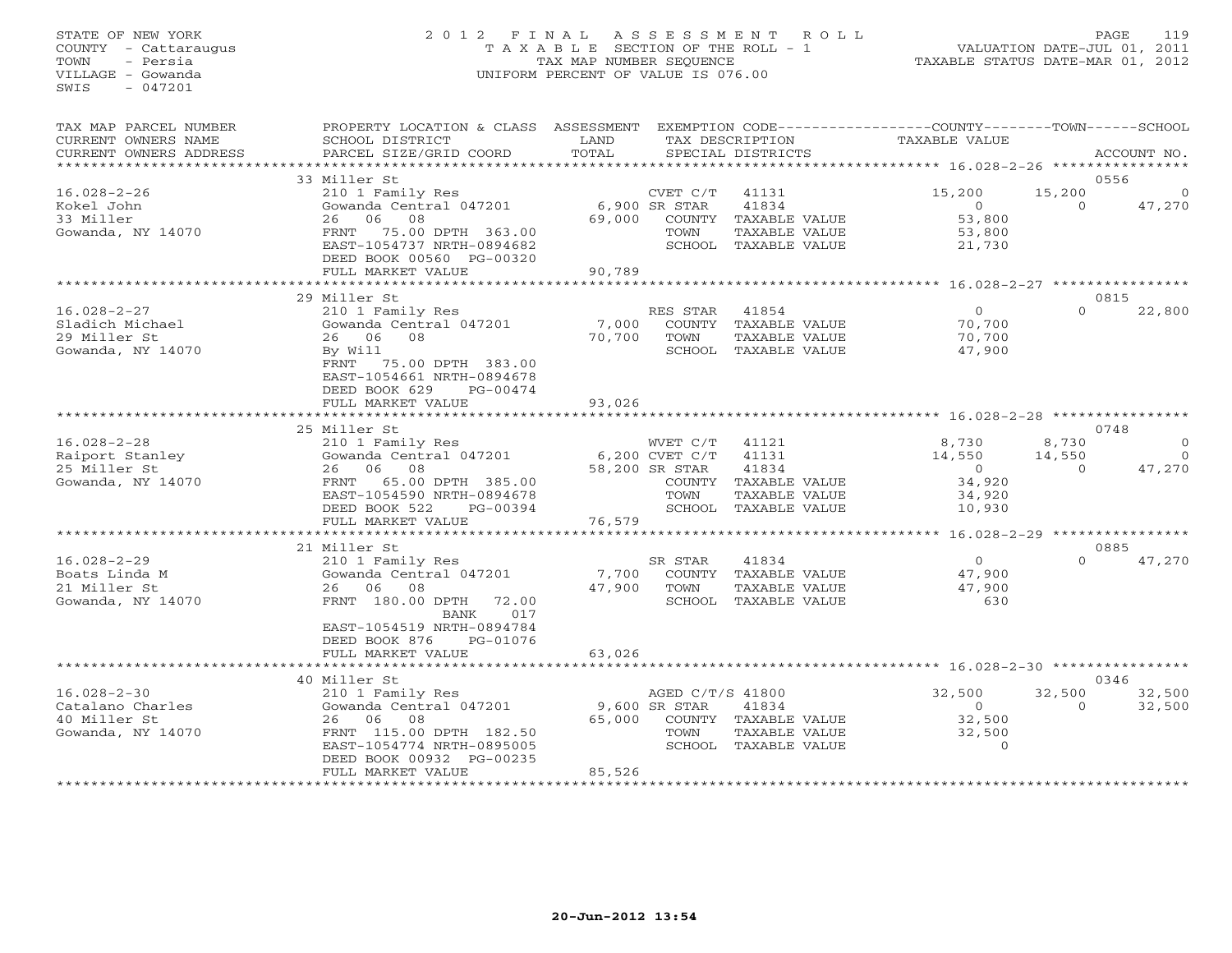STATE OF NEW YORK
COUNTY - Cattaraugus
TOWN - Persia
VILLAGE - Gowanda
SWIS - 047201

2012 FINAL ASSESSMENT ROLL
TAXABLE SECTION OF THE ROLL - 1
TAX MAP NUMBER SEQUENCE
UNIFORM PERCENT OF VALUE IS 076.00

VALUATION DATE-JUL 01, 2011
TAXABLE STATUS DATE-MAR 01, 2012

| TAX MAP PARCEL NUMBER / CURRENT OWNERS NAME / CURRENT OWNERS ADDRESS | PROPERTY LOCATION & CLASS / SCHOOL DISTRICT / PARCEL SIZE/GRID COORD | ASSESSMENT LAND / TOTAL | EXEMPTION CODE / TAX DESCRIPTION / SPECIAL DISTRICTS | | COUNTY TAXABLE VALUE | TOWN | SCHOOL / ACCOUNT NO. |
|---|---|---|---|---|---|---|---|
| | 33 Miller St | | | | | | 0556 |
| 16.028-2-26 | 210 1 Family Res | | CVET C/T | 41131 | 15,200 | 15,200 | 0 |
| Kokel John | Gowanda Central 047201 | 6,900 | SR STAR | 41834 | 0 | 0 | 47,270 |
| 33 Miller | 26 06 08 | 69,000 | COUNTY TAXABLE VALUE | | 53,800 | | |
| Gowanda, NY 14070 | FRNT 75.00 DPTH 363.00 | | TOWN TAXABLE VALUE | | 53,800 | | |
| | EAST-1054737 NRTH-0894682 | | SCHOOL TAXABLE VALUE | | 21,730 | | |
| | DEED BOOK 00560 PG-00320 | | | | | | |
| | FULL MARKET VALUE | 90,789 | | | | | |
| | 29 Miller St | | | | | | 0815 |
| 16.028-2-27 | 210 1 Family Res | | RES STAR | 41854 | 0 | 0 | 22,800 |
| Sladich Michael | Gowanda Central 047201 | 7,000 | COUNTY TAXABLE VALUE | | 70,700 | | |
| 29 Miller St | 26 06 08 | 70,700 | TOWN TAXABLE VALUE | | 70,700 | | |
| Gowanda, NY 14070 | By Will | | SCHOOL TAXABLE VALUE | | 47,900 | | |
| | FRNT 75.00 DPTH 383.00 | | | | | | |
| | EAST-1054661 NRTH-0894678 | | | | | | |
| | DEED BOOK 629 PG-00474 | | | | | | |
| | FULL MARKET VALUE | 93,026 | | | | | |
| | 25 Miller St | | | | | | 0748 |
| 16.028-2-28 | 210 1 Family Res | | WVET C/T | 41121 | 8,730 | 8,730 | 0 |
| Raiport Stanley | Gowanda Central 047201 | 6,200 | CVET C/T | 41131 | 14,550 | 14,550 | 0 |
| 25 Miller St | 26 06 08 | 58,200 | SR STAR | 41834 | 0 | 0 | 47,270 |
| Gowanda, NY 14070 | FRNT 65.00 DPTH 385.00 | | COUNTY TAXABLE VALUE | | 34,920 | | |
| | EAST-1054590 NRTH-0894678 | | TOWN TAXABLE VALUE | | 34,920 | | |
| | DEED BOOK 522 PG-00394 | | SCHOOL TAXABLE VALUE | | 10,930 | | |
| | FULL MARKET VALUE | 76,579 | | | | | |
| | 21 Miller St | | | | | | 0885 |
| 16.028-2-29 | 210 1 Family Res | | SR STAR | 41834 | 0 | 0 | 47,270 |
| Boats Linda M | Gowanda Central 047201 | 7,700 | COUNTY TAXABLE VALUE | | 47,900 | | |
| 21 Miller St | 26 06 08 | 47,900 | TOWN TAXABLE VALUE | | 47,900 | | |
| Gowanda, NY 14070 | FRNT 180.00 DPTH 72.00 | | SCHOOL TAXABLE VALUE | | 630 | | |
| | BANK 017 | | | | | | |
| | EAST-1054519 NRTH-0894784 | | | | | | |
| | DEED BOOK 876 PG-01076 | | | | | | |
| | FULL MARKET VALUE | 63,026 | | | | | |
| | 40 Miller St | | | | | | 0346 |
| 16.028-2-30 | 210 1 Family Res | | AGED C/T/S | 41800 | 32,500 | 32,500 | 32,500 |
| Catalano Charles | Gowanda Central 047201 | 9,600 | SR STAR | 41834 | 0 | 0 | 32,500 |
| 40 Miller St | 26 06 08 | 65,000 | COUNTY TAXABLE VALUE | | 32,500 | | |
| Gowanda, NY 14070 | FRNT 115.00 DPTH 182.50 | | TOWN TAXABLE VALUE | | 32,500 | | |
| | EAST-1054774 NRTH-0895005 | | SCHOOL TAXABLE VALUE | | 0 | | |
| | DEED BOOK 00932 PG-00235 | | | | | | |
| | FULL MARKET VALUE | 85,526 | | | | | |

20-Jun-2012 13:54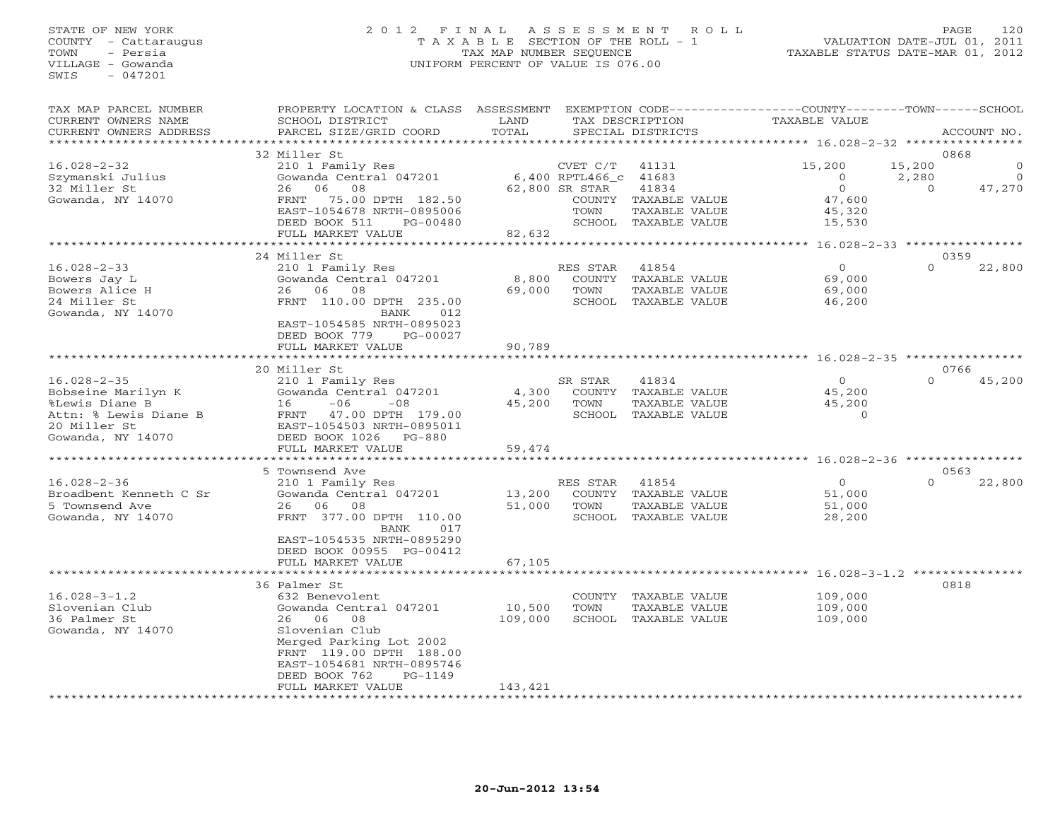STATE OF NEW YORK
COUNTY - Cattaraugus
TOWN - Persia
VILLAGE - Gowanda
SWIS - 047201

2012 FINAL ASSESSMENT ROLL
TAXABLE SECTION OF THE ROLL - 1
TAX MAP NUMBER SEQUENCE
UNIFORM PERCENT OF VALUE IS 076.00

VALUATION DATE-JUL 01, 2011
TAXABLE STATUS DATE-MAR 01, 2012

| TAX MAP PARCEL NUMBER / CURRENT OWNERS NAME / CURRENT OWNERS ADDRESS | PROPERTY LOCATION & CLASS / SCHOOL DISTRICT / PARCEL SIZE/GRID COORD | ASSESSMENT LAND / TOTAL | EXEMPTION CODE / TAX DESCRIPTION / SPECIAL DISTRICTS | COUNTY TAXABLE VALUE | TOWN | SCHOOL | ACCOUNT NO. |
|---|---|---|---|---|---|---|---|
| | 32 Miller St | | | | | | 0868 |
| 16.028-2-32 | 210 1 Family Res | | CVET C/T 41131 | 15,200 | 15,200 | 0 | |
| Szymanski Julius | Gowanda Central 047201 | 6,400 | RPTL466_c 41683 | 0 | 2,280 | 0 | |
| 32 Miller St | 26 06 08 | 62,800 | SR STAR 41834 | 0 | 0 | 47,270 | |
| Gowanda, NY 14070 | FRNT 75.00 DPTH 182.50 | | COUNTY TAXABLE VALUE | 47,600 | | | |
| | EAST-1054678 NRTH-0895006 | | TOWN TAXABLE VALUE | 45,320 | | | |
| | DEED BOOK 511 PG-00480 | | SCHOOL TAXABLE VALUE | 15,530 | | | |
| | FULL MARKET VALUE | 82,632 | | | | | |
| | 24 Miller St | | | | | | 0359 |
| 16.028-2-33 | 210 1 Family Res | | RES STAR 41854 | 0 | 0 | 22,800 | |
| Bowers Jay L | Gowanda Central 047201 | 8,800 | COUNTY TAXABLE VALUE | 69,000 | | | |
| Bowers Alice H | 26 06 08 | 69,000 | TOWN TAXABLE VALUE | 69,000 | | | |
| 24 Miller St | FRNT 110.00 DPTH 235.00 | | SCHOOL TAXABLE VALUE | 46,200 | | | |
| Gowanda, NY 14070 | BANK 012 | | | | | | |
| | EAST-1054585 NRTH-0895023 | | | | | | |
| | DEED BOOK 779 PG-00027 | | | | | | |
| | FULL MARKET VALUE | 90,789 | | | | | |
| | 20 Miller St | | | | | | 0766 |
| 16.028-2-35 | 210 1 Family Res | | SR STAR 41834 | 0 | 0 | 45,200 | |
| Bobseine Marilyn K | Gowanda Central 047201 | 4,300 | COUNTY TAXABLE VALUE | 45,200 | | | |
| %Lewis Diane B | 16 -06 -08 | 45,200 | TOWN TAXABLE VALUE | 45,200 | | | |
| Attn: % Lewis Diane B | FRNT 47.00 DPTH 179.00 | | SCHOOL TAXABLE VALUE | 0 | | | |
| 20 Miller St | EAST-1054503 NRTH-0895011 | | | | | | |
| Gowanda, NY 14070 | DEED BOOK 1026 PG-880 | | | | | | |
| | FULL MARKET VALUE | 59,474 | | | | | |
| | 5 Townsend Ave | | | | | | 0563 |
| 16.028-2-36 | 210 1 Family Res | | RES STAR 41854 | 0 | 0 | 22,800 | |
| Broadbent Kenneth C Sr | Gowanda Central 047201 | 13,200 | COUNTY TAXABLE VALUE | 51,000 | | | |
| 5 Townsend Ave | 26 06 08 | 51,000 | TOWN TAXABLE VALUE | 51,000 | | | |
| Gowanda, NY 14070 | FRNT 377.00 DPTH 110.00 | | SCHOOL TAXABLE VALUE | 28,200 | | | |
| | BANK 017 | | | | | | |
| | EAST-1054535 NRTH-0895290 | | | | | | |
| | DEED BOOK 00955 PG-00412 | | | | | | |
| | FULL MARKET VALUE | 67,105 | | | | | |
| | 36 Palmer St | | | | | | 0818 |
| 16.028-3-1.2 | 632 Benevolent | | COUNTY TAXABLE VALUE | 109,000 | | | |
| Slovenian Club | Gowanda Central 047201 | 10,500 | TOWN TAXABLE VALUE | 109,000 | | | |
| 36 Palmer St | 26 06 08 | 109,000 | SCHOOL TAXABLE VALUE | 109,000 | | | |
| Gowanda, NY 14070 | Slovenian Club | | | | | | |
| | Merged Parking Lot 2002 | | | | | | |
| | FRNT 119.00 DPTH 188.00 | | | | | | |
| | EAST-1054681 NRTH-0895746 | | | | | | |
| | DEED BOOK 762 PG-1149 | | | | | | |
| | FULL MARKET VALUE | 143,421 | | | | | |

20-Jun-2012 13:54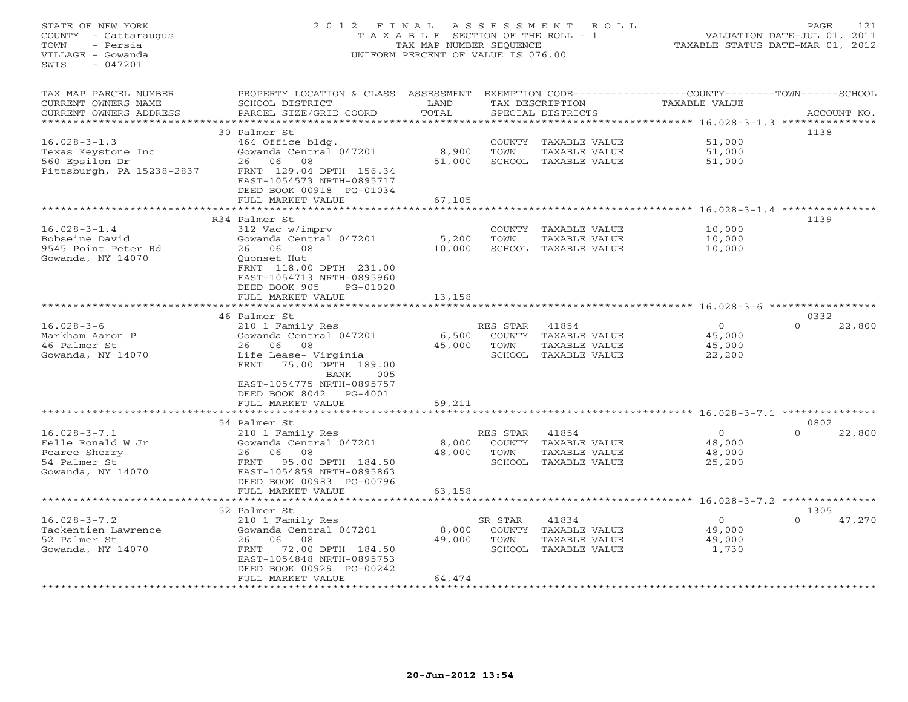STATE OF NEW YORK
COUNTY - Cattaraugus
TOWN - Persia
VILLAGE - Gowanda
SWIS - 047201

2012 FINAL ASSESSMENT ROLL
TAXABLE SECTION OF THE ROLL - 1
TAX MAP NUMBER SEQUENCE
UNIFORM PERCENT OF VALUE IS 076.00

VALUATION DATE-JUL 01, 2011
TAXABLE STATUS DATE-MAR 01, 2012

| TAX MAP PARCEL NUMBER / CURRENT OWNERS NAME / CURRENT OWNERS ADDRESS | PROPERTY LOCATION & CLASS / SCHOOL DISTRICT / PARCEL SIZE/GRID COORD | ASSESSMENT LAND / TOTAL | EXEMPTION CODE / TAX DESCRIPTION / SPECIAL DISTRICTS | COUNTY / TOWN / SCHOOL TAXABLE VALUE | ACCOUNT NO. |
|---|---|---|---|---|---|
| 16.028-3-1.3 | 30 Palmer St | | | | 1138 |
| Texas Keystone Inc | 464 Office bldg. | | COUNTY TAXABLE VALUE | 51,000 | |
| 560 Epsilon Dr | Gowanda Central 047201 | 8,900 | TOWN TAXABLE VALUE | 51,000 | |
| Pittsburgh, PA 15238-2837 | 26 06 08 | 51,000 | SCHOOL TAXABLE VALUE | 51,000 | |
| | FRNT 129.04 DPTH 156.34 | | | | |
| | EAST-1054573 NRTH-0895717 | | | | |
| | DEED BOOK 00918 PG-01034 | | | | |
| | FULL MARKET VALUE | 67,105 | | | |
| 16.028-3-1.4 | R34 Palmer St | | | | 1139 |
| Bobseine David | 312 Vac w/imprv | | COUNTY TAXABLE VALUE | 10,000 | |
| 9545 Point Peter Rd | Gowanda Central 047201 | 5,200 | TOWN TAXABLE VALUE | 10,000 | |
| Gowanda, NY 14070 | 26 06 08 | 10,000 | SCHOOL TAXABLE VALUE | 10,000 | |
| | Quonset Hut | | | | |
| | FRNT 118.00 DPTH 231.00 | | | | |
| | EAST-1054713 NRTH-0895960 | | | | |
| | DEED BOOK 905 PG-01020 | | | | |
| | FULL MARKET VALUE | 13,158 | | | |
| 16.028-3-6 | 46 Palmer St | | | | 0332 |
| Markham Aaron P | 210 1 Family Res | | RES STAR 41854 | 0 / 0 / 22,800 | |
| 46 Palmer St | Gowanda Central 047201 | 6,500 | COUNTY TAXABLE VALUE | 45,000 | |
| Gowanda, NY 14070 | 26 06 08 | 45,000 | TOWN TAXABLE VALUE | 45,000 | |
| | Life Lease- Virginia | | SCHOOL TAXABLE VALUE | 22,200 | |
| | FRNT 75.00 DPTH 189.00 | | | | |
| | BANK 005 | | | | |
| | EAST-1054775 NRTH-0895757 | | | | |
| | DEED BOOK 8042 PG-4001 | | | | |
| | FULL MARKET VALUE | 59,211 | | | |
| 16.028-3-7.1 | 54 Palmer St | | | | 0802 |
| Felle Ronald W Jr | 210 1 Family Res | | RES STAR 41854 | 0 / 0 / 22,800 | |
| Pearce Sherry | Gowanda Central 047201 | 8,000 | COUNTY TAXABLE VALUE | 48,000 | |
| 54 Palmer St | 26 06 08 | 48,000 | TOWN TAXABLE VALUE | 48,000 | |
| Gowanda, NY 14070 | FRNT 95.00 DPTH 184.50 | | SCHOOL TAXABLE VALUE | 25,200 | |
| | EAST-1054859 NRTH-0895863 | | | | |
| | DEED BOOK 00983 PG-00796 | | | | |
| | FULL MARKET VALUE | 63,158 | | | |
| 16.028-3-7.2 | 52 Palmer St | | | | 1305 |
| Tackentien Lawrence | 210 1 Family Res | | SR STAR 41834 | 0 / 0 / 47,270 | |
| 52 Palmer St | Gowanda Central 047201 | 8,000 | COUNTY TAXABLE VALUE | 49,000 | |
| Gowanda, NY 14070 | 26 06 08 | 49,000 | TOWN TAXABLE VALUE | 49,000 | |
| | FRNT 72.00 DPTH 184.50 | | SCHOOL TAXABLE VALUE | 1,730 | |
| | EAST-1054848 NRTH-0895753 | | | | |
| | DEED BOOK 00929 PG-00242 | | | | |
| | FULL MARKET VALUE | 64,474 | | | |

20-Jun-2012 13:54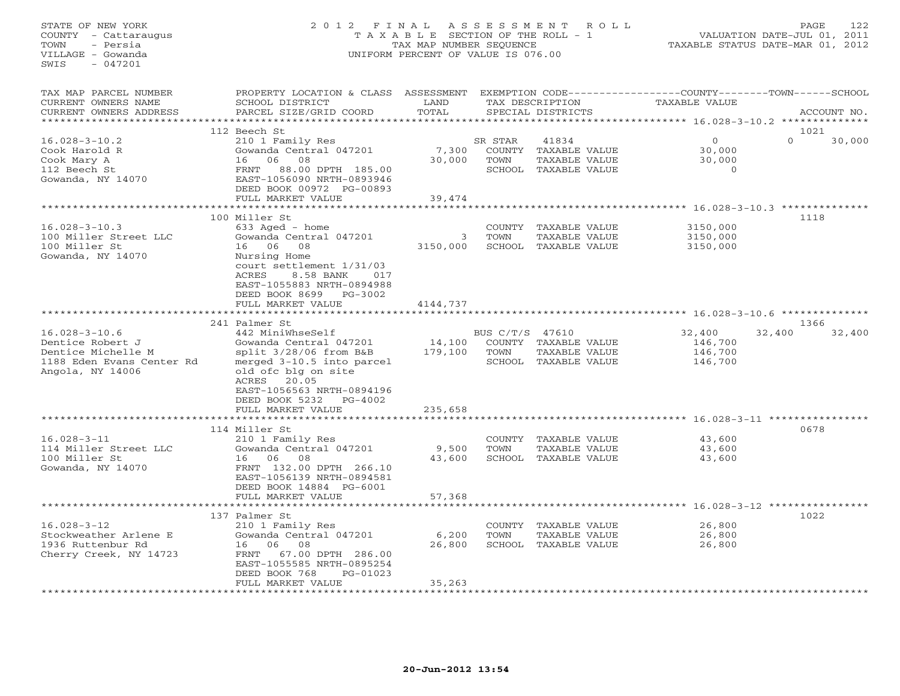STATE OF NEW YORK
COUNTY - Cattaraugus
TOWN - Persia
VILLAGE - Gowanda
SWIS - 047201

2012 FINAL ASSESSMENT ROLL
TAXABLE SECTION OF THE ROLL - 1
TAX MAP NUMBER SEQUENCE
UNIFORM PERCENT OF VALUE IS 076.00

VALUATION DATE-JUL 01, 2011
TAXABLE STATUS DATE-MAR 01, 2012

| TAX MAP PARCEL NUMBER / CURRENT OWNERS NAME / CURRENT OWNERS ADDRESS | PROPERTY LOCATION & CLASS / SCHOOL DISTRICT / PARCEL SIZE/GRID COORD | ASSESSMENT LAND / TOTAL | EXEMPTION CODE / TAX DESCRIPTION / SPECIAL DISTRICTS | COUNTY TAXABLE VALUE | TOWN | SCHOOL / ACCOUNT NO. |
|---|---|---|---|---|---|---|
| **16.028-3-10.2** | 112 Beech St | | | | | 1021 |
| 16.028-3-10.2 | 210 1 Family Res | | SR STAR 41834 | 0 | 0 | 30,000 |
| Cook Harold R | Gowanda Central 047201 | 7,300 | COUNTY TAXABLE VALUE | 30,000 | | |
| Cook Mary A | 16 06 08 | 30,000 | TOWN TAXABLE VALUE | 30,000 | | |
| 112 Beech St | FRNT 88.00 DPTH 185.00 | | SCHOOL TAXABLE VALUE | 0 | | |
| Gowanda, NY 14070 | EAST-1056090 NRTH-0893946 | | | | | |
| | DEED BOOK 00972 PG-00893 | | | | | |
| | FULL MARKET VALUE | 39,474 | | | | |
| **16.028-3-10.3** | 100 Miller St | | | | | 1118 |
| 16.028-3-10.3 | 633 Aged - home | | COUNTY TAXABLE VALUE | 3150,000 | | |
| 100 Miller Street LLC | Gowanda Central 047201 | 3 | TOWN TAXABLE VALUE | 3150,000 | | |
| 100 Miller St | 16 06 08 | 3150,000 | SCHOOL TAXABLE VALUE | 3150,000 | | |
| Gowanda, NY 14070 | Nursing Home | | | | | |
| | court settlement 1/31/03 | | | | | |
| | ACRES 8.58 BANK 017 | | | | | |
| | EAST-1055883 NRTH-0894988 | | | | | |
| | DEED BOOK 8699 PG-3002 | | | | | |
| | FULL MARKET VALUE | 4144,737 | | | | |
| **16.028-3-10.6** | 241 Palmer St | | | | | 1366 |
| 16.028-3-10.6 | 442 MiniWhseSelf | | BUS C/T/S 47610 | 32,400 | 32,400 | 32,400 |
| Dentice Robert J | Gowanda Central 047201 | 14,100 | COUNTY TAXABLE VALUE | 146,700 | | |
| Dentice Michelle M | split 3/28/06 from B&B | 179,100 | TOWN TAXABLE VALUE | 146,700 | | |
| 1188 Eden Evans Center Rd | merged 3-10.5 into parcel | | SCHOOL TAXABLE VALUE | 146,700 | | |
| Angola, NY 14006 | old ofc blg on site | | | | | |
| | ACRES 20.05 | | | | | |
| | EAST-1056563 NRTH-0894196 | | | | | |
| | DEED BOOK 5232 PG-4002 | | | | | |
| | FULL MARKET VALUE | 235,658 | | | | |
| **16.028-3-11** | 114 Miller St | | | | | 0678 |
| 16.028-3-11 | 210 1 Family Res | | COUNTY TAXABLE VALUE | 43,600 | | |
| 114 Miller Street LLC | Gowanda Central 047201 | 9,500 | TOWN TAXABLE VALUE | 43,600 | | |
| 100 Miller St | 16 06 08 | 43,600 | SCHOOL TAXABLE VALUE | 43,600 | | |
| Gowanda, NY 14070 | FRNT 132.00 DPTH 266.10 | | | | | |
| | EAST-1056139 NRTH-0894581 | | | | | |
| | DEED BOOK 14884 PG-6001 | | | | | |
| | FULL MARKET VALUE | 57,368 | | | | |
| **16.028-3-12** | 137 Palmer St | | | | | 1022 |
| 16.028-3-12 | 210 1 Family Res | | COUNTY TAXABLE VALUE | 26,800 | | |
| Stockweather Arlene E | Gowanda Central 047201 | 6,200 | TOWN TAXABLE VALUE | 26,800 | | |
| 1936 Ruttenbur Rd | 16 06 08 | 26,800 | SCHOOL TAXABLE VALUE | 26,800 | | |
| Cherry Creek, NY 14723 | FRNT 67.00 DPTH 286.00 | | | | | |
| | EAST-1055585 NRTH-0895254 | | | | | |
| | DEED BOOK 768 PG-01023 | | | | | |
| | FULL MARKET VALUE | 35,263 | | | | |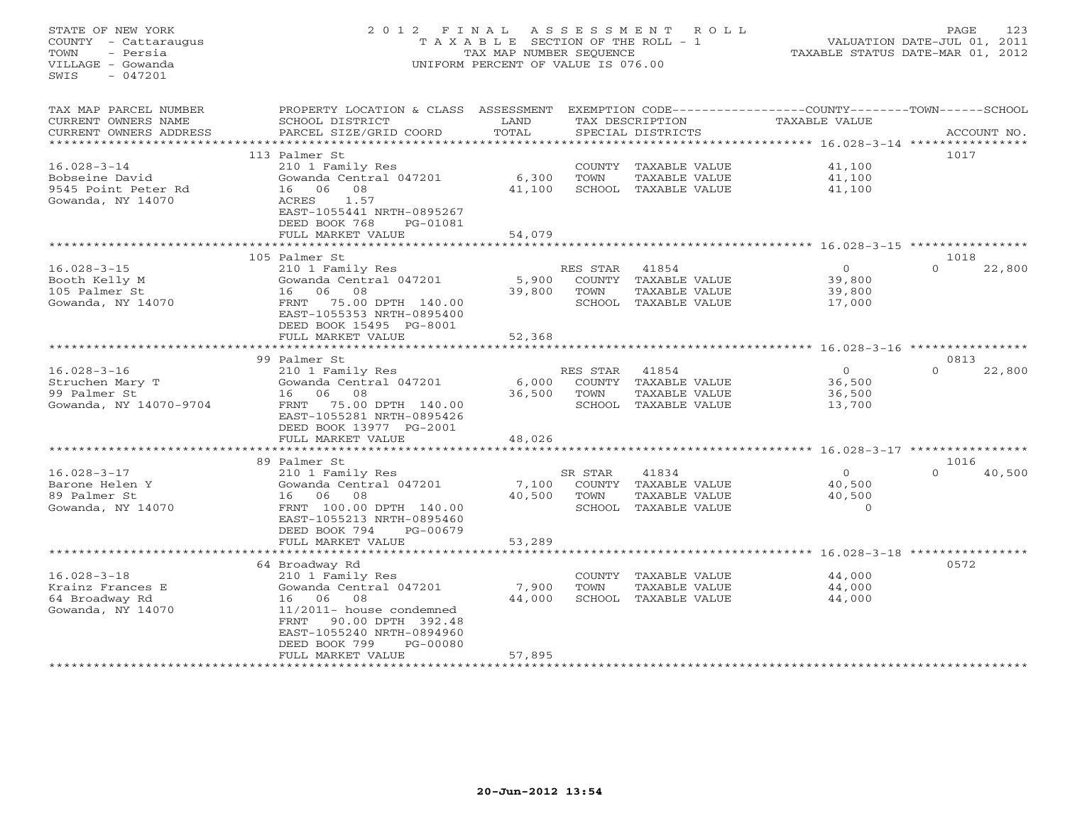STATE OF NEW YORK
COUNTY - Cattaraugus
TOWN - Persia
VILLAGE - Gowanda
SWIS - 047201

2012 FINAL ASSESSMENT ROLL
TAXABLE SECTION OF THE ROLL - 1
TAX MAP NUMBER SEQUENCE
UNIFORM PERCENT OF VALUE IS 076.00

VALUATION DATE-JUL 01, 2011
TAXABLE STATUS DATE-MAR 01, 2012

| TAX MAP PARCEL NUMBER / CURRENT OWNERS NAME / CURRENT OWNERS ADDRESS | PROPERTY LOCATION & CLASS / SCHOOL DISTRICT / PARCEL SIZE/GRID COORD | ASSESSMENT LAND / TOTAL | EXEMPTION CODE / TAX DESCRIPTION / SPECIAL DISTRICTS | COUNTY / TOWN / SCHOOL TAXABLE VALUE | ACCOUNT NO. |
|---|---|---|---|---|---|
| 16.028-3-14 | 113 Palmer St | | | | 1017 |
| Bobseine David | 210 1 Family Res | | COUNTY TAXABLE VALUE | 41,100 | |
| 9545 Point Peter Rd | Gowanda Central 047201 | 6,300 | TOWN TAXABLE VALUE | 41,100 | |
| Gowanda, NY 14070 | 16 06 08 | 41,100 | SCHOOL TAXABLE VALUE | 41,100 | |
| | ACRES 1.57 | | | | |
| | EAST-1055441 NRTH-0895267 | | | | |
| | DEED BOOK 768 PG-01081 | | | | |
| | FULL MARKET VALUE | 54,079 | | | |
| 16.028-3-15 | 105 Palmer St | | | | 1018 |
| Booth Kelly M | 210 1 Family Res | | RES STAR 41854 | 0 / 0 / 22,800 | |
| 105 Palmer St | Gowanda Central 047201 | 5,900 | COUNTY TAXABLE VALUE | 39,800 | |
| Gowanda, NY 14070 | 16 06 08 | 39,800 | TOWN TAXABLE VALUE | 39,800 | |
| | FRNT 75.00 DPTH 140.00 | | SCHOOL TAXABLE VALUE | 17,000 | |
| | EAST-1055353 NRTH-0895400 | | | | |
| | DEED BOOK 15495 PG-8001 | | | | |
| | FULL MARKET VALUE | 52,368 | | | |
| 16.028-3-16 | 99 Palmer St | | | | 0813 |
| Struchen Mary T | 210 1 Family Res | | RES STAR 41854 | 0 / 0 / 22,800 | |
| 99 Palmer St | Gowanda Central 047201 | 6,000 | COUNTY TAXABLE VALUE | 36,500 | |
| Gowanda, NY 14070-9704 | 16 06 08 | 36,500 | TOWN TAXABLE VALUE | 36,500 | |
| | FRNT 75.00 DPTH 140.00 | | SCHOOL TAXABLE VALUE | 13,700 | |
| | EAST-1055281 NRTH-0895426 | | | | |
| | DEED BOOK 13977 PG-2001 | | | | |
| | FULL MARKET VALUE | 48,026 | | | |
| 16.028-3-17 | 89 Palmer St | | | | 1016 |
| Barone Helen Y | 210 1 Family Res | | SR STAR 41834 | 0 / 0 / 40,500 | |
| 89 Palmer St | Gowanda Central 047201 | 7,100 | COUNTY TAXABLE VALUE | 40,500 | |
| Gowanda, NY 14070 | 16 06 08 | 40,500 | TOWN TAXABLE VALUE | 40,500 | |
| | FRNT 100.00 DPTH 140.00 | | SCHOOL TAXABLE VALUE | 0 | |
| | EAST-1055213 NRTH-0895460 | | | | |
| | DEED BOOK 794 PG-00679 | | | | |
| | FULL MARKET VALUE | 53,289 | | | |
| 16.028-3-18 | 64 Broadway Rd | | | | 0572 |
| Krainz Frances E | 210 1 Family Res | | COUNTY TAXABLE VALUE | 44,000 | |
| 64 Broadway Rd | Gowanda Central 047201 | 7,900 | TOWN TAXABLE VALUE | 44,000 | |
| Gowanda, NY 14070 | 16 06 08 | 44,000 | SCHOOL TAXABLE VALUE | 44,000 | |
| | 11/2011- house condemned | | | | |
| | FRNT 90.00 DPTH 392.48 | | | | |
| | EAST-1055240 NRTH-0894960 | | | | |
| | DEED BOOK 799 PG-00080 | | | | |
| | FULL MARKET VALUE | 57,895 | | | |

20-Jun-2012 13:54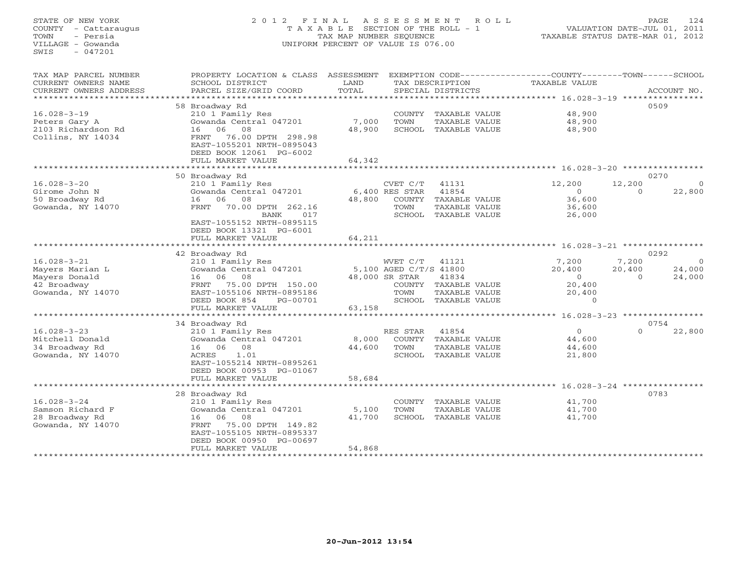STATE OF NEW YORK
COUNTY - Cattaraugus
TOWN - Persia
VILLAGE - Gowanda
SWIS - 047201

# 2012 FINAL ASSESSMENT ROLL

TAXABLE SECTION OF THE ROLL - 1
TAX MAP NUMBER SEQUENCE
UNIFORM PERCENT OF VALUE IS 076.00

VALUATION DATE-JUL 01, 2011
TAXABLE STATUS DATE-MAR 01, 2012

| TAX MAP PARCEL NUMBER / CURRENT OWNERS NAME / CURRENT OWNERS ADDRESS | PROPERTY LOCATION & CLASS / SCHOOL DISTRICT / PARCEL SIZE/GRID COORD | ASSESSMENT LAND / TOTAL | EXEMPTION CODE / TAX DESCRIPTION / SPECIAL DISTRICTS | COUNTY TAXABLE VALUE | TOWN | SCHOOL | ACCOUNT NO. |
|---|---|---|---|---|---|---|---|
| | 58 Broadway Rd | | | | | | 0509 |
| 16.028-3-19 | 210 1 Family Res | | COUNTY TAXABLE VALUE | 48,900 | | | |
| Peters Gary A | Gowanda Central 047201 | 7,000 | TOWN TAXABLE VALUE | 48,900 | | | |
| 2103 Richardson Rd | 16 06 08 | 48,900 | SCHOOL TAXABLE VALUE | 48,900 | | | |
| Collins, NY 14034 | FRNT 76.00 DPTH 298.98 | | | | | | |
| | EAST-1055201 NRTH-0895043 | | | | | | |
| | DEED BOOK 12061 PG-6002 | | | | | | |
| | FULL MARKET VALUE | 64,342 | | | | | |
| | 50 Broadway Rd | | | | | | 0270 |
| 16.028-3-20 | 210 1 Family Res | | CVET C/T 41131 | 12,200 | 12,200 | 0 | |
| Girome John N | Gowanda Central 047201 | 6,400 | RES STAR 41854 | 0 | 0 | 22,800 | |
| 50 Broadway Rd | 16 06 08 | 48,800 | COUNTY TAXABLE VALUE | 36,600 | | | |
| Gowanda, NY 14070 | FRNT 70.00 DPTH 262.16 | | TOWN TAXABLE VALUE | 36,600 | | | |
| | BANK 017 | | SCHOOL TAXABLE VALUE | 26,000 | | | |
| | EAST-1055152 NRTH-0895115 | | | | | | |
| | DEED BOOK 13321 PG-6001 | | | | | | |
| | FULL MARKET VALUE | 64,211 | | | | | |
| | 42 Broadway Rd | | | | | | 0292 |
| 16.028-3-21 | 210 1 Family Res | | WVET C/T 41121 | 7,200 | 7,200 | 0 | |
| Mayers Marian L | Gowanda Central 047201 | 5,100 | AGED C/T/S 41800 | 20,400 | 20,400 | 24,000 | |
| Mayers Donald | 16 06 08 | 48,000 | SR STAR 41834 | 0 | 0 | 24,000 | |
| 42 Broadway | FRNT 75.00 DPTH 150.00 | | COUNTY TAXABLE VALUE | 20,400 | | | |
| Gowanda, NY 14070 | EAST-1055106 NRTH-0895186 | | TOWN TAXABLE VALUE | 20,400 | | | |
| | DEED BOOK 854 PG-00701 | | SCHOOL TAXABLE VALUE | 0 | | | |
| | FULL MARKET VALUE | 63,158 | | | | | |
| | 34 Broadway Rd | | | | | | 0754 |
| 16.028-3-23 | 210 1 Family Res | | RES STAR 41854 | 0 | 0 | 22,800 | |
| Mitchell Donald | Gowanda Central 047201 | 8,000 | COUNTY TAXABLE VALUE | 44,600 | | | |
| 34 Broadway Rd | 16 06 08 | 44,600 | TOWN TAXABLE VALUE | 44,600 | | | |
| Gowanda, NY 14070 | ACRES 1.01 | | SCHOOL TAXABLE VALUE | 21,800 | | | |
| | EAST-1055214 NRTH-0895261 | | | | | | |
| | DEED BOOK 00953 PG-01067 | | | | | | |
| | FULL MARKET VALUE | 58,684 | | | | | |
| | 28 Broadway Rd | | | | | | 0783 |
| 16.028-3-24 | 210 1 Family Res | | COUNTY TAXABLE VALUE | 41,700 | | | |
| Samson Richard F | Gowanda Central 047201 | 5,100 | TOWN TAXABLE VALUE | 41,700 | | | |
| 28 Broadway Rd | 16 06 08 | 41,700 | SCHOOL TAXABLE VALUE | 41,700 | | | |
| Gowanda, NY 14070 | FRNT 75.00 DPTH 149.82 | | | | | | |
| | EAST-1055105 NRTH-0895337 | | | | | | |
| | DEED BOOK 00950 PG-00697 | | | | | | |
| | FULL MARKET VALUE | 54,868 | | | | | |

20-Jun-2012 13:54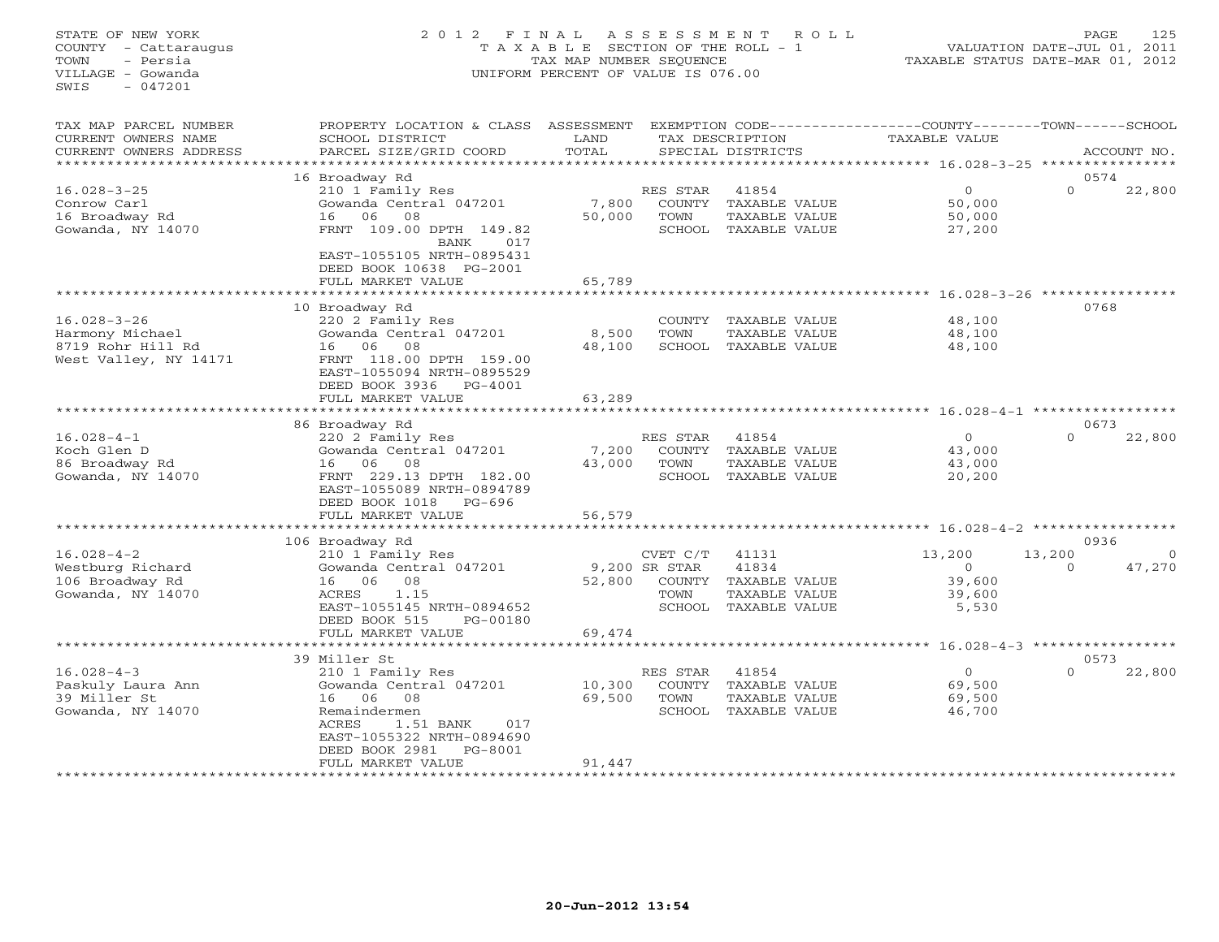STATE OF NEW YORK
COUNTY - Cattaraugus
TOWN - Persia
VILLAGE - Gowanda
SWIS - 047201

2012 FINAL ASSESSMENT ROLL
TAXABLE SECTION OF THE ROLL - 1
TAX MAP NUMBER SEQUENCE
UNIFORM PERCENT OF VALUE IS 076.00

VALUATION DATE-JUL 01, 2011
TAXABLE STATUS DATE-MAR 01, 2012

| TAX MAP PARCEL NUMBER / CURRENT OWNERS NAME / CURRENT OWNERS ADDRESS | PROPERTY LOCATION & CLASS / SCHOOL DISTRICT / PARCEL SIZE/GRID COORD | ASSESSMENT LAND / TOTAL | EXEMPTION CODE / TAX DESCRIPTION / SPECIAL DISTRICTS | COUNTY TAXABLE VALUE | TOWN | SCHOOL | ACCOUNT NO. |
|---|---|---|---|---|---|---|---|
| 16.028-3-25 | 16 Broadway Rd | | | | | | 0574 |
| 16.028-3-25 | 210 1 Family Res | | RES STAR 41854 | 0 | 0 | 22,800 | |
| Conrow Carl | Gowanda Central 047201 | 7,800 | COUNTY TAXABLE VALUE | 50,000 | | | |
| 16 Broadway Rd | 16 06 08 | 50,000 | TOWN TAXABLE VALUE | 50,000 | | | |
| Gowanda, NY 14070 | FRNT 109.00 DPTH 149.82 BANK 017 | | SCHOOL TAXABLE VALUE | 27,200 | | | |
| | EAST-1055105 NRTH-0895431 | | | | | | |
| | DEED BOOK 10638 PG-2001 | | | | | | |
| | FULL MARKET VALUE | 65,789 | | | | | |
| 16.028-3-26 | 10 Broadway Rd | | | | | | 0768 |
| 16.028-3-26 | 220 2 Family Res | | COUNTY TAXABLE VALUE | 48,100 | | | |
| Harmony Michael | Gowanda Central 047201 | 8,500 | TOWN TAXABLE VALUE | 48,100 | | | |
| 8719 Rohr Hill Rd | 16 06 08 | 48,100 | SCHOOL TAXABLE VALUE | 48,100 | | | |
| West Valley, NY 14171 | FRNT 118.00 DPTH 159.00 | | | | | | |
| | EAST-1055094 NRTH-0895529 | | | | | | |
| | DEED BOOK 3936 PG-4001 | | | | | | |
| | FULL MARKET VALUE | 63,289 | | | | | |
| 16.028-4-1 | 86 Broadway Rd | | | | | | 0673 |
| 16.028-4-1 | 220 2 Family Res | | RES STAR 41854 | 0 | 0 | 22,800 | |
| Koch Glen D | Gowanda Central 047201 | 7,200 | COUNTY TAXABLE VALUE | 43,000 | | | |
| 86 Broadway Rd | 16 06 08 | 43,000 | TOWN TAXABLE VALUE | 43,000 | | | |
| Gowanda, NY 14070 | FRNT 229.13 DPTH 182.00 | | SCHOOL TAXABLE VALUE | 20,200 | | | |
| | EAST-1055089 NRTH-0894789 | | | | | | |
| | DEED BOOK 1018 PG-696 | | | | | | |
| | FULL MARKET VALUE | 56,579 | | | | | |
| 16.028-4-2 | 106 Broadway Rd | | | | | | 0936 |
| 16.028-4-2 | 210 1 Family Res | | CVET C/T 41131 | 13,200 | 13,200 | 0 | |
| Westburg Richard | Gowanda Central 047201 | 9,200 | SR STAR 41834 | 0 | 0 | 47,270 | |
| 106 Broadway Rd | 16 06 08 | 52,800 | COUNTY TAXABLE VALUE | 39,600 | | | |
| Gowanda, NY 14070 | ACRES 1.15 | | TOWN TAXABLE VALUE | 39,600 | | | |
| | EAST-1055145 NRTH-0894652 | | SCHOOL TAXABLE VALUE | 5,530 | | | |
| | DEED BOOK 515 PG-00180 | | | | | | |
| | FULL MARKET VALUE | 69,474 | | | | | |
| 16.028-4-3 | 39 Miller St | | | | | | 0573 |
| 16.028-4-3 | 210 1 Family Res | | RES STAR 41854 | 0 | 0 | 22,800 | |
| Paskuly Laura Ann | Gowanda Central 047201 | 10,300 | COUNTY TAXABLE VALUE | 69,500 | | | |
| 39 Miller St | 16 06 08 | 69,500 | TOWN TAXABLE VALUE | 69,500 | | | |
| Gowanda, NY 14070 | Remaindermen | | SCHOOL TAXABLE VALUE | 46,700 | | | |
| | ACRES 1.51 BANK 017 | | | | | | |
| | EAST-1055322 NRTH-0894690 | | | | | | |
| | DEED BOOK 2981 PG-8001 | | | | | | |
| | FULL MARKET VALUE | 91,447 | | | | | |

20-Jun-2012 13:54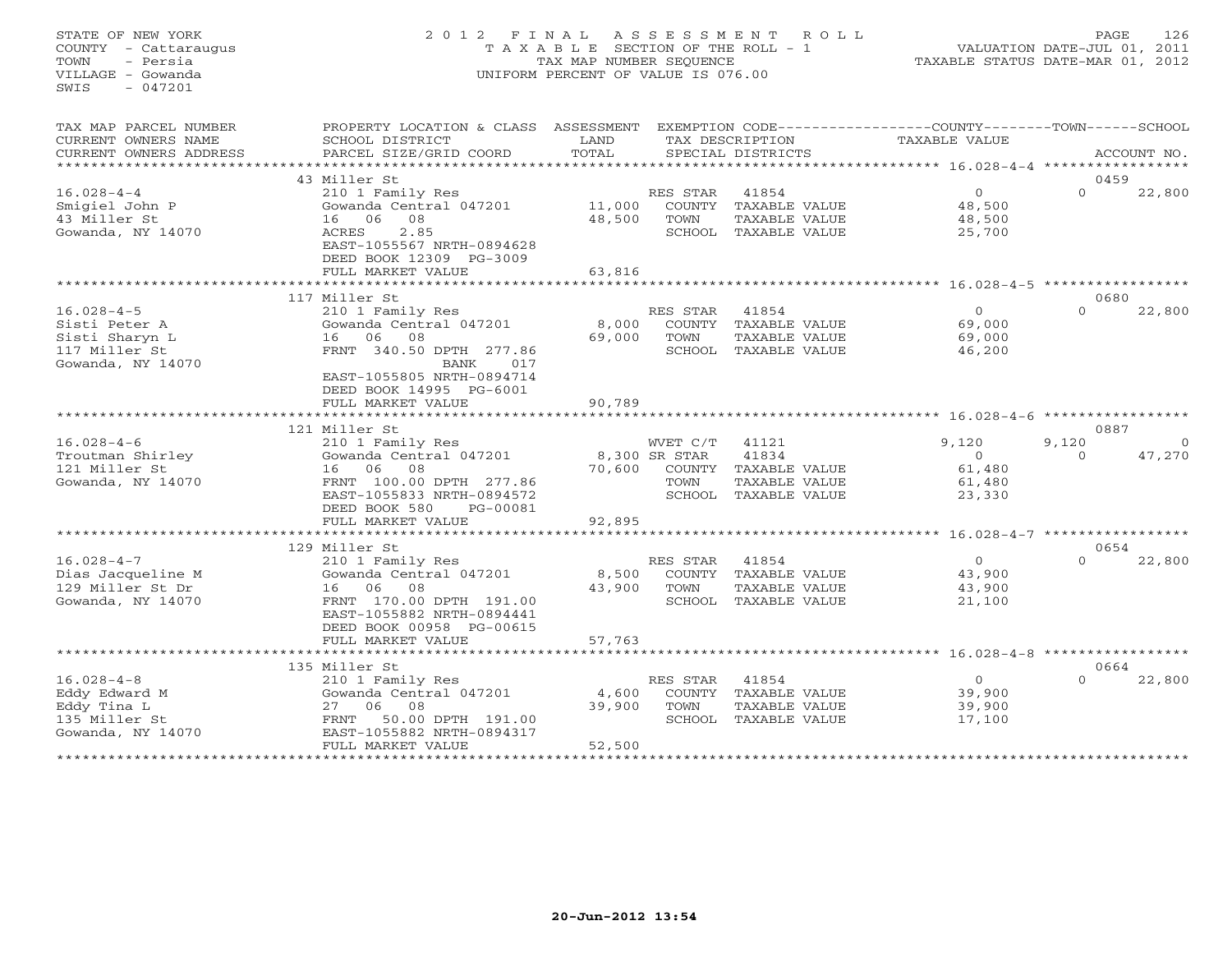STATE OF NEW YORK
COUNTY - Cattaraugus
TOWN - Persia
VILLAGE - Gowanda
SWIS - 047201

# 2012 FINAL ASSESSMENT ROLL

TAXABLE SECTION OF THE ROLL - 1
TAX MAP NUMBER SEQUENCE
UNIFORM PERCENT OF VALUE IS 076.00

VALUATION DATE-JUL 01, 2011
TAXABLE STATUS DATE-MAR 01, 2012

| TAX MAP PARCEL NUMBER / CURRENT OWNERS NAME / CURRENT OWNERS ADDRESS | PROPERTY LOCATION & CLASS / SCHOOL DISTRICT / PARCEL SIZE/GRID COORD | ASSESSMENT LAND / TOTAL | EXEMPTION CODE / TAX DESCRIPTION / SPECIAL DISTRICTS | COUNTY TAXABLE VALUE | TOWN | SCHOOL / ACCOUNT NO. |
|---|---|---|---|---|---|---|
| | 43 Miller St | | | | | 0459 |
| 16.028-4-4 | 210 1 Family Res | | RES STAR 41854 | 0 | 0 | 22,800 |
| Smigiel John P | Gowanda Central 047201 | 11,000 | COUNTY TAXABLE VALUE | 48,500 | | |
| 43 Miller St | 16 06 08 | 48,500 | TOWN TAXABLE VALUE | 48,500 | | |
| Gowanda, NY 14070 | ACRES 2.85 | | SCHOOL TAXABLE VALUE | 25,700 | | |
| | EAST-1055567 NRTH-0894628 | | | | | |
| | DEED BOOK 12309 PG-3009 | | | | | |
| | FULL MARKET VALUE | 63,816 | | | | |
| | 117 Miller St | | | | | 0680 |
| 16.028-4-5 | 210 1 Family Res | | RES STAR 41854 | 0 | 0 | 22,800 |
| Sisti Peter A | Gowanda Central 047201 | 8,000 | COUNTY TAXABLE VALUE | 69,000 | | |
| Sisti Sharyn L | 16 06 08 | 69,000 | TOWN TAXABLE VALUE | 69,000 | | |
| 117 Miller St | FRNT 340.50 DPTH 277.86 | | SCHOOL TAXABLE VALUE | 46,200 | | |
| Gowanda, NY 14070 | BANK 017 | | | | | |
| | EAST-1055805 NRTH-0894714 | | | | | |
| | DEED BOOK 14995 PG-6001 | | | | | |
| | FULL MARKET VALUE | 90,789 | | | | |
| | 121 Miller St | | | | | 0887 |
| 16.028-4-6 | 210 1 Family Res | | WVET C/T 41121 | 9,120 | 9,120 | 0 |
| Troutman Shirley | Gowanda Central 047201 | 8,300 | SR STAR 41834 | 0 | 0 | 47,270 |
| 121 Miller St | 16 06 08 | 70,600 | COUNTY TAXABLE VALUE | 61,480 | | |
| Gowanda, NY 14070 | FRNT 100.00 DPTH 277.86 | | TOWN TAXABLE VALUE | 61,480 | | |
| | EAST-1055833 NRTH-0894572 | | SCHOOL TAXABLE VALUE | 23,330 | | |
| | DEED BOOK 580 PG-00081 | | | | | |
| | FULL MARKET VALUE | 92,895 | | | | |
| | 129 Miller St | | | | | 0654 |
| 16.028-4-7 | 210 1 Family Res | | RES STAR 41854 | 0 | 0 | 22,800 |
| Dias Jacqueline M | Gowanda Central 047201 | 8,500 | COUNTY TAXABLE VALUE | 43,900 | | |
| 129 Miller St Dr | 16 06 08 | 43,900 | TOWN TAXABLE VALUE | 43,900 | | |
| Gowanda, NY 14070 | FRNT 170.00 DPTH 191.00 | | SCHOOL TAXABLE VALUE | 21,100 | | |
| | EAST-1055882 NRTH-0894441 | | | | | |
| | DEED BOOK 00958 PG-00615 | | | | | |
| | FULL MARKET VALUE | 57,763 | | | | |
| | 135 Miller St | | | | | 0664 |
| 16.028-4-8 | 210 1 Family Res | | RES STAR 41854 | 0 | 0 | 22,800 |
| Eddy Edward M | Gowanda Central 047201 | 4,600 | COUNTY TAXABLE VALUE | 39,900 | | |
| Eddy Tina L | 27 06 08 | 39,900 | TOWN TAXABLE VALUE | 39,900 | | |
| 135 Miller St | FRNT 50.00 DPTH 191.00 | | SCHOOL TAXABLE VALUE | 17,100 | | |
| Gowanda, NY 14070 | EAST-1055882 NRTH-0894317 | | | | | |
| | FULL MARKET VALUE | 52,500 | | | | |

20-Jun-2012 13:54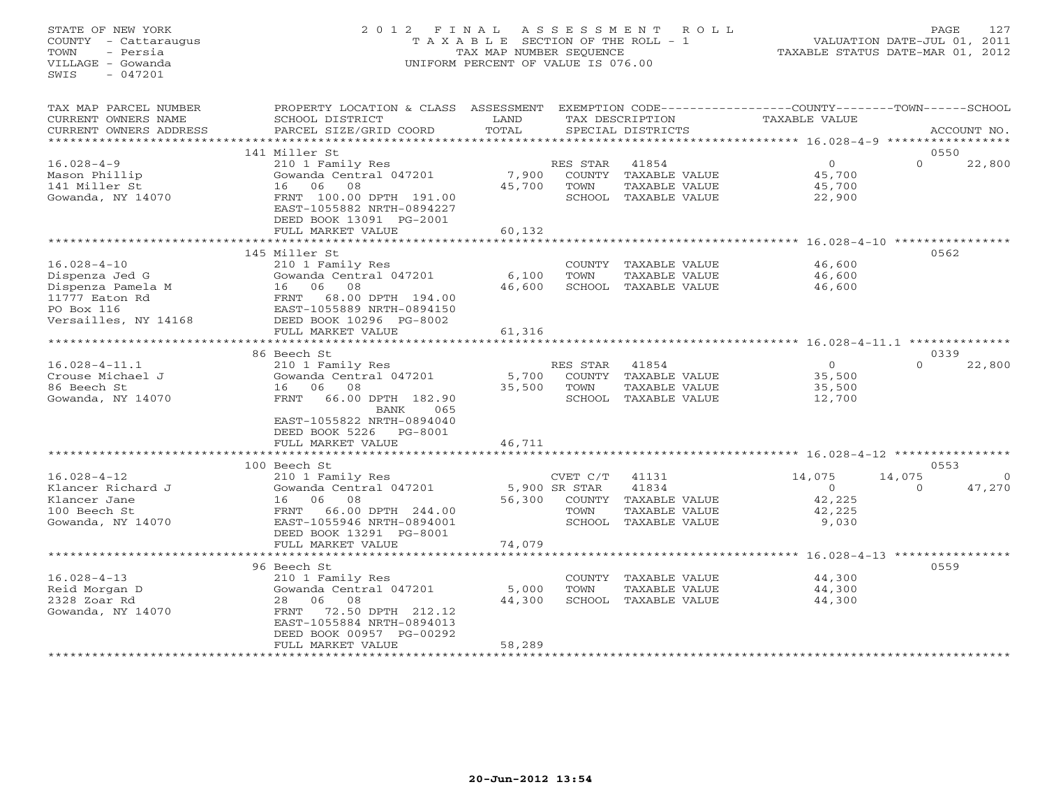STATE OF NEW YORK
COUNTY - Cattaraugus
TOWN - Persia
VILLAGE - Gowanda
SWIS - 047201

2 0 1 2 F I N A L A S S E S S M E N T R O L L
T A X A B L E SECTION OF THE ROLL - 1
TAX MAP NUMBER SEQUENCE
UNIFORM PERCENT OF VALUE IS 076.00

VALUATION DATE-JUL 01, 2011
TAXABLE STATUS DATE-MAR 01, 2012

| TAX MAP PARCEL NUMBER / CURRENT OWNERS NAME / CURRENT OWNERS ADDRESS | PROPERTY LOCATION & CLASS / SCHOOL DISTRICT / PARCEL SIZE/GRID COORD | ASSESSMENT LAND / TOTAL | EXEMPTION CODE / TAX DESCRIPTION / SPECIAL DISTRICTS | COUNTY TAXABLE VALUE | TOWN | SCHOOL / ACCOUNT NO. |
|---|---|---|---|---|---|---|
| | 141 Miller St | | | | | 0550 |
| 16.028-4-9 | 210 1 Family Res | | RES STAR 41854 | 0 | 0 | 22,800 |
| Mason Phillip | Gowanda Central 047201 | 7,900 | COUNTY TAXABLE VALUE | 45,700 | | |
| 141 Miller St | 16 06 08 | 45,700 | TOWN TAXABLE VALUE | 45,700 | | |
| Gowanda, NY 14070 | FRNT 100.00 DPTH 191.00 | | SCHOOL TAXABLE VALUE | 22,900 | | |
| | EAST-1055882 NRTH-0894227 | | | | | |
| | DEED BOOK 13091 PG-2001 | | | | | |
| | FULL MARKET VALUE | 60,132 | | | | |
| | 145 Miller St | | | | | 0562 |
| 16.028-4-10 | 210 1 Family Res | | COUNTY TAXABLE VALUE | 46,600 | | |
| Dispenza Jed G | Gowanda Central 047201 | 6,100 | TOWN TAXABLE VALUE | 46,600 | | |
| Dispenza Pamela M | 16 06 08 | 46,600 | SCHOOL TAXABLE VALUE | 46,600 | | |
| 11777 Eaton Rd | FRNT 68.00 DPTH 194.00 | | | | | |
| PO Box 116 | EAST-1055889 NRTH-0894150 | | | | | |
| Versailles, NY 14168 | DEED BOOK 10296 PG-8002 | | | | | |
| | FULL MARKET VALUE | 61,316 | | | | |
| | 86 Beech St | | | | | 0339 |
| 16.028-4-11.1 | 210 1 Family Res | | RES STAR 41854 | 0 | 0 | 22,800 |
| Crouse Michael J | Gowanda Central 047201 | 5,700 | COUNTY TAXABLE VALUE | 35,500 | | |
| 86 Beech St | 16 06 08 | 35,500 | TOWN TAXABLE VALUE | 35,500 | | |
| Gowanda, NY 14070 | FRNT 66.00 DPTH 182.90 | | SCHOOL TAXABLE VALUE | 12,700 | | |
| | BANK 065 | | | | | |
| | EAST-1055822 NRTH-0894040 | | | | | |
| | DEED BOOK 5226 PG-8001 | | | | | |
| | FULL MARKET VALUE | 46,711 | | | | |
| | 100 Beech St | | | | | 0553 |
| 16.028-4-12 | 210 1 Family Res | | CVET C/T 41131 | 14,075 | 14,075 | 0 |
| Klancer Richard J | Gowanda Central 047201 | 5,900 | SR STAR 41834 | 0 | 0 | 47,270 |
| Klancer Jane | 16 06 08 | 56,300 | COUNTY TAXABLE VALUE | 42,225 | | |
| 100 Beech St | FRNT 66.00 DPTH 244.00 | | TOWN TAXABLE VALUE | 42,225 | | |
| Gowanda, NY 14070 | EAST-1055946 NRTH-0894001 | | SCHOOL TAXABLE VALUE | 9,030 | | |
| | DEED BOOK 13291 PG-8001 | | | | | |
| | FULL MARKET VALUE | 74,079 | | | | |
| | 96 Beech St | | | | | 0559 |
| 16.028-4-13 | 210 1 Family Res | | COUNTY TAXABLE VALUE | 44,300 | | |
| Reid Morgan D | Gowanda Central 047201 | 5,000 | TOWN TAXABLE VALUE | 44,300 | | |
| 2328 Zoar Rd | 28 06 08 | 44,300 | SCHOOL TAXABLE VALUE | 44,300 | | |
| Gowanda, NY 14070 | FRNT 72.50 DPTH 212.12 | | | | | |
| | EAST-1055884 NRTH-0894013 | | | | | |
| | DEED BOOK 00957 PG-00292 | | | | | |
| | FULL MARKET VALUE | 58,289 | | | | |

20-Jun-2012 13:54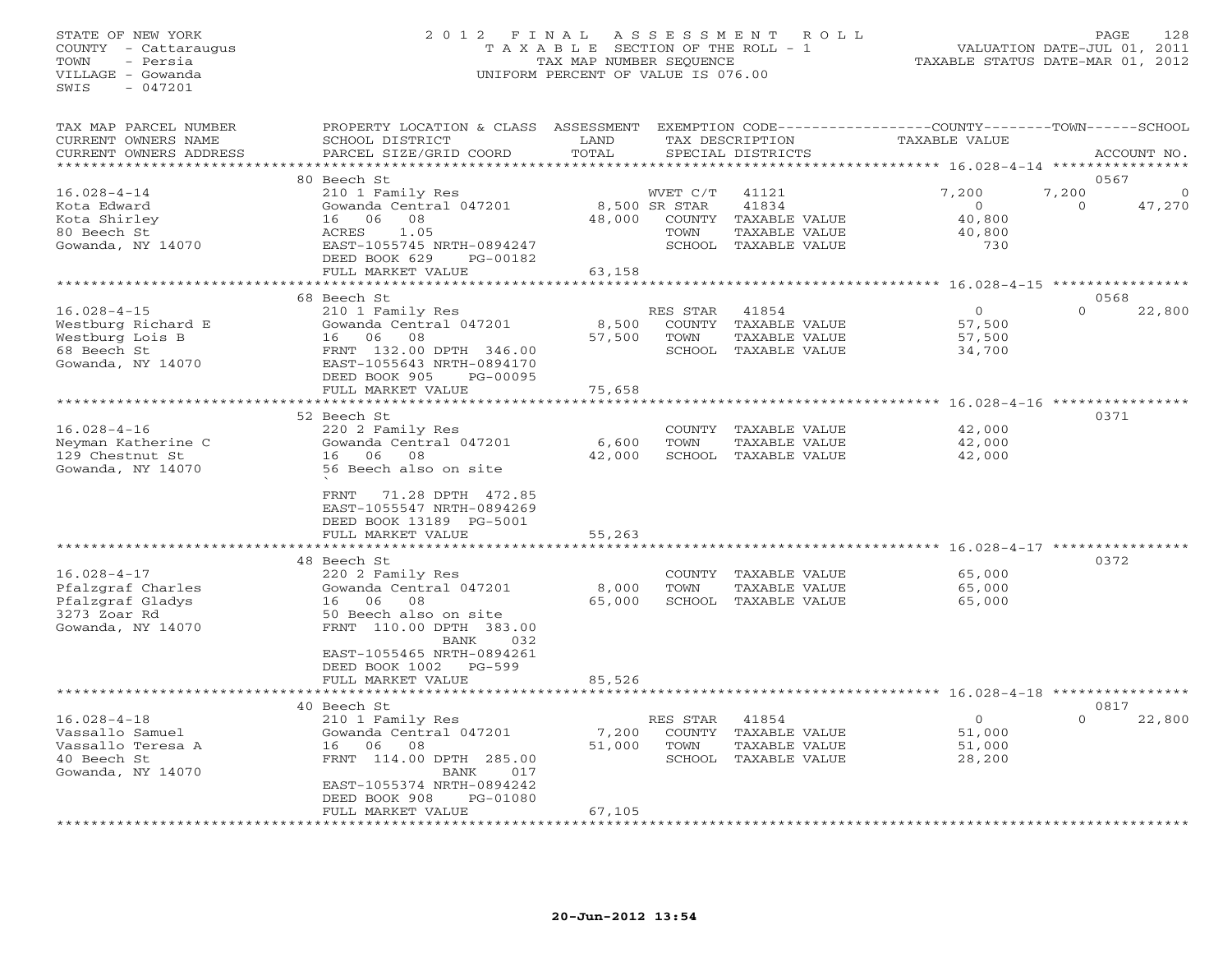STATE OF NEW YORK
COUNTY - Cattaraugus
TOWN - Persia
VILLAGE - Gowanda
SWIS - 047201

# 2012 FINAL ASSESSMENT ROLL

TAXABLE SECTION OF THE ROLL - 1
TAX MAP NUMBER SEQUENCE
UNIFORM PERCENT OF VALUE IS 076.00

VALUATION DATE-JUL 01, 2011
TAXABLE STATUS DATE-MAR 01, 2012

| TAX MAP PARCEL NUMBER / CURRENT OWNERS NAME / CURRENT OWNERS ADDRESS | PROPERTY LOCATION & CLASS / SCHOOL DISTRICT / PARCEL SIZE/GRID COORD | ASSESSMENT LAND / TOTAL | EXEMPTION CODE / TAX DESCRIPTION / SPECIAL DISTRICTS | COUNTY TAXABLE VALUE | TOWN | SCHOOL | ACCOUNT NO. |
|---|---|---|---|---|---|---|---|
| | 80 Beech St | | | | | | 0567 |
| 16.028-4-14 | 210 1 Family Res | | WVET C/T 41121 | 7,200 | 7,200 | 0 | |
| Kota Edward | Gowanda Central 047201 | 8,500 | SR STAR 41834 | 0 | 0 | 47,270 | |
| Kota Shirley | 16 06 08 | 48,000 | COUNTY TAXABLE VALUE | 40,800 | | | |
| 80 Beech St | ACRES 1.05 | | TOWN TAXABLE VALUE | 40,800 | | | |
| Gowanda, NY 14070 | EAST-1055745 NRTH-0894247 | | SCHOOL TAXABLE VALUE | 730 | | | |
| | DEED BOOK 629 PG-00182 | | | | | | |
| | FULL MARKET VALUE | 63,158 | | | | | |
| | 68 Beech St | | | | | | 0568 |
| 16.028-4-15 | 210 1 Family Res | | RES STAR 41854 | 0 | 0 | 22,800 | |
| Westburg Richard E | Gowanda Central 047201 | 8,500 | COUNTY TAXABLE VALUE | 57,500 | | | |
| Westburg Lois B | 16 06 08 | 57,500 | TOWN TAXABLE VALUE | 57,500 | | | |
| 68 Beech St | FRNT 132.00 DPTH 346.00 | | SCHOOL TAXABLE VALUE | 34,700 | | | |
| Gowanda, NY 14070 | EAST-1055643 NRTH-0894170 | | | | | | |
| | DEED BOOK 905 PG-00095 | | | | | | |
| | FULL MARKET VALUE | 75,658 | | | | | |
| | 52 Beech St | | | | | | 0371 |
| 16.028-4-16 | 220 2 Family Res | | COUNTY TAXABLE VALUE | 42,000 | | | |
| Neyman Katherine C | Gowanda Central 047201 | 6,600 | TOWN TAXABLE VALUE | 42,000 | | | |
| 129 Chestnut St | 16 06 08 | 42,000 | SCHOOL TAXABLE VALUE | 42,000 | | | |
| Gowanda, NY 14070 | 56 Beech also on site | | | | | | |
| | FRNT 71.28 DPTH 472.85 | | | | | | |
| | EAST-1055547 NRTH-0894269 | | | | | | |
| | DEED BOOK 13189 PG-5001 | | | | | | |
| | FULL MARKET VALUE | 55,263 | | | | | |
| | 48 Beech St | | | | | | 0372 |
| 16.028-4-17 | 220 2 Family Res | | COUNTY TAXABLE VALUE | 65,000 | | | |
| Pfalzgraf Charles | Gowanda Central 047201 | 8,000 | TOWN TAXABLE VALUE | 65,000 | | | |
| Pfalzgraf Gladys | 16 06 08 | 65,000 | SCHOOL TAXABLE VALUE | 65,000 | | | |
| 3273 Zoar Rd | 50 Beech also on site | | | | | | |
| Gowanda, NY 14070 | FRNT 110.00 DPTH 383.00 | | | | | | |
| | BANK 032 | | | | | | |
| | EAST-1055465 NRTH-0894261 | | | | | | |
| | DEED BOOK 1002 PG-599 | | | | | | |
| | FULL MARKET VALUE | 85,526 | | | | | |
| | 40 Beech St | | | | | | 0817 |
| 16.028-4-18 | 210 1 Family Res | | RES STAR 41854 | 0 | 0 | 22,800 | |
| Vassallo Samuel | Gowanda Central 047201 | 7,200 | COUNTY TAXABLE VALUE | 51,000 | | | |
| Vassallo Teresa A | 16 06 08 | 51,000 | TOWN TAXABLE VALUE | 51,000 | | | |
| 40 Beech St | FRNT 114.00 DPTH 285.00 | | SCHOOL TAXABLE VALUE | 28,200 | | | |
| Gowanda, NY 14070 | BANK 017 | | | | | | |
| | EAST-1055374 NRTH-0894242 | | | | | | |
| | DEED BOOK 908 PG-01080 | | | | | | |
| | FULL MARKET VALUE | 67,105 | | | | | |

20-Jun-2012 13:54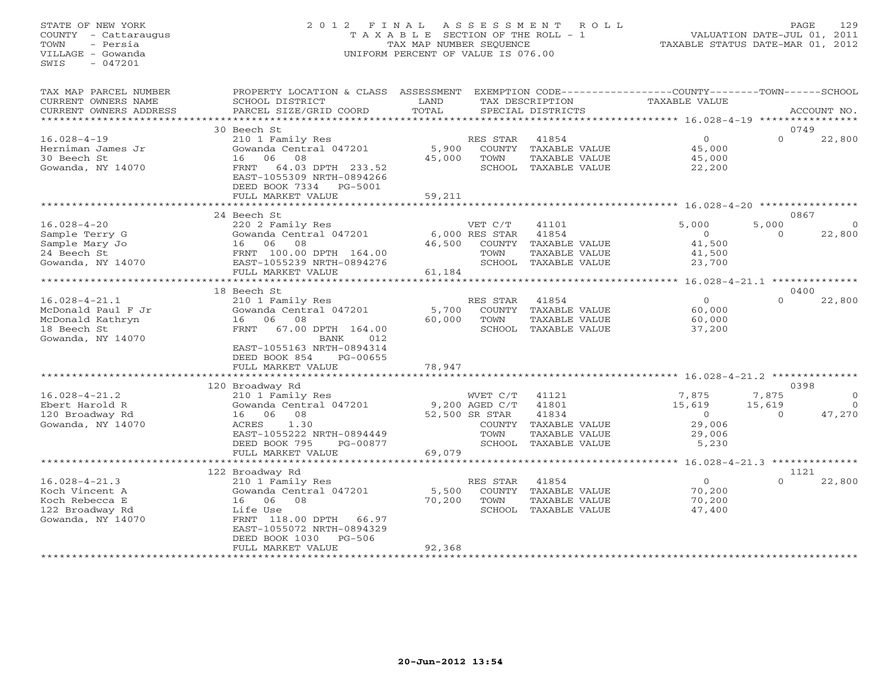STATE OF NEW YORK
COUNTY - Cattaraugus
TOWN - Persia
VILLAGE - Gowanda
SWIS - 047201

2012 FINAL ASSESSMENT ROLL
TAXABLE SECTION OF THE ROLL - 1
TAX MAP NUMBER SEQUENCE
UNIFORM PERCENT OF VALUE IS 076.00

VALUATION DATE-JUL 01, 2011
TAXABLE STATUS DATE-MAR 01, 2012

| TAX MAP PARCEL NUMBER / CURRENT OWNERS NAME / CURRENT OWNERS ADDRESS | PROPERTY LOCATION & CLASS / SCHOOL DISTRICT / PARCEL SIZE/GRID COORD | ASSESSMENT LAND / TOTAL | EXEMPTION CODE / TAX DESCRIPTION / SPECIAL DISTRICTS | COUNTY TAXABLE VALUE | TOWN | SCHOOL | ACCOUNT NO. |
|---|---|---|---|---|---|---|---|
| | 30 Beech St | | | | | | 0749 |
| 16.028-4-19 | 210 1 Family Res | | RES STAR 41854 | 0 | 0 | 22,800 | |
| Herniman James Jr | Gowanda Central 047201 | 5,900 | COUNTY TAXABLE VALUE | 45,000 | | | |
| 30 Beech St | 16 06 08 | 45,000 | TOWN TAXABLE VALUE | 45,000 | | | |
| Gowanda, NY 14070 | FRNT 64.03 DPTH 233.52 | | SCHOOL TAXABLE VALUE | 22,200 | | | |
| | EAST-1055309 NRTH-0894266 | | | | | | |
| | DEED BOOK 7334 PG-5001 | | | | | | |
| | FULL MARKET VALUE | 59,211 | | | | | |
| | 24 Beech St | | | | | | 0867 |
| 16.028-4-20 | 220 2 Family Res | | VET C/T 41101 | 5,000 | 5,000 | 0 | |
| Sample Terry G | Gowanda Central 047201 | 6,000 | RES STAR 41854 | 0 | 0 | 22,800 | |
| Sample Mary Jo | 16 06 08 | 46,500 | COUNTY TAXABLE VALUE | 41,500 | | | |
| 24 Beech St | FRNT 100.00 DPTH 164.00 | | TOWN TAXABLE VALUE | 41,500 | | | |
| Gowanda, NY 14070 | EAST-1055239 NRTH-0894276 | | SCHOOL TAXABLE VALUE | 23,700 | | | |
| | FULL MARKET VALUE | 61,184 | | | | | |
| | 18 Beech St | | | | | | 0400 |
| 16.028-4-21.1 | 210 1 Family Res | | RES STAR 41854 | 0 | 0 | 22,800 | |
| McDonald Paul F Jr | Gowanda Central 047201 | 5,700 | COUNTY TAXABLE VALUE | 60,000 | | | |
| McDonald Kathryn | 16 06 08 | 60,000 | TOWN TAXABLE VALUE | 60,000 | | | |
| 18 Beech St | FRNT 67.00 DPTH 164.00 | | SCHOOL TAXABLE VALUE | 37,200 | | | |
| Gowanda, NY 14070 | BANK 012 | | | | | | |
| | EAST-1055163 NRTH-0894314 | | | | | | |
| | DEED BOOK 854 PG-00655 | | | | | | |
| | FULL MARKET VALUE | 78,947 | | | | | |
| | 120 Broadway Rd | | | | | | 0398 |
| 16.028-4-21.2 | 210 1 Family Res | | WVET C/T 41121 | 7,875 | 7,875 | 0 | |
| Ebert Harold R | Gowanda Central 047201 | 9,200 | AGED C/T 41801 | 15,619 | 15,619 | 0 | |
| 120 Broadway Rd | 16 06 08 | 52,500 | SR STAR 41834 | 0 | 0 | 47,270 | |
| Gowanda, NY 14070 | ACRES 1.30 | | COUNTY TAXABLE VALUE | 29,006 | | | |
| | EAST-1055222 NRTH-0894449 | | TOWN TAXABLE VALUE | 29,006 | | | |
| | DEED BOOK 795 PG-00877 | | SCHOOL TAXABLE VALUE | 5,230 | | | |
| | FULL MARKET VALUE | 69,079 | | | | | |
| | 122 Broadway Rd | | | | | | 1121 |
| 16.028-4-21.3 | 210 1 Family Res | | RES STAR 41854 | 0 | 0 | 22,800 | |
| Koch Vincent A | Gowanda Central 047201 | 5,500 | COUNTY TAXABLE VALUE | 70,200 | | | |
| Koch Rebecca E | 16 06 08 | 70,200 | TOWN TAXABLE VALUE | 70,200 | | | |
| 122 Broadway Rd | Life Use | | SCHOOL TAXABLE VALUE | 47,400 | | | |
| Gowanda, NY 14070 | FRNT 118.00 DPTH 66.97 | | | | | | |
| | EAST-1055072 NRTH-0894329 | | | | | | |
| | DEED BOOK 1030 PG-506 | | | | | | |
| | FULL MARKET VALUE | 92,368 | | | | | |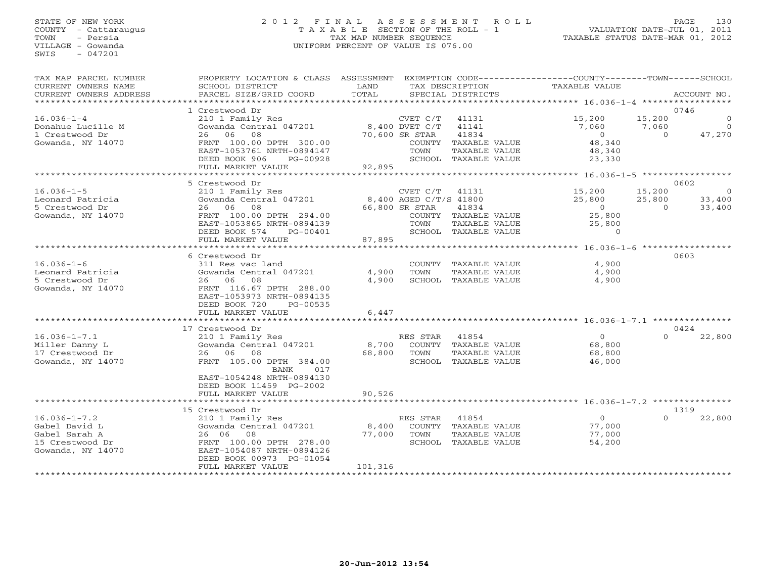STATE OF NEW YORK
COUNTY - Cattaraugus
TOWN - Persia
VILLAGE - Gowanda
SWIS - 047201

2012 FINAL ASSESSMENT ROLL
TAXABLE SECTION OF THE ROLL - 1
TAX MAP NUMBER SEQUENCE
UNIFORM PERCENT OF VALUE IS 076.00

VALUATION DATE-JUL 01, 2011
TAXABLE STATUS DATE-MAR 01, 2012

| TAX MAP PARCEL NUMBER / CURRENT OWNERS NAME / CURRENT OWNERS ADDRESS | PROPERTY LOCATION & CLASS / SCHOOL DISTRICT / PARCEL SIZE/GRID COORD | ASSESSMENT LAND / TOTAL | EXEMPTION CODE / TAX DESCRIPTION / SPECIAL DISTRICTS | | COUNTY TAXABLE VALUE | TOWN | SCHOOL / ACCOUNT NO. |
|---|---|---|---|---|---|---|---|
| | 1 Crestwood Dr | | | | | | 0746 |
| 16.036-1-4 | 210 1 Family Res | | CVET C/T | 41131 | 15,200 | 15,200 | 0 |
| Donahue Lucille M | Gowanda Central 047201 | 8,400 | DVET C/T | 41141 | 7,060 | 7,060 | 0 |
| 1 Crestwood Dr | 26 06 08 | 70,600 | SR STAR | 41834 | 0 | 0 | 47,270 |
| Gowanda, NY 14070 | FRNT 100.00 DPTH 300.00 | | COUNTY TAXABLE VALUE | | 48,340 | | |
| | EAST-1053761 NRTH-0894147 | | TOWN TAXABLE VALUE | | 48,340 | | |
| | DEED BOOK 906 PG-00928 | | SCHOOL TAXABLE VALUE | | 23,330 | | |
| | FULL MARKET VALUE | 92,895 | | | | | |
| | 5 Crestwood Dr | | | | | | 0602 |
| 16.036-1-5 | 210 1 Family Res | | CVET C/T | 41131 | 15,200 | 15,200 | 0 |
| Leonard Patricia | Gowanda Central 047201 | 8,400 | AGED C/T/S | 41800 | 25,800 | 25,800 | 33,400 |
| 5 Crestwood Dr | 26 06 08 | 66,800 | SR STAR | 41834 | 0 | 0 | 33,400 |
| Gowanda, NY 14070 | FRNT 100.00 DPTH 294.00 | | COUNTY TAXABLE VALUE | | 25,800 | | |
| | EAST-1053865 NRTH-0894139 | | TOWN TAXABLE VALUE | | 25,800 | | |
| | DEED BOOK 574 PG-00401 | | SCHOOL TAXABLE VALUE | | 0 | | |
| | FULL MARKET VALUE | 87,895 | | | | | |
| | 6 Crestwood Dr | | | | | | 0603 |
| 16.036-1-6 | 311 Res vac land | | COUNTY TAXABLE VALUE | | 4,900 | | |
| Leonard Patricia | Gowanda Central 047201 | 4,900 | TOWN TAXABLE VALUE | | 4,900 | | |
| 5 Crestwood Dr | 26 06 08 | 4,900 | SCHOOL TAXABLE VALUE | | 4,900 | | |
| Gowanda, NY 14070 | FRNT 116.67 DPTH 288.00 | | | | | | |
| | EAST-1053973 NRTH-0894135 | | | | | | |
| | DEED BOOK 720 PG-00535 | | | | | | |
| | FULL MARKET VALUE | 6,447 | | | | | |
| | 17 Crestwood Dr | | | | | | 0424 |
| 16.036-1-7.1 | 210 1 Family Res | | RES STAR | 41854 | 0 | 0 | 22,800 |
| Miller Danny L | Gowanda Central 047201 | 8,700 | COUNTY TAXABLE VALUE | | 68,800 | | |
| 17 Crestwood Dr | 26 06 08 | 68,800 | TOWN TAXABLE VALUE | | 68,800 | | |
| Gowanda, NY 14070 | FRNT 105.00 DPTH 384.00 | | SCHOOL TAXABLE VALUE | | 46,000 | | |
| | BANK 017 | | | | | | |
| | EAST-1054248 NRTH-0894130 | | | | | | |
| | DEED BOOK 11459 PG-2002 | | | | | | |
| | FULL MARKET VALUE | 90,526 | | | | | |
| | 15 Crestwood Dr | | | | | | 1319 |
| 16.036-1-7.2 | 210 1 Family Res | | RES STAR | 41854 | 0 | 0 | 22,800 |
| Gabel David L | Gowanda Central 047201 | 8,400 | COUNTY TAXABLE VALUE | | 77,000 | | |
| Gabel Sarah A | 26 06 08 | 77,000 | TOWN TAXABLE VALUE | | 77,000 | | |
| 15 Crestwood Dr | FRNT 100.00 DPTH 278.00 | | SCHOOL TAXABLE VALUE | | 54,200 | | |
| Gowanda, NY 14070 | EAST-1054087 NRTH-0894126 | | | | | | |
| | DEED BOOK 00973 PG-01054 | | | | | | |
| | FULL MARKET VALUE | 101,316 | | | | | |

20-Jun-2012 13:54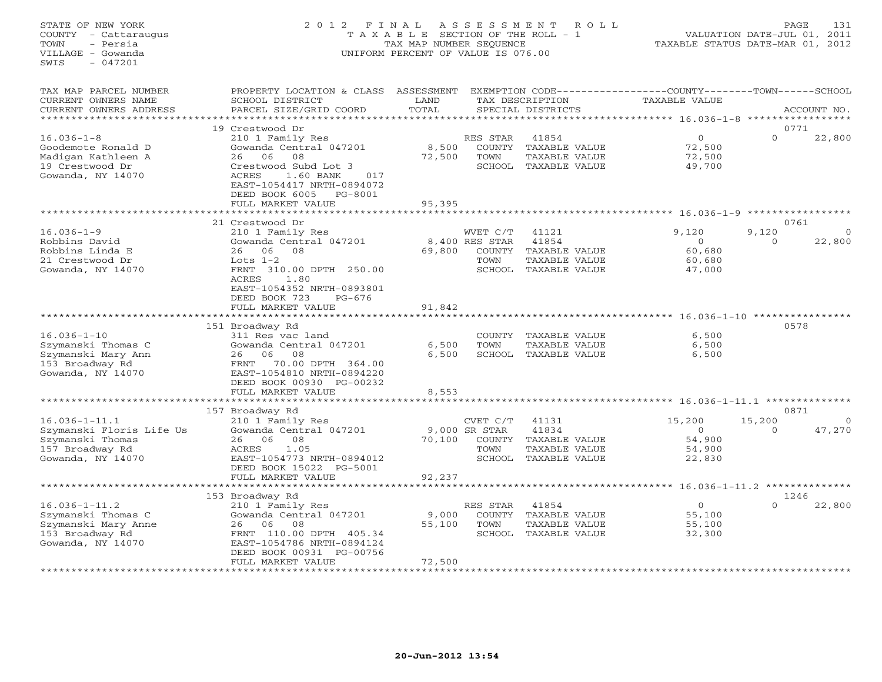STATE OF NEW YORK
COUNTY - Cattaraugus
TOWN - Persia
VILLAGE - Gowanda
SWIS - 047201

2 0 1 2 F I N A L A S S E S S M E N T R O L L
T A X A B L E SECTION OF THE ROLL - 1
TAX MAP NUMBER SEQUENCE
UNIFORM PERCENT OF VALUE IS 076.00

VALUATION DATE-JUL 01, 2011
TAXABLE STATUS DATE-MAR 01, 2012

| TAX MAP PARCEL NUMBER / CURRENT OWNERS NAME / CURRENT OWNERS ADDRESS | PROPERTY LOCATION & CLASS / SCHOOL DISTRICT / PARCEL SIZE/GRID COORD | ASSESSMENT LAND / TOTAL | EXEMPTION CODE / TAX DESCRIPTION / SPECIAL DISTRICTS | | COUNTY TAXABLE VALUE | TOWN | SCHOOL | ACCOUNT NO. |
|---|---|---|---|---|---|---|---|---|
| | 19 Crestwood Dr | | | | | | | 0771 |
| 16.036-1-8 | 210 1 Family Res | | RES STAR | 41854 | 0 | 0 | 22,800 | |
| Goodemote Ronald D | Gowanda Central 047201 | 8,500 | COUNTY | TAXABLE VALUE | 72,500 | | | |
| Madigan Kathleen A | 26 06 08 | 72,500 | TOWN | TAXABLE VALUE | 72,500 | | | |
| 19 Crestwood Dr | Crestwood Subd Lot 3 | | SCHOOL | TAXABLE VALUE | 49,700 | | | |
| Gowanda, NY 14070 | ACRES 1.60 BANK 017 | | | | | | | |
| | EAST-1054417 NRTH-0894072 | | | | | | | |
| | DEED BOOK 6005 PG-8001 | | | | | | | |
| | FULL MARKET VALUE | 95,395 | | | | | | |
| | 21 Crestwood Dr | | | | | | | 0761 |
| 16.036-1-9 | 210 1 Family Res | | WVET C/T | 41121 | 9,120 | 9,120 | 0 | |
| Robbins David | Gowanda Central 047201 | 8,400 | RES STAR | 41854 | 0 | 0 | 22,800 | |
| Robbins Linda E | 26 06 08 | 69,800 | COUNTY | TAXABLE VALUE | 60,680 | | | |
| 21 Crestwood Dr | Lots 1-2 | | TOWN | TAXABLE VALUE | 60,680 | | | |
| Gowanda, NY 14070 | FRNT 310.00 DPTH 250.00 | | SCHOOL | TAXABLE VALUE | 47,000 | | | |
| | ACRES 1.80 | | | | | | | |
| | EAST-1054352 NRTH-0893801 | | | | | | | |
| | DEED BOOK 723 PG-676 | | | | | | | |
| | FULL MARKET VALUE | 91,842 | | | | | | |
| | 151 Broadway Rd | | | | | | | 0578 |
| 16.036-1-10 | 311 Res vac land | | COUNTY | TAXABLE VALUE | 6,500 | | | |
| Szymanski Thomas C | Gowanda Central 047201 | 6,500 | TOWN | TAXABLE VALUE | 6,500 | | | |
| Szymanski Mary Ann | 26 06 08 | 6,500 | SCHOOL | TAXABLE VALUE | 6,500 | | | |
| 153 Broadway Rd | FRNT 70.00 DPTH 364.00 | | | | | | | |
| Gowanda, NY 14070 | EAST-1054810 NRTH-0894220 | | | | | | | |
| | DEED BOOK 00930 PG-00232 | | | | | | | |
| | FULL MARKET VALUE | 8,553 | | | | | | |
| | 157 Broadway Rd | | | | | | | 0871 |
| 16.036-1-11.1 | 210 1 Family Res | | CVET C/T | 41131 | 15,200 | 15,200 | 0 | |
| Szymanski Floris Life Us | Gowanda Central 047201 | 9,000 | SR STAR | 41834 | 0 | 0 | 47,270 | |
| Szymanski Thomas | 26 06 08 | 70,100 | COUNTY | TAXABLE VALUE | 54,900 | | | |
| 157 Broadway Rd | ACRES 1.05 | | TOWN | TAXABLE VALUE | 54,900 | | | |
| Gowanda, NY 14070 | EAST-1054773 NRTH-0894012 | | SCHOOL | TAXABLE VALUE | 22,830 | | | |
| | DEED BOOK 15022 PG-5001 | | | | | | | |
| | FULL MARKET VALUE | 92,237 | | | | | | |
| | 153 Broadway Rd | | | | | | | 1246 |
| 16.036-1-11.2 | 210 1 Family Res | | RES STAR | 41854 | 0 | 0 | 22,800 | |
| Szymanski Thomas C | Gowanda Central 047201 | 9,000 | COUNTY | TAXABLE VALUE | 55,100 | | | |
| Szymanski Mary Anne | 26 06 08 | 55,100 | TOWN | TAXABLE VALUE | 55,100 | | | |
| 153 Broadway Rd | FRNT 110.00 DPTH 405.34 | | SCHOOL | TAXABLE VALUE | 32,300 | | | |
| Gowanda, NY 14070 | EAST-1054786 NRTH-0894124 | | | | | | | |
| | DEED BOOK 00931 PG-00756 | | | | | | | |
| | FULL MARKET VALUE | 72,500 | | | | | | |

20-Jun-2012 13:54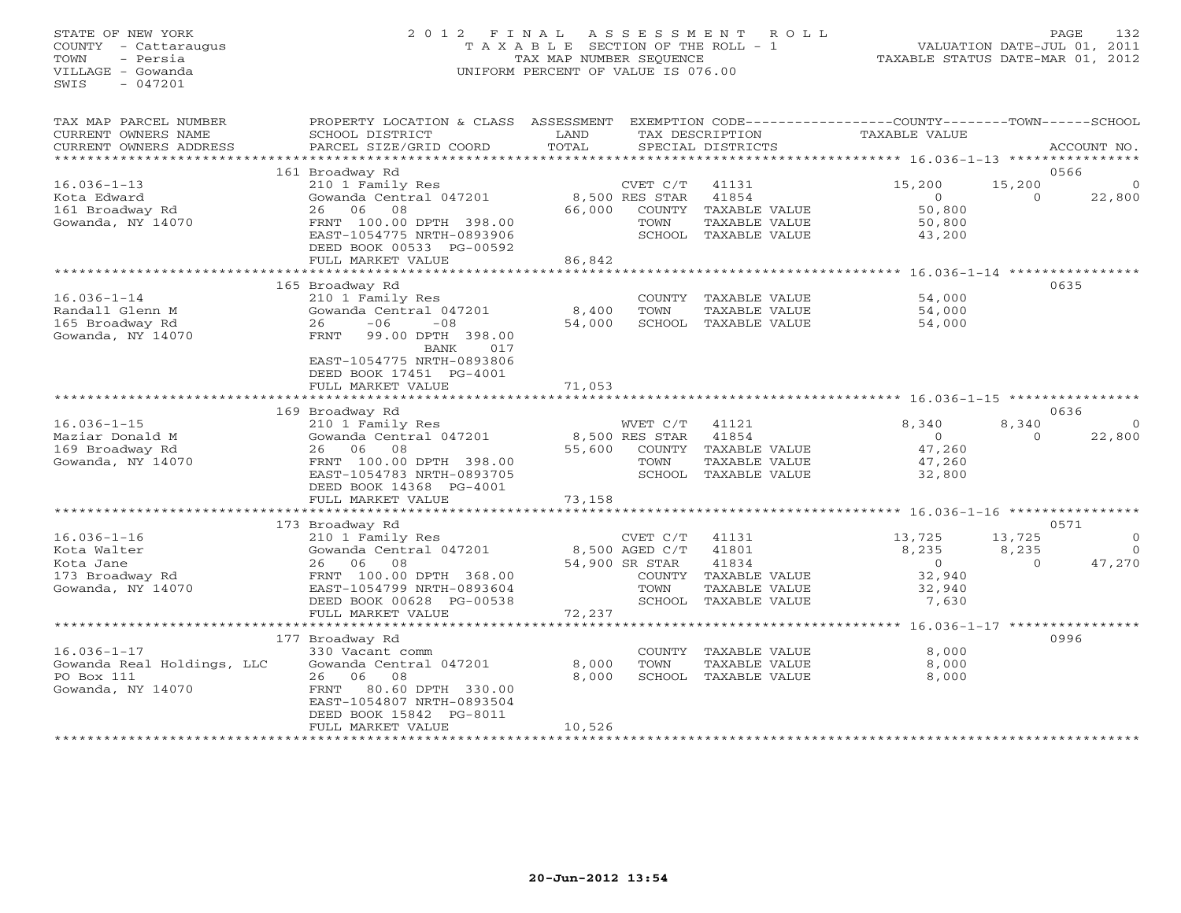STATE OF NEW YORK
COUNTY - Cattaraugus
TOWN - Persia
VILLAGE - Gowanda
SWIS - 047201

2012 FINAL ASSESSMENT ROLL
TAXABLE SECTION OF THE ROLL - 1
TAX MAP NUMBER SEQUENCE
UNIFORM PERCENT OF VALUE IS 076.00

VALUATION DATE-JUL 01, 2011
TAXABLE STATUS DATE-MAR 01, 2012

| TAX MAP PARCEL NUMBER / CURRENT OWNERS NAME / CURRENT OWNERS ADDRESS | PROPERTY LOCATION & CLASS / SCHOOL DISTRICT / PARCEL SIZE/GRID COORD | ASSESSMENT LAND / TOTAL | EXEMPTION CODE / TAX DESCRIPTION / SPECIAL DISTRICTS | | COUNTY TAXABLE VALUE | TOWN | SCHOOL | ACCOUNT NO. |
|---|---|---|---|---|---|---|---|---|
| | 161 Broadway Rd | | | | | | | 0566 |
| 16.036-1-13 | 210 1 Family Res | | CVET C/T | 41131 | 15,200 | 15,200 | 0 | |
| Kota Edward | Gowanda Central 047201 | 8,500 | RES STAR | 41854 | 0 | 0 | 22,800 | |
| 161 Broadway Rd | 26 06 08 | 66,000 | COUNTY TAXABLE VALUE | | 50,800 | | | |
| Gowanda, NY 14070 | FRNT 100.00 DPTH 398.00 | | TOWN TAXABLE VALUE | | 50,800 | | | |
| | EAST-1054775 NRTH-0893906 | | SCHOOL TAXABLE VALUE | | 43,200 | | | |
| | DEED BOOK 00533 PG-00592 | | | | | | | |
| | FULL MARKET VALUE | 86,842 | | | | | | |
| | 165 Broadway Rd | | | | | | | 0635 |
| 16.036-1-14 | 210 1 Family Res | | COUNTY TAXABLE VALUE | | 54,000 | | | |
| Randall Glenn M | Gowanda Central 047201 | 8,400 | TOWN TAXABLE VALUE | | 54,000 | | | |
| 165 Broadway Rd | 26 -06 -08 | 54,000 | SCHOOL TAXABLE VALUE | | 54,000 | | | |
| Gowanda, NY 14070 | FRNT 99.00 DPTH 398.00 | | | | | | | |
| | BANK 017 | | | | | | | |
| | EAST-1054775 NRTH-0893806 | | | | | | | |
| | DEED BOOK 17451 PG-4001 | | | | | | | |
| | FULL MARKET VALUE | 71,053 | | | | | | |
| | 169 Broadway Rd | | | | | | | 0636 |
| 16.036-1-15 | 210 1 Family Res | | WVET C/T | 41121 | 8,340 | 8,340 | 0 | |
| Maziar Donald M | Gowanda Central 047201 | 8,500 | RES STAR | 41854 | 0 | 0 | 22,800 | |
| 169 Broadway Rd | 26 06 08 | 55,600 | COUNTY TAXABLE VALUE | | 47,260 | | | |
| Gowanda, NY 14070 | FRNT 100.00 DPTH 398.00 | | TOWN TAXABLE VALUE | | 47,260 | | | |
| | EAST-1054783 NRTH-0893705 | | SCHOOL TAXABLE VALUE | | 32,800 | | | |
| | DEED BOOK 14368 PG-4001 | | | | | | | |
| | FULL MARKET VALUE | 73,158 | | | | | | |
| | 173 Broadway Rd | | | | | | | 0571 |
| 16.036-1-16 | 210 1 Family Res | | CVET C/T | 41131 | 13,725 | 13,725 | 0 | |
| Kota Walter | Gowanda Central 047201 | 8,500 | AGED C/T | 41801 | 8,235 | 8,235 | 0 | |
| Kota Jane | 26 06 08 | 54,900 | SR STAR | 41834 | 0 | 0 | 47,270 | |
| 173 Broadway Rd | FRNT 100.00 DPTH 368.00 | | COUNTY TAXABLE VALUE | | 32,940 | | | |
| Gowanda, NY 14070 | EAST-1054799 NRTH-0893604 | | TOWN TAXABLE VALUE | | 32,940 | | | |
| | DEED BOOK 00628 PG-00538 | | SCHOOL TAXABLE VALUE | | 7,630 | | | |
| | FULL MARKET VALUE | 72,237 | | | | | | |
| | 177 Broadway Rd | | | | | | | 0996 |
| 16.036-1-17 | 330 Vacant comm | | COUNTY TAXABLE VALUE | | 8,000 | | | |
| Gowanda Real Holdings, LLC | Gowanda Central 047201 | 8,000 | TOWN TAXABLE VALUE | | 8,000 | | | |
| PO Box 111 | 26 06 08 | 8,000 | SCHOOL TAXABLE VALUE | | 8,000 | | | |
| Gowanda, NY 14070 | FRNT 80.60 DPTH 330.00 | | | | | | | |
| | EAST-1054807 NRTH-0893504 | | | | | | | |
| | DEED BOOK 15842 PG-8011 | | | | | | | |
| | FULL MARKET VALUE | 10,526 | | | | | | |

20-Jun-2012 13:54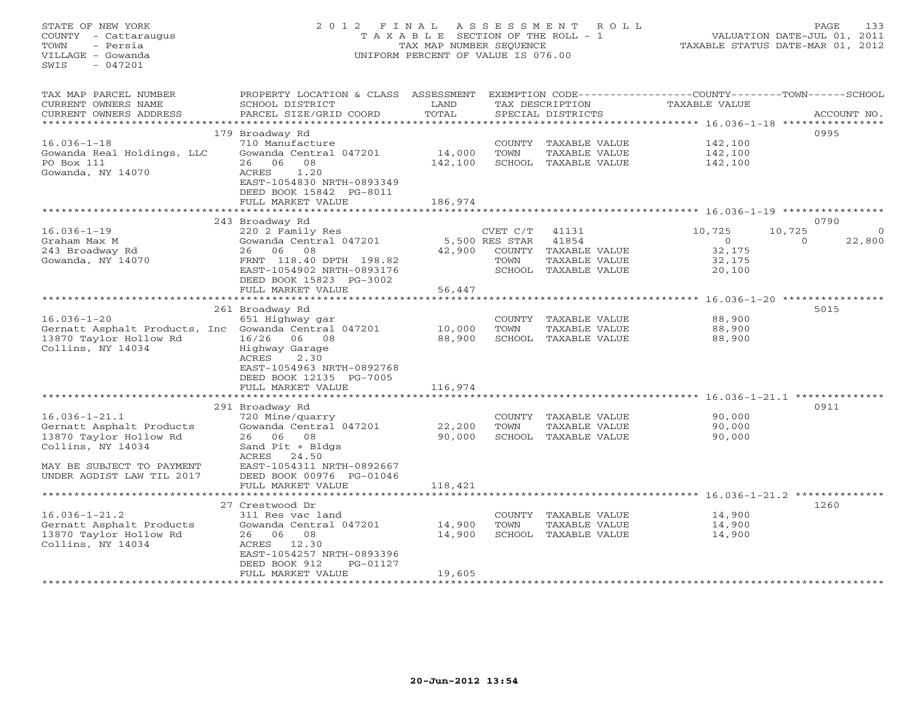STATE OF NEW YORK
COUNTY - Cattaraugus
TOWN - Persia
VILLAGE - Gowanda
SWIS - 047201

2012 FINAL ASSESSMENT ROLL
TAXABLE SECTION OF THE ROLL - 1
TAX MAP NUMBER SEQUENCE
UNIFORM PERCENT OF VALUE IS 076.00

VALUATION DATE-JUL 01, 2011
TAXABLE STATUS DATE-MAR 01, 2012

| TAX MAP PARCEL NUMBER / CURRENT OWNERS NAME / CURRENT OWNERS ADDRESS | PROPERTY LOCATION & CLASS / SCHOOL DISTRICT / PARCEL SIZE/GRID COORD | ASSESSMENT LAND / TOTAL | EXEMPTION CODE / TAX DESCRIPTION / SPECIAL DISTRICTS | COUNTY TAXABLE VALUE | TOWN | SCHOOL | ACCOUNT NO. |
|---|---|---|---|---|---|---|---|
| | 179 Broadway Rd | | | | | | 0995 |
| 16.036-1-18 | 710 Manufacture | | COUNTY TAXABLE VALUE | 142,100 | | | |
| Gowanda Real Holdings, LLC | Gowanda Central 047201 | 14,000 | TOWN TAXABLE VALUE | 142,100 | | | |
| PO Box 111 | 26 06 08 | 142,100 | SCHOOL TAXABLE VALUE | 142,100 | | | |
| Gowanda, NY 14070 | ACRES 1.20 | | | | | | |
| | EAST-1054830 NRTH-0893349 | | | | | | |
| | DEED BOOK 15842 PG-8011 | | | | | | |
| | FULL MARKET VALUE | 186,974 | | | | | |
| | 243 Broadway Rd | | | | | | 0790 |
| 16.036-1-19 | 220 2 Family Res | | CVET C/T 41131 | 10,725 | 10,725 | 0 | |
| Graham Max M | Gowanda Central 047201 | 5,500 | RES STAR 41854 | 0 | 0 | 22,800 | |
| 243 Broadway Rd | 26 06 08 | 42,900 | COUNTY TAXABLE VALUE | 32,175 | | | |
| Gowanda, NY 14070 | FRNT 118.40 DPTH 198.82 | | TOWN TAXABLE VALUE | 32,175 | | | |
| | EAST-1054902 NRTH-0893176 | | SCHOOL TAXABLE VALUE | 20,100 | | | |
| | DEED BOOK 15823 PG-3002 | | | | | | |
| | FULL MARKET VALUE | 56,447 | | | | | |
| | 261 Broadway Rd | | | | | | 5015 |
| 16.036-1-20 | 651 Highway gar | | COUNTY TAXABLE VALUE | 88,900 | | | |
| Gernatt Asphalt Products, Inc | Gowanda Central 047201 | 10,000 | TOWN TAXABLE VALUE | 88,900 | | | |
| 13870 Taylor Hollow Rd | 16/26 06 08 | 88,900 | SCHOOL TAXABLE VALUE | 88,900 | | | |
| Collins, NY 14034 | Highway Garage | | | | | | |
| | ACRES 2.30 | | | | | | |
| | EAST-1054963 NRTH-0892768 | | | | | | |
| | DEED BOOK 12135 PG-7005 | | | | | | |
| | FULL MARKET VALUE | 116,974 | | | | | |
| | 291 Broadway Rd | | | | | | 0911 |
| 16.036-1-21.1 | 720 Mine/quarry | | COUNTY TAXABLE VALUE | 90,000 | | | |
| Gernatt Asphalt Products | Gowanda Central 047201 | 22,200 | TOWN TAXABLE VALUE | 90,000 | | | |
| 13870 Taylor Hollow Rd | 26 06 08 | 90,000 | SCHOOL TAXABLE VALUE | 90,000 | | | |
| Collins, NY 14034 | Sand Pit + Bldgs | | | | | | |
| | ACRES 24.50 | | | | | | |
| MAY BE SUBJECT TO PAYMENT | EAST-1054311 NRTH-0892667 | | | | | | |
| UNDER AGDIST LAW TIL 2017 | DEED BOOK 00976 PG-01046 | | | | | | |
| | FULL MARKET VALUE | 118,421 | | | | | |
| | 27 Crestwood Dr | | | | | | 1260 |
| 16.036-1-21.2 | 311 Res vac land | | COUNTY TAXABLE VALUE | 14,900 | | | |
| Gernatt Asphalt Products | Gowanda Central 047201 | 14,900 | TOWN TAXABLE VALUE | 14,900 | | | |
| 13870 Taylor Hollow Rd | 26 06 08 | 14,900 | SCHOOL TAXABLE VALUE | 14,900 | | | |
| Collins, NY 14034 | ACRES 12.30 | | | | | | |
| | EAST-1054257 NRTH-0893396 | | | | | | |
| | DEED BOOK 912 PG-01127 | | | | | | |
| | FULL MARKET VALUE | 19,605 | | | | | |

20-Jun-2012 13:54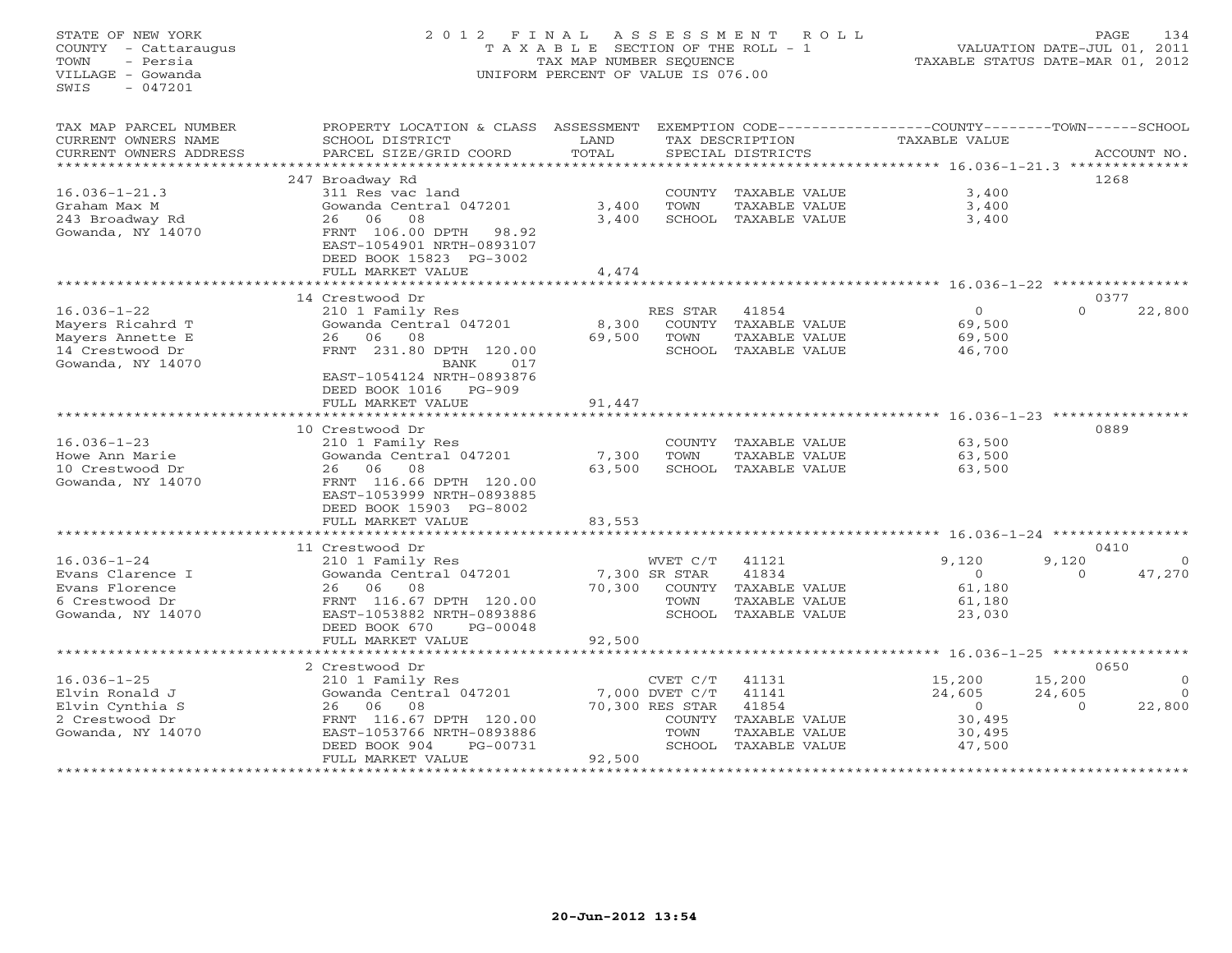STATE OF NEW YORK
COUNTY - Cattaraugus
TOWN - Persia
VILLAGE - Gowanda
SWIS - 047201

2012 FINAL ASSESSMENT ROLL
TAXABLE SECTION OF THE ROLL - 1
TAX MAP NUMBER SEQUENCE
UNIFORM PERCENT OF VALUE IS 076.00

VALUATION DATE-JUL 01, 2011
TAXABLE STATUS DATE-MAR 01, 2012

| TAX MAP PARCEL NUMBER / CURRENT OWNERS NAME / CURRENT OWNERS ADDRESS | PROPERTY LOCATION & CLASS / SCHOOL DISTRICT / PARCEL SIZE/GRID COORD | ASSESSMENT LAND | TOTAL | EXEMPTION CODE / TAX DESCRIPTION / SPECIAL DISTRICTS | | COUNTY TAXABLE VALUE | TOWN | SCHOOL | ACCOUNT NO. |
|---|---|---|---|---|---|---|---|---|---|
| | 247 Broadway Rd | | | | | | | | 1268 |
| 16.036-1-21.3 | 311 Res vac land | | | COUNTY | TAXABLE VALUE | 3,400 | | | |
| Graham Max M | Gowanda Central 047201 | 3,400 | | TOWN | TAXABLE VALUE | 3,400 | | | |
| 243 Broadway Rd | 26 06 08 | | 3,400 | SCHOOL | TAXABLE VALUE | 3,400 | | | |
| Gowanda, NY 14070 | FRNT 106.00 DPTH 98.92 | | | | | | | | |
| | EAST-1054901 NRTH-0893107 | | | | | | | | |
| | DEED BOOK 15823 PG-3002 | | | | | | | | |
| | FULL MARKET VALUE | | 4,474 | | | | | | |
| | 14 Crestwood Dr | | | | | | | | 0377 |
| 16.036-1-22 | 210 1 Family Res | | | RES STAR | 41854 | 0 | 0 | 22,800 | |
| Mayers Ricahrd T | Gowanda Central 047201 | 8,300 | | COUNTY | TAXABLE VALUE | 69,500 | | | |
| Mayers Annette E | 26 06 08 | | 69,500 | TOWN | TAXABLE VALUE | 69,500 | | | |
| 14 Crestwood Dr | FRNT 231.80 DPTH 120.00 | | | SCHOOL | TAXABLE VALUE | 46,700 | | | |
| Gowanda, NY 14070 | BANK 017 | | | | | | | | |
| | EAST-1054124 NRTH-0893876 | | | | | | | | |
| | DEED BOOK 1016 PG-909 | | | | | | | | |
| | FULL MARKET VALUE | | 91,447 | | | | | | |
| | 10 Crestwood Dr | | | | | | | | 0889 |
| 16.036-1-23 | 210 1 Family Res | | | COUNTY | TAXABLE VALUE | 63,500 | | | |
| Howe Ann Marie | Gowanda Central 047201 | 7,300 | | TOWN | TAXABLE VALUE | 63,500 | | | |
| 10 Crestwood Dr | 26 06 08 | | 63,500 | SCHOOL | TAXABLE VALUE | 63,500 | | | |
| Gowanda, NY 14070 | FRNT 116.66 DPTH 120.00 | | | | | | | | |
| | EAST-1053999 NRTH-0893885 | | | | | | | | |
| | DEED BOOK 15903 PG-8002 | | | | | | | | |
| | FULL MARKET VALUE | | 83,553 | | | | | | |
| | 11 Crestwood Dr | | | | | | | | 0410 |
| 16.036-1-24 | 210 1 Family Res | | | WVET C/T | 41121 | 9,120 | 9,120 | 0 | |
| Evans Clarence I | Gowanda Central 047201 | 7,300 | | SR STAR | 41834 | 0 | 0 | 47,270 | |
| Evans Florence | 26 06 08 | | 70,300 | COUNTY | TAXABLE VALUE | 61,180 | | | |
| 6 Crestwood Dr | FRNT 116.67 DPTH 120.00 | | | TOWN | TAXABLE VALUE | 61,180 | | | |
| Gowanda, NY 14070 | EAST-1053882 NRTH-0893886 | | | SCHOOL | TAXABLE VALUE | 23,030 | | | |
| | DEED BOOK 670 PG-00048 | | | | | | | | |
| | FULL MARKET VALUE | | 92,500 | | | | | | |
| | 2 Crestwood Dr | | | | | | | | 0650 |
| 16.036-1-25 | 210 1 Family Res | | | CVET C/T | 41131 | 15,200 | 15,200 | 0 | |
| Elvin Ronald J | Gowanda Central 047201 | 7,000 | | DVET C/T | 41141 | 24,605 | 24,605 | 0 | |
| Elvin Cynthia S | 26 06 08 | | 70,300 | RES STAR | 41854 | 0 | 0 | 22,800 | |
| 2 Crestwood Dr | FRNT 116.67 DPTH 120.00 | | | COUNTY | TAXABLE VALUE | 30,495 | | | |
| Gowanda, NY 14070 | EAST-1053766 NRTH-0893886 | | | TOWN | TAXABLE VALUE | 30,495 | | | |
| | DEED BOOK 904 PG-00731 | | | SCHOOL | TAXABLE VALUE | 47,500 | | | |
| | FULL MARKET VALUE | | 92,500 | | | | | | |

20-Jun-2012 13:54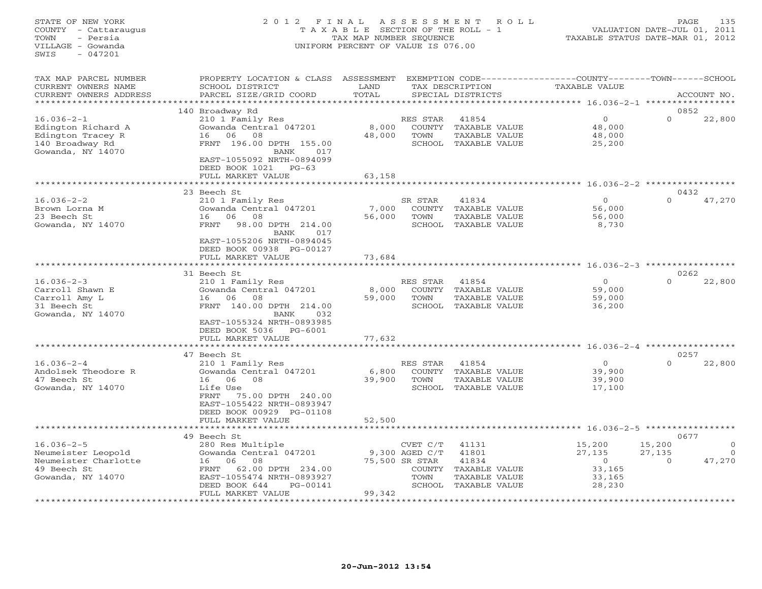STATE OF NEW YORK
COUNTY - Cattaraugus
TOWN - Persia
VILLAGE - Gowanda
SWIS - 047201

2012 FINAL ASSESSMENT ROLL
TAXABLE SECTION OF THE ROLL - 1
TAX MAP NUMBER SEQUENCE
UNIFORM PERCENT OF VALUE IS 076.00

VALUATION DATE-JUL 01, 2011
TAXABLE STATUS DATE-MAR 01, 2012

| TAX MAP PARCEL NUMBER / CURRENT OWNERS NAME / CURRENT OWNERS ADDRESS | PROPERTY LOCATION & CLASS / SCHOOL DISTRICT / PARCEL SIZE/GRID COORD | ASSESSMENT LAND | TOTAL | EXEMPTION CODE / TAX DESCRIPTION / SPECIAL DISTRICTS | | COUNTY TAXABLE VALUE | TOWN | SCHOOL / ACCOUNT NO. |
|---|---|---|---|---|---|---|---|---|
| | 140 Broadway Rd | | | | | | | 0852 |
| 16.036-2-1 | 210 1 Family Res | | | RES STAR | 41854 | 0 | 0 | 22,800 |
| Edington Richard A | Gowanda Central 047201 | 8,000 | | COUNTY | TAXABLE VALUE | 48,000 | | |
| Edington Tracey R | 16 06 08 | | 48,000 | TOWN | TAXABLE VALUE | 48,000 | | |
| 140 Broadway Rd | FRNT 196.00 DPTH 155.00 | | | SCHOOL | TAXABLE VALUE | 25,200 | | |
| Gowanda, NY 14070 | BANK 017 | | | | | | | |
| | EAST-1055092 NRTH-0894099 | | | | | | | |
| | DEED BOOK 1021 PG-63 | | | | | | | |
| | FULL MARKET VALUE | | 63,158 | | | | | |
| | 23 Beech St | | | | | | | 0432 |
| 16.036-2-2 | 210 1 Family Res | | | SR STAR | 41834 | 0 | 0 | 47,270 |
| Brown Lorna M | Gowanda Central 047201 | 7,000 | | COUNTY | TAXABLE VALUE | 56,000 | | |
| 23 Beech St | 16 06 08 | | 56,000 | TOWN | TAXABLE VALUE | 56,000 | | |
| Gowanda, NY 14070 | FRNT 98.00 DPTH 214.00 | | | SCHOOL | TAXABLE VALUE | 8,730 | | |
| | BANK 017 | | | | | | | |
| | EAST-1055206 NRTH-0894045 | | | | | | | |
| | DEED BOOK 00938 PG-00127 | | | | | | | |
| | FULL MARKET VALUE | | 73,684 | | | | | |
| | 31 Beech St | | | | | | | 0262 |
| 16.036-2-3 | 210 1 Family Res | | | RES STAR | 41854 | 0 | 0 | 22,800 |
| Carroll Shawn E | Gowanda Central 047201 | 8,000 | | COUNTY | TAXABLE VALUE | 59,000 | | |
| Carroll Amy L | 16 06 08 | | 59,000 | TOWN | TAXABLE VALUE | 59,000 | | |
| 31 Beech St | FRNT 140.00 DPTH 214.00 | | | SCHOOL | TAXABLE VALUE | 36,200 | | |
| Gowanda, NY 14070 | BANK 032 | | | | | | | |
| | EAST-1055324 NRTH-0893985 | | | | | | | |
| | DEED BOOK 5036 PG-6001 | | | | | | | |
| | FULL MARKET VALUE | | 77,632 | | | | | |
| | 47 Beech St | | | | | | | 0257 |
| 16.036-2-4 | 210 1 Family Res | | | RES STAR | 41854 | 0 | 0 | 22,800 |
| Andolsek Theodore R | Gowanda Central 047201 | 6,800 | | COUNTY | TAXABLE VALUE | 39,900 | | |
| 47 Beech St | 16 06 08 | | 39,900 | TOWN | TAXABLE VALUE | 39,900 | | |
| Gowanda, NY 14070 | Life Use | | | SCHOOL | TAXABLE VALUE | 17,100 | | |
| | FRNT 75.00 DPTH 240.00 | | | | | | | |
| | EAST-1055422 NRTH-0893947 | | | | | | | |
| | DEED BOOK 00929 PG-01108 | | | | | | | |
| | FULL MARKET VALUE | | 52,500 | | | | | |
| | 49 Beech St | | | | | | | 0677 |
| 16.036-2-5 | 280 Res Multiple | | | CVET C/T | 41131 | 15,200 | 15,200 | 0 |
| Neumeister Leopold | Gowanda Central 047201 | 9,300 | | AGED C/T | 41801 | 27,135 | 27,135 | 0 |
| Neumeister Charlotte | 16 06 08 | | 75,500 | SR STAR | 41834 | 0 | 0 | 47,270 |
| 49 Beech St | FRNT 62.00 DPTH 234.00 | | | COUNTY | TAXABLE VALUE | 33,165 | | |
| Gowanda, NY 14070 | EAST-1055474 NRTH-0893927 | | | TOWN | TAXABLE VALUE | 33,165 | | |
| | DEED BOOK 644 PG-00141 | | | SCHOOL | TAXABLE VALUE | 28,230 | | |
| | FULL MARKET VALUE | | 99,342 | | | | | |

20-Jun-2012 13:54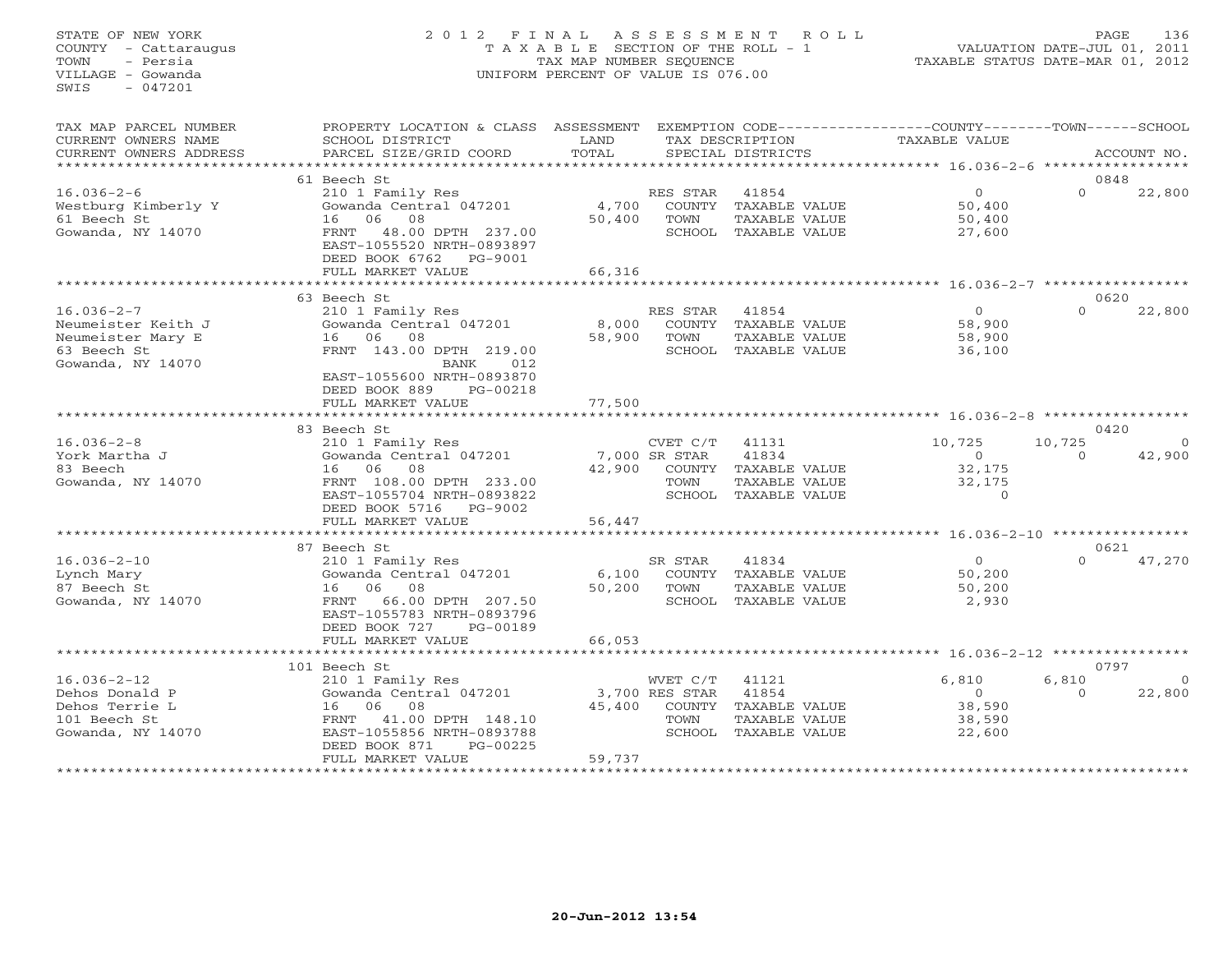STATE OF NEW YORK
COUNTY - Cattaraugus
TOWN - Persia
VILLAGE - Gowanda
SWIS - 047201

# 2012 FINAL ASSESSMENT ROLL

TAXABLE SECTION OF THE ROLL - 1
TAX MAP NUMBER SEQUENCE
UNIFORM PERCENT OF VALUE IS 076.00

VALUATION DATE-JUL 01, 2011
TAXABLE STATUS DATE-MAR 01, 2012

| TAX MAP PARCEL NUMBER / CURRENT OWNERS NAME / CURRENT OWNERS ADDRESS | PROPERTY LOCATION & CLASS / SCHOOL DISTRICT / PARCEL SIZE/GRID COORD | ASSESSMENT LAND / TOTAL | EXEMPTION CODE / TAX DESCRIPTION / SPECIAL DISTRICTS | COUNTY TAXABLE VALUE | TOWN | SCHOOL / ACCOUNT NO. |
|---|---|---|---|---|---|---|
| | 61 Beech St | | | | | 0848 |
| 16.036-2-6 | 210 1 Family Res | | RES STAR 41854 | 0 | 0 | 22,800 |
| Westburg Kimberly Y | Gowanda Central 047201 | 4,700 | COUNTY TAXABLE VALUE | 50,400 | | |
| 61 Beech St | 16 06 08 | 50,400 | TOWN TAXABLE VALUE | 50,400 | | |
| Gowanda, NY 14070 | FRNT 48.00 DPTH 237.00 | | SCHOOL TAXABLE VALUE | 27,600 | | |
| | EAST-1055520 NRTH-0893897 | | | | | |
| | DEED BOOK 6762 PG-9001 | | | | | |
| | FULL MARKET VALUE | 66,316 | | | | |
| | 63 Beech St | | | | | 0620 |
| 16.036-2-7 | 210 1 Family Res | | RES STAR 41854 | 0 | 0 | 22,800 |
| Neumeister Keith J | Gowanda Central 047201 | 8,000 | COUNTY TAXABLE VALUE | 58,900 | | |
| Neumeister Mary E | 16 06 08 | 58,900 | TOWN TAXABLE VALUE | 58,900 | | |
| 63 Beech St | FRNT 143.00 DPTH 219.00 | | SCHOOL TAXABLE VALUE | 36,100 | | |
| Gowanda, NY 14070 | BANK 012 | | | | | |
| | EAST-1055600 NRTH-0893870 | | | | | |
| | DEED BOOK 889 PG-00218 | | | | | |
| | FULL MARKET VALUE | 77,500 | | | | |
| | 83 Beech St | | | | | 0420 |
| 16.036-2-8 | 210 1 Family Res | | CVET C/T 41131 | 10,725 | 10,725 | 0 |
| York Martha J | Gowanda Central 047201 | 7,000 | SR STAR 41834 | 0 | 0 | 42,900 |
| 83 Beech | 16 06 08 | 42,900 | COUNTY TAXABLE VALUE | 32,175 | | |
| Gowanda, NY 14070 | FRNT 108.00 DPTH 233.00 | | TOWN TAXABLE VALUE | 32,175 | | |
| | EAST-1055704 NRTH-0893822 | | SCHOOL TAXABLE VALUE | 0 | | |
| | DEED BOOK 5716 PG-9002 | | | | | |
| | FULL MARKET VALUE | 56,447 | | | | |
| | 87 Beech St | | | | | 0621 |
| 16.036-2-10 | 210 1 Family Res | | SR STAR 41834 | 0 | 0 | 47,270 |
| Lynch Mary | Gowanda Central 047201 | 6,100 | COUNTY TAXABLE VALUE | 50,200 | | |
| 87 Beech St | 16 06 08 | 50,200 | TOWN TAXABLE VALUE | 50,200 | | |
| Gowanda, NY 14070 | FRNT 66.00 DPTH 207.50 | | SCHOOL TAXABLE VALUE | 2,930 | | |
| | EAST-1055783 NRTH-0893796 | | | | | |
| | DEED BOOK 727 PG-00189 | | | | | |
| | FULL MARKET VALUE | 66,053 | | | | |
| | 101 Beech St | | | | | 0797 |
| 16.036-2-12 | 210 1 Family Res | | WVET C/T 41121 | 6,810 | 6,810 | 0 |
| Dehos Donald P | Gowanda Central 047201 | 3,700 | RES STAR 41854 | 0 | 0 | 22,800 |
| Dehos Terrie L | 16 06 08 | 45,400 | COUNTY TAXABLE VALUE | 38,590 | | |
| 101 Beech St | FRNT 41.00 DPTH 148.10 | | TOWN TAXABLE VALUE | 38,590 | | |
| Gowanda, NY 14070 | EAST-1055856 NRTH-0893788 | | SCHOOL TAXABLE VALUE | 22,600 | | |
| | DEED BOOK 871 PG-00225 | | | | | |
| | FULL MARKET VALUE | 59,737 | | | | |

20-Jun-2012 13:54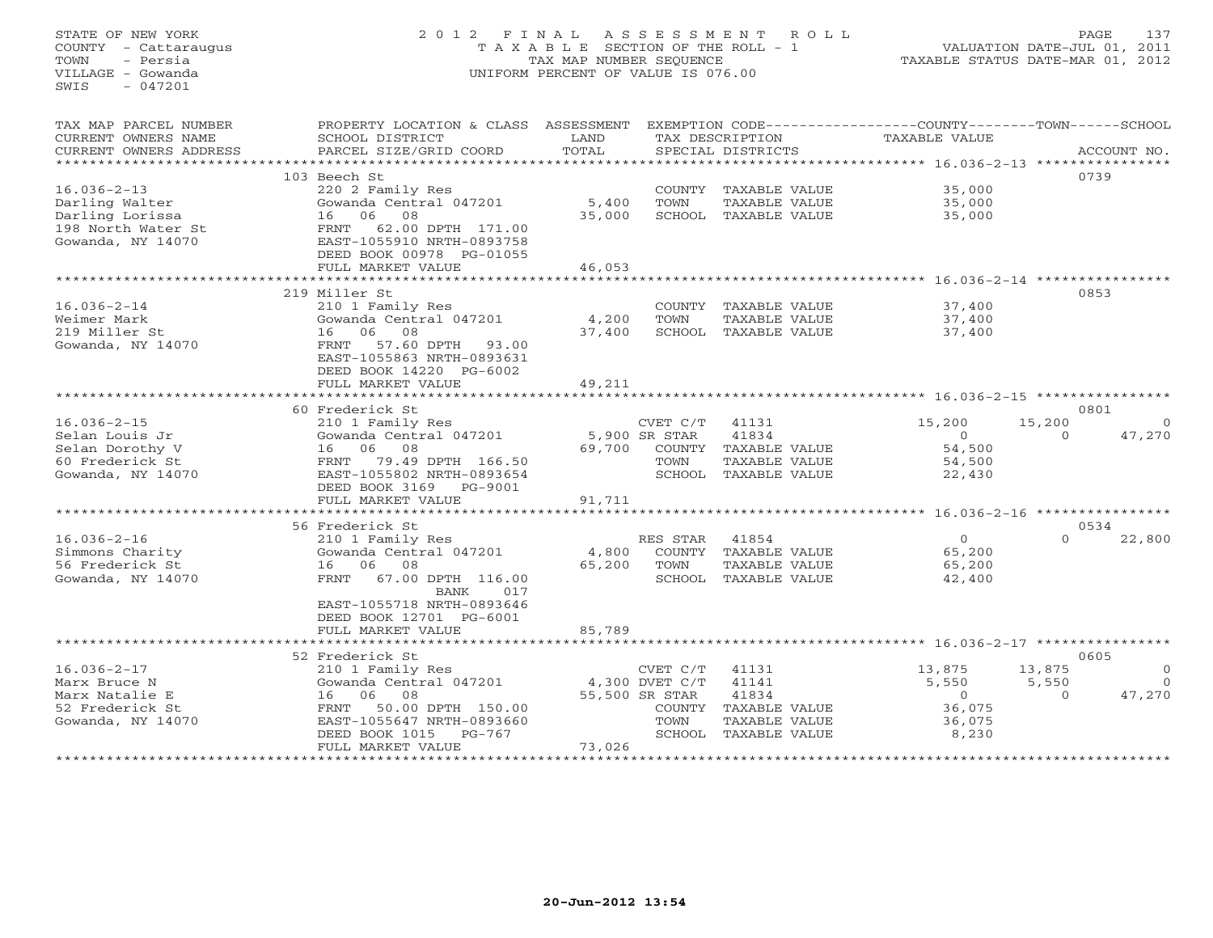STATE OF NEW YORK
COUNTY - Cattaraugus
TOWN - Persia
VILLAGE - Gowanda
SWIS - 047201

2012 FINAL ASSESSMENT ROLL
TAXABLE SECTION OF THE ROLL - 1
TAX MAP NUMBER SEQUENCE
UNIFORM PERCENT OF VALUE IS 076.00

VALUATION DATE-JUL 01, 2011
TAXABLE STATUS DATE-MAR 01, 2012

| TAX MAP PARCEL NUMBER / CURRENT OWNERS NAME / CURRENT OWNERS ADDRESS | PROPERTY LOCATION & CLASS / SCHOOL DISTRICT / PARCEL SIZE/GRID COORD | ASSESSMENT LAND / TOTAL | EXEMPTION CODE / TAX DESCRIPTION / SPECIAL DISTRICTS | COUNTY TAXABLE VALUE | TOWN | SCHOOL | ACCOUNT NO. |
|---|---|---|---|---|---|---|---|
| | 103 Beech St | | | | | | 0739 |
| 16.036-2-13 | 220 2 Family Res | | COUNTY TAXABLE VALUE | 35,000 | | | |
| Darling Walter | Gowanda Central 047201 | 5,400 | TOWN TAXABLE VALUE | 35,000 | | | |
| Darling Lorissa | 16 06 08 | 35,000 | SCHOOL TAXABLE VALUE | 35,000 | | | |
| 198 North Water St | FRNT 62.00 DPTH 171.00 | | | | | | |
| Gowanda, NY 14070 | EAST-1055910 NRTH-0893758 | | | | | | |
| | DEED BOOK 00978 PG-01055 | | | | | | |
| | FULL MARKET VALUE | 46,053 | | | | | |
| | 219 Miller St | | | | | | 0853 |
| 16.036-2-14 | 210 1 Family Res | | COUNTY TAXABLE VALUE | 37,400 | | | |
| Weimer Mark | Gowanda Central 047201 | 4,200 | TOWN TAXABLE VALUE | 37,400 | | | |
| 219 Miller St | 16 06 08 | 37,400 | SCHOOL TAXABLE VALUE | 37,400 | | | |
| Gowanda, NY 14070 | FRNT 57.60 DPTH 93.00 | | | | | | |
| | EAST-1055863 NRTH-0893631 | | | | | | |
| | DEED BOOK 14220 PG-6002 | | | | | | |
| | FULL MARKET VALUE | 49,211 | | | | | |
| | 60 Frederick St | | | | | | 0801 |
| 16.036-2-15 | 210 1 Family Res | | CVET C/T 41131 | 15,200 | 15,200 | 0 | |
| Selan Louis Jr | Gowanda Central 047201 | 5,900 | SR STAR 41834 | 0 | 0 | 47,270 | |
| Selan Dorothy V | 16 06 08 | 69,700 | COUNTY TAXABLE VALUE | 54,500 | | | |
| 60 Frederick St | FRNT 79.49 DPTH 166.50 | | TOWN TAXABLE VALUE | 54,500 | | | |
| Gowanda, NY 14070 | EAST-1055802 NRTH-0893654 | | SCHOOL TAXABLE VALUE | 22,430 | | | |
| | DEED BOOK 3169 PG-9001 | | | | | | |
| | FULL MARKET VALUE | 91,711 | | | | | |
| | 56 Frederick St | | | | | | 0534 |
| 16.036-2-16 | 210 1 Family Res | | RES STAR 41854 | 0 | 0 | 22,800 | |
| Simmons Charity | Gowanda Central 047201 | 4,800 | COUNTY TAXABLE VALUE | 65,200 | | | |
| 56 Frederick St | 16 06 08 | 65,200 | TOWN TAXABLE VALUE | 65,200 | | | |
| Gowanda, NY 14070 | FRNT 67.00 DPTH 116.00 | | SCHOOL TAXABLE VALUE | 42,400 | | | |
| | BANK 017 | | | | | | |
| | EAST-1055718 NRTH-0893646 | | | | | | |
| | DEED BOOK 12701 PG-6001 | | | | | | |
| | FULL MARKET VALUE | 85,789 | | | | | |
| | 52 Frederick St | | | | | | 0605 |
| 16.036-2-17 | 210 1 Family Res | | CVET C/T 41131 | 13,875 | 13,875 | 0 | |
| Marx Bruce N | Gowanda Central 047201 | 4,300 | DVET C/T 41141 | 5,550 | 5,550 | 0 | |
| Marx Natalie E | 16 06 08 | 55,500 | SR STAR 41834 | 0 | 0 | 47,270 | |
| 52 Frederick St | FRNT 50.00 DPTH 150.00 | | COUNTY TAXABLE VALUE | 36,075 | | | |
| Gowanda, NY 14070 | EAST-1055647 NRTH-0893660 | | TOWN TAXABLE VALUE | 36,075 | | | |
| | DEED BOOK 1015 PG-767 | | SCHOOL TAXABLE VALUE | 8,230 | | | |
| | FULL MARKET VALUE | 73,026 | | | | | |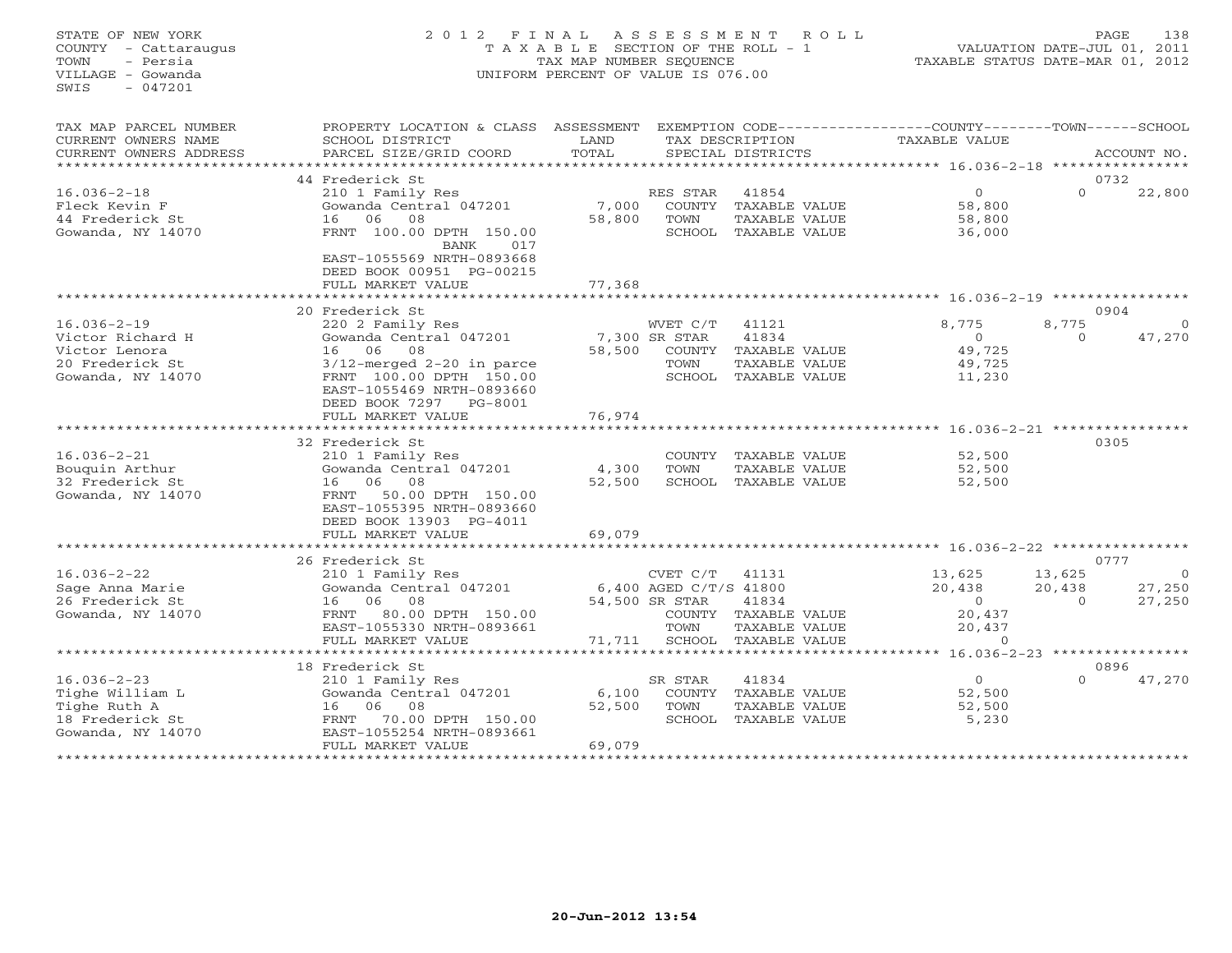STATE OF NEW YORK
COUNTY - Cattaraugus
TOWN - Persia
VILLAGE - Gowanda
SWIS - 047201

# 2012 FINAL ASSESSMENT ROLL

TAXABLE SECTION OF THE ROLL - 1
TAX MAP NUMBER SEQUENCE
UNIFORM PERCENT OF VALUE IS 076.00

VALUATION DATE-JUL 01, 2011
TAXABLE STATUS DATE-MAR 01, 2012

| TAX MAP PARCEL NUMBER / CURRENT OWNERS NAME / CURRENT OWNERS ADDRESS | PROPERTY LOCATION & CLASS / SCHOOL DISTRICT / PARCEL SIZE/GRID COORD | ASSESSMENT LAND / TOTAL | EXEMPTION CODE / TAX DESCRIPTION / SPECIAL DISTRICTS | | COUNTY TAXABLE VALUE | TOWN | SCHOOL / ACCOUNT NO. |
|---|---|---|---|---|---|---|---|
| | 44 Frederick St | | | | | | 0732 |
| 16.036-2-18 | 210 1 Family Res | | RES STAR | 41854 | 0 | 0 | 22,800 |
| Fleck Kevin F | Gowanda Central 047201 | 7,000 | COUNTY TAXABLE VALUE | | 58,800 | | |
| 44 Frederick St | 16 06 08 | 58,800 | TOWN TAXABLE VALUE | | 58,800 | | |
| Gowanda, NY 14070 | FRNT 100.00 DPTH 150.00 | | SCHOOL TAXABLE VALUE | | 36,000 | | |
| | BANK 017 | | | | | | |
| | EAST-1055569 NRTH-0893668 | | | | | | |
| | DEED BOOK 00951 PG-00215 | | | | | | |
| | FULL MARKET VALUE | 77,368 | | | | | |
| | 20 Frederick St | | | | | | 0904 |
| 16.036-2-19 | 220 2 Family Res | | WVET C/T | 41121 | 8,775 | 8,775 | 0 |
| Victor Richard H | Gowanda Central 047201 | 7,300 | SR STAR | 41834 | 0 | 0 | 47,270 |
| Victor Lenora | 16 06 08 | 58,500 | COUNTY TAXABLE VALUE | | 49,725 | | |
| 20 Frederick St | 3/12-merged 2-20 in parce | | TOWN TAXABLE VALUE | | 49,725 | | |
| Gowanda, NY 14070 | FRNT 100.00 DPTH 150.00 | | SCHOOL TAXABLE VALUE | | 11,230 | | |
| | EAST-1055469 NRTH-0893660 | | | | | | |
| | DEED BOOK 7297 PG-8001 | | | | | | |
| | FULL MARKET VALUE | 76,974 | | | | | |
| | 32 Frederick St | | | | | | 0305 |
| 16.036-2-21 | 210 1 Family Res | | COUNTY TAXABLE VALUE | | 52,500 | | |
| Bouquin Arthur | Gowanda Central 047201 | 4,300 | TOWN TAXABLE VALUE | | 52,500 | | |
| 32 Frederick St | 16 06 08 | 52,500 | SCHOOL TAXABLE VALUE | | 52,500 | | |
| Gowanda, NY 14070 | FRNT 50.00 DPTH 150.00 | | | | | | |
| | EAST-1055395 NRTH-0893660 | | | | | | |
| | DEED BOOK 13903 PG-4011 | | | | | | |
| | FULL MARKET VALUE | 69,079 | | | | | |
| | 26 Frederick St | | | | | | 0777 |
| 16.036-2-22 | 210 1 Family Res | | CVET C/T | 41131 | 13,625 | 13,625 | 0 |
| Sage Anna Marie | Gowanda Central 047201 | 6,400 | AGED C/T/S | 41800 | 20,438 | 20,438 | 27,250 |
| 26 Frederick St | 16 06 08 | 54,500 | SR STAR | 41834 | 0 | 0 | 27,250 |
| Gowanda, NY 14070 | FRNT 80.00 DPTH 150.00 | | COUNTY TAXABLE VALUE | | 20,437 | | |
| | EAST-1055330 NRTH-0893661 | | TOWN TAXABLE VALUE | | 20,437 | | |
| | FULL MARKET VALUE | 71,711 | SCHOOL TAXABLE VALUE | | 0 | | |
| | 18 Frederick St | | | | | | 0896 |
| 16.036-2-23 | 210 1 Family Res | | SR STAR | 41834 | 0 | 0 | 47,270 |
| Tighe William L | Gowanda Central 047201 | 6,100 | COUNTY TAXABLE VALUE | | 52,500 | | |
| Tighe Ruth A | 16 06 08 | 52,500 | TOWN TAXABLE VALUE | | 52,500 | | |
| 18 Frederick St | FRNT 70.00 DPTH 150.00 | | SCHOOL TAXABLE VALUE | | 5,230 | | |
| Gowanda, NY 14070 | EAST-1055254 NRTH-0893661 | | | | | | |
| | FULL MARKET VALUE | 69,079 | | | | | |

20-Jun-2012 13:54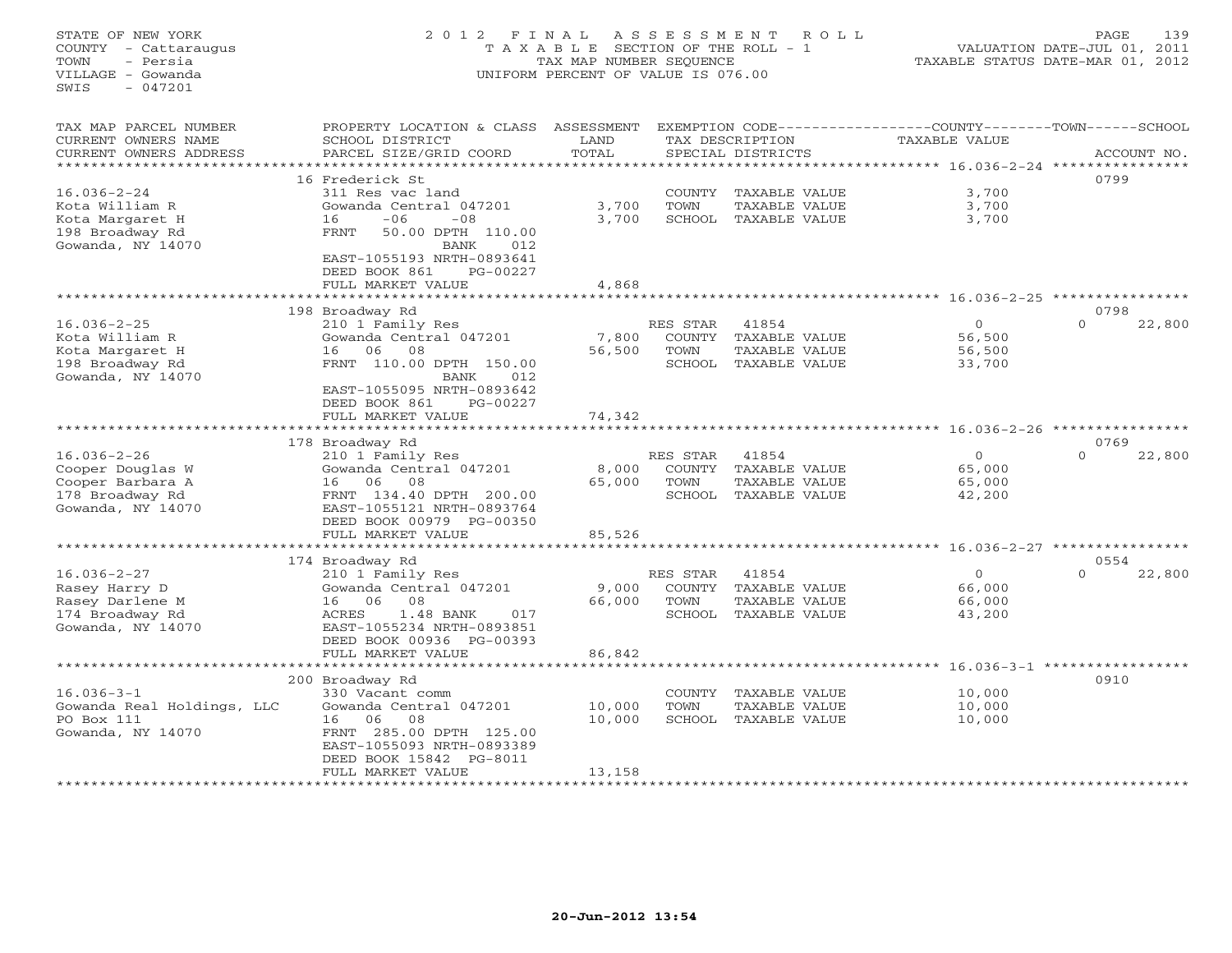STATE OF NEW YORK
COUNTY - Cattaraugus
TOWN - Persia
VILLAGE - Gowanda
SWIS - 047201

# 2012 FINAL ASSESSMENT ROLL

TAXABLE SECTION OF THE ROLL - 1
TAX MAP NUMBER SEQUENCE
UNIFORM PERCENT OF VALUE IS 076.00

VALUATION DATE-JUL 01, 2011
TAXABLE STATUS DATE-MAR 01, 2012

| TAX MAP PARCEL NUMBER / CURRENT OWNERS NAME / CURRENT OWNERS ADDRESS | PROPERTY LOCATION & CLASS / SCHOOL DISTRICT / PARCEL SIZE/GRID COORD | ASSESSMENT LAND / TOTAL | EXEMPTION CODE / TAX DESCRIPTION / SPECIAL DISTRICTS | COUNTY/TOWN/SCHOOL TAXABLE VALUE | ACCOUNT NO. |
|---|---|---|---|---|---|
| **16.036-2-24** | 16 Frederick St | | | | 0799 |
| Kota William R | 311 Res vac land | | COUNTY TAXABLE VALUE | 3,700 | |
| Kota Margaret H | Gowanda Central 047201 | 3,700 | TOWN TAXABLE VALUE | 3,700 | |
| 198 Broadway Rd | 16 -06 -08 | 3,700 | SCHOOL TAXABLE VALUE | 3,700 | |
| Gowanda, NY 14070 | FRNT 50.00 DPTH 110.00 | | | | |
| | BANK 012 | | | | |
| | EAST-1055193 NRTH-0893641 | | | | |
| | DEED BOOK 861 PG-00227 | | | | |
| | FULL MARKET VALUE | 4,868 | | | |
| **16.036-2-25** | 198 Broadway Rd | | | | 0798 |
| Kota William R | 210 1 Family Res | | RES STAR 41854 | 0 | 0 22,800 |
| Kota Margaret H | Gowanda Central 047201 | 7,800 | COUNTY TAXABLE VALUE | 56,500 | |
| 198 Broadway Rd | 16 06 08 | 56,500 | TOWN TAXABLE VALUE | 56,500 | |
| Gowanda, NY 14070 | FRNT 110.00 DPTH 150.00 | | SCHOOL TAXABLE VALUE | 33,700 | |
| | BANK 012 | | | | |
| | EAST-1055095 NRTH-0893642 | | | | |
| | DEED BOOK 861 PG-00227 | | | | |
| | FULL MARKET VALUE | 74,342 | | | |
| **16.036-2-26** | 178 Broadway Rd | | | | 0769 |
| Cooper Douglas W | 210 1 Family Res | | RES STAR 41854 | 0 | 0 22,800 |
| Cooper Barbara A | Gowanda Central 047201 | 8,000 | COUNTY TAXABLE VALUE | 65,000 | |
| 178 Broadway Rd | 16 06 08 | 65,000 | TOWN TAXABLE VALUE | 65,000 | |
| Gowanda, NY 14070 | FRNT 134.40 DPTH 200.00 | | SCHOOL TAXABLE VALUE | 42,200 | |
| | EAST-1055121 NRTH-0893764 | | | | |
| | DEED BOOK 00979 PG-00350 | | | | |
| | FULL MARKET VALUE | 85,526 | | | |
| **16.036-2-27** | 174 Broadway Rd | | | | 0554 |
| Rasey Harry D | 210 1 Family Res | | RES STAR 41854 | 0 | 0 22,800 |
| Rasey Darlene M | Gowanda Central 047201 | 9,000 | COUNTY TAXABLE VALUE | 66,000 | |
| 174 Broadway Rd | 16 06 08 | 66,000 | TOWN TAXABLE VALUE | 66,000 | |
| Gowanda, NY 14070 | ACRES 1.48 BANK 017 | | SCHOOL TAXABLE VALUE | 43,200 | |
| | EAST-1055234 NRTH-0893851 | | | | |
| | DEED BOOK 00936 PG-00393 | | | | |
| | FULL MARKET VALUE | 86,842 | | | |
| **16.036-3-1** | 200 Broadway Rd | | | | 0910 |
| Gowanda Real Holdings, LLC | 330 Vacant comm | | COUNTY TAXABLE VALUE | 10,000 | |
| PO Box 111 | Gowanda Central 047201 | 10,000 | TOWN TAXABLE VALUE | 10,000 | |
| Gowanda, NY 14070 | 16 06 08 | 10,000 | SCHOOL TAXABLE VALUE | 10,000 | |
| | FRNT 285.00 DPTH 125.00 | | | | |
| | EAST-1055093 NRTH-0893389 | | | | |
| | DEED BOOK 15842 PG-8011 | | | | |
| | FULL MARKET VALUE | 13,158 | | | |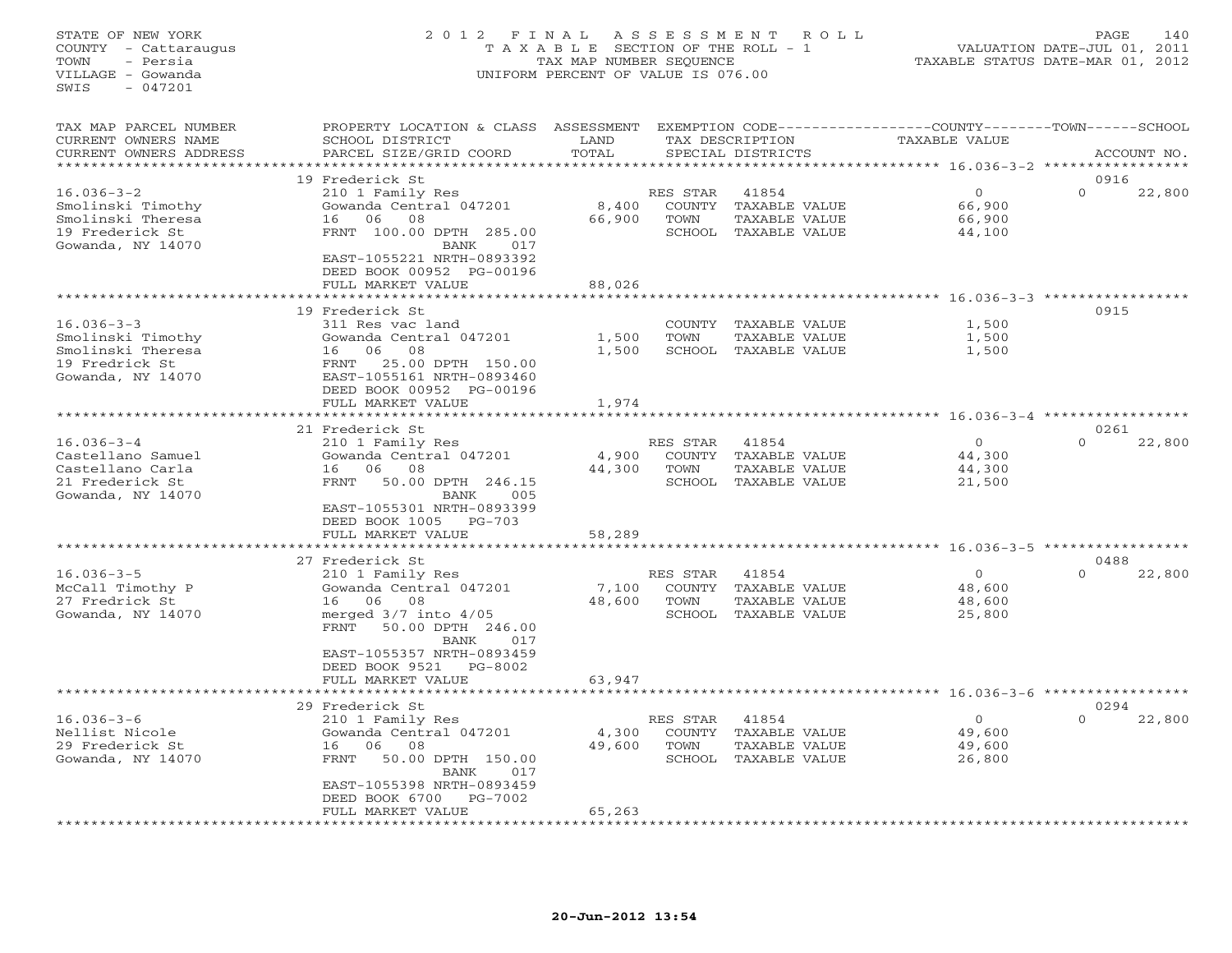STATE OF NEW YORK
COUNTY - Cattaraugus
TOWN - Persia
VILLAGE - Gowanda
SWIS - 047201

2012 FINAL ASSESSMENT ROLL
TAXABLE SECTION OF THE ROLL - 1
TAX MAP NUMBER SEQUENCE
UNIFORM PERCENT OF VALUE IS 076.00

VALUATION DATE-JUL 01, 2011
TAXABLE STATUS DATE-MAR 01, 2012

| TAX MAP PARCEL NUMBER / CURRENT OWNERS NAME / CURRENT OWNERS ADDRESS | PROPERTY LOCATION & CLASS / SCHOOL DISTRICT / PARCEL SIZE/GRID COORD | ASSESSMENT LAND / TOTAL | EXEMPTION CODE / TAX DESCRIPTION / SPECIAL DISTRICTS | COUNTY TAXABLE VALUE | TOWN | SCHOOL | ACCOUNT NO. |
|---|---|---|---|---|---|---|---|
| 16.036-3-2 | 19 Frederick St | | | | | | 0916 |
| Smolinski Timothy | 210 1 Family Res | | RES STAR 41854 | 0 | | 0 22,800 | |
| Smolinski Theresa | Gowanda Central 047201 | 8,400 | COUNTY TAXABLE VALUE | 66,900 | | | |
| 19 Frederick St | 16 06 08 | 66,900 | TOWN TAXABLE VALUE | 66,900 | | | |
| Gowanda, NY 14070 | FRNT 100.00 DPTH 285.00 BANK 017 | | SCHOOL TAXABLE VALUE | 44,100 | | | |
| | EAST-1055221 NRTH-0893392 | | | | | | |
| | DEED BOOK 00952 PG-00196 | | | | | | |
| | FULL MARKET VALUE | 88,026 | | | | | |
| 16.036-3-3 | 19 Frederick St | | | | | | 0915 |
| Smolinski Timothy | 311 Res vac land | | COUNTY TAXABLE VALUE | 1,500 | | | |
| Smolinski Theresa | Gowanda Central 047201 | 1,500 | TOWN TAXABLE VALUE | 1,500 | | | |
| 19 Fredrick St | 16 06 08 | 1,500 | SCHOOL TAXABLE VALUE | 1,500 | | | |
| Gowanda, NY 14070 | FRNT 25.00 DPTH 150.00 | | | | | | |
| | EAST-1055161 NRTH-0893460 | | | | | | |
| | DEED BOOK 00952 PG-00196 | | | | | | |
| | FULL MARKET VALUE | 1,974 | | | | | |
| 16.036-3-4 | 21 Frederick St | | | | | | 0261 |
| Castellano Samuel | 210 1 Family Res | | RES STAR 41854 | 0 | | 0 22,800 | |
| Castellano Carla | Gowanda Central 047201 | 4,900 | COUNTY TAXABLE VALUE | 44,300 | | | |
| 21 Frederick St | 16 06 08 | 44,300 | TOWN TAXABLE VALUE | 44,300 | | | |
| Gowanda, NY 14070 | FRNT 50.00 DPTH 246.15 BANK 005 | | SCHOOL TAXABLE VALUE | 21,500 | | | |
| | EAST-1055301 NRTH-0893399 | | | | | | |
| | DEED BOOK 1005 PG-703 | | | | | | |
| | FULL MARKET VALUE | 58,289 | | | | | |
| 16.036-3-5 | 27 Frederick St | | | | | | 0488 |
| McCall Timothy P | 210 1 Family Res | | RES STAR 41854 | 0 | | 0 22,800 | |
| 27 Fredrick St | Gowanda Central 047201 | 7,100 | COUNTY TAXABLE VALUE | 48,600 | | | |
| Gowanda, NY 14070 | 16 06 08 | 48,600 | TOWN TAXABLE VALUE | 48,600 | | | |
| | merged 3/7 into 4/05 | | SCHOOL TAXABLE VALUE | 25,800 | | | |
| | FRNT 50.00 DPTH 246.00 BANK 017 | | | | | | |
| | EAST-1055357 NRTH-0893459 | | | | | | |
| | DEED BOOK 9521 PG-8002 | | | | | | |
| | FULL MARKET VALUE | 63,947 | | | | | |
| 16.036-3-6 | 29 Frederick St | | | | | | 0294 |
| Nellist Nicole | 210 1 Family Res | | RES STAR 41854 | 0 | | 0 22,800 | |
| 29 Frederick St | Gowanda Central 047201 | 4,300 | COUNTY TAXABLE VALUE | 49,600 | | | |
| Gowanda, NY 14070 | 16 06 08 | 49,600 | TOWN TAXABLE VALUE | 49,600 | | | |
| | FRNT 50.00 DPTH 150.00 BANK 017 | | SCHOOL TAXABLE VALUE | 26,800 | | | |
| | EAST-1055398 NRTH-0893459 | | | | | | |
| | DEED BOOK 6700 PG-7002 | | | | | | |
| | FULL MARKET VALUE | 65,263 | | | | | |

20-Jun-2012 13:54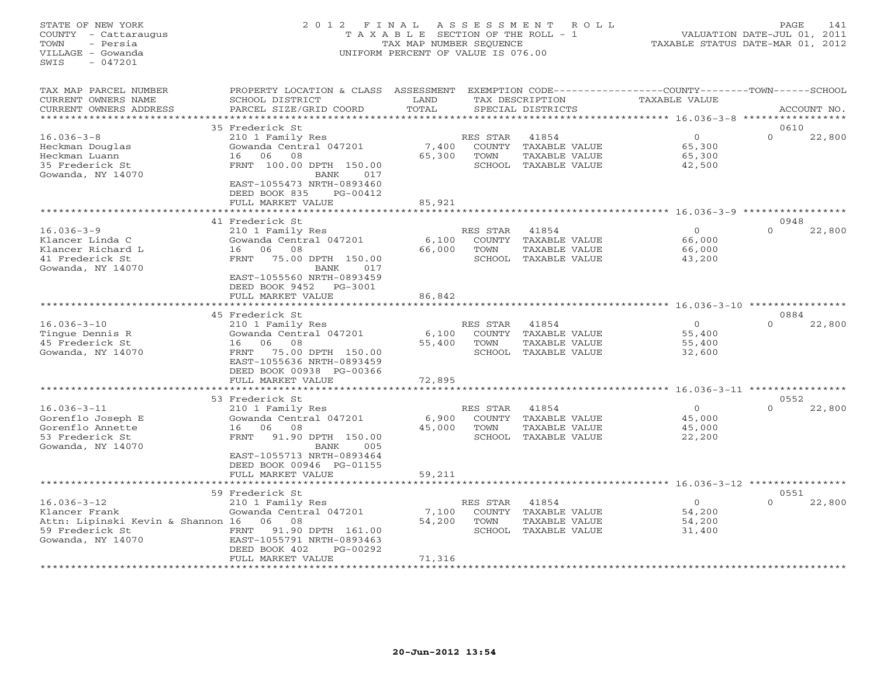STATE OF NEW YORK
COUNTY - Cattaraugus
TOWN - Persia
VILLAGE - Gowanda
SWIS - 047201

2012 FINAL ASSESSMENT ROLL
TAXABLE SECTION OF THE ROLL - 1
TAX MAP NUMBER SEQUENCE
UNIFORM PERCENT OF VALUE IS 076.00

VALUATION DATE-JUL 01, 2011
TAXABLE STATUS DATE-MAR 01, 2012

| TAX MAP PARCEL NUMBER / CURRENT OWNERS NAME / CURRENT OWNERS ADDRESS | PROPERTY LOCATION & CLASS / SCHOOL DISTRICT / PARCEL SIZE/GRID COORD | ASSESSMENT LAND / TOTAL | EXEMPTION CODE / TAX DESCRIPTION / SPECIAL DISTRICTS | COUNTY TAXABLE VALUE | TOWN | SCHOOL / ACCOUNT NO. |
|---|---|---|---|---|---|---|
| | 35 Frederick St | | | | | 0610 |
| 16.036-3-8 | 210 1 Family Res | | RES STAR 41854 | 0 | 0 | 22,800 |
| Heckman Douglas | Gowanda Central 047201 | 7,400 | COUNTY TAXABLE VALUE | 65,300 | | |
| Heckman Luann | 16 06 08 | 65,300 | TOWN TAXABLE VALUE | 65,300 | | |
| 35 Frederick St | FRNT 100.00 DPTH 150.00 | | SCHOOL TAXABLE VALUE | 42,500 | | |
| Gowanda, NY 14070 | BANK 017 | | | | | |
| | EAST-1055473 NRTH-0893460 | | | | | |
| | DEED BOOK 835 PG-00412 | | | | | |
| | FULL MARKET VALUE | 85,921 | | | | |
| | 41 Frederick St | | | | | 0948 |
| 16.036-3-9 | 210 1 Family Res | | RES STAR 41854 | 0 | 0 | 22,800 |
| Klancer Linda C | Gowanda Central 047201 | 6,100 | COUNTY TAXABLE VALUE | 66,000 | | |
| Klancer Richard L | 16 06 08 | 66,000 | TOWN TAXABLE VALUE | 66,000 | | |
| 41 Frederick St | FRNT 75.00 DPTH 150.00 | | SCHOOL TAXABLE VALUE | 43,200 | | |
| Gowanda, NY 14070 | BANK 017 | | | | | |
| | EAST-1055560 NRTH-0893459 | | | | | |
| | DEED BOOK 9452 PG-3001 | | | | | |
| | FULL MARKET VALUE | 86,842 | | | | |
| | 45 Frederick St | | | | | 0884 |
| 16.036-3-10 | 210 1 Family Res | | RES STAR 41854 | 0 | 0 | 22,800 |
| Tingue Dennis R | Gowanda Central 047201 | 6,100 | COUNTY TAXABLE VALUE | 55,400 | | |
| 45 Frederick St | 16 06 08 | 55,400 | TOWN TAXABLE VALUE | 55,400 | | |
| Gowanda, NY 14070 | FRNT 75.00 DPTH 150.00 | | SCHOOL TAXABLE VALUE | 32,600 | | |
| | EAST-1055636 NRTH-0893459 | | | | | |
| | DEED BOOK 00938 PG-00366 | | | | | |
| | FULL MARKET VALUE | 72,895 | | | | |
| | 53 Frederick St | | | | | 0552 |
| 16.036-3-11 | 210 1 Family Res | | RES STAR 41854 | 0 | 0 | 22,800 |
| Gorenflo Joseph E | Gowanda Central 047201 | 6,900 | COUNTY TAXABLE VALUE | 45,000 | | |
| Gorenflo Annette | 16 06 08 | 45,000 | TOWN TAXABLE VALUE | 45,000 | | |
| 53 Frederick St | FRNT 91.90 DPTH 150.00 | | SCHOOL TAXABLE VALUE | 22,200 | | |
| Gowanda, NY 14070 | BANK 005 | | | | | |
| | EAST-1055713 NRTH-0893464 | | | | | |
| | DEED BOOK 00946 PG-01155 | | | | | |
| | FULL MARKET VALUE | 59,211 | | | | |
| | 59 Frederick St | | | | | 0551 |
| 16.036-3-12 | 210 1 Family Res | | RES STAR 41854 | 0 | 0 | 22,800 |
| Klancer Frank | Gowanda Central 047201 | 7,100 | COUNTY TAXABLE VALUE | 54,200 | | |
| Attn: Lipinski Kevin & Shannon | 16 06 08 | 54,200 | TOWN TAXABLE VALUE | 54,200 | | |
| 59 Frederick St | FRNT 91.90 DPTH 161.00 | | SCHOOL TAXABLE VALUE | 31,400 | | |
| Gowanda, NY 14070 | EAST-1055791 NRTH-0893463 | | | | | |
| | DEED BOOK 402 PG-00292 | | | | | |
| | FULL MARKET VALUE | 71,316 | | | | |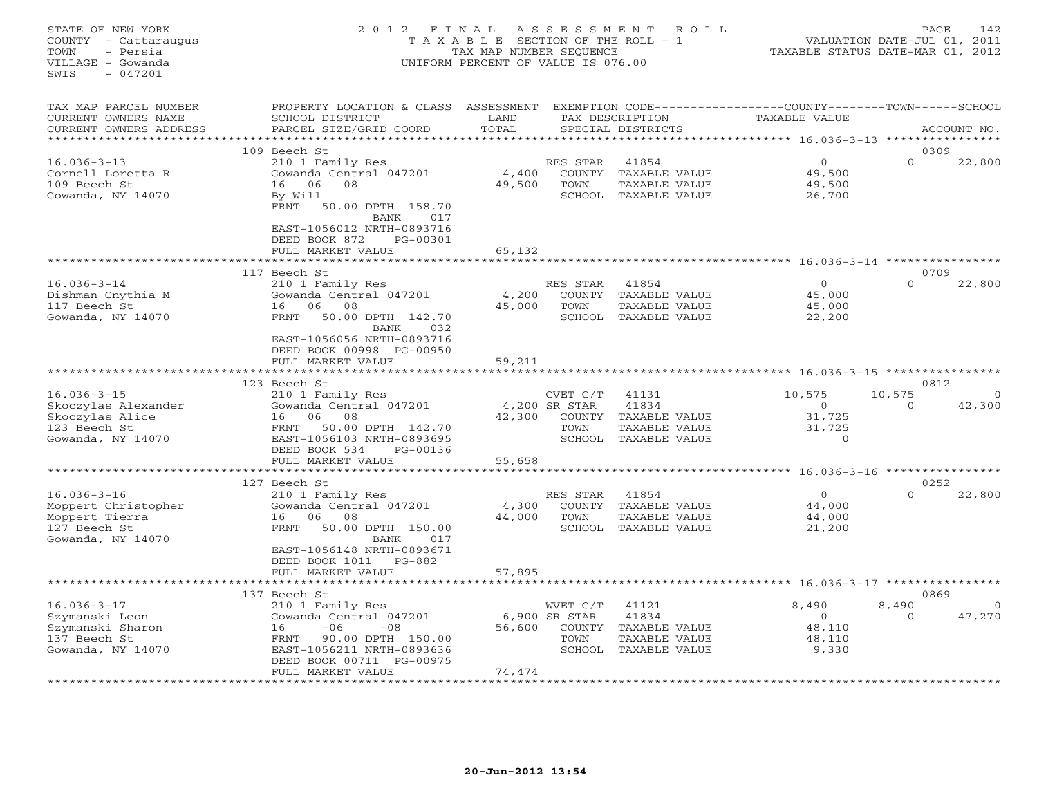STATE OF NEW YORK
COUNTY - Cattaraugus
TOWN - Persia
VILLAGE - Gowanda
SWIS - 047201

# 2012 FINAL ASSESSMENT ROLL

TAXABLE SECTION OF THE ROLL - 1
TAX MAP NUMBER SEQUENCE
UNIFORM PERCENT OF VALUE IS 076.00

VALUATION DATE-JUL 01, 2011
TAXABLE STATUS DATE-MAR 01, 2012

| TAX MAP PARCEL NUMBER / CURRENT OWNERS NAME / CURRENT OWNERS ADDRESS | PROPERTY LOCATION & CLASS / SCHOOL DISTRICT / PARCEL SIZE/GRID COORD | ASSESSMENT LAND / TOTAL | EXEMPTION CODE / TAX DESCRIPTION / SPECIAL DISTRICTS | COUNTY TAXABLE VALUE | TOWN | SCHOOL / ACCOUNT NO. |
|---|---|---|---|---|---|---|
| | 109 Beech St | | | | | 0309 |
| 16.036-3-13 | 210 1 Family Res | | RES STAR 41854 | 0 | 0 | 22,800 |
| Cornell Loretta R | Gowanda Central 047201 | 4,400 | COUNTY TAXABLE VALUE | 49,500 | | |
| 109 Beech St | 16 06 08 | 49,500 | TOWN TAXABLE VALUE | 49,500 | | |
| Gowanda, NY 14070 | By Will | | SCHOOL TAXABLE VALUE | 26,700 | | |
| | FRNT 50.00 DPTH 158.70 BANK 017 | | | | | |
| | EAST-1056012 NRTH-0893716 | | | | | |
| | DEED BOOK 872 PG-00301 | | | | | |
| | FULL MARKET VALUE | 65,132 | | | | |
| | 117 Beech St | | | | | 0709 |
| 16.036-3-14 | 210 1 Family Res | | RES STAR 41854 | 0 | 0 | 22,800 |
| Dishman Cnythia M | Gowanda Central 047201 | 4,200 | COUNTY TAXABLE VALUE | 45,000 | | |
| 117 Beech St | 16 06 08 | 45,000 | TOWN TAXABLE VALUE | 45,000 | | |
| Gowanda, NY 14070 | FRNT 50.00 DPTH 142.70 BANK 032 | | SCHOOL TAXABLE VALUE | 22,200 | | |
| | EAST-1056056 NRTH-0893716 | | | | | |
| | DEED BOOK 00998 PG-00950 | | | | | |
| | FULL MARKET VALUE | 59,211 | | | | |
| | 123 Beech St | | | | | 0812 |
| 16.036-3-15 | 210 1 Family Res | | CVET C/T 41131 | 10,575 | 10,575 | 0 |
| Skoczylas Alexander | Gowanda Central 047201 | 4,200 | SR STAR 41834 | 0 | 0 | 42,300 |
| Skoczylas Alice | 16 06 08 | 42,300 | COUNTY TAXABLE VALUE | 31,725 | | |
| 123 Beech St | FRNT 50.00 DPTH 142.70 | | TOWN TAXABLE VALUE | 31,725 | | |
| Gowanda, NY 14070 | EAST-1056103 NRTH-0893695 | | SCHOOL TAXABLE VALUE | 0 | | |
| | DEED BOOK 534 PG-00136 | | | | | |
| | FULL MARKET VALUE | 55,658 | | | | |
| | 127 Beech St | | | | | 0252 |
| 16.036-3-16 | 210 1 Family Res | | RES STAR 41854 | 0 | 0 | 22,800 |
| Moppert Christopher | Gowanda Central 047201 | 4,300 | COUNTY TAXABLE VALUE | 44,000 | | |
| Moppert Tierra | 16 06 08 | 44,000 | TOWN TAXABLE VALUE | 44,000 | | |
| 127 Beech St | FRNT 50.00 DPTH 150.00 | | SCHOOL TAXABLE VALUE | 21,200 | | |
| Gowanda, NY 14070 | BANK 017 | | | | | |
| | EAST-1056148 NRTH-0893671 | | | | | |
| | DEED BOOK 1011 PG-882 | | | | | |
| | FULL MARKET VALUE | 57,895 | | | | |
| | 137 Beech St | | | | | 0869 |
| 16.036-3-17 | 210 1 Family Res | | WVET C/T 41121 | 8,490 | 8,490 | 0 |
| Szymanski Leon | Gowanda Central 047201 | 6,900 | SR STAR 41834 | 0 | 0 | 47,270 |
| Szymanski Sharon | 16 -06 -08 | 56,600 | COUNTY TAXABLE VALUE | 48,110 | | |
| 137 Beech St | FRNT 90.00 DPTH 150.00 | | TOWN TAXABLE VALUE | 48,110 | | |
| Gowanda, NY 14070 | EAST-1056211 NRTH-0893636 | | SCHOOL TAXABLE VALUE | 9,330 | | |
| | DEED BOOK 00711 PG-00975 | | | | | |
| | FULL MARKET VALUE | 74,474 | | | | |

20-Jun-2012 13:54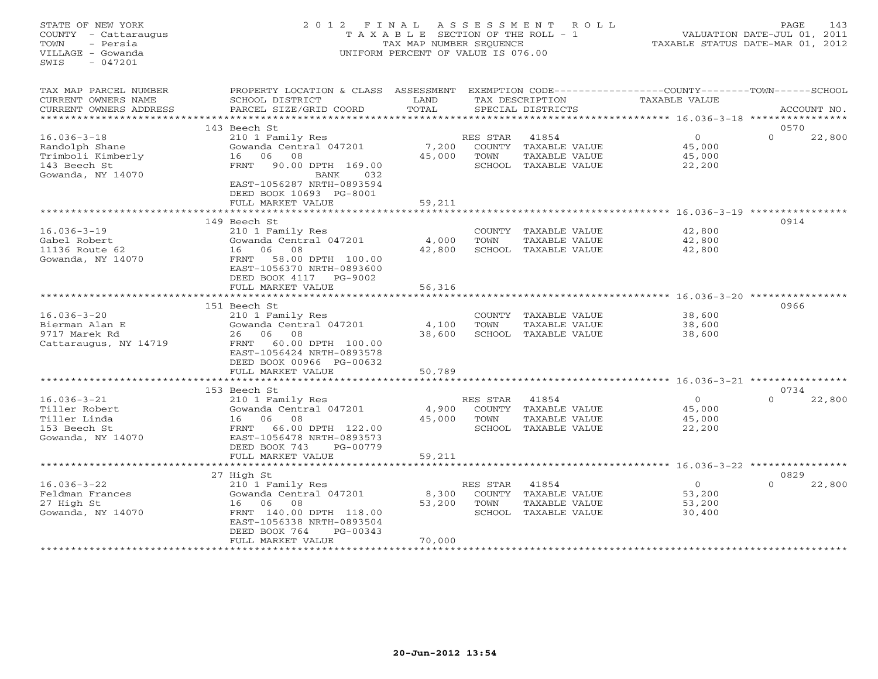STATE OF NEW YORK
COUNTY - Cattaraugus
TOWN - Persia
VILLAGE - Gowanda
SWIS - 047201

2012 FINAL ASSESSMENT ROLL
TAXABLE SECTION OF THE ROLL - 1
TAX MAP NUMBER SEQUENCE
UNIFORM PERCENT OF VALUE IS 076.00

VALUATION DATE-JUL 01, 2011
TAXABLE STATUS DATE-MAR 01, 2012

| TAX MAP PARCEL NUMBER / CURRENT OWNERS NAME / CURRENT OWNERS ADDRESS | PROPERTY LOCATION & CLASS / SCHOOL DISTRICT / PARCEL SIZE/GRID COORD | ASSESSMENT LAND / TOTAL | EXEMPTION CODE / TAX DESCRIPTION / SPECIAL DISTRICTS | COUNTY TAXABLE VALUE | TOWN | SCHOOL / ACCOUNT NO. |
|---|---|---|---|---|---|---|
| | 143 Beech St | | | | | 0570 |
| 16.036-3-18 | 210 1 Family Res | | RES STAR 41854 | 0 | 0 | 22,800 |
| Randolph Shane | Gowanda Central 047201 | 7,200 | COUNTY TAXABLE VALUE | 45,000 | | |
| Trimboli Kimberly | 16 06 08 | 45,000 | TOWN TAXABLE VALUE | 45,000 | | |
| 143 Beech St | FRNT 90.00 DPTH 169.00 | | SCHOOL TAXABLE VALUE | 22,200 | | |
| Gowanda, NY 14070 | BANK 032 | | | | | |
| | EAST-1056287 NRTH-0893594 | | | | | |
| | DEED BOOK 10693 PG-8001 | | | | | |
| | FULL MARKET VALUE | 59,211 | | | | |
| | 149 Beech St | | | | | 0914 |
| 16.036-3-19 | 210 1 Family Res | | COUNTY TAXABLE VALUE | 42,800 | | |
| Gabel Robert | Gowanda Central 047201 | 4,000 | TOWN TAXABLE VALUE | 42,800 | | |
| 11136 Route 62 | 16 06 08 | 42,800 | SCHOOL TAXABLE VALUE | 42,800 | | |
| Gowanda, NY 14070 | FRNT 58.00 DPTH 100.00 | | | | | |
| | EAST-1056370 NRTH-0893600 | | | | | |
| | DEED BOOK 4117 PG-9002 | | | | | |
| | FULL MARKET VALUE | 56,316 | | | | |
| | 151 Beech St | | | | | 0966 |
| 16.036-3-20 | 210 1 Family Res | | COUNTY TAXABLE VALUE | 38,600 | | |
| Bierman Alan E | Gowanda Central 047201 | 4,100 | TOWN TAXABLE VALUE | 38,600 | | |
| 9717 Marek Rd | 26 06 08 | 38,600 | SCHOOL TAXABLE VALUE | 38,600 | | |
| Cattaraugus, NY 14719 | FRNT 60.00 DPTH 100.00 | | | | | |
| | EAST-1056424 NRTH-0893578 | | | | | |
| | DEED BOOK 00966 PG-00632 | | | | | |
| | FULL MARKET VALUE | 50,789 | | | | |
| | 153 Beech St | | | | | 0734 |
| 16.036-3-21 | 210 1 Family Res | | RES STAR 41854 | 0 | 0 | 22,800 |
| Tiller Robert | Gowanda Central 047201 | 4,900 | COUNTY TAXABLE VALUE | 45,000 | | |
| Tiller Linda | 16 06 08 | 45,000 | TOWN TAXABLE VALUE | 45,000 | | |
| 153 Beech St | FRNT 66.00 DPTH 122.00 | | SCHOOL TAXABLE VALUE | 22,200 | | |
| Gowanda, NY 14070 | EAST-1056478 NRTH-0893573 | | | | | |
| | DEED BOOK 743 PG-00779 | | | | | |
| | FULL MARKET VALUE | 59,211 | | | | |
| | 27 High St | | | | | 0829 |
| 16.036-3-22 | 210 1 Family Res | | RES STAR 41854 | 0 | 0 | 22,800 |
| Feldman Frances | Gowanda Central 047201 | 8,300 | COUNTY TAXABLE VALUE | 53,200 | | |
| 27 High St | 16 06 08 | 53,200 | TOWN TAXABLE VALUE | 53,200 | | |
| Gowanda, NY 14070 | FRNT 140.00 DPTH 118.00 | | SCHOOL TAXABLE VALUE | 30,400 | | |
| | EAST-1056338 NRTH-0893504 | | | | | |
| | DEED BOOK 764 PG-00343 | | | | | |
| | FULL MARKET VALUE | 70,000 | | | | |

20-Jun-2012 13:54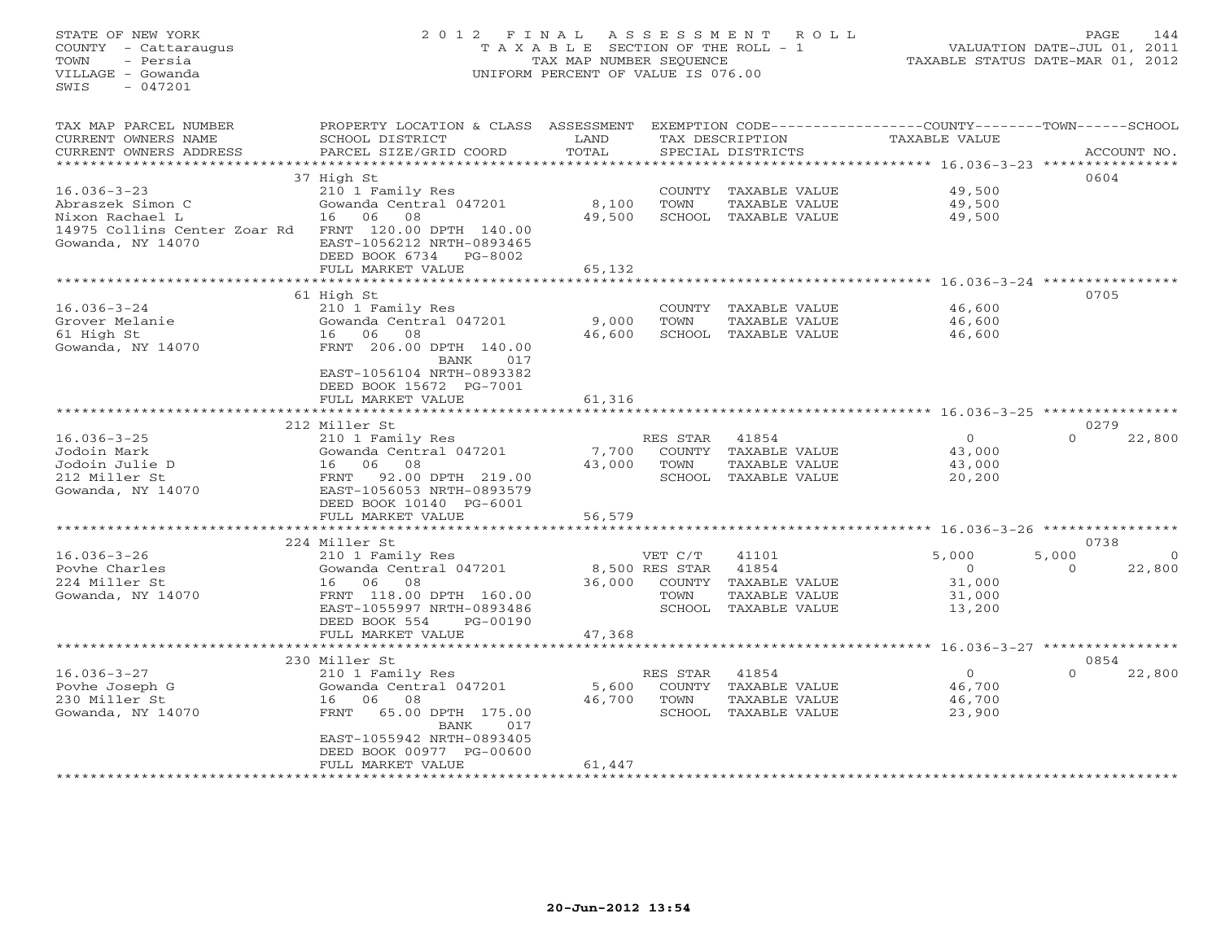STATE OF NEW YORK
COUNTY - Cattaraugus
TOWN - Persia
VILLAGE - Gowanda
SWIS - 047201

# 2012 FINAL ASSESSMENT ROLL

TAXABLE SECTION OF THE ROLL - 1
TAX MAP NUMBER SEQUENCE
UNIFORM PERCENT OF VALUE IS 076.00

VALUATION DATE-JUL 01, 2011
TAXABLE STATUS DATE-MAR 01, 2012

| TAX MAP PARCEL NUMBER / CURRENT OWNERS NAME / CURRENT OWNERS ADDRESS | PROPERTY LOCATION & CLASS / SCHOOL DISTRICT / PARCEL SIZE/GRID COORD | ASSESSMENT LAND / TOTAL | EXEMPTION CODE / TAX DESCRIPTION / SPECIAL DISTRICTS | COUNTY TAXABLE VALUE | TOWN | SCHOOL | ACCOUNT NO. |
|---|---|---|---|---|---|---|---|
| | 37 High St | | | | | | 0604 |
| 16.036-3-23 | 210 1 Family Res | | COUNTY TAXABLE VALUE | 49,500 | | | |
| Abraszek Simon C | Gowanda Central 047201 | 8,100 | TOWN TAXABLE VALUE | 49,500 | | | |
| Nixon Rachael L | 16 06 08 | 49,500 | SCHOOL TAXABLE VALUE | 49,500 | | | |
| 14975 Collins Center Zoar Rd | FRNT 120.00 DPTH 140.00 | | | | | | |
| Gowanda, NY 14070 | EAST-1056212 NRTH-0893465 | | | | | | |
| | DEED BOOK 6734 PG-8002 | | | | | | |
| | FULL MARKET VALUE | 65,132 | | | | | |
| | 61 High St | | | | | | 0705 |
| 16.036-3-24 | 210 1 Family Res | | COUNTY TAXABLE VALUE | 46,600 | | | |
| Grover Melanie | Gowanda Central 047201 | 9,000 | TOWN TAXABLE VALUE | 46,600 | | | |
| 61 High St | 16 06 08 | 46,600 | SCHOOL TAXABLE VALUE | 46,600 | | | |
| Gowanda, NY 14070 | FRNT 206.00 DPTH 140.00 | | | | | | |
| | BANK 017 | | | | | | |
| | EAST-1056104 NRTH-0893382 | | | | | | |
| | DEED BOOK 15672 PG-7001 | | | | | | |
| | FULL MARKET VALUE | 61,316 | | | | | |
| | 212 Miller St | | | | | | 0279 |
| 16.036-3-25 | 210 1 Family Res | | RES STAR 41854 | 0 | | 0 | 22,800 |
| Jodoin Mark | Gowanda Central 047201 | 7,700 | COUNTY TAXABLE VALUE | 43,000 | | | |
| Jodoin Julie D | 16 06 08 | 43,000 | TOWN TAXABLE VALUE | 43,000 | | | |
| 212 Miller St | FRNT 92.00 DPTH 219.00 | | SCHOOL TAXABLE VALUE | 20,200 | | | |
| Gowanda, NY 14070 | EAST-1056053 NRTH-0893579 | | | | | | |
| | DEED BOOK 10140 PG-6001 | | | | | | |
| | FULL MARKET VALUE | 56,579 | | | | | |
| | 224 Miller St | | | | | | 0738 |
| 16.036-3-26 | 210 1 Family Res | | VET C/T 41101 | 5,000 | 5,000 | 0 | |
| Povhe Charles | Gowanda Central 047201 | 8,500 | RES STAR 41854 | 0 | | 0 | 22,800 |
| 224 Miller St | 16 06 08 | 36,000 | COUNTY TAXABLE VALUE | 31,000 | | | |
| Gowanda, NY 14070 | FRNT 118.00 DPTH 160.00 | | TOWN TAXABLE VALUE | 31,000 | | | |
| | EAST-1055997 NRTH-0893486 | | SCHOOL TAXABLE VALUE | 13,200 | | | |
| | DEED BOOK 554 PG-00190 | | | | | | |
| | FULL MARKET VALUE | 47,368 | | | | | |
| | 230 Miller St | | | | | | 0854 |
| 16.036-3-27 | 210 1 Family Res | | RES STAR 41854 | 0 | | 0 | 22,800 |
| Povhe Joseph G | Gowanda Central 047201 | 5,600 | COUNTY TAXABLE VALUE | 46,700 | | | |
| 230 Miller St | 16 06 08 | 46,700 | TOWN TAXABLE VALUE | 46,700 | | | |
| Gowanda, NY 14070 | FRNT 65.00 DPTH 175.00 | | SCHOOL TAXABLE VALUE | 23,900 | | | |
| | BANK 017 | | | | | | |
| | EAST-1055942 NRTH-0893405 | | | | | | |
| | DEED BOOK 00977 PG-00600 | | | | | | |
| | FULL MARKET VALUE | 61,447 | | | | | |

20-Jun-2012 13:54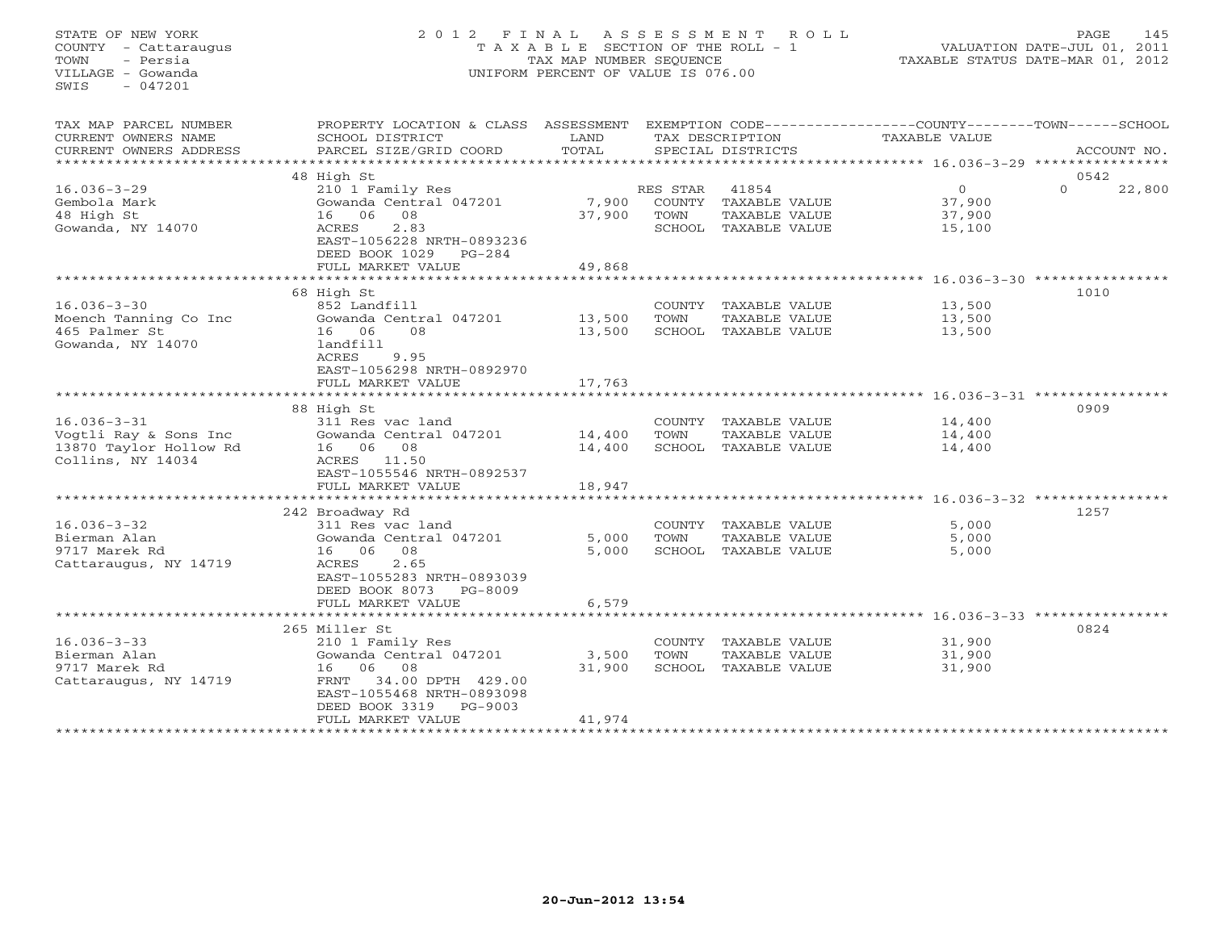STATE OF NEW YORK
COUNTY - Cattaraugus
TOWN - Persia
VILLAGE - Gowanda
SWIS - 047201

# 2012 FINAL ASSESSMENT ROLL

TAXABLE SECTION OF THE ROLL - 1
TAX MAP NUMBER SEQUENCE
UNIFORM PERCENT OF VALUE IS 076.00

VALUATION DATE-JUL 01, 2011
TAXABLE STATUS DATE-MAR 01, 2012

| TAX MAP PARCEL NUMBER / CURRENT OWNERS NAME / CURRENT OWNERS ADDRESS | PROPERTY LOCATION & CLASS / SCHOOL DISTRICT / PARCEL SIZE/GRID COORD | ASSESSMENT LAND / TOTAL | EXEMPTION CODE / TAX DESCRIPTION / SPECIAL DISTRICTS | COUNTY | TOWN | SCHOOL | ACCOUNT NO. |
|---|---|---|---|---|---|---|---|
| 16.036-3-29 | 48 High St | | | | | | 0542 |
| Gembola Mark | 210 1 Family Res | | RES STAR 41854 | 0 | | 22,800 | |
| 48 High St | Gowanda Central 047201 | 7,900 | COUNTY TAXABLE VALUE | 37,900 | | | |
| Gowanda, NY 14070 | 16 06 08 | 37,900 | TOWN TAXABLE VALUE | | 37,900 | | |
| | ACRES 2.83 | | SCHOOL TAXABLE VALUE | | | 15,100 | |
| | EAST-1056228 NRTH-0893236 | | | | | | |
| | DEED BOOK 1029 PG-284 | | | | | | |
| | FULL MARKET VALUE | 49,868 | | | | | |
| 16.036-3-30 | 68 High St | | | | | | 1010 |
| Moench Tanning Co Inc | 852 Landfill | | COUNTY TAXABLE VALUE | 13,500 | | | |
| 465 Palmer St | Gowanda Central 047201 | 13,500 | TOWN TAXABLE VALUE | | 13,500 | | |
| Gowanda, NY 14070 | 16 06 08 | 13,500 | SCHOOL TAXABLE VALUE | | | 13,500 | |
| | landfill | | | | | | |
| | ACRES 9.95 | | | | | | |
| | EAST-1056298 NRTH-0892970 | | | | | | |
| | FULL MARKET VALUE | 17,763 | | | | | |
| 16.036-3-31 | 88 High St | | | | | | 0909 |
| Vogtli Ray & Sons Inc | 311 Res vac land | | COUNTY TAXABLE VALUE | 14,400 | | | |
| 13870 Taylor Hollow Rd | Gowanda Central 047201 | 14,400 | TOWN TAXABLE VALUE | | 14,400 | | |
| Collins, NY 14034 | 16 06 08 | 14,400 | SCHOOL TAXABLE VALUE | | | 14,400 | |
| | ACRES 11.50 | | | | | | |
| | EAST-1055546 NRTH-0892537 | | | | | | |
| | FULL MARKET VALUE | 18,947 | | | | | |
| 16.036-3-32 | 242 Broadway Rd | | | | | | 1257 |
| Bierman Alan | 311 Res vac land | | COUNTY TAXABLE VALUE | 5,000 | | | |
| 9717 Marek Rd | Gowanda Central 047201 | 5,000 | TOWN TAXABLE VALUE | | 5,000 | | |
| Cattaraugus, NY 14719 | 16 06 08 | 5,000 | SCHOOL TAXABLE VALUE | | | 5,000 | |
| | ACRES 2.65 | | | | | | |
| | EAST-1055283 NRTH-0893039 | | | | | | |
| | DEED BOOK 8073 PG-8009 | | | | | | |
| | FULL MARKET VALUE | 6,579 | | | | | |
| 16.036-3-33 | 265 Miller St | | | | | | 0824 |
| Bierman Alan | 210 1 Family Res | | COUNTY TAXABLE VALUE | 31,900 | | | |
| 9717 Marek Rd | Gowanda Central 047201 | 3,500 | TOWN TAXABLE VALUE | | 31,900 | | |
| Cattaraugus, NY 14719 | 16 06 08 | 31,900 | SCHOOL TAXABLE VALUE | | | 31,900 | |
| | FRNT 34.00 DPTH 429.00 | | | | | | |
| | EAST-1055468 NRTH-0893098 | | | | | | |
| | DEED BOOK 3319 PG-9003 | | | | | | |
| | FULL MARKET VALUE | 41,974 | | | | | |

20-Jun-2012 13:54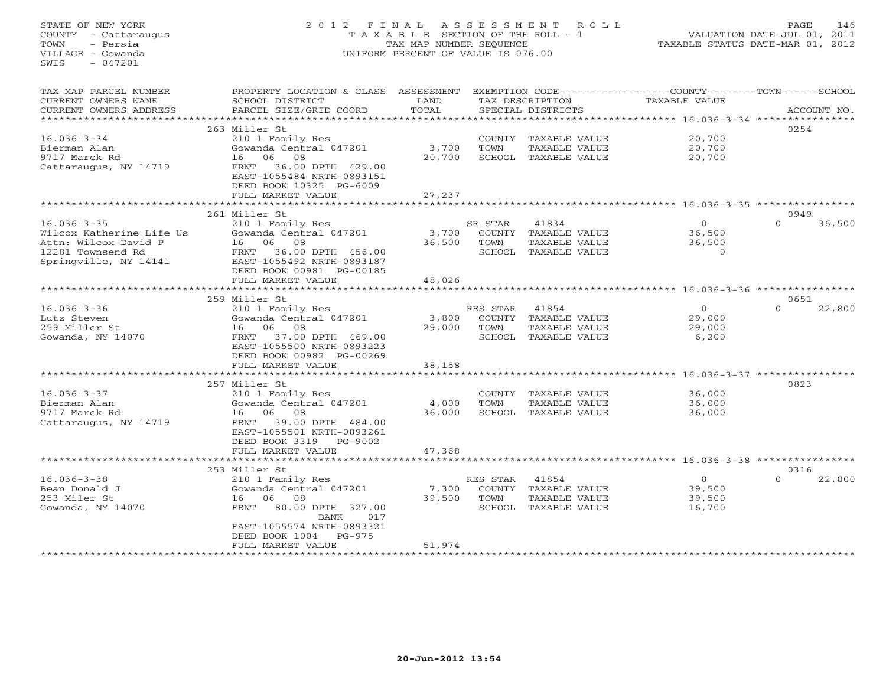STATE OF NEW YORK
COUNTY - Cattaraugus
TOWN - Persia
VILLAGE - Gowanda
SWIS - 047201

2012 FINAL ASSESSMENT ROLL
TAXABLE SECTION OF THE ROLL - 1
TAX MAP NUMBER SEQUENCE
UNIFORM PERCENT OF VALUE IS 076.00

VALUATION DATE-JUL 01, 2011
TAXABLE STATUS DATE-MAR 01, 2012

| TAX MAP PARCEL NUMBER / CURRENT OWNERS NAME / CURRENT OWNERS ADDRESS | PROPERTY LOCATION & CLASS / SCHOOL DISTRICT / PARCEL SIZE/GRID COORD | ASSESSMENT LAND / TOTAL | EXEMPTION CODE / TAX DESCRIPTION / SPECIAL DISTRICTS | COUNTY / TOWN / TAXABLE VALUE | SCHOOL / ACCOUNT NO. |
|---|---|---|---|---|---|
| **16.036-3-34** | 263 Miller St | | | | 0254 |
| | 210 1 Family Res | | COUNTY TAXABLE VALUE | 20,700 | |
| Bierman Alan | Gowanda Central 047201 | 3,700 | TOWN TAXABLE VALUE | 20,700 | |
| 9717 Marek Rd | 16 06 08 | 20,700 | SCHOOL TAXABLE VALUE | 20,700 | |
| Cattaraugus, NY 14719 | FRNT 36.00 DPTH 429.00 | | | | |
| | EAST-1055484 NRTH-0893151 | | | | |
| | DEED BOOK 10325 PG-6009 | | | | |
| | FULL MARKET VALUE | 27,237 | | | |
| **16.036-3-35** | 261 Miller St | | | | 0949 |
| | 210 1 Family Res | | SR STAR 41834 | 0 | 0 36,500 |
| Wilcox Katherine Life Us | Gowanda Central 047201 | 3,700 | COUNTY TAXABLE VALUE | 36,500 | |
| Attn: Wilcox David P | 16 06 08 | 36,500 | TOWN TAXABLE VALUE | 36,500 | |
| 12281 Townsend Rd | FRNT 36.00 DPTH 456.00 | | SCHOOL TAXABLE VALUE | 0 | |
| Springville, NY 14141 | EAST-1055492 NRTH-0893187 | | | | |
| | DEED BOOK 00981 PG-00185 | | | | |
| | FULL MARKET VALUE | 48,026 | | | |
| **16.036-3-36** | 259 Miller St | | | | 0651 |
| | 210 1 Family Res | | RES STAR 41854 | 0 | 0 22,800 |
| Lutz Steven | Gowanda Central 047201 | 3,800 | COUNTY TAXABLE VALUE | 29,000 | |
| 259 Miller St | 16 06 08 | 29,000 | TOWN TAXABLE VALUE | 29,000 | |
| Gowanda, NY 14070 | FRNT 37.00 DPTH 469.00 | | SCHOOL TAXABLE VALUE | 6,200 | |
| | EAST-1055500 NRTH-0893223 | | | | |
| | DEED BOOK 00982 PG-00269 | | | | |
| | FULL MARKET VALUE | 38,158 | | | |
| **16.036-3-37** | 257 Miller St | | | | 0823 |
| | 210 1 Family Res | | COUNTY TAXABLE VALUE | 36,000 | |
| Bierman Alan | Gowanda Central 047201 | 4,000 | TOWN TAXABLE VALUE | 36,000 | |
| 9717 Marek Rd | 16 06 08 | 36,000 | SCHOOL TAXABLE VALUE | 36,000 | |
| Cattaraugus, NY 14719 | FRNT 39.00 DPTH 484.00 | | | | |
| | EAST-1055501 NRTH-0893261 | | | | |
| | DEED BOOK 3319 PG-9002 | | | | |
| | FULL MARKET VALUE | 47,368 | | | |
| **16.036-3-38** | 253 Miller St | | | | 0316 |
| | 210 1 Family Res | | RES STAR 41854 | 0 | 0 22,800 |
| Bean Donald J | Gowanda Central 047201 | 7,300 | COUNTY TAXABLE VALUE | 39,500 | |
| 253 Miler St | 16 06 08 | 39,500 | TOWN TAXABLE VALUE | 39,500 | |
| Gowanda, NY 14070 | FRNT 80.00 DPTH 327.00 | | SCHOOL TAXABLE VALUE | 16,700 | |
| | BANK 017 | | | | |
| | EAST-1055574 NRTH-0893321 | | | | |
| | DEED BOOK 1004 PG-975 | | | | |
| | FULL MARKET VALUE | 51,974 | | | |

20-Jun-2012 13:54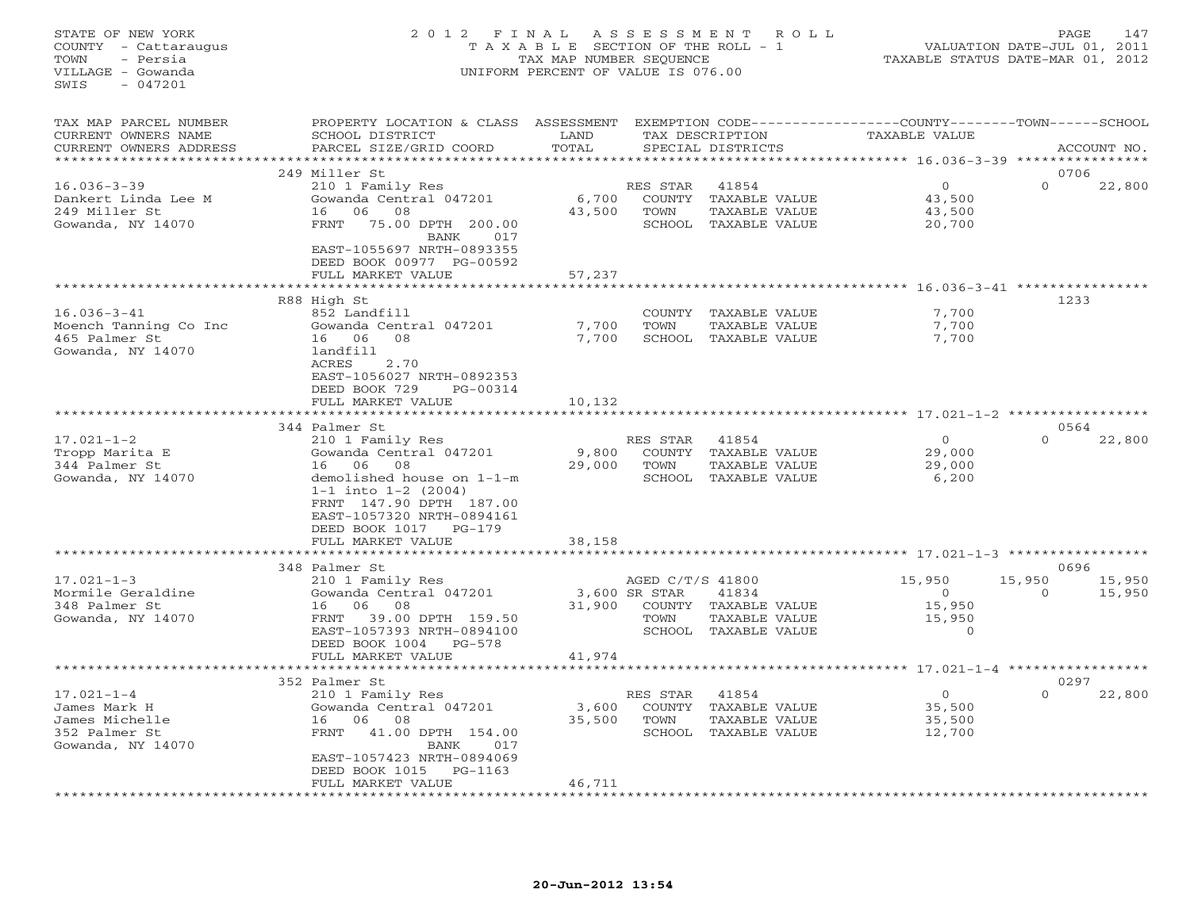STATE OF NEW YORK
COUNTY - Cattaraugus
TOWN - Persia
VILLAGE - Gowanda
SWIS - 047201

2012 FINAL ASSESSMENT ROLL
TAXABLE SECTION OF THE ROLL - 1
TAX MAP NUMBER SEQUENCE
UNIFORM PERCENT OF VALUE IS 076.00

VALUATION DATE-JUL 01, 2011
TAXABLE STATUS DATE-MAR 01, 2012

| TAX MAP PARCEL NUMBER / CURRENT OWNERS NAME / CURRENT OWNERS ADDRESS | PROPERTY LOCATION & CLASS / SCHOOL DISTRICT / PARCEL SIZE/GRID COORD | ASSESSMENT LAND / TOTAL | EXEMPTION CODE / TAX DESCRIPTION / SPECIAL DISTRICTS | COUNTY TAXABLE VALUE | TOWN | SCHOOL | ACCOUNT NO. |
|---|---|---|---|---|---|---|---|
| 16.036-3-39 | 249 Miller St | | | | | | 0706 |
| Dankert Linda Lee M | 210 1 Family Res | | RES STAR 41854 | 0 | 0 | 22,800 | |
| 249 Miller St | Gowanda Central 047201 | 6,700 | COUNTY TAXABLE VALUE | 43,500 | | | |
| Gowanda, NY 14070 | 16 06 08 | 43,500 | TOWN TAXABLE VALUE | 43,500 | | | |
| | FRNT 75.00 DPTH 200.00 BANK 017 | | SCHOOL TAXABLE VALUE | 20,700 | | | |
| | EAST-1055697 NRTH-0893355 | | | | | | |
| | DEED BOOK 00977 PG-00592 | | | | | | |
| | FULL MARKET VALUE | 57,237 | | | | | |
| 16.036-3-41 | R88 High St | | | | | | 1233 |
| Moench Tanning Co Inc | 852 Landfill | | COUNTY TAXABLE VALUE | 7,700 | | | |
| 465 Palmer St | Gowanda Central 047201 | 7,700 | TOWN TAXABLE VALUE | 7,700 | | | |
| Gowanda, NY 14070 | 16 06 08 | 7,700 | SCHOOL TAXABLE VALUE | 7,700 | | | |
| | landfill | | | | | | |
| | ACRES 2.70 | | | | | | |
| | EAST-1056027 NRTH-0892353 | | | | | | |
| | DEED BOOK 729 PG-00314 | | | | | | |
| | FULL MARKET VALUE | 10,132 | | | | | |
| 17.021-1-2 | 344 Palmer St | | | | | | 0564 |
| Tropp Marita E | 210 1 Family Res | | RES STAR 41854 | 0 | 0 | 22,800 | |
| 344 Palmer St | Gowanda Central 047201 | 9,800 | COUNTY TAXABLE VALUE | 29,000 | | | |
| Gowanda, NY 14070 | 16 06 08 | 29,000 | TOWN TAXABLE VALUE | 29,000 | | | |
| | demolished house on 1-1-m | | SCHOOL TAXABLE VALUE | 6,200 | | | |
| | 1-1 into 1-2 (2004) | | | | | | |
| | FRNT 147.90 DPTH 187.00 | | | | | | |
| | EAST-1057320 NRTH-0894161 | | | | | | |
| | DEED BOOK 1017 PG-179 | | | | | | |
| | FULL MARKET VALUE | 38,158 | | | | | |
| 17.021-1-3 | 348 Palmer St | | | | | | 0696 |
| Mormile Geraldine | 210 1 Family Res | | AGED C/T/S 41800 | 15,950 | 15,950 | 15,950 | |
| 348 Palmer St | Gowanda Central 047201 | 3,600 | SR STAR 41834 | 0 | 0 | 15,950 | |
| Gowanda, NY 14070 | 16 06 08 | 31,900 | COUNTY TAXABLE VALUE | 15,950 | | | |
| | FRNT 39.00 DPTH 159.50 | | TOWN TAXABLE VALUE | 15,950 | | | |
| | EAST-1057393 NRTH-0894100 | | SCHOOL TAXABLE VALUE | 0 | | | |
| | DEED BOOK 1004 PG-578 | | | | | | |
| | FULL MARKET VALUE | 41,974 | | | | | |
| 17.021-1-4 | 352 Palmer St | | | | | | 0297 |
| James Mark H | 210 1 Family Res | | RES STAR 41854 | 0 | 0 | 22,800 | |
| James Michelle | Gowanda Central 047201 | 3,600 | COUNTY TAXABLE VALUE | 35,500 | | | |
| 352 Palmer St | 16 06 08 | 35,500 | TOWN TAXABLE VALUE | 35,500 | | | |
| Gowanda, NY 14070 | FRNT 41.00 DPTH 154.00 BANK 017 | | SCHOOL TAXABLE VALUE | 12,700 | | | |
| | EAST-1057423 NRTH-0894069 | | | | | | |
| | DEED BOOK 1015 PG-1163 | | | | | | |
| | FULL MARKET VALUE | 46,711 | | | | | |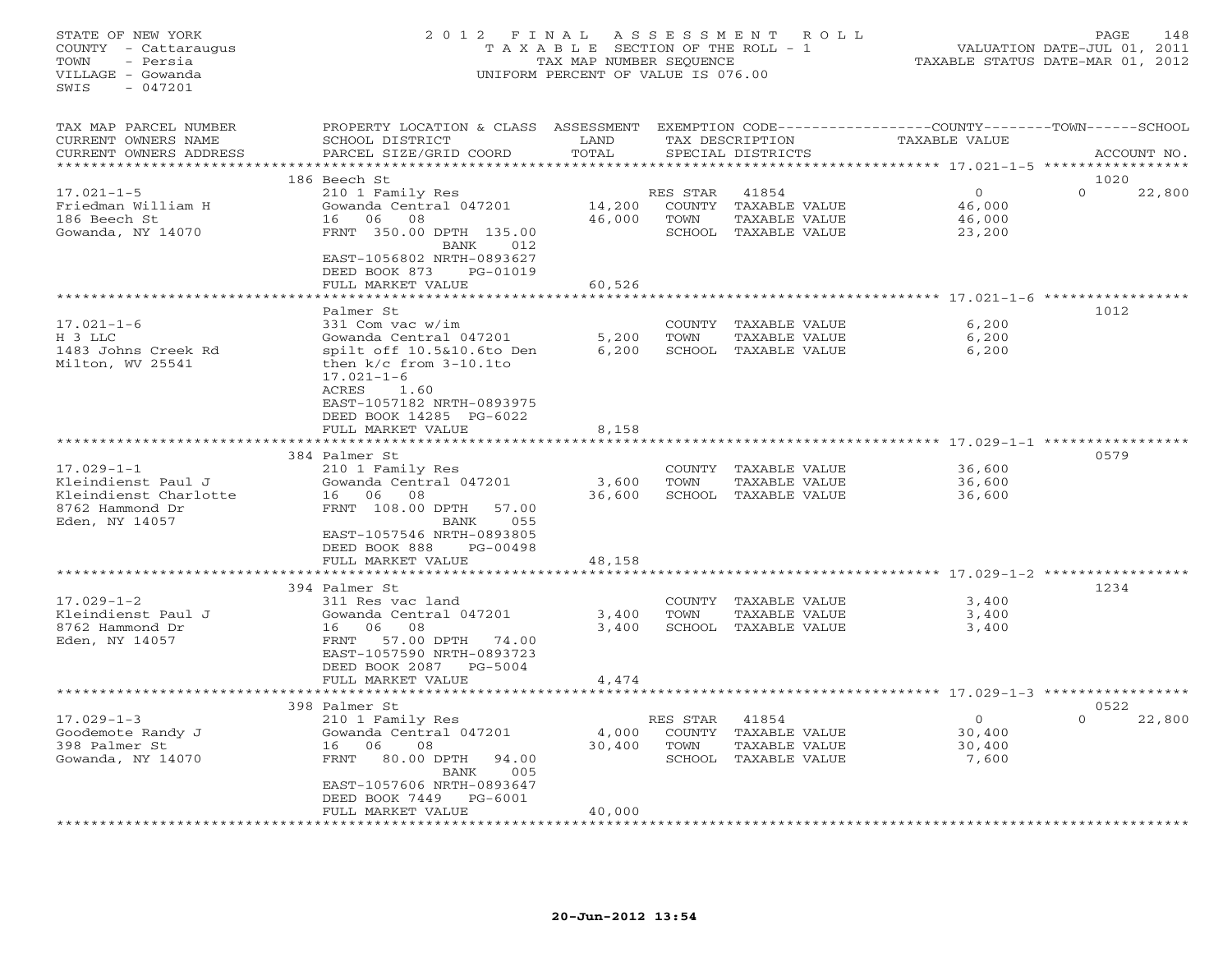STATE OF NEW YORK
COUNTY - Cattaraugus
TOWN - Persia
VILLAGE - Gowanda
SWIS - 047201

# 2012 FINAL ASSESSMENT ROLL

TAXABLE SECTION OF THE ROLL - 1
TAX MAP NUMBER SEQUENCE
UNIFORM PERCENT OF VALUE IS 076.00

VALUATION DATE-JUL 01, 2011
TAXABLE STATUS DATE-MAR 01, 2012

| TAX MAP PARCEL NUMBER / CURRENT OWNERS NAME / CURRENT OWNERS ADDRESS | PROPERTY LOCATION & CLASS / SCHOOL DISTRICT / PARCEL SIZE/GRID COORD | ASSESSMENT LAND / TOTAL | EXEMPTION CODE / TAX DESCRIPTION / SPECIAL DISTRICTS | COUNTY TAXABLE VALUE | TOWN | SCHOOL | ACCOUNT NO. |
|---|---|---|---|---|---|---|---|
| **17.021-1-5** | 186 Beech St | | | | | | 1020 |
| Friedman William H | 210 1 Family Res | | RES STAR 41854 | 0 | 0 | 22,800 | |
| 186 Beech St | Gowanda Central 047201 | 14,200 | COUNTY TAXABLE VALUE | 46,000 | | | |
| Gowanda, NY 14070 | 16 06 08 | 46,000 | TOWN TAXABLE VALUE | | 46,000 | | |
| | FRNT 350.00 DPTH 135.00 BANK 012 | | SCHOOL TAXABLE VALUE | | | 23,200 | |
| | EAST-1056802 NRTH-0893627 | | | | | | |
| | DEED BOOK 873 PG-01019 | | | | | | |
| | FULL MARKET VALUE | 60,526 | | | | | |
| **17.021-1-6** | Palmer St | | | | | | 1012 |
| H 3 LLC | 331 Com vac w/im | | COUNTY TAXABLE VALUE | 6,200 | | | |
| 1483 Johns Creek Rd | Gowanda Central 047201 | 5,200 | TOWN TAXABLE VALUE | | 6,200 | | |
| Milton, WV 25541 | spilt off 10.5&10.6to Den | 6,200 | SCHOOL TAXABLE VALUE | | | 6,200 | |
| | then k/c from 3-10.1to | | | | | | |
| | 17.021-1-6 | | | | | | |
| | ACRES 1.60 | | | | | | |
| | EAST-1057182 NRTH-0893975 | | | | | | |
| | DEED BOOK 14285 PG-6022 | | | | | | |
| | FULL MARKET VALUE | 8,158 | | | | | |
| **17.029-1-1** | 384 Palmer St | | | | | | 0579 |
| Kleindienst Paul J | 210 1 Family Res | | COUNTY TAXABLE VALUE | 36,600 | | | |
| Kleindienst Charlotte | Gowanda Central 047201 | 3,600 | TOWN TAXABLE VALUE | | 36,600 | | |
| 8762 Hammond Dr | 16 06 08 | 36,600 | SCHOOL TAXABLE VALUE | | | 36,600 | |
| Eden, NY 14057 | FRNT 108.00 DPTH 57.00 BANK 055 | | | | | | |
| | EAST-1057546 NRTH-0893805 | | | | | | |
| | DEED BOOK 888 PG-00498 | | | | | | |
| | FULL MARKET VALUE | 48,158 | | | | | |
| **17.029-1-2** | 394 Palmer St | | | | | | 1234 |
| Kleindienst Paul J | 311 Res vac land | | COUNTY TAXABLE VALUE | 3,400 | | | |
| 8762 Hammond Dr | Gowanda Central 047201 | 3,400 | TOWN TAXABLE VALUE | | 3,400 | | |
| Eden, NY 14057 | 16 06 08 | 3,400 | SCHOOL TAXABLE VALUE | | | 3,400 | |
| | FRNT 57.00 DPTH 74.00 | | | | | | |
| | EAST-1057590 NRTH-0893723 | | | | | | |
| | DEED BOOK 2087 PG-5004 | | | | | | |
| | FULL MARKET VALUE | 4,474 | | | | | |
| **17.029-1-3** | 398 Palmer St | | | | | | 0522 |
| Goodemote Randy J | 210 1 Family Res | | RES STAR 41854 | 0 | 0 | 22,800 | |
| 398 Palmer St | Gowanda Central 047201 | 4,000 | COUNTY TAXABLE VALUE | 30,400 | | | |
| Gowanda, NY 14070 | 16 06 08 | 30,400 | TOWN TAXABLE VALUE | | 30,400 | | |
| | FRNT 80.00 DPTH 94.00 BANK 005 | | SCHOOL TAXABLE VALUE | | | 7,600 | |
| | EAST-1057606 NRTH-0893647 | | | | | | |
| | DEED BOOK 7449 PG-6001 | | | | | | |
| | FULL MARKET VALUE | 40,000 | | | | | |

20-Jun-2012 13:54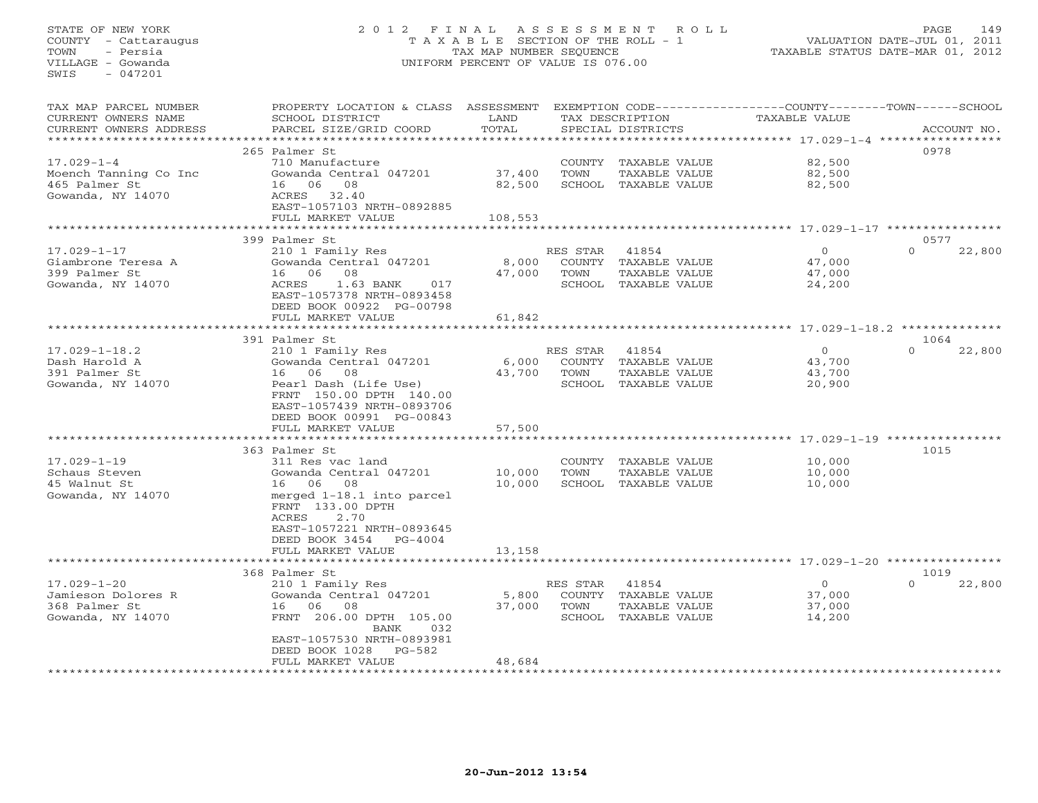STATE OF NEW YORK
COUNTY - Cattaraugus
TOWN - Persia
VILLAGE - Gowanda
SWIS - 047201

2012 FINAL ASSESSMENT ROLL
TAXABLE SECTION OF THE ROLL - 1
TAX MAP NUMBER SEQUENCE
UNIFORM PERCENT OF VALUE IS 076.00

VALUATION DATE-JUL 01, 2011
TAXABLE STATUS DATE-MAR 01, 2012

| TAX MAP PARCEL NUMBER / CURRENT OWNERS NAME / CURRENT OWNERS ADDRESS | PROPERTY LOCATION & CLASS / SCHOOL DISTRICT / PARCEL SIZE/GRID COORD | ASSESSMENT LAND / TOTAL | EXEMPTION CODE / TAX DESCRIPTION / SPECIAL DISTRICTS | COUNTY | TOWN | SCHOOL / ACCOUNT NO. |
|---|---|---|---|---|---|---|
| **17.029-1-4** | 265 Palmer St | | | | | 0978 |
| Moench Tanning Co Inc | 710 Manufacture | | COUNTY TAXABLE VALUE | 82,500 | | |
| 465 Palmer St | Gowanda Central 047201 | 37,400 | TOWN TAXABLE VALUE | | 82,500 | |
| Gowanda, NY 14070 | 16 06 08 | 82,500 | SCHOOL TAXABLE VALUE | | | 82,500 |
| | ACRES 32.40 | | | | | |
| | EAST-1057103 NRTH-0892885 | | | | | |
| | FULL MARKET VALUE | 108,553 | | | | |
| **17.029-1-17** | 399 Palmer St | | | | | 0577 |
| Giambrone Teresa A | 210 1 Family Res | | RES STAR 41854 | 0 | 0 | 22,800 |
| 399 Palmer St | Gowanda Central 047201 | 8,000 | COUNTY TAXABLE VALUE | 47,000 | | |
| Gowanda, NY 14070 | 16 06 08 | 47,000 | TOWN TAXABLE VALUE | | 47,000 | |
| | ACRES 1.63 BANK 017 | | SCHOOL TAXABLE VALUE | | | 24,200 |
| | EAST-1057378 NRTH-0893458 | | | | | |
| | DEED BOOK 00922 PG-00798 | | | | | |
| | FULL MARKET VALUE | 61,842 | | | | |
| **17.029-1-18.2** | 391 Palmer St | | | | | 1064 |
| Dash Harold A | 210 1 Family Res | | RES STAR 41854 | 0 | 0 | 22,800 |
| 391 Palmer St | Gowanda Central 047201 | 6,000 | COUNTY TAXABLE VALUE | 43,700 | | |
| Gowanda, NY 14070 | 16 06 08 | 43,700 | TOWN TAXABLE VALUE | | 43,700 | |
| | Pearl Dash (Life Use) | | SCHOOL TAXABLE VALUE | | | 20,900 |
| | FRNT 150.00 DPTH 140.00 | | | | | |
| | EAST-1057439 NRTH-0893706 | | | | | |
| | DEED BOOK 00991 PG-00843 | | | | | |
| | FULL MARKET VALUE | 57,500 | | | | |
| **17.029-1-19** | 363 Palmer St | | | | | 1015 |
| Schaus Steven | 311 Res vac land | | COUNTY TAXABLE VALUE | 10,000 | | |
| 45 Walnut St | Gowanda Central 047201 | 10,000 | TOWN TAXABLE VALUE | | 10,000 | |
| Gowanda, NY 14070 | 16 06 08 | 10,000 | SCHOOL TAXABLE VALUE | | | 10,000 |
| | merged 1-18.1 into parcel | | | | | |
| | FRNT 133.00 DPTH | | | | | |
| | ACRES 2.70 | | | | | |
| | EAST-1057221 NRTH-0893645 | | | | | |
| | DEED BOOK 3454 PG-4004 | | | | | |
| | FULL MARKET VALUE | 13,158 | | | | |
| **17.029-1-20** | 368 Palmer St | | | | | 1019 |
| Jamieson Dolores R | 210 1 Family Res | | RES STAR 41854 | 0 | 0 | 22,800 |
| 368 Palmer St | Gowanda Central 047201 | 5,800 | COUNTY TAXABLE VALUE | 37,000 | | |
| Gowanda, NY 14070 | 16 06 08 | 37,000 | TOWN TAXABLE VALUE | | 37,000 | |
| | FRNT 206.00 DPTH 105.00 | | SCHOOL TAXABLE VALUE | | | 14,200 |
| | BANK 032 | | | | | |
| | EAST-1057530 NRTH-0893981 | | | | | |
| | DEED BOOK 1028 PG-582 | | | | | |
| | FULL MARKET VALUE | 48,684 | | | | |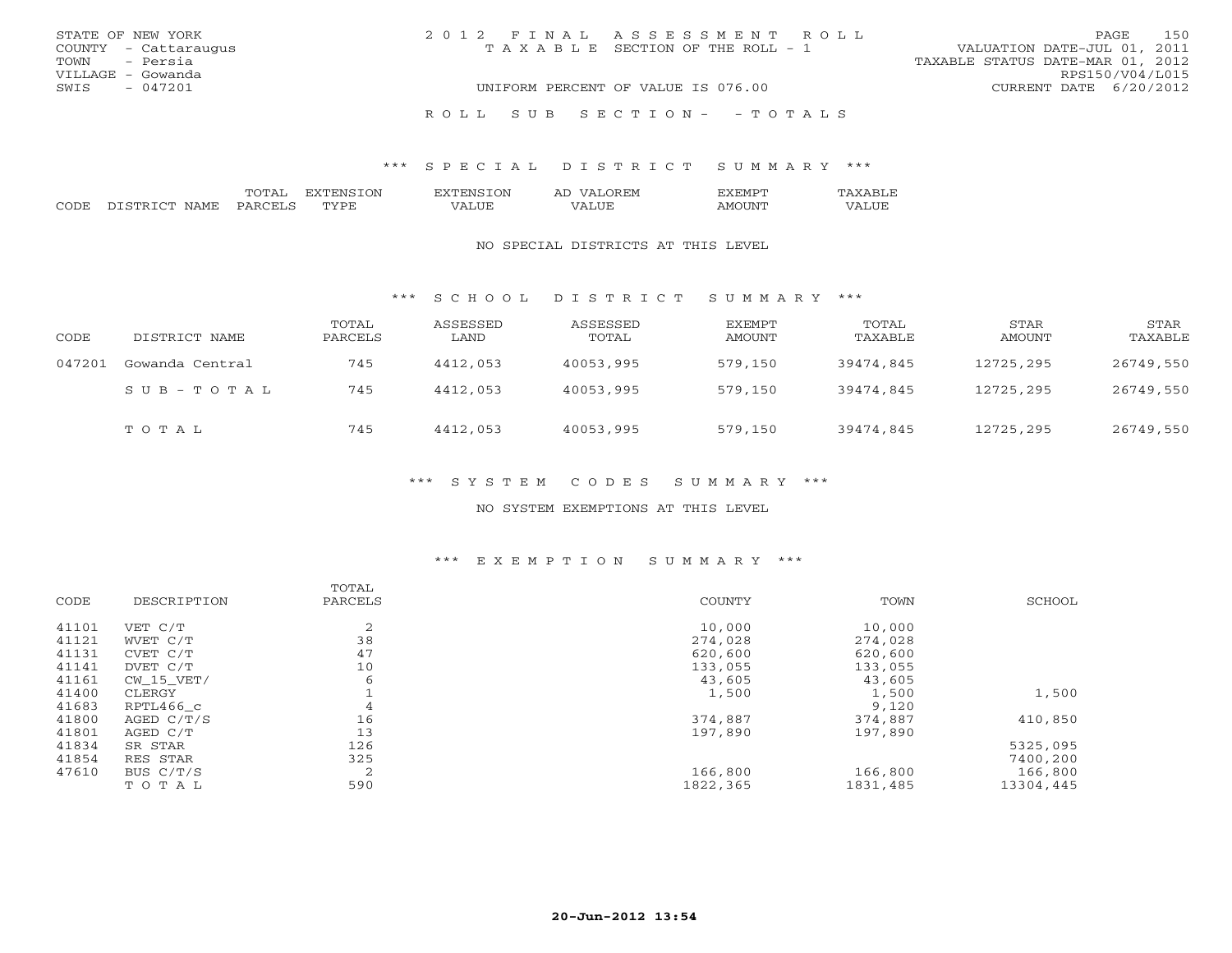STATE OF NEW YORK
COUNTY - Cattaraugus
TOWN - Persia
VILLAGE - Gowanda
SWIS - 047201

2012 FINAL ASSESSMENT ROLL
TAXABLE SECTION OF THE ROLL - 1
UNIFORM PERCENT OF VALUE IS 076.00

VALUATION DATE-JUL 01, 2011
TAXABLE STATUS DATE-MAR 01, 2012
RPS150/V04/L015
CURRENT DATE 6/20/2012

ROLL SUB SECTION- - TOTALS

### *** SPECIAL DISTRICT SUMMARY ***

| CODE | DISTRICT NAME | TOTAL PARCELS | EXTENSION TYPE | EXTENSION VALUE | AD VALOREM VALUE | EXEMPT AMOUNT | TAXABLE VALUE |
|---|---|---|---|---|---|---|---|

NO SPECIAL DISTRICTS AT THIS LEVEL

### *** SCHOOL DISTRICT SUMMARY ***

| CODE | DISTRICT NAME | TOTAL PARCELS | ASSESSED LAND | ASSESSED TOTAL | EXEMPT AMOUNT | TOTAL TAXABLE | STAR AMOUNT | STAR TAXABLE |
|---|---|---|---|---|---|---|---|---|
| 047201 | Gowanda Central | 745 | 4412,053 | 40053,995 | 579,150 | 39474,845 | 12725,295 | 26749,550 |
| | S U B - T O T A L | 745 | 4412,053 | 40053,995 | 579,150 | 39474,845 | 12725,295 | 26749,550 |
| | T O T A L | 745 | 4412,053 | 40053,995 | 579,150 | 39474,845 | 12725,295 | 26749,550 |

### *** SYSTEM CODES SUMMARY ***

NO SYSTEM EXEMPTIONS AT THIS LEVEL

### *** EXEMPTION SUMMARY ***

| CODE | DESCRIPTION | TOTAL PARCELS | COUNTY | TOWN | SCHOOL |
|---|---|---|---|---|---|
| 41101 | VET C/T | 2 | 10,000 | 10,000 | |
| 41121 | WVET C/T | 38 | 274,028 | 274,028 | |
| 41131 | CVET C/T | 47 | 620,600 | 620,600 | |
| 41141 | DVET C/T | 10 | 133,055 | 133,055 | |
| 41161 | CW_15_VET/ | 6 | 43,605 | 43,605 | |
| 41400 | CLERGY | 1 | 1,500 | 1,500 | 1,500 |
| 41683 | RPTL466_c | 4 | | 9,120 | |
| 41800 | AGED C/T/S | 16 | 374,887 | 374,887 | 410,850 |
| 41801 | AGED C/T | 13 | 197,890 | 197,890 | |
| 41834 | SR STAR | 126 | | | 5325,095 |
| 41854 | RES STAR | 325 | | | 7400,200 |
| 47610 | BUS C/T/S | 2 | 166,800 | 166,800 | 166,800 |
| | T O T A L | 590 | 1822,365 | 1831,485 | 13304,445 |

20-Jun-2012 13:54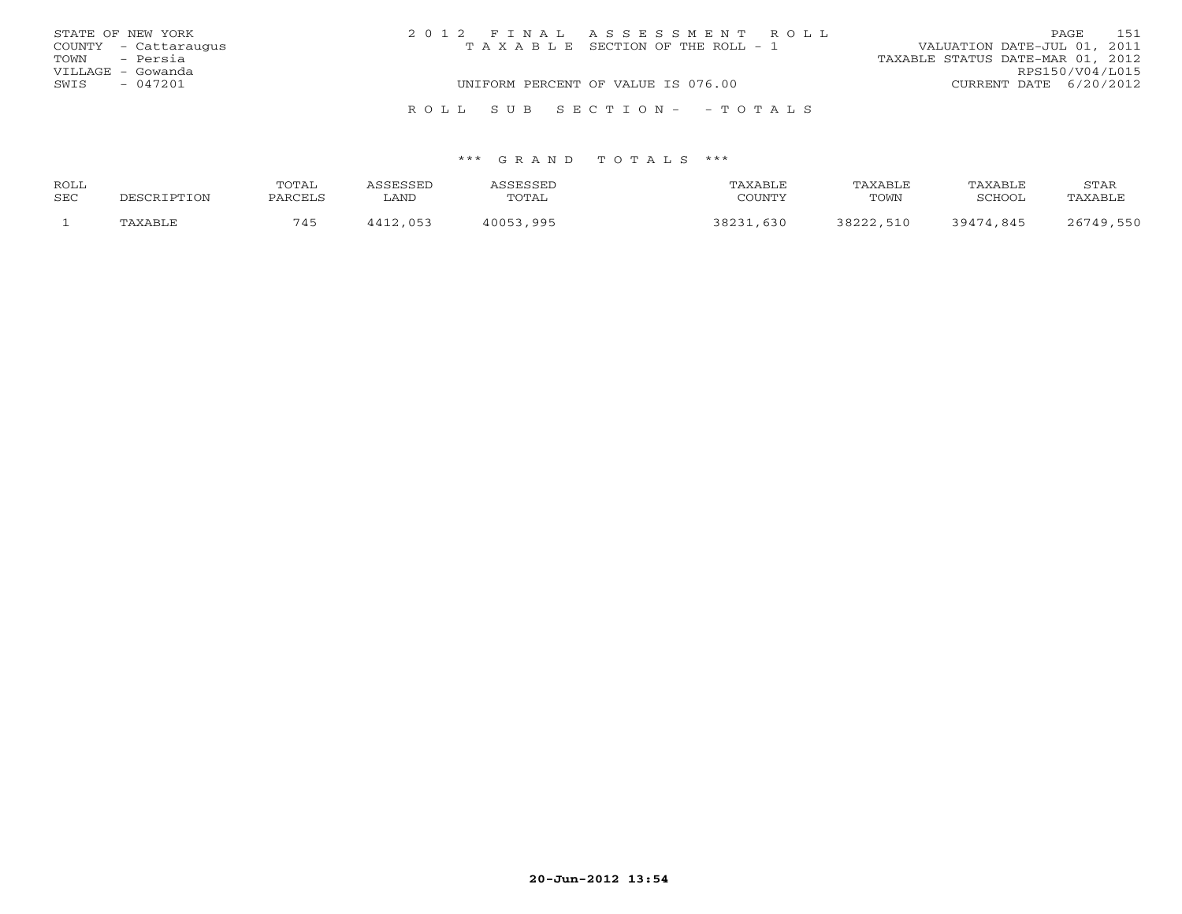STATE OF NEW YORK
COUNTY - Cattaraugus
TOWN - Persia
VILLAGE - Gowanda
SWIS - 047201

2 0 1 2 F I N A L A S S E S S M E N T R O L L
T A X A B L E SECTION OF THE ROLL - 1
UNIFORM PERCENT OF VALUE IS 076.00

VALUATION DATE-JUL 01, 2011
TAXABLE STATUS DATE-MAR 01, 2012
RPS150/V04/L015
CURRENT DATE 6/20/2012

R O L L S U B S E C T I O N - - T O T A L S

\*\*\* G R A N D T O T A L S \*\*\*

| ROLL SEC | DESCRIPTION | TOTAL PARCELS | ASSESSED LAND | ASSESSED TOTAL | TAXABLE COUNTY | TAXABLE TOWN | TAXABLE SCHOOL | STAR TAXABLE |
|---|---|---|---|---|---|---|---|---|
| 1 | TAXABLE | 745 | 4412,053 | 40053,995 | 38231,630 | 38222,510 | 39474,845 | 26749,550 |

20-Jun-2012 13:54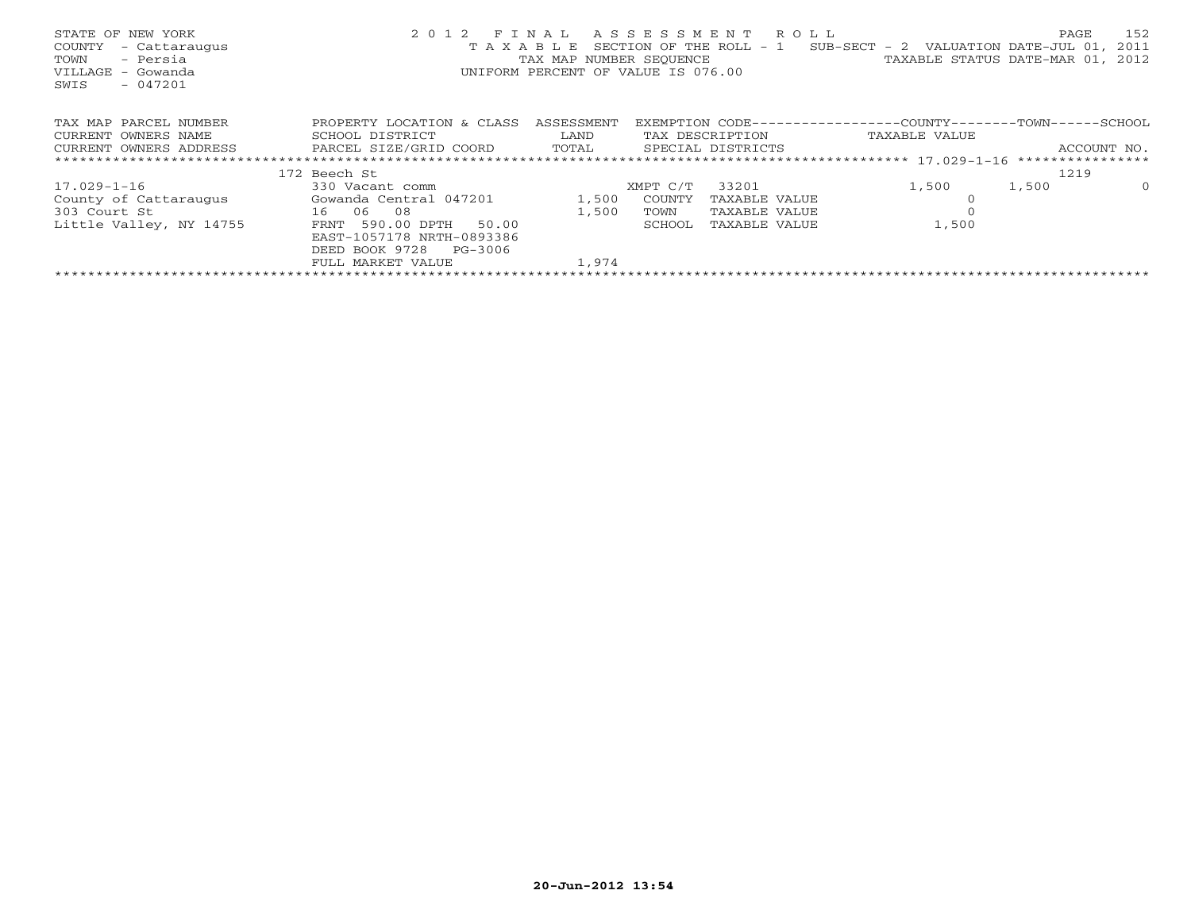STATE OF NEW YORK
COUNTY - Cattaraugus
TOWN - Persia
VILLAGE - Gowanda
SWIS - 047201

2012 FINAL ASSESSMENT ROLL
TAXABLE SECTION OF THE ROLL - 1 SUB-SECT - 2 VALUATION DATE-JUL 01, 2011
TAX MAP NUMBER SEQUENCE TAXABLE STATUS DATE-MAR 01, 2012
UNIFORM PERCENT OF VALUE IS 076.00

| TAX MAP PARCEL NUMBER<br>CURRENT OWNERS NAME<br>CURRENT OWNERS ADDRESS | PROPERTY LOCATION & CLASS<br>SCHOOL DISTRICT<br>PARCEL SIZE/GRID COORD | ASSESSMENT<br>LAND<br>TOTAL | EXEMPTION CODE<br>TAX DESCRIPTION<br>SPECIAL DISTRICTS | | COUNTY<br>TAXABLE VALUE | TOWN | SCHOOL<br>ACCOUNT NO. |
|---|---|---|---|---|---|---|---|
| 17.029-1-16 | 172 Beech St | | | | | | 1219 |
| 17.029-1-16 | 330 Vacant comm | | XMPT C/T | 33201 | 1,500 | 1,500 | 0 |
| County of Cattaraugus | Gowanda Central 047201 | 1,500 | COUNTY | TAXABLE VALUE | 0 | | |
| 303 Court St | 16 06 08 | 1,500 | TOWN | TAXABLE VALUE | 0 | | |
| Little Valley, NY 14755 | FRNT 590.00 DPTH 50.00 | | SCHOOL | TAXABLE VALUE | 1,500 | | |
| | EAST-1057178 NRTH-0893386 | | | | | | |
| | DEED BOOK 9728 PG-3006 | | | | | | |
| | FULL MARKET VALUE | 1,974 | | | | | |

20-Jun-2012 13:54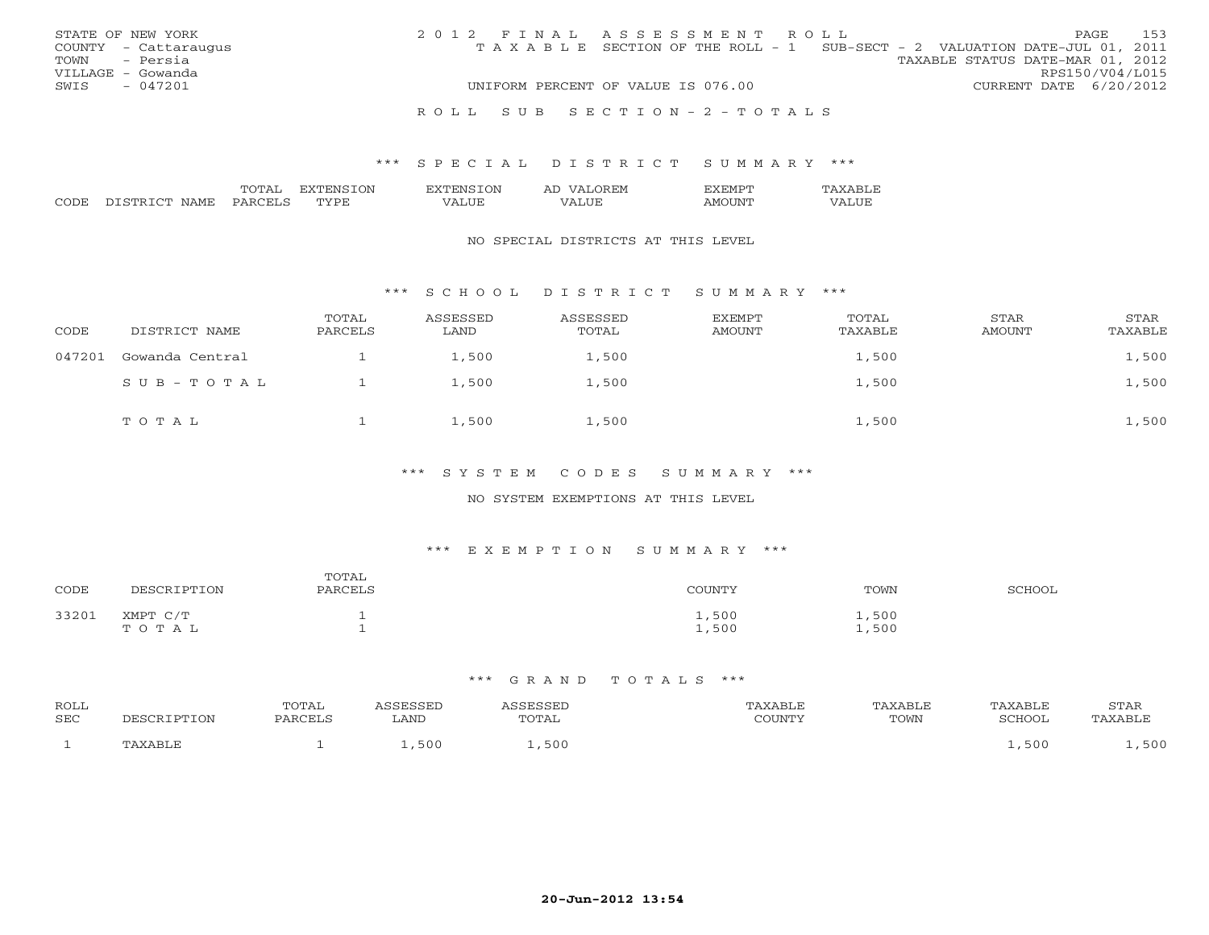STATE OF NEW YORK
COUNTY - Cattaraugus
TOWN - Persia
VILLAGE - Gowanda
SWIS - 047201

2012 FINAL ASSESSMENT ROLL
TAXABLE SECTION OF THE ROLL - 1 SUB-SECT - 2 VALUATION DATE-JUL 01, 2011
TAXABLE STATUS DATE-MAR 01, 2012
RPS150/V04/L015
UNIFORM PERCENT OF VALUE IS 076.00 CURRENT DATE 6/20/2012

ROLL SUB SECTION-2-TOTALS

## *** SPECIAL DISTRICT SUMMARY ***

| CODE | DISTRICT NAME | TOTAL PARCELS | EXTENSION TYPE | EXTENSION VALUE | AD VALOREM VALUE | EXEMPT AMOUNT | TAXABLE VALUE |
|---|---|---|---|---|---|---|---|

NO SPECIAL DISTRICTS AT THIS LEVEL

## *** SCHOOL DISTRICT SUMMARY ***

| CODE | DISTRICT NAME | TOTAL PARCELS | ASSESSED LAND | ASSESSED TOTAL | EXEMPT AMOUNT | TOTAL TAXABLE | STAR AMOUNT | STAR TAXABLE |
|---|---|---|---|---|---|---|---|---|
| 047201 | Gowanda Central | 1 | 1,500 | 1,500 | | 1,500 | | 1,500 |
| | SUB-TOTAL | 1 | 1,500 | 1,500 | | 1,500 | | 1,500 |
| | TOTAL | 1 | 1,500 | 1,500 | | 1,500 | | 1,500 |

## *** SYSTEM CODES SUMMARY ***

NO SYSTEM EXEMPTIONS AT THIS LEVEL

## *** EXEMPTION SUMMARY ***

| CODE | DESCRIPTION | TOTAL PARCELS | COUNTY | TOWN | SCHOOL |
|---|---|---|---|---|---|
| 33201 | XMPT C/T | 1 | 1,500 | 1,500 | |
| | TOTAL | 1 | 1,500 | 1,500 | |

## *** GRAND TOTALS ***

| ROLL SEC | DESCRIPTION | TOTAL PARCELS | ASSESSED LAND | ASSESSED TOTAL | TAXABLE COUNTY | TAXABLE TOWN | TAXABLE SCHOOL | STAR TAXABLE |
|---|---|---|---|---|---|---|---|---|
| 1 | TAXABLE | 1 | 1,500 | 1,500 | | | 1,500 | 1,500 |

20-Jun-2012 13:54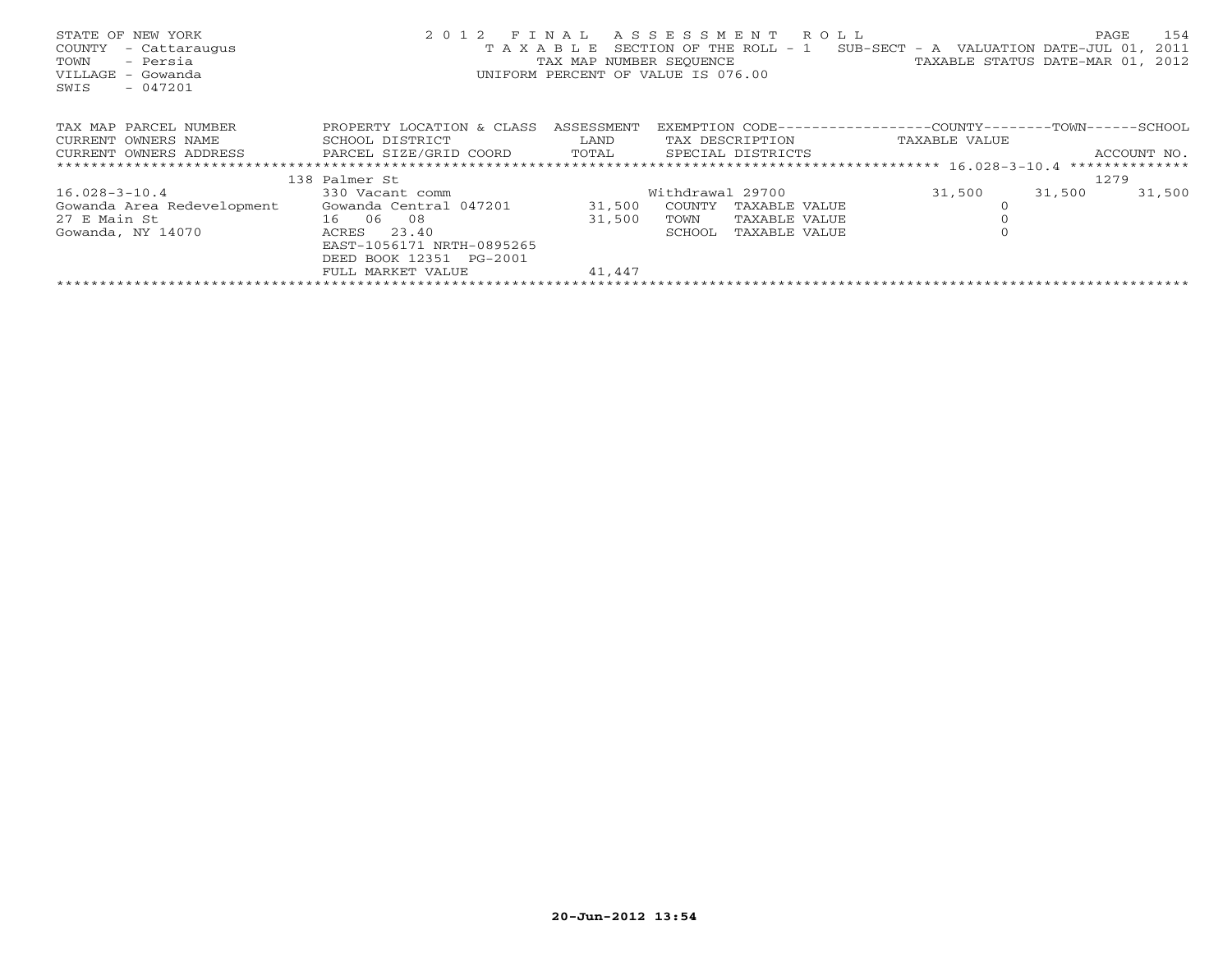STATE OF NEW YORK
COUNTY - Cattaraugus
TOWN - Persia
VILLAGE - Gowanda
SWIS - 047201

2012 FINAL ASSESSMENT ROLL
TAXABLE SECTION OF THE ROLL - 1 SUB-SECT - A VALUATION DATE-JUL 01, 2011
TAX MAP NUMBER SEQUENCE TAXABLE STATUS DATE-MAR 01, 2012
UNIFORM PERCENT OF VALUE IS 076.00

| TAX MAP PARCEL NUMBER<br>CURRENT OWNERS NAME<br>CURRENT OWNERS ADDRESS | PROPERTY LOCATION & CLASS<br>SCHOOL DISTRICT<br>PARCEL SIZE/GRID COORD | ASSESSMENT<br>LAND<br>TOTAL | EXEMPTION CODE<br>TAX DESCRIPTION<br>SPECIAL DISTRICTS | COUNTY<br>TAXABLE VALUE | TOWN | SCHOOL<br>ACCOUNT NO. |
|---|---|---|---|---|---|---|
| 16.028-3-10.4 | 138 Palmer St | | | | | 1279 |
| 16.028-3-10.4 | 330 Vacant comm | | Withdrawal 29700 | 31,500 | 31,500 | 31,500 |
| Gowanda Area Redevelopment | Gowanda Central 047201 | 31,500 | COUNTY TAXABLE VALUE | 0 | | |
| 27 E Main St | 16 06 08 | 31,500 | TOWN TAXABLE VALUE | 0 | | |
| Gowanda, NY 14070 | ACRES 23.40 | | SCHOOL TAXABLE VALUE | 0 | | |
| | EAST-1056171 NRTH-0895265 | | | | | |
| | DEED BOOK 12351 PG-2001 | | | | | |
| | FULL MARKET VALUE | 41,447 | | | | |

20-Jun-2012 13:54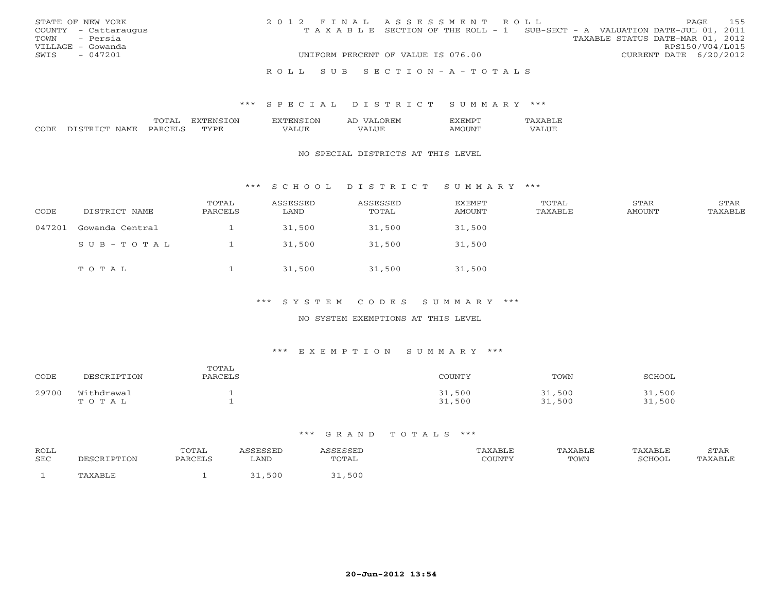STATE OF NEW YORK
COUNTY - Cattaraugus
TOWN - Persia
VILLAGE - Gowanda
SWIS - 047201

2012 FINAL ASSESSMENT ROLL
TAXABLE SECTION OF THE ROLL - 1 SUB-SECT - A VALUATION DATE-JUL 01, 2011
TAXABLE STATUS DATE-MAR 01, 2012
RPS150/V04/L015
UNIFORM PERCENT OF VALUE IS 076.00 CURRENT DATE 6/20/2012

ROLL SUB SECTION-A-TOTALS

## *** SPECIAL DISTRICT SUMMARY ***

| CODE | DISTRICT NAME | TOTAL PARCELS | EXTENSION TYPE | EXTENSION VALUE | AD VALOREM VALUE | EXEMPT AMOUNT | TAXABLE VALUE |
|---|---|---|---|---|---|---|---|

NO SPECIAL DISTRICTS AT THIS LEVEL

## *** SCHOOL DISTRICT SUMMARY ***

| CODE | DISTRICT NAME | TOTAL PARCELS | ASSESSED LAND | ASSESSED TOTAL | EXEMPT AMOUNT | TOTAL TAXABLE | STAR AMOUNT | STAR TAXABLE |
|---|---|---|---|---|---|---|---|---|
| 047201 | Gowanda Central | 1 | 31,500 | 31,500 | 31,500 | | | |
| | SUB-TOTAL | 1 | 31,500 | 31,500 | 31,500 | | | |
| | TOTAL | 1 | 31,500 | 31,500 | 31,500 | | | |

## *** SYSTEM CODES SUMMARY ***

NO SYSTEM EXEMPTIONS AT THIS LEVEL

## *** EXEMPTION SUMMARY ***

| CODE | DESCRIPTION | TOTAL PARCELS | COUNTY | TOWN | SCHOOL |
|---|---|---|---|---|---|
| 29700 | Withdrawal | 1 | 31,500 | 31,500 | 31,500 |
| | TOTAL | 1 | 31,500 | 31,500 | 31,500 |

## *** GRAND TOTALS ***

| ROLL SEC | DESCRIPTION | TOTAL PARCELS | ASSESSED LAND | ASSESSED TOTAL | TAXABLE COUNTY | TAXABLE TOWN | TAXABLE SCHOOL | STAR TAXABLE |
|---|---|---|---|---|---|---|---|---|
| 1 | TAXABLE | 1 | 31,500 | 31,500 | | | | |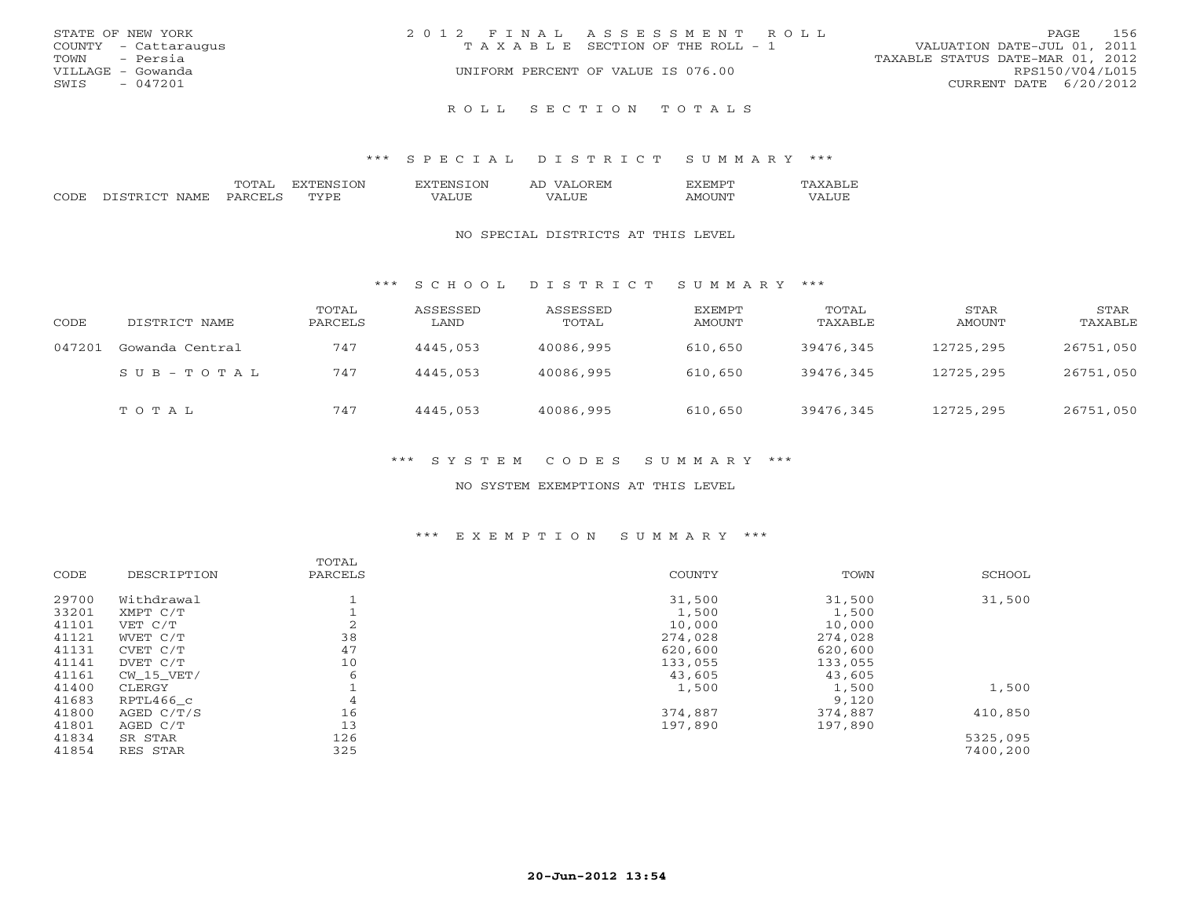STATE OF NEW YORK
COUNTY - Cattaraugus
TOWN - Persia
VILLAGE - Gowanda
SWIS - 047201

2012 FINAL ASSESSMENT ROLL
TAXABLE SECTION OF THE ROLL - 1
UNIFORM PERCENT OF VALUE IS 076.00

VALUATION DATE-JUL 01, 2011
TAXABLE STATUS DATE-MAR 01, 2012
RPS150/V04/L015
CURRENT DATE 6/20/2012

## ROLL SECTION TOTALS

### *** SPECIAL DISTRICT SUMMARY ***

| CODE | DISTRICT NAME | TOTAL PARCELS | EXTENSION TYPE | EXTENSION VALUE | AD VALOREM VALUE | EXEMPT AMOUNT | TAXABLE VALUE |
|---|---|---|---|---|---|---|---|

NO SPECIAL DISTRICTS AT THIS LEVEL

### *** SCHOOL DISTRICT SUMMARY ***

| CODE | DISTRICT NAME | TOTAL PARCELS | ASSESSED LAND | ASSESSED TOTAL | EXEMPT AMOUNT | TOTAL TAXABLE | STAR AMOUNT | STAR TAXABLE |
|---|---|---|---|---|---|---|---|---|
| 047201 | Gowanda Central | 747 | 4445,053 | 40086,995 | 610,650 | 39476,345 | 12725,295 | 26751,050 |
| | SUB-TOTAL | 747 | 4445,053 | 40086,995 | 610,650 | 39476,345 | 12725,295 | 26751,050 |
| | TOTAL | 747 | 4445,053 | 40086,995 | 610,650 | 39476,345 | 12725,295 | 26751,050 |

### *** SYSTEM CODES SUMMARY ***

NO SYSTEM EXEMPTIONS AT THIS LEVEL

### *** EXEMPTION SUMMARY ***

| CODE | DESCRIPTION | TOTAL PARCELS | COUNTY | TOWN | SCHOOL |
|---|---|---|---|---|---|
| 29700 | Withdrawal | 1 | 31,500 | 31,500 | 31,500 |
| 33201 | XMPT C/T | 1 | 1,500 | 1,500 | |
| 41101 | VET C/T | 2 | 10,000 | 10,000 | |
| 41121 | WVET C/T | 38 | 274,028 | 274,028 | |
| 41131 | CVET C/T | 47 | 620,600 | 620,600 | |
| 41141 | DVET C/T | 10 | 133,055 | 133,055 | |
| 41161 | CW_15_VET/ | 6 | 43,605 | 43,605 | |
| 41400 | CLERGY | 1 | 1,500 | 1,500 | 1,500 |
| 41683 | RPTL466_c | 4 | | 9,120 | |
| 41800 | AGED C/T/S | 16 | 374,887 | 374,887 | 410,850 |
| 41801 | AGED C/T | 13 | 197,890 | 197,890 | |
| 41834 | SR STAR | 126 | | | 5325,095 |
| 41854 | RES STAR | 325 | | | 7400,200 |

20-Jun-2012 13:54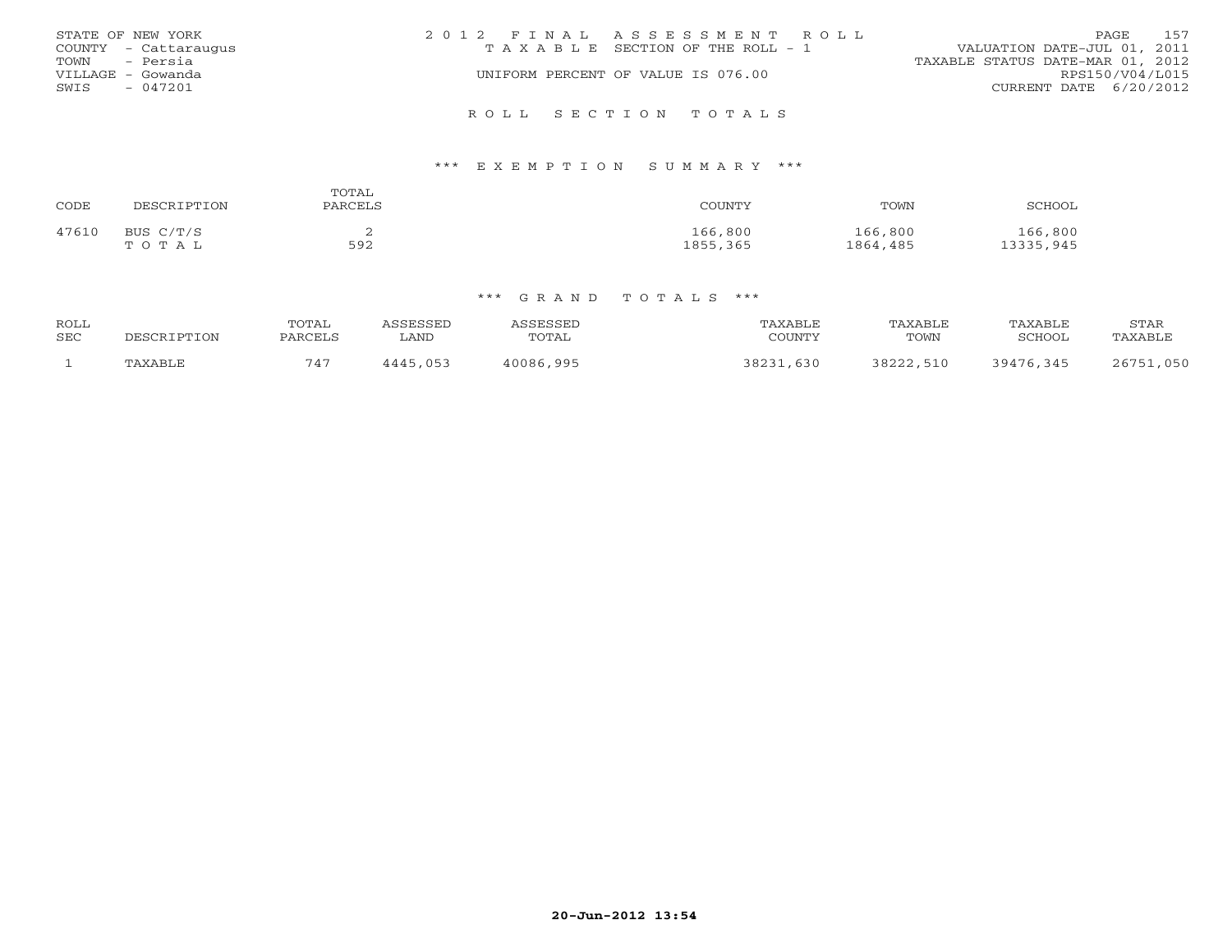STATE OF NEW YORK
COUNTY - Cattaraugus
TOWN - Persia
VILLAGE - Gowanda
SWIS - 047201

2012 FINAL ASSESSMENT ROLL
TAXABLE SECTION OF THE ROLL - 1
UNIFORM PERCENT OF VALUE IS 076.00

VALUATION DATE-JUL 01, 2011
TAXABLE STATUS DATE-MAR 01, 2012
RPS150/V04/L015
CURRENT DATE 6/20/2012

## ROLL SECTION TOTALS

### *** EXEMPTION SUMMARY ***

| CODE | DESCRIPTION | TOTAL PARCELS | COUNTY | TOWN | SCHOOL |
|---|---|---|---|---|---|
| 47610 | BUS C/T/S | 2 | 166,800 | 166,800 | 166,800 |
| | T O T A L | 592 | 1855,365 | 1864,485 | 13335,945 |

### *** GRAND TOTALS ***

| ROLL SEC | DESCRIPTION | TOTAL PARCELS | ASSESSED LAND | ASSESSED TOTAL | TAXABLE COUNTY | TAXABLE TOWN | TAXABLE SCHOOL | STAR TAXABLE |
|---|---|---|---|---|---|---|---|---|
| 1 | TAXABLE | 747 | 4445,053 | 40086,995 | 38231,630 | 38222,510 | 39476,345 | 26751,050 |

20-Jun-2012 13:54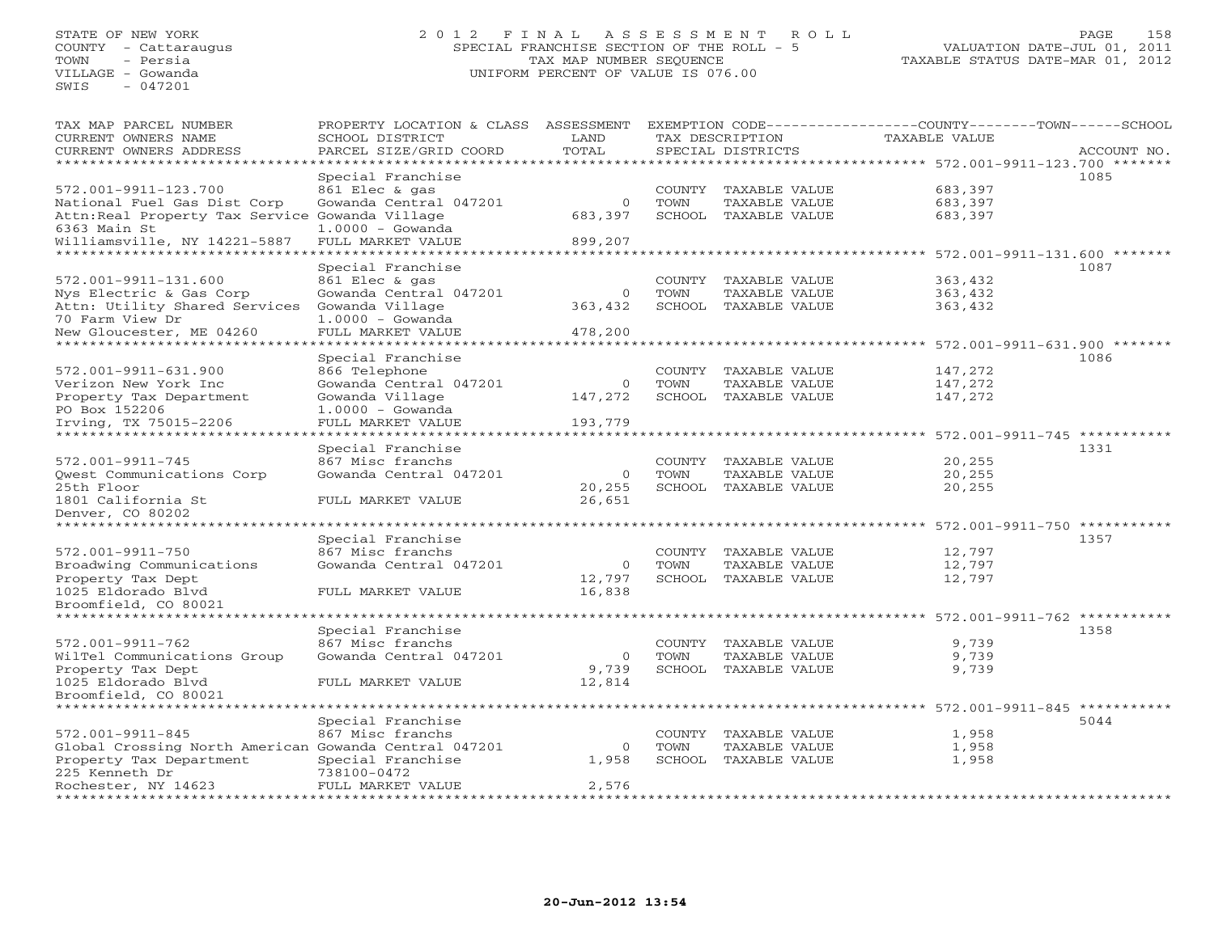STATE OF NEW YORK
COUNTY - Cattaraugus
TOWN - Persia
VILLAGE - Gowanda
SWIS - 047201

# 2012 FINAL ASSESSMENT ROLL

SPECIAL FRANCHISE SECTION OF THE ROLL - 5
TAX MAP NUMBER SEQUENCE
UNIFORM PERCENT OF VALUE IS 076.00

VALUATION DATE-JUL 01, 2011
TAXABLE STATUS DATE-MAR 01, 2012

| TAX MAP PARCEL NUMBER / CURRENT OWNERS NAME / CURRENT OWNERS ADDRESS | PROPERTY LOCATION & CLASS / SCHOOL DISTRICT / PARCEL SIZE/GRID COORD | ASSESSMENT LAND / TOTAL | EXEMPTION CODE / TAX DESCRIPTION / SPECIAL DISTRICTS | COUNTY--------TOWN------SCHOOL TAXABLE VALUE | ACCOUNT NO. |
|---|---|---|---|---|---|
| 572.001-9911-123.700 | Special Franchise | | | | 1085 |
| 572.001-9911-123.700 | 861 Elec & gas | | COUNTY TAXABLE VALUE | 683,397 | |
| National Fuel Gas Dist Corp | Gowanda Central 047201 | 0 | TOWN TAXABLE VALUE | 683,397 | |
| Attn:Real Property Tax Service | Gowanda Village | 683,397 | SCHOOL TAXABLE VALUE | 683,397 | |
| 6363 Main St | 1.0000 - Gowanda | | | | |
| Williamsville, NY 14221-5887 | FULL MARKET VALUE | 899,207 | | | |
| 572.001-9911-131.600 | Special Franchise | | | | 1087 |
| 572.001-9911-131.600 | 861 Elec & gas | | COUNTY TAXABLE VALUE | 363,432 | |
| Nys Electric & Gas Corp | Gowanda Central 047201 | 0 | TOWN TAXABLE VALUE | 363,432 | |
| Attn: Utility Shared Services | Gowanda Village | 363,432 | SCHOOL TAXABLE VALUE | 363,432 | |
| 70 Farm View Dr | 1.0000 - Gowanda | | | | |
| New Gloucester, ME 04260 | FULL MARKET VALUE | 478,200 | | | |
| 572.001-9911-631.900 | Special Franchise | | | | 1086 |
| 572.001-9911-631.900 | 866 Telephone | | COUNTY TAXABLE VALUE | 147,272 | |
| Verizon New York Inc | Gowanda Central 047201 | 0 | TOWN TAXABLE VALUE | 147,272 | |
| Property Tax Department | Gowanda Village | 147,272 | SCHOOL TAXABLE VALUE | 147,272 | |
| PO Box 152206 | 1.0000 - Gowanda | | | | |
| Irving, TX 75015-2206 | FULL MARKET VALUE | 193,779 | | | |
| 572.001-9911-745 | Special Franchise | | | | 1331 |
| 572.001-9911-745 | 867 Misc franchs | | COUNTY TAXABLE VALUE | 20,255 | |
| Qwest Communications Corp | Gowanda Central 047201 | 0 | TOWN TAXABLE VALUE | 20,255 | |
| 25th Floor | | 20,255 | SCHOOL TAXABLE VALUE | 20,255 | |
| 1801 California St | FULL MARKET VALUE | 26,651 | | | |
| Denver, CO 80202 | | | | | |
| 572.001-9911-750 | Special Franchise | | | | 1357 |
| 572.001-9911-750 | 867 Misc franchs | | COUNTY TAXABLE VALUE | 12,797 | |
| Broadwing Communications | Gowanda Central 047201 | 0 | TOWN TAXABLE VALUE | 12,797 | |
| Property Tax Dept | | 12,797 | SCHOOL TAXABLE VALUE | 12,797 | |
| 1025 Eldorado Blvd | FULL MARKET VALUE | 16,838 | | | |
| Broomfield, CO 80021 | | | | | |
| 572.001-9911-762 | Special Franchise | | | | 1358 |
| 572.001-9911-762 | 867 Misc franchs | | COUNTY TAXABLE VALUE | 9,739 | |
| WilTel Communications Group | Gowanda Central 047201 | 0 | TOWN TAXABLE VALUE | 9,739 | |
| Property Tax Dept | | 9,739 | SCHOOL TAXABLE VALUE | 9,739 | |
| 1025 Eldorado Blvd | FULL MARKET VALUE | 12,814 | | | |
| Broomfield, CO 80021 | | | | | |
| 572.001-9911-845 | Special Franchise | | | | 5044 |
| 572.001-9911-845 | 867 Misc franchs | | COUNTY TAXABLE VALUE | 1,958 | |
| Global Crossing North American | Gowanda Central 047201 | 0 | TOWN TAXABLE VALUE | 1,958 | |
| Property Tax Department | Special Franchise | 1,958 | SCHOOL TAXABLE VALUE | 1,958 | |
| 225 Kenneth Dr | 738100-0472 | | | | |
| Rochester, NY 14623 | FULL MARKET VALUE | 2,576 | | | |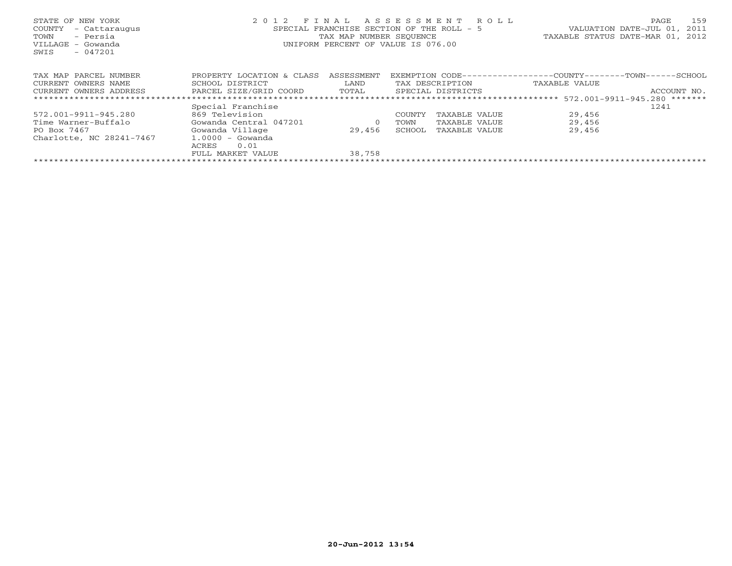STATE OF NEW YORK
COUNTY - Cattaraugus
TOWN - Persia
VILLAGE - Gowanda
SWIS - 047201

2 0 1 2 F I N A L A S S E S S M E N T R O L L
SPECIAL FRANCHISE SECTION OF THE ROLL - 5
TAX MAP NUMBER SEQUENCE
UNIFORM PERCENT OF VALUE IS 076.00

VALUATION DATE-JUL 01, 2011
TAXABLE STATUS DATE-MAR 01, 2012

| TAX MAP PARCEL NUMBER<br>CURRENT OWNERS NAME<br>CURRENT OWNERS ADDRESS | PROPERTY LOCATION & CLASS<br>SCHOOL DISTRICT<br>PARCEL SIZE/GRID COORD | ASSESSMENT<br>LAND<br>TOTAL | EXEMPTION CODE<br>TAX DESCRIPTION<br>SPECIAL DISTRICTS | COUNTY--------TOWN------SCHOOL<br>TAXABLE VALUE | ACCOUNT NO. |
|---|---|---|---|---|---|
| ************** 572.001-9911-945.280 ******* | | | | | |
| | Special Franchise | | | | 1241 |
| 572.001-9911-945.280 | 869 Television | | COUNTY TAXABLE VALUE | 29,456 | |
| Time Warner-Buffalo | Gowanda Central 047201 | 0 | TOWN TAXABLE VALUE | 29,456 | |
| PO Box 7467 | Gowanda Village | 29,456 | SCHOOL TAXABLE VALUE | 29,456 | |
| Charlotte, NC 28241-7467 | 1.0000 - Gowanda | | | | |
| | ACRES 0.01 | | | | |
| | FULL MARKET VALUE | 38,758 | | | |

20-Jun-2012 13:54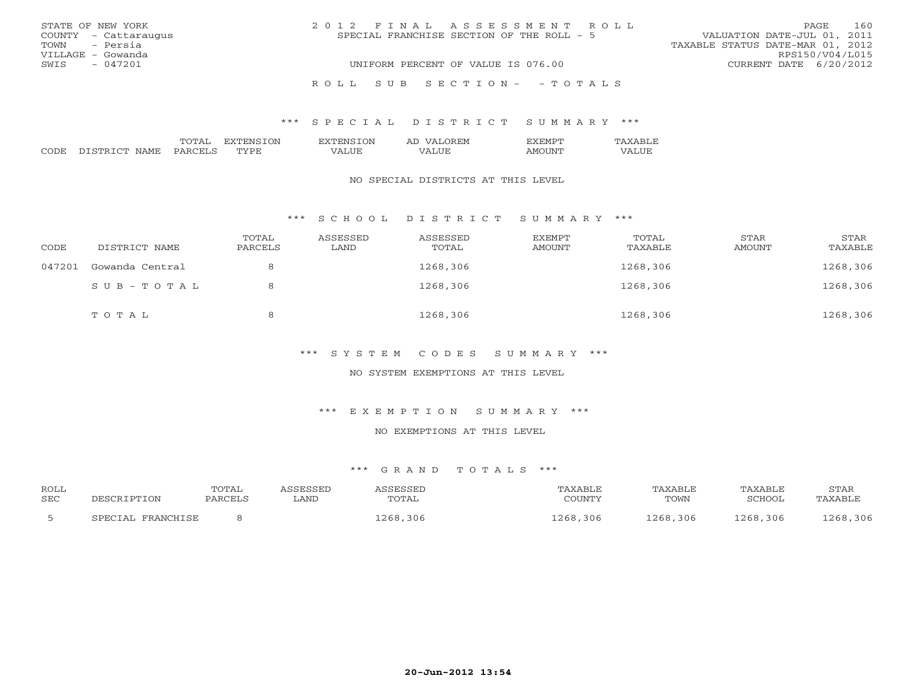STATE OF NEW YORK
COUNTY - Cattaraugus
TOWN - Persia
VILLAGE - Gowanda
SWIS - 047201

2012 FINAL ASSESSMENT ROLL
SPECIAL FRANCHISE SECTION OF THE ROLL - 5
UNIFORM PERCENT OF VALUE IS 076.00

VALUATION DATE-JUL 01, 2011
TAXABLE STATUS DATE-MAR 01, 2012
RPS150/V04/L015
CURRENT DATE 6/20/2012

ROLL SUB SECTION- - TOTALS

*** SPECIAL DISTRICT SUMMARY ***

| CODE | DISTRICT NAME | TOTAL PARCELS | EXTENSION TYPE | EXTENSION VALUE | AD VALOREM VALUE | EXEMPT AMOUNT | TAXABLE VALUE |
|---|---|---|---|---|---|---|---|

NO SPECIAL DISTRICTS AT THIS LEVEL

*** SCHOOL DISTRICT SUMMARY ***

| CODE | DISTRICT NAME | TOTAL PARCELS | ASSESSED LAND | ASSESSED TOTAL | EXEMPT AMOUNT | TOTAL TAXABLE | STAR AMOUNT | STAR TAXABLE |
|---|---|---|---|---|---|---|---|---|
| 047201 | Gowanda Central | 8 | | 1268,306 | | 1268,306 | | 1268,306 |
| | SUB-TOTAL | 8 | | 1268,306 | | 1268,306 | | 1268,306 |
| | TOTAL | 8 | | 1268,306 | | 1268,306 | | 1268,306 |

*** SYSTEM CODES SUMMARY ***

NO SYSTEM EXEMPTIONS AT THIS LEVEL

*** EXEMPTION SUMMARY ***

NO EXEMPTIONS AT THIS LEVEL

*** GRAND TOTALS ***

| ROLL SEC | DESCRIPTION | TOTAL PARCELS | ASSESSED LAND | ASSESSED TOTAL | TAXABLE COUNTY | TAXABLE TOWN | TAXABLE SCHOOL | STAR TAXABLE |
|---|---|---|---|---|---|---|---|---|
| 5 | SPECIAL FRANCHISE | 8 | | 1268,306 | 1268,306 | 1268,306 | 1268,306 | 1268,306 |

20-Jun-2012 13:54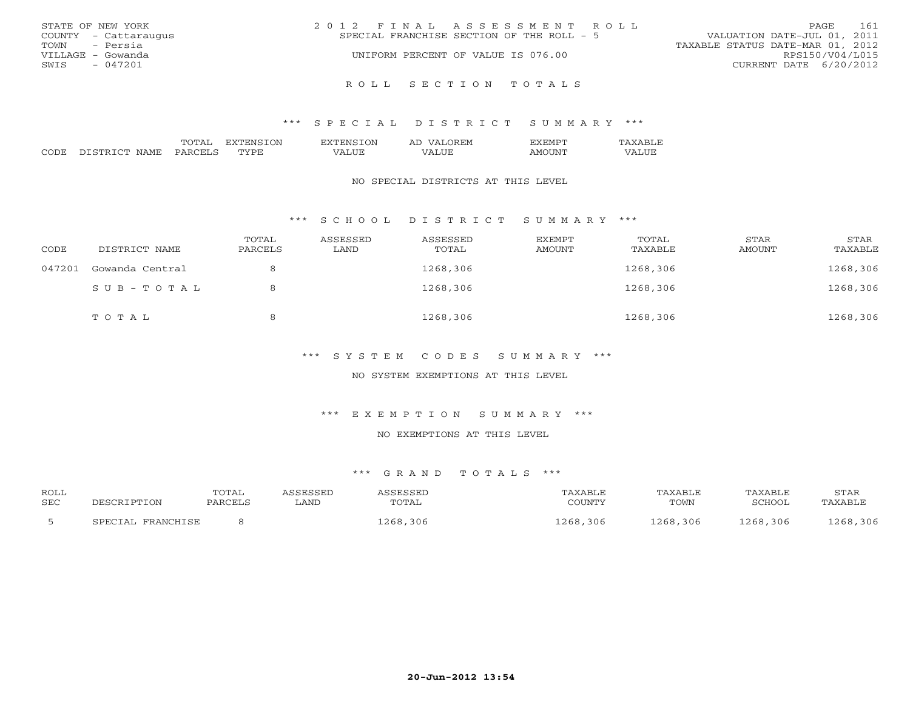STATE OF NEW YORK
COUNTY - Cattaraugus
TOWN - Persia
VILLAGE - Gowanda
SWIS - 047201

2012 FINAL ASSESSMENT ROLL
SPECIAL FRANCHISE SECTION OF THE ROLL - 5
UNIFORM PERCENT OF VALUE IS 076.00

VALUATION DATE-JUL 01, 2011
TAXABLE STATUS DATE-MAR 01, 2012
RPS150/V04/L015
CURRENT DATE 6/20/2012

ROLL SECTION TOTALS

*** SPECIAL DISTRICT SUMMARY ***

| CODE | DISTRICT NAME | TOTAL PARCELS | EXTENSION TYPE | EXTENSION VALUE | AD VALOREM VALUE | EXEMPT AMOUNT | TAXABLE VALUE |
|---|---|---|---|---|---|---|---|

NO SPECIAL DISTRICTS AT THIS LEVEL

*** SCHOOL DISTRICT SUMMARY ***

| CODE | DISTRICT NAME | TOTAL PARCELS | ASSESSED LAND | ASSESSED TOTAL | EXEMPT AMOUNT | TOTAL TAXABLE | STAR AMOUNT | STAR TAXABLE |
|---|---|---|---|---|---|---|---|---|
| 047201 | Gowanda Central | 8 | | 1268,306 | | 1268,306 | | 1268,306 |
| | SUB-TOTAL | 8 | | 1268,306 | | 1268,306 | | 1268,306 |
| | TOTAL | 8 | | 1268,306 | | 1268,306 | | 1268,306 |

*** SYSTEM CODES SUMMARY ***

NO SYSTEM EXEMPTIONS AT THIS LEVEL

*** EXEMPTION SUMMARY ***

NO EXEMPTIONS AT THIS LEVEL

*** GRAND TOTALS ***

| ROLL SEC | DESCRIPTION | TOTAL PARCELS | ASSESSED LAND | ASSESSED TOTAL | TAXABLE COUNTY | TAXABLE TOWN | TAXABLE SCHOOL | STAR TAXABLE |
|---|---|---|---|---|---|---|---|---|
| 5 | SPECIAL FRANCHISE | 8 | | 1268,306 | 1268,306 | 1268,306 | 1268,306 | 1268,306 |

20-Jun-2012 13:54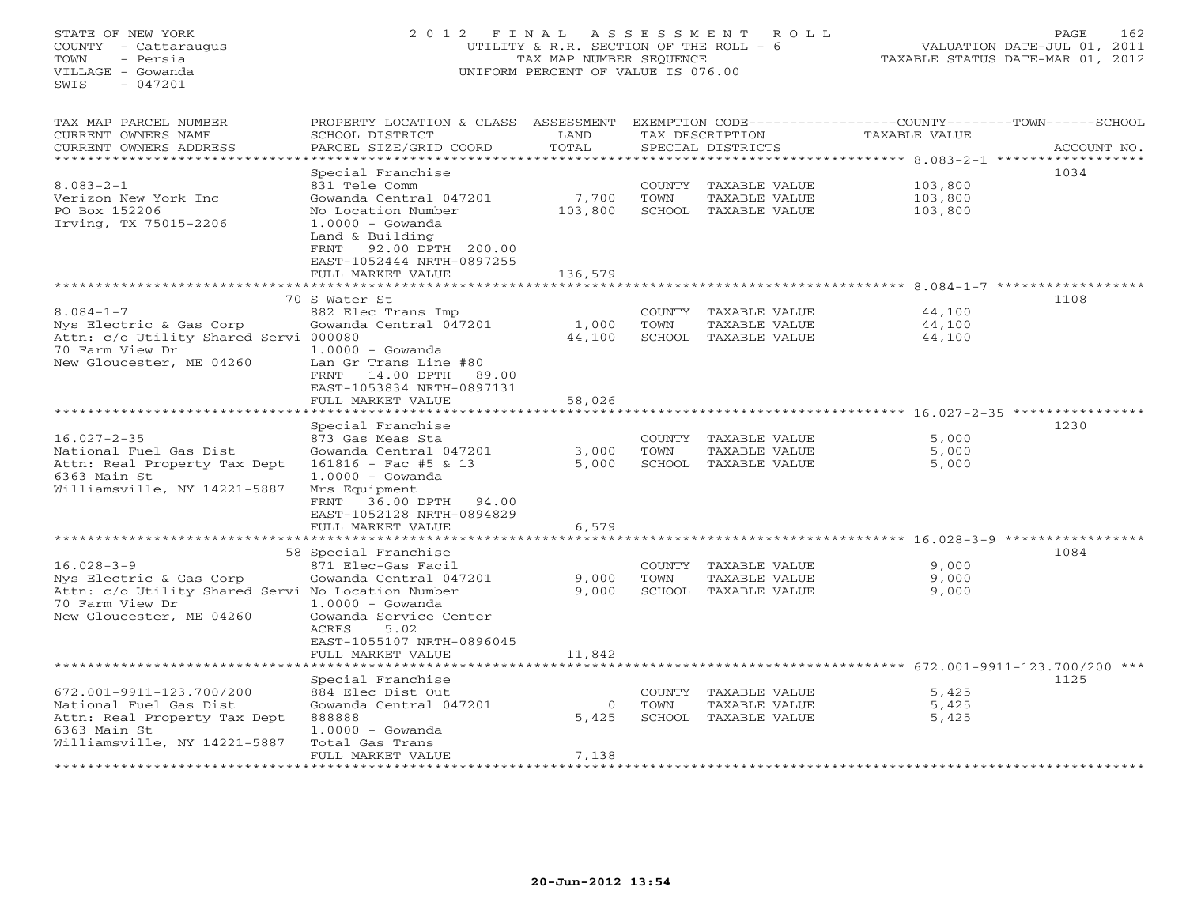STATE OF NEW YORK
COUNTY - Cattaraugus
TOWN - Persia
VILLAGE - Gowanda
SWIS - 047201

2012 FINAL ASSESSMENT ROLL
UTILITY & R.R. SECTION OF THE ROLL - 6
TAX MAP NUMBER SEQUENCE
UNIFORM PERCENT OF VALUE IS 076.00

VALUATION DATE-JUL 01, 2011
TAXABLE STATUS DATE-MAR 01, 2012

| TAX MAP PARCEL NUMBER / CURRENT OWNERS NAME / CURRENT OWNERS ADDRESS | PROPERTY LOCATION & CLASS / SCHOOL DISTRICT / PARCEL SIZE/GRID COORD | ASSESSMENT LAND / TOTAL | EXEMPTION CODE / TAX DESCRIPTION / SPECIAL DISTRICTS | TAXABLE VALUE (COUNTY / TOWN / SCHOOL) | ACCOUNT NO. |
|---|---|---|---|---|---|
| 8.083-2-1 | Special Franchise | | | | 1034 |
| Verizon New York Inc | 831 Tele Comm | | COUNTY TAXABLE VALUE | 103,800 | |
| PO Box 152206 | Gowanda Central 047201 | 7,700 | TOWN TAXABLE VALUE | 103,800 | |
| Irving, TX 75015-2206 | No Location Number | 103,800 | SCHOOL TAXABLE VALUE | 103,800 | |
| | 1.0000 - Gowanda | | | | |
| | Land & Building | | | | |
| | FRNT 92.00 DPTH 200.00 | | | | |
| | EAST-1052444 NRTH-0897255 | | | | |
| | FULL MARKET VALUE | 136,579 | | | |
| 8.084-1-7 | 70 S Water St | | | | 1108 |
| Nys Electric & Gas Corp | 882 Elec Trans Imp | | COUNTY TAXABLE VALUE | 44,100 | |
| Attn: c/o Utility Shared Servi | Gowanda Central 047201 | 1,000 | TOWN TAXABLE VALUE | 44,100 | |
| 70 Farm View Dr | 000080 | 44,100 | SCHOOL TAXABLE VALUE | 44,100 | |
| New Gloucester, ME 04260 | 1.0000 - Gowanda | | | | |
| | Lan Gr Trans Line #80 | | | | |
| | FRNT 14.00 DPTH 89.00 | | | | |
| | EAST-1053834 NRTH-0897131 | | | | |
| | FULL MARKET VALUE | 58,026 | | | |
| 16.027-2-35 | Special Franchise | | | | 1230 |
| National Fuel Gas Dist | 873 Gas Meas Sta | | COUNTY TAXABLE VALUE | 5,000 | |
| Attn: Real Property Tax Dept | Gowanda Central 047201 | 3,000 | TOWN TAXABLE VALUE | 5,000 | |
| 6363 Main St | 161816 - Fac #5 & 13 | 5,000 | SCHOOL TAXABLE VALUE | 5,000 | |
| Williamsville, NY 14221-5887 | 1.0000 - Gowanda | | | | |
| | Mrs Equipment | | | | |
| | FRNT 36.00 DPTH 94.00 | | | | |
| | EAST-1052128 NRTH-0894829 | | | | |
| | FULL MARKET VALUE | 6,579 | | | |
| 16.028-3-9 | 58 Special Franchise | | | | 1084 |
| Nys Electric & Gas Corp | 871 Elec-Gas Facil | | COUNTY TAXABLE VALUE | 9,000 | |
| Attn: c/o Utility Shared Servi | Gowanda Central 047201 | 9,000 | TOWN TAXABLE VALUE | 9,000 | |
| 70 Farm View Dr | No Location Number | 9,000 | SCHOOL TAXABLE VALUE | 9,000 | |
| New Gloucester, ME 04260 | 1.0000 - Gowanda | | | | |
| | Gowanda Service Center | | | | |
| | ACRES 5.02 | | | | |
| | EAST-1055107 NRTH-0896045 | | | | |
| | FULL MARKET VALUE | 11,842 | | | |
| 672.001-9911-123.700/200 | Special Franchise | | | | 1125 |
| National Fuel Gas Dist | 884 Elec Dist Out | | COUNTY TAXABLE VALUE | 5,425 | |
| Attn: Real Property Tax Dept | Gowanda Central 047201 | 0 | TOWN TAXABLE VALUE | 5,425 | |
| 6363 Main St | 888888 | 5,425 | SCHOOL TAXABLE VALUE | 5,425 | |
| Williamsville, NY 14221-5887 | 1.0000 - Gowanda | | | | |
| | Total Gas Trans | | | | |
| | FULL MARKET VALUE | 7,138 | | | |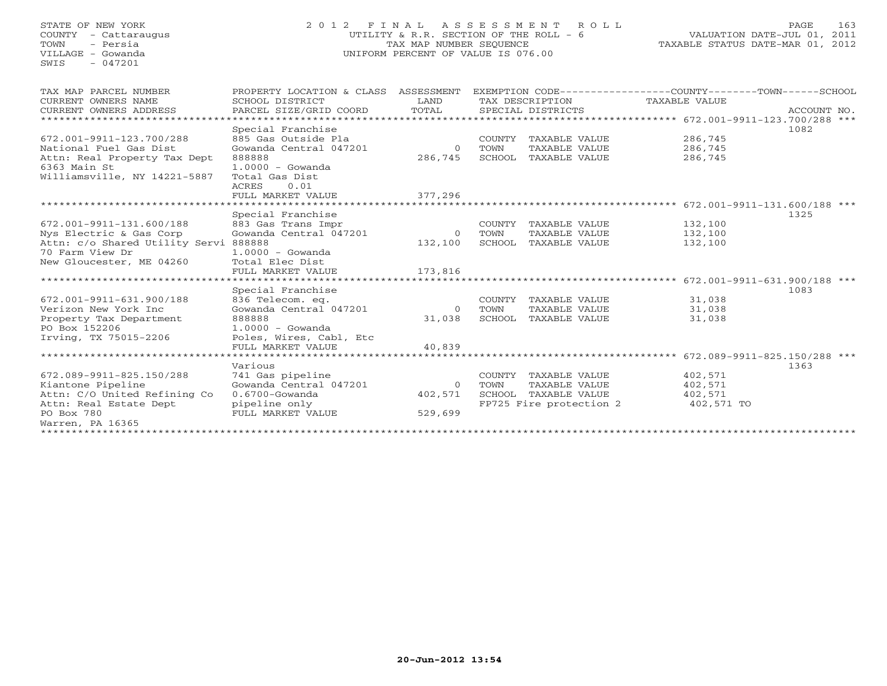STATE OF NEW YORK
COUNTY - Cattaraugus
TOWN - Persia
VILLAGE - Gowanda
SWIS - 047201

# 2012 FINAL ASSESSMENT ROLL
UTILITY & R.R. SECTION OF THE ROLL - 6
TAX MAP NUMBER SEQUENCE
UNIFORM PERCENT OF VALUE IS 076.00

VALUATION DATE-JUL 01, 2011
TAXABLE STATUS DATE-MAR 01, 2012

| TAX MAP PARCEL NUMBER / CURRENT OWNERS NAME / CURRENT OWNERS ADDRESS | PROPERTY LOCATION & CLASS / SCHOOL DISTRICT / PARCEL SIZE/GRID COORD | ASSESSMENT LAND / TOTAL | EXEMPTION CODE / TAX DESCRIPTION / SPECIAL DISTRICTS | COUNTY--------TOWN------SCHOOL TAXABLE VALUE | ACCOUNT NO. |
|---|---|---|---|---|---|
| **672.001-9911-123.700/288** | Special Franchise | | | | 1082 |
| 672.001-9911-123.700/288 | 885 Gas Outside Pla | | COUNTY TAXABLE VALUE | 286,745 | |
| National Fuel Gas Dist | Gowanda Central 047201 | 0 | TOWN TAXABLE VALUE | 286,745 | |
| Attn: Real Property Tax Dept | 888888 | 286,745 | SCHOOL TAXABLE VALUE | 286,745 | |
| 6363 Main St | 1.0000 - Gowanda | | | | |
| Williamsville, NY 14221-5887 | Total Gas Dist | | | | |
| | ACRES 0.01 | | | | |
| | FULL MARKET VALUE | 377,296 | | | |
| **672.001-9911-131.600/188** | Special Franchise | | | | 1325 |
| 672.001-9911-131.600/188 | 883 Gas Trans Impr | | COUNTY TAXABLE VALUE | 132,100 | |
| Nys Electric & Gas Corp | Gowanda Central 047201 | 0 | TOWN TAXABLE VALUE | 132,100 | |
| Attn: c/o Shared Utility Servi | 888888 | 132,100 | SCHOOL TAXABLE VALUE | 132,100 | |
| 70 Farm View Dr | 1.0000 - Gowanda | | | | |
| New Gloucester, ME 04260 | Total Elec Dist | | | | |
| | FULL MARKET VALUE | 173,816 | | | |
| **672.001-9911-631.900/188** | Special Franchise | | | | 1083 |
| 672.001-9911-631.900/188 | 836 Telecom. eq. | | COUNTY TAXABLE VALUE | 31,038 | |
| Verizon New York Inc | Gowanda Central 047201 | 0 | TOWN TAXABLE VALUE | 31,038 | |
| Property Tax Department | 888888 | 31,038 | SCHOOL TAXABLE VALUE | 31,038 | |
| PO Box 152206 | 1.0000 - Gowanda | | | | |
| Irving, TX 75015-2206 | Poles, Wires, Cabl, Etc | | | | |
| | FULL MARKET VALUE | 40,839 | | | |
| **672.089-9911-825.150/288** | Various | | | | 1363 |
| 672.089-9911-825.150/288 | 741 Gas pipeline | | COUNTY TAXABLE VALUE | 402,571 | |
| Kiantone Pipeline | Gowanda Central 047201 | 0 | TOWN TAXABLE VALUE | 402,571 | |
| Attn: C/O United Refining Co | 0.6700-Gowanda | 402,571 | SCHOOL TAXABLE VALUE | 402,571 | |
| Attn: Real Estate Dept | pipeline only | | FP725 Fire protection 2 | 402,571 TO | |
| PO Box 780 | FULL MARKET VALUE | 529,699 | | | |
| Warren, PA 16365 | | | | | |

20-Jun-2012 13:54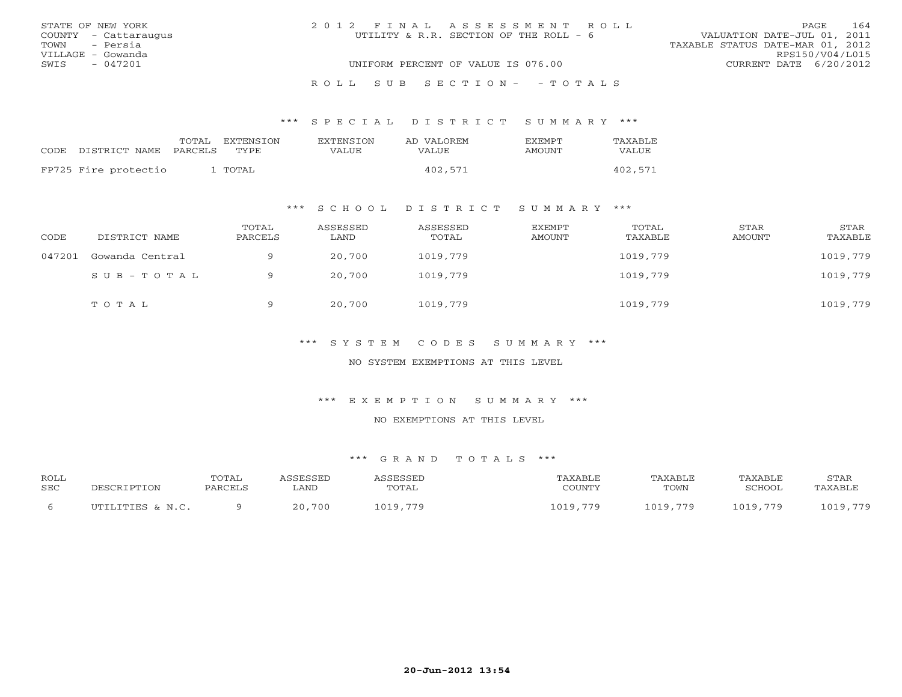STATE OF NEW YORK
COUNTY - Cattaraugus
TOWN - Persia
VILLAGE - Gowanda
SWIS - 047201

2012 FINAL ASSESSMENT ROLL
UTILITY & R.R. SECTION OF THE ROLL - 6

VALUATION DATE-JUL 01, 2011
TAXABLE STATUS DATE-MAR 01, 2012
RPS150/V04/L015
CURRENT DATE 6/20/2012

UNIFORM PERCENT OF VALUE IS 076.00

ROLL SUB SECTION- - TOTALS

### *** SPECIAL DISTRICT SUMMARY ***

| CODE DISTRICT NAME | TOTAL PARCELS | EXTENSION TYPE | EXTENSION VALUE | AD VALOREM VALUE | EXEMPT AMOUNT | TAXABLE VALUE |
|---|---|---|---|---|---|---|
| FP725 Fire protectio | 1 | TOTAL | | 402,571 | | 402,571 |

### *** SCHOOL DISTRICT SUMMARY ***

| CODE | DISTRICT NAME | TOTAL PARCELS | ASSESSED LAND | ASSESSED TOTAL | EXEMPT AMOUNT | TOTAL TAXABLE | STAR AMOUNT | STAR TAXABLE |
|---|---|---|---|---|---|---|---|---|
| 047201 | Gowanda Central | 9 | 20,700 | 1019,779 | | 1019,779 | | 1019,779 |
| | SUB-TOTAL | 9 | 20,700 | 1019,779 | | 1019,779 | | 1019,779 |
| | TOTAL | 9 | 20,700 | 1019,779 | | 1019,779 | | 1019,779 |

### *** SYSTEM CODES SUMMARY ***

NO SYSTEM EXEMPTIONS AT THIS LEVEL

### *** EXEMPTION SUMMARY ***

NO EXEMPTIONS AT THIS LEVEL

### *** GRAND TOTALS ***

| ROLL SEC | DESCRIPTION | TOTAL PARCELS | ASSESSED LAND | ASSESSED TOTAL | TAXABLE COUNTY | TAXABLE TOWN | TAXABLE SCHOOL | STAR TAXABLE |
|---|---|---|---|---|---|---|---|---|
| 6 | UTILITIES & N.C. | 9 | 20,700 | 1019,779 | 1019,779 | 1019,779 | 1019,779 | 1019,779 |

20-Jun-2012 13:54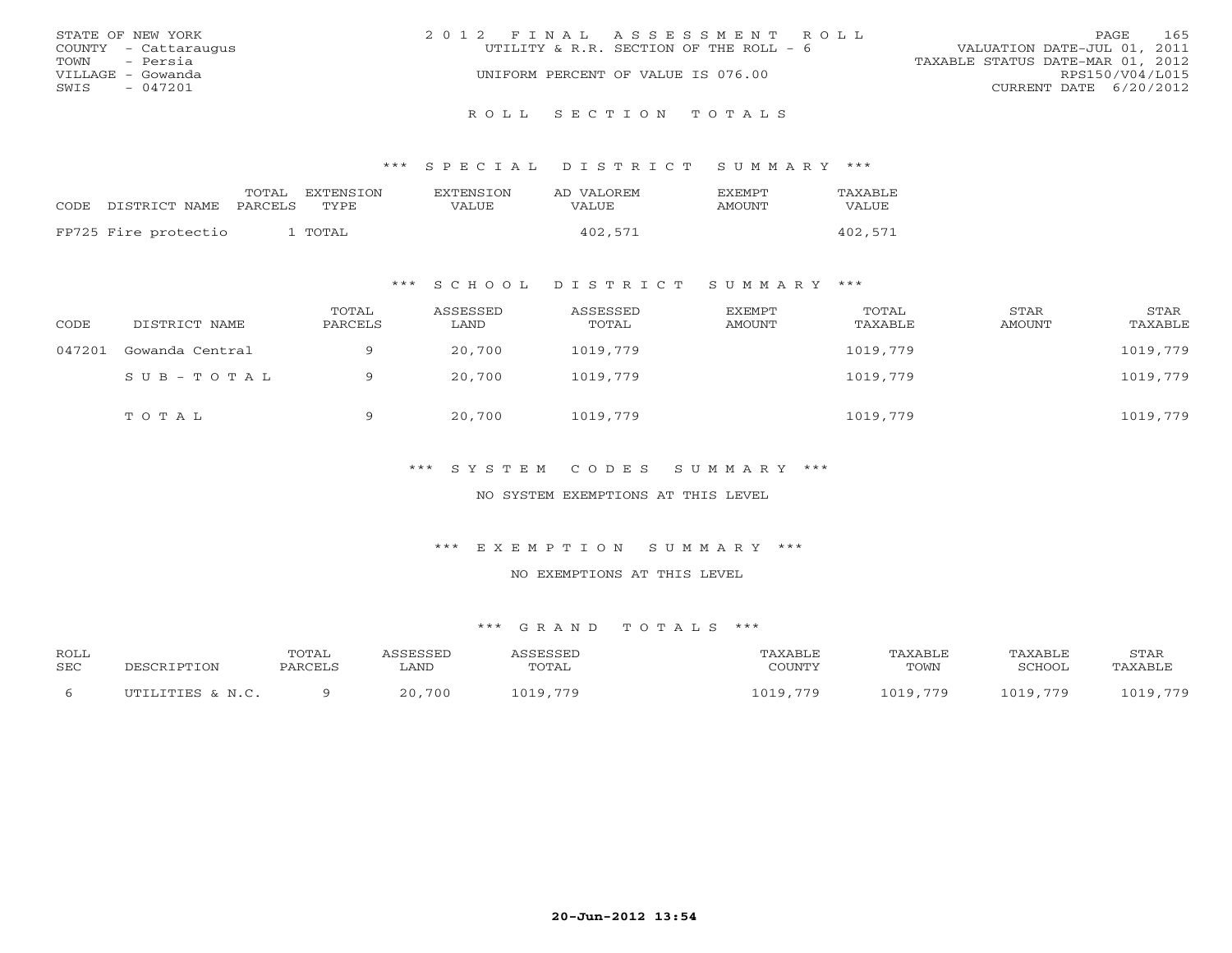STATE OF NEW YORK
COUNTY - Cattaraugus
TOWN - Persia
VILLAGE - Gowanda
SWIS - 047201

2012 FINAL ASSESSMENT ROLL
UTILITY & R.R. SECTION OF THE ROLL - 6
UNIFORM PERCENT OF VALUE IS 076.00

VALUATION DATE-JUL 01, 2011
TAXABLE STATUS DATE-MAR 01, 2012
RPS150/V04/L015
CURRENT DATE 6/20/2012

## ROLL SECTION TOTALS

### *** SPECIAL DISTRICT SUMMARY ***

| CODE DISTRICT NAME | TOTAL PARCELS | EXTENSION TYPE | EXTENSION VALUE | AD VALOREM VALUE | EXEMPT AMOUNT | TAXABLE VALUE |
|---|---|---|---|---|---|---|
| FP725 Fire protectio | 1 | TOTAL | | 402,571 | | 402,571 |

### *** SCHOOL DISTRICT SUMMARY ***

| CODE | DISTRICT NAME | TOTAL PARCELS | ASSESSED LAND | ASSESSED TOTAL | EXEMPT AMOUNT | TOTAL TAXABLE | STAR AMOUNT | STAR TAXABLE |
|---|---|---|---|---|---|---|---|---|
| 047201 | Gowanda Central | 9 | 20,700 | 1019,779 | | 1019,779 | | 1019,779 |
| | SUB-TOTAL | 9 | 20,700 | 1019,779 | | 1019,779 | | 1019,779 |
| | TOTAL | 9 | 20,700 | 1019,779 | | 1019,779 | | 1019,779 |

### *** SYSTEM CODES SUMMARY ***

NO SYSTEM EXEMPTIONS AT THIS LEVEL

### *** EXEMPTION SUMMARY ***

NO EXEMPTIONS AT THIS LEVEL

### *** GRAND TOTALS ***

| ROLL SEC | DESCRIPTION | TOTAL PARCELS | ASSESSED LAND | ASSESSED TOTAL | TAXABLE COUNTY | TAXABLE TOWN | TAXABLE SCHOOL | STAR TAXABLE |
|---|---|---|---|---|---|---|---|---|
| 6 | UTILITIES & N.C. | 9 | 20,700 | 1019,779 | 1019,779 | 1019,779 | 1019,779 | 1019,779 |

20-Jun-2012 13:54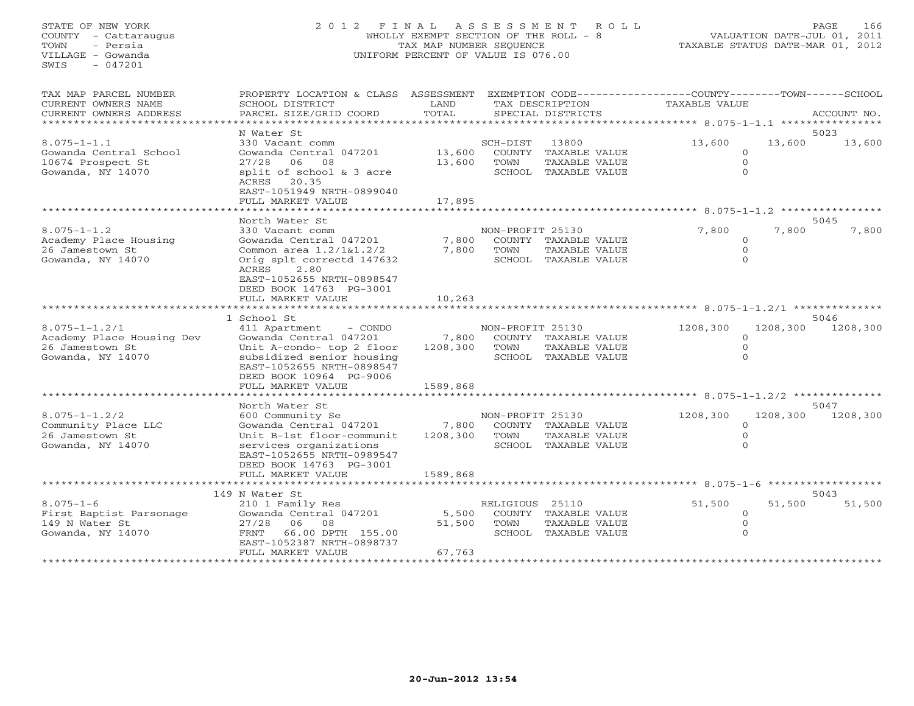STATE OF NEW YORK
COUNTY - Cattaraugus
TOWN - Persia
VILLAGE - Gowanda
SWIS - 047201

# 2012 FINAL ASSESSMENT ROLL

WHOLLY EXEMPT SECTION OF THE ROLL - 8
TAX MAP NUMBER SEQUENCE
UNIFORM PERCENT OF VALUE IS 076.00

VALUATION DATE-JUL 01, 2011
TAXABLE STATUS DATE-MAR 01, 2012

| TAX MAP PARCEL NUMBER / CURRENT OWNERS NAME / CURRENT OWNERS ADDRESS | PROPERTY LOCATION & CLASS / SCHOOL DISTRICT / PARCEL SIZE/GRID COORD | ASSESSMENT LAND / TOTAL | EXEMPTION CODE / TAX DESCRIPTION / SPECIAL DISTRICTS | COUNTY TAXABLE VALUE | TOWN | SCHOOL | ACCOUNT NO. |
|---|---|---|---|---|---|---|---|
| | N Water St | | | | | | 5023 |
| 8.075-1-1.1 | 330 Vacant comm | | SCH-DIST 13800 | 13,600 | 13,600 | 13,600 | |
| Gowanda Central School | Gowanda Central 047201 | 13,600 | COUNTY TAXABLE VALUE | 0 | | | |
| 10674 Prospect St | 27/28 06 08 | 13,600 | TOWN TAXABLE VALUE | 0 | | | |
| Gowanda, NY 14070 | split of school & 3 acre | | SCHOOL TAXABLE VALUE | 0 | | | |
| | ACRES 20.35 | | | | | | |
| | EAST-1051949 NRTH-0899040 | | | | | | |
| | FULL MARKET VALUE | 17,895 | | | | | |
| | North Water St | | | | | | 5045 |
| 8.075-1-1.2 | 330 Vacant comm | | NON-PROFIT 25130 | 7,800 | 7,800 | 7,800 | |
| Academy Place Housing | Gowanda Central 047201 | 7,800 | COUNTY TAXABLE VALUE | 0 | | | |
| 26 Jamestown St | Common area 1.2/1&1.2/2 | 7,800 | TOWN TAXABLE VALUE | 0 | | | |
| Gowanda, NY 14070 | Orig splt correctd 147632 | | SCHOOL TAXABLE VALUE | 0 | | | |
| | ACRES 2.80 | | | | | | |
| | EAST-1052655 NRTH-0898547 | | | | | | |
| | DEED BOOK 14763 PG-3001 | | | | | | |
| | FULL MARKET VALUE | 10,263 | | | | | |
| | 1 School St | | | | | | 5046 |
| 8.075-1-1.2/1 | 411 Apartment - CONDO | | NON-PROFIT 25130 | 1208,300 | 1208,300 | 1208,300 | |
| Academy Place Housing Dev | Gowanda Central 047201 | 7,800 | COUNTY TAXABLE VALUE | 0 | | | |
| 26 Jamestown St | Unit A-condo- top 2 floor | 1208,300 | TOWN TAXABLE VALUE | 0 | | | |
| Gowanda, NY 14070 | subsidized senior housing | | SCHOOL TAXABLE VALUE | 0 | | | |
| | EAST-1052655 NRTH-0898547 | | | | | | |
| | DEED BOOK 10964 PG-9006 | | | | | | |
| | FULL MARKET VALUE | 1589,868 | | | | | |
| | North Water St | | | | | | 5047 |
| 8.075-1-1.2/2 | 600 Community Se | | NON-PROFIT 25130 | 1208,300 | 1208,300 | 1208,300 | |
| Community Place LLC | Gowanda Central 047201 | 7,800 | COUNTY TAXABLE VALUE | 0 | | | |
| 26 Jamestown St | Unit B-1st floor-communit | 1208,300 | TOWN TAXABLE VALUE | 0 | | | |
| Gowanda, NY 14070 | services organizations | | SCHOOL TAXABLE VALUE | 0 | | | |
| | EAST-1052655 NRTH-0989547 | | | | | | |
| | DEED BOOK 14763 PG-3001 | | | | | | |
| | FULL MARKET VALUE | 1589,868 | | | | | |
| | 149 N Water St | | | | | | 5043 |
| 8.075-1-6 | 210 1 Family Res | | RELIGIOUS 25110 | 51,500 | 51,500 | 51,500 | |
| First Baptist Parsonage | Gowanda Central 047201 | 5,500 | COUNTY TAXABLE VALUE | 0 | | | |
| 149 N Water St | 27/28 06 08 | 51,500 | TOWN TAXABLE VALUE | 0 | | | |
| Gowanda, NY 14070 | FRNT 66.00 DPTH 155.00 | | SCHOOL TAXABLE VALUE | 0 | | | |
| | EAST-1052387 NRTH-0898737 | | | | | | |
| | FULL MARKET VALUE | 67,763 | | | | | |

20-Jun-2012 13:54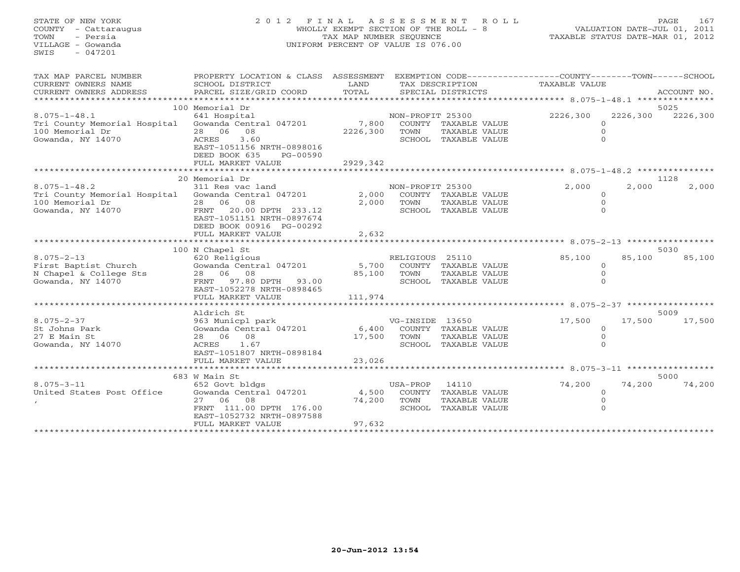STATE OF NEW YORK
COUNTY - Cattaraugus
TOWN - Persia
VILLAGE - Gowanda
SWIS - 047201

2012 FINAL ASSESSMENT ROLL
WHOLLY EXEMPT SECTION OF THE ROLL - 8
TAX MAP NUMBER SEQUENCE
UNIFORM PERCENT OF VALUE IS 076.00

VALUATION DATE-JUL 01, 2011
TAXABLE STATUS DATE-MAR 01, 2012

| TAX MAP PARCEL NUMBER / CURRENT OWNERS NAME / CURRENT OWNERS ADDRESS | PROPERTY LOCATION & CLASS / SCHOOL DISTRICT / PARCEL SIZE/GRID COORD | ASSESSMENT LAND / TOTAL | EXEMPTION CODE / TAX DESCRIPTION / SPECIAL DISTRICTS | COUNTY TAXABLE VALUE | TOWN | SCHOOL | ACCOUNT NO. |
|---|---|---|---|---|---|---|---|
| **8.075-1-48.1** | 100 Memorial Dr | | | | | | 5025 |
| | 641 Hospital | | NON-PROFIT 25300 | 2226,300 | 2226,300 | 2226,300 | |
| Tri County Memorial Hospital | Gowanda Central 047201 | 7,800 | COUNTY TAXABLE VALUE | 0 | | | |
| 100 Memorial Dr | 28 06 08 | 2226,300 | TOWN TAXABLE VALUE | 0 | | | |
| Gowanda, NY 14070 | ACRES 3.60 | | SCHOOL TAXABLE VALUE | 0 | | | |
| | EAST-1051156 NRTH-0898016 | | | | | | |
| | DEED BOOK 635 PG-00590 | | | | | | |
| | FULL MARKET VALUE | 2929,342 | | | | | |
| **8.075-1-48.2** | 20 Memorial Dr | | | | | | 1128 |
| | 311 Res vac land | | NON-PROFIT 25300 | 2,000 | 2,000 | 2,000 | |
| Tri County Memorial Hospital | Gowanda Central 047201 | 2,000 | COUNTY TAXABLE VALUE | 0 | | | |
| 100 Memorial Dr | 28 06 08 | 2,000 | TOWN TAXABLE VALUE | 0 | | | |
| Gowanda, NY 14070 | FRNT 20.00 DPTH 233.12 | | SCHOOL TAXABLE VALUE | 0 | | | |
| | EAST-1051151 NRTH-0897674 | | | | | | |
| | DEED BOOK 00916 PG-00292 | | | | | | |
| | FULL MARKET VALUE | 2,632 | | | | | |
| **8.075-2-13** | 100 N Chapel St | | | | | | 5030 |
| | 620 Religious | | RELIGIOUS 25110 | 85,100 | 85,100 | 85,100 | |
| First Baptist Church | Gowanda Central 047201 | 5,700 | COUNTY TAXABLE VALUE | 0 | | | |
| N Chapel & College Sts | 28 06 08 | 85,100 | TOWN TAXABLE VALUE | 0 | | | |
| Gowanda, NY 14070 | FRNT 97.80 DPTH 93.00 | | SCHOOL TAXABLE VALUE | 0 | | | |
| | EAST-1052278 NRTH-0898465 | | | | | | |
| | FULL MARKET VALUE | 111,974 | | | | | |
| **8.075-2-37** | Aldrich St | | | | | | 5009 |
| | 963 Municpl park | | VG-INSIDE 13650 | 17,500 | 17,500 | 17,500 | |
| St Johns Park | Gowanda Central 047201 | 6,400 | COUNTY TAXABLE VALUE | 0 | | | |
| 27 E Main St | 28 06 08 | 17,500 | TOWN TAXABLE VALUE | 0 | | | |
| Gowanda, NY 14070 | ACRES 1.67 | | SCHOOL TAXABLE VALUE | 0 | | | |
| | EAST-1051807 NRTH-0898184 | | | | | | |
| | FULL MARKET VALUE | 23,026 | | | | | |
| **8.075-3-11** | 683 W Main St | | | | | | 5000 |
| | 652 Govt bldgs | | USA-PROP 14110 | 74,200 | 74,200 | 74,200 | |
| United States Post Office | Gowanda Central 047201 | 4,500 | COUNTY TAXABLE VALUE | 0 | | | |
| , | 27 06 08 | 74,200 | TOWN TAXABLE VALUE | 0 | | | |
| | FRNT 111.00 DPTH 176.00 | | SCHOOL TAXABLE VALUE | 0 | | | |
| | EAST-1052732 NRTH-0897588 | | | | | | |
| | FULL MARKET VALUE | 97,632 | | | | | |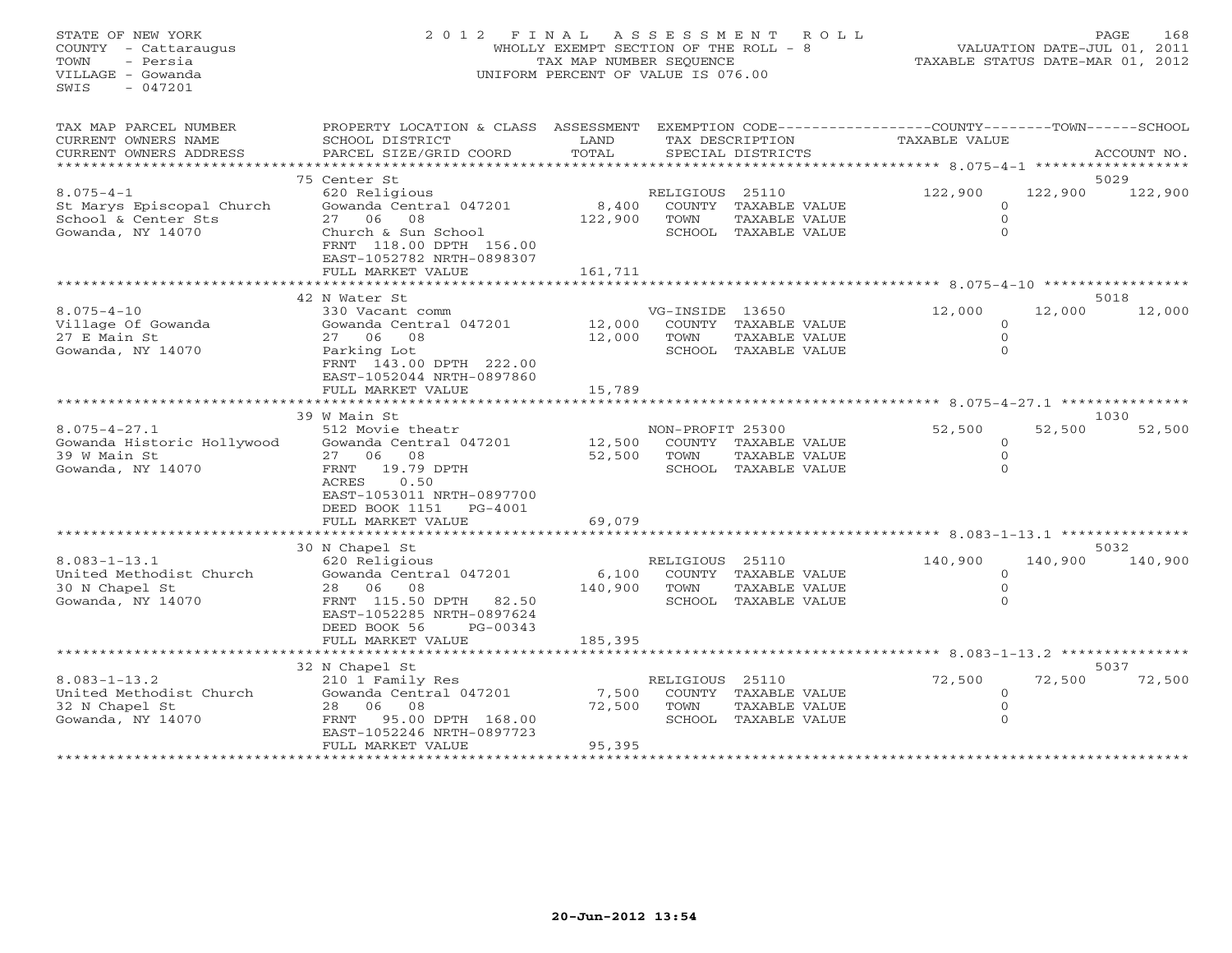STATE OF NEW YORK
COUNTY - Cattaraugus
TOWN - Persia
VILLAGE - Gowanda
SWIS - 047201

# 2012 FINAL ASSESSMENT ROLL

WHOLLY EXEMPT SECTION OF THE ROLL - 8
TAX MAP NUMBER SEQUENCE
UNIFORM PERCENT OF VALUE IS 076.00

VALUATION DATE-JUL 01, 2011
TAXABLE STATUS DATE-MAR 01, 2012

| TAX MAP PARCEL NUMBER / CURRENT OWNERS NAME / CURRENT OWNERS ADDRESS | PROPERTY LOCATION & CLASS / SCHOOL DISTRICT / PARCEL SIZE/GRID COORD | ASSESSMENT LAND / TOTAL | EXEMPTION CODE / TAX DESCRIPTION / SPECIAL DISTRICTS | COUNTY TAXABLE VALUE | TOWN | SCHOOL | ACCOUNT NO. |
|---|---|---|---|---|---|---|---|
| 8.075-4-1 | 75 Center St | | | | | | 5029 |
| St Marys Episcopal Church | 620 Religious | | RELIGIOUS 25110 | 122,900 | 122,900 | 122,900 | |
| School & Center Sts | Gowanda Central 047201 | 8,400 | COUNTY TAXABLE VALUE | 0 | | | |
| Gowanda, NY 14070 | 27 06 08 | 122,900 | TOWN TAXABLE VALUE | 0 | | | |
| | Church & Sun School | | SCHOOL TAXABLE VALUE | 0 | | | |
| | FRNT 118.00 DPTH 156.00 | | | | | | |
| | EAST-1052782 NRTH-0898307 | | | | | | |
| | FULL MARKET VALUE | 161,711 | | | | | |
| 8.075-4-10 | 42 N Water St | | | | | | 5018 |
| Village Of Gowanda | 330 Vacant comm | | VG-INSIDE 13650 | 12,000 | 12,000 | 12,000 | |
| 27 E Main St | Gowanda Central 047201 | 12,000 | COUNTY TAXABLE VALUE | 0 | | | |
| Gowanda, NY 14070 | 27 06 08 | 12,000 | TOWN TAXABLE VALUE | 0 | | | |
| | Parking Lot | | SCHOOL TAXABLE VALUE | 0 | | | |
| | FRNT 143.00 DPTH 222.00 | | | | | | |
| | EAST-1052044 NRTH-0897860 | | | | | | |
| | FULL MARKET VALUE | 15,789 | | | | | |
| 8.075-4-27.1 | 39 W Main St | | | | | | 1030 |
| Gowanda Historic Hollywood | 512 Movie theatr | | NON-PROFIT 25300 | 52,500 | 52,500 | 52,500 | |
| 39 W Main St | Gowanda Central 047201 | 12,500 | COUNTY TAXABLE VALUE | 0 | | | |
| Gowanda, NY 14070 | 27 06 08 | 52,500 | TOWN TAXABLE VALUE | 0 | | | |
| | FRNT 19.79 DPTH | | SCHOOL TAXABLE VALUE | 0 | | | |
| | ACRES 0.50 | | | | | | |
| | EAST-1053011 NRTH-0897700 | | | | | | |
| | DEED BOOK 1151 PG-4001 | | | | | | |
| | FULL MARKET VALUE | 69,079 | | | | | |
| 8.083-1-13.1 | 30 N Chapel St | | | | | | 5032 |
| United Methodist Church | 620 Religious | | RELIGIOUS 25110 | 140,900 | 140,900 | 140,900 | |
| 30 N Chapel St | Gowanda Central 047201 | 6,100 | COUNTY TAXABLE VALUE | 0 | | | |
| Gowanda, NY 14070 | 28 06 08 | 140,900 | TOWN TAXABLE VALUE | 0 | | | |
| | FRNT 115.50 DPTH 82.50 | | SCHOOL TAXABLE VALUE | 0 | | | |
| | EAST-1052285 NRTH-0897624 | | | | | | |
| | DEED BOOK 56 PG-00343 | | | | | | |
| | FULL MARKET VALUE | 185,395 | | | | | |
| 8.083-1-13.2 | 32 N Chapel St | | | | | | 5037 |
| United Methodist Church | 210 1 Family Res | | RELIGIOUS 25110 | 72,500 | 72,500 | 72,500 | |
| 32 N Chapel St | Gowanda Central 047201 | 7,500 | COUNTY TAXABLE VALUE | 0 | | | |
| Gowanda, NY 14070 | 28 06 08 | 72,500 | TOWN TAXABLE VALUE | 0 | | | |
| | FRNT 95.00 DPTH 168.00 | | SCHOOL TAXABLE VALUE | 0 | | | |
| | EAST-1052246 NRTH-0897723 | | | | | | |
| | FULL MARKET VALUE | 95,395 | | | | | |

20-Jun-2012 13:54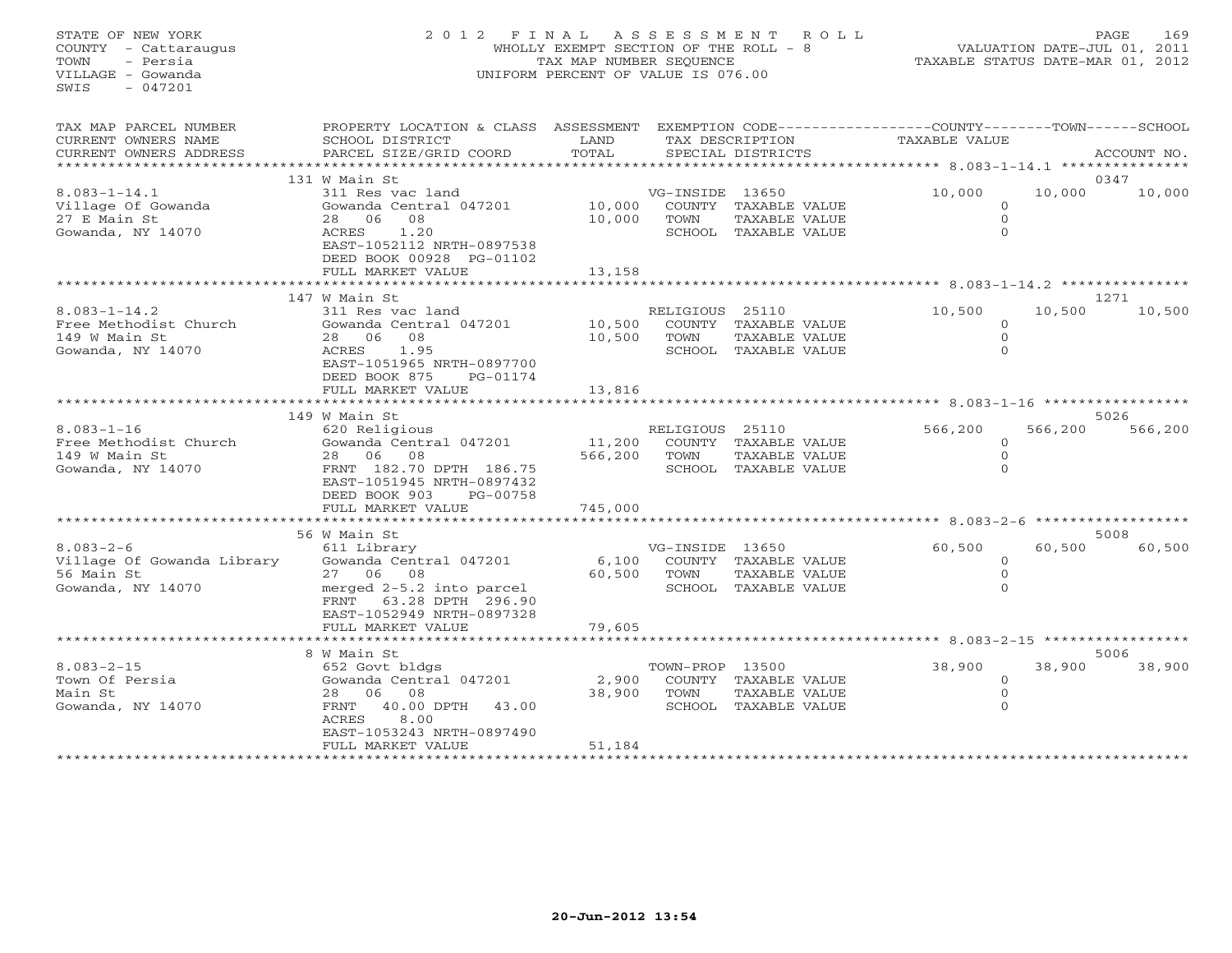STATE OF NEW YORK
COUNTY - Cattaraugus
TOWN - Persia
VILLAGE - Gowanda
SWIS - 047201

2012 FINAL ASSESSMENT ROLL
WHOLLY EXEMPT SECTION OF THE ROLL - 8
TAX MAP NUMBER SEQUENCE
UNIFORM PERCENT OF VALUE IS 076.00

VALUATION DATE-JUL 01, 2011
TAXABLE STATUS DATE-MAR 01, 2012

| TAX MAP PARCEL NUMBER / CURRENT OWNERS NAME / CURRENT OWNERS ADDRESS | PROPERTY LOCATION & CLASS / SCHOOL DISTRICT / PARCEL SIZE/GRID COORD | ASSESSMENT LAND / TOTAL | EXEMPTION CODE / TAX DESCRIPTION / SPECIAL DISTRICTS | COUNTY TAXABLE VALUE | TOWN | SCHOOL | ACCOUNT NO. |
|---|---|---|---|---|---|---|---|
| **8.083-1-14.1** | 131 W Main St | | | | | | 0347 |
| 8.083-1-14.1 | 311 Res vac land | | VG-INSIDE 13650 | 10,000 | 10,000 | 10,000 | |
| Village Of Gowanda | Gowanda Central 047201 | 10,000 | COUNTY TAXABLE VALUE | 0 | | | |
| 27 E Main St | 28 06 08 | 10,000 | TOWN TAXABLE VALUE | 0 | | | |
| Gowanda, NY 14070 | ACRES 1.20 | | SCHOOL TAXABLE VALUE | 0 | | | |
| | EAST-1052112 NRTH-0897538 | | | | | | |
| | DEED BOOK 00928 PG-01102 | | | | | | |
| | FULL MARKET VALUE | 13,158 | | | | | |
| **8.083-1-14.2** | 147 W Main St | | | | | | 1271 |
| 8.083-1-14.2 | 311 Res vac land | | RELIGIOUS 25110 | 10,500 | 10,500 | 10,500 | |
| Free Methodist Church | Gowanda Central 047201 | 10,500 | COUNTY TAXABLE VALUE | 0 | | | |
| 149 W Main St | 28 06 08 | 10,500 | TOWN TAXABLE VALUE | 0 | | | |
| Gowanda, NY 14070 | ACRES 1.95 | | SCHOOL TAXABLE VALUE | 0 | | | |
| | EAST-1051965 NRTH-0897700 | | | | | | |
| | DEED BOOK 875 PG-01174 | | | | | | |
| | FULL MARKET VALUE | 13,816 | | | | | |
| **8.083-1-16** | 149 W Main St | | | | | | 5026 |
| 8.083-1-16 | 620 Religious | | RELIGIOUS 25110 | 566,200 | 566,200 | 566,200 | |
| Free Methodist Church | Gowanda Central 047201 | 11,200 | COUNTY TAXABLE VALUE | 0 | | | |
| 149 W Main St | 28 06 08 | 566,200 | TOWN TAXABLE VALUE | 0 | | | |
| Gowanda, NY 14070 | FRNT 182.70 DPTH 186.75 | | SCHOOL TAXABLE VALUE | 0 | | | |
| | EAST-1051945 NRTH-0897432 | | | | | | |
| | DEED BOOK 903 PG-00758 | | | | | | |
| | FULL MARKET VALUE | 745,000 | | | | | |
| **8.083-2-6** | 56 W Main St | | | | | | 5008 |
| 8.083-2-6 | 611 Library | | VG-INSIDE 13650 | 60,500 | 60,500 | 60,500 | |
| Village Of Gowanda Library | Gowanda Central 047201 | 6,100 | COUNTY TAXABLE VALUE | 0 | | | |
| 56 Main St | 27 06 08 | 60,500 | TOWN TAXABLE VALUE | 0 | | | |
| Gowanda, NY 14070 | merged 2-5.2 into parcel | | SCHOOL TAXABLE VALUE | 0 | | | |
| | FRNT 63.28 DPTH 296.90 | | | | | | |
| | EAST-1052949 NRTH-0897328 | | | | | | |
| | FULL MARKET VALUE | 79,605 | | | | | |
| **8.083-2-15** | 8 W Main St | | | | | | 5006 |
| 8.083-2-15 | 652 Govt bldgs | | TOWN-PROP 13500 | 38,900 | 38,900 | 38,900 | |
| Town Of Persia | Gowanda Central 047201 | 2,900 | COUNTY TAXABLE VALUE | 0 | | | |
| Main St | 28 06 08 | 38,900 | TOWN TAXABLE VALUE | 0 | | | |
| Gowanda, NY 14070 | FRNT 40.00 DPTH 43.00 | | SCHOOL TAXABLE VALUE | 0 | | | |
| | ACRES 8.00 | | | | | | |
| | EAST-1053243 NRTH-0897490 | | | | | | |
| | FULL MARKET VALUE | 51,184 | | | | | |

20-Jun-2012 13:54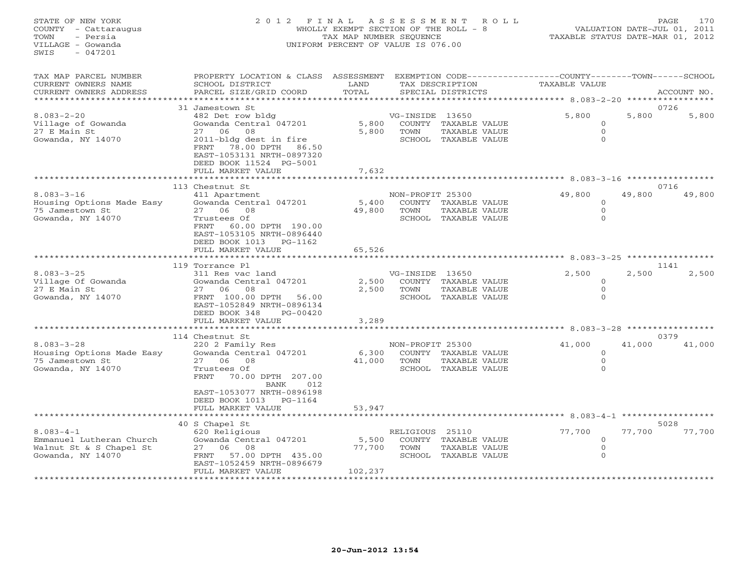STATE OF NEW YORK
COUNTY - Cattaraugus
TOWN - Persia
VILLAGE - Gowanda
SWIS - 047201

# 2012 FINAL ASSESSMENT ROLL

WHOLLY EXEMPT SECTION OF THE ROLL - 8
TAX MAP NUMBER SEQUENCE
UNIFORM PERCENT OF VALUE IS 076.00

VALUATION DATE-JUL 01, 2011
TAXABLE STATUS DATE-MAR 01, 2012

| TAX MAP PARCEL NUMBER / CURRENT OWNERS NAME / CURRENT OWNERS ADDRESS | PROPERTY LOCATION & CLASS / SCHOOL DISTRICT / PARCEL SIZE/GRID COORD | ASSESSMENT LAND / TOTAL | EXEMPTION CODE / TAX DESCRIPTION / SPECIAL DISTRICTS | COUNTY TAXABLE VALUE | TOWN | SCHOOL | ACCOUNT NO. |
|---|---|---|---|---|---|---|---|
| 8.083-2-20 | 31 Jamestown St | | | | | | 0726 |
| | 482 Det row bldg | | VG-INSIDE 13650 | 5,800 | 5,800 | 5,800 | |
| Village of Gowanda | Gowanda Central 047201 | 5,800 | COUNTY TAXABLE VALUE | 0 | | | |
| 27 E Main St | 27 06 08 | 5,800 | TOWN TAXABLE VALUE | 0 | | | |
| Gowanda, NY 14070 | 2011-bldg dest in fire | | SCHOOL TAXABLE VALUE | 0 | | | |
| | FRNT 78.00 DPTH 86.50 | | | | | | |
| | EAST-1053131 NRTH-0897320 | | | | | | |
| | DEED BOOK 11524 PG-5001 | | | | | | |
| | FULL MARKET VALUE | 7,632 | | | | | |
| 8.083-3-16 | 113 Chestnut St | | | | | | 0716 |
| | 411 Apartment | | NON-PROFIT 25300 | 49,800 | 49,800 | 49,800 | |
| Housing Options Made Easy | Gowanda Central 047201 | 5,400 | COUNTY TAXABLE VALUE | 0 | | | |
| 75 Jamestown St | 27 06 08 | 49,800 | TOWN TAXABLE VALUE | 0 | | | |
| Gowanda, NY 14070 | Trustees Of | | SCHOOL TAXABLE VALUE | 0 | | | |
| | FRNT 60.00 DPTH 190.00 | | | | | | |
| | EAST-1053105 NRTH-0896440 | | | | | | |
| | DEED BOOK 1013 PG-1162 | | | | | | |
| | FULL MARKET VALUE | 65,526 | | | | | |
| 8.083-3-25 | 119 Torrance Pl | | | | | | 1141 |
| | 311 Res vac land | | VG-INSIDE 13650 | 2,500 | 2,500 | 2,500 | |
| Village Of Gowanda | Gowanda Central 047201 | 2,500 | COUNTY TAXABLE VALUE | 0 | | | |
| 27 E Main St | 27 06 08 | 2,500 | TOWN TAXABLE VALUE | 0 | | | |
| Gowanda, NY 14070 | FRNT 100.00 DPTH 56.00 | | SCHOOL TAXABLE VALUE | 0 | | | |
| | EAST-1052849 NRTH-0896134 | | | | | | |
| | DEED BOOK 348 PG-00420 | | | | | | |
| | FULL MARKET VALUE | 3,289 | | | | | |
| 8.083-3-28 | 114 Chestnut St | | | | | | 0379 |
| | 220 2 Family Res | | NON-PROFIT 25300 | 41,000 | 41,000 | 41,000 | |
| Housing Options Made Easy | Gowanda Central 047201 | 6,300 | COUNTY TAXABLE VALUE | 0 | | | |
| 75 Jamestown St | 27 06 08 | 41,000 | TOWN TAXABLE VALUE | 0 | | | |
| Gowanda, NY 14070 | Trustees Of | | SCHOOL TAXABLE VALUE | 0 | | | |
| | FRNT 70.00 DPTH 207.00 | | | | | | |
| | BANK 012 | | | | | | |
| | EAST-1053077 NRTH-0896198 | | | | | | |
| | DEED BOOK 1013 PG-1164 | | | | | | |
| | FULL MARKET VALUE | 53,947 | | | | | |
| 8.083-4-1 | 40 S Chapel St | | | | | | 5028 |
| | 620 Religious | | RELIGIOUS 25110 | 77,700 | 77,700 | 77,700 | |
| Emmanuel Lutheran Church | Gowanda Central 047201 | 5,500 | COUNTY TAXABLE VALUE | 0 | | | |
| Walnut St & S Chapel St | 27 06 08 | 77,700 | TOWN TAXABLE VALUE | 0 | | | |
| Gowanda, NY 14070 | FRNT 57.00 DPTH 435.00 | | SCHOOL TAXABLE VALUE | 0 | | | |
| | EAST-1052459 NRTH-0896679 | | | | | | |
| | FULL MARKET VALUE | 102,237 | | | | | |

20-Jun-2012 13:54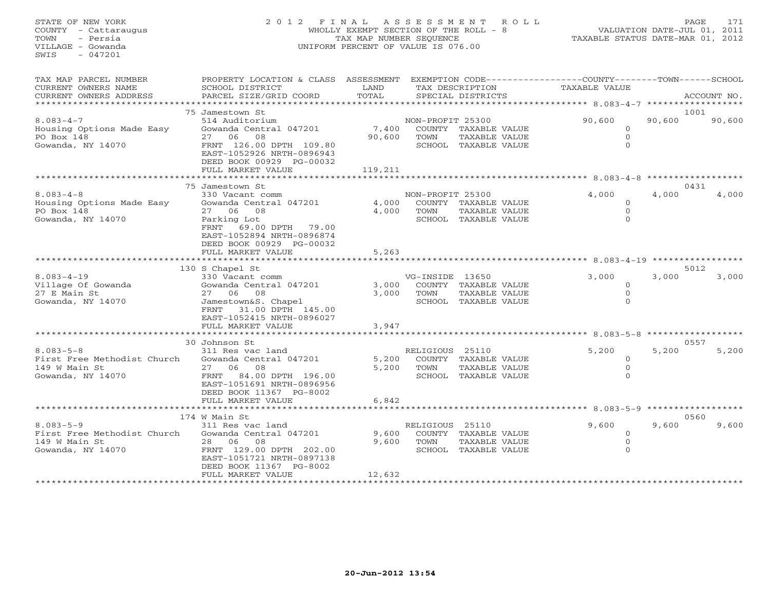STATE OF NEW YORK
COUNTY - Cattaraugus
TOWN - Persia
VILLAGE - Gowanda
SWIS - 047201

2012 FINAL ASSESSMENT ROLL
WHOLLY EXEMPT SECTION OF THE ROLL - 8
TAX MAP NUMBER SEQUENCE
UNIFORM PERCENT OF VALUE IS 076.00

VALUATION DATE-JUL 01, 2011
TAXABLE STATUS DATE-MAR 01, 2012

| TAX MAP PARCEL NUMBER / CURRENT OWNERS NAME / CURRENT OWNERS ADDRESS | PROPERTY LOCATION & CLASS / SCHOOL DISTRICT / PARCEL SIZE/GRID COORD | ASSESSMENT LAND / TOTAL | EXEMPTION CODE / TAX DESCRIPTION / SPECIAL DISTRICTS | COUNTY TAXABLE VALUE | TOWN | SCHOOL | ACCOUNT NO. |
|---|---|---|---|---|---|---|---|
| 8.083-4-7 | 75 Jamestown St | | | | | | 1001 |
| | 514 Auditorium | | NON-PROFIT 25300 | 90,600 | 90,600 | 90,600 | |
| Housing Options Made Easy | Gowanda Central 047201 | 7,400 | COUNTY TAXABLE VALUE | 0 | | | |
| PO Box 148 | 27 06 08 | 90,600 | TOWN TAXABLE VALUE | 0 | | | |
| Gowanda, NY 14070 | FRNT 126.00 DPTH 109.80 | | SCHOOL TAXABLE VALUE | 0 | | | |
| | EAST-1052926 NRTH-0896943 | | | | | | |
| | DEED BOOK 00929 PG-00032 | | | | | | |
| | FULL MARKET VALUE | 119,211 | | | | | |
| 8.083-4-8 | 75 Jamestown St | | | | | | 0431 |
| | 330 Vacant comm | | NON-PROFIT 25300 | 4,000 | 4,000 | 4,000 | |
| Housing Options Made Easy | Gowanda Central 047201 | 4,000 | COUNTY TAXABLE VALUE | 0 | | | |
| PO Box 148 | 27 06 08 | 4,000 | TOWN TAXABLE VALUE | 0 | | | |
| Gowanda, NY 14070 | Parking Lot | | SCHOOL TAXABLE VALUE | 0 | | | |
| | FRNT 69.00 DPTH 79.00 | | | | | | |
| | EAST-1052894 NRTH-0896874 | | | | | | |
| | DEED BOOK 00929 PG-00032 | | | | | | |
| | FULL MARKET VALUE | 5,263 | | | | | |
| 8.083-4-19 | 130 S Chapel St | | | | | | 5012 |
| | 330 Vacant comm | | VG-INSIDE 13650 | 3,000 | 3,000 | 3,000 | |
| Village Of Gowanda | Gowanda Central 047201 | 3,000 | COUNTY TAXABLE VALUE | 0 | | | |
| 27 E Main St | 27 06 08 | 3,000 | TOWN TAXABLE VALUE | 0 | | | |
| Gowanda, NY 14070 | Jamestown&S. Chapel | | SCHOOL TAXABLE VALUE | 0 | | | |
| | FRNT 31.00 DPTH 145.00 | | | | | | |
| | EAST-1052415 NRTH-0896027 | | | | | | |
| | FULL MARKET VALUE | 3,947 | | | | | |
| 8.083-5-8 | 30 Johnson St | | | | | | 0557 |
| | 311 Res vac land | | RELIGIOUS 25110 | 5,200 | 5,200 | 5,200 | |
| First Free Methodist Church | Gowanda Central 047201 | 5,200 | COUNTY TAXABLE VALUE | 0 | | | |
| 149 W Main St | 27 06 08 | 5,200 | TOWN TAXABLE VALUE | 0 | | | |
| Gowanda, NY 14070 | FRNT 84.00 DPTH 196.00 | | SCHOOL TAXABLE VALUE | 0 | | | |
| | EAST-1051691 NRTH-0896956 | | | | | | |
| | DEED BOOK 11367 PG-8002 | | | | | | |
| | FULL MARKET VALUE | 6,842 | | | | | |
| 8.083-5-9 | 174 W Main St | | | | | | 0560 |
| | 311 Res vac land | | RELIGIOUS 25110 | 9,600 | 9,600 | 9,600 | |
| First Free Methodist Church | Gowanda Central 047201 | 9,600 | COUNTY TAXABLE VALUE | 0 | | | |
| 149 W Main St | 28 06 08 | 9,600 | TOWN TAXABLE VALUE | 0 | | | |
| Gowanda, NY 14070 | FRNT 129.00 DPTH 202.00 | | SCHOOL TAXABLE VALUE | 0 | | | |
| | EAST-1051721 NRTH-0897138 | | | | | | |
| | DEED BOOK 11367 PG-8002 | | | | | | |
| | FULL MARKET VALUE | 12,632 | | | | | |

20-Jun-2012 13:54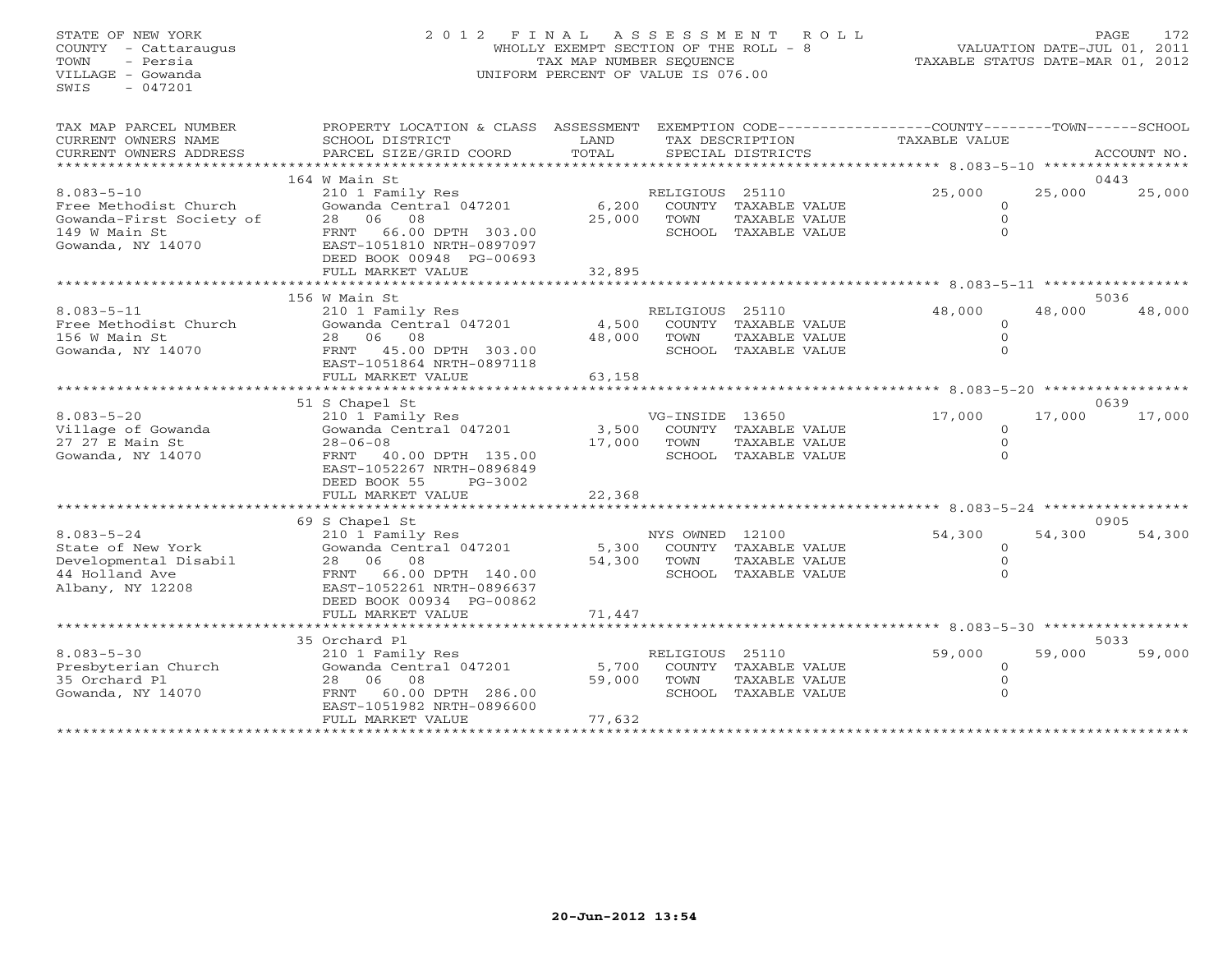STATE OF NEW YORK
COUNTY - Cattaraugus
TOWN - Persia
VILLAGE - Gowanda
SWIS - 047201

2 0 1 2 F I N A L A S S E S S M E N T R O L L
WHOLLY EXEMPT SECTION OF THE ROLL - 8
TAX MAP NUMBER SEQUENCE
UNIFORM PERCENT OF VALUE IS 076.00

VALUATION DATE-JUL 01, 2011
TAXABLE STATUS DATE-MAR 01, 2012

| TAX MAP PARCEL NUMBER / CURRENT OWNERS NAME / CURRENT OWNERS ADDRESS | PROPERTY LOCATION & CLASS / SCHOOL DISTRICT / PARCEL SIZE/GRID COORD | ASSESSMENT LAND / TOTAL | EXEMPTION CODE / TAX DESCRIPTION / SPECIAL DISTRICTS | COUNTY TAXABLE VALUE | TOWN | SCHOOL | ACCOUNT NO. |
|---|---|---|---|---|---|---|---|
| | 164 W Main St | | | | | | 0443 |
| 8.083-5-10 | 210 1 Family Res | | RELIGIOUS 25110 | 25,000 | 25,000 | 25,000 | |
| Free Methodist Church | Gowanda Central 047201 | 6,200 | COUNTY TAXABLE VALUE | 0 | | | |
| Gowanda-First Society of | 28 06 08 | 25,000 | TOWN TAXABLE VALUE | 0 | | | |
| 149 W Main St | FRNT 66.00 DPTH 303.00 | | SCHOOL TAXABLE VALUE | 0 | | | |
| Gowanda, NY 14070 | EAST-1051810 NRTH-0897097 | | | | | | |
| | DEED BOOK 00948 PG-00693 | | | | | | |
| | FULL MARKET VALUE | 32,895 | | | | | |
| | 156 W Main St | | | | | | 5036 |
| 8.083-5-11 | 210 1 Family Res | | RELIGIOUS 25110 | 48,000 | 48,000 | 48,000 | |
| Free Methodist Church | Gowanda Central 047201 | 4,500 | COUNTY TAXABLE VALUE | 0 | | | |
| 156 W Main St | 28 06 08 | 48,000 | TOWN TAXABLE VALUE | 0 | | | |
| Gowanda, NY 14070 | FRNT 45.00 DPTH 303.00 | | SCHOOL TAXABLE VALUE | 0 | | | |
| | EAST-1051864 NRTH-0897118 | | | | | | |
| | FULL MARKET VALUE | 63,158 | | | | | |
| | 51 S Chapel St | | | | | | 0639 |
| 8.083-5-20 | 210 1 Family Res | | VG-INSIDE 13650 | 17,000 | 17,000 | 17,000 | |
| Village of Gowanda | Gowanda Central 047201 | 3,500 | COUNTY TAXABLE VALUE | 0 | | | |
| 27 27 E Main St | 28-06-08 | 17,000 | TOWN TAXABLE VALUE | 0 | | | |
| Gowanda, NY 14070 | FRNT 40.00 DPTH 135.00 | | SCHOOL TAXABLE VALUE | 0 | | | |
| | EAST-1052267 NRTH-0896849 | | | | | | |
| | DEED BOOK 55 PG-3002 | | | | | | |
| | FULL MARKET VALUE | 22,368 | | | | | |
| | 69 S Chapel St | | | | | | 0905 |
| 8.083-5-24 | 210 1 Family Res | | NYS OWNED 12100 | 54,300 | 54,300 | 54,300 | |
| State of New York | Gowanda Central 047201 | 5,300 | COUNTY TAXABLE VALUE | 0 | | | |
| Developmental Disabil | 28 06 08 | 54,300 | TOWN TAXABLE VALUE | 0 | | | |
| 44 Holland Ave | FRNT 66.00 DPTH 140.00 | | SCHOOL TAXABLE VALUE | 0 | | | |
| Albany, NY 12208 | EAST-1052261 NRTH-0896637 | | | | | | |
| | DEED BOOK 00934 PG-00862 | | | | | | |
| | FULL MARKET VALUE | 71,447 | | | | | |
| | 35 Orchard Pl | | | | | | 5033 |
| 8.083-5-30 | 210 1 Family Res | | RELIGIOUS 25110 | 59,000 | 59,000 | 59,000 | |
| Presbyterian Church | Gowanda Central 047201 | 5,700 | COUNTY TAXABLE VALUE | 0 | | | |
| 35 Orchard Pl | 28 06 08 | 59,000 | TOWN TAXABLE VALUE | 0 | | | |
| Gowanda, NY 14070 | FRNT 60.00 DPTH 286.00 | | SCHOOL TAXABLE VALUE | 0 | | | |
| | EAST-1051982 NRTH-0896600 | | | | | | |
| | FULL MARKET VALUE | 77,632 | | | | | |

20-Jun-2012 13:54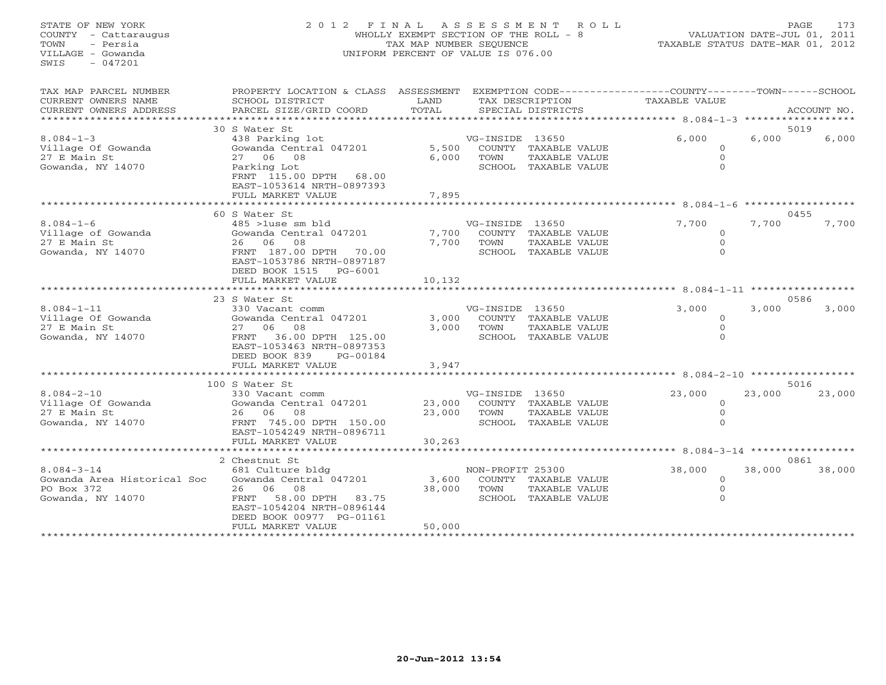STATE OF NEW YORK
COUNTY - Cattaraugus
TOWN - Persia
VILLAGE - Gowanda
SWIS - 047201

2012 FINAL ASSESSMENT ROLL
WHOLLY EXEMPT SECTION OF THE ROLL - 8
TAX MAP NUMBER SEQUENCE
UNIFORM PERCENT OF VALUE IS 076.00

VALUATION DATE-JUL 01, 2011
TAXABLE STATUS DATE-MAR 01, 2012

| TAX MAP PARCEL NUMBER / CURRENT OWNERS NAME / CURRENT OWNERS ADDRESS | PROPERTY LOCATION & CLASS / SCHOOL DISTRICT / PARCEL SIZE/GRID COORD | ASSESSMENT LAND / TOTAL | EXEMPTION CODE / TAX DESCRIPTION / SPECIAL DISTRICTS | COUNTY TAXABLE VALUE | TOWN | SCHOOL | ACCOUNT NO. |
|---|---|---|---|---|---|---|---|
| 8.084-1-3 | 30 S Water St | | | | | | 5019 |
| Village Of Gowanda | 438 Parking lot | | VG-INSIDE 13650 | 6,000 | 6,000 | 6,000 | |
| 27 E Main St | Gowanda Central 047201 | 5,500 | COUNTY TAXABLE VALUE | 0 | | | |
| Gowanda, NY 14070 | 27 06 08 | 6,000 | TOWN TAXABLE VALUE | 0 | | | |
| | Parking Lot | | SCHOOL TAXABLE VALUE | 0 | | | |
| | FRNT 115.00 DPTH 68.00 | | | | | | |
| | EAST-1053614 NRTH-0897393 | | | | | | |
| | FULL MARKET VALUE | 7,895 | | | | | |
| 8.084-1-6 | 60 S Water St | | | | | | 0455 |
| Village of Gowanda | 485 >1use sm bld | | VG-INSIDE 13650 | 7,700 | 7,700 | 7,700 | |
| 27 E Main St | Gowanda Central 047201 | 7,700 | COUNTY TAXABLE VALUE | 0 | | | |
| Gowanda, NY 14070 | 26 06 08 | 7,700 | TOWN TAXABLE VALUE | 0 | | | |
| | FRNT 187.00 DPTH 70.00 | | SCHOOL TAXABLE VALUE | 0 | | | |
| | EAST-1053786 NRTH-0897187 | | | | | | |
| | DEED BOOK 1515 PG-6001 | | | | | | |
| | FULL MARKET VALUE | 10,132 | | | | | |
| 8.084-1-11 | 23 S Water St | | | | | | 0586 |
| Village Of Gowanda | 330 Vacant comm | | VG-INSIDE 13650 | 3,000 | 3,000 | 3,000 | |
| 27 E Main St | Gowanda Central 047201 | 3,000 | COUNTY TAXABLE VALUE | 0 | | | |
| Gowanda, NY 14070 | 27 06 08 | 3,000 | TOWN TAXABLE VALUE | 0 | | | |
| | FRNT 36.00 DPTH 125.00 | | SCHOOL TAXABLE VALUE | 0 | | | |
| | EAST-1053463 NRTH-0897353 | | | | | | |
| | DEED BOOK 839 PG-00184 | | | | | | |
| | FULL MARKET VALUE | 3,947 | | | | | |
| 8.084-2-10 | 100 S Water St | | | | | | 5016 |
| Village Of Gowanda | 330 Vacant comm | | VG-INSIDE 13650 | 23,000 | 23,000 | 23,000 | |
| 27 E Main St | Gowanda Central 047201 | 23,000 | COUNTY TAXABLE VALUE | 0 | | | |
| Gowanda, NY 14070 | 26 06 08 | 23,000 | TOWN TAXABLE VALUE | 0 | | | |
| | FRNT 745.00 DPTH 150.00 | | SCHOOL TAXABLE VALUE | 0 | | | |
| | EAST-1054249 NRTH-0896711 | | | | | | |
| | FULL MARKET VALUE | 30,263 | | | | | |
| 8.084-3-14 | 2 Chestnut St | | | | | | 0861 |
| Gowanda Area Historical Soc | 681 Culture bldg | | NON-PROFIT 25300 | 38,000 | 38,000 | 38,000 | |
| PO Box 372 | Gowanda Central 047201 | 3,600 | COUNTY TAXABLE VALUE | 0 | | | |
| Gowanda, NY 14070 | 26 06 08 | 38,000 | TOWN TAXABLE VALUE | 0 | | | |
| | FRNT 58.00 DPTH 83.75 | | SCHOOL TAXABLE VALUE | 0 | | | |
| | EAST-1054204 NRTH-0896144 | | | | | | |
| | DEED BOOK 00977 PG-01161 | | | | | | |
| | FULL MARKET VALUE | 50,000 | | | | | |

20-Jun-2012 13:54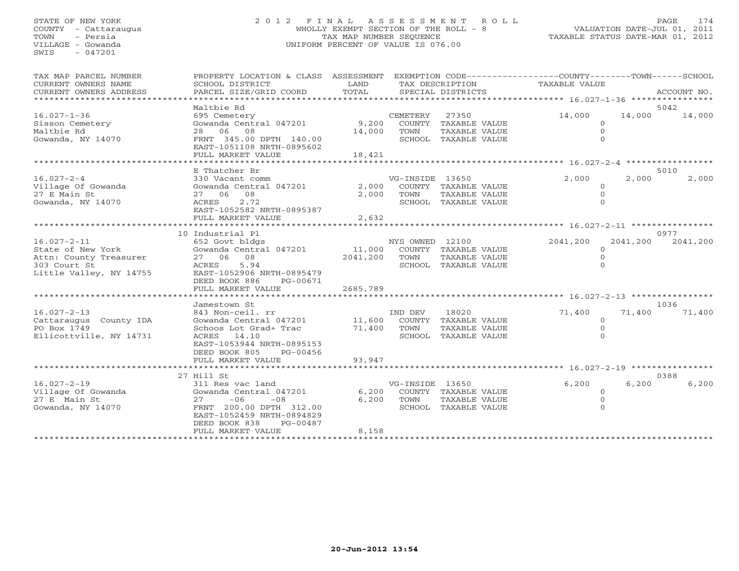STATE OF NEW YORK
COUNTY - Cattaraugus
TOWN - Persia
VILLAGE - Gowanda
SWIS - 047201

2012 FINAL ASSESSMENT ROLL
WHOLLY EXEMPT SECTION OF THE ROLL - 8
TAX MAP NUMBER SEQUENCE
UNIFORM PERCENT OF VALUE IS 076.00

VALUATION DATE-JUL 01, 2011
TAXABLE STATUS DATE-MAR 01, 2012

| TAX MAP PARCEL NUMBER / CURRENT OWNERS NAME / CURRENT OWNERS ADDRESS | PROPERTY LOCATION & CLASS / SCHOOL DISTRICT / PARCEL SIZE/GRID COORD | ASSESSMENT LAND / TOTAL | EXEMPTION CODE / TAX DESCRIPTION / SPECIAL DISTRICTS | COUNTY TAXABLE VALUE | TOWN | SCHOOL | ACCOUNT NO. |
|---|---|---|---|---|---|---|---|
| 16.027-1-36 | Maltbie Rd | | | | | | 5042 |
| Sisson Cemetery | 695 Cemetery | | CEMETERY 27350 | 14,000 | 14,000 | 14,000 | |
| Maltbie Rd | Gowanda Central 047201 | 9,200 | COUNTY TAXABLE VALUE | 0 | | | |
| Gowanda, NY 14070 | 28 06 08 | 14,000 | TOWN TAXABLE VALUE | 0 | | | |
| | FRNT 345.00 DPTH 140.00 | | SCHOOL TAXABLE VALUE | 0 | | | |
| | EAST-1051108 NRTH-0895602 | | | | | | |
| | FULL MARKET VALUE | 18,421 | | | | | |
| 16.027-2-4 | E Thatcher Br | | | | | | 5010 |
| Village Of Gowanda | 330 Vacant comm | | VG-INSIDE 13650 | 2,000 | 2,000 | 2,000 | |
| 27 E Main St | Gowanda Central 047201 | 2,000 | COUNTY TAXABLE VALUE | 0 | | | |
| Gowanda, NY 14070 | 27 06 08 | 2,000 | TOWN TAXABLE VALUE | 0 | | | |
| | ACRES 2.72 | | SCHOOL TAXABLE VALUE | 0 | | | |
| | EAST-1052582 NRTH-0895387 | | | | | | |
| | FULL MARKET VALUE | 2,632 | | | | | |
| 16.027-2-11 | 10 Industrial Pl | | | | | | 0977 |
| State of New York | 652 Govt bldgs | | NYS OWNED 12100 | 2041,200 | 2041,200 | 2041,200 | |
| Attn: County Treasurer | Gowanda Central 047201 | 11,000 | COUNTY TAXABLE VALUE | 0 | | | |
| 303 Court St | 27 06 08 | 2041,200 | TOWN TAXABLE VALUE | 0 | | | |
| Little Valley, NY 14755 | ACRES 5.94 | | SCHOOL TAXABLE VALUE | 0 | | | |
| | EAST-1052906 NRTH-0895479 | | | | | | |
| | DEED BOOK 886 PG-00671 | | | | | | |
| | FULL MARKET VALUE | 2685,789 | | | | | |
| 16.027-2-13 | Jamestown St | | | | | | 1036 |
| Cattaraugus County IDA | 843 Non-ceil. rr | | IND DEV 18020 | 71,400 | 71,400 | 71,400 | |
| PO Box 1749 | Gowanda Central 047201 | 11,600 | COUNTY TAXABLE VALUE | 0 | | | |
| Ellicottville, NY 14731 | Schoos Lot Grad+ Trac | 71,400 | TOWN TAXABLE VALUE | 0 | | | |
| | ACRES 14.10 | | SCHOOL TAXABLE VALUE | 0 | | | |
| | EAST-1053944 NRTH-0895153 | | | | | | |
| | DEED BOOK 805 PG-00456 | | | | | | |
| | FULL MARKET VALUE | 93,947 | | | | | |
| 16.027-2-19 | 27 Hill St | | | | | | 0388 |
| Village Of Gowanda | 311 Res vac land | | VG-INSIDE 13650 | 6,200 | 6,200 | 6,200 | |
| 27 E Main St | Gowanda Central 047201 | 6,200 | COUNTY TAXABLE VALUE | 0 | | | |
| Gowanda, NY 14070 | 27 -06 -08 | 6,200 | TOWN TAXABLE VALUE | 0 | | | |
| | FRNT 200.00 DPTH 312.00 | | SCHOOL TAXABLE VALUE | 0 | | | |
| | EAST-1052459 NRTH-0894829 | | | | | | |
| | DEED BOOK 838 PG-00487 | | | | | | |
| | FULL MARKET VALUE | 8,158 | | | | | |

20-Jun-2012 13:54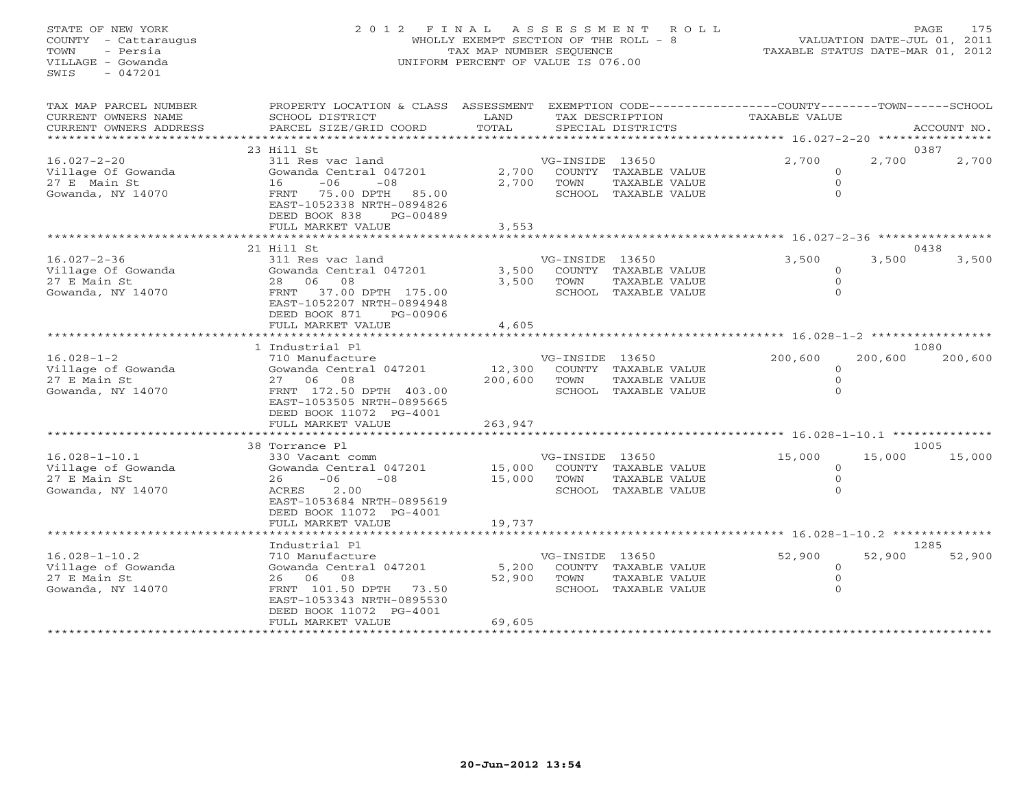STATE OF NEW YORK
COUNTY - Cattaraugus
TOWN - Persia
VILLAGE - Gowanda
SWIS - 047201

# 2012 FINAL ASSESSMENT ROLL

WHOLLY EXEMPT SECTION OF THE ROLL - 8
TAX MAP NUMBER SEQUENCE
UNIFORM PERCENT OF VALUE IS 076.00

VALUATION DATE-JUL 01, 2011
TAXABLE STATUS DATE-MAR 01, 2012

| TAX MAP PARCEL NUMBER / CURRENT OWNERS NAME / CURRENT OWNERS ADDRESS | PROPERTY LOCATION & CLASS / SCHOOL DISTRICT / PARCEL SIZE/GRID COORD | ASSESSMENT LAND | TOTAL | EXEMPTION CODE / TAX DESCRIPTION / SPECIAL DISTRICTS | COUNTY TAXABLE VALUE | TOWN | SCHOOL | ACCOUNT NO. |
|---|---|---|---|---|---|---|---|---|
| | 23 Hill St | | | | | | | 0387 |
| 16.027-2-20 | 311 Res vac land | | | VG-INSIDE 13650 | 2,700 | 2,700 | 2,700 | |
| Village Of Gowanda | Gowanda Central 047201 | 2,700 | | COUNTY TAXABLE VALUE | 0 | | | |
| 27 E Main St | 16 -06 -08 | | 2,700 | TOWN TAXABLE VALUE | 0 | | | |
| Gowanda, NY 14070 | FRNT 75.00 DPTH 85.00 | | | SCHOOL TAXABLE VALUE | 0 | | | |
| | EAST-1052338 NRTH-0894826 | | | | | | | |
| | DEED BOOK 838 PG-00489 | | | | | | | |
| | FULL MARKET VALUE | | 3,553 | | | | | |
| | 21 Hill St | | | | | | | 0438 |
| 16.027-2-36 | 311 Res vac land | | | VG-INSIDE 13650 | 3,500 | 3,500 | 3,500 | |
| Village Of Gowanda | Gowanda Central 047201 | 3,500 | | COUNTY TAXABLE VALUE | 0 | | | |
| 27 E Main St | 28 06 08 | | 3,500 | TOWN TAXABLE VALUE | 0 | | | |
| Gowanda, NY 14070 | FRNT 37.00 DPTH 175.00 | | | SCHOOL TAXABLE VALUE | 0 | | | |
| | EAST-1052207 NRTH-0894948 | | | | | | | |
| | DEED BOOK 871 PG-00906 | | | | | | | |
| | FULL MARKET VALUE | | 4,605 | | | | | |
| | 1 Industrial Pl | | | | | | | 1080 |
| 16.028-1-2 | 710 Manufacture | | | VG-INSIDE 13650 | 200,600 | 200,600 | 200,600 | |
| Village of Gowanda | Gowanda Central 047201 | 12,300 | | COUNTY TAXABLE VALUE | 0 | | | |
| 27 E Main St | 27 06 08 | | 200,600 | TOWN TAXABLE VALUE | 0 | | | |
| Gowanda, NY 14070 | FRNT 172.50 DPTH 403.00 | | | SCHOOL TAXABLE VALUE | 0 | | | |
| | EAST-1053505 NRTH-0895665 | | | | | | | |
| | DEED BOOK 11072 PG-4001 | | | | | | | |
| | FULL MARKET VALUE | | 263,947 | | | | | |
| | 38 Torrance Pl | | | | | | | 1005 |
| 16.028-1-10.1 | 330 Vacant comm | | | VG-INSIDE 13650 | 15,000 | 15,000 | 15,000 | |
| Village of Gowanda | Gowanda Central 047201 | 15,000 | | COUNTY TAXABLE VALUE | 0 | | | |
| 27 E Main St | 26 -06 -08 | | 15,000 | TOWN TAXABLE VALUE | 0 | | | |
| Gowanda, NY 14070 | ACRES 2.00 | | | SCHOOL TAXABLE VALUE | 0 | | | |
| | EAST-1053684 NRTH-0895619 | | | | | | | |
| | DEED BOOK 11072 PG-4001 | | | | | | | |
| | FULL MARKET VALUE | | 19,737 | | | | | |
| | Industrial Pl | | | | | | | 1285 |
| 16.028-1-10.2 | 710 Manufacture | | | VG-INSIDE 13650 | 52,900 | 52,900 | 52,900 | |
| Village of Gowanda | Gowanda Central 047201 | 5,200 | | COUNTY TAXABLE VALUE | 0 | | | |
| 27 E Main St | 26 06 08 | | 52,900 | TOWN TAXABLE VALUE | 0 | | | |
| Gowanda, NY 14070 | FRNT 101.50 DPTH 73.50 | | | SCHOOL TAXABLE VALUE | 0 | | | |
| | EAST-1053343 NRTH-0895530 | | | | | | | |
| | DEED BOOK 11072 PG-4001 | | | | | | | |
| | FULL MARKET VALUE | | 69,605 | | | | | |

20-Jun-2012 13:54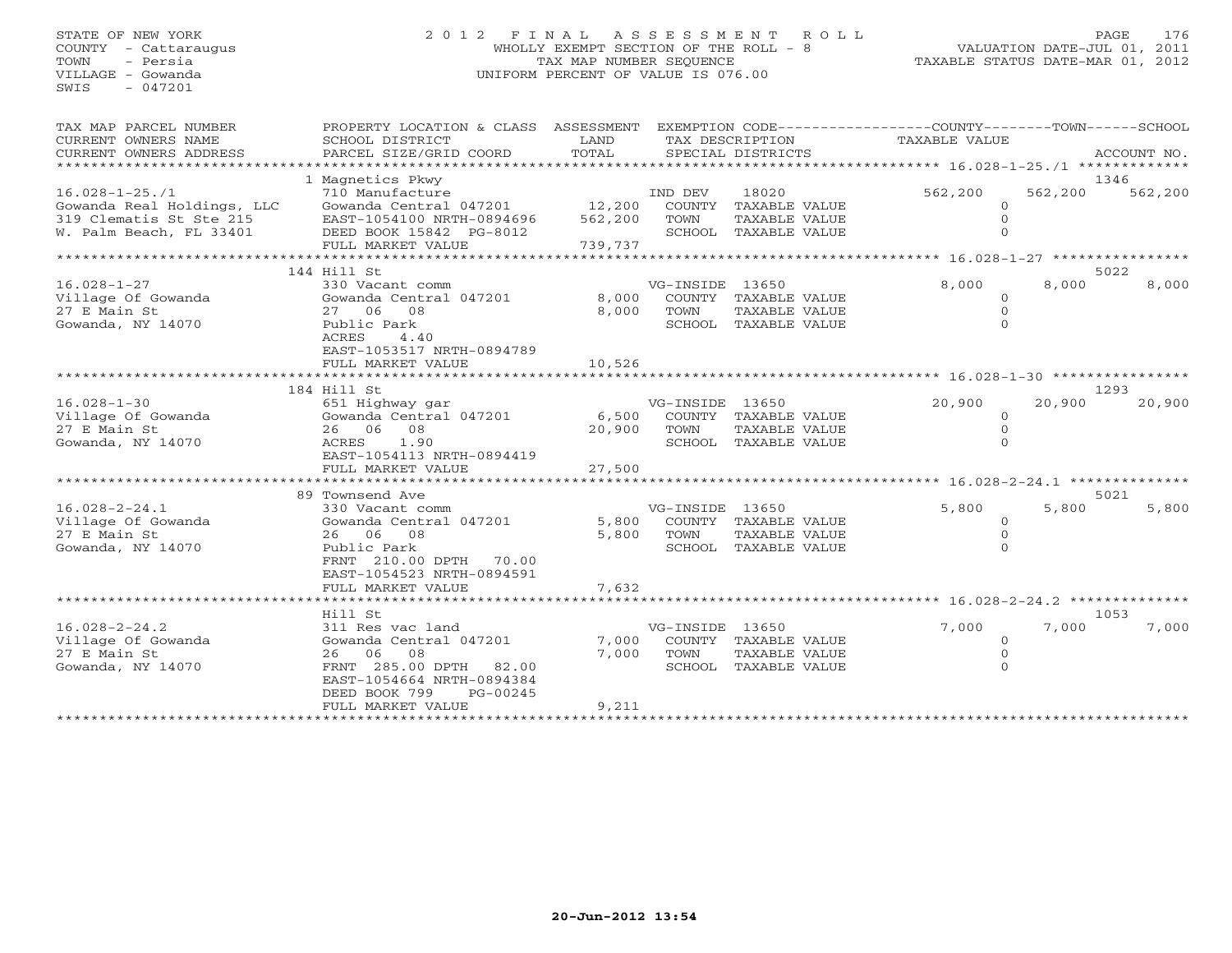STATE OF NEW YORK
COUNTY - Cattaraugus
TOWN - Persia
VILLAGE - Gowanda
SWIS - 047201

# 2012 FINAL ASSESSMENT ROLL

WHOLLY EXEMPT SECTION OF THE ROLL - 8
TAX MAP NUMBER SEQUENCE
UNIFORM PERCENT OF VALUE IS 076.00

VALUATION DATE-JUL 01, 2011
TAXABLE STATUS DATE-MAR 01, 2012

| TAX MAP PARCEL NUMBER / CURRENT OWNERS NAME / CURRENT OWNERS ADDRESS | PROPERTY LOCATION & CLASS / SCHOOL DISTRICT / PARCEL SIZE/GRID COORD | ASSESSMENT LAND / TOTAL | EXEMPTION CODE / TAX DESCRIPTION / SPECIAL DISTRICTS | COUNTY TAXABLE VALUE | TOWN | SCHOOL | ACCOUNT NO. |
|---|---|---|---|---|---|---|---|
| 16.028-1-25./1 | 1 Magnetics Pkwy | | | | | | 1346 |
| | 710 Manufacture | | IND DEV 18020 | 562,200 | 562,200 | 562,200 | |
| Gowanda Real Holdings, LLC | Gowanda Central 047201 | 12,200 | COUNTY TAXABLE VALUE | 0 | | | |
| 319 Clematis St Ste 215 | EAST-1054100 NRTH-0894696 | 562,200 | TOWN TAXABLE VALUE | 0 | | | |
| W. Palm Beach, FL 33401 | DEED BOOK 15842 PG-8012 | | SCHOOL TAXABLE VALUE | 0 | | | |
| | FULL MARKET VALUE | 739,737 | | | | | |
| 16.028-1-27 | 144 Hill St | | | | | | 5022 |
| | 330 Vacant comm | | VG-INSIDE 13650 | 8,000 | 8,000 | 8,000 | |
| Village Of Gowanda | Gowanda Central 047201 | 8,000 | COUNTY TAXABLE VALUE | 0 | | | |
| 27 E Main St | 27 06 08 | 8,000 | TOWN TAXABLE VALUE | 0 | | | |
| Gowanda, NY 14070 | Public Park | | SCHOOL TAXABLE VALUE | 0 | | | |
| | ACRES 4.40 | | | | | | |
| | EAST-1053517 NRTH-0894789 | | | | | | |
| | FULL MARKET VALUE | 10,526 | | | | | |
| 16.028-1-30 | 184 Hill St | | | | | | 1293 |
| | 651 Highway gar | | VG-INSIDE 13650 | 20,900 | 20,900 | 20,900 | |
| Village Of Gowanda | Gowanda Central 047201 | 6,500 | COUNTY TAXABLE VALUE | 0 | | | |
| 27 E Main St | 26 06 08 | 20,900 | TOWN TAXABLE VALUE | 0 | | | |
| Gowanda, NY 14070 | ACRES 1.90 | | SCHOOL TAXABLE VALUE | 0 | | | |
| | EAST-1054113 NRTH-0894419 | | | | | | |
| | FULL MARKET VALUE | 27,500 | | | | | |
| 16.028-2-24.1 | 89 Townsend Ave | | | | | | 5021 |
| | 330 Vacant comm | | VG-INSIDE 13650 | 5,800 | 5,800 | 5,800 | |
| Village Of Gowanda | Gowanda Central 047201 | 5,800 | COUNTY TAXABLE VALUE | 0 | | | |
| 27 E Main St | 26 06 08 | 5,800 | TOWN TAXABLE VALUE | 0 | | | |
| Gowanda, NY 14070 | Public Park | | SCHOOL TAXABLE VALUE | 0 | | | |
| | FRNT 210.00 DPTH 70.00 | | | | | | |
| | EAST-1054523 NRTH-0894591 | | | | | | |
| | FULL MARKET VALUE | 7,632 | | | | | |
| 16.028-2-24.2 | Hill St | | | | | | 1053 |
| | 311 Res vac land | | VG-INSIDE 13650 | 7,000 | 7,000 | 7,000 | |
| Village Of Gowanda | Gowanda Central 047201 | 7,000 | COUNTY TAXABLE VALUE | 0 | | | |
| 27 E Main St | 26 06 08 | 7,000 | TOWN TAXABLE VALUE | 0 | | | |
| Gowanda, NY 14070 | FRNT 285.00 DPTH 82.00 | | SCHOOL TAXABLE VALUE | 0 | | | |
| | EAST-1054664 NRTH-0894384 | | | | | | |
| | DEED BOOK 799 PG-00245 | | | | | | |
| | FULL MARKET VALUE | 9,211 | | | | | |

20-Jun-2012 13:54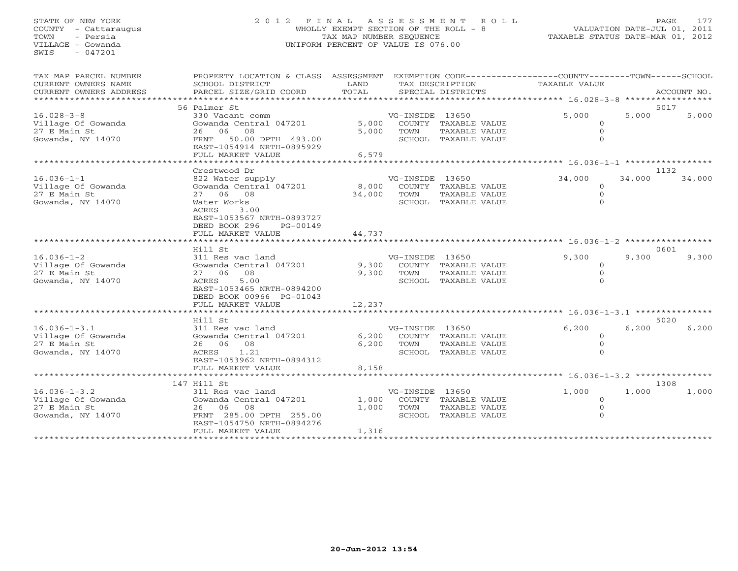STATE OF NEW YORK
COUNTY - Cattaraugus
TOWN - Persia
VILLAGE - Gowanda
SWIS - 047201

2012 FINAL ASSESSMENT ROLL
WHOLLY EXEMPT SECTION OF THE ROLL - 8
TAX MAP NUMBER SEQUENCE
UNIFORM PERCENT OF VALUE IS 076.00

VALUATION DATE-JUL 01, 2011
TAXABLE STATUS DATE-MAR 01, 2012

| TAX MAP PARCEL NUMBER / CURRENT OWNERS NAME / CURRENT OWNERS ADDRESS | PROPERTY LOCATION & CLASS / SCHOOL DISTRICT / PARCEL SIZE/GRID COORD | ASSESSMENT LAND / TOTAL | EXEMPTION CODE / TAX DESCRIPTION / SPECIAL DISTRICTS | COUNTY TAXABLE VALUE | TOWN | SCHOOL / ACCOUNT NO. |
|---|---|---|---|---|---|---|
| 16.028-3-8 | 56 Palmer St | | | | | 5017 |
| | 330 Vacant comm | | VG-INSIDE 13650 | 5,000 | 5,000 | 5,000 |
| Village Of Gowanda | Gowanda Central 047201 | 5,000 | COUNTY TAXABLE VALUE | 0 | | |
| 27 E Main St | 26 06 08 | 5,000 | TOWN TAXABLE VALUE | 0 | | |
| Gowanda, NY 14070 | FRNT 50.00 DPTH 493.00 | | SCHOOL TAXABLE VALUE | 0 | | |
| | EAST-1054914 NRTH-0895929 | | | | | |
| | FULL MARKET VALUE | 6,579 | | | | |
| 16.036-1-1 | Crestwood Dr | | | | | 1132 |
| | 822 Water supply | | VG-INSIDE 13650 | 34,000 | 34,000 | 34,000 |
| Village Of Gowanda | Gowanda Central 047201 | 8,000 | COUNTY TAXABLE VALUE | 0 | | |
| 27 E Main St | 27 06 08 | 34,000 | TOWN TAXABLE VALUE | 0 | | |
| Gowanda, NY 14070 | Water Works | | SCHOOL TAXABLE VALUE | 0 | | |
| | ACRES 3.00 | | | | | |
| | EAST-1053567 NRTH-0893727 | | | | | |
| | DEED BOOK 296 PG-00149 | | | | | |
| | FULL MARKET VALUE | 44,737 | | | | |
| 16.036-1-2 | Hill St | | | | | 0601 |
| | 311 Res vac land | | VG-INSIDE 13650 | 9,300 | 9,300 | 9,300 |
| Village Of Gowanda | Gowanda Central 047201 | 9,300 | COUNTY TAXABLE VALUE | 0 | | |
| 27 E Main St | 27 06 08 | 9,300 | TOWN TAXABLE VALUE | 0 | | |
| Gowanda, NY 14070 | ACRES 5.00 | | SCHOOL TAXABLE VALUE | 0 | | |
| | EAST-1053465 NRTH-0894200 | | | | | |
| | DEED BOOK 00966 PG-01043 | | | | | |
| | FULL MARKET VALUE | 12,237 | | | | |
| 16.036-1-3.1 | Hill St | | | | | 5020 |
| | 311 Res vac land | | VG-INSIDE 13650 | 6,200 | 6,200 | 6,200 |
| Village Of Gowanda | Gowanda Central 047201 | 6,200 | COUNTY TAXABLE VALUE | 0 | | |
| 27 E Main St | 26 06 08 | 6,200 | TOWN TAXABLE VALUE | 0 | | |
| Gowanda, NY 14070 | ACRES 1.21 | | SCHOOL TAXABLE VALUE | 0 | | |
| | EAST-1053962 NRTH-0894312 | | | | | |
| | FULL MARKET VALUE | 8,158 | | | | |
| 16.036-1-3.2 | 147 Hill St | | | | | 1308 |
| | 311 Res vac land | | VG-INSIDE 13650 | 1,000 | 1,000 | 1,000 |
| Village Of Gowanda | Gowanda Central 047201 | 1,000 | COUNTY TAXABLE VALUE | 0 | | |
| 27 E Main St | 26 06 08 | 1,000 | TOWN TAXABLE VALUE | 0 | | |
| Gowanda, NY 14070 | FRNT 285.00 DPTH 255.00 | | SCHOOL TAXABLE VALUE | 0 | | |
| | EAST-1054750 NRTH-0894276 | | | | | |
| | FULL MARKET VALUE | 1,316 | | | | |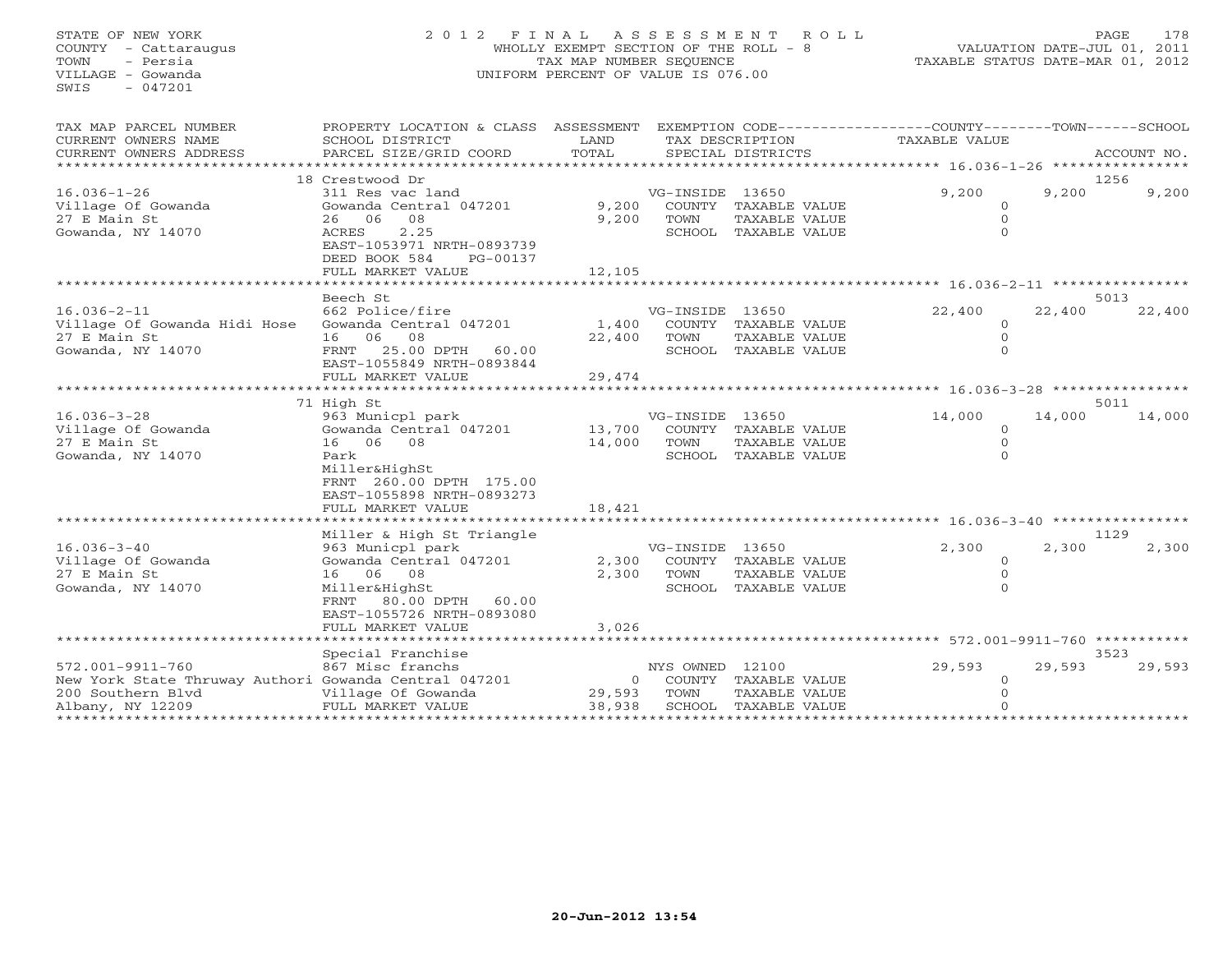STATE OF NEW YORK
COUNTY - Cattaraugus
TOWN - Persia
VILLAGE - Gowanda
SWIS - 047201

2 0 1 2 F I N A L A S S E S S M E N T R O L L
WHOLLY EXEMPT SECTION OF THE ROLL - 8
TAX MAP NUMBER SEQUENCE
UNIFORM PERCENT OF VALUE IS 076.00

VALUATION DATE-JUL 01, 2011
TAXABLE STATUS DATE-MAR 01, 2012

| TAX MAP PARCEL NUMBER / CURRENT OWNERS NAME / CURRENT OWNERS ADDRESS | PROPERTY LOCATION & CLASS / SCHOOL DISTRICT / PARCEL SIZE/GRID COORD | ASSESSMENT LAND / TOTAL | EXEMPTION CODE / TAX DESCRIPTION / SPECIAL DISTRICTS | COUNTY TAXABLE VALUE | TOWN | SCHOOL / ACCOUNT NO. |
|---|---|---|---|---|---|---|
| | 18 Crestwood Dr | | | | | 1256 |
| 16.036-1-26 | 311 Res vac land | | VG-INSIDE 13650 | 9,200 | 9,200 | 9,200 |
| Village Of Gowanda | Gowanda Central 047201 | 9,200 | COUNTY TAXABLE VALUE | 0 | | |
| 27 E Main St | 26 06 08 | 9,200 | TOWN TAXABLE VALUE | 0 | | |
| Gowanda, NY 14070 | ACRES 2.25 | | SCHOOL TAXABLE VALUE | 0 | | |
| | EAST-1053971 NRTH-0893739 | | | | | |
| | DEED BOOK 584 PG-00137 | | | | | |
| | FULL MARKET VALUE | 12,105 | | | | |
| | Beech St | | | | | 5013 |
| 16.036-2-11 | 662 Police/fire | | VG-INSIDE 13650 | 22,400 | 22,400 | 22,400 |
| Village Of Gowanda Hidi Hose | Gowanda Central 047201 | 1,400 | COUNTY TAXABLE VALUE | 0 | | |
| 27 E Main St | 16 06 08 | 22,400 | TOWN TAXABLE VALUE | 0 | | |
| Gowanda, NY 14070 | FRNT 25.00 DPTH 60.00 | | SCHOOL TAXABLE VALUE | 0 | | |
| | EAST-1055849 NRTH-0893844 | | | | | |
| | FULL MARKET VALUE | 29,474 | | | | |
| | 71 High St | | | | | 5011 |
| 16.036-3-28 | 963 Municpl park | | VG-INSIDE 13650 | 14,000 | 14,000 | 14,000 |
| Village Of Gowanda | Gowanda Central 047201 | 13,700 | COUNTY TAXABLE VALUE | 0 | | |
| 27 E Main St | 16 06 08 | 14,000 | TOWN TAXABLE VALUE | 0 | | |
| Gowanda, NY 14070 | Park | | SCHOOL TAXABLE VALUE | 0 | | |
| | Miller&HighSt | | | | | |
| | FRNT 260.00 DPTH 175.00 | | | | | |
| | EAST-1055898 NRTH-0893273 | | | | | |
| | FULL MARKET VALUE | 18,421 | | | | |
| | Miller & High St Triangle | | | | | 1129 |
| 16.036-3-40 | 963 Municpl park | | VG-INSIDE 13650 | 2,300 | 2,300 | 2,300 |
| Village Of Gowanda | Gowanda Central 047201 | 2,300 | COUNTY TAXABLE VALUE | 0 | | |
| 27 E Main St | 16 06 08 | 2,300 | TOWN TAXABLE VALUE | 0 | | |
| Gowanda, NY 14070 | Miller&HighSt | | SCHOOL TAXABLE VALUE | 0 | | |
| | FRNT 80.00 DPTH 60.00 | | | | | |
| | EAST-1055726 NRTH-0893080 | | | | | |
| | FULL MARKET VALUE | 3,026 | | | | |
| | Special Franchise | | | | | 3523 |
| 572.001-9911-760 | 867 Misc franchs | | NYS OWNED 12100 | 29,593 | 29,593 | 29,593 |
| New York State Thruway Authori | Gowanda Central 047201 | 0 | COUNTY TAXABLE VALUE | 0 | | |
| 200 Southern Blvd | Village Of Gowanda | 29,593 | TOWN TAXABLE VALUE | 0 | | |
| Albany, NY 12209 | FULL MARKET VALUE | 38,938 | SCHOOL TAXABLE VALUE | 0 | | |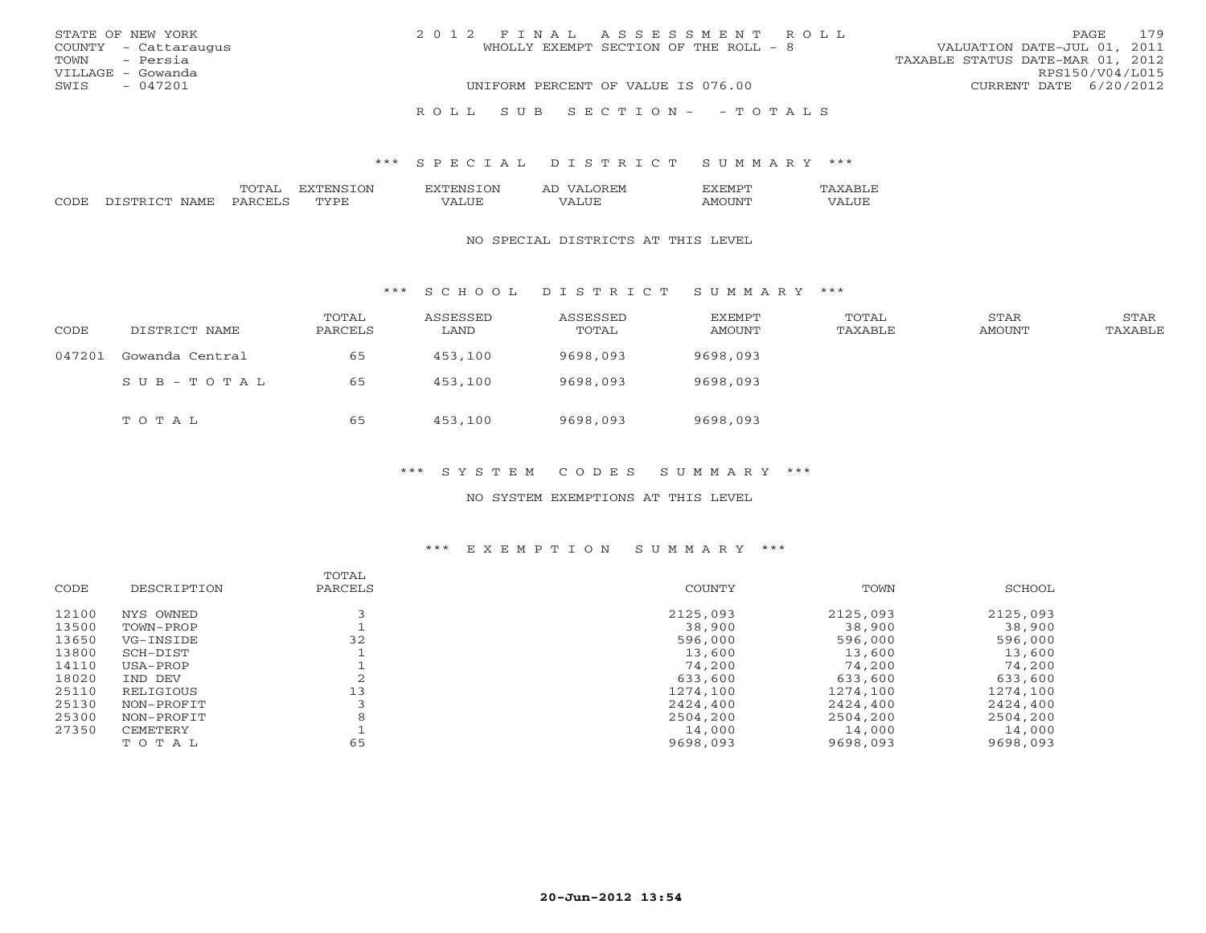STATE OF NEW YORK
COUNTY - Cattaraugus
TOWN - Persia
VILLAGE - Gowanda
SWIS - 047201

2 0 1 2 F I N A L A S S E S S M E N T R O L L
WHOLLY EXEMPT SECTION OF THE ROLL - 8
UNIFORM PERCENT OF VALUE IS 076.00

VALUATION DATE-JUL 01, 2011
TAXABLE STATUS DATE-MAR 01, 2012
RPS150/V04/L015
CURRENT DATE 6/20/2012

R O L L S U B S E C T I O N - - T O T A L S

*** S P E C I A L D I S T R I C T S U M M A R Y ***

| CODE | DISTRICT NAME | TOTAL PARCELS | EXTENSION TYPE | EXTENSION VALUE | AD VALOREM VALUE | EXEMPT AMOUNT | TAXABLE VALUE |
|---|---|---|---|---|---|---|---|

NO SPECIAL DISTRICTS AT THIS LEVEL

*** S C H O O L D I S T R I C T S U M M A R Y ***

| CODE | DISTRICT NAME | TOTAL PARCELS | ASSESSED LAND | ASSESSED TOTAL | EXEMPT AMOUNT | TOTAL TAXABLE | STAR AMOUNT | STAR TAXABLE |
|---|---|---|---|---|---|---|---|---|
| 047201 | Gowanda Central | 65 | 453,100 | 9698,093 | 9698,093 | | | |
| | S U B - T O T A L | 65 | 453,100 | 9698,093 | 9698,093 | | | |
| | T O T A L | 65 | 453,100 | 9698,093 | 9698,093 | | | |

*** S Y S T E M C O D E S S U M M A R Y ***

NO SYSTEM EXEMPTIONS AT THIS LEVEL

*** E X E M P T I O N S U M M A R Y ***

| CODE | DESCRIPTION | TOTAL PARCELS | COUNTY | TOWN | SCHOOL |
|---|---|---|---|---|---|
| 12100 | NYS OWNED | 3 | 2125,093 | 2125,093 | 2125,093 |
| 13500 | TOWN-PROP | 1 | 38,900 | 38,900 | 38,900 |
| 13650 | VG-INSIDE | 32 | 596,000 | 596,000 | 596,000 |
| 13800 | SCH-DIST | 1 | 13,600 | 13,600 | 13,600 |
| 14110 | USA-PROP | 1 | 74,200 | 74,200 | 74,200 |
| 18020 | IND DEV | 2 | 633,600 | 633,600 | 633,600 |
| 25110 | RELIGIOUS | 13 | 1274,100 | 1274,100 | 1274,100 |
| 25130 | NON-PROFIT | 3 | 2424,400 | 2424,400 | 2424,400 |
| 25300 | NON-PROFIT | 8 | 2504,200 | 2504,200 | 2504,200 |
| 27350 | CEMETERY | 1 | 14,000 | 14,000 | 14,000 |
| | T O T A L | 65 | 9698,093 | 9698,093 | 9698,093 |

20-Jun-2012 13:54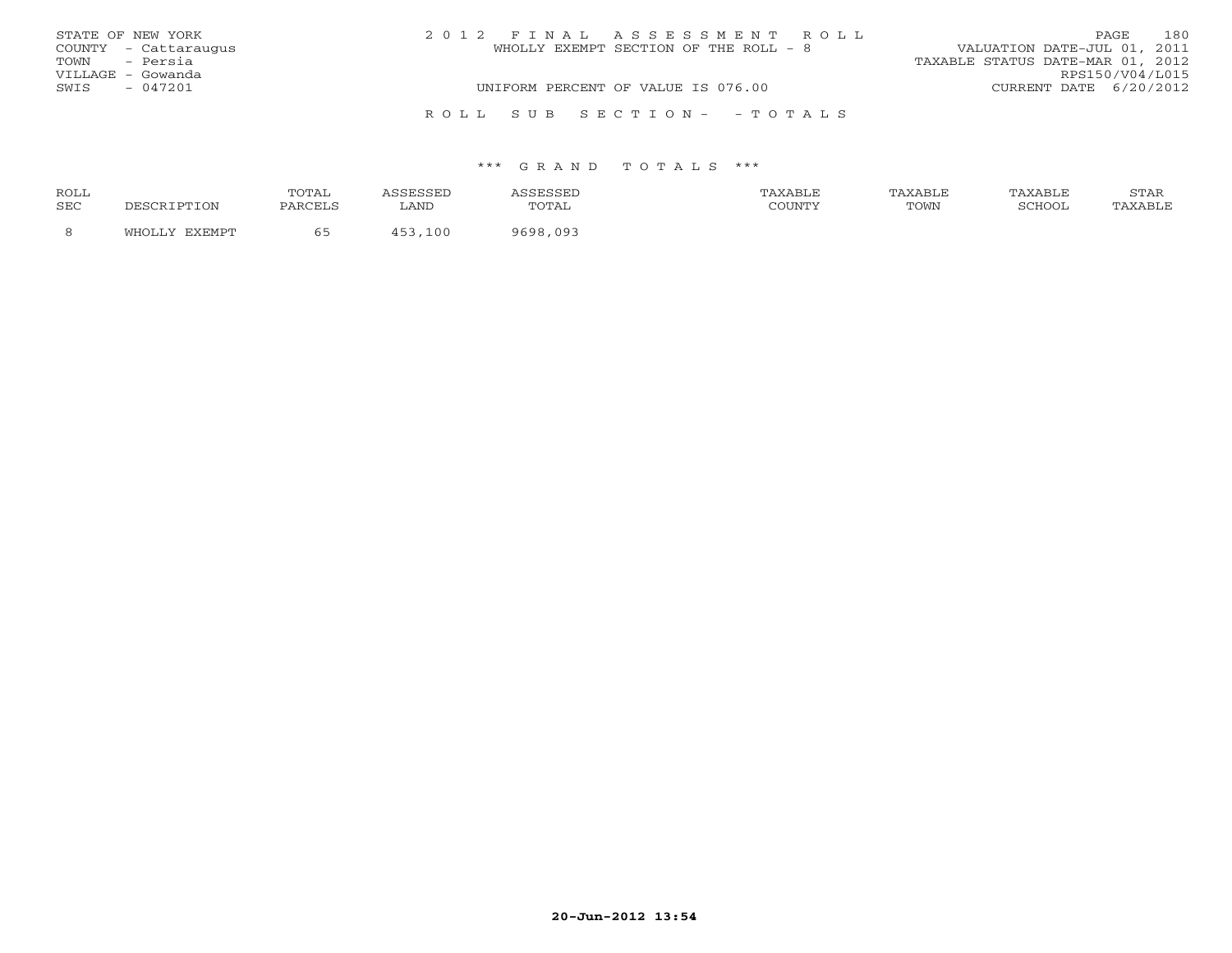STATE OF NEW YORK
COUNTY - Cattaraugus
TOWN - Persia
VILLAGE - Gowanda
SWIS - 047201

2 0 1 2 F I N A L A S S E S S M E N T R O L L
WHOLLY EXEMPT SECTION OF THE ROLL - 8
UNIFORM PERCENT OF VALUE IS 076.00

VALUATION DATE-JUL 01, 2011
TAXABLE STATUS DATE-MAR 01, 2012
RPS150/V04/L015
CURRENT DATE 6/20/2012

R O L L S U B S E C T I O N - - T O T A L S

\*\*\* G R A N D T O T A L S \*\*\*

| ROLL SEC | DESCRIPTION | TOTAL PARCELS | ASSESSED LAND | ASSESSED TOTAL | TAXABLE COUNTY | TAXABLE TOWN | TAXABLE SCHOOL | STAR TAXABLE |
|---|---|---|---|---|---|---|---|---|
| 8 | WHOLLY EXEMPT | 65 | 453,100 | 9698,093 | | | | |

20-Jun-2012 13:54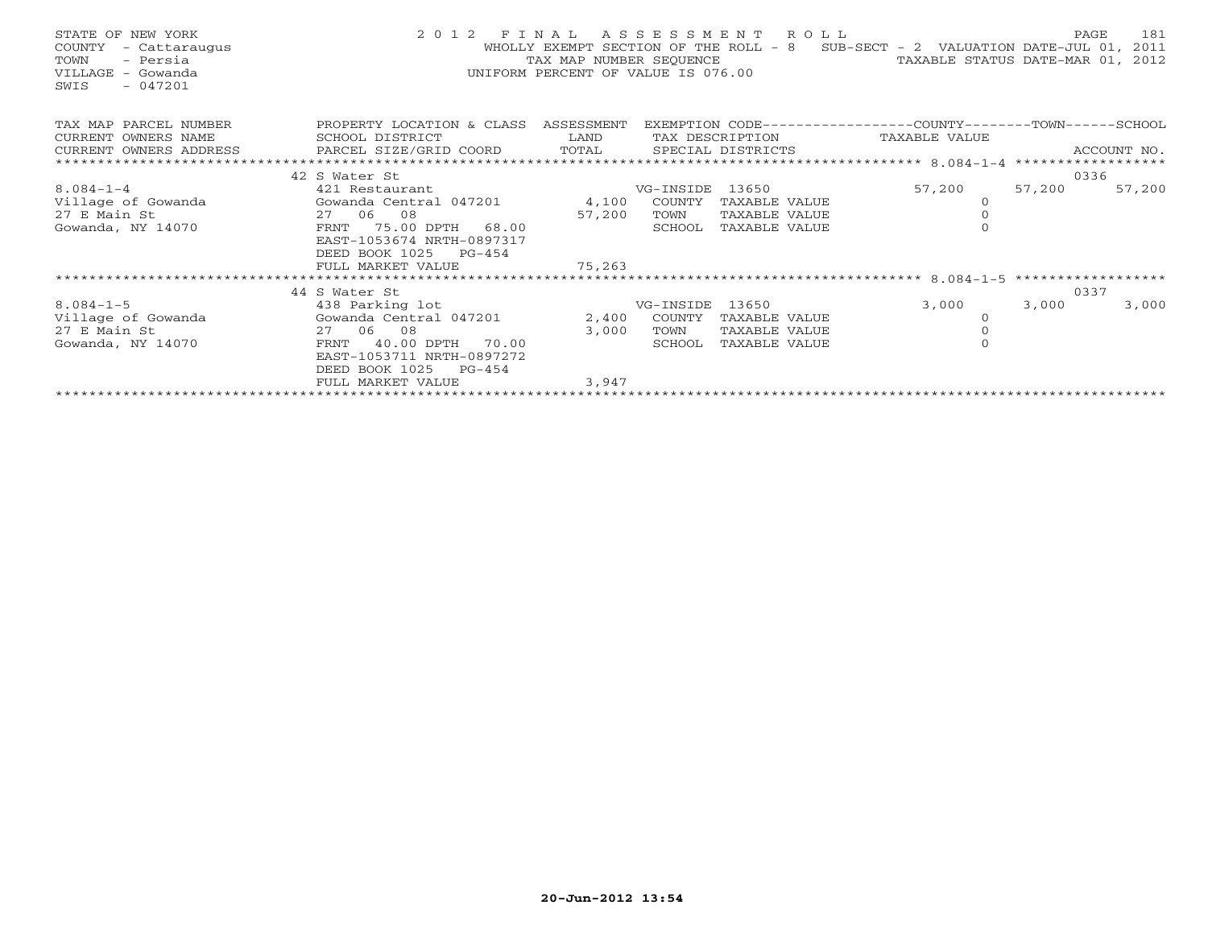STATE OF NEW YORK
COUNTY - Cattaraugus
TOWN - Persia
VILLAGE - Gowanda
SWIS - 047201

2012 FINAL ASSESSMENT ROLL
WHOLLY EXEMPT SECTION OF THE ROLL - 8 SUB-SECT - 2 VALUATION DATE-JUL 01, 2011
TAX MAP NUMBER SEQUENCE TAXABLE STATUS DATE-MAR 01, 2012
UNIFORM PERCENT OF VALUE IS 076.00

| TAX MAP PARCEL NUMBER / CURRENT OWNERS NAME / CURRENT OWNERS ADDRESS | PROPERTY LOCATION & CLASS / SCHOOL DISTRICT / PARCEL SIZE/GRID COORD | ASSESSMENT LAND / TOTAL | EXEMPTION CODE / TAX DESCRIPTION / SPECIAL DISTRICTS | COUNTY TAXABLE VALUE | TOWN | SCHOOL | ACCOUNT NO. |
|---|---|---|---|---|---|---|---|
| 8.084-1-4 | 42 S Water St | | | | | | 0336 |
| | 421 Restaurant | | VG-INSIDE 13650 | 57,200 | 57,200 | 57,200 | |
| Village of Gowanda | Gowanda Central 047201 | 4,100 | COUNTY TAXABLE VALUE | 0 | | | |
| 27 E Main St | 27 06 08 | 57,200 | TOWN TAXABLE VALUE | 0 | | | |
| Gowanda, NY 14070 | FRNT 75.00 DPTH 68.00 | | SCHOOL TAXABLE VALUE | 0 | | | |
| | EAST-1053674 NRTH-0897317 | | | | | | |
| | DEED BOOK 1025 PG-454 | | | | | | |
| | FULL MARKET VALUE | 75,263 | | | | | |
| 8.084-1-5 | 44 S Water St | | | | | | 0337 |
| | 438 Parking lot | | VG-INSIDE 13650 | 3,000 | 3,000 | 3,000 | |
| Village of Gowanda | Gowanda Central 047201 | 2,400 | COUNTY TAXABLE VALUE | 0 | | | |
| 27 E Main St | 27 06 08 | 3,000 | TOWN TAXABLE VALUE | 0 | | | |
| Gowanda, NY 14070 | FRNT 40.00 DPTH 70.00 | | SCHOOL TAXABLE VALUE | 0 | | | |
| | EAST-1053711 NRTH-0897272 | | | | | | |
| | DEED BOOK 1025 PG-454 | | | | | | |
| | FULL MARKET VALUE | 3,947 | | | | | |

20-Jun-2012 13:54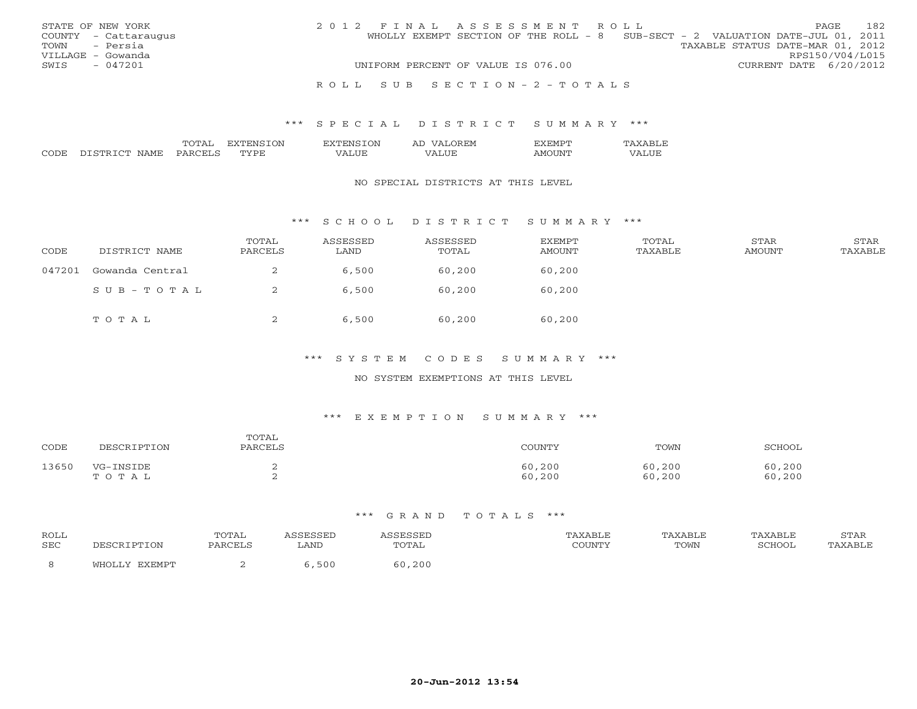STATE OF NEW YORK
COUNTY - Cattaraugus
TOWN - Persia
VILLAGE - Gowanda
SWIS - 047201

2012 FINAL ASSESSMENT ROLL
WHOLLY EXEMPT SECTION OF THE ROLL - 8 SUB-SECT - 2 VALUATION DATE-JUL 01, 2011
TAXABLE STATUS DATE-MAR 01, 2012
RPS150/V04/L015
UNIFORM PERCENT OF VALUE IS 076.00 CURRENT DATE 6/20/2012

ROLL SUB SECTION-2-TOTALS

## *** SPECIAL DISTRICT SUMMARY ***

| CODE | DISTRICT NAME | TOTAL PARCELS | EXTENSION TYPE | EXTENSION VALUE | AD VALOREM VALUE | EXEMPT AMOUNT | TAXABLE VALUE |
|---|---|---|---|---|---|---|---|

NO SPECIAL DISTRICTS AT THIS LEVEL

## *** SCHOOL DISTRICT SUMMARY ***

| CODE | DISTRICT NAME | TOTAL PARCELS | ASSESSED LAND | ASSESSED TOTAL | EXEMPT AMOUNT | TOTAL TAXABLE | STAR AMOUNT | STAR TAXABLE |
|---|---|---|---|---|---|---|---|---|
| 047201 | Gowanda Central | 2 | 6,500 | 60,200 | 60,200 | | | |
| | SUB-TOTAL | 2 | 6,500 | 60,200 | 60,200 | | | |
| | TOTAL | 2 | 6,500 | 60,200 | 60,200 | | | |

## *** SYSTEM CODES SUMMARY ***

NO SYSTEM EXEMPTIONS AT THIS LEVEL

## *** EXEMPTION SUMMARY ***

| CODE | DESCRIPTION | TOTAL PARCELS | COUNTY | TOWN | SCHOOL |
|---|---|---|---|---|---|
| 13650 | VG-INSIDE | 2 | 60,200 | 60,200 | 60,200 |
| | TOTAL | 2 | 60,200 | 60,200 | 60,200 |

## *** GRAND TOTALS ***

| ROLL SEC | DESCRIPTION | TOTAL PARCELS | ASSESSED LAND | ASSESSED TOTAL | TAXABLE COUNTY | TAXABLE TOWN | TAXABLE SCHOOL | STAR TAXABLE |
|---|---|---|---|---|---|---|---|---|
| 8 | WHOLLY EXEMPT | 2 | 6,500 | 60,200 | | | | |

20-Jun-2012 13:54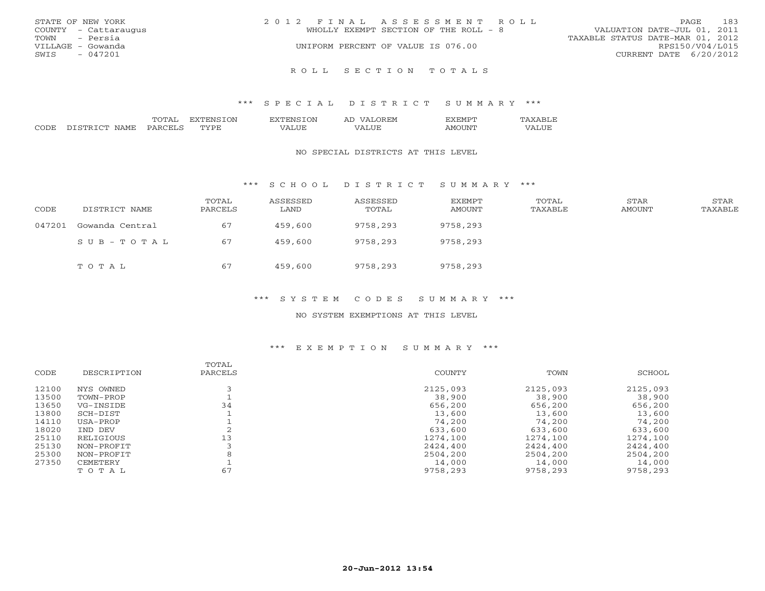STATE OF NEW YORK
COUNTY - Cattaraugus
TOWN - Persia
VILLAGE - Gowanda
SWIS - 047201

2012 FINAL ASSESSMENT ROLL
WHOLLY EXEMPT SECTION OF THE ROLL - 8
UNIFORM PERCENT OF VALUE IS 076.00

VALUATION DATE-JUL 01, 2011
TAXABLE STATUS DATE-MAR 01, 2012
RPS150/V04/L015
CURRENT DATE 6/20/2012

# ROLL SECTION TOTALS

## *** SPECIAL DISTRICT SUMMARY ***

| CODE | DISTRICT NAME | TOTAL PARCELS | EXTENSION TYPE | EXTENSION VALUE | AD VALOREM VALUE | EXEMPT AMOUNT | TAXABLE VALUE |
|---|---|---|---|---|---|---|---|

NO SPECIAL DISTRICTS AT THIS LEVEL

## *** SCHOOL DISTRICT SUMMARY ***

| CODE | DISTRICT NAME | TOTAL PARCELS | ASSESSED LAND | ASSESSED TOTAL | EXEMPT AMOUNT | TOTAL TAXABLE | STAR AMOUNT | STAR TAXABLE |
|---|---|---|---|---|---|---|---|---|
| 047201 | Gowanda Central | 67 | 459,600 | 9758,293 | 9758,293 | | | |
| | SUB-TOTAL | 67 | 459,600 | 9758,293 | 9758,293 | | | |
| | TOTAL | 67 | 459,600 | 9758,293 | 9758,293 | | | |

## *** SYSTEM CODES SUMMARY ***

NO SYSTEM EXEMPTIONS AT THIS LEVEL

## *** EXEMPTION SUMMARY ***

| CODE | DESCRIPTION | TOTAL PARCELS | COUNTY | TOWN | SCHOOL |
|---|---|---|---|---|---|
| 12100 | NYS OWNED | 3 | 2125,093 | 2125,093 | 2125,093 |
| 13500 | TOWN-PROP | 1 | 38,900 | 38,900 | 38,900 |
| 13650 | VG-INSIDE | 34 | 656,200 | 656,200 | 656,200 |
| 13800 | SCH-DIST | 1 | 13,600 | 13,600 | 13,600 |
| 14110 | USA-PROP | 1 | 74,200 | 74,200 | 74,200 |
| 18020 | IND DEV | 2 | 633,600 | 633,600 | 633,600 |
| 25110 | RELIGIOUS | 13 | 1274,100 | 1274,100 | 1274,100 |
| 25130 | NON-PROFIT | 3 | 2424,400 | 2424,400 | 2424,400 |
| 25300 | NON-PROFIT | 8 | 2504,200 | 2504,200 | 2504,200 |
| 27350 | CEMETERY | 1 | 14,000 | 14,000 | 14,000 |
| | TOTAL | 67 | 9758,293 | 9758,293 | 9758,293 |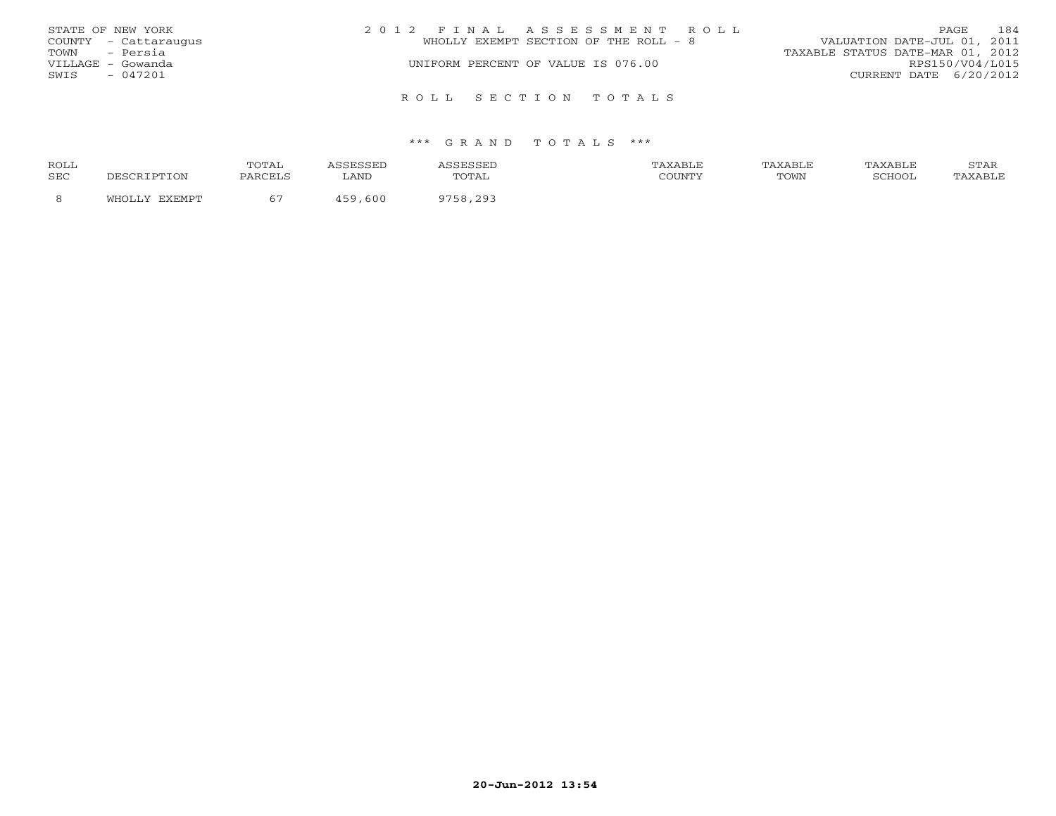STATE OF NEW YORK
COUNTY - Cattaraugus
TOWN - Persia
VILLAGE - Gowanda
SWIS - 047201

2012 FINAL ASSESSMENT ROLL
WHOLLY EXEMPT SECTION OF THE ROLL - 8
UNIFORM PERCENT OF VALUE IS 076.00

VALUATION DATE-JUL 01, 2011
TAXABLE STATUS DATE-MAR 01, 2012
RPS150/V04/L015
CURRENT DATE 6/20/2012

## ROLL SECTION TOTALS

### *** GRAND TOTALS ***

| ROLL SEC | DESCRIPTION | TOTAL PARCELS | ASSESSED LAND | ASSESSED TOTAL | TAXABLE COUNTY | TAXABLE TOWN | TAXABLE SCHOOL | STAR TAXABLE |
|---|---|---|---|---|---|---|---|---|
| 8 | WHOLLY EXEMPT | 67 | 459,600 | 9758,293 | | | | |

20-Jun-2012 13:54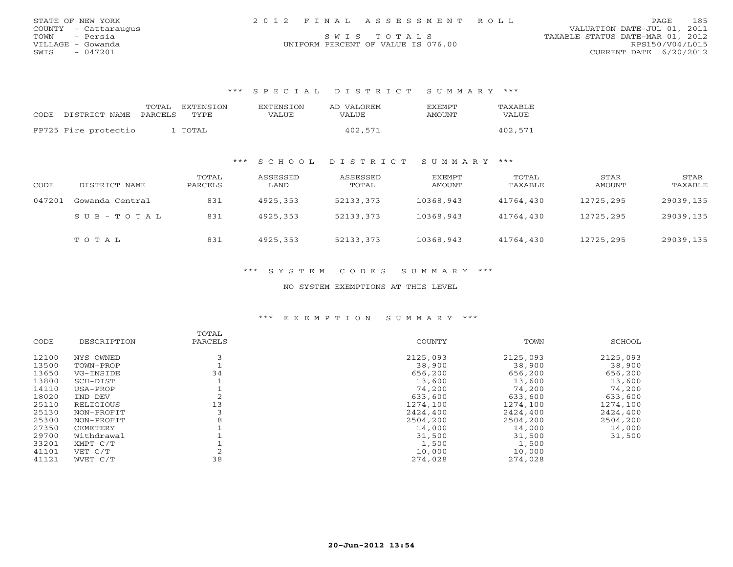STATE OF NEW YORK
COUNTY - Cattaraugus
TOWN - Persia
VILLAGE - Gowanda
SWIS - 047201

2 0 1 2 F I N A L A S S E S S M E N T R O L L

S W I S T O T A L S

UNIFORM PERCENT OF VALUE IS 076.00

VALUATION DATE-JUL 01, 2011
TAXABLE STATUS DATE-MAR 01, 2012
RPS150/V04/L015
CURRENT DATE 6/20/2012

### *** S P E C I A L D I S T R I C T S U M M A R Y ***

| CODE | DISTRICT NAME | TOTAL PARCELS | EXTENSION TYPE | EXTENSION VALUE | AD VALOREM VALUE | EXEMPT AMOUNT | TAXABLE VALUE |
|---|---|---|---|---|---|---|---|
| FP725 | Fire protectio | 1 | TOTAL | | 402,571 | | 402,571 |

### *** S C H O O L D I S T R I C T S U M M A R Y ***

| CODE | DISTRICT NAME | TOTAL PARCELS | ASSESSED LAND | ASSESSED TOTAL | EXEMPT AMOUNT | TOTAL TAXABLE | STAR AMOUNT | STAR TAXABLE |
|---|---|---|---|---|---|---|---|---|
| 047201 | Gowanda Central | 831 | 4925,353 | 52133,373 | 10368,943 | 41764,430 | 12725,295 | 29039,135 |
| | S U B - T O T A L | 831 | 4925,353 | 52133,373 | 10368,943 | 41764,430 | 12725,295 | 29039,135 |
| | T O T A L | 831 | 4925,353 | 52133,373 | 10368,943 | 41764,430 | 12725,295 | 29039,135 |

### *** S Y S T E M C O D E S S U M M A R Y ***

NO SYSTEM EXEMPTIONS AT THIS LEVEL

### *** E X E M P T I O N S U M M A R Y ***

| CODE | DESCRIPTION | TOTAL PARCELS | COUNTY | TOWN | SCHOOL |
|---|---|---|---|---|---|
| 12100 | NYS OWNED | 3 | 2125,093 | 2125,093 | 2125,093 |
| 13500 | TOWN-PROP | 1 | 38,900 | 38,900 | 38,900 |
| 13650 | VG-INSIDE | 34 | 656,200 | 656,200 | 656,200 |
| 13800 | SCH-DIST | 1 | 13,600 | 13,600 | 13,600 |
| 14110 | USA-PROP | 1 | 74,200 | 74,200 | 74,200 |
| 18020 | IND DEV | 2 | 633,600 | 633,600 | 633,600 |
| 25110 | RELIGIOUS | 13 | 1274,100 | 1274,100 | 1274,100 |
| 25130 | NON-PROFIT | 3 | 2424,400 | 2424,400 | 2424,400 |
| 25300 | NON-PROFIT | 8 | 2504,200 | 2504,200 | 2504,200 |
| 27350 | CEMETERY | 1 | 14,000 | 14,000 | 14,000 |
| 29700 | Withdrawal | 1 | 31,500 | 31,500 | 31,500 |
| 33201 | XMPT C/T | 1 | 1,500 | 1,500 | |
| 41101 | VET C/T | 2 | 10,000 | 10,000 | |
| 41121 | WVET C/T | 38 | 274,028 | 274,028 | |

20-Jun-2012 13:54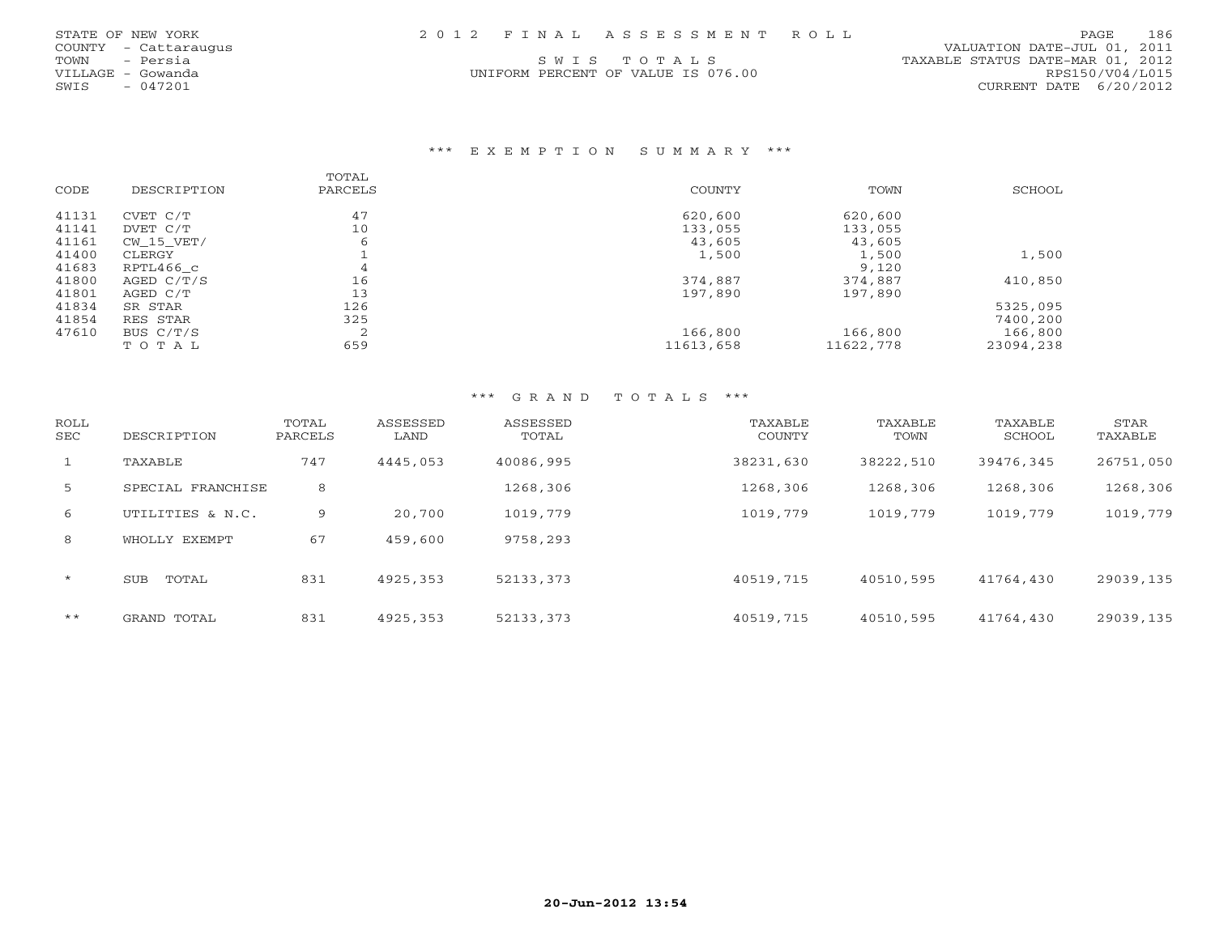STATE OF NEW YORK
COUNTY - Cattaraugus
TOWN - Persia
VILLAGE - Gowanda
SWIS - 047201

2012 FINAL ASSESSMENT ROLL

SWIS TOTALS

UNIFORM PERCENT OF VALUE IS 076.00

VALUATION DATE-JUL 01, 2011
TAXABLE STATUS DATE-MAR 01, 2012
RPS150/V04/L015
CURRENT DATE 6/20/2012

## *** EXEMPTION SUMMARY ***

| CODE | DESCRIPTION | TOTAL PARCELS | COUNTY | TOWN | SCHOOL |
|---|---|---|---|---|---|
| 41131 | CVET C/T | 47 | 620,600 | 620,600 | |
| 41141 | DVET C/T | 10 | 133,055 | 133,055 | |
| 41161 | CW_15_VET/ | 6 | 43,605 | 43,605 | |
| 41400 | CLERGY | 1 | 1,500 | 1,500 | 1,500 |
| 41683 | RPTL466_c | 4 | | 9,120 | |
| 41800 | AGED C/T/S | 16 | 374,887 | 374,887 | 410,850 |
| 41801 | AGED C/T | 13 | 197,890 | 197,890 | |
| 41834 | SR STAR | 126 | | | 5325,095 |
| 41854 | RES STAR | 325 | | | 7400,200 |
| 47610 | BUS C/T/S | 2 | 166,800 | 166,800 | 166,800 |
| | TOTAL | 659 | 11613,658 | 11622,778 | 23094,238 |

## *** GRAND TOTALS ***

| ROLL SEC | DESCRIPTION | TOTAL PARCELS | ASSESSED LAND | ASSESSED TOTAL | TAXABLE COUNTY | TAXABLE TOWN | TAXABLE SCHOOL | STAR TAXABLE |
|---|---|---|---|---|---|---|---|---|
| 1 | TAXABLE | 747 | 4445,053 | 40086,995 | 38231,630 | 38222,510 | 39476,345 | 26751,050 |
| 5 | SPECIAL FRANCHISE | 8 | | 1268,306 | 1268,306 | 1268,306 | 1268,306 | 1268,306 |
| 6 | UTILITIES & N.C. | 9 | 20,700 | 1019,779 | 1019,779 | 1019,779 | 1019,779 | 1019,779 |
| 8 | WHOLLY EXEMPT | 67 | 459,600 | 9758,293 | | | | |
| * | SUB TOTAL | 831 | 4925,353 | 52133,373 | 40519,715 | 40510,595 | 41764,430 | 29039,135 |
| ** | GRAND TOTAL | 831 | 4925,353 | 52133,373 | 40519,715 | 40510,595 | 41764,430 | 29039,135 |

20-Jun-2012 13:54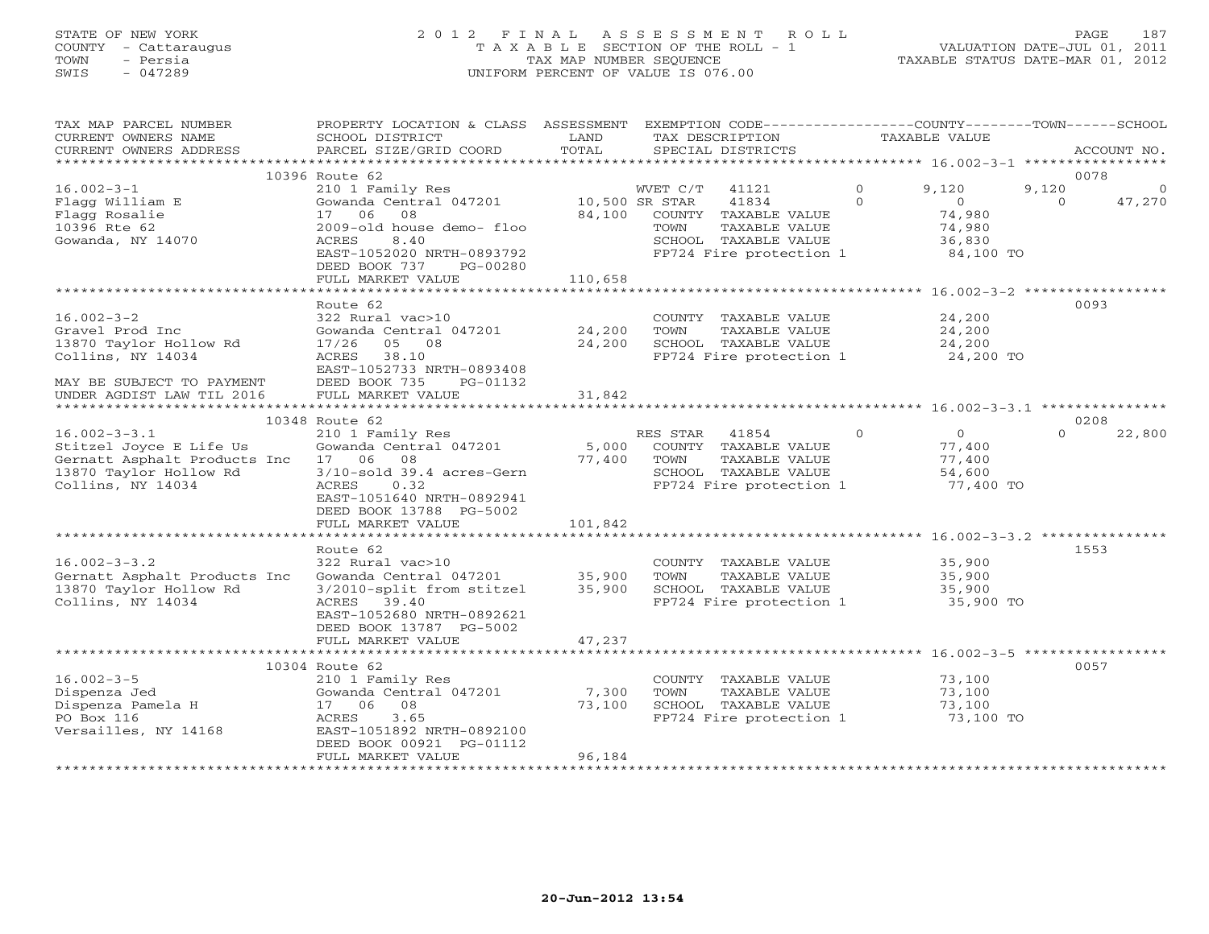STATE OF NEW YORK
COUNTY - Cattaraugus
TOWN - Persia
SWIS - 047289

2012 FINAL ASSESSMENT ROLL
TAXABLE SECTION OF THE ROLL - 1
TAX MAP NUMBER SEQUENCE
UNIFORM PERCENT OF VALUE IS 076.00

VALUATION DATE-JUL 01, 2011
TAXABLE STATUS DATE-MAR 01, 2012

| TAX MAP PARCEL NUMBER / CURRENT OWNERS NAME / CURRENT OWNERS ADDRESS | PROPERTY LOCATION & CLASS / SCHOOL DISTRICT / PARCEL SIZE/GRID COORD | ASSESSMENT LAND / TOTAL | EXEMPTION CODE / TAX DESCRIPTION / SPECIAL DISTRICTS | COUNTY TAXABLE VALUE | TOWN | SCHOOL | ACCOUNT NO. |
|---|---|---|---|---|---|---|---|
| **16.002-3-1** | 10396 Route 62 | | | | | | 0078 |
| 16.002-3-1 | 210 1 Family Res | | WVET C/T 41121 0 | 9,120 | 9,120 | 0 | |
| Flagg William E | Gowanda Central 047201 | 10,500 | SR STAR 41834 0 | 0 | 0 | 47,270 | |
| Flagg Rosalie | 17 06 08 | 84,100 | COUNTY TAXABLE VALUE | 74,980 | | | |
| 10396 Rte 62 | 2009-old house demo- floo | | TOWN TAXABLE VALUE | 74,980 | | | |
| Gowanda, NY 14070 | ACRES 8.40 | | SCHOOL TAXABLE VALUE | 36,830 | | | |
| | EAST-1052020 NRTH-0893792 | | FP724 Fire protection 1 | 84,100 TO | | | |
| | DEED BOOK 737 PG-00280 | | | | | | |
| | FULL MARKET VALUE | 110,658 | | | | | |
| **16.002-3-2** | Route 62 | | | | | | 0093 |
| 16.002-3-2 | 322 Rural vac>10 | | COUNTY TAXABLE VALUE | 24,200 | | | |
| Gravel Prod Inc | Gowanda Central 047201 | 24,200 | TOWN TAXABLE VALUE | 24,200 | | | |
| 13870 Taylor Hollow Rd | 17/26 05 08 | 24,200 | SCHOOL TAXABLE VALUE | 24,200 | | | |
| Collins, NY 14034 | ACRES 38.10 | | FP724 Fire protection 1 | 24,200 TO | | | |
| | EAST-1052733 NRTH-0893408 | | | | | | |
| MAY BE SUBJECT TO PAYMENT | DEED BOOK 735 PG-01132 | | | | | | |
| UNDER AGDIST LAW TIL 2016 | FULL MARKET VALUE | 31,842 | | | | | |
| **16.002-3-3.1** | 10348 Route 62 | | | | | | 0208 |
| 16.002-3-3.1 | 210 1 Family Res | | RES STAR 41854 0 | 0 | 0 | 22,800 | |
| Stitzel Joyce E Life Us | Gowanda Central 047201 | 5,000 | COUNTY TAXABLE VALUE | 77,400 | | | |
| Gernatt Asphalt Products Inc | 17 06 08 | 77,400 | TOWN TAXABLE VALUE | 77,400 | | | |
| 13870 Taylor Hollow Rd | 3/10-sold 39.4 acres-Gern | | SCHOOL TAXABLE VALUE | 54,600 | | | |
| Collins, NY 14034 | ACRES 0.32 | | FP724 Fire protection 1 | 77,400 TO | | | |
| | EAST-1051640 NRTH-0892941 | | | | | | |
| | DEED BOOK 13788 PG-5002 | | | | | | |
| | FULL MARKET VALUE | 101,842 | | | | | |
| **16.002-3-3.2** | Route 62 | | | | | | 1553 |
| 16.002-3-3.2 | 322 Rural vac>10 | | COUNTY TAXABLE VALUE | 35,900 | | | |
| Gernatt Asphalt Products Inc | Gowanda Central 047201 | 35,900 | TOWN TAXABLE VALUE | 35,900 | | | |
| 13870 Taylor Hollow Rd | 3/2010-split from stitzel | 35,900 | SCHOOL TAXABLE VALUE | 35,900 | | | |
| Collins, NY 14034 | ACRES 39.40 | | FP724 Fire protection 1 | 35,900 TO | | | |
| | EAST-1052680 NRTH-0892621 | | | | | | |
| | DEED BOOK 13787 PG-5002 | | | | | | |
| | FULL MARKET VALUE | 47,237 | | | | | |
| **16.002-3-5** | 10304 Route 62 | | | | | | 0057 |
| 16.002-3-5 | 210 1 Family Res | | COUNTY TAXABLE VALUE | 73,100 | | | |
| Dispenza Jed | Gowanda Central 047201 | 7,300 | TOWN TAXABLE VALUE | 73,100 | | | |
| Dispenza Pamela H | 17 06 08 | 73,100 | SCHOOL TAXABLE VALUE | 73,100 | | | |
| PO Box 116 | ACRES 3.65 | | FP724 Fire protection 1 | 73,100 TO | | | |
| Versailles, NY 14168 | EAST-1051892 NRTH-0892100 | | | | | | |
| | DEED BOOK 00921 PG-01112 | | | | | | |
| | FULL MARKET VALUE | 96,184 | | | | | |

20-Jun-2012 13:54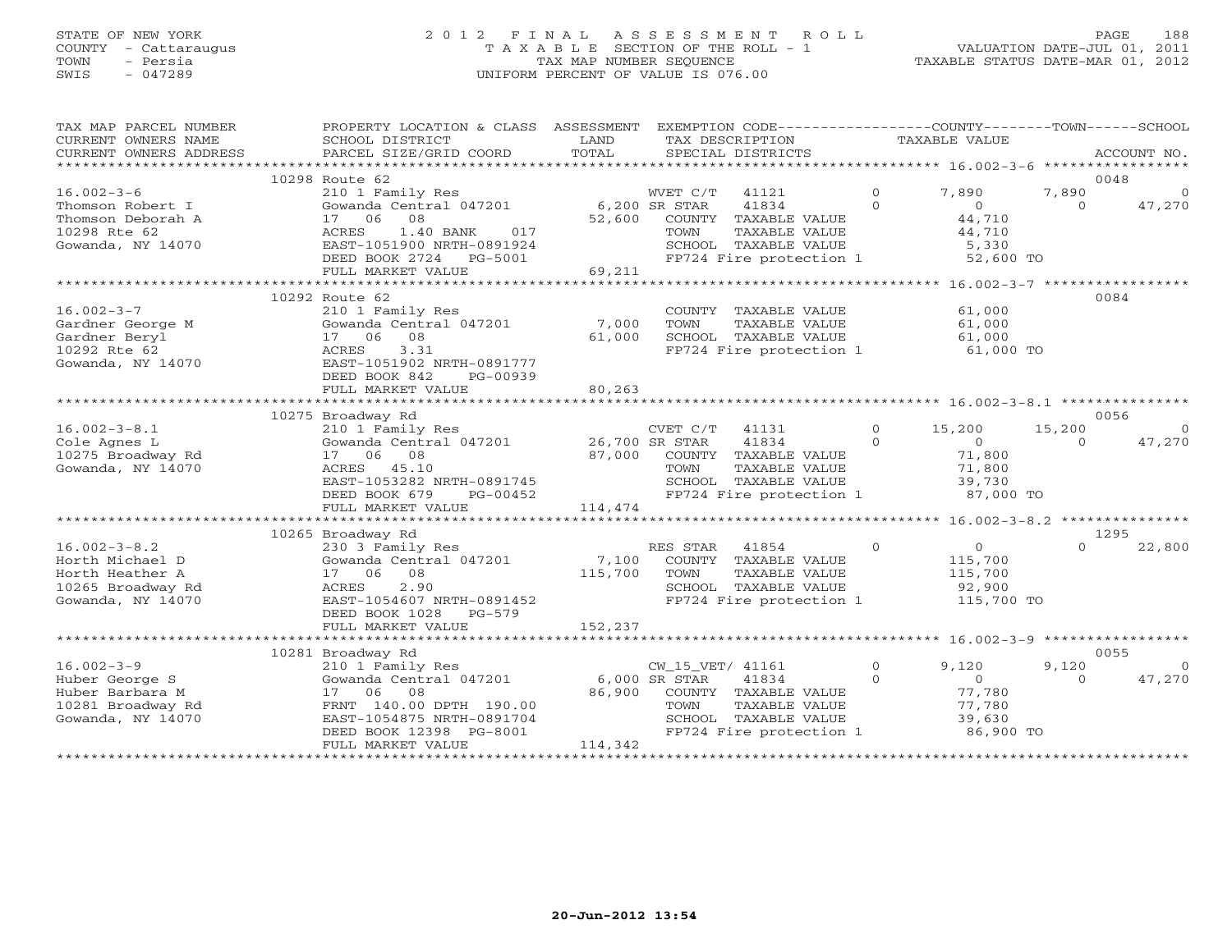STATE OF NEW YORK
COUNTY - Cattaraugus
TOWN - Persia
SWIS - 047289

# 2012 FINAL ASSESSMENT ROLL
TAXABLE SECTION OF THE ROLL - 1
TAX MAP NUMBER SEQUENCE
UNIFORM PERCENT OF VALUE IS 076.00

VALUATION DATE-JUL 01, 2011
TAXABLE STATUS DATE-MAR 01, 2012

| TAX MAP PARCEL NUMBER / CURRENT OWNERS NAME / CURRENT OWNERS ADDRESS | PROPERTY LOCATION & CLASS / SCHOOL DISTRICT / PARCEL SIZE/GRID COORD | ASSESSMENT LAND / TOTAL | EXEMPTION CODE / TAX DESCRIPTION / SPECIAL DISTRICTS | COUNTY TAXABLE VALUE | TOWN | SCHOOL | ACCOUNT NO. |
|---|---|---|---|---|---|---|---|
| **16.002-3-6** | 10298 Route 62 | | | | | | 0048 |
| Thomson Robert I | 210 1 Family Res | | WVET C/T 41121 0 | 7,890 | 7,890 | 0 | |
| Thomson Deborah A | Gowanda Central 047201 | 6,200 | SR STAR 41834 0 | 0 | 0 | 47,270 | |
| 10298 Rte 62 | 17 06 08 | 52,600 | COUNTY TAXABLE VALUE | 44,710 | | | |
| Gowanda, NY 14070 | ACRES 1.40 BANK 017 | | TOWN TAXABLE VALUE | 44,710 | | | |
| | EAST-1051900 NRTH-0891924 | | SCHOOL TAXABLE VALUE | 5,330 | | | |
| | DEED BOOK 2724 PG-5001 | | FP724 Fire protection 1 | 52,600 TO | | | |
| | FULL MARKET VALUE | 69,211 | | | | | |
| **16.002-3-7** | 10292 Route 62 | | | | | | 0084 |
| Gardner George M | 210 1 Family Res | | COUNTY TAXABLE VALUE | 61,000 | | | |
| Gardner Beryl | Gowanda Central 047201 | 7,000 | TOWN TAXABLE VALUE | 61,000 | | | |
| 10292 Rte 62 | 17 06 08 | 61,000 | SCHOOL TAXABLE VALUE | 61,000 | | | |
| Gowanda, NY 14070 | ACRES 3.31 | | FP724 Fire protection 1 | 61,000 TO | | | |
| | EAST-1051902 NRTH-0891777 | | | | | | |
| | DEED BOOK 842 PG-00939 | | | | | | |
| | FULL MARKET VALUE | 80,263 | | | | | |
| **16.002-3-8.1** | 10275 Broadway Rd | | | | | | 0056 |
| Cole Agnes L | 210 1 Family Res | | CVET C/T 41131 0 | 15,200 | 15,200 | 0 | |
| 10275 Broadway Rd | Gowanda Central 047201 | 26,700 | SR STAR 41834 0 | 0 | 0 | 47,270 | |
| Gowanda, NY 14070 | 17 06 08 | 87,000 | COUNTY TAXABLE VALUE | 71,800 | | | |
| | ACRES 45.10 | | TOWN TAXABLE VALUE | 71,800 | | | |
| | EAST-1053282 NRTH-0891745 | | SCHOOL TAXABLE VALUE | 39,730 | | | |
| | DEED BOOK 679 PG-00452 | | FP724 Fire protection 1 | 87,000 TO | | | |
| | FULL MARKET VALUE | 114,474 | | | | | |
| **16.002-3-8.2** | 10265 Broadway Rd | | | | | | 1295 |
| Horth Michael D | 230 3 Family Res | | RES STAR 41854 0 | 0 | 0 | 22,800 | |
| Horth Heather A | Gowanda Central 047201 | 7,100 | COUNTY TAXABLE VALUE | 115,700 | | | |
| 10265 Broadway Rd | 17 06 08 | 115,700 | TOWN TAXABLE VALUE | 115,700 | | | |
| Gowanda, NY 14070 | ACRES 2.90 | | SCHOOL TAXABLE VALUE | 92,900 | | | |
| | EAST-1054607 NRTH-0891452 | | FP724 Fire protection 1 | 115,700 TO | | | |
| | DEED BOOK 1028 PG-579 | | | | | | |
| | FULL MARKET VALUE | 152,237 | | | | | |
| **16.002-3-9** | 10281 Broadway Rd | | | | | | 0055 |
| Huber George S | 210 1 Family Res | | CW_15_VET/ 41161 0 | 9,120 | 9,120 | 0 | |
| Huber Barbara M | Gowanda Central 047201 | 6,000 | SR STAR 41834 0 | 0 | 0 | 47,270 | |
| 10281 Broadway Rd | 17 06 08 | 86,900 | COUNTY TAXABLE VALUE | 77,780 | | | |
| Gowanda, NY 14070 | FRNT 140.00 DPTH 190.00 | | TOWN TAXABLE VALUE | 77,780 | | | |
| | EAST-1054875 NRTH-0891704 | | SCHOOL TAXABLE VALUE | 39,630 | | | |
| | DEED BOOK 12398 PG-8001 | | FP724 Fire protection 1 | 86,900 TO | | | |
| | FULL MARKET VALUE | 114,342 | | | | | |

20-Jun-2012 13:54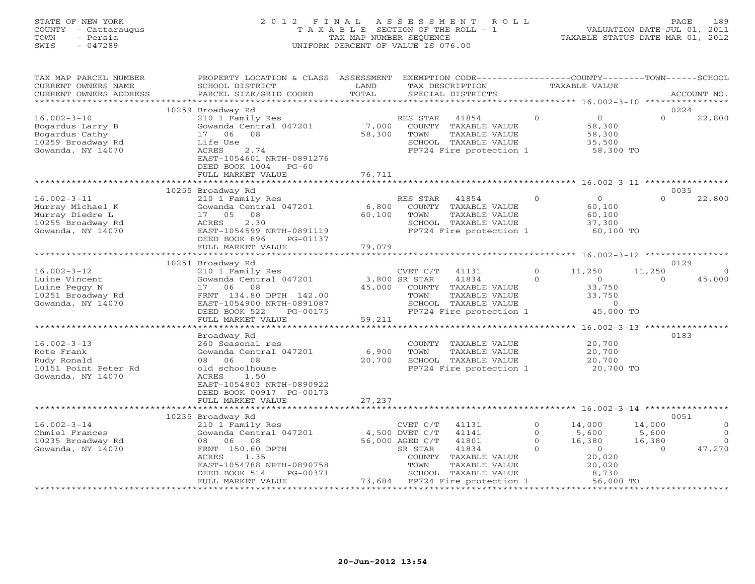STATE OF NEW YORK
COUNTY - Cattaraugus
TOWN - Persia
SWIS - 047289

# 2012 FINAL ASSESSMENT ROLL

TAXABLE SECTION OF THE ROLL - 1
TAX MAP NUMBER SEQUENCE
UNIFORM PERCENT OF VALUE IS 076.00

VALUATION DATE-JUL 01, 2011
TAXABLE STATUS DATE-MAR 01, 2012

| TAX MAP PARCEL NUMBER / CURRENT OWNERS NAME / CURRENT OWNERS ADDRESS | PROPERTY LOCATION & CLASS / SCHOOL DISTRICT / PARCEL SIZE/GRID COORD | ASSESSMENT LAND / TOTAL | EXEMPTION CODE / TAX DESCRIPTION / SPECIAL DISTRICTS | | COUNTY TAXABLE VALUE | TOWN | SCHOOL | ACCOUNT NO. |
|---|---|---|---|---|---|---|---|---|
| | 10259 Broadway Rd | | | | | | | 0224 |
| 16.002-3-10 | 210 1 Family Res | | RES STAR 41854 | 0 | 0 | 0 | 22,800 | |
| Bogardus Larry B | Gowanda Central 047201 | 7,000 | COUNTY TAXABLE VALUE | | 58,300 | | | |
| Bogardus Cathy | 17 06 08 | 58,300 | TOWN TAXABLE VALUE | | 58,300 | | | |
| 10259 Broadway Rd | Life Use | | SCHOOL TAXABLE VALUE | | 35,500 | | | |
| Gowanda, NY 14070 | ACRES 2.74 | | FP724 Fire protection 1 | | 58,300 TO | | | |
| | EAST-1054601 NRTH-0891276 | | | | | | | |
| | DEED BOOK 1004 PG-60 | | | | | | | |
| | FULL MARKET VALUE | 76,711 | | | | | | |
| | 10255 Broadway Rd | | | | | | | 0035 |
| 16.002-3-11 | 210 1 Family Res | | RES STAR 41854 | 0 | 0 | 0 | 22,800 | |
| Murray Michael K | Gowanda Central 047201 | 6,800 | COUNTY TAXABLE VALUE | | 60,100 | | | |
| Murray Diedre L | 17 05 08 | 60,100 | TOWN TAXABLE VALUE | | 60,100 | | | |
| 10255 Broadway Rd | ACRES 2.30 | | SCHOOL TAXABLE VALUE | | 37,300 | | | |
| Gowanda, NY 14070 | EAST-1054599 NRTH-0891119 | | FP724 Fire protection 1 | | 60,100 TO | | | |
| | DEED BOOK 896 PG-01137 | | | | | | | |
| | FULL MARKET VALUE | 79,079 | | | | | | |
| | 10251 Broadway Rd | | | | | | | 0129 |
| 16.002-3-12 | 210 1 Family Res | | CVET C/T 41131 | 0 | 11,250 | 11,250 | 0 | |
| Luine Vincent | Gowanda Central 047201 | 3,800 | SR STAR 41834 | 0 | 0 | 0 | 45,000 | |
| Luine Peggy N | 17 06 08 | 45,000 | COUNTY TAXABLE VALUE | | 33,750 | | | |
| 10251 Broadway Rd | FRNT 134.80 DPTH 142.00 | | TOWN TAXABLE VALUE | | 33,750 | | | |
| Gowanda, NY 14070 | EAST-1054900 NRTH-0891087 | | SCHOOL TAXABLE VALUE | | 0 | | | |
| | DEED BOOK 522 PG-00175 | | FP724 Fire protection 1 | | 45,000 TO | | | |
| | FULL MARKET VALUE | 59,211 | | | | | | |
| | Broadway Rd | | | | | | | 0183 |
| 16.002-3-13 | 260 Seasonal res | | COUNTY TAXABLE VALUE | | 20,700 | | | |
| Rote Frank | Gowanda Central 047201 | 6,900 | TOWN TAXABLE VALUE | | 20,700 | | | |
| Rudy Ronald | 08 06 08 | 20,700 | SCHOOL TAXABLE VALUE | | 20,700 | | | |
| 10151 Point Peter Rd | old schoolhouse | | FP724 Fire protection 1 | | 20,700 TO | | | |
| Gowanda, NY 14070 | ACRES 1.50 | | | | | | | |
| | EAST-1054803 NRTH-0890922 | | | | | | | |
| | DEED BOOK 00917 PG-00173 | | | | | | | |
| | FULL MARKET VALUE | 27,237 | | | | | | |
| | 10235 Broadway Rd | | | | | | | 0051 |
| 16.002-3-14 | 210 1 Family Res | | CVET C/T 41131 | 0 | 14,000 | 14,000 | 0 | |
| Chmiel Frances | Gowanda Central 047201 | 4,500 | DVET C/T 41141 | 0 | 5,600 | 5,600 | 0 | |
| 10235 Broadway Rd | 08 06 08 | 56,000 | AGED C/T 41801 | 0 | 16,380 | 16,380 | 0 | |
| Gowanda, NY 14070 | FRNT 150.60 DPTH | | SR STAR 41834 | 0 | 0 | 0 | 47,270 | |
| | ACRES 1.35 | | COUNTY TAXABLE VALUE | | 20,020 | | | |
| | EAST-1054788 NRTH-0890758 | | TOWN TAXABLE VALUE | | 20,020 | | | |
| | DEED BOOK 514 PG-00371 | | SCHOOL TAXABLE VALUE | | 8,730 | | | |
| | FULL MARKET VALUE | 73,684 | FP724 Fire protection 1 | | 56,000 TO | | | |

20-Jun-2012 13:54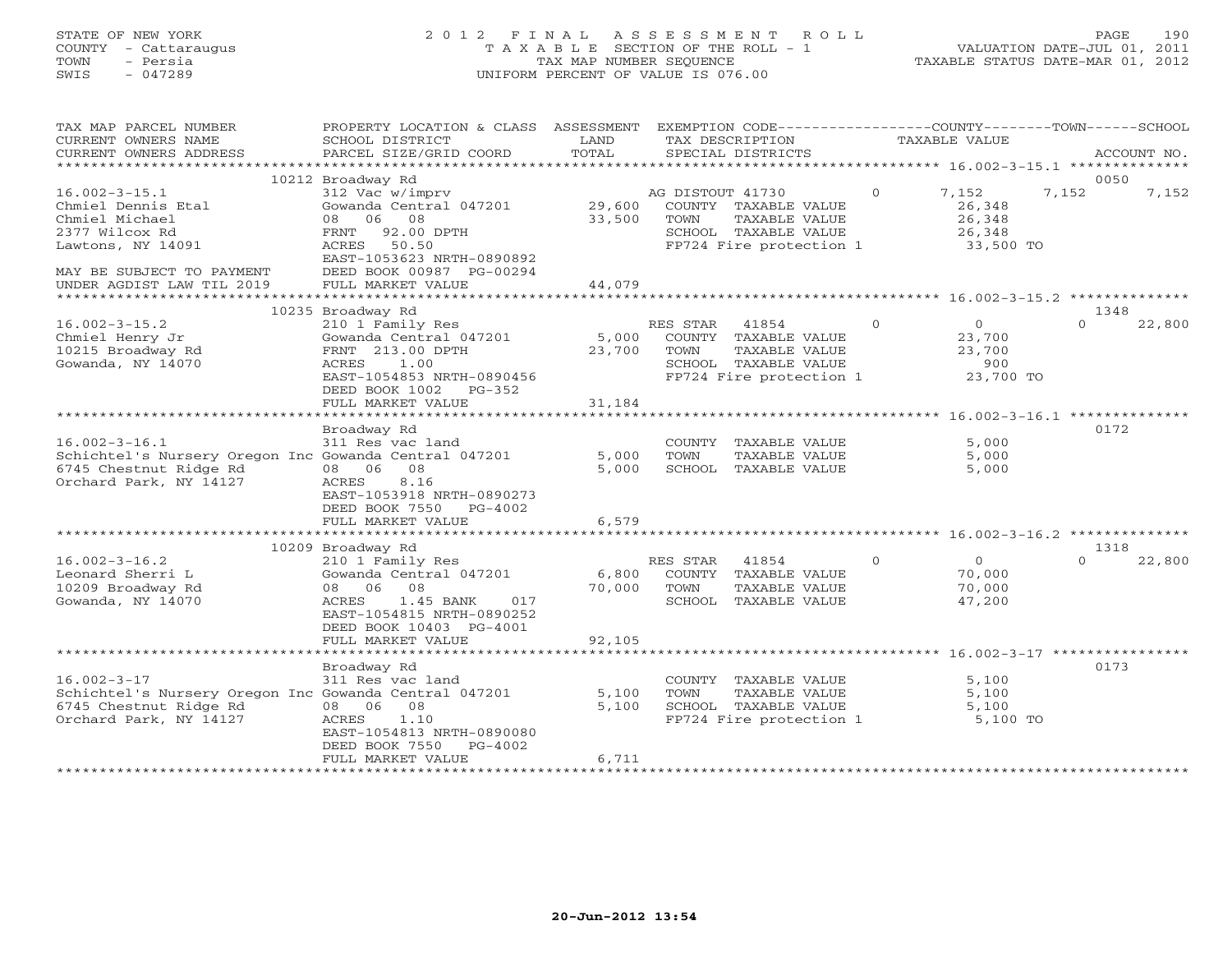STATE OF NEW YORK
COUNTY - Cattaraugus
TOWN - Persia
SWIS - 047289

# 2012 FINAL ASSESSMENT ROLL

TAXABLE SECTION OF THE ROLL - 1
TAX MAP NUMBER SEQUENCE
UNIFORM PERCENT OF VALUE IS 076.00

VALUATION DATE-JUL 01, 2011
TAXABLE STATUS DATE-MAR 01, 2012

```
TAX MAP PARCEL NUMBER        PROPERTY LOCATION & CLASS  ASSESSMENT  EXEMPTION CODE------------------COUNTY--------TOWN------SCHOOL
CURRENT OWNERS NAME          SCHOOL DISTRICT               LAND      TAX DESCRIPTION             TAXABLE VALUE
CURRENT OWNERS ADDRESS       PARCEL SIZE/GRID COORD        TOTAL     SPECIAL DISTRICTS                                    ACCOUNT NO.
******************************************************************************************************* 16.002-3-15.1 **************
                        10212 Broadway Rd                                                                                 0050
16.002-3-15.1                312 Vac w/imprv                       AG DISTOUT 41730         0       7,152       7,152        7,152
Chmiel Dennis Etal           Gowanda Central 047201      29,600     COUNTY  TAXABLE VALUE             26,348
Chmiel Michael               08   06   08                33,500     TOWN    TAXABLE VALUE             26,348
2377 Wilcox Rd               FRNT   92.00 DPTH                      SCHOOL  TAXABLE VALUE             26,348
Lawtons, NY 14091            ACRES   50.50                          FP724 Fire protection 1            33,500 TO
                             EAST-1053623 NRTH-0890892
MAY BE SUBJECT TO PAYMENT    DEED BOOK 00987 PG-00294
UNDER AGDIST LAW TIL 2019    FULL MARKET VALUE           44,079
******************************************************************************************************* 16.002-3-15.2 **************
                        10235 Broadway Rd                                                                                 1348
16.002-3-15.2                210 1 Family Res                      RES STAR   41854         0           0            0       22,800
Chmiel Henry Jr              Gowanda Central 047201       5,000     COUNTY  TAXABLE VALUE             23,700
10215 Broadway Rd            FRNT  213.00 DPTH           23,700     TOWN    TAXABLE VALUE             23,700
Gowanda, NY 14070            ACRES    1.00                          SCHOOL  TAXABLE VALUE                900
                             EAST-1054853 NRTH-0890456              FP724 Fire protection 1            23,700 TO
                             DEED BOOK 1002   PG-352
                             FULL MARKET VALUE           31,184
******************************************************************************************************* 16.002-3-16.1 **************
                             Broadway Rd                                                                                  0172
16.002-3-16.1                311 Res vac land                      COUNTY  TAXABLE VALUE              5,000
Schichtel's Nursery Oregon Inc Gowanda Central 047201     5,000     TOWN    TAXABLE VALUE              5,000
6745 Chestnut Ridge Rd       08   06   08                 5,000     SCHOOL  TAXABLE VALUE              5,000
Orchard Park, NY 14127       ACRES    8.16
                             EAST-1053918 NRTH-0890273
                             DEED BOOK 7550   PG-4002
                             FULL MARKET VALUE            6,579
******************************************************************************************************* 16.002-3-16.2 **************
                        10209 Broadway Rd                                                                                 1318
16.002-3-16.2                210 1 Family Res                      RES STAR   41854         0           0            0       22,800
Leonard Sherri L             Gowanda Central 047201       6,800     COUNTY  TAXABLE VALUE             70,000
10209 Broadway Rd            08   06   08                70,000     TOWN    TAXABLE VALUE             70,000
Gowanda, NY 14070            ACRES    1.45 BANK    017              SCHOOL  TAXABLE VALUE             47,200
                             EAST-1054815 NRTH-0890252
                             DEED BOOK 10403 PG-4001
                             FULL MARKET VALUE           92,105
******************************************************************************************************* 16.002-3-17 ****************
                             Broadway Rd                                                                                  0173
16.002-3-17                  311 Res vac land                      COUNTY  TAXABLE VALUE              5,100
Schichtel's Nursery Oregon Inc Gowanda Central 047201     5,100     TOWN    TAXABLE VALUE              5,100
6745 Chestnut Ridge Rd       08   06   08                 5,100     SCHOOL  TAXABLE VALUE              5,100
Orchard Park, NY 14127       ACRES    1.10                          FP724 Fire protection 1             5,100 TO
                             EAST-1054813 NRTH-0890080
                             DEED BOOK 7550   PG-4002
                             FULL MARKET VALUE            6,711
************************************************************************************************************************************
```

20-Jun-2012 13:54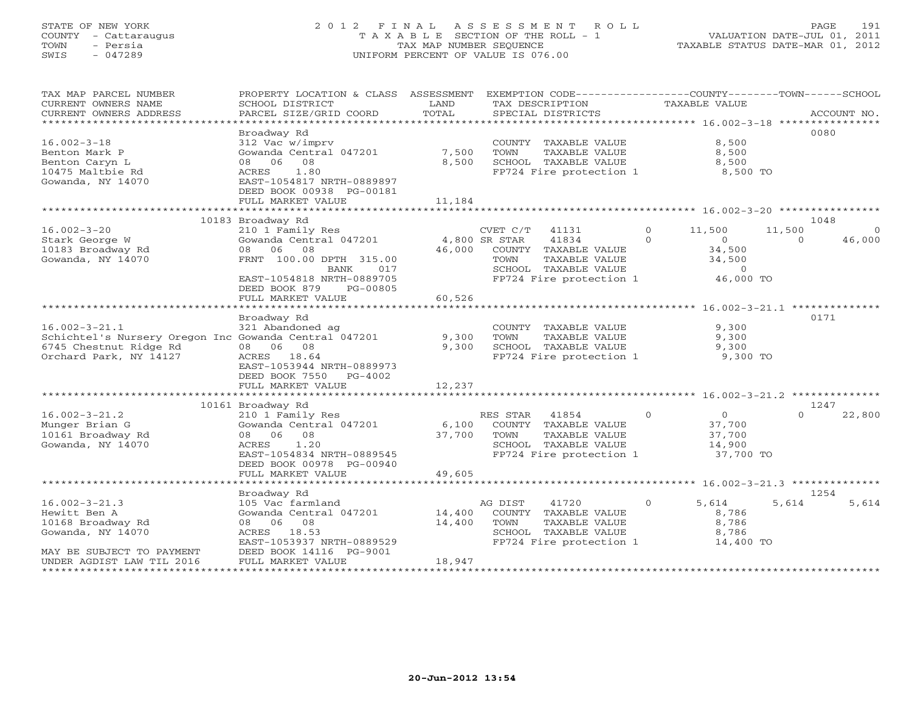STATE OF NEW YORK
COUNTY - Cattaraugus
TOWN - Persia
SWIS - 047289

# 2012 FINAL ASSESSMENT ROLL
TAXABLE SECTION OF THE ROLL - 1
TAX MAP NUMBER SEQUENCE
UNIFORM PERCENT OF VALUE IS 076.00

VALUATION DATE-JUL 01, 2011
TAXABLE STATUS DATE-MAR 01, 2012

| TAX MAP PARCEL NUMBER / CURRENT OWNERS NAME / CURRENT OWNERS ADDRESS | PROPERTY LOCATION & CLASS / SCHOOL DISTRICT / PARCEL SIZE/GRID COORD | ASSESSMENT LAND | ASSESSMENT TOTAL | EXEMPTION CODE / TAX DESCRIPTION / SPECIAL DISTRICTS | COUNTY TAXABLE VALUE | TOWN | SCHOOL | ACCOUNT NO. |
|---|---|---|---|---|---|---|---|---|
| **16.002-3-18** | Broadway Rd | | | | | | | 0080 |
| Benton Mark P | 312 Vac w/imprv | | | COUNTY TAXABLE VALUE | 8,500 | | | |
| Benton Caryn L | Gowanda Central 047201 | 7,500 | | TOWN TAXABLE VALUE | 8,500 | | | |
| 10475 Maltbie Rd | 08 06 08 | | 8,500 | SCHOOL TAXABLE VALUE | 8,500 | | | |
| Gowanda, NY 14070 | ACRES 1.80 | | | FP724 Fire protection 1 | 8,500 TO | | | |
| | EAST-1054817 NRTH-0889897 | | | | | | | |
| | DEED BOOK 00938 PG-00181 | | | | | | | |
| | FULL MARKET VALUE | | 11,184 | | | | | |
| **16.002-3-20** | 10183 Broadway Rd | | | | | | | 1048 |
| Stark George W | 210 1 Family Res | | | CVET C/T 41131 0 | 11,500 | 11,500 | 0 | |
| 10183 Broadway Rd | Gowanda Central 047201 | 4,800 | | SR STAR 41834 0 | 0 | 0 | 46,000 | |
| Gowanda, NY 14070 | 08 06 08 | | 46,000 | COUNTY TAXABLE VALUE | 34,500 | | | |
| | FRNT 100.00 DPTH 315.00 | | | TOWN TAXABLE VALUE | 34,500 | | | |
| | BANK 017 | | | SCHOOL TAXABLE VALUE | 0 | | | |
| | EAST-1054818 NRTH-0889705 | | | FP724 Fire protection 1 | 46,000 TO | | | |
| | DEED BOOK 879 PG-00805 | | | | | | | |
| | FULL MARKET VALUE | | 60,526 | | | | | |
| **16.002-3-21.1** | Broadway Rd | | | | | | | 0171 |
| Schichtel's Nursery Oregon Inc | 321 Abandoned ag | | | COUNTY TAXABLE VALUE | 9,300 | | | |
| 6745 Chestnut Ridge Rd | Gowanda Central 047201 | 9,300 | | TOWN TAXABLE VALUE | 9,300 | | | |
| Orchard Park, NY 14127 | 08 06 08 | | 9,300 | SCHOOL TAXABLE VALUE | 9,300 | | | |
| | ACRES 18.64 | | | FP724 Fire protection 1 | 9,300 TO | | | |
| | EAST-1053944 NRTH-0889973 | | | | | | | |
| | DEED BOOK 7550 PG-4002 | | | | | | | |
| | FULL MARKET VALUE | | 12,237 | | | | | |
| **16.002-3-21.2** | 10161 Broadway Rd | | | | | | | 1247 |
| Munger Brian G | 210 1 Family Res | | | RES STAR 41854 0 | 0 | 0 | 22,800 | |
| 10161 Broadway Rd | Gowanda Central 047201 | 6,100 | | COUNTY TAXABLE VALUE | 37,700 | | | |
| Gowanda, NY 14070 | 08 06 08 | | 37,700 | TOWN TAXABLE VALUE | 37,700 | | | |
| | ACRES 1.20 | | | SCHOOL TAXABLE VALUE | 14,900 | | | |
| | EAST-1054834 NRTH-0889545 | | | FP724 Fire protection 1 | 37,700 TO | | | |
| | DEED BOOK 00978 PG-00940 | | | | | | | |
| | FULL MARKET VALUE | | 49,605 | | | | | |
| **16.002-3-21.3** | Broadway Rd | | | | | | | 1254 |
| Hewitt Ben A | 105 Vac farmland | | | AG DIST 41720 0 | 5,614 | 5,614 | 5,614 | |
| 10168 Broadway Rd | Gowanda Central 047201 | 14,400 | | COUNTY TAXABLE VALUE | 8,786 | | | |
| Gowanda, NY 14070 | 08 06 08 | | 14,400 | TOWN TAXABLE VALUE | 8,786 | | | |
| | ACRES 18.53 | | | SCHOOL TAXABLE VALUE | 8,786 | | | |
| | EAST-1053937 NRTH-0889529 | | | FP724 Fire protection 1 | 14,400 TO | | | |
| MAY BE SUBJECT TO PAYMENT | DEED BOOK 14116 PG-9001 | | | | | | | |
| UNDER AGDIST LAW TIL 2016 | FULL MARKET VALUE | | 18,947 | | | | | |

20-Jun-2012 13:54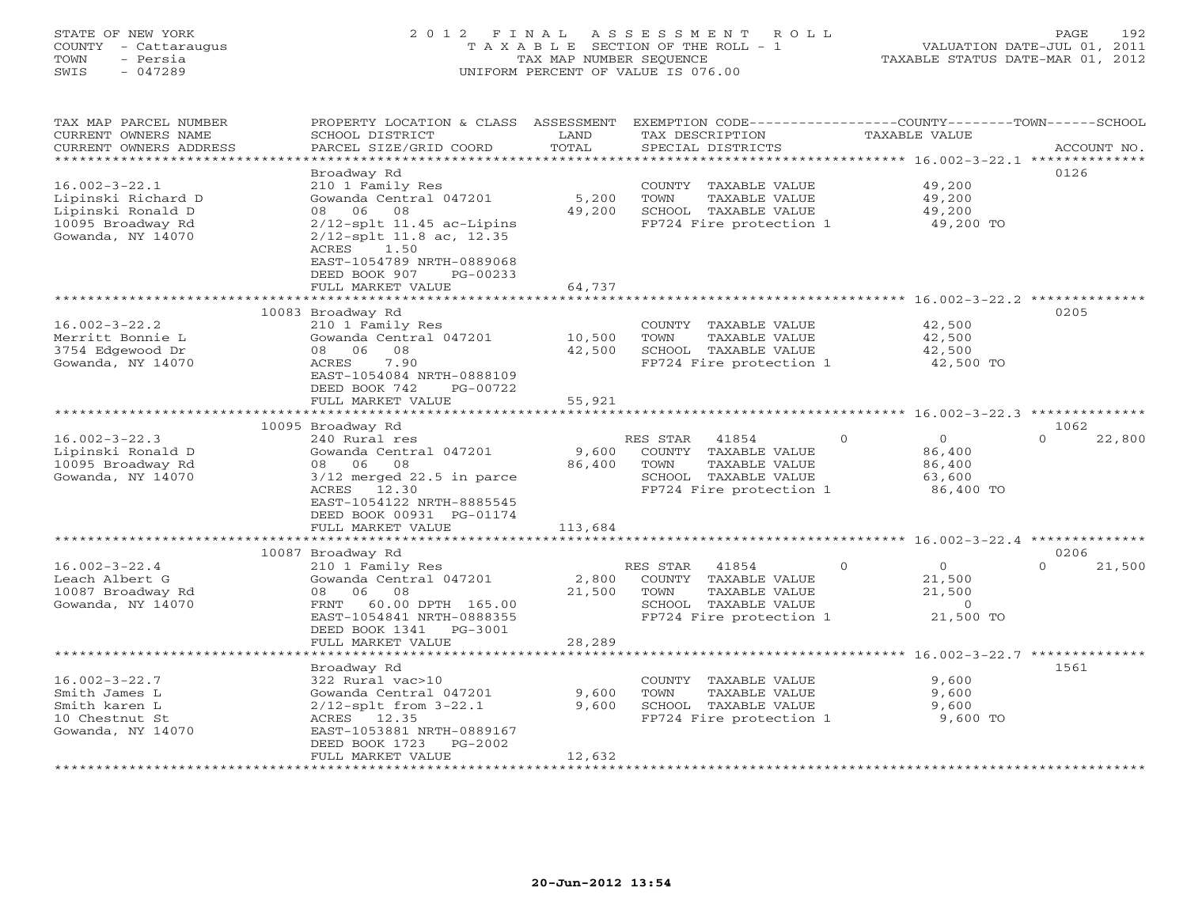STATE OF NEW YORK
COUNTY - Cattaraugus
TOWN - Persia
SWIS - 047289

2012 FINAL ASSESSMENT ROLL
TAXABLE SECTION OF THE ROLL - 1
TAX MAP NUMBER SEQUENCE
UNIFORM PERCENT OF VALUE IS 076.00

VALUATION DATE-JUL 01, 2011
TAXABLE STATUS DATE-MAR 01, 2012

| TAX MAP PARCEL NUMBER / CURRENT OWNERS NAME / CURRENT OWNERS ADDRESS | PROPERTY LOCATION & CLASS / SCHOOL DISTRICT / PARCEL SIZE/GRID COORD | ASSESSMENT LAND / TOTAL | EXEMPTION CODE / TAX DESCRIPTION / SPECIAL DISTRICTS | COUNTY | TOWN | SCHOOL TAXABLE VALUE | ACCOUNT NO. |
|---|---|---|---|---|---|---|---|
| **16.002-3-22.1** | Broadway Rd | | | | | | 0126 |
| 16.002-3-22.1 | 210 1 Family Res | | COUNTY TAXABLE VALUE | 49,200 | | | |
| Lipinski Richard D | Gowanda Central 047201 | 5,200 | TOWN TAXABLE VALUE | | 49,200 | | |
| Lipinski Ronald D | 08 06 08 | 49,200 | SCHOOL TAXABLE VALUE | | | 49,200 | |
| 10095 Broadway Rd | 2/12-splt 11.45 ac-Lipins | | FP724 Fire protection 1 | 49,200 TO | | | |
| Gowanda, NY 14070 | 2/12-splt 11.8 ac, 12.35 | | | | | | |
| | ACRES 1.50 | | | | | | |
| | EAST-1054789 NRTH-0889068 | | | | | | |
| | DEED BOOK 907 PG-00233 | | | | | | |
| | FULL MARKET VALUE | 64,737 | | | | | |
| **16.002-3-22.2** | 10083 Broadway Rd | | | | | | 0205 |
| 16.002-3-22.2 | 210 1 Family Res | | COUNTY TAXABLE VALUE | 42,500 | | | |
| Merritt Bonnie L | Gowanda Central 047201 | 10,500 | TOWN TAXABLE VALUE | | 42,500 | | |
| 3754 Edgewood Dr | 08 06 08 | 42,500 | SCHOOL TAXABLE VALUE | | | 42,500 | |
| Gowanda, NY 14070 | ACRES 7.90 | | FP724 Fire protection 1 | 42,500 TO | | | |
| | EAST-1054084 NRTH-0888109 | | | | | | |
| | DEED BOOK 742 PG-00722 | | | | | | |
| | FULL MARKET VALUE | 55,921 | | | | | |
| **16.002-3-22.3** | 10095 Broadway Rd | | | | | | 1062 |
| 16.002-3-22.3 | 240 Rural res | | RES STAR 41854 | 0 | 0 | 22,800 | |
| Lipinski Ronald D | Gowanda Central 047201 | 9,600 | COUNTY TAXABLE VALUE | 86,400 | | | |
| 10095 Broadway Rd | 08 06 08 | 86,400 | TOWN TAXABLE VALUE | | 86,400 | | |
| Gowanda, NY 14070 | 3/12 merged 22.5 in parce | | SCHOOL TAXABLE VALUE | | | 63,600 | |
| | ACRES 12.30 | | FP724 Fire protection 1 | 86,400 TO | | | |
| | EAST-1054122 NRTH-8885545 | | | | | | |
| | DEED BOOK 00931 PG-01174 | | | | | | |
| | FULL MARKET VALUE | 113,684 | | | | | |
| **16.002-3-22.4** | 10087 Broadway Rd | | | | | | 0206 |
| 16.002-3-22.4 | 210 1 Family Res | | RES STAR 41854 | 0 | 0 | 21,500 | |
| Leach Albert G | Gowanda Central 047201 | 2,800 | COUNTY TAXABLE VALUE | 21,500 | | | |
| 10087 Broadway Rd | 08 06 08 | 21,500 | TOWN TAXABLE VALUE | | 21,500 | | |
| Gowanda, NY 14070 | FRNT 60.00 DPTH 165.00 | | SCHOOL TAXABLE VALUE | | | 0 | |
| | EAST-1054841 NRTH-0888355 | | FP724 Fire protection 1 | 21,500 TO | | | |
| | DEED BOOK 1341 PG-3001 | | | | | | |
| | FULL MARKET VALUE | 28,289 | | | | | |
| **16.002-3-22.7** | Broadway Rd | | | | | | 1561 |
| 16.002-3-22.7 | 322 Rural vac>10 | | COUNTY TAXABLE VALUE | 9,600 | | | |
| Smith James L | Gowanda Central 047201 | 9,600 | TOWN TAXABLE VALUE | | 9,600 | | |
| Smith karen L | 2/12-splt from 3-22.1 | 9,600 | SCHOOL TAXABLE VALUE | | | 9,600 | |
| 10 Chestnut St | ACRES 12.35 | | FP724 Fire protection 1 | 9,600 TO | | | |
| Gowanda, NY 14070 | EAST-1053881 NRTH-0889167 | | | | | | |
| | DEED BOOK 1723 PG-2002 | | | | | | |
| | FULL MARKET VALUE | 12,632 | | | | | |

20-Jun-2012 13:54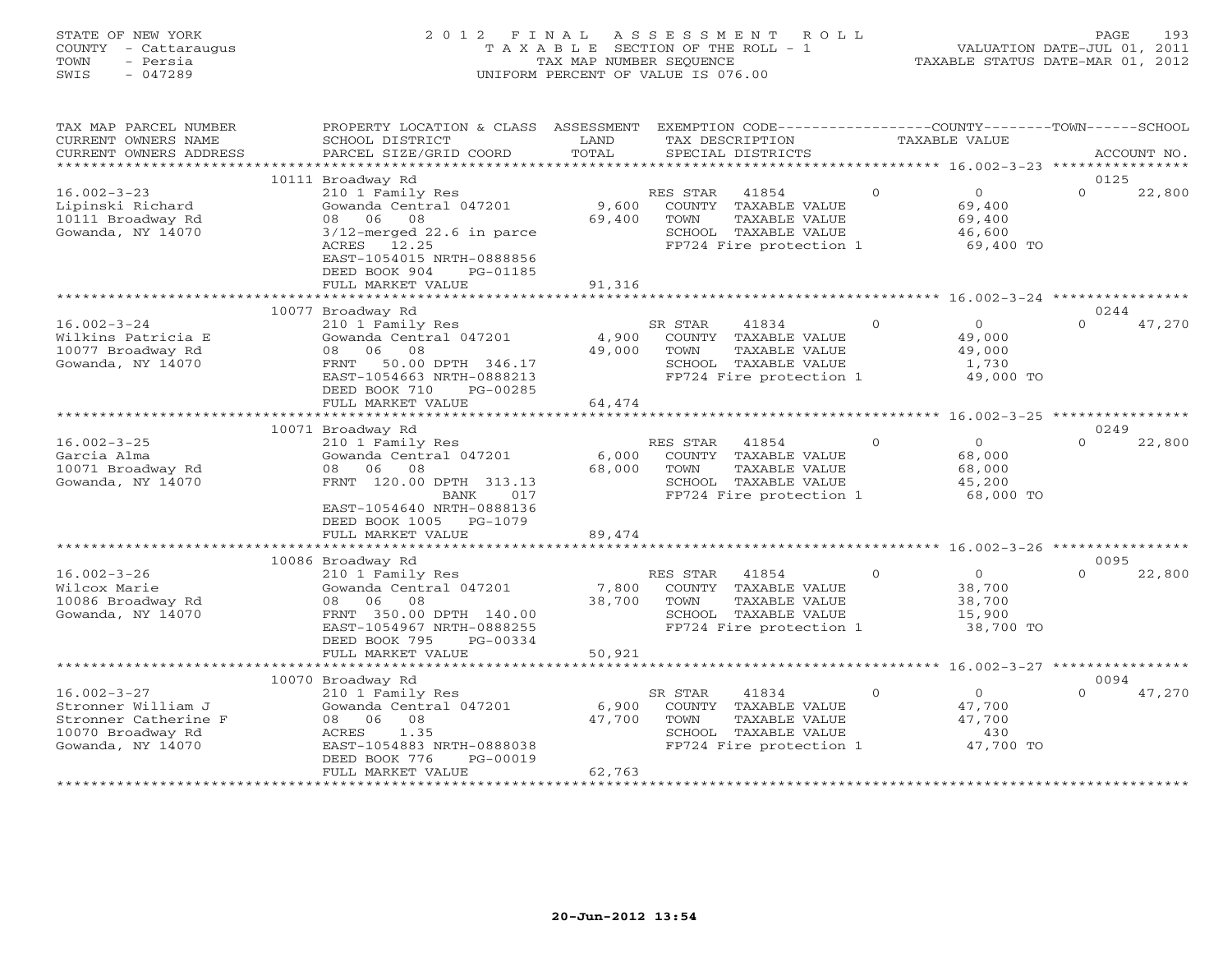STATE OF NEW YORK
COUNTY - Cattaraugus
TOWN - Persia
SWIS - 047289

# 2012 FINAL ASSESSMENT ROLL
TAXABLE SECTION OF THE ROLL - 1
TAX MAP NUMBER SEQUENCE
UNIFORM PERCENT OF VALUE IS 076.00

VALUATION DATE-JUL 01, 2011
TAXABLE STATUS DATE-MAR 01, 2012

| TAX MAP PARCEL NUMBER / CURRENT OWNERS NAME / CURRENT OWNERS ADDRESS | PROPERTY LOCATION & CLASS / SCHOOL DISTRICT / PARCEL SIZE/GRID COORD | ASSESSMENT LAND / TOTAL | EXEMPTION CODE / TAX DESCRIPTION / SPECIAL DISTRICTS | COUNTY TAXABLE VALUE | TOWN | SCHOOL | ACCOUNT NO. |
|---|---|---|---|---|---|---|---|
| | 10111 Broadway Rd | | | | | | 0125 |
| 16.002-3-23 | 210 1 Family Res | | RES STAR 41854 | 0 | 0 | 22,800 | |
| Lipinski Richard | Gowanda Central 047201 | 9,600 | COUNTY TAXABLE VALUE | 69,400 | | | |
| 10111 Broadway Rd | 08 06 08 | 69,400 | TOWN TAXABLE VALUE | 69,400 | | | |
| Gowanda, NY 14070 | 3/12-merged 22.6 in parce | | SCHOOL TAXABLE VALUE | 46,600 | | | |
| | ACRES 12.25 | | FP724 Fire protection 1 | 69,400 TO | | | |
| | EAST-1054015 NRTH-0888856 | | | | | | |
| | DEED BOOK 904 PG-01185 | | | | | | |
| | FULL MARKET VALUE | 91,316 | | | | | |
| | 10077 Broadway Rd | | | | | | 0244 |
| 16.002-3-24 | 210 1 Family Res | | SR STAR 41834 | 0 | 0 | 47,270 | |
| Wilkins Patricia E | Gowanda Central 047201 | 4,900 | COUNTY TAXABLE VALUE | 49,000 | | | |
| 10077 Broadway Rd | 08 06 08 | 49,000 | TOWN TAXABLE VALUE | 49,000 | | | |
| Gowanda, NY 14070 | FRNT 50.00 DPTH 346.17 | | SCHOOL TAXABLE VALUE | 1,730 | | | |
| | EAST-1054663 NRTH-0888213 | | FP724 Fire protection 1 | 49,000 TO | | | |
| | DEED BOOK 710 PG-00285 | | | | | | |
| | FULL MARKET VALUE | 64,474 | | | | | |
| | 10071 Broadway Rd | | | | | | 0249 |
| 16.002-3-25 | 210 1 Family Res | | RES STAR 41854 | 0 | 0 | 22,800 | |
| Garcia Alma | Gowanda Central 047201 | 6,000 | COUNTY TAXABLE VALUE | 68,000 | | | |
| 10071 Broadway Rd | 08 06 08 | 68,000 | TOWN TAXABLE VALUE | 68,000 | | | |
| Gowanda, NY 14070 | FRNT 120.00 DPTH 313.13 | | SCHOOL TAXABLE VALUE | 45,200 | | | |
| | BANK 017 | | FP724 Fire protection 1 | 68,000 TO | | | |
| | EAST-1054640 NRTH-0888136 | | | | | | |
| | DEED BOOK 1005 PG-1079 | | | | | | |
| | FULL MARKET VALUE | 89,474 | | | | | |
| | 10086 Broadway Rd | | | | | | 0095 |
| 16.002-3-26 | 210 1 Family Res | | RES STAR 41854 | 0 | 0 | 22,800 | |
| Wilcox Marie | Gowanda Central 047201 | 7,800 | COUNTY TAXABLE VALUE | 38,700 | | | |
| 10086 Broadway Rd | 08 06 08 | 38,700 | TOWN TAXABLE VALUE | 38,700 | | | |
| Gowanda, NY 14070 | FRNT 350.00 DPTH 140.00 | | SCHOOL TAXABLE VALUE | 15,900 | | | |
| | EAST-1054967 NRTH-0888255 | | FP724 Fire protection 1 | 38,700 TO | | | |
| | DEED BOOK 795 PG-00334 | | | | | | |
| | FULL MARKET VALUE | 50,921 | | | | | |
| | 10070 Broadway Rd | | | | | | 0094 |
| 16.002-3-27 | 210 1 Family Res | | SR STAR 41834 | 0 | 0 | 47,270 | |
| Stronner William J | Gowanda Central 047201 | 6,900 | COUNTY TAXABLE VALUE | 47,700 | | | |
| Stronner Catherine F | 08 06 08 | 47,700 | TOWN TAXABLE VALUE | 47,700 | | | |
| 10070 Broadway Rd | ACRES 1.35 | | SCHOOL TAXABLE VALUE | 430 | | | |
| Gowanda, NY 14070 | EAST-1054883 NRTH-0888038 | | FP724 Fire protection 1 | 47,700 TO | | | |
| | DEED BOOK 776 PG-00019 | | | | | | |
| | FULL MARKET VALUE | 62,763 | | | | | |

20-Jun-2012 13:54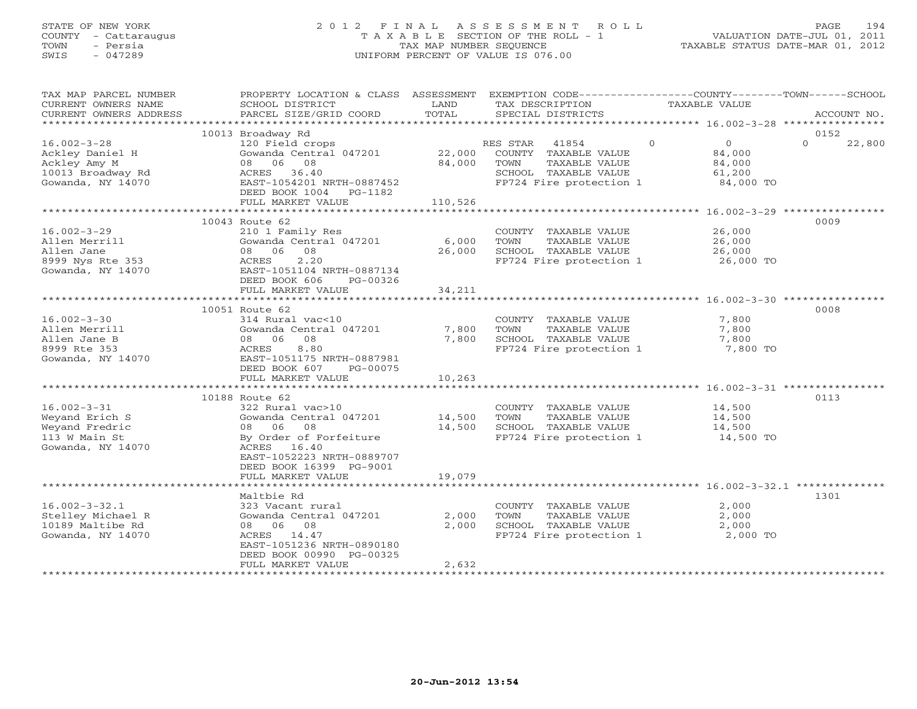STATE OF NEW YORK
COUNTY - Cattaraugus
TOWN - Persia
SWIS - 047289

# 2012 FINAL ASSESSMENT ROLL

TAXABLE SECTION OF THE ROLL - 1
TAX MAP NUMBER SEQUENCE
UNIFORM PERCENT OF VALUE IS 076.00

VALUATION DATE-JUL 01, 2011
TAXABLE STATUS DATE-MAR 01, 2012

| TAX MAP PARCEL NUMBER / CURRENT OWNERS NAME / CURRENT OWNERS ADDRESS | PROPERTY LOCATION & CLASS / SCHOOL DISTRICT / PARCEL SIZE/GRID COORD | ASSESSMENT LAND / TOTAL | EXEMPTION CODE / TAX DESCRIPTION / SPECIAL DISTRICTS | COUNTY | TOWN | SCHOOL | ACCOUNT NO. |
|---|---|---|---|---|---|---|---|
| | 10013 Broadway Rd | | | | | | 0152 |
| 16.002-3-28 | 120 Field crops | | RES STAR 41854 | 0 | 0 | 22,800 | |
| Ackley Daniel H | Gowanda Central 047201 | 22,000 | COUNTY TAXABLE VALUE | 84,000 | | | |
| Ackley Amy M | 08 06 08 | 84,000 | TOWN TAXABLE VALUE | | 84,000 | | |
| 10013 Broadway Rd | ACRES 36.40 | | SCHOOL TAXABLE VALUE | | | 61,200 | |
| Gowanda, NY 14070 | EAST-1054201 NRTH-0887452 | | FP724 Fire protection 1 | 84,000 TO | | | |
| | DEED BOOK 1004 PG-1182 | | | | | | |
| | FULL MARKET VALUE | 110,526 | | | | | |
| | 10043 Route 62 | | | | | | 0009 |
| 16.002-3-29 | 210 1 Family Res | | COUNTY TAXABLE VALUE | 26,000 | | | |
| Allen Merrill | Gowanda Central 047201 | 6,000 | TOWN TAXABLE VALUE | | 26,000 | | |
| Allen Jane | 08 06 08 | 26,000 | SCHOOL TAXABLE VALUE | | | 26,000 | |
| 8999 Nys Rte 353 | ACRES 2.20 | | FP724 Fire protection 1 | 26,000 TO | | | |
| Gowanda, NY 14070 | EAST-1051104 NRTH-0887134 | | | | | | |
| | DEED BOOK 606 PG-00326 | | | | | | |
| | FULL MARKET VALUE | 34,211 | | | | | |
| | 10051 Route 62 | | | | | | 0008 |
| 16.002-3-30 | 314 Rural vac<10 | | COUNTY TAXABLE VALUE | 7,800 | | | |
| Allen Merrill | Gowanda Central 047201 | 7,800 | TOWN TAXABLE VALUE | | 7,800 | | |
| Allen Jane B | 08 06 08 | 7,800 | SCHOOL TAXABLE VALUE | | | 7,800 | |
| 8999 Rte 353 | ACRES 8.80 | | FP724 Fire protection 1 | 7,800 TO | | | |
| Gowanda, NY 14070 | EAST-1051175 NRTH-0887981 | | | | | | |
| | DEED BOOK 607 PG-00075 | | | | | | |
| | FULL MARKET VALUE | 10,263 | | | | | |
| | 10188 Route 62 | | | | | | 0113 |
| 16.002-3-31 | 322 Rural vac>10 | | COUNTY TAXABLE VALUE | 14,500 | | | |
| Weyand Erich S | Gowanda Central 047201 | 14,500 | TOWN TAXABLE VALUE | | 14,500 | | |
| Weyand Fredric | 08 06 08 | 14,500 | SCHOOL TAXABLE VALUE | | | 14,500 | |
| 113 W Main St | By Order of Forfeiture | | FP724 Fire protection 1 | 14,500 TO | | | |
| Gowanda, NY 14070 | ACRES 16.40 | | | | | | |
| | EAST-1052223 NRTH-0889707 | | | | | | |
| | DEED BOOK 16399 PG-9001 | | | | | | |
| | FULL MARKET VALUE | 19,079 | | | | | |
| | Maltbie Rd | | | | | | 1301 |
| 16.002-3-32.1 | 323 Vacant rural | | COUNTY TAXABLE VALUE | 2,000 | | | |
| Stelley Michael R | Gowanda Central 047201 | 2,000 | TOWN TAXABLE VALUE | | 2,000 | | |
| 10189 Maltibe Rd | 08 06 08 | 2,000 | SCHOOL TAXABLE VALUE | | | 2,000 | |
| Gowanda, NY 14070 | ACRES 14.47 | | FP724 Fire protection 1 | 2,000 TO | | | |
| | EAST-1051236 NRTH-0890180 | | | | | | |
| | DEED BOOK 00990 PG-00325 | | | | | | |
| | FULL MARKET VALUE | 2,632 | | | | | |

20-Jun-2012 13:54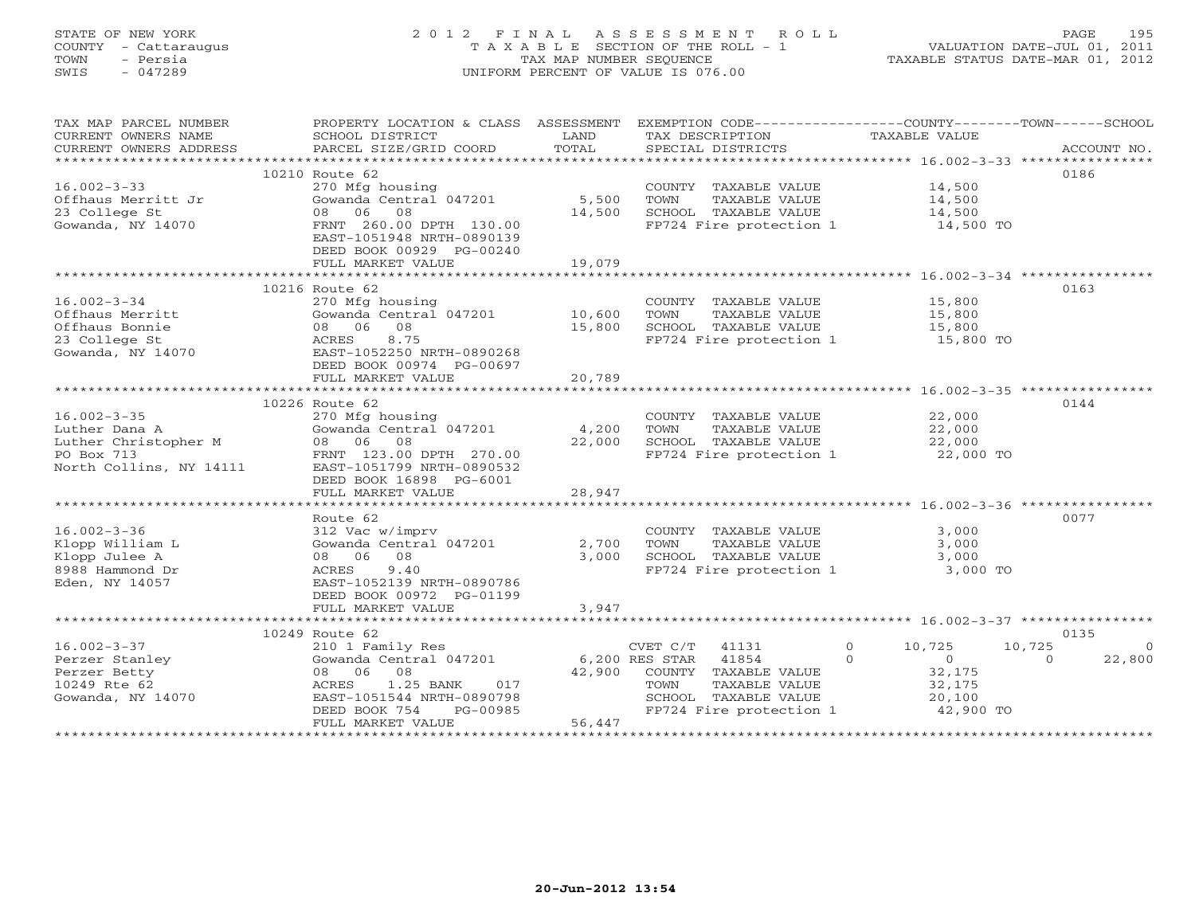STATE OF NEW YORK
COUNTY - Cattaraugus
TOWN - Persia
SWIS - 047289

2012 FINAL ASSESSMENT ROLL
TAXABLE SECTION OF THE ROLL - 1
TAX MAP NUMBER SEQUENCE
UNIFORM PERCENT OF VALUE IS 076.00

VALUATION DATE-JUL 01, 2011
TAXABLE STATUS DATE-MAR 01, 2012

| TAX MAP PARCEL NUMBER / CURRENT OWNERS NAME / CURRENT OWNERS ADDRESS | PROPERTY LOCATION & CLASS / SCHOOL DISTRICT / PARCEL SIZE/GRID COORD | ASSESSMENT LAND | TOTAL | EXEMPTION CODE / TAX DESCRIPTION / SPECIAL DISTRICTS | COUNTY TAXABLE VALUE | TOWN | SCHOOL | ACCOUNT NO. |
|---|---|---|---|---|---|---|---|---|
| | 10210 Route 62 | | | | | | | 0186 |
| 16.002-3-33 | 270 Mfg housing | | | COUNTY TAXABLE VALUE | 14,500 | | | |
| Offhaus Merritt Jr | Gowanda Central 047201 | 5,500 | | TOWN TAXABLE VALUE | 14,500 | | | |
| 23 College St | 08 06 08 | | 14,500 | SCHOOL TAXABLE VALUE | 14,500 | | | |
| Gowanda, NY 14070 | FRNT 260.00 DPTH 130.00 | | | FP724 Fire protection 1 | 14,500 TO | | | |
| | EAST-1051948 NRTH-0890139 | | | | | | | |
| | DEED BOOK 00929 PG-00240 | | | | | | | |
| | FULL MARKET VALUE | | 19,079 | | | | | |
| | 10216 Route 62 | | | | | | | 0163 |
| 16.002-3-34 | 270 Mfg housing | | | COUNTY TAXABLE VALUE | 15,800 | | | |
| Offhaus Merritt | Gowanda Central 047201 | 10,600 | | TOWN TAXABLE VALUE | 15,800 | | | |
| Offhaus Bonnie | 08 06 08 | | 15,800 | SCHOOL TAXABLE VALUE | 15,800 | | | |
| 23 College St | ACRES 8.75 | | | FP724 Fire protection 1 | 15,800 TO | | | |
| Gowanda, NY 14070 | EAST-1052250 NRTH-0890268 | | | | | | | |
| | DEED BOOK 00974 PG-00697 | | | | | | | |
| | FULL MARKET VALUE | | 20,789 | | | | | |
| | 10226 Route 62 | | | | | | | 0144 |
| 16.002-3-35 | 270 Mfg housing | | | COUNTY TAXABLE VALUE | 22,000 | | | |
| Luther Dana A | Gowanda Central 047201 | 4,200 | | TOWN TAXABLE VALUE | 22,000 | | | |
| Luther Christopher M | 08 06 08 | | 22,000 | SCHOOL TAXABLE VALUE | 22,000 | | | |
| PO Box 713 | FRNT 123.00 DPTH 270.00 | | | FP724 Fire protection 1 | 22,000 TO | | | |
| North Collins, NY 14111 | EAST-1051799 NRTH-0890532 | | | | | | | |
| | DEED BOOK 16898 PG-6001 | | | | | | | |
| | FULL MARKET VALUE | | 28,947 | | | | | |
| | Route 62 | | | | | | | 0077 |
| 16.002-3-36 | 312 Vac w/imprv | | | COUNTY TAXABLE VALUE | 3,000 | | | |
| Klopp William L | Gowanda Central 047201 | 2,700 | | TOWN TAXABLE VALUE | 3,000 | | | |
| Klopp Julee A | 08 06 08 | | 3,000 | SCHOOL TAXABLE VALUE | 3,000 | | | |
| 8988 Hammond Dr | ACRES 9.40 | | | FP724 Fire protection 1 | 3,000 TO | | | |
| Eden, NY 14057 | EAST-1052139 NRTH-0890786 | | | | | | | |
| | DEED BOOK 00972 PG-01199 | | | | | | | |
| | FULL MARKET VALUE | | 3,947 | | | | | |
| | 10249 Route 62 | | | | | | | 0135 |
| 16.002-3-37 | 210 1 Family Res | | | CVET C/T 41131 0 | 10,725 | 10,725 | 0 | |
| Perzer Stanley | Gowanda Central 047201 | 6,200 | | RES STAR 41854 0 | 0 | 0 | 22,800 | |
| Perzer Betty | 08 06 08 | | 42,900 | COUNTY TAXABLE VALUE | 32,175 | | | |
| 10249 Rte 62 | ACRES 1.25 BANK 017 | | | TOWN TAXABLE VALUE | 32,175 | | | |
| Gowanda, NY 14070 | EAST-1051544 NRTH-0890798 | | | SCHOOL TAXABLE VALUE | 20,100 | | | |
| | DEED BOOK 754 PG-00985 | | | FP724 Fire protection 1 | 42,900 TO | | | |
| | FULL MARKET VALUE | | 56,447 | | | | | |

20-Jun-2012 13:54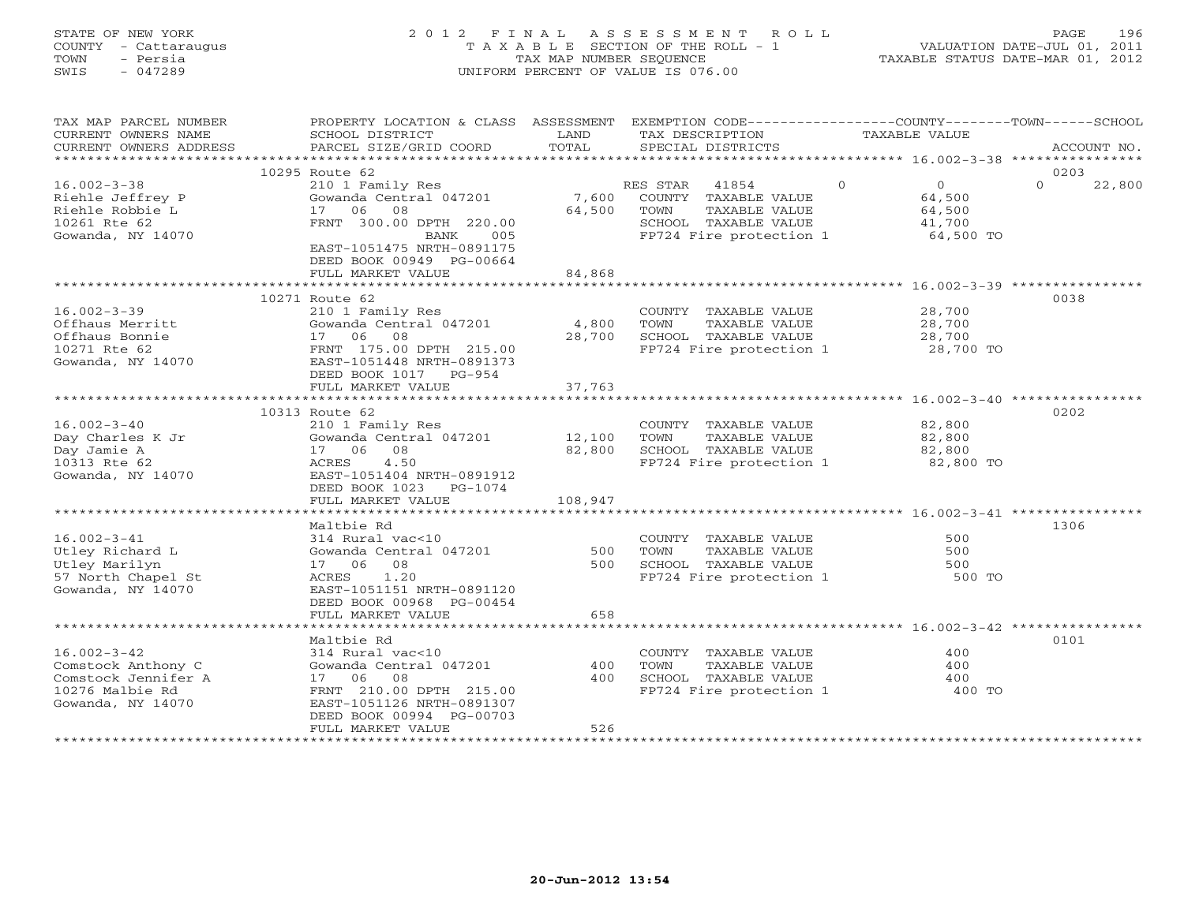STATE OF NEW YORK
COUNTY - Cattaraugus
TOWN - Persia
SWIS - 047289

# 2012 FINAL ASSESSMENT ROLL

TAXABLE SECTION OF THE ROLL - 1
TAX MAP NUMBER SEQUENCE
UNIFORM PERCENT OF VALUE IS 076.00

VALUATION DATE-JUL 01, 2011
TAXABLE STATUS DATE-MAR 01, 2012

| TAX MAP PARCEL NUMBER / CURRENT OWNERS NAME / CURRENT OWNERS ADDRESS | PROPERTY LOCATION & CLASS / SCHOOL DISTRICT / PARCEL SIZE/GRID COORD | ASSESSMENT LAND / TOTAL | EXEMPTION CODE / TAX DESCRIPTION / SPECIAL DISTRICTS | COUNTY | TOWN | SCHOOL | ACCOUNT NO. |
|---|---|---|---|---|---|---|---|
| | 10295 Route 62 | | | | | | 0203 |
| 16.002-3-38 | 210 1 Family Res | | RES STAR 41854 | 0 | 0 | 22,800 | |
| Riehle Jeffrey P | Gowanda Central 047201 | 7,600 | COUNTY TAXABLE VALUE | 64,500 | | | |
| Riehle Robbie L | 17 06 08 | 64,500 | TOWN TAXABLE VALUE | | 64,500 | | |
| 10261 Rte 62 | FRNT 300.00 DPTH 220.00 | | SCHOOL TAXABLE VALUE | | | 41,700 | |
| Gowanda, NY 14070 | BANK 005 | | FP724 Fire protection 1 | 64,500 TO | | | |
| | EAST-1051475 NRTH-0891175 | | | | | | |
| | DEED BOOK 00949 PG-00664 | | | | | | |
| | FULL MARKET VALUE | 84,868 | | | | | |
| | 10271 Route 62 | | | | | | 0038 |
| 16.002-3-39 | 210 1 Family Res | | COUNTY TAXABLE VALUE | 28,700 | | | |
| Offhaus Merritt | Gowanda Central 047201 | 4,800 | TOWN TAXABLE VALUE | | 28,700 | | |
| Offhaus Bonnie | 17 06 08 | 28,700 | SCHOOL TAXABLE VALUE | | | 28,700 | |
| 10271 Rte 62 | FRNT 175.00 DPTH 215.00 | | FP724 Fire protection 1 | 28,700 TO | | | |
| Gowanda, NY 14070 | EAST-1051448 NRTH-0891373 | | | | | | |
| | DEED BOOK 1017 PG-954 | | | | | | |
| | FULL MARKET VALUE | 37,763 | | | | | |
| | 10313 Route 62 | | | | | | 0202 |
| 16.002-3-40 | 210 1 Family Res | | COUNTY TAXABLE VALUE | 82,800 | | | |
| Day Charles K Jr | Gowanda Central 047201 | 12,100 | TOWN TAXABLE VALUE | | 82,800 | | |
| Day Jamie A | 17 06 08 | 82,800 | SCHOOL TAXABLE VALUE | | | 82,800 | |
| 10313 Rte 62 | ACRES 4.50 | | FP724 Fire protection 1 | 82,800 TO | | | |
| Gowanda, NY 14070 | EAST-1051404 NRTH-0891912 | | | | | | |
| | DEED BOOK 1023 PG-1074 | | | | | | |
| | FULL MARKET VALUE | 108,947 | | | | | |
| | Maltbie Rd | | | | | | 1306 |
| 16.002-3-41 | 314 Rural vac<10 | | COUNTY TAXABLE VALUE | 500 | | | |
| Utley Richard L | Gowanda Central 047201 | 500 | TOWN TAXABLE VALUE | | 500 | | |
| Utley Marilyn | 17 06 08 | 500 | SCHOOL TAXABLE VALUE | | | 500 | |
| 57 North Chapel St | ACRES 1.20 | | FP724 Fire protection 1 | 500 TO | | | |
| Gowanda, NY 14070 | EAST-1051151 NRTH-0891120 | | | | | | |
| | DEED BOOK 00968 PG-00454 | | | | | | |
| | FULL MARKET VALUE | 658 | | | | | |
| | Maltbie Rd | | | | | | 0101 |
| 16.002-3-42 | 314 Rural vac<10 | | COUNTY TAXABLE VALUE | 400 | | | |
| Comstock Anthony C | Gowanda Central 047201 | 400 | TOWN TAXABLE VALUE | | 400 | | |
| Comstock Jennifer A | 17 06 08 | 400 | SCHOOL TAXABLE VALUE | | | 400 | |
| 10276 Malbie Rd | FRNT 210.00 DPTH 215.00 | | FP724 Fire protection 1 | 400 TO | | | |
| Gowanda, NY 14070 | EAST-1051126 NRTH-0891307 | | | | | | |
| | DEED BOOK 00994 PG-00703 | | | | | | |
| | FULL MARKET VALUE | 526 | | | | | |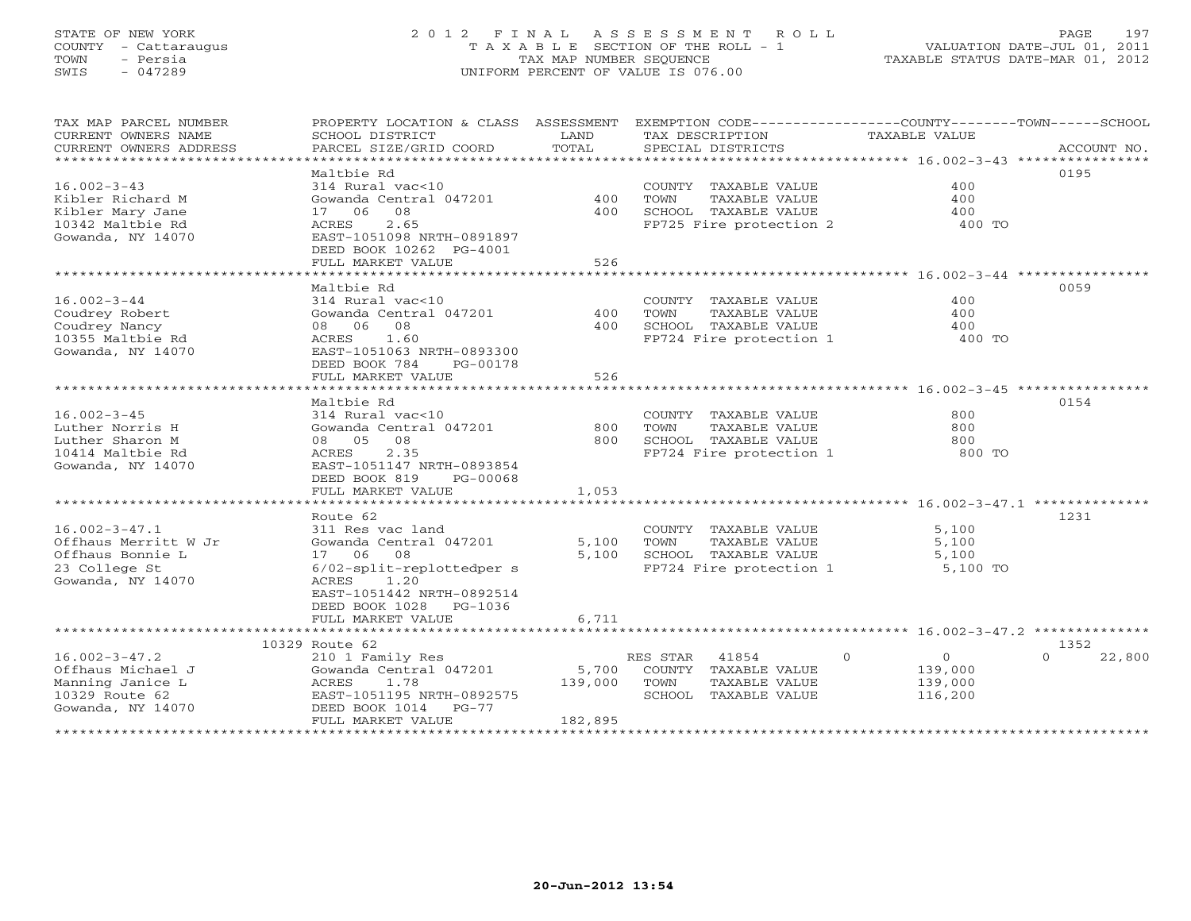STATE OF NEW YORK
COUNTY - Cattaraugus
TOWN - Persia
SWIS - 047289

# 2012 FINAL ASSESSMENT ROLL
TAXABLE SECTION OF THE ROLL - 1
TAX MAP NUMBER SEQUENCE
UNIFORM PERCENT OF VALUE IS 076.00

VALUATION DATE-JUL 01, 2011
TAXABLE STATUS DATE-MAR 01, 2012

| TAX MAP PARCEL NUMBER / CURRENT OWNERS NAME / CURRENT OWNERS ADDRESS | PROPERTY LOCATION & CLASS / SCHOOL DISTRICT / PARCEL SIZE/GRID COORD | ASSESSMENT LAND / TOTAL | EXEMPTION CODE / TAX DESCRIPTION / SPECIAL DISTRICTS | COUNTY / TOWN / SCHOOL TAXABLE VALUE | ACCOUNT NO. |
|---|---|---|---|---|---|
| 16.002-3-43 | Maltbie Rd | | | | 0195 |
| | 314 Rural vac<10 | | COUNTY TAXABLE VALUE | 400 | |
| Kibler Richard M | Gowanda Central 047201 | 400 | TOWN TAXABLE VALUE | 400 | |
| Kibler Mary Jane | 17 06 08 | 400 | SCHOOL TAXABLE VALUE | 400 | |
| 10342 Maltbie Rd | ACRES 2.65 | | FP725 Fire protection 2 | 400 TO | |
| Gowanda, NY 14070 | EAST-1051098 NRTH-0891897 | | | | |
| | DEED BOOK 10262 PG-4001 | | | | |
| | FULL MARKET VALUE | 526 | | | |
| 16.002-3-44 | Maltbie Rd | | | | 0059 |
| | 314 Rural vac<10 | | COUNTY TAXABLE VALUE | 400 | |
| Coudrey Robert | Gowanda Central 047201 | 400 | TOWN TAXABLE VALUE | 400 | |
| Coudrey Nancy | 08 06 08 | 400 | SCHOOL TAXABLE VALUE | 400 | |
| 10355 Maltbie Rd | ACRES 1.60 | | FP724 Fire protection 1 | 400 TO | |
| Gowanda, NY 14070 | EAST-1051063 NRTH-0893300 | | | | |
| | DEED BOOK 784 PG-00178 | | | | |
| | FULL MARKET VALUE | 526 | | | |
| 16.002-3-45 | Maltbie Rd | | | | 0154 |
| | 314 Rural vac<10 | | COUNTY TAXABLE VALUE | 800 | |
| Luther Norris H | Gowanda Central 047201 | 800 | TOWN TAXABLE VALUE | 800 | |
| Luther Sharon M | 08 05 08 | 800 | SCHOOL TAXABLE VALUE | 800 | |
| 10414 Maltbie Rd | ACRES 2.35 | | FP724 Fire protection 1 | 800 TO | |
| Gowanda, NY 14070 | EAST-1051147 NRTH-0893854 | | | | |
| | DEED BOOK 819 PG-00068 | | | | |
| | FULL MARKET VALUE | 1,053 | | | |
| 16.002-3-47.1 | Route 62 | | | | 1231 |
| | 311 Res vac land | | COUNTY TAXABLE VALUE | 5,100 | |
| Offhaus Merritt W Jr | Gowanda Central 047201 | 5,100 | TOWN TAXABLE VALUE | 5,100 | |
| Offhaus Bonnie L | 17 06 08 | 5,100 | SCHOOL TAXABLE VALUE | 5,100 | |
| 23 College St | 6/02-split-replottedper s | | FP724 Fire protection 1 | 5,100 TO | |
| Gowanda, NY 14070 | ACRES 1.20 | | | | |
| | EAST-1051442 NRTH-0892514 | | | | |
| | DEED BOOK 1028 PG-1036 | | | | |
| | FULL MARKET VALUE | 6,711 | | | |
| 16.002-3-47.2 | 10329 Route 62 | | | | 1352 |
| | 210 1 Family Res | | RES STAR 41854 | 0 / 0 / 0 | 22,800 |
| Offhaus Michael J | Gowanda Central 047201 | 5,700 | COUNTY TAXABLE VALUE | 139,000 | |
| Manning Janice L | ACRES 1.78 | 139,000 | TOWN TAXABLE VALUE | 139,000 | |
| 10329 Route 62 | EAST-1051195 NRTH-0892575 | | SCHOOL TAXABLE VALUE | 116,200 | |
| Gowanda, NY 14070 | DEED BOOK 1014 PG-77 | | | | |
| | FULL MARKET VALUE | 182,895 | | | |

20-Jun-2012 13:54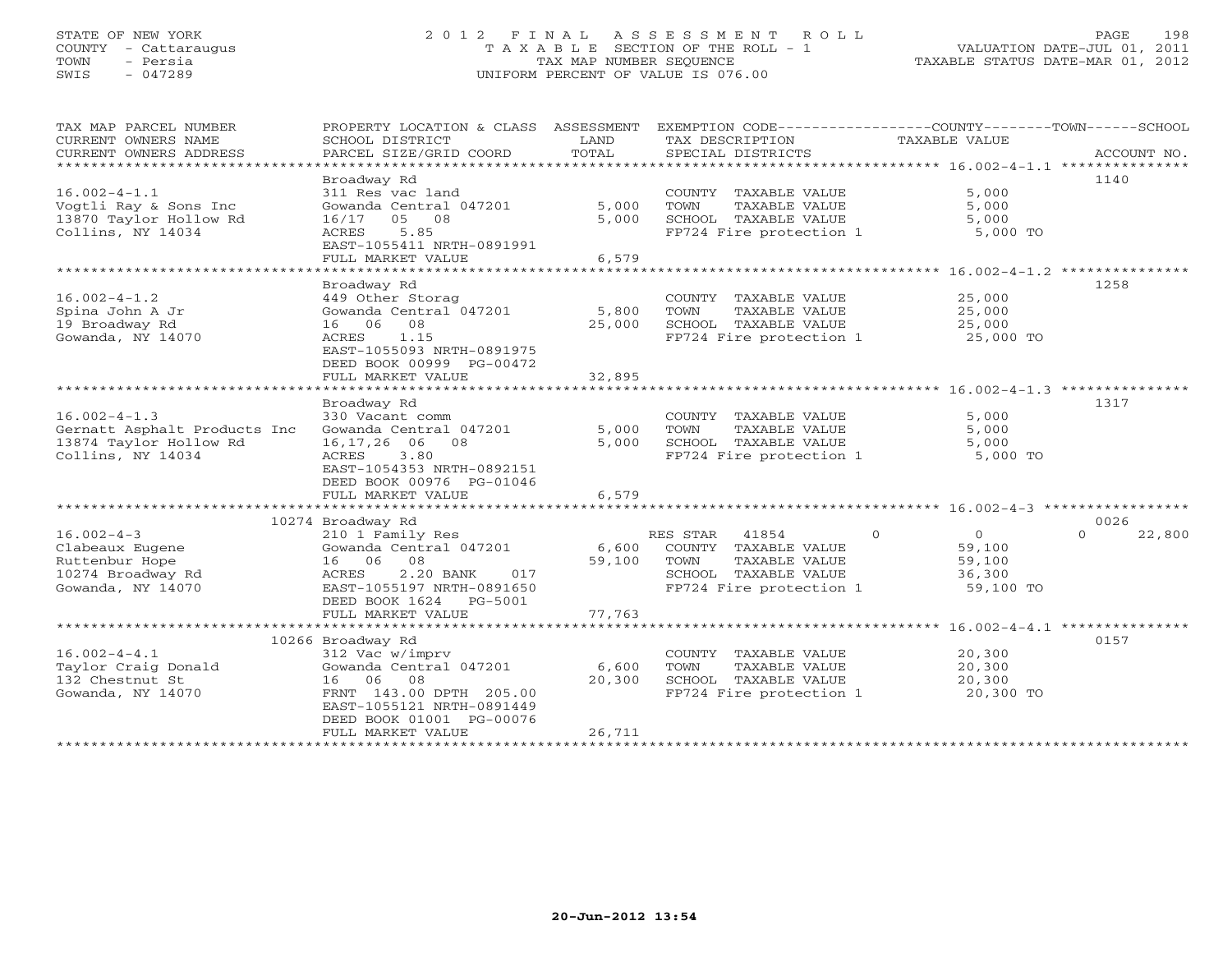STATE OF NEW YORK
COUNTY - Cattaraugus
TOWN - Persia
SWIS - 047289

# 2012 FINAL ASSESSMENT ROLL
TAXABLE SECTION OF THE ROLL - 1
TAX MAP NUMBER SEQUENCE
UNIFORM PERCENT OF VALUE IS 076.00

VALUATION DATE-JUL 01, 2011
TAXABLE STATUS DATE-MAR 01, 2012

| TAX MAP PARCEL NUMBER / CURRENT OWNERS NAME / CURRENT OWNERS ADDRESS | PROPERTY LOCATION & CLASS / SCHOOL DISTRICT / PARCEL SIZE/GRID COORD | ASSESSMENT LAND / TOTAL | EXEMPTION CODE / TAX DESCRIPTION / SPECIAL DISTRICTS | COUNTY / TOWN TAXABLE VALUE | SCHOOL | ACCOUNT NO. |
|---|---|---|---|---|---|---|
| **16.002-4-1.1** | Broadway Rd | | | | | 1140 |
| 16.002-4-1.1 | 311 Res vac land | | COUNTY TAXABLE VALUE | 5,000 | | |
| Vogtli Ray & Sons Inc | Gowanda Central 047201 | 5,000 | TOWN TAXABLE VALUE | 5,000 | | |
| 13870 Taylor Hollow Rd | 16/17 05 08 | 5,000 | SCHOOL TAXABLE VALUE | 5,000 | | |
| Collins, NY 14034 | ACRES 5.85 | | FP724 Fire protection 1 | 5,000 TO | | |
| | EAST-1055411 NRTH-0891991 | | | | | |
| | FULL MARKET VALUE | 6,579 | | | | |
| **16.002-4-1.2** | Broadway Rd | | | | | 1258 |
| 16.002-4-1.2 | 449 Other Storag | | COUNTY TAXABLE VALUE | 25,000 | | |
| Spina John A Jr | Gowanda Central 047201 | 5,800 | TOWN TAXABLE VALUE | 25,000 | | |
| 19 Broadway Rd | 16 06 08 | 25,000 | SCHOOL TAXABLE VALUE | 25,000 | | |
| Gowanda, NY 14070 | ACRES 1.15 | | FP724 Fire protection 1 | 25,000 TO | | |
| | EAST-1055093 NRTH-0891975 | | | | | |
| | DEED BOOK 00999 PG-00472 | | | | | |
| | FULL MARKET VALUE | 32,895 | | | | |
| **16.002-4-1.3** | Broadway Rd | | | | | 1317 |
| 16.002-4-1.3 | 330 Vacant comm | | COUNTY TAXABLE VALUE | 5,000 | | |
| Gernatt Asphalt Products Inc | Gowanda Central 047201 | 5,000 | TOWN TAXABLE VALUE | 5,000 | | |
| 13874 Taylor Hollow Rd | 16,17,26 06 08 | 5,000 | SCHOOL TAXABLE VALUE | 5,000 | | |
| Collins, NY 14034 | ACRES 3.80 | | FP724 Fire protection 1 | 5,000 TO | | |
| | EAST-1054353 NRTH-0892151 | | | | | |
| | DEED BOOK 00976 PG-01046 | | | | | |
| | FULL MARKET VALUE | 6,579 | | | | |
| **16.002-4-3** | 10274 Broadway Rd | | | | | 0026 |
| 16.002-4-3 | 210 1 Family Res | | RES STAR 41854 | 0 / 0 | 0 | 22,800 |
| Clabeaux Eugene | Gowanda Central 047201 | 6,600 | COUNTY TAXABLE VALUE | 59,100 | | |
| Ruttenbur Hope | 16 06 08 | 59,100 | TOWN TAXABLE VALUE | 59,100 | | |
| 10274 Broadway Rd | ACRES 2.20 BANK 017 | | SCHOOL TAXABLE VALUE | 36,300 | | |
| Gowanda, NY 14070 | EAST-1055197 NRTH-0891650 | | FP724 Fire protection 1 | 59,100 TO | | |
| | DEED BOOK 1624 PG-5001 | | | | | |
| | FULL MARKET VALUE | 77,763 | | | | |
| **16.002-4-4.1** | 10266 Broadway Rd | | | | | 0157 |
| 16.002-4-4.1 | 312 Vac w/imprv | | COUNTY TAXABLE VALUE | 20,300 | | |
| Taylor Craig Donald | Gowanda Central 047201 | 6,600 | TOWN TAXABLE VALUE | 20,300 | | |
| 132 Chestnut St | 16 06 08 | 20,300 | SCHOOL TAXABLE VALUE | 20,300 | | |
| Gowanda, NY 14070 | FRNT 143.00 DPTH 205.00 | | FP724 Fire protection 1 | 20,300 TO | | |
| | EAST-1055121 NRTH-0891449 | | | | | |
| | DEED BOOK 01001 PG-00076 | | | | | |
| | FULL MARKET VALUE | 26,711 | | | | |

20-Jun-2012 13:54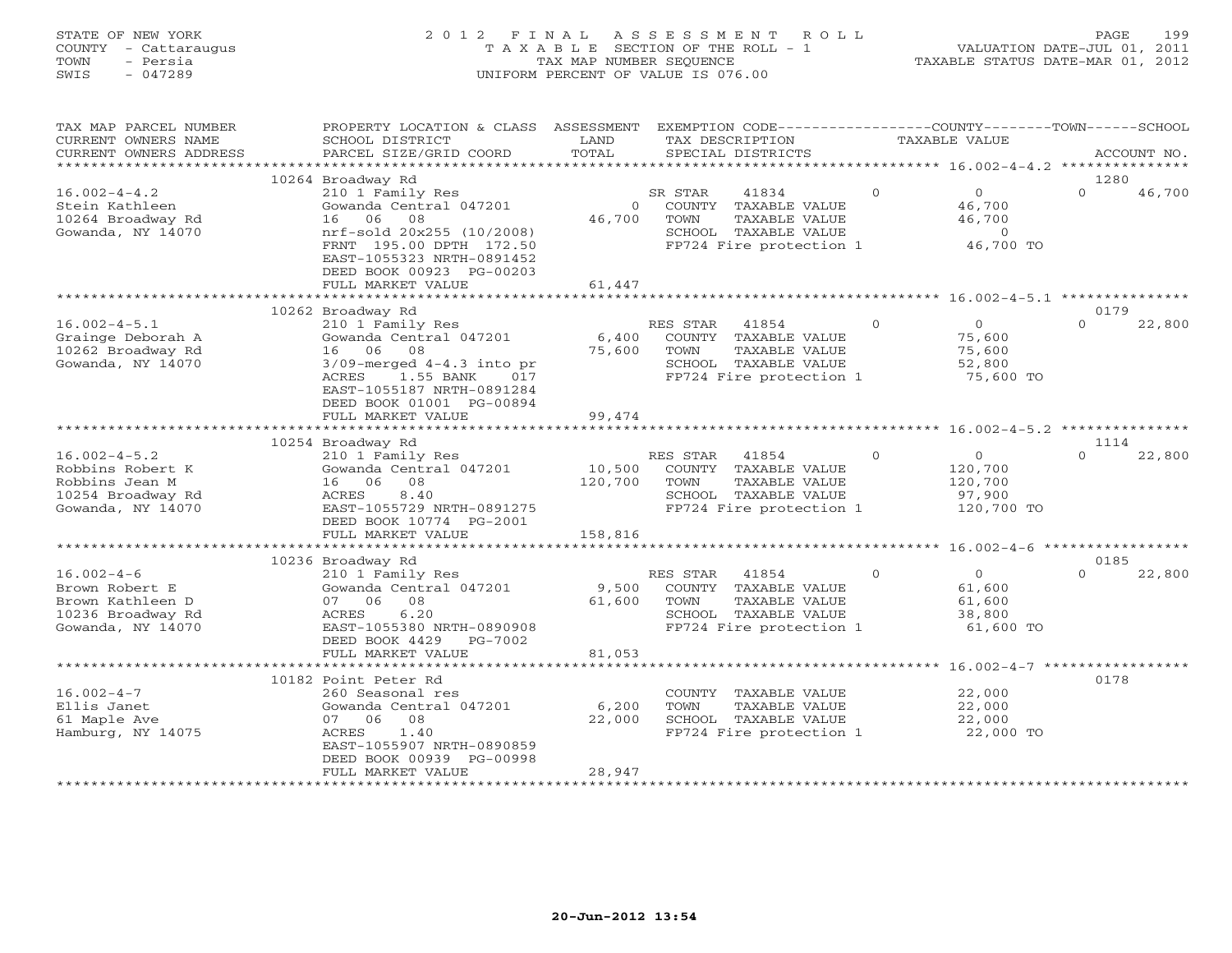STATE OF NEW YORK
COUNTY - Cattaraugus
TOWN - Persia
SWIS - 047289

2012 FINAL ASSESSMENT ROLL
TAXABLE SECTION OF THE ROLL - 1
TAX MAP NUMBER SEQUENCE
UNIFORM PERCENT OF VALUE IS 076.00

VALUATION DATE-JUL 01, 2011
TAXABLE STATUS DATE-MAR 01, 2012

| TAX MAP PARCEL NUMBER / CURRENT OWNERS NAME / CURRENT OWNERS ADDRESS | PROPERTY LOCATION & CLASS / SCHOOL DISTRICT / PARCEL SIZE/GRID COORD | ASSESSMENT LAND / TOTAL | EXEMPTION CODE / TAX DESCRIPTION / SPECIAL DISTRICTS | COUNTY | TOWN | SCHOOL / TAXABLE VALUE | ACCOUNT NO. |
|---|---|---|---|---|---|---|---|
| 16.002-4-4.2 | 10264 Broadway Rd | | | | | | 1280 |
| Stein Kathleen | 210 1 Family Res | | SR STAR 41834 | 0 | 0 | 46,700 | |
| 10264 Broadway Rd | Gowanda Central 047201 | 0 | COUNTY TAXABLE VALUE | 46,700 | | | |
| Gowanda, NY 14070 | 16 06 08 | 46,700 | TOWN TAXABLE VALUE | | 46,700 | | |
| | nrf-sold 20x255 (10/2008) | | SCHOOL TAXABLE VALUE | | | 0 | |
| | FRNT 195.00 DPTH 172.50 | | FP724 Fire protection 1 | 46,700 TO | | | |
| | EAST-1055323 NRTH-0891452 | | | | | | |
| | DEED BOOK 00923 PG-00203 | | | | | | |
| | FULL MARKET VALUE | 61,447 | | | | | |
| 16.002-4-5.1 | 10262 Broadway Rd | | | | | | 0179 |
| Grainge Deborah A | 210 1 Family Res | | RES STAR 41854 | 0 | 0 | 22,800 | |
| 10262 Broadway Rd | Gowanda Central 047201 | 6,400 | COUNTY TAXABLE VALUE | 75,600 | | | |
| Gowanda, NY 14070 | 16 06 08 | 75,600 | TOWN TAXABLE VALUE | | 75,600 | | |
| | 3/09-merged 4-4.3 into pr | | SCHOOL TAXABLE VALUE | | | 52,800 | |
| | ACRES 1.55 BANK 017 | | FP724 Fire protection 1 | 75,600 TO | | | |
| | EAST-1055187 NRTH-0891284 | | | | | | |
| | DEED BOOK 01001 PG-00894 | | | | | | |
| | FULL MARKET VALUE | 99,474 | | | | | |
| 16.002-4-5.2 | 10254 Broadway Rd | | | | | | 1114 |
| Robbins Robert K | 210 1 Family Res | | RES STAR 41854 | 0 | 0 | 22,800 | |
| Robbins Jean M | Gowanda Central 047201 | 10,500 | COUNTY TAXABLE VALUE | 120,700 | | | |
| 10254 Broadway Rd | 16 06 08 | 120,700 | TOWN TAXABLE VALUE | | 120,700 | | |
| Gowanda, NY 14070 | ACRES 8.40 | | SCHOOL TAXABLE VALUE | | | 97,900 | |
| | EAST-1055729 NRTH-0891275 | | FP724 Fire protection 1 | 120,700 TO | | | |
| | DEED BOOK 10774 PG-2001 | | | | | | |
| | FULL MARKET VALUE | 158,816 | | | | | |
| 16.002-4-6 | 10236 Broadway Rd | | | | | | 0185 |
| Brown Robert E | 210 1 Family Res | | RES STAR 41854 | 0 | 0 | 22,800 | |
| Brown Kathleen D | Gowanda Central 047201 | 9,500 | COUNTY TAXABLE VALUE | 61,600 | | | |
| 10236 Broadway Rd | 07 06 08 | 61,600 | TOWN TAXABLE VALUE | | 61,600 | | |
| Gowanda, NY 14070 | ACRES 6.20 | | SCHOOL TAXABLE VALUE | | | 38,800 | |
| | EAST-1055380 NRTH-0890908 | | FP724 Fire protection 1 | 61,600 TO | | | |
| | DEED BOOK 4429 PG-7002 | | | | | | |
| | FULL MARKET VALUE | 81,053 | | | | | |
| 16.002-4-7 | 10182 Point Peter Rd | | | | | | 0178 |
| Ellis Janet | 260 Seasonal res | | COUNTY TAXABLE VALUE | 22,000 | | | |
| 61 Maple Ave | Gowanda Central 047201 | 6,200 | TOWN TAXABLE VALUE | | 22,000 | | |
| Hamburg, NY 14075 | 07 06 08 | 22,000 | SCHOOL TAXABLE VALUE | | | 22,000 | |
| | ACRES 1.40 | | FP724 Fire protection 1 | 22,000 TO | | | |
| | EAST-1055907 NRTH-0890859 | | | | | | |
| | DEED BOOK 00939 PG-00998 | | | | | | |
| | FULL MARKET VALUE | 28,947 | | | | | |

20-Jun-2012 13:54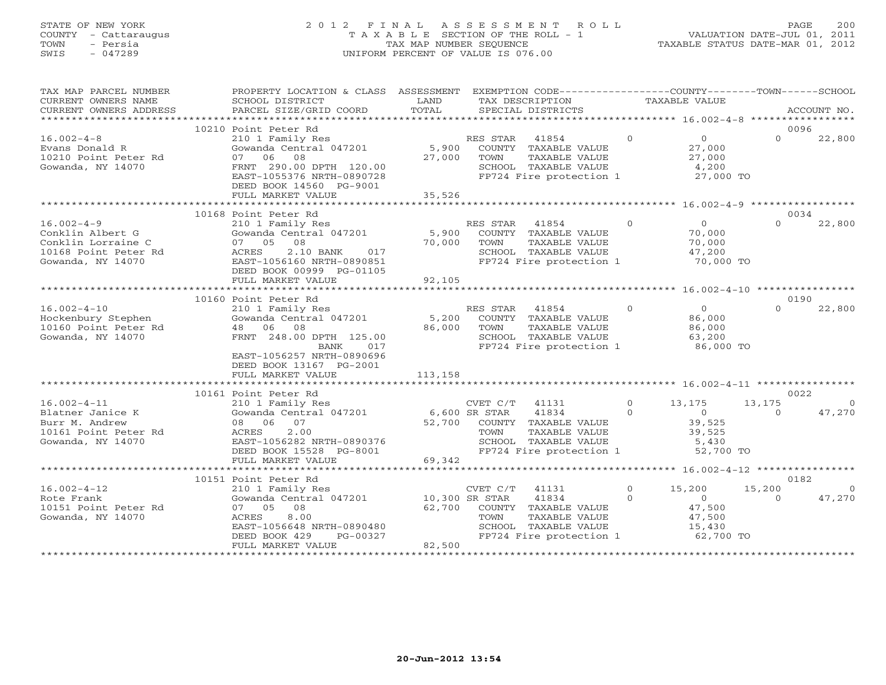STATE OF NEW YORK
COUNTY - Cattaraugus
TOWN - Persia
SWIS - 047289

# 2012 FINAL ASSESSMENT ROLL

TAXABLE SECTION OF THE ROLL - 1
TAX MAP NUMBER SEQUENCE
UNIFORM PERCENT OF VALUE IS 076.00

VALUATION DATE-JUL 01, 2011
TAXABLE STATUS DATE-MAR 01, 2012

| TAX MAP PARCEL NUMBER / CURRENT OWNERS NAME / CURRENT OWNERS ADDRESS | PROPERTY LOCATION & CLASS / SCHOOL DISTRICT / PARCEL SIZE/GRID COORD | ASSESSMENT LAND / TOTAL | EXEMPTION CODE / TAX DESCRIPTION / SPECIAL DISTRICTS | COUNTY TAXABLE VALUE | TOWN | SCHOOL | ACCOUNT NO. |
|---|---|---|---|---|---|---|---|
| 16.002-4-8 | 10210 Point Peter Rd | | | | | | 0096 |
| Evans Donald R | 210 1 Family Res | | RES STAR 41854 | 0 | 0 | 22,800 | |
| 10210 Point Peter Rd | Gowanda Central 047201 | 5,900 | COUNTY TAXABLE VALUE | 27,000 | | | |
| Gowanda, NY 14070 | 07 06 08 | 27,000 | TOWN TAXABLE VALUE | 27,000 | | | |
| | FRNT 290.00 DPTH 120.00 | | SCHOOL TAXABLE VALUE | 4,200 | | | |
| | EAST-1055376 NRTH-0890728 | | FP724 Fire protection 1 | 27,000 TO | | | |
| | DEED BOOK 14560 PG-9001 | | | | | | |
| | FULL MARKET VALUE | 35,526 | | | | | |
| 16.002-4-9 | 10168 Point Peter Rd | | | | | | 0034 |
| Conklin Albert G | 210 1 Family Res | | RES STAR 41854 | 0 | 0 | 22,800 | |
| Conklin Lorraine C | Gowanda Central 047201 | 5,900 | COUNTY TAXABLE VALUE | 70,000 | | | |
| 10168 Point Peter Rd | 07 05 08 | 70,000 | TOWN TAXABLE VALUE | 70,000 | | | |
| Gowanda, NY 14070 | ACRES 2.10 BANK 017 | | SCHOOL TAXABLE VALUE | 47,200 | | | |
| | EAST-1056160 NRTH-0890851 | | FP724 Fire protection 1 | 70,000 TO | | | |
| | DEED BOOK 00999 PG-01105 | | | | | | |
| | FULL MARKET VALUE | 92,105 | | | | | |
| 16.002-4-10 | 10160 Point Peter Rd | | | | | | 0190 |
| Hockenbury Stephen | 210 1 Family Res | | RES STAR 41854 | 0 | 0 | 22,800 | |
| 10160 Point Peter Rd | Gowanda Central 047201 | 5,200 | COUNTY TAXABLE VALUE | 86,000 | | | |
| Gowanda, NY 14070 | 48 06 08 | 86,000 | TOWN TAXABLE VALUE | 86,000 | | | |
| | FRNT 248.00 DPTH 125.00 | | SCHOOL TAXABLE VALUE | 63,200 | | | |
| | BANK 017 | | FP724 Fire protection 1 | 86,000 TO | | | |
| | EAST-1056257 NRTH-0890696 | | | | | | |
| | DEED BOOK 13167 PG-2001 | | | | | | |
| | FULL MARKET VALUE | 113,158 | | | | | |
| 16.002-4-11 | 10161 Point Peter Rd | | | | | | 0022 |
| Blatner Janice K | 210 1 Family Res | | CVET C/T 41131 | 13,175 | 13,175 | 0 | |
| Burr M. Andrew | Gowanda Central 047201 | 6,600 | SR STAR 41834 | 0 | 0 | 47,270 | |
| 10161 Point Peter Rd | 08 06 07 | 52,700 | COUNTY TAXABLE VALUE | 39,525 | | | |
| Gowanda, NY 14070 | ACRES 2.00 | | TOWN TAXABLE VALUE | 39,525 | | | |
| | EAST-1056282 NRTH-0890376 | | SCHOOL TAXABLE VALUE | 5,430 | | | |
| | DEED BOOK 15528 PG-8001 | | FP724 Fire protection 1 | 52,700 TO | | | |
| | FULL MARKET VALUE | 69,342 | | | | | |
| 16.002-4-12 | 10151 Point Peter Rd | | | | | | 0182 |
| Rote Frank | 210 1 Family Res | | CVET C/T 41131 | 15,200 | 15,200 | 0 | |
| 10151 Point Peter Rd | Gowanda Central 047201 | 10,300 | SR STAR 41834 | 0 | 0 | 47,270 | |
| Gowanda, NY 14070 | 07 05 08 | 62,700 | COUNTY TAXABLE VALUE | 47,500 | | | |
| | ACRES 8.00 | | TOWN TAXABLE VALUE | 47,500 | | | |
| | EAST-1056648 NRTH-0890480 | | SCHOOL TAXABLE VALUE | 15,430 | | | |
| | DEED BOOK 429 PG-00327 | | FP724 Fire protection 1 | 62,700 TO | | | |
| | FULL MARKET VALUE | 82,500 | | | | | |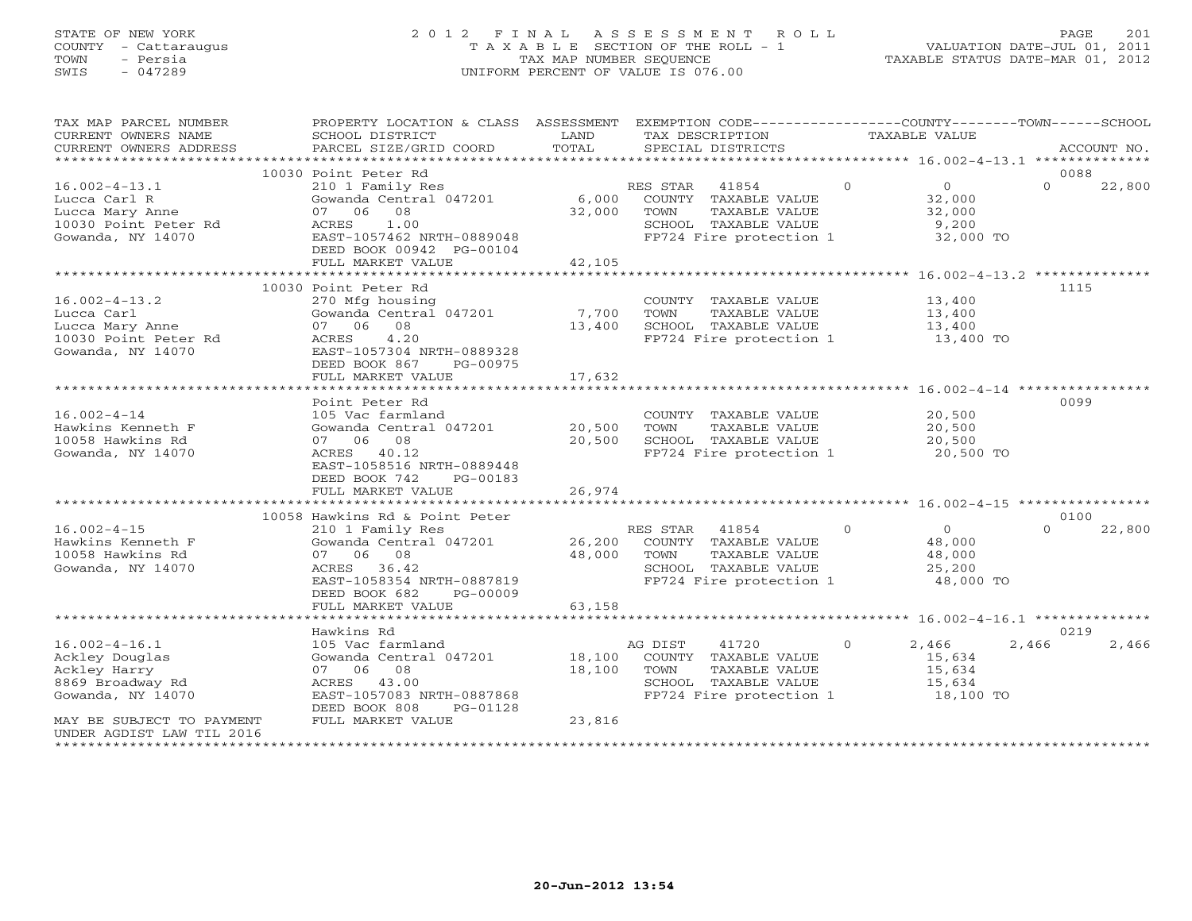STATE OF NEW YORK
COUNTY - Cattaraugus
TOWN - Persia
SWIS - 047289

2012 FINAL ASSESSMENT ROLL
TAXABLE SECTION OF THE ROLL - 1
TAX MAP NUMBER SEQUENCE
UNIFORM PERCENT OF VALUE IS 076.00

VALUATION DATE-JUL 01, 2011
TAXABLE STATUS DATE-MAR 01, 2012

| TAX MAP PARCEL NUMBER / CURRENT OWNERS NAME / CURRENT OWNERS ADDRESS | PROPERTY LOCATION & CLASS / SCHOOL DISTRICT / PARCEL SIZE/GRID COORD | ASSESSMENT LAND / TOTAL | EXEMPTION CODE / TAX DESCRIPTION / SPECIAL DISTRICTS | COUNTY TAXABLE VALUE | TOWN | SCHOOL | ACCOUNT NO. |
|---|---|---|---|---|---|---|---|
| 16.002-4-13.1 | 10030 Point Peter Rd | | | | | | 0088 |
| | 210 1 Family Res | | RES STAR 41854 0 | 0 | 0 | 22,800 | |
| Lucca Carl R | Gowanda Central 047201 | 6,000 | COUNTY TAXABLE VALUE | 32,000 | | | |
| Lucca Mary Anne | 07 06 08 | 32,000 | TOWN TAXABLE VALUE | 32,000 | | | |
| 10030 Point Peter Rd | ACRES 1.00 | | SCHOOL TAXABLE VALUE | 9,200 | | | |
| Gowanda, NY 14070 | EAST-1057462 NRTH-0889048 | | FP724 Fire protection 1 | 32,000 TO | | | |
| | DEED BOOK 00942 PG-00104 | | | | | | |
| | FULL MARKET VALUE | 42,105 | | | | | |
| 16.002-4-13.2 | 10030 Point Peter Rd | | | | | | 1115 |
| | 270 Mfg housing | | COUNTY TAXABLE VALUE | 13,400 | | | |
| Lucca Carl | Gowanda Central 047201 | 7,700 | TOWN TAXABLE VALUE | 13,400 | | | |
| Lucca Mary Anne | 07 06 08 | 13,400 | SCHOOL TAXABLE VALUE | 13,400 | | | |
| 10030 Point Peter Rd | ACRES 4.20 | | FP724 Fire protection 1 | 13,400 TO | | | |
| Gowanda, NY 14070 | EAST-1057304 NRTH-0889328 | | | | | | |
| | DEED BOOK 867 PG-00975 | | | | | | |
| | FULL MARKET VALUE | 17,632 | | | | | |
| 16.002-4-14 | Point Peter Rd | | | | | | 0099 |
| | 105 Vac farmland | | COUNTY TAXABLE VALUE | 20,500 | | | |
| Hawkins Kenneth F | Gowanda Central 047201 | 20,500 | TOWN TAXABLE VALUE | 20,500 | | | |
| 10058 Hawkins Rd | 07 06 08 | 20,500 | SCHOOL TAXABLE VALUE | 20,500 | | | |
| Gowanda, NY 14070 | ACRES 40.12 | | FP724 Fire protection 1 | 20,500 TO | | | |
| | EAST-1058516 NRTH-0889448 | | | | | | |
| | DEED BOOK 742 PG-00183 | | | | | | |
| | FULL MARKET VALUE | 26,974 | | | | | |
| 16.002-4-15 | 10058 Hawkins Rd & Point Peter | | | | | | 0100 |
| | 210 1 Family Res | | RES STAR 41854 0 | 0 | 0 | 22,800 | |
| Hawkins Kenneth F | Gowanda Central 047201 | 26,200 | COUNTY TAXABLE VALUE | 48,000 | | | |
| 10058 Hawkins Rd | 07 06 08 | 48,000 | TOWN TAXABLE VALUE | 48,000 | | | |
| Gowanda, NY 14070 | ACRES 36.42 | | SCHOOL TAXABLE VALUE | 25,200 | | | |
| | EAST-1058354 NRTH-0887819 | | FP724 Fire protection 1 | 48,000 TO | | | |
| | DEED BOOK 682 PG-00009 | | | | | | |
| | FULL MARKET VALUE | 63,158 | | | | | |
| 16.002-4-16.1 | Hawkins Rd | | | | | | 0219 |
| | 105 Vac farmland | | AG DIST 41720 0 | 2,466 | 2,466 | 2,466 | |
| Ackley Douglas | Gowanda Central 047201 | 18,100 | COUNTY TAXABLE VALUE | 15,634 | | | |
| Ackley Harry | 07 06 08 | 18,100 | TOWN TAXABLE VALUE | 15,634 | | | |
| 8869 Broadway Rd | ACRES 43.00 | | SCHOOL TAXABLE VALUE | 15,634 | | | |
| Gowanda, NY 14070 | EAST-1057083 NRTH-0887868 | | FP724 Fire protection 1 | 18,100 TO | | | |
| | DEED BOOK 808 PG-01128 | | | | | | |
| MAY BE SUBJECT TO PAYMENT UNDER AGDIST LAW TIL 2016 | FULL MARKET VALUE | 23,816 | | | | | |

20-Jun-2012 13:54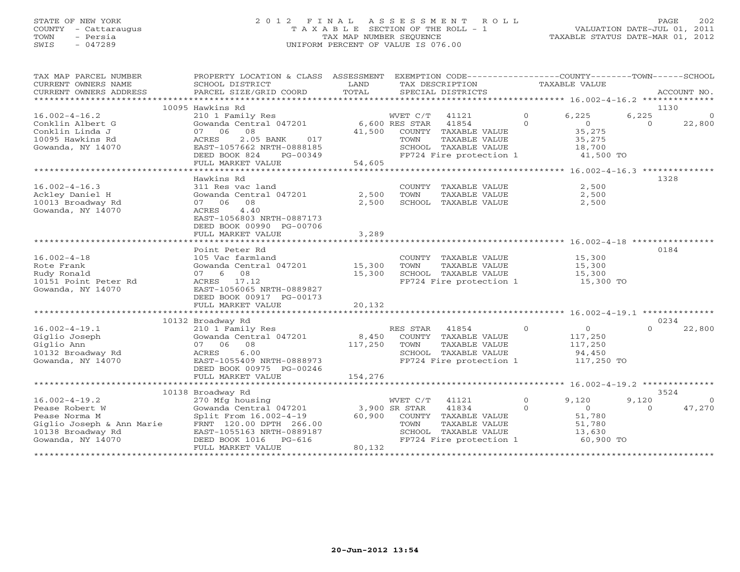STATE OF NEW YORK
COUNTY - Cattaraugus
TOWN - Persia
SWIS - 047289

# 2012 FINAL ASSESSMENT ROLL
TAXABLE SECTION OF THE ROLL - 1
TAX MAP NUMBER SEQUENCE
UNIFORM PERCENT OF VALUE IS 076.00

VALUATION DATE-JUL 01, 2011
TAXABLE STATUS DATE-MAR 01, 2012

| TAX MAP PARCEL NUMBER / CURRENT OWNERS NAME / CURRENT OWNERS ADDRESS | PROPERTY LOCATION & CLASS / SCHOOL DISTRICT / PARCEL SIZE/GRID COORD | ASSESSMENT LAND / TOTAL | EXEMPTION CODE / TAX DESCRIPTION / SPECIAL DISTRICTS | COUNTY | TOWN | SCHOOL | ACCOUNT NO. |
|---|---|---|---|---|---|---|---|
| **16.002-4-16.2** | 10095 Hawkins Rd | | | | | | 1130 |
| 16.002-4-16.2 | 210 1 Family Res | | WVET C/T 41121 0 | 6,225 | 6,225 | 0 | |
| Conklin Albert G | Gowanda Central 047201 | 6,600 | RES STAR 41854 0 | 0 | 0 | 22,800 | |
| Conklin Linda J | 07 06 08 | 41,500 | COUNTY TAXABLE VALUE | 35,275 | | | |
| 10095 Hawkins Rd | ACRES 2.05 BANK 017 | | TOWN TAXABLE VALUE | | 35,275 | | |
| Gowanda, NY 14070 | EAST-1057662 NRTH-0888185 | | SCHOOL TAXABLE VALUE | | | 18,700 | |
| | DEED BOOK 824 PG-00349 | | FP724 Fire protection 1 | 41,500 TO | | | |
| | FULL MARKET VALUE | 54,605 | | | | | |
| **16.002-4-16.3** | Hawkins Rd | | | | | | 1328 |
| 16.002-4-16.3 | 311 Res vac land | | COUNTY TAXABLE VALUE | 2,500 | | | |
| Ackley Daniel H | Gowanda Central 047201 | 2,500 | TOWN TAXABLE VALUE | | 2,500 | | |
| 10013 Broadway Rd | 07 06 08 | 2,500 | SCHOOL TAXABLE VALUE | | | 2,500 | |
| Gowanda, NY 14070 | ACRES 4.40 | | | | | | |
| | EAST-1056803 NRTH-0887173 | | | | | | |
| | DEED BOOK 00990 PG-00706 | | | | | | |
| | FULL MARKET VALUE | 3,289 | | | | | |
| **16.002-4-18** | Point Peter Rd | | | | | | 0184 |
| 16.002-4-18 | 105 Vac farmland | | COUNTY TAXABLE VALUE | 15,300 | | | |
| Rote Frank | Gowanda Central 047201 | 15,300 | TOWN TAXABLE VALUE | | 15,300 | | |
| Rudy Ronald | 07 6 08 | 15,300 | SCHOOL TAXABLE VALUE | | | 15,300 | |
| 10151 Point Peter Rd | ACRES 17.12 | | FP724 Fire protection 1 | 15,300 TO | | | |
| Gowanda, NY 14070 | EAST-1056065 NRTH-0889827 | | | | | | |
| | DEED BOOK 00917 PG-00173 | | | | | | |
| | FULL MARKET VALUE | 20,132 | | | | | |
| **16.002-4-19.1** | 10132 Broadway Rd | | | | | | 0234 |
| 16.002-4-19.1 | 210 1 Family Res | | RES STAR 41854 0 | 0 | 0 | 22,800 | |
| Giglio Joseph | Gowanda Central 047201 | 8,450 | COUNTY TAXABLE VALUE | 117,250 | | | |
| Giglio Ann | 07 06 08 | 117,250 | TOWN TAXABLE VALUE | | 117,250 | | |
| 10132 Broadway Rd | ACRES 6.00 | | SCHOOL TAXABLE VALUE | | | 94,450 | |
| Gowanda, NY 14070 | EAST-1055409 NRTH-0888973 | | FP724 Fire protection 1 | 117,250 TO | | | |
| | DEED BOOK 00975 PG-00246 | | | | | | |
| | FULL MARKET VALUE | 154,276 | | | | | |
| **16.002-4-19.2** | 10138 Broadway Rd | | | | | | 3524 |
| 16.002-4-19.2 | 270 Mfg housing | | WVET C/T 41121 0 | 9,120 | 9,120 | 0 | |
| Pease Robert W | Gowanda Central 047201 | 3,900 | SR STAR 41834 0 | 0 | 0 | 47,270 | |
| Pease Norma M | Split From 16.002-4-19 | 60,900 | COUNTY TAXABLE VALUE | 51,780 | | | |
| Giglio Joseph & Ann Marie | FRNT 120.00 DPTH 266.00 | | TOWN TAXABLE VALUE | | 51,780 | | |
| 10138 Broadway Rd | EAST-1055163 NRTH-0889187 | | SCHOOL TAXABLE VALUE | | | 13,630 | |
| Gowanda, NY 14070 | DEED BOOK 1016 PG-616 | | FP724 Fire protection 1 | 60,900 TO | | | |
| | FULL MARKET VALUE | 80,132 | | | | | |

20-Jun-2012 13:54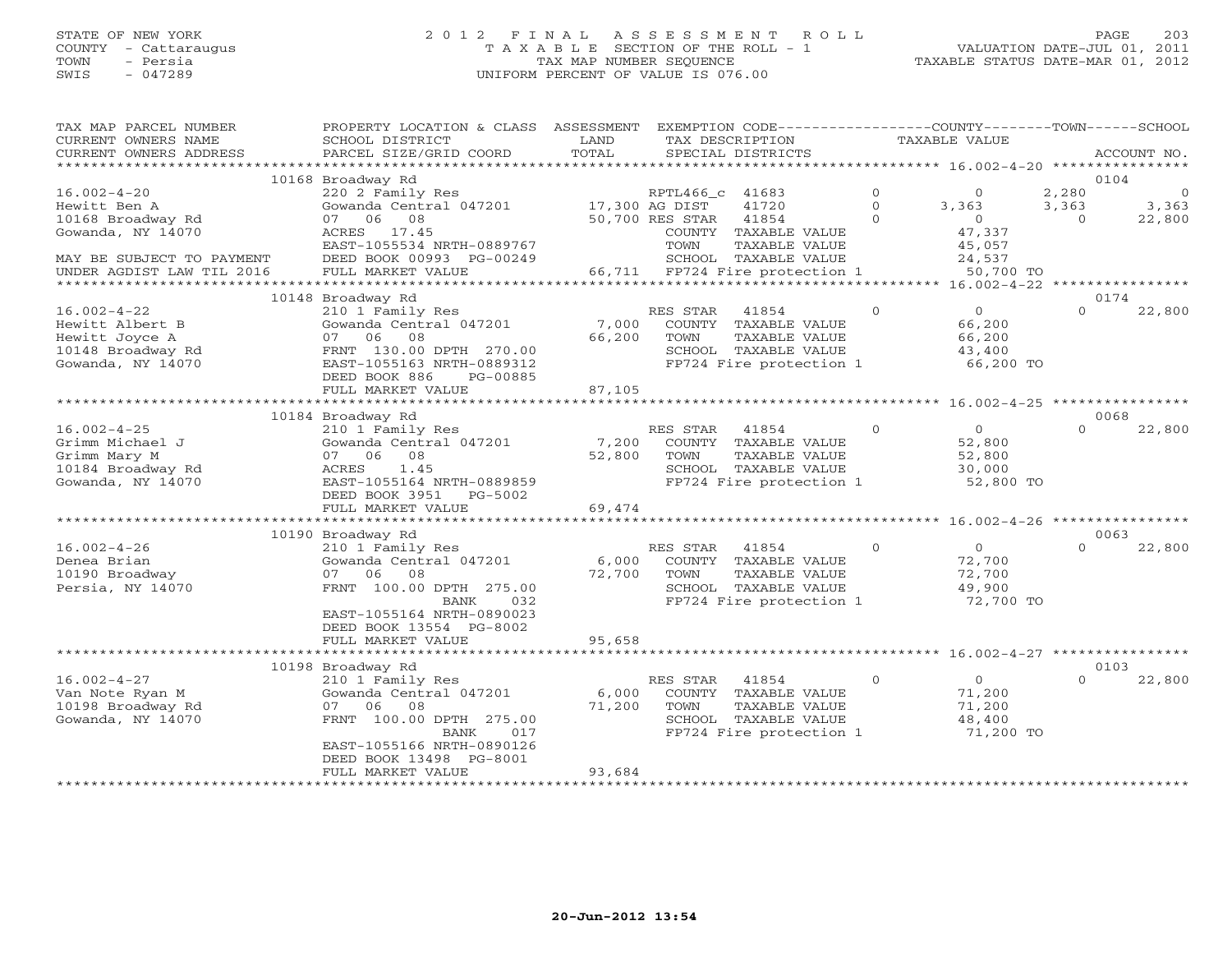STATE OF NEW YORK
COUNTY - Cattaraugus
TOWN - Persia
SWIS - 047289

# 2012 FINAL ASSESSMENT ROLL
TAXABLE SECTION OF THE ROLL - 1
TAX MAP NUMBER SEQUENCE
UNIFORM PERCENT OF VALUE IS 076.00

VALUATION DATE-JUL 01, 2011
TAXABLE STATUS DATE-MAR 01, 2012

```
TAX MAP PARCEL NUMBER        PROPERTY LOCATION & CLASS  ASSESSMENT  EXEMPTION CODE-----------------COUNTY--------TOWN------SCHOOL
CURRENT OWNERS NAME          SCHOOL DISTRICT            LAND        TAX DESCRIPTION              TAXABLE VALUE
CURRENT OWNERS ADDRESS       PARCEL SIZE/GRID COORD     TOTAL       SPECIAL DISTRICTS                                    ACCOUNT NO.
******************************************************************************************** 16.002-4-20 ****************
                             10168 Broadway Rd                                                                            0104
16.002-4-20                  220 2 Family Res                        RPTL466_c 41683         0         0       2,280          0
Hewitt Ben A                 Gowanda Central 047201     17,300 AG DIST     41720             0     3,363       3,363      3,363
10168 Broadway Rd            07  06  08                 50,700 RES STAR    41854             0         0           0     22,800
Gowanda, NY 14070            ACRES  17.45                            COUNTY  TAXABLE VALUE          47,337
                             EAST-1055534 NRTH-0889767               TOWN    TAXABLE VALUE          45,057
MAY BE SUBJECT TO PAYMENT    DEED BOOK 00993 PG-00249                SCHOOL  TAXABLE VALUE          24,537
UNDER AGDIST LAW TIL 2016    FULL MARKET VALUE          66,711  FP724 Fire protection 1        50,700 TO
******************************************************************************************** 16.002-4-22 ****************
                             10148 Broadway Rd                                                                            0174
16.002-4-22                  210 1 Family Res                        RES STAR    41854       0         0           0     22,800
Hewitt Albert B              Gowanda Central 047201      7,000   COUNTY  TAXABLE VALUE          66,200
Hewitt Joyce A               07  06  08                 66,200   TOWN    TAXABLE VALUE          66,200
10148 Broadway Rd            FRNT 130.00 DPTH 270.00             SCHOOL  TAXABLE VALUE          43,400
Gowanda, NY 14070            EAST-1055163 NRTH-0889312           FP724 Fire protection 1        66,200 TO
                             DEED BOOK 886     PG-00885
                             FULL MARKET VALUE          87,105
******************************************************************************************** 16.002-4-25 ****************
                             10184 Broadway Rd                                                                            0068
16.002-4-25                  210 1 Family Res                        RES STAR    41854       0         0           0     22,800
Grimm Michael J              Gowanda Central 047201      7,200   COUNTY  TAXABLE VALUE          52,800
Grimm Mary M                 07  06  08                 52,800   TOWN    TAXABLE VALUE          52,800
10184 Broadway Rd            ACRES   1.45                        SCHOOL  TAXABLE VALUE          30,000
Gowanda, NY 14070            EAST-1055164 NRTH-0889859           FP724 Fire protection 1        52,800 TO
                             DEED BOOK 3951    PG-5002
                             FULL MARKET VALUE          69,474
******************************************************************************************** 16.002-4-26 ****************
                             10190 Broadway Rd                                                                            0063
16.002-4-26                  210 1 Family Res                        RES STAR    41854       0         0           0     22,800
Denea Brian                  Gowanda Central 047201      6,000   COUNTY  TAXABLE VALUE          72,700
10190 Broadway               07  06  08                 72,700   TOWN    TAXABLE VALUE          72,700
Persia, NY 14070             FRNT 100.00 DPTH 275.00             SCHOOL  TAXABLE VALUE          49,900
                                         BANK     032            FP724 Fire protection 1        72,700 TO
                             EAST-1055164 NRTH-0890023
                             DEED BOOK 13554 PG-8002
                             FULL MARKET VALUE          95,658
******************************************************************************************** 16.002-4-27 ****************
                             10198 Broadway Rd                                                                            0103
16.002-4-27                  210 1 Family Res                        RES STAR    41854       0         0           0     22,800
Van Note Ryan M              Gowanda Central 047201      6,000   COUNTY  TAXABLE VALUE          71,200
10198 Broadway Rd            07  06  08                 71,200   TOWN    TAXABLE VALUE          71,200
Gowanda, NY 14070            FRNT 100.00 DPTH 275.00             SCHOOL  TAXABLE VALUE          48,400
                                         BANK     017            FP724 Fire protection 1        71,200 TO
                             EAST-1055166 NRTH-0890126
                             DEED BOOK 13498 PG-8001
                             FULL MARKET VALUE          93,684
**************************************************************************************************************************
```

20-Jun-2012 13:54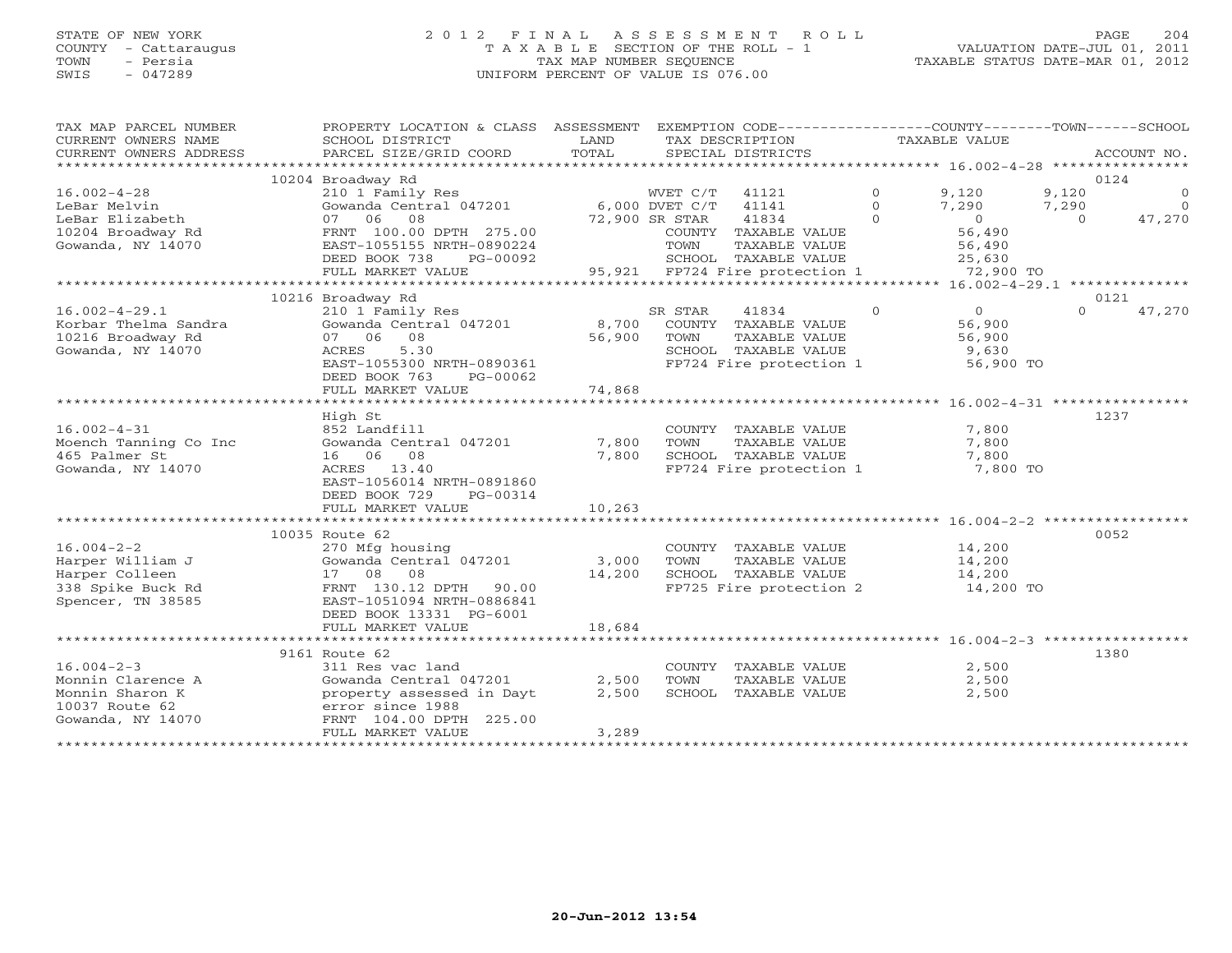STATE OF NEW YORK
COUNTY - Cattaraugus
TOWN - Persia
SWIS - 047289

# 2012 FINAL ASSESSMENT ROLL
TAXABLE SECTION OF THE ROLL - 1
TAX MAP NUMBER SEQUENCE
UNIFORM PERCENT OF VALUE IS 076.00

VALUATION DATE-JUL 01, 2011
TAXABLE STATUS DATE-MAR 01, 2012

| TAX MAP PARCEL NUMBER / CURRENT OWNERS NAME / CURRENT OWNERS ADDRESS | PROPERTY LOCATION & CLASS / SCHOOL DISTRICT / PARCEL SIZE/GRID COORD | ASSESSMENT LAND / TOTAL | EXEMPTION CODE / TAX DESCRIPTION / SPECIAL DISTRICTS | COUNTY TAXABLE VALUE | TOWN | SCHOOL | ACCOUNT NO. |
|---|---|---|---|---|---|---|---|
| | 10204 Broadway Rd | | | | | | 0124 |
| 16.002-4-28 | 210 1 Family Res | | WVET C/T 41121 0 | 9,120 | 9,120 | 0 | |
| LeBar Melvin | Gowanda Central 047201 | 6,000 | DVET C/T 41141 0 | 7,290 | 7,290 | 0 | |
| LeBar Elizabeth | 07 06 08 | 72,900 | SR STAR 41834 0 | 0 | 0 | 47,270 | |
| 10204 Broadway Rd | FRNT 100.00 DPTH 275.00 | | COUNTY TAXABLE VALUE | 56,490 | | | |
| Gowanda, NY 14070 | EAST-1055155 NRTH-0890224 | | TOWN TAXABLE VALUE | 56,490 | | | |
| | DEED BOOK 738 PG-00092 | | SCHOOL TAXABLE VALUE | 25,630 | | | |
| | FULL MARKET VALUE | 95,921 | FP724 Fire protection 1 | 72,900 TO | | | |
| | 10216 Broadway Rd | | | | | | 0121 |
| 16.002-4-29.1 | 210 1 Family Res | | SR STAR 41834 0 | 0 | 0 | 47,270 | |
| Korbar Thelma Sandra | Gowanda Central 047201 | 8,700 | COUNTY TAXABLE VALUE | 56,900 | | | |
| 10216 Broadway Rd | 07 06 08 | 56,900 | TOWN TAXABLE VALUE | 56,900 | | | |
| Gowanda, NY 14070 | ACRES 5.30 | | SCHOOL TAXABLE VALUE | 9,630 | | | |
| | EAST-1055300 NRTH-0890361 | | FP724 Fire protection 1 | 56,900 TO | | | |
| | DEED BOOK 763 PG-00062 | | | | | | |
| | FULL MARKET VALUE | 74,868 | | | | | |
| | High St | | | | | | 1237 |
| 16.002-4-31 | 852 Landfill | | COUNTY TAXABLE VALUE | 7,800 | | | |
| Moench Tanning Co Inc | Gowanda Central 047201 | 7,800 | TOWN TAXABLE VALUE | 7,800 | | | |
| 465 Palmer St | 16 06 08 | 7,800 | SCHOOL TAXABLE VALUE | 7,800 | | | |
| Gowanda, NY 14070 | ACRES 13.40 | | FP724 Fire protection 1 | 7,800 TO | | | |
| | EAST-1056014 NRTH-0891860 | | | | | | |
| | DEED BOOK 729 PG-00314 | | | | | | |
| | FULL MARKET VALUE | 10,263 | | | | | |
| | 10035 Route 62 | | | | | | 0052 |
| 16.004-2-2 | 270 Mfg housing | | COUNTY TAXABLE VALUE | 14,200 | | | |
| Harper William J | Gowanda Central 047201 | 3,000 | TOWN TAXABLE VALUE | 14,200 | | | |
| Harper Colleen | 17 08 08 | 14,200 | SCHOOL TAXABLE VALUE | 14,200 | | | |
| 338 Spike Buck Rd | FRNT 130.12 DPTH 90.00 | | FP725 Fire protection 2 | 14,200 TO | | | |
| Spencer, TN 38585 | EAST-1051094 NRTH-0886841 | | | | | | |
| | DEED BOOK 13331 PG-6001 | | | | | | |
| | FULL MARKET VALUE | 18,684 | | | | | |
| | 9161 Route 62 | | | | | | 1380 |
| 16.004-2-3 | 311 Res vac land | | COUNTY TAXABLE VALUE | 2,500 | | | |
| Monnin Clarence A | Gowanda Central 047201 | 2,500 | TOWN TAXABLE VALUE | 2,500 | | | |
| Monnin Sharon K | property assessed in Dayt | 2,500 | SCHOOL TAXABLE VALUE | 2,500 | | | |
| 10037 Route 62 | error since 1988 | | | | | | |
| Gowanda, NY 14070 | FRNT 104.00 DPTH 225.00 | | | | | | |
| | FULL MARKET VALUE | 3,289 | | | | | |

20-Jun-2012 13:54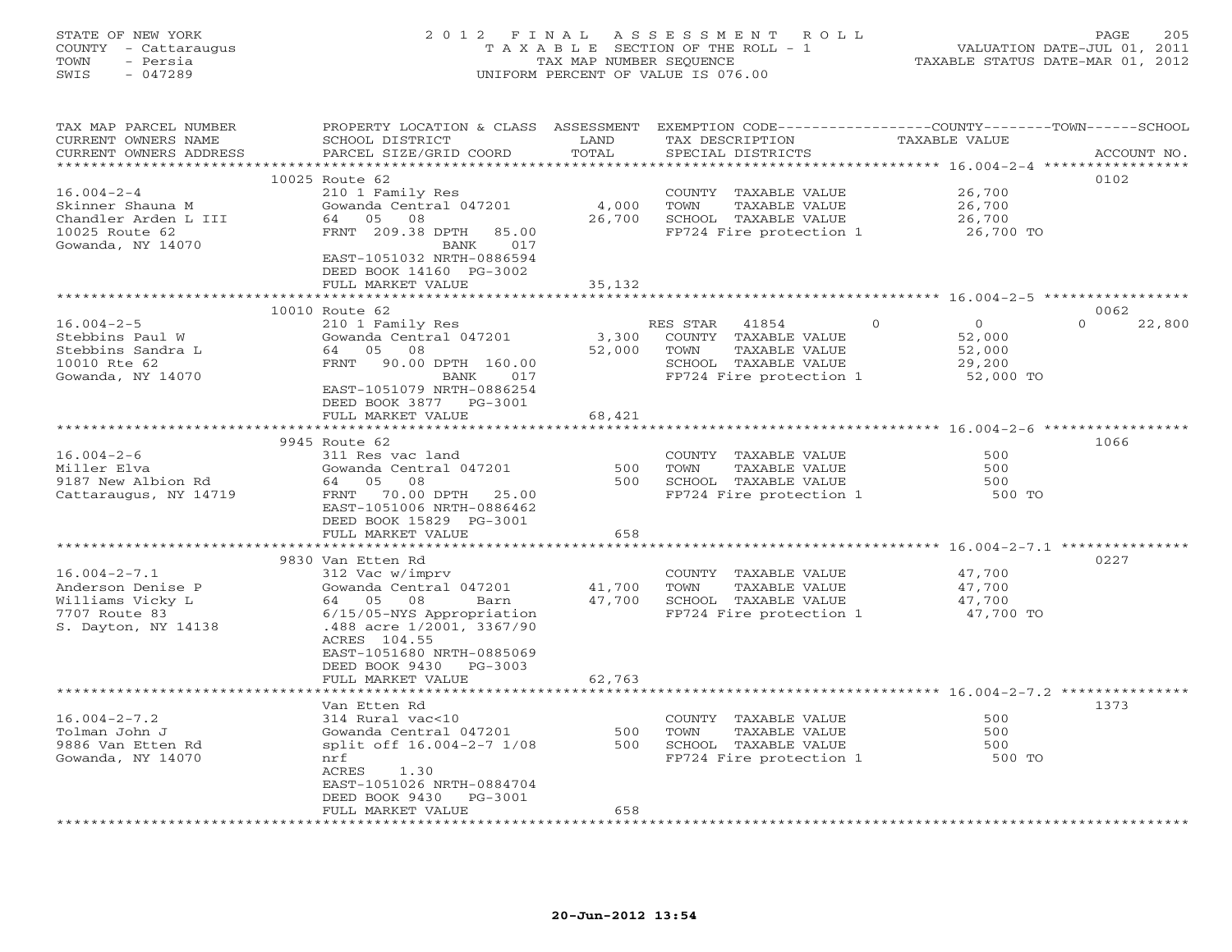STATE OF NEW YORK
COUNTY - Cattaraugus
TOWN - Persia
SWIS - 047289

2012 FINAL ASSESSMENT ROLL
TAXABLE SECTION OF THE ROLL - 1
TAX MAP NUMBER SEQUENCE
UNIFORM PERCENT OF VALUE IS 076.00

VALUATION DATE-JUL 01, 2011
TAXABLE STATUS DATE-MAR 01, 2012

| TAX MAP PARCEL NUMBER / CURRENT OWNERS NAME / CURRENT OWNERS ADDRESS | PROPERTY LOCATION & CLASS / SCHOOL DISTRICT / PARCEL SIZE/GRID COORD | ASSESSMENT LAND / TOTAL | EXEMPTION CODE / TAX DESCRIPTION / SPECIAL DISTRICTS | COUNTY | TOWN | SCHOOL | ACCOUNT NO. |
|---|---|---|---|---|---|---|---|
| | 10025 Route 62 | | | | | | 0102 |
| 16.004-2-4 | 210 1 Family Res | | COUNTY TAXABLE VALUE | 26,700 | | | |
| Skinner Shauna M | Gowanda Central 047201 | 4,000 | TOWN TAXABLE VALUE | | 26,700 | | |
| Chandler Arden L III | 64 05 08 | 26,700 | SCHOOL TAXABLE VALUE | | | 26,700 | |
| 10025 Route 62 | FRNT 209.38 DPTH 85.00 | | FP724 Fire protection 1 | 26,700 TO | | | |
| Gowanda, NY 14070 | BANK 017 | | | | | | |
| | EAST-1051032 NRTH-0886594 | | | | | | |
| | DEED BOOK 14160 PG-3002 | | | | | | |
| | FULL MARKET VALUE | 35,132 | | | | | |
| | 10010 Route 62 | | | | | | 0062 |
| 16.004-2-5 | 210 1 Family Res | | RES STAR 41854 | 0 | 0 | 0 | 22,800 |
| Stebbins Paul W | Gowanda Central 047201 | 3,300 | COUNTY TAXABLE VALUE | 52,000 | | | |
| Stebbins Sandra L | 64 05 08 | 52,000 | TOWN TAXABLE VALUE | | 52,000 | | |
| 10010 Rte 62 | FRNT 90.00 DPTH 160.00 | | SCHOOL TAXABLE VALUE | | | 29,200 | |
| Gowanda, NY 14070 | BANK 017 | | FP724 Fire protection 1 | 52,000 TO | | | |
| | EAST-1051079 NRTH-0886254 | | | | | | |
| | DEED BOOK 3877 PG-3001 | | | | | | |
| | FULL MARKET VALUE | 68,421 | | | | | |
| | 9945 Route 62 | | | | | | 1066 |
| 16.004-2-6 | 311 Res vac land | | COUNTY TAXABLE VALUE | 500 | | | |
| Miller Elva | Gowanda Central 047201 | 500 | TOWN TAXABLE VALUE | | 500 | | |
| 9187 New Albion Rd | 64 05 08 | 500 | SCHOOL TAXABLE VALUE | | | 500 | |
| Cattaraugus, NY 14719 | FRNT 70.00 DPTH 25.00 | | FP724 Fire protection 1 | 500 TO | | | |
| | EAST-1051006 NRTH-0886462 | | | | | | |
| | DEED BOOK 15829 PG-3001 | | | | | | |
| | FULL MARKET VALUE | 658 | | | | | |
| | 9830 Van Etten Rd | | | | | | 0227 |
| 16.004-2-7.1 | 312 Vac w/imprv | | COUNTY TAXABLE VALUE | 47,700 | | | |
| Anderson Denise P | Gowanda Central 047201 | 41,700 | TOWN TAXABLE VALUE | | 47,700 | | |
| Williams Vicky L | 64 05 08 Barn | 47,700 | SCHOOL TAXABLE VALUE | | | 47,700 | |
| 7707 Route 83 | 6/15/05-NYS Appropriation | | FP724 Fire protection 1 | 47,700 TO | | | |
| S. Dayton, NY 14138 | .488 acre 1/2001, 3367/90 | | | | | | |
| | ACRES 104.55 | | | | | | |
| | EAST-1051680 NRTH-0885069 | | | | | | |
| | DEED BOOK 9430 PG-3003 | | | | | | |
| | FULL MARKET VALUE | 62,763 | | | | | |
| | Van Etten Rd | | | | | | 1373 |
| 16.004-2-7.2 | 314 Rural vac<10 | | COUNTY TAXABLE VALUE | 500 | | | |
| Tolman John J | Gowanda Central 047201 | 500 | TOWN TAXABLE VALUE | | 500 | | |
| 9886 Van Etten Rd | split off 16.004-2-7 1/08 | 500 | SCHOOL TAXABLE VALUE | | | 500 | |
| Gowanda, NY 14070 | nrf | | FP724 Fire protection 1 | 500 TO | | | |
| | ACRES 1.30 | | | | | | |
| | EAST-1051026 NRTH-0884704 | | | | | | |
| | DEED BOOK 9430 PG-3001 | | | | | | |
| | FULL MARKET VALUE | 658 | | | | | |

20-Jun-2012 13:54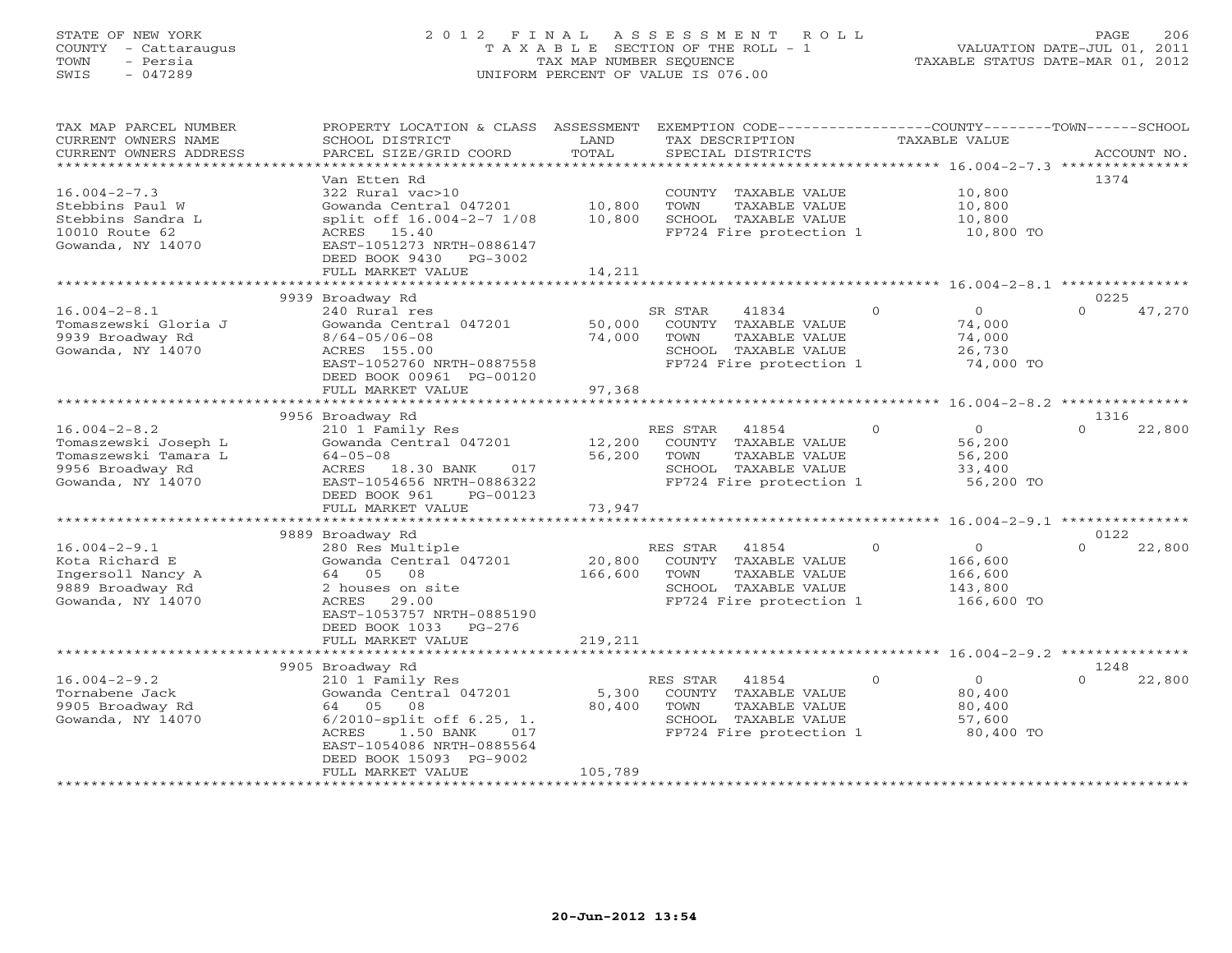STATE OF NEW YORK
COUNTY - Cattaraugus
TOWN - Persia
SWIS - 047289

# 2012 FINAL ASSESSMENT ROLL
TAXABLE SECTION OF THE ROLL - 1
TAX MAP NUMBER SEQUENCE
UNIFORM PERCENT OF VALUE IS 076.00

VALUATION DATE-JUL 01, 2011
TAXABLE STATUS DATE-MAR 01, 2012

| TAX MAP PARCEL NUMBER / CURRENT OWNERS NAME / CURRENT OWNERS ADDRESS | PROPERTY LOCATION & CLASS / SCHOOL DISTRICT / PARCEL SIZE/GRID COORD | ASSESSMENT LAND / TOTAL | EXEMPTION CODE / TAX DESCRIPTION / SPECIAL DISTRICTS | COUNTY | TOWN | SCHOOL | ACCOUNT NO. |
|---|---|---|---|---|---|---|---|
| 16.004-2-7.3 | Van Etten Rd | | | | | | 1374 |
| Stebbins Paul W | 322 Rural vac>10 | | COUNTY TAXABLE VALUE | 10,800 | | | |
| Stebbins Sandra L | Gowanda Central 047201 | 10,800 | TOWN TAXABLE VALUE | | 10,800 | | |
| 10010 Route 62 | split off 16.004-2-7 1/08 | 10,800 | SCHOOL TAXABLE VALUE | | | 10,800 | |
| Gowanda, NY 14070 | ACRES 15.40 | | FP724 Fire protection 1 | 10,800 TO | | | |
| | EAST-1051273 NRTH-0886147 | | | | | | |
| | DEED BOOK 9430 PG-3002 | | | | | | |
| | FULL MARKET VALUE | 14,211 | | | | | |
| 16.004-2-8.1 | 9939 Broadway Rd | | | | | | 0225 |
| Tomaszewski Gloria J | 240 Rural res | | SR STAR 41834 | 0 | 0 | 47,270 | |
| 9939 Broadway Rd | Gowanda Central 047201 | 50,000 | COUNTY TAXABLE VALUE | 74,000 | | | |
| Gowanda, NY 14070 | 8/64-05/06-08 | 74,000 | TOWN TAXABLE VALUE | | 74,000 | | |
| | ACRES 155.00 | | SCHOOL TAXABLE VALUE | | | 26,730 | |
| | EAST-1052760 NRTH-0887558 | | FP724 Fire protection 1 | 74,000 TO | | | |
| | DEED BOOK 00961 PG-00120 | | | | | | |
| | FULL MARKET VALUE | 97,368 | | | | | |
| 16.004-2-8.2 | 9956 Broadway Rd | | | | | | 1316 |
| Tomaszewski Joseph L | 210 1 Family Res | | RES STAR 41854 | 0 | 0 | 22,800 | |
| Tomaszewski Tamara L | Gowanda Central 047201 | 12,200 | COUNTY TAXABLE VALUE | 56,200 | | | |
| 9956 Broadway Rd | 64-05-08 | 56,200 | TOWN TAXABLE VALUE | | 56,200 | | |
| Gowanda, NY 14070 | ACRES 18.30 BANK 017 | | SCHOOL TAXABLE VALUE | | | 33,400 | |
| | EAST-1054656 NRTH-0886322 | | FP724 Fire protection 1 | 56,200 TO | | | |
| | DEED BOOK 961 PG-00123 | | | | | | |
| | FULL MARKET VALUE | 73,947 | | | | | |
| 16.004-2-9.1 | 9889 Broadway Rd | | | | | | 0122 |
| Kota Richard E | 280 Res Multiple | | RES STAR 41854 | 0 | 0 | 22,800 | |
| Ingersoll Nancy A | Gowanda Central 047201 | 20,800 | COUNTY TAXABLE VALUE | 166,600 | | | |
| 9889 Broadway Rd | 64 05 08 | 166,600 | TOWN TAXABLE VALUE | | 166,600 | | |
| Gowanda, NY 14070 | 2 houses on site | | SCHOOL TAXABLE VALUE | | | 143,800 | |
| | ACRES 29.00 | | FP724 Fire protection 1 | 166,600 TO | | | |
| | EAST-1053757 NRTH-0885190 | | | | | | |
| | DEED BOOK 1033 PG-276 | | | | | | |
| | FULL MARKET VALUE | 219,211 | | | | | |
| 16.004-2-9.2 | 9905 Broadway Rd | | | | | | 1248 |
| Tornabene Jack | 210 1 Family Res | | RES STAR 41854 | 0 | 0 | 22,800 | |
| 9905 Broadway Rd | Gowanda Central 047201 | 5,300 | COUNTY TAXABLE VALUE | 80,400 | | | |
| Gowanda, NY 14070 | 64 05 08 | 80,400 | TOWN TAXABLE VALUE | | 80,400 | | |
| | 6/2010-split off 6.25, 1. | | SCHOOL TAXABLE VALUE | | | 57,600 | |
| | ACRES 1.50 BANK 017 | | FP724 Fire protection 1 | 80,400 TO | | | |
| | EAST-1054086 NRTH-0885564 | | | | | | |
| | DEED BOOK 15093 PG-9002 | | | | | | |
| | FULL MARKET VALUE | 105,789 | | | | | |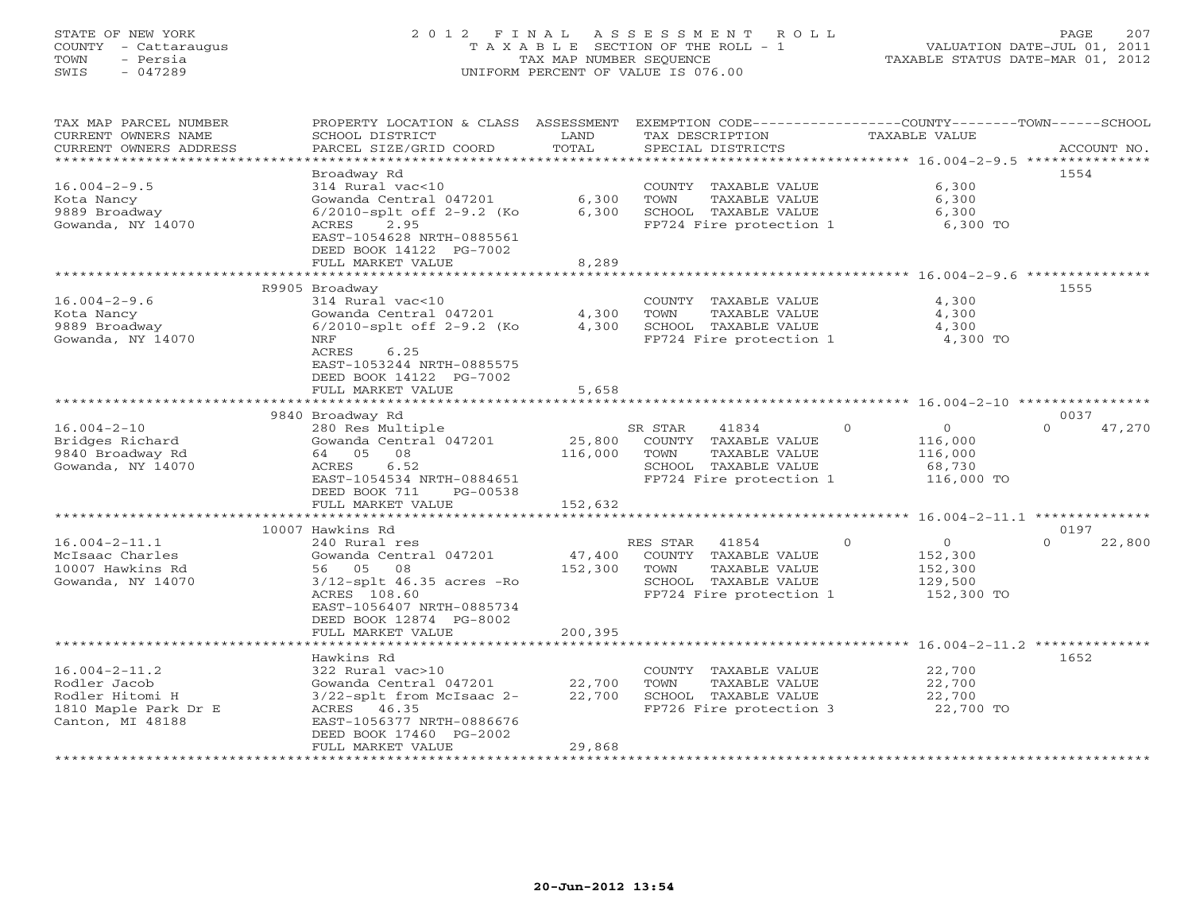STATE OF NEW YORK
COUNTY - Cattaraugus
TOWN - Persia
SWIS - 047289

# 2012 FINAL ASSESSMENT ROLL
TAXABLE SECTION OF THE ROLL - 1
TAX MAP NUMBER SEQUENCE
UNIFORM PERCENT OF VALUE IS 076.00

VALUATION DATE-JUL 01, 2011
TAXABLE STATUS DATE-MAR 01, 2012

| TAX MAP PARCEL NUMBER / CURRENT OWNERS NAME / CURRENT OWNERS ADDRESS | PROPERTY LOCATION & CLASS / SCHOOL DISTRICT / PARCEL SIZE/GRID COORD | ASSESSMENT LAND / TOTAL | EXEMPTION CODE / TAX DESCRIPTION / SPECIAL DISTRICTS | COUNTY / TOWN / SCHOOL TAXABLE VALUE | ACCOUNT NO. |
|---|---|---|---|---|---|
| 16.004-2-9.5 | Broadway Rd | | | | 1554 |
| 16.004-2-9.5 | 314 Rural vac<10 | | COUNTY TAXABLE VALUE | 6,300 | |
| Kota Nancy | Gowanda Central 047201 | 6,300 | TOWN TAXABLE VALUE | 6,300 | |
| 9889 Broadway | 6/2010-splt off 2-9.2 (Ko | 6,300 | SCHOOL TAXABLE VALUE | 6,300 | |
| Gowanda, NY 14070 | ACRES 2.95 | | FP724 Fire protection 1 | 6,300 TO | |
| | EAST-1054628 NRTH-0885561 | | | | |
| | DEED BOOK 14122 PG-7002 | | | | |
| | FULL MARKET VALUE | 8,289 | | | |
| 16.004-2-9.6 | R9905 Broadway | | | | 1555 |
| 16.004-2-9.6 | 314 Rural vac<10 | | COUNTY TAXABLE VALUE | 4,300 | |
| Kota Nancy | Gowanda Central 047201 | 4,300 | TOWN TAXABLE VALUE | 4,300 | |
| 9889 Broadway | 6/2010-splt off 2-9.2 (Ko | 4,300 | SCHOOL TAXABLE VALUE | 4,300 | |
| Gowanda, NY 14070 | NRF | | FP724 Fire protection 1 | 4,300 TO | |
| | ACRES 6.25 | | | | |
| | EAST-1053244 NRTH-0885575 | | | | |
| | DEED BOOK 14122 PG-7002 | | | | |
| | FULL MARKET VALUE | 5,658 | | | |
| 16.004-2-10 | 9840 Broadway Rd | | | | 0037 |
| 16.004-2-10 | 280 Res Multiple | | SR STAR 41834 | 0 / 0 / 47,270 | |
| Bridges Richard | Gowanda Central 047201 | 25,800 | COUNTY TAXABLE VALUE | 116,000 | |
| 9840 Broadway Rd | 64 05 08 | 116,000 | TOWN TAXABLE VALUE | 116,000 | |
| Gowanda, NY 14070 | ACRES 6.52 | | SCHOOL TAXABLE VALUE | 68,730 | |
| | EAST-1054534 NRTH-0884651 | | FP724 Fire protection 1 | 116,000 TO | |
| | DEED BOOK 711 PG-00538 | | | | |
| | FULL MARKET VALUE | 152,632 | | | |
| 16.004-2-11.1 | 10007 Hawkins Rd | | | | 0197 |
| 16.004-2-11.1 | 240 Rural res | | RES STAR 41854 | 0 / 0 / 22,800 | |
| McIsaac Charles | Gowanda Central 047201 | 47,400 | COUNTY TAXABLE VALUE | 152,300 | |
| 10007 Hawkins Rd | 56 05 08 | 152,300 | TOWN TAXABLE VALUE | 152,300 | |
| Gowanda, NY 14070 | 3/12-splt 46.35 acres -Ro | | SCHOOL TAXABLE VALUE | 129,500 | |
| | ACRES 108.60 | | FP724 Fire protection 1 | 152,300 TO | |
| | EAST-1056407 NRTH-0885734 | | | | |
| | DEED BOOK 12874 PG-8002 | | | | |
| | FULL MARKET VALUE | 200,395 | | | |
| 16.004-2-11.2 | Hawkins Rd | | | | 1652 |
| 16.004-2-11.2 | 322 Rural vac>10 | | COUNTY TAXABLE VALUE | 22,700 | |
| Rodler Jacob | Gowanda Central 047201 | 22,700 | TOWN TAXABLE VALUE | 22,700 | |
| Rodler Hitomi H | 3/22-splt from McIsaac 2- | 22,700 | SCHOOL TAXABLE VALUE | 22,700 | |
| 1810 Maple Park Dr E | ACRES 46.35 | | FP726 Fire protection 3 | 22,700 TO | |
| Canton, MI 48188 | EAST-1056377 NRTH-0886676 | | | | |
| | DEED BOOK 17460 PG-2002 | | | | |
| | FULL MARKET VALUE | 29,868 | | | |

20-Jun-2012 13:54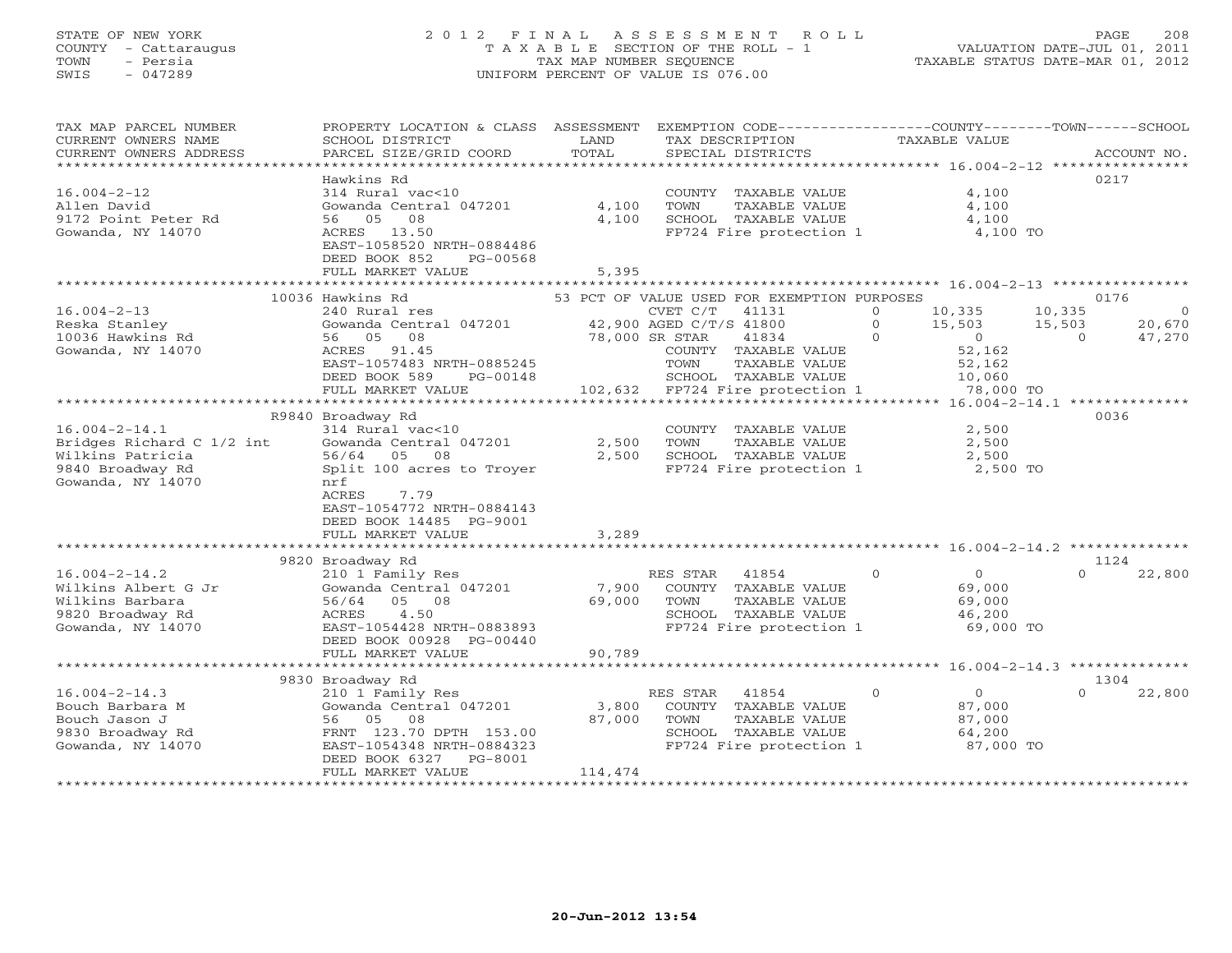STATE OF NEW YORK
COUNTY - Cattaraugus
TOWN - Persia
SWIS - 047289

2 0 1 2 F I N A L A S S E S S M E N T R O L L
T A X A B L E SECTION OF THE ROLL - 1
TAX MAP NUMBER SEQUENCE
UNIFORM PERCENT OF VALUE IS 076.00

VALUATION DATE-JUL 01, 2011
TAXABLE STATUS DATE-MAR 01, 2012

```
TAX MAP PARCEL NUMBER          PROPERTY LOCATION & CLASS  ASSESSMENT  EXEMPTION CODE------------------COUNTY--------TOWN------SCHOOL
CURRENT OWNERS NAME            SCHOOL DISTRICT             LAND        TAX DESCRIPTION              TAXABLE VALUE
CURRENT OWNERS ADDRESS         PARCEL SIZE/GRID COORD      TOTAL       SPECIAL DISTRICTS                                        ACCOUNT NO.
******************************************************************************************************* 16.004-2-12 *****************
                               Hawkins Rd                                                                                     0217
16.004-2-12                    314 Rural vac<10                        COUNTY  TAXABLE VALUE             4,100
Allen David                    Gowanda Central 047201        4,100     TOWN    TAXABLE VALUE             4,100
9172 Point Peter Rd            56   05   08                  4,100     SCHOOL  TAXABLE VALUE             4,100
Gowanda, NY 14070              ACRES   13.50                           FP724 Fire protection 1           4,100 TO
                               EAST-1058520 NRTH-0884486
                               DEED BOOK 852     PG-00568
                               FULL MARKET VALUE             5,395
******************************************************************************************************* 16.004-2-13 *****************
                             10036 Hawkins Rd                 53 PCT OF VALUE USED FOR EXEMPTION PURPOSES                     0176
16.004-2-13                    240 Rural res                           CVET C/T   41131         0       10,335     10,335          0
Reska Stanley                  Gowanda Central 047201       42,900 AGED C/T/S 41800             0       15,503     15,503     20,670
10036 Hawkins Rd               56   05   08                 78,000 SR STAR    41834             0            0          0     47,270
Gowanda, NY 14070              ACRES   91.45                           COUNTY  TAXABLE VALUE            52,162
                               EAST-1057483 NRTH-0885245               TOWN    TAXABLE VALUE            52,162
                               DEED BOOK 589     PG-00148              SCHOOL  TAXABLE VALUE            10,060
                               FULL MARKET VALUE           102,632     FP724 Fire protection 1          78,000 TO
******************************************************************************************************* 16.004-2-14.1 ***************
                             R9840 Broadway Rd                                                                                0036
16.004-2-14.1                  314 Rural vac<10                        COUNTY  TAXABLE VALUE             2,500
Bridges Richard C 1/2 int      Gowanda Central 047201        2,500     TOWN    TAXABLE VALUE             2,500
Wilkins Patricia               56/64   05   08               2,500     SCHOOL  TAXABLE VALUE             2,500
9840 Broadway Rd               Split 100 acres to Troyer               FP724 Fire protection 1           2,500 TO
Gowanda, NY 14070              nrf
                               ACRES    7.79
                               EAST-1054772 NRTH-0884143
                               DEED BOOK 14485  PG-9001
                               FULL MARKET VALUE             3,289
******************************************************************************************************* 16.004-2-14.2 ***************
                             9820 Broadway Rd                                                                                 1124
16.004-2-14.2                  210 1 Family Res                        RES STAR   41854         0            0          0     22,800
Wilkins Albert G Jr            Gowanda Central 047201        7,900     COUNTY  TAXABLE VALUE            69,000
Wilkins Barbara                56/64   05   08              69,000     TOWN    TAXABLE VALUE            69,000
9820 Broadway Rd               ACRES    4.50                           SCHOOL  TAXABLE VALUE            46,200
Gowanda, NY 14070              EAST-1054428 NRTH-0883893               FP724 Fire protection 1          69,000 TO
                               DEED BOOK 00928  PG-00440
                               FULL MARKET VALUE            90,789
******************************************************************************************************* 16.004-2-14.3 ***************
                             9830 Broadway Rd                                                                                 1304
16.004-2-14.3                  210 1 Family Res                        RES STAR   41854         0            0          0     22,800
Bouch Barbara M                Gowanda Central 047201        3,800     COUNTY  TAXABLE VALUE            87,000
Bouch Jason J                  56   05   08                 87,000     TOWN    TAXABLE VALUE            87,000
9830 Broadway Rd               FRNT 123.70 DPTH 153.00                 SCHOOL  TAXABLE VALUE            64,200
Gowanda, NY 14070              EAST-1054348 NRTH-0884323               FP724 Fire protection 1          87,000 TO
                               DEED BOOK 6327    PG-8001
                               FULL MARKET VALUE           114,474
*************************************************************************************************************************************
```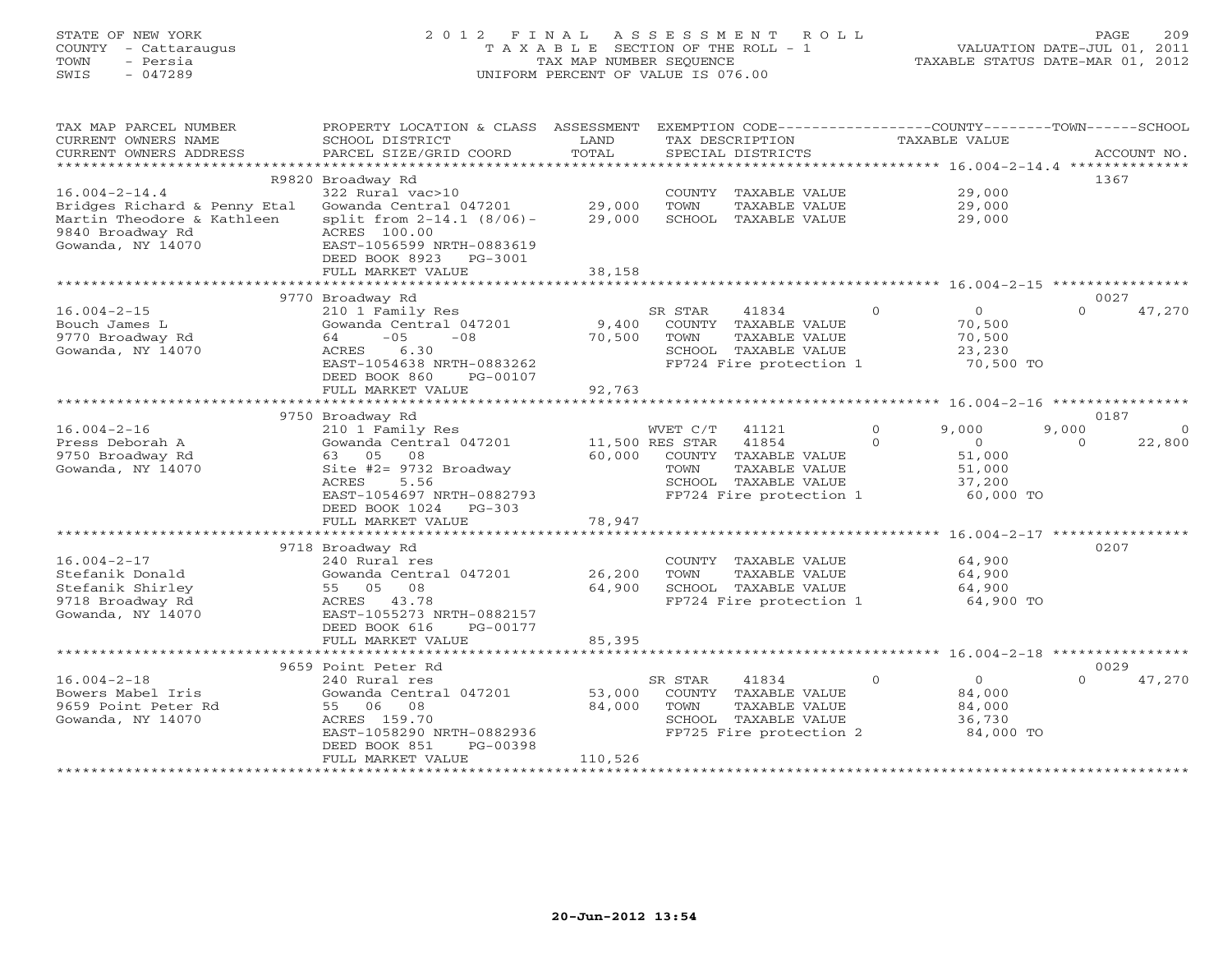STATE OF NEW YORK
COUNTY - Cattaraugus
TOWN - Persia
SWIS - 047289

2012 FINAL ASSESSMENT ROLL
TAXABLE SECTION OF THE ROLL - 1
TAX MAP NUMBER SEQUENCE
UNIFORM PERCENT OF VALUE IS 076.00

VALUATION DATE-JUL 01, 2011
TAXABLE STATUS DATE-MAR 01, 2012

| TAX MAP PARCEL NUMBER / CURRENT OWNERS NAME / CURRENT OWNERS ADDRESS | PROPERTY LOCATION & CLASS / SCHOOL DISTRICT / PARCEL SIZE/GRID COORD | ASSESSMENT LAND / TOTAL | EXEMPTION CODE / TAX DESCRIPTION / SPECIAL DISTRICTS | COUNTY TAXABLE VALUE | TOWN | SCHOOL | ACCOUNT NO. |
|---|---|---|---|---|---|---|---|
| **16.004-2-14.4** | R9820 Broadway Rd | | | | | | 1367 |
| 16.004-2-14.4 | 322 Rural vac>10 | | COUNTY TAXABLE VALUE | 29,000 | | | |
| Bridges Richard & Penny Etal | Gowanda Central 047201 | 29,000 | TOWN TAXABLE VALUE | 29,000 | | | |
| Martin Theodore & Kathleen | split from 2-14.1 (8/06)- | 29,000 | SCHOOL TAXABLE VALUE | 29,000 | | | |
| 9840 Broadway Rd | ACRES 100.00 | | | | | | |
| Gowanda, NY 14070 | EAST-1056599 NRTH-0883619 | | | | | | |
| | DEED BOOK 8923 PG-3001 | | | | | | |
| | FULL MARKET VALUE | 38,158 | | | | | |
| **16.004-2-15** | 9770 Broadway Rd | | | | | | 0027 |
| 16.004-2-15 | 210 1 Family Res | | SR STAR 41834 | 0 | 0 | 0 | 47,270 |
| Bouch James L | Gowanda Central 047201 | 9,400 | COUNTY TAXABLE VALUE | 70,500 | | | |
| 9770 Broadway Rd | 64 -05 -08 | 70,500 | TOWN TAXABLE VALUE | 70,500 | | | |
| Gowanda, NY 14070 | ACRES 6.30 | | SCHOOL TAXABLE VALUE | 23,230 | | | |
| | EAST-1054638 NRTH-0883262 | | FP724 Fire protection 1 | 70,500 TO | | | |
| | DEED BOOK 860 PG-00107 | | | | | | |
| | FULL MARKET VALUE | 92,763 | | | | | |
| **16.004-2-16** | 9750 Broadway Rd | | | | | | 0187 |
| 16.004-2-16 | 210 1 Family Res | | WVET C/T 41121 | 0 | 9,000 | 9,000 | 0 |
| Press Deborah A | Gowanda Central 047201 | 11,500 | RES STAR 41854 | 0 | 0 | 0 | 22,800 |
| 9750 Broadway Rd | 63 05 08 | 60,000 | COUNTY TAXABLE VALUE | 51,000 | | | |
| Gowanda, NY 14070 | Site #2= 9732 Broadway | | TOWN TAXABLE VALUE | 51,000 | | | |
| | ACRES 5.56 | | SCHOOL TAXABLE VALUE | 37,200 | | | |
| | EAST-1054697 NRTH-0882793 | | FP724 Fire protection 1 | 60,000 TO | | | |
| | DEED BOOK 1024 PG-303 | | | | | | |
| | FULL MARKET VALUE | 78,947 | | | | | |
| **16.004-2-17** | 9718 Broadway Rd | | | | | | 0207 |
| 16.004-2-17 | 240 Rural res | | COUNTY TAXABLE VALUE | 64,900 | | | |
| Stefanik Donald | Gowanda Central 047201 | 26,200 | TOWN TAXABLE VALUE | 64,900 | | | |
| Stefanik Shirley | 55 05 08 | 64,900 | SCHOOL TAXABLE VALUE | 64,900 | | | |
| 9718 Broadway Rd | ACRES 43.78 | | FP724 Fire protection 1 | 64,900 TO | | | |
| Gowanda, NY 14070 | EAST-1055273 NRTH-0882157 | | | | | | |
| | DEED BOOK 616 PG-00177 | | | | | | |
| | FULL MARKET VALUE | 85,395 | | | | | |
| **16.004-2-18** | 9659 Point Peter Rd | | | | | | 0029 |
| 16.004-2-18 | 240 Rural res | | SR STAR 41834 | 0 | 0 | 0 | 47,270 |
| Bowers Mabel Iris | Gowanda Central 047201 | 53,000 | COUNTY TAXABLE VALUE | 84,000 | | | |
| 9659 Point Peter Rd | 55 06 08 | 84,000 | TOWN TAXABLE VALUE | 84,000 | | | |
| Gowanda, NY 14070 | ACRES 159.70 | | SCHOOL TAXABLE VALUE | 36,730 | | | |
| | EAST-1058290 NRTH-0882936 | | FP725 Fire protection 2 | 84,000 TO | | | |
| | DEED BOOK 851 PG-00398 | | | | | | |
| | FULL MARKET VALUE | 110,526 | | | | | |

20-Jun-2012 13:54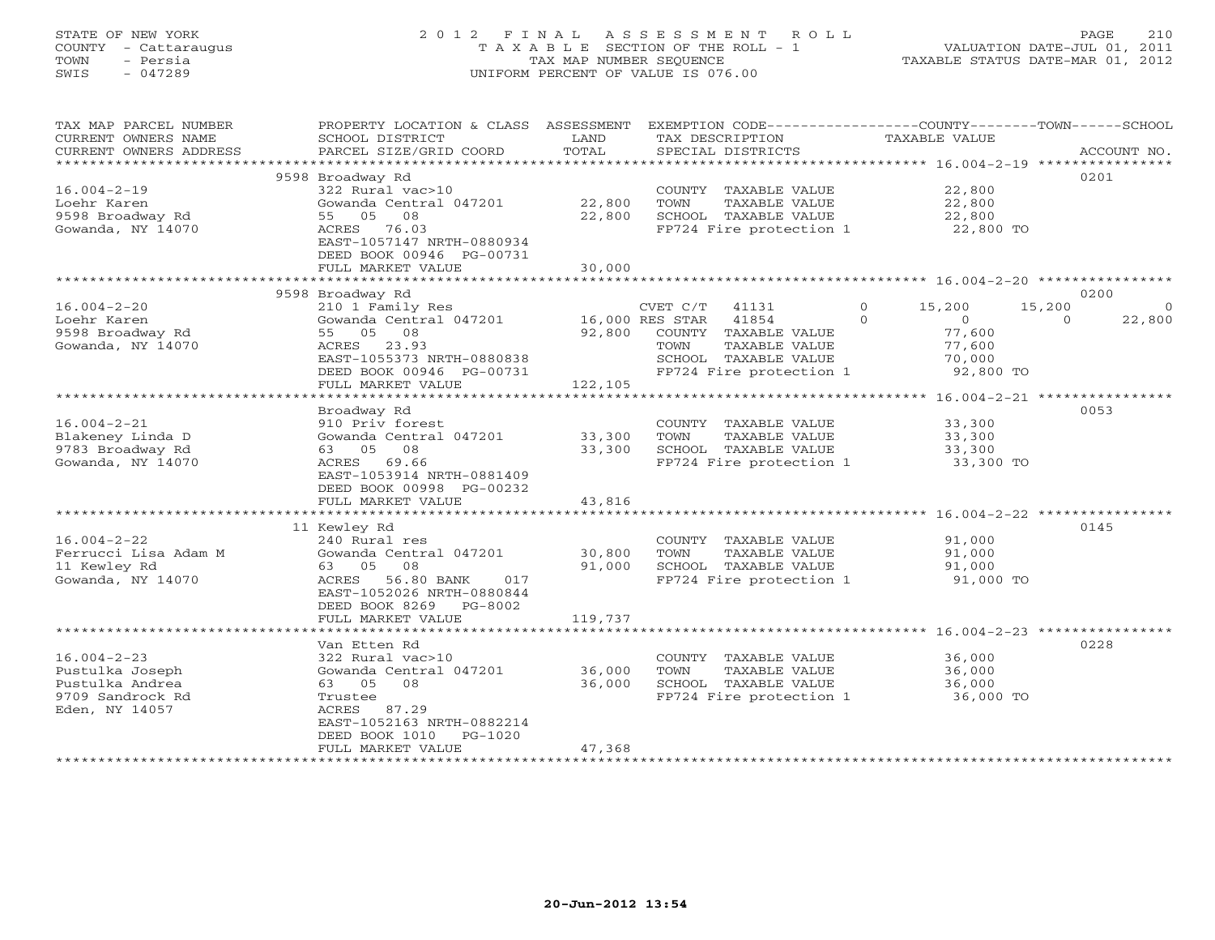STATE OF NEW YORK
COUNTY - Cattaraugus
TOWN - Persia
SWIS - 047289

2012 FINAL ASSESSMENT ROLL
TAXABLE SECTION OF THE ROLL - 1
TAX MAP NUMBER SEQUENCE
UNIFORM PERCENT OF VALUE IS 076.00

VALUATION DATE-JUL 01, 2011
TAXABLE STATUS DATE-MAR 01, 2012

| TAX MAP PARCEL NUMBER / CURRENT OWNERS NAME / CURRENT OWNERS ADDRESS | PROPERTY LOCATION & CLASS / SCHOOL DISTRICT / PARCEL SIZE/GRID COORD | ASSESSMENT LAND / TOTAL | EXEMPTION CODE / TAX DESCRIPTION / SPECIAL DISTRICTS | COUNTY TAXABLE VALUE | TOWN | SCHOOL | ACCOUNT NO. |
|---|---|---|---|---|---|---|---|
| | 9598 Broadway Rd | | | | | | 0201 |
| 16.004-2-19 | 322 Rural vac>10 | | COUNTY TAXABLE VALUE | 22,800 | | | |
| Loehr Karen | Gowanda Central 047201 | 22,800 | TOWN TAXABLE VALUE | 22,800 | | | |
| 9598 Broadway Rd | 55 05 08 | 22,800 | SCHOOL TAXABLE VALUE | 22,800 | | | |
| Gowanda, NY 14070 | ACRES 76.03 | | FP724 Fire protection 1 | 22,800 TO | | | |
| | EAST-1057147 NRTH-0880934 | | | | | | |
| | DEED BOOK 00946 PG-00731 | | | | | | |
| | FULL MARKET VALUE | 30,000 | | | | | |
| | 9598 Broadway Rd | | | | | | 0200 |
| 16.004-2-20 | 210 1 Family Res | | CVET C/T 41131 0 | 15,200 | 15,200 | 0 | |
| Loehr Karen | Gowanda Central 047201 | 16,000 | RES STAR 41854 0 | 0 | 0 | 22,800 | |
| 9598 Broadway Rd | 55 05 08 | 92,800 | COUNTY TAXABLE VALUE | 77,600 | | | |
| Gowanda, NY 14070 | ACRES 23.93 | | TOWN TAXABLE VALUE | 77,600 | | | |
| | EAST-1055373 NRTH-0880838 | | SCHOOL TAXABLE VALUE | 70,000 | | | |
| | DEED BOOK 00946 PG-00731 | | FP724 Fire protection 1 | 92,800 TO | | | |
| | FULL MARKET VALUE | 122,105 | | | | | |
| | Broadway Rd | | | | | | 0053 |
| 16.004-2-21 | 910 Priv forest | | COUNTY TAXABLE VALUE | 33,300 | | | |
| Blakeney Linda D | Gowanda Central 047201 | 33,300 | TOWN TAXABLE VALUE | 33,300 | | | |
| 9783 Broadway Rd | 63 05 08 | 33,300 | SCHOOL TAXABLE VALUE | 33,300 | | | |
| Gowanda, NY 14070 | ACRES 69.66 | | FP724 Fire protection 1 | 33,300 TO | | | |
| | EAST-1053914 NRTH-0881409 | | | | | | |
| | DEED BOOK 00998 PG-00232 | | | | | | |
| | FULL MARKET VALUE | 43,816 | | | | | |
| | 11 Kewley Rd | | | | | | 0145 |
| 16.004-2-22 | 240 Rural res | | COUNTY TAXABLE VALUE | 91,000 | | | |
| Ferrucci Lisa Adam M | Gowanda Central 047201 | 30,800 | TOWN TAXABLE VALUE | 91,000 | | | |
| 11 Kewley Rd | 63 05 08 | 91,000 | SCHOOL TAXABLE VALUE | 91,000 | | | |
| Gowanda, NY 14070 | ACRES 56.80 BANK 017 | | FP724 Fire protection 1 | 91,000 TO | | | |
| | EAST-1052026 NRTH-0880844 | | | | | | |
| | DEED BOOK 8269 PG-8002 | | | | | | |
| | FULL MARKET VALUE | 119,737 | | | | | |
| | Van Etten Rd | | | | | | 0228 |
| 16.004-2-23 | 322 Rural vac>10 | | COUNTY TAXABLE VALUE | 36,000 | | | |
| Pustulka Joseph | Gowanda Central 047201 | 36,000 | TOWN TAXABLE VALUE | 36,000 | | | |
| Pustulka Andrea | 63 05 08 | 36,000 | SCHOOL TAXABLE VALUE | 36,000 | | | |
| 9709 Sandrock Rd | Trustee | | FP724 Fire protection 1 | 36,000 TO | | | |
| Eden, NY 14057 | ACRES 87.29 | | | | | | |
| | EAST-1052163 NRTH-0882214 | | | | | | |
| | DEED BOOK 1010 PG-1020 | | | | | | |
| | FULL MARKET VALUE | 47,368 | | | | | |

20-Jun-2012 13:54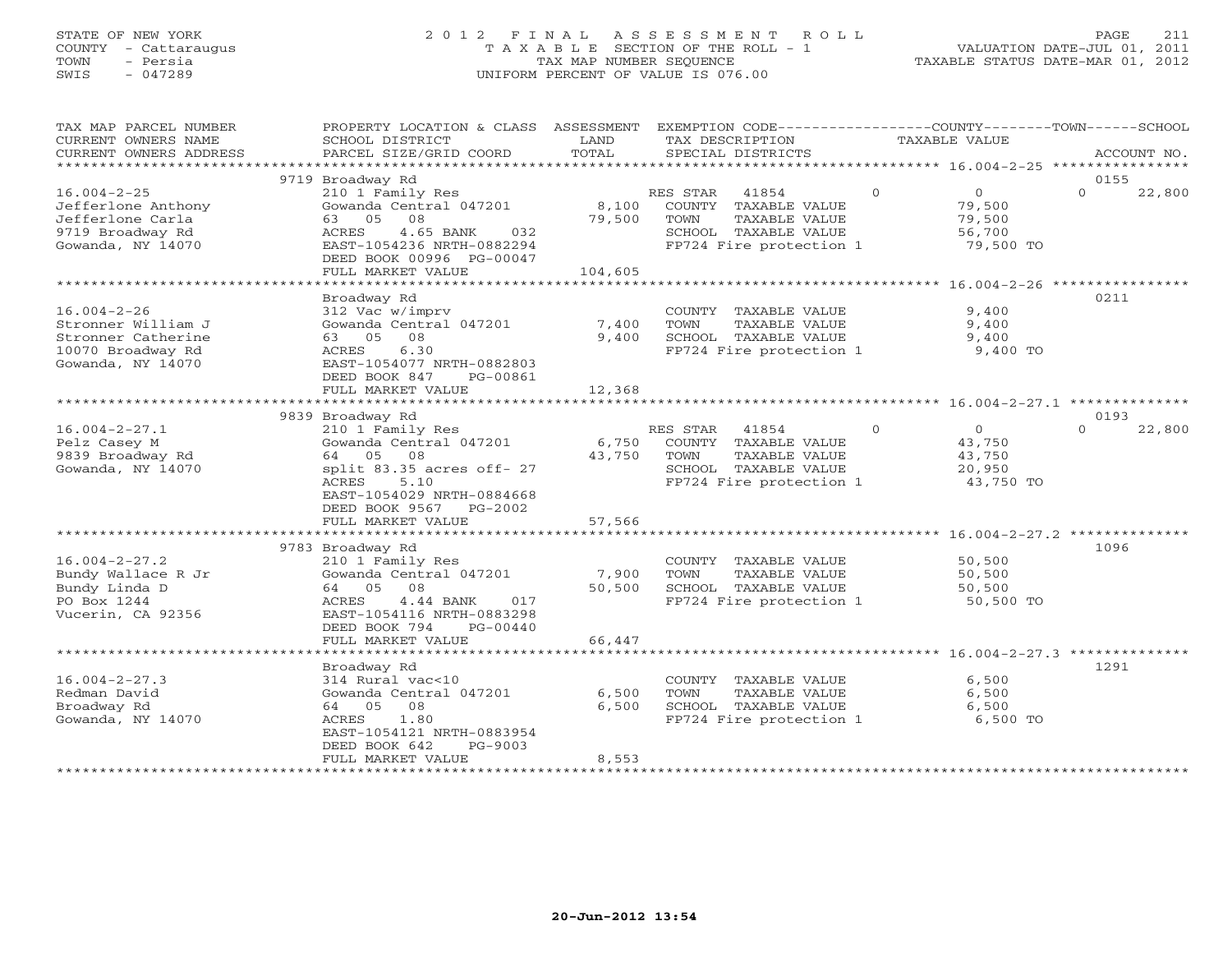STATE OF NEW YORK
COUNTY - Cattaraugus
TOWN - Persia
SWIS - 047289

2012 FINAL ASSESSMENT ROLL
TAXABLE SECTION OF THE ROLL - 1
TAX MAP NUMBER SEQUENCE
UNIFORM PERCENT OF VALUE IS 076.00

VALUATION DATE-JUL 01, 2011
TAXABLE STATUS DATE-MAR 01, 2012

| TAX MAP PARCEL NUMBER / CURRENT OWNERS NAME / CURRENT OWNERS ADDRESS | PROPERTY LOCATION & CLASS / SCHOOL DISTRICT / PARCEL SIZE/GRID COORD | ASSESSMENT LAND / TOTAL | EXEMPTION CODE / TAX DESCRIPTION / SPECIAL DISTRICTS | COUNTY | TOWN | SCHOOL / ACCOUNT NO. |
|---|---|---|---|---|---|---|
| 16.004-2-25 | 9719 Broadway Rd | | | | | 0155 |
| Jefferlone Anthony | 210 1 Family Res | | RES STAR 41854 | 0 | 0 | 0 / 22,800 |
| Jefferlone Carla | Gowanda Central 047201 | 8,100 | COUNTY TAXABLE VALUE | 79,500 | | |
| 9719 Broadway Rd | 63 05 08 | 79,500 | TOWN TAXABLE VALUE | 79,500 | | |
| Gowanda, NY 14070 | ACRES 4.65 BANK 032 | | SCHOOL TAXABLE VALUE | 56,700 | | |
| | EAST-1054236 NRTH-0882294 | | FP724 Fire protection 1 | 79,500 TO | | |
| | DEED BOOK 00996 PG-00047 | | | | | |
| | FULL MARKET VALUE | 104,605 | | | | |
| 16.004-2-26 | Broadway Rd | | | | | 0211 |
| Stronner William J | 312 Vac w/imprv | | COUNTY TAXABLE VALUE | 9,400 | | |
| Stronner Catherine | Gowanda Central 047201 | 7,400 | TOWN TAXABLE VALUE | 9,400 | | |
| 10070 Broadway Rd | 63 05 08 | 9,400 | SCHOOL TAXABLE VALUE | 9,400 | | |
| Gowanda, NY 14070 | ACRES 6.30 | | FP724 Fire protection 1 | 9,400 TO | | |
| | EAST-1054077 NRTH-0882803 | | | | | |
| | DEED BOOK 847 PG-00861 | | | | | |
| | FULL MARKET VALUE | 12,368 | | | | |
| 16.004-2-27.1 | 9839 Broadway Rd | | | | | 0193 |
| Pelz Casey M | 210 1 Family Res | | RES STAR 41854 | 0 | 0 | 0 / 22,800 |
| 9839 Broadway Rd | Gowanda Central 047201 | 6,750 | COUNTY TAXABLE VALUE | 43,750 | | |
| Gowanda, NY 14070 | 64 05 08 | 43,750 | TOWN TAXABLE VALUE | 43,750 | | |
| | split 83.35 acres off- 27 | | SCHOOL TAXABLE VALUE | 20,950 | | |
| | ACRES 5.10 | | FP724 Fire protection 1 | 43,750 TO | | |
| | EAST-1054029 NRTH-0884668 | | | | | |
| | DEED BOOK 9567 PG-2002 | | | | | |
| | FULL MARKET VALUE | 57,566 | | | | |
| 16.004-2-27.2 | 9783 Broadway Rd | | | | | 1096 |
| Bundy Wallace R Jr | 210 1 Family Res | | COUNTY TAXABLE VALUE | 50,500 | | |
| Bundy Linda D | Gowanda Central 047201 | 7,900 | TOWN TAXABLE VALUE | 50,500 | | |
| PO Box 1244 | 64 05 08 | 50,500 | SCHOOL TAXABLE VALUE | 50,500 | | |
| Vucerin, CA 92356 | ACRES 4.44 BANK 017 | | FP724 Fire protection 1 | 50,500 TO | | |
| | EAST-1054116 NRTH-0883298 | | | | | |
| | DEED BOOK 794 PG-00440 | | | | | |
| | FULL MARKET VALUE | 66,447 | | | | |
| 16.004-2-27.3 | Broadway Rd | | | | | 1291 |
| Redman David | 314 Rural vac<10 | | COUNTY TAXABLE VALUE | 6,500 | | |
| Broadway Rd | Gowanda Central 047201 | 6,500 | TOWN TAXABLE VALUE | 6,500 | | |
| Gowanda, NY 14070 | 64 05 08 | 6,500 | SCHOOL TAXABLE VALUE | 6,500 | | |
| | ACRES 1.80 | | FP724 Fire protection 1 | 6,500 TO | | |
| | EAST-1054121 NRTH-0883954 | | | | | |
| | DEED BOOK 642 PG-9003 | | | | | |
| | FULL MARKET VALUE | 8,553 | | | | |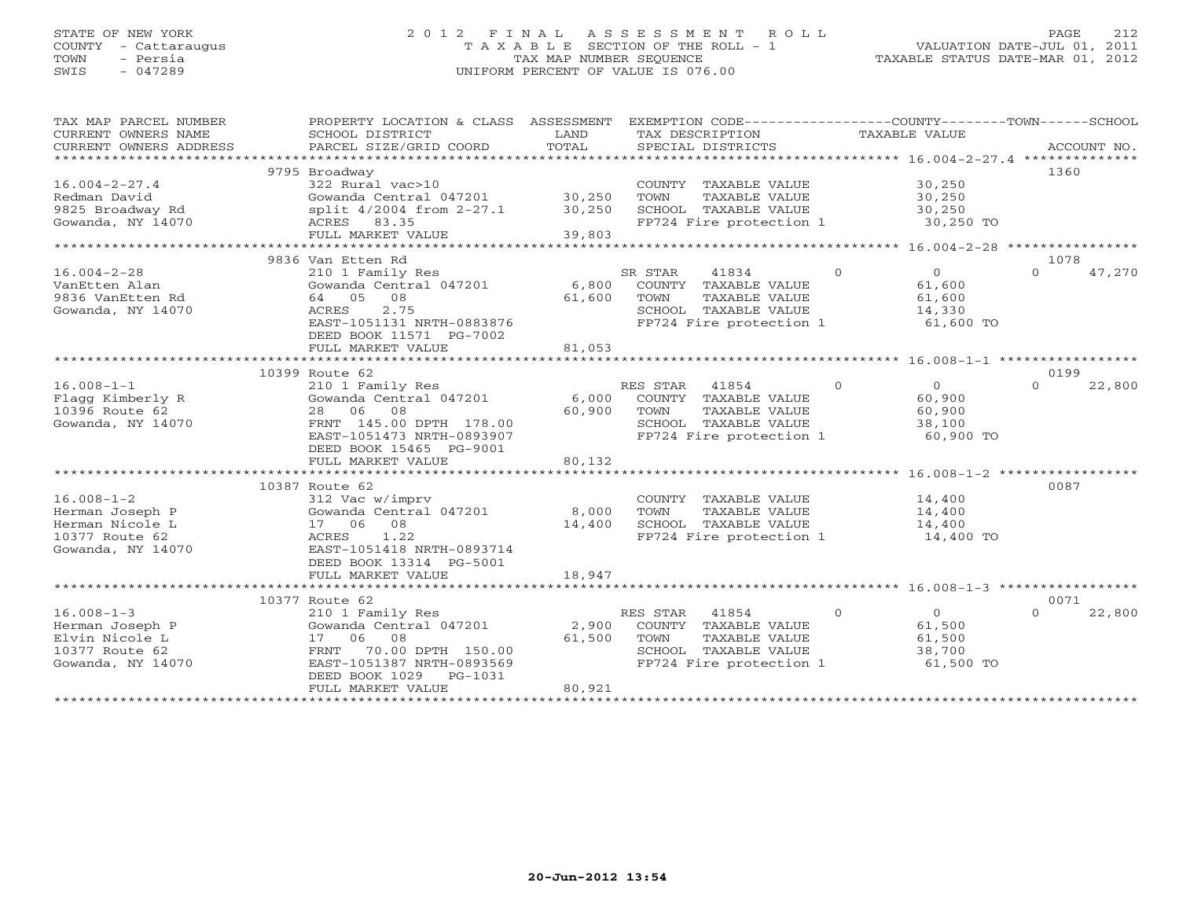STATE OF NEW YORK
COUNTY - Cattaraugus
TOWN - Persia
SWIS - 047289

2012 FINAL ASSESSMENT ROLL
TAXABLE SECTION OF THE ROLL - 1
TAX MAP NUMBER SEQUENCE
UNIFORM PERCENT OF VALUE IS 076.00

VALUATION DATE-JUL 01, 2011
TAXABLE STATUS DATE-MAR 01, 2012

| TAX MAP PARCEL NUMBER / CURRENT OWNERS NAME / CURRENT OWNERS ADDRESS | PROPERTY LOCATION & CLASS / SCHOOL DISTRICT / PARCEL SIZE/GRID COORD | ASSESSMENT LAND / TOTAL | EXEMPTION CODE / TAX DESCRIPTION / SPECIAL DISTRICTS | COUNTY | TOWN | SCHOOL | ACCOUNT NO. |
|---|---|---|---|---|---|---|---|
| 16.004-2-27.4 | 9795 Broadway | | | | | | 1360 |
| Redman David | 322 Rural vac>10 | | COUNTY TAXABLE VALUE | 30,250 | | | |
| 9825 Broadway Rd | Gowanda Central 047201 | 30,250 | TOWN TAXABLE VALUE | | 30,250 | | |
| Gowanda, NY 14070 | split 4/2004 from 2-27.1 | 30,250 | SCHOOL TAXABLE VALUE | | | 30,250 | |
| | ACRES 83.35 | | FP724 Fire protection 1 | 30,250 TO | | | |
| | FULL MARKET VALUE | 39,803 | | | | | |
| 16.004-2-28 | 9836 Van Etten Rd | | | | | | 1078 |
| VanEtten Alan | 210 1 Family Res | | SR STAR 41834 | 0 | 0 | 47,270 | |
| 9836 VanEtten Rd | Gowanda Central 047201 | 6,800 | COUNTY TAXABLE VALUE | 61,600 | | | |
| Gowanda, NY 14070 | 64 05 08 | 61,600 | TOWN TAXABLE VALUE | | 61,600 | | |
| | ACRES 2.75 | | SCHOOL TAXABLE VALUE | | | 14,330 | |
| | EAST-1051131 NRTH-0883876 | | FP724 Fire protection 1 | 61,600 TO | | | |
| | DEED BOOK 11571 PG-7002 | | | | | | |
| | FULL MARKET VALUE | 81,053 | | | | | |
| 16.008-1-1 | 10399 Route 62 | | | | | | 0199 |
| Flagg Kimberly R | 210 1 Family Res | | RES STAR 41854 | 0 | 0 | 22,800 | |
| 10396 Route 62 | Gowanda Central 047201 | 6,000 | COUNTY TAXABLE VALUE | 60,900 | | | |
| Gowanda, NY 14070 | 28 06 08 | 60,900 | TOWN TAXABLE VALUE | | 60,900 | | |
| | FRNT 145.00 DPTH 178.00 | | SCHOOL TAXABLE VALUE | | | 38,100 | |
| | EAST-1051473 NRTH-0893907 | | FP724 Fire protection 1 | 60,900 TO | | | |
| | DEED BOOK 15465 PG-9001 | | | | | | |
| | FULL MARKET VALUE | 80,132 | | | | | |
| 16.008-1-2 | 10387 Route 62 | | | | | | 0087 |
| Herman Joseph P | 312 Vac w/imprv | | COUNTY TAXABLE VALUE | 14,400 | | | |
| Herman Nicole L | Gowanda Central 047201 | 8,000 | TOWN TAXABLE VALUE | | 14,400 | | |
| 10377 Route 62 | 17 06 08 | 14,400 | SCHOOL TAXABLE VALUE | | | 14,400 | |
| Gowanda, NY 14070 | ACRES 1.22 | | FP724 Fire protection 1 | 14,400 TO | | | |
| | EAST-1051418 NRTH-0893714 | | | | | | |
| | DEED BOOK 13314 PG-5001 | | | | | | |
| | FULL MARKET VALUE | 18,947 | | | | | |
| 16.008-1-3 | 10377 Route 62 | | | | | | 0071 |
| Herman Joseph P | 210 1 Family Res | | RES STAR 41854 | 0 | 0 | 22,800 | |
| Elvin Nicole L | Gowanda Central 047201 | 2,900 | COUNTY TAXABLE VALUE | 61,500 | | | |
| 10377 Route 62 | 17 06 08 | 61,500 | TOWN TAXABLE VALUE | | 61,500 | | |
| Gowanda, NY 14070 | FRNT 70.00 DPTH 150.00 | | SCHOOL TAXABLE VALUE | | | 38,700 | |
| | EAST-1051387 NRTH-0893569 | | FP724 Fire protection 1 | 61,500 TO | | | |
| | DEED BOOK 1029 PG-1031 | | | | | | |
| | FULL MARKET VALUE | 80,921 | | | | | |

20-Jun-2012 13:54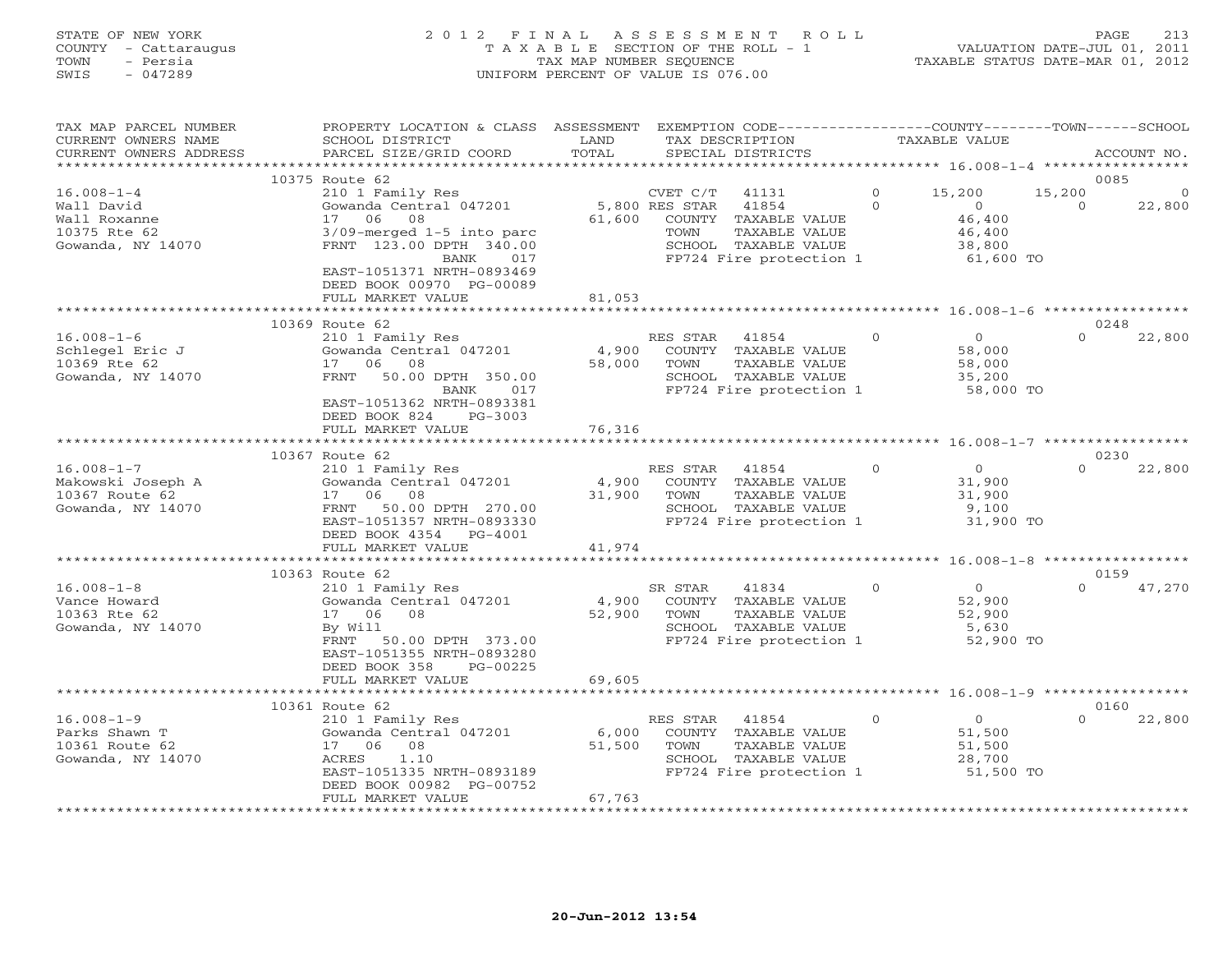STATE OF NEW YORK
COUNTY - Cattaraugus
TOWN - Persia
SWIS - 047289

2012 FINAL ASSESSMENT ROLL
TAXABLE SECTION OF THE ROLL - 1
TAX MAP NUMBER SEQUENCE
UNIFORM PERCENT OF VALUE IS 076.00

VALUATION DATE-JUL 01, 2011
TAXABLE STATUS DATE-MAR 01, 2012

| TAX MAP PARCEL NUMBER / CURRENT OWNERS NAME / CURRENT OWNERS ADDRESS | PROPERTY LOCATION & CLASS / SCHOOL DISTRICT / PARCEL SIZE/GRID COORD | ASSESSMENT LAND / TOTAL | EXEMPTION CODE / TAX DESCRIPTION / SPECIAL DISTRICTS | COUNTY TAXABLE VALUE | TOWN | SCHOOL / ACCOUNT NO. |
|---|---|---|---|---|---|---|
| 16.008-1-4 | 10375 Route 62 | | | | | 0085 |
| Wall David | 210 1 Family Res | | CVET C/T 41131 0 | 15,200 | 15,200 | 0 |
| Wall Roxanne | Gowanda Central 047201 | 5,800 | RES STAR 41854 0 | 0 | 0 | 22,800 |
| 10375 Rte 62 | 17 06 08 | 61,600 | COUNTY TAXABLE VALUE | 46,400 | | |
| Gowanda, NY 14070 | 3/09-merged 1-5 into parc | | TOWN TAXABLE VALUE | 46,400 | | |
| | FRNT 123.00 DPTH 340.00 | | SCHOOL TAXABLE VALUE | 38,800 | | |
| | BANK 017 | | FP724 Fire protection 1 | 61,600 TO | | |
| | EAST-1051371 NRTH-0893469 | | | | | |
| | DEED BOOK 00970 PG-00089 | | | | | |
| | FULL MARKET VALUE | 81,053 | | | | |
| 16.008-1-6 | 10369 Route 62 | | | | | 0248 |
| Schlegel Eric J | 210 1 Family Res | | RES STAR 41854 0 | 0 | 0 | 22,800 |
| 10369 Rte 62 | Gowanda Central 047201 | 4,900 | COUNTY TAXABLE VALUE | 58,000 | | |
| Gowanda, NY 14070 | 17 06 08 | 58,000 | TOWN TAXABLE VALUE | 58,000 | | |
| | FRNT 50.00 DPTH 350.00 | | SCHOOL TAXABLE VALUE | 35,200 | | |
| | BANK 017 | | FP724 Fire protection 1 | 58,000 TO | | |
| | EAST-1051362 NRTH-0893381 | | | | | |
| | DEED BOOK 824 PG-3003 | | | | | |
| | FULL MARKET VALUE | 76,316 | | | | |
| 16.008-1-7 | 10367 Route 62 | | | | | 0230 |
| Makowski Joseph A | 210 1 Family Res | | RES STAR 41854 0 | 0 | 0 | 22,800 |
| 10367 Route 62 | Gowanda Central 047201 | 4,900 | COUNTY TAXABLE VALUE | 31,900 | | |
| Gowanda, NY 14070 | 17 06 08 | 31,900 | TOWN TAXABLE VALUE | 31,900 | | |
| | FRNT 50.00 DPTH 270.00 | | SCHOOL TAXABLE VALUE | 9,100 | | |
| | EAST-1051357 NRTH-0893330 | | FP724 Fire protection 1 | 31,900 TO | | |
| | DEED BOOK 4354 PG-4001 | | | | | |
| | FULL MARKET VALUE | 41,974 | | | | |
| 16.008-1-8 | 10363 Route 62 | | | | | 0159 |
| Vance Howard | 210 1 Family Res | | SR STAR 41834 0 | 0 | 0 | 47,270 |
| 10363 Rte 62 | Gowanda Central 047201 | 4,900 | COUNTY TAXABLE VALUE | 52,900 | | |
| Gowanda, NY 14070 | 17 06 08 | 52,900 | TOWN TAXABLE VALUE | 52,900 | | |
| | By Will | | SCHOOL TAXABLE VALUE | 5,630 | | |
| | FRNT 50.00 DPTH 373.00 | | FP724 Fire protection 1 | 52,900 TO | | |
| | EAST-1051355 NRTH-0893280 | | | | | |
| | DEED BOOK 358 PG-00225 | | | | | |
| | FULL MARKET VALUE | 69,605 | | | | |
| 16.008-1-9 | 10361 Route 62 | | | | | 0160 |
| Parks Shawn T | 210 1 Family Res | | RES STAR 41854 0 | 0 | 0 | 22,800 |
| 10361 Route 62 | Gowanda Central 047201 | 6,000 | COUNTY TAXABLE VALUE | 51,500 | | |
| Gowanda, NY 14070 | 17 06 08 | 51,500 | TOWN TAXABLE VALUE | 51,500 | | |
| | ACRES 1.10 | | SCHOOL TAXABLE VALUE | 28,700 | | |
| | EAST-1051335 NRTH-0893189 | | FP724 Fire protection 1 | 51,500 TO | | |
| | DEED BOOK 00982 PG-00752 | | | | | |
| | FULL MARKET VALUE | 67,763 | | | | |

20-Jun-2012 13:54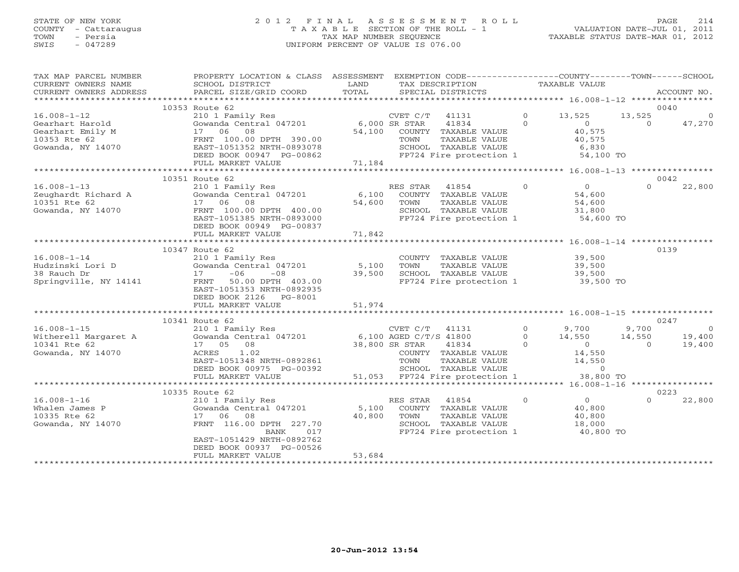STATE OF NEW YORK
COUNTY - Cattaraugus
TOWN - Persia
SWIS - 047289

# 2012 FINAL ASSESSMENT ROLL
TAXABLE SECTION OF THE ROLL - 1
TAX MAP NUMBER SEQUENCE
UNIFORM PERCENT OF VALUE IS 076.00

VALUATION DATE-JUL 01, 2011
TAXABLE STATUS DATE-MAR 01, 2012

| TAX MAP PARCEL NUMBER / CURRENT OWNERS NAME / CURRENT OWNERS ADDRESS | PROPERTY LOCATION & CLASS / SCHOOL DISTRICT / PARCEL SIZE/GRID COORD | ASSESSMENT LAND / TOTAL | EXEMPTION CODE / TAX DESCRIPTION / SPECIAL DISTRICTS | | COUNTY | TOWN | SCHOOL | ACCOUNT NO. |
|---|---|---|---|---|---|---|---|---|
| | 10353 Route 62 | | | | | | | 0040 |
| 16.008-1-12 | 210 1 Family Res | | CVET C/T 41131 | 0 | 13,525 | 13,525 | 0 | |
| Gearhart Harold | Gowanda Central 047201 | 6,000 | SR STAR 41834 | 0 | 0 | 0 | 47,270 | |
| Gearhart Emily M | 17 06 08 | 54,100 | COUNTY TAXABLE VALUE | | 40,575 | | | |
| 10353 Rte 62 | FRNT 100.00 DPTH 390.00 | | TOWN TAXABLE VALUE | | 40,575 | | | |
| Gowanda, NY 14070 | EAST-1051352 NRTH-0893078 | | SCHOOL TAXABLE VALUE | | 6,830 | | | |
| | DEED BOOK 00947 PG-00862 | | FP724 Fire protection 1 | | 54,100 TO | | | |
| | FULL MARKET VALUE | 71,184 | | | | | | |
| | 10351 Route 62 | | | | | | | 0042 |
| 16.008-1-13 | 210 1 Family Res | | RES STAR 41854 | 0 | 0 | 0 | 22,800 | |
| Zeughardt Richard A | Gowanda Central 047201 | 6,100 | COUNTY TAXABLE VALUE | | 54,600 | | | |
| 10351 Rte 62 | 17 06 08 | 54,600 | TOWN TAXABLE VALUE | | 54,600 | | | |
| Gowanda, NY 14070 | FRNT 100.00 DPTH 400.00 | | SCHOOL TAXABLE VALUE | | 31,800 | | | |
| | EAST-1051385 NRTH-0893000 | | FP724 Fire protection 1 | | 54,600 TO | | | |
| | DEED BOOK 00949 PG-00837 | | | | | | | |
| | FULL MARKET VALUE | 71,842 | | | | | | |
| | 10347 Route 62 | | | | | | | 0139 |
| 16.008-1-14 | 210 1 Family Res | | COUNTY TAXABLE VALUE | | 39,500 | | | |
| Hudzinski Lori D | Gowanda Central 047201 | 5,100 | TOWN TAXABLE VALUE | | 39,500 | | | |
| 38 Rauch Dr | 17 -06 -08 | 39,500 | SCHOOL TAXABLE VALUE | | 39,500 | | | |
| Springville, NY 14141 | FRNT 50.00 DPTH 403.00 | | FP724 Fire protection 1 | | 39,500 TO | | | |
| | EAST-1051353 NRTH-0892935 | | | | | | | |
| | DEED BOOK 2126 PG-8001 | | | | | | | |
| | FULL MARKET VALUE | 51,974 | | | | | | |
| | 10341 Route 62 | | | | | | | 0247 |
| 16.008-1-15 | 210 1 Family Res | | CVET C/T 41131 | 0 | 9,700 | 9,700 | 0 | |
| Witherell Margaret A | Gowanda Central 047201 | 6,100 | AGED C/T/S 41800 | 0 | 14,550 | 14,550 | 19,400 | |
| 10341 Rte 62 | 17 05 08 | 38,800 | SR STAR 41834 | 0 | 0 | 0 | 19,400 | |
| Gowanda, NY 14070 | ACRES 1.02 | | COUNTY TAXABLE VALUE | | 14,550 | | | |
| | EAST-1051348 NRTH-0892861 | | TOWN TAXABLE VALUE | | 14,550 | | | |
| | DEED BOOK 00975 PG-00392 | | SCHOOL TAXABLE VALUE | | 0 | | | |
| | FULL MARKET VALUE | 51,053 | FP724 Fire protection 1 | | 38,800 TO | | | |
| | 10335 Route 62 | | | | | | | 0223 |
| 16.008-1-16 | 210 1 Family Res | | RES STAR 41854 | 0 | 0 | 0 | 22,800 | |
| Whalen James P | Gowanda Central 047201 | 5,100 | COUNTY TAXABLE VALUE | | 40,800 | | | |
| 10335 Rte 62 | 17 06 08 | 40,800 | TOWN TAXABLE VALUE | | 40,800 | | | |
| Gowanda, NY 14070 | FRNT 116.00 DPTH 227.70 | | SCHOOL TAXABLE VALUE | | 18,000 | | | |
| | BANK 017 | | FP724 Fire protection 1 | | 40,800 TO | | | |
| | EAST-1051429 NRTH-0892762 | | | | | | | |
| | DEED BOOK 00937 PG-00526 | | | | | | | |
| | FULL MARKET VALUE | 53,684 | | | | | | |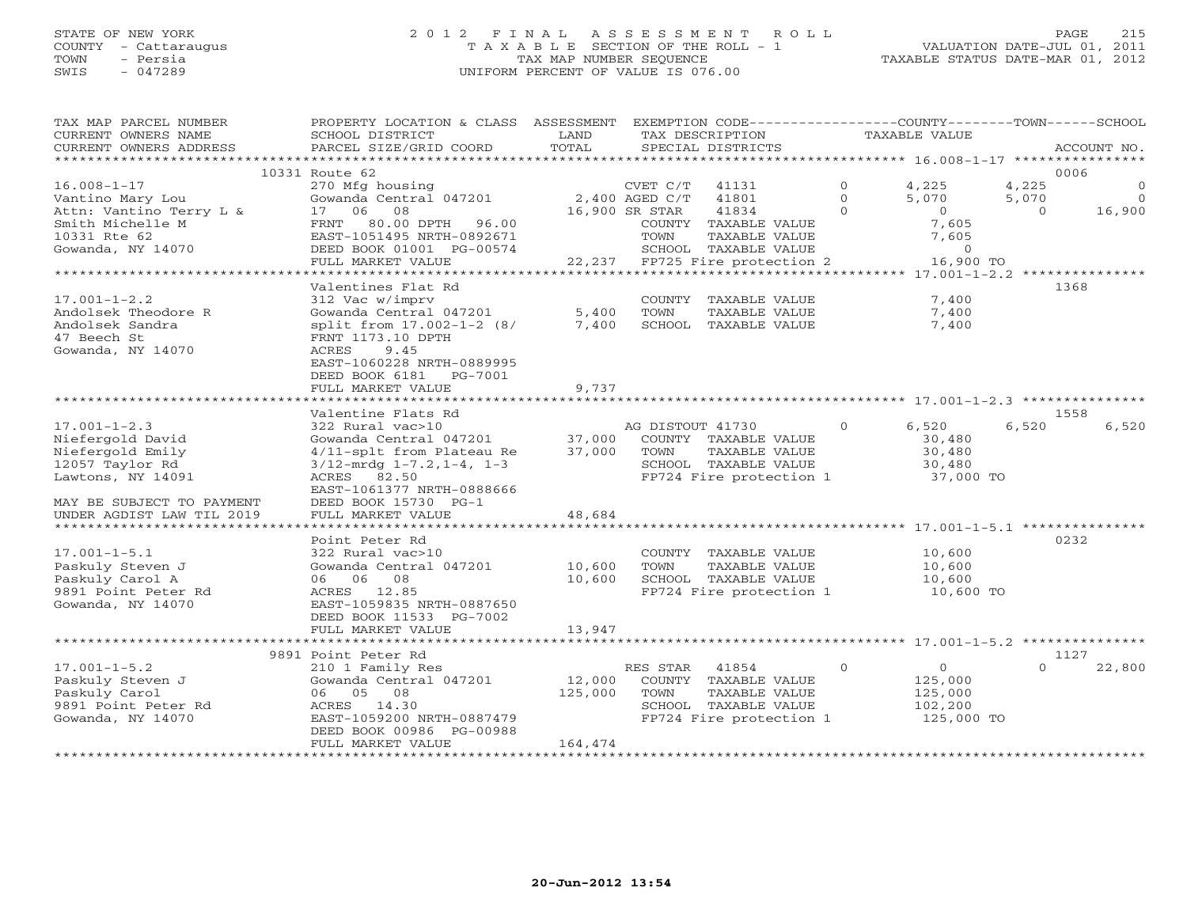STATE OF NEW YORK
COUNTY - Cattaraugus
TOWN - Persia
SWIS - 047289

2012 FINAL ASSESSMENT ROLL
TAXABLE SECTION OF THE ROLL - 1
TAX MAP NUMBER SEQUENCE
UNIFORM PERCENT OF VALUE IS 076.00

VALUATION DATE-JUL 01, 2011
TAXABLE STATUS DATE-MAR 01, 2012

| TAX MAP PARCEL NUMBER / CURRENT OWNERS NAME / CURRENT OWNERS ADDRESS | PROPERTY LOCATION & CLASS / SCHOOL DISTRICT / PARCEL SIZE/GRID COORD | ASSESSMENT LAND / TOTAL | EXEMPTION CODE / TAX DESCRIPTION / SPECIAL DISTRICTS | COUNTY TAXABLE VALUE | TOWN | SCHOOL | ACCOUNT NO. |
|---|---|---|---|---|---|---|---|
| | 10331 Route 62 | | | | | | 0006 |
| 16.008-1-17 | 270 Mfg housing | | CVET C/T 41131 0 | 4,225 | 4,225 | 0 | |
| Vantino Mary Lou | Gowanda Central 047201 | 2,400 | AGED C/T 41801 0 | 5,070 | 5,070 | 0 | |
| Attn: Vantino Terry L & | 17 06 08 | 16,900 | SR STAR 41834 0 | 0 | 0 | 16,900 | |
| Smith Michelle M | FRNT 80.00 DPTH 96.00 | | COUNTY TAXABLE VALUE | 7,605 | | | |
| 10331 Rte 62 | EAST-1051495 NRTH-0892671 | | TOWN TAXABLE VALUE | 7,605 | | | |
| Gowanda, NY 14070 | DEED BOOK 01001 PG-00574 | | SCHOOL TAXABLE VALUE | 0 | | | |
| | FULL MARKET VALUE | 22,237 | FP725 Fire protection 2 | 16,900 TO | | | |
| | Valentines Flat Rd | | | | | | 1368 |
| 17.001-1-2.2 | 312 Vac w/imprv | | COUNTY TAXABLE VALUE | 7,400 | | | |
| Andolsek Theodore R | Gowanda Central 047201 | 5,400 | TOWN TAXABLE VALUE | 7,400 | | | |
| Andolsek Sandra | split from 17.002-1-2 (8/ | 7,400 | SCHOOL TAXABLE VALUE | 7,400 | | | |
| 47 Beech St | FRNT 1173.10 DPTH | | | | | | |
| Gowanda, NY 14070 | ACRES 9.45 | | | | | | |
| | EAST-1060228 NRTH-0889995 | | | | | | |
| | DEED BOOK 6181 PG-7001 | | | | | | |
| | FULL MARKET VALUE | 9,737 | | | | | |
| | Valentine Flats Rd | | | | | | 1558 |
| 17.001-1-2.3 | 322 Rural vac>10 | | AG DISTOUT 41730 0 | 6,520 | 6,520 | 6,520 | |
| Niefergold David | Gowanda Central 047201 | 37,000 | COUNTY TAXABLE VALUE | 30,480 | | | |
| Niefergold Emily | 4/11-splt from Plateau Re | 37,000 | TOWN TAXABLE VALUE | 30,480 | | | |
| 12057 Taylor Rd | 3/12-mrdg 1-7.2,1-4, 1-3 | | SCHOOL TAXABLE VALUE | 30,480 | | | |
| Lawtons, NY 14091 | ACRES 82.50 | | FP724 Fire protection 1 | 37,000 TO | | | |
| | EAST-1061377 NRTH-0888666 | | | | | | |
| MAY BE SUBJECT TO PAYMENT | DEED BOOK 15730 PG-1 | | | | | | |
| UNDER AGDIST LAW TIL 2019 | FULL MARKET VALUE | 48,684 | | | | | |
| | Point Peter Rd | | | | | | 0232 |
| 17.001-1-5.1 | 322 Rural vac>10 | | COUNTY TAXABLE VALUE | 10,600 | | | |
| Paskuly Steven J | Gowanda Central 047201 | 10,600 | TOWN TAXABLE VALUE | 10,600 | | | |
| Paskuly Carol A | 06 06 08 | 10,600 | SCHOOL TAXABLE VALUE | 10,600 | | | |
| 9891 Point Peter Rd | ACRES 12.85 | | FP724 Fire protection 1 | 10,600 TO | | | |
| Gowanda, NY 14070 | EAST-1059835 NRTH-0887650 | | | | | | |
| | DEED BOOK 11533 PG-7002 | | | | | | |
| | FULL MARKET VALUE | 13,947 | | | | | |
| | 9891 Point Peter Rd | | | | | | 1127 |
| 17.001-1-5.2 | 210 1 Family Res | | RES STAR 41854 0 | 0 | | 22,800 | |
| Paskuly Steven J | Gowanda Central 047201 | 12,000 | COUNTY TAXABLE VALUE | 125,000 | | | |
| Paskuly Carol | 06 05 08 | 125,000 | TOWN TAXABLE VALUE | 125,000 | | | |
| 9891 Point Peter Rd | ACRES 14.30 | | SCHOOL TAXABLE VALUE | 102,200 | | | |
| Gowanda, NY 14070 | EAST-1059200 NRTH-0887479 | | FP724 Fire protection 1 | 125,000 TO | | | |
| | DEED BOOK 00986 PG-00988 | | | | | | |
| | FULL MARKET VALUE | 164,474 | | | | | |

20-Jun-2012 13:54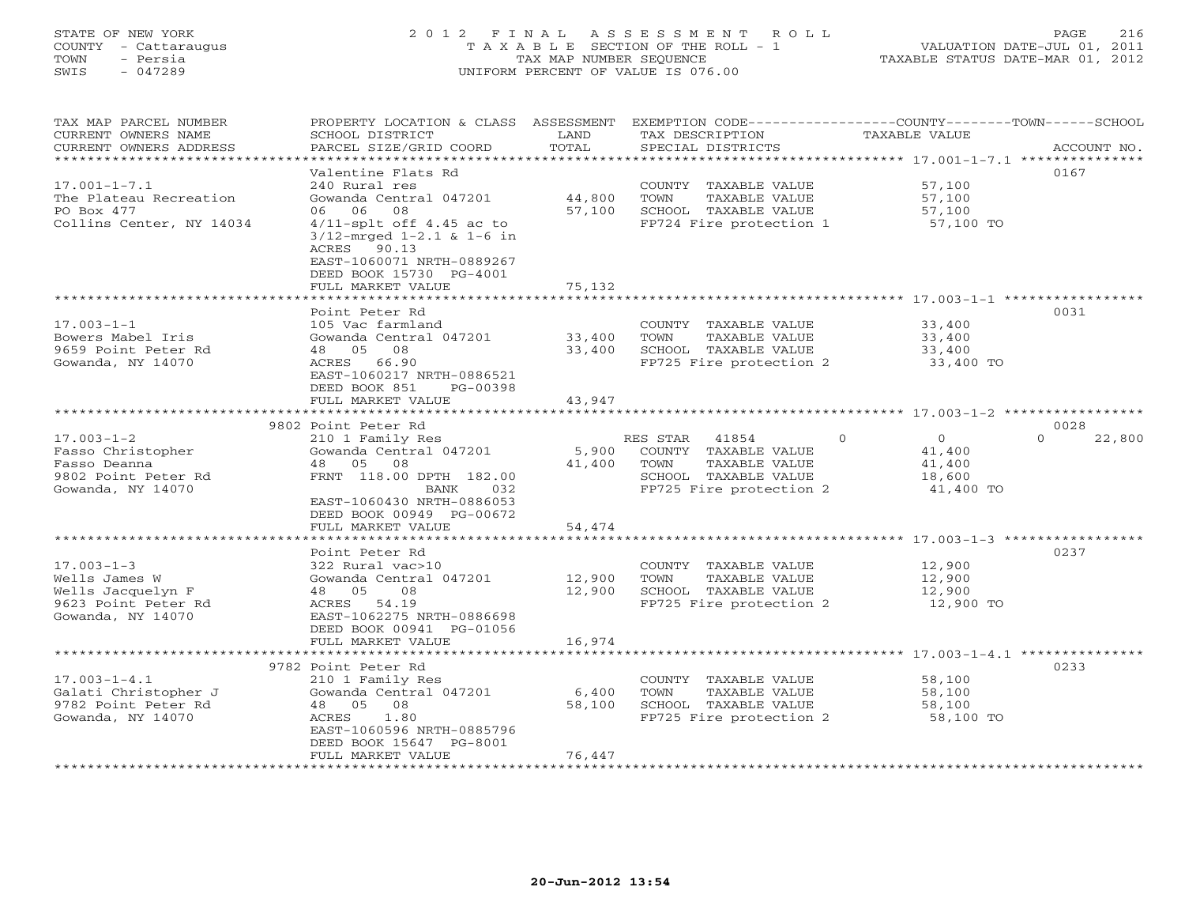STATE OF NEW YORK
COUNTY - Cattaraugus
TOWN - Persia
SWIS - 047289

2012 FINAL ASSESSMENT ROLL
TAXABLE SECTION OF THE ROLL - 1
TAX MAP NUMBER SEQUENCE
UNIFORM PERCENT OF VALUE IS 076.00

VALUATION DATE-JUL 01, 2011
TAXABLE STATUS DATE-MAR 01, 2012

| TAX MAP PARCEL NUMBER / CURRENT OWNERS NAME / CURRENT OWNERS ADDRESS | PROPERTY LOCATION & CLASS / SCHOOL DISTRICT / PARCEL SIZE/GRID COORD | ASSESSMENT LAND / TOTAL | EXEMPTION CODE / TAX DESCRIPTION / SPECIAL DISTRICTS | COUNTY / TOWN / SCHOOL TAXABLE VALUE | ACCOUNT NO. |
|---|---|---|---|---|---|
| 17.001-1-7.1 | Valentine Flats Rd | | | | 0167 |
| | 240 Rural res | | COUNTY TAXABLE VALUE | 57,100 | |
| The Plateau Recreation | Gowanda Central 047201 | 44,800 | TOWN TAXABLE VALUE | 57,100 | |
| PO Box 477 | 06 06 08 | 57,100 | SCHOOL TAXABLE VALUE | 57,100 | |
| Collins Center, NY 14034 | 4/11-splt off 4.45 ac to | | FP724 Fire protection 1 | 57,100 TO | |
| | 3/12-mrged 1-2.1 & 1-6 in | | | | |
| | ACRES 90.13 | | | | |
| | EAST-1060071 NRTH-0889267 | | | | |
| | DEED BOOK 15730 PG-4001 | | | | |
| | FULL MARKET VALUE | 75,132 | | | |
| 17.003-1-1 | Point Peter Rd | | | | 0031 |
| | 105 Vac farmland | | COUNTY TAXABLE VALUE | 33,400 | |
| Bowers Mabel Iris | Gowanda Central 047201 | 33,400 | TOWN TAXABLE VALUE | 33,400 | |
| 9659 Point Peter Rd | 48 05 08 | 33,400 | SCHOOL TAXABLE VALUE | 33,400 | |
| Gowanda, NY 14070 | ACRES 66.90 | | FP725 Fire protection 2 | 33,400 TO | |
| | EAST-1060217 NRTH-0886521 | | | | |
| | DEED BOOK 851 PG-00398 | | | | |
| | FULL MARKET VALUE | 43,947 | | | |
| 17.003-1-2 | 9802 Point Peter Rd | | | | 0028 |
| | 210 1 Family Res | | RES STAR 41854 | 0 0 0 22,800 | |
| Fasso Christopher | Gowanda Central 047201 | 5,900 | COUNTY TAXABLE VALUE | 41,400 | |
| Fasso Deanna | 48 05 08 | 41,400 | TOWN TAXABLE VALUE | 41,400 | |
| 9802 Point Peter Rd | FRNT 118.00 DPTH 182.00 | | SCHOOL TAXABLE VALUE | 18,600 | |
| Gowanda, NY 14070 | BANK 032 | | FP725 Fire protection 2 | 41,400 TO | |
| | EAST-1060430 NRTH-0886053 | | | | |
| | DEED BOOK 00949 PG-00672 | | | | |
| | FULL MARKET VALUE | 54,474 | | | |
| 17.003-1-3 | Point Peter Rd | | | | 0237 |
| | 322 Rural vac>10 | | COUNTY TAXABLE VALUE | 12,900 | |
| Wells James W | Gowanda Central 047201 | 12,900 | TOWN TAXABLE VALUE | 12,900 | |
| Wells Jacquelyn F | 48 05 08 | 12,900 | SCHOOL TAXABLE VALUE | 12,900 | |
| 9623 Point Peter Rd | ACRES 54.19 | | FP725 Fire protection 2 | 12,900 TO | |
| Gowanda, NY 14070 | EAST-1062275 NRTH-0886698 | | | | |
| | DEED BOOK 00941 PG-01056 | | | | |
| | FULL MARKET VALUE | 16,974 | | | |
| 17.003-1-4.1 | 9782 Point Peter Rd | | | | 0233 |
| | 210 1 Family Res | | COUNTY TAXABLE VALUE | 58,100 | |
| Galati Christopher J | Gowanda Central 047201 | 6,400 | TOWN TAXABLE VALUE | 58,100 | |
| 9782 Point Peter Rd | 48 05 08 | 58,100 | SCHOOL TAXABLE VALUE | 58,100 | |
| Gowanda, NY 14070 | ACRES 1.80 | | FP725 Fire protection 2 | 58,100 TO | |
| | EAST-1060596 NRTH-0885796 | | | | |
| | DEED BOOK 15647 PG-8001 | | | | |
| | FULL MARKET VALUE | 76,447 | | | |

20-Jun-2012 13:54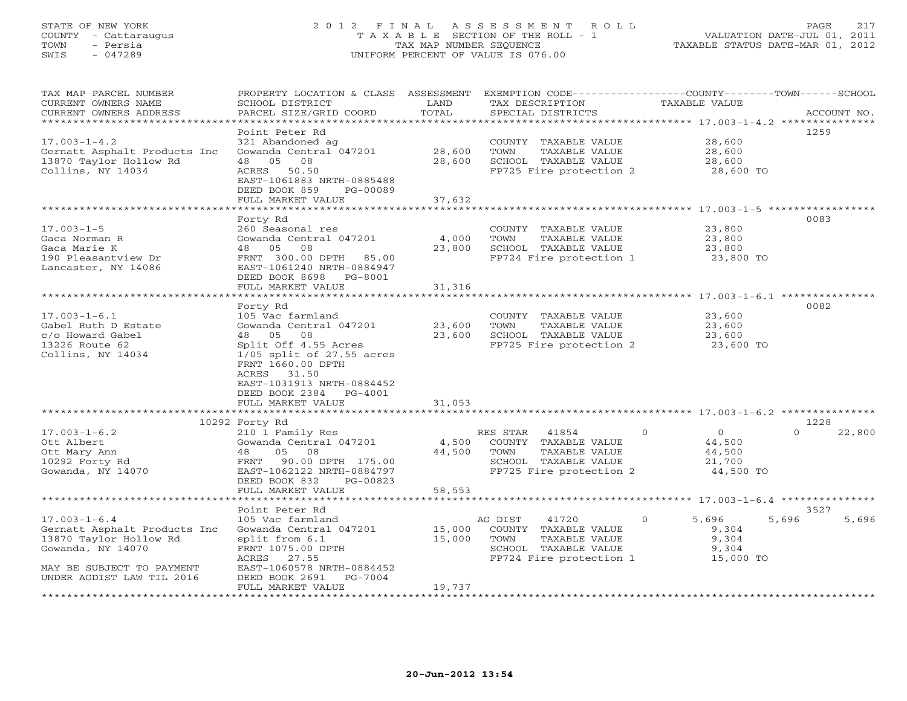STATE OF NEW YORK
COUNTY - Cattaraugus
TOWN - Persia
SWIS - 047289

2012 FINAL ASSESSMENT ROLL
TAXABLE SECTION OF THE ROLL - 1
TAX MAP NUMBER SEQUENCE
UNIFORM PERCENT OF VALUE IS 076.00

VALUATION DATE-JUL 01, 2011
TAXABLE STATUS DATE-MAR 01, 2012

| TAX MAP PARCEL NUMBER / CURRENT OWNERS NAME / CURRENT OWNERS ADDRESS | PROPERTY LOCATION & CLASS / SCHOOL DISTRICT / PARCEL SIZE/GRID COORD | ASSESSMENT LAND / TOTAL | EXEMPTION CODE / TAX DESCRIPTION / SPECIAL DISTRICTS | COUNTY | TOWN | SCHOOL | ACCOUNT NO. |
|---|---|---|---|---|---|---|---|
| **17.003-1-4.2** | Point Peter Rd | | | | | | 1259 |
| Gernatt Asphalt Products Inc | 321 Abandoned ag | | COUNTY TAXABLE VALUE | 28,600 | | | |
| 13870 Taylor Hollow Rd | Gowanda Central 047201 | 28,600 | TOWN TAXABLE VALUE | | 28,600 | | |
| Collins, NY 14034 | 48 05 08 | 28,600 | SCHOOL TAXABLE VALUE | | | 28,600 | |
| | ACRES 50.50 | | FP725 Fire protection 2 | 28,600 TO | | | |
| | EAST-1061883 NRTH-0885488 | | | | | | |
| | DEED BOOK 859 PG-00089 | | | | | | |
| | FULL MARKET VALUE | 37,632 | | | | | |
| **17.003-1-5** | Forty Rd | | | | | | 0083 |
| Gaca Norman R | 260 Seasonal res | | COUNTY TAXABLE VALUE | 23,800 | | | |
| Gaca Marie K | Gowanda Central 047201 | 4,000 | TOWN TAXABLE VALUE | | 23,800 | | |
| 190 Pleasantview Dr | 48 05 08 | 23,800 | SCHOOL TAXABLE VALUE | | | 23,800 | |
| Lancaster, NY 14086 | FRNT 300.00 DPTH 85.00 | | FP724 Fire protection 1 | 23,800 TO | | | |
| | EAST-1061240 NRTH-0884947 | | | | | | |
| | DEED BOOK 8698 PG-8001 | | | | | | |
| | FULL MARKET VALUE | 31,316 | | | | | |
| **17.003-1-6.1** | Forty Rd | | | | | | 0082 |
| Gabel Ruth D Estate | 105 Vac farmland | | COUNTY TAXABLE VALUE | 23,600 | | | |
| c/o Howard Gabel | Gowanda Central 047201 | 23,600 | TOWN TAXABLE VALUE | | 23,600 | | |
| 13226 Route 62 | 48 05 08 | 23,600 | SCHOOL TAXABLE VALUE | | | 23,600 | |
| Collins, NY 14034 | Split Off 4.55 Acres | | FP725 Fire protection 2 | 23,600 TO | | | |
| | 1/05 split of 27.55 acres | | | | | | |
| | FRNT 1660.00 DPTH | | | | | | |
| | ACRES 31.50 | | | | | | |
| | EAST-1031913 NRTH-0884452 | | | | | | |
| | DEED BOOK 2384 PG-4001 | | | | | | |
| | FULL MARKET VALUE | 31,053 | | | | | |
| **17.003-1-6.2** | 10292 Forty Rd | | | | | | 1228 |
| Ott Albert | 210 1 Family Res | | RES STAR 41854 | 0 | 0 | 22,800 | |
| Ott Mary Ann | Gowanda Central 047201 | 4,500 | COUNTY TAXABLE VALUE | 44,500 | | | |
| 10292 Forty Rd | 48 05 08 | 44,500 | TOWN TAXABLE VALUE | | 44,500 | | |
| Gowanda, NY 14070 | FRNT 90.00 DPTH 175.00 | | SCHOOL TAXABLE VALUE | | | 21,700 | |
| | EAST-1062122 NRTH-0884797 | | FP725 Fire protection 2 | 44,500 TO | | | |
| | DEED BOOK 832 PG-00823 | | | | | | |
| | FULL MARKET VALUE | 58,553 | | | | | |
| **17.003-1-6.4** | Point Peter Rd | | | | | | 3527 |
| Gernatt Asphalt Products Inc | 105 Vac farmland | | AG DIST 41720 | 5,696 | 5,696 | 5,696 | |
| 13870 Taylor Hollow Rd | Gowanda Central 047201 | 15,000 | COUNTY TAXABLE VALUE | 9,304 | | | |
| Gowanda, NY 14070 | split from 6.1 | 15,000 | TOWN TAXABLE VALUE | | 9,304 | | |
| | FRNT 1075.00 DPTH | | SCHOOL TAXABLE VALUE | | | 9,304 | |
| | ACRES 27.55 | | FP724 Fire protection 1 | 15,000 TO | | | |
| MAY BE SUBJECT TO PAYMENT | EAST-1060578 NRTH-0884452 | | | | | | |
| UNDER AGDIST LAW TIL 2016 | DEED BOOK 2691 PG-7004 | | | | | | |
| | FULL MARKET VALUE | 19,737 | | | | | |

20-Jun-2012 13:54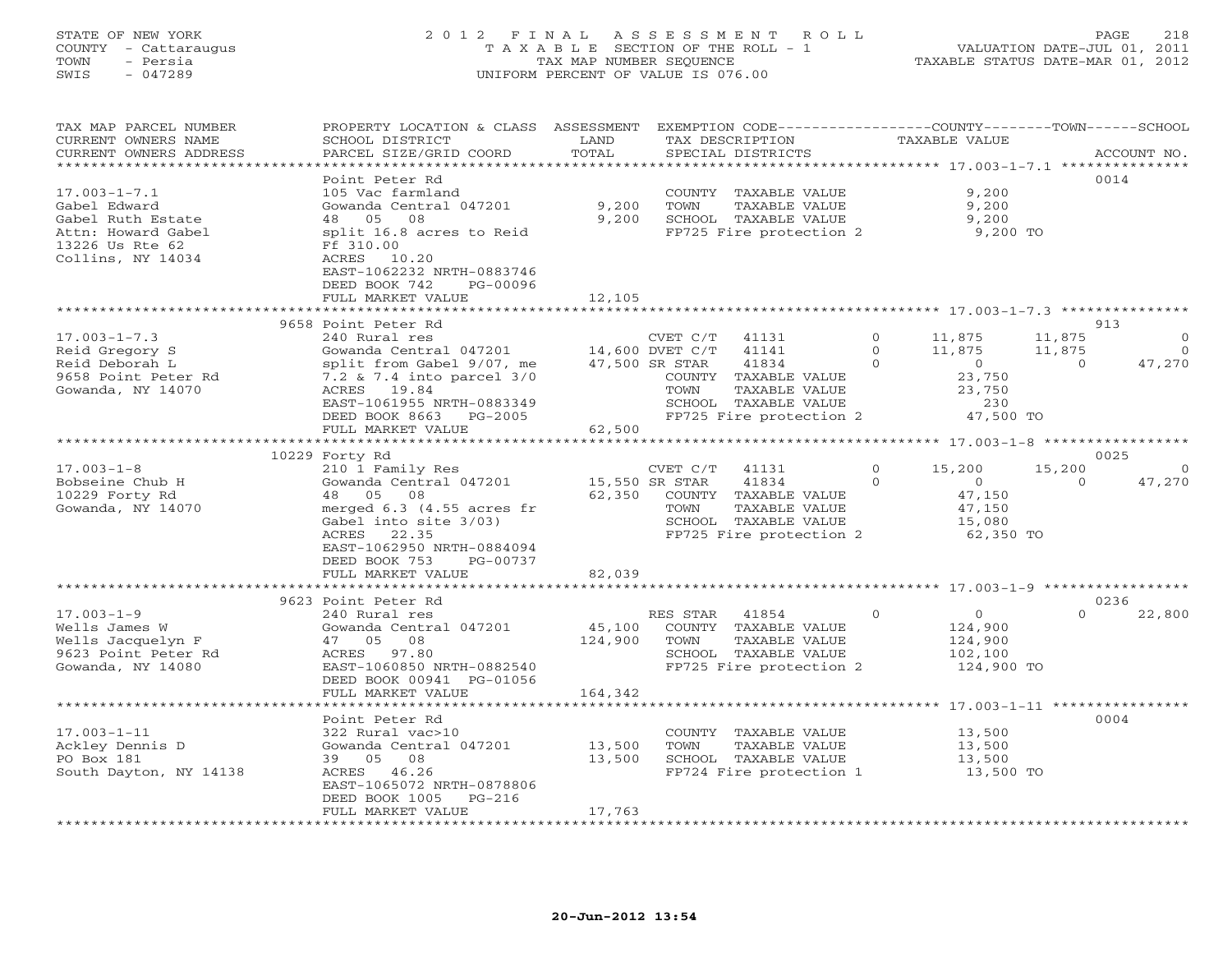STATE OF NEW YORK
COUNTY - Cattaraugus
TOWN - Persia
SWIS - 047289

# 2012 FINAL ASSESSMENT ROLL
TAXABLE SECTION OF THE ROLL - 1
TAX MAP NUMBER SEQUENCE
UNIFORM PERCENT OF VALUE IS 076.00

VALUATION DATE-JUL 01, 2011
TAXABLE STATUS DATE-MAR 01, 2012

| TAX MAP PARCEL NUMBER / CURRENT OWNERS NAME / CURRENT OWNERS ADDRESS | PROPERTY LOCATION & CLASS / SCHOOL DISTRICT / PARCEL SIZE/GRID COORD | ASSESSMENT LAND / TOTAL | EXEMPTION CODE / TAX DESCRIPTION / SPECIAL DISTRICTS | COUNTY TAXABLE VALUE | TOWN | SCHOOL | ACCOUNT NO. |
|---|---|---|---|---|---|---|---|
| **17.003-1-7.1** | Point Peter Rd | | | | | | 0014 |
| Gabel Edward | 105 Vac farmland | | COUNTY TAXABLE VALUE | 9,200 | | | |
| Gabel Ruth Estate | Gowanda Central 047201 | 9,200 | TOWN TAXABLE VALUE | 9,200 | | | |
| Attn: Howard Gabel | 48 05 08 | 9,200 | SCHOOL TAXABLE VALUE | 9,200 | | | |
| 13226 Us Rte 62 | split 16.8 acres to Reid | | FP725 Fire protection 2 | 9,200 TO | | | |
| Collins, NY 14034 | Ff 310.00 | | | | | | |
| | ACRES 10.20 | | | | | | |
| | EAST-1062232 NRTH-0883746 | | | | | | |
| | DEED BOOK 742 PG-00096 | | | | | | |
| | FULL MARKET VALUE | 12,105 | | | | | |
| **17.003-1-7.3** | 9658 Point Peter Rd | | | | | | 913 |
| Reid Gregory S | 240 Rural res | | CVET C/T 41131 0 | 11,875 | 11,875 | 0 | |
| Reid Deborah L | Gowanda Central 047201 | 14,600 | DVET C/T 41141 0 | 11,875 | 11,875 | 0 | |
| 9658 Point Peter Rd | split from Gabel 9/07, me | 47,500 | SR STAR 41834 0 | 0 | 0 | 47,270 | |
| Gowanda, NY 14070 | 7.2 & 7.4 into parcel 3/0 | | COUNTY TAXABLE VALUE | 23,750 | | | |
| | ACRES 19.84 | | TOWN TAXABLE VALUE | 23,750 | | | |
| | EAST-1061955 NRTH-0883349 | | SCHOOL TAXABLE VALUE | 230 | | | |
| | DEED BOOK 8663 PG-2005 | | FP725 Fire protection 2 | 47,500 TO | | | |
| | FULL MARKET VALUE | 62,500 | | | | | |
| **17.003-1-8** | 10229 Forty Rd | | | | | | 0025 |
| Bobseine Chub H | 210 1 Family Res | | CVET C/T 41131 0 | 15,200 | 15,200 | 0 | |
| 10229 Forty Rd | Gowanda Central 047201 | 15,550 | SR STAR 41834 0 | 0 | 0 | 47,270 | |
| Gowanda, NY 14070 | 48 05 08 | 62,350 | COUNTY TAXABLE VALUE | 47,150 | | | |
| | merged 6.3 (4.55 acres fr | | TOWN TAXABLE VALUE | 47,150 | | | |
| | Gabel into site 3/03) | | SCHOOL TAXABLE VALUE | 15,080 | | | |
| | ACRES 22.35 | | FP725 Fire protection 2 | 62,350 TO | | | |
| | EAST-1062950 NRTH-0884094 | | | | | | |
| | DEED BOOK 753 PG-00737 | | | | | | |
| | FULL MARKET VALUE | 82,039 | | | | | |
| **17.003-1-9** | 9623 Point Peter Rd | | | | | | 0236 |
| Wells James W | 240 Rural res | | RES STAR 41854 0 | 0 | 0 | 22,800 | |
| Wells Jacquelyn F | Gowanda Central 047201 | 45,100 | COUNTY TAXABLE VALUE | 124,900 | | | |
| 9623 Point Peter Rd | 47 05 08 | 124,900 | TOWN TAXABLE VALUE | 124,900 | | | |
| Gowanda, NY 14080 | ACRES 97.80 | | SCHOOL TAXABLE VALUE | 102,100 | | | |
| | EAST-1060850 NRTH-0882540 | | FP725 Fire protection 2 | 124,900 TO | | | |
| | DEED BOOK 00941 PG-01056 | | | | | | |
| | FULL MARKET VALUE | 164,342 | | | | | |
| **17.003-1-11** | Point Peter Rd | | | | | | 0004 |
| Ackley Dennis D | 322 Rural vac>10 | | COUNTY TAXABLE VALUE | 13,500 | | | |
| PO Box 181 | Gowanda Central 047201 | 13,500 | TOWN TAXABLE VALUE | 13,500 | | | |
| South Dayton, NY 14138 | 39 05 08 | 13,500 | SCHOOL TAXABLE VALUE | 13,500 | | | |
| | ACRES 46.26 | | FP724 Fire protection 1 | 13,500 TO | | | |
| | EAST-1065072 NRTH-0878806 | | | | | | |
| | DEED BOOK 1005 PG-216 | | | | | | |
| | FULL MARKET VALUE | 17,763 | | | | | |

20-Jun-2012 13:54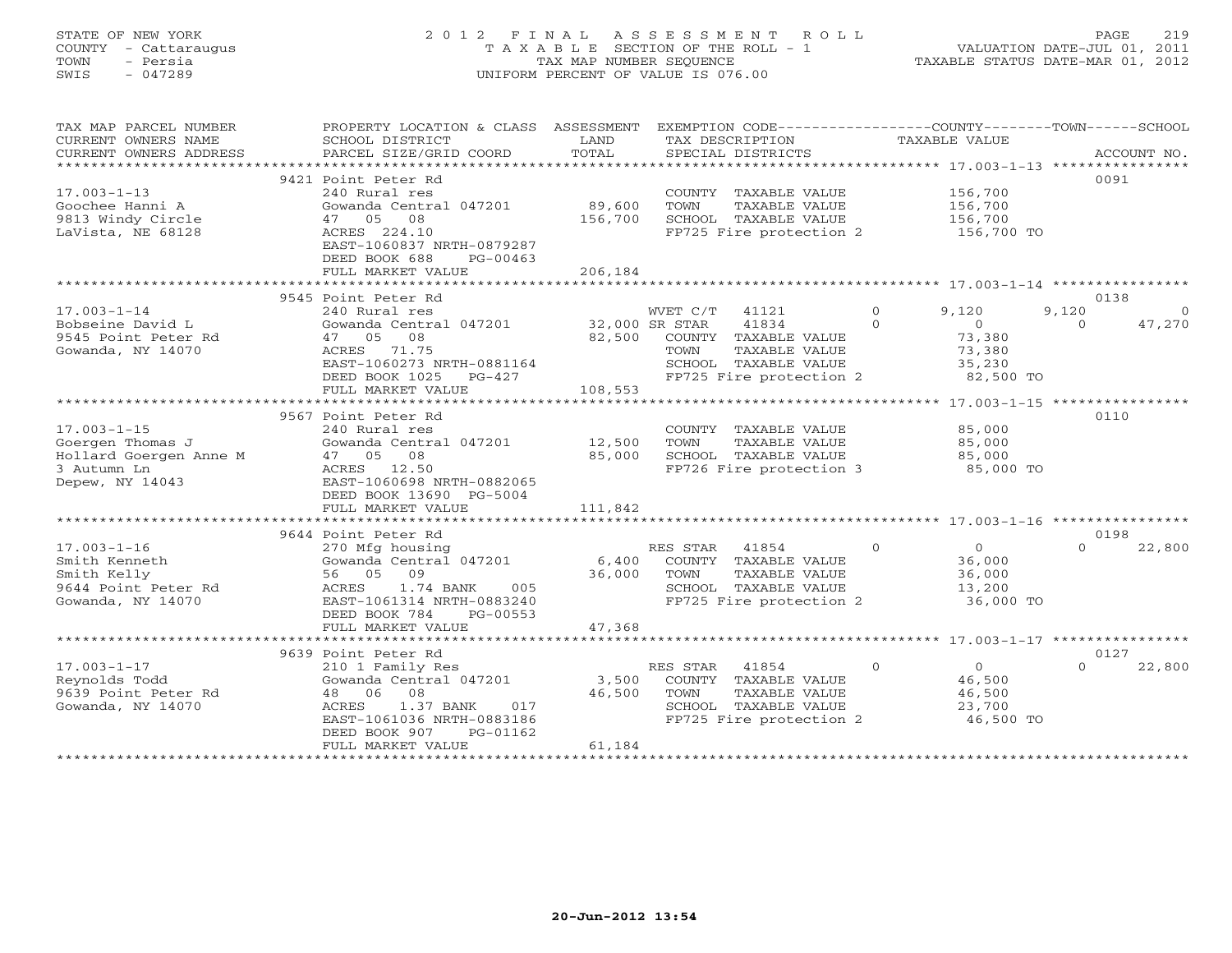STATE OF NEW YORK
COUNTY - Cattaraugus
TOWN - Persia
SWIS - 047289

# 2012 FINAL ASSESSMENT ROLL

TAXABLE SECTION OF THE ROLL - 1
TAX MAP NUMBER SEQUENCE
UNIFORM PERCENT OF VALUE IS 076.00

VALUATION DATE-JUL 01, 2011
TAXABLE STATUS DATE-MAR 01, 2012

| TAX MAP PARCEL NUMBER / CURRENT OWNERS NAME / CURRENT OWNERS ADDRESS | PROPERTY LOCATION & CLASS / SCHOOL DISTRICT / PARCEL SIZE/GRID COORD | ASSESSMENT LAND / TOTAL | EXEMPTION CODE / TAX DESCRIPTION / SPECIAL DISTRICTS | COUNTY TAXABLE VALUE | TOWN | SCHOOL | ACCOUNT NO. |
|---|---|---|---|---|---|---|---|
| | 9421 Point Peter Rd | | | | | | 0091 |
| 17.003-1-13 | 240 Rural res | | COUNTY TAXABLE VALUE | 156,700 | | | |
| Goochee Hanni A | Gowanda Central 047201 | 89,600 | TOWN TAXABLE VALUE | 156,700 | | | |
| 9813 Windy Circle | 47 05 08 | 156,700 | SCHOOL TAXABLE VALUE | 156,700 | | | |
| LaVista, NE 68128 | ACRES 224.10 | | FP725 Fire protection 2 | 156,700 TO | | | |
| | EAST-1060837 NRTH-0879287 | | | | | | |
| | DEED BOOK 688 PG-00463 | | | | | | |
| | FULL MARKET VALUE | 206,184 | | | | | |
| | 9545 Point Peter Rd | | | | | | 0138 |
| 17.003-1-14 | 240 Rural res | | WVET C/T 41121 0 | 9,120 | 9,120 | 0 | |
| Bobseine David L | Gowanda Central 047201 | 32,000 | SR STAR 41834 0 | 0 | 0 | 47,270 | |
| 9545 Point Peter Rd | 47 05 08 | 82,500 | COUNTY TAXABLE VALUE | 73,380 | | | |
| Gowanda, NY 14070 | ACRES 71.75 | | TOWN TAXABLE VALUE | 73,380 | | | |
| | EAST-1060273 NRTH-0881164 | | SCHOOL TAXABLE VALUE | 35,230 | | | |
| | DEED BOOK 1025 PG-427 | | FP725 Fire protection 2 | 82,500 TO | | | |
| | FULL MARKET VALUE | 108,553 | | | | | |
| | 9567 Point Peter Rd | | | | | | 0110 |
| 17.003-1-15 | 240 Rural res | | COUNTY TAXABLE VALUE | 85,000 | | | |
| Goergen Thomas J | Gowanda Central 047201 | 12,500 | TOWN TAXABLE VALUE | 85,000 | | | |
| Hollard Goergen Anne M | 47 05 08 | 85,000 | SCHOOL TAXABLE VALUE | 85,000 | | | |
| 3 Autumn Ln | ACRES 12.50 | | FP726 Fire protection 3 | 85,000 TO | | | |
| Depew, NY 14043 | EAST-1060698 NRTH-0882065 | | | | | | |
| | DEED BOOK 13690 PG-5004 | | | | | | |
| | FULL MARKET VALUE | 111,842 | | | | | |
| | 9644 Point Peter Rd | | | | | | 0198 |
| 17.003-1-16 | 270 Mfg housing | | RES STAR 41854 0 | 0 | 0 | 22,800 | |
| Smith Kenneth | Gowanda Central 047201 | 6,400 | COUNTY TAXABLE VALUE | 36,000 | | | |
| Smith Kelly | 56 05 09 | 36,000 | TOWN TAXABLE VALUE | 36,000 | | | |
| 9644 Point Peter Rd | ACRES 1.74 BANK 005 | | SCHOOL TAXABLE VALUE | 13,200 | | | |
| Gowanda, NY 14070 | EAST-1061314 NRTH-0883240 | | FP725 Fire protection 2 | 36,000 TO | | | |
| | DEED BOOK 784 PG-00553 | | | | | | |
| | FULL MARKET VALUE | 47,368 | | | | | |
| | 9639 Point Peter Rd | | | | | | 0127 |
| 17.003-1-17 | 210 1 Family Res | | RES STAR 41854 0 | 0 | 0 | 22,800 | |
| Reynolds Todd | Gowanda Central 047201 | 3,500 | COUNTY TAXABLE VALUE | 46,500 | | | |
| 9639 Point Peter Rd | 48 06 08 | 46,500 | TOWN TAXABLE VALUE | 46,500 | | | |
| Gowanda, NY 14070 | ACRES 1.37 BANK 017 | | SCHOOL TAXABLE VALUE | 23,700 | | | |
| | EAST-1061036 NRTH-0883186 | | FP725 Fire protection 2 | 46,500 TO | | | |
| | DEED BOOK 907 PG-01162 | | | | | | |
| | FULL MARKET VALUE | 61,184 | | | | | |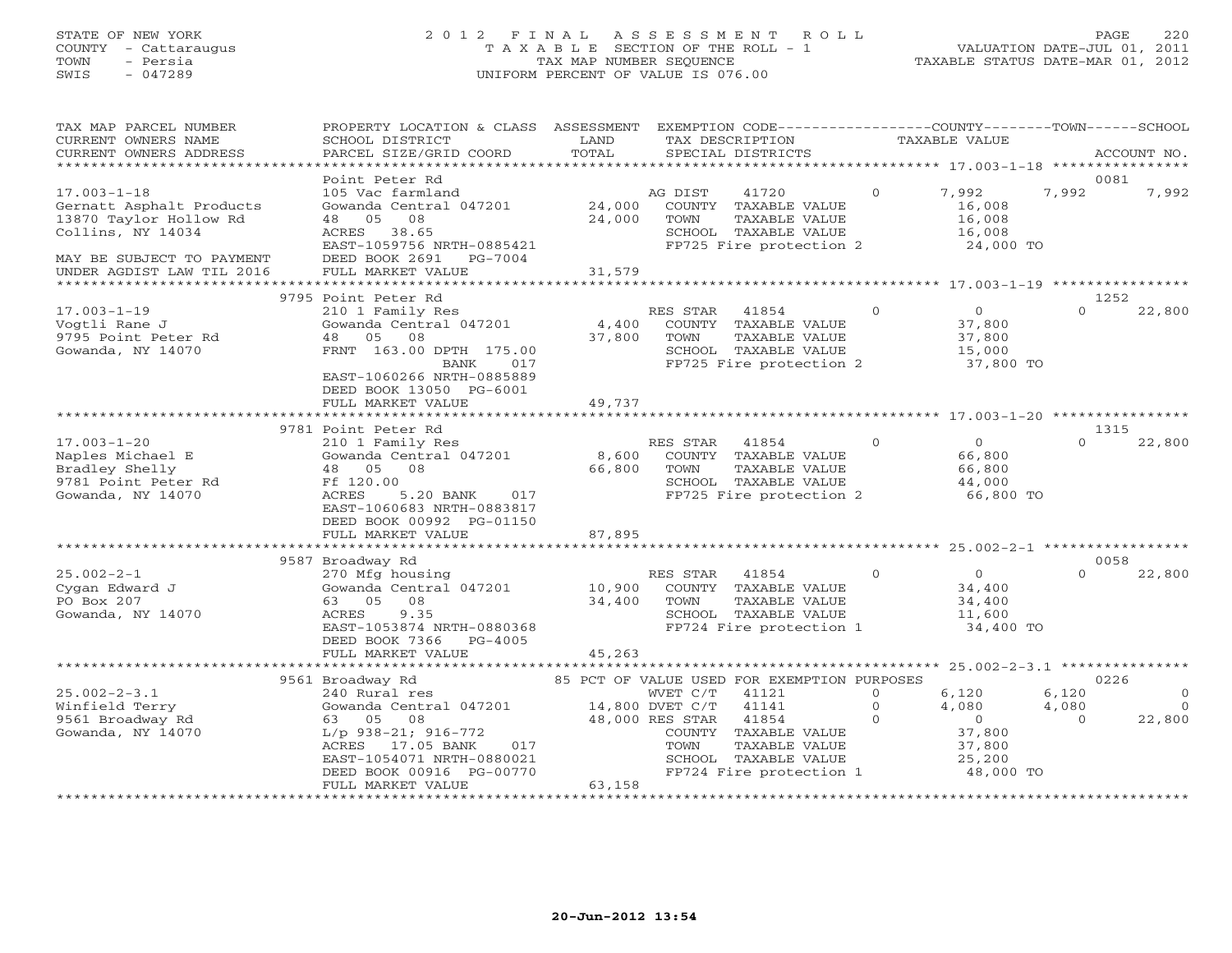STATE OF NEW YORK
COUNTY - Cattaraugus
TOWN - Persia
SWIS - 047289

# 2012 FINAL ASSESSMENT ROLL
TAXABLE SECTION OF THE ROLL - 1
TAX MAP NUMBER SEQUENCE
UNIFORM PERCENT OF VALUE IS 076.00

VALUATION DATE-JUL 01, 2011
TAXABLE STATUS DATE-MAR 01, 2012

| TAX MAP PARCEL NUMBER / CURRENT OWNERS NAME / CURRENT OWNERS ADDRESS | PROPERTY LOCATION & CLASS / SCHOOL DISTRICT / PARCEL SIZE/GRID COORD | ASSESSMENT LAND / TOTAL | EXEMPTION CODE / TAX DESCRIPTION / SPECIAL DISTRICTS | COUNTY TAXABLE VALUE | TOWN | SCHOOL | ACCOUNT NO. |
|---|---|---|---|---|---|---|---|
| | Point Peter Rd | | | | | | 0081 |
| 17.003-1-18 | 105 Vac farmland | | AG DIST 41720 0 | 7,992 | 7,992 | 7,992 | |
| Gernatt Asphalt Products | Gowanda Central 047201 | 24,000 | COUNTY TAXABLE VALUE | 16,008 | | | |
| 13870 Taylor Hollow Rd | 48 05 08 | 24,000 | TOWN TAXABLE VALUE | 16,008 | | | |
| Collins, NY 14034 | ACRES 38.65 | | SCHOOL TAXABLE VALUE | 16,008 | | | |
| | EAST-1059756 NRTH-0885421 | | FP725 Fire protection 2 | 24,000 TO | | | |
| MAY BE SUBJECT TO PAYMENT | DEED BOOK 2691 PG-7004 | | | | | | |
| UNDER AGDIST LAW TIL 2016 | FULL MARKET VALUE | 31,579 | | | | | |
| | 9795 Point Peter Rd | | | | | | 1252 |
| 17.003-1-19 | 210 1 Family Res | | RES STAR 41854 0 | 0 | 0 | 22,800 | |
| Vogtli Rane J | Gowanda Central 047201 | 4,400 | COUNTY TAXABLE VALUE | 37,800 | | | |
| 9795 Point Peter Rd | 48 05 08 | 37,800 | TOWN TAXABLE VALUE | 37,800 | | | |
| Gowanda, NY 14070 | FRNT 163.00 DPTH 175.00 | | SCHOOL TAXABLE VALUE | 15,000 | | | |
| | BANK 017 | | FP725 Fire protection 2 | 37,800 TO | | | |
| | EAST-1060266 NRTH-0885889 | | | | | | |
| | DEED BOOK 13050 PG-6001 | | | | | | |
| | FULL MARKET VALUE | 49,737 | | | | | |
| | 9781 Point Peter Rd | | | | | | 1315 |
| 17.003-1-20 | 210 1 Family Res | | RES STAR 41854 0 | 0 | 0 | 22,800 | |
| Naples Michael E | Gowanda Central 047201 | 8,600 | COUNTY TAXABLE VALUE | 66,800 | | | |
| Bradley Shelly | 48 05 08 | 66,800 | TOWN TAXABLE VALUE | 66,800 | | | |
| 9781 Point Peter Rd | Ff 120.00 | | SCHOOL TAXABLE VALUE | 44,000 | | | |
| Gowanda, NY 14070 | ACRES 5.20 BANK 017 | | FP725 Fire protection 2 | 66,800 TO | | | |
| | EAST-1060683 NRTH-0883817 | | | | | | |
| | DEED BOOK 00992 PG-01150 | | | | | | |
| | FULL MARKET VALUE | 87,895 | | | | | |
| | 9587 Broadway Rd | | | | | | 0058 |
| 25.002-2-1 | 270 Mfg housing | | RES STAR 41854 0 | 0 | 0 | 22,800 | |
| Cygan Edward J | Gowanda Central 047201 | 10,900 | COUNTY TAXABLE VALUE | 34,400 | | | |
| PO Box 207 | 63 05 08 | 34,400 | TOWN TAXABLE VALUE | 34,400 | | | |
| Gowanda, NY 14070 | ACRES 9.35 | | SCHOOL TAXABLE VALUE | 11,600 | | | |
| | EAST-1053874 NRTH-0880368 | | FP724 Fire protection 1 | 34,400 TO | | | |
| | DEED BOOK 7366 PG-4005 | | | | | | |
| | FULL MARKET VALUE | 45,263 | | | | | |
| | 9561 Broadway Rd | | 85 PCT OF VALUE USED FOR EXEMPTION PURPOSES | | | | 0226 |
| 25.002-2-3.1 | 240 Rural res | | WVET C/T 41121 0 | 6,120 | 6,120 | 0 | |
| Winfield Terry | Gowanda Central 047201 | 14,800 | DVET C/T 41141 0 | 4,080 | 4,080 | 0 | |
| 9561 Broadway Rd | 63 05 08 | 48,000 | RES STAR 41854 0 | 0 | 0 | 22,800 | |
| Gowanda, NY 14070 | L/p 938-21; 916-772 | | COUNTY TAXABLE VALUE | 37,800 | | | |
| | ACRES 17.05 BANK 017 | | TOWN TAXABLE VALUE | 37,800 | | | |
| | EAST-1054071 NRTH-0880021 | | SCHOOL TAXABLE VALUE | 25,200 | | | |
| | DEED BOOK 00916 PG-00770 | | FP724 Fire protection 1 | 48,000 TO | | | |
| | FULL MARKET VALUE | 63,158 | | | | | |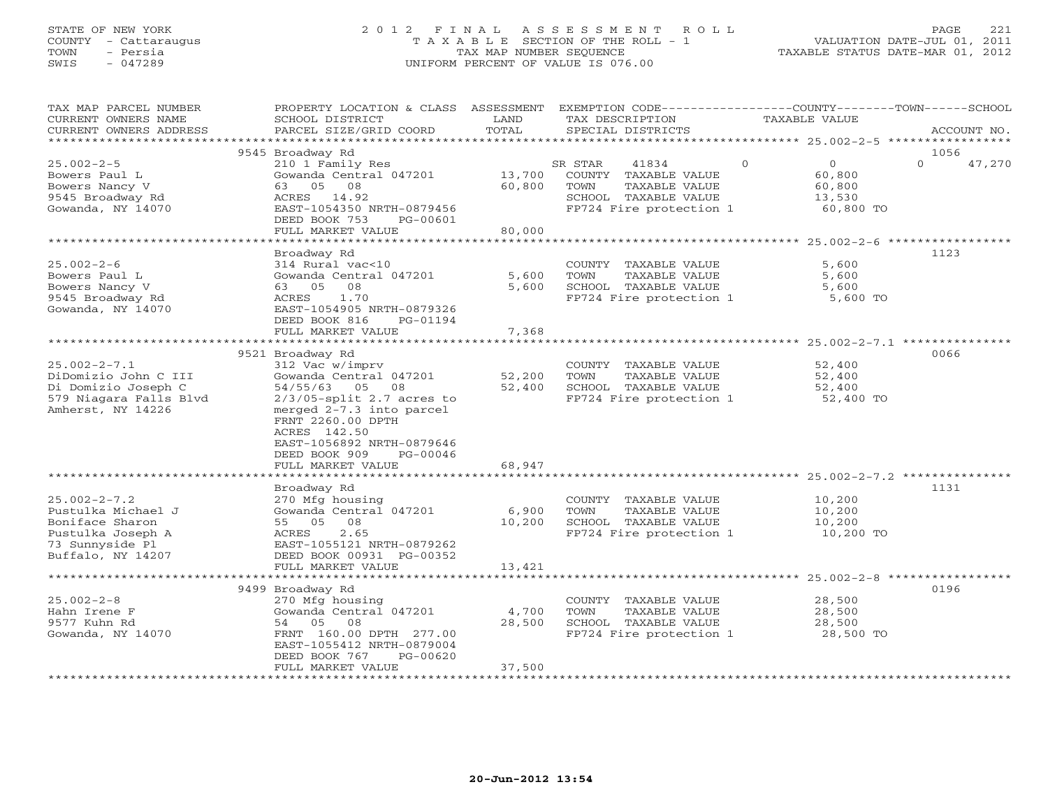STATE OF NEW YORK
COUNTY - Cattaraugus
TOWN - Persia
SWIS - 047289

2012 FINAL ASSESSMENT ROLL
TAXABLE SECTION OF THE ROLL - 1
TAX MAP NUMBER SEQUENCE
UNIFORM PERCENT OF VALUE IS 076.00

VALUATION DATE-JUL 01, 2011
TAXABLE STATUS DATE-MAR 01, 2012

| TAX MAP PARCEL NUMBER / CURRENT OWNERS NAME / CURRENT OWNERS ADDRESS | PROPERTY LOCATION & CLASS / SCHOOL DISTRICT / PARCEL SIZE/GRID COORD | ASSESSMENT LAND / TOTAL | EXEMPTION CODE / TAX DESCRIPTION / SPECIAL DISTRICTS | COUNTY / TOWN / SCHOOL TAXABLE VALUE | ACCOUNT NO. |
|---|---|---|---|---|---|
| | 9545 Broadway Rd | | | | 1056 |
| 25.002-2-5 | 210 1 Family Res | | SR STAR 41834 | 0 0 | 0 47,270 |
| Bowers Paul L | Gowanda Central 047201 | 13,700 | COUNTY TAXABLE VALUE | 60,800 | |
| Bowers Nancy V | 63 05 08 | 60,800 | TOWN TAXABLE VALUE | 60,800 | |
| 9545 Broadway Rd | ACRES 14.92 | | SCHOOL TAXABLE VALUE | 13,530 | |
| Gowanda, NY 14070 | EAST-1054350 NRTH-0879456 | | FP724 Fire protection 1 | 60,800 TO | |
| | DEED BOOK 753 PG-00601 | | | | |
| | FULL MARKET VALUE | 80,000 | | | |
| | Broadway Rd | | | | 1123 |
| 25.002-2-6 | 314 Rural vac<10 | | COUNTY TAXABLE VALUE | 5,600 | |
| Bowers Paul L | Gowanda Central 047201 | 5,600 | TOWN TAXABLE VALUE | 5,600 | |
| Bowers Nancy V | 63 05 08 | 5,600 | SCHOOL TAXABLE VALUE | 5,600 | |
| 9545 Broadway Rd | ACRES 1.70 | | FP724 Fire protection 1 | 5,600 TO | |
| Gowanda, NY 14070 | EAST-1054905 NRTH-0879326 | | | | |
| | DEED BOOK 816 PG-01194 | | | | |
| | FULL MARKET VALUE | 7,368 | | | |
| | 9521 Broadway Rd | | | | 0066 |
| 25.002-2-7.1 | 312 Vac w/imprv | | COUNTY TAXABLE VALUE | 52,400 | |
| DiDomizio John C III | Gowanda Central 047201 | 52,200 | TOWN TAXABLE VALUE | 52,400 | |
| Di Domizio Joseph C | 54/55/63 05 08 | 52,400 | SCHOOL TAXABLE VALUE | 52,400 | |
| 579 Niagara Falls Blvd | 2/3/05-split 2.7 acres to | | FP724 Fire protection 1 | 52,400 TO | |
| Amherst, NY 14226 | merged 2-7.3 into parcel | | | | |
| | FRNT 2260.00 DPTH | | | | |
| | ACRES 142.50 | | | | |
| | EAST-1056892 NRTH-0879646 | | | | |
| | DEED BOOK 909 PG-00046 | | | | |
| | FULL MARKET VALUE | 68,947 | | | |
| | Broadway Rd | | | | 1131 |
| 25.002-2-7.2 | 270 Mfg housing | | COUNTY TAXABLE VALUE | 10,200 | |
| Pustulka Michael J | Gowanda Central 047201 | 6,900 | TOWN TAXABLE VALUE | 10,200 | |
| Boniface Sharon | 55 05 08 | 10,200 | SCHOOL TAXABLE VALUE | 10,200 | |
| Pustulka Joseph A | ACRES 2.65 | | FP724 Fire protection 1 | 10,200 TO | |
| 73 Sunnyside Pl | EAST-1055121 NRTH-0879262 | | | | |
| Buffalo, NY 14207 | DEED BOOK 00931 PG-00352 | | | | |
| | FULL MARKET VALUE | 13,421 | | | |
| | 9499 Broadway Rd | | | | 0196 |
| 25.002-2-8 | 270 Mfg housing | | COUNTY TAXABLE VALUE | 28,500 | |
| Hahn Irene F | Gowanda Central 047201 | 4,700 | TOWN TAXABLE VALUE | 28,500 | |
| 9577 Kuhn Rd | 54 05 08 | 28,500 | SCHOOL TAXABLE VALUE | 28,500 | |
| Gowanda, NY 14070 | FRNT 160.00 DPTH 277.00 | | FP724 Fire protection 1 | 28,500 TO | |
| | EAST-1055412 NRTH-0879004 | | | | |
| | DEED BOOK 767 PG-00620 | | | | |
| | FULL MARKET VALUE | 37,500 | | | |

20-Jun-2012 13:54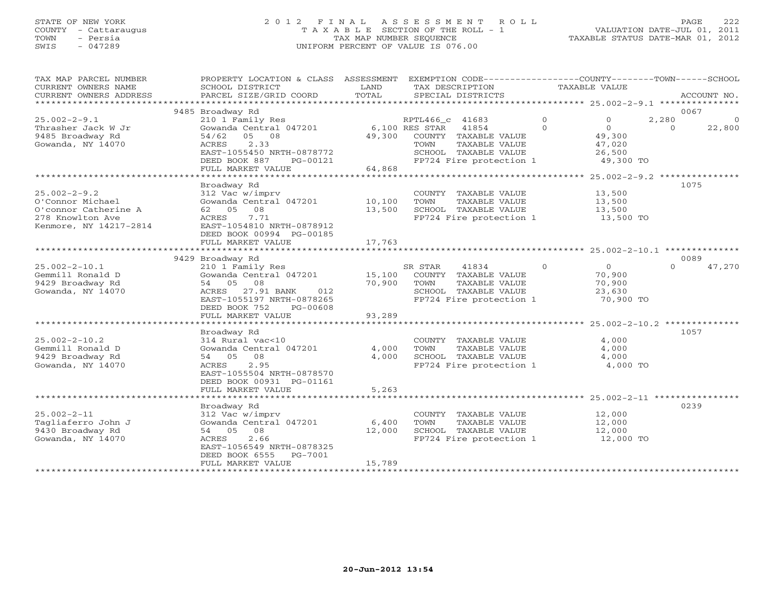STATE OF NEW YORK
COUNTY - Cattaraugus
TOWN - Persia
SWIS - 047289

2012 FINAL ASSESSMENT ROLL
TAXABLE SECTION OF THE ROLL - 1
TAX MAP NUMBER SEQUENCE
UNIFORM PERCENT OF VALUE IS 076.00

VALUATION DATE-JUL 01, 2011
TAXABLE STATUS DATE-MAR 01, 2012

| TAX MAP PARCEL NUMBER / CURRENT OWNERS NAME / CURRENT OWNERS ADDRESS | PROPERTY LOCATION & CLASS / SCHOOL DISTRICT / PARCEL SIZE/GRID COORD | ASSESSMENT LAND / TOTAL | EXEMPTION CODE / TAX DESCRIPTION / SPECIAL DISTRICTS | COUNTY | TOWN | SCHOOL | ACCOUNT NO. |
|---|---|---|---|---|---|---|---|
| 25.002-2-9.1 | 9485 Broadway Rd | | | | | | 0067 |
| Thrasher Jack W Jr | 210 1 Family Res | | RPTL466_c 41683 | 0 | 2,280 | 0 | |
| 9485 Broadway Rd | Gowanda Central 047201 | 6,100 | RES STAR 41854 | 0 | 0 | 22,800 | |
| Gowanda, NY 14070 | 54/62 05 08 | 49,300 | COUNTY TAXABLE VALUE | 49,300 | | | |
| | ACRES 2.33 | | TOWN TAXABLE VALUE | | 47,020 | | |
| | EAST-1055450 NRTH-0878772 | | SCHOOL TAXABLE VALUE | | | 26,500 | |
| | DEED BOOK 887 PG-00121 | | FP724 Fire protection 1 | 49,300 TO | | | |
| | FULL MARKET VALUE | 64,868 | | | | | |
| 25.002-2-9.2 | Broadway Rd | | | | | | 1075 |
| O'Connor Michael | 312 Vac w/imprv | | COUNTY TAXABLE VALUE | 13,500 | | | |
| O'connor Catherine A | Gowanda Central 047201 | 10,100 | TOWN TAXABLE VALUE | | 13,500 | | |
| 278 Knowlton Ave | 62 05 08 | 13,500 | SCHOOL TAXABLE VALUE | | | 13,500 | |
| Kenmore, NY 14217-2814 | ACRES 7.71 | | FP724 Fire protection 1 | 13,500 TO | | | |
| | EAST-1054810 NRTH-0878912 | | | | | | |
| | DEED BOOK 00994 PG-00185 | | | | | | |
| | FULL MARKET VALUE | 17,763 | | | | | |
| 25.002-2-10.1 | 9429 Broadway Rd | | | | | | 0089 |
| Gemmill Ronald D | 210 1 Family Res | | SR STAR 41834 | 0 | 0 | 47,270 | |
| 9429 Broadway Rd | Gowanda Central 047201 | 15,100 | COUNTY TAXABLE VALUE | 70,900 | | | |
| Gowanda, NY 14070 | 54 05 08 | 70,900 | TOWN TAXABLE VALUE | | 70,900 | | |
| | ACRES 27.91 BANK 012 | | SCHOOL TAXABLE VALUE | | | 23,630 | |
| | EAST-1055197 NRTH-0878265 | | FP724 Fire protection 1 | 70,900 TO | | | |
| | DEED BOOK 752 PG-00608 | | | | | | |
| | FULL MARKET VALUE | 93,289 | | | | | |
| 25.002-2-10.2 | Broadway Rd | | | | | | 1057 |
| Gemmill Ronald D | 314 Rural vac<10 | | COUNTY TAXABLE VALUE | 4,000 | | | |
| 9429 Broadway Rd | Gowanda Central 047201 | 4,000 | TOWN TAXABLE VALUE | | 4,000 | | |
| Gowanda, NY 14070 | 54 05 08 | 4,000 | SCHOOL TAXABLE VALUE | | | 4,000 | |
| | ACRES 2.95 | | FP724 Fire protection 1 | 4,000 TO | | | |
| | EAST-1055504 NRTH-0878570 | | | | | | |
| | DEED BOOK 00931 PG-01161 | | | | | | |
| | FULL MARKET VALUE | 5,263 | | | | | |
| 25.002-2-11 | Broadway Rd | | | | | | 0239 |
| Tagliaferro John J | 312 Vac w/imprv | | COUNTY TAXABLE VALUE | 12,000 | | | |
| 9430 Broadway Rd | Gowanda Central 047201 | 6,400 | TOWN TAXABLE VALUE | | 12,000 | | |
| Gowanda, NY 14070 | 54 05 08 | 12,000 | SCHOOL TAXABLE VALUE | | | 12,000 | |
| | ACRES 2.66 | | FP724 Fire protection 1 | 12,000 TO | | | |
| | EAST-1056549 NRTH-0878325 | | | | | | |
| | DEED BOOK 6555 PG-7001 | | | | | | |
| | FULL MARKET VALUE | 15,789 | | | | | |

20-Jun-2012 13:54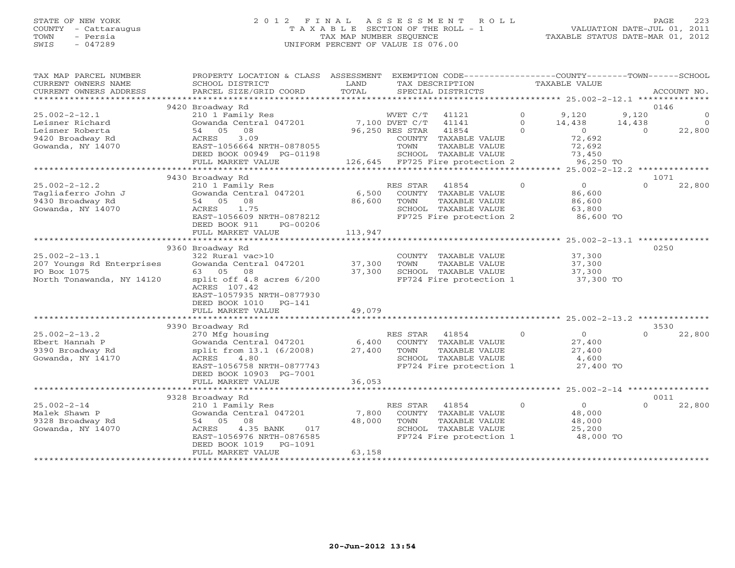STATE OF NEW YORK
COUNTY - Cattaraugus
TOWN - Persia
SWIS - 047289

# 2012 FINAL ASSESSMENT ROLL

TAXABLE SECTION OF THE ROLL - 1
TAX MAP NUMBER SEQUENCE
UNIFORM PERCENT OF VALUE IS 076.00

VALUATION DATE-JUL 01, 2011
TAXABLE STATUS DATE-MAR 01, 2012

| TAX MAP PARCEL NUMBER / CURRENT OWNERS NAME / CURRENT OWNERS ADDRESS | PROPERTY LOCATION & CLASS / SCHOOL DISTRICT / PARCEL SIZE/GRID COORD | ASSESSMENT LAND / TOTAL | EXEMPTION CODE / TAX DESCRIPTION / SPECIAL DISTRICTS | COUNTY TAXABLE VALUE | TOWN | SCHOOL | ACCOUNT NO. |
|---|---|---|---|---|---|---|---|
| 25.002-2-12.1 | 9420 Broadway Rd | | | | | | 0146 |
| Leisner Richard | 210 1 Family Res | | WVET C/T 41121 0 | 9,120 | 9,120 | 0 | |
| Leisner Roberta | Gowanda Central 047201 | 7,100 | DVET C/T 41141 0 | 14,438 | 14,438 | 0 | |
| 9420 Broadway Rd | 54 05 08 | 96,250 | RES STAR 41854 0 | 0 | 0 | 22,800 | |
| Gowanda, NY 14070 | ACRES 3.09 | | COUNTY TAXABLE VALUE | 72,692 | | | |
| | EAST-1056664 NRTH-0878055 | | TOWN TAXABLE VALUE | 72,692 | | | |
| | DEED BOOK 00949 PG-01198 | | SCHOOL TAXABLE VALUE | 73,450 | | | |
| | FULL MARKET VALUE | 126,645 | FP725 Fire protection 2 | 96,250 TO | | | |
| 25.002-2-12.2 | 9430 Broadway Rd | | | | | | 1071 |
| Tagliaferro John J | 210 1 Family Res | | RES STAR 41854 0 | 0 | 0 | 22,800 | |
| 9430 Broadway Rd | Gowanda Central 047201 | 6,500 | COUNTY TAXABLE VALUE | 86,600 | | | |
| Gowanda, NY 14070 | 54 05 08 | 86,600 | TOWN TAXABLE VALUE | 86,600 | | | |
| | ACRES 1.75 | | SCHOOL TAXABLE VALUE | 63,800 | | | |
| | EAST-1056609 NRTH-0878212 | | FP725 Fire protection 2 | 86,600 TO | | | |
| | DEED BOOK 911 PG-00206 | | | | | | |
| | FULL MARKET VALUE | 113,947 | | | | | |
| 25.002-2-13.1 | 9360 Broadway Rd | | | | | | 0250 |
| 207 Youngs Rd Enterprises | 322 Rural vac>10 | | COUNTY TAXABLE VALUE | 37,300 | | | |
| PO Box 1075 | Gowanda Central 047201 | 37,300 | TOWN TAXABLE VALUE | 37,300 | | | |
| North Tonawanda, NY 14120 | 63 05 08 | 37,300 | SCHOOL TAXABLE VALUE | 37,300 | | | |
| | split off 4.8 acres 6/200 | | FP724 Fire protection 1 | 37,300 TO | | | |
| | ACRES 107.42 | | | | | | |
| | EAST-1057935 NRTH-0877930 | | | | | | |
| | DEED BOOK 1010 PG-141 | | | | | | |
| | FULL MARKET VALUE | 49,079 | | | | | |
| 25.002-2-13.2 | 9390 Broadway Rd | | | | | | 3530 |
| Ebert Hannah P | 270 Mfg housing | | RES STAR 41854 0 | 0 | 0 | 22,800 | |
| 9390 Broadway Rd | Gowanda Central 047201 | 6,400 | COUNTY TAXABLE VALUE | 27,400 | | | |
| Gowanda, NY 14170 | split from 13.1 (6/2008) | 27,400 | TOWN TAXABLE VALUE | 27,400 | | | |
| | ACRES 4.80 | | SCHOOL TAXABLE VALUE | 4,600 | | | |
| | EAST-1056758 NRTH-0877743 | | FP724 Fire protection 1 | 27,400 TO | | | |
| | DEED BOOK 10903 PG-7001 | | | | | | |
| | FULL MARKET VALUE | 36,053 | | | | | |
| 25.002-2-14 | 9328 Broadway Rd | | | | | | 0011 |
| Malek Shawn P | 210 1 Family Res | | RES STAR 41854 0 | 0 | 0 | 22,800 | |
| 9328 Broadway Rd | Gowanda Central 047201 | 7,800 | COUNTY TAXABLE VALUE | 48,000 | | | |
| Gowanda, NY 14070 | 54 05 08 | 48,000 | TOWN TAXABLE VALUE | 48,000 | | | |
| | ACRES 4.35 BANK 017 | | SCHOOL TAXABLE VALUE | 25,200 | | | |
| | EAST-1056976 NRTH-0876585 | | FP724 Fire protection 1 | 48,000 TO | | | |
| | DEED BOOK 1019 PG-1091 | | | | | | |
| | FULL MARKET VALUE | 63,158 | | | | | |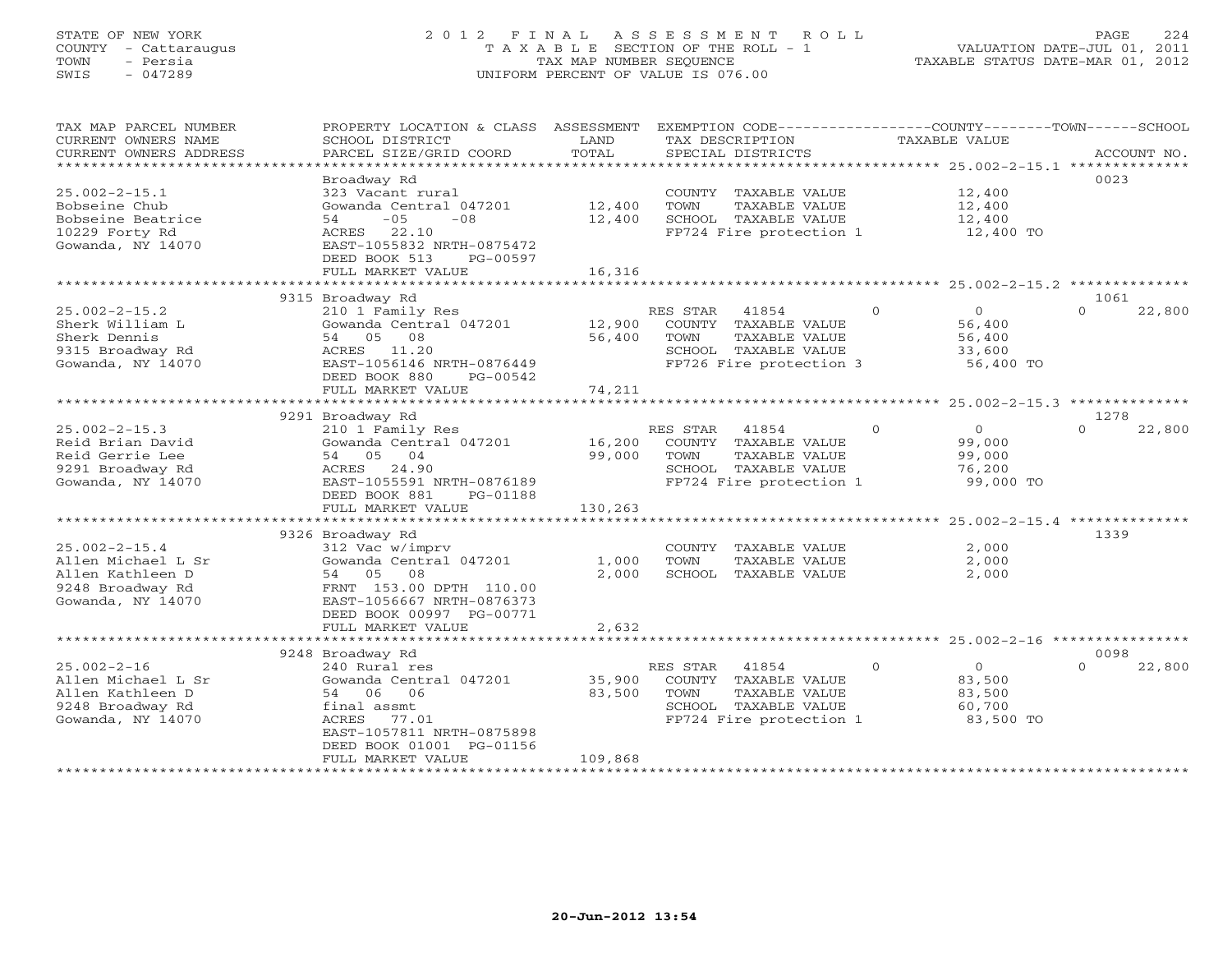STATE OF NEW YORK
COUNTY - Cattaraugus
TOWN - Persia
SWIS - 047289

# 2012 FINAL ASSESSMENT ROLL

TAXABLE SECTION OF THE ROLL - 1
TAX MAP NUMBER SEQUENCE
UNIFORM PERCENT OF VALUE IS 076.00

VALUATION DATE-JUL 01, 2011
TAXABLE STATUS DATE-MAR 01, 2012

| TAX MAP PARCEL NUMBER / CURRENT OWNERS NAME / CURRENT OWNERS ADDRESS | PROPERTY LOCATION & CLASS / SCHOOL DISTRICT / PARCEL SIZE/GRID COORD | ASSESSMENT LAND | TOTAL | EXEMPTION CODE / TAX DESCRIPTION / SPECIAL DISTRICTS | COUNTY | TOWN | SCHOOL TAXABLE VALUE | ACCOUNT NO. |
|---|---|---|---|---|---|---|---|---|
| 25.002-2-15.1 | Broadway Rd | | | | | | | 0023 |
| Bobseine Chub | 323 Vacant rural | | | COUNTY TAXABLE VALUE | 12,400 | | | |
| Bobseine Beatrice | Gowanda Central 047201 | 12,400 | | TOWN TAXABLE VALUE | | 12,400 | | |
| 10229 Forty Rd | 54 -05 -08 | | 12,400 | SCHOOL TAXABLE VALUE | | | 12,400 | |
| Gowanda, NY 14070 | ACRES 22.10 | | | FP724 Fire protection 1 | 12,400 TO | | | |
| | EAST-1055832 NRTH-0875472 | | | | | | | |
| | DEED BOOK 513 PG-00597 | | | | | | | |
| | FULL MARKET VALUE | | 16,316 | | | | | |
| 25.002-2-15.2 | 9315 Broadway Rd | | | | | | | 1061 |
| Sherk William L | 210 1 Family Res | | | RES STAR 41854 | 0 | 0 | 22,800 | |
| Sherk Dennis | Gowanda Central 047201 | 12,900 | | COUNTY TAXABLE VALUE | 56,400 | | | |
| 9315 Broadway Rd | 54 05 08 | | 56,400 | TOWN TAXABLE VALUE | | 56,400 | | |
| Gowanda, NY 14070 | ACRES 11.20 | | | SCHOOL TAXABLE VALUE | | | 33,600 | |
| | EAST-1056146 NRTH-0876449 | | | FP726 Fire protection 3 | 56,400 TO | | | |
| | DEED BOOK 880 PG-00542 | | | | | | | |
| | FULL MARKET VALUE | | 74,211 | | | | | |
| 25.002-2-15.3 | 9291 Broadway Rd | | | | | | | 1278 |
| Reid Brian David | 210 1 Family Res | | | RES STAR 41854 | 0 | 0 | 22,800 | |
| Reid Gerrie Lee | Gowanda Central 047201 | 16,200 | | COUNTY TAXABLE VALUE | 99,000 | | | |
| 9291 Broadway Rd | 54 05 04 | | 99,000 | TOWN TAXABLE VALUE | | 99,000 | | |
| Gowanda, NY 14070 | ACRES 24.90 | | | SCHOOL TAXABLE VALUE | | | 76,200 | |
| | EAST-1055591 NRTH-0876189 | | | FP724 Fire protection 1 | 99,000 TO | | | |
| | DEED BOOK 881 PG-01188 | | | | | | | |
| | FULL MARKET VALUE | | 130,263 | | | | | |
| 25.002-2-15.4 | 9326 Broadway Rd | | | | | | | 1339 |
| Allen Michael L Sr | 312 Vac w/imprv | | | COUNTY TAXABLE VALUE | 2,000 | | | |
| Allen Kathleen D | Gowanda Central 047201 | 1,000 | | TOWN TAXABLE VALUE | | 2,000 | | |
| 9248 Broadway Rd | 54 05 08 | | 2,000 | SCHOOL TAXABLE VALUE | | | 2,000 | |
| Gowanda, NY 14070 | FRNT 153.00 DPTH 110.00 | | | | | | | |
| | EAST-1056667 NRTH-0876373 | | | | | | | |
| | DEED BOOK 00997 PG-00771 | | | | | | | |
| | FULL MARKET VALUE | | 2,632 | | | | | |
| 25.002-2-16 | 9248 Broadway Rd | | | | | | | 0098 |
| Allen Michael L Sr | 240 Rural res | | | RES STAR 41854 | 0 | 0 | 22,800 | |
| Allen Kathleen D | Gowanda Central 047201 | 35,900 | | COUNTY TAXABLE VALUE | 83,500 | | | |
| 9248 Broadway Rd | 54 06 06 | | 83,500 | TOWN TAXABLE VALUE | | 83,500 | | |
| Gowanda, NY 14070 | final assmt | | | SCHOOL TAXABLE VALUE | | | 60,700 | |
| | ACRES 77.01 | | | FP724 Fire protection 1 | 83,500 TO | | | |
| | EAST-1057811 NRTH-0875898 | | | | | | | |
| | DEED BOOK 01001 PG-01156 | | | | | | | |
| | FULL MARKET VALUE | | 109,868 | | | | | |

20-Jun-2012 13:54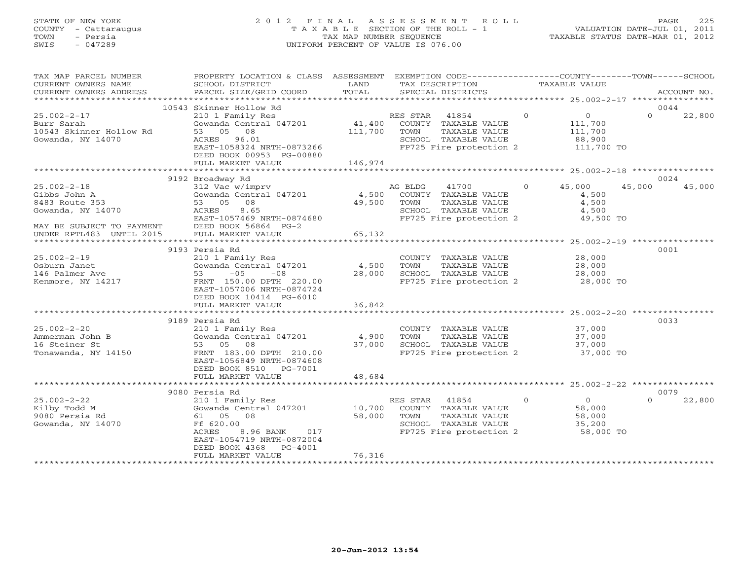STATE OF NEW YORK
COUNTY - Cattaraugus
TOWN - Persia
SWIS - 047289

2012 FINAL ASSESSMENT ROLL
TAXABLE SECTION OF THE ROLL - 1
TAX MAP NUMBER SEQUENCE
UNIFORM PERCENT OF VALUE IS 076.00

VALUATION DATE-JUL 01, 2011
TAXABLE STATUS DATE-MAR 01, 2012

| TAX MAP PARCEL NUMBER / CURRENT OWNERS NAME / CURRENT OWNERS ADDRESS | PROPERTY LOCATION & CLASS / SCHOOL DISTRICT / PARCEL SIZE/GRID COORD | ASSESSMENT LAND / TOTAL | EXEMPTION CODE / TAX DESCRIPTION / SPECIAL DISTRICTS | COUNTY | TOWN | SCHOOL / ACCOUNT NO. |
|---|---|---|---|---|---|---|
| | 10543 Skinner Hollow Rd | | | | | 0044 |
| 25.002-2-17 | 210 1 Family Res | | RES STAR 41854 | 0 | 0 | 22,800 |
| Burr Sarah | Gowanda Central 047201 | 41,400 | COUNTY TAXABLE VALUE | 111,700 | | |
| 10543 Skinner Hollow Rd | 53 05 08 | 111,700 | TOWN TAXABLE VALUE | | 111,700 | |
| Gowanda, NY 14070 | ACRES 96.01 | | SCHOOL TAXABLE VALUE | | | 88,900 |
| | EAST-1058324 NRTH-0873266 | | FP725 Fire protection 2 | 111,700 TO | | |
| | DEED BOOK 00953 PG-00880 | | | | | |
| | FULL MARKET VALUE | 146,974 | | | | |
| | 9192 Broadway Rd | | | | | 0024 |
| 25.002-2-18 | 312 Vac w/imprv | | AG BLDG 41700 | 45,000 | 45,000 | 45,000 |
| Gibbs John A | Gowanda Central 047201 | 4,500 | COUNTY TAXABLE VALUE | 4,500 | | |
| 8483 Route 353 | 53 05 08 | 49,500 | TOWN TAXABLE VALUE | | 4,500 | |
| Gowanda, NY 14070 | ACRES 8.65 | | SCHOOL TAXABLE VALUE | | | 4,500 |
| | EAST-1057469 NRTH-0874680 | | FP725 Fire protection 2 | 49,500 TO | | |
| MAY BE SUBJECT TO PAYMENT | DEED BOOK 56864 PG-2 | | | | | |
| UNDER RPTL483 UNTIL 2015 | FULL MARKET VALUE | 65,132 | | | | |
| | 9193 Persia Rd | | | | | 0001 |
| 25.002-2-19 | 210 1 Family Res | | COUNTY TAXABLE VALUE | 28,000 | | |
| Osburn Janet | Gowanda Central 047201 | 4,500 | TOWN TAXABLE VALUE | | 28,000 | |
| 146 Palmer Ave | 53 -05 -08 | 28,000 | SCHOOL TAXABLE VALUE | | | 28,000 |
| Kenmore, NY 14217 | FRNT 150.00 DPTH 220.00 | | FP725 Fire protection 2 | 28,000 TO | | |
| | EAST-1057006 NRTH-0874724 | | | | | |
| | DEED BOOK 10414 PG-6010 | | | | | |
| | FULL MARKET VALUE | 36,842 | | | | |
| | 9189 Persia Rd | | | | | 0033 |
| 25.002-2-20 | 210 1 Family Res | | COUNTY TAXABLE VALUE | 37,000 | | |
| Ammerman John B | Gowanda Central 047201 | 4,900 | TOWN TAXABLE VALUE | | 37,000 | |
| 16 Steiner St | 53 05 08 | 37,000 | SCHOOL TAXABLE VALUE | | | 37,000 |
| Tonawanda, NY 14150 | FRNT 183.00 DPTH 210.00 | | FP725 Fire protection 2 | 37,000 TO | | |
| | EAST-1056849 NRTH-0874608 | | | | | |
| | DEED BOOK 8510 PG-7001 | | | | | |
| | FULL MARKET VALUE | 48,684 | | | | |
| | 9080 Persia Rd | | | | | 0079 |
| 25.002-2-22 | 210 1 Family Res | | RES STAR 41854 | 0 | 0 | 22,800 |
| Kilby Todd M | Gowanda Central 047201 | 10,700 | COUNTY TAXABLE VALUE | 58,000 | | |
| 9080 Persia Rd | 61 05 08 | 58,000 | TOWN TAXABLE VALUE | | 58,000 | |
| Gowanda, NY 14070 | Ff 620.00 | | SCHOOL TAXABLE VALUE | | | 35,200 |
| | ACRES 8.96 BANK 017 | | FP725 Fire protection 2 | 58,000 TO | | |
| | EAST-1054719 NRTH-0872004 | | | | | |
| | DEED BOOK 4368 PG-4001 | | | | | |
| | FULL MARKET VALUE | 76,316 | | | | |

20-Jun-2012 13:54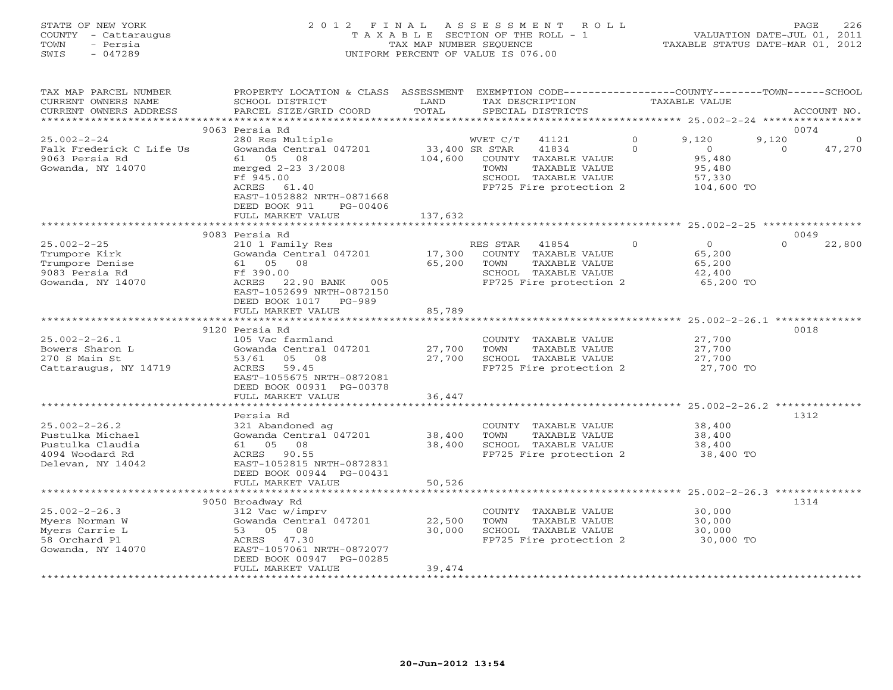STATE OF NEW YORK
COUNTY - Cattaraugus
TOWN - Persia
SWIS - 047289

2012 FINAL ASSESSMENT ROLL
TAXABLE SECTION OF THE ROLL - 1
TAX MAP NUMBER SEQUENCE
UNIFORM PERCENT OF VALUE IS 076.00

VALUATION DATE-JUL 01, 2011
TAXABLE STATUS DATE-MAR 01, 2012

| TAX MAP PARCEL NUMBER / CURRENT OWNERS NAME / CURRENT OWNERS ADDRESS | PROPERTY LOCATION & CLASS / SCHOOL DISTRICT / PARCEL SIZE/GRID COORD | ASSESSMENT LAND / TOTAL | EXEMPTION CODE / TAX DESCRIPTION / SPECIAL DISTRICTS | COUNTY | TOWN | SCHOOL | ACCOUNT NO. |
|---|---|---|---|---|---|---|---|
| **25.002-2-24** | 9063 Persia Rd | | | | | | 0074 |
| Falk Frederick C Life Us | 280 Res Multiple | | WVET C/T 41121 0 | 9,120 | 9,120 | 0 | |
| 9063 Persia Rd | Gowanda Central 047201 | 33,400 | SR STAR 41834 0 | 0 | 0 | 47,270 | |
| Gowanda, NY 14070 | 61 05 08 | 104,600 | COUNTY TAXABLE VALUE | 95,480 | | | |
| | merged 2-23 3/2008 | | TOWN TAXABLE VALUE | | 95,480 | | |
| | Ff 945.00 | | SCHOOL TAXABLE VALUE | | | 57,330 | |
| | ACRES 61.40 | | FP725 Fire protection 2 | 104,600 TO | | | |
| | EAST-1052882 NRTH-0871668 | | | | | | |
| | DEED BOOK 911 PG-00406 | | | | | | |
| | FULL MARKET VALUE | 137,632 | | | | | |
| **25.002-2-25** | 9083 Persia Rd | | | | | | 0049 |
| Trumpore Kirk | 210 1 Family Res | | RES STAR 41854 0 | 0 | 0 | 22,800 | |
| Trumpore Denise | Gowanda Central 047201 | 17,300 | COUNTY TAXABLE VALUE | 65,200 | | | |
| 9083 Persia Rd | 61 05 08 | 65,200 | TOWN TAXABLE VALUE | | 65,200 | | |
| Gowanda, NY 14070 | Ff 390.00 | | SCHOOL TAXABLE VALUE | | | 42,400 | |
| | ACRES 22.90 BANK 005 | | FP725 Fire protection 2 | 65,200 TO | | | |
| | EAST-1052699 NRTH-0872150 | | | | | | |
| | DEED BOOK 1017 PG-989 | | | | | | |
| | FULL MARKET VALUE | 85,789 | | | | | |
| **25.002-2-26.1** | 9120 Persia Rd | | | | | | 0018 |
| Bowers Sharon L | 105 Vac farmland | | COUNTY TAXABLE VALUE | 27,700 | | | |
| 270 S Main St | Gowanda Central 047201 | 27,700 | TOWN TAXABLE VALUE | | 27,700 | | |
| Cattaraugus, NY 14719 | 53/61 05 08 | 27,700 | SCHOOL TAXABLE VALUE | | | 27,700 | |
| | ACRES 59.45 | | FP725 Fire protection 2 | 27,700 TO | | | |
| | EAST-1055675 NRTH-0872081 | | | | | | |
| | DEED BOOK 00931 PG-00378 | | | | | | |
| | FULL MARKET VALUE | 36,447 | | | | | |
| **25.002-2-26.2** | Persia Rd | | | | | | 1312 |
| Pustulka Michael | 321 Abandoned ag | | COUNTY TAXABLE VALUE | 38,400 | | | |
| Pustulka Claudia | Gowanda Central 047201 | 38,400 | TOWN TAXABLE VALUE | | 38,400 | | |
| 4094 Woodard Rd | 61 05 08 | 38,400 | SCHOOL TAXABLE VALUE | | | 38,400 | |
| Delevan, NY 14042 | ACRES 90.55 | | FP725 Fire protection 2 | 38,400 TO | | | |
| | EAST-1052815 NRTH-0872831 | | | | | | |
| | DEED BOOK 00944 PG-00431 | | | | | | |
| | FULL MARKET VALUE | 50,526 | | | | | |
| **25.002-2-26.3** | 9050 Broadway Rd | | | | | | 1314 |
| Myers Norman W | 312 Vac w/imprv | | COUNTY TAXABLE VALUE | 30,000 | | | |
| Myers Carrie L | Gowanda Central 047201 | 22,500 | TOWN TAXABLE VALUE | | 30,000 | | |
| 58 Orchard Pl | 53 05 08 | 30,000 | SCHOOL TAXABLE VALUE | | | 30,000 | |
| Gowanda, NY 14070 | ACRES 47.30 | | FP725 Fire protection 2 | 30,000 TO | | | |
| | EAST-1057061 NRTH-0872077 | | | | | | |
| | DEED BOOK 00947 PG-00285 | | | | | | |
| | FULL MARKET VALUE | 39,474 | | | | | |

20-Jun-2012 13:54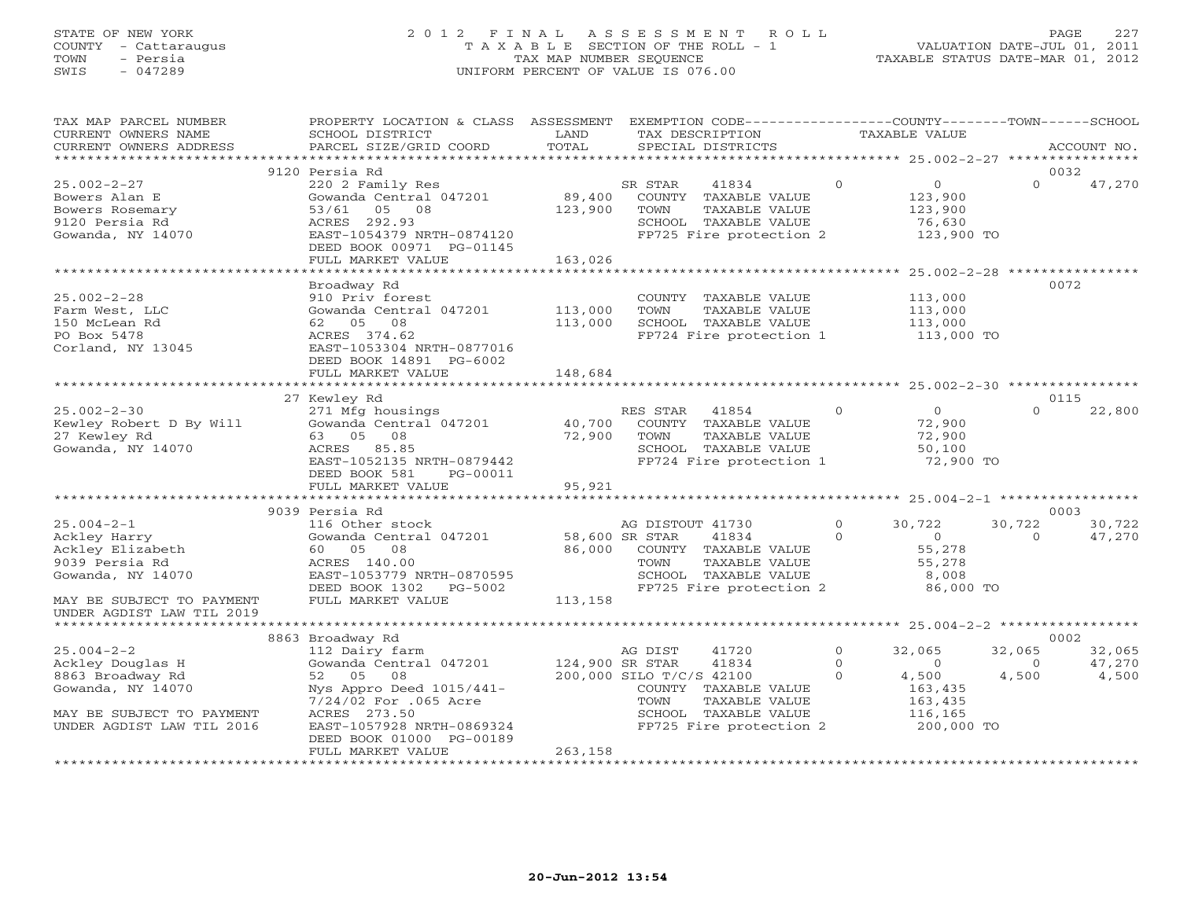STATE OF NEW YORK
COUNTY - Cattaraugus
TOWN - Persia
SWIS - 047289

# 2012 FINAL ASSESSMENT ROLL
TAXABLE SECTION OF THE ROLL - 1
TAX MAP NUMBER SEQUENCE
UNIFORM PERCENT OF VALUE IS 076.00

VALUATION DATE-JUL 01, 2011
TAXABLE STATUS DATE-MAR 01, 2012

| TAX MAP PARCEL NUMBER / CURRENT OWNERS NAME / CURRENT OWNERS ADDRESS | PROPERTY LOCATION & CLASS / SCHOOL DISTRICT / PARCEL SIZE/GRID COORD | ASSESSMENT LAND / TOTAL | EXEMPTION CODE / TAX DESCRIPTION / SPECIAL DISTRICTS | COUNTY TAXABLE VALUE | TOWN | SCHOOL / ACCOUNT NO. |
|---|---|---|---|---|---|---|
| 9120 Persia Rd | | | | | | 0032 |
| 25.002-2-27 | 220 2 Family Res | | SR STAR 41834 0 | 0 | 0 | 47,270 |
| Bowers Alan E | Gowanda Central 047201 | 89,400 | COUNTY TAXABLE VALUE | 123,900 | | |
| Bowers Rosemary | 53/61 05 08 | 123,900 | TOWN TAXABLE VALUE | 123,900 | | |
| 9120 Persia Rd | ACRES 292.93 | | SCHOOL TAXABLE VALUE | 76,630 | | |
| Gowanda, NY 14070 | EAST-1054379 NRTH-0874120 | | FP725 Fire protection 2 | 123,900 TO | | |
| | DEED BOOK 00971 PG-01145 | | | | | |
| | FULL MARKET VALUE | 163,026 | | | | |
| Broadway Rd | | | | | | 0072 |
| 25.002-2-28 | 910 Priv forest | | COUNTY TAXABLE VALUE | 113,000 | | |
| Farm West, LLC | Gowanda Central 047201 | 113,000 | TOWN TAXABLE VALUE | 113,000 | | |
| 150 McLean Rd | 62 05 08 | 113,000 | SCHOOL TAXABLE VALUE | 113,000 | | |
| PO Box 5478 | ACRES 374.62 | | FP724 Fire protection 1 | 113,000 TO | | |
| Corland, NY 13045 | EAST-1053304 NRTH-0877016 | | | | | |
| | DEED BOOK 14891 PG-6002 | | | | | |
| | FULL MARKET VALUE | 148,684 | | | | |
| 27 Kewley Rd | | | | | | 0115 |
| 25.002-2-30 | 271 Mfg housings | | RES STAR 41854 0 | 0 | 0 | 22,800 |
| Kewley Robert D By Will | Gowanda Central 047201 | 40,700 | COUNTY TAXABLE VALUE | 72,900 | | |
| 27 Kewley Rd | 63 05 08 | 72,900 | TOWN TAXABLE VALUE | 72,900 | | |
| Gowanda, NY 14070 | ACRES 85.85 | | SCHOOL TAXABLE VALUE | 50,100 | | |
| | EAST-1052135 NRTH-0879442 | | FP724 Fire protection 1 | 72,900 TO | | |
| | DEED BOOK 581 PG-00011 | | | | | |
| | FULL MARKET VALUE | 95,921 | | | | |
| 9039 Persia Rd | | | | | | 0003 |
| 25.004-2-1 | 116 Other stock | | AG DISTOUT 41730 0 | 30,722 | 30,722 | 30,722 |
| Ackley Harry | Gowanda Central 047201 | 58,600 | SR STAR 41834 0 | 0 | 0 | 47,270 |
| Ackley Elizabeth | 60 05 08 | 86,000 | COUNTY TAXABLE VALUE | 55,278 | | |
| 9039 Persia Rd | ACRES 140.00 | | TOWN TAXABLE VALUE | 55,278 | | |
| Gowanda, NY 14070 | EAST-1053779 NRTH-0870595 | | SCHOOL TAXABLE VALUE | 8,008 | | |
| | DEED BOOK 1302 PG-5002 | | FP725 Fire protection 2 | 86,000 TO | | |
| MAY BE SUBJECT TO PAYMENT | FULL MARKET VALUE | 113,158 | | | | |
| UNDER AGDIST LAW TIL 2019 | | | | | | |
| 8863 Broadway Rd | | | | | | 0002 |
| 25.004-2-2 | 112 Dairy farm | | AG DIST 41720 0 | 32,065 | 32,065 | 32,065 |
| Ackley Douglas H | Gowanda Central 047201 | 124,900 | SR STAR 41834 0 | 0 | 0 | 47,270 |
| 8863 Broadway Rd | 52 05 08 | 200,000 | SILO T/C/S 42100 0 | 4,500 | 4,500 | 4,500 |
| Gowanda, NY 14070 | Nys Appro Deed 1015/441- | | COUNTY TAXABLE VALUE | 163,435 | | |
| | 7/24/02 For .065 Acre | | TOWN TAXABLE VALUE | 163,435 | | |
| MAY BE SUBJECT TO PAYMENT | ACRES 273.50 | | SCHOOL TAXABLE VALUE | 116,165 | | |
| UNDER AGDIST LAW TIL 2016 | EAST-1057928 NRTH-0869324 | | FP725 Fire protection 2 | 200,000 TO | | |
| | DEED BOOK 01000 PG-00189 | | | | | |
| | FULL MARKET VALUE | 263,158 | | | | |

20-Jun-2012 13:54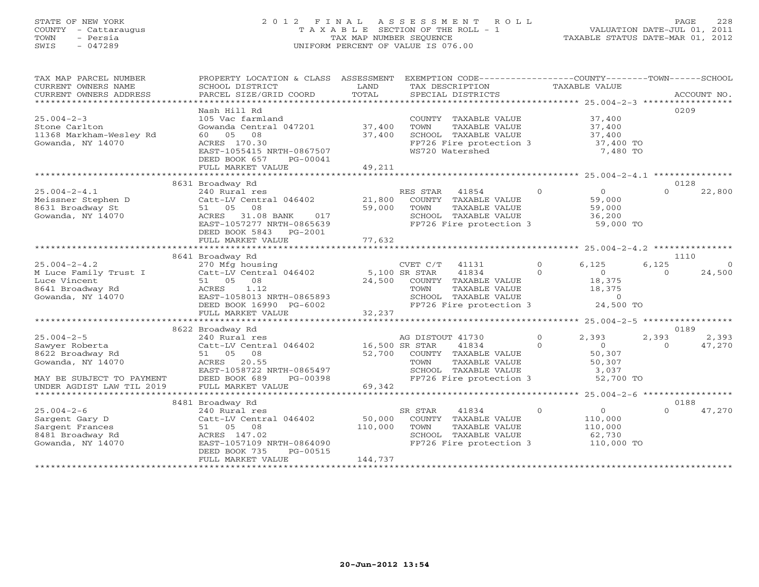STATE OF NEW YORK
COUNTY - Cattaraugus
TOWN - Persia
SWIS - 047289

# 2012 FINAL ASSESSMENT ROLL

TAXABLE SECTION OF THE ROLL - 1
TAX MAP NUMBER SEQUENCE
UNIFORM PERCENT OF VALUE IS 076.00

VALUATION DATE-JUL 01, 2011
TAXABLE STATUS DATE-MAR 01, 2012

| TAX MAP PARCEL NUMBER / CURRENT OWNERS NAME / CURRENT OWNERS ADDRESS | PROPERTY LOCATION & CLASS / SCHOOL DISTRICT / PARCEL SIZE/GRID COORD | ASSESSMENT LAND / TOTAL | EXEMPTION CODE / TAX DESCRIPTION / SPECIAL DISTRICTS | COUNTY TAXABLE VALUE | TOWN | SCHOOL / ACCOUNT NO. |
|---|---|---|---|---|---|---|
| 25.004-2-3 | Nash Hill Rd | | | | | 0209 |
| 25.004-2-3 | 105 Vac farmland | | COUNTY TAXABLE VALUE | 37,400 | | |
| Stone Carlton | Gowanda Central 047201 | 37,400 | TOWN TAXABLE VALUE | 37,400 | | |
| 11368 Markham-Wesley Rd | 60 05 08 | 37,400 | SCHOOL TAXABLE VALUE | 37,400 | | |
| Gowanda, NY 14070 | ACRES 170.30 | | FP726 Fire protection 3 | 37,400 TO | | |
| | EAST-1055415 NRTH-0867507 | | WS720 Watershed | 7,480 TO | | |
| | DEED BOOK 657 PG-00041 | | | | | |
| | FULL MARKET VALUE | 49,211 | | | | |
| 25.004-2-4.1 | 8631 Broadway Rd | | | | | 0128 |
| 25.004-2-4.1 | 240 Rural res | | RES STAR 41854 0 | 0 | 0 | 22,800 |
| Meissner Stephen D | Catt-LV Central 046402 | 21,800 | COUNTY TAXABLE VALUE | 59,000 | | |
| 8631 Broadway St | 51 05 08 | 59,000 | TOWN TAXABLE VALUE | 59,000 | | |
| Gowanda, NY 14070 | ACRES 31.08 BANK 017 | | SCHOOL TAXABLE VALUE | 36,200 | | |
| | EAST-1057277 NRTH-0865639 | | FP726 Fire protection 3 | 59,000 TO | | |
| | DEED BOOK 5843 PG-2001 | | | | | |
| | FULL MARKET VALUE | 77,632 | | | | |
| 25.004-2-4.2 | 8641 Broadway Rd | | | | | 1110 |
| 25.004-2-4.2 | 270 Mfg housing | | CVET C/T 41131 0 | 6,125 | 6,125 | 0 |
| M Luce Family Trust I | Catt-LV Central 046402 | 5,100 | SR STAR 41834 0 | 0 | 0 | 24,500 |
| Luce Vincent | 51 05 08 | 24,500 | COUNTY TAXABLE VALUE | 18,375 | | |
| 8641 Broadway Rd | ACRES 1.12 | | TOWN TAXABLE VALUE | 18,375 | | |
| Gowanda, NY 14070 | EAST-1058013 NRTH-0865893 | | SCHOOL TAXABLE VALUE | 0 | | |
| | DEED BOOK 16990 PG-6002 | | FP726 Fire protection 3 | 24,500 TO | | |
| | FULL MARKET VALUE | 32,237 | | | | |
| 25.004-2-5 | 8622 Broadway Rd | | | | | 0189 |
| 25.004-2-5 | 240 Rural res | | AG DISTOUT 41730 0 | 2,393 | 2,393 | 2,393 |
| Sawyer Roberta | Catt-LV Central 046402 | 16,500 | SR STAR 41834 0 | 0 | 0 | 47,270 |
| 8622 Broadway Rd | 51 05 08 | 52,700 | COUNTY TAXABLE VALUE | 50,307 | | |
| Gowanda, NY 14070 | ACRES 20.55 | | TOWN TAXABLE VALUE | 50,307 | | |
| | EAST-1058722 NRTH-0865497 | | SCHOOL TAXABLE VALUE | 3,037 | | |
| MAY BE SUBJECT TO PAYMENT | DEED BOOK 689 PG-00398 | | FP726 Fire protection 3 | 52,700 TO | | |
| UNDER AGDIST LAW TIL 2019 | FULL MARKET VALUE | 69,342 | | | | |
| 25.004-2-6 | 8481 Broadway Rd | | | | | 0188 |
| 25.004-2-6 | 240 Rural res | | SR STAR 41834 0 | 0 | 0 | 47,270 |
| Sargent Gary D | Catt-LV Central 046402 | 50,000 | COUNTY TAXABLE VALUE | 110,000 | | |
| Sargent Frances | 51 05 08 | 110,000 | TOWN TAXABLE VALUE | 110,000 | | |
| 8481 Broadway Rd | ACRES 147.02 | | SCHOOL TAXABLE VALUE | 62,730 | | |
| Gowanda, NY 14070 | EAST-1057109 NRTH-0864090 | | FP726 Fire protection 3 | 110,000 TO | | |
| | DEED BOOK 735 PG-00515 | | | | | |
| | FULL MARKET VALUE | 144,737 | | | | |

20-Jun-2012 13:54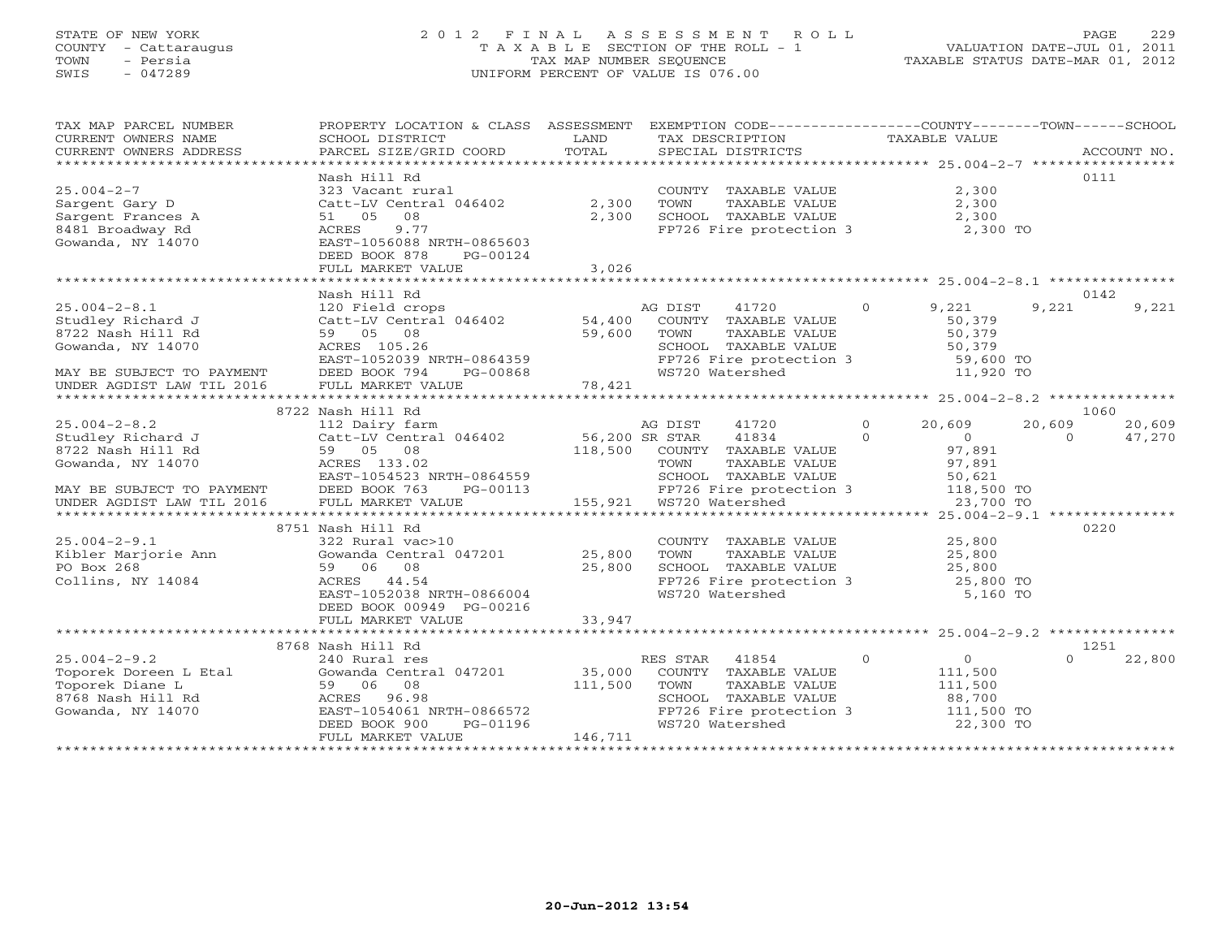STATE OF NEW YORK
COUNTY - Cattaraugus
TOWN - Persia
SWIS - 047289

2 0 1 2 F I N A L A S S E S S M E N T R O L L
T A X A B L E SECTION OF THE ROLL - 1
TAX MAP NUMBER SEQUENCE
UNIFORM PERCENT OF VALUE IS 076.00

VALUATION DATE-JUL 01, 2011
TAXABLE STATUS DATE-MAR 01, 2012

```
TAX MAP PARCEL NUMBER          PROPERTY LOCATION & CLASS  ASSESSMENT  EXEMPTION CODE-----------------COUNTY--------TOWN------SCHOOL
CURRENT OWNERS NAME            SCHOOL DISTRICT              LAND      TAX DESCRIPTION              TAXABLE VALUE
CURRENT OWNERS ADDRESS         PARCEL SIZE/GRID COORD       TOTAL     SPECIAL DISTRICTS                                     ACCOUNT NO.
******************************************************************************************************* 25.004-2-7 *****************
                               Nash Hill Rd                                                                                 0111
25.004-2-7                     323 Vacant rural                       COUNTY  TAXABLE VALUE              2,300
Sargent Gary D                 Catt-LV Central 046402       2,300     TOWN    TAXABLE VALUE              2,300
Sargent Frances A              51  05  08                   2,300     SCHOOL  TAXABLE VALUE              2,300
8481 Broadway Rd               ACRES    9.77                          FP726 Fire protection 3            2,300 TO
Gowanda, NY 14070              EAST-1056088 NRTH-0865603
                               DEED BOOK 878     PG-00124
                               FULL MARKET VALUE            3,026
******************************************************************************************************* 25.004-2-8.1 ***************
                               Nash Hill Rd                                                                                 0142
25.004-2-8.1                   120 Field crops                        AG DIST      41720       0        9,221        9,221       9,221
Studley Richard J              Catt-LV Central 046402      54,400     COUNTY  TAXABLE VALUE             50,379
8722 Nash Hill Rd              59  05  08                  59,600     TOWN    TAXABLE VALUE             50,379
Gowanda, NY 14070              ACRES  105.26                          SCHOOL  TAXABLE VALUE             50,379
                               EAST-1052039 NRTH-0864359              FP726 Fire protection 3           59,600 TO
MAY BE SUBJECT TO PAYMENT      DEED BOOK 794     PG-00868             WS720 Watershed                   11,920 TO
UNDER AGDIST LAW TIL 2016      FULL MARKET VALUE           78,421
******************************************************************************************************* 25.004-2-8.2 ***************
                            8722 Nash Hill Rd                                                                               1060
25.004-2-8.2                   112 Dairy farm                         AG DIST      41720       0       20,609       20,609      20,609
Studley Richard J              Catt-LV Central 046402      56,200 SR STAR      41834       0            0            0      47,270
8722 Nash Hill Rd              59  05  08                 118,500     COUNTY  TAXABLE VALUE             97,891
Gowanda, NY 14070              ACRES  133.02                          TOWN    TAXABLE VALUE             97,891
                               EAST-1054523 NRTH-0864559              SCHOOL  TAXABLE VALUE             50,621
MAY BE SUBJECT TO PAYMENT      DEED BOOK 763     PG-00113             FP726 Fire protection 3          118,500 TO
UNDER AGDIST LAW TIL 2016      FULL MARKET VALUE          155,921     WS720 Watershed                   23,700 TO
******************************************************************************************************* 25.004-2-9.1 ***************
                            8751 Nash Hill Rd                                                                               0220
25.004-2-9.1                   322 Rural vac>10                       COUNTY  TAXABLE VALUE             25,800
Kibler Marjorie Ann            Gowanda Central 047201      25,800     TOWN    TAXABLE VALUE             25,800
PO Box 268                     59  06  08                  25,800     SCHOOL  TAXABLE VALUE             25,800
Collins, NY 14084              ACRES   44.54                          FP726 Fire protection 3           25,800 TO
                               EAST-1052038 NRTH-0866004              WS720 Watershed                    5,160 TO
                               DEED BOOK 00949 PG-00216
                               FULL MARKET VALUE           33,947
******************************************************************************************************* 25.004-2-9.2 ***************
                            8768 Nash Hill Rd                                                                               1251
25.004-2-9.2                   240 Rural res                          RES STAR     41854       0            0            0      22,800
Toporek Doreen L Etal          Gowanda Central 047201      35,000     COUNTY  TAXABLE VALUE            111,500
Toporek Diane L                59  06  08                 111,500     TOWN    TAXABLE VALUE            111,500
8768 Nash Hill Rd              ACRES   96.98                          SCHOOL  TAXABLE VALUE             88,700
Gowanda, NY 14070              EAST-1054061 NRTH-0866572              FP726 Fire protection 3          111,500 TO
                               DEED BOOK 900     PG-01196             WS720 Watershed                   22,300 TO
                               FULL MARKET VALUE          146,711
************************************************************************************************************************************
```

20-Jun-2012 13:54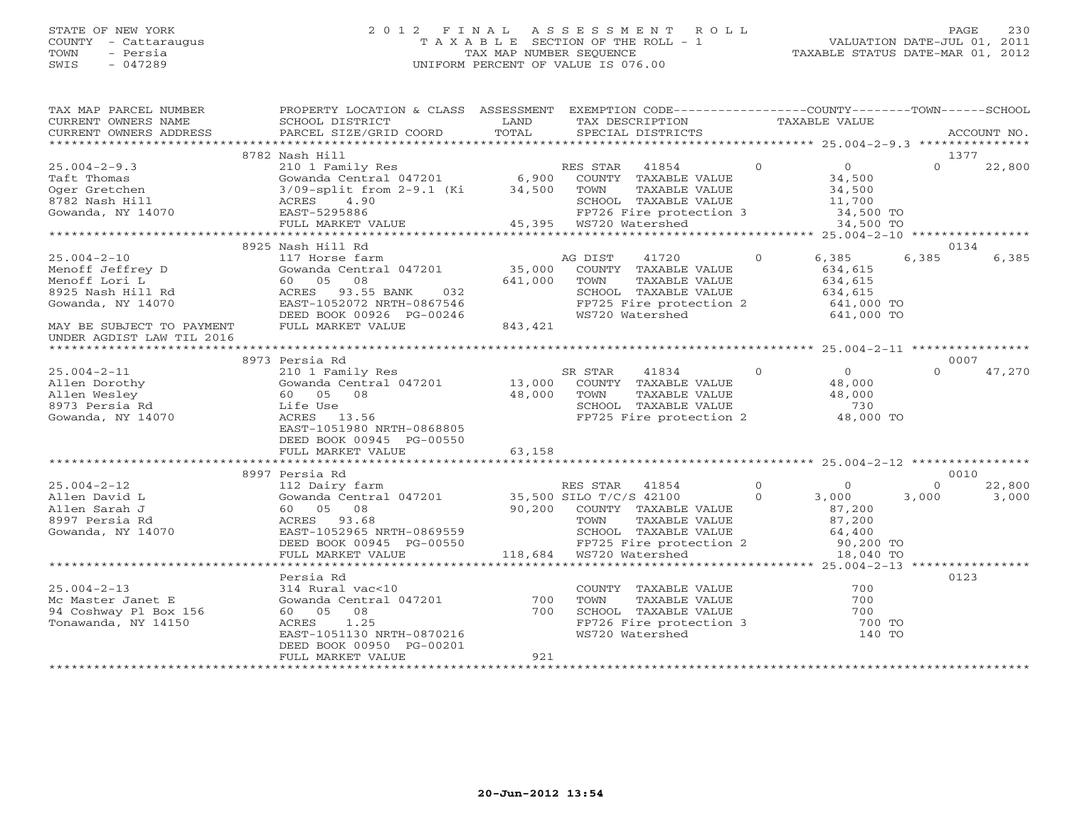STATE OF NEW YORK — 2012 FINAL ASSESSMENT ROLL
COUNTY - Cattaraugus — TAXABLE SECTION OF THE ROLL - 1 — VALUATION DATE-JUL 01, 2011
TOWN - Persia — TAX MAP NUMBER SEQUENCE — TAXABLE STATUS DATE-MAR 01, 2012
SWIS - 047289 — UNIFORM PERCENT OF VALUE IS 076.00

| TAX MAP PARCEL NUMBER / CURRENT OWNERS NAME / CURRENT OWNERS ADDRESS | PROPERTY LOCATION & CLASS / SCHOOL DISTRICT / PARCEL SIZE/GRID COORD | ASSESSMENT LAND / TOTAL | EXEMPTION CODE / TAX DESCRIPTION / SPECIAL DISTRICTS | COUNTY TAXABLE VALUE | TOWN | SCHOOL | ACCOUNT NO. |
|---|---|---|---|---|---|---|---|
| | 8782 Nash Hill | | | | | | 1377 |
| 25.004-2-9.3 | 210 1 Family Res | | RES STAR 41854 0 | 0 | 0 | 22,800 | |
| Taft Thomas | Gowanda Central 047201 | 6,900 | COUNTY TAXABLE VALUE | 34,500 | | | |
| Oger Gretchen | 3/09-split from 2-9.1 (Ki | 34,500 | TOWN TAXABLE VALUE | 34,500 | | | |
| 8782 Nash Hill | ACRES 4.90 | | SCHOOL TAXABLE VALUE | 11,700 | | | |
| Gowanda, NY 14070 | EAST-5295886 | | FP726 Fire protection 3 | 34,500 TO | | | |
| | FULL MARKET VALUE | 45,395 | WS720 Watershed | 34,500 TO | | | |
| | 8925 Nash Hill Rd | | | | | | 0134 |
| 25.004-2-10 | 117 Horse farm | | AG DIST 41720 0 | 6,385 | 6,385 | 6,385 | |
| Menoff Jeffrey D | Gowanda Central 047201 | 35,000 | COUNTY TAXABLE VALUE | 634,615 | | | |
| Menoff Lori L | 60 05 08 | 641,000 | TOWN TAXABLE VALUE | 634,615 | | | |
| 8925 Nash Hill Rd | ACRES 93.55 BANK 032 | | SCHOOL TAXABLE VALUE | 634,615 | | | |
| Gowanda, NY 14070 | EAST-1052072 NRTH-0867546 | | FP725 Fire protection 2 | 641,000 TO | | | |
| | DEED BOOK 00926 PG-00246 | | WS720 Watershed | 641,000 TO | | | |
| MAY BE SUBJECT TO PAYMENT UNDER AGDIST LAW TIL 2016 | FULL MARKET VALUE | 843,421 | | | | | |
| | 8973 Persia Rd | | | | | | 0007 |
| 25.004-2-11 | 210 1 Family Res | | SR STAR 41834 0 | 0 | 0 | 47,270 | |
| Allen Dorothy | Gowanda Central 047201 | 13,000 | COUNTY TAXABLE VALUE | 48,000 | | | |
| Allen Wesley | 60 05 08 | 48,000 | TOWN TAXABLE VALUE | 48,000 | | | |
| 8973 Persia Rd | Life Use | | SCHOOL TAXABLE VALUE | 730 | | | |
| Gowanda, NY 14070 | ACRES 13.56 | | FP725 Fire protection 2 | 48,000 TO | | | |
| | EAST-1051980 NRTH-0868805 | | | | | | |
| | DEED BOOK 00945 PG-00550 | | | | | | |
| | FULL MARKET VALUE | 63,158 | | | | | |
| | 8997 Persia Rd | | | | | | 0010 |
| 25.004-2-12 | 112 Dairy farm | | RES STAR 41854 0 | 0 | 0 | 22,800 | |
| Allen David L | Gowanda Central 047201 | 35,500 | SILO T/C/S 42100 0 | 3,000 | 3,000 | 3,000 | |
| Allen Sarah J | 60 05 08 | 90,200 | COUNTY TAXABLE VALUE | 87,200 | | | |
| 8997 Persia Rd | ACRES 93.68 | | TOWN TAXABLE VALUE | 87,200 | | | |
| Gowanda, NY 14070 | EAST-1052965 NRTH-0869559 | | SCHOOL TAXABLE VALUE | 64,400 | | | |
| | DEED BOOK 00945 PG-00550 | | FP725 Fire protection 2 | 90,200 TO | | | |
| | FULL MARKET VALUE | 118,684 | WS720 Watershed | 18,040 TO | | | |
| | Persia Rd | | | | | | 0123 |
| 25.004-2-13 | 314 Rural vac<10 | | COUNTY TAXABLE VALUE | 700 | | | |
| Mc Master Janet E | Gowanda Central 047201 | 700 | TOWN TAXABLE VALUE | 700 | | | |
| 94 Coshway Pl Box 156 | 60 05 08 | 700 | SCHOOL TAXABLE VALUE | 700 | | | |
| Tonawanda, NY 14150 | ACRES 1.25 | | FP726 Fire protection 3 | 700 TO | | | |
| | EAST-1051130 NRTH-0870216 | | WS720 Watershed | 140 TO | | | |
| | DEED BOOK 00950 PG-00201 | | | | | | |
| | FULL MARKET VALUE | 921 | | | | | |

20-Jun-2012 13:54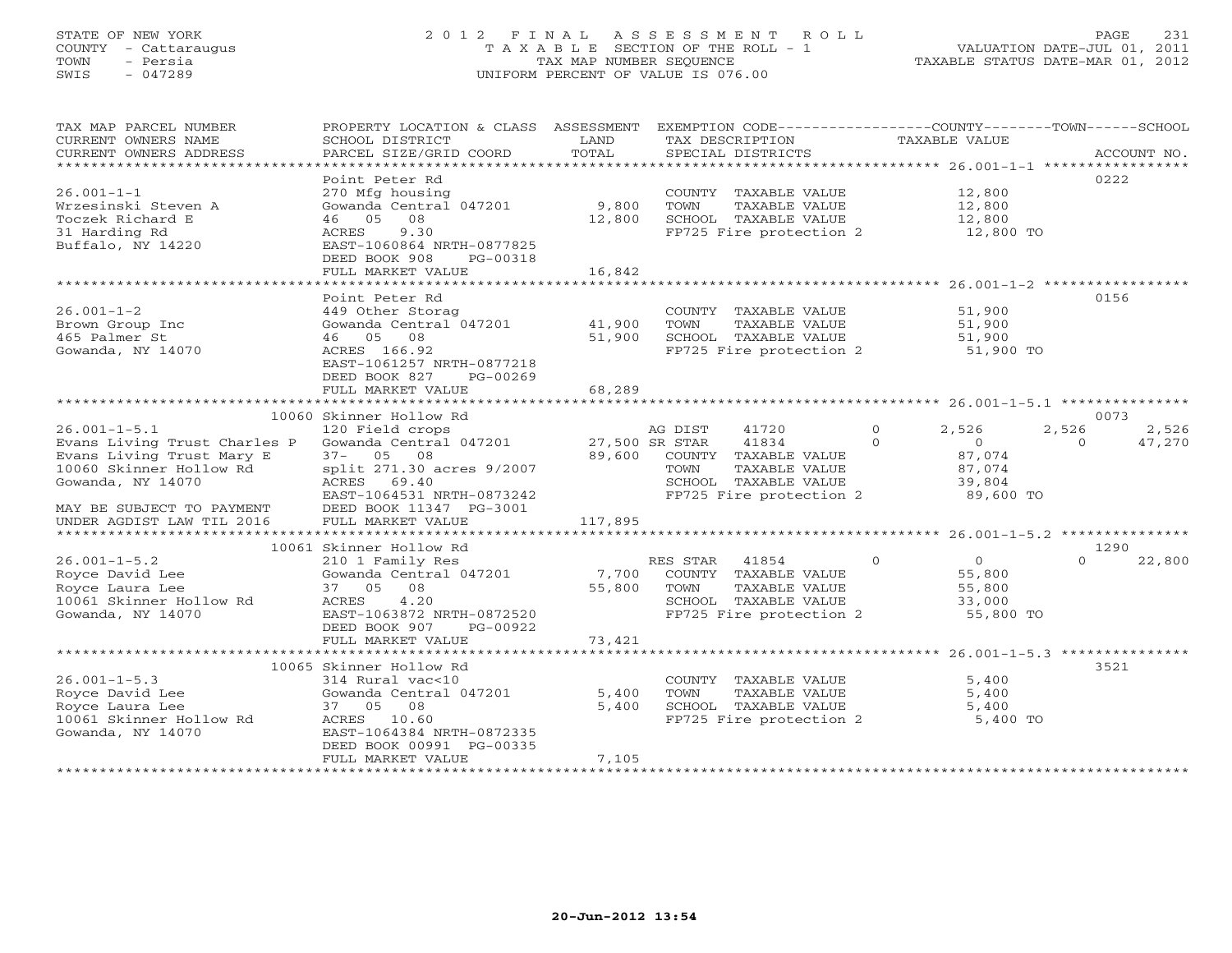STATE OF NEW YORK
COUNTY - Cattaraugus
TOWN - Persia
SWIS - 047289

2012 FINAL ASSESSMENT ROLL
TAXABLE SECTION OF THE ROLL - 1
TAX MAP NUMBER SEQUENCE
UNIFORM PERCENT OF VALUE IS 076.00

VALUATION DATE-JUL 01, 2011
TAXABLE STATUS DATE-MAR 01, 2012

| TAX MAP PARCEL NUMBER / CURRENT OWNERS NAME / CURRENT OWNERS ADDRESS | PROPERTY LOCATION & CLASS / SCHOOL DISTRICT / PARCEL SIZE/GRID COORD | ASSESSMENT LAND / TOTAL | EXEMPTION CODE / TAX DESCRIPTION / SPECIAL DISTRICTS | COUNTY | TOWN | SCHOOL | ACCOUNT NO. |
|---|---|---|---|---|---|---|---|
| **26.001-1-1** | Point Peter Rd | | | | | | 0222 |
| Wrzesinski Steven A | 270 Mfg housing | | COUNTY TAXABLE VALUE | 12,800 | | | |
| Toczek Richard E | Gowanda Central 047201 | 9,800 | TOWN TAXABLE VALUE | | 12,800 | | |
| 31 Harding Rd | 46 05 08 | 12,800 | SCHOOL TAXABLE VALUE | | | 12,800 | |
| Buffalo, NY 14220 | ACRES 9.30 | | FP725 Fire protection 2 | 12,800 TO | | | |
| | EAST-1060864 NRTH-0877825 | | | | | | |
| | DEED BOOK 908 PG-00318 | | | | | | |
| | FULL MARKET VALUE | 16,842 | | | | | |
| **26.001-1-2** | Point Peter Rd | | | | | | 0156 |
| Brown Group Inc | 449 Other Storag | | COUNTY TAXABLE VALUE | 51,900 | | | |
| 465 Palmer St | Gowanda Central 047201 | 41,900 | TOWN TAXABLE VALUE | | 51,900 | | |
| Gowanda, NY 14070 | 46 05 08 | 51,900 | SCHOOL TAXABLE VALUE | | | 51,900 | |
| | ACRES 166.92 | | FP725 Fire protection 2 | 51,900 TO | | | |
| | EAST-1061257 NRTH-0877218 | | | | | | |
| | DEED BOOK 827 PG-00269 | | | | | | |
| | FULL MARKET VALUE | 68,289 | | | | | |
| **26.001-1-5.1** | 10060 Skinner Hollow Rd | | | | | | 0073 |
| Evans Living Trust Charles P | 120 Field crops | | AG DIST 41720 0 | 2,526 | 2,526 | 2,526 | |
| Evans Living Trust Mary E | Gowanda Central 047201 | 27,500 | SR STAR 41834 0 | 0 | 0 | 47,270 | |
| 10060 Skinner Hollow Rd | 37- 05 08 | 89,600 | COUNTY TAXABLE VALUE | 87,074 | | | |
| Gowanda, NY 14070 | split 271.30 acres 9/2007 | | TOWN TAXABLE VALUE | | 87,074 | | |
| | ACRES 69.40 | | SCHOOL TAXABLE VALUE | | | 39,804 | |
| | EAST-1064531 NRTH-0873242 | | FP725 Fire protection 2 | 89,600 TO | | | |
| MAY BE SUBJECT TO PAYMENT | DEED BOOK 11347 PG-3001 | | | | | | |
| UNDER AGDIST LAW TIL 2016 | FULL MARKET VALUE | 117,895 | | | | | |
| **26.001-1-5.2** | 10061 Skinner Hollow Rd | | | | | | 1290 |
| Royce David Lee | 210 1 Family Res | | RES STAR 41854 0 | 0 | 0 | 22,800 | |
| Royce Laura Lee | Gowanda Central 047201 | 7,700 | COUNTY TAXABLE VALUE | 55,800 | | | |
| 10061 Skinner Hollow Rd | 37 05 08 | 55,800 | TOWN TAXABLE VALUE | | 55,800 | | |
| Gowanda, NY 14070 | ACRES 4.20 | | SCHOOL TAXABLE VALUE | | | 33,000 | |
| | EAST-1063872 NRTH-0872520 | | FP725 Fire protection 2 | 55,800 TO | | | |
| | DEED BOOK 907 PG-00922 | | | | | | |
| | FULL MARKET VALUE | 73,421 | | | | | |
| **26.001-1-5.3** | 10065 Skinner Hollow Rd | | | | | | 3521 |
| Royce David Lee | 314 Rural vac<10 | | COUNTY TAXABLE VALUE | 5,400 | | | |
| Royce Laura Lee | Gowanda Central 047201 | 5,400 | TOWN TAXABLE VALUE | | 5,400 | | |
| 10061 Skinner Hollow Rd | 37 05 08 | 5,400 | SCHOOL TAXABLE VALUE | | | 5,400 | |
| Gowanda, NY 14070 | ACRES 10.60 | | FP725 Fire protection 2 | 5,400 TO | | | |
| | EAST-1064384 NRTH-0872335 | | | | | | |
| | DEED BOOK 00991 PG-00335 | | | | | | |
| | FULL MARKET VALUE | 7,105 | | | | | |

20-Jun-2012 13:54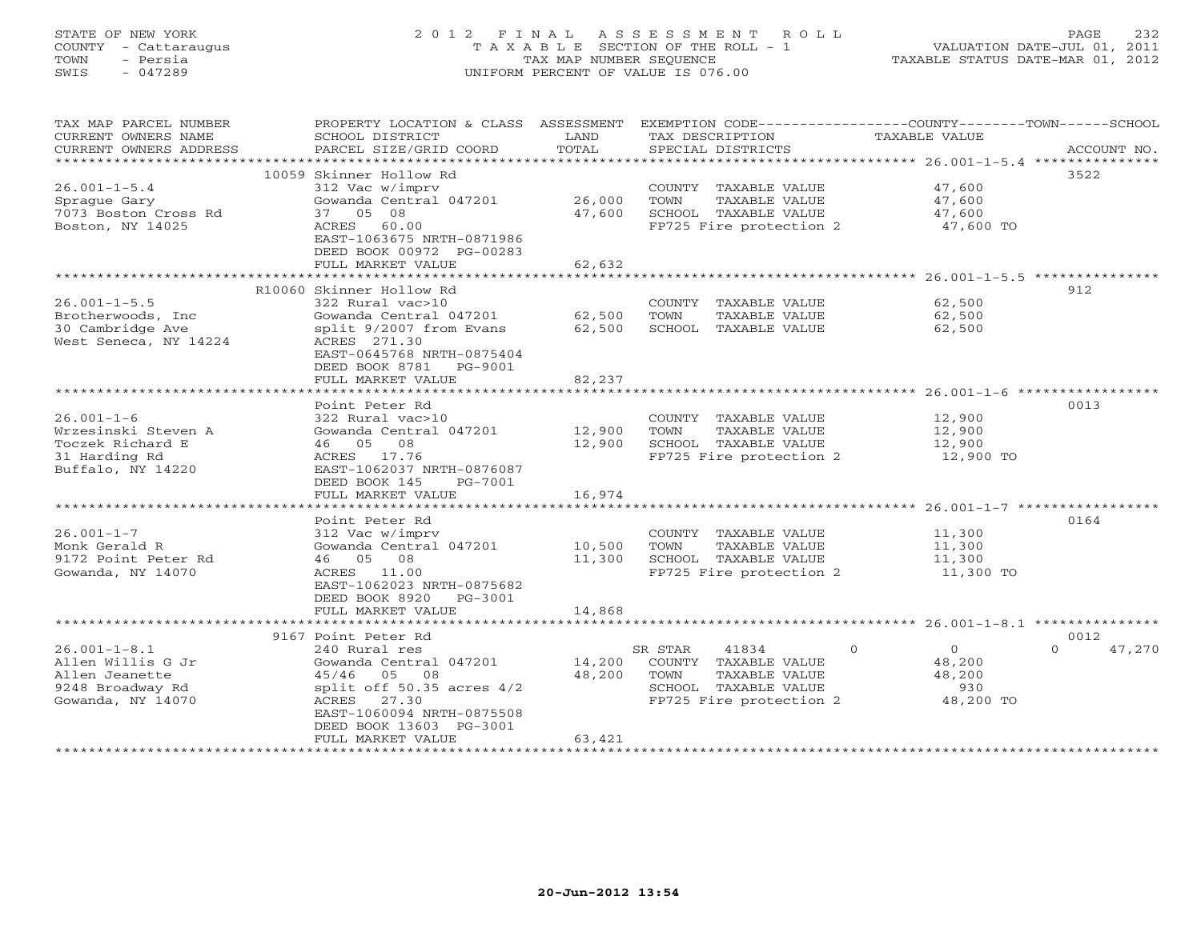STATE OF NEW YORK
COUNTY - Cattaraugus
TOWN - Persia
SWIS - 047289

2 0 1 2 F I N A L A S S E S S M E N T R O L L
T A X A B L E SECTION OF THE ROLL - 1
TAX MAP NUMBER SEQUENCE
UNIFORM PERCENT OF VALUE IS 076.00

VALUATION DATE-JUL 01, 2011
TAXABLE STATUS DATE-MAR 01, 2012

| TAX MAP PARCEL NUMBER / CURRENT OWNERS NAME / CURRENT OWNERS ADDRESS | PROPERTY LOCATION & CLASS / SCHOOL DISTRICT / PARCEL SIZE/GRID COORD | ASSESSMENT LAND | ASSESSMENT TOTAL | EXEMPTION CODE / TAX DESCRIPTION / SPECIAL DISTRICTS | COUNTY TAXABLE VALUE | TOWN | SCHOOL | ACCOUNT NO. |
|---|---|---|---|---|---|---|---|---|
| 26.001-1-5.4 | 10059 Skinner Hollow Rd | | | | | | | 3522 |
| 26.001-1-5.4 | 312 Vac w/imprv | | | COUNTY TAXABLE VALUE | 47,600 | | | |
| Sprague Gary | Gowanda Central 047201 | 26,000 | | TOWN TAXABLE VALUE | 47,600 | | | |
| 7073 Boston Cross Rd | 37 05 08 | | 47,600 | SCHOOL TAXABLE VALUE | 47,600 | | | |
| Boston, NY 14025 | ACRES 60.00 | | | FP725 Fire protection 2 | 47,600 TO | | | |
| | EAST-1063675 NRTH-0871986 | | | | | | | |
| | DEED BOOK 00972 PG-00283 | | | | | | | |
| | FULL MARKET VALUE | | 62,632 | | | | | |
| 26.001-1-5.5 | R10060 Skinner Hollow Rd | | | | | | | 912 |
| 26.001-1-5.5 | 322 Rural vac>10 | | | COUNTY TAXABLE VALUE | 62,500 | | | |
| Brotherwoods, Inc | Gowanda Central 047201 | 62,500 | | TOWN TAXABLE VALUE | 62,500 | | | |
| 30 Cambridge Ave | split 9/2007 from Evans | | 62,500 | SCHOOL TAXABLE VALUE | 62,500 | | | |
| West Seneca, NY 14224 | ACRES 271.30 | | | | | | | |
| | EAST-0645768 NRTH-0875404 | | | | | | | |
| | DEED BOOK 8781 PG-9001 | | | | | | | |
| | FULL MARKET VALUE | | 82,237 | | | | | |
| 26.001-1-6 | Point Peter Rd | | | | | | | 0013 |
| 26.001-1-6 | 322 Rural vac>10 | | | COUNTY TAXABLE VALUE | 12,900 | | | |
| Wrzesinski Steven A | Gowanda Central 047201 | 12,900 | | TOWN TAXABLE VALUE | 12,900 | | | |
| Toczek Richard E | 46 05 08 | | 12,900 | SCHOOL TAXABLE VALUE | 12,900 | | | |
| 31 Harding Rd | ACRES 17.76 | | | FP725 Fire protection 2 | 12,900 TO | | | |
| Buffalo, NY 14220 | EAST-1062037 NRTH-0876087 | | | | | | | |
| | DEED BOOK 145 PG-7001 | | | | | | | |
| | FULL MARKET VALUE | | 16,974 | | | | | |
| 26.001-1-7 | Point Peter Rd | | | | | | | 0164 |
| 26.001-1-7 | 312 Vac w/imprv | | | COUNTY TAXABLE VALUE | 11,300 | | | |
| Monk Gerald R | Gowanda Central 047201 | 10,500 | | TOWN TAXABLE VALUE | 11,300 | | | |
| 9172 Point Peter Rd | 46 05 08 | | 11,300 | SCHOOL TAXABLE VALUE | 11,300 | | | |
| Gowanda, NY 14070 | ACRES 11.00 | | | FP725 Fire protection 2 | 11,300 TO | | | |
| | EAST-1062023 NRTH-0875682 | | | | | | | |
| | DEED BOOK 8920 PG-3001 | | | | | | | |
| | FULL MARKET VALUE | | 14,868 | | | | | |
| 26.001-1-8.1 | 9167 Point Peter Rd | | | | | | | 0012 |
| 26.001-1-8.1 | 240 Rural res | | | SR STAR 41834 | 0 | 0 | 0 | 47,270 |
| Allen Willis G Jr | Gowanda Central 047201 | 14,200 | | COUNTY TAXABLE VALUE | 48,200 | | | |
| Allen Jeanette | 45/46 05 08 | | 48,200 | TOWN TAXABLE VALUE | 48,200 | | | |
| 9248 Broadway Rd | split off 50.35 acres 4/2 | | | SCHOOL TAXABLE VALUE | 930 | | | |
| Gowanda, NY 14070 | ACRES 27.30 | | | FP725 Fire protection 2 | 48,200 TO | | | |
| | EAST-1060094 NRTH-0875508 | | | | | | | |
| | DEED BOOK 13603 PG-3001 | | | | | | | |
| | FULL MARKET VALUE | | 63,421 | | | | | |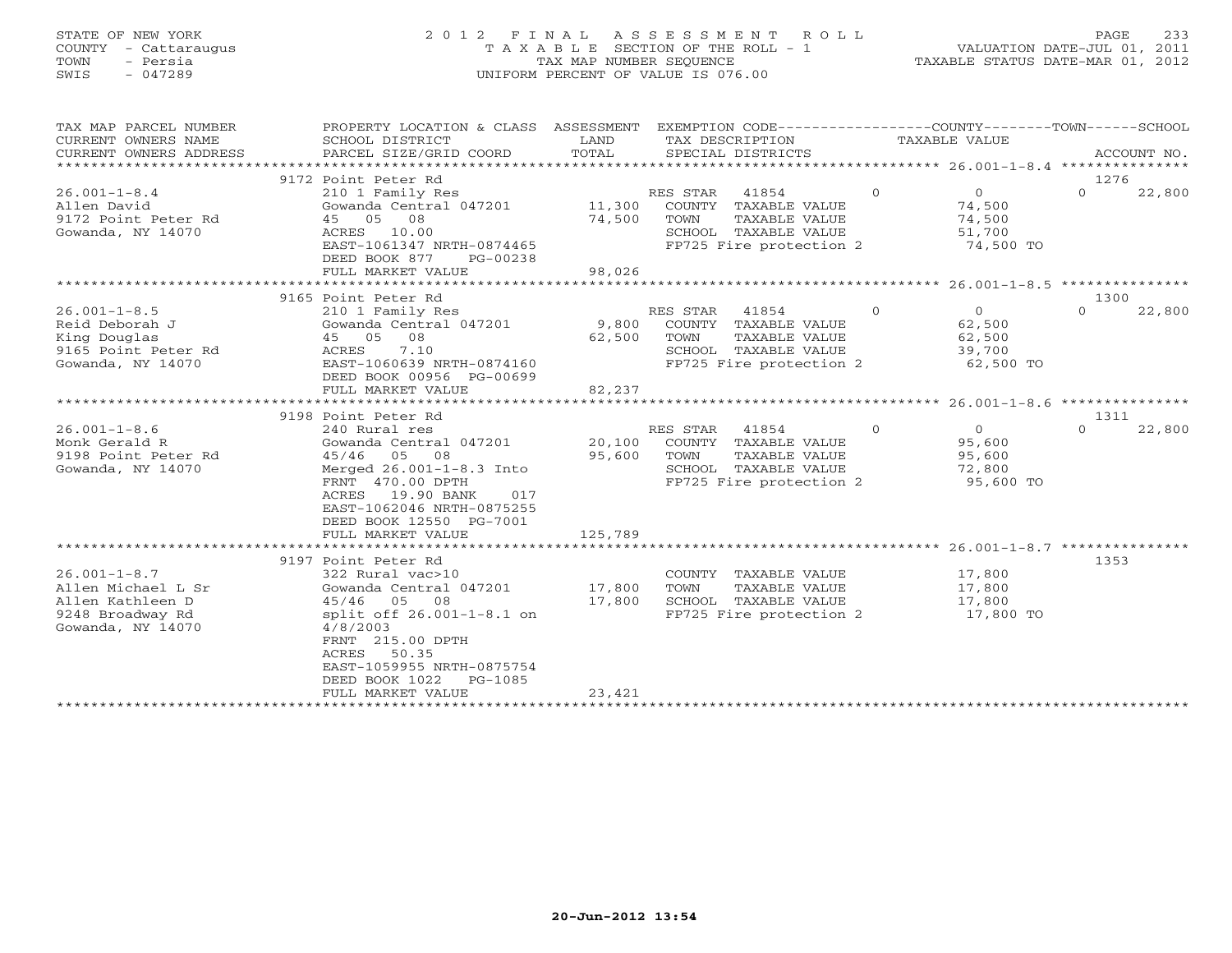STATE OF NEW YORK
COUNTY - Cattaraugus
TOWN - Persia
SWIS - 047289

# 2012 FINAL ASSESSMENT ROLL

TAXABLE SECTION OF THE ROLL - 1
TAX MAP NUMBER SEQUENCE
UNIFORM PERCENT OF VALUE IS 076.00

VALUATION DATE-JUL 01, 2011
TAXABLE STATUS DATE-MAR 01, 2012

| TAX MAP PARCEL NUMBER / CURRENT OWNERS NAME / CURRENT OWNERS ADDRESS | PROPERTY LOCATION & CLASS / SCHOOL DISTRICT / PARCEL SIZE/GRID COORD | ASSESSMENT LAND / TOTAL | EXEMPTION CODE / TAX DESCRIPTION / SPECIAL DISTRICTS | COUNTY | TOWN | SCHOOL | ACCOUNT NO. |
|---|---|---|---|---|---|---|---|
| **26.001-1-8.4** | 9172 Point Peter Rd | | | | | | 1276 |
| Allen David | 210 1 Family Res | | RES STAR 41854 | 0 | 0 | 22,800 | |
| 9172 Point Peter Rd | Gowanda Central 047201 | 11,300 | COUNTY TAXABLE VALUE | 74,500 | | | |
| Gowanda, NY 14070 | 45 05 08 | 74,500 | TOWN TAXABLE VALUE | | 74,500 | | |
| | ACRES 10.00 | | SCHOOL TAXABLE VALUE | | | 51,700 | |
| | EAST-1061347 NRTH-0874465 | | FP725 Fire protection 2 | 74,500 TO | | | |
| | DEED BOOK 877 PG-00238 | | | | | | |
| | FULL MARKET VALUE | 98,026 | | | | | |
| **26.001-1-8.5** | 9165 Point Peter Rd | | | | | | 1300 |
| Reid Deborah J | 210 1 Family Res | | RES STAR 41854 | 0 | 0 | 22,800 | |
| King Douglas | Gowanda Central 047201 | 9,800 | COUNTY TAXABLE VALUE | 62,500 | | | |
| 9165 Point Peter Rd | 45 05 08 | 62,500 | TOWN TAXABLE VALUE | | 62,500 | | |
| Gowanda, NY 14070 | ACRES 7.10 | | SCHOOL TAXABLE VALUE | | | 39,700 | |
| | EAST-1060639 NRTH-0874160 | | FP725 Fire protection 2 | 62,500 TO | | | |
| | DEED BOOK 00956 PG-00699 | | | | | | |
| | FULL MARKET VALUE | 82,237 | | | | | |
| **26.001-1-8.6** | 9198 Point Peter Rd | | | | | | 1311 |
| Monk Gerald R | 240 Rural res | | RES STAR 41854 | 0 | 0 | 22,800 | |
| 9198 Point Peter Rd | Gowanda Central 047201 | 20,100 | COUNTY TAXABLE VALUE | 95,600 | | | |
| Gowanda, NY 14070 | 45/46 05 08 | 95,600 | TOWN TAXABLE VALUE | | 95,600 | | |
| | Merged 26.001-1-8.3 Into | | SCHOOL TAXABLE VALUE | | | 72,800 | |
| | FRNT 470.00 DPTH | | FP725 Fire protection 2 | 95,600 TO | | | |
| | ACRES 19.90 BANK 017 | | | | | | |
| | EAST-1062046 NRTH-0875255 | | | | | | |
| | DEED BOOK 12550 PG-7001 | | | | | | |
| | FULL MARKET VALUE | 125,789 | | | | | |
| **26.001-1-8.7** | 9197 Point Peter Rd | | | | | | 1353 |
| Allen Michael L Sr | 322 Rural vac>10 | | COUNTY TAXABLE VALUE | 17,800 | | | |
| Allen Kathleen D | Gowanda Central 047201 | 17,800 | TOWN TAXABLE VALUE | | 17,800 | | |
| 9248 Broadway Rd | 45/46 05 08 | 17,800 | SCHOOL TAXABLE VALUE | | | 17,800 | |
| Gowanda, NY 14070 | split off 26.001-1-8.1 on 4/8/2003 | | FP725 Fire protection 2 | 17,800 TO | | | |
| | FRNT 215.00 DPTH | | | | | | |
| | ACRES 50.35 | | | | | | |
| | EAST-1059955 NRTH-0875754 | | | | | | |
| | DEED BOOK 1022 PG-1085 | | | | | | |
| | FULL MARKET VALUE | 23,421 | | | | | |

20-Jun-2012 13:54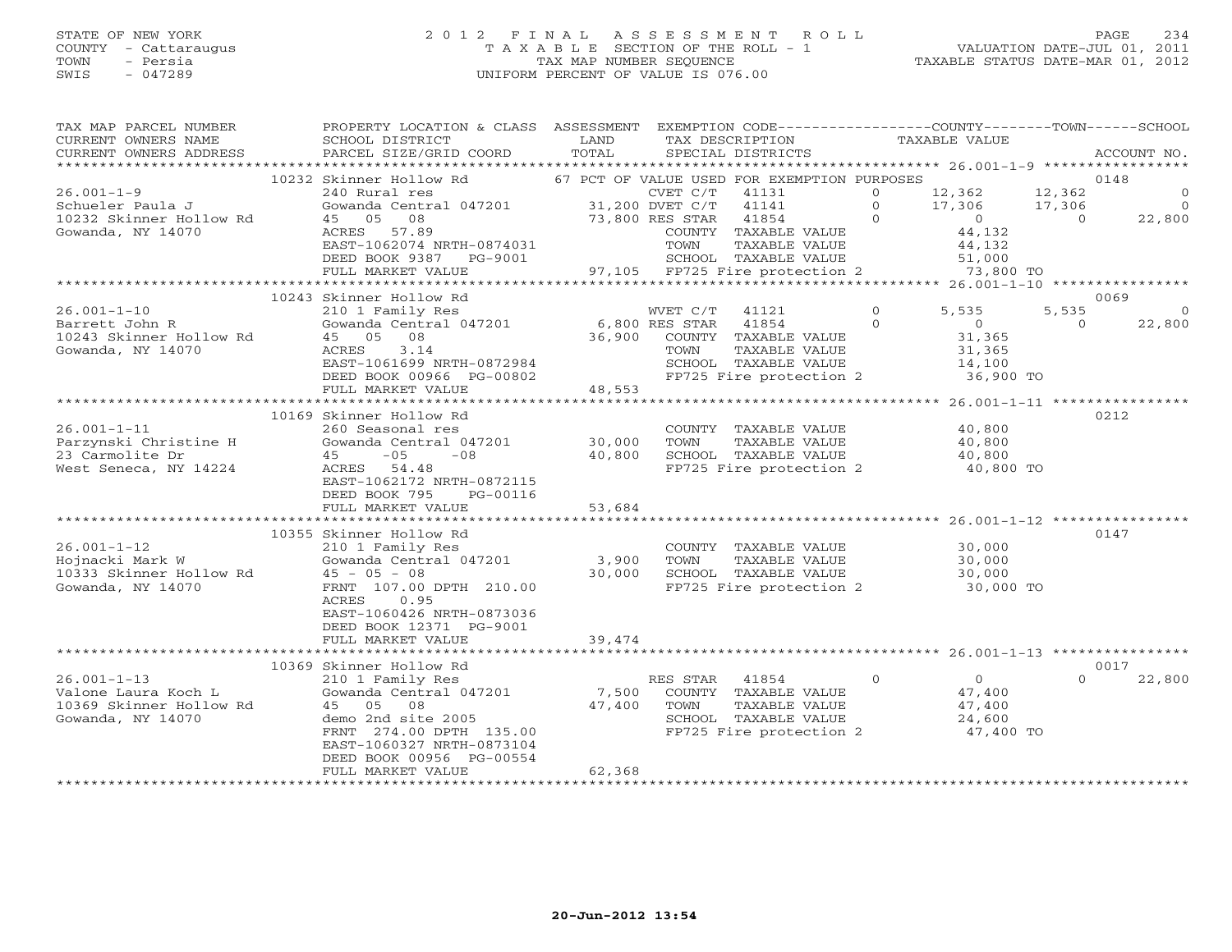STATE OF NEW YORK
COUNTY - Cattaraugus
TOWN - Persia
SWIS - 047289

# 2012 FINAL ASSESSMENT ROLL
TAXABLE SECTION OF THE ROLL - 1
TAX MAP NUMBER SEQUENCE
UNIFORM PERCENT OF VALUE IS 076.00

VALUATION DATE-JUL 01, 2011
TAXABLE STATUS DATE-MAR 01, 2012

| TAX MAP PARCEL NUMBER / CURRENT OWNERS NAME / CURRENT OWNERS ADDRESS | PROPERTY LOCATION & CLASS / SCHOOL DISTRICT / PARCEL SIZE/GRID COORD | ASSESSMENT LAND / TOTAL | EXEMPTION CODE / TAX DESCRIPTION / SPECIAL DISTRICTS | | COUNTY | TOWN | SCHOOL | ACCOUNT NO. |
|---|---|---|---|---|---|---|---|---|
| | 10232 Skinner Hollow Rd | | 67 PCT OF VALUE USED FOR EXEMPTION PURPOSES | | | | | 0148 |
| 26.001-1-9 | 240 Rural res | | CVET C/T 41131 | 0 | 12,362 | 12,362 | 0 | |
| Schueler Paula J | Gowanda Central 047201 | 31,200 | DVET C/T 41141 | 0 | 17,306 | 17,306 | 0 | |
| 10232 Skinner Hollow Rd | 45 05 08 | 73,800 | RES STAR 41854 | 0 | 0 | 0 | 22,800 | |
| Gowanda, NY 14070 | ACRES 57.89 | | COUNTY TAXABLE VALUE | | 44,132 | | | |
| | EAST-1062074 NRTH-0874031 | | TOWN TAXABLE VALUE | | 44,132 | | | |
| | DEED BOOK 9387 PG-9001 | | SCHOOL TAXABLE VALUE | | 51,000 | | | |
| | FULL MARKET VALUE | 97,105 | FP725 Fire protection 2 | | 73,800 TO | | | |
| | 10243 Skinner Hollow Rd | | | | | | | 0069 |
| 26.001-1-10 | 210 1 Family Res | | WVET C/T 41121 | 0 | 5,535 | 5,535 | 0 | |
| Barrett John R | Gowanda Central 047201 | 6,800 | RES STAR 41854 | 0 | 0 | 0 | 22,800 | |
| 10243 Skinner Hollow Rd | 45 05 08 | 36,900 | COUNTY TAXABLE VALUE | | 31,365 | | | |
| Gowanda, NY 14070 | ACRES 3.14 | | TOWN TAXABLE VALUE | | 31,365 | | | |
| | EAST-1061699 NRTH-0872984 | | SCHOOL TAXABLE VALUE | | 14,100 | | | |
| | DEED BOOK 00966 PG-00802 | | FP725 Fire protection 2 | | 36,900 TO | | | |
| | FULL MARKET VALUE | 48,553 | | | | | | |
| | 10169 Skinner Hollow Rd | | | | | | | 0212 |
| 26.001-1-11 | 260 Seasonal res | | COUNTY TAXABLE VALUE | | 40,800 | | | |
| Parzynski Christine H | Gowanda Central 047201 | 30,000 | TOWN TAXABLE VALUE | | 40,800 | | | |
| 23 Carmolite Dr | 45 -05 -08 | 40,800 | SCHOOL TAXABLE VALUE | | 40,800 | | | |
| West Seneca, NY 14224 | ACRES 54.48 | | FP725 Fire protection 2 | | 40,800 TO | | | |
| | EAST-1062172 NRTH-0872115 | | | | | | | |
| | DEED BOOK 795 PG-00116 | | | | | | | |
| | FULL MARKET VALUE | 53,684 | | | | | | |
| | 10355 Skinner Hollow Rd | | | | | | | 0147 |
| 26.001-1-12 | 210 1 Family Res | | COUNTY TAXABLE VALUE | | 30,000 | | | |
| Hojnacki Mark W | Gowanda Central 047201 | 3,900 | TOWN TAXABLE VALUE | | 30,000 | | | |
| 10333 Skinner Hollow Rd | 45 - 05 - 08 | 30,000 | SCHOOL TAXABLE VALUE | | 30,000 | | | |
| Gowanda, NY 14070 | FRNT 107.00 DPTH 210.00 | | FP725 Fire protection 2 | | 30,000 TO | | | |
| | ACRES 0.95 | | | | | | | |
| | EAST-1060426 NRTH-0873036 | | | | | | | |
| | DEED BOOK 12371 PG-9001 | | | | | | | |
| | FULL MARKET VALUE | 39,474 | | | | | | |
| | 10369 Skinner Hollow Rd | | | | | | | 0017 |
| 26.001-1-13 | 210 1 Family Res | | RES STAR 41854 | 0 | 0 | 0 | 22,800 | |
| Valone Laura Koch L | Gowanda Central 047201 | 7,500 | COUNTY TAXABLE VALUE | | 47,400 | | | |
| 10369 Skinner Hollow Rd | 45 05 08 | 47,400 | TOWN TAXABLE VALUE | | 47,400 | | | |
| Gowanda, NY 14070 | demo 2nd site 2005 | | SCHOOL TAXABLE VALUE | | 24,600 | | | |
| | FRNT 274.00 DPTH 135.00 | | FP725 Fire protection 2 | | 47,400 TO | | | |
| | EAST-1060327 NRTH-0873104 | | | | | | | |
| | DEED BOOK 00956 PG-00554 | | | | | | | |
| | FULL MARKET VALUE | 62,368 | | | | | | |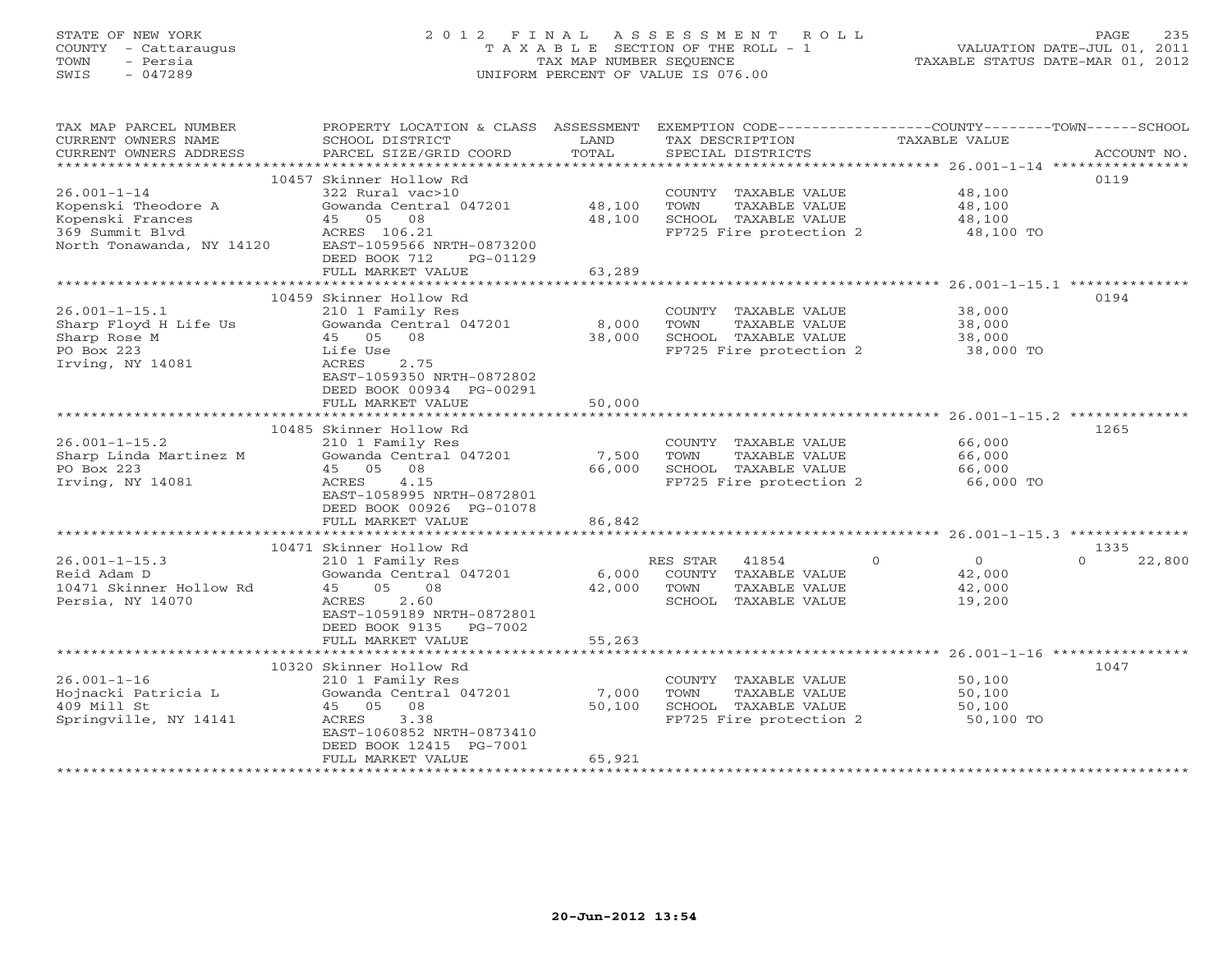STATE OF NEW YORK
COUNTY - Cattaraugus
TOWN - Persia
SWIS - 047289

# 2012 FINAL ASSESSMENT ROLL

TAXABLE SECTION OF THE ROLL - 1
TAX MAP NUMBER SEQUENCE
UNIFORM PERCENT OF VALUE IS 076.00

VALUATION DATE-JUL 01, 2011
TAXABLE STATUS DATE-MAR 01, 2012

| TAX MAP PARCEL NUMBER / CURRENT OWNERS NAME / CURRENT OWNERS ADDRESS | PROPERTY LOCATION & CLASS / SCHOOL DISTRICT / PARCEL SIZE/GRID COORD | ASSESSMENT LAND | TOTAL | EXEMPTION CODE / TAX DESCRIPTION / SPECIAL DISTRICTS | TAXABLE VALUE (COUNTY / TOWN / SCHOOL) | ACCOUNT NO. |
|---|---|---|---|---|---|---|
| **26.001-1-14** | 10457 Skinner Hollow Rd | | | | | 0119 |
| | 322 Rural vac>10 | | | COUNTY TAXABLE VALUE | 48,100 | |
| Kopenski Theodore A | Gowanda Central 047201 | 48,100 | | TOWN TAXABLE VALUE | 48,100 | |
| Kopenski Frances | 45 05 08 | | 48,100 | SCHOOL TAXABLE VALUE | 48,100 | |
| 369 Summit Blvd | ACRES 106.21 | | | FP725 Fire protection 2 | 48,100 TO | |
| North Tonawanda, NY 14120 | EAST-1059566 NRTH-0873200 | | | | | |
| | DEED BOOK 712 PG-01129 | | | | | |
| | FULL MARKET VALUE | | 63,289 | | | |
| **26.001-1-15.1** | 10459 Skinner Hollow Rd | | | | | 0194 |
| | 210 1 Family Res | | | COUNTY TAXABLE VALUE | 38,000 | |
| Sharp Floyd H Life Us | Gowanda Central 047201 | 8,000 | | TOWN TAXABLE VALUE | 38,000 | |
| Sharp Rose M | 45 05 08 | | 38,000 | SCHOOL TAXABLE VALUE | 38,000 | |
| PO Box 223 | Life Use | | | FP725 Fire protection 2 | 38,000 TO | |
| Irving, NY 14081 | ACRES 2.75 | | | | | |
| | EAST-1059350 NRTH-0872802 | | | | | |
| | DEED BOOK 00934 PG-00291 | | | | | |
| | FULL MARKET VALUE | | 50,000 | | | |
| **26.001-1-15.2** | 10485 Skinner Hollow Rd | | | | | 1265 |
| | 210 1 Family Res | | | COUNTY TAXABLE VALUE | 66,000 | |
| Sharp Linda Martinez M | Gowanda Central 047201 | 7,500 | | TOWN TAXABLE VALUE | 66,000 | |
| PO Box 223 | 45 05 08 | | 66,000 | SCHOOL TAXABLE VALUE | 66,000 | |
| Irving, NY 14081 | ACRES 4.15 | | | FP725 Fire protection 2 | 66,000 TO | |
| | EAST-1058995 NRTH-0872801 | | | | | |
| | DEED BOOK 00926 PG-01078 | | | | | |
| | FULL MARKET VALUE | | 86,842 | | | |
| **26.001-1-15.3** | 10471 Skinner Hollow Rd | | | | | 1335 |
| | 210 1 Family Res | | | RES STAR 41854 | 0 / 0 / 22,800 | |
| Reid Adam D | Gowanda Central 047201 | 6,000 | | COUNTY TAXABLE VALUE | 42,000 | |
| 10471 Skinner Hollow Rd | 45 05 08 | | 42,000 | TOWN TAXABLE VALUE | 42,000 | |
| Persia, NY 14070 | ACRES 2.60 | | | SCHOOL TAXABLE VALUE | 19,200 | |
| | EAST-1059189 NRTH-0872801 | | | | | |
| | DEED BOOK 9135 PG-7002 | | | | | |
| | FULL MARKET VALUE | | 55,263 | | | |
| **26.001-1-16** | 10320 Skinner Hollow Rd | | | | | 1047 |
| | 210 1 Family Res | | | COUNTY TAXABLE VALUE | 50,100 | |
| Hojnacki Patricia L | Gowanda Central 047201 | 7,000 | | TOWN TAXABLE VALUE | 50,100 | |
| 409 Mill St | 45 05 08 | | 50,100 | SCHOOL TAXABLE VALUE | 50,100 | |
| Springville, NY 14141 | ACRES 3.38 | | | FP725 Fire protection 2 | 50,100 TO | |
| | EAST-1060852 NRTH-0873410 | | | | | |
| | DEED BOOK 12415 PG-7001 | | | | | |
| | FULL MARKET VALUE | | 65,921 | | | |

20-Jun-2012 13:54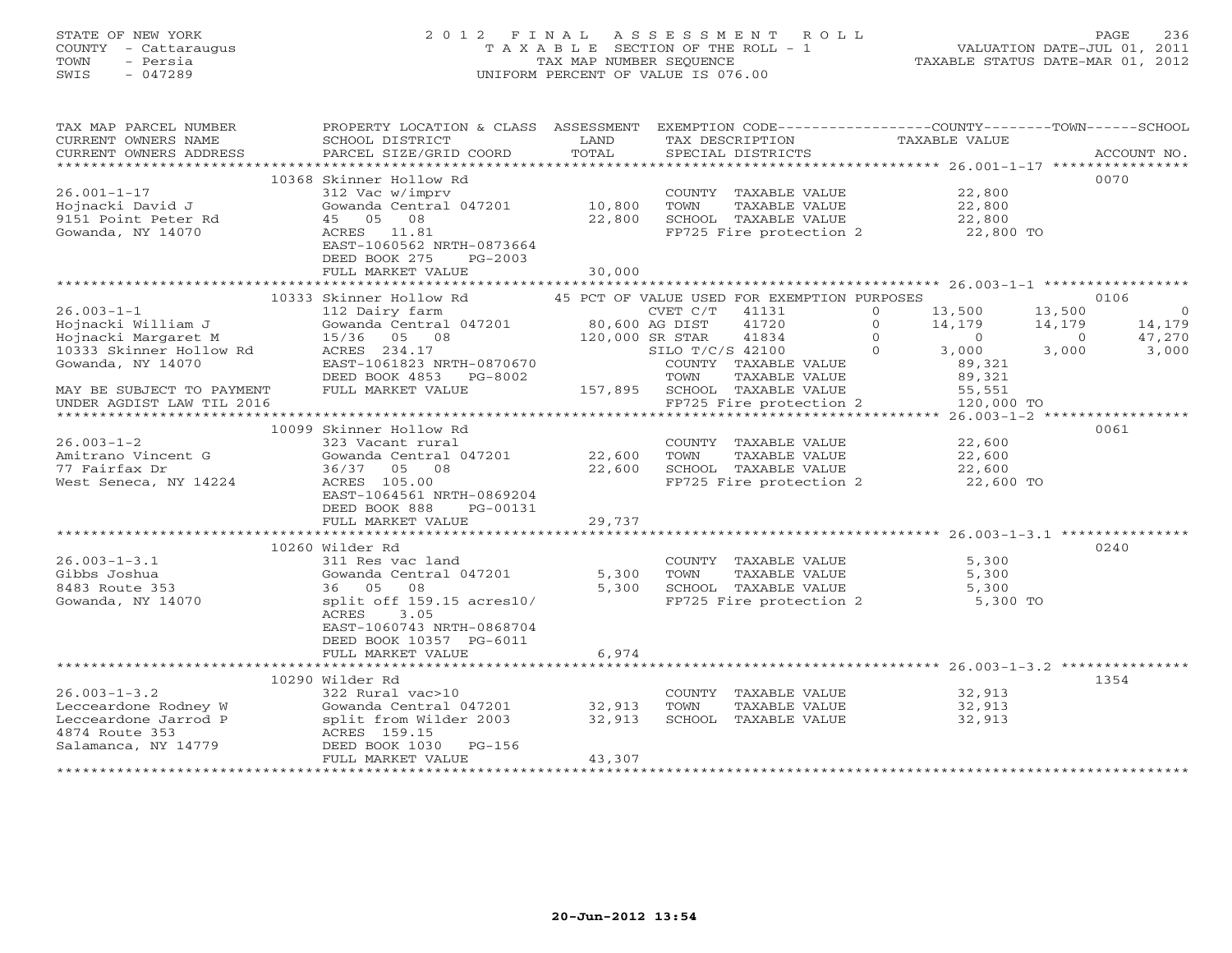STATE OF NEW YORK | COUNTY - Cattaraugus | TOWN - Persia | SWIS - 047289

# 2012 FINAL ASSESSMENT ROLL
TAXABLE SECTION OF THE ROLL - 1
TAX MAP NUMBER SEQUENCE
UNIFORM PERCENT OF VALUE IS 076.00

VALUATION DATE-JUL 01, 2011
TAXABLE STATUS DATE-MAR 01, 2012

| TAX MAP PARCEL NUMBER / CURRENT OWNERS NAME / CURRENT OWNERS ADDRESS | PROPERTY LOCATION & CLASS / SCHOOL DISTRICT / PARCEL SIZE/GRID COORD | ASSESSMENT LAND / TOTAL | EXEMPTION CODE / TAX DESCRIPTION / SPECIAL DISTRICTS | COUNTY TAXABLE VALUE | TOWN | SCHOOL | ACCOUNT NO. |
|---|---|---|---|---|---|---|---|
| **26.001-1-17** | 10368 Skinner Hollow Rd | | | | | | 0070 |
| Hojnacki David J | 312 Vac w/imprv | | COUNTY TAXABLE VALUE | 22,800 | | | |
| 9151 Point Peter Rd | Gowanda Central 047201 | 10,800 | TOWN TAXABLE VALUE | 22,800 | | | |
| Gowanda, NY 14070 | 45 05 08 | 22,800 | SCHOOL TAXABLE VALUE | 22,800 | | | |
| | ACRES 11.81 | | FP725 Fire protection 2 | 22,800 TO | | | |
| | EAST-1060562 NRTH-0873664 | | | | | | |
| | DEED BOOK 275 PG-2003 | | | | | | |
| | FULL MARKET VALUE | 30,000 | | | | | |
| **26.003-1-1** | 10333 Skinner Hollow Rd | | 45 PCT OF VALUE USED FOR EXEMPTION PURPOSES | | | | 0106 |
| Hojnacki William J | 112 Dairy farm | | CVET C/T 41131 0 | 13,500 | 13,500 | 0 | |
| Hojnacki Margaret M | Gowanda Central 047201 | 80,600 | AG DIST 41720 0 | 14,179 | 14,179 | 14,179 | |
| 10333 Skinner Hollow Rd | 15/36 05 08 | 120,000 | SR STAR 41834 0 | 0 | 0 | 47,270 | |
| Gowanda, NY 14070 | ACRES 234.17 | | SILO T/C/S 42100 0 | 3,000 | 3,000 | 3,000 | |
| | EAST-1061823 NRTH-0870670 | | COUNTY TAXABLE VALUE | 89,321 | | | |
| | DEED BOOK 4853 PG-8002 | | TOWN TAXABLE VALUE | 89,321 | | | |
| MAY BE SUBJECT TO PAYMENT | FULL MARKET VALUE | 157,895 | SCHOOL TAXABLE VALUE | 55,551 | | | |
| UNDER AGDIST LAW TIL 2016 | | | FP725 Fire protection 2 | 120,000 TO | | | |
| **26.003-1-2** | 10099 Skinner Hollow Rd | | | | | | 0061 |
| Amitrano Vincent G | 323 Vacant rural | | COUNTY TAXABLE VALUE | 22,600 | | | |
| 77 Fairfax Dr | Gowanda Central 047201 | 22,600 | TOWN TAXABLE VALUE | 22,600 | | | |
| West Seneca, NY 14224 | 36/37 05 08 | 22,600 | SCHOOL TAXABLE VALUE | 22,600 | | | |
| | ACRES 105.00 | | FP725 Fire protection 2 | 22,600 TO | | | |
| | EAST-1064561 NRTH-0869204 | | | | | | |
| | DEED BOOK 888 PG-00131 | | | | | | |
| | FULL MARKET VALUE | 29,737 | | | | | |
| **26.003-1-3.1** | 10260 Wilder Rd | | | | | | 0240 |
| Gibbs Joshua | 311 Res vac land | | COUNTY TAXABLE VALUE | 5,300 | | | |
| 8483 Route 353 | Gowanda Central 047201 | 5,300 | TOWN TAXABLE VALUE | 5,300 | | | |
| Gowanda, NY 14070 | 36 05 08 | 5,300 | SCHOOL TAXABLE VALUE | 5,300 | | | |
| | split off 159.15 acres10/ | | FP725 Fire protection 2 | 5,300 TO | | | |
| | ACRES 3.05 | | | | | | |
| | EAST-1060743 NRTH-0868704 | | | | | | |
| | DEED BOOK 10357 PG-6011 | | | | | | |
| | FULL MARKET VALUE | 6,974 | | | | | |
| **26.003-1-3.2** | 10290 Wilder Rd | | | | | | 1354 |
| Lecceardone Rodney W | 322 Rural vac>10 | | COUNTY TAXABLE VALUE | 32,913 | | | |
| Lecceardone Jarrod P | Gowanda Central 047201 | 32,913 | TOWN TAXABLE VALUE | 32,913 | | | |
| 4874 Route 353 | split from Wilder 2003 | 32,913 | SCHOOL TAXABLE VALUE | 32,913 | | | |
| Salamanca, NY 14779 | ACRES 159.15 | | | | | | |
| | DEED BOOK 1030 PG-156 | | | | | | |
| | FULL MARKET VALUE | 43,307 | | | | | |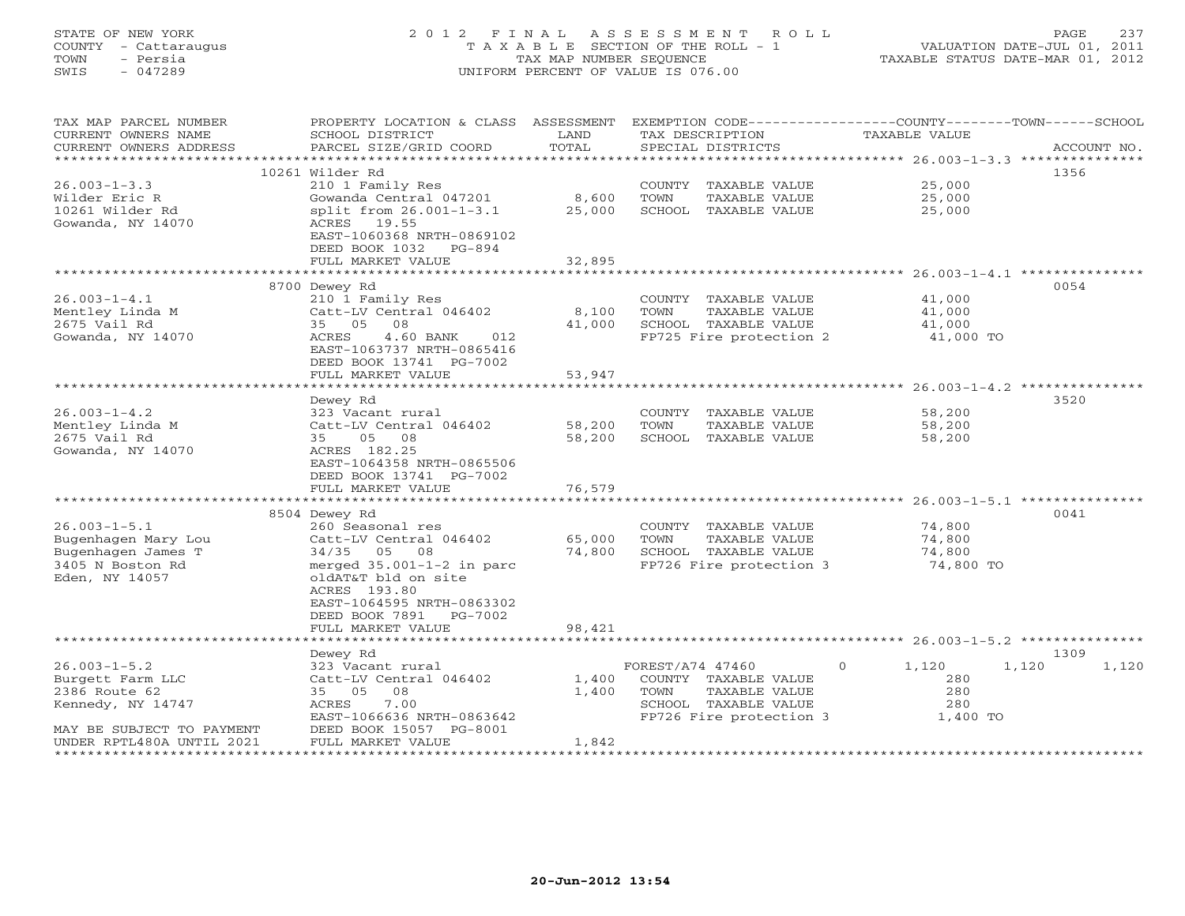STATE OF NEW YORK
COUNTY - Cattaraugus
TOWN - Persia
SWIS - 047289

2012 FINAL ASSESSMENT ROLL
TAXABLE SECTION OF THE ROLL - 1
TAX MAP NUMBER SEQUENCE
UNIFORM PERCENT OF VALUE IS 076.00

VALUATION DATE-JUL 01, 2011
TAXABLE STATUS DATE-MAR 01, 2012

| TAX MAP PARCEL NUMBER / CURRENT OWNERS NAME / CURRENT OWNERS ADDRESS | PROPERTY LOCATION & CLASS / SCHOOL DISTRICT / PARCEL SIZE/GRID COORD | ASSESSMENT LAND / TOTAL | EXEMPTION CODE / TAX DESCRIPTION / SPECIAL DISTRICTS | COUNTY TAXABLE VALUE | TOWN | SCHOOL | ACCOUNT NO. |
|---|---|---|---|---|---|---|---|
| **26.003-1-3.3** | 10261 Wilder Rd | | | | | | 1356 |
| 26.003-1-3.3 | 210 1 Family Res | | COUNTY TAXABLE VALUE | 25,000 | | | |
| Wilder Eric R | Gowanda Central 047201 | 8,600 | TOWN TAXABLE VALUE | 25,000 | | | |
| 10261 Wilder Rd | split from 26.001-1-3.1 | 25,000 | SCHOOL TAXABLE VALUE | 25,000 | | | |
| Gowanda, NY 14070 | ACRES 19.55 | | | | | | |
| | EAST-1060368 NRTH-0869102 | | | | | | |
| | DEED BOOK 1032 PG-894 | | | | | | |
| | FULL MARKET VALUE | 32,895 | | | | | |
| **26.003-1-4.1** | 8700 Dewey Rd | | | | | | 0054 |
| 26.003-1-4.1 | 210 1 Family Res | | COUNTY TAXABLE VALUE | 41,000 | | | |
| Mentley Linda M | Catt-LV Central 046402 | 8,100 | TOWN TAXABLE VALUE | 41,000 | | | |
| 2675 Vail Rd | 35 05 08 | 41,000 | SCHOOL TAXABLE VALUE | 41,000 | | | |
| Gowanda, NY 14070 | ACRES 4.60 BANK 012 | | FP725 Fire protection 2 | 41,000 TO | | | |
| | EAST-1063737 NRTH-0865416 | | | | | | |
| | DEED BOOK 13741 PG-7002 | | | | | | |
| | FULL MARKET VALUE | 53,947 | | | | | |
| **26.003-1-4.2** | Dewey Rd | | | | | | 3520 |
| 26.003-1-4.2 | 323 Vacant rural | | COUNTY TAXABLE VALUE | 58,200 | | | |
| Mentley Linda M | Catt-LV Central 046402 | 58,200 | TOWN TAXABLE VALUE | 58,200 | | | |
| 2675 Vail Rd | 35 05 08 | 58,200 | SCHOOL TAXABLE VALUE | 58,200 | | | |
| Gowanda, NY 14070 | ACRES 182.25 | | | | | | |
| | EAST-1064358 NRTH-0865506 | | | | | | |
| | DEED BOOK 13741 PG-7002 | | | | | | |
| | FULL MARKET VALUE | 76,579 | | | | | |
| **26.003-1-5.1** | 8504 Dewey Rd | | | | | | 0041 |
| 26.003-1-5.1 | 260 Seasonal res | | COUNTY TAXABLE VALUE | 74,800 | | | |
| Bugenhagen Mary Lou | Catt-LV Central 046402 | 65,000 | TOWN TAXABLE VALUE | 74,800 | | | |
| Bugenhagen James T | 34/35 05 08 | 74,800 | SCHOOL TAXABLE VALUE | 74,800 | | | |
| 3405 N Boston Rd | merged 35.001-1-2 in parc | | FP726 Fire protection 3 | 74,800 TO | | | |
| Eden, NY 14057 | oldAT&T bld on site | | | | | | |
| | ACRES 193.80 | | | | | | |
| | EAST-1064595 NRTH-0863302 | | | | | | |
| | DEED BOOK 7891 PG-7002 | | | | | | |
| | FULL MARKET VALUE | 98,421 | | | | | |
| **26.003-1-5.2** | Dewey Rd | | | | | | 1309 |
| 26.003-1-5.2 | 323 Vacant rural | | FOREST/A74 47460 0 | 1,120 | 1,120 | 1,120 | |
| Burgett Farm LLC | Catt-LV Central 046402 | 1,400 | COUNTY TAXABLE VALUE | 280 | | | |
| 2386 Route 62 | 35 05 08 | 1,400 | TOWN TAXABLE VALUE | 280 | | | |
| Kennedy, NY 14747 | ACRES 7.00 | | SCHOOL TAXABLE VALUE | 280 | | | |
| | EAST-1066636 NRTH-0863642 | | FP726 Fire protection 3 | 1,400 TO | | | |
| MAY BE SUBJECT TO PAYMENT | DEED BOOK 15057 PG-8001 | | | | | | |
| UNDER RPTL480A UNTIL 2021 | FULL MARKET VALUE | 1,842 | | | | | |

20-Jun-2012 13:54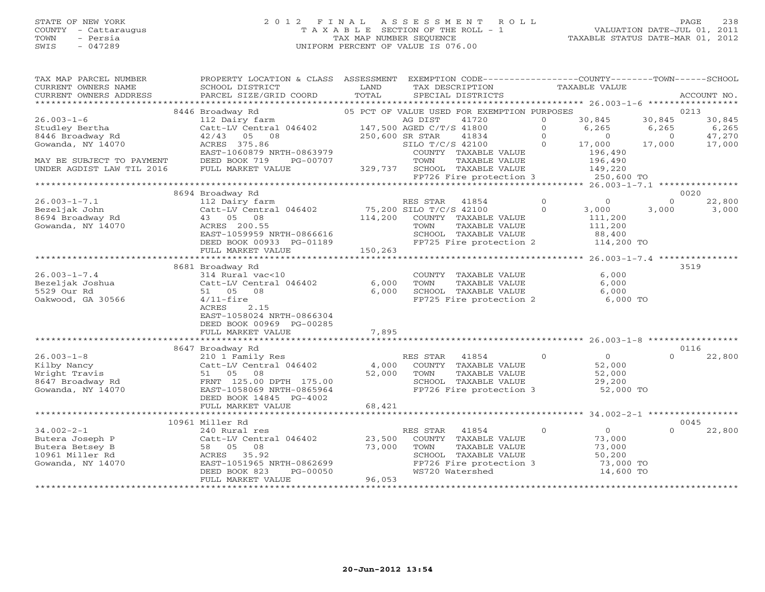STATE OF NEW YORK
COUNTY - Cattaraugus
TOWN - Persia
SWIS - 047289

2012 FINAL ASSESSMENT ROLL
TAXABLE SECTION OF THE ROLL - 1
TAX MAP NUMBER SEQUENCE
UNIFORM PERCENT OF VALUE IS 076.00

VALUATION DATE-JUL 01, 2011
TAXABLE STATUS DATE-MAR 01, 2012

```
TAX MAP PARCEL NUMBER          PROPERTY LOCATION & CLASS  ASSESSMENT  EXEMPTION CODE-----------------COUNTY--------TOWN------SCHOOL
CURRENT OWNERS NAME            SCHOOL DISTRICT               LAND      TAX DESCRIPTION               TAXABLE VALUE
CURRENT OWNERS ADDRESS         PARCEL SIZE/GRID COORD        TOTAL     SPECIAL DISTRICTS                                           ACCOUNT NO.
*********************************************************************************************************************** 26.003-1-6 *****************
                               8446 Broadway Rd              05 PCT OF VALUE USED FOR EXEMPTION PURPOSES                        0213
26.003-1-6                     112 Dairy farm                            AG DIST     41720       0        30,845      30,845      30,845
Studley Bertha                 Catt-LV Central 046402       147,500 AGED C/T/S 41800          0         6,265       6,265       6,265
8446 Broadway Rd               42/43   05   08              250,600 SR STAR     41834          0             0           0      47,270
Gowanda, NY 14070              ACRES  375.86                             SILO T/C/S 42100       0        17,000      17,000      17,000
                               EAST-1060879 NRTH-0863979                 COUNTY  TAXABLE VALUE             196,490
MAY BE SUBJECT TO PAYMENT      DEED BOOK 719      PG-00707               TOWN    TAXABLE VALUE             196,490
UNDER AGDIST LAW TIL 2016      FULL MARKET VALUE            329,737  SCHOOL  TAXABLE VALUE             149,220
                                                                         FP726 Fire protection 3           250,600 TO
*********************************************************************************************************************** 26.003-1-7.1 ***************
                               8694 Broadway Rd                                                                                 0020
26.003-1-7.1                   112 Dairy farm                            RES STAR    41854       0             0           0      22,800
Bezeljak John                  Catt-LV Central 046402        75,200 SILO T/C/S 42100          0         3,000       3,000       3,000
8694 Broadway Rd               43   05   08                 114,200      COUNTY  TAXABLE VALUE             111,200
Gowanda, NY 14070              ACRES  200.55                             TOWN    TAXABLE VALUE             111,200
                               EAST-1059959 NRTH-0866616                 SCHOOL  TAXABLE VALUE              88,400
                               DEED BOOK 00933 PG-01189                  FP725 Fire protection 2           114,200 TO
                               FULL MARKET VALUE            150,263
*********************************************************************************************************************** 26.003-1-7.4 ***************
                               8681 Broadway Rd                                                                                 3519
26.003-1-7.4                   314 Rural vac<10                          COUNTY  TAXABLE VALUE               6,000
Bezeljak Joshua                Catt-LV Central 046402         6,000      TOWN    TAXABLE VALUE               6,000
5529 Our Rd                    51   05   08                   6,000      SCHOOL  TAXABLE VALUE               6,000
Oakwood, GA 30566              4/11-fire                                 FP725 Fire protection 2             6,000 TO
                               ACRES    2.15
                               EAST-1058024 NRTH-0866304
                               DEED BOOK 00969 PG-00285
                               FULL MARKET VALUE              7,895
*********************************************************************************************************************** 26.003-1-8 *****************
                               8647 Broadway Rd                                                                                 0116
26.003-1-8                     210 1 Family Res                          RES STAR    41854       0             0           0      22,800
Kilby Nancy                    Catt-LV Central 046402         4,000      COUNTY  TAXABLE VALUE              52,000
Wright Travis                  51   05   08                  52,000      TOWN    TAXABLE VALUE              52,000
8647 Broadway Rd               FRNT 125.00 DPTH 175.00                   SCHOOL  TAXABLE VALUE              29,200
Gowanda, NY 14070              EAST-1058069 NRTH-0865964                 FP726 Fire protection 3            52,000 TO
                               DEED BOOK 14845 PG-4002
                               FULL MARKET VALUE             68,421
*********************************************************************************************************************** 34.002-2-1 *****************
                               10961 Miller Rd                                                                                  0045
34.002-2-1                     240 Rural res                             RES STAR    41854       0             0           0      22,800
Butera Joseph P                Catt-LV Central 046402        23,500      COUNTY  TAXABLE VALUE              73,000
Butera Betsey B                58   05   08                  73,000      TOWN    TAXABLE VALUE              73,000
10961 Miller Rd                ACRES   35.92                             SCHOOL  TAXABLE VALUE              50,200
Gowanda, NY 14070              EAST-1051965 NRTH-0862699                 FP726 Fire protection 3            73,000 TO
                               DEED BOOK 823      PG-00050               WS720 Watershed                    14,600 TO
                               FULL MARKET VALUE             96,053
************************************************************************************************************************************
```

20-Jun-2012 13:54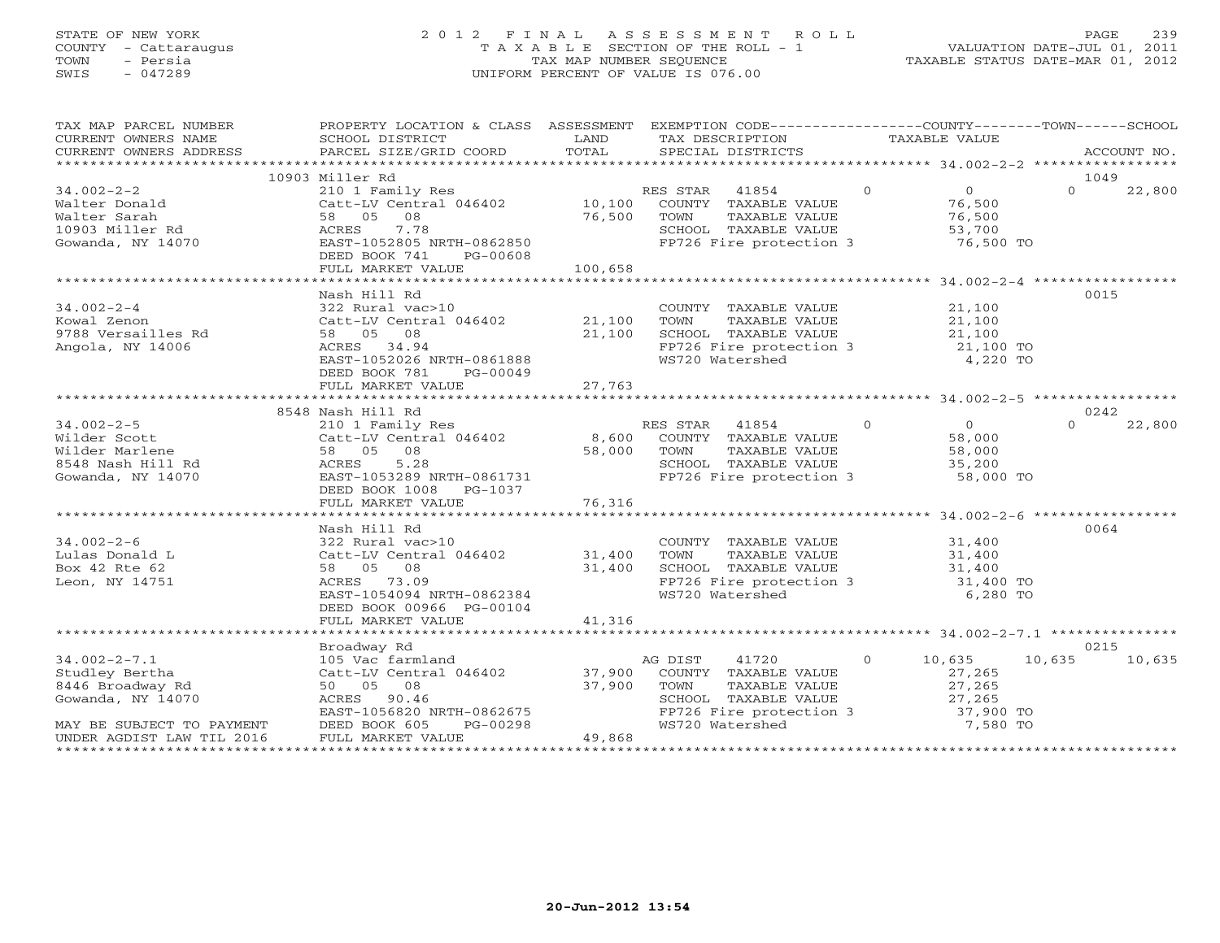STATE OF NEW YORK
COUNTY - Cattaraugus
TOWN - Persia
SWIS - 047289

2012 FINAL ASSESSMENT ROLL
TAXABLE SECTION OF THE ROLL - 1
TAX MAP NUMBER SEQUENCE
UNIFORM PERCENT OF VALUE IS 076.00

VALUATION DATE-JUL 01, 2011
TAXABLE STATUS DATE-MAR 01, 2012

| TAX MAP PARCEL NUMBER / CURRENT OWNERS NAME / CURRENT OWNERS ADDRESS | PROPERTY LOCATION & CLASS / SCHOOL DISTRICT / PARCEL SIZE/GRID COORD | ASSESSMENT LAND / TOTAL | EXEMPTION CODE / TAX DESCRIPTION / SPECIAL DISTRICTS | COUNTY TAXABLE VALUE | TOWN | SCHOOL | ACCOUNT NO. |
|---|---|---|---|---|---|---|---|
| | 10903 Miller Rd | | | | | | 1049 |
| 34.002-2-2 | 210 1 Family Res | | RES STAR 41854 | 0 | 0 | 0 | 22,800 |
| Walter Donald | Catt-LV Central 046402 | 10,100 | COUNTY TAXABLE VALUE | 76,500 | | | |
| Walter Sarah | 58 05 08 | 76,500 | TOWN TAXABLE VALUE | 76,500 | | | |
| 10903 Miller Rd | ACRES 7.78 | | SCHOOL TAXABLE VALUE | 53,700 | | | |
| Gowanda, NY 14070 | EAST-1052805 NRTH-0862850 | | FP726 Fire protection 3 | 76,500 TO | | | |
| | DEED BOOK 741 PG-00608 | | | | | | |
| | FULL MARKET VALUE | 100,658 | | | | | |
| | Nash Hill Rd | | | | | | 0015 |
| 34.002-2-4 | 322 Rural vac>10 | | COUNTY TAXABLE VALUE | 21,100 | | | |
| Kowal Zenon | Catt-LV Central 046402 | 21,100 | TOWN TAXABLE VALUE | 21,100 | | | |
| 9788 Versailles Rd | 58 05 08 | 21,100 | SCHOOL TAXABLE VALUE | 21,100 | | | |
| Angola, NY 14006 | ACRES 34.94 | | FP726 Fire protection 3 | 21,100 TO | | | |
| | EAST-1052026 NRTH-0861888 | | WS720 Watershed | 4,220 TO | | | |
| | DEED BOOK 781 PG-00049 | | | | | | |
| | FULL MARKET VALUE | 27,763 | | | | | |
| | 8548 Nash Hill Rd | | | | | | 0242 |
| 34.002-2-5 | 210 1 Family Res | | RES STAR 41854 | 0 | 0 | 0 | 22,800 |
| Wilder Scott | Catt-LV Central 046402 | 8,600 | COUNTY TAXABLE VALUE | 58,000 | | | |
| Wilder Marlene | 58 05 08 | 58,000 | TOWN TAXABLE VALUE | 58,000 | | | |
| 8548 Nash Hill Rd | ACRES 5.28 | | SCHOOL TAXABLE VALUE | 35,200 | | | |
| Gowanda, NY 14070 | EAST-1053289 NRTH-0861731 | | FP726 Fire protection 3 | 58,000 TO | | | |
| | DEED BOOK 1008 PG-1037 | | | | | | |
| | FULL MARKET VALUE | 76,316 | | | | | |
| | Nash Hill Rd | | | | | | 0064 |
| 34.002-2-6 | 322 Rural vac>10 | | COUNTY TAXABLE VALUE | 31,400 | | | |
| Lulas Donald L | Catt-LV Central 046402 | 31,400 | TOWN TAXABLE VALUE | 31,400 | | | |
| Box 42 Rte 62 | 58 05 08 | 31,400 | SCHOOL TAXABLE VALUE | 31,400 | | | |
| Leon, NY 14751 | ACRES 73.09 | | FP726 Fire protection 3 | 31,400 TO | | | |
| | EAST-1054094 NRTH-0862384 | | WS720 Watershed | 6,280 TO | | | |
| | DEED BOOK 00966 PG-00104 | | | | | | |
| | FULL MARKET VALUE | 41,316 | | | | | |
| | Broadway Rd | | | | | | 0215 |
| 34.002-2-7.1 | 105 Vac farmland | | AG DIST 41720 | 0 | 10,635 | 10,635 | 10,635 |
| Studley Bertha | Catt-LV Central 046402 | 37,900 | COUNTY TAXABLE VALUE | 27,265 | | | |
| 8446 Broadway Rd | 50 05 08 | 37,900 | TOWN TAXABLE VALUE | 27,265 | | | |
| Gowanda, NY 14070 | ACRES 90.46 | | SCHOOL TAXABLE VALUE | 27,265 | | | |
| | EAST-1056820 NRTH-0862675 | | FP726 Fire protection 3 | 37,900 TO | | | |
| MAY BE SUBJECT TO PAYMENT | DEED BOOK 605 PG-00298 | | WS720 Watershed | 7,580 TO | | | |
| UNDER AGDIST LAW TIL 2016 | FULL MARKET VALUE | 49,868 | | | | | |

20-Jun-2012 13:54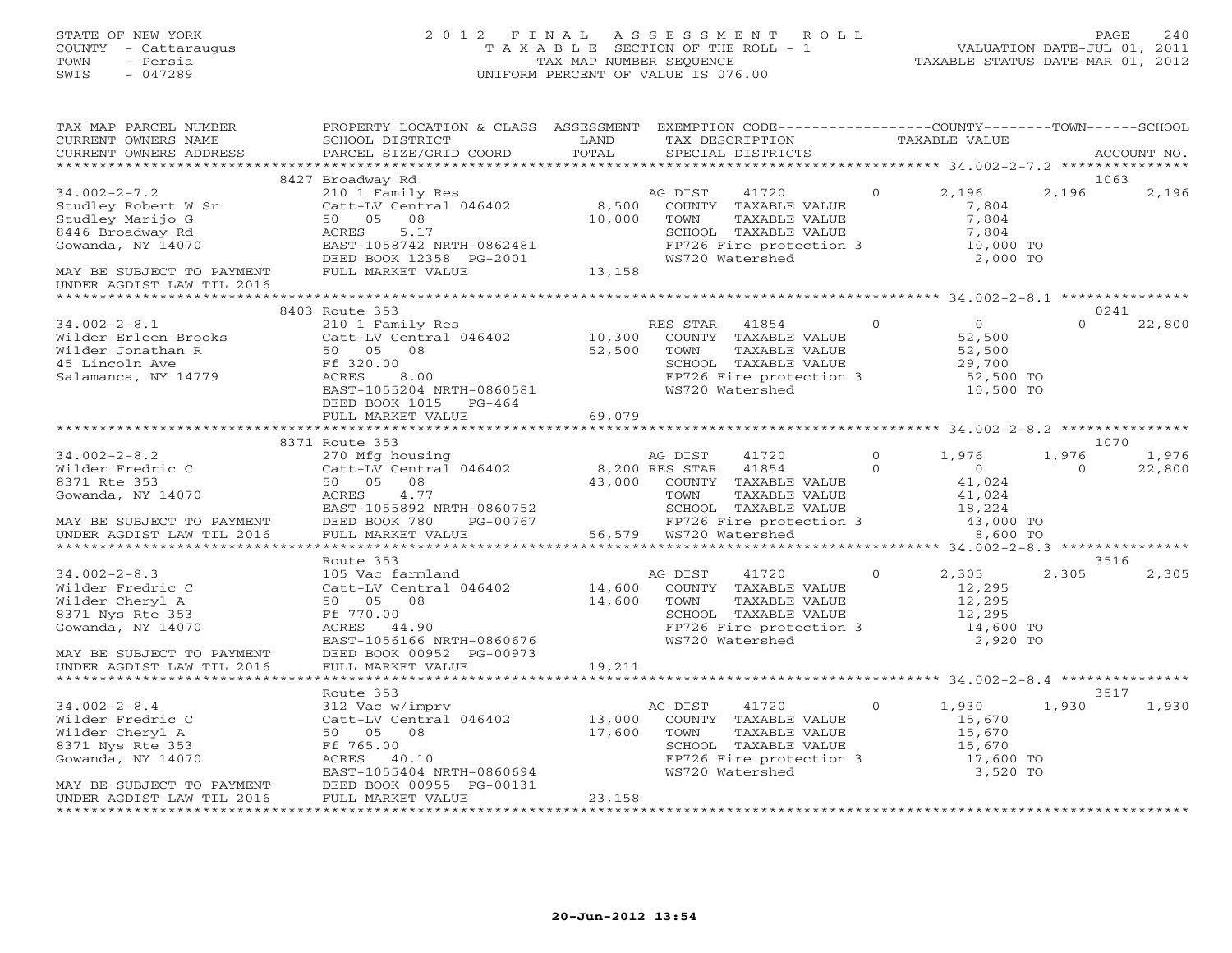STATE OF NEW YORK
COUNTY - Cattaraugus
TOWN - Persia
SWIS - 047289

# 2012 FINAL ASSESSMENT ROLL

TAXABLE SECTION OF THE ROLL - 1
TAX MAP NUMBER SEQUENCE
UNIFORM PERCENT OF VALUE IS 076.00

VALUATION DATE-JUL 01, 2011
TAXABLE STATUS DATE-MAR 01, 2012

| TAX MAP PARCEL NUMBER / CURRENT OWNERS NAME / CURRENT OWNERS ADDRESS | PROPERTY LOCATION & CLASS / SCHOOL DISTRICT / PARCEL SIZE/GRID COORD | ASSESSMENT LAND / TOTAL | EXEMPTION CODE / TAX DESCRIPTION / SPECIAL DISTRICTS | COUNTY TAXABLE VALUE | TOWN | SCHOOL | ACCOUNT NO. |
|---|---|---|---|---|---|---|---|
| 34.002-2-7.2 | 8427 Broadway Rd | | | | | | 1063 |
| | 210 1 Family Res | | AG DIST 41720 0 | 2,196 | 2,196 | 2,196 | |
| Studley Robert W Sr | Catt-LV Central 046402 | 8,500 | COUNTY TAXABLE VALUE | 7,804 | | | |
| Studley Marijo G | 50 05 08 | 10,000 | TOWN TAXABLE VALUE | 7,804 | | | |
| 8446 Broadway Rd | ACRES 5.17 | | SCHOOL TAXABLE VALUE | 7,804 | | | |
| Gowanda, NY 14070 | EAST-1058742 NRTH-0862481 | | FP726 Fire protection 3 | 10,000 TO | | | |
| | DEED BOOK 12358 PG-2001 | | WS720 Watershed | 2,000 TO | | | |
| MAY BE SUBJECT TO PAYMENT UNDER AGDIST LAW TIL 2016 | FULL MARKET VALUE | 13,158 | | | | | |
| 34.002-2-8.1 | 8403 Route 353 | | | | | | 0241 |
| | 210 1 Family Res | | RES STAR 41854 0 | 0 | 0 | 22,800 | |
| Wilder Erleen Brooks | Catt-LV Central 046402 | 10,300 | COUNTY TAXABLE VALUE | 52,500 | | | |
| Wilder Jonathan R | 50 05 08 | 52,500 | TOWN TAXABLE VALUE | 52,500 | | | |
| 45 Lincoln Ave | Ff 320.00 | | SCHOOL TAXABLE VALUE | 29,700 | | | |
| Salamanca, NY 14779 | ACRES 8.00 | | FP726 Fire protection 3 | 52,500 TO | | | |
| | EAST-1055204 NRTH-0860581 | | WS720 Watershed | 10,500 TO | | | |
| | DEED BOOK 1015 PG-464 | | | | | | |
| | FULL MARKET VALUE | 69,079 | | | | | |
| 34.002-2-8.2 | 8371 Route 353 | | | | | | 1070 |
| | 270 Mfg housing | | AG DIST 41720 0 | 1,976 | 1,976 | 1,976 | |
| Wilder Fredric C | Catt-LV Central 046402 | 8,200 | RES STAR 41854 0 | 0 | 0 | 22,800 | |
| 8371 Rte 353 | 50 05 08 | 43,000 | COUNTY TAXABLE VALUE | 41,024 | | | |
| Gowanda, NY 14070 | ACRES 4.77 | | TOWN TAXABLE VALUE | 41,024 | | | |
| | EAST-1055892 NRTH-0860752 | | SCHOOL TAXABLE VALUE | 18,224 | | | |
| MAY BE SUBJECT TO PAYMENT | DEED BOOK 780 PG-00767 | | FP726 Fire protection 3 | 43,000 TO | | | |
| UNDER AGDIST LAW TIL 2016 | FULL MARKET VALUE | 56,579 | WS720 Watershed | 8,600 TO | | | |
| 34.002-2-8.3 | Route 353 | | | | | | 3516 |
| | 105 Vac farmland | | AG DIST 41720 0 | 2,305 | 2,305 | 2,305 | |
| Wilder Fredric C | Catt-LV Central 046402 | 14,600 | COUNTY TAXABLE VALUE | 12,295 | | | |
| Wilder Cheryl A | 50 05 08 | 14,600 | TOWN TAXABLE VALUE | 12,295 | | | |
| 8371 Nys Rte 353 | Ff 770.00 | | SCHOOL TAXABLE VALUE | 12,295 | | | |
| Gowanda, NY 14070 | ACRES 44.90 | | FP726 Fire protection 3 | 14,600 TO | | | |
| | EAST-1056166 NRTH-0860676 | | WS720 Watershed | 2,920 TO | | | |
| MAY BE SUBJECT TO PAYMENT | DEED BOOK 00952 PG-00973 | | | | | | |
| UNDER AGDIST LAW TIL 2016 | FULL MARKET VALUE | 19,211 | | | | | |
| 34.002-2-8.4 | Route 353 | | | | | | 3517 |
| | 312 Vac w/imprv | | AG DIST 41720 0 | 1,930 | 1,930 | 1,930 | |
| Wilder Fredric C | Catt-LV Central 046402 | 13,000 | COUNTY TAXABLE VALUE | 15,670 | | | |
| Wilder Cheryl A | 50 05 08 | 17,600 | TOWN TAXABLE VALUE | 15,670 | | | |
| 8371 Nys Rte 353 | Ff 765.00 | | SCHOOL TAXABLE VALUE | 15,670 | | | |
| Gowanda, NY 14070 | ACRES 40.10 | | FP726 Fire protection 3 | 17,600 TO | | | |
| | EAST-1055404 NRTH-0860694 | | WS720 Watershed | 3,520 TO | | | |
| MAY BE SUBJECT TO PAYMENT | DEED BOOK 00955 PG-00131 | | | | | | |
| UNDER AGDIST LAW TIL 2016 | FULL MARKET VALUE | 23,158 | | | | | |

20-Jun-2012 13:54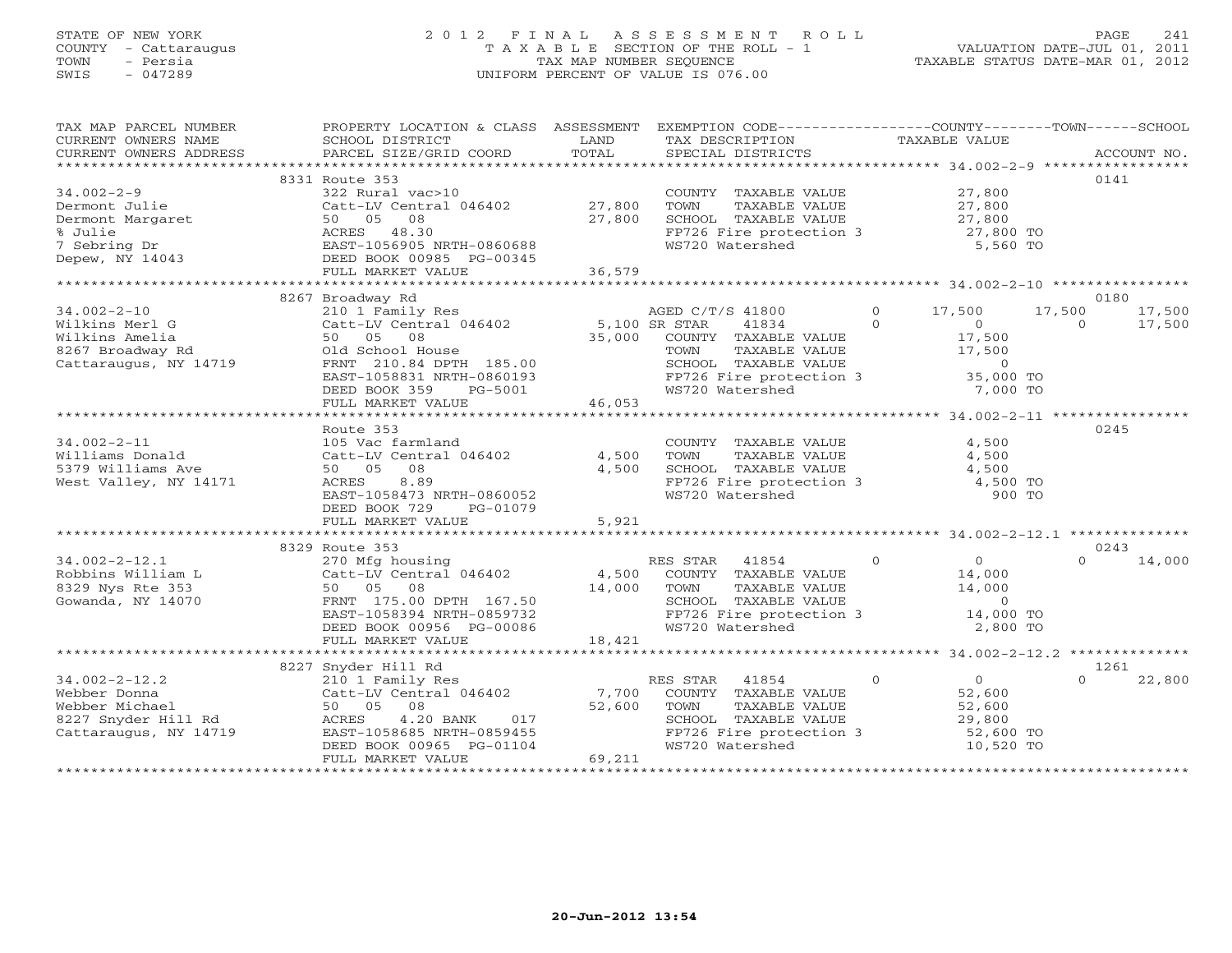STATE OF NEW YORK
COUNTY - Cattaraugus
TOWN - Persia
SWIS - 047289

# 2012 FINAL ASSESSMENT ROLL
TAXABLE SECTION OF THE ROLL - 1
TAX MAP NUMBER SEQUENCE
UNIFORM PERCENT OF VALUE IS 076.00

VALUATION DATE-JUL 01, 2011
TAXABLE STATUS DATE-MAR 01, 2012

| TAX MAP PARCEL NUMBER / CURRENT OWNERS NAME / CURRENT OWNERS ADDRESS | PROPERTY LOCATION & CLASS / SCHOOL DISTRICT / PARCEL SIZE/GRID COORD | ASSESSMENT LAND / TOTAL | EXEMPTION CODE / TAX DESCRIPTION / SPECIAL DISTRICTS | COUNTY TAXABLE VALUE | TOWN | SCHOOL | ACCOUNT NO. |
|---|---|---|---|---|---|---|---|
| | 8331 Route 353 | | | | | | 0141 |
| 34.002-2-9 | 322 Rural vac>10 | | COUNTY TAXABLE VALUE | 27,800 | | | |
| Dermont Julie | Catt-LV Central 046402 | 27,800 | TOWN TAXABLE VALUE | 27,800 | | | |
| Dermont Margaret | 50 05 08 | 27,800 | SCHOOL TAXABLE VALUE | 27,800 | | | |
| % Julie | ACRES 48.30 | | FP726 Fire protection 3 | 27,800 TO | | | |
| 7 Sebring Dr | EAST-1056905 NRTH-0860688 | | WS720 Watershed | 5,560 TO | | | |
| Depew, NY 14043 | DEED BOOK 00985 PG-00345 | | | | | | |
| | FULL MARKET VALUE | 36,579 | | | | | |
| | 8267 Broadway Rd | | | | | | 0180 |
| 34.002-2-10 | 210 1 Family Res | | AGED C/T/S 41800 0 | 17,500 | 17,500 | 17,500 | |
| Wilkins Merl G | Catt-LV Central 046402 | 5,100 | SR STAR 41834 0 | 0 | 0 | 17,500 | |
| Wilkins Amelia | 50 05 08 | 35,000 | COUNTY TAXABLE VALUE | 17,500 | | | |
| 8267 Broadway Rd | Old School House | | TOWN TAXABLE VALUE | 17,500 | | | |
| Cattaraugus, NY 14719 | FRNT 210.84 DPTH 185.00 | | SCHOOL TAXABLE VALUE | 0 | | | |
| | EAST-1058831 NRTH-0860193 | | FP726 Fire protection 3 | 35,000 TO | | | |
| | DEED BOOK 359 PG-5001 | | WS720 Watershed | 7,000 TO | | | |
| | FULL MARKET VALUE | 46,053 | | | | | |
| | Route 353 | | | | | | 0245 |
| 34.002-2-11 | 105 Vac farmland | | COUNTY TAXABLE VALUE | 4,500 | | | |
| Williams Donald | Catt-LV Central 046402 | 4,500 | TOWN TAXABLE VALUE | 4,500 | | | |
| 5379 Williams Ave | 50 05 08 | 4,500 | SCHOOL TAXABLE VALUE | 4,500 | | | |
| West Valley, NY 14171 | ACRES 8.89 | | FP726 Fire protection 3 | 4,500 TO | | | |
| | EAST-1058473 NRTH-0860052 | | WS720 Watershed | 900 TO | | | |
| | DEED BOOK 729 PG-01079 | | | | | | |
| | FULL MARKET VALUE | 5,921 | | | | | |
| | 8329 Route 353 | | | | | | 0243 |
| 34.002-2-12.1 | 270 Mfg housing | | RES STAR 41854 0 | 0 | | 0 | 14,000 |
| Robbins William L | Catt-LV Central 046402 | 4,500 | COUNTY TAXABLE VALUE | 14,000 | | | |
| 8329 Nys Rte 353 | 50 05 08 | 14,000 | TOWN TAXABLE VALUE | 14,000 | | | |
| Gowanda, NY 14070 | FRNT 175.00 DPTH 167.50 | | SCHOOL TAXABLE VALUE | 0 | | | |
| | EAST-1058394 NRTH-0859732 | | FP726 Fire protection 3 | 14,000 TO | | | |
| | DEED BOOK 00956 PG-00086 | | WS720 Watershed | 2,800 TO | | | |
| | FULL MARKET VALUE | 18,421 | | | | | |
| | 8227 Snyder Hill Rd | | | | | | 1261 |
| 34.002-2-12.2 | 210 1 Family Res | | RES STAR 41854 0 | 0 | | 0 | 22,800 |
| Webber Donna | Catt-LV Central 046402 | 7,700 | COUNTY TAXABLE VALUE | 52,600 | | | |
| Webber Michael | 50 05 08 | 52,600 | TOWN TAXABLE VALUE | 52,600 | | | |
| 8227 Snyder Hill Rd | ACRES 4.20 BANK 017 | | SCHOOL TAXABLE VALUE | 29,800 | | | |
| Cattaraugus, NY 14719 | EAST-1058685 NRTH-0859455 | | FP726 Fire protection 3 | 52,600 TO | | | |
| | DEED BOOK 00965 PG-01104 | | WS720 Watershed | 10,520 TO | | | |
| | FULL MARKET VALUE | 69,211 | | | | | |

20-Jun-2012 13:54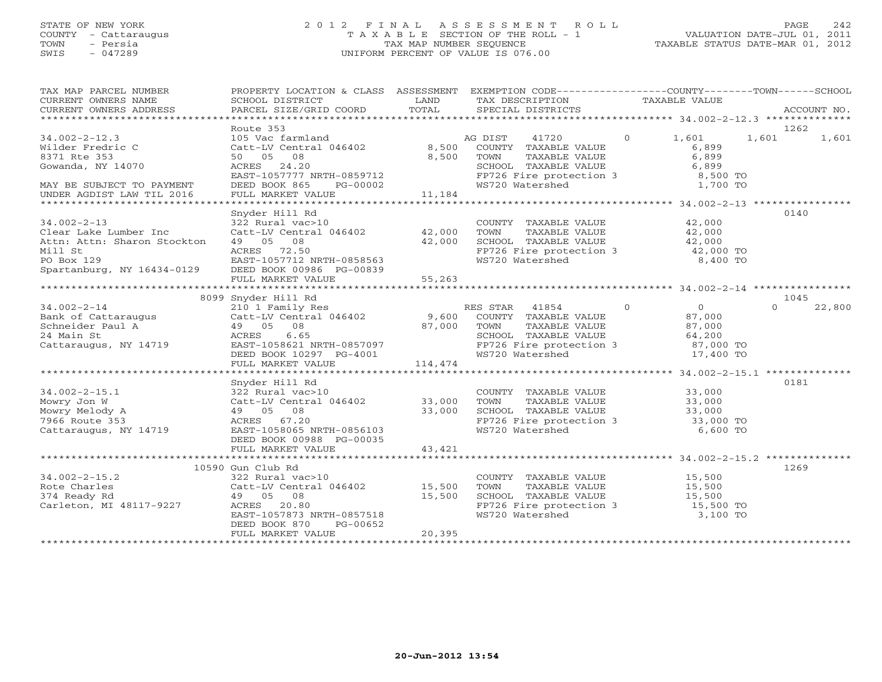STATE OF NEW YORK
COUNTY - Cattaraugus
TOWN - Persia
SWIS - 047289

# 2012 FINAL ASSESSMENT ROLL
TAXABLE SECTION OF THE ROLL - 1
TAX MAP NUMBER SEQUENCE
UNIFORM PERCENT OF VALUE IS 076.00

VALUATION DATE-JUL 01, 2011
TAXABLE STATUS DATE-MAR 01, 2012

| TAX MAP PARCEL NUMBER / CURRENT OWNERS NAME / CURRENT OWNERS ADDRESS | PROPERTY LOCATION & CLASS / SCHOOL DISTRICT / PARCEL SIZE/GRID COORD | ASSESSMENT LAND / TOTAL | EXEMPTION CODE / TAX DESCRIPTION / SPECIAL DISTRICTS | COUNTY | TOWN | SCHOOL | ACCOUNT NO. |
|---|---|---|---|---|---|---|---|
| **34.002-2-12.3** | Route 353 | | | | | | 1262 |
| Wilder Fredric C | 105 Vac farmland | | AG DIST 41720 0 | 1,601 | 1,601 | 1,601 | |
| 8371 Rte 353 | Catt-LV Central 046402 | 8,500 | COUNTY TAXABLE VALUE | 6,899 | | | |
| Gowanda, NY 14070 | 50 05 08 | 8,500 | TOWN TAXABLE VALUE | | 6,899 | | |
| | ACRES 24.20 | | SCHOOL TAXABLE VALUE | | | 6,899 | |
| | EAST-1057777 NRTH-0859712 | | FP726 Fire protection 3 | 8,500 TO | | | |
| MAY BE SUBJECT TO PAYMENT | DEED BOOK 865 PG-00002 | | WS720 Watershed | 1,700 TO | | | |
| UNDER AGDIST LAW TIL 2016 | FULL MARKET VALUE | 11,184 | | | | | |
| **34.002-2-13** | Snyder Hill Rd | | | | | | 0140 |
| Clear Lake Lumber Inc | 322 Rural vac>10 | | COUNTY TAXABLE VALUE | 42,000 | | | |
| Attn: Attn: Sharon Stockton | Catt-LV Central 046402 | 42,000 | TOWN TAXABLE VALUE | | 42,000 | | |
| Mill St | 49 05 08 | 42,000 | SCHOOL TAXABLE VALUE | | | 42,000 | |
| PO Box 129 | ACRES 72.50 | | FP726 Fire protection 3 | 42,000 TO | | | |
| Spartanburg, NY 16434-0129 | EAST-1057712 NRTH-0858563 | | WS720 Watershed | 8,400 TO | | | |
| | DEED BOOK 00986 PG-00839 | | | | | | |
| | FULL MARKET VALUE | 55,263 | | | | | |
| **34.002-2-14** | 8099 Snyder Hill Rd | | | | | | 1045 |
| Bank of Cattaraugus | 210 1 Family Res | | RES STAR 41854 0 | 0 | 0 | 22,800 | |
| Schneider Paul A | Catt-LV Central 046402 | 9,600 | COUNTY TAXABLE VALUE | 87,000 | | | |
| 24 Main St | 49 05 08 | 87,000 | TOWN TAXABLE VALUE | | 87,000 | | |
| Cattaraugus, NY 14719 | ACRES 6.65 | | SCHOOL TAXABLE VALUE | | | 64,200 | |
| | EAST-1058621 NRTH-0857097 | | FP726 Fire protection 3 | 87,000 TO | | | |
| | DEED BOOK 10297 PG-4001 | | WS720 Watershed | 17,400 TO | | | |
| | FULL MARKET VALUE | 114,474 | | | | | |
| **34.002-2-15.1** | Snyder Hill Rd | | | | | | 0181 |
| Mowry Jon W | 322 Rural vac>10 | | COUNTY TAXABLE VALUE | 33,000 | | | |
| Mowry Melody A | Catt-LV Central 046402 | 33,000 | TOWN TAXABLE VALUE | | 33,000 | | |
| 7966 Route 353 | 49 05 08 | 33,000 | SCHOOL TAXABLE VALUE | | | 33,000 | |
| Cattaraugus, NY 14719 | ACRES 67.20 | | FP726 Fire protection 3 | 33,000 TO | | | |
| | EAST-1058065 NRTH-0856103 | | WS720 Watershed | 6,600 TO | | | |
| | DEED BOOK 00988 PG-00035 | | | | | | |
| | FULL MARKET VALUE | 43,421 | | | | | |
| **34.002-2-15.2** | 10590 Gun Club Rd | | | | | | 1269 |
| Rote Charles | 322 Rural vac>10 | | COUNTY TAXABLE VALUE | 15,500 | | | |
| 374 Ready Rd | Catt-LV Central 046402 | 15,500 | TOWN TAXABLE VALUE | | 15,500 | | |
| Carleton, MI 48117-9227 | 49 05 08 | 15,500 | SCHOOL TAXABLE VALUE | | | 15,500 | |
| | ACRES 20.80 | | FP726 Fire protection 3 | 15,500 TO | | | |
| | EAST-1057873 NRTH-0857518 | | WS720 Watershed | 3,100 TO | | | |
| | DEED BOOK 870 PG-00652 | | | | | | |
| | FULL MARKET VALUE | 20,395 | | | | | |

20-Jun-2012 13:54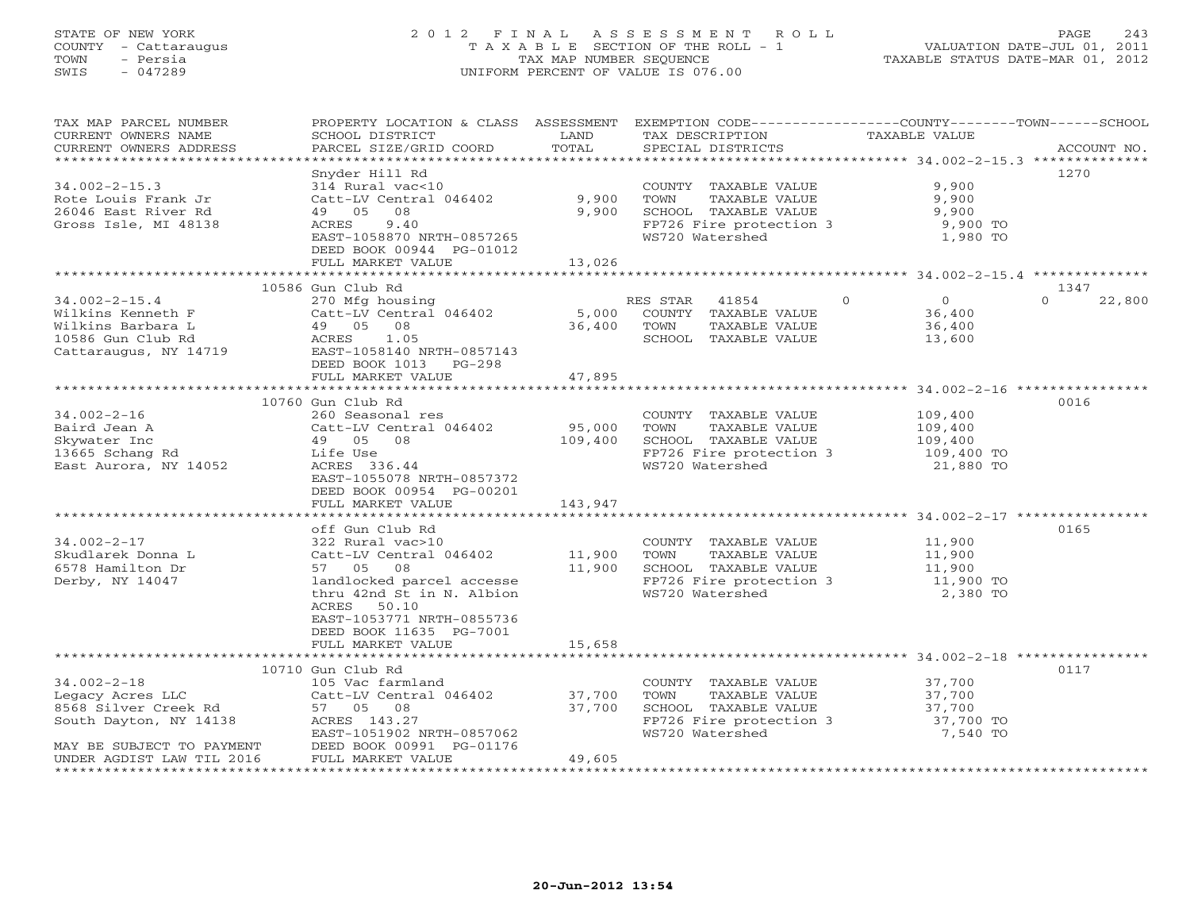STATE OF NEW YORK
COUNTY - Cattaraugus
TOWN - Persia
SWIS - 047289

# 2012 FINAL ASSESSMENT ROLL
TAXABLE SECTION OF THE ROLL - 1
TAX MAP NUMBER SEQUENCE
UNIFORM PERCENT OF VALUE IS 076.00

VALUATION DATE-JUL 01, 2011
TAXABLE STATUS DATE-MAR 01, 2012

| TAX MAP PARCEL NUMBER / CURRENT OWNERS NAME / CURRENT OWNERS ADDRESS | PROPERTY LOCATION & CLASS / SCHOOL DISTRICT / PARCEL SIZE/GRID COORD | ASSESSMENT LAND / TOTAL | EXEMPTION CODE / TAX DESCRIPTION / SPECIAL DISTRICTS | COUNTY / TOWN / SCHOOL TAXABLE VALUE | ACCOUNT NO. |
|---|---|---|---|---|---|
| **34.002-2-15.3** | Snyder Hill Rd | | | | 1270 |
| Rote Louis Frank Jr | 314 Rural vac<10 | | COUNTY TAXABLE VALUE | 9,900 | |
| 26046 East River Rd | Catt-LV Central 046402 | 9,900 | TOWN TAXABLE VALUE | 9,900 | |
| Gross Isle, MI 48138 | 49 05 08 | 9,900 | SCHOOL TAXABLE VALUE | 9,900 | |
| | ACRES 9.40 | | FP726 Fire protection 3 | 9,900 TO | |
| | EAST-1058870 NRTH-0857265 | | WS720 Watershed | 1,980 TO | |
| | DEED BOOK 00944 PG-01012 | | | | |
| | FULL MARKET VALUE | 13,026 | | | |
| **34.002-2-15.4** | 10586 Gun Club Rd | | | | 1347 |
| Wilkins Kenneth F | 270 Mfg housing | | RES STAR 41854 | 0 / 0 / 22,800 | |
| Wilkins Barbara L | Catt-LV Central 046402 | 5,000 | COUNTY TAXABLE VALUE | 36,400 | |
| 10586 Gun Club Rd | 49 05 08 | 36,400 | TOWN TAXABLE VALUE | 36,400 | |
| Cattaraugus, NY 14719 | ACRES 1.05 | | SCHOOL TAXABLE VALUE | 13,600 | |
| | EAST-1058140 NRTH-0857143 | | | | |
| | DEED BOOK 1013 PG-298 | | | | |
| | FULL MARKET VALUE | 47,895 | | | |
| **34.002-2-16** | 10760 Gun Club Rd | | | | 0016 |
| Baird Jean A | 260 Seasonal res | | COUNTY TAXABLE VALUE | 109,400 | |
| Skywater Inc | Catt-LV Central 046402 | 95,000 | TOWN TAXABLE VALUE | 109,400 | |
| 13665 Schang Rd | 49 05 08 | 109,400 | SCHOOL TAXABLE VALUE | 109,400 | |
| East Aurora, NY 14052 | Life Use | | FP726 Fire protection 3 | 109,400 TO | |
| | ACRES 336.44 | | WS720 Watershed | 21,880 TO | |
| | EAST-1055078 NRTH-0857372 | | | | |
| | DEED BOOK 00954 PG-00201 | | | | |
| | FULL MARKET VALUE | 143,947 | | | |
| **34.002-2-17** | off Gun Club Rd | | | | 0165 |
| Skudlarek Donna L | 322 Rural vac>10 | | COUNTY TAXABLE VALUE | 11,900 | |
| 6578 Hamilton Dr | Catt-LV Central 046402 | 11,900 | TOWN TAXABLE VALUE | 11,900 | |
| Derby, NY 14047 | 57 05 08 | 11,900 | SCHOOL TAXABLE VALUE | 11,900 | |
| | landlocked parcel accesse | | FP726 Fire protection 3 | 11,900 TO | |
| | thru 42nd St in N. Albion | | WS720 Watershed | 2,380 TO | |
| | ACRES 50.10 | | | | |
| | EAST-1053771 NRTH-0855736 | | | | |
| | DEED BOOK 11635 PG-7001 | | | | |
| | FULL MARKET VALUE | 15,658 | | | |
| **34.002-2-18** | 10710 Gun Club Rd | | | | 0117 |
| Legacy Acres LLC | 105 Vac farmland | | COUNTY TAXABLE VALUE | 37,700 | |
| 8568 Silver Creek Rd | Catt-LV Central 046402 | 37,700 | TOWN TAXABLE VALUE | 37,700 | |
| South Dayton, NY 14138 | 57 05 08 | 37,700 | SCHOOL TAXABLE VALUE | 37,700 | |
| | ACRES 143.27 | | FP726 Fire protection 3 | 37,700 TO | |
| | EAST-1051902 NRTH-0857062 | | WS720 Watershed | 7,540 TO | |
| MAY BE SUBJECT TO PAYMENT | DEED BOOK 00991 PG-01176 | | | | |
| UNDER AGDIST LAW TIL 2016 | FULL MARKET VALUE | 49,605 | | | |

20-Jun-2012 13:54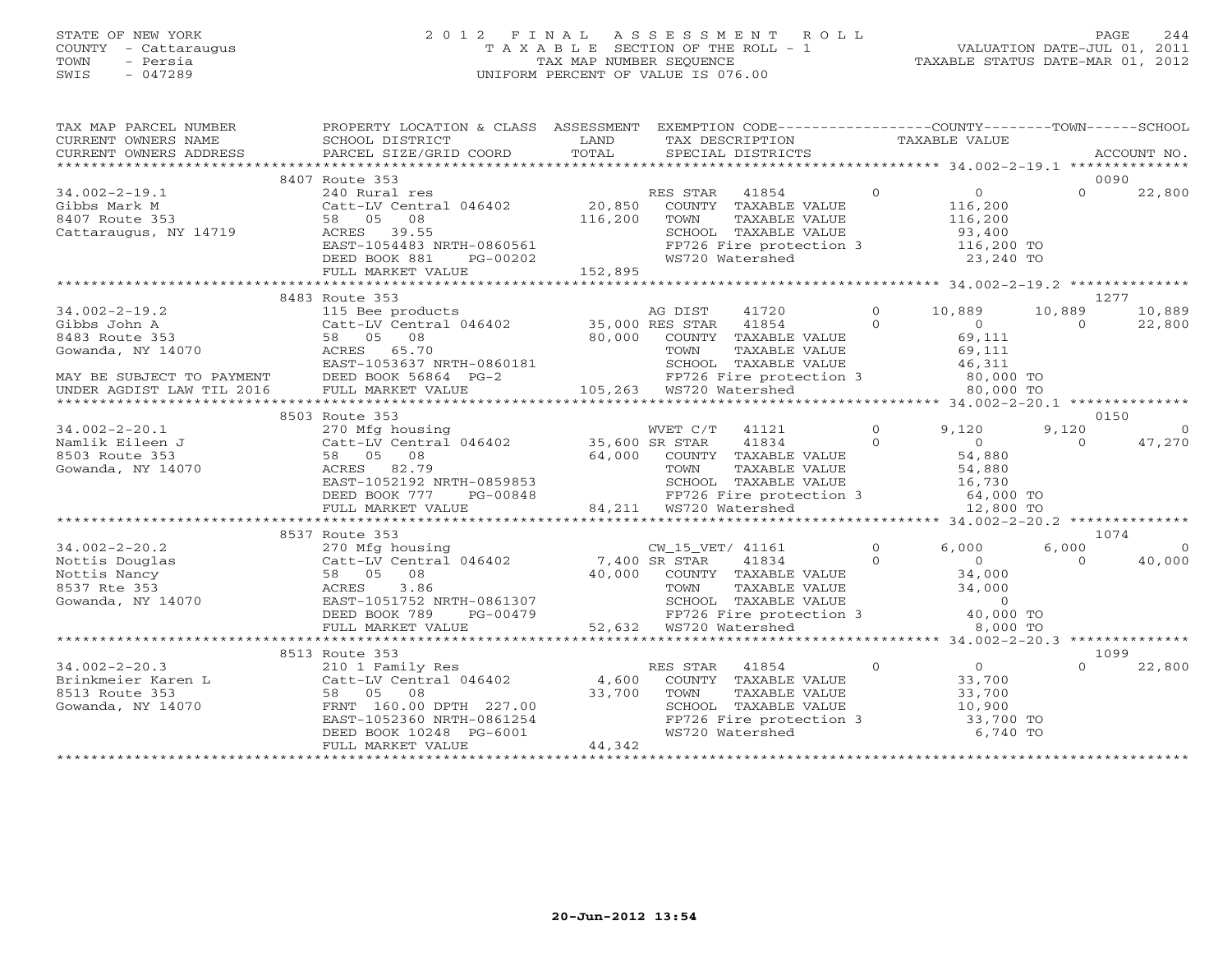STATE OF NEW YORK
COUNTY - Cattaraugus
TOWN - Persia
SWIS - 047289

2012 FINAL ASSESSMENT ROLL
TAXABLE SECTION OF THE ROLL - 1
TAX MAP NUMBER SEQUENCE
UNIFORM PERCENT OF VALUE IS 076.00

VALUATION DATE-JUL 01, 2011
TAXABLE STATUS DATE-MAR 01, 2012

| TAX MAP PARCEL NUMBER / CURRENT OWNERS NAME / CURRENT OWNERS ADDRESS | PROPERTY LOCATION & CLASS / SCHOOL DISTRICT / PARCEL SIZE/GRID COORD | ASSESSMENT LAND / TOTAL | EXEMPTION CODE / TAX DESCRIPTION / SPECIAL DISTRICTS | COUNTY | TOWN | SCHOOL / ACCOUNT NO. |
|---|---|---|---|---|---|---|
| | 8407 Route 353 | | | | | 0090 |
| 34.002-2-19.1 | 240 Rural res | | RES STAR 41854 0 | 0 | 0 | 22,800 |
| Gibbs Mark M | Catt-LV Central 046402 | 20,850 | COUNTY TAXABLE VALUE | 116,200 | | |
| 8407 Route 353 | 58 05 08 | 116,200 | TOWN TAXABLE VALUE | | 116,200 | |
| Cattaraugus, NY 14719 | ACRES 39.55 | | SCHOOL TAXABLE VALUE | | | 93,400 |
| | EAST-1054483 NRTH-0860561 | | FP726 Fire protection 3 | 116,200 TO | | |
| | DEED BOOK 881 PG-00202 | | WS720 Watershed | 23,240 TO | | |
| | FULL MARKET VALUE | 152,895 | | | | |
| | 8483 Route 353 | | | | | 1277 |
| 34.002-2-19.2 | 115 Bee products | | AG DIST 41720 0 | 10,889 | 10,889 | 10,889 |
| Gibbs John A | Catt-LV Central 046402 | 35,000 | RES STAR 41854 0 | 0 | 0 | 22,800 |
| 8483 Route 353 | 58 05 08 | 80,000 | COUNTY TAXABLE VALUE | 69,111 | | |
| Gowanda, NY 14070 | ACRES 65.70 | | TOWN TAXABLE VALUE | | 69,111 | |
| | EAST-1053637 NRTH-0860181 | | SCHOOL TAXABLE VALUE | | | 46,311 |
| MAY BE SUBJECT TO PAYMENT | DEED BOOK 56864 PG-2 | | FP726 Fire protection 3 | 80,000 TO | | |
| UNDER AGDIST LAW TIL 2016 | FULL MARKET VALUE | 105,263 | WS720 Watershed | 80,000 TO | | |
| | 8503 Route 353 | | | | | 0150 |
| 34.002-2-20.1 | 270 Mfg housing | | WVET C/T 41121 0 | 9,120 | 9,120 | 0 |
| Namlik Eileen J | Catt-LV Central 046402 | 35,600 | SR STAR 41834 0 | 0 | 0 | 47,270 |
| 8503 Route 353 | 58 05 08 | 64,000 | COUNTY TAXABLE VALUE | 54,880 | | |
| Gowanda, NY 14070 | ACRES 82.79 | | TOWN TAXABLE VALUE | | 54,880 | |
| | EAST-1052192 NRTH-0859853 | | SCHOOL TAXABLE VALUE | | | 16,730 |
| | DEED BOOK 777 PG-00848 | | FP726 Fire protection 3 | 64,000 TO | | |
| | FULL MARKET VALUE | 84,211 | WS720 Watershed | 12,800 TO | | |
| | 8537 Route 353 | | | | | 1074 |
| 34.002-2-20.2 | 270 Mfg housing | | CW_15_VET/ 41161 0 | 6,000 | 6,000 | 0 |
| Nottis Douglas | Catt-LV Central 046402 | 7,400 | SR STAR 41834 0 | 0 | 0 | 40,000 |
| Nottis Nancy | 58 05 08 | 40,000 | COUNTY TAXABLE VALUE | 34,000 | | |
| 8537 Rte 353 | ACRES 3.86 | | TOWN TAXABLE VALUE | | 34,000 | |
| Gowanda, NY 14070 | EAST-1051752 NRTH-0861307 | | SCHOOL TAXABLE VALUE | | | 0 |
| | DEED BOOK 789 PG-00479 | | FP726 Fire protection 3 | 40,000 TO | | |
| | FULL MARKET VALUE | 52,632 | WS720 Watershed | 8,000 TO | | |
| | 8513 Route 353 | | | | | 1099 |
| 34.002-2-20.3 | 210 1 Family Res | | RES STAR 41854 0 | 0 | 0 | 22,800 |
| Brinkmeier Karen L | Catt-LV Central 046402 | 4,600 | COUNTY TAXABLE VALUE | 33,700 | | |
| 8513 Route 353 | 58 05 08 | 33,700 | TOWN TAXABLE VALUE | | 33,700 | |
| Gowanda, NY 14070 | FRNT 160.00 DPTH 227.00 | | SCHOOL TAXABLE VALUE | | | 10,900 |
| | EAST-1052360 NRTH-0861254 | | FP726 Fire protection 3 | 33,700 TO | | |
| | DEED BOOK 10248 PG-6001 | | WS720 Watershed | 6,740 TO | | |
| | FULL MARKET VALUE | 44,342 | | | | |

20-Jun-2012 13:54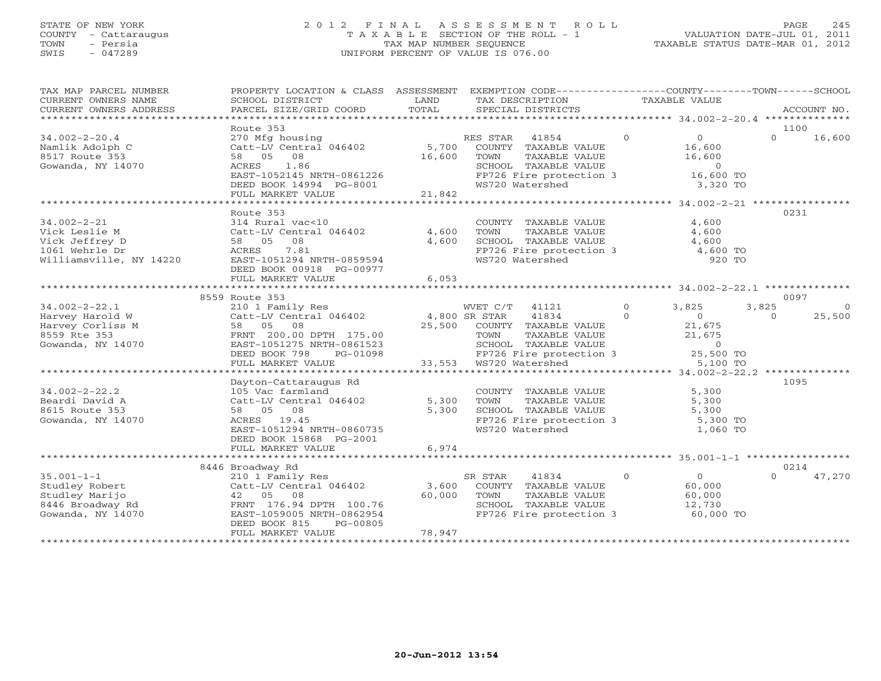STATE OF NEW YORK
COUNTY - Cattaraugus
TOWN - Persia
SWIS - 047289

# 2012 FINAL ASSESSMENT ROLL
TAXABLE SECTION OF THE ROLL - 1
TAX MAP NUMBER SEQUENCE
UNIFORM PERCENT OF VALUE IS 076.00

VALUATION DATE-JUL 01, 2011
TAXABLE STATUS DATE-MAR 01, 2012

| TAX MAP PARCEL NUMBER / CURRENT OWNERS NAME / CURRENT OWNERS ADDRESS | PROPERTY LOCATION & CLASS / SCHOOL DISTRICT / PARCEL SIZE/GRID COORD | ASSESSMENT LAND / TOTAL | EXEMPTION CODE / TAX DESCRIPTION / SPECIAL DISTRICTS | COUNTY TAXABLE VALUE | TOWN | SCHOOL | ACCOUNT NO. |
|---|---|---|---|---|---|---|---|
| 34.002-2-20.4 | Route 353 | | | | | | 1100 |
| 34.002-2-20.4 | 270 Mfg housing | | RES STAR 41854 0 | 0 | 0 | 16,600 | |
| Namlik Adolph C | Catt-LV Central 046402 | 5,700 | COUNTY TAXABLE VALUE | 16,600 | | | |
| 8517 Route 353 | 58 05 08 | 16,600 | TOWN TAXABLE VALUE | 16,600 | | | |
| Gowanda, NY 14070 | ACRES 1.86 | | SCHOOL TAXABLE VALUE | 0 | | | |
| | EAST-1052145 NRTH-0861226 | | FP726 Fire protection 3 | 16,600 TO | | | |
| | DEED BOOK 14994 PG-8001 | | WS720 Watershed | 3,320 TO | | | |
| | FULL MARKET VALUE | 21,842 | | | | | |
| 34.002-2-21 | Route 353 | | | | | | 0231 |
| 34.002-2-21 | 314 Rural vac<10 | | COUNTY TAXABLE VALUE | 4,600 | | | |
| Vick Leslie M | Catt-LV Central 046402 | 4,600 | TOWN TAXABLE VALUE | 4,600 | | | |
| Vick Jeffrey D | 58 05 08 | 4,600 | SCHOOL TAXABLE VALUE | 4,600 | | | |
| 1061 Wehrle Dr | ACRES 7.81 | | FP726 Fire protection 3 | 4,600 TO | | | |
| Williamsville, NY 14220 | EAST-1051294 NRTH-0859594 | | WS720 Watershed | 920 TO | | | |
| | DEED BOOK 00918 PG-00977 | | | | | | |
| | FULL MARKET VALUE | 6,053 | | | | | |
| 34.002-2-22.1 | 8559 Route 353 | | | | | | 0097 |
| 34.002-2-22.1 | 210 1 Family Res | | WVET C/T 41121 0 | 3,825 | 3,825 | 0 | |
| Harvey Harold W | Catt-LV Central 046402 | 4,800 | SR STAR 41834 0 | 0 | 0 | 25,500 | |
| Harvey Corliss M | 58 05 08 | 25,500 | COUNTY TAXABLE VALUE | 21,675 | | | |
| 8559 Rte 353 | FRNT 200.00 DPTH 175.00 | | TOWN TAXABLE VALUE | 21,675 | | | |
| Gowanda, NY 14070 | EAST-1051275 NRTH-0861523 | | SCHOOL TAXABLE VALUE | 0 | | | |
| | DEED BOOK 798 PG-01098 | | FP726 Fire protection 3 | 25,500 TO | | | |
| | FULL MARKET VALUE | 33,553 | WS720 Watershed | 5,100 TO | | | |
| 34.002-2-22.2 | Dayton-Cattaraugus Rd | | | | | | 1095 |
| 34.002-2-22.2 | 105 Vac farmland | | COUNTY TAXABLE VALUE | 5,300 | | | |
| Beardi David A | Catt-LV Central 046402 | 5,300 | TOWN TAXABLE VALUE | 5,300 | | | |
| 8615 Route 353 | 58 05 08 | 5,300 | SCHOOL TAXABLE VALUE | 5,300 | | | |
| Gowanda, NY 14070 | ACRES 19.45 | | FP726 Fire protection 3 | 5,300 TO | | | |
| | EAST-1051294 NRTH-0860735 | | WS720 Watershed | 1,060 TO | | | |
| | DEED BOOK 15868 PG-2001 | | | | | | |
| | FULL MARKET VALUE | 6,974 | | | | | |
| 35.001-1-1 | 8446 Broadway Rd | | | | | | 0214 |
| 35.001-1-1 | 210 1 Family Res | | SR STAR 41834 0 | 0 | 0 | 47,270 | |
| Studley Robert | Catt-LV Central 046402 | 3,600 | COUNTY TAXABLE VALUE | 60,000 | | | |
| Studley Marijo | 42 05 08 | 60,000 | TOWN TAXABLE VALUE | 60,000 | | | |
| 8446 Broadway Rd | FRNT 176.94 DPTH 100.76 | | SCHOOL TAXABLE VALUE | 12,730 | | | |
| Gowanda, NY 14070 | EAST-1059005 NRTH-0862954 | | FP726 Fire protection 3 | 60,000 TO | | | |
| | DEED BOOK 815 PG-00805 | | | | | | |
| | FULL MARKET VALUE | 78,947 | | | | | |

20-Jun-2012 13:54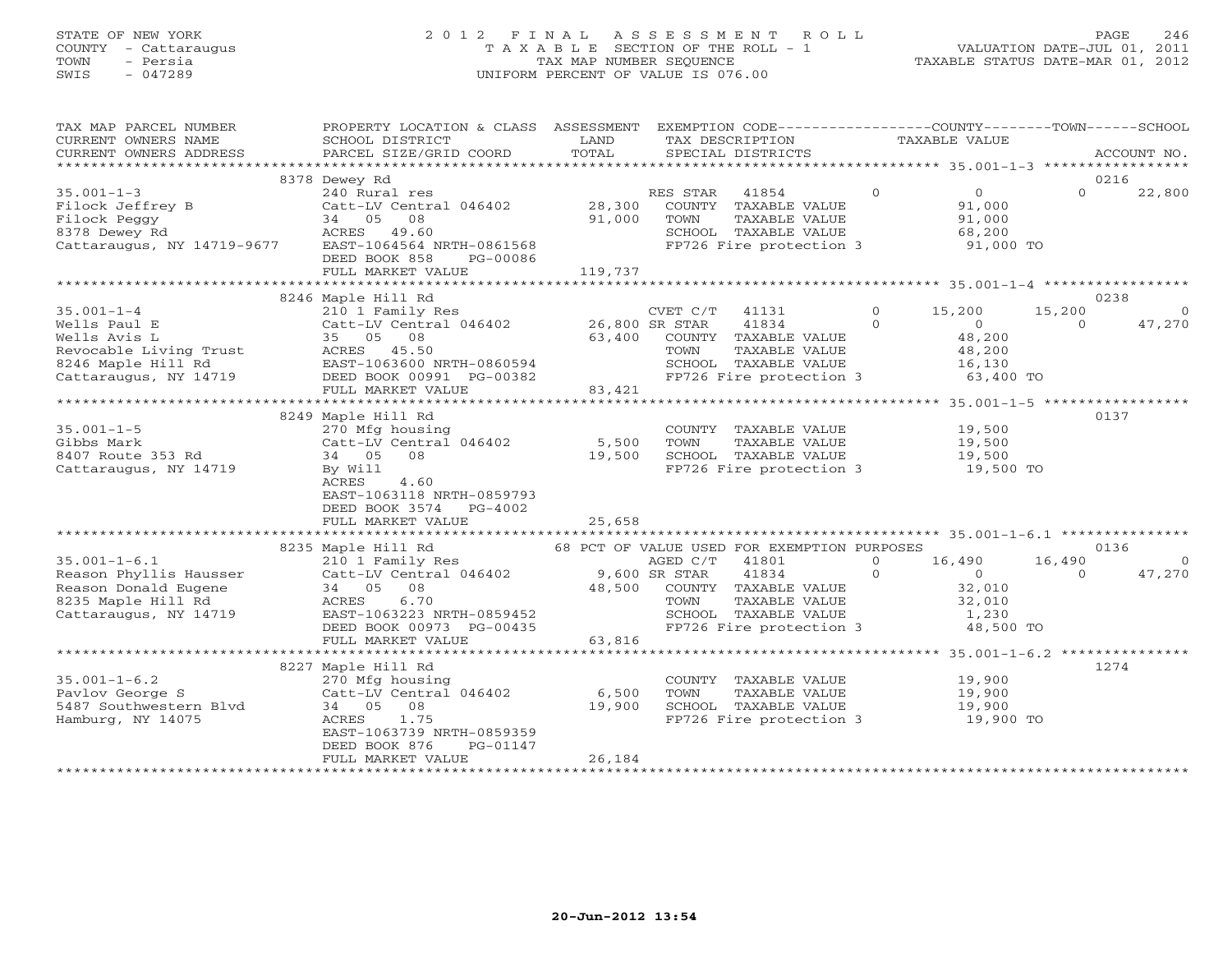STATE OF NEW YORK
COUNTY - Cattaraugus
TOWN - Persia
SWIS - 047289

# 2012 FINAL ASSESSMENT ROLL
TAXABLE SECTION OF THE ROLL - 1
TAX MAP NUMBER SEQUENCE
UNIFORM PERCENT OF VALUE IS 076.00

VALUATION DATE-JUL 01, 2011
TAXABLE STATUS DATE-MAR 01, 2012

| TAX MAP PARCEL NUMBER / CURRENT OWNERS NAME / CURRENT OWNERS ADDRESS | PROPERTY LOCATION & CLASS / SCHOOL DISTRICT / PARCEL SIZE/GRID COORD | ASSESSMENT LAND / TOTAL | EXEMPTION CODE / TAX DESCRIPTION / SPECIAL DISTRICTS | | COUNTY TAXABLE VALUE | TOWN | SCHOOL | ACCOUNT NO. |
|---|---|---|---|---|---|---|---|---|
| | 8378 Dewey Rd | | | | | | | 0216 |
| 35.001-1-3 | 240 Rural res | | RES STAR 41854 | 0 | 0 | 0 | 22,800 | |
| Filock Jeffrey B | Catt-LV Central 046402 | 28,300 | COUNTY TAXABLE VALUE | | 91,000 | | | |
| Filock Peggy | 34 05 08 | 91,000 | TOWN TAXABLE VALUE | | 91,000 | | | |
| 8378 Dewey Rd | ACRES 49.60 | | SCHOOL TAXABLE VALUE | | 68,200 | | | |
| Cattaraugus, NY 14719-9677 | EAST-1064564 NRTH-0861568 | | FP726 Fire protection 3 | | 91,000 TO | | | |
| | DEED BOOK 858 PG-00086 | | | | | | | |
| | FULL MARKET VALUE | 119,737 | | | | | | |
| | 8246 Maple Hill Rd | | | | | | | 0238 |
| 35.001-1-4 | 210 1 Family Res | | CVET C/T 41131 | 0 | 15,200 | 15,200 | 0 | |
| Wells Paul E | Catt-LV Central 046402 | 26,800 | SR STAR 41834 | 0 | 0 | 0 | 47,270 | |
| Wells Avis L | 35 05 08 | 63,400 | COUNTY TAXABLE VALUE | | 48,200 | | | |
| Revocable Living Trust | ACRES 45.50 | | TOWN TAXABLE VALUE | | 48,200 | | | |
| 8246 Maple Hill Rd | EAST-1063600 NRTH-0860594 | | SCHOOL TAXABLE VALUE | | 16,130 | | | |
| Cattaraugus, NY 14719 | DEED BOOK 00991 PG-00382 | | FP726 Fire protection 3 | | 63,400 TO | | | |
| | FULL MARKET VALUE | 83,421 | | | | | | |
| | 8249 Maple Hill Rd | | | | | | | 0137 |
| 35.001-1-5 | 270 Mfg housing | | COUNTY TAXABLE VALUE | | 19,500 | | | |
| Gibbs Mark | Catt-LV Central 046402 | 5,500 | TOWN TAXABLE VALUE | | 19,500 | | | |
| 8407 Route 353 Rd | 34 05 08 | 19,500 | SCHOOL TAXABLE VALUE | | 19,500 | | | |
| Cattaraugus, NY 14719 | By Will | | FP726 Fire protection 3 | | 19,500 TO | | | |
| | ACRES 4.60 | | | | | | | |
| | EAST-1063118 NRTH-0859793 | | | | | | | |
| | DEED BOOK 3574 PG-4002 | | | | | | | |
| | FULL MARKET VALUE | 25,658 | | | | | | |
| | 8235 Maple Hill Rd | | 68 PCT OF VALUE USED FOR EXEMPTION PURPOSES | | | | | 0136 |
| 35.001-1-6.1 | 210 1 Family Res | | AGED C/T 41801 | 0 | 16,490 | 16,490 | 0 | |
| Reason Phyllis Hausser | Catt-LV Central 046402 | 9,600 | SR STAR 41834 | 0 | 0 | 0 | 47,270 | |
| Reason Donald Eugene | 34 05 08 | 48,500 | COUNTY TAXABLE VALUE | | 32,010 | | | |
| 8235 Maple Hill Rd | ACRES 6.70 | | TOWN TAXABLE VALUE | | 32,010 | | | |
| Cattaraugus, NY 14719 | EAST-1063223 NRTH-0859452 | | SCHOOL TAXABLE VALUE | | 1,230 | | | |
| | DEED BOOK 00973 PG-00435 | | FP726 Fire protection 3 | | 48,500 TO | | | |
| | FULL MARKET VALUE | 63,816 | | | | | | |
| | 8227 Maple Hill Rd | | | | | | | 1274 |
| 35.001-1-6.2 | 270 Mfg housing | | COUNTY TAXABLE VALUE | | 19,900 | | | |
| Pavlov George S | Catt-LV Central 046402 | 6,500 | TOWN TAXABLE VALUE | | 19,900 | | | |
| 5487 Southwestern Blvd | 34 05 08 | 19,900 | SCHOOL TAXABLE VALUE | | 19,900 | | | |
| Hamburg, NY 14075 | ACRES 1.75 | | FP726 Fire protection 3 | | 19,900 TO | | | |
| | EAST-1063739 NRTH-0859359 | | | | | | | |
| | DEED BOOK 876 PG-01147 | | | | | | | |
| | FULL MARKET VALUE | 26,184 | | | | | | |

20-Jun-2012 13:54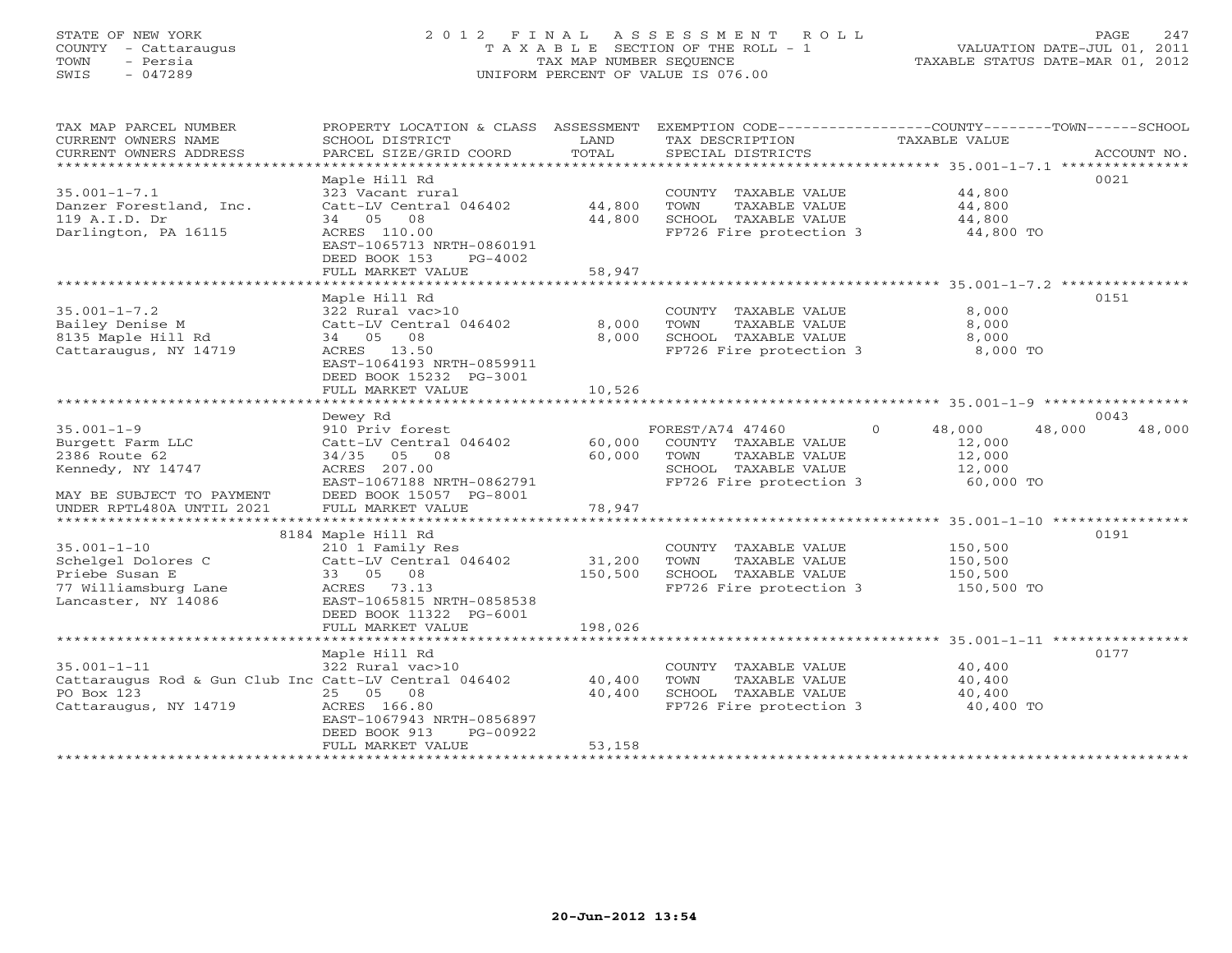STATE OF NEW YORK
COUNTY - Cattaraugus
TOWN - Persia
SWIS - 047289

# 2012 FINAL ASSESSMENT ROLL

TAXABLE SECTION OF THE ROLL - 1
TAX MAP NUMBER SEQUENCE
UNIFORM PERCENT OF VALUE IS 076.00

VALUATION DATE-JUL 01, 2011
TAXABLE STATUS DATE-MAR 01, 2012

| TAX MAP PARCEL NUMBER / CURRENT OWNERS NAME / CURRENT OWNERS ADDRESS | PROPERTY LOCATION & CLASS / SCHOOL DISTRICT / PARCEL SIZE/GRID COORD | ASSESSMENT LAND / TOTAL | EXEMPTION CODE / TAX DESCRIPTION / SPECIAL DISTRICTS | COUNTY / TOWN / SCHOOL TAXABLE VALUE | ACCOUNT NO. |
|---|---|---|---|---|---|
| 35.001-1-7.1 | Maple Hill Rd | | | | 0021 |
| 35.001-1-7.1 | 323 Vacant rural | | COUNTY TAXABLE VALUE | 44,800 | |
| Danzer Forestland, Inc. | Catt-LV Central 046402 | 44,800 | TOWN TAXABLE VALUE | 44,800 | |
| 119 A.I.D. Dr | 34 05 08 | 44,800 | SCHOOL TAXABLE VALUE | 44,800 | |
| Darlington, PA 16115 | ACRES 110.00 | | FP726 Fire protection 3 | 44,800 TO | |
| | EAST-1065713 NRTH-0860191 | | | | |
| | DEED BOOK 153 PG-4002 | | | | |
| | FULL MARKET VALUE | 58,947 | | | |
| 35.001-1-7.2 | Maple Hill Rd | | | | 0151 |
| 35.001-1-7.2 | 322 Rural vac>10 | | COUNTY TAXABLE VALUE | 8,000 | |
| Bailey Denise M | Catt-LV Central 046402 | 8,000 | TOWN TAXABLE VALUE | 8,000 | |
| 8135 Maple Hill Rd | 34 05 08 | 8,000 | SCHOOL TAXABLE VALUE | 8,000 | |
| Cattaraugus, NY 14719 | ACRES 13.50 | | FP726 Fire protection 3 | 8,000 TO | |
| | EAST-1064193 NRTH-0859911 | | | | |
| | DEED BOOK 15232 PG-3001 | | | | |
| | FULL MARKET VALUE | 10,526 | | | |
| 35.001-1-9 | Dewey Rd | | | | 0043 |
| 35.001-1-9 | 910 Priv forest | | FOREST/A74 47460 0 | 48,000 48,000 48,000 | |
| Burgett Farm LLC | Catt-LV Central 046402 | 60,000 | COUNTY TAXABLE VALUE | 12,000 | |
| 2386 Route 62 | 34/35 05 08 | 60,000 | TOWN TAXABLE VALUE | 12,000 | |
| Kennedy, NY 14747 | ACRES 207.00 | | SCHOOL TAXABLE VALUE | 12,000 | |
| | EAST-1067188 NRTH-0862791 | | FP726 Fire protection 3 | 60,000 TO | |
| MAY BE SUBJECT TO PAYMENT | DEED BOOK 15057 PG-8001 | | | | |
| UNDER RPTL480A UNTIL 2021 | FULL MARKET VALUE | 78,947 | | | |
| 35.001-1-10 | 8184 Maple Hill Rd | | | | 0191 |
| 35.001-1-10 | 210 1 Family Res | | COUNTY TAXABLE VALUE | 150,500 | |
| Schelgel Dolores C | Catt-LV Central 046402 | 31,200 | TOWN TAXABLE VALUE | 150,500 | |
| Priebe Susan E | 33 05 08 | 150,500 | SCHOOL TAXABLE VALUE | 150,500 | |
| 77 Williamsburg Lane | ACRES 73.13 | | FP726 Fire protection 3 | 150,500 TO | |
| Lancaster, NY 14086 | EAST-1065815 NRTH-0858538 | | | | |
| | DEED BOOK 11322 PG-6001 | | | | |
| | FULL MARKET VALUE | 198,026 | | | |
| 35.001-1-11 | Maple Hill Rd | | | | 0177 |
| 35.001-1-11 | 322 Rural vac>10 | | COUNTY TAXABLE VALUE | 40,400 | |
| Cattaraugus Rod & Gun Club Inc | Catt-LV Central 046402 | 40,400 | TOWN TAXABLE VALUE | 40,400 | |
| PO Box 123 | 25 05 08 | 40,400 | SCHOOL TAXABLE VALUE | 40,400 | |
| Cattaraugus, NY 14719 | ACRES 166.80 | | FP726 Fire protection 3 | 40,400 TO | |
| | EAST-1067943 NRTH-0856897 | | | | |
| | DEED BOOK 913 PG-00922 | | | | |
| | FULL MARKET VALUE | 53,158 | | | |

20-Jun-2012 13:54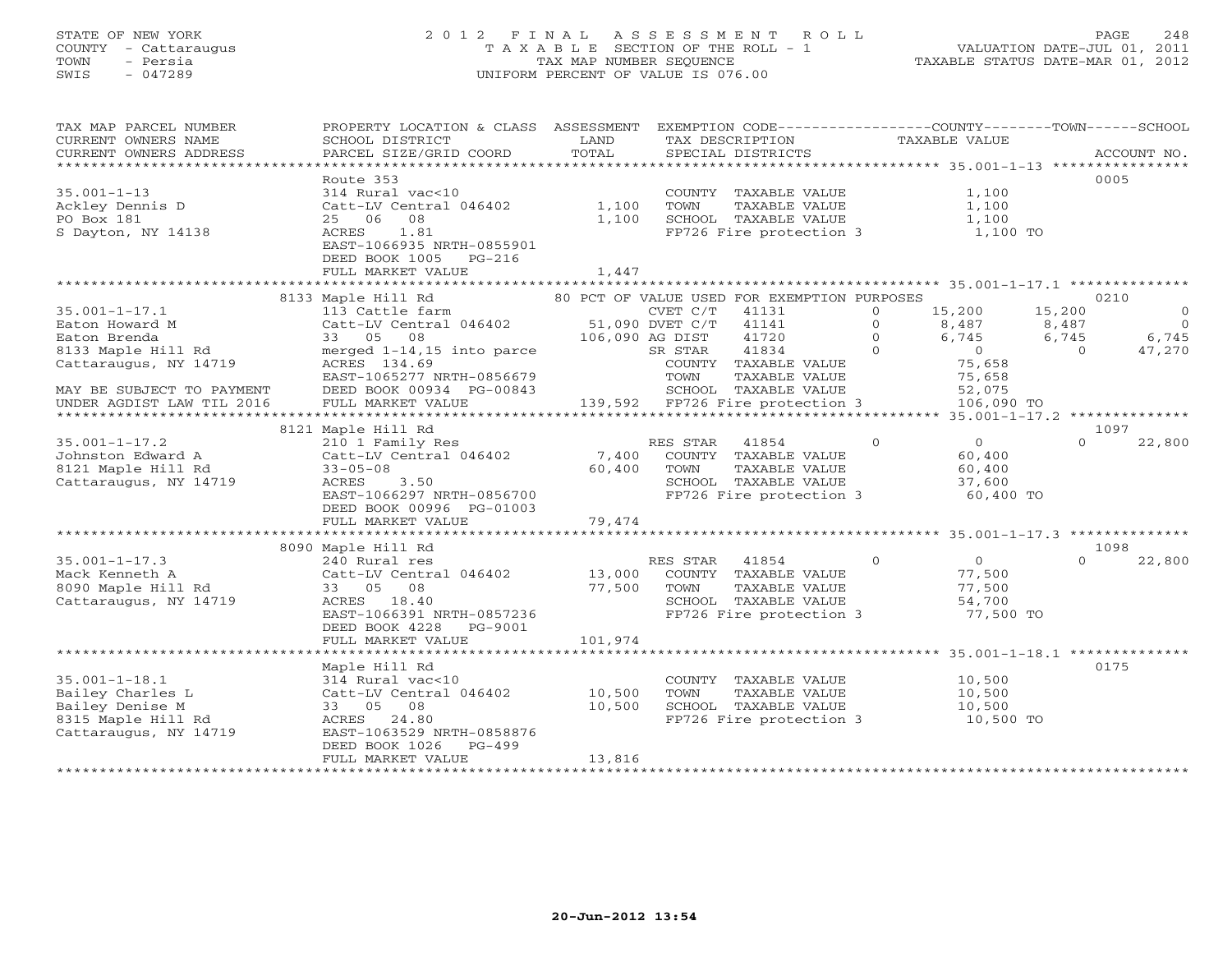STATE OF NEW YORK
COUNTY - Cattaraugus
TOWN - Persia
SWIS - 047289

2012 FINAL ASSESSMENT ROLL
TAXABLE SECTION OF THE ROLL - 1
TAX MAP NUMBER SEQUENCE
UNIFORM PERCENT OF VALUE IS 076.00

VALUATION DATE-JUL 01, 2011
TAXABLE STATUS DATE-MAR 01, 2012

| TAX MAP PARCEL NUMBER / CURRENT OWNERS NAME / CURRENT OWNERS ADDRESS | PROPERTY LOCATION & CLASS / SCHOOL DISTRICT / PARCEL SIZE/GRID COORD | ASSESSMENT LAND / TOTAL | EXEMPTION CODE / TAX DESCRIPTION / SPECIAL DISTRICTS | COUNTY TAXABLE VALUE | TOWN | SCHOOL | ACCOUNT NO. |
|---|---|---|---|---|---|---|---|
| 35.001-1-13 | Route 353 | | | | | | 0005 |
| | 314 Rural vac<10 | | COUNTY TAXABLE VALUE | 1,100 | | | |
| Ackley Dennis D | Catt-LV Central 046402 | 1,100 | TOWN TAXABLE VALUE | 1,100 | | | |
| PO Box 181 | 25 06 08 | 1,100 | SCHOOL TAXABLE VALUE | 1,100 | | | |
| S Dayton, NY 14138 | ACRES 1.81 | | FP726 Fire protection 3 | 1,100 TO | | | |
| | EAST-1066935 NRTH-0855901 | | | | | | |
| | DEED BOOK 1005 PG-216 | | | | | | |
| | FULL MARKET VALUE | 1,447 | | | | | |
| 35.001-1-17.1 | 8133 Maple Hill Rd | | 80 PCT OF VALUE USED FOR EXEMPTION PURPOSES | | | | 0210 |
| | 113 Cattle farm | | CVET C/T 41131 0 | 15,200 | 15,200 | 0 | |
| Eaton Howard M | Catt-LV Central 046402 | 51,090 | DVET C/T 41141 0 | 8,487 | 8,487 | 0 | |
| Eaton Brenda | 33 05 08 | 106,090 | AG DIST 41720 0 | 6,745 | 6,745 | 6,745 | |
| 8133 Maple Hill Rd | merged 1-14,15 into parce | | SR STAR 41834 0 | 0 | 0 | 47,270 | |
| Cattaraugus, NY 14719 | ACRES 134.69 | | COUNTY TAXABLE VALUE | 75,658 | | | |
| | EAST-1065277 NRTH-0856679 | | TOWN TAXABLE VALUE | 75,658 | | | |
| MAY BE SUBJECT TO PAYMENT | DEED BOOK 00934 PG-00843 | | SCHOOL TAXABLE VALUE | 52,075 | | | |
| UNDER AGDIST LAW TIL 2016 | FULL MARKET VALUE | 139,592 | FP726 Fire protection 3 | 106,090 TO | | | |
| 35.001-1-17.2 | 8121 Maple Hill Rd | | | | | | 1097 |
| | 210 1 Family Res | | RES STAR 41854 0 | 0 | 0 | 22,800 | |
| Johnston Edward A | Catt-LV Central 046402 | 7,400 | COUNTY TAXABLE VALUE | 60,400 | | | |
| 8121 Maple Hill Rd | 33-05-08 | 60,400 | TOWN TAXABLE VALUE | 60,400 | | | |
| Cattaraugus, NY 14719 | ACRES 3.50 | | SCHOOL TAXABLE VALUE | 37,600 | | | |
| | EAST-1066297 NRTH-0856700 | | FP726 Fire protection 3 | 60,400 TO | | | |
| | DEED BOOK 00996 PG-01003 | | | | | | |
| | FULL MARKET VALUE | 79,474 | | | | | |
| 35.001-1-17.3 | 8090 Maple Hill Rd | | | | | | 1098 |
| | 240 Rural res | | RES STAR 41854 0 | 0 | 0 | 22,800 | |
| Mack Kenneth A | Catt-LV Central 046402 | 13,000 | COUNTY TAXABLE VALUE | 77,500 | | | |
| 8090 Maple Hill Rd | 33 05 08 | 77,500 | TOWN TAXABLE VALUE | 77,500 | | | |
| Cattaraugus, NY 14719 | ACRES 18.40 | | SCHOOL TAXABLE VALUE | 54,700 | | | |
| | EAST-1066391 NRTH-0857236 | | FP726 Fire protection 3 | 77,500 TO | | | |
| | DEED BOOK 4228 PG-9001 | | | | | | |
| | FULL MARKET VALUE | 101,974 | | | | | |
| 35.001-1-18.1 | Maple Hill Rd | | | | | | 0175 |
| | 314 Rural vac<10 | | COUNTY TAXABLE VALUE | 10,500 | | | |
| Bailey Charles L | Catt-LV Central 046402 | 10,500 | TOWN TAXABLE VALUE | 10,500 | | | |
| Bailey Denise M | 33 05 08 | 10,500 | SCHOOL TAXABLE VALUE | 10,500 | | | |
| 8315 Maple Hill Rd | ACRES 24.80 | | FP726 Fire protection 3 | 10,500 TO | | | |
| Cattaraugus, NY 14719 | EAST-1063529 NRTH-0858876 | | | | | | |
| | DEED BOOK 1026 PG-499 | | | | | | |
| | FULL MARKET VALUE | 13,816 | | | | | |

20-Jun-2012 13:54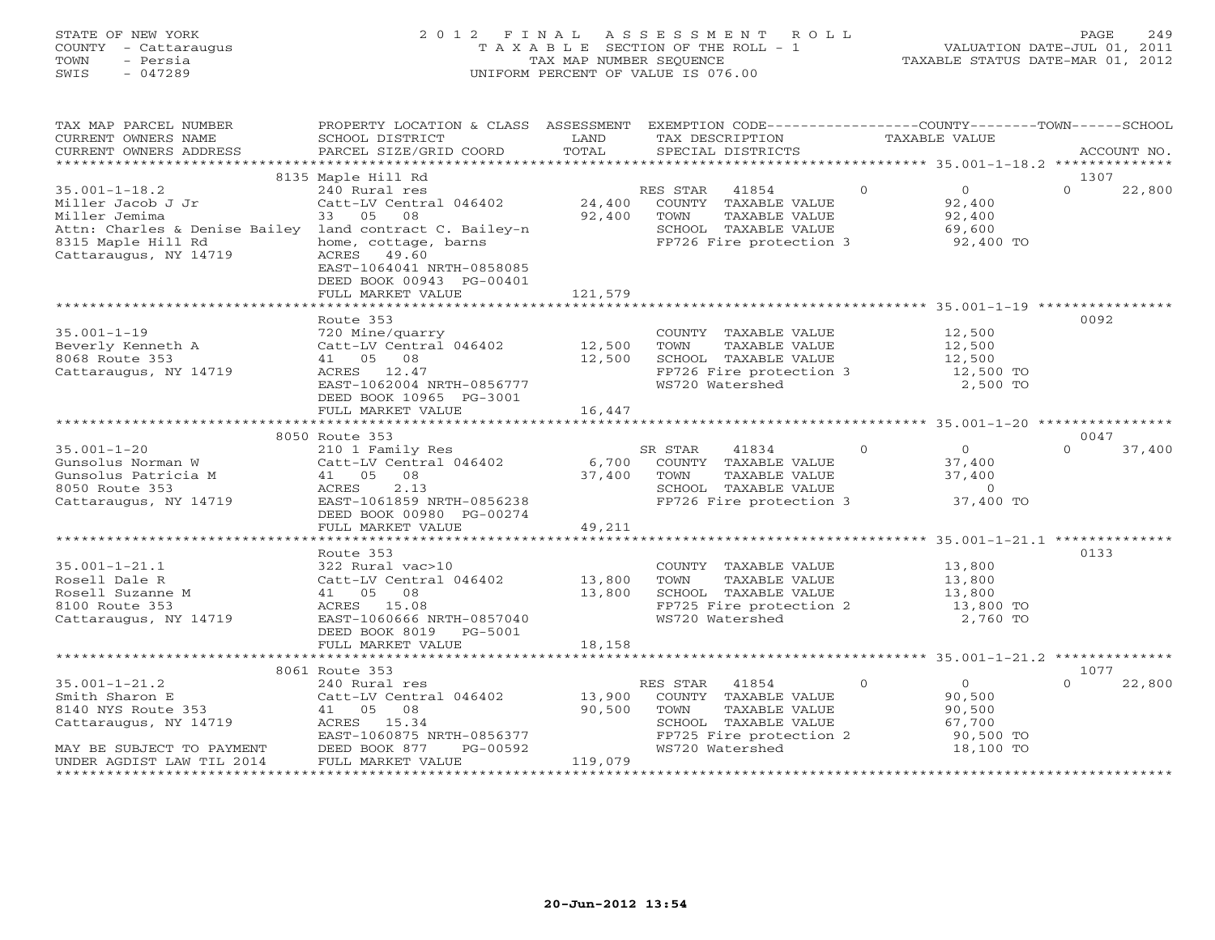STATE OF NEW YORK
COUNTY - Cattaraugus
TOWN - Persia
SWIS - 047289

# 2012 FINAL ASSESSMENT ROLL

TAXABLE SECTION OF THE ROLL - 1
TAX MAP NUMBER SEQUENCE
UNIFORM PERCENT OF VALUE IS 076.00

VALUATION DATE-JUL 01, 2011
TAXABLE STATUS DATE-MAR 01, 2012

```
TAX MAP PARCEL NUMBER          PROPERTY LOCATION & CLASS  ASSESSMENT  EXEMPTION CODE------------------COUNTY--------TOWN------SCHOOL
CURRENT OWNERS NAME            SCHOOL DISTRICT              LAND      TAX DESCRIPTION              TAXABLE VALUE
CURRENT OWNERS ADDRESS         PARCEL SIZE/GRID COORD       TOTAL     SPECIAL DISTRICTS                                    ACCOUNT NO.
******************************************************************************************************* 35.001-1-18.2 **************
                               8135 Maple Hill Rd                                                                      1307
35.001-1-18.2                  240 Rural res                          RES STAR  41854         0          0          0       22,800
Miller Jacob J Jr              Catt-LV Central 046402       24,400    COUNTY  TAXABLE VALUE            92,400
Miller Jemima                  33   05   08                 92,400    TOWN    TAXABLE VALUE            92,400
Attn: Charles & Denise Bailey  land contract C. Bailey-n              SCHOOL  TAXABLE VALUE            69,600
8315 Maple Hill Rd             home, cottage, barns                   FP726 Fire protection 3           92,400 TO
Cattaraugus, NY 14719          ACRES    49.60
                               EAST-1064041 NRTH-0858085
                               DEED BOOK 00943 PG-00401
                               FULL MARKET VALUE           121,579
******************************************************************************************************* 35.001-1-19 ****************
                               Route 353                                                                               0092
35.001-1-19                    720 Mine/quarry                        COUNTY  TAXABLE VALUE            12,500
Beverly Kenneth A              Catt-LV Central 046402       12,500    TOWN    TAXABLE VALUE            12,500
8068 Route 353                 41   05   08                 12,500    SCHOOL  TAXABLE VALUE            12,500
Cattaraugus, NY 14719          ACRES    12.47                         FP726 Fire protection 3           12,500 TO
                               EAST-1062004 NRTH-0856777              WS720 Watershed                    2,500 TO
                               DEED BOOK 10965 PG-3001
                               FULL MARKET VALUE            16,447
******************************************************************************************************* 35.001-1-20 ****************
                               8050 Route 353                                                                          0047
35.001-1-20                    210 1 Family Res                       SR STAR   41834         0          0          0       37,400
Gunsolus Norman W              Catt-LV Central 046402        6,700    COUNTY  TAXABLE VALUE            37,400
Gunsolus Patricia M            41   05   08                 37,400    TOWN    TAXABLE VALUE            37,400
8050 Route 353                 ACRES     2.13                         SCHOOL  TAXABLE VALUE                 0
Cattaraugus, NY 14719          EAST-1061859 NRTH-0856238              FP726 Fire protection 3           37,400 TO
                               DEED BOOK 00980 PG-00274
                               FULL MARKET VALUE            49,211
******************************************************************************************************* 35.001-1-21.1 **************
                               Route 353                                                                               0133
35.001-1-21.1                  322 Rural vac>10                       COUNTY  TAXABLE VALUE            13,800
Rosell Dale R                  Catt-LV Central 046402       13,800    TOWN    TAXABLE VALUE            13,800
Rosell Suzanne M               41   05   08                 13,800    SCHOOL  TAXABLE VALUE            13,800
8100 Route 353                 ACRES    15.08                         FP725 Fire protection 2           13,800 TO
Cattaraugus, NY 14719          EAST-1060666 NRTH-0857040              WS720 Watershed                    2,760 TO
                               DEED BOOK 8019    PG-5001
                               FULL MARKET VALUE            18,158
******************************************************************************************************* 35.001-1-21.2 **************
                               8061 Route 353                                                                          1077
35.001-1-21.2                  240 Rural res                          RES STAR  41854         0          0          0       22,800
Smith Sharon E                 Catt-LV Central 046402       13,900    COUNTY  TAXABLE VALUE            90,500
8140 NYS Route 353             41   05   08                 90,500    TOWN    TAXABLE VALUE            90,500
Cattaraugus, NY 14719          ACRES    15.34                         SCHOOL  TAXABLE VALUE            67,700
                               EAST-1060875 NRTH-0856377              FP725 Fire protection 2           90,500 TO
MAY BE SUBJECT TO PAYMENT      DEED BOOK 877     PG-00592             WS720 Watershed                   18,100 TO
UNDER AGDIST LAW TIL 2014      FULL MARKET VALUE           119,079
************************************************************************************************************************************
```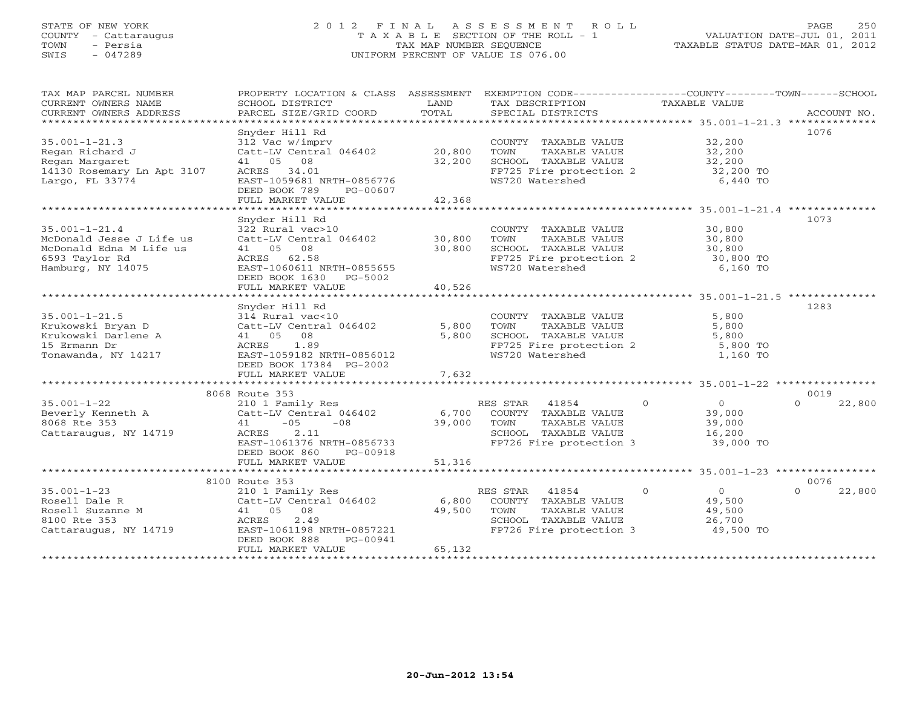STATE OF NEW YORK
COUNTY - Cattaraugus
TOWN - Persia
SWIS - 047289

# 2012 FINAL ASSESSMENT ROLL
TAXABLE SECTION OF THE ROLL - 1
TAX MAP NUMBER SEQUENCE
UNIFORM PERCENT OF VALUE IS 076.00

VALUATION DATE-JUL 01, 2011
TAXABLE STATUS DATE-MAR 01, 2012

| TAX MAP PARCEL NUMBER / CURRENT OWNERS NAME / CURRENT OWNERS ADDRESS | PROPERTY LOCATION & CLASS / SCHOOL DISTRICT / PARCEL SIZE/GRID COORD | ASSESSMENT LAND / TOTAL | EXEMPTION CODE / TAX DESCRIPTION / SPECIAL DISTRICTS | COUNTY | TOWN | SCHOOL / TAXABLE VALUE | ACCOUNT NO. |
|---|---|---|---|---|---|---|---|
| **35.001-1-21.3** | Snyder Hill Rd | | | | | | 1076 |
| Regan Richard J | 312 Vac w/imprv | | COUNTY TAXABLE VALUE | 32,200 | | | |
| Regan Margaret | Catt-LV Central 046402 | 20,800 | TOWN TAXABLE VALUE | | 32,200 | | |
| 14130 Rosemary Ln Apt 3107 | 41 05 08 | 32,200 | SCHOOL TAXABLE VALUE | | | 32,200 | |
| Largo, FL 33774 | ACRES 34.01 | | FP725 Fire protection 2 | | | 32,200 TO | |
| | EAST-1059681 NRTH-0856776 | | WS720 Watershed | | | 6,440 TO | |
| | DEED BOOK 789 PG-00607 | | | | | | |
| | FULL MARKET VALUE | 42,368 | | | | | |
| **35.001-1-21.4** | Snyder Hill Rd | | | | | | 1073 |
| McDonald Jesse J Life us | 322 Rural vac>10 | | COUNTY TAXABLE VALUE | 30,800 | | | |
| McDonald Edna M Life us | Catt-LV Central 046402 | 30,800 | TOWN TAXABLE VALUE | | 30,800 | | |
| 6593 Taylor Rd | 41 05 08 | 30,800 | SCHOOL TAXABLE VALUE | | | 30,800 | |
| Hamburg, NY 14075 | ACRES 62.58 | | FP725 Fire protection 2 | | | 30,800 TO | |
| | EAST-1060611 NRTH-0855655 | | WS720 Watershed | | | 6,160 TO | |
| | DEED BOOK 1630 PG-5002 | | | | | | |
| | FULL MARKET VALUE | 40,526 | | | | | |
| **35.001-1-21.5** | Snyder Hill Rd | | | | | | 1283 |
| Krukowski Bryan D | 314 Rural vac<10 | | COUNTY TAXABLE VALUE | 5,800 | | | |
| Krukowski Darlene A | Catt-LV Central 046402 | 5,800 | TOWN TAXABLE VALUE | | 5,800 | | |
| 15 Ermann Dr | 41 05 08 | 5,800 | SCHOOL TAXABLE VALUE | | | 5,800 | |
| Tonawanda, NY 14217 | ACRES 1.89 | | FP725 Fire protection 2 | | | 5,800 TO | |
| | EAST-1059182 NRTH-0856012 | | WS720 Watershed | | | 1,160 TO | |
| | DEED BOOK 17384 PG-2002 | | | | | | |
| | FULL MARKET VALUE | 7,632 | | | | | |
| **35.001-1-22** | 8068 Route 353 | | | | | | 0019 |
| Beverly Kenneth A | 210 1 Family Res | | RES STAR 41854 | 0 | 0 | 22,800 | |
| 8068 Rte 353 | Catt-LV Central 046402 | 6,700 | COUNTY TAXABLE VALUE | 39,000 | | | |
| Cattaraugus, NY 14719 | 41 -05 -08 | 39,000 | TOWN TAXABLE VALUE | | 39,000 | | |
| | ACRES 2.11 | | SCHOOL TAXABLE VALUE | | | 16,200 | |
| | EAST-1061376 NRTH-0856733 | | FP726 Fire protection 3 | | | 39,000 TO | |
| | DEED BOOK 860 PG-00918 | | | | | | |
| | FULL MARKET VALUE | 51,316 | | | | | |
| **35.001-1-23** | 8100 Route 353 | | | | | | 0076 |
| Rosell Dale R | 210 1 Family Res | | RES STAR 41854 | 0 | 0 | 22,800 | |
| Rosell Suzanne M | Catt-LV Central 046402 | 6,800 | COUNTY TAXABLE VALUE | 49,500 | | | |
| 8100 Rte 353 | 41 05 08 | 49,500 | TOWN TAXABLE VALUE | | 49,500 | | |
| Cattaraugus, NY 14719 | ACRES 2.49 | | SCHOOL TAXABLE VALUE | | | 26,700 | |
| | EAST-1061198 NRTH-0857221 | | FP726 Fire protection 3 | | | 49,500 TO | |
| | DEED BOOK 888 PG-00941 | | | | | | |
| | FULL MARKET VALUE | 65,132 | | | | | |

20-Jun-2012 13:54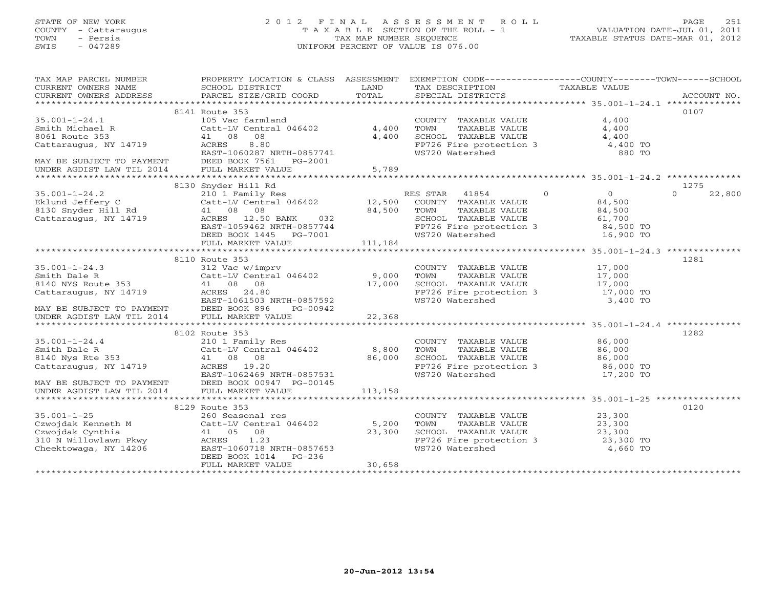STATE OF NEW YORK
COUNTY - Cattaraugus
TOWN - Persia
SWIS - 047289

# 2012 FINAL ASSESSMENT ROLL
TAXABLE SECTION OF THE ROLL - 1
TAX MAP NUMBER SEQUENCE
UNIFORM PERCENT OF VALUE IS 076.00

VALUATION DATE-JUL 01, 2011
TAXABLE STATUS DATE-MAR 01, 2012

| TAX MAP PARCEL NUMBER / CURRENT OWNERS NAME / CURRENT OWNERS ADDRESS | PROPERTY LOCATION & CLASS / SCHOOL DISTRICT / PARCEL SIZE/GRID COORD | ASSESSMENT LAND / TOTAL | EXEMPTION CODE / TAX DESCRIPTION / SPECIAL DISTRICTS | COUNTY | TOWN | SCHOOL | ACCOUNT NO. |
|---|---|---|---|---|---|---|---|
| 35.001-1-24.1 | 8141 Route 353 | | | | | | 0107 |
| Smith Michael R | 105 Vac farmland | | COUNTY TAXABLE VALUE | 4,400 | | | |
| 8061 Route 353 | Catt-LV Central 046402 | 4,400 | TOWN TAXABLE VALUE | | 4,400 | | |
| Cattaraugus, NY 14719 | 41 08 08 | 4,400 | SCHOOL TAXABLE VALUE | | | 4,400 | |
| | ACRES 8.80 | | FP726 Fire protection 3 | 4,400 TO | | | |
| | EAST-1060287 NRTH-0857741 | | WS720 Watershed | 880 TO | | | |
| MAY BE SUBJECT TO PAYMENT | DEED BOOK 7561 PG-2001 | | | | | | |
| UNDER AGDIST LAW TIL 2014 | FULL MARKET VALUE | 5,789 | | | | | |
| 35.001-1-24.2 | 8130 Snyder Hill Rd | | | | | | 1275 |
| Eklund Jeffery C | 210 1 Family Res | | RES STAR 41854 | 0 | 0 | 0 | 22,800 |
| 8130 Snyder Hill Rd | Catt-LV Central 046402 | 12,500 | COUNTY TAXABLE VALUE | 84,500 | | | |
| Cattaraugus, NY 14719 | 41 08 08 | 84,500 | TOWN TAXABLE VALUE | | 84,500 | | |
| | ACRES 12.50 BANK 032 | | SCHOOL TAXABLE VALUE | | | 61,700 | |
| | EAST-1059462 NRTH-0857744 | | FP726 Fire protection 3 | 84,500 TO | | | |
| | DEED BOOK 1445 PG-7001 | | WS720 Watershed | 16,900 TO | | | |
| | FULL MARKET VALUE | 111,184 | | | | | |
| 35.001-1-24.3 | 8110 Route 353 | | | | | | 1281 |
| Smith Dale R | 312 Vac w/imprv | | COUNTY TAXABLE VALUE | 17,000 | | | |
| 8140 NYS Route 353 | Catt-LV Central 046402 | 9,000 | TOWN TAXABLE VALUE | | 17,000 | | |
| Cattaraugus, NY 14719 | 41 08 08 | 17,000 | SCHOOL TAXABLE VALUE | | | 17,000 | |
| | ACRES 24.80 | | FP726 Fire protection 3 | 17,000 TO | | | |
| | EAST-1061503 NRTH-0857592 | | WS720 Watershed | 3,400 TO | | | |
| MAY BE SUBJECT TO PAYMENT | DEED BOOK 896 PG-00942 | | | | | | |
| UNDER AGDIST LAW TIL 2014 | FULL MARKET VALUE | 22,368 | | | | | |
| 35.001-1-24.4 | 8102 Route 353 | | | | | | 1282 |
| Smith Dale R | 210 1 Family Res | | COUNTY TAXABLE VALUE | 86,000 | | | |
| 8140 Nys Rte 353 | Catt-LV Central 046402 | 8,800 | TOWN TAXABLE VALUE | | 86,000 | | |
| Cattaraugus, NY 14719 | 41 08 08 | 86,000 | SCHOOL TAXABLE VALUE | | | 86,000 | |
| | ACRES 19.20 | | FP726 Fire protection 3 | 86,000 TO | | | |
| | EAST-1062469 NRTH-0857531 | | WS720 Watershed | 17,200 TO | | | |
| MAY BE SUBJECT TO PAYMENT | DEED BOOK 00947 PG-00145 | | | | | | |
| UNDER AGDIST LAW TIL 2014 | FULL MARKET VALUE | 113,158 | | | | | |
| 35.001-1-25 | 8129 Route 353 | | | | | | 0120 |
| Czwojdak Kenneth M | 260 Seasonal res | | COUNTY TAXABLE VALUE | 23,300 | | | |
| Czwojdak Cynthia | Catt-LV Central 046402 | 5,200 | TOWN TAXABLE VALUE | | 23,300 | | |
| 310 N Willowlawn Pkwy | 41 05 08 | 23,300 | SCHOOL TAXABLE VALUE | | | 23,300 | |
| Cheektowaga, NY 14206 | ACRES 1.23 | | FP726 Fire protection 3 | 23,300 TO | | | |
| | EAST-1060718 NRTH-0857653 | | WS720 Watershed | 4,660 TO | | | |
| | DEED BOOK 1014 PG-236 | | | | | | |
| | FULL MARKET VALUE | 30,658 | | | | | |

20-Jun-2012 13:54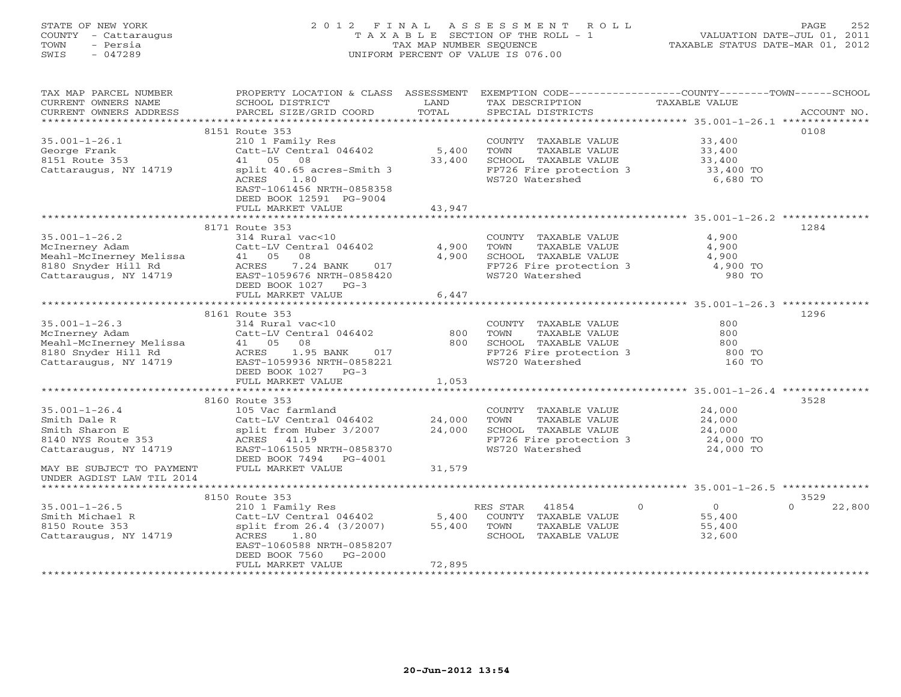STATE OF NEW YORK
COUNTY - Cattaraugus
TOWN - Persia
SWIS - 047289

# 2012 FINAL ASSESSMENT ROLL

TAXABLE SECTION OF THE ROLL - 1
TAX MAP NUMBER SEQUENCE
UNIFORM PERCENT OF VALUE IS 076.00

VALUATION DATE-JUL 01, 2011
TAXABLE STATUS DATE-MAR 01, 2012

| TAX MAP PARCEL NUMBER / CURRENT OWNERS NAME / CURRENT OWNERS ADDRESS | PROPERTY LOCATION & CLASS / SCHOOL DISTRICT / PARCEL SIZE/GRID COORD | ASSESSMENT LAND / TOTAL | EXEMPTION CODE / TAX DESCRIPTION / SPECIAL DISTRICTS | COUNTY / TOWN / SCHOOL TAXABLE VALUE | ACCOUNT NO. |
|---|---|---|---|---|---|
| **35.001-1-26.1** | 8151 Route 353 | | | | 0108 |
| George Frank | 210 1 Family Res | | COUNTY TAXABLE VALUE | 33,400 | |
| 8151 Route 353 | Catt-LV Central 046402 | 5,400 | TOWN TAXABLE VALUE | 33,400 | |
| Cattaraugus, NY 14719 | 41 05 08 | 33,400 | SCHOOL TAXABLE VALUE | 33,400 | |
| | split 40.65 acres-Smith 3 | | FP726 Fire protection 3 | 33,400 TO | |
| | ACRES 1.80 | | WS720 Watershed | 6,680 TO | |
| | EAST-1061456 NRTH-0858358 | | | | |
| | DEED BOOK 12591 PG-9004 | | | | |
| | FULL MARKET VALUE | 43,947 | | | |
| **35.001-1-26.2** | 8171 Route 353 | | | | 1284 |
| McInerney Adam | 314 Rural vac<10 | | COUNTY TAXABLE VALUE | 4,900 | |
| Meahl-McInerney Melissa | Catt-LV Central 046402 | 4,900 | TOWN TAXABLE VALUE | 4,900 | |
| 8180 Snyder Hill Rd | 41 05 08 | 4,900 | SCHOOL TAXABLE VALUE | 4,900 | |
| Cattaraugus, NY 14719 | ACRES 7.24 BANK 017 | | FP726 Fire protection 3 | 4,900 TO | |
| | EAST-1059676 NRTH-0858420 | | WS720 Watershed | 980 TO | |
| | DEED BOOK 1027 PG-3 | | | | |
| | FULL MARKET VALUE | 6,447 | | | |
| **35.001-1-26.3** | 8161 Route 353 | | | | 1296 |
| McInerney Adam | 314 Rural vac<10 | | COUNTY TAXABLE VALUE | 800 | |
| Meahl-McInerney Melissa | Catt-LV Central 046402 | 800 | TOWN TAXABLE VALUE | 800 | |
| 8180 Snyder Hill Rd | 41 05 08 | 800 | SCHOOL TAXABLE VALUE | 800 | |
| Cattaraugus, NY 14719 | ACRES 1.95 BANK 017 | | FP726 Fire protection 3 | 800 TO | |
| | EAST-1059936 NRTH-0858221 | | WS720 Watershed | 160 TO | |
| | DEED BOOK 1027 PG-3 | | | | |
| | FULL MARKET VALUE | 1,053 | | | |
| **35.001-1-26.4** | 8160 Route 353 | | | | 3528 |
| Smith Dale R | 105 Vac farmland | | COUNTY TAXABLE VALUE | 24,000 | |
| Smith Sharon E | Catt-LV Central 046402 | 24,000 | TOWN TAXABLE VALUE | 24,000 | |
| 8140 NYS Route 353 | split from Huber 3/2007 | 24,000 | SCHOOL TAXABLE VALUE | 24,000 | |
| Cattaraugus, NY 14719 | ACRES 41.19 | | FP726 Fire protection 3 | 24,000 TO | |
| | EAST-1061505 NRTH-0858370 | | WS720 Watershed | 24,000 TO | |
| | DEED BOOK 7494 PG-4001 | | | | |
| MAY BE SUBJECT TO PAYMENT | FULL MARKET VALUE | 31,579 | | | |
| UNDER AGDIST LAW TIL 2014 | | | | | |
| **35.001-1-26.5** | 8150 Route 353 | | | | 3529 |
| Smith Michael R | 210 1 Family Res | | RES STAR 41854 | 0 / 0 / 22,800 | |
| 8150 Route 353 | Catt-LV Central 046402 | 5,400 | COUNTY TAXABLE VALUE | 55,400 | |
| Cattaraugus, NY 14719 | split from 26.4 (3/2007) | 55,400 | TOWN TAXABLE VALUE | 55,400 | |
| | ACRES 1.80 | | SCHOOL TAXABLE VALUE | 32,600 | |
| | EAST-1060588 NRTH-0858207 | | | | |
| | DEED BOOK 7560 PG-2000 | | | | |
| | FULL MARKET VALUE | 72,895 | | | |

20-Jun-2012 13:54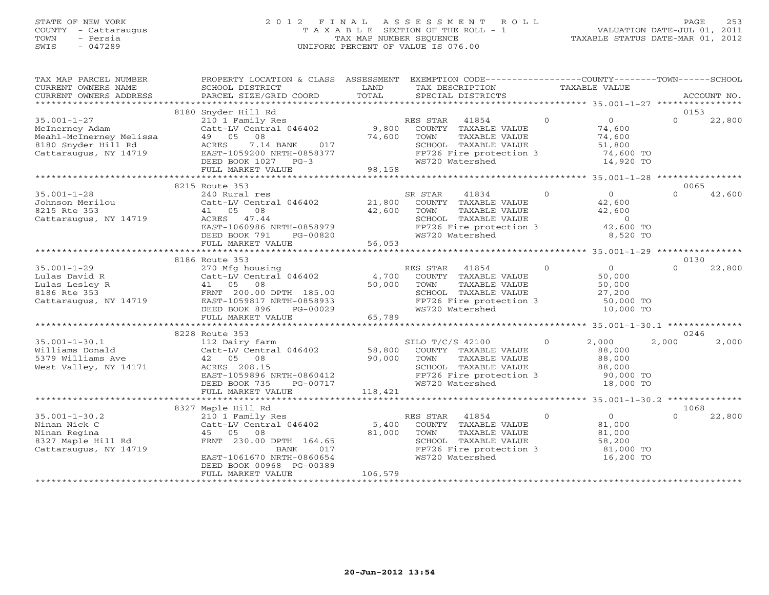STATE OF NEW YORK
COUNTY - Cattaraugus
TOWN - Persia
SWIS - 047289

# 2012 FINAL ASSESSMENT ROLL

TAXABLE SECTION OF THE ROLL - 1
TAX MAP NUMBER SEQUENCE
UNIFORM PERCENT OF VALUE IS 076.00

VALUATION DATE-JUL 01, 2011
TAXABLE STATUS DATE-MAR 01, 2012

| TAX MAP PARCEL NUMBER / CURRENT OWNERS NAME / CURRENT OWNERS ADDRESS | PROPERTY LOCATION & CLASS / SCHOOL DISTRICT / PARCEL SIZE/GRID COORD | ASSESSMENT LAND / TOTAL | EXEMPTION CODE / TAX DESCRIPTION / SPECIAL DISTRICTS | COUNTY TAXABLE VALUE | TOWN | SCHOOL | ACCOUNT NO. |
|---|---|---|---|---|---|---|---|
| 35.001-1-27 | 8180 Snyder Hill Rd | | | | | | 0153 |
| McInerney Adam | 210 1 Family Res | | RES STAR 41854 | 0 | 0 | 0 | 22,800 |
| Meahl-McInerney Melissa | Catt-LV Central 046402 | 9,800 | COUNTY TAXABLE VALUE | 74,600 | | | |
| 8180 Snyder Hill Rd | 49 05 08 | 74,600 | TOWN TAXABLE VALUE | 74,600 | | | |
| Cattaraugus, NY 14719 | ACRES 7.14 BANK 017 | | SCHOOL TAXABLE VALUE | 51,800 | | | |
| | EAST-1059200 NRTH-0858377 | | FP726 Fire protection 3 | 74,600 TO | | | |
| | DEED BOOK 1027 PG-3 | | WS720 Watershed | 14,920 TO | | | |
| | FULL MARKET VALUE | 98,158 | | | | | |
| 35.001-1-28 | 8215 Route 353 | | | | | | 0065 |
| Johnson Merilou | 240 Rural res | | SR STAR 41834 | 0 | 0 | 0 | 42,600 |
| 8215 Rte 353 | Catt-LV Central 046402 | 21,800 | COUNTY TAXABLE VALUE | 42,600 | | | |
| Cattaraugus, NY 14719 | 41 05 08 | 42,600 | TOWN TAXABLE VALUE | 42,600 | | | |
| | ACRES 47.44 | | SCHOOL TAXABLE VALUE | 0 | | | |
| | EAST-1060986 NRTH-0858979 | | FP726 Fire protection 3 | 42,600 TO | | | |
| | DEED BOOK 791 PG-00820 | | WS720 Watershed | 8,520 TO | | | |
| | FULL MARKET VALUE | 56,053 | | | | | |
| 35.001-1-29 | 8186 Route 353 | | | | | | 0130 |
| Lulas David R | 270 Mfg housing | | RES STAR 41854 | 0 | 0 | 0 | 22,800 |
| Lulas Lesley R | Catt-LV Central 046402 | 4,700 | COUNTY TAXABLE VALUE | 50,000 | | | |
| 8186 Rte 353 | 41 05 08 | 50,000 | TOWN TAXABLE VALUE | 50,000 | | | |
| Cattaraugus, NY 14719 | FRNT 200.00 DPTH 185.00 | | SCHOOL TAXABLE VALUE | 27,200 | | | |
| | EAST-1059817 NRTH-0858933 | | FP726 Fire protection 3 | 50,000 TO | | | |
| | DEED BOOK 896 PG-00029 | | WS720 Watershed | 10,000 TO | | | |
| | FULL MARKET VALUE | 65,789 | | | | | |
| 35.001-1-30.1 | 8228 Route 353 | | | | | | 0246 |
| Williams Donald | 112 Dairy farm | | SILO T/C/S 42100 | 0 | 2,000 | 2,000 | 2,000 |
| 5379 Williams Ave | Catt-LV Central 046402 | 58,800 | COUNTY TAXABLE VALUE | 88,000 | | | |
| West Valley, NY 14171 | 42 05 08 | 90,000 | TOWN TAXABLE VALUE | 88,000 | | | |
| | ACRES 208.15 | | SCHOOL TAXABLE VALUE | 88,000 | | | |
| | EAST-1059896 NRTH-0860412 | | FP726 Fire protection 3 | 90,000 TO | | | |
| | DEED BOOK 735 PG-00717 | | WS720 Watershed | 18,000 TO | | | |
| | FULL MARKET VALUE | 118,421 | | | | | |
| 35.001-1-30.2 | 8327 Maple Hill Rd | | | | | | 1068 |
| Ninan Nick C | 210 1 Family Res | | RES STAR 41854 | 0 | 0 | 0 | 22,800 |
| Ninan Regina | Catt-LV Central 046402 | 5,400 | COUNTY TAXABLE VALUE | 81,000 | | | |
| 8327 Maple Hill Rd | 45 05 08 | 81,000 | TOWN TAXABLE VALUE | 81,000 | | | |
| Cattaraugus, NY 14719 | FRNT 230.00 DPTH 164.65 | | SCHOOL TAXABLE VALUE | 58,200 | | | |
| | BANK 017 | | FP726 Fire protection 3 | 81,000 TO | | | |
| | EAST-1061670 NRTH-0860654 | | WS720 Watershed | 16,200 TO | | | |
| | DEED BOOK 00968 PG-00389 | | | | | | |
| | FULL MARKET VALUE | 106,579 | | | | | |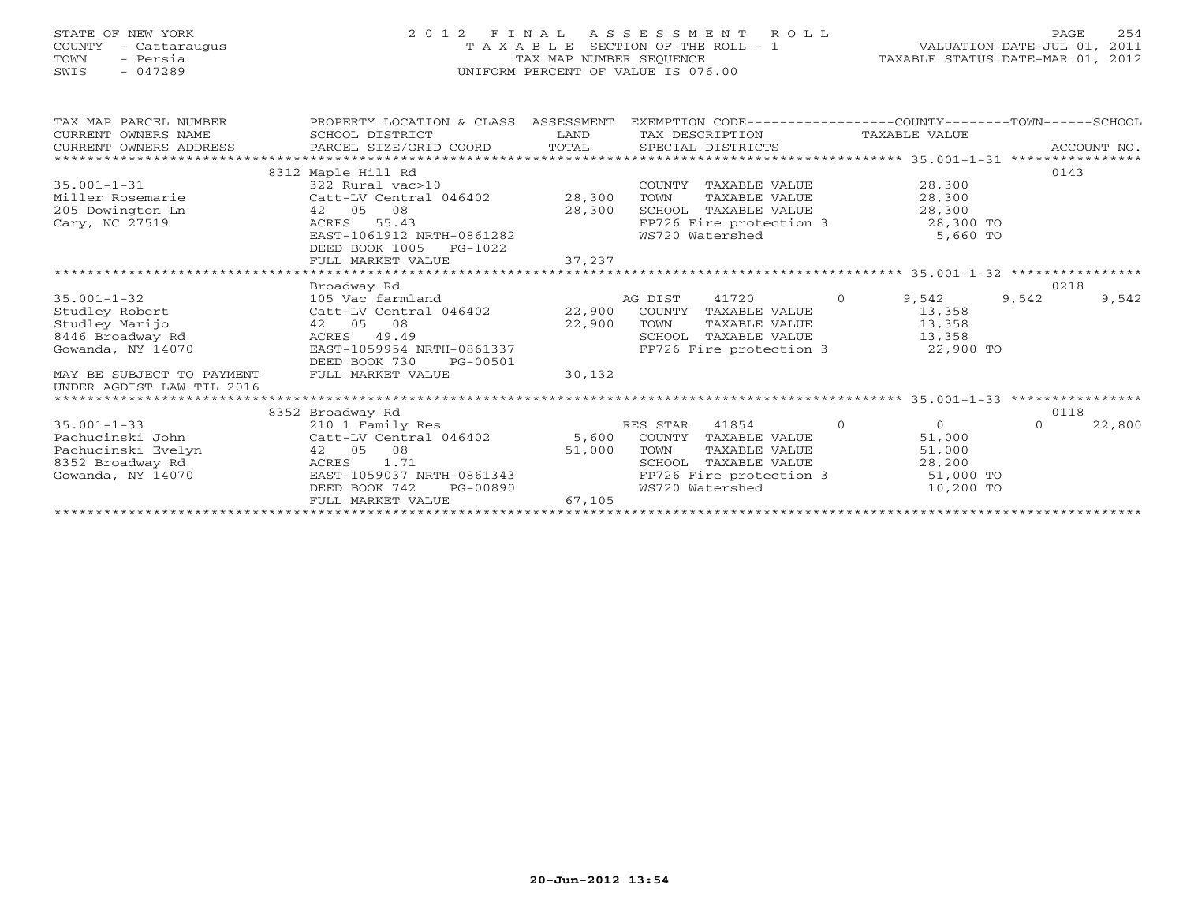STATE OF NEW YORK
COUNTY - Cattaraugus
TOWN - Persia
SWIS - 047289

# 2012 FINAL ASSESSMENT ROLL

TAXABLE SECTION OF THE ROLL - 1
TAX MAP NUMBER SEQUENCE
UNIFORM PERCENT OF VALUE IS 076.00

VALUATION DATE-JUL 01, 2011
TAXABLE STATUS DATE-MAR 01, 2012

| TAX MAP PARCEL NUMBER / CURRENT OWNERS NAME / CURRENT OWNERS ADDRESS | PROPERTY LOCATION & CLASS / SCHOOL DISTRICT / PARCEL SIZE/GRID COORD | ASSESSMENT LAND / TOTAL | EXEMPTION CODE / TAX DESCRIPTION / SPECIAL DISTRICTS | | COUNTY / TAXABLE VALUE | TOWN | SCHOOL / ACCOUNT NO. |
|---|---|---|---|---|---|---|---|
| | 8312 Maple Hill Rd | | | | | | 0143 |
| 35.001-1-31 | 322 Rural vac>10 | | COUNTY TAXABLE VALUE | | 28,300 | | |
| Miller Rosemarie | Catt-LV Central 046402 | 28,300 | TOWN TAXABLE VALUE | | 28,300 | | |
| 205 Dowington Ln | 42 05 08 | 28,300 | SCHOOL TAXABLE VALUE | | 28,300 | | |
| Cary, NC 27519 | ACRES 55.43 | | FP726 Fire protection 3 | | 28,300 TO | | |
| | EAST-1061912 NRTH-0861282 | | WS720 Watershed | | 5,660 TO | | |
| | DEED BOOK 1005 PG-1022 | | | | | | |
| | FULL MARKET VALUE | 37,237 | | | | | |
| | Broadway Rd | | | | | | 0218 |
| 35.001-1-32 | 105 Vac farmland | | AG DIST 41720 | 0 | 9,542 | 9,542 | 9,542 |
| Studley Robert | Catt-LV Central 046402 | 22,900 | COUNTY TAXABLE VALUE | | 13,358 | | |
| Studley Marijo | 42 05 08 | 22,900 | TOWN TAXABLE VALUE | | 13,358 | | |
| 8446 Broadway Rd | ACRES 49.49 | | SCHOOL TAXABLE VALUE | | 13,358 | | |
| Gowanda, NY 14070 | EAST-1059954 NRTH-0861337 | | FP726 Fire protection 3 | | 22,900 TO | | |
| | DEED BOOK 730 PG-00501 | | | | | | |
| MAY BE SUBJECT TO PAYMENT | FULL MARKET VALUE | 30,132 | | | | | |
| UNDER AGDIST LAW TIL 2016 | | | | | | | |
| | 8352 Broadway Rd | | | | | | 0118 |
| 35.001-1-33 | 210 1 Family Res | | RES STAR 41854 | 0 | 0 | 0 | 22,800 |
| Pachucinski John | Catt-LV Central 046402 | 5,600 | COUNTY TAXABLE VALUE | | 51,000 | | |
| Pachucinski Evelyn | 42 05 08 | 51,000 | TOWN TAXABLE VALUE | | 51,000 | | |
| 8352 Broadway Rd | ACRES 1.71 | | SCHOOL TAXABLE VALUE | | 28,200 | | |
| Gowanda, NY 14070 | EAST-1059037 NRTH-0861343 | | FP726 Fire protection 3 | | 51,000 TO | | |
| | DEED BOOK 742 PG-00890 | | WS720 Watershed | | 10,200 TO | | |
| | FULL MARKET VALUE | 67,105 | | | | | |

20-Jun-2012 13:54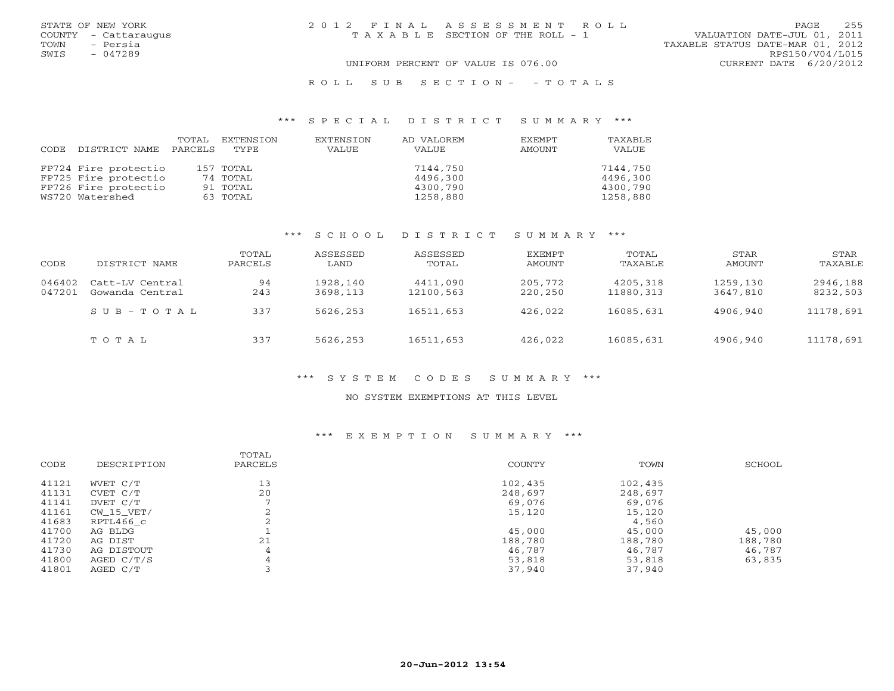STATE OF NEW YORK
COUNTY - Cattaraugus
TOWN - Persia
SWIS - 047289

2012 FINAL ASSESSMENT ROLL
TAXABLE SECTION OF THE ROLL - 1

UNIFORM PERCENT OF VALUE IS 076.00

VALUATION DATE-JUL 01, 2011
TAXABLE STATUS DATE-MAR 01, 2012
RPS150/V04/L015
CURRENT DATE 6/20/2012

ROLL SUB SECTION- - TOTALS

## *** SPECIAL DISTRICT SUMMARY ***

| CODE | DISTRICT NAME | TOTAL PARCELS | EXTENSION TYPE | EXTENSION VALUE | AD VALOREM VALUE | EXEMPT AMOUNT | TAXABLE VALUE |
|---|---|---|---|---|---|---|---|
| FP724 | Fire protectio | 157 | TOTAL | | 7144,750 | | 7144,750 |
| FP725 | Fire protectio | 74 | TOTAL | | 4496,300 | | 4496,300 |
| FP726 | Fire protectio | 91 | TOTAL | | 4300,790 | | 4300,790 |
| WS720 | Watershed | 63 | TOTAL | | 1258,880 | | 1258,880 |

## *** SCHOOL DISTRICT SUMMARY ***

| CODE | DISTRICT NAME | TOTAL PARCELS | ASSESSED LAND | ASSESSED TOTAL | EXEMPT AMOUNT | TOTAL TAXABLE | STAR AMOUNT | STAR TAXABLE |
|---|---|---|---|---|---|---|---|---|
| 046402 | Catt-LV Central | 94 | 1928,140 | 4411,090 | 205,772 | 4205,318 | 1259,130 | 2946,188 |
| 047201 | Gowanda Central | 243 | 3698,113 | 12100,563 | 220,250 | 11880,313 | 3647,810 | 8232,503 |
| | SUB-TOTAL | 337 | 5626,253 | 16511,653 | 426,022 | 16085,631 | 4906,940 | 11178,691 |
| | TOTAL | 337 | 5626,253 | 16511,653 | 426,022 | 16085,631 | 4906,940 | 11178,691 |

## *** SYSTEM CODES SUMMARY ***

NO SYSTEM EXEMPTIONS AT THIS LEVEL

## *** EXEMPTION SUMMARY ***

| CODE | DESCRIPTION | TOTAL PARCELS | COUNTY | TOWN | SCHOOL |
|---|---|---|---|---|---|
| 41121 | WVET C/T | 13 | 102,435 | 102,435 | |
| 41131 | CVET C/T | 20 | 248,697 | 248,697 | |
| 41141 | DVET C/T | 7 | 69,076 | 69,076 | |
| 41161 | CW_15_VET/ | 2 | 15,120 | 15,120 | |
| 41683 | RPTL466_c | 2 | | 4,560 | |
| 41700 | AG BLDG | 1 | 45,000 | 45,000 | 45,000 |
| 41720 | AG DIST | 21 | 188,780 | 188,780 | 188,780 |
| 41730 | AG DISTOUT | 4 | 46,787 | 46,787 | 46,787 |
| 41800 | AGED C/T/S | 4 | 53,818 | 53,818 | 63,835 |
| 41801 | AGED C/T | 3 | 37,940 | 37,940 | |

20-Jun-2012 13:54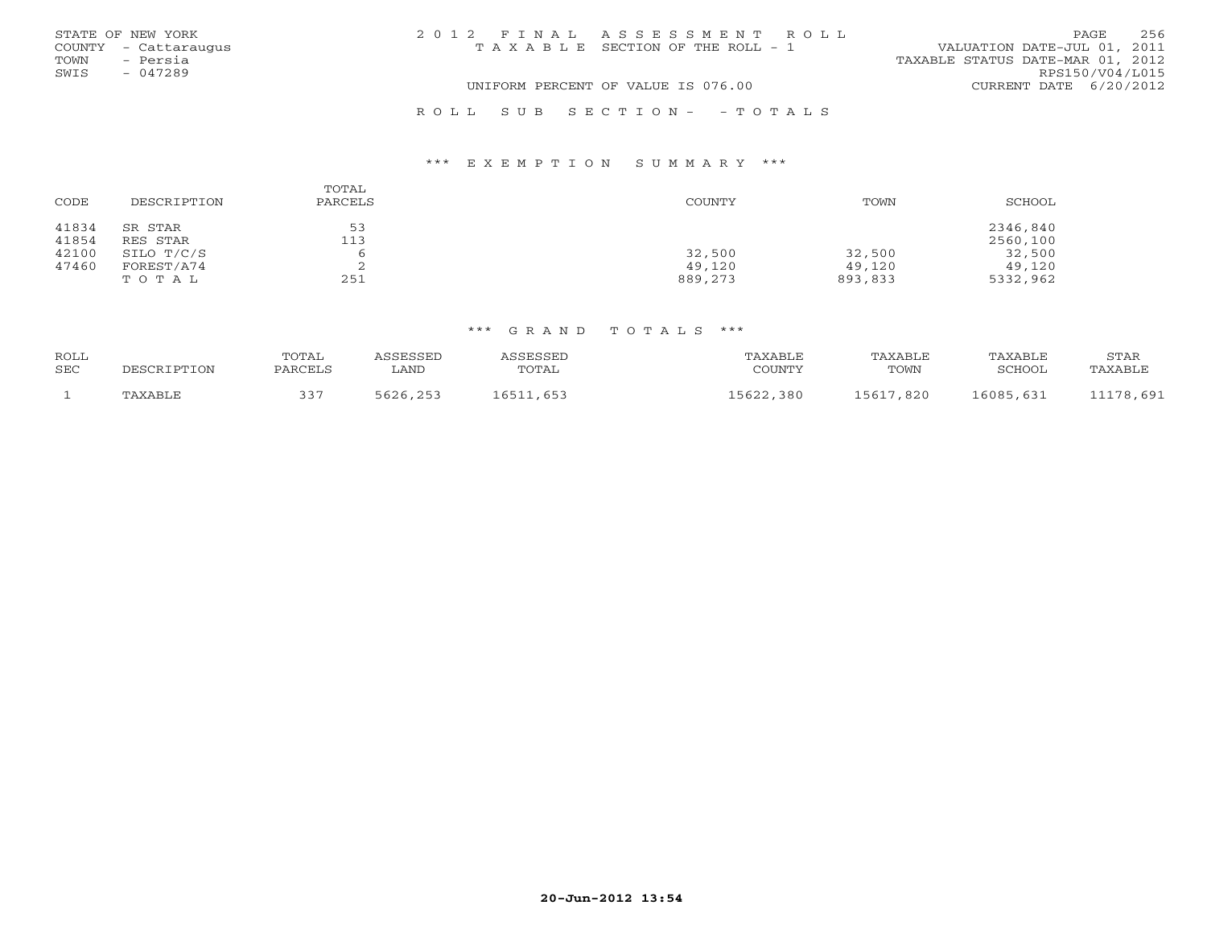STATE OF NEW YORK
COUNTY - Cattaraugus
TOWN - Persia
SWIS - 047289

2012 FINAL ASSESSMENT ROLL
TAXABLE SECTION OF THE ROLL - 1
UNIFORM PERCENT OF VALUE IS 076.00

VALUATION DATE-JUL 01, 2011
TAXABLE STATUS DATE-MAR 01, 2012
RPS150/V04/L015
CURRENT DATE 6/20/2012

ROLL SUB SECTION- - TOTALS

### \*\*\* EXEMPTION SUMMARY \*\*\*

| CODE | DESCRIPTION | TOTAL PARCELS | COUNTY | TOWN | SCHOOL |
|---|---|---|---|---|---|
| 41834 | SR STAR | 53 | | | 2346,840 |
| 41854 | RES STAR | 113 | | | 2560,100 |
| 42100 | SILO T/C/S | 6 | 32,500 | 32,500 | 32,500 |
| 47460 | FOREST/A74 | 2 | 49,120 | 49,120 | 49,120 |
| | TOTAL | 251 | 889,273 | 893,833 | 5332,962 |

### \*\*\* GRAND TOTALS \*\*\*

| ROLL SEC | DESCRIPTION | TOTAL PARCELS | ASSESSED LAND | ASSESSED TOTAL | TAXABLE COUNTY | TAXABLE TOWN | TAXABLE SCHOOL | STAR TAXABLE |
|---|---|---|---|---|---|---|---|---|
| 1 | TAXABLE | 337 | 5626,253 | 16511,653 | 15622,380 | 15617,820 | 16085,631 | 11178,691 |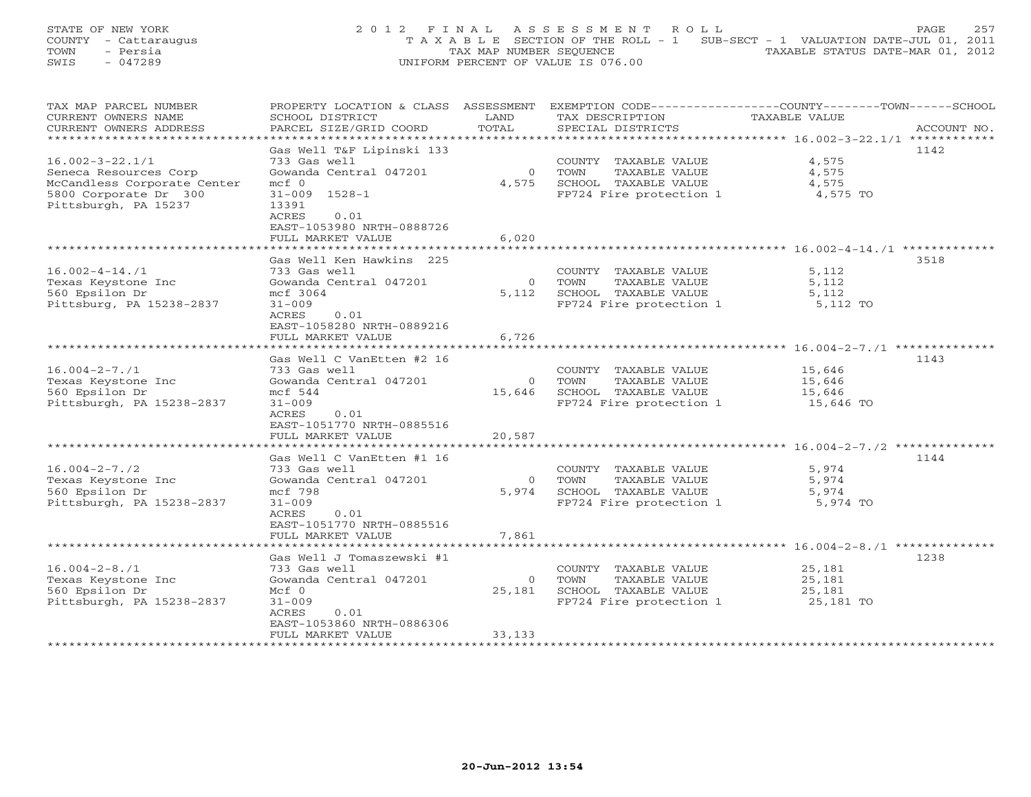STATE OF NEW YORK
COUNTY - Cattaraugus
TOWN - Persia
SWIS - 047289

2012 FINAL ASSESSMENT ROLL
TAXABLE SECTION OF THE ROLL - 1
TAX MAP NUMBER SEQUENCE
UNIFORM PERCENT OF VALUE IS 076.00

SUB-SECT - 1 VALUATION DATE-JUL 01, 2011
TAXABLE STATUS DATE-MAR 01, 2012

| TAX MAP PARCEL NUMBER / CURRENT OWNERS NAME / CURRENT OWNERS ADDRESS | PROPERTY LOCATION & CLASS / SCHOOL DISTRICT / PARCEL SIZE/GRID COORD | ASSESSMENT LAND / TOTAL | EXEMPTION CODE / TAX DESCRIPTION / SPECIAL DISTRICTS | COUNTY / TOWN / SCHOOL TAXABLE VALUE | ACCOUNT NO. |
|---|---|---|---|---|---|
| 16.002-3-22.1/1 | Gas Well T&F Lipinski 133 | | | | 1142 |
| | 733 Gas well | | COUNTY TAXABLE VALUE | 4,575 | |
| Seneca Resources Corp | Gowanda Central 047201 | 0 | TOWN TAXABLE VALUE | 4,575 | |
| McCandless Corporate Center | mcf 0 | 4,575 | SCHOOL TAXABLE VALUE | 4,575 | |
| 5800 Corporate Dr 300 | 31-009 1528-1 | | FP724 Fire protection 1 | 4,575 TO | |
| Pittsburgh, PA 15237 | 13391 | | | | |
| | ACRES 0.01 | | | | |
| | EAST-1053980 NRTH-0888726 | | | | |
| | FULL MARKET VALUE | 6,020 | | | |
| 16.002-4-14./1 | Gas Well Ken Hawkins 225 | | | | 3518 |
| | 733 Gas well | | COUNTY TAXABLE VALUE | 5,112 | |
| Texas Keystone Inc | Gowanda Central 047201 | 0 | TOWN TAXABLE VALUE | 5,112 | |
| 560 Epsilon Dr | mcf 3064 | 5,112 | SCHOOL TAXABLE VALUE | 5,112 | |
| Pittsburg, PA 15238-2837 | 31-009 | | FP724 Fire protection 1 | 5,112 TO | |
| | ACRES 0.01 | | | | |
| | EAST-1058280 NRTH-0889216 | | | | |
| | FULL MARKET VALUE | 6,726 | | | |
| 16.004-2-7./1 | Gas Well C VanEtten #2 16 | | | | 1143 |
| | 733 Gas well | | COUNTY TAXABLE VALUE | 15,646 | |
| Texas Keystone Inc | Gowanda Central 047201 | 0 | TOWN TAXABLE VALUE | 15,646 | |
| 560 Epsilon Dr | mcf 544 | 15,646 | SCHOOL TAXABLE VALUE | 15,646 | |
| Pittsburgh, PA 15238-2837 | 31-009 | | FP724 Fire protection 1 | 15,646 TO | |
| | ACRES 0.01 | | | | |
| | EAST-1051770 NRTH-0885516 | | | | |
| | FULL MARKET VALUE | 20,587 | | | |
| 16.004-2-7./2 | Gas Well C VanEtten #1 16 | | | | 1144 |
| | 733 Gas well | | COUNTY TAXABLE VALUE | 5,974 | |
| Texas Keystone Inc | Gowanda Central 047201 | 0 | TOWN TAXABLE VALUE | 5,974 | |
| 560 Epsilon Dr | mcf 798 | 5,974 | SCHOOL TAXABLE VALUE | 5,974 | |
| Pittsburgh, PA 15238-2837 | 31-009 | | FP724 Fire protection 1 | 5,974 TO | |
| | ACRES 0.01 | | | | |
| | EAST-1051770 NRTH-0885516 | | | | |
| | FULL MARKET VALUE | 7,861 | | | |
| 16.004-2-8./1 | Gas Well J Tomaszewski #1 | | | | 1238 |
| | 733 Gas well | | COUNTY TAXABLE VALUE | 25,181 | |
| Texas Keystone Inc | Gowanda Central 047201 | 0 | TOWN TAXABLE VALUE | 25,181 | |
| 560 Epsilon Dr | Mcf 0 | 25,181 | SCHOOL TAXABLE VALUE | 25,181 | |
| Pittsburgh, PA 15238-2837 | 31-009 | | FP724 Fire protection 1 | 25,181 TO | |
| | ACRES 0.01 | | | | |
| | EAST-1053860 NRTH-0886306 | | | | |
| | FULL MARKET VALUE | 33,133 | | | |

20-Jun-2012 13:54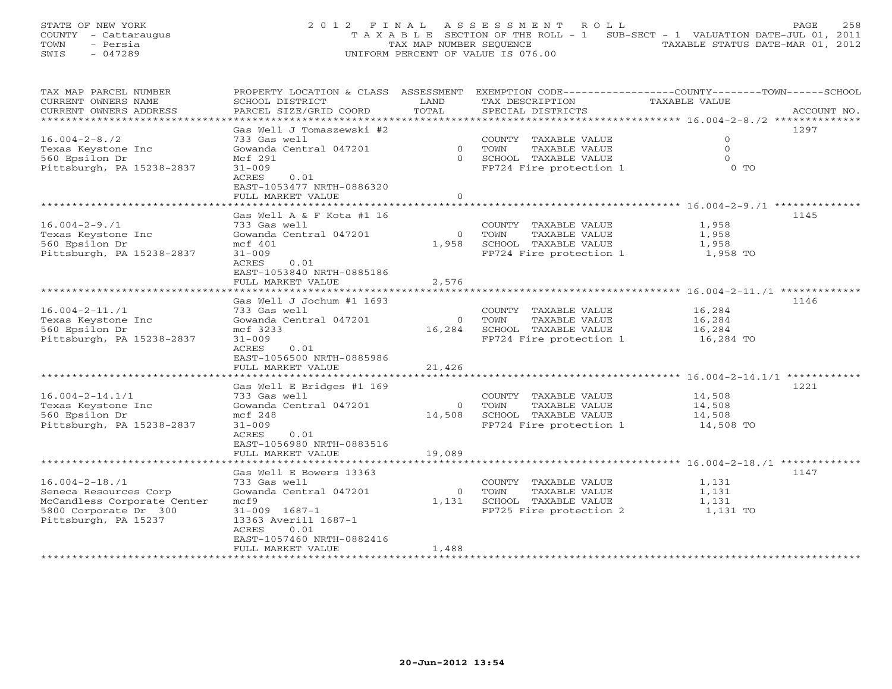STATE OF NEW YORK
COUNTY - Cattaraugus
TOWN - Persia
SWIS - 047289

2012 FINAL ASSESSMENT ROLL
TAXABLE SECTION OF THE ROLL - 1 SUB-SECT - 1 VALUATION DATE-JUL 01, 2011
TAX MAP NUMBER SEQUENCE TAXABLE STATUS DATE-MAR 01, 2012
UNIFORM PERCENT OF VALUE IS 076.00

| TAX MAP PARCEL NUMBER / CURRENT OWNERS NAME / CURRENT OWNERS ADDRESS | PROPERTY LOCATION & CLASS / SCHOOL DISTRICT / PARCEL SIZE/GRID COORD | ASSESSMENT LAND / TOTAL | EXEMPTION CODE / TAX DESCRIPTION / SPECIAL DISTRICTS | TAXABLE VALUE | ACCOUNT NO. |
|---|---|---|---|---|---|
| **16.004-2-8./2** | Gas Well J Tomaszewski #2 | | | | 1297 |
| | 733 Gas well | | COUNTY TAXABLE VALUE | 0 | |
| Texas Keystone Inc | Gowanda Central 047201 | 0 | TOWN TAXABLE VALUE | 0 | |
| 560 Epsilon Dr | Mcf 291 | 0 | SCHOOL TAXABLE VALUE | 0 | |
| Pittsburgh, PA 15238-2837 | 31-009 | | FP724 Fire protection 1 | 0 TO | |
| | ACRES 0.01 | | | | |
| | EAST-1053477 NRTH-0886320 | | | | |
| | FULL MARKET VALUE | 0 | | | |
| **16.004-2-9./1** | Gas Well A & F Kota #1 16 | | | | 1145 |
| | 733 Gas well | | COUNTY TAXABLE VALUE | 1,958 | |
| Texas Keystone Inc | Gowanda Central 047201 | 0 | TOWN TAXABLE VALUE | 1,958 | |
| 560 Epsilon Dr | mcf 401 | 1,958 | SCHOOL TAXABLE VALUE | 1,958 | |
| Pittsburgh, PA 15238-2837 | 31-009 | | FP724 Fire protection 1 | 1,958 TO | |
| | ACRES 0.01 | | | | |
| | EAST-1053840 NRTH-0885186 | | | | |
| | FULL MARKET VALUE | 2,576 | | | |
| **16.004-2-11./1** | Gas Well J Jochum #1 1693 | | | | 1146 |
| | 733 Gas well | | COUNTY TAXABLE VALUE | 16,284 | |
| Texas Keystone Inc | Gowanda Central 047201 | 0 | TOWN TAXABLE VALUE | 16,284 | |
| 560 Epsilon Dr | mcf 3233 | 16,284 | SCHOOL TAXABLE VALUE | 16,284 | |
| Pittsburgh, PA 15238-2837 | 31-009 | | FP724 Fire protection 1 | 16,284 TO | |
| | ACRES 0.01 | | | | |
| | EAST-1056500 NRTH-0885986 | | | | |
| | FULL MARKET VALUE | 21,426 | | | |
| **16.004-2-14.1/1** | Gas Well E Bridges #1 169 | | | | 1221 |
| | 733 Gas well | | COUNTY TAXABLE VALUE | 14,508 | |
| Texas Keystone Inc | Gowanda Central 047201 | 0 | TOWN TAXABLE VALUE | 14,508 | |
| 560 Epsilon Dr | mcf 248 | 14,508 | SCHOOL TAXABLE VALUE | 14,508 | |
| Pittsburgh, PA 15238-2837 | 31-009 | | FP724 Fire protection 1 | 14,508 TO | |
| | ACRES 0.01 | | | | |
| | EAST-1056980 NRTH-0883516 | | | | |
| | FULL MARKET VALUE | 19,089 | | | |
| **16.004-2-18./1** | Gas Well E Bowers 13363 | | | | 1147 |
| | 733 Gas well | | COUNTY TAXABLE VALUE | 1,131 | |
| Seneca Resources Corp | Gowanda Central 047201 | 0 | TOWN TAXABLE VALUE | 1,131 | |
| McCandless Corporate Center | mcf9 | 1,131 | SCHOOL TAXABLE VALUE | 1,131 | |
| 5800 Corporate Dr 300 | 31-009 1687-1 | | FP725 Fire protection 2 | 1,131 TO | |
| Pittsburgh, PA 15237 | 13363 Averill 1687-1 | | | | |
| | ACRES 0.01 | | | | |
| | EAST-1057460 NRTH-0882416 | | | | |
| | FULL MARKET VALUE | 1,488 | | | |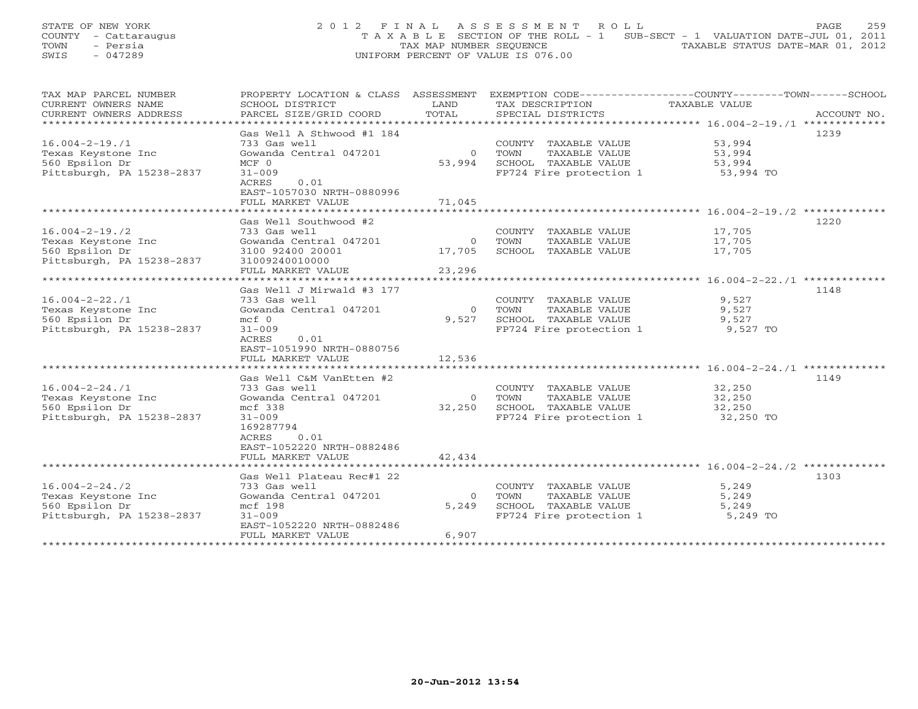STATE OF NEW YORK
COUNTY - Cattaraugus
TOWN - Persia
SWIS - 047289

# 2012 FINAL ASSESSMENT ROLL

TAXABLE SECTION OF THE ROLL - 1 SUB-SECT - 1 VALUATION DATE-JUL 01, 2011
TAX MAP NUMBER SEQUENCE TAXABLE STATUS DATE-MAR 01, 2012
UNIFORM PERCENT OF VALUE IS 076.00

| TAX MAP PARCEL NUMBER / CURRENT OWNERS NAME / CURRENT OWNERS ADDRESS | PROPERTY LOCATION & CLASS / SCHOOL DISTRICT / PARCEL SIZE/GRID COORD | ASSESSMENT LAND | TOTAL | EXEMPTION CODE / TAX DESCRIPTION / SPECIAL DISTRICTS | COUNTY/TOWN/SCHOOL TAXABLE VALUE | ACCOUNT NO. |
|---|---|---|---|---|---|---|
| 16.004-2-19./1 | Gas Well A Sthwood #1 184 | | | | | 1239 |
| 16.004-2-19./1 | 733 Gas well | | | COUNTY TAXABLE VALUE | 53,994 | |
| Texas Keystone Inc | Gowanda Central 047201 | 0 | | TOWN TAXABLE VALUE | 53,994 | |
| 560 Epsilon Dr | MCF 0 | | 53,994 | SCHOOL TAXABLE VALUE | 53,994 | |
| Pittsburgh, PA 15238-2837 | 31-009 | | | FP724 Fire protection 1 | 53,994 TO | |
| | ACRES 0.01 | | | | | |
| | EAST-1057030 NRTH-0880996 | | | | | |
| | FULL MARKET VALUE | | 71,045 | | | |
| 16.004-2-19./2 | Gas Well Southwood #2 | | | | | 1220 |
| 16.004-2-19./2 | 733 Gas well | | | COUNTY TAXABLE VALUE | 17,705 | |
| Texas Keystone Inc | Gowanda Central 047201 | 0 | | TOWN TAXABLE VALUE | 17,705 | |
| 560 Epsilon Dr | 3100 92400 20001 | | 17,705 | SCHOOL TAXABLE VALUE | 17,705 | |
| Pittsburgh, PA 15238-2837 | 31009240010000 | | | | | |
| | FULL MARKET VALUE | | 23,296 | | | |
| 16.004-2-22./1 | Gas Well J Mirwald #3 177 | | | | | 1148 |
| 16.004-2-22./1 | 733 Gas well | | | COUNTY TAXABLE VALUE | 9,527 | |
| Texas Keystone Inc | Gowanda Central 047201 | 0 | | TOWN TAXABLE VALUE | 9,527 | |
| 560 Epsilon Dr | mcf 0 | | 9,527 | SCHOOL TAXABLE VALUE | 9,527 | |
| Pittsburgh, PA 15238-2837 | 31-009 | | | FP724 Fire protection 1 | 9,527 TO | |
| | ACRES 0.01 | | | | | |
| | EAST-1051990 NRTH-0880756 | | | | | |
| | FULL MARKET VALUE | | 12,536 | | | |
| 16.004-2-24./1 | Gas Well C&M VanEtten #2 | | | | | 1149 |
| 16.004-2-24./1 | 733 Gas well | | | COUNTY TAXABLE VALUE | 32,250 | |
| Texas Keystone Inc | Gowanda Central 047201 | 0 | | TOWN TAXABLE VALUE | 32,250 | |
| 560 Epsilon Dr | mcf 338 | | 32,250 | SCHOOL TAXABLE VALUE | 32,250 | |
| Pittsburgh, PA 15238-2837 | 31-009 | | | FP724 Fire protection 1 | 32,250 TO | |
| | 169287794 | | | | | |
| | ACRES 0.01 | | | | | |
| | EAST-1052220 NRTH-0882486 | | | | | |
| | FULL MARKET VALUE | | 42,434 | | | |
| 16.004-2-24./2 | Gas Well Plateau Rec#1 22 | | | | | 1303 |
| 16.004-2-24./2 | 733 Gas well | | | COUNTY TAXABLE VALUE | 5,249 | |
| Texas Keystone Inc | Gowanda Central 047201 | 0 | | TOWN TAXABLE VALUE | 5,249 | |
| 560 Epsilon Dr | mcf 198 | | 5,249 | SCHOOL TAXABLE VALUE | 5,249 | |
| Pittsburgh, PA 15238-2837 | 31-009 | | | FP724 Fire protection 1 | 5,249 TO | |
| | EAST-1052220 NRTH-0882486 | | | | | |
| | FULL MARKET VALUE | | 6,907 | | | |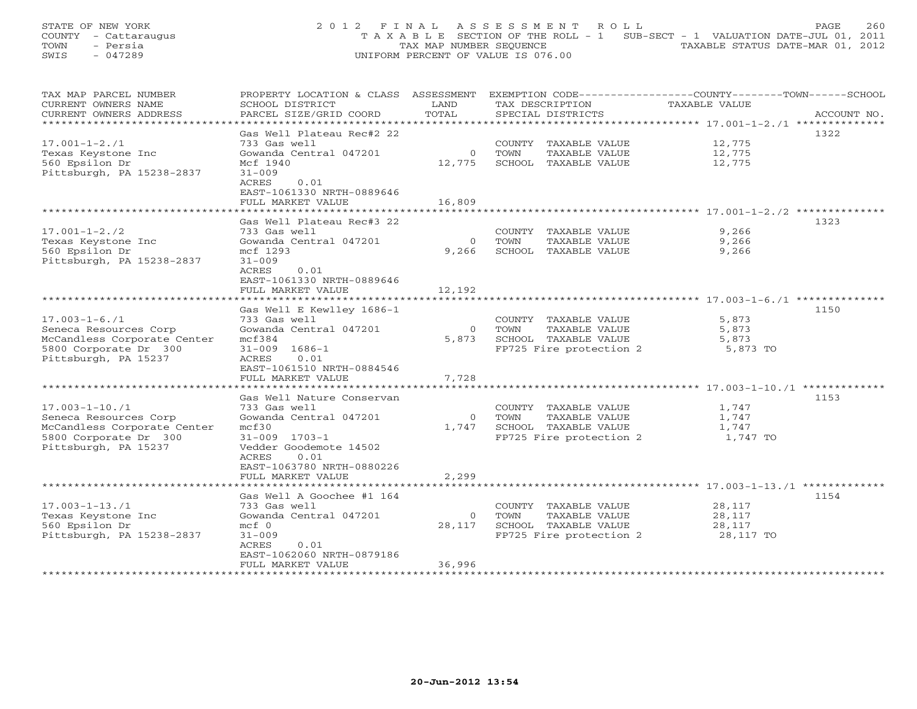STATE OF NEW YORK
COUNTY - Cattaraugus
TOWN - Persia
SWIS - 047289

# 2012 FINAL ASSESSMENT ROLL

TAXABLE SECTION OF THE ROLL - 1 SUB-SECT - 1 VALUATION DATE-JUL 01, 2011
TAX MAP NUMBER SEQUENCE TAXABLE STATUS DATE-MAR 01, 2012
UNIFORM PERCENT OF VALUE IS 076.00

| TAX MAP PARCEL NUMBER / CURRENT OWNERS NAME / CURRENT OWNERS ADDRESS | PROPERTY LOCATION & CLASS / SCHOOL DISTRICT / PARCEL SIZE/GRID COORD | ASSESSMENT LAND / TOTAL | EXEMPTION CODE / TAX DESCRIPTION / SPECIAL DISTRICTS | COUNTY--------TOWN------SCHOOL TAXABLE VALUE | ACCOUNT NO. |
|---|---|---|---|---|---|
| 17.001-1-2./1 | Gas Well Plateau Rec#2 22 | | | | 1322 |
| Texas Keystone Inc | 733 Gas well | | COUNTY TAXABLE VALUE | 12,775 | |
| 560 Epsilon Dr | Gowanda Central 047201 | 0 | TOWN TAXABLE VALUE | 12,775 | |
| Pittsburgh, PA 15238-2837 | Mcf 1940 | 12,775 | SCHOOL TAXABLE VALUE | 12,775 | |
| | 31-009 | | | | |
| | ACRES 0.01 | | | | |
| | EAST-1061330 NRTH-0889646 | | | | |
| | FULL MARKET VALUE | 16,809 | | | |
| 17.001-1-2./2 | Gas Well Plateau Rec#3 22 | | | | 1323 |
| Texas Keystone Inc | 733 Gas well | | COUNTY TAXABLE VALUE | 9,266 | |
| 560 Epsilon Dr | Gowanda Central 047201 | 0 | TOWN TAXABLE VALUE | 9,266 | |
| Pittsburgh, PA 15238-2837 | mcf 1293 | 9,266 | SCHOOL TAXABLE VALUE | 9,266 | |
| | 31-009 | | | | |
| | ACRES 0.01 | | | | |
| | EAST-1061330 NRTH-0889646 | | | | |
| | FULL MARKET VALUE | 12,192 | | | |
| 17.003-1-6./1 | Gas Well E Kewlley 1686-1 | | | | 1150 |
| Seneca Resources Corp | 733 Gas well | | COUNTY TAXABLE VALUE | 5,873 | |
| McCandless Corporate Center | Gowanda Central 047201 | 0 | TOWN TAXABLE VALUE | 5,873 | |
| 5800 Corporate Dr 300 | mcf384 | 5,873 | SCHOOL TAXABLE VALUE | 5,873 | |
| Pittsburgh, PA 15237 | 31-009 1686-1 | | FP725 Fire protection 2 | 5,873 TO | |
| | ACRES 0.01 | | | | |
| | EAST-1061510 NRTH-0884546 | | | | |
| | FULL MARKET VALUE | 7,728 | | | |
| 17.003-1-10./1 | Gas Well Nature Conservan | | | | 1153 |
| Seneca Resources Corp | 733 Gas well | | COUNTY TAXABLE VALUE | 1,747 | |
| McCandless Corporate Center | Gowanda Central 047201 | 0 | TOWN TAXABLE VALUE | 1,747 | |
| 5800 Corporate Dr 300 | mcf30 | 1,747 | SCHOOL TAXABLE VALUE | 1,747 | |
| Pittsburgh, PA 15237 | 31-009 1703-1 | | FP725 Fire protection 2 | 1,747 TO | |
| | Vedder Goodemote 14502 | | | | |
| | ACRES 0.01 | | | | |
| | EAST-1063780 NRTH-0880226 | | | | |
| | FULL MARKET VALUE | 2,299 | | | |
| 17.003-1-13./1 | Gas Well A Goochee #1 164 | | | | 1154 |
| Texas Keystone Inc | 733 Gas well | | COUNTY TAXABLE VALUE | 28,117 | |
| 560 Epsilon Dr | Gowanda Central 047201 | 0 | TOWN TAXABLE VALUE | 28,117 | |
| Pittsburgh, PA 15238-2837 | mcf 0 | 28,117 | SCHOOL TAXABLE VALUE | 28,117 | |
| | 31-009 | | FP725 Fire protection 2 | 28,117 TO | |
| | ACRES 0.01 | | | | |
| | EAST-1062060 NRTH-0879186 | | | | |
| | FULL MARKET VALUE | 36,996 | | | |

20-Jun-2012 13:54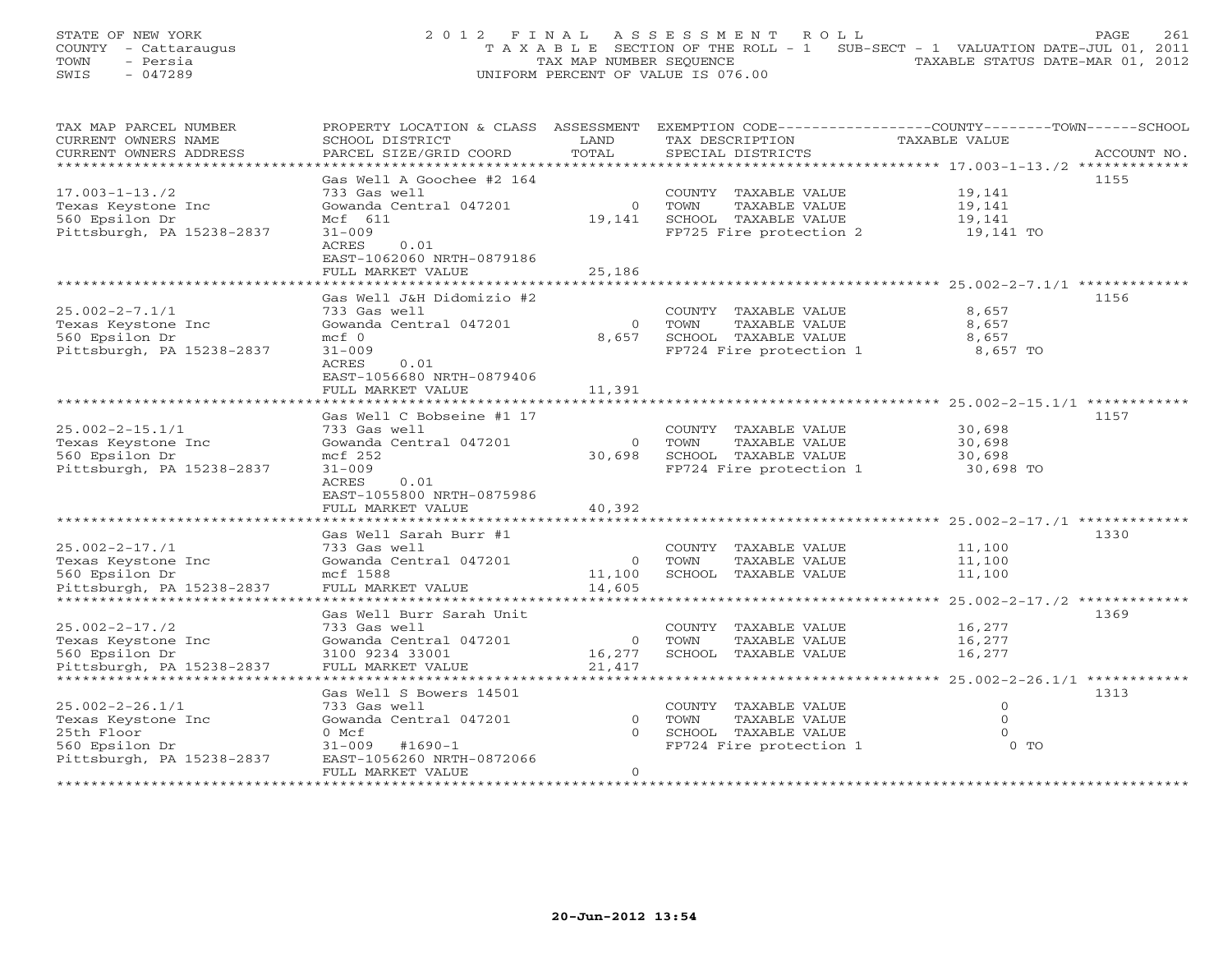STATE OF NEW YORK
COUNTY - Cattaraugus
TOWN - Persia
SWIS - 047289

# 2012 FINAL ASSESSMENT ROLL

TAXABLE SECTION OF THE ROLL - 1 SUB-SECT - 1 VALUATION DATE-JUL 01, 2011
TAX MAP NUMBER SEQUENCE TAXABLE STATUS DATE-MAR 01, 2012
UNIFORM PERCENT OF VALUE IS 076.00

| TAX MAP PARCEL NUMBER / CURRENT OWNERS NAME / CURRENT OWNERS ADDRESS | PROPERTY LOCATION & CLASS / SCHOOL DISTRICT / PARCEL SIZE/GRID COORD | ASSESSMENT LAND | TOTAL | EXEMPTION CODE / TAX DESCRIPTION / SPECIAL DISTRICTS | COUNTY--------TOWN------SCHOOL TAXABLE VALUE | ACCOUNT NO. |
|---|---|---|---|---|---|---|
| 17.003-1-13./2 | Gas Well A Goochee #2 164 | | | | | 1155 |
| Texas Keystone Inc | 733 Gas well | | | COUNTY TAXABLE VALUE | 19,141 | |
| 560 Epsilon Dr | Gowanda Central 047201 | 0 | | TOWN TAXABLE VALUE | 19,141 | |
| Pittsburgh, PA 15238-2837 | Mcf 611 | | 19,141 | SCHOOL TAXABLE VALUE | 19,141 | |
| | 31-009 | | | FP725 Fire protection 2 | 19,141 TO | |
| | ACRES 0.01 | | | | | |
| | EAST-1062060 NRTH-0879186 | | | | | |
| | FULL MARKET VALUE | | 25,186 | | | |
| 25.002-2-7.1/1 | Gas Well J&H Didomizio #2 | | | | | 1156 |
| Texas Keystone Inc | 733 Gas well | | | COUNTY TAXABLE VALUE | 8,657 | |
| 560 Epsilon Dr | Gowanda Central 047201 | 0 | | TOWN TAXABLE VALUE | 8,657 | |
| Pittsburgh, PA 15238-2837 | mcf 0 | | 8,657 | SCHOOL TAXABLE VALUE | 8,657 | |
| | 31-009 | | | FP724 Fire protection 1 | 8,657 TO | |
| | ACRES 0.01 | | | | | |
| | EAST-1056680 NRTH-0879406 | | | | | |
| | FULL MARKET VALUE | | 11,391 | | | |
| 25.002-2-15.1/1 | Gas Well C Bobseine #1 17 | | | | | 1157 |
| Texas Keystone Inc | 733 Gas well | | | COUNTY TAXABLE VALUE | 30,698 | |
| 560 Epsilon Dr | Gowanda Central 047201 | 0 | | TOWN TAXABLE VALUE | 30,698 | |
| Pittsburgh, PA 15238-2837 | mcf 252 | | 30,698 | SCHOOL TAXABLE VALUE | 30,698 | |
| | 31-009 | | | FP724 Fire protection 1 | 30,698 TO | |
| | ACRES 0.01 | | | | | |
| | EAST-1055800 NRTH-0875986 | | | | | |
| | FULL MARKET VALUE | | 40,392 | | | |
| 25.002-2-17./1 | Gas Well Sarah Burr #1 | | | | | 1330 |
| Texas Keystone Inc | 733 Gas well | | | COUNTY TAXABLE VALUE | 11,100 | |
| 560 Epsilon Dr | Gowanda Central 047201 | 0 | | TOWN TAXABLE VALUE | 11,100 | |
| Pittsburgh, PA 15238-2837 | mcf 1588 | | 11,100 | SCHOOL TAXABLE VALUE | 11,100 | |
| | FULL MARKET VALUE | | 14,605 | | | |
| 25.002-2-17./2 | Gas Well Burr Sarah Unit | | | | | 1369 |
| Texas Keystone Inc | 733 Gas well | | | COUNTY TAXABLE VALUE | 16,277 | |
| 560 Epsilon Dr | Gowanda Central 047201 | 0 | | TOWN TAXABLE VALUE | 16,277 | |
| Pittsburgh, PA 15238-2837 | 3100 9234 33001 | | 16,277 | SCHOOL TAXABLE VALUE | 16,277 | |
| | FULL MARKET VALUE | | 21,417 | | | |
| 25.002-2-26.1/1 | Gas Well S Bowers 14501 | | | | | 1313 |
| Texas Keystone Inc | 733 Gas well | | | COUNTY TAXABLE VALUE | 0 | |
| 25th Floor | Gowanda Central 047201 | 0 | | TOWN TAXABLE VALUE | 0 | |
| 560 Epsilon Dr | 0 Mcf | | 0 | SCHOOL TAXABLE VALUE | 0 | |
| Pittsburgh, PA 15238-2837 | 31-009 #1690-1 | | | FP724 Fire protection 1 | 0 TO | |
| | EAST-1056260 NRTH-0872066 | | | | | |
| | FULL MARKET VALUE | | 0 | | | |

20-Jun-2012 13:54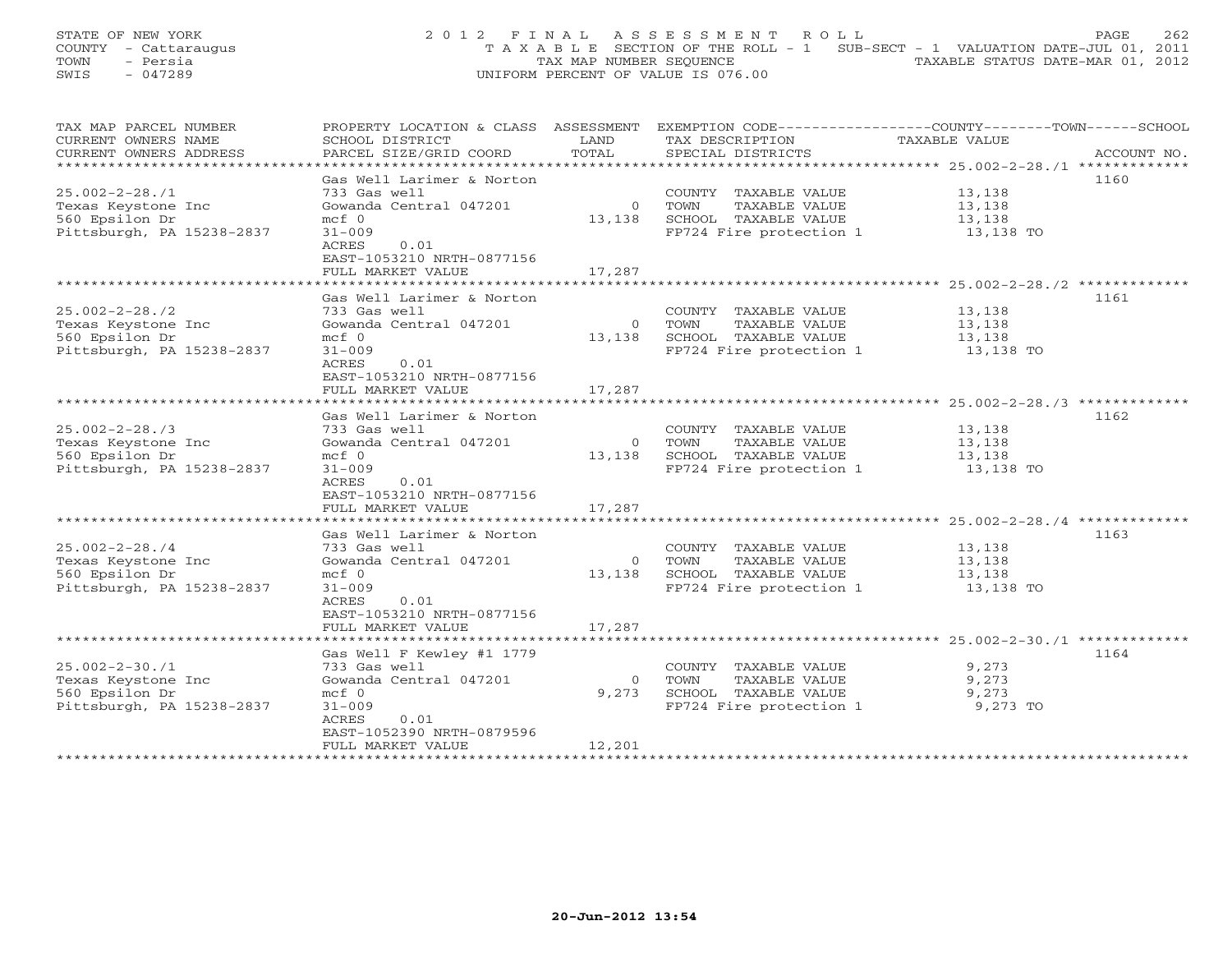STATE OF NEW YORK
COUNTY - Cattaraugus
TOWN - Persia
SWIS - 047289

2012 FINAL ASSESSMENT ROLL
TAXABLE SECTION OF THE ROLL - 1 SUB-SECT - 1 VALUATION DATE-JUL 01, 2011
TAX MAP NUMBER SEQUENCE TAXABLE STATUS DATE-MAR 01, 2012
UNIFORM PERCENT OF VALUE IS 076.00

| TAX MAP PARCEL NUMBER / CURRENT OWNERS NAME / CURRENT OWNERS ADDRESS | PROPERTY LOCATION & CLASS / SCHOOL DISTRICT / PARCEL SIZE/GRID COORD | ASSESSMENT LAND / TOTAL | EXEMPTION CODE / TAX DESCRIPTION / SPECIAL DISTRICTS | COUNTY--------TOWN------SCHOOL TAXABLE VALUE | ACCOUNT NO. |
|---|---|---|---|---|---|
| 25.002-2-28./1 | Gas Well Larimer & Norton | | | | 1160 |
| | 733 Gas well | | COUNTY TAXABLE VALUE | 13,138 | |
| Texas Keystone Inc | Gowanda Central 047201 | 0 | TOWN TAXABLE VALUE | 13,138 | |
| 560 Epsilon Dr | mcf 0 | 13,138 | SCHOOL TAXABLE VALUE | 13,138 | |
| Pittsburgh, PA 15238-2837 | 31-009 | | FP724 Fire protection 1 | 13,138 TO | |
| | ACRES 0.01 | | | | |
| | EAST-1053210 NRTH-0877156 | | | | |
| | FULL MARKET VALUE | 17,287 | | | |
| 25.002-2-28./2 | Gas Well Larimer & Norton | | | | 1161 |
| | 733 Gas well | | COUNTY TAXABLE VALUE | 13,138 | |
| Texas Keystone Inc | Gowanda Central 047201 | 0 | TOWN TAXABLE VALUE | 13,138 | |
| 560 Epsilon Dr | mcf 0 | 13,138 | SCHOOL TAXABLE VALUE | 13,138 | |
| Pittsburgh, PA 15238-2837 | 31-009 | | FP724 Fire protection 1 | 13,138 TO | |
| | ACRES 0.01 | | | | |
| | EAST-1053210 NRTH-0877156 | | | | |
| | FULL MARKET VALUE | 17,287 | | | |
| 25.002-2-28./3 | Gas Well Larimer & Norton | | | | 1162 |
| | 733 Gas well | | COUNTY TAXABLE VALUE | 13,138 | |
| Texas Keystone Inc | Gowanda Central 047201 | 0 | TOWN TAXABLE VALUE | 13,138 | |
| 560 Epsilon Dr | mcf 0 | 13,138 | SCHOOL TAXABLE VALUE | 13,138 | |
| Pittsburgh, PA 15238-2837 | 31-009 | | FP724 Fire protection 1 | 13,138 TO | |
| | ACRES 0.01 | | | | |
| | EAST-1053210 NRTH-0877156 | | | | |
| | FULL MARKET VALUE | 17,287 | | | |
| 25.002-2-28./4 | Gas Well Larimer & Norton | | | | 1163 |
| | 733 Gas well | | COUNTY TAXABLE VALUE | 13,138 | |
| Texas Keystone Inc | Gowanda Central 047201 | 0 | TOWN TAXABLE VALUE | 13,138 | |
| 560 Epsilon Dr | mcf 0 | 13,138 | SCHOOL TAXABLE VALUE | 13,138 | |
| Pittsburgh, PA 15238-2837 | 31-009 | | FP724 Fire protection 1 | 13,138 TO | |
| | ACRES 0.01 | | | | |
| | EAST-1053210 NRTH-0877156 | | | | |
| | FULL MARKET VALUE | 17,287 | | | |
| 25.002-2-30./1 | Gas Well F Kewley #1 1779 | | | | 1164 |
| | 733 Gas well | | COUNTY TAXABLE VALUE | 9,273 | |
| Texas Keystone Inc | Gowanda Central 047201 | 0 | TOWN TAXABLE VALUE | 9,273 | |
| 560 Epsilon Dr | mcf 0 | 9,273 | SCHOOL TAXABLE VALUE | 9,273 | |
| Pittsburgh, PA 15238-2837 | 31-009 | | FP724 Fire protection 1 | 9,273 TO | |
| | ACRES 0.01 | | | | |
| | EAST-1052390 NRTH-0879596 | | | | |
| | FULL MARKET VALUE | 12,201 | | | |

20-Jun-2012 13:54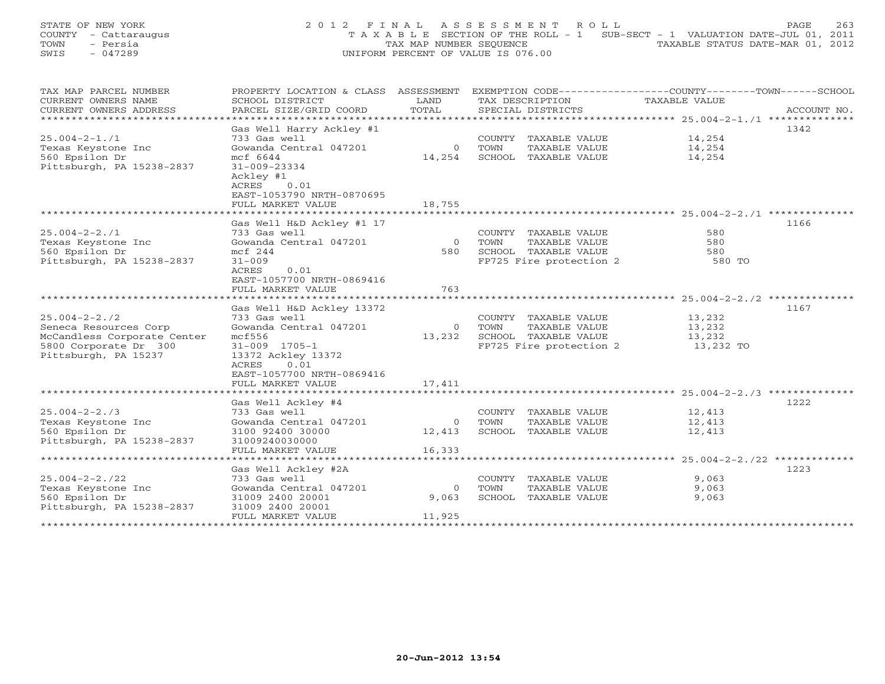STATE OF NEW YORK
COUNTY - Cattaraugus
TOWN - Persia
SWIS - 047289

# 2012 FINAL ASSESSMENT ROLL

TAXABLE SECTION OF THE ROLL - 1 SUB-SECT - 1 VALUATION DATE-JUL 01, 2011
TAX MAP NUMBER SEQUENCE TAXABLE STATUS DATE-MAR 01, 2012
UNIFORM PERCENT OF VALUE IS 076.00

| TAX MAP PARCEL NUMBER / CURRENT OWNERS NAME / CURRENT OWNERS ADDRESS | PROPERTY LOCATION & CLASS / SCHOOL DISTRICT / PARCEL SIZE/GRID COORD | ASSESSMENT LAND / TOTAL | EXEMPTION CODE / TAX DESCRIPTION / SPECIAL DISTRICTS | TAXABLE VALUE (COUNTY / TOWN / SCHOOL) | ACCOUNT NO. |
|---|---|---|---|---|---|
| 25.004-2-1./1 | Gas Well Harry Ackley #1 | | | | 1342 |
| | 733 Gas well | | COUNTY TAXABLE VALUE | 14,254 | |
| Texas Keystone Inc | Gowanda Central 047201 | 0 | TOWN TAXABLE VALUE | 14,254 | |
| 560 Epsilon Dr | mcf 6644 | 14,254 | SCHOOL TAXABLE VALUE | 14,254 | |
| Pittsburgh, PA 15238-2837 | 31-009-23334 | | | | |
| | Ackley #1 | | | | |
| | ACRES 0.01 | | | | |
| | EAST-1053790 NRTH-0870695 | | | | |
| | FULL MARKET VALUE | 18,755 | | | |
| 25.004-2-2./1 | Gas Well H&D Ackley #1 17 | | | | 1166 |
| | 733 Gas well | | COUNTY TAXABLE VALUE | 580 | |
| Texas Keystone Inc | Gowanda Central 047201 | 0 | TOWN TAXABLE VALUE | 580 | |
| 560 Epsilon Dr | mcf 244 | 580 | SCHOOL TAXABLE VALUE | 580 | |
| Pittsburgh, PA 15238-2837 | 31-009 | | FP725 Fire protection 2 | 580 TO | |
| | ACRES 0.01 | | | | |
| | EAST-1057700 NRTH-0869416 | | | | |
| | FULL MARKET VALUE | 763 | | | |
| 25.004-2-2./2 | Gas Well H&D Ackley 13372 | | | | 1167 |
| | 733 Gas well | | COUNTY TAXABLE VALUE | 13,232 | |
| Seneca Resources Corp | Gowanda Central 047201 | 0 | TOWN TAXABLE VALUE | 13,232 | |
| McCandless Corporate Center | mcf556 | 13,232 | SCHOOL TAXABLE VALUE | 13,232 | |
| 5800 Corporate Dr 300 | 31-009 1705-1 | | FP725 Fire protection 2 | 13,232 TO | |
| Pittsburgh, PA 15237 | 13372 Ackley 13372 | | | | |
| | ACRES 0.01 | | | | |
| | EAST-1057700 NRTH-0869416 | | | | |
| | FULL MARKET VALUE | 17,411 | | | |
| 25.004-2-2./3 | Gas Well Ackley #4 | | | | 1222 |
| | 733 Gas well | | COUNTY TAXABLE VALUE | 12,413 | |
| Texas Keystone Inc | Gowanda Central 047201 | 0 | TOWN TAXABLE VALUE | 12,413 | |
| 560 Epsilon Dr | 3100 92400 30000 | 12,413 | SCHOOL TAXABLE VALUE | 12,413 | |
| Pittsburgh, PA 15238-2837 | 31009240030000 | | | | |
| | FULL MARKET VALUE | 16,333 | | | |
| 25.004-2-2./22 | Gas Well Ackley #2A | | | | 1223 |
| | 733 Gas well | | COUNTY TAXABLE VALUE | 9,063 | |
| Texas Keystone Inc | Gowanda Central 047201 | 0 | TOWN TAXABLE VALUE | 9,063 | |
| 560 Epsilon Dr | 31009 2400 20001 | 9,063 | SCHOOL TAXABLE VALUE | 9,063 | |
| Pittsburgh, PA 15238-2837 | 31009 2400 20001 | | | | |
| | FULL MARKET VALUE | 11,925 | | | |

20-Jun-2012 13:54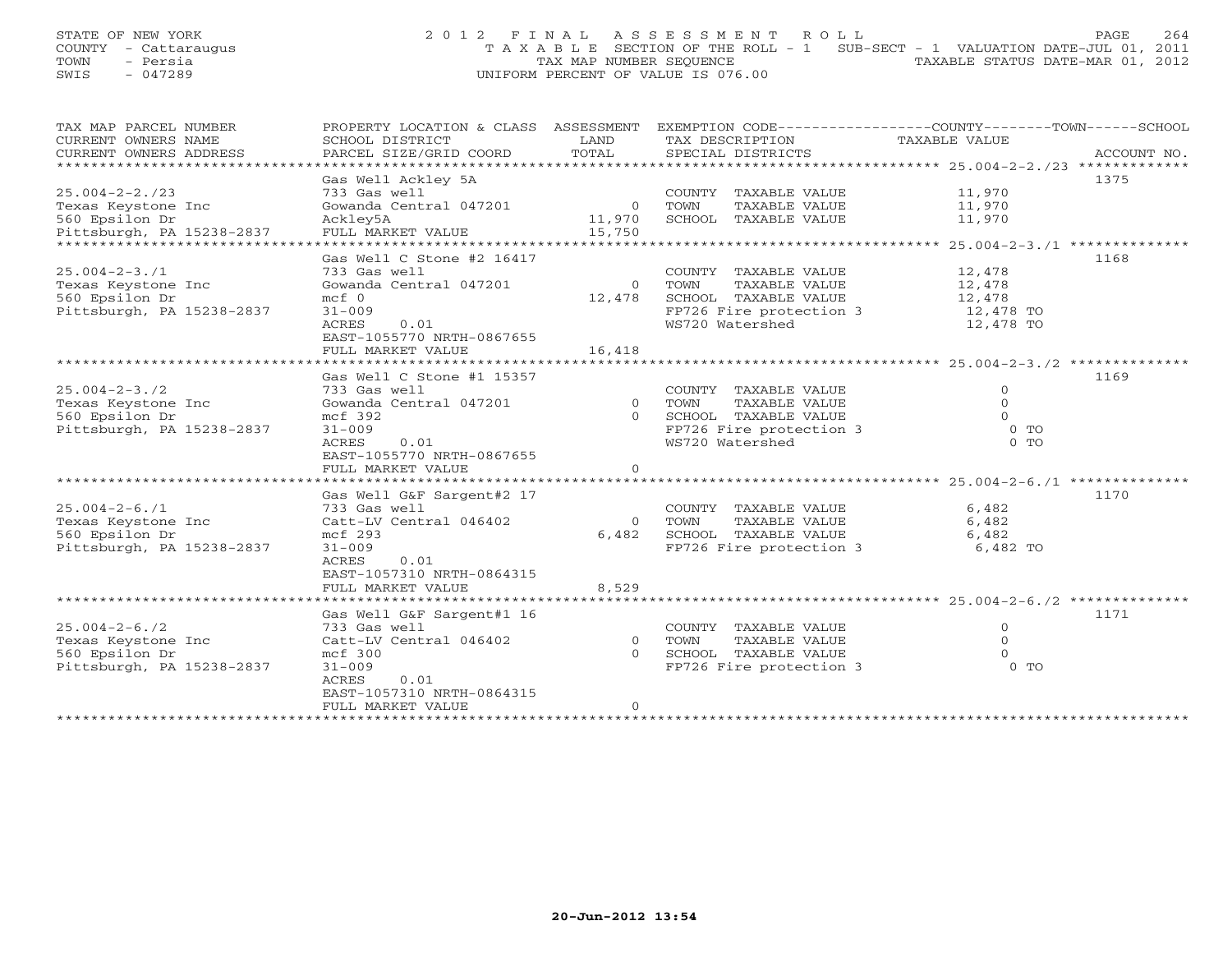STATE OF NEW YORK
COUNTY - Cattaraugus
TOWN - Persia
SWIS - 047289

2012 FINAL ASSESSMENT ROLL
TAXABLE SECTION OF THE ROLL - 1 SUB-SECT - 1 VALUATION DATE-JUL 01, 2011
TAX MAP NUMBER SEQUENCE TAXABLE STATUS DATE-MAR 01, 2012
UNIFORM PERCENT OF VALUE IS 076.00

| TAX MAP PARCEL NUMBER / CURRENT OWNERS NAME / CURRENT OWNERS ADDRESS | PROPERTY LOCATION & CLASS / SCHOOL DISTRICT / PARCEL SIZE/GRID COORD | ASSESSMENT LAND / TOTAL | EXEMPTION CODE / TAX DESCRIPTION / SPECIAL DISTRICTS | TAXABLE VALUE | ACCOUNT NO. |
|---|---|---|---|---|---|
| 25.004-2-2./23 | Gas Well Ackley 5A | | | | 1375 |
| | 733 Gas well | | COUNTY TAXABLE VALUE | 11,970 | |
| Texas Keystone Inc | Gowanda Central 047201 | 0 | TOWN TAXABLE VALUE | 11,970 | |
| 560 Epsilon Dr | Ackley5A | 11,970 | SCHOOL TAXABLE VALUE | 11,970 | |
| Pittsburgh, PA 15238-2837 | FULL MARKET VALUE | 15,750 | | | |
| 25.004-2-3./1 | Gas Well C Stone #2 16417 | | | | 1168 |
| | 733 Gas well | | COUNTY TAXABLE VALUE | 12,478 | |
| Texas Keystone Inc | Gowanda Central 047201 | 0 | TOWN TAXABLE VALUE | 12,478 | |
| 560 Epsilon Dr | mcf 0 | 12,478 | SCHOOL TAXABLE VALUE | 12,478 | |
| Pittsburgh, PA 15238-2837 | 31-009 | | FP726 Fire protection 3 | 12,478 TO | |
| | ACRES 0.01 | | WS720 Watershed | 12,478 TO | |
| | EAST-1055770 NRTH-0867655 | | | | |
| | FULL MARKET VALUE | 16,418 | | | |
| 25.004-2-3./2 | Gas Well C Stone #1 15357 | | | | 1169 |
| | 733 Gas well | | COUNTY TAXABLE VALUE | 0 | |
| Texas Keystone Inc | Gowanda Central 047201 | 0 | TOWN TAXABLE VALUE | 0 | |
| 560 Epsilon Dr | mcf 392 | 0 | SCHOOL TAXABLE VALUE | 0 | |
| Pittsburgh, PA 15238-2837 | 31-009 | | FP726 Fire protection 3 | 0 TO | |
| | ACRES 0.01 | | WS720 Watershed | 0 TO | |
| | EAST-1055770 NRTH-0867655 | | | | |
| | FULL MARKET VALUE | 0 | | | |
| 25.004-2-6./1 | Gas Well G&F Sargent#2 17 | | | | 1170 |
| | 733 Gas well | | COUNTY TAXABLE VALUE | 6,482 | |
| Texas Keystone Inc | Catt-LV Central 046402 | 0 | TOWN TAXABLE VALUE | 6,482 | |
| 560 Epsilon Dr | mcf 293 | 6,482 | SCHOOL TAXABLE VALUE | 6,482 | |
| Pittsburgh, PA 15238-2837 | 31-009 | | FP726 Fire protection 3 | 6,482 TO | |
| | ACRES 0.01 | | | | |
| | EAST-1057310 NRTH-0864315 | | | | |
| | FULL MARKET VALUE | 8,529 | | | |
| 25.004-2-6./2 | Gas Well G&F Sargent#1 16 | | | | 1171 |
| | 733 Gas well | | COUNTY TAXABLE VALUE | 0 | |
| Texas Keystone Inc | Catt-LV Central 046402 | 0 | TOWN TAXABLE VALUE | 0 | |
| 560 Epsilon Dr | mcf 300 | 0 | SCHOOL TAXABLE VALUE | 0 | |
| Pittsburgh, PA 15238-2837 | 31-009 | | FP726 Fire protection 3 | 0 TO | |
| | ACRES 0.01 | | | | |
| | EAST-1057310 NRTH-0864315 | | | | |
| | FULL MARKET VALUE | 0 | | | |

20-Jun-2012 13:54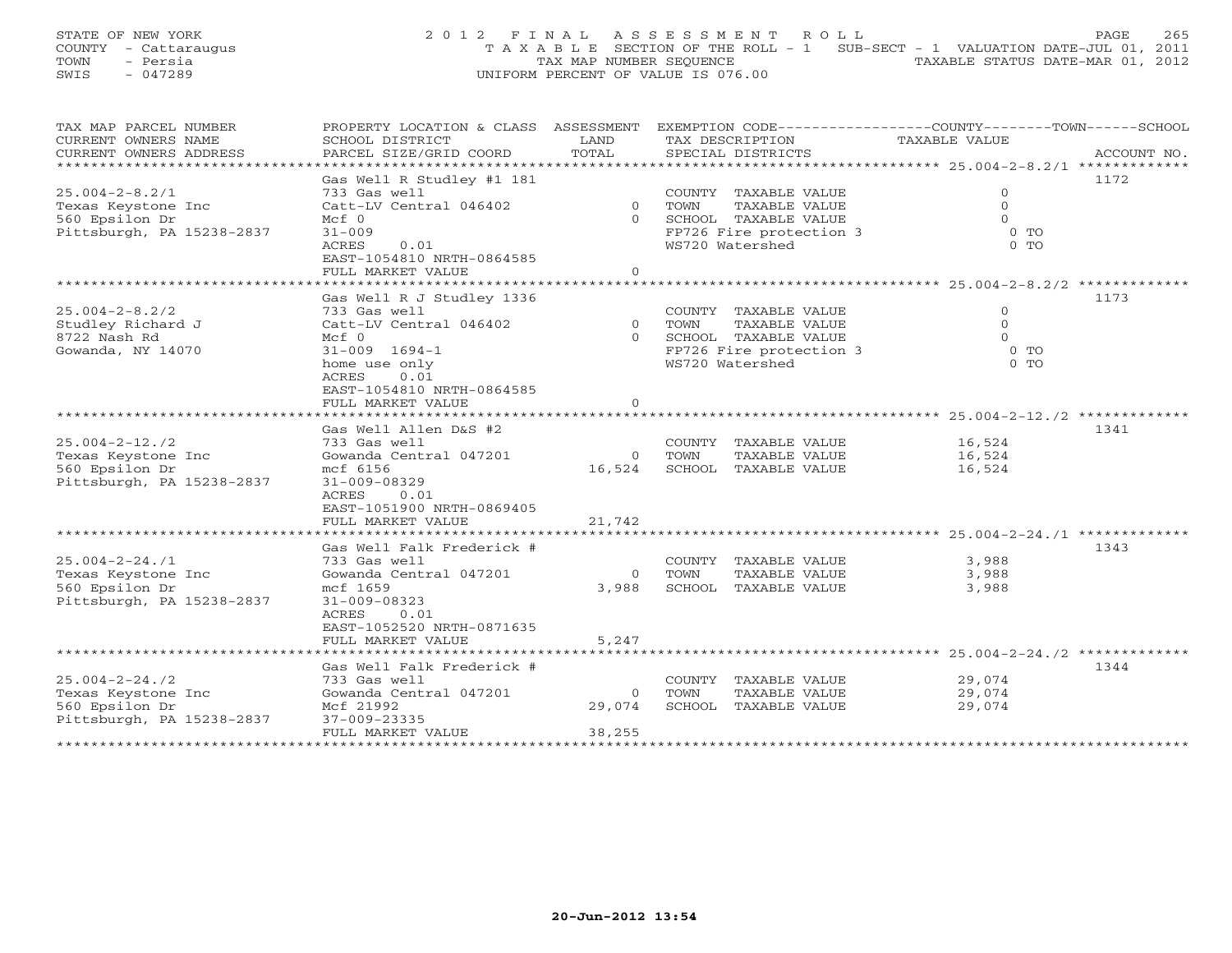STATE OF NEW YORK
COUNTY - Cattaraugus
TOWN - Persia
SWIS - 047289

2 0 1 2 F I N A L A S S E S S M E N T R O L L
T A X A B L E SECTION OF THE ROLL - 1 SUB-SECT - 1 VALUATION DATE-JUL 01, 2011
TAX MAP NUMBER SEQUENCE TAXABLE STATUS DATE-MAR 01, 2012
UNIFORM PERCENT OF VALUE IS 076.00

| TAX MAP PARCEL NUMBER / CURRENT OWNERS NAME / CURRENT OWNERS ADDRESS | PROPERTY LOCATION & CLASS / SCHOOL DISTRICT / PARCEL SIZE/GRID COORD | ASSESSMENT LAND / TOTAL | EXEMPTION CODE / TAX DESCRIPTION / SPECIAL DISTRICTS | TAXABLE VALUE (COUNTY / TOWN / SCHOOL) | ACCOUNT NO. |
|---|---|---|---|---|---|
| 25.004-2-8.2/1 | Gas Well R Studley #1 181 | | | | 1172 |
| | 733 Gas well | | COUNTY TAXABLE VALUE | 0 | |
| Texas Keystone Inc | Catt-LV Central 046402 | 0 | TOWN TAXABLE VALUE | 0 | |
| 560 Epsilon Dr | Mcf 0 | 0 | SCHOOL TAXABLE VALUE | 0 | |
| Pittsburgh, PA 15238-2837 | 31-009 | | FP726 Fire protection 3 | 0 TO | |
| | ACRES 0.01 | | WS720 Watershed | 0 TO | |
| | EAST-1054810 NRTH-0864585 | | | | |
| | FULL MARKET VALUE | 0 | | | |
| 25.004-2-8.2/2 | Gas Well R J Studley 1336 | | | | 1173 |
| | 733 Gas well | | COUNTY TAXABLE VALUE | 0 | |
| Studley Richard J | Catt-LV Central 046402 | 0 | TOWN TAXABLE VALUE | 0 | |
| 8722 Nash Rd | Mcf 0 | 0 | SCHOOL TAXABLE VALUE | 0 | |
| Gowanda, NY 14070 | 31-009 1694-1 | | FP726 Fire protection 3 | 0 TO | |
| | home use only | | WS720 Watershed | 0 TO | |
| | ACRES 0.01 | | | | |
| | EAST-1054810 NRTH-0864585 | | | | |
| | FULL MARKET VALUE | 0 | | | |
| 25.004-2-12./2 | Gas Well Allen D&S #2 | | | | 1341 |
| | 733 Gas well | | COUNTY TAXABLE VALUE | 16,524 | |
| Texas Keystone Inc | Gowanda Central 047201 | 0 | TOWN TAXABLE VALUE | 16,524 | |
| 560 Epsilon Dr | mcf 6156 | 16,524 | SCHOOL TAXABLE VALUE | 16,524 | |
| Pittsburgh, PA 15238-2837 | 31-009-08329 | | | | |
| | ACRES 0.01 | | | | |
| | EAST-1051900 NRTH-0869405 | | | | |
| | FULL MARKET VALUE | 21,742 | | | |
| 25.004-2-24./1 | Gas Well Falk Frederick # | | | | 1343 |
| | 733 Gas well | | COUNTY TAXABLE VALUE | 3,988 | |
| Texas Keystone Inc | Gowanda Central 047201 | 0 | TOWN TAXABLE VALUE | 3,988 | |
| 560 Epsilon Dr | mcf 1659 | 3,988 | SCHOOL TAXABLE VALUE | 3,988 | |
| Pittsburgh, PA 15238-2837 | 31-009-08323 | | | | |
| | ACRES 0.01 | | | | |
| | EAST-1052520 NRTH-0871635 | | | | |
| | FULL MARKET VALUE | 5,247 | | | |
| 25.004-2-24./2 | Gas Well Falk Frederick # | | | | 1344 |
| | 733 Gas well | | COUNTY TAXABLE VALUE | 29,074 | |
| Texas Keystone Inc | Gowanda Central 047201 | 0 | TOWN TAXABLE VALUE | 29,074 | |
| 560 Epsilon Dr | Mcf 21992 | 29,074 | SCHOOL TAXABLE VALUE | 29,074 | |
| Pittsburgh, PA 15238-2837 | 37-009-23335 | | | | |
| | FULL MARKET VALUE | 38,255 | | | |

20-Jun-2012 13:54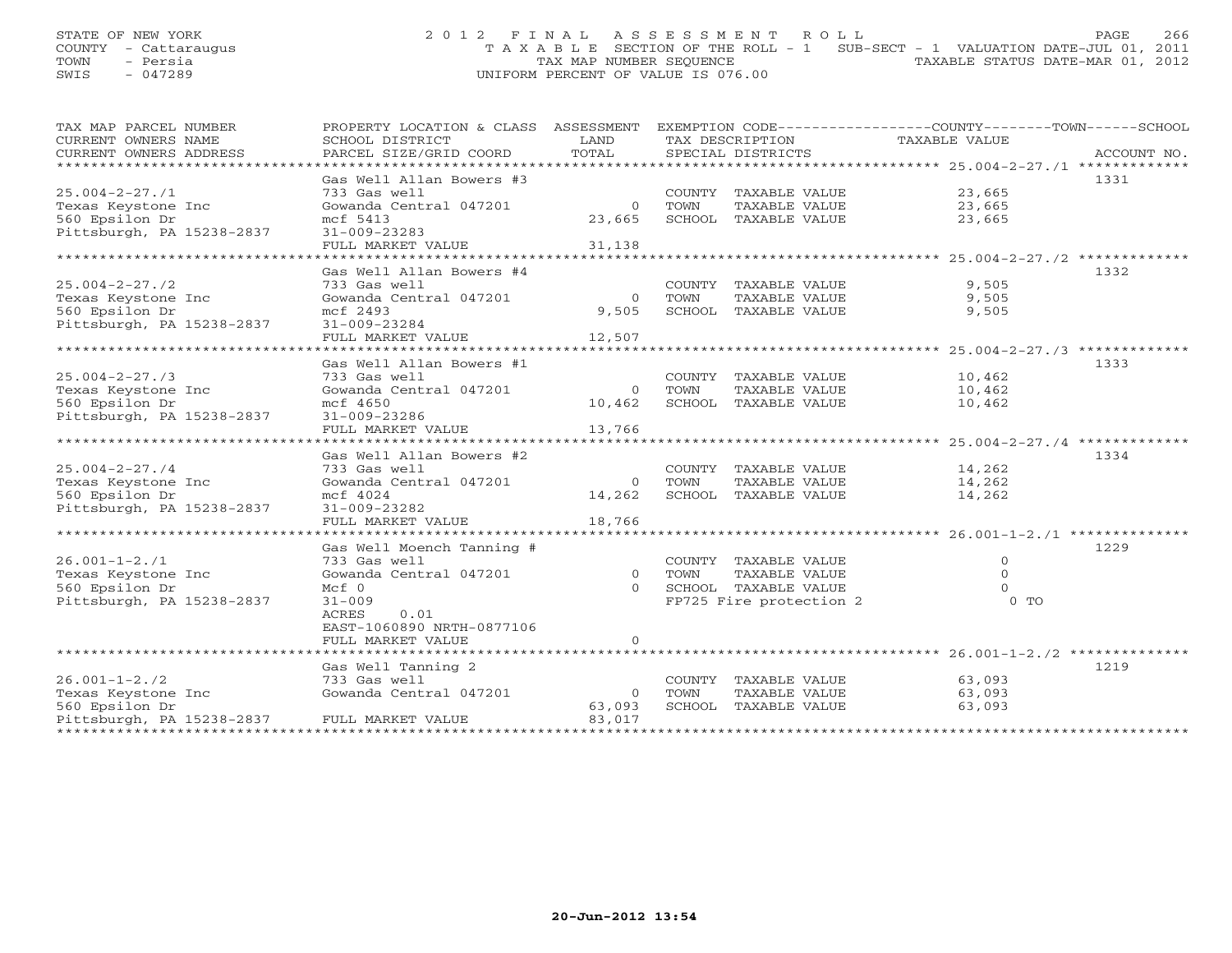STATE OF NEW YORK
COUNTY - Cattaraugus
TOWN - Persia
SWIS - 047289

2012 FINAL ASSESSMENT ROLL
TAXABLE SECTION OF THE ROLL - 1 SUB-SECT - 1 VALUATION DATE-JUL 01, 2011
TAX MAP NUMBER SEQUENCE TAXABLE STATUS DATE-MAR 01, 2012
UNIFORM PERCENT OF VALUE IS 076.00

| TAX MAP PARCEL NUMBER / CURRENT OWNERS NAME / CURRENT OWNERS ADDRESS | PROPERTY LOCATION & CLASS / SCHOOL DISTRICT / PARCEL SIZE/GRID COORD | ASSESSMENT LAND | TOTAL | EXEMPTION CODE / TAX DESCRIPTION / SPECIAL DISTRICTS | COUNTY--------TOWN------SCHOOL TAXABLE VALUE | ACCOUNT NO. |
|---|---|---|---|---|---|---|
| 25.004-2-27./1 | Gas Well Allan Bowers #3 | | | | | 1331 |
| | 733 Gas well | | | COUNTY TAXABLE VALUE | 23,665 | |
| Texas Keystone Inc | Gowanda Central 047201 | 0 | | TOWN TAXABLE VALUE | 23,665 | |
| 560 Epsilon Dr | mcf 5413 | | 23,665 | SCHOOL TAXABLE VALUE | 23,665 | |
| Pittsburgh, PA 15238-2837 | 31-009-23283 | | | | | |
| | FULL MARKET VALUE | | 31,138 | | | |
| 25.004-2-27./2 | Gas Well Allan Bowers #4 | | | | | 1332 |
| | 733 Gas well | | | COUNTY TAXABLE VALUE | 9,505 | |
| Texas Keystone Inc | Gowanda Central 047201 | 0 | | TOWN TAXABLE VALUE | 9,505 | |
| 560 Epsilon Dr | mcf 2493 | | 9,505 | SCHOOL TAXABLE VALUE | 9,505 | |
| Pittsburgh, PA 15238-2837 | 31-009-23284 | | | | | |
| | FULL MARKET VALUE | | 12,507 | | | |
| 25.004-2-27./3 | Gas Well Allan Bowers #1 | | | | | 1333 |
| | 733 Gas well | | | COUNTY TAXABLE VALUE | 10,462 | |
| Texas Keystone Inc | Gowanda Central 047201 | 0 | | TOWN TAXABLE VALUE | 10,462 | |
| 560 Epsilon Dr | mcf 4650 | | 10,462 | SCHOOL TAXABLE VALUE | 10,462 | |
| Pittsburgh, PA 15238-2837 | 31-009-23286 | | | | | |
| | FULL MARKET VALUE | | 13,766 | | | |
| 25.004-2-27./4 | Gas Well Allan Bowers #2 | | | | | 1334 |
| | 733 Gas well | | | COUNTY TAXABLE VALUE | 14,262 | |
| Texas Keystone Inc | Gowanda Central 047201 | 0 | | TOWN TAXABLE VALUE | 14,262 | |
| 560 Epsilon Dr | mcf 4024 | | 14,262 | SCHOOL TAXABLE VALUE | 14,262 | |
| Pittsburgh, PA 15238-2837 | 31-009-23282 | | | | | |
| | FULL MARKET VALUE | | 18,766 | | | |
| 26.001-1-2./1 | Gas Well Moench Tanning # | | | | | 1229 |
| | 733 Gas well | | | COUNTY TAXABLE VALUE | 0 | |
| Texas Keystone Inc | Gowanda Central 047201 | 0 | | TOWN TAXABLE VALUE | 0 | |
| 560 Epsilon Dr | Mcf 0 | | 0 | SCHOOL TAXABLE VALUE | 0 | |
| Pittsburgh, PA 15238-2837 | 31-009 | | | FP725 Fire protection 2 | 0 TO | |
| | ACRES 0.01 | | | | | |
| | EAST-1060890 NRTH-0877106 | | | | | |
| | FULL MARKET VALUE | | 0 | | | |
| 26.001-1-2./2 | Gas Well Tanning 2 | | | | | 1219 |
| | 733 Gas well | | | COUNTY TAXABLE VALUE | 63,093 | |
| Texas Keystone Inc | Gowanda Central 047201 | 0 | | TOWN TAXABLE VALUE | 63,093 | |
| 560 Epsilon Dr | | | 63,093 | SCHOOL TAXABLE VALUE | 63,093 | |
| Pittsburgh, PA 15238-2837 | FULL MARKET VALUE | | 83,017 | | | |

20-Jun-2012 13:54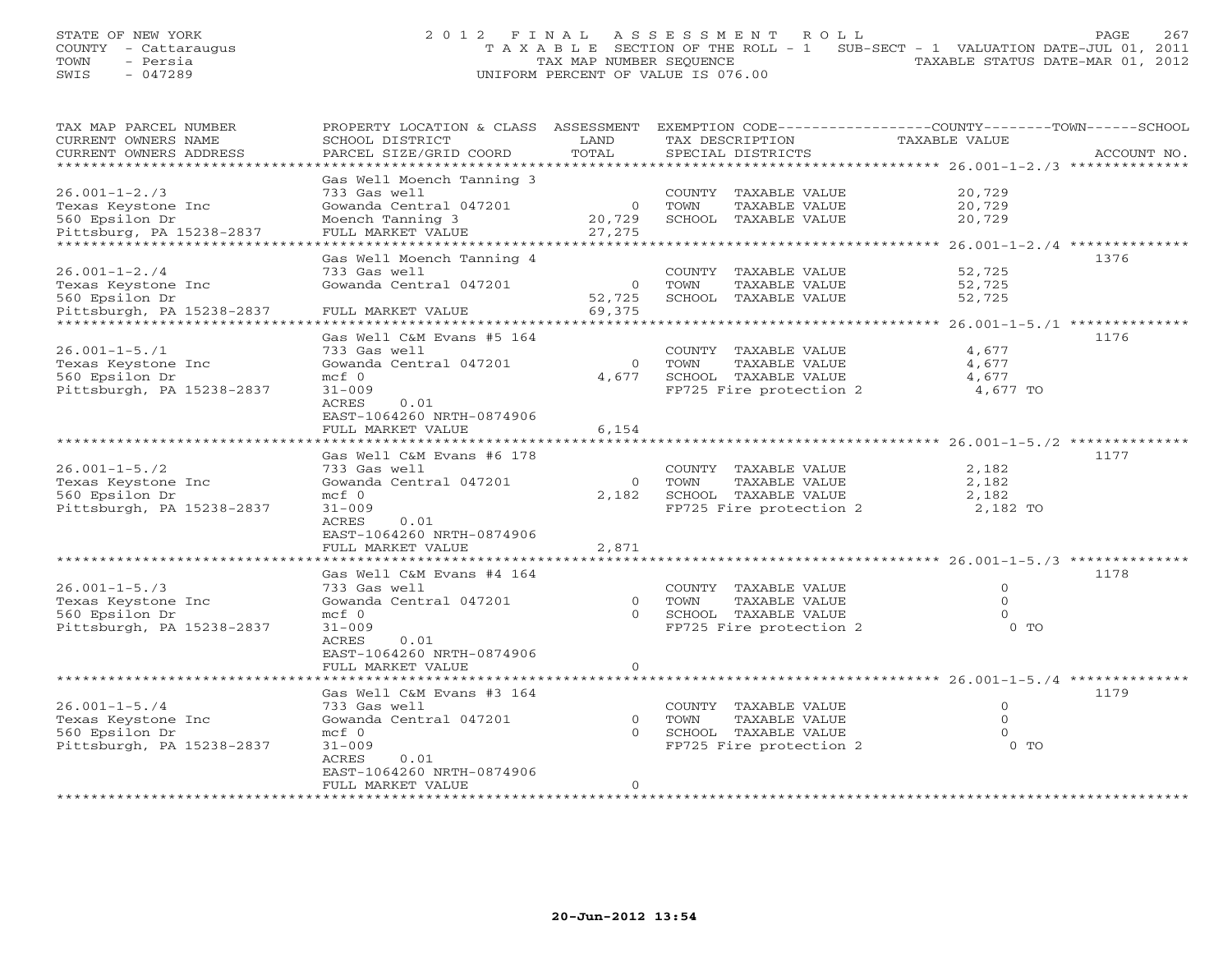STATE OF NEW YORK
COUNTY - Cattaraugus
TOWN - Persia
SWIS - 047289

2012 FINAL ASSESSMENT ROLL
TAXABLE SECTION OF THE ROLL - 1 SUB-SECT - 1 VALUATION DATE-JUL 01, 2011
TAX MAP NUMBER SEQUENCE TAXABLE STATUS DATE-MAR 01, 2012
UNIFORM PERCENT OF VALUE IS 076.00

| TAX MAP PARCEL NUMBER / CURRENT OWNERS NAME / CURRENT OWNERS ADDRESS | PROPERTY LOCATION & CLASS / SCHOOL DISTRICT / PARCEL SIZE/GRID COORD | ASSESSMENT LAND | TOTAL | EXEMPTION CODE / TAX DESCRIPTION / SPECIAL DISTRICTS | COUNTY--------TOWN------SCHOOL TAXABLE VALUE | ACCOUNT NO. |
|---|---|---|---|---|---|---|
| 26.001-1-2./3 | Gas Well Moench Tanning 3 | | | | | |
| | 733 Gas well | | | COUNTY TAXABLE VALUE | 20,729 | |
| Texas Keystone Inc | Gowanda Central 047201 | 0 | | TOWN TAXABLE VALUE | 20,729 | |
| 560 Epsilon Dr | Moench Tanning 3 | | 20,729 | SCHOOL TAXABLE VALUE | 20,729 | |
| Pittsburg, PA 15238-2837 | FULL MARKET VALUE | | 27,275 | | | |
| 26.001-1-2./4 | Gas Well Moench Tanning 4 | | | | | 1376 |
| | 733 Gas well | | | COUNTY TAXABLE VALUE | 52,725 | |
| Texas Keystone Inc | Gowanda Central 047201 | 0 | | TOWN TAXABLE VALUE | 52,725 | |
| 560 Epsilon Dr | | | 52,725 | SCHOOL TAXABLE VALUE | 52,725 | |
| Pittsburgh, PA 15238-2837 | FULL MARKET VALUE | | 69,375 | | | |
| 26.001-1-5./1 | Gas Well C&M Evans #5 164 | | | | | 1176 |
| | 733 Gas well | | | COUNTY TAXABLE VALUE | 4,677 | |
| Texas Keystone Inc | Gowanda Central 047201 | 0 | | TOWN TAXABLE VALUE | 4,677 | |
| 560 Epsilon Dr | mcf 0 | | 4,677 | SCHOOL TAXABLE VALUE | 4,677 | |
| Pittsburgh, PA 15238-2837 | 31-009 | | | FP725 Fire protection 2 | 4,677 TO | |
| | ACRES 0.01 | | | | | |
| | EAST-1064260 NRTH-0874906 | | | | | |
| | FULL MARKET VALUE | | 6,154 | | | |
| 26.001-1-5./2 | Gas Well C&M Evans #6 178 | | | | | 1177 |
| | 733 Gas well | | | COUNTY TAXABLE VALUE | 2,182 | |
| Texas Keystone Inc | Gowanda Central 047201 | 0 | | TOWN TAXABLE VALUE | 2,182 | |
| 560 Epsilon Dr | mcf 0 | | 2,182 | SCHOOL TAXABLE VALUE | 2,182 | |
| Pittsburgh, PA 15238-2837 | 31-009 | | | FP725 Fire protection 2 | 2,182 TO | |
| | ACRES 0.01 | | | | | |
| | EAST-1064260 NRTH-0874906 | | | | | |
| | FULL MARKET VALUE | | 2,871 | | | |
| 26.001-1-5./3 | Gas Well C&M Evans #4 164 | | | | | 1178 |
| | 733 Gas well | | | COUNTY TAXABLE VALUE | 0 | |
| Texas Keystone Inc | Gowanda Central 047201 | 0 | | TOWN TAXABLE VALUE | 0 | |
| 560 Epsilon Dr | mcf 0 | | 0 | SCHOOL TAXABLE VALUE | 0 | |
| Pittsburgh, PA 15238-2837 | 31-009 | | | FP725 Fire protection 2 | 0 TO | |
| | ACRES 0.01 | | | | | |
| | EAST-1064260 NRTH-0874906 | | | | | |
| | FULL MARKET VALUE | | 0 | | | |
| 26.001-1-5./4 | Gas Well C&M Evans #3 164 | | | | | 1179 |
| | 733 Gas well | | | COUNTY TAXABLE VALUE | 0 | |
| Texas Keystone Inc | Gowanda Central 047201 | 0 | | TOWN TAXABLE VALUE | 0 | |
| 560 Epsilon Dr | mcf 0 | | 0 | SCHOOL TAXABLE VALUE | 0 | |
| Pittsburgh, PA 15238-2837 | 31-009 | | | FP725 Fire protection 2 | 0 TO | |
| | ACRES 0.01 | | | | | |
| | EAST-1064260 NRTH-0874906 | | | | | |
| | FULL MARKET VALUE | | 0 | | | |

20-Jun-2012 13:54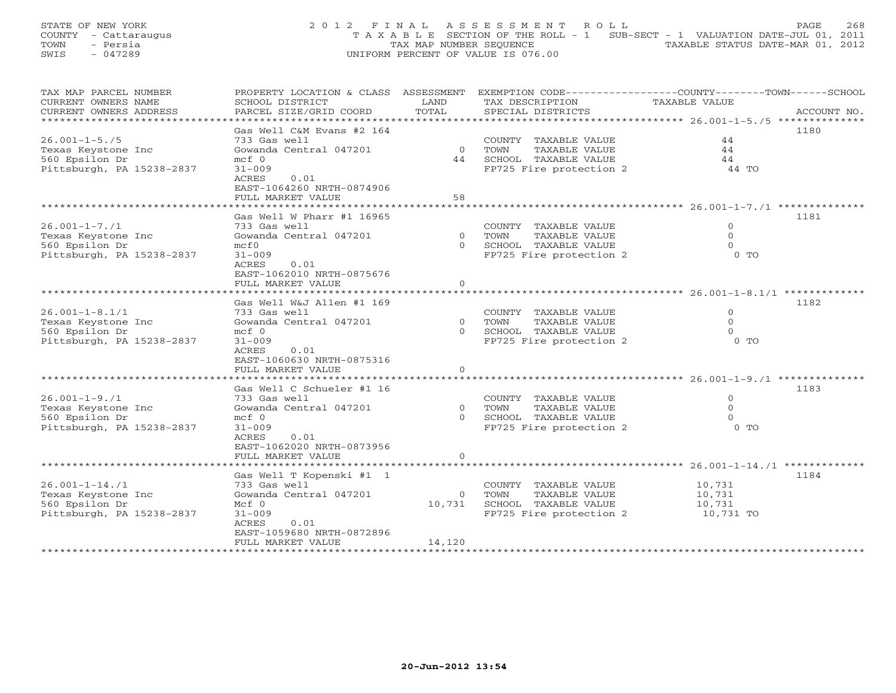STATE OF NEW YORK
COUNTY - Cattaraugus
TOWN - Persia
SWIS - 047289

2012 FINAL ASSESSMENT ROLL
TAXABLE SECTION OF THE ROLL - 1 SUB-SECT - 1 VALUATION DATE-JUL 01, 2011
TAX MAP NUMBER SEQUENCE TAXABLE STATUS DATE-MAR 01, 2012
UNIFORM PERCENT OF VALUE IS 076.00

| TAX MAP PARCEL NUMBER / CURRENT OWNERS NAME / CURRENT OWNERS ADDRESS | PROPERTY LOCATION & CLASS / SCHOOL DISTRICT / PARCEL SIZE/GRID COORD | ASSESSMENT LAND / TOTAL | EXEMPTION CODE / TAX DESCRIPTION / SPECIAL DISTRICTS | COUNTY--------TOWN------SCHOOL TAXABLE VALUE | ACCOUNT NO. |
|---|---|---|---|---|---|
| 26.001-1-5./5 | Gas Well C&M Evans #2 164 | | | | 1180 |
| | 733 Gas well | | COUNTY TAXABLE VALUE | 44 | |
| Texas Keystone Inc | Gowanda Central 047201 | 0 | TOWN TAXABLE VALUE | 44 | |
| 560 Epsilon Dr | mcf 0 | 44 | SCHOOL TAXABLE VALUE | 44 | |
| Pittsburgh, PA 15238-2837 | 31-009 | | FP725 Fire protection 2 | 44 TO | |
| | ACRES 0.01 | | | | |
| | EAST-1064260 NRTH-0874906 | | | | |
| | FULL MARKET VALUE | 58 | | | |
| 26.001-1-7./1 | Gas Well W Pharr #1 16965 | | | | 1181 |
| | 733 Gas well | | COUNTY TAXABLE VALUE | 0 | |
| Texas Keystone Inc | Gowanda Central 047201 | 0 | TOWN TAXABLE VALUE | 0 | |
| 560 Epsilon Dr | mcf0 | 0 | SCHOOL TAXABLE VALUE | 0 | |
| Pittsburgh, PA 15238-2837 | 31-009 | | FP725 Fire protection 2 | 0 TO | |
| | ACRES 0.01 | | | | |
| | EAST-1062010 NRTH-0875676 | | | | |
| | FULL MARKET VALUE | 0 | | | |
| 26.001-1-8.1/1 | Gas Well W&J Allen #1 169 | | | | 1182 |
| | 733 Gas well | | COUNTY TAXABLE VALUE | 0 | |
| Texas Keystone Inc | Gowanda Central 047201 | 0 | TOWN TAXABLE VALUE | 0 | |
| 560 Epsilon Dr | mcf 0 | 0 | SCHOOL TAXABLE VALUE | 0 | |
| Pittsburgh, PA 15238-2837 | 31-009 | | FP725 Fire protection 2 | 0 TO | |
| | ACRES 0.01 | | | | |
| | EAST-1060630 NRTH-0875316 | | | | |
| | FULL MARKET VALUE | 0 | | | |
| 26.001-1-9./1 | Gas Well C Schueler #1 16 | | | | 1183 |
| | 733 Gas well | | COUNTY TAXABLE VALUE | 0 | |
| Texas Keystone Inc | Gowanda Central 047201 | 0 | TOWN TAXABLE VALUE | 0 | |
| 560 Epsilon Dr | mcf 0 | 0 | SCHOOL TAXABLE VALUE | 0 | |
| Pittsburgh, PA 15238-2837 | 31-009 | | FP725 Fire protection 2 | 0 TO | |
| | ACRES 0.01 | | | | |
| | EAST-1062020 NRTH-0873956 | | | | |
| | FULL MARKET VALUE | 0 | | | |
| 26.001-1-14./1 | Gas Well T Kopenski #1 1 | | | | 1184 |
| | 733 Gas well | | COUNTY TAXABLE VALUE | 10,731 | |
| Texas Keystone Inc | Gowanda Central 047201 | 0 | TOWN TAXABLE VALUE | 10,731 | |
| 560 Epsilon Dr | Mcf 0 | 10,731 | SCHOOL TAXABLE VALUE | 10,731 | |
| Pittsburgh, PA 15238-2837 | 31-009 | | FP725 Fire protection 2 | 10,731 TO | |
| | ACRES 0.01 | | | | |
| | EAST-1059680 NRTH-0872896 | | | | |
| | FULL MARKET VALUE | 14,120 | | | |

20-Jun-2012 13:54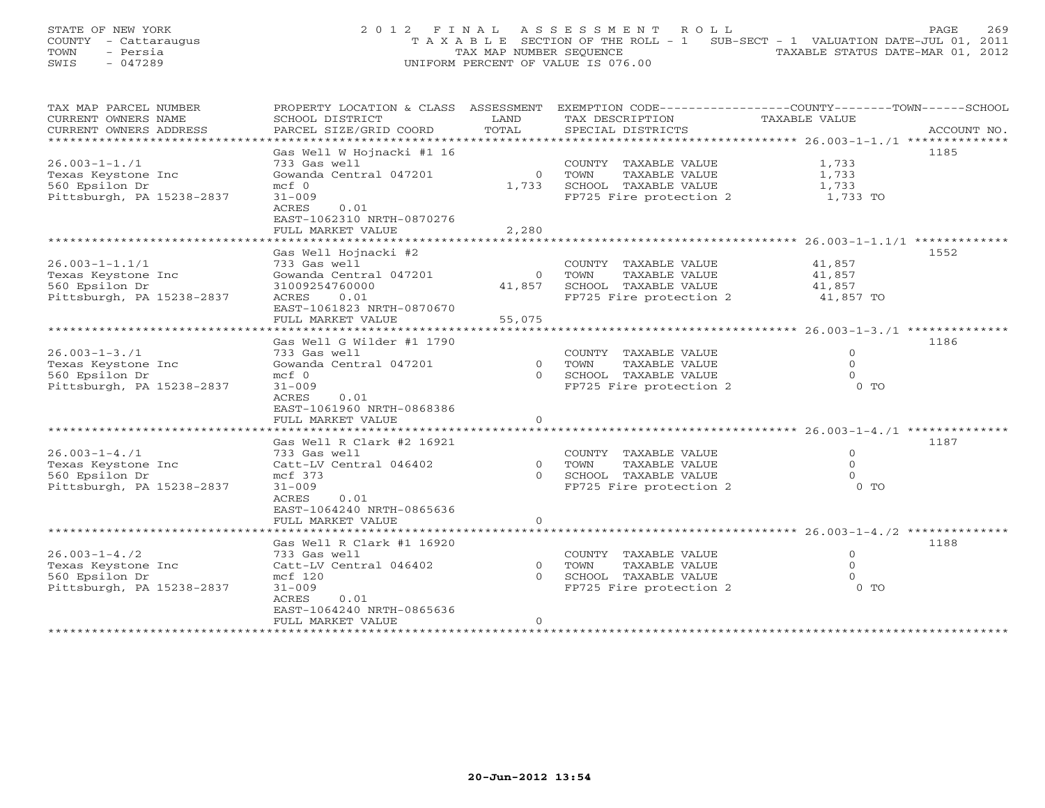STATE OF NEW YORK
COUNTY - Cattaraugus
TOWN - Persia
SWIS - 047289

2 0 1 2 F I N A L A S S E S S M E N T R O L L
T A X A B L E SECTION OF THE ROLL - 1 SUB-SECT - 1 VALUATION DATE-JUL 01, 2011
TAX MAP NUMBER SEQUENCE TAXABLE STATUS DATE-MAR 01, 2012
UNIFORM PERCENT OF VALUE IS 076.00

| TAX MAP PARCEL NUMBER / CURRENT OWNERS NAME / CURRENT OWNERS ADDRESS | PROPERTY LOCATION & CLASS / SCHOOL DISTRICT / PARCEL SIZE/GRID COORD | ASSESSMENT LAND | TOTAL | EXEMPTION CODE / TAX DESCRIPTION / SPECIAL DISTRICTS | TAXABLE VALUE | ACCOUNT NO. |
|---|---|---|---|---|---|---|
| 26.003-1-1./1 | Gas Well W Hojnacki #1 16 | | | | | 1185 |
| Texas Keystone Inc | 733 Gas well | | | COUNTY TAXABLE VALUE | 1,733 | |
| 560 Epsilon Dr | Gowanda Central 047201 | 0 | | TOWN TAXABLE VALUE | 1,733 | |
| Pittsburgh, PA 15238-2837 | mcf 0 | | 1,733 | SCHOOL TAXABLE VALUE | 1,733 | |
| | 31-009 | | | FP725 Fire protection 2 | 1,733 TO | |
| | ACRES 0.01 | | | | | |
| | EAST-1062310 NRTH-0870276 | | | | | |
| | FULL MARKET VALUE | | 2,280 | | | |
| 26.003-1-1.1/1 | Gas Well Hojnacki #2 | | | | | 1552 |
| Texas Keystone Inc | 733 Gas well | | | COUNTY TAXABLE VALUE | 41,857 | |
| 560 Epsilon Dr | Gowanda Central 047201 | 0 | | TOWN TAXABLE VALUE | 41,857 | |
| Pittsburgh, PA 15238-2837 | 31009254760000 | | 41,857 | SCHOOL TAXABLE VALUE | 41,857 | |
| | ACRES 0.01 | | | FP725 Fire protection 2 | 41,857 TO | |
| | EAST-1061823 NRTH-0870670 | | | | | |
| | FULL MARKET VALUE | | 55,075 | | | |
| 26.003-1-3./1 | Gas Well G Wilder #1 1790 | | | | | 1186 |
| Texas Keystone Inc | 733 Gas well | | | COUNTY TAXABLE VALUE | 0 | |
| 560 Epsilon Dr | Gowanda Central 047201 | 0 | | TOWN TAXABLE VALUE | 0 | |
| Pittsburgh, PA 15238-2837 | mcf 0 | | 0 | SCHOOL TAXABLE VALUE | 0 | |
| | 31-009 | | | FP725 Fire protection 2 | 0 TO | |
| | ACRES 0.01 | | | | | |
| | EAST-1061960 NRTH-0868386 | | | | | |
| | FULL MARKET VALUE | | 0 | | | |
| 26.003-1-4./1 | Gas Well R Clark #2 16921 | | | | | 1187 |
| Texas Keystone Inc | 733 Gas well | | | COUNTY TAXABLE VALUE | 0 | |
| 560 Epsilon Dr | Catt-LV Central 046402 | 0 | | TOWN TAXABLE VALUE | 0 | |
| Pittsburgh, PA 15238-2837 | mcf 373 | | 0 | SCHOOL TAXABLE VALUE | 0 | |
| | 31-009 | | | FP725 Fire protection 2 | 0 TO | |
| | ACRES 0.01 | | | | | |
| | EAST-1064240 NRTH-0865636 | | | | | |
| | FULL MARKET VALUE | | 0 | | | |
| 26.003-1-4./2 | Gas Well R Clark #1 16920 | | | | | 1188 |
| Texas Keystone Inc | 733 Gas well | | | COUNTY TAXABLE VALUE | 0 | |
| 560 Epsilon Dr | Catt-LV Central 046402 | 0 | | TOWN TAXABLE VALUE | 0 | |
| Pittsburgh, PA 15238-2837 | mcf 120 | | 0 | SCHOOL TAXABLE VALUE | 0 | |
| | 31-009 | | | FP725 Fire protection 2 | 0 TO | |
| | ACRES 0.01 | | | | | |
| | EAST-1064240 NRTH-0865636 | | | | | |
| | FULL MARKET VALUE | | 0 | | | |

20-Jun-2012 13:54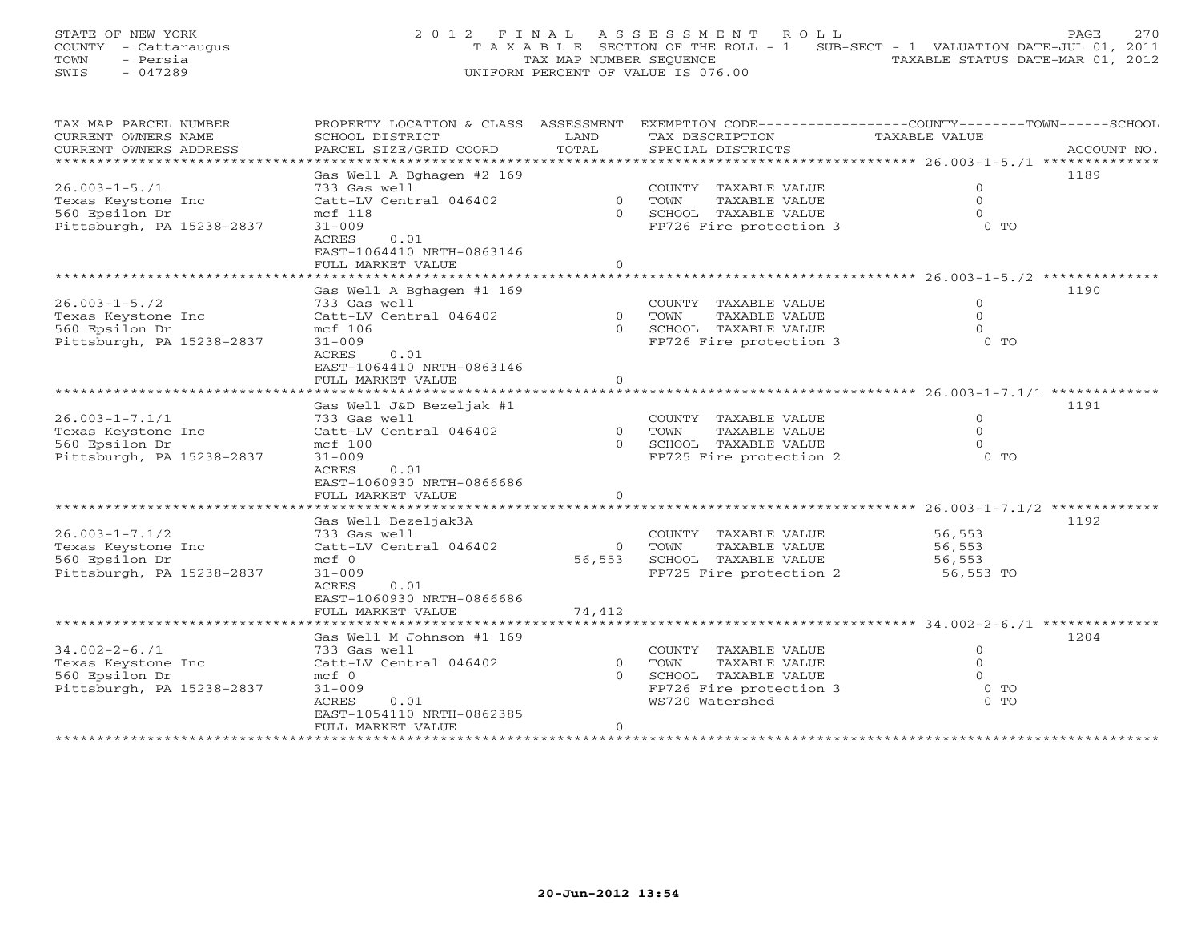STATE OF NEW YORK
COUNTY - Cattaraugus
TOWN - Persia
SWIS - 047289

2012 FINAL ASSESSMENT ROLL
TAXABLE SECTION OF THE ROLL - 1 SUB-SECT - 1 VALUATION DATE-JUL 01, 2011
TAX MAP NUMBER SEQUENCE TAXABLE STATUS DATE-MAR 01, 2012
UNIFORM PERCENT OF VALUE IS 076.00

| TAX MAP PARCEL NUMBER / CURRENT OWNERS NAME / CURRENT OWNERS ADDRESS | PROPERTY LOCATION & CLASS / SCHOOL DISTRICT / PARCEL SIZE/GRID COORD | ASSESSMENT LAND | TOTAL | EXEMPTION CODE / TAX DESCRIPTION / SPECIAL DISTRICTS | TAXABLE VALUE (COUNTY / TOWN / SCHOOL) | ACCOUNT NO. |
|---|---|---|---|---|---|---|
| 26.003-1-5./1 | Gas Well A Bghagen #2 169 | | | | | 1189 |
| Texas Keystone Inc | 733 Gas well | | | COUNTY TAXABLE VALUE | 0 | |
| 560 Epsilon Dr | Catt-LV Central 046402 | 0 | | TOWN TAXABLE VALUE | 0 | |
| Pittsburgh, PA 15238-2837 | mcf 118 | | 0 | SCHOOL TAXABLE VALUE | 0 | |
| | 31-009 | | | FP726 Fire protection 3 | 0 TO | |
| | ACRES 0.01 | | | | | |
| | EAST-1064410 NRTH-0863146 | | | | | |
| | FULL MARKET VALUE | | 0 | | | |
| 26.003-1-5./2 | Gas Well A Bghagen #1 169 | | | | | 1190 |
| Texas Keystone Inc | 733 Gas well | | | COUNTY TAXABLE VALUE | 0 | |
| 560 Epsilon Dr | Catt-LV Central 046402 | 0 | | TOWN TAXABLE VALUE | 0 | |
| Pittsburgh, PA 15238-2837 | mcf 106 | | 0 | SCHOOL TAXABLE VALUE | 0 | |
| | 31-009 | | | FP726 Fire protection 3 | 0 TO | |
| | ACRES 0.01 | | | | | |
| | EAST-1064410 NRTH-0863146 | | | | | |
| | FULL MARKET VALUE | | 0 | | | |
| 26.003-1-7.1/1 | Gas Well J&D Bezeljak #1 | | | | | 1191 |
| Texas Keystone Inc | 733 Gas well | | | COUNTY TAXABLE VALUE | 0 | |
| 560 Epsilon Dr | Catt-LV Central 046402 | 0 | | TOWN TAXABLE VALUE | 0 | |
| Pittsburgh, PA 15238-2837 | mcf 100 | | 0 | SCHOOL TAXABLE VALUE | 0 | |
| | 31-009 | | | FP725 Fire protection 2 | 0 TO | |
| | ACRES 0.01 | | | | | |
| | EAST-1060930 NRTH-0866686 | | | | | |
| | FULL MARKET VALUE | | 0 | | | |
| 26.003-1-7.1/2 | Gas Well Bezeljak3A | | | | | 1192 |
| Texas Keystone Inc | 733 Gas well | | | COUNTY TAXABLE VALUE | 56,553 | |
| 560 Epsilon Dr | Catt-LV Central 046402 | 0 | | TOWN TAXABLE VALUE | 56,553 | |
| Pittsburgh, PA 15238-2837 | mcf 0 | | 56,553 | SCHOOL TAXABLE VALUE | 56,553 | |
| | 31-009 | | | FP725 Fire protection 2 | 56,553 TO | |
| | ACRES 0.01 | | | | | |
| | EAST-1060930 NRTH-0866686 | | | | | |
| | FULL MARKET VALUE | | 74,412 | | | |
| 34.002-2-6./1 | Gas Well M Johnson #1 169 | | | | | 1204 |
| Texas Keystone Inc | 733 Gas well | | | COUNTY TAXABLE VALUE | 0 | |
| 560 Epsilon Dr | Catt-LV Central 046402 | 0 | | TOWN TAXABLE VALUE | 0 | |
| Pittsburgh, PA 15238-2837 | mcf 0 | | 0 | SCHOOL TAXABLE VALUE | 0 | |
| | 31-009 | | | FP726 Fire protection 3 | 0 TO | |
| | ACRES 0.01 | | | WS720 Watershed | 0 TO | |
| | EAST-1054110 NRTH-0862385 | | | | | |
| | FULL MARKET VALUE | | 0 | | | |

20-Jun-2012 13:54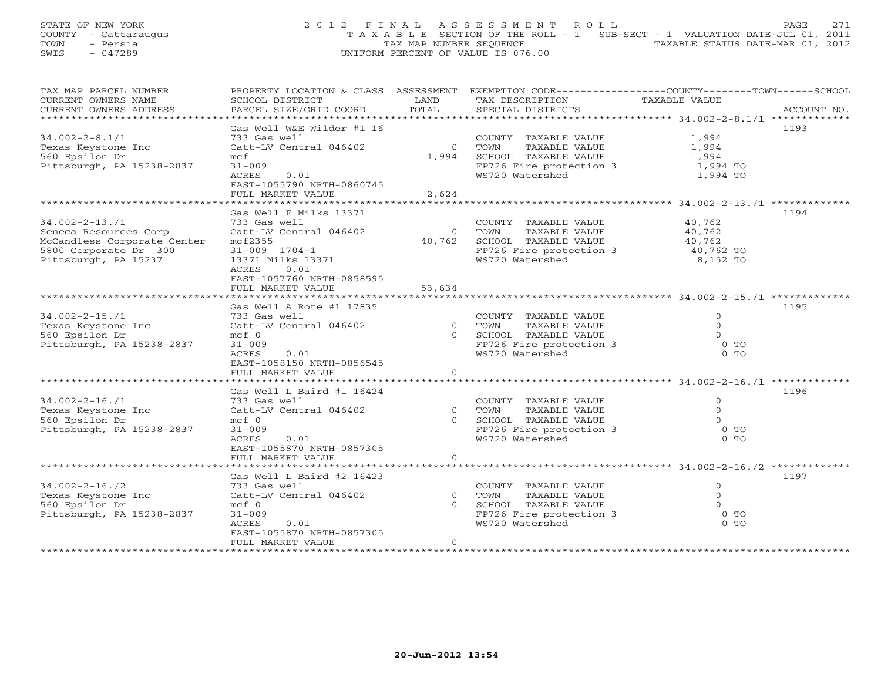STATE OF NEW YORK
COUNTY - Cattaraugus
TOWN - Persia
SWIS - 047289

2012 FINAL ASSESSMENT ROLL
TAXABLE SECTION OF THE ROLL - 1 SUB-SECT - 1 VALUATION DATE-JUL 01, 2011
TAX MAP NUMBER SEQUENCE TAXABLE STATUS DATE-MAR 01, 2012
UNIFORM PERCENT OF VALUE IS 076.00

| TAX MAP PARCEL NUMBER / CURRENT OWNERS NAME / CURRENT OWNERS ADDRESS | PROPERTY LOCATION & CLASS / SCHOOL DISTRICT / PARCEL SIZE/GRID COORD | ASSESSMENT LAND | TOTAL | EXEMPTION CODE / TAX DESCRIPTION / SPECIAL DISTRICTS | TAXABLE VALUE | ACCOUNT NO. |
|---|---|---|---|---|---|---|
| **34.002-2-8.1/1** | Gas Well W&E Wilder #1 16 | | | | | 1193 |
| Texas Keystone Inc | 733 Gas well | | | COUNTY TAXABLE VALUE | 1,994 | |
| 560 Epsilon Dr | Catt-LV Central 046402 | 0 | | TOWN TAXABLE VALUE | 1,994 | |
| Pittsburgh, PA 15238-2837 | mcf | | 1,994 | SCHOOL TAXABLE VALUE | 1,994 | |
| | 31-009 | | | FP726 Fire protection 3 | 1,994 TO | |
| | ACRES 0.01 | | | WS720 Watershed | 1,994 TO | |
| | EAST-1055790 NRTH-0860745 | | | | | |
| | FULL MARKET VALUE | | 2,624 | | | |
| **34.002-2-13./1** | Gas Well F Milks 13371 | | | | | 1194 |
| Seneca Resources Corp | 733 Gas well | | | COUNTY TAXABLE VALUE | 40,762 | |
| McCandless Corporate Center | Catt-LV Central 046402 | 0 | | TOWN TAXABLE VALUE | 40,762 | |
| 5800 Corporate Dr 300 | mcf2355 | | 40,762 | SCHOOL TAXABLE VALUE | 40,762 | |
| Pittsburgh, PA 15237 | 31-009 1704-1 | | | FP726 Fire protection 3 | 40,762 TO | |
| | 13371 Milks 13371 | | | WS720 Watershed | 8,152 TO | |
| | ACRES 0.01 | | | | | |
| | EAST-1057760 NRTH-0858595 | | | | | |
| | FULL MARKET VALUE | | 53,634 | | | |
| **34.002-2-15./1** | Gas Well A Rote #1 17835 | | | | | 1195 |
| Texas Keystone Inc | 733 Gas well | | | COUNTY TAXABLE VALUE | 0 | |
| 560 Epsilon Dr | Catt-LV Central 046402 | 0 | | TOWN TAXABLE VALUE | 0 | |
| Pittsburgh, PA 15238-2837 | mcf 0 | | 0 | SCHOOL TAXABLE VALUE | 0 | |
| | 31-009 | | | FP726 Fire protection 3 | 0 TO | |
| | ACRES 0.01 | | | WS720 Watershed | 0 TO | |
| | EAST-1058150 NRTH-0856545 | | | | | |
| | FULL MARKET VALUE | | 0 | | | |
| **34.002-2-16./1** | Gas Well L Baird #1 16424 | | | | | 1196 |
| Texas Keystone Inc | 733 Gas well | | | COUNTY TAXABLE VALUE | 0 | |
| 560 Epsilon Dr | Catt-LV Central 046402 | 0 | | TOWN TAXABLE VALUE | 0 | |
| Pittsburgh, PA 15238-2837 | mcf 0 | | 0 | SCHOOL TAXABLE VALUE | 0 | |
| | 31-009 | | | FP726 Fire protection 3 | 0 TO | |
| | ACRES 0.01 | | | WS720 Watershed | 0 TO | |
| | EAST-1055870 NRTH-0857305 | | | | | |
| | FULL MARKET VALUE | | 0 | | | |
| **34.002-2-16./2** | Gas Well L Baird #2 16423 | | | | | 1197 |
| Texas Keystone Inc | 733 Gas well | | | COUNTY TAXABLE VALUE | 0 | |
| 560 Epsilon Dr | Catt-LV Central 046402 | 0 | | TOWN TAXABLE VALUE | 0 | |
| Pittsburgh, PA 15238-2837 | mcf 0 | | 0 | SCHOOL TAXABLE VALUE | 0 | |
| | 31-009 | | | FP726 Fire protection 3 | 0 TO | |
| | ACRES 0.01 | | | WS720 Watershed | 0 TO | |
| | EAST-1055870 NRTH-0857305 | | | | | |
| | FULL MARKET VALUE | | 0 | | | |

20-Jun-2012 13:54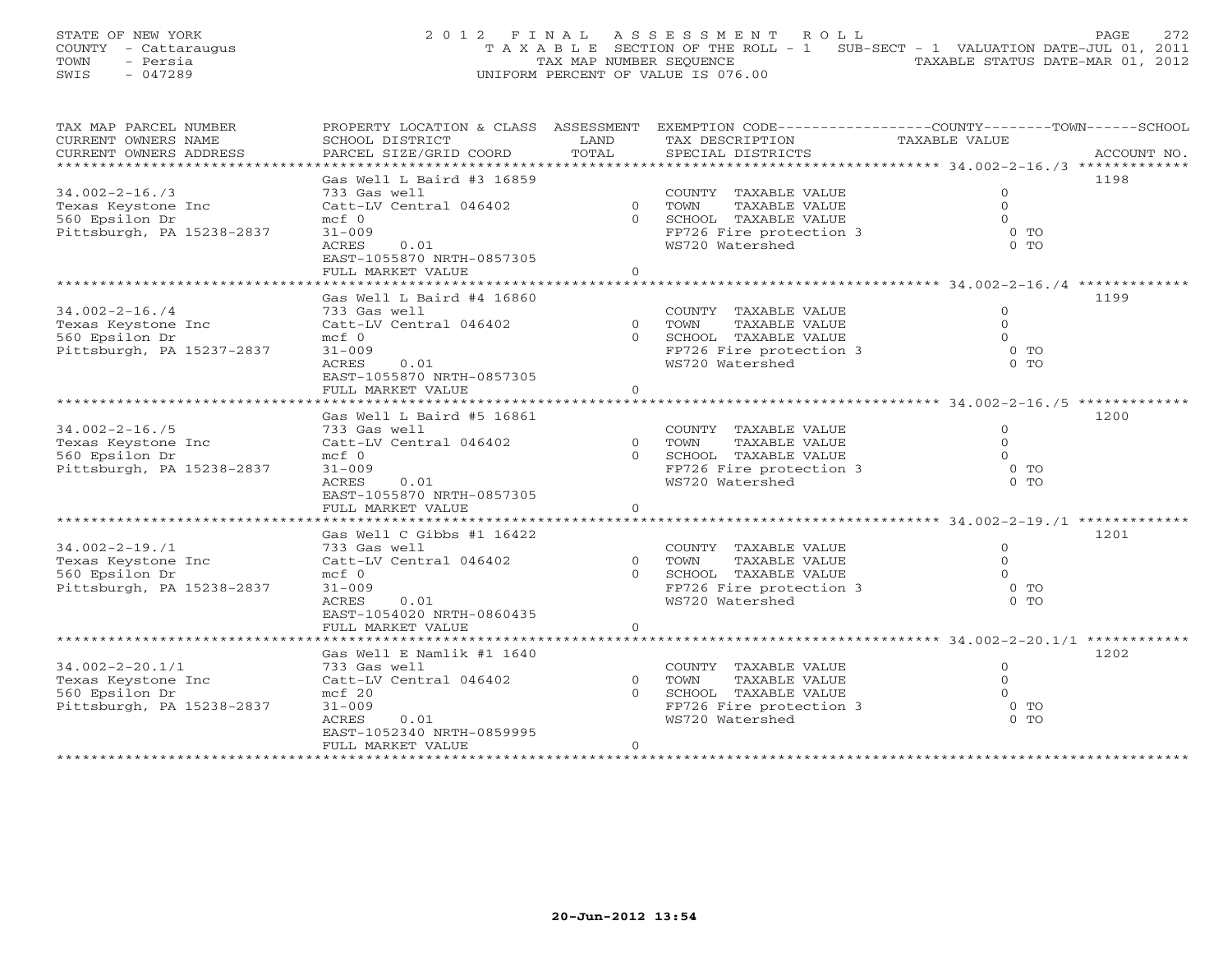STATE OF NEW YORK
COUNTY - Cattaraugus
TOWN - Persia
SWIS - 047289

# 2012 FINAL ASSESSMENT ROLL

TAXABLE SECTION OF THE ROLL - 1 SUB-SECT - 1 VALUATION DATE-JUL 01, 2011
TAX MAP NUMBER SEQUENCE TAXABLE STATUS DATE-MAR 01, 2012
UNIFORM PERCENT OF VALUE IS 076.00

| TAX MAP PARCEL NUMBER / CURRENT OWNERS NAME / CURRENT OWNERS ADDRESS | PROPERTY LOCATION & CLASS / SCHOOL DISTRICT / PARCEL SIZE/GRID COORD | ASSESSMENT LAND | TOTAL | EXEMPTION CODE / TAX DESCRIPTION / SPECIAL DISTRICTS | COUNTY / TOWN / SCHOOL TAXABLE VALUE | ACCOUNT NO. |
|---|---|---|---|---|---|---|
| 34.002-2-16./3 | Gas Well L Baird #3 16859 | | | | | 1198 |
| 34.002-2-16./3 | 733 Gas well | | | COUNTY TAXABLE VALUE | 0 | |
| Texas Keystone Inc | Catt-LV Central 046402 | 0 | | TOWN TAXABLE VALUE | 0 | |
| 560 Epsilon Dr | mcf 0 | | 0 | SCHOOL TAXABLE VALUE | 0 | |
| Pittsburgh, PA 15238-2837 | 31-009 | | | FP726 Fire protection 3 | 0 TO | |
| | ACRES 0.01 | | | WS720 Watershed | 0 TO | |
| | EAST-1055870 NRTH-0857305 | | | | | |
| | FULL MARKET VALUE | | 0 | | | |
| 34.002-2-16./4 | Gas Well L Baird #4 16860 | | | | | 1199 |
| 34.002-2-16./4 | 733 Gas well | | | COUNTY TAXABLE VALUE | 0 | |
| Texas Keystone Inc | Catt-LV Central 046402 | 0 | | TOWN TAXABLE VALUE | 0 | |
| 560 Epsilon Dr | mcf 0 | | 0 | SCHOOL TAXABLE VALUE | 0 | |
| Pittsburgh, PA 15237-2837 | 31-009 | | | FP726 Fire protection 3 | 0 TO | |
| | ACRES 0.01 | | | WS720 Watershed | 0 TO | |
| | EAST-1055870 NRTH-0857305 | | | | | |
| | FULL MARKET VALUE | | 0 | | | |
| 34.002-2-16./5 | Gas Well L Baird #5 16861 | | | | | 1200 |
| 34.002-2-16./5 | 733 Gas well | | | COUNTY TAXABLE VALUE | 0 | |
| Texas Keystone Inc | Catt-LV Central 046402 | 0 | | TOWN TAXABLE VALUE | 0 | |
| 560 Epsilon Dr | mcf 0 | | 0 | SCHOOL TAXABLE VALUE | 0 | |
| Pittsburgh, PA 15238-2837 | 31-009 | | | FP726 Fire protection 3 | 0 TO | |
| | ACRES 0.01 | | | WS720 Watershed | 0 TO | |
| | EAST-1055870 NRTH-0857305 | | | | | |
| | FULL MARKET VALUE | | 0 | | | |
| 34.002-2-19./1 | Gas Well C Gibbs #1 16422 | | | | | 1201 |
| 34.002-2-19./1 | 733 Gas well | | | COUNTY TAXABLE VALUE | 0 | |
| Texas Keystone Inc | Catt-LV Central 046402 | 0 | | TOWN TAXABLE VALUE | 0 | |
| 560 Epsilon Dr | mcf 0 | | 0 | SCHOOL TAXABLE VALUE | 0 | |
| Pittsburgh, PA 15238-2837 | 31-009 | | | FP726 Fire protection 3 | 0 TO | |
| | ACRES 0.01 | | | WS720 Watershed | 0 TO | |
| | EAST-1054020 NRTH-0860435 | | | | | |
| | FULL MARKET VALUE | | 0 | | | |
| 34.002-2-20.1/1 | Gas Well E Namlik #1 1640 | | | | | 1202 |
| 34.002-2-20.1/1 | 733 Gas well | | | COUNTY TAXABLE VALUE | 0 | |
| Texas Keystone Inc | Catt-LV Central 046402 | 0 | | TOWN TAXABLE VALUE | 0 | |
| 560 Epsilon Dr | mcf 20 | | 0 | SCHOOL TAXABLE VALUE | 0 | |
| Pittsburgh, PA 15238-2837 | 31-009 | | | FP726 Fire protection 3 | 0 TO | |
| | ACRES 0.01 | | | WS720 Watershed | 0 TO | |
| | EAST-1052340 NRTH-0859995 | | | | | |
| | FULL MARKET VALUE | | 0 | | | |

20-Jun-2012 13:54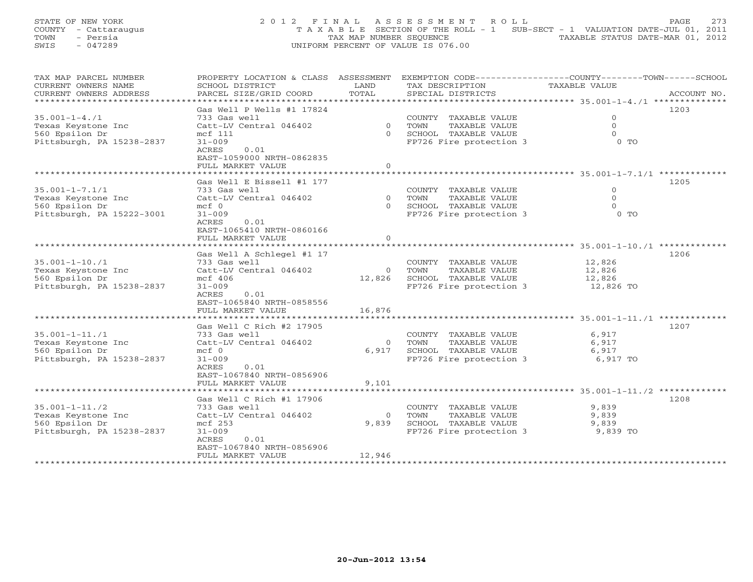STATE OF NEW YORK — 2 0 1 2 F I N A L A S S E S S M E N T R O L L

COUNTY - Cattaraugus — T A X A B L E SECTION OF THE ROLL - 1 SUB-SECT - 1 VALUATION DATE-JUL 01, 2011

TOWN - Persia — TAX MAP NUMBER SEQUENCE — TAXABLE STATUS DATE-MAR 01, 2012

SWIS - 047289 — UNIFORM PERCENT OF VALUE IS 076.00

| TAX MAP PARCEL NUMBER / CURRENT OWNERS NAME / CURRENT OWNERS ADDRESS | PROPERTY LOCATION & CLASS / SCHOOL DISTRICT / PARCEL SIZE/GRID COORD | ASSESSMENT LAND / TOTAL | EXEMPTION CODE / TAX DESCRIPTION / SPECIAL DISTRICTS | TAXABLE VALUE (COUNTY/TOWN/SCHOOL) | ACCOUNT NO. |
|---|---|---|---|---|---|
| 35.001-1-4./1 | Gas Well P Wells #1 17824 | | | | 1203 |
| | 733 Gas well | | COUNTY TAXABLE VALUE | 0 | |
| Texas Keystone Inc | Catt-LV Central 046402 | 0 | TOWN TAXABLE VALUE | 0 | |
| 560 Epsilon Dr | mcf 111 | 0 | SCHOOL TAXABLE VALUE | 0 | |
| Pittsburgh, PA 15238-2837 | 31-009 | | FP726 Fire protection 3 | 0 TO | |
| | ACRES 0.01 | | | | |
| | EAST-1059000 NRTH-0862835 | | | | |
| | FULL MARKET VALUE | 0 | | | |
| 35.001-1-7.1/1 | Gas Well E Bissell #1 177 | | | | 1205 |
| | 733 Gas well | | COUNTY TAXABLE VALUE | 0 | |
| Texas Keystone Inc | Catt-LV Central 046402 | 0 | TOWN TAXABLE VALUE | 0 | |
| 560 Epsilon Dr | mcf 0 | 0 | SCHOOL TAXABLE VALUE | 0 | |
| Pittsburgh, PA 15222-3001 | 31-009 | | FP726 Fire protection 3 | 0 TO | |
| | ACRES 0.01 | | | | |
| | EAST-1065410 NRTH-0860166 | | | | |
| | FULL MARKET VALUE | 0 | | | |
| 35.001-1-10./1 | Gas Well A Schlegel #1 17 | | | | 1206 |
| | 733 Gas well | | COUNTY TAXABLE VALUE | 12,826 | |
| Texas Keystone Inc | Catt-LV Central 046402 | 0 | TOWN TAXABLE VALUE | 12,826 | |
| 560 Epsilon Dr | mcf 406 | 12,826 | SCHOOL TAXABLE VALUE | 12,826 | |
| Pittsburgh, PA 15238-2837 | 31-009 | | FP726 Fire protection 3 | 12,826 TO | |
| | ACRES 0.01 | | | | |
| | EAST-1065840 NRTH-0858556 | | | | |
| | FULL MARKET VALUE | 16,876 | | | |
| 35.001-1-11./1 | Gas Well C Rich #2 17905 | | | | 1207 |
| | 733 Gas well | | COUNTY TAXABLE VALUE | 6,917 | |
| Texas Keystone Inc | Catt-LV Central 046402 | 0 | TOWN TAXABLE VALUE | 6,917 | |
| 560 Epsilon Dr | mcf 0 | 6,917 | SCHOOL TAXABLE VALUE | 6,917 | |
| Pittsburgh, PA 15238-2837 | 31-009 | | FP726 Fire protection 3 | 6,917 TO | |
| | ACRES 0.01 | | | | |
| | EAST-1067840 NRTH-0856906 | | | | |
| | FULL MARKET VALUE | 9,101 | | | |
| 35.001-1-11./2 | Gas Well C Rich #1 17906 | | | | 1208 |
| | 733 Gas well | | COUNTY TAXABLE VALUE | 9,839 | |
| Texas Keystone Inc | Catt-LV Central 046402 | 0 | TOWN TAXABLE VALUE | 9,839 | |
| 560 Epsilon Dr | mcf 253 | 9,839 | SCHOOL TAXABLE VALUE | 9,839 | |
| Pittsburgh, PA 15238-2837 | 31-009 | | FP726 Fire protection 3 | 9,839 TO | |
| | ACRES 0.01 | | | | |
| | EAST-1067840 NRTH-0856906 | | | | |
| | FULL MARKET VALUE | 12,946 | | | |

20-Jun-2012 13:54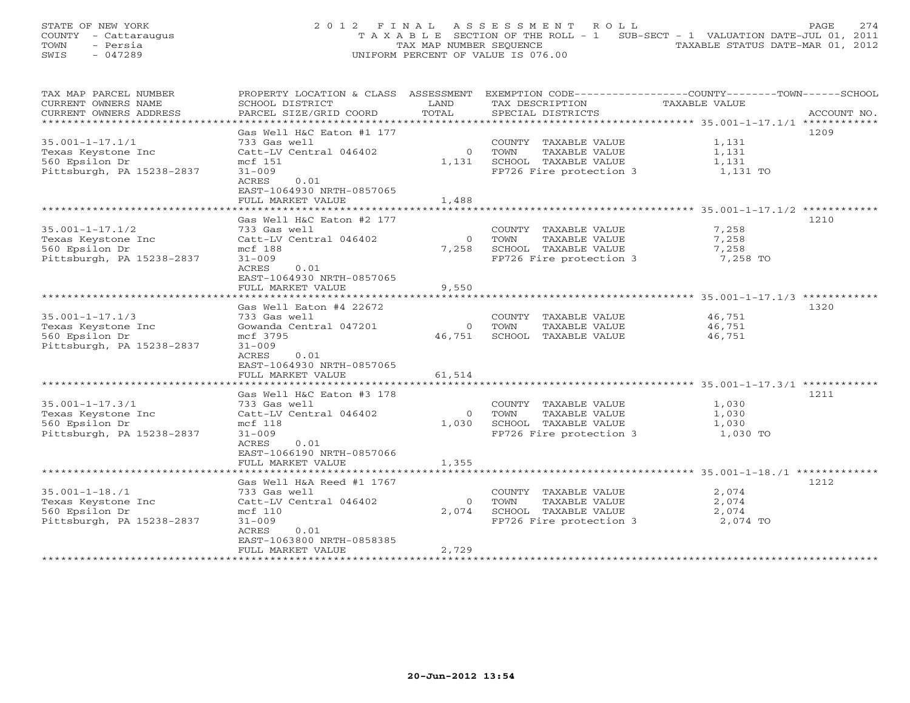STATE OF NEW YORK
COUNTY - Cattaraugus
TOWN - Persia
SWIS - 047289

2 0 1 2 F I N A L A S S E S S M E N T R O L L
T A X A B L E SECTION OF THE ROLL - 1 SUB-SECT - 1 VALUATION DATE-JUL 01, 2011
TAX MAP NUMBER SEQUENCE TAXABLE STATUS DATE-MAR 01, 2012
UNIFORM PERCENT OF VALUE IS 076.00

| TAX MAP PARCEL NUMBER / CURRENT OWNERS NAME / CURRENT OWNERS ADDRESS | PROPERTY LOCATION & CLASS / SCHOOL DISTRICT / PARCEL SIZE/GRID COORD | ASSESSMENT LAND | ASSESSMENT TOTAL | EXEMPTION CODE / TAX DESCRIPTION / SPECIAL DISTRICTS | TAXABLE VALUE (COUNTY / TOWN / SCHOOL) | ACCOUNT NO. |
|---|---|---|---|---|---|---|
| 35.001-1-17.1/1 | Gas Well H&C Eaton #1 177 | | | | | 1209 |
| Texas Keystone Inc | 733 Gas well | | | COUNTY TAXABLE VALUE | 1,131 | |
| 560 Epsilon Dr | Catt-LV Central 046402 | 0 | | TOWN TAXABLE VALUE | 1,131 | |
| Pittsburgh, PA 15238-2837 | mcf 151 | | 1,131 | SCHOOL TAXABLE VALUE | 1,131 | |
| | 31-009 | | | FP726 Fire protection 3 | 1,131 TO | |
| | ACRES 0.01 | | | | | |
| | EAST-1064930 NRTH-0857065 | | | | | |
| | FULL MARKET VALUE | | 1,488 | | | |
| 35.001-1-17.1/2 | Gas Well H&C Eaton #2 177 | | | | | 1210 |
| Texas Keystone Inc | 733 Gas well | | | COUNTY TAXABLE VALUE | 7,258 | |
| 560 Epsilon Dr | Catt-LV Central 046402 | 0 | | TOWN TAXABLE VALUE | 7,258 | |
| Pittsburgh, PA 15238-2837 | mcf 188 | | 7,258 | SCHOOL TAXABLE VALUE | 7,258 | |
| | 31-009 | | | FP726 Fire protection 3 | 7,258 TO | |
| | ACRES 0.01 | | | | | |
| | EAST-1064930 NRTH-0857065 | | | | | |
| | FULL MARKET VALUE | | 9,550 | | | |
| 35.001-1-17.1/3 | Gas Well Eaton #4 22672 | | | | | 1320 |
| Texas Keystone Inc | 733 Gas well | | | COUNTY TAXABLE VALUE | 46,751 | |
| 560 Epsilon Dr | Gowanda Central 047201 | 0 | | TOWN TAXABLE VALUE | 46,751 | |
| Pittsburgh, PA 15238-2837 | mcf 3795 | | 46,751 | SCHOOL TAXABLE VALUE | 46,751 | |
| | 31-009 | | | | | |
| | ACRES 0.01 | | | | | |
| | EAST-1064930 NRTH-0857065 | | | | | |
| | FULL MARKET VALUE | | 61,514 | | | |
| 35.001-1-17.3/1 | Gas Well H&C Eaton #3 178 | | | | | 1211 |
| Texas Keystone Inc | 733 Gas well | | | COUNTY TAXABLE VALUE | 1,030 | |
| 560 Epsilon Dr | Catt-LV Central 046402 | 0 | | TOWN TAXABLE VALUE | 1,030 | |
| Pittsburgh, PA 15238-2837 | mcf 118 | | 1,030 | SCHOOL TAXABLE VALUE | 1,030 | |
| | 31-009 | | | FP726 Fire protection 3 | 1,030 TO | |
| | ACRES 0.01 | | | | | |
| | EAST-1066190 NRTH-0857066 | | | | | |
| | FULL MARKET VALUE | | 1,355 | | | |
| 35.001-1-18./1 | Gas Well H&A Reed #1 1767 | | | | | 1212 |
| Texas Keystone Inc | 733 Gas well | | | COUNTY TAXABLE VALUE | 2,074 | |
| 560 Epsilon Dr | Catt-LV Central 046402 | 0 | | TOWN TAXABLE VALUE | 2,074 | |
| Pittsburgh, PA 15238-2837 | mcf 110 | | 2,074 | SCHOOL TAXABLE VALUE | 2,074 | |
| | 31-009 | | | FP726 Fire protection 3 | 2,074 TO | |
| | ACRES 0.01 | | | | | |
| | EAST-1063800 NRTH-0858385 | | | | | |
| | FULL MARKET VALUE | | 2,729 | | | |

20-Jun-2012 13:54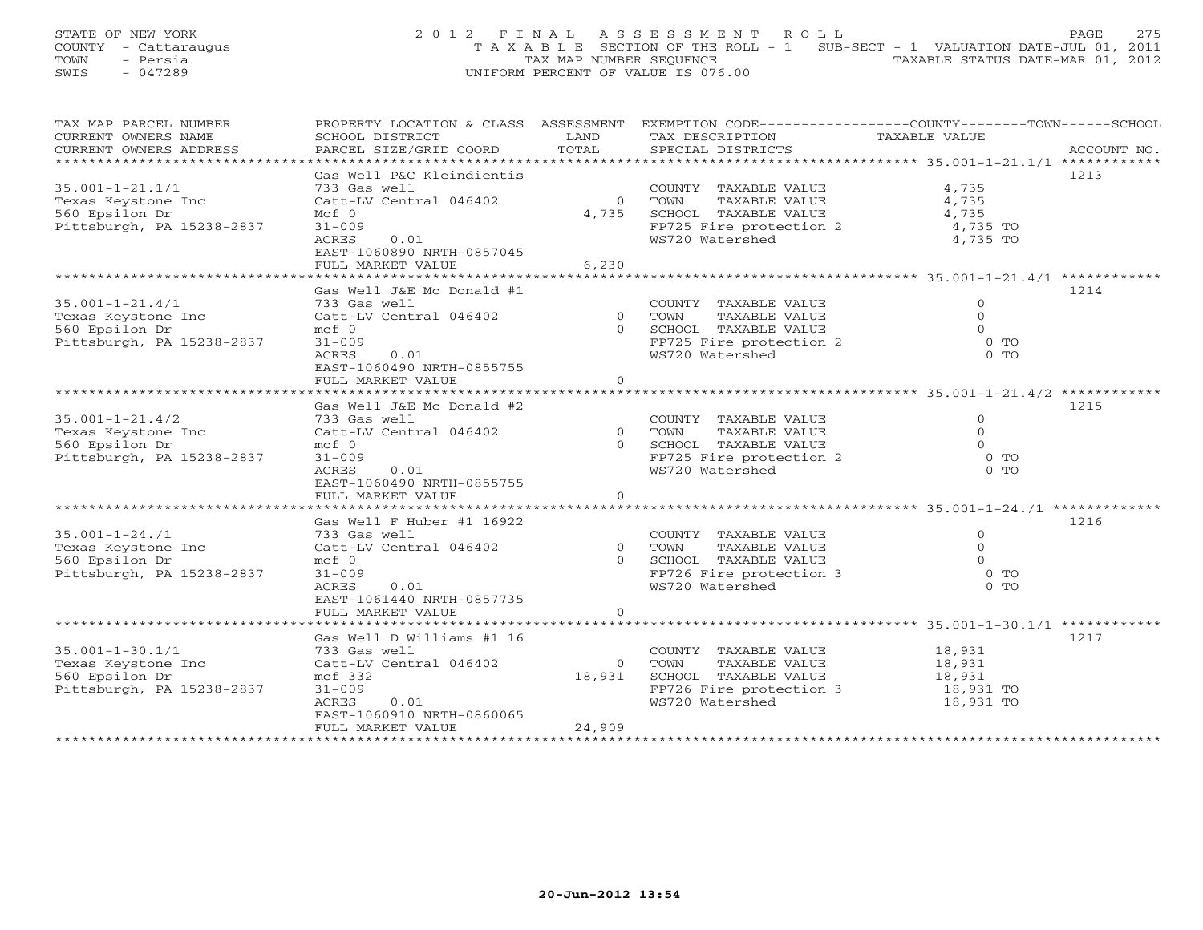STATE OF NEW YORK
COUNTY - Cattaraugus
TOWN - Persia
SWIS - 047289

2012 FINAL ASSESSMENT ROLL
TAXABLE SECTION OF THE ROLL - 1 SUB-SECT - 1 VALUATION DATE-JUL 01, 2011
TAX MAP NUMBER SEQUENCE TAXABLE STATUS DATE-MAR 01, 2012
UNIFORM PERCENT OF VALUE IS 076.00

| TAX MAP PARCEL NUMBER / CURRENT OWNERS NAME / CURRENT OWNERS ADDRESS | PROPERTY LOCATION & CLASS / SCHOOL DISTRICT / PARCEL SIZE/GRID COORD | ASSESSMENT LAND / TOTAL | EXEMPTION CODE / TAX DESCRIPTION / SPECIAL DISTRICTS | COUNTY / TOWN / SCHOOL TAXABLE VALUE | ACCOUNT NO. |
|---|---|---|---|---|---|
| **35.001-1-21.1/1** | Gas Well P&C Kleindientis | | | | 1213 |
| 35.001-1-21.1/1 | 733 Gas well | | COUNTY TAXABLE VALUE | 4,735 | |
| Texas Keystone Inc | Catt-LV Central 046402 | 0 | TOWN TAXABLE VALUE | 4,735 | |
| 560 Epsilon Dr | Mcf 0 | 4,735 | SCHOOL TAXABLE VALUE | 4,735 | |
| Pittsburgh, PA 15238-2837 | 31-009 | | FP725 Fire protection 2 | 4,735 TO | |
| | ACRES 0.01 | | WS720 Watershed | 4,735 TO | |
| | EAST-1060890 NRTH-0857045 | | | | |
| | FULL MARKET VALUE | 6,230 | | | |
| **35.001-1-21.4/1** | Gas Well J&E Mc Donald #1 | | | | 1214 |
| 35.001-1-21.4/1 | 733 Gas well | | COUNTY TAXABLE VALUE | 0 | |
| Texas Keystone Inc | Catt-LV Central 046402 | 0 | TOWN TAXABLE VALUE | 0 | |
| 560 Epsilon Dr | mcf 0 | 0 | SCHOOL TAXABLE VALUE | 0 | |
| Pittsburgh, PA 15238-2837 | 31-009 | | FP725 Fire protection 2 | 0 TO | |
| | ACRES 0.01 | | WS720 Watershed | 0 TO | |
| | EAST-1060490 NRTH-0855755 | | | | |
| | FULL MARKET VALUE | 0 | | | |
| **35.001-1-21.4/2** | Gas Well J&E Mc Donald #2 | | | | 1215 |
| 35.001-1-21.4/2 | 733 Gas well | | COUNTY TAXABLE VALUE | 0 | |
| Texas Keystone Inc | Catt-LV Central 046402 | 0 | TOWN TAXABLE VALUE | 0 | |
| 560 Epsilon Dr | mcf 0 | 0 | SCHOOL TAXABLE VALUE | 0 | |
| Pittsburgh, PA 15238-2837 | 31-009 | | FP725 Fire protection 2 | 0 TO | |
| | ACRES 0.01 | | WS720 Watershed | 0 TO | |
| | EAST-1060490 NRTH-0855755 | | | | |
| | FULL MARKET VALUE | 0 | | | |
| **35.001-1-24./1** | Gas Well F Huber #1 16922 | | | | 1216 |
| 35.001-1-24./1 | 733 Gas well | | COUNTY TAXABLE VALUE | 0 | |
| Texas Keystone Inc | Catt-LV Central 046402 | 0 | TOWN TAXABLE VALUE | 0 | |
| 560 Epsilon Dr | mcf 0 | 0 | SCHOOL TAXABLE VALUE | 0 | |
| Pittsburgh, PA 15238-2837 | 31-009 | | FP726 Fire protection 3 | 0 TO | |
| | ACRES 0.01 | | WS720 Watershed | 0 TO | |
| | EAST-1061440 NRTH-0857735 | | | | |
| | FULL MARKET VALUE | 0 | | | |
| **35.001-1-30.1/1** | Gas Well D Williams #1 16 | | | | 1217 |
| 35.001-1-30.1/1 | 733 Gas well | | COUNTY TAXABLE VALUE | 18,931 | |
| Texas Keystone Inc | Catt-LV Central 046402 | 0 | TOWN TAXABLE VALUE | 18,931 | |
| 560 Epsilon Dr | mcf 332 | 18,931 | SCHOOL TAXABLE VALUE | 18,931 | |
| Pittsburgh, PA 15238-2837 | 31-009 | | FP726 Fire protection 3 | 18,931 TO | |
| | ACRES 0.01 | | WS720 Watershed | 18,931 TO | |
| | EAST-1060910 NRTH-0860065 | | | | |
| | FULL MARKET VALUE | 24,909 | | | |

20-Jun-2012 13:54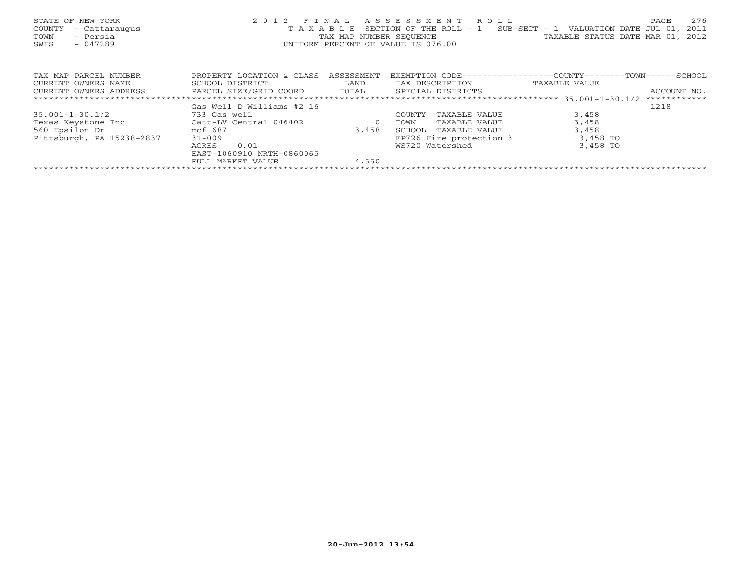STATE OF NEW YORK
COUNTY - Cattaraugus
TOWN - Persia
SWIS - 047289

2 0 1 2 F I N A L A S S E S S M E N T R O L L
T A X A B L E SECTION OF THE ROLL - 1 SUB-SECT - 1 VALUATION DATE-JUL 01, 2011
TAX MAP NUMBER SEQUENCE TAXABLE STATUS DATE-MAR 01, 2012
UNIFORM PERCENT OF VALUE IS 076.00

| TAX MAP PARCEL NUMBER<br>CURRENT OWNERS NAME<br>CURRENT OWNERS ADDRESS | PROPERTY LOCATION & CLASS<br>SCHOOL DISTRICT<br>PARCEL SIZE/GRID COORD | ASSESSMENT<br>LAND<br>TOTAL | EXEMPTION CODE-----COUNTY-----TOWN-----SCHOOL<br>TAX DESCRIPTION<br>SPECIAL DISTRICTS | TAXABLE VALUE | ACCOUNT NO. |
|---|---|---|---|---|---|
| ******************** 35.001-1-30.1/2 ************ | | | | | |
| | Gas Well D Williams #2 16 | | | | 1218 |
| 35.001-1-30.1/2 | 733 Gas well | | COUNTY TAXABLE VALUE | 3,458 | |
| Texas Keystone Inc | Catt-LV Central 046402 | 0 | TOWN TAXABLE VALUE | 3,458 | |
| 560 Epsilon Dr | mcf 687 | 3,458 | SCHOOL TAXABLE VALUE | 3,458 | |
| Pittsburgh, PA 15238-2837 | 31-009 | | FP726 Fire protection 3 | 3,458 TO | |
| | ACRES 0.01 | | WS720 Watershed | 3,458 TO | |
| | EAST-1060910 NRTH-0860065 | | | | |
| | FULL MARKET VALUE | 4,550 | | | |

20-Jun-2012 13:54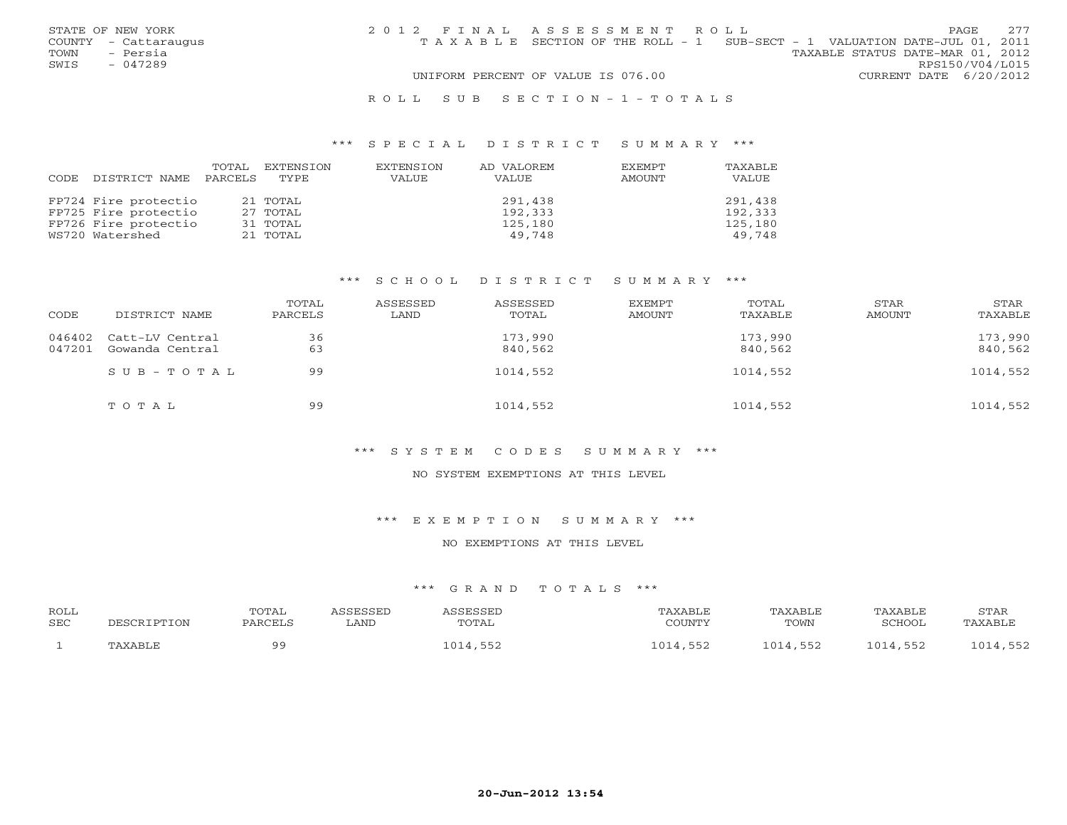STATE OF NEW YORK
COUNTY - Cattaraugus
TOWN - Persia
SWIS - 047289

2012 FINAL ASSESSMENT ROLL
TAXABLE SECTION OF THE ROLL - 1 SUB-SECT - 1 VALUATION DATE-JUL 01, 2011
TAXABLE STATUS DATE-MAR 01, 2012
RPS150/V04/L015
UNIFORM PERCENT OF VALUE IS 076.00
CURRENT DATE 6/20/2012

ROLL SUB SECTION-1-TOTALS

### *** SPECIAL DISTRICT SUMMARY ***

| CODE DISTRICT NAME | TOTAL PARCELS | EXTENSION TYPE | EXTENSION VALUE | AD VALOREM VALUE | EXEMPT AMOUNT | TAXABLE VALUE |
|---|---|---|---|---|---|---|
| FP724 Fire protectio | 21 | TOTAL | | 291,438 | | 291,438 |
| FP725 Fire protectio | 27 | TOTAL | | 192,333 | | 192,333 |
| FP726 Fire protectio | 31 | TOTAL | | 125,180 | | 125,180 |
| WS720 Watershed | 21 | TOTAL | | 49,748 | | 49,748 |

### *** SCHOOL DISTRICT SUMMARY ***

| CODE | DISTRICT NAME | TOTAL PARCELS | ASSESSED LAND | ASSESSED TOTAL | EXEMPT AMOUNT | TOTAL TAXABLE | STAR AMOUNT | STAR TAXABLE |
|---|---|---|---|---|---|---|---|---|
| 046402 | Catt-LV Central | 36 | | 173,990 | | 173,990 | | 173,990 |
| 047201 | Gowanda Central | 63 | | 840,562 | | 840,562 | | 840,562 |
| | SUB-TOTAL | 99 | | 1014,552 | | 1014,552 | | 1014,552 |
| | TOTAL | 99 | | 1014,552 | | 1014,552 | | 1014,552 |

### *** SYSTEM CODES SUMMARY ***

NO SYSTEM EXEMPTIONS AT THIS LEVEL

### *** EXEMPTION SUMMARY ***

NO EXEMPTIONS AT THIS LEVEL

### *** GRAND TOTALS ***

| ROLL SEC | DESCRIPTION | TOTAL PARCELS | ASSESSED LAND | ASSESSED TOTAL | TAXABLE COUNTY | TAXABLE TOWN | TAXABLE SCHOOL | STAR TAXABLE |
|---|---|---|---|---|---|---|---|---|
| 1 | TAXABLE | 99 | | 1014,552 | 1014,552 | 1014,552 | 1014,552 | 1014,552 |

20-Jun-2012 13:54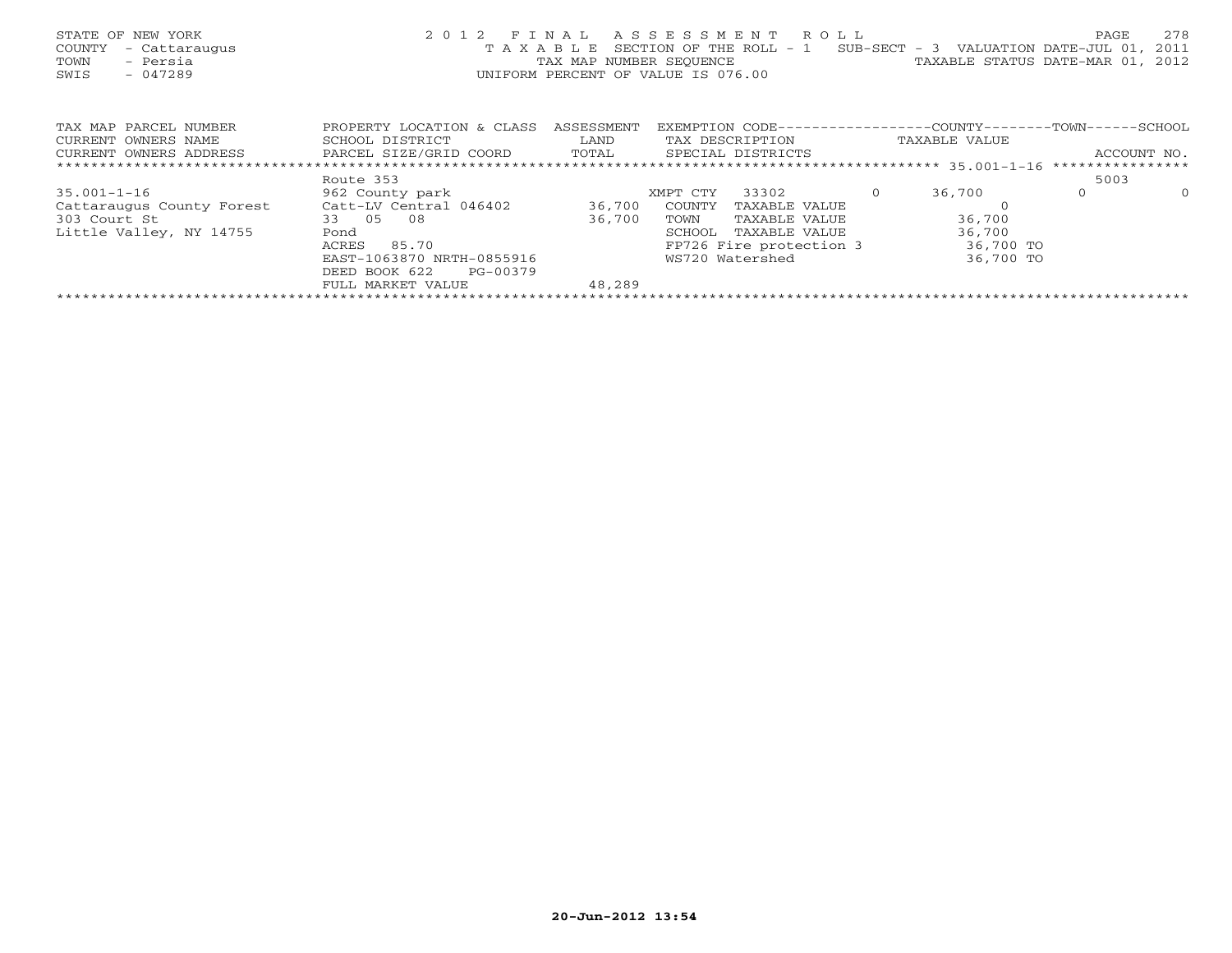STATE OF NEW YORK
COUNTY - Cattaraugus
TOWN - Persia
SWIS - 047289

2012 FINAL ASSESSMENT ROLL
TAXABLE SECTION OF THE ROLL - 1 SUB-SECT - 3 VALUATION DATE-JUL 01, 2011
TAX MAP NUMBER SEQUENCE TAXABLE STATUS DATE-MAR 01, 2012
UNIFORM PERCENT OF VALUE IS 076.00

| TAX MAP PARCEL NUMBER / CURRENT OWNERS NAME / CURRENT OWNERS ADDRESS | PROPERTY LOCATION & CLASS / SCHOOL DISTRICT / PARCEL SIZE/GRID COORD | ASSESSMENT LAND / TOTAL | EXEMPTION CODE / TAX DESCRIPTION / SPECIAL DISTRICTS | | COUNTY TAXABLE VALUE | TOWN | SCHOOL | ACCOUNT NO. |
|---|---|---|---|---|---|---|---|---|
| | Route 353 | | | | | | | 5003 |
| 35.001-1-16 | 962 County park | | XMPT CTY 33302 | 0 | 36,700 | 0 | 0 | |
| Cattaraugus County Forest | Catt-LV Central 046402 | 36,700 | COUNTY TAXABLE VALUE | | 0 | | | |
| 303 Court St | 33 05 08 | 36,700 | TOWN TAXABLE VALUE | | 36,700 | | | |
| Little Valley, NY 14755 | Pond | | SCHOOL TAXABLE VALUE | | 36,700 | | | |
| | ACRES 85.70 | | FP726 Fire protection 3 | | 36,700 TO | | | |
| | EAST-1063870 NRTH-0855916 | | WS720 Watershed | | 36,700 TO | | | |
| | DEED BOOK 622 PG-00379 | | | | | | | |
| | FULL MARKET VALUE | 48,289 | | | | | | |

20-Jun-2012 13:54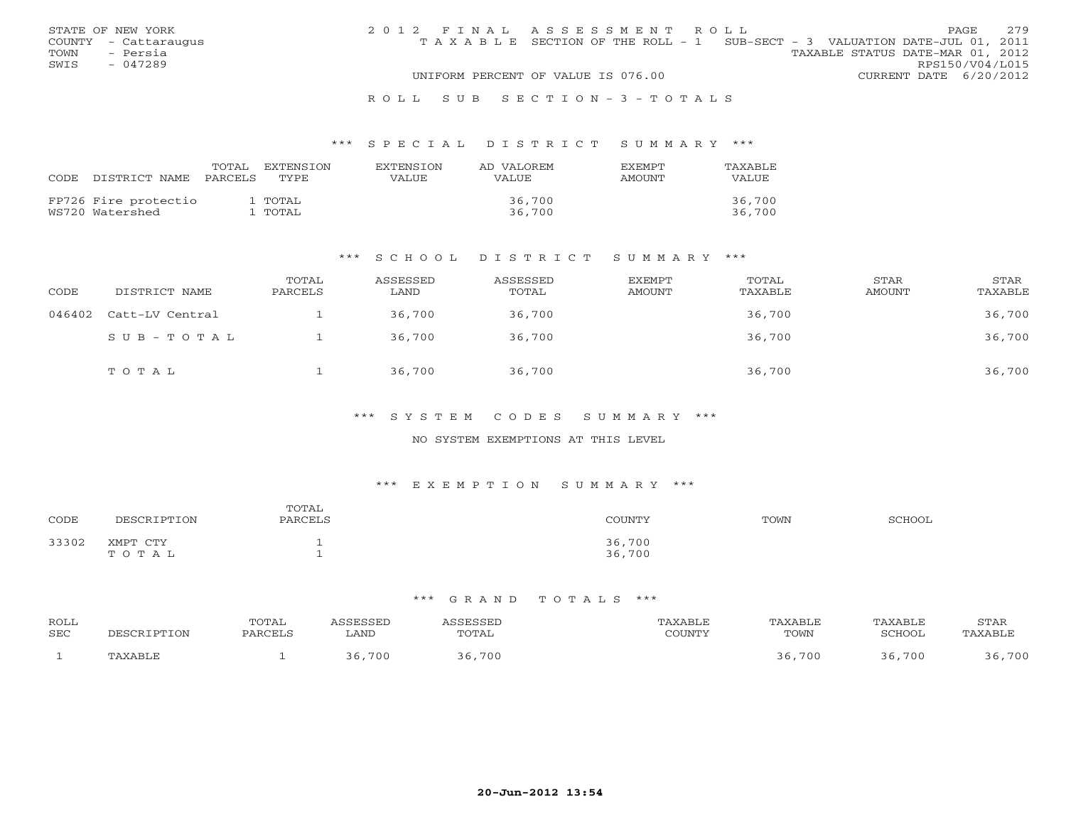STATE OF NEW YORK
COUNTY - Cattaraugus
TOWN - Persia
SWIS - 047289

2012 FINAL ASSESSMENT ROLL
TAXABLE SECTION OF THE ROLL - 1 SUB-SECT - 3 VALUATION DATE-JUL 01, 2011
TAXABLE STATUS DATE-MAR 01, 2012
RPS150/V04/L015
UNIFORM PERCENT OF VALUE IS 076.00
CURRENT DATE 6/20/2012

ROLL SUB SECTION-3-TOTALS

### *** SPECIAL DISTRICT SUMMARY ***

| CODE | DISTRICT NAME | TOTAL PARCELS | EXTENSION TYPE | EXTENSION VALUE | AD VALOREM VALUE | EXEMPT AMOUNT | TAXABLE VALUE |
|---|---|---|---|---|---|---|---|
| FP726 | Fire protectio | 1 | TOTAL | | 36,700 | | 36,700 |
| WS720 | Watershed | 1 | TOTAL | | 36,700 | | 36,700 |

### *** SCHOOL DISTRICT SUMMARY ***

| CODE | DISTRICT NAME | TOTAL PARCELS | ASSESSED LAND | ASSESSED TOTAL | EXEMPT AMOUNT | TOTAL TAXABLE | STAR AMOUNT | STAR TAXABLE |
|---|---|---|---|---|---|---|---|---|
| 046402 | Catt-LV Central | 1 | 36,700 | 36,700 | | 36,700 | | 36,700 |
| | SUB-TOTAL | 1 | 36,700 | 36,700 | | 36,700 | | 36,700 |
| | TOTAL | 1 | 36,700 | 36,700 | | 36,700 | | 36,700 |

### *** SYSTEM CODES SUMMARY ***

NO SYSTEM EXEMPTIONS AT THIS LEVEL

### *** EXEMPTION SUMMARY ***

| CODE | DESCRIPTION | TOTAL PARCELS | COUNTY | TOWN | SCHOOL |
|---|---|---|---|---|---|
| 33302 | XMPT CTY | 1 | 36,700 | | |
| | TOTAL | 1 | 36,700 | | |

### *** GRAND TOTALS ***

| ROLL SEC | DESCRIPTION | TOTAL PARCELS | ASSESSED LAND | ASSESSED TOTAL | TAXABLE COUNTY | TAXABLE TOWN | TAXABLE SCHOOL | STAR TAXABLE |
|---|---|---|---|---|---|---|---|---|
| 1 | TAXABLE | 1 | 36,700 | 36,700 | | 36,700 | 36,700 | 36,700 |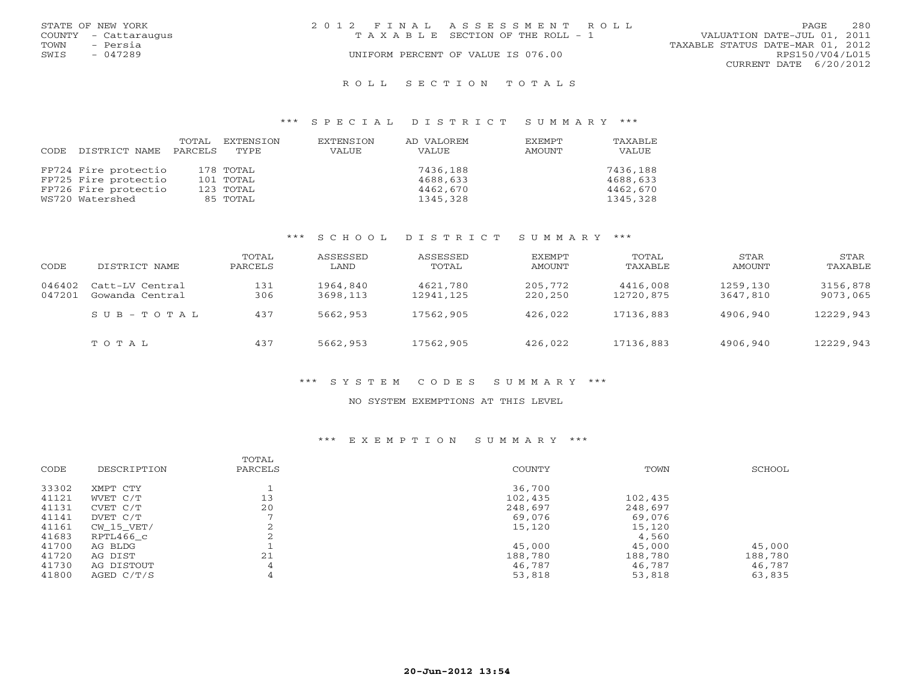STATE OF NEW YORK
COUNTY - Cattaraugus
TOWN - Persia
SWIS - 047289

2012 FINAL ASSESSMENT ROLL
TAXABLE SECTION OF THE ROLL - 1
UNIFORM PERCENT OF VALUE IS 076.00

VALUATION DATE-JUL 01, 2011
TAXABLE STATUS DATE-MAR 01, 2012
RPS150/V04/L015
CURRENT DATE 6/20/2012

## ROLL SECTION TOTALS

### *** SPECIAL DISTRICT SUMMARY ***

| CODE | DISTRICT NAME | TOTAL PARCELS | EXTENSION TYPE | EXTENSION VALUE | AD VALOREM VALUE | EXEMPT AMOUNT | TAXABLE VALUE |
|---|---|---|---|---|---|---|---|
| FP724 | Fire protectio | 178 | TOTAL | | 7436,188 | | 7436,188 |
| FP725 | Fire protectio | 101 | TOTAL | | 4688,633 | | 4688,633 |
| FP726 | Fire protectio | 123 | TOTAL | | 4462,670 | | 4462,670 |
| WS720 | Watershed | 85 | TOTAL | | 1345,328 | | 1345,328 |

### *** SCHOOL DISTRICT SUMMARY ***

| CODE | DISTRICT NAME | TOTAL PARCELS | ASSESSED LAND | ASSESSED TOTAL | EXEMPT AMOUNT | TOTAL TAXABLE | STAR AMOUNT | STAR TAXABLE |
|---|---|---|---|---|---|---|---|---|
| 046402 | Catt-LV Central | 131 | 1964,840 | 4621,780 | 205,772 | 4416,008 | 1259,130 | 3156,878 |
| 047201 | Gowanda Central | 306 | 3698,113 | 12941,125 | 220,250 | 12720,875 | 3647,810 | 9073,065 |
| | SUB-TOTAL | 437 | 5662,953 | 17562,905 | 426,022 | 17136,883 | 4906,940 | 12229,943 |
| | TOTAL | 437 | 5662,953 | 17562,905 | 426,022 | 17136,883 | 4906,940 | 12229,943 |

### *** SYSTEM CODES SUMMARY ***

NO SYSTEM EXEMPTIONS AT THIS LEVEL

### *** EXEMPTION SUMMARY ***

| CODE | DESCRIPTION | TOTAL PARCELS | COUNTY | TOWN | SCHOOL |
|---|---|---|---|---|---|
| 33302 | XMPT CTY | 1 | 36,700 | | |
| 41121 | WVET C/T | 13 | 102,435 | 102,435 | |
| 41131 | CVET C/T | 20 | 248,697 | 248,697 | |
| 41141 | DVET C/T | 7 | 69,076 | 69,076 | |
| 41161 | CW_15_VET/ | 2 | 15,120 | 15,120 | |
| 41683 | RPTL466_c | 2 | | 4,560 | |
| 41700 | AG BLDG | 1 | 45,000 | 45,000 | 45,000 |
| 41720 | AG DIST | 21 | 188,780 | 188,780 | 188,780 |
| 41730 | AG DISTOUT | 4 | 46,787 | 46,787 | 46,787 |
| 41800 | AGED C/T/S | 4 | 53,818 | 53,818 | 63,835 |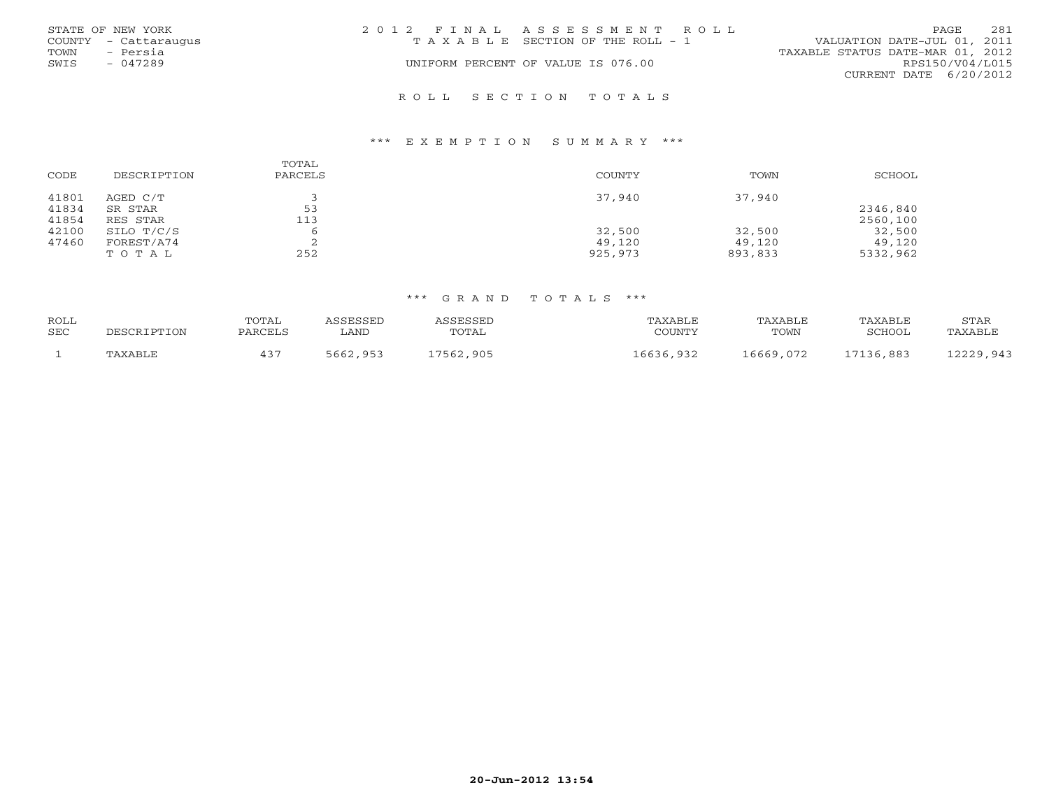STATE OF NEW YORK
COUNTY - Cattaraugus
TOWN - Persia
SWIS - 047289

2 0 1 2 F I N A L A S S E S S M E N T R O L L
T A X A B L E SECTION OF THE ROLL - 1
UNIFORM PERCENT OF VALUE IS 076.00

VALUATION DATE-JUL 01, 2011
TAXABLE STATUS DATE-MAR 01, 2012
RPS150/V04/L015
CURRENT DATE 6/20/2012

## R O L L S E C T I O N T O T A L S

### *** E X E M P T I O N S U M M A R Y ***

| CODE | DESCRIPTION | TOTAL PARCELS | COUNTY | TOWN | SCHOOL |
|---|---|---|---|---|---|
| 41801 | AGED C/T | 3 | 37,940 | 37,940 | |
| 41834 | SR STAR | 53 | | | 2346,840 |
| 41854 | RES STAR | 113 | | | 2560,100 |
| 42100 | SILO T/C/S | 6 | 32,500 | 32,500 | 32,500 |
| 47460 | FOREST/A74 | 2 | 49,120 | 49,120 | 49,120 |
| | T O T A L | 252 | 925,973 | 893,833 | 5332,962 |

### *** G R A N D T O T A L S ***

| ROLL SEC | DESCRIPTION | TOTAL PARCELS | ASSESSED LAND | ASSESSED TOTAL | TAXABLE COUNTY | TAXABLE TOWN | TAXABLE SCHOOL | STAR TAXABLE |
|---|---|---|---|---|---|---|---|---|
| 1 | TAXABLE | 437 | 5662,953 | 17562,905 | 16636,932 | 16669,072 | 17136,883 | 12229,943 |

20-Jun-2012 13:54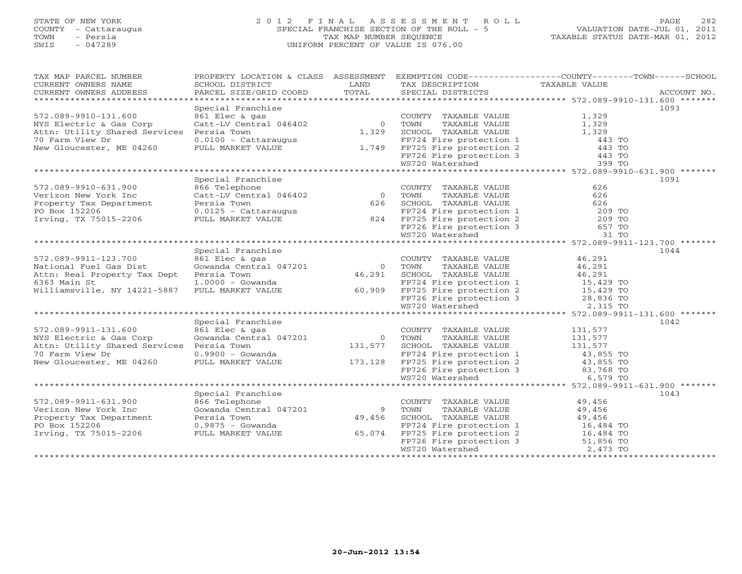STATE OF NEW YORK
COUNTY - Cattaraugus
TOWN - Persia
SWIS - 047289

# 2012 FINAL ASSESSMENT ROLL
SPECIAL FRANCHISE SECTION OF THE ROLL - 5
TAX MAP NUMBER SEQUENCE
UNIFORM PERCENT OF VALUE IS 076.00

VALUATION DATE-JUL 01, 2011
TAXABLE STATUS DATE-MAR 01, 2012

| TAX MAP PARCEL NUMBER / CURRENT OWNERS NAME / CURRENT OWNERS ADDRESS | PROPERTY LOCATION & CLASS / SCHOOL DISTRICT / PARCEL SIZE/GRID COORD | ASSESSMENT LAND / TOTAL | EXEMPTION CODE / TAX DESCRIPTION / SPECIAL DISTRICTS | TAXABLE VALUE | ACCOUNT NO. |
|---|---|---|---|---|---|
| **572.089-9910-131.600** | Special Franchise | | | | 1093 |
| 572.089-9910-131.600 | 861 Elec & gas | | COUNTY TAXABLE VALUE | 1,329 | |
| NYS Electric & Gas Corp | Catt-LV Central 046402 | 0 | TOWN TAXABLE VALUE | 1,329 | |
| Attn: Utility Shared Services | Persia Town | 1,329 | SCHOOL TAXABLE VALUE | 1,329 | |
| 70 Farm View Dr | 0.0100 - Cattaraugus | | FP724 Fire protection 1 | 443 TO | |
| New Gloucester, ME 04260 | FULL MARKET VALUE | 1,749 | FP725 Fire protection 2 | 443 TO | |
| | | | FP726 Fire protection 3 | 443 TO | |
| | | | WS720 Watershed | 399 TO | |
| **572.089-9910-631.900** | Special Franchise | | | | 1091 |
| 572.089-9910-631.900 | 866 Telephone | | COUNTY TAXABLE VALUE | 626 | |
| Verizon New York Inc | Catt-LV Central 046402 | 0 | TOWN TAXABLE VALUE | 626 | |
| Property Tax Department | Persia Town | 626 | SCHOOL TAXABLE VALUE | 626 | |
| PO Box 152206 | 0.0125 - Cattaraugus | | FP724 Fire protection 1 | 209 TO | |
| Irving, TX 75015-2206 | FULL MARKET VALUE | 824 | FP725 Fire protection 2 | 209 TO | |
| | | | FP726 Fire protection 3 | 657 TO | |
| | | | WS720 Watershed | 31 TO | |
| **572.089-9911-123.700** | Special Franchise | | | | 1044 |
| 572.089-9911-123.700 | 861 Elec & gas | | COUNTY TAXABLE VALUE | 46,291 | |
| National Fuel Gas Dist | Gowanda Central 047201 | 0 | TOWN TAXABLE VALUE | 46,291 | |
| Attn: Real Property Tax Dept | Persia Town | 46,291 | SCHOOL TAXABLE VALUE | 46,291 | |
| 6363 Main St | 1.0000 - Gowanda | | FP724 Fire protection 1 | 15,429 TO | |
| Williamsville, NY 14221-5887 | FULL MARKET VALUE | 60,909 | FP725 Fire protection 2 | 15,429 TO | |
| | | | FP726 Fire protection 3 | 28,836 TO | |
| | | | WS720 Watershed | 2,315 TO | |
| **572.089-9911-131.600** | Special Franchise | | | | 1042 |
| 572.089-9911-131.600 | 861 Elec & gas | | COUNTY TAXABLE VALUE | 131,577 | |
| NYS Electric & Gas Corp | Gowanda Central 047201 | 0 | TOWN TAXABLE VALUE | 131,577 | |
| Attn: Utility Shared Services | Persia Town | 131,577 | SCHOOL TAXABLE VALUE | 131,577 | |
| 70 Farm View Dr | 0.9900 - Gowanda | | FP724 Fire protection 1 | 43,855 TO | |
| New Gloucester, ME 04260 | FULL MARKET VALUE | 173,128 | FP725 Fire protection 2 | 43,855 TO | |
| | | | FP726 Fire protection 3 | 83,768 TO | |
| | | | WS720 Watershed | 6,579 TO | |
| **572.089-9911-631.900** | Special Franchise | | | | 1043 |
| 572.089-9911-631.900 | 866 Telephone | | COUNTY TAXABLE VALUE | 49,456 | |
| Verizon New York Inc | Gowanda Central 047201 | 9 | TOWN TAXABLE VALUE | 49,456 | |
| Property Tax Department | Persia Town | 49,456 | SCHOOL TAXABLE VALUE | 49,456 | |
| PO Box 152206 | 0.9875 - Gowanda | | FP724 Fire protection 1 | 16,484 TO | |
| Irving, TX 75015-2206 | FULL MARKET VALUE | 65,074 | FP725 Fire protection 2 | 16,484 TO | |
| | | | FP726 Fire protection 3 | 51,856 TO | |
| | | | WS720 Watershed | 2,473 TO | |

20-Jun-2012 13:54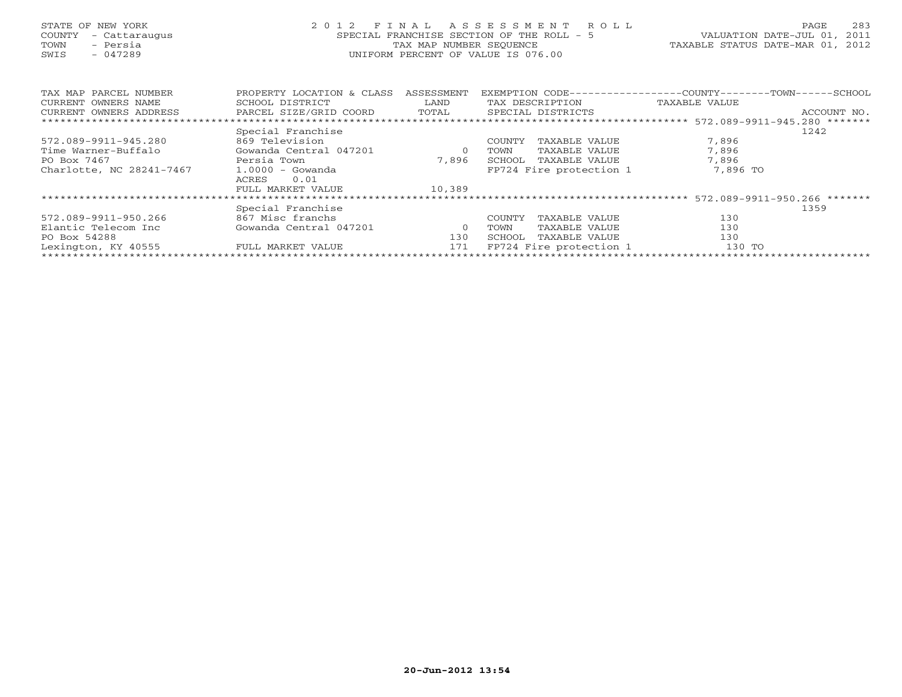STATE OF NEW YORK
COUNTY - Cattaraugus
TOWN - Persia
SWIS - 047289

2 0 1 2 F I N A L A S S E S S M E N T R O L L
SPECIAL FRANCHISE SECTION OF THE ROLL - 5
TAX MAP NUMBER SEQUENCE
UNIFORM PERCENT OF VALUE IS 076.00

VALUATION DATE-JUL 01, 2011
TAXABLE STATUS DATE-MAR 01, 2012

| TAX MAP PARCEL NUMBER / CURRENT OWNERS NAME / CURRENT OWNERS ADDRESS | PROPERTY LOCATION & CLASS / SCHOOL DISTRICT / PARCEL SIZE/GRID COORD | ASSESSMENT LAND / TOTAL | EXEMPTION CODE / TAX DESCRIPTION / SPECIAL DISTRICTS | COUNTY / TOWN / SCHOOL TAXABLE VALUE | ACCOUNT NO. |
|---|---|---|---|---|---|
| ******* 572.089-9911-945.280 ******* | | | | | |
| | Special Franchise | | | | 1242 |
| 572.089-9911-945.280 | 869 Television | | COUNTY TAXABLE VALUE | 7,896 | |
| Time Warner-Buffalo | Gowanda Central 047201 | 0 | TOWN TAXABLE VALUE | 7,896 | |
| PO Box 7467 | Persia Town | 7,896 | SCHOOL TAXABLE VALUE | 7,896 | |
| Charlotte, NC 28241-7467 | 1.0000 - Gowanda | | FP724 Fire protection 1 | 7,896 TO | |
| | ACRES 0.01 | | | | |
| | FULL MARKET VALUE | 10,389 | | | |
| ******* 572.089-9911-950.266 ******* | | | | | |
| | Special Franchise | | | | 1359 |
| 572.089-9911-950.266 | 867 Misc franchs | | COUNTY TAXABLE VALUE | 130 | |
| Elantic Telecom Inc | Gowanda Central 047201 | 0 | TOWN TAXABLE VALUE | 130 | |
| PO Box 54288 | | 130 | SCHOOL TAXABLE VALUE | 130 | |
| Lexington, KY 40555 | FULL MARKET VALUE | 171 | FP724 Fire protection 1 | 130 TO | |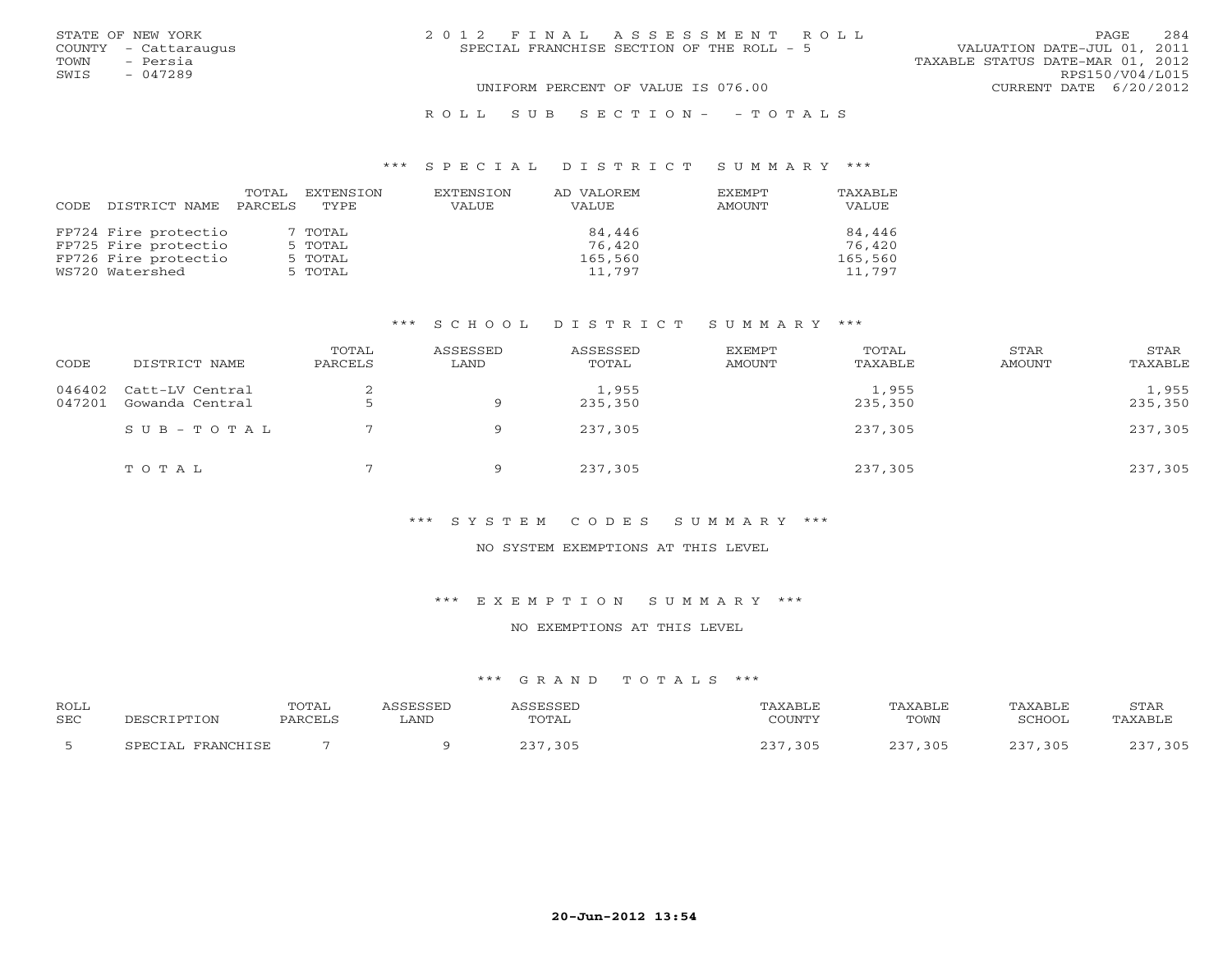STATE OF NEW YORK
COUNTY - Cattaraugus
TOWN - Persia
SWIS - 047289

2012 FINAL ASSESSMENT ROLL
SPECIAL FRANCHISE SECTION OF THE ROLL - 5

VALUATION DATE-JUL 01, 2011
TAXABLE STATUS DATE-MAR 01, 2012
RPS150/V04/L015
CURRENT DATE 6/20/2012

UNIFORM PERCENT OF VALUE IS 076.00

ROLL SUB SECTION- - TOTALS

### *** SPECIAL DISTRICT SUMMARY ***

| CODE | DISTRICT NAME | TOTAL PARCELS | EXTENSION TYPE | EXTENSION VALUE | AD VALOREM VALUE | EXEMPT AMOUNT | TAXABLE VALUE |
|---|---|---|---|---|---|---|---|
| FP724 | Fire protectio | 7 | TOTAL | | 84,446 | | 84,446 |
| FP725 | Fire protectio | 5 | TOTAL | | 76,420 | | 76,420 |
| FP726 | Fire protectio | 5 | TOTAL | | 165,560 | | 165,560 |
| WS720 | Watershed | 5 | TOTAL | | 11,797 | | 11,797 |

### *** SCHOOL DISTRICT SUMMARY ***

| CODE | DISTRICT NAME | TOTAL PARCELS | ASSESSED LAND | ASSESSED TOTAL | EXEMPT AMOUNT | TOTAL TAXABLE | STAR AMOUNT | STAR TAXABLE |
|---|---|---|---|---|---|---|---|---|
| 046402 | Catt-LV Central | 2 | | 1,955 | | 1,955 | | 1,955 |
| 047201 | Gowanda Central | 5 | 9 | 235,350 | | 235,350 | | 235,350 |
| | SUB-TOTAL | 7 | 9 | 237,305 | | 237,305 | | 237,305 |
| | TOTAL | 7 | 9 | 237,305 | | 237,305 | | 237,305 |

### *** SYSTEM CODES SUMMARY ***

NO SYSTEM EXEMPTIONS AT THIS LEVEL

### *** EXEMPTION SUMMARY ***

NO EXEMPTIONS AT THIS LEVEL

### *** GRAND TOTALS ***

| ROLL SEC | DESCRIPTION | TOTAL PARCELS | ASSESSED LAND | ASSESSED TOTAL | TAXABLE COUNTY | TAXABLE TOWN | TAXABLE SCHOOL | STAR TAXABLE |
|---|---|---|---|---|---|---|---|---|
| 5 | SPECIAL FRANCHISE | 7 | 9 | 237,305 | 237,305 | 237,305 | 237,305 | 237,305 |

20-Jun-2012 13:54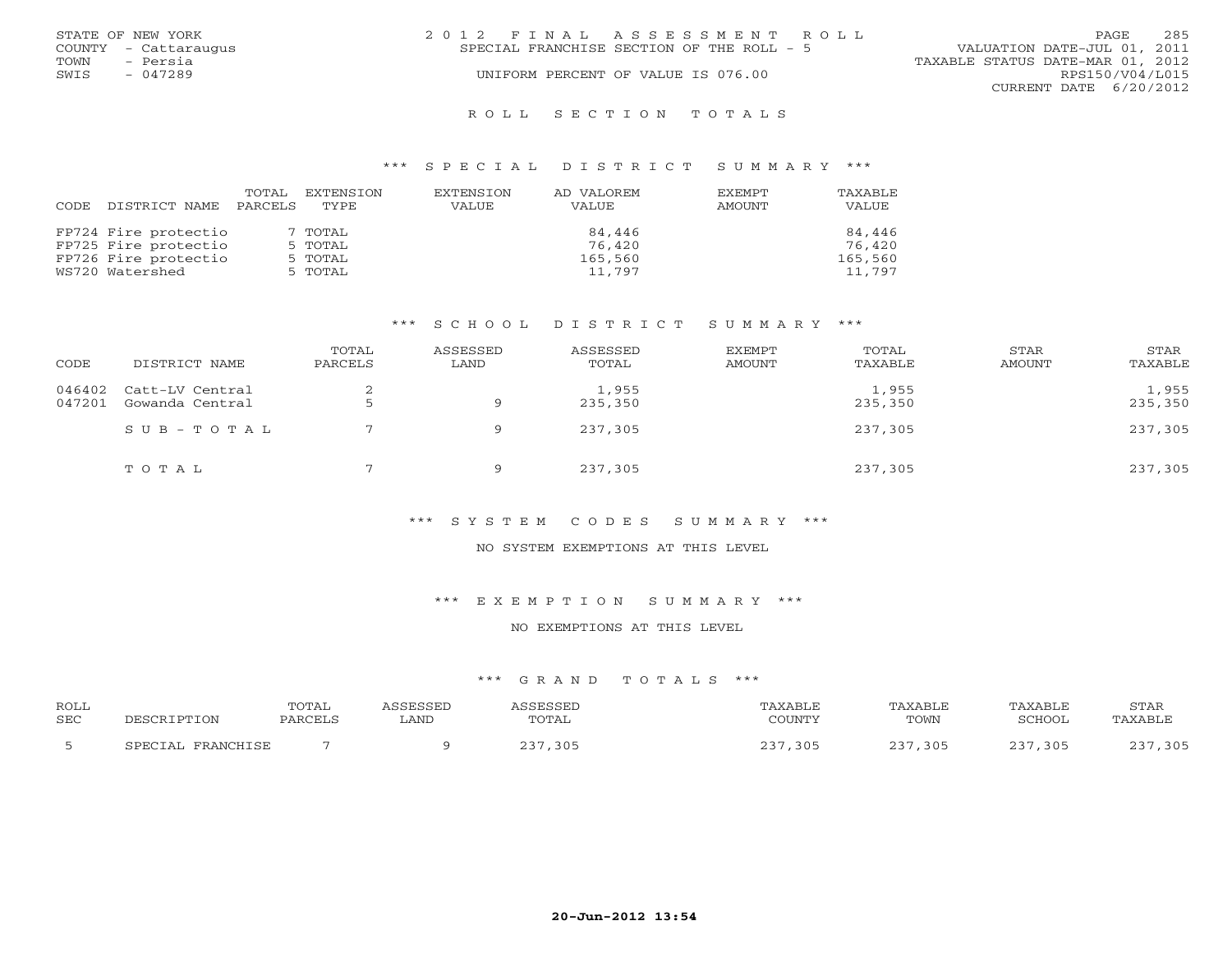STATE OF NEW YORK
COUNTY - Cattaraugus
TOWN - Persia
SWIS - 047289

2012 FINAL ASSESSMENT ROLL
SPECIAL FRANCHISE SECTION OF THE ROLL - 5
UNIFORM PERCENT OF VALUE IS 076.00

VALUATION DATE-JUL 01, 2011
TAXABLE STATUS DATE-MAR 01, 2012
RPS150/V04/L015
CURRENT DATE 6/20/2012

## ROLL SECTION TOTALS

### *** SPECIAL DISTRICT SUMMARY ***

| CODE DISTRICT NAME | TOTAL PARCELS | EXTENSION TYPE | EXTENSION VALUE | AD VALOREM VALUE | EXEMPT AMOUNT | TAXABLE VALUE |
|---|---|---|---|---|---|---|
| FP724 Fire protectio | 7 | TOTAL | | 84,446 | | 84,446 |
| FP725 Fire protectio | 5 | TOTAL | | 76,420 | | 76,420 |
| FP726 Fire protectio | 5 | TOTAL | | 165,560 | | 165,560 |
| WS720 Watershed | 5 | TOTAL | | 11,797 | | 11,797 |

### *** SCHOOL DISTRICT SUMMARY ***

| CODE | DISTRICT NAME | TOTAL PARCELS | ASSESSED LAND | ASSESSED TOTAL | EXEMPT AMOUNT | TOTAL TAXABLE | STAR AMOUNT | STAR TAXABLE |
|---|---|---|---|---|---|---|---|---|
| 046402 | Catt-LV Central | 2 | | 1,955 | | 1,955 | | 1,955 |
| 047201 | Gowanda Central | 5 | 9 | 235,350 | | 235,350 | | 235,350 |
| | SUB-TOTAL | 7 | 9 | 237,305 | | 237,305 | | 237,305 |
| | TOTAL | 7 | 9 | 237,305 | | 237,305 | | 237,305 |

### *** SYSTEM CODES SUMMARY ***

NO SYSTEM EXEMPTIONS AT THIS LEVEL

### *** EXEMPTION SUMMARY ***

NO EXEMPTIONS AT THIS LEVEL

### *** GRAND TOTALS ***

| ROLL SEC | DESCRIPTION | TOTAL PARCELS | ASSESSED LAND | ASSESSED TOTAL | TAXABLE COUNTY | TAXABLE TOWN | TAXABLE SCHOOL | STAR TAXABLE |
|---|---|---|---|---|---|---|---|---|
| 5 | SPECIAL FRANCHISE | 7 | 9 | 237,305 | 237,305 | 237,305 | 237,305 | 237,305 |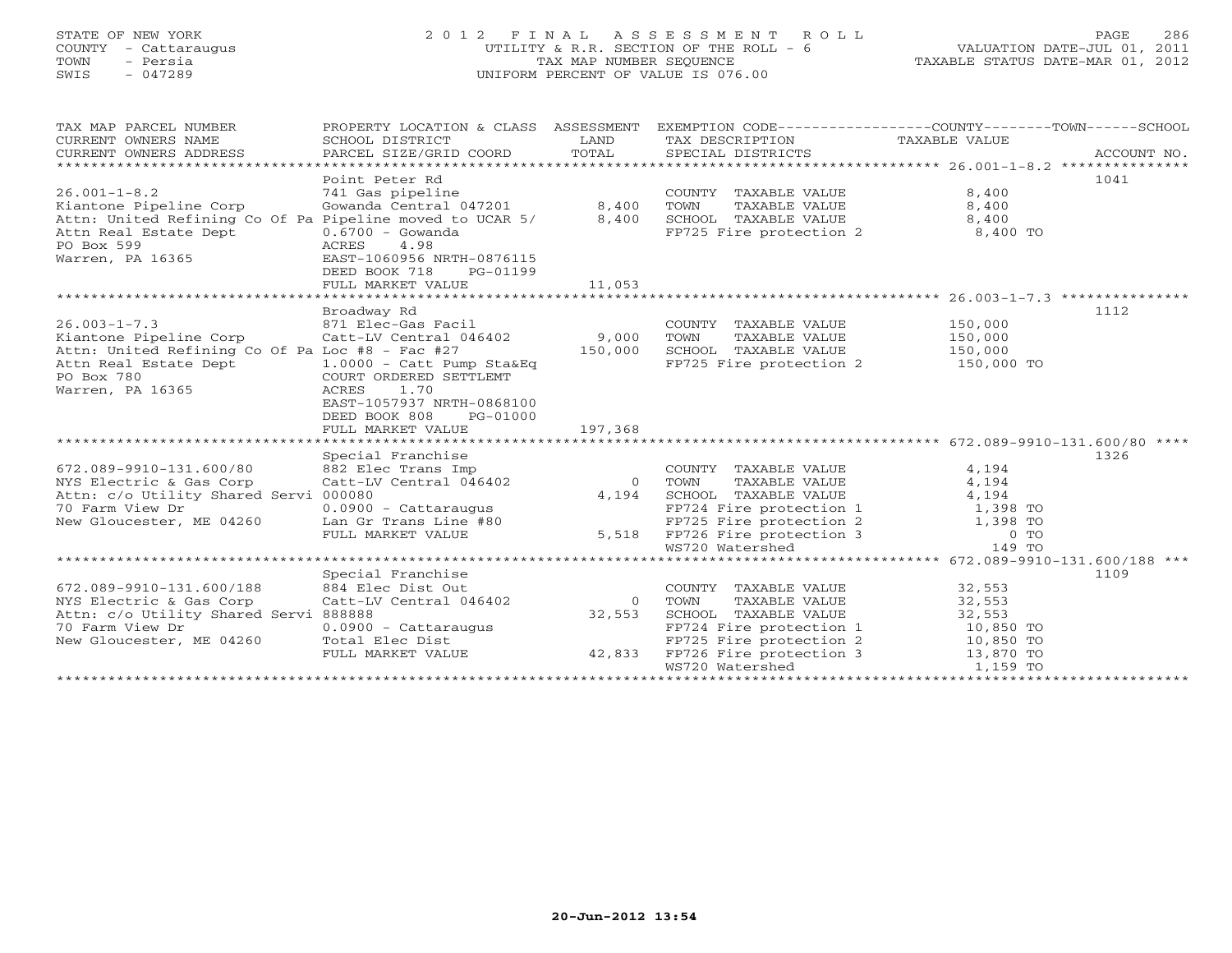STATE OF NEW YORK
COUNTY - Cattaraugus
TOWN - Persia
SWIS - 047289

# 2012 FINAL ASSESSMENT ROLL

UTILITY & R.R. SECTION OF THE ROLL - 6
TAX MAP NUMBER SEQUENCE
UNIFORM PERCENT OF VALUE IS 076.00

VALUATION DATE-JUL 01, 2011
TAXABLE STATUS DATE-MAR 01, 2012

| TAX MAP PARCEL NUMBER / CURRENT OWNERS NAME / CURRENT OWNERS ADDRESS | PROPERTY LOCATION & CLASS / SCHOOL DISTRICT / PARCEL SIZE/GRID COORD | ASSESSMENT LAND / TOTAL | EXEMPTION CODE / TAX DESCRIPTION / SPECIAL DISTRICTS | COUNTY / TOWN / SCHOOL TAXABLE VALUE | ACCOUNT NO. |
|---|---|---|---|---|---|
| 26.001-1-8.2 | Point Peter Rd | | | | 1041 |
| | 741 Gas pipeline | | COUNTY TAXABLE VALUE | 8,400 | |
| Kiantone Pipeline Corp | Gowanda Central 047201 | 8,400 | TOWN TAXABLE VALUE | 8,400 | |
| Attn: United Refining Co Of Pa | Pipeline moved to UCAR 5/ | 8,400 | SCHOOL TAXABLE VALUE | 8,400 | |
| Attn Real Estate Dept | 0.6700 - Gowanda | | FP725 Fire protection 2 | 8,400 TO | |
| PO Box 599 | ACRES 4.98 | | | | |
| Warren, PA 16365 | EAST-1060956 NRTH-0876115 | | | | |
| | DEED BOOK 718 PG-01199 | | | | |
| | FULL MARKET VALUE | 11,053 | | | |
| 26.003-1-7.3 | Broadway Rd | | | | 1112 |
| | 871 Elec-Gas Facil | | COUNTY TAXABLE VALUE | 150,000 | |
| Kiantone Pipeline Corp | Catt-LV Central 046402 | 9,000 | TOWN TAXABLE VALUE | 150,000 | |
| Attn: United Refining Co Of Pa | Loc #8 - Fac #27 | 150,000 | SCHOOL TAXABLE VALUE | 150,000 | |
| Attn Real Estate Dept | 1.0000 - Catt Pump Sta&Eq | | FP725 Fire protection 2 | 150,000 TO | |
| PO Box 780 | COURT ORDERED SETTLEMT | | | | |
| Warren, PA 16365 | ACRES 1.70 | | | | |
| | EAST-1057937 NRTH-0868100 | | | | |
| | DEED BOOK 808 PG-01000 | | | | |
| | FULL MARKET VALUE | 197,368 | | | |
| 672.089-9910-131.600/80 | Special Franchise | | | | 1326 |
| | 882 Elec Trans Imp | | COUNTY TAXABLE VALUE | 4,194 | |
| NYS Electric & Gas Corp | Catt-LV Central 046402 | 0 | TOWN TAXABLE VALUE | 4,194 | |
| Attn: c/o Utility Shared Servi | 000080 | 4,194 | SCHOOL TAXABLE VALUE | 4,194 | |
| 70 Farm View Dr | 0.0900 - Cattaraugus | | FP724 Fire protection 1 | 1,398 TO | |
| New Gloucester, ME 04260 | Lan Gr Trans Line #80 | | FP725 Fire protection 2 | 1,398 TO | |
| | FULL MARKET VALUE | 5,518 | FP726 Fire protection 3 | 0 TO | |
| | | | WS720 Watershed | 149 TO | |
| 672.089-9910-131.600/188 | Special Franchise | | | | 1109 |
| | 884 Elec Dist Out | | COUNTY TAXABLE VALUE | 32,553 | |
| NYS Electric & Gas Corp | Catt-LV Central 046402 | 0 | TOWN TAXABLE VALUE | 32,553 | |
| Attn: c/o Utility Shared Servi | 888888 | 32,553 | SCHOOL TAXABLE VALUE | 32,553 | |
| 70 Farm View Dr | 0.0900 - Cattaraugus | | FP724 Fire protection 1 | 10,850 TO | |
| New Gloucester, ME 04260 | Total Elec Dist | | FP725 Fire protection 2 | 10,850 TO | |
| | FULL MARKET VALUE | 42,833 | FP726 Fire protection 3 | 13,870 TO | |
| | | | WS720 Watershed | 1,159 TO | |

20-Jun-2012 13:54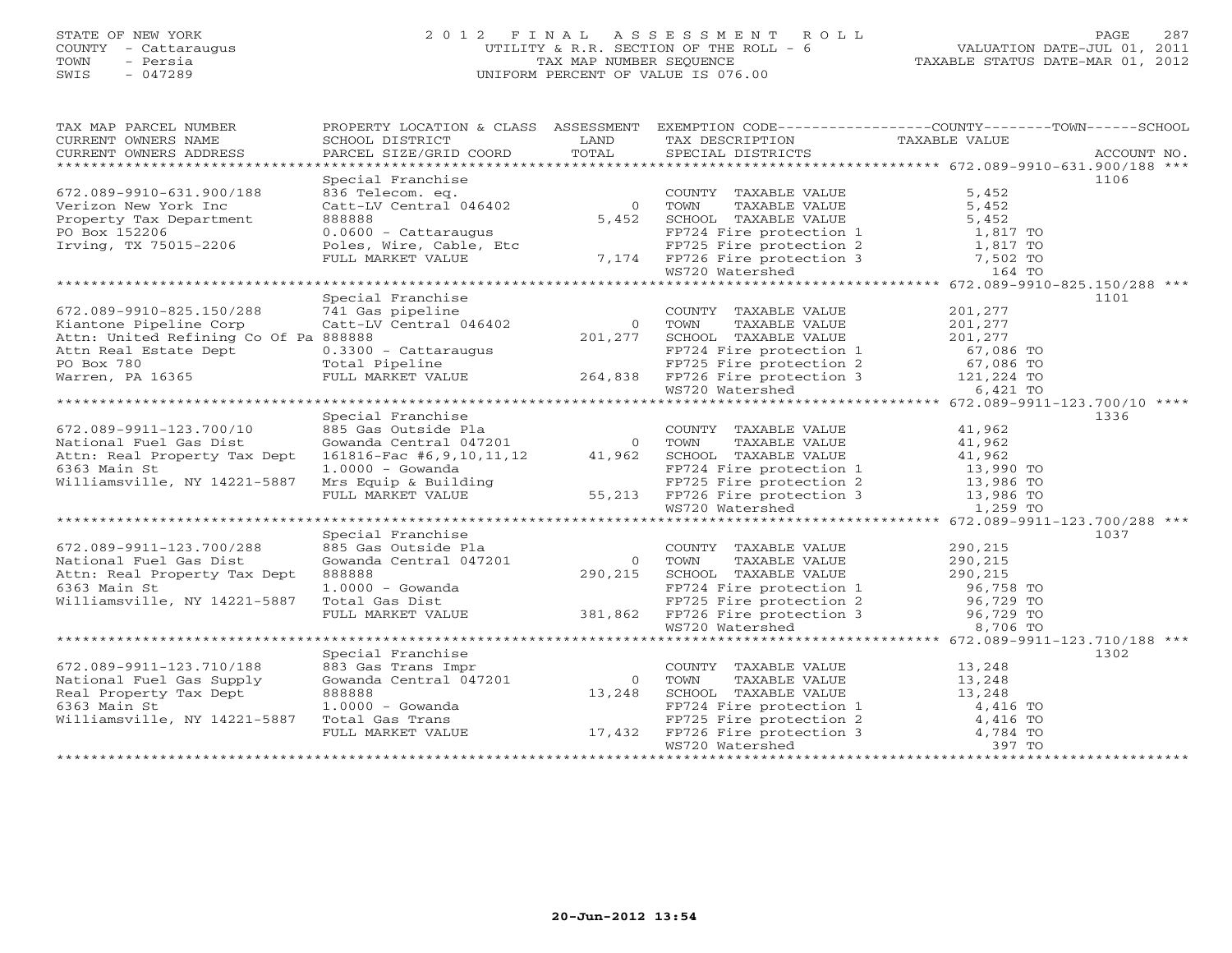STATE OF NEW YORK
COUNTY - Cattaraugus
TOWN - Persia
SWIS - 047289

# 2012 FINAL ASSESSMENT ROLL
UTILITY & R.R. SECTION OF THE ROLL - 6
TAX MAP NUMBER SEQUENCE
UNIFORM PERCENT OF VALUE IS 076.00

VALUATION DATE-JUL 01, 2011
TAXABLE STATUS DATE-MAR 01, 2012

| TAX MAP PARCEL NUMBER / CURRENT OWNERS NAME / CURRENT OWNERS ADDRESS | PROPERTY LOCATION & CLASS / SCHOOL DISTRICT / PARCEL SIZE/GRID COORD | ASSESSMENT LAND / TOTAL | EXEMPTION CODE / TAX DESCRIPTION / SPECIAL DISTRICTS | TAXABLE VALUE | ACCOUNT NO. |
|---|---|---|---|---|---|
| **672.089-9910-631.900/188** | Special Franchise | | | | 1106 |
| 672.089-9910-631.900/188 | 836 Telecom. eq. | | COUNTY TAXABLE VALUE | 5,452 | |
| Verizon New York Inc | Catt-LV Central 046402 | 0 | TOWN TAXABLE VALUE | 5,452 | |
| Property Tax Department | 888888 | 5,452 | SCHOOL TAXABLE VALUE | 5,452 | |
| PO Box 152206 | 0.0600 - Cattaraugus | | FP724 Fire protection 1 | 1,817 TO | |
| Irving, TX 75015-2206 | Poles, Wire, Cable, Etc | | FP725 Fire protection 2 | 1,817 TO | |
| | FULL MARKET VALUE | 7,174 | FP726 Fire protection 3 | 7,502 TO | |
| | | | WS720 Watershed | 164 TO | |
| **672.089-9910-825.150/288** | Special Franchise | | | | 1101 |
| 672.089-9910-825.150/288 | 741 Gas pipeline | | COUNTY TAXABLE VALUE | 201,277 | |
| Kiantone Pipeline Corp | Catt-LV Central 046402 | 0 | TOWN TAXABLE VALUE | 201,277 | |
| Attn: United Refining Co Of Pa | 888888 | 201,277 | SCHOOL TAXABLE VALUE | 201,277 | |
| Attn Real Estate Dept | 0.3300 - Cattaraugus | | FP724 Fire protection 1 | 67,086 TO | |
| PO Box 780 | Total Pipeline | | FP725 Fire protection 2 | 67,086 TO | |
| Warren, PA 16365 | FULL MARKET VALUE | 264,838 | FP726 Fire protection 3 | 121,224 TO | |
| | | | WS720 Watershed | 6,421 TO | |
| **672.089-9911-123.700/10** | Special Franchise | | | | 1336 |
| 672.089-9911-123.700/10 | 885 Gas Outside Pla | | COUNTY TAXABLE VALUE | 41,962 | |
| National Fuel Gas Dist | Gowanda Central 047201 | 0 | TOWN TAXABLE VALUE | 41,962 | |
| Attn: Real Property Tax Dept | 161816-Fac #6,9,10,11,12 | 41,962 | SCHOOL TAXABLE VALUE | 41,962 | |
| 6363 Main St | 1.0000 - Gowanda | | FP724 Fire protection 1 | 13,990 TO | |
| Williamsville, NY 14221-5887 | Mrs Equip & Building | | FP725 Fire protection 2 | 13,986 TO | |
| | FULL MARKET VALUE | 55,213 | FP726 Fire protection 3 | 13,986 TO | |
| | | | WS720 Watershed | 1,259 TO | |
| **672.089-9911-123.700/288** | Special Franchise | | | | 1037 |
| 672.089-9911-123.700/288 | 885 Gas Outside Pla | | COUNTY TAXABLE VALUE | 290,215 | |
| National Fuel Gas Dist | Gowanda Central 047201 | 0 | TOWN TAXABLE VALUE | 290,215 | |
| Attn: Real Property Tax Dept | 888888 | 290,215 | SCHOOL TAXABLE VALUE | 290,215 | |
| 6363 Main St | 1.0000 - Gowanda | | FP724 Fire protection 1 | 96,758 TO | |
| Williamsville, NY 14221-5887 | Total Gas Dist | | FP725 Fire protection 2 | 96,729 TO | |
| | FULL MARKET VALUE | 381,862 | FP726 Fire protection 3 | 96,729 TO | |
| | | | WS720 Watershed | 8,706 TO | |
| **672.089-9911-123.710/188** | Special Franchise | | | | 1302 |
| 672.089-9911-123.710/188 | 883 Gas Trans Impr | | COUNTY TAXABLE VALUE | 13,248 | |
| National Fuel Gas Supply | Gowanda Central 047201 | 0 | TOWN TAXABLE VALUE | 13,248 | |
| Real Property Tax Dept | 888888 | 13,248 | SCHOOL TAXABLE VALUE | 13,248 | |
| 6363 Main St | 1.0000 - Gowanda | | FP724 Fire protection 1 | 4,416 TO | |
| Williamsville, NY 14221-5887 | Total Gas Trans | | FP725 Fire protection 2 | 4,416 TO | |
| | FULL MARKET VALUE | 17,432 | FP726 Fire protection 3 | 4,784 TO | |
| | | | WS720 Watershed | 397 TO | |

20-Jun-2012 13:54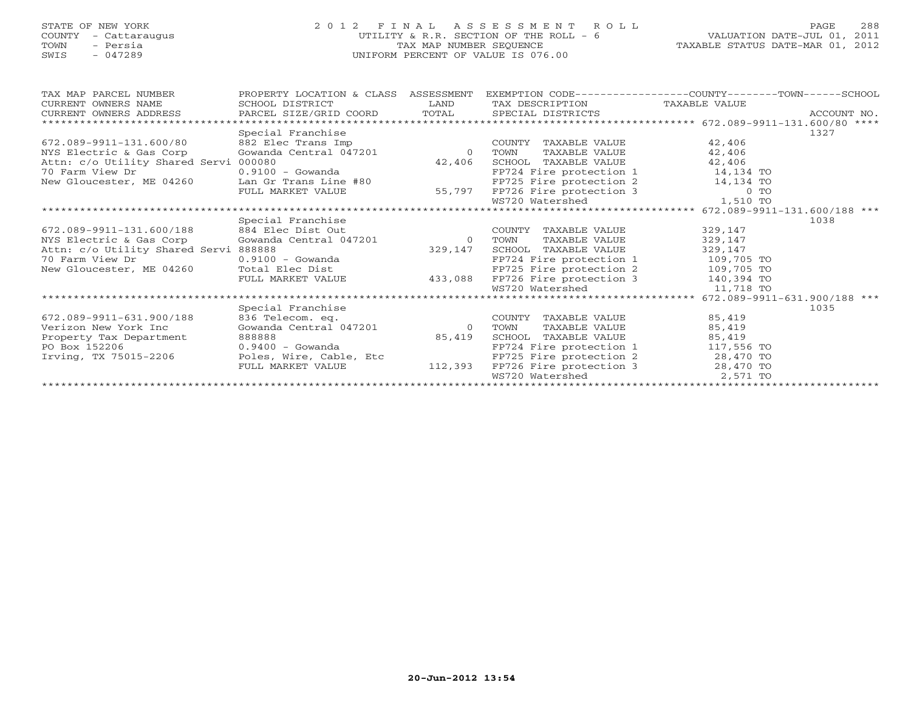STATE OF NEW YORK
COUNTY - Cattaraugus
TOWN - Persia
SWIS - 047289

# 2012 FINAL ASSESSMENT ROLL

UTILITY & R.R. SECTION OF THE ROLL - 6
TAX MAP NUMBER SEQUENCE
UNIFORM PERCENT OF VALUE IS 076.00

VALUATION DATE-JUL 01, 2011
TAXABLE STATUS DATE-MAR 01, 2012

| TAX MAP PARCEL NUMBER / CURRENT OWNERS NAME / CURRENT OWNERS ADDRESS | PROPERTY LOCATION & CLASS / SCHOOL DISTRICT / PARCEL SIZE/GRID COORD | ASSESSMENT LAND / TOTAL | EXEMPTION CODE / TAX DESCRIPTION / SPECIAL DISTRICTS | TAXABLE VALUE (COUNTY / TOWN / SCHOOL) | ACCOUNT NO. |
|---|---|---|---|---|---|
| 672.089-9911-131.600/80 | Special Franchise | | | | 1327 |
| | 882 Elec Trans Imp | | COUNTY TAXABLE VALUE | 42,406 | |
| NYS Electric & Gas Corp | Gowanda Central 047201 | 0 | TOWN TAXABLE VALUE | 42,406 | |
| Attn: c/o Utility Shared Servi | 000080 | 42,406 | SCHOOL TAXABLE VALUE | 42,406 | |
| 70 Farm View Dr | 0.9100 - Gowanda | | FP724 Fire protection 1 | 14,134 TO | |
| New Gloucester, ME 04260 | Lan Gr Trans Line #80 | | FP725 Fire protection 2 | 14,134 TO | |
| | FULL MARKET VALUE | 55,797 | FP726 Fire protection 3 | 0 TO | |
| | | | WS720 Watershed | 1,510 TO | |
| 672.089-9911-131.600/188 | Special Franchise | | | | 1038 |
| | 884 Elec Dist Out | | COUNTY TAXABLE VALUE | 329,147 | |
| NYS Electric & Gas Corp | Gowanda Central 047201 | 0 | TOWN TAXABLE VALUE | 329,147 | |
| Attn: c/o Utility Shared Servi | 888888 | 329,147 | SCHOOL TAXABLE VALUE | 329,147 | |
| 70 Farm View Dr | 0.9100 - Gowanda | | FP724 Fire protection 1 | 109,705 TO | |
| New Gloucester, ME 04260 | Total Elec Dist | | FP725 Fire protection 2 | 109,705 TO | |
| | FULL MARKET VALUE | 433,088 | FP726 Fire protection 3 | 140,394 TO | |
| | | | WS720 Watershed | 11,718 TO | |
| 672.089-9911-631.900/188 | Special Franchise | | | | 1035 |
| | 836 Telecom. eq. | | COUNTY TAXABLE VALUE | 85,419 | |
| Verizon New York Inc | Gowanda Central 047201 | 0 | TOWN TAXABLE VALUE | 85,419 | |
| Property Tax Department | 888888 | 85,419 | SCHOOL TAXABLE VALUE | 85,419 | |
| PO Box 152206 | 0.9400 - Gowanda | | FP724 Fire protection 1 | 117,556 TO | |
| Irving, TX 75015-2206 | Poles, Wire, Cable, Etc | | FP725 Fire protection 2 | 28,470 TO | |
| | FULL MARKET VALUE | 112,393 | FP726 Fire protection 3 | 28,470 TO | |
| | | | WS720 Watershed | 2,571 TO | |

20-Jun-2012 13:54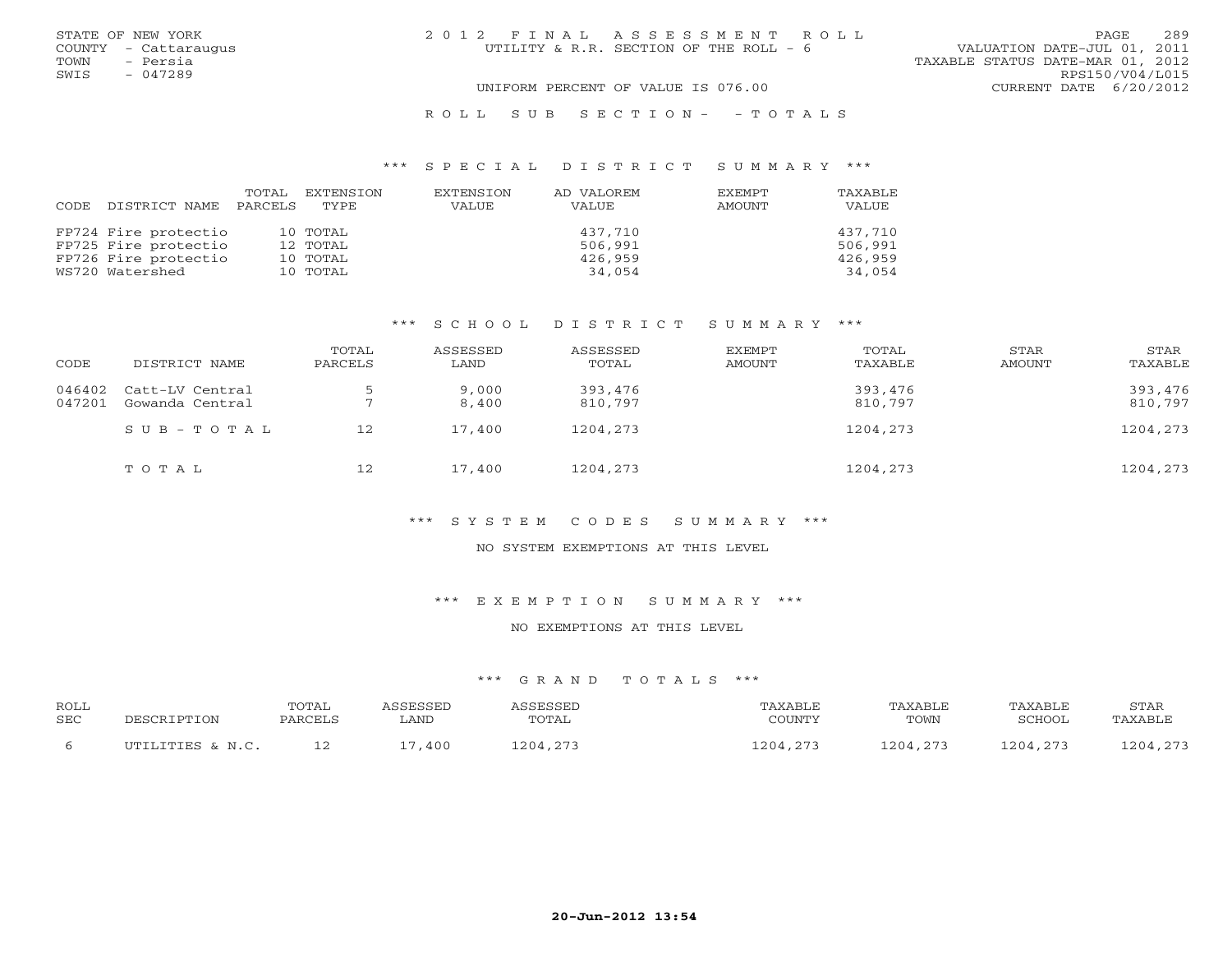STATE OF NEW YORK
COUNTY - Cattaraugus
TOWN - Persia
SWIS - 047289

2012 FINAL ASSESSMENT ROLL
UTILITY & R.R. SECTION OF THE ROLL - 6

VALUATION DATE-JUL 01, 2011
TAXABLE STATUS DATE-MAR 01, 2012
RPS150/V04/L015
CURRENT DATE 6/20/2012

UNIFORM PERCENT OF VALUE IS 076.00

ROLL SUB SECTION- - TOTALS

### *** SPECIAL DISTRICT SUMMARY ***

| CODE DISTRICT NAME | TOTAL PARCELS | EXTENSION TYPE | EXTENSION VALUE | AD VALOREM VALUE | EXEMPT AMOUNT | TAXABLE VALUE |
|---|---|---|---|---|---|---|
| FP724 Fire protectio | 10 | TOTAL | | 437,710 | | 437,710 |
| FP725 Fire protectio | 12 | TOTAL | | 506,991 | | 506,991 |
| FP726 Fire protectio | 10 | TOTAL | | 426,959 | | 426,959 |
| WS720 Watershed | 10 | TOTAL | | 34,054 | | 34,054 |

### *** SCHOOL DISTRICT SUMMARY ***

| CODE | DISTRICT NAME | TOTAL PARCELS | ASSESSED LAND | ASSESSED TOTAL | EXEMPT AMOUNT | TOTAL TAXABLE | STAR AMOUNT | STAR TAXABLE |
|---|---|---|---|---|---|---|---|---|
| 046402 | Catt-LV Central | 5 | 9,000 | 393,476 | | 393,476 | | 393,476 |
| 047201 | Gowanda Central | 7 | 8,400 | 810,797 | | 810,797 | | 810,797 |
| | SUB-TOTAL | 12 | 17,400 | 1204,273 | | 1204,273 | | 1204,273 |
| | TOTAL | 12 | 17,400 | 1204,273 | | 1204,273 | | 1204,273 |

### *** SYSTEM CODES SUMMARY ***

NO SYSTEM EXEMPTIONS AT THIS LEVEL

### *** EXEMPTION SUMMARY ***

NO EXEMPTIONS AT THIS LEVEL

### *** GRAND TOTALS ***

| ROLL SEC | DESCRIPTION | TOTAL PARCELS | ASSESSED LAND | ASSESSED TOTAL | TAXABLE COUNTY | TAXABLE TOWN | TAXABLE SCHOOL | STAR TAXABLE |
|---|---|---|---|---|---|---|---|---|
| 6 | UTILITIES & N.C. | 12 | 17,400 | 1204,273 | 1204,273 | 1204,273 | 1204,273 | 1204,273 |

20-Jun-2012 13:54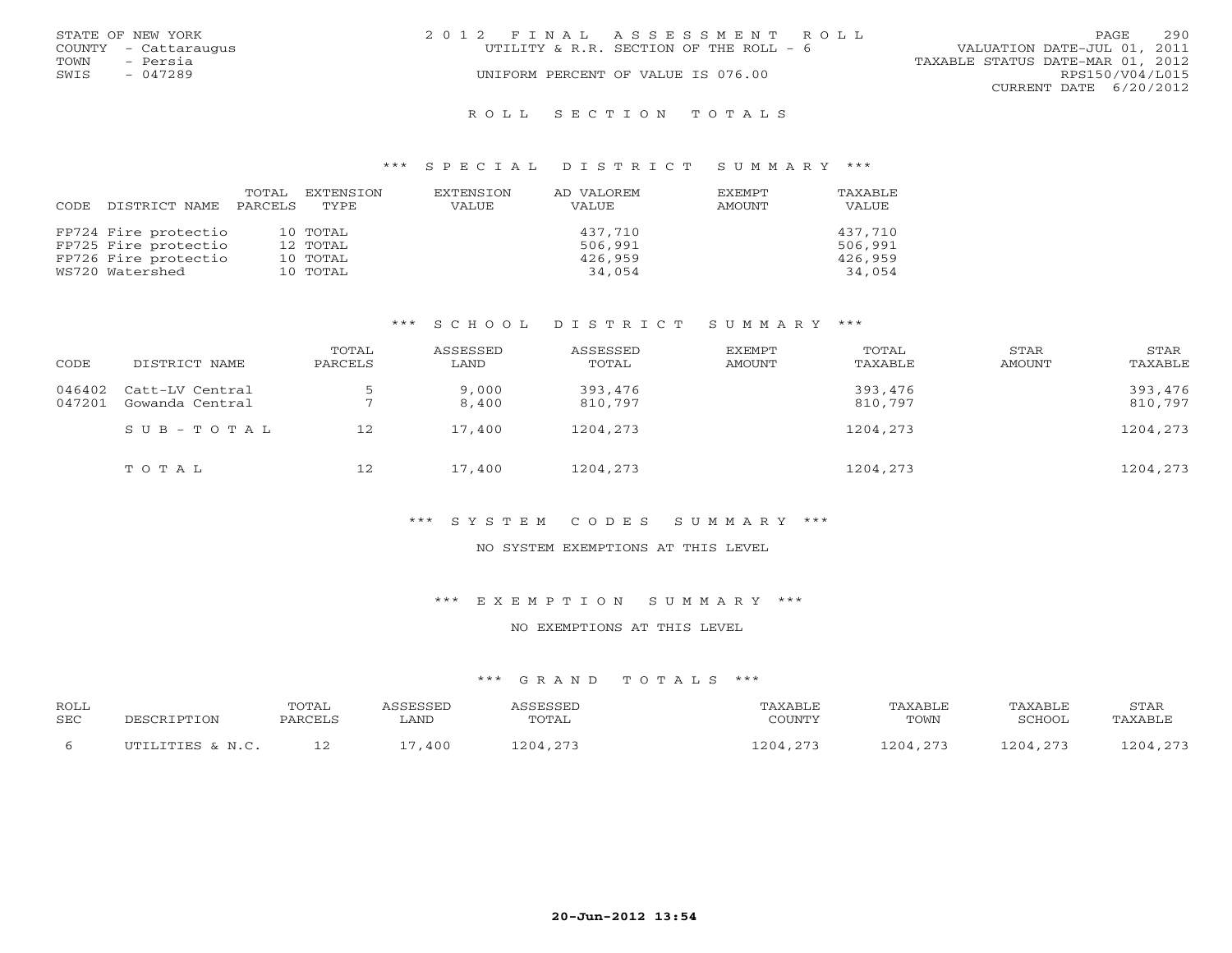STATE OF NEW YORK
COUNTY - Cattaraugus
TOWN - Persia
SWIS - 047289

2012 FINAL ASSESSMENT ROLL
UTILITY & R.R. SECTION OF THE ROLL - 6
UNIFORM PERCENT OF VALUE IS 076.00

VALUATION DATE-JUL 01, 2011
TAXABLE STATUS DATE-MAR 01, 2012
RPS150/V04/L015
CURRENT DATE 6/20/2012

## ROLL SECTION TOTALS

### *** SPECIAL DISTRICT SUMMARY ***

| CODE | DISTRICT NAME | TOTAL PARCELS | EXTENSION TYPE | EXTENSION VALUE | AD VALOREM VALUE | EXEMPT AMOUNT | TAXABLE VALUE |
|---|---|---|---|---|---|---|---|
| FP724 | Fire protectio | 10 | TOTAL | | 437,710 | | 437,710 |
| FP725 | Fire protectio | 12 | TOTAL | | 506,991 | | 506,991 |
| FP726 | Fire protectio | 10 | TOTAL | | 426,959 | | 426,959 |
| WS720 | Watershed | 10 | TOTAL | | 34,054 | | 34,054 |

### *** SCHOOL DISTRICT SUMMARY ***

| CODE | DISTRICT NAME | TOTAL PARCELS | ASSESSED LAND | ASSESSED TOTAL | EXEMPT AMOUNT | TOTAL TAXABLE | STAR AMOUNT | STAR TAXABLE |
|---|---|---|---|---|---|---|---|---|
| 046402 | Catt-LV Central | 5 | 9,000 | 393,476 | | 393,476 | | 393,476 |
| 047201 | Gowanda Central | 7 | 8,400 | 810,797 | | 810,797 | | 810,797 |
| | SUB-TOTAL | 12 | 17,400 | 1204,273 | | 1204,273 | | 1204,273 |
| | TOTAL | 12 | 17,400 | 1204,273 | | 1204,273 | | 1204,273 |

### *** SYSTEM CODES SUMMARY ***

NO SYSTEM EXEMPTIONS AT THIS LEVEL

### *** EXEMPTION SUMMARY ***

NO EXEMPTIONS AT THIS LEVEL

### *** GRAND TOTALS ***

| ROLL SEC | DESCRIPTION | TOTAL PARCELS | ASSESSED LAND | ASSESSED TOTAL | TAXABLE COUNTY | TAXABLE TOWN | TAXABLE SCHOOL | STAR TAXABLE |
|---|---|---|---|---|---|---|---|---|
| 6 | UTILITIES & N.C. | 12 | 17,400 | 1204,273 | 1204,273 | 1204,273 | 1204,273 | 1204,273 |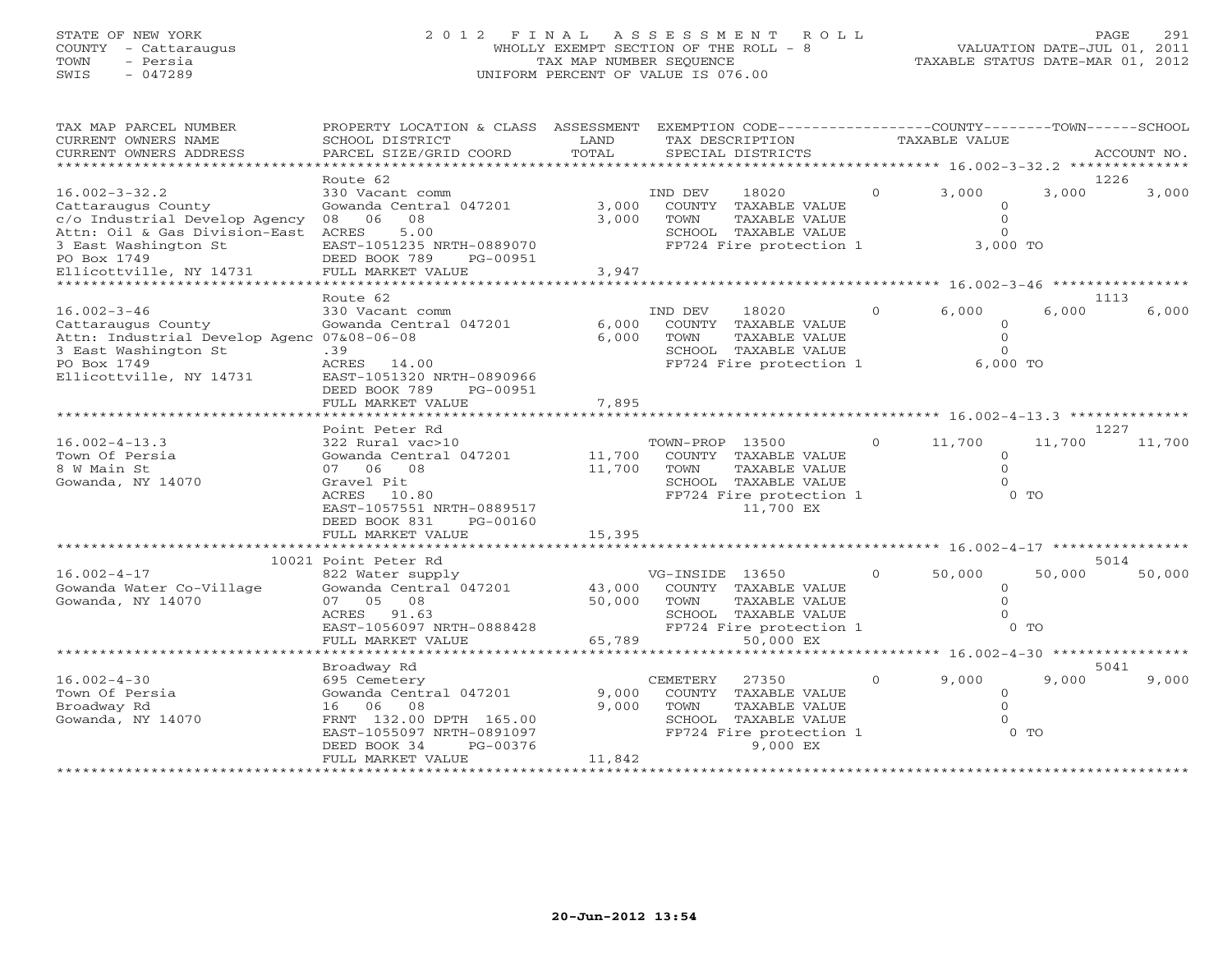STATE OF NEW YORK
COUNTY - Cattaraugus
TOWN - Persia
SWIS - 047289

# 2012 FINAL ASSESSMENT ROLL

WHOLLY EXEMPT SECTION OF THE ROLL - 8
TAX MAP NUMBER SEQUENCE
UNIFORM PERCENT OF VALUE IS 076.00

VALUATION DATE-JUL 01, 2011
TAXABLE STATUS DATE-MAR 01, 2012

| TAX MAP PARCEL NUMBER / CURRENT OWNERS NAME / CURRENT OWNERS ADDRESS | PROPERTY LOCATION & CLASS / SCHOOL DISTRICT / PARCEL SIZE/GRID COORD | ASSESSMENT LAND / TOTAL | EXEMPTION CODE / TAX DESCRIPTION / SPECIAL DISTRICTS | COUNTY TAXABLE VALUE | TOWN | SCHOOL / ACCOUNT NO. |
|---|---|---|---|---|---|---|
| | Route 62 | | | | | 1226 |
| 16.002-3-32.2 | 330 Vacant comm | | IND DEV 18020 0 | 3,000 | 3,000 | 3,000 |
| Cattaraugus County | Gowanda Central 047201 | 3,000 | COUNTY TAXABLE VALUE | 0 | | |
| c/o Industrial Develop Agency | 08 06 08 | 3,000 | TOWN TAXABLE VALUE | 0 | | |
| Attn: Oil & Gas Division-East | ACRES 5.00 | | SCHOOL TAXABLE VALUE | 0 | | |
| 3 East Washington St | EAST-1051235 NRTH-0889070 | | FP724 Fire protection 1 | 3,000 TO | | |
| PO Box 1749 | DEED BOOK 789 PG-00951 | | | | | |
| Ellicottville, NY 14731 | FULL MARKET VALUE | 3,947 | | | | |
| | Route 62 | | | | | 1113 |
| 16.002-3-46 | 330 Vacant comm | | IND DEV 18020 0 | 6,000 | 6,000 | 6,000 |
| Cattaraugus County | Gowanda Central 047201 | 6,000 | COUNTY TAXABLE VALUE | 0 | | |
| Attn: Industrial Develop Agenc | 07&08-06-08 | 6,000 | TOWN TAXABLE VALUE | 0 | | |
| 3 East Washington St | .39 | | SCHOOL TAXABLE VALUE | 0 | | |
| PO Box 1749 | ACRES 14.00 | | FP724 Fire protection 1 | 6,000 TO | | |
| Ellicottville, NY 14731 | EAST-1051320 NRTH-0890966 | | | | | |
| | DEED BOOK 789 PG-00951 | | | | | |
| | FULL MARKET VALUE | 7,895 | | | | |
| | Point Peter Rd | | | | | 1227 |
| 16.002-4-13.3 | 322 Rural vac>10 | | TOWN-PROP 13500 0 | 11,700 | 11,700 | 11,700 |
| Town Of Persia | Gowanda Central 047201 | 11,700 | COUNTY TAXABLE VALUE | 0 | | |
| 8 W Main St | 07 06 08 | 11,700 | TOWN TAXABLE VALUE | 0 | | |
| Gowanda, NY 14070 | Gravel Pit | | SCHOOL TAXABLE VALUE | 0 | | |
| | ACRES 10.80 | | FP724 Fire protection 1 | 0 TO | | |
| | EAST-1057551 NRTH-0889517 | | 11,700 EX | | | |
| | DEED BOOK 831 PG-00160 | | | | | |
| | FULL MARKET VALUE | 15,395 | | | | |
| | 10021 Point Peter Rd | | | | | 5014 |
| 16.002-4-17 | 822 Water supply | | VG-INSIDE 13650 0 | 50,000 | 50,000 | 50,000 |
| Gowanda Water Co-Village | Gowanda Central 047201 | 43,000 | COUNTY TAXABLE VALUE | 0 | | |
| Gowanda, NY 14070 | 07 05 08 | 50,000 | TOWN TAXABLE VALUE | 0 | | |
| | ACRES 91.63 | | SCHOOL TAXABLE VALUE | 0 | | |
| | EAST-1056097 NRTH-0888428 | | FP724 Fire protection 1 | 0 TO | | |
| | FULL MARKET VALUE | 65,789 | 50,000 EX | | | |
| | Broadway Rd | | | | | 5041 |
| 16.002-4-30 | 695 Cemetery | | CEMETERY 27350 0 | 9,000 | 9,000 | 9,000 |
| Town Of Persia | Gowanda Central 047201 | 9,000 | COUNTY TAXABLE VALUE | 0 | | |
| Broadway Rd | 16 06 08 | 9,000 | TOWN TAXABLE VALUE | 0 | | |
| Gowanda, NY 14070 | FRNT 132.00 DPTH 165.00 | | SCHOOL TAXABLE VALUE | 0 | | |
| | EAST-1055097 NRTH-0891097 | | FP724 Fire protection 1 | 0 TO | | |
| | DEED BOOK 34 PG-00376 | | 9,000 EX | | | |
| | FULL MARKET VALUE | 11,842 | | | | |

20-Jun-2012 13:54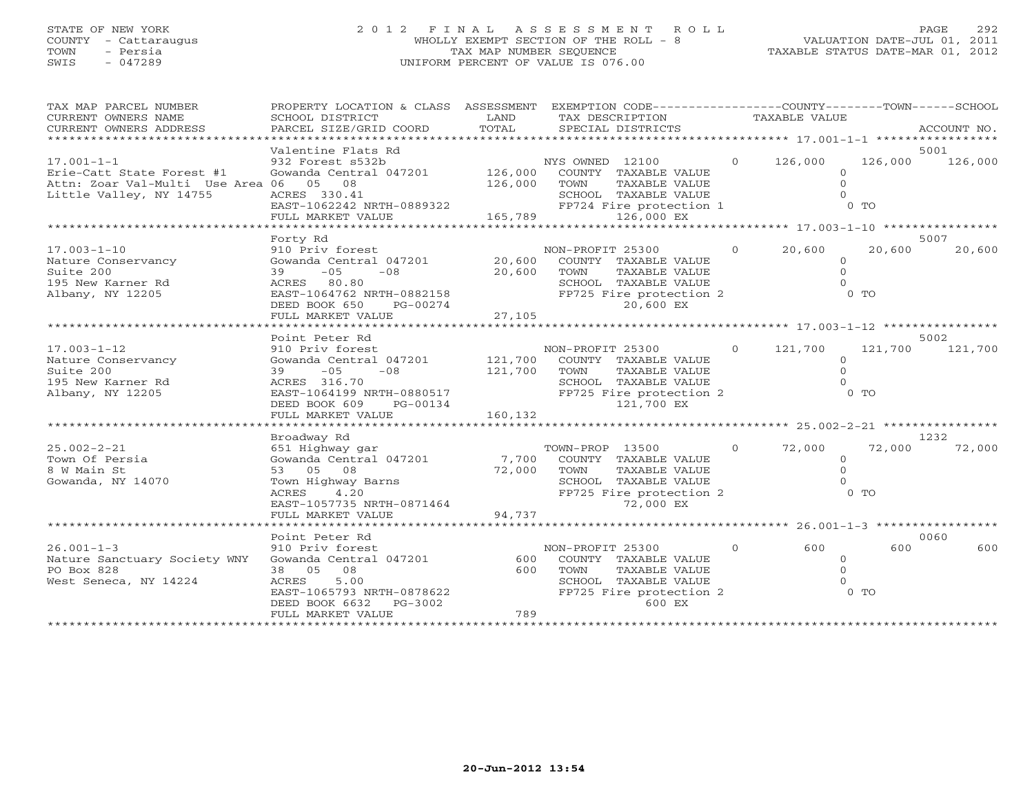STATE OF NEW YORK
COUNTY - Cattaraugus
TOWN - Persia
SWIS - 047289

# 2012 FINAL ASSESSMENT ROLL
WHOLLY EXEMPT SECTION OF THE ROLL - 8
TAX MAP NUMBER SEQUENCE
UNIFORM PERCENT OF VALUE IS 076.00

VALUATION DATE-JUL 01, 2011
TAXABLE STATUS DATE-MAR 01, 2012

| TAX MAP PARCEL NUMBER / CURRENT OWNERS NAME / CURRENT OWNERS ADDRESS | PROPERTY LOCATION & CLASS / SCHOOL DISTRICT / PARCEL SIZE/GRID COORD | ASSESSMENT LAND / TOTAL | EXEMPTION CODE / TAX DESCRIPTION / SPECIAL DISTRICTS | | COUNTY TAXABLE VALUE | TOWN | SCHOOL / ACCOUNT NO. |
|---|---|---|---|---|---|---|---|
| | Valentine Flats Rd | | | | | | 5001 |
| 17.001-1-1 | 932 Forest s532b | | NYS OWNED 12100 | 0 | 126,000 | 126,000 | 126,000 |
| Erie-Catt State Forest #1 | Gowanda Central 047201 | 126,000 | COUNTY TAXABLE VALUE | | 0 | | |
| Attn: Zoar Val-Multi Use Area | 06 05 08 | 126,000 | TOWN TAXABLE VALUE | | 0 | | |
| Little Valley, NY 14755 | ACRES 330.41 | | SCHOOL TAXABLE VALUE | | 0 | | |
| | EAST-1062242 NRTH-0889322 | | FP724 Fire protection 1 | | 0 TO | | |
| | FULL MARKET VALUE | 165,789 | 126,000 EX | | | | |
| | Forty Rd | | | | | | 5007 |
| 17.003-1-10 | 910 Priv forest | | NON-PROFIT 25300 | 0 | 20,600 | 20,600 | 20,600 |
| Nature Conservancy | Gowanda Central 047201 | 20,600 | COUNTY TAXABLE VALUE | | 0 | | |
| Suite 200 | 39 -05 -08 | 20,600 | TOWN TAXABLE VALUE | | 0 | | |
| 195 New Karner Rd | ACRES 80.80 | | SCHOOL TAXABLE VALUE | | 0 | | |
| Albany, NY 12205 | EAST-1064762 NRTH-0882158 | | FP725 Fire protection 2 | | 0 TO | | |
| | DEED BOOK 650 PG-00274 | | 20,600 EX | | | | |
| | FULL MARKET VALUE | 27,105 | | | | | |
| | Point Peter Rd | | | | | | 5002 |
| 17.003-1-12 | 910 Priv forest | | NON-PROFIT 25300 | 0 | 121,700 | 121,700 | 121,700 |
| Nature Conservancy | Gowanda Central 047201 | 121,700 | COUNTY TAXABLE VALUE | | 0 | | |
| Suite 200 | 39 -05 -08 | 121,700 | TOWN TAXABLE VALUE | | 0 | | |
| 195 New Karner Rd | ACRES 316.70 | | SCHOOL TAXABLE VALUE | | 0 | | |
| Albany, NY 12205 | EAST-1064199 NRTH-0880517 | | FP725 Fire protection 2 | | 0 TO | | |
| | DEED BOOK 609 PG-00134 | | 121,700 EX | | | | |
| | FULL MARKET VALUE | 160,132 | | | | | |
| | Broadway Rd | | | | | | 1232 |
| 25.002-2-21 | 651 Highway gar | | TOWN-PROP 13500 | 0 | 72,000 | 72,000 | 72,000 |
| Town Of Persia | Gowanda Central 047201 | 7,700 | COUNTY TAXABLE VALUE | | 0 | | |
| 8 W Main St | 53 05 08 | 72,000 | TOWN TAXABLE VALUE | | 0 | | |
| Gowanda, NY 14070 | Town Highway Barns | | SCHOOL TAXABLE VALUE | | 0 | | |
| | ACRES 4.20 | | FP725 Fire protection 2 | | 0 TO | | |
| | EAST-1057735 NRTH-0871464 | | 72,000 EX | | | | |
| | FULL MARKET VALUE | 94,737 | | | | | |
| | Point Peter Rd | | | | | | 0060 |
| 26.001-1-3 | 910 Priv forest | | NON-PROFIT 25300 | 0 | 600 | 600 | 600 |
| Nature Sanctuary Society WNY | Gowanda Central 047201 | 600 | COUNTY TAXABLE VALUE | | 0 | | |
| PO Box 828 | 38 05 08 | 600 | TOWN TAXABLE VALUE | | 0 | | |
| West Seneca, NY 14224 | ACRES 5.00 | | SCHOOL TAXABLE VALUE | | 0 | | |
| | EAST-1065793 NRTH-0878622 | | FP725 Fire protection 2 | | 0 TO | | |
| | DEED BOOK 6632 PG-3002 | | 600 EX | | | | |
| | FULL MARKET VALUE | 789 | | | | | |

20-Jun-2012 13:54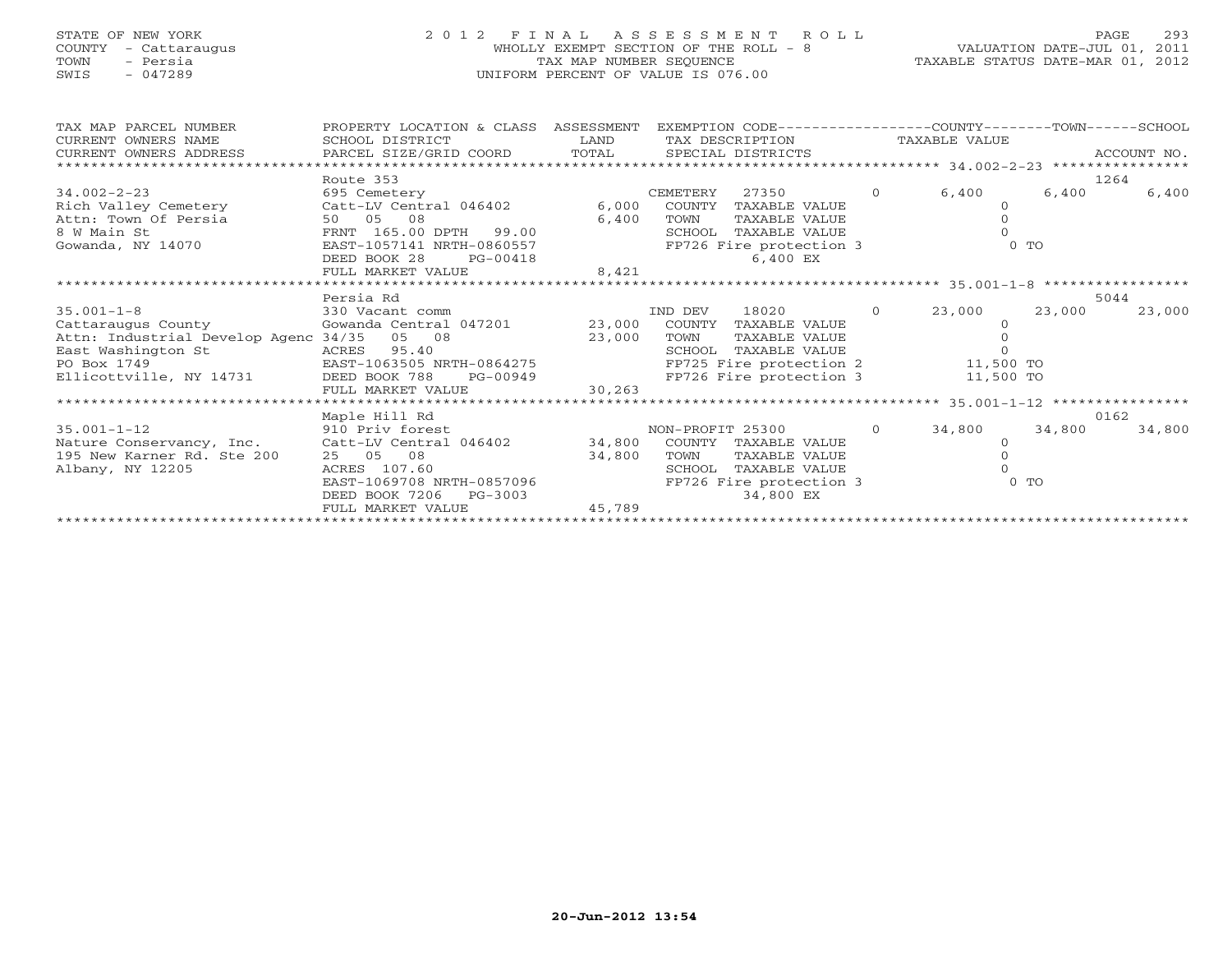STATE OF NEW YORK
COUNTY - Cattaraugus
TOWN - Persia
SWIS - 047289

# 2012 FINAL ASSESSMENT ROLL

WHOLLY EXEMPT SECTION OF THE ROLL - 8
TAX MAP NUMBER SEQUENCE
UNIFORM PERCENT OF VALUE IS 076.00

VALUATION DATE-JUL 01, 2011
TAXABLE STATUS DATE-MAR 01, 2012

```
TAX MAP PARCEL NUMBER          PROPERTY LOCATION & CLASS  ASSESSMENT  EXEMPTION CODE------------------COUNTY--------TOWN------SCHOOL
CURRENT OWNERS NAME            SCHOOL DISTRICT               LAND      TAX DESCRIPTION            TAXABLE VALUE
CURRENT OWNERS ADDRESS         PARCEL SIZE/GRID COORD        TOTAL     SPECIAL DISTRICTS                                    ACCOUNT NO.
*********************************************************************************************** 34.002-2-23 *****************
                               Route 353                                                                                 1264
34.002-2-23                    695 Cemetery                         CEMETERY    27350         0      6,400      6,400       6,400
Rich Valley Cemetery           Catt-LV Central 046402      6,000    COUNTY  TAXABLE VALUE                  0
Attn: Town Of Persia           50   05   08                6,400    TOWN    TAXABLE VALUE                  0
8 W Main St                    FRNT 165.00 DPTH  99.00              SCHOOL  TAXABLE VALUE                  0
Gowanda, NY 14070              EAST-1057141 NRTH-0860557            FP726 Fire protection 3               0 TO
                               DEED BOOK 28      PG-00418                     6,400 EX
                               FULL MARKET VALUE           8,421
*********************************************************************************************** 35.001-1-8 ******************
                               Persia Rd                                                                                 5044
35.001-1-8                     330 Vacant comm                      IND DEV     18020         0     23,000     23,000      23,000
Cattaraugus County             Gowanda Central 047201     23,000    COUNTY  TAXABLE VALUE                  0
Attn: Industrial Develop Agenc 34/35   05   08            23,000    TOWN    TAXABLE VALUE                  0
East Washington St             ACRES  95.40                         SCHOOL  TAXABLE VALUE                  0
PO Box 1749                    EAST-1063505 NRTH-0864275            FP725 Fire protection 2          11,500 TO
Ellicottville, NY 14731        DEED BOOK 788     PG-00949           FP726 Fire protection 3          11,500 TO
                               FULL MARKET VALUE          30,263
*********************************************************************************************** 35.001-1-12 *****************
                               Maple Hill Rd                                                                             0162
35.001-1-12                    910 Priv forest                      NON-PROFIT 25300          0     34,800     34,800      34,800
Nature Conservancy, Inc.       Catt-LV Central 046402     34,800    COUNTY  TAXABLE VALUE                  0
195 New Karner Rd. Ste 200     25   05   08               34,800    TOWN    TAXABLE VALUE                  0
Albany, NY 12205               ACRES 107.60                         SCHOOL  TAXABLE VALUE                  0
                               EAST-1069708 NRTH-0857096            FP726 Fire protection 3               0 TO
                               DEED BOOK 7206    PG-3003                     34,800 EX
                               FULL MARKET VALUE          45,789
******************************************************************************************************************************
```

20-Jun-2012 13:54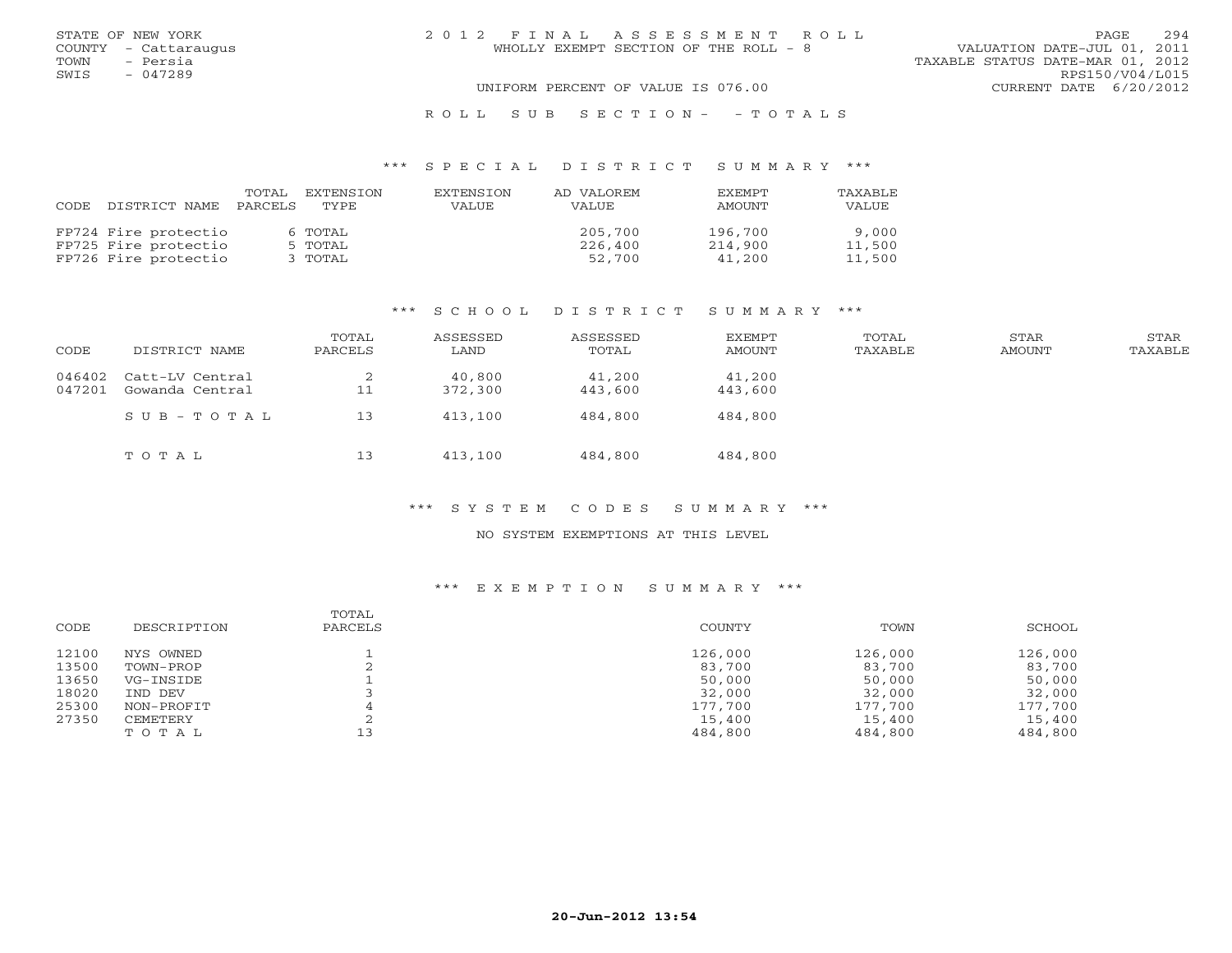STATE OF NEW YORK
COUNTY - Cattaraugus
TOWN - Persia
SWIS - 047289

2012 FINAL ASSESSMENT ROLL
WHOLLY EXEMPT SECTION OF THE ROLL - 8

VALUATION DATE-JUL 01, 2011
TAXABLE STATUS DATE-MAR 01, 2012
RPS150/V04/L015
CURRENT DATE 6/20/2012

UNIFORM PERCENT OF VALUE IS 076.00

ROLL SUB SECTION- - TOTALS

*** SPECIAL DISTRICT SUMMARY ***

| CODE | DISTRICT NAME | TOTAL PARCELS | EXTENSION TYPE | EXTENSION VALUE | AD VALOREM VALUE | EXEMPT AMOUNT | TAXABLE VALUE |
|---|---|---|---|---|---|---|---|
| FP724 | Fire protectio | 6 | TOTAL | | 205,700 | 196,700 | 9,000 |
| FP725 | Fire protectio | 5 | TOTAL | | 226,400 | 214,900 | 11,500 |
| FP726 | Fire protectio | 3 | TOTAL | | 52,700 | 41,200 | 11,500 |

*** SCHOOL DISTRICT SUMMARY ***

| CODE | DISTRICT NAME | TOTAL PARCELS | ASSESSED LAND | ASSESSED TOTAL | EXEMPT AMOUNT | TOTAL TAXABLE | STAR AMOUNT | STAR TAXABLE |
|---|---|---|---|---|---|---|---|---|
| 046402 | Catt-LV Central | 2 | 40,800 | 41,200 | 41,200 | | | |
| 047201 | Gowanda Central | 11 | 372,300 | 443,600 | 443,600 | | | |
| | SUB-TOTAL | 13 | 413,100 | 484,800 | 484,800 | | | |
| | TOTAL | 13 | 413,100 | 484,800 | 484,800 | | | |

*** SYSTEM CODES SUMMARY ***

NO SYSTEM EXEMPTIONS AT THIS LEVEL

*** EXEMPTION SUMMARY ***

| CODE | DESCRIPTION | TOTAL PARCELS | COUNTY | TOWN | SCHOOL |
|---|---|---|---|---|---|
| 12100 | NYS OWNED | 1 | 126,000 | 126,000 | 126,000 |
| 13500 | TOWN-PROP | 2 | 83,700 | 83,700 | 83,700 |
| 13650 | VG-INSIDE | 1 | 50,000 | 50,000 | 50,000 |
| 18020 | IND DEV | 3 | 32,000 | 32,000 | 32,000 |
| 25300 | NON-PROFIT | 4 | 177,700 | 177,700 | 177,700 |
| 27350 | CEMETERY | 2 | 15,400 | 15,400 | 15,400 |
| | TOTAL | 13 | 484,800 | 484,800 | 484,800 |

20-Jun-2012 13:54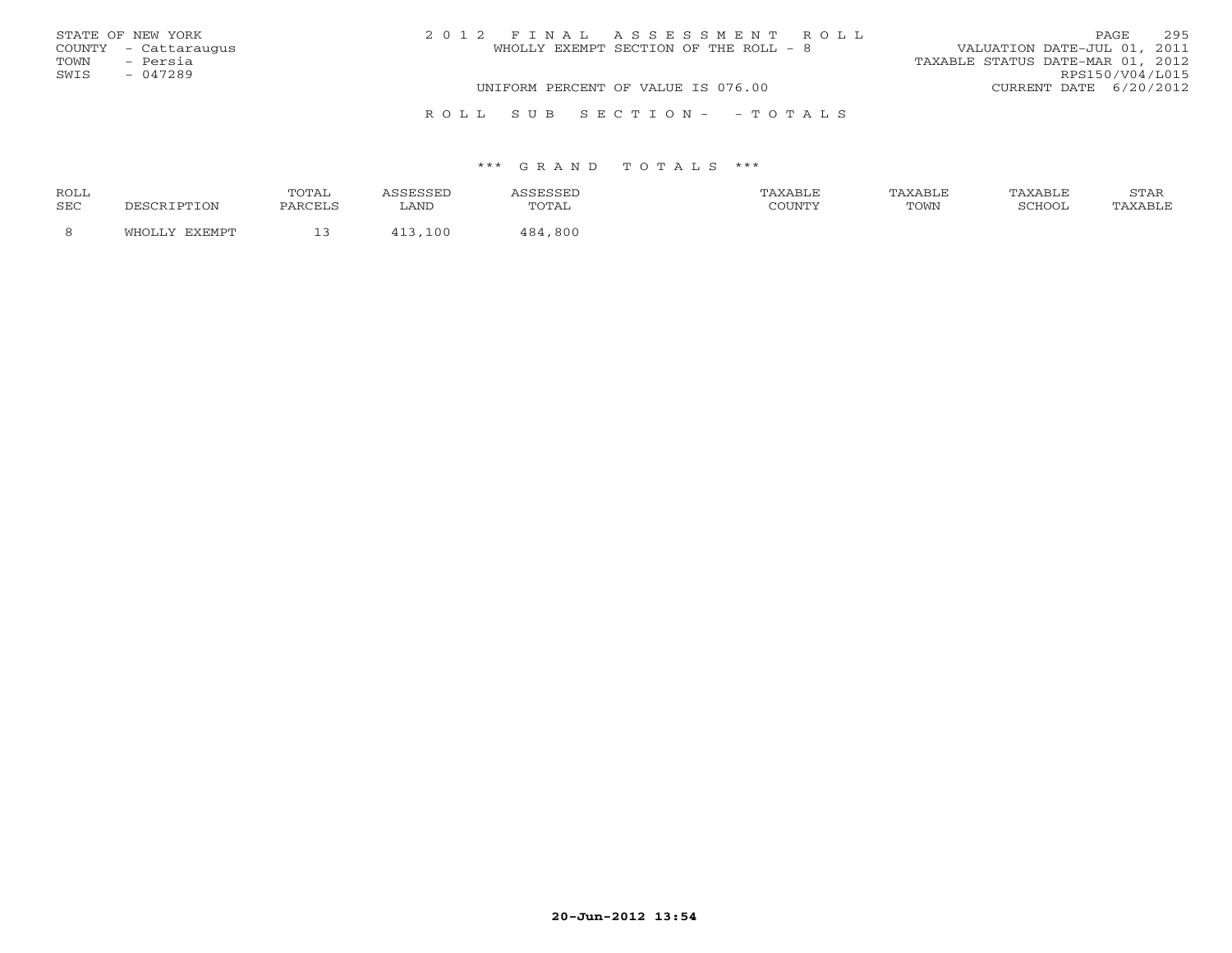STATE OF NEW YORK
COUNTY - Cattaraugus
TOWN - Persia
SWIS - 047289

2 0 1 2 F I N A L A S S E S S M E N T R O L L
WHOLLY EXEMPT SECTION OF THE ROLL - 8

VALUATION DATE-JUL 01, 2011
TAXABLE STATUS DATE-MAR 01, 2012
RPS150/V04/L015

UNIFORM PERCENT OF VALUE IS 076.00

CURRENT DATE 6/20/2012

R O L L S U B S E C T I O N - - T O T A L S

\*\*\* G R A N D T O T A L S \*\*\*

| ROLL SEC | DESCRIPTION | TOTAL PARCELS | ASSESSED LAND | ASSESSED TOTAL | TAXABLE COUNTY | TAXABLE TOWN | TAXABLE SCHOOL | STAR TAXABLE |
|---|---|---|---|---|---|---|---|---|
| 8 | WHOLLY EXEMPT | 13 | 413,100 | 484,800 | | | | |

20-Jun-2012 13:54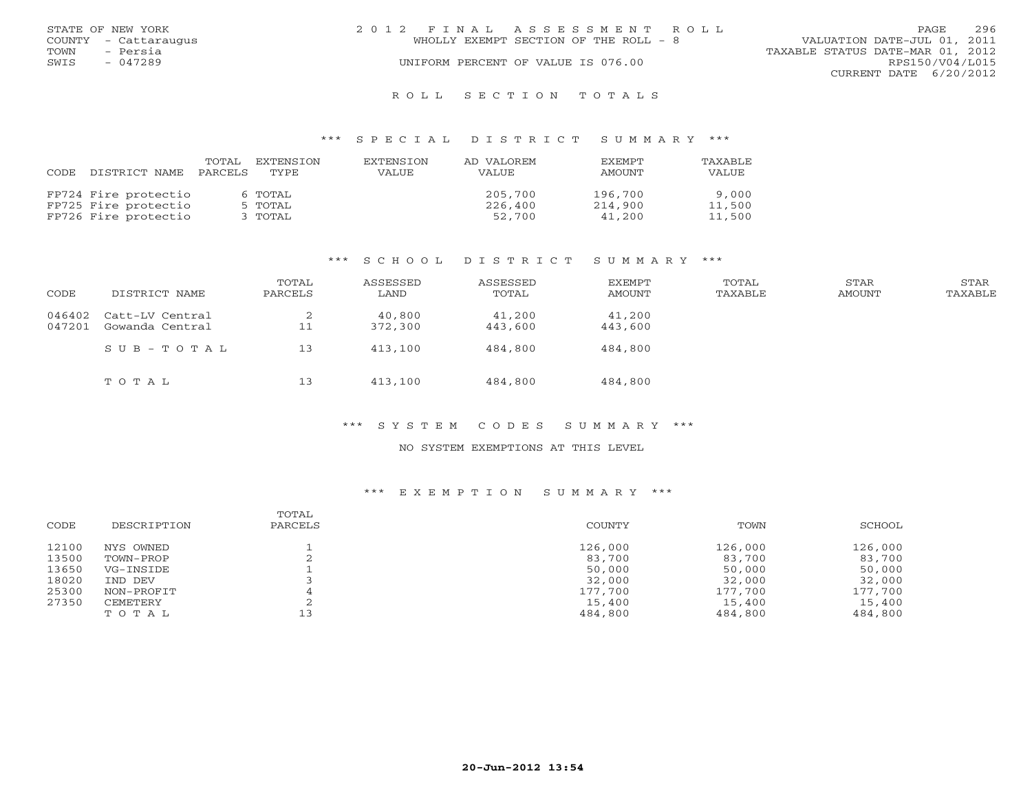STATE OF NEW YORK
COUNTY - Cattaraugus
TOWN - Persia
SWIS - 047289

# 2012 FINAL ASSESSMENT ROLL

WHOLLY EXEMPT SECTION OF THE ROLL - 8

UNIFORM PERCENT OF VALUE IS 076.00

VALUATION DATE-JUL 01, 2011
TAXABLE STATUS DATE-MAR 01, 2012
RPS150/V04/L015
CURRENT DATE 6/20/2012

## ROLL SECTION TOTALS

### *** SPECIAL DISTRICT SUMMARY ***

| CODE | DISTRICT NAME | TOTAL PARCELS | EXTENSION TYPE | EXTENSION VALUE | AD VALOREM VALUE | EXEMPT AMOUNT | TAXABLE VALUE |
|---|---|---|---|---|---|---|---|
| FP724 | Fire protectio | 6 | TOTAL | | 205,700 | 196,700 | 9,000 |
| FP725 | Fire protectio | 5 | TOTAL | | 226,400 | 214,900 | 11,500 |
| FP726 | Fire protectio | 3 | TOTAL | | 52,700 | 41,200 | 11,500 |

### *** SCHOOL DISTRICT SUMMARY ***

| CODE | DISTRICT NAME | TOTAL PARCELS | ASSESSED LAND | ASSESSED TOTAL | EXEMPT AMOUNT | TOTAL TAXABLE | STAR AMOUNT | STAR TAXABLE |
|---|---|---|---|---|---|---|---|---|
| 046402 | Catt-LV Central | 2 | 40,800 | 41,200 | 41,200 | | | |
| 047201 | Gowanda Central | 11 | 372,300 | 443,600 | 443,600 | | | |
| | SUB-TOTAL | 13 | 413,100 | 484,800 | 484,800 | | | |
| | TOTAL | 13 | 413,100 | 484,800 | 484,800 | | | |

### *** SYSTEM CODES SUMMARY ***

NO SYSTEM EXEMPTIONS AT THIS LEVEL

### *** EXEMPTION SUMMARY ***

| CODE | DESCRIPTION | TOTAL PARCELS | COUNTY | TOWN | SCHOOL |
|---|---|---|---|---|---|
| 12100 | NYS OWNED | 1 | 126,000 | 126,000 | 126,000 |
| 13500 | TOWN-PROP | 2 | 83,700 | 83,700 | 83,700 |
| 13650 | VG-INSIDE | 1 | 50,000 | 50,000 | 50,000 |
| 18020 | IND DEV | 3 | 32,000 | 32,000 | 32,000 |
| 25300 | NON-PROFIT | 4 | 177,700 | 177,700 | 177,700 |
| 27350 | CEMETERY | 2 | 15,400 | 15,400 | 15,400 |
| | TOTAL | 13 | 484,800 | 484,800 | 484,800 |

20-Jun-2012 13:54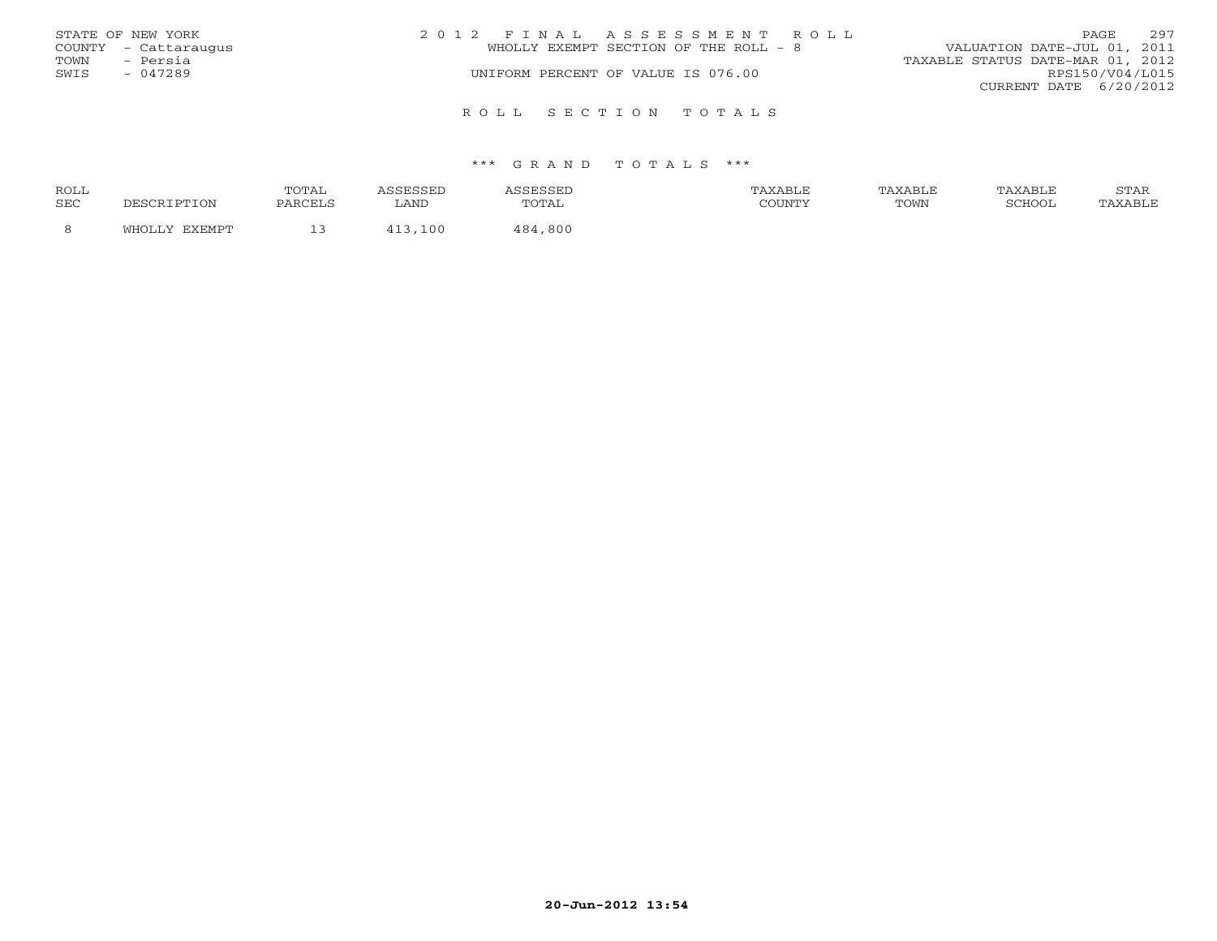STATE OF NEW YORK
COUNTY - Cattaraugus
TOWN - Persia
SWIS - 047289

2 0 1 2 F I N A L A S S E S S M E N T R O L L
WHOLLY EXEMPT SECTION OF THE ROLL - 8
UNIFORM PERCENT OF VALUE IS 076.00

VALUATION DATE-JUL 01, 2011
TAXABLE STATUS DATE-MAR 01, 2012
RPS150/V04/L015
CURRENT DATE 6/20/2012

R O L L S E C T I O N T O T A L S

\*\*\* G R A N D T O T A L S \*\*\*

| ROLL SEC | DESCRIPTION | TOTAL PARCELS | ASSESSED LAND | ASSESSED TOTAL | TAXABLE COUNTY | TAXABLE TOWN | TAXABLE SCHOOL | STAR TAXABLE |
|---|---|---|---|---|---|---|---|---|
| 8 | WHOLLY EXEMPT | 13 | 413,100 | 484,800 | | | | |

20-Jun-2012 13:54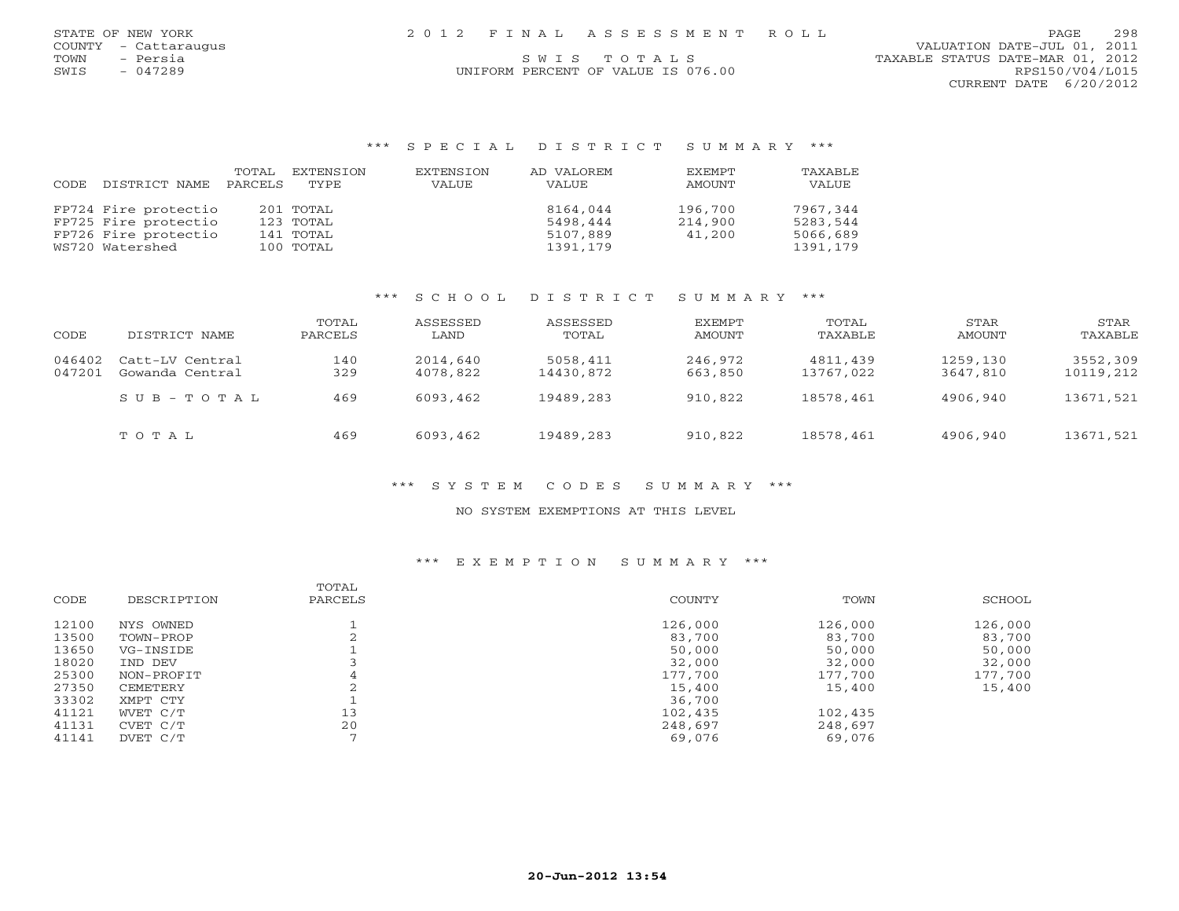STATE OF NEW YORK
COUNTY - Cattaraugus
TOWN - Persia
SWIS - 047289

2 0 1 2 F I N A L A S S E S S M E N T R O L L

S W I S T O T A L S

UNIFORM PERCENT OF VALUE IS 076.00

VALUATION DATE-JUL 01, 2011
TAXABLE STATUS DATE-MAR 01, 2012
RPS150/V04/L015
CURRENT DATE 6/20/2012

## *** S P E C I A L D I S T R I C T S U M M A R Y ***

| CODE | DISTRICT NAME | TOTAL PARCELS | EXTENSION TYPE | EXTENSION VALUE | AD VALOREM VALUE | EXEMPT AMOUNT | TAXABLE VALUE |
|---|---|---|---|---|---|---|---|
| FP724 | Fire protectio | 201 | TOTAL | | 8164,044 | 196,700 | 7967,344 |
| FP725 | Fire protectio | 123 | TOTAL | | 5498,444 | 214,900 | 5283,544 |
| FP726 | Fire protectio | 141 | TOTAL | | 5107,889 | 41,200 | 5066,689 |
| WS720 | Watershed | 100 | TOTAL | | 1391,179 | | 1391,179 |

## *** S C H O O L D I S T R I C T S U M M A R Y ***

| CODE | DISTRICT NAME | TOTAL PARCELS | ASSESSED LAND | ASSESSED TOTAL | EXEMPT AMOUNT | TOTAL TAXABLE | STAR AMOUNT | STAR TAXABLE |
|---|---|---|---|---|---|---|---|---|
| 046402 | Catt-LV Central | 140 | 2014,640 | 5058,411 | 246,972 | 4811,439 | 1259,130 | 3552,309 |
| 047201 | Gowanda Central | 329 | 4078,822 | 14430,872 | 663,850 | 13767,022 | 3647,810 | 10119,212 |
| | S U B - T O T A L | 469 | 6093,462 | 19489,283 | 910,822 | 18578,461 | 4906,940 | 13671,521 |
| | T O T A L | 469 | 6093,462 | 19489,283 | 910,822 | 18578,461 | 4906,940 | 13671,521 |

## *** S Y S T E M C O D E S S U M M A R Y ***

NO SYSTEM EXEMPTIONS AT THIS LEVEL

## *** E X E M P T I O N S U M M A R Y ***

| CODE | DESCRIPTION | TOTAL PARCELS | COUNTY | TOWN | SCHOOL |
|---|---|---|---|---|---|
| 12100 | NYS OWNED | 1 | 126,000 | 126,000 | 126,000 |
| 13500 | TOWN-PROP | 2 | 83,700 | 83,700 | 83,700 |
| 13650 | VG-INSIDE | 1 | 50,000 | 50,000 | 50,000 |
| 18020 | IND DEV | 3 | 32,000 | 32,000 | 32,000 |
| 25300 | NON-PROFIT | 4 | 177,700 | 177,700 | 177,700 |
| 27350 | CEMETERY | 2 | 15,400 | 15,400 | 15,400 |
| 33302 | XMPT CTY | 1 | 36,700 | | |
| 41121 | WVET C/T | 13 | 102,435 | 102,435 | |
| 41131 | CVET C/T | 20 | 248,697 | 248,697 | |
| 41141 | DVET C/T | 7 | 69,076 | 69,076 | |

20-Jun-2012 13:54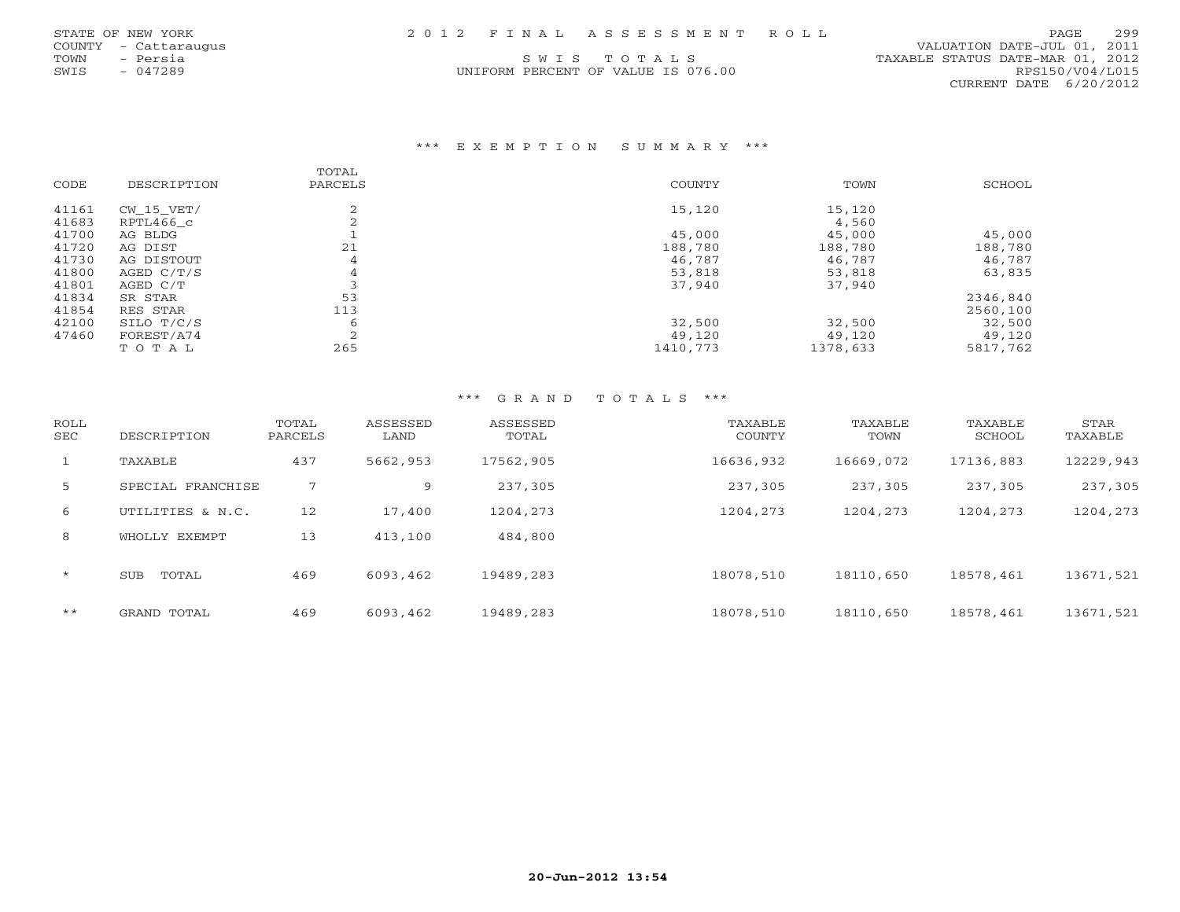STATE OF NEW YORK
COUNTY - Cattaraugus
TOWN - Persia
SWIS - 047289

2 0 1 2 F I N A L A S S E S S M E N T R O L L

S W I S T O T A L S

UNIFORM PERCENT OF VALUE IS 076.00

VALUATION DATE-JUL 01, 2011
TAXABLE STATUS DATE-MAR 01, 2012
RPS150/V04/L015
CURRENT DATE 6/20/2012

### *** E X E M P T I O N S U M M A R Y ***

| CODE | DESCRIPTION | TOTAL PARCELS | COUNTY | TOWN | SCHOOL |
|---|---|---|---|---|---|
| 41161 | CW_15_VET/ | 2 | 15,120 | 15,120 | |
| 41683 | RPTL466_c | 2 | | 4,560 | |
| 41700 | AG BLDG | 1 | 45,000 | 45,000 | 45,000 |
| 41720 | AG DIST | 21 | 188,780 | 188,780 | 188,780 |
| 41730 | AG DISTOUT | 4 | 46,787 | 46,787 | 46,787 |
| 41800 | AGED C/T/S | 4 | 53,818 | 53,818 | 63,835 |
| 41801 | AGED C/T | 3 | 37,940 | 37,940 | |
| 41834 | SR STAR | 53 | | | 2346,840 |
| 41854 | RES STAR | 113 | | | 2560,100 |
| 42100 | SILO T/C/S | 6 | 32,500 | 32,500 | 32,500 |
| 47460 | FOREST/A74 | 2 | 49,120 | 49,120 | 49,120 |
| | T O T A L | 265 | 1410,773 | 1378,633 | 5817,762 |

### *** G R A N D T O T A L S ***

| ROLL SEC | DESCRIPTION | TOTAL PARCELS | ASSESSED LAND | ASSESSED TOTAL | TAXABLE COUNTY | TAXABLE TOWN | TAXABLE SCHOOL | STAR TAXABLE |
|---|---|---|---|---|---|---|---|---|
| 1 | TAXABLE | 437 | 5662,953 | 17562,905 | 16636,932 | 16669,072 | 17136,883 | 12229,943 |
| 5 | SPECIAL FRANCHISE | 7 | 9 | 237,305 | 237,305 | 237,305 | 237,305 | 237,305 |
| 6 | UTILITIES & N.C. | 12 | 17,400 | 1204,273 | 1204,273 | 1204,273 | 1204,273 | 1204,273 |
| 8 | WHOLLY EXEMPT | 13 | 413,100 | 484,800 | | | | |
| * | SUB TOTAL | 469 | 6093,462 | 19489,283 | 18078,510 | 18110,650 | 18578,461 | 13671,521 |
| ** | GRAND TOTAL | 469 | 6093,462 | 19489,283 | 18078,510 | 18110,650 | 18578,461 | 13671,521 |

20-Jun-2012 13:54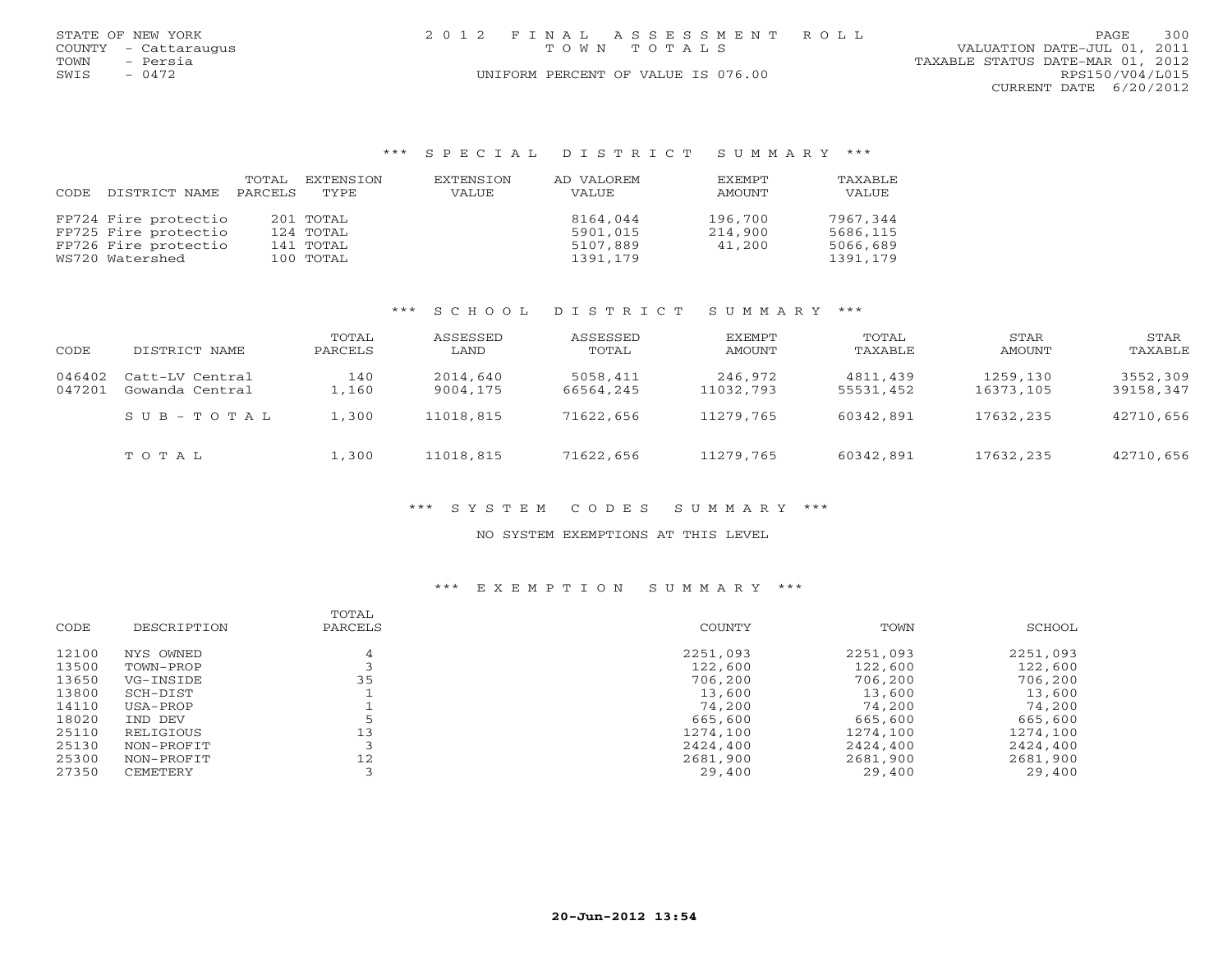STATE OF NEW YORK
COUNTY - Cattaraugus
TOWN - Persia
SWIS - 0472

2 0 1 2 F I N A L A S S E S S M E N T R O L L
T O W N T O T A L S
UNIFORM PERCENT OF VALUE IS 076.00

VALUATION DATE-JUL 01, 2011
TAXABLE STATUS DATE-MAR 01, 2012
RPS150/V04/L015
CURRENT DATE 6/20/2012

## *** S P E C I A L D I S T R I C T S U M M A R Y ***

| CODE | DISTRICT NAME | TOTAL PARCELS | EXTENSION TYPE | EXTENSION VALUE | AD VALOREM VALUE | EXEMPT AMOUNT | TAXABLE VALUE |
|---|---|---|---|---|---|---|---|
| FP724 | Fire protectio | 201 | TOTAL | | 8164,044 | 196,700 | 7967,344 |
| FP725 | Fire protectio | 124 | TOTAL | | 5901,015 | 214,900 | 5686,115 |
| FP726 | Fire protectio | 141 | TOTAL | | 5107,889 | 41,200 | 5066,689 |
| WS720 | Watershed | 100 | TOTAL | | 1391,179 | | 1391,179 |

## *** S C H O O L D I S T R I C T S U M M A R Y ***

| CODE | DISTRICT NAME | TOTAL PARCELS | ASSESSED LAND | ASSESSED TOTAL | EXEMPT AMOUNT | TOTAL TAXABLE | STAR AMOUNT | STAR TAXABLE |
|---|---|---|---|---|---|---|---|---|
| 046402 | Catt-LV Central | 140 | 2014,640 | 5058,411 | 246,972 | 4811,439 | 1259,130 | 3552,309 |
| 047201 | Gowanda Central | 1,160 | 9004,175 | 66564,245 | 11032,793 | 55531,452 | 16373,105 | 39158,347 |
| | S U B - T O T A L | 1,300 | 11018,815 | 71622,656 | 11279,765 | 60342,891 | 17632,235 | 42710,656 |
| | T O T A L | 1,300 | 11018,815 | 71622,656 | 11279,765 | 60342,891 | 17632,235 | 42710,656 |

## *** S Y S T E M C O D E S S U M M A R Y ***

NO SYSTEM EXEMPTIONS AT THIS LEVEL

## *** E X E M P T I O N S U M M A R Y ***

| CODE | DESCRIPTION | TOTAL PARCELS | COUNTY | TOWN | SCHOOL |
|---|---|---|---|---|---|
| 12100 | NYS OWNED | 4 | 2251,093 | 2251,093 | 2251,093 |
| 13500 | TOWN-PROP | 3 | 122,600 | 122,600 | 122,600 |
| 13650 | VG-INSIDE | 35 | 706,200 | 706,200 | 706,200 |
| 13800 | SCH-DIST | 1 | 13,600 | 13,600 | 13,600 |
| 14110 | USA-PROP | 1 | 74,200 | 74,200 | 74,200 |
| 18020 | IND DEV | 5 | 665,600 | 665,600 | 665,600 |
| 25110 | RELIGIOUS | 13 | 1274,100 | 1274,100 | 1274,100 |
| 25130 | NON-PROFIT | 3 | 2424,400 | 2424,400 | 2424,400 |
| 25300 | NON-PROFIT | 12 | 2681,900 | 2681,900 | 2681,900 |
| 27350 | CEMETERY | 3 | 29,400 | 29,400 | 29,400 |

20-Jun-2012 13:54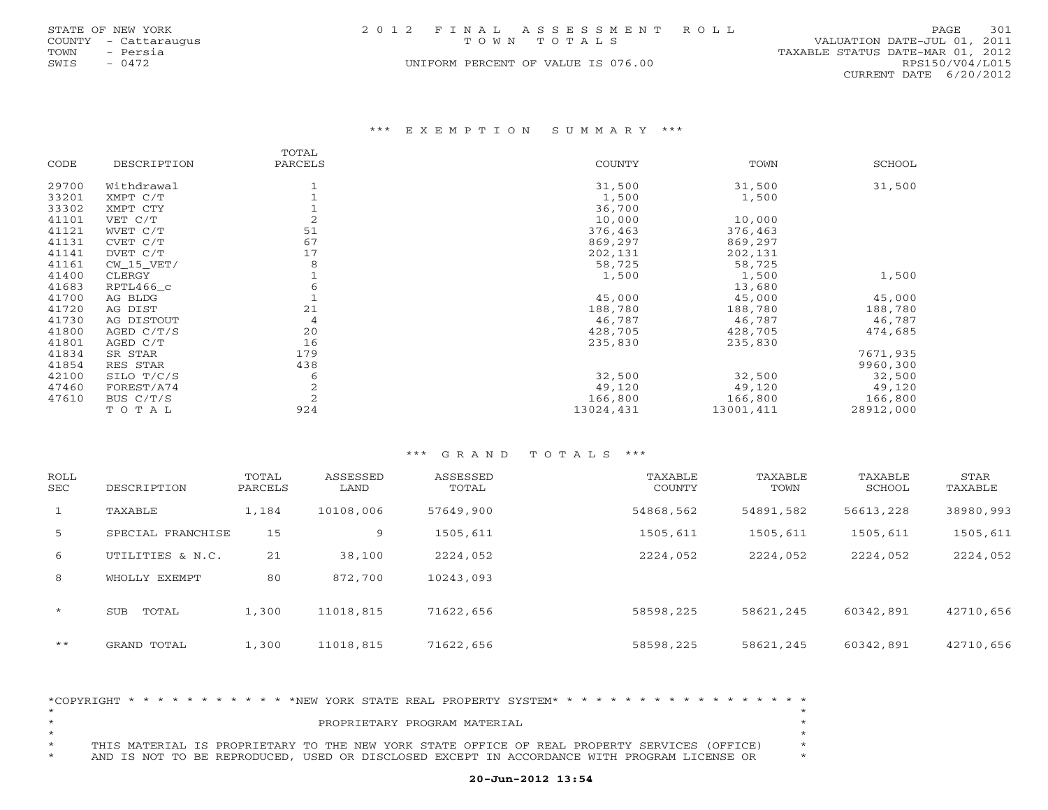STATE OF NEW YORK
COUNTY - Cattaraugus
TOWN - Persia
SWIS - 0472

2 0 1 2 F I N A L A S S E S S M E N T R O L L
T O W N T O T A L S
UNIFORM PERCENT OF VALUE IS 076.00

VALUATION DATE-JUL 01, 2011
TAXABLE STATUS DATE-MAR 01, 2012
RPS150/V04/L015
CURRENT DATE 6/20/2012

## *** E X E M P T I O N S U M M A R Y ***

| CODE | DESCRIPTION | TOTAL PARCELS | COUNTY | TOWN | SCHOOL |
|---|---|---|---|---|---|
| 29700 | Withdrawal | 1 | 31,500 | 31,500 | 31,500 |
| 33201 | XMPT C/T | 1 | 1,500 | 1,500 | |
| 33302 | XMPT CTY | 1 | 36,700 | | |
| 41101 | VET C/T | 2 | 10,000 | 10,000 | |
| 41121 | WVET C/T | 51 | 376,463 | 376,463 | |
| 41131 | CVET C/T | 67 | 869,297 | 869,297 | |
| 41141 | DVET C/T | 17 | 202,131 | 202,131 | |
| 41161 | CW_15_VET/ | 8 | 58,725 | 58,725 | |
| 41400 | CLERGY | 1 | 1,500 | 1,500 | 1,500 |
| 41683 | RPTL466_c | 6 | | 13,680 | |
| 41700 | AG BLDG | 1 | 45,000 | 45,000 | 45,000 |
| 41720 | AG DIST | 21 | 188,780 | 188,780 | 188,780 |
| 41730 | AG DISTOUT | 4 | 46,787 | 46,787 | 46,787 |
| 41800 | AGED C/T/S | 20 | 428,705 | 428,705 | 474,685 |
| 41801 | AGED C/T | 16 | 235,830 | 235,830 | |
| 41834 | SR STAR | 179 | | | 7671,935 |
| 41854 | RES STAR | 438 | | | 9960,300 |
| 42100 | SILO T/C/S | 6 | 32,500 | 32,500 | 32,500 |
| 47460 | FOREST/A74 | 2 | 49,120 | 49,120 | 49,120 |
| 47610 | BUS C/T/S | 2 | 166,800 | 166,800 | 166,800 |
| | T O T A L | 924 | 13024,431 | 13001,411 | 28912,000 |

## *** G R A N D T O T A L S ***

| ROLL SEC | DESCRIPTION | TOTAL PARCELS | ASSESSED LAND | ASSESSED TOTAL | TAXABLE COUNTY | TAXABLE TOWN | TAXABLE SCHOOL | STAR TAXABLE |
|---|---|---|---|---|---|---|---|---|
| 1 | TAXABLE | 1,184 | 10108,006 | 57649,900 | 54868,562 | 54891,582 | 56613,228 | 38980,993 |
| 5 | SPECIAL FRANCHISE | 15 | 9 | 1505,611 | 1505,611 | 1505,611 | 1505,611 | 1505,611 |
| 6 | UTILITIES & N.C. | 21 | 38,100 | 2224,052 | 2224,052 | 2224,052 | 2224,052 | 2224,052 |
| 8 | WHOLLY EXEMPT | 80 | 872,700 | 10243,093 | | | | |
| * | SUB TOTAL | 1,300 | 11018,815 | 71622,656 | 58598,225 | 58621,245 | 60342,891 | 42710,656 |
| ** | GRAND TOTAL | 1,300 | 11018,815 | 71622,656 | 58598,225 | 58621,245 | 60342,891 | 42710,656 |

*COPYRIGHT * * * * * * * * * * * *NEW YORK STATE REAL PROPERTY SYSTEM* * * * * * * * * * * * * * * * * *

PROPRIETARY PROGRAM MATERIAL

THIS MATERIAL IS PROPRIETARY TO THE NEW YORK STATE OFFICE OF REAL PROPERTY SERVICES (OFFICE)
AND IS NOT TO BE REPRODUCED, USED OR DISCLOSED EXCEPT IN ACCORDANCE WITH PROGRAM LICENSE OR

**20-Jun-2012 13:54**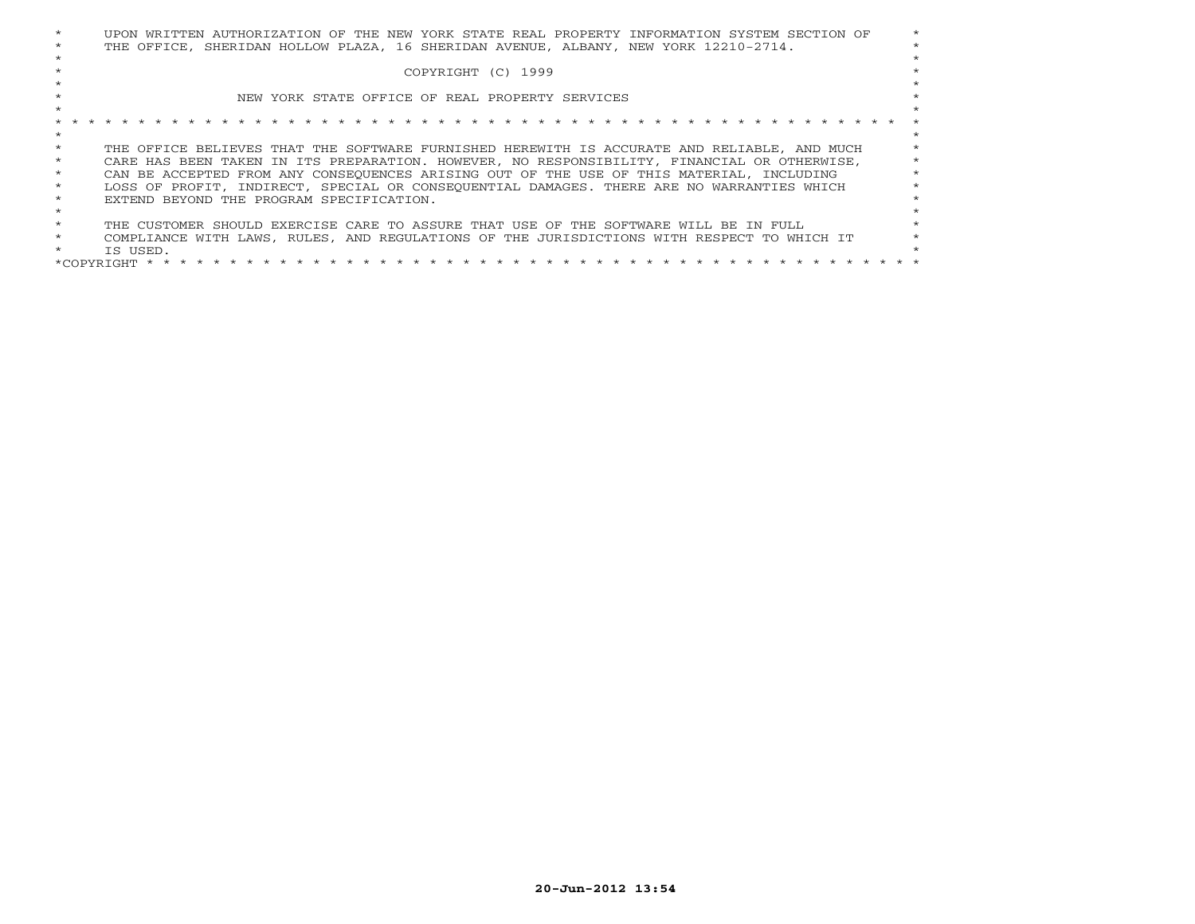UPON WRITTEN AUTHORIZATION OF THE NEW YORK STATE REAL PROPERTY INFORMATION SYSTEM SECTION OF THE OFFICE, SHERIDAN HOLLOW PLAZA, 16 SHERIDAN AVENUE, ALBANY, NEW YORK 12210-2714.

COPYRIGHT (C) 1999

NEW YORK STATE OFFICE OF REAL PROPERTY SERVICES

THE OFFICE BELIEVES THAT THE SOFTWARE FURNISHED HEREWITH IS ACCURATE AND RELIABLE, AND MUCH CARE HAS BEEN TAKEN IN ITS PREPARATION. HOWEVER, NO RESPONSIBILITY, FINANCIAL OR OTHERWISE, CAN BE ACCEPTED FROM ANY CONSEQUENCES ARISING OUT OF THE USE OF THIS MATERIAL, INCLUDING LOSS OF PROFIT, INDIRECT, SPECIAL OR CONSEQUENTIAL DAMAGES. THERE ARE NO WARRANTIES WHICH EXTEND BEYOND THE PROGRAM SPECIFICATION.

THE CUSTOMER SHOULD EXERCISE CARE TO ASSURE THAT USE OF THE SOFTWARE WILL BE IN FULL COMPLIANCE WITH LAWS, RULES, AND REGULATIONS OF THE JURISDICTIONS WITH RESPECT TO WHICH IT IS USED.

COPYRIGHT

**20-Jun-2012 13:54**